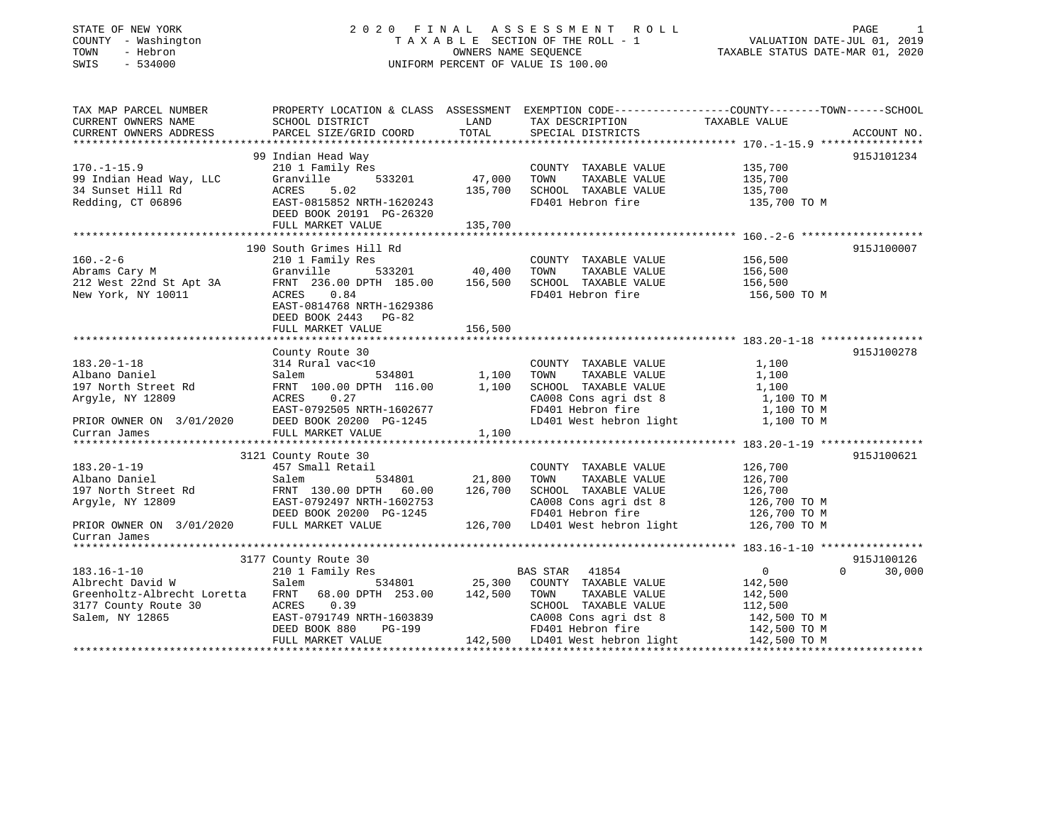STATE OF NEW YORK
COUNTY - Washington
TOWN - Hebron
SWIS - 534000

# 2020 FINAL ASSESSMENT ROLL

TAXABLE SECTION OF THE ROLL - 1
OWNERS NAME SEQUENCE
UNIFORM PERCENT OF VALUE IS 100.00

VALUATION DATE-JUL 01, 2019
TAXABLE STATUS DATE-MAR 01, 2020

```
TAX MAP PARCEL NUMBER          PROPERTY LOCATION & CLASS  ASSESSMENT  EXEMPTION CODE-----------------COUNTY--------TOWN------SCHOOL
CURRENT OWNERS NAME            SCHOOL DISTRICT               LAND      TAX DESCRIPTION             TAXABLE VALUE
CURRENT OWNERS ADDRESS         PARCEL SIZE/GRID COORD       TOTAL      SPECIAL DISTRICTS                                        ACCOUNT NO.
******************************************************************************************************* 170.-1-15.9 ****************
                               99 Indian Head Way                                                                               915J101234
170.-1-15.9                    210 1 Family Res                        COUNTY  TAXABLE VALUE           135,700
99 Indian Head Way, LLC        Granville       533201       47,000     TOWN    TAXABLE VALUE           135,700
34 Sunset Hill Rd              ACRES    5.02               135,700     SCHOOL  TAXABLE VALUE           135,700
Redding, CT 06896              EAST-0815852 NRTH-1620243                FD401 Hebron fire               135,700 TO M
                               DEED BOOK 20191 PG-26320
                               FULL MARKET VALUE           135,700
******************************************************************************************************* 160.-2-6 *******************
                               190 South Grimes Hill Rd                                                                         915J100007
160.-2-6                       210 1 Family Res                        COUNTY  TAXABLE VALUE           156,500
Abrams Cary M                  Granville       533201       40,400     TOWN    TAXABLE VALUE           156,500
212 West 22nd St Apt 3A        FRNT 236.00 DPTH 185.00     156,500     SCHOOL  TAXABLE VALUE           156,500
New York, NY 10011             ACRES    0.84                            FD401 Hebron fire               156,500 TO M
                               EAST-0814768 NRTH-1629386
                               DEED BOOK 2443   PG-82
                               FULL MARKET VALUE           156,500
******************************************************************************************************* 183.20-1-18 ****************
                               County Route 30                                                                                  915J100278
183.20-1-18                    314 Rural vac<10                        COUNTY  TAXABLE VALUE             1,100
Albano Daniel                  Salem           534801        1,100     TOWN    TAXABLE VALUE             1,100
197 North Street Rd            FRNT 100.00 DPTH 116.00       1,100     SCHOOL  TAXABLE VALUE             1,100
Argyle, NY 12809               ACRES    0.27                            CA008 Cons agri dst 8              1,100 TO M
                               EAST-0792505 NRTH-1602677                FD401 Hebron fire                  1,100 TO M
PRIOR OWNER ON 3/01/2020       DEED BOOK 20200 PG-1245                  LD401 West hebron light            1,100 TO M
Curran James                   FULL MARKET VALUE             1,100
******************************************************************************************************* 183.20-1-19 ****************
                               3121 County Route 30                                                                             915J100621
183.20-1-19                    457 Small Retail                        COUNTY  TAXABLE VALUE           126,700
Albano Daniel                  Salem           534801       21,800     TOWN    TAXABLE VALUE           126,700
197 North Street Rd            FRNT 130.00 DPTH  60.00     126,700     SCHOOL  TAXABLE VALUE           126,700
Argyle, NY 12809               EAST-0792497 NRTH-1602753                CA008 Cons agri dst 8            126,700 TO M
                               DEED BOOK 20200 PG-1245                  FD401 Hebron fire                126,700 TO M
PRIOR OWNER ON 3/01/2020       FULL MARKET VALUE           126,700     LD401 West hebron light          126,700 TO M
Curran James
******************************************************************************************************* 183.16-1-10 ****************
                               3177 County Route 30                                                                             915J100126
183.16-1-10                    210 1 Family Res                        BAS STAR   41854                      0             0     30,000
Albrecht David W               Salem           534801       25,300     COUNTY  TAXABLE VALUE           142,500
Greenholtz-Albrecht Loretta    FRNT  68.00 DPTH 253.00     142,500     TOWN    TAXABLE VALUE           142,500
3177 County Route 30           ACRES    0.39                            SCHOOL  TAXABLE VALUE           112,500
Salem, NY 12865                EAST-0791749 NRTH-1603839                CA008 Cons agri dst 8            142,500 TO M
                               DEED BOOK 880    PG-199                  FD401 Hebron fire                142,500 TO M
                               FULL MARKET VALUE           142,500     LD401 West hebron light          142,500 TO M
************************************************************************************************************************************
```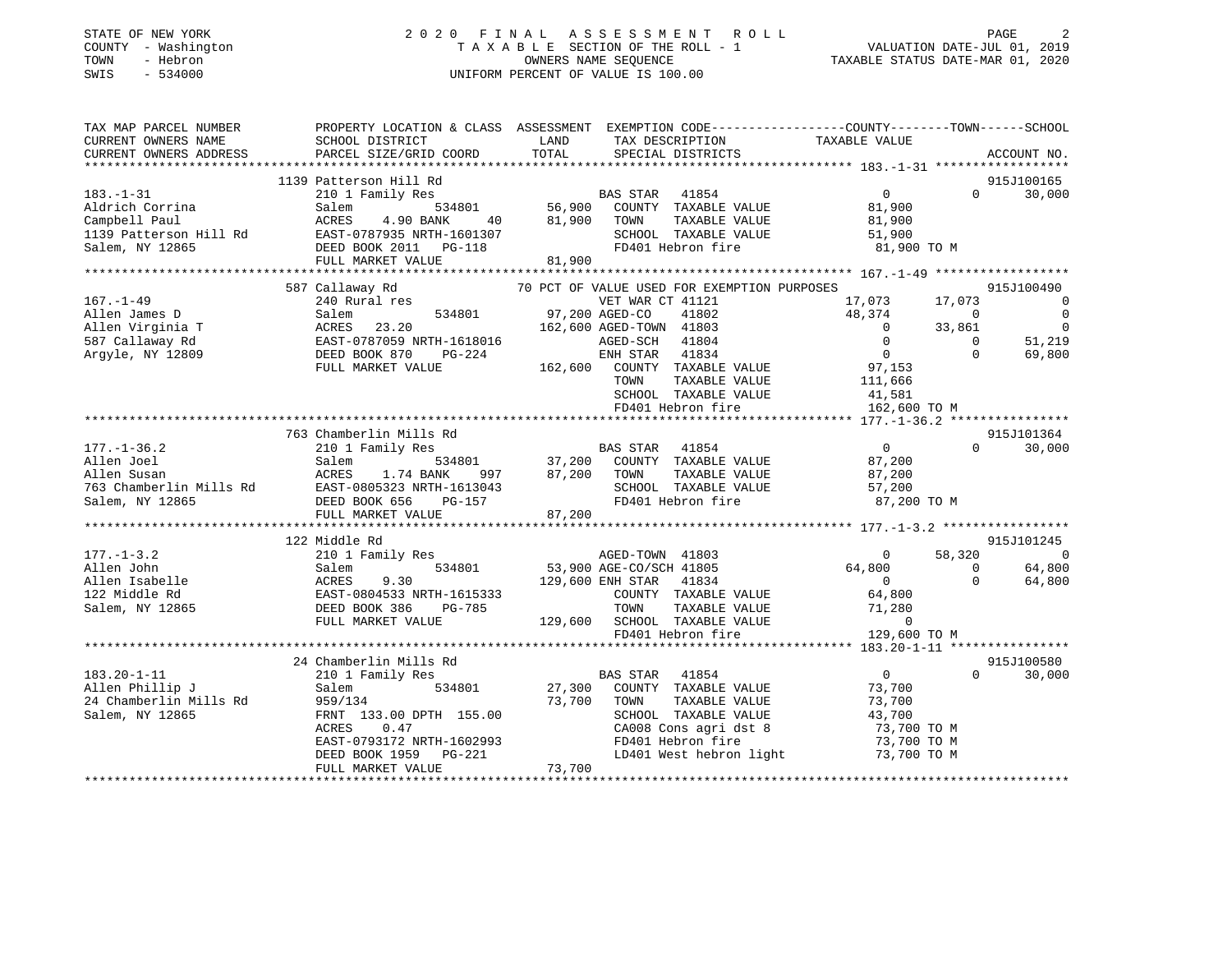STATE OF NEW YORK
COUNTY - Washington
TOWN - Hebron
SWIS - 534000

2020 FINAL ASSESSMENT ROLL
TAXABLE SECTION OF THE ROLL - 1
OWNERS NAME SEQUENCE
UNIFORM PERCENT OF VALUE IS 100.00

VALUATION DATE-JUL 01, 2019
TAXABLE STATUS DATE-MAR 01, 2020

| TAX MAP PARCEL NUMBER / CURRENT OWNERS NAME / CURRENT OWNERS ADDRESS | PROPERTY LOCATION & CLASS / SCHOOL DISTRICT / PARCEL SIZE/GRID COORD | ASSESSMENT LAND | TOTAL | EXEMPTION CODE / TAX DESCRIPTION / SPECIAL DISTRICTS | COUNTY TAXABLE VALUE | TOWN | SCHOOL | ACCOUNT NO. |
|---|---|---|---|---|---|---|---|---|
| 183.-1-31 | 1139 Patterson Hill Rd | | | | | | | 915J100165 |
| Aldrich Corrina | 210 1 Family Res | | | BAS STAR 41854 | 0 | 0 | 30,000 | |
| Campbell Paul | Salem 534801 | 56,900 | | COUNTY TAXABLE VALUE | 81,900 | | | |
| 1139 Patterson Hill Rd | ACRES 4.90 BANK 40 | | 81,900 | TOWN TAXABLE VALUE | 81,900 | | | |
| Salem, NY 12865 | EAST-0787935 NRTH-1601307 | | | SCHOOL TAXABLE VALUE | 51,900 | | | |
| | DEED BOOK 2011 PG-118 | | | FD401 Hebron fire | 81,900 TO M | | | |
| | FULL MARKET VALUE | | 81,900 | | | | | |
| 167.-1-49 | 587 Callaway Rd | | | 70 PCT OF VALUE USED FOR EXEMPTION PURPOSES | | | | 915J100490 |
| Allen James D | 240 Rural res | | | VET WAR CT 41121 | 17,073 | 17,073 | 0 | |
| Allen Virginia T | Salem 534801 | 97,200 | | AGED-CO 41802 | 48,374 | 0 | 0 | |
| 587 Callaway Rd | ACRES 23.20 | | 162,600 | AGED-TOWN 41803 | 0 | 33,861 | 0 | |
| Argyle, NY 12809 | EAST-0787059 NRTH-1618016 | | | AGED-SCH 41804 | 0 | 0 | 51,219 | |
| | DEED BOOK 870 PG-224 | | | ENH STAR 41834 | 0 | 0 | 69,800 | |
| | FULL MARKET VALUE | | 162,600 | COUNTY TAXABLE VALUE | 97,153 | | | |
| | | | | TOWN TAXABLE VALUE | 111,666 | | | |
| | | | | SCHOOL TAXABLE VALUE | 41,581 | | | |
| | | | | FD401 Hebron fire | 162,600 TO M | | | |
| 177.-1-36.2 | 763 Chamberlin Mills Rd | | | | | | | 915J101364 |
| Allen Joel | 210 1 Family Res | | | BAS STAR 41854 | 0 | 0 | 30,000 | |
| Allen Susan | Salem 534801 | 37,200 | | COUNTY TAXABLE VALUE | 87,200 | | | |
| 763 Chamberlin Mills Rd | ACRES 1.74 BANK 997 | | 87,200 | TOWN TAXABLE VALUE | 87,200 | | | |
| Salem, NY 12865 | EAST-0805323 NRTH-1613043 | | | SCHOOL TAXABLE VALUE | 57,200 | | | |
| | DEED BOOK 656 PG-157 | | | FD401 Hebron fire | 87,200 TO M | | | |
| | FULL MARKET VALUE | | 87,200 | | | | | |
| 177.-1-3.2 | 122 Middle Rd | | | | | | | 915J101245 |
| Allen John | 210 1 Family Res | | | AGED-TOWN 41803 | 0 | 58,320 | 0 | |
| Allen Isabelle | Salem 534801 | 53,900 | | AGE-CO/SCH 41805 | 64,800 | 0 | 64,800 | |
| 122 Middle Rd | ACRES 9.30 | | 129,600 | ENH STAR 41834 | 0 | 0 | 64,800 | |
| Salem, NY 12865 | EAST-0804533 NRTH-1615333 | | | COUNTY TAXABLE VALUE | 64,800 | | | |
| | DEED BOOK 386 PG-785 | | | TOWN TAXABLE VALUE | 71,280 | | | |
| | FULL MARKET VALUE | | 129,600 | SCHOOL TAXABLE VALUE | 0 | | | |
| | | | | FD401 Hebron fire | 129,600 TO M | | | |
| 183.20-1-11 | 24 Chamberlin Mills Rd | | | | | | | 915J100580 |
| Allen Phillip J | 210 1 Family Res | | | BAS STAR 41854 | 0 | 0 | 30,000 | |
| 24 Chamberlin Mills Rd | Salem 534801 | 27,300 | | COUNTY TAXABLE VALUE | 73,700 | | | |
| Salem, NY 12865 | 959/134 | | 73,700 | TOWN TAXABLE VALUE | 73,700 | | | |
| | FRNT 133.00 DPTH 155.00 | | | SCHOOL TAXABLE VALUE | 43,700 | | | |
| | ACRES 0.47 | | | CA008 Cons agri dst 8 | 73,700 TO M | | | |
| | EAST-0793172 NRTH-1602993 | | | FD401 Hebron fire | 73,700 TO M | | | |
| | DEED BOOK 1959 PG-221 | | | LD401 West hebron light | 73,700 TO M | | | |
| | FULL MARKET VALUE | | 73,700 | | | | | |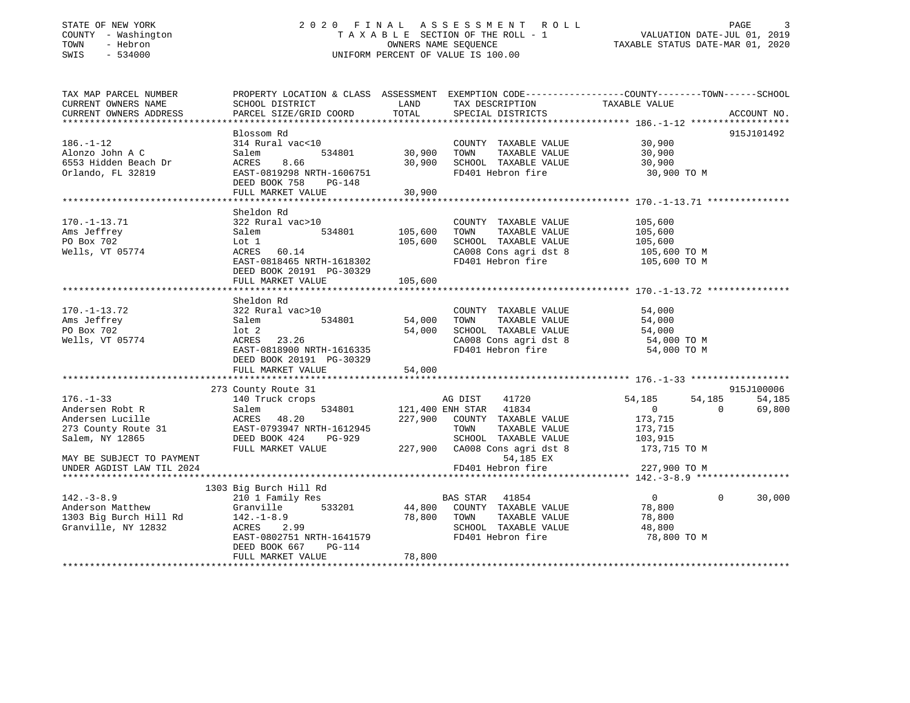STATE OF NEW YORK
COUNTY - Washington
TOWN - Hebron
SWIS - 534000

2 0 2 0 F I N A L A S S E S S M E N T R O L L
T A X A B L E SECTION OF THE ROLL - 1
OWNERS NAME SEQUENCE
UNIFORM PERCENT OF VALUE IS 100.00

VALUATION DATE-JUL 01, 2019
TAXABLE STATUS DATE-MAR 01, 2020

```
TAX MAP PARCEL NUMBER          PROPERTY LOCATION & CLASS  ASSESSMENT  EXEMPTION CODE------------------COUNTY--------TOWN------SCHOOL
CURRENT OWNERS NAME            SCHOOL DISTRICT               LAND      TAX DESCRIPTION              TAXABLE VALUE
CURRENT OWNERS ADDRESS         PARCEL SIZE/GRID COORD       TOTAL      SPECIAL DISTRICTS                                    ACCOUNT NO.
******************************************************************************************************* 186.-1-12 *****************
                               Blossom Rd                                                                                915J101492
186.-1-12                      314 Rural vac<10                        COUNTY  TAXABLE VALUE            30,900
Alonzo John A C                Salem           534801         30,900   TOWN    TAXABLE VALUE            30,900
6553 Hidden Beach Dr           ACRES    8.66                  30,900   SCHOOL  TAXABLE VALUE            30,900
Orlando, FL 32819              EAST-0819298 NRTH-1606751               FD401 Hebron fire                 30,900 TO M
                               DEED BOOK 758    PG-148
                               FULL MARKET VALUE              30,900
******************************************************************************************************* 170.-1-13.71 **************
                               Sheldon Rd
170.-1-13.71                   322 Rural vac>10                        COUNTY  TAXABLE VALUE           105,600
Ams Jeffrey                    Salem           534801        105,600   TOWN    TAXABLE VALUE           105,600
PO Box 702                     Lot 1                         105,600   SCHOOL  TAXABLE VALUE           105,600
Wells, VT 05774                ACRES   60.14                           CA008 Cons agri dst 8            105,600 TO M
                               EAST-0818465 NRTH-1618302               FD401 Hebron fire                105,600 TO M
                               DEED BOOK 20191  PG-30329
                               FULL MARKET VALUE             105,600
******************************************************************************************************* 170.-1-13.72 **************
                               Sheldon Rd
170.-1-13.72                   322 Rural vac>10                        COUNTY  TAXABLE VALUE            54,000
Ams Jeffrey                    Salem           534801         54,000   TOWN    TAXABLE VALUE            54,000
PO Box 702                     lot 2                          54,000   SCHOOL  TAXABLE VALUE            54,000
Wells, VT 05774                ACRES   23.26                           CA008 Cons agri dst 8             54,000 TO M
                               EAST-0818900 NRTH-1616335               FD401 Hebron fire                 54,000 TO M
                               DEED BOOK 20191  PG-30329
                               FULL MARKET VALUE              54,000
******************************************************************************************************* 176.-1-33 *****************
                               273 County Route 31                                                                       915J100006
176.-1-33                      140 Truck crops                         AG DIST     41720              54,185      54,185      54,185
Andersen Robt R                Salem           534801        121,400 ENH STAR    41834                   0           0      69,800
Andersen Lucille               ACRES   48.20                 227,900   COUNTY  TAXABLE VALUE           173,715
273 County Route 31            EAST-0793947 NRTH-1612945               TOWN    TAXABLE VALUE           173,715
Salem, NY 12865                DEED BOOK 424    PG-929                 SCHOOL  TAXABLE VALUE           103,915
                               FULL MARKET VALUE             227,900   CA008 Cons agri dst 8            173,715 TO M
MAY BE SUBJECT TO PAYMENT                                                   54,185 EX
UNDER AGDIST LAW TIL 2024                                              FD401 Hebron fire                227,900 TO M
******************************************************************************************************* 142.-3-8.9 ****************
                               1303 Big Burch Hill Rd
142.-3-8.9                     210 1 Family Res                        BAS STAR    41854                   0           0      30,000
Anderson Matthew               Granville       533201         44,800   COUNTY  TAXABLE VALUE            78,800
1303 Big Burch Hill Rd         142.-1-8.9                     78,800   TOWN    TAXABLE VALUE            78,800
Granville, NY 12832            ACRES    2.99                           SCHOOL  TAXABLE VALUE            48,800
                               EAST-0802751 NRTH-1641579               FD401 Hebron fire                 78,800 TO M
                               DEED BOOK 667    PG-114
                               FULL MARKET VALUE              78,800
************************************************************************************************************************************
```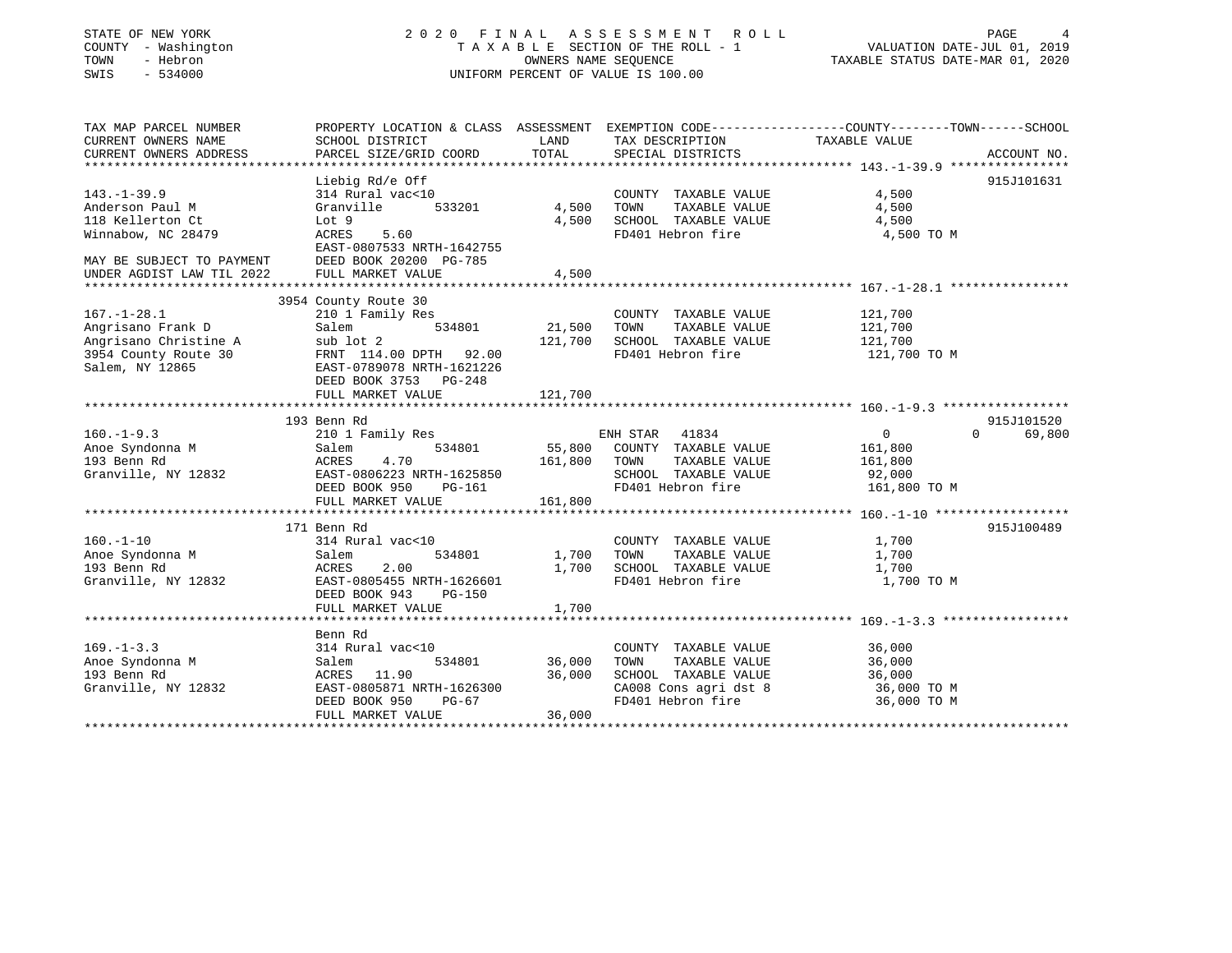STATE OF NEW YORK
COUNTY - Washington
TOWN - Hebron
SWIS - 534000

# 2020 FINAL ASSESSMENT ROLL

TAXABLE SECTION OF THE ROLL - 1
OWNERS NAME SEQUENCE
UNIFORM PERCENT OF VALUE IS 100.00

VALUATION DATE-JUL 01, 2019
TAXABLE STATUS DATE-MAR 01, 2020

| TAX MAP PARCEL NUMBER / CURRENT OWNERS NAME / CURRENT OWNERS ADDRESS | PROPERTY LOCATION & CLASS / SCHOOL DISTRICT / PARCEL SIZE/GRID COORD | ASSESSMENT LAND | TOTAL | EXEMPTION CODE / TAX DESCRIPTION / SPECIAL DISTRICTS | COUNTY TAXABLE VALUE | TOWN | SCHOOL | ACCOUNT NO. |
|---|---|---|---|---|---|---|---|---|
| **143.-1-39.9** | Liebig Rd/e Off | | | | | | | 915J101631 |
| 143.-1-39.9 | 314 Rural vac<10 | | | COUNTY TAXABLE VALUE | 4,500 | | | |
| Anderson Paul M | Granville 533201 | 4,500 | | TOWN TAXABLE VALUE | 4,500 | | | |
| 118 Kellerton Ct | Lot 9 | | 4,500 | SCHOOL TAXABLE VALUE | 4,500 | | | |
| Winnabow, NC 28479 | ACRES 5.60 | | | FD401 Hebron fire | 4,500 TO M | | | |
| | EAST-0807533 NRTH-1642755 | | | | | | | |
| MAY BE SUBJECT TO PAYMENT | DEED BOOK 20200 PG-785 | | | | | | | |
| UNDER AGDIST LAW TIL 2022 | FULL MARKET VALUE | | 4,500 | | | | | |
| **167.-1-28.1** | 3954 County Route 30 | | | | | | | |
| 167.-1-28.1 | 210 1 Family Res | | | COUNTY TAXABLE VALUE | 121,700 | | | |
| Angrisano Frank D | Salem 534801 | 21,500 | | TOWN TAXABLE VALUE | 121,700 | | | |
| Angrisano Christine A | sub lot 2 | | 121,700 | SCHOOL TAXABLE VALUE | 121,700 | | | |
| 3954 County Route 30 | FRNT 114.00 DPTH 92.00 | | | FD401 Hebron fire | 121,700 TO M | | | |
| Salem, NY 12865 | EAST-0789078 NRTH-1621226 | | | | | | | |
| | DEED BOOK 3753 PG-248 | | | | | | | |
| | FULL MARKET VALUE | | 121,700 | | | | | |
| **160.-1-9.3** | 193 Benn Rd | | | | | | | 915J101520 |
| 160.-1-9.3 | 210 1 Family Res | | | ENH STAR 41834 | 0 | 0 | 69,800 | |
| Anoe Syndonna M | Salem 534801 | 55,800 | | COUNTY TAXABLE VALUE | 161,800 | | | |
| 193 Benn Rd | ACRES 4.70 | | 161,800 | TOWN TAXABLE VALUE | 161,800 | | | |
| Granville, NY 12832 | EAST-0806223 NRTH-1625850 | | | SCHOOL TAXABLE VALUE | 92,000 | | | |
| | DEED BOOK 950 PG-161 | | | FD401 Hebron fire | 161,800 TO M | | | |
| | FULL MARKET VALUE | | 161,800 | | | | | |
| **160.-1-10** | 171 Benn Rd | | | | | | | 915J100489 |
| 160.-1-10 | 314 Rural vac<10 | | | COUNTY TAXABLE VALUE | 1,700 | | | |
| Anoe Syndonna M | Salem 534801 | 1,700 | | TOWN TAXABLE VALUE | 1,700 | | | |
| 193 Benn Rd | ACRES 2.00 | | 1,700 | SCHOOL TAXABLE VALUE | 1,700 | | | |
| Granville, NY 12832 | EAST-0805455 NRTH-1626601 | | | FD401 Hebron fire | 1,700 TO M | | | |
| | DEED BOOK 943 PG-150 | | | | | | | |
| | FULL MARKET VALUE | | 1,700 | | | | | |
| **169.-1-3.3** | Benn Rd | | | | | | | |
| 169.-1-3.3 | 314 Rural vac<10 | | | COUNTY TAXABLE VALUE | 36,000 | | | |
| Anoe Syndonna M | Salem 534801 | 36,000 | | TOWN TAXABLE VALUE | 36,000 | | | |
| 193 Benn Rd | ACRES 11.90 | | 36,000 | SCHOOL TAXABLE VALUE | 36,000 | | | |
| Granville, NY 12832 | EAST-0805871 NRTH-1626300 | | | CA008 Cons agri dst 8 | 36,000 TO M | | | |
| | DEED BOOK 950 PG-67 | | | FD401 Hebron fire | 36,000 TO M | | | |
| | FULL MARKET VALUE | | 36,000 | | | | | |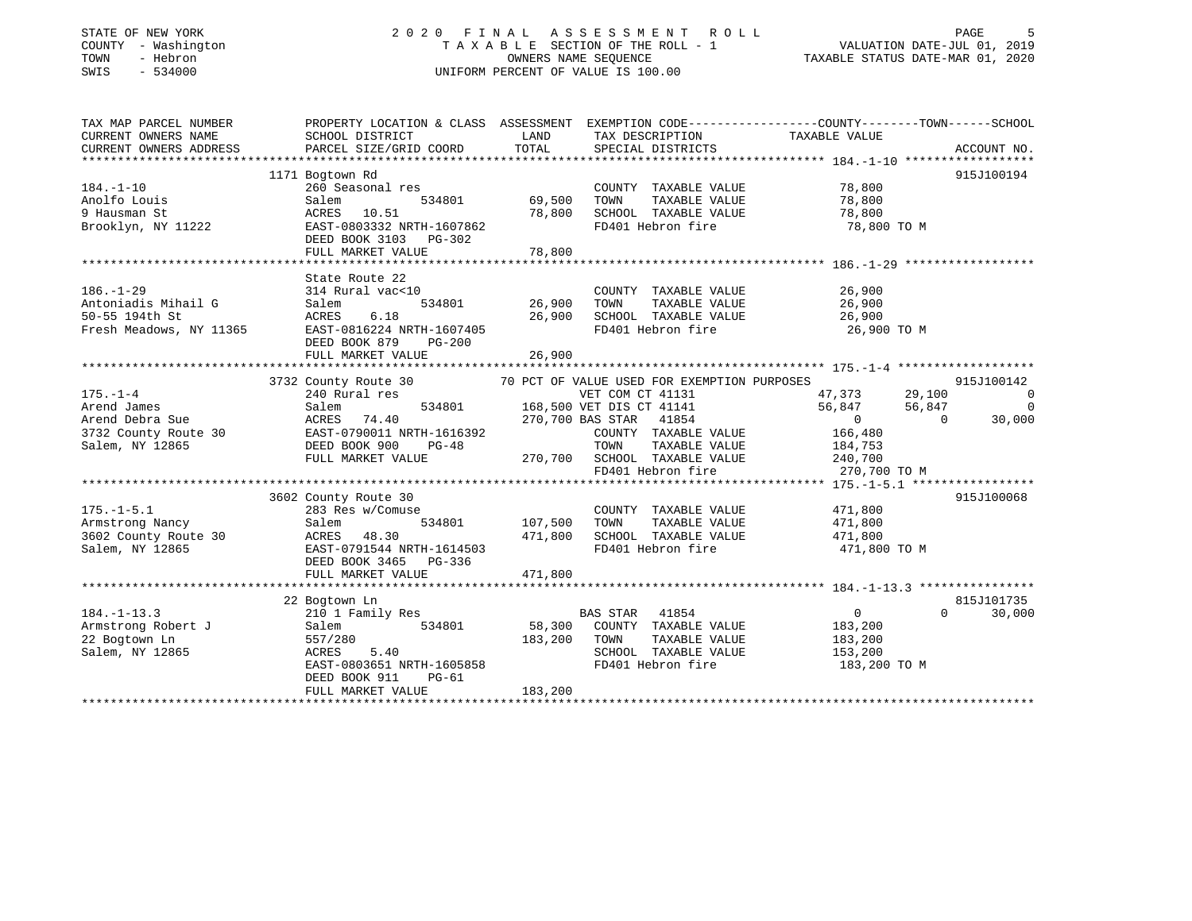STATE OF NEW YORK
COUNTY - Washington
TOWN - Hebron
SWIS - 534000

# 2020 FINAL ASSESSMENT ROLL

TAXABLE SECTION OF THE ROLL - 1
OWNERS NAME SEQUENCE
UNIFORM PERCENT OF VALUE IS 100.00

VALUATION DATE-JUL 01, 2019
TAXABLE STATUS DATE-MAR 01, 2020

| TAX MAP PARCEL NUMBER / CURRENT OWNERS NAME / CURRENT OWNERS ADDRESS | PROPERTY LOCATION & CLASS / SCHOOL DISTRICT / PARCEL SIZE/GRID COORD | ASSESSMENT LAND / TOTAL | EXEMPTION CODE / TAX DESCRIPTION / SPECIAL DISTRICTS | COUNTY | TOWN | SCHOOL | ACCOUNT NO. |
|---|---|---|---|---|---|---|---|
| **184.-1-10** | 1171 Bogtown Rd | | | | | | 915J100194 |
| Anolfo Louis | 260 Seasonal res | | COUNTY TAXABLE VALUE | 78,800 | | | |
| 9 Hausman St | Salem 534801 | 69,500 | TOWN TAXABLE VALUE | | 78,800 | | |
| Brooklyn, NY 11222 | ACRES 10.51 | 78,800 | SCHOOL TAXABLE VALUE | | | 78,800 | |
| | EAST-0803332 NRTH-1607862 | | FD401 Hebron fire | 78,800 TO M | | | |
| | DEED BOOK 3103 PG-302 | | | | | | |
| | FULL MARKET VALUE | 78,800 | | | | | |
| **186.-1-29** | State Route 22 | | | | | | |
| Antoniadis Mihail G | 314 Rural vac<10 | | COUNTY TAXABLE VALUE | 26,900 | | | |
| 50-55 194th St | Salem 534801 | 26,900 | TOWN TAXABLE VALUE | | 26,900 | | |
| Fresh Meadows, NY 11365 | ACRES 6.18 | 26,900 | SCHOOL TAXABLE VALUE | | | 26,900 | |
| | EAST-0816224 NRTH-1607405 | | FD401 Hebron fire | 26,900 TO M | | | |
| | DEED BOOK 879 PG-200 | | | | | | |
| | FULL MARKET VALUE | 26,900 | | | | | |
| **175.-1-4** | 3732 County Route 30 | | 70 PCT OF VALUE USED FOR EXEMPTION PURPOSES | | | | 915J100142 |
| Arend James | 240 Rural res | | VET COM CT 41131 | 47,373 | 29,100 | 0 | |
| Arend Debra Sue | Salem 534801 | 168,500 | VET DIS CT 41141 | 56,847 | 56,847 | 0 | |
| 3732 County Route 30 | ACRES 74.40 | 270,700 | BAS STAR 41854 | 0 | 0 | 30,000 | |
| Salem, NY 12865 | EAST-0790011 NRTH-1616392 | | COUNTY TAXABLE VALUE | 166,480 | | | |
| | DEED BOOK 900 PG-48 | | TOWN TAXABLE VALUE | | 184,753 | | |
| | FULL MARKET VALUE | 270,700 | SCHOOL TAXABLE VALUE | | | 240,700 | |
| | | | FD401 Hebron fire | 270,700 TO M | | | |
| **175.-1-5.1** | 3602 County Route 30 | | | | | | 915J100068 |
| Armstrong Nancy | 283 Res w/Comuse | | COUNTY TAXABLE VALUE | 471,800 | | | |
| 3602 County Route 30 | Salem 534801 | 107,500 | TOWN TAXABLE VALUE | | 471,800 | | |
| Salem, NY 12865 | ACRES 48.30 | 471,800 | SCHOOL TAXABLE VALUE | | | 471,800 | |
| | EAST-0791544 NRTH-1614503 | | FD401 Hebron fire | 471,800 TO M | | | |
| | DEED BOOK 3465 PG-336 | | | | | | |
| | FULL MARKET VALUE | 471,800 | | | | | |
| **184.-1-13.3** | 22 Bogtown Ln | | | | | | 815J101735 |
| Armstrong Robert J | 210 1 Family Res | | BAS STAR 41854 | 0 | 0 | 30,000 | |
| 22 Bogtown Ln | Salem 534801 | 58,300 | COUNTY TAXABLE VALUE | 183,200 | | | |
| Salem, NY 12865 | 557/280 | 183,200 | TOWN TAXABLE VALUE | | 183,200 | | |
| | ACRES 5.40 | | SCHOOL TAXABLE VALUE | | | 153,200 | |
| | EAST-0803651 NRTH-1605858 | | FD401 Hebron fire | 183,200 TO M | | | |
| | DEED BOOK 911 PG-61 | | | | | | |
| | FULL MARKET VALUE | 183,200 | | | | | |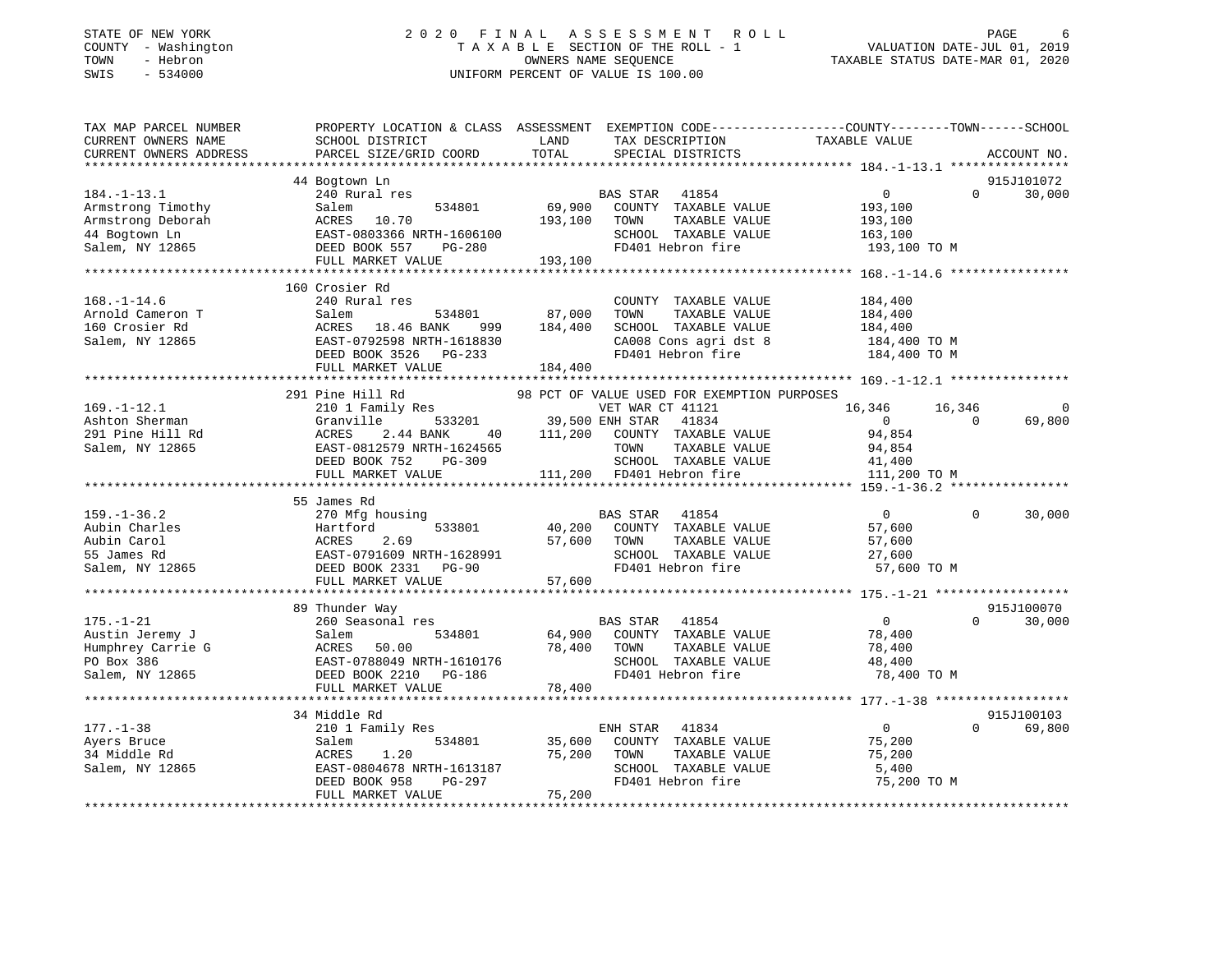STATE OF NEW YORK
COUNTY - Washington
TOWN - Hebron
SWIS - 534000

2020 FINAL ASSESSMENT ROLL
TAXABLE SECTION OF THE ROLL - 1
OWNERS NAME SEQUENCE
UNIFORM PERCENT OF VALUE IS 100.00

VALUATION DATE-JUL 01, 2019
TAXABLE STATUS DATE-MAR 01, 2020

```
TAX MAP PARCEL NUMBER          PROPERTY LOCATION & CLASS  ASSESSMENT  EXEMPTION CODE-----------------COUNTY--------TOWN------SCHOOL
CURRENT OWNERS NAME            SCHOOL DISTRICT              LAND       TAX DESCRIPTION           TAXABLE VALUE
CURRENT OWNERS ADDRESS         PARCEL SIZE/GRID COORD       TOTAL      SPECIAL DISTRICTS                                   ACCOUNT NO.
****************************************************************************************************** 184.-1-13.1 ****************
                               44 Bogtown Ln                                                                               915J101072
184.-1-13.1                    240 Rural res                          BAS STAR  41854                  0            0      30,000
Armstrong Timothy              Salem            534801       69,900   COUNTY  TAXABLE VALUE          193,100
Armstrong Deborah              ACRES  10.70                 193,100   TOWN    TAXABLE VALUE          193,100
44 Bogtown Ln                  EAST-0803366 NRTH-1606100              SCHOOL  TAXABLE VALUE          163,100
Salem, NY 12865                DEED BOOK 557    PG-280                FD401 Hebron fire               193,100 TO M
                               FULL MARKET VALUE            193,100
****************************************************************************************************** 168.-1-14.6 ****************
                               160 Crosier Rd
168.-1-14.6                    240 Rural res                          COUNTY  TAXABLE VALUE          184,400
Arnold Cameron T               Salem            534801       87,000   TOWN    TAXABLE VALUE          184,400
160 Crosier Rd                 ACRES  18.46 BANK    999     184,400   SCHOOL  TAXABLE VALUE          184,400
Salem, NY 12865                EAST-0792598 NRTH-1618830              CA008 Cons agri dst 8           184,400 TO M
                               DEED BOOK 3526   PG-233                FD401 Hebron fire               184,400 TO M
                               FULL MARKET VALUE            184,400
****************************************************************************************************** 169.-1-12.1 ****************
                               291 Pine Hill Rd               98 PCT OF VALUE USED FOR EXEMPTION PURPOSES
169.-1-12.1                    210 1 Family Res                       VET WAR CT 41121             16,346       16,346           0
Ashton Sherman                 Granville        533201       39,500   ENH STAR  41834                  0            0      69,800
291 Pine Hill Rd               ACRES   2.44 BANK     40     111,200   COUNTY  TAXABLE VALUE           94,854
Salem, NY 12865                EAST-0812579 NRTH-1624565              TOWN    TAXABLE VALUE           94,854
                               DEED BOOK 752    PG-309                SCHOOL  TAXABLE VALUE           41,400
                               FULL MARKET VALUE            111,200   FD401 Hebron fire               111,200 TO M
****************************************************************************************************** 159.-1-36.2 ****************
                               55 James Rd
159.-1-36.2                    270 Mfg housing                        BAS STAR  41854                  0            0      30,000
Aubin Charles                  Hartford         533801       40,200   COUNTY  TAXABLE VALUE           57,600
Aubin Carol                    ACRES   2.69                  57,600   TOWN    TAXABLE VALUE           57,600
55 James Rd                    EAST-0791609 NRTH-1628991              SCHOOL  TAXABLE VALUE           27,600
Salem, NY 12865                DEED BOOK 2331   PG-90                 FD401 Hebron fire                57,600 TO M
                               FULL MARKET VALUE             57,600
****************************************************************************************************** 175.-1-21 ******************
                               89 Thunder Way                                                                              915J100070
175.-1-21                      260 Seasonal res                       BAS STAR  41854                  0            0      30,000
Austin Jeremy J                Salem            534801       64,900   COUNTY  TAXABLE VALUE           78,400
Humphrey Carrie G              ACRES  50.00                  78,400   TOWN    TAXABLE VALUE           78,400
PO Box 386                     EAST-0788049 NRTH-1610176              SCHOOL  TAXABLE VALUE           48,400
Salem, NY 12865                DEED BOOK 2210   PG-186                FD401 Hebron fire                78,400 TO M
                               FULL MARKET VALUE             78,400
****************************************************************************************************** 177.-1-38 ******************
                               34 Middle Rd                                                                                915J100103
177.-1-38                      210 1 Family Res                       ENH STAR  41834                  0            0      69,800
Ayers Bruce                    Salem            534801       35,600   COUNTY  TAXABLE VALUE           75,200
34 Middle Rd                   ACRES   1.20                  75,200   TOWN    TAXABLE VALUE           75,200
Salem, NY 12865                EAST-0804678 NRTH-1613187              SCHOOL  TAXABLE VALUE            5,400
                               DEED BOOK 958    PG-297                FD401 Hebron fire                75,200 TO M
                               FULL MARKET VALUE             75,200
************************************************************************************************************************************
```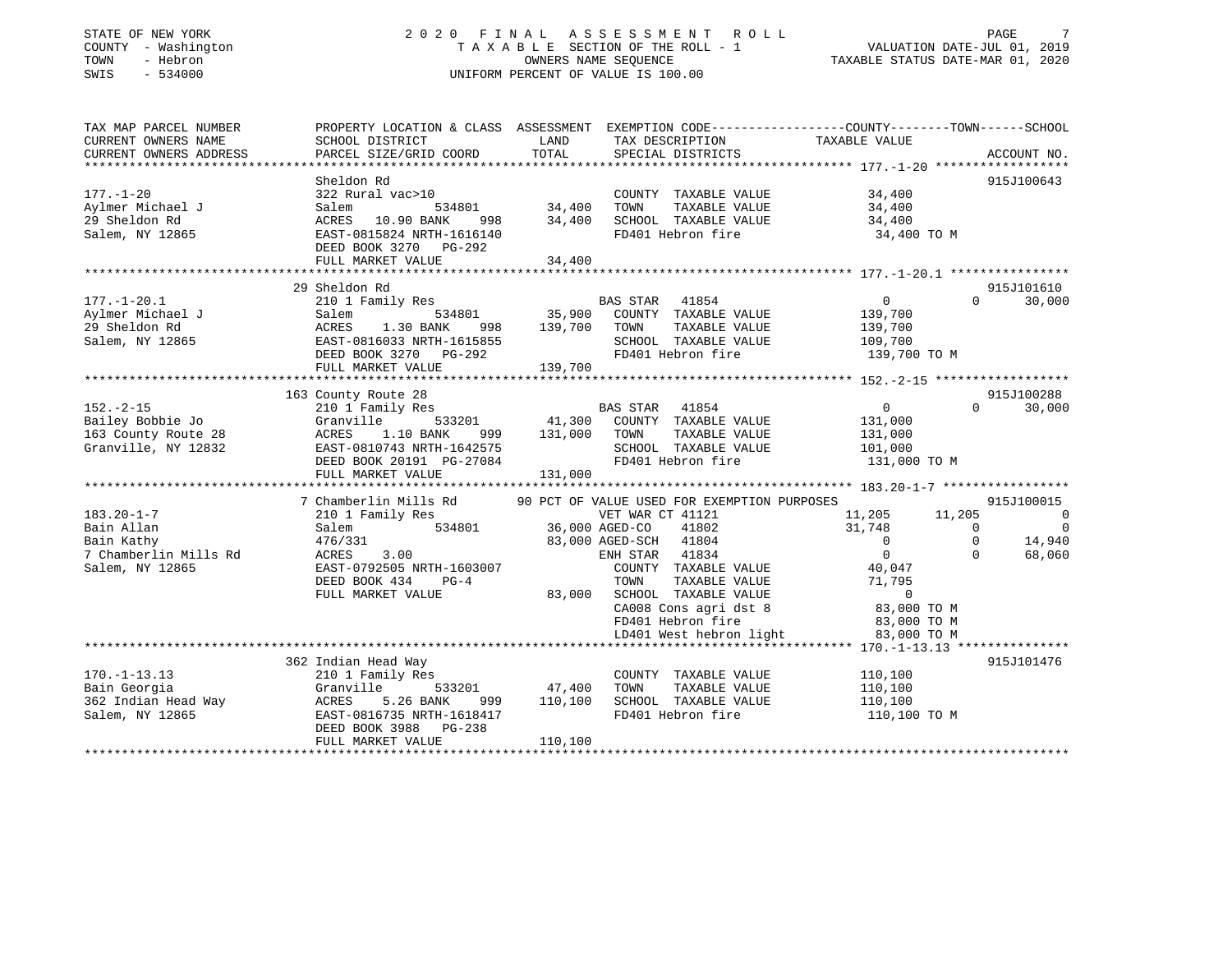STATE OF NEW YORK
COUNTY - Washington
TOWN - Hebron
SWIS - 534000

2020 FINAL ASSESSMENT ROLL
TAXABLE SECTION OF THE ROLL - 1
OWNERS NAME SEQUENCE
UNIFORM PERCENT OF VALUE IS 100.00

VALUATION DATE-JUL 01, 2019
TAXABLE STATUS DATE-MAR 01, 2020

```
TAX MAP PARCEL NUMBER          PROPERTY LOCATION & CLASS  ASSESSMENT  EXEMPTION CODE-----------------COUNTY--------TOWN------SCHOOL
CURRENT OWNERS NAME            SCHOOL DISTRICT              LAND       TAX DESCRIPTION            TAXABLE VALUE
CURRENT OWNERS ADDRESS         PARCEL SIZE/GRID COORD       TOTAL      SPECIAL DISTRICTS                                    ACCOUNT NO.
****************************************************************************************************** 177.-1-20 ******************
                               Sheldon Rd                                                                                  915J100643
177.-1-20                      322 Rural vac>10                        COUNTY  TAXABLE VALUE          34,400
Aylmer Michael J               Salem          534801       34,400      TOWN    TAXABLE VALUE          34,400
29 Sheldon Rd                  ACRES   10.90 BANK    998   34,400      SCHOOL  TAXABLE VALUE          34,400
Salem, NY 12865                EAST-0815824 NRTH-1616140               FD401 Hebron fire               34,400 TO M
                               DEED BOOK 3270   PG-292
                               FULL MARKET VALUE           34,400
****************************************************************************************************** 177.-1-20.1 ****************
                               29 Sheldon Rd                                                                               915J101610
177.-1-20.1                    210 1 Family Res                        BAS STAR   41854                 0             0      30,000
Aylmer Michael J               Salem          534801       35,900      COUNTY  TAXABLE VALUE         139,700
29 Sheldon Rd                  ACRES    1.30 BANK    998  139,700      TOWN    TAXABLE VALUE         139,700
Salem, NY 12865                EAST-0816033 NRTH-1615855               SCHOOL  TAXABLE VALUE         109,700
                               DEED BOOK 3270   PG-292                 FD401 Hebron fire              139,700 TO M
                               FULL MARKET VALUE          139,700
****************************************************************************************************** 152.-2-15 ******************
                               163 County Route 28                                                                         915J100288
152.-2-15                      210 1 Family Res                        BAS STAR   41854                 0             0      30,000
Bailey Bobbie Jo               Granville      533201       41,300      COUNTY  TAXABLE VALUE         131,000
163 County Route 28            ACRES    1.10 BANK    999  131,000      TOWN    TAXABLE VALUE         131,000
Granville, NY 12832            EAST-0810743 NRTH-1642575               SCHOOL  TAXABLE VALUE         101,000
                               DEED BOOK 20191  PG-27084               FD401 Hebron fire              131,000 TO M
                               FULL MARKET VALUE          131,000
****************************************************************************************************** 183.20-1-7 *****************
                               7 Chamberlin Mills Rd       90 PCT OF VALUE USED FOR EXEMPTION PURPOSES                     915J100015
183.20-1-7                     210 1 Family Res                        VET WAR CT 41121             11,205        11,205           0
Bain Allan                     Salem          534801       36,000 AGED-CO    41802              31,748             0           0
Bain Kathy                     476/331                     83,000 AGED-SCH   41804                   0             0      14,940
7 Chamberlin Mills Rd          ACRES    3.00                       ENH STAR   41834                   0             0      68,060
Salem, NY 12865                EAST-0792505 NRTH-1603007               COUNTY  TAXABLE VALUE          40,047
                               DEED BOOK 434    PG-4                   TOWN    TAXABLE VALUE          71,795
                               FULL MARKET VALUE           83,000      SCHOOL  TAXABLE VALUE               0
                                                                       CA008 Cons agri dst 8           83,000 TO M
                                                                       FD401 Hebron fire               83,000 TO M
                                                                       LD401 West hebron light         83,000 TO M
****************************************************************************************************** 170.-1-13.13 ***************
                               362 Indian Head Way                                                                         915J101476
170.-1-13.13                   210 1 Family Res                        COUNTY  TAXABLE VALUE         110,100
Bain Georgia                   Granville      533201       47,400      TOWN    TAXABLE VALUE         110,100
362 Indian Head Way            ACRES    5.26 BANK    999  110,100      SCHOOL  TAXABLE VALUE         110,100
Salem, NY 12865                EAST-0816735 NRTH-1618417               FD401 Hebron fire              110,100 TO M
                               DEED BOOK 3988   PG-238
                               FULL MARKET VALUE          110,100
************************************************************************************************************************************
```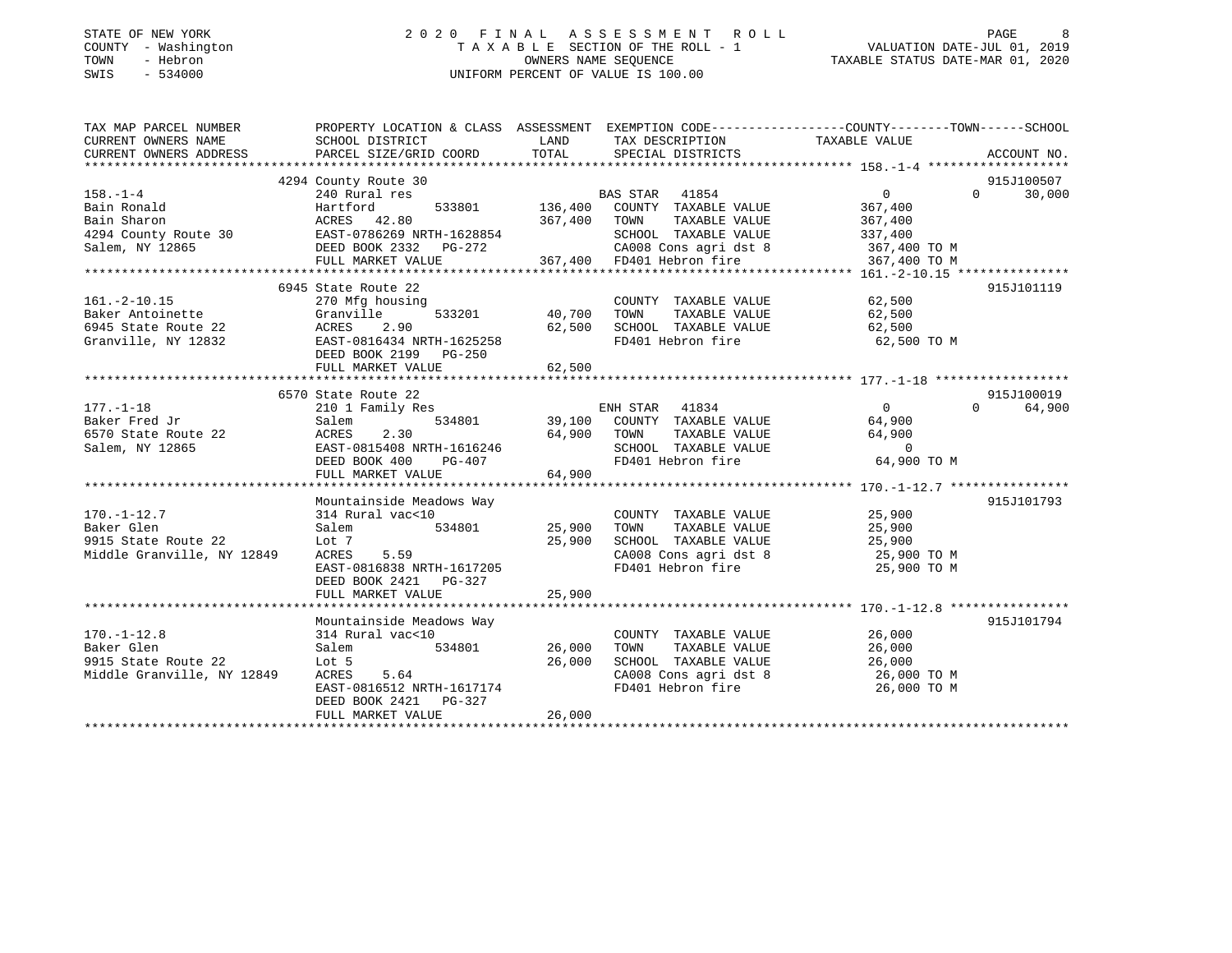STATE OF NEW YORK
COUNTY - Washington
TOWN - Hebron
SWIS - 534000

# 2020 FINAL ASSESSMENT ROLL

TAXABLE SECTION OF THE ROLL - 1
OWNERS NAME SEQUENCE
UNIFORM PERCENT OF VALUE IS 100.00

VALUATION DATE-JUL 01, 2019
TAXABLE STATUS DATE-MAR 01, 2020

| TAX MAP PARCEL NUMBER / CURRENT OWNERS NAME / CURRENT OWNERS ADDRESS | PROPERTY LOCATION & CLASS / SCHOOL DISTRICT / PARCEL SIZE/GRID COORD | ASSESSMENT LAND | TOTAL | EXEMPTION CODE / TAX DESCRIPTION / SPECIAL DISTRICTS | COUNTY | TOWN | SCHOOL / TAXABLE VALUE | ACCOUNT NO. |
|---|---|---|---|---|---|---|---|---|
| 158.-1-4 | 4294 County Route 30 | | | | | | | 915J100507 |
| Bain Ronald | 240 Rural res | | | BAS STAR 41854 | 0 | 0 | 30,000 | |
| Bain Sharon | Hartford 533801 | 136,400 | | COUNTY TAXABLE VALUE | 367,400 | | | |
| 4294 County Route 30 | ACRES 42.80 | | 367,400 | TOWN TAXABLE VALUE | | 367,400 | | |
| Salem, NY 12865 | EAST-0786269 NRTH-1628854 | | | SCHOOL TAXABLE VALUE | | | 337,400 | |
| | DEED BOOK 2332 PG-272 | | | CA008 Cons agri dst 8 | | | 367,400 TO M | |
| | FULL MARKET VALUE | | 367,400 | FD401 Hebron fire | | | 367,400 TO M | |
| 161.-2-10.15 | 6945 State Route 22 | | | | | | | 915J101119 |
| Baker Antoinette | 270 Mfg housing | | | COUNTY TAXABLE VALUE | 62,500 | | | |
| 6945 State Route 22 | Granville 533201 | 40,700 | | TOWN TAXABLE VALUE | | 62,500 | | |
| Granville, NY 12832 | ACRES 2.90 | | 62,500 | SCHOOL TAXABLE VALUE | | | 62,500 | |
| | EAST-0816434 NRTH-1625258 | | | FD401 Hebron fire | | | 62,500 TO M | |
| | DEED BOOK 2199 PG-250 | | | | | | | |
| | FULL MARKET VALUE | | 62,500 | | | | | |
| 177.-1-18 | 6570 State Route 22 | | | | | | | 915J100019 |
| Baker Fred Jr | 210 1 Family Res | | | ENH STAR 41834 | 0 | 0 | 64,900 | |
| 6570 State Route 22 | Salem 534801 | 39,100 | | COUNTY TAXABLE VALUE | 64,900 | | | |
| Salem, NY 12865 | ACRES 2.30 | | 64,900 | TOWN TAXABLE VALUE | | 64,900 | | |
| | EAST-0815408 NRTH-1616246 | | | SCHOOL TAXABLE VALUE | | | 0 | |
| | DEED BOOK 400 PG-407 | | | FD401 Hebron fire | | | 64,900 TO M | |
| | FULL MARKET VALUE | | 64,900 | | | | | |
| 170.-1-12.7 | Mountainside Meadows Way | | | | | | | 915J101793 |
| Baker Glen | 314 Rural vac<10 | | | COUNTY TAXABLE VALUE | 25,900 | | | |
| 9915 State Route 22 | Salem 534801 | 25,900 | | TOWN TAXABLE VALUE | | 25,900 | | |
| Middle Granville, NY 12849 | Lot 7 | | 25,900 | SCHOOL TAXABLE VALUE | | | 25,900 | |
| | ACRES 5.59 | | | CA008 Cons agri dst 8 | | | 25,900 TO M | |
| | EAST-0816838 NRTH-1617205 | | | FD401 Hebron fire | | | 25,900 TO M | |
| | DEED BOOK 2421 PG-327 | | | | | | | |
| | FULL MARKET VALUE | | 25,900 | | | | | |
| 170.-1-12.8 | Mountainside Meadows Way | | | | | | | 915J101794 |
| Baker Glen | 314 Rural vac<10 | | | COUNTY TAXABLE VALUE | 26,000 | | | |
| 9915 State Route 22 | Salem 534801 | 26,000 | | TOWN TAXABLE VALUE | | 26,000 | | |
| Middle Granville, NY 12849 | Lot 5 | | 26,000 | SCHOOL TAXABLE VALUE | | | 26,000 | |
| | ACRES 5.64 | | | CA008 Cons agri dst 8 | | | 26,000 TO M | |
| | EAST-0816512 NRTH-1617174 | | | FD401 Hebron fire | | | 26,000 TO M | |
| | DEED BOOK 2421 PG-327 | | | | | | | |
| | FULL MARKET VALUE | | 26,000 | | | | | |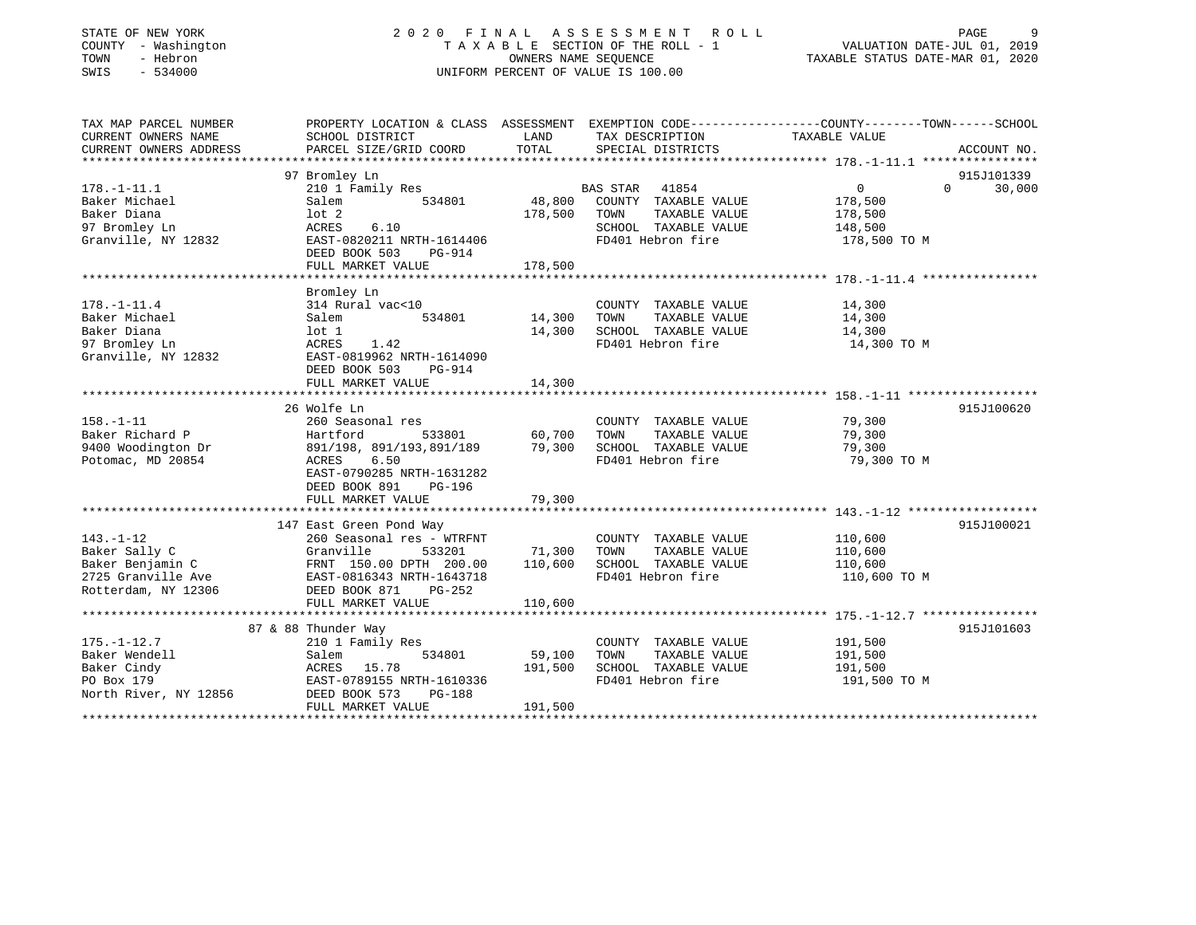STATE OF NEW YORK
COUNTY - Washington
TOWN - Hebron
SWIS - 534000

# 2020 FINAL ASSESSMENT ROLL
TAXABLE SECTION OF THE ROLL - 1
OWNERS NAME SEQUENCE
UNIFORM PERCENT OF VALUE IS 100.00

VALUATION DATE-JUL 01, 2019
TAXABLE STATUS DATE-MAR 01, 2020

```
TAX MAP PARCEL NUMBER          PROPERTY LOCATION & CLASS  ASSESSMENT  EXEMPTION CODE-----------------COUNTY--------TOWN------SCHOOL
CURRENT OWNERS NAME            SCHOOL DISTRICT              LAND      TAX DESCRIPTION               TAXABLE VALUE
CURRENT OWNERS ADDRESS         PARCEL SIZE/GRID COORD       TOTAL     SPECIAL DISTRICTS                                    ACCOUNT NO.
******************************************************************************************************* 178.-1-11.1 ****************
                          97 Bromley Ln                                                                                915J101339
178.-1-11.1                    210 1 Family Res                       BAS STAR  41854                  0            0       30,000
Baker Michael                  Salem          534801        48,800    COUNTY  TAXABLE VALUE           178,500
Baker Diana                    lot 2                       178,500    TOWN    TAXABLE VALUE           178,500
97 Bromley Ln                  ACRES    6.10                          SCHOOL  TAXABLE VALUE           148,500
Granville, NY 12832            EAST-0820211 NRTH-1614406              FD401 Hebron fire                178,500 TO M
                               DEED BOOK 503    PG-914
                               FULL MARKET VALUE           178,500
******************************************************************************************************* 178.-1-11.4 ****************
                               Bromley Ln
178.-1-11.4                    314 Rural vac<10                       COUNTY  TAXABLE VALUE            14,300
Baker Michael                  Salem          534801        14,300    TOWN    TAXABLE VALUE            14,300
Baker Diana                    lot 1                        14,300    SCHOOL  TAXABLE VALUE            14,300
97 Bromley Ln                  ACRES    1.42                          FD401 Hebron fire                 14,300 TO M
Granville, NY 12832            EAST-0819962 NRTH-1614090
                               DEED BOOK 503    PG-914
                               FULL MARKET VALUE            14,300
******************************************************************************************************* 158.-1-11 ******************
                          26 Wolfe Ln                                                                                  915J100620
158.-1-11                      260 Seasonal res                       COUNTY  TAXABLE VALUE            79,300
Baker Richard P                Hartford       533801        60,700    TOWN    TAXABLE VALUE            79,300
9400 Woodington Dr             891/198, 891/193,891/189     79,300    SCHOOL  TAXABLE VALUE            79,300
Potomac, MD 20854              ACRES    6.50                          FD401 Hebron fire                 79,300 TO M
                               EAST-0790285 NRTH-1631282
                               DEED BOOK 891    PG-196
                               FULL MARKET VALUE            79,300
******************************************************************************************************* 143.-1-12 ******************
                         147 East Green Pond Way                                                                       915J100021
143.-1-12                      260 Seasonal res - WTRFNT              COUNTY  TAXABLE VALUE           110,600
Baker Sally C                  Granville      533201        71,300    TOWN    TAXABLE VALUE           110,600
Baker Benjamin C               FRNT 150.00 DPTH 200.00     110,600    SCHOOL  TAXABLE VALUE           110,600
2725 Granville Ave             EAST-0816343 NRTH-1643718              FD401 Hebron fire                110,600 TO M
Rotterdam, NY 12306            DEED BOOK 871    PG-252
                               FULL MARKET VALUE           110,600
******************************************************************************************************* 175.-1-12.7 ****************
                      87 & 88 Thunder Way                                                                              915J101603
175.-1-12.7                    210 1 Family Res                       COUNTY  TAXABLE VALUE           191,500
Baker Wendell                  Salem          534801        59,100    TOWN    TAXABLE VALUE           191,500
Baker Cindy                    ACRES   15.78               191,500    SCHOOL  TAXABLE VALUE           191,500
PO Box 179                     EAST-0789155 NRTH-1610336              FD401 Hebron fire                191,500 TO M
North River, NY 12856          DEED BOOK 573    PG-188
                               FULL MARKET VALUE           191,500
************************************************************************************************************************************
```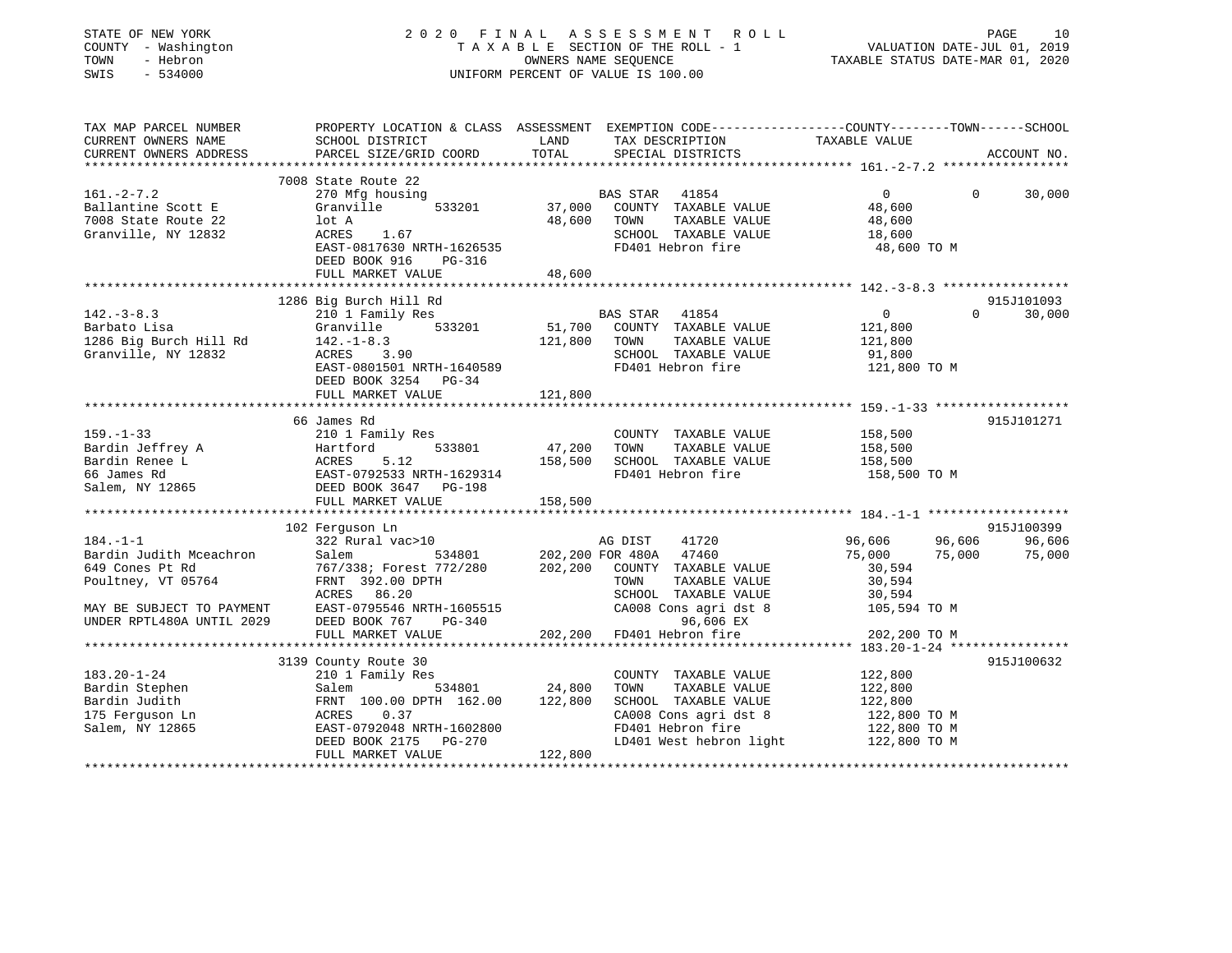STATE OF NEW YORK
COUNTY - Washington
TOWN - Hebron
SWIS - 534000

2020 FINAL ASSESSMENT ROLL
TAXABLE SECTION OF THE ROLL - 1
OWNERS NAME SEQUENCE
UNIFORM PERCENT OF VALUE IS 100.00

VALUATION DATE-JUL 01, 2019
TAXABLE STATUS DATE-MAR 01, 2020

```
TAX MAP PARCEL NUMBER          PROPERTY LOCATION & CLASS  ASSESSMENT  EXEMPTION CODE-----------------COUNTY--------TOWN------SCHOOL
CURRENT OWNERS NAME            SCHOOL DISTRICT               LAND      TAX DESCRIPTION              TAXABLE VALUE
CURRENT OWNERS ADDRESS         PARCEL SIZE/GRID COORD        TOTAL     SPECIAL DISTRICTS                                        ACCOUNT NO.
******************************************************************************************************* 161.-2-7.2 *****************
                               7008 State Route 22
161.-2-7.2                     270 Mfg housing                          BAS STAR   41854                  0          0      30,000
Ballantine Scott E             Granville        533201        37,000    COUNTY  TAXABLE VALUE         48,600
7008 State Route 22            lot A                          48,600    TOWN    TAXABLE VALUE         48,600
Granville, NY 12832            ACRES    1.67                            SCHOOL  TAXABLE VALUE         18,600
                               EAST-0817630 NRTH-1626535                FD401 Hebron fire              48,600 TO M
                               DEED BOOK 916    PG-316
                               FULL MARKET VALUE              48,600
******************************************************************************************************* 142.-3-8.3 *****************
                               1286 Big Burch Hill Rd                                                                     915J101093
142.-3-8.3                     210 1 Family Res                         BAS STAR   41854                  0          0      30,000
Barbato Lisa                   Granville        533201        51,700    COUNTY  TAXABLE VALUE        121,800
1286 Big Burch Hill Rd         142.-1-8.3                    121,800    TOWN    TAXABLE VALUE        121,800
Granville, NY 12832            ACRES    3.90                            SCHOOL  TAXABLE VALUE         91,800
                               EAST-0801501 NRTH-1640589                FD401 Hebron fire             121,800 TO M
                               DEED BOOK 3254   PG-34
                               FULL MARKET VALUE             121,800
******************************************************************************************************* 159.-1-33 ******************
                               66 James Rd                                                                                915J101271
159.-1-33                      210 1 Family Res                         COUNTY  TAXABLE VALUE        158,500
Bardin Jeffrey A               Hartford         533801        47,200    TOWN    TAXABLE VALUE        158,500
Bardin Renee L                 ACRES    5.12                 158,500    SCHOOL  TAXABLE VALUE        158,500
66 James Rd                    EAST-0792533 NRTH-1629314                FD401 Hebron fire             158,500 TO M
Salem, NY 12865                DEED BOOK 3647   PG-198
                               FULL MARKET VALUE             158,500
******************************************************************************************************* 184.-1-1 *******************
                               102 Ferguson Ln                                                                            915J100399
184.-1-1                       322 Rural vac>10                         AG DIST    41720              96,606     96,606     96,606
Bardin Judith Mceachron        Salem            534801       202,200 FOR 480A   47460              75,000     75,000     75,000
649 Cones Pt Rd                767/338; Forest 772/280       202,200    COUNTY  TAXABLE VALUE         30,594
Poultney, VT 05764             FRNT 392.00 DPTH                         TOWN    TAXABLE VALUE         30,594
                               ACRES   86.20                            SCHOOL  TAXABLE VALUE         30,594
MAY BE SUBJECT TO PAYMENT      EAST-0795546 NRTH-1605515                CA008 Cons agri dst 8         105,594 TO M
UNDER RPTL480A UNTIL 2029      DEED BOOK 767    PG-340                        96,606 EX
                               FULL MARKET VALUE             202,200    FD401 Hebron fire             202,200 TO M
******************************************************************************************************* 183.20-1-24 ****************
                               3139 County Route 30                                                                       915J100632
183.20-1-24                    210 1 Family Res                         COUNTY  TAXABLE VALUE        122,800
Bardin Stephen                 Salem            534801        24,800    TOWN    TAXABLE VALUE        122,800
Bardin Judith                  FRNT 100.00 DPTH 162.00       122,800    SCHOOL  TAXABLE VALUE        122,800
175 Ferguson Ln                ACRES    0.37                            CA008 Cons agri dst 8         122,800 TO M
Salem, NY 12865                EAST-0792048 NRTH-1602800                FD401 Hebron fire             122,800 TO M
                               DEED BOOK 2175   PG-270                  LD401 West hebron light       122,800 TO M
                               FULL MARKET VALUE             122,800
************************************************************************************************************************************
```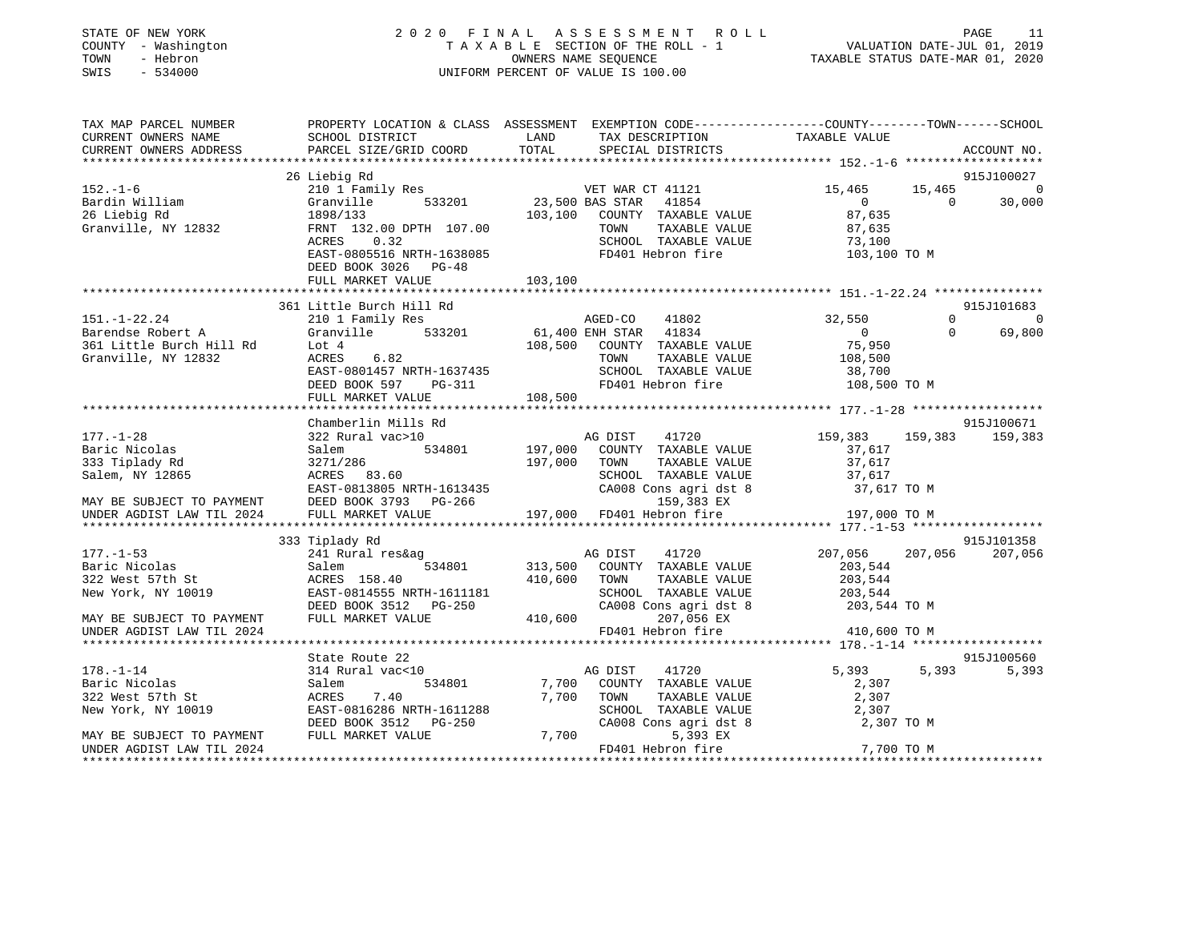STATE OF NEW YORK
COUNTY - Washington
TOWN - Hebron
SWIS - 534000

# 2020 FINAL ASSESSMENT ROLL

TAXABLE SECTION OF THE ROLL - 1
OWNERS NAME SEQUENCE
UNIFORM PERCENT OF VALUE IS 100.00

VALUATION DATE-JUL 01, 2019
TAXABLE STATUS DATE-MAR 01, 2020

```
TAX MAP PARCEL NUMBER          PROPERTY LOCATION & CLASS  ASSESSMENT  EXEMPTION CODE-----------------COUNTY--------TOWN------SCHOOL
CURRENT OWNERS NAME            SCHOOL DISTRICT               LAND      TAX DESCRIPTION            TAXABLE VALUE
CURRENT OWNERS ADDRESS         PARCEL SIZE/GRID COORD        TOTAL     SPECIAL DISTRICTS                                    ACCOUNT NO.
******************************************************************************************************* 152.-1-6 *******************
                               26 Liebig Rd                                                                                  915J100027
152.-1-6                       210 1 Family Res                   VET WAR CT 41121             15,465      15,465              0
Bardin William                 Granville       533201       23,500 BAS STAR  41854                  0           0         30,000
26 Liebig Rd                   1898/133                    103,100   COUNTY  TAXABLE VALUE          87,635
Granville, NY 12832            FRNT 132.00 DPTH 107.00               TOWN    TAXABLE VALUE          87,635
                               ACRES     0.32                        SCHOOL  TAXABLE VALUE          73,100
                               EAST-0805516 NRTH-1638085             FD401 Hebron fire             103,100 TO M
                               DEED BOOK 3026   PG-48
                               FULL MARKET VALUE           103,100
******************************************************************************************************* 151.-1-22.24 ***************
                               361 Little Burch Hill Rd                                                                      915J101683
151.-1-22.24                   210 1 Family Res                   AGED-CO     41802             32,550           0              0
Barendse Robert A              Granville       533201       61,400 ENH STAR  41834                  0           0         69,800
361 Little Burch Hill Rd       Lot 4                       108,500   COUNTY  TAXABLE VALUE          75,950
Granville, NY 12832            ACRES     6.82                        TOWN    TAXABLE VALUE         108,500
                               EAST-0801457 NRTH-1637435             SCHOOL  TAXABLE VALUE          38,700
                               DEED BOOK 597    PG-311               FD401 Hebron fire             108,500 TO M
                               FULL MARKET VALUE           108,500
******************************************************************************************************* 177.-1-28 ******************
                               Chamberlin Mills Rd                                                                           915J100671
177.-1-28                      322 Rural vac>10                   AG DIST     41720            159,383     159,383        159,383
Baric Nicolas                  Salem           534801      197,000   COUNTY  TAXABLE VALUE          37,617
333 Tiplady Rd                 3271/286                    197,000   TOWN    TAXABLE VALUE          37,617
Salem, NY 12865                ACRES    83.60                        SCHOOL  TAXABLE VALUE          37,617
                               EAST-0813805 NRTH-1613435             CA008 Cons agri dst 8          37,617 TO M
MAY BE SUBJECT TO PAYMENT      DEED BOOK 3793   PG-266                     159,383 EX
UNDER AGDIST LAW TIL 2024      FULL MARKET VALUE           197,000   FD401 Hebron fire             197,000 TO M
******************************************************************************************************* 177.-1-53 ******************
                               333 Tiplady Rd                                                                                915J101358
177.-1-53                      241 Rural res&ag                   AG DIST     41720            207,056     207,056        207,056
Baric Nicolas                  Salem           534801      313,500   COUNTY  TAXABLE VALUE         203,544
322 West 57th St               ACRES   158.40              410,600   TOWN    TAXABLE VALUE         203,544
New York, NY 10019             EAST-0814555 NRTH-1611181             SCHOOL  TAXABLE VALUE         203,544
                               DEED BOOK 3512   PG-250               CA008 Cons agri dst 8         203,544 TO M
MAY BE SUBJECT TO PAYMENT      FULL MARKET VALUE           410,600         207,056 EX
UNDER AGDIST LAW TIL 2024                                            FD401 Hebron fire             410,600 TO M
******************************************************************************************************* 178.-1-14 ******************
                               State Route 22                                                                                915J100560
178.-1-14                      314 Rural vac<10                   AG DIST     41720              5,393       5,393          5,393
Baric Nicolas                  Salem           534801        7,700   COUNTY  TAXABLE VALUE           2,307
322 West 57th St               ACRES     7.40                7,700   TOWN    TAXABLE VALUE           2,307
New York, NY 10019             EAST-0816286 NRTH-1611288             SCHOOL  TAXABLE VALUE           2,307
                               DEED BOOK 3512   PG-250               CA008 Cons agri dst 8           2,307 TO M
MAY BE SUBJECT TO PAYMENT      FULL MARKET VALUE             7,700           5,393 EX
UNDER AGDIST LAW TIL 2024                                            FD401 Hebron fire               7,700 TO M
************************************************************************************************************************************
```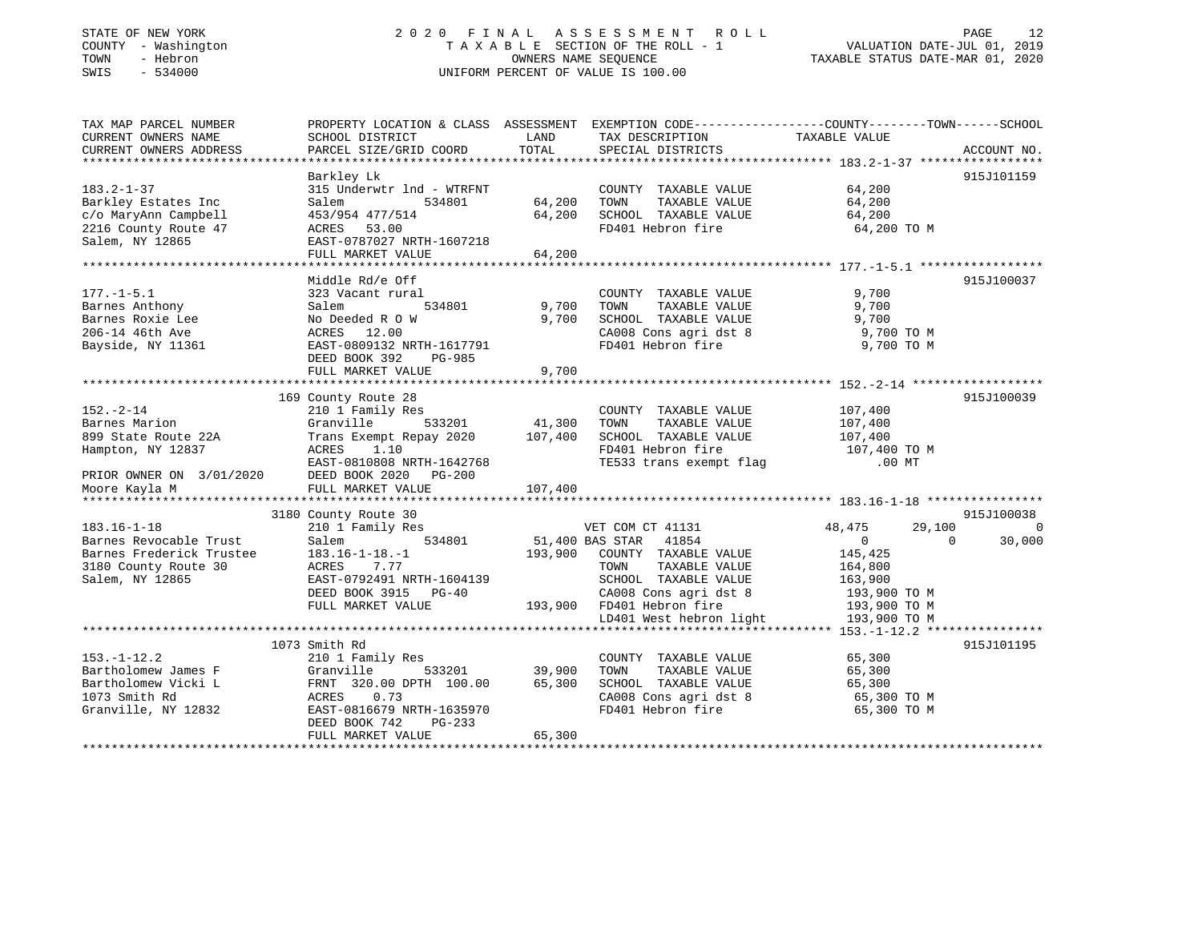STATE OF NEW YORK — COUNTY - Washington — TOWN - Hebron — SWIS - 534000

2020 FINAL ASSESSMENT ROLL
TAXABLE SECTION OF THE ROLL - 1
OWNERS NAME SEQUENCE
UNIFORM PERCENT OF VALUE IS 100.00

VALUATION DATE-JUL 01, 2019
TAXABLE STATUS DATE-MAR 01, 2020

| TAX MAP PARCEL NUMBER / CURRENT OWNERS NAME / CURRENT OWNERS ADDRESS | PROPERTY LOCATION & CLASS / SCHOOL DISTRICT / PARCEL SIZE/GRID COORD | ASSESSMENT LAND | TOTAL | EXEMPTION CODE / TAX DESCRIPTION / SPECIAL DISTRICTS | COUNTY TAXABLE VALUE | TOWN | SCHOOL | ACCOUNT NO. |
|---|---|---|---|---|---|---|---|---|
| **183.2-1-37** | Barkley Lk | | | | | | | 915J101159 |
| 183.2-1-37 | 315 Underwtr lnd - WTRFNT | | | COUNTY TAXABLE VALUE | 64,200 | | | |
| Barkley Estates Inc | Salem 534801 | 64,200 | | TOWN TAXABLE VALUE | 64,200 | | | |
| c/o MaryAnn Campbell | 453/954 477/514 | | 64,200 | SCHOOL TAXABLE VALUE | 64,200 | | | |
| 2216 County Route 47 | ACRES 53.00 | | | FD401 Hebron fire | 64,200 TO M | | | |
| Salem, NY 12865 | EAST-0787027 NRTH-1607218 | | | | | | | |
| | FULL MARKET VALUE | | 64,200 | | | | | |
| **177.-1-5.1** | Middle Rd/e Off | | | | | | | 915J100037 |
| 177.-1-5.1 | 323 Vacant rural | | | COUNTY TAXABLE VALUE | 9,700 | | | |
| Barnes Anthony | Salem 534801 | 9,700 | | TOWN TAXABLE VALUE | 9,700 | | | |
| Barnes Roxie Lee | No Deeded R O W | | 9,700 | SCHOOL TAXABLE VALUE | 9,700 | | | |
| 206-14 46th Ave | ACRES 12.00 | | | CA008 Cons agri dst 8 | 9,700 TO M | | | |
| Bayside, NY 11361 | EAST-0809132 NRTH-1617791 | | | FD401 Hebron fire | 9,700 TO M | | | |
| | DEED BOOK 392 PG-985 | | | | | | | |
| | FULL MARKET VALUE | | 9,700 | | | | | |
| **152.-2-14** | 169 County Route 28 | | | | | | | 915J100039 |
| 152.-2-14 | 210 1 Family Res | | | COUNTY TAXABLE VALUE | 107,400 | | | |
| Barnes Marion | Granville 533201 | 41,300 | | TOWN TAXABLE VALUE | 107,400 | | | |
| 899 State Route 22A | Trans Exempt Repay 2020 | | 107,400 | SCHOOL TAXABLE VALUE | 107,400 | | | |
| Hampton, NY 12837 | ACRES 1.10 | | | FD401 Hebron fire | 107,400 TO M | | | |
| | EAST-0810808 NRTH-1642768 | | | TE533 trans exempt flag | .00 MT | | | |
| PRIOR OWNER ON 3/01/2020 | DEED BOOK 2020 PG-200 | | | | | | | |
| Moore Kayla M | FULL MARKET VALUE | | 107,400 | | | | | |
| **183.16-1-18** | 3180 County Route 30 | | | | | | | 915J100038 |
| 183.16-1-18 | 210 1 Family Res | | | VET COM CT 41131 | 48,475 | 29,100 | 0 | |
| Barnes Revocable Trust | Salem 534801 | 51,400 | | BAS STAR 41854 | 0 | 0 | 30,000 | |
| Barnes Frederick Trustee | 183.16-1-18.-1 | | 193,900 | COUNTY TAXABLE VALUE | 145,425 | | | |
| 3180 County Route 30 | ACRES 7.77 | | | TOWN TAXABLE VALUE | 164,800 | | | |
| Salem, NY 12865 | EAST-0792491 NRTH-1604139 | | | SCHOOL TAXABLE VALUE | 163,900 | | | |
| | DEED BOOK 3915 PG-40 | | | CA008 Cons agri dst 8 | 193,900 TO M | | | |
| | FULL MARKET VALUE | | 193,900 | FD401 Hebron fire | 193,900 TO M | | | |
| | | | | LD401 West hebron light | 193,900 TO M | | | |
| **153.-1-12.2** | 1073 Smith Rd | | | | | | | 915J101195 |
| 153.-1-12.2 | 210 1 Family Res | | | COUNTY TAXABLE VALUE | 65,300 | | | |
| Bartholomew James F | Granville 533201 | 39,900 | | TOWN TAXABLE VALUE | 65,300 | | | |
| Bartholomew Vicki L | FRNT 320.00 DPTH 100.00 | | 65,300 | SCHOOL TAXABLE VALUE | 65,300 | | | |
| 1073 Smith Rd | ACRES 0.73 | | | CA008 Cons agri dst 8 | 65,300 TO M | | | |
| Granville, NY 12832 | EAST-0816679 NRTH-1635970 | | | FD401 Hebron fire | 65,300 TO M | | | |
| | DEED BOOK 742 PG-233 | | | | | | | |
| | FULL MARKET VALUE | | 65,300 | | | | | |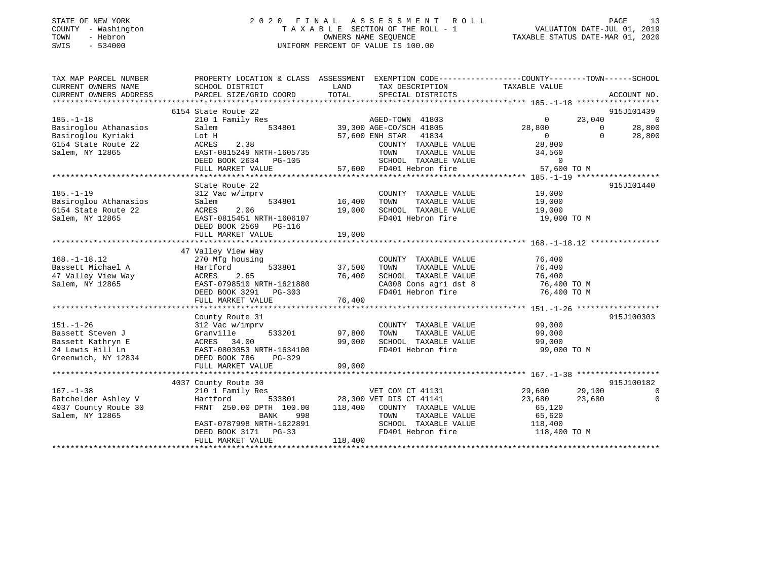STATE OF NEW YORK
COUNTY - Washington
TOWN - Hebron
SWIS - 534000

2 0 2 0 F I N A L A S S E S S M E N T R O L L
T A X A B L E SECTION OF THE ROLL - 1
OWNERS NAME SEQUENCE
UNIFORM PERCENT OF VALUE IS 100.00

VALUATION DATE-JUL 01, 2019
TAXABLE STATUS DATE-MAR 01, 2020

```
TAX MAP PARCEL NUMBER          PROPERTY LOCATION & CLASS  ASSESSMENT  EXEMPTION CODE------------------COUNTY--------TOWN------SCHOOL
CURRENT OWNERS NAME            SCHOOL DISTRICT             LAND        TAX DESCRIPTION            TAXABLE VALUE
CURRENT OWNERS ADDRESS         PARCEL SIZE/GRID COORD      TOTAL       SPECIAL DISTRICTS                                    ACCOUNT NO.
******************************************************************************************************* 185.-1-18 ******************
                    6154 State Route 22                                                                                   915J101439
185.-1-18                      210 1 Family Res                   AGED-TOWN  41803                  0      23,040            0
Basiroglou Athanasios          Salem          534801       39,300 AGE-CO/SCH 41805             28,800           0       28,800
Basiroglou Kyriaki             Lot H                       57,600 ENH STAR   41834                  0           0       28,800
6154 State Route 22            ACRES    2.38                      COUNTY  TAXABLE VALUE        28,800
Salem, NY 12865                EAST-0815249 NRTH-1605735          TOWN    TAXABLE VALUE        34,560
                               DEED BOOK 2634   PG-105            SCHOOL  TAXABLE VALUE             0
                               FULL MARKET VALUE            57,600 FD401 Hebron fire            57,600 TO M
******************************************************************************************************* 185.-1-19 ******************
                    State Route 22                                                                                        915J101440
185.-1-19                      312 Vac w/imprv                    COUNTY  TAXABLE VALUE        19,000
Basiroglou Athanasios          Salem          534801       16,400 TOWN    TAXABLE VALUE        19,000
6154 State Route 22            ACRES    2.06               19,000 SCHOOL  TAXABLE VALUE        19,000
Salem, NY 12865                EAST-0815451 NRTH-1606107          FD401 Hebron fire            19,000 TO M
                               DEED BOOK 2569   PG-116
                               FULL MARKET VALUE            19,000
******************************************************************************************************* 168.-1-18.12 ***************
                    47 Valley View Way
168.-1-18.12                   270 Mfg housing                    COUNTY  TAXABLE VALUE        76,400
Bassett Michael A              Hartford       533801       37,500 TOWN    TAXABLE VALUE        76,400
47 Valley View Way             ACRES    2.65               76,400 SCHOOL  TAXABLE VALUE        76,400
Salem, NY 12865                EAST-0798510 NRTH-1621880          CA008 Cons agri dst 8        76,400 TO M
                               DEED BOOK 3291   PG-303            FD401 Hebron fire            76,400 TO M
                               FULL MARKET VALUE            76,400
******************************************************************************************************* 151.-1-26 ******************
                    County Route 31                                                                                       915J100303
151.-1-26                      312 Vac w/imprv                    COUNTY  TAXABLE VALUE        99,000
Bassett Steven J               Granville      533201       97,800 TOWN    TAXABLE VALUE        99,000
Bassett Kathryn E              ACRES   34.00               99,000 SCHOOL  TAXABLE VALUE        99,000
24 Lewis Hill Ln               EAST-0803053 NRTH-1634100          FD401 Hebron fire            99,000 TO M
Greenwich, NY 12834            DEED BOOK 786    PG-329
                               FULL MARKET VALUE            99,000
******************************************************************************************************* 167.-1-38 ******************
                    4037 County Route 30                                                                                  915J100182
167.-1-38                      210 1 Family Res                   VET COM CT 41131             29,600      29,100            0
Batchelder Ashley V            Hartford       533801       28,300 VET DIS CT 41141             23,680      23,680            0
4037 County Route 30           FRNT 250.00 DPTH 100.00    118,400 COUNTY  TAXABLE VALUE        65,120
Salem, NY 12865                              BANK     998         TOWN    TAXABLE VALUE        65,620
                               EAST-0787998 NRTH-1622891          SCHOOL  TAXABLE VALUE       118,400
                               DEED BOOK 3171   PG-33             FD401 Hebron fire           118,400 TO M
                               FULL MARKET VALUE           118,400
************************************************************************************************************************************
```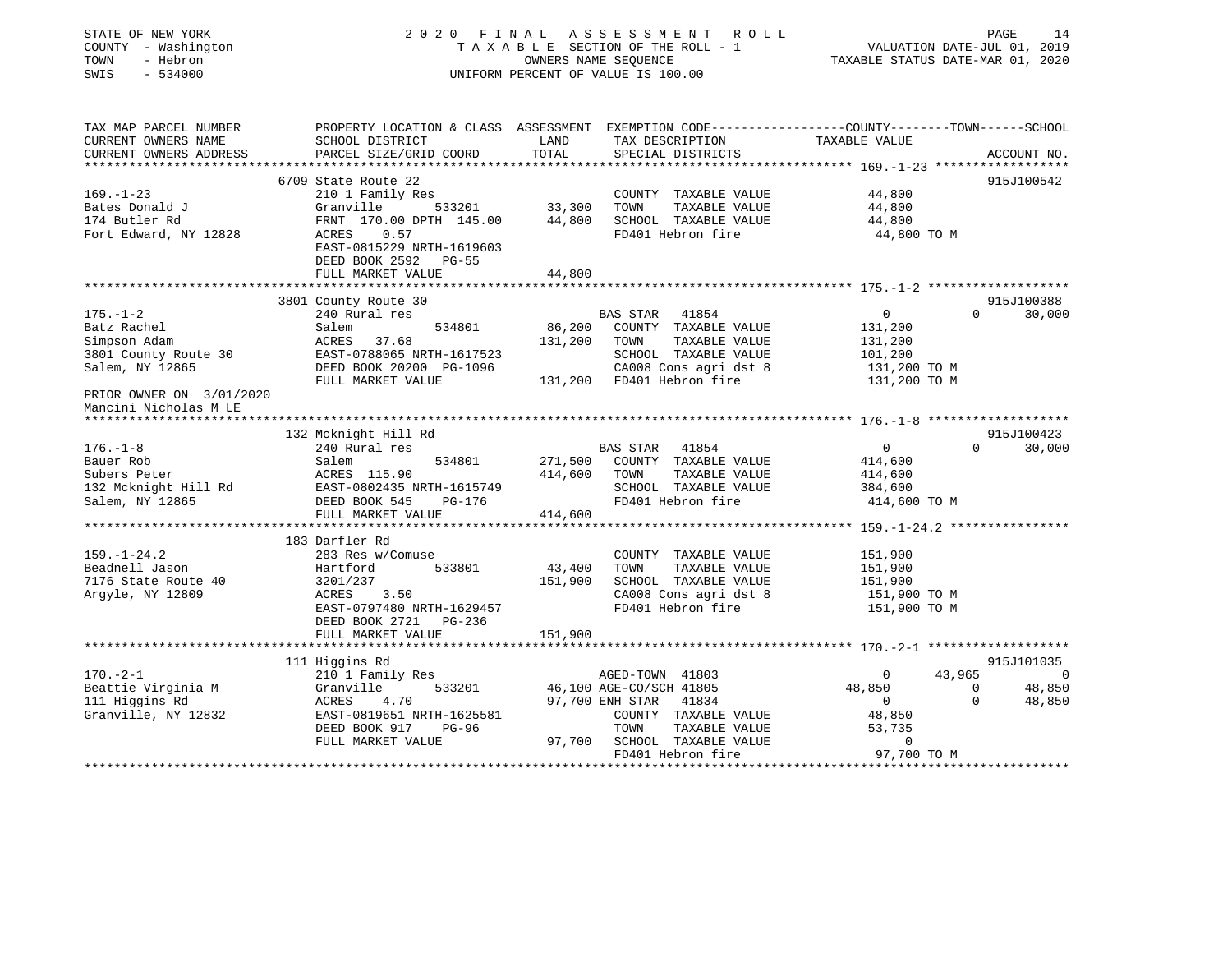STATE OF NEW YORK
COUNTY - Washington
TOWN - Hebron
SWIS - 534000

2 0 2 0 F I N A L A S S E S S M E N T R O L L
T A X A B L E SECTION OF THE ROLL - 1
OWNERS NAME SEQUENCE
UNIFORM PERCENT OF VALUE IS 100.00

VALUATION DATE-JUL 01, 2019
TAXABLE STATUS DATE-MAR 01, 2020

```
TAX MAP PARCEL NUMBER          PROPERTY LOCATION & CLASS  ASSESSMENT  EXEMPTION CODE-----------------COUNTY--------TOWN------SCHOOL
CURRENT OWNERS NAME            SCHOOL DISTRICT               LAND      TAX DESCRIPTION            TAXABLE VALUE
CURRENT OWNERS ADDRESS         PARCEL SIZE/GRID COORD        TOTAL     SPECIAL DISTRICTS                                    ACCOUNT NO.
******************************************************************************************************* 169.-1-23 *****************
                               6709 State Route 22                                                                           915J100542
169.-1-23                      210 1 Family Res                        COUNTY  TAXABLE VALUE             44,800
Bates Donald J                 Granville         533201       33,300   TOWN    TAXABLE VALUE             44,800
174 Butler Rd                  FRNT 170.00 DPTH 145.00        44,800   SCHOOL  TAXABLE VALUE             44,800
Fort Edward, NY 12828          ACRES    0.57                           FD401 Hebron fire                  44,800 TO M
                               EAST-0815229 NRTH-1619603
                               DEED BOOK 2592   PG-55
                               FULL MARKET VALUE              44,800
******************************************************************************************************* 175.-1-2 ******************
                               3801 County Route 30                                                                          915J100388
175.-1-2                       240 Rural res                           BAS STAR   41854                  0             0      30,000
Batz Rachel                    Salem             534801       86,200   COUNTY  TAXABLE VALUE            131,200
Simpson Adam                   ACRES   37.68                 131,200   TOWN    TAXABLE VALUE            131,200
3801 County Route 30           EAST-0788065 NRTH-1617523               SCHOOL  TAXABLE VALUE            101,200
Salem, NY 12865                DEED BOOK 20200 PG-1096                 CA008 Cons agri dst 8             131,200 TO M
                               FULL MARKET VALUE             131,200   FD401 Hebron fire                 131,200 TO M
PRIOR OWNER ON 3/01/2020
Mancini Nicholas M LE
******************************************************************************************************* 176.-1-8 ******************
                               132 Mcknight Hill Rd                                                                          915J100423
176.-1-8                       240 Rural res                           BAS STAR   41854                  0             0      30,000
Bauer Rob                      Salem             534801      271,500   COUNTY  TAXABLE VALUE            414,600
Subers Peter                   ACRES  115.90                 414,600   TOWN    TAXABLE VALUE            414,600
132 Mcknight Hill Rd           EAST-0802435 NRTH-1615749               SCHOOL  TAXABLE VALUE            384,600
Salem, NY 12865                DEED BOOK 545    PG-176                 FD401 Hebron fire                 414,600 TO M
                               FULL MARKET VALUE             414,600
******************************************************************************************************* 159.-1-24.2 ***************
                               183 Darfler Rd
159.-1-24.2                    283 Res w/Comuse                        COUNTY  TAXABLE VALUE            151,900
Beadnell Jason                 Hartford          533801       43,400   TOWN    TAXABLE VALUE            151,900
7176 State Route 40            3201/237                      151,900   SCHOOL  TAXABLE VALUE            151,900
Argyle, NY 12809               ACRES    3.50                           CA008 Cons agri dst 8             151,900 TO M
                               EAST-0797480 NRTH-1629457               FD401 Hebron fire                 151,900 TO M
                               DEED BOOK 2721   PG-236
                               FULL MARKET VALUE             151,900
******************************************************************************************************* 170.-2-1 ******************
                               111 Higgins Rd                                                                                915J101035
170.-2-1                       210 1 Family Res                        AGED-TOWN  41803                  0        43,965           0
Beattie Virginia M             Granville         533201       46,100 AGE-CO/SCH 41805               48,850             0      48,850
111 Higgins Rd                 ACRES    4.70                  97,700 ENH STAR   41834                    0             0      48,850
Granville, NY 12832            EAST-0819651 NRTH-1625581               COUNTY  TAXABLE VALUE             48,850
                               DEED BOOK 917    PG-96                  TOWN    TAXABLE VALUE             53,735
                               FULL MARKET VALUE              97,700   SCHOOL  TAXABLE VALUE                  0
                                                                       FD401 Hebron fire                  97,700 TO M
************************************************************************************************************************************
```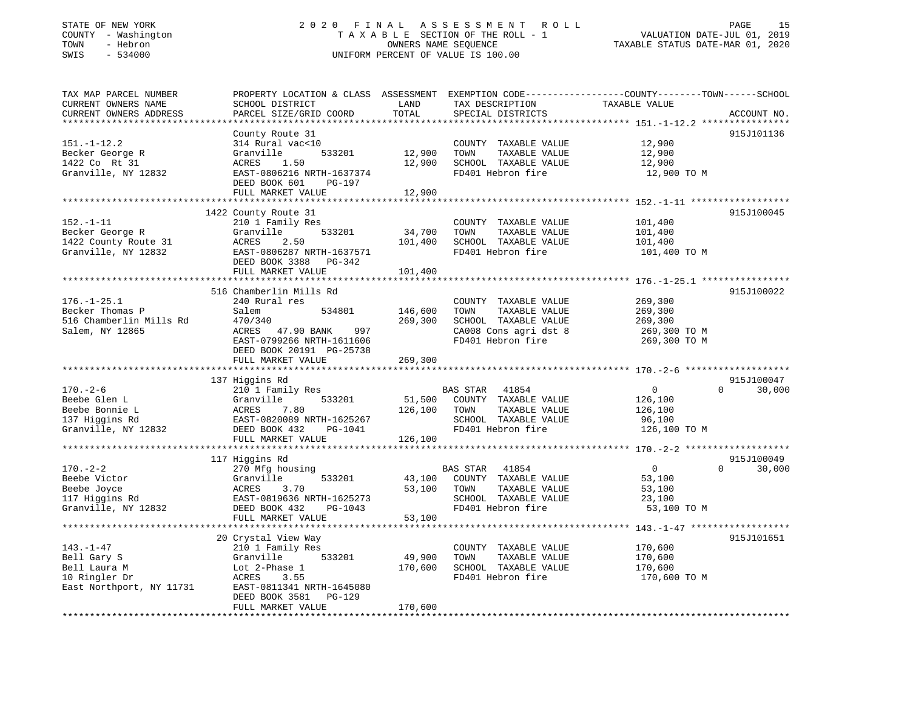STATE OF NEW YORK
COUNTY - Washington
TOWN - Hebron
SWIS - 534000

2020 FINAL ASSESSMENT ROLL
TAXABLE SECTION OF THE ROLL - 1
OWNERS NAME SEQUENCE
UNIFORM PERCENT OF VALUE IS 100.00

VALUATION DATE-JUL 01, 2019
TAXABLE STATUS DATE-MAR 01, 2020

| TAX MAP PARCEL NUMBER / CURRENT OWNERS NAME / CURRENT OWNERS ADDRESS | PROPERTY LOCATION & CLASS / SCHOOL DISTRICT / PARCEL SIZE/GRID COORD | ASSESSMENT LAND | TOTAL | EXEMPTION CODE / TAX DESCRIPTION / SPECIAL DISTRICTS | COUNTY TAXABLE VALUE | TOWN | SCHOOL | ACCOUNT NO. |
|---|---|---|---|---|---|---|---|---|
| **151.-1-12.2** | County Route 31 | | | | | | | 915J101136 |
| 151.-1-12.2 | 314 Rural vac<10 | | | COUNTY TAXABLE VALUE | 12,900 | | | |
| Becker George R | Granville 533201 | 12,900 | | TOWN TAXABLE VALUE | 12,900 | | | |
| 1422 Co Rt 31 | ACRES 1.50 | | 12,900 | SCHOOL TAXABLE VALUE | 12,900 | | | |
| Granville, NY 12832 | EAST-0806216 NRTH-1637374 | | | FD401 Hebron fire | 12,900 TO M | | | |
| | DEED BOOK 601 PG-197 | | | | | | | |
| | FULL MARKET VALUE | | 12,900 | | | | | |
| **152.-1-11** | 1422 County Route 31 | | | | | | | 915J100045 |
| 152.-1-11 | 210 1 Family Res | | | COUNTY TAXABLE VALUE | 101,400 | | | |
| Becker George R | Granville 533201 | 34,700 | | TOWN TAXABLE VALUE | 101,400 | | | |
| 1422 County Route 31 | ACRES 2.50 | | 101,400 | SCHOOL TAXABLE VALUE | 101,400 | | | |
| Granville, NY 12832 | EAST-0806287 NRTH-1637571 | | | FD401 Hebron fire | 101,400 TO M | | | |
| | DEED BOOK 3388 PG-342 | | | | | | | |
| | FULL MARKET VALUE | | 101,400 | | | | | |
| **176.-1-25.1** | 516 Chamberlin Mills Rd | | | | | | | 915J100022 |
| 176.-1-25.1 | 240 Rural res | | | COUNTY TAXABLE VALUE | 269,300 | | | |
| Becker Thomas P | Salem 534801 | 146,600 | | TOWN TAXABLE VALUE | 269,300 | | | |
| 516 Chamberlin Mills Rd | 470/340 | | 269,300 | SCHOOL TAXABLE VALUE | 269,300 | | | |
| Salem, NY 12865 | ACRES 47.90 BANK 997 | | | CA008 Cons agri dst 8 | 269,300 TO M | | | |
| | EAST-0799266 NRTH-1611606 | | | FD401 Hebron fire | 269,300 TO M | | | |
| | DEED BOOK 20191 PG-25738 | | | | | | | |
| | FULL MARKET VALUE | | 269,300 | | | | | |
| **170.-2-6** | 137 Higgins Rd | | | | | | | 915J100047 |
| 170.-2-6 | 210 1 Family Res | | | BAS STAR 41854 | 0 | 0 | 30,000 | |
| Beebe Glen L | Granville 533201 | 51,500 | | COUNTY TAXABLE VALUE | 126,100 | | | |
| Beebe Bonnie L | ACRES 7.80 | | 126,100 | TOWN TAXABLE VALUE | 126,100 | | | |
| 137 Higgins Rd | EAST-0820089 NRTH-1625267 | | | SCHOOL TAXABLE VALUE | 96,100 | | | |
| Granville, NY 12832 | DEED BOOK 432 PG-1041 | | | FD401 Hebron fire | 126,100 TO M | | | |
| | FULL MARKET VALUE | | 126,100 | | | | | |
| **170.-2-2** | 117 Higgins Rd | | | | | | | 915J100049 |
| 170.-2-2 | 270 Mfg housing | | | BAS STAR 41854 | 0 | 0 | 30,000 | |
| Beebe Victor | Granville 533201 | 43,100 | | COUNTY TAXABLE VALUE | 53,100 | | | |
| Beebe Joyce | ACRES 3.70 | | 53,100 | TOWN TAXABLE VALUE | 53,100 | | | |
| 117 Higgins Rd | EAST-0819636 NRTH-1625273 | | | SCHOOL TAXABLE VALUE | 23,100 | | | |
| Granville, NY 12832 | DEED BOOK 432 PG-1043 | | | FD401 Hebron fire | 53,100 TO M | | | |
| | FULL MARKET VALUE | | 53,100 | | | | | |
| **143.-1-47** | 20 Crystal View Way | | | | | | | 915J101651 |
| 143.-1-47 | 210 1 Family Res | | | COUNTY TAXABLE VALUE | 170,600 | | | |
| Bell Gary S | Granville 533201 | 49,900 | | TOWN TAXABLE VALUE | 170,600 | | | |
| Bell Laura M | Lot 2-Phase 1 | | 170,600 | SCHOOL TAXABLE VALUE | 170,600 | | | |
| 10 Ringler Dr | ACRES 3.55 | | | FD401 Hebron fire | 170,600 TO M | | | |
| East Northport, NY 11731 | EAST-0811341 NRTH-1645080 | | | | | | | |
| | DEED BOOK 3581 PG-129 | | | | | | | |
| | FULL MARKET VALUE | | 170,600 | | | | | |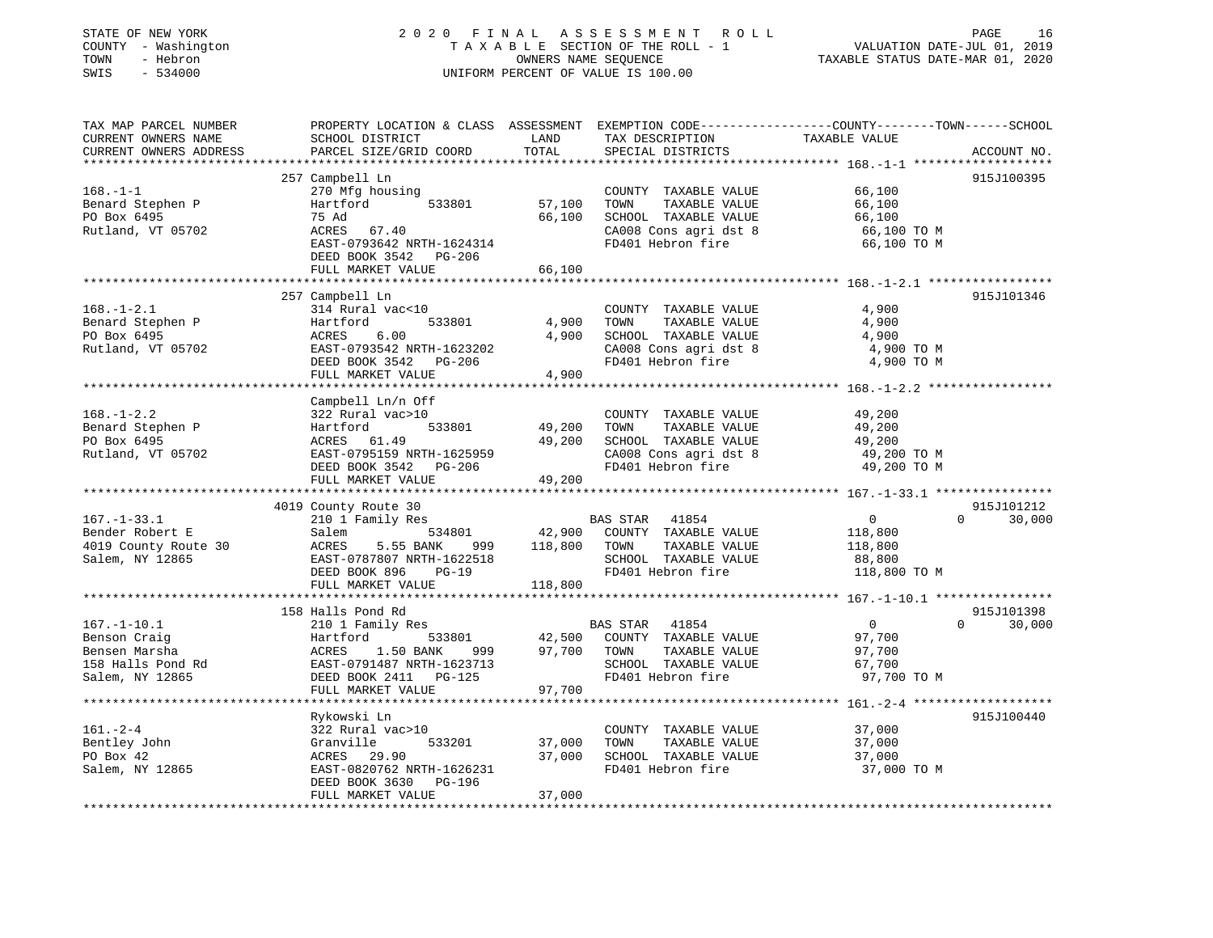STATE OF NEW YORK
COUNTY - Washington
TOWN - Hebron
SWIS - 534000

# 2020 FINAL ASSESSMENT ROLL
TAXABLE SECTION OF THE ROLL - 1
OWNERS NAME SEQUENCE
UNIFORM PERCENT OF VALUE IS 100.00

VALUATION DATE-JUL 01, 2019
TAXABLE STATUS DATE-MAR 01, 2020

| TAX MAP PARCEL NUMBER / CURRENT OWNERS NAME / CURRENT OWNERS ADDRESS | PROPERTY LOCATION & CLASS / SCHOOL DISTRICT / PARCEL SIZE/GRID COORD | ASSESSMENT LAND | TOTAL | EXEMPTION CODE / TAX DESCRIPTION / SPECIAL DISTRICTS | COUNTY TAXABLE VALUE | TOWN | SCHOOL | ACCOUNT NO. |
|---|---|---|---|---|---|---|---|---|
| **168.-1-1** | 257 Campbell Ln | | | | | | | 915J100395 |
| Benard Stephen P | 270 Mfg housing | | | COUNTY TAXABLE VALUE | 66,100 | | | |
| PO Box 6495 | Hartford 533801 | 57,100 | | TOWN TAXABLE VALUE | 66,100 | | | |
| Rutland, VT 05702 | 75 Ad | | 66,100 | SCHOOL TAXABLE VALUE | 66,100 | | | |
| | ACRES 67.40 | | | CA008 Cons agri dst 8 | 66,100 TO M | | | |
| | EAST-0793642 NRTH-1624314 | | | FD401 Hebron fire | 66,100 TO M | | | |
| | DEED BOOK 3542 PG-206 | | | | | | | |
| | FULL MARKET VALUE | | 66,100 | | | | | |
| **168.-1-2.1** | 257 Campbell Ln | | | | | | | 915J101346 |
| Benard Stephen P | 314 Rural vac<10 | | | COUNTY TAXABLE VALUE | 4,900 | | | |
| PO Box 6495 | Hartford 533801 | 4,900 | | TOWN TAXABLE VALUE | 4,900 | | | |
| Rutland, VT 05702 | ACRES 6.00 | | 4,900 | SCHOOL TAXABLE VALUE | 4,900 | | | |
| | EAST-0793542 NRTH-1623202 | | | CA008 Cons agri dst 8 | 4,900 TO M | | | |
| | DEED BOOK 3542 PG-206 | | | FD401 Hebron fire | 4,900 TO M | | | |
| | FULL MARKET VALUE | | 4,900 | | | | | |
| **168.-1-2.2** | Campbell Ln/n Off | | | | | | | |
| Benard Stephen P | 322 Rural vac>10 | | | COUNTY TAXABLE VALUE | 49,200 | | | |
| PO Box 6495 | Hartford 533801 | 49,200 | | TOWN TAXABLE VALUE | 49,200 | | | |
| Rutland, VT 05702 | ACRES 61.49 | | 49,200 | SCHOOL TAXABLE VALUE | 49,200 | | | |
| | EAST-0795159 NRTH-1625959 | | | CA008 Cons agri dst 8 | 49,200 TO M | | | |
| | DEED BOOK 3542 PG-206 | | | FD401 Hebron fire | 49,200 TO M | | | |
| | FULL MARKET VALUE | | 49,200 | | | | | |
| **167.-1-33.1** | 4019 County Route 30 | | | | | | | 915J101212 |
| Bender Robert E | 210 1 Family Res | | | BAS STAR 41854 | 0 | 0 | 30,000 | |
| 4019 County Route 30 | Salem 534801 | 42,900 | | COUNTY TAXABLE VALUE | 118,800 | | | |
| Salem, NY 12865 | ACRES 5.55 BANK 999 | | 118,800 | TOWN TAXABLE VALUE | 118,800 | | | |
| | EAST-0787807 NRTH-1622518 | | | SCHOOL TAXABLE VALUE | 88,800 | | | |
| | DEED BOOK 896 PG-19 | | | FD401 Hebron fire | 118,800 TO M | | | |
| | FULL MARKET VALUE | | 118,800 | | | | | |
| **167.-1-10.1** | 158 Halls Pond Rd | | | | | | | 915J101398 |
| Benson Craig | 210 1 Family Res | | | BAS STAR 41854 | 0 | 0 | 30,000 | |
| Bensen Marsha | Hartford 533801 | 42,500 | | COUNTY TAXABLE VALUE | 97,700 | | | |
| 158 Halls Pond Rd | ACRES 1.50 BANK 999 | | 97,700 | TOWN TAXABLE VALUE | 97,700 | | | |
| Salem, NY 12865 | EAST-0791487 NRTH-1623713 | | | SCHOOL TAXABLE VALUE | 67,700 | | | |
| | DEED BOOK 2411 PG-125 | | | FD401 Hebron fire | 97,700 TO M | | | |
| | FULL MARKET VALUE | | 97,700 | | | | | |
| **161.-2-4** | Rykowski Ln | | | | | | | 915J100440 |
| Bentley John | 322 Rural vac>10 | | | COUNTY TAXABLE VALUE | 37,000 | | | |
| PO Box 42 | Granville 533201 | 37,000 | | TOWN TAXABLE VALUE | 37,000 | | | |
| Salem, NY 12865 | ACRES 29.90 | | 37,000 | SCHOOL TAXABLE VALUE | 37,000 | | | |
| | EAST-0820762 NRTH-1626231 | | | FD401 Hebron fire | 37,000 TO M | | | |
| | DEED BOOK 3630 PG-196 | | | | | | | |
| | FULL MARKET VALUE | | 37,000 | | | | | |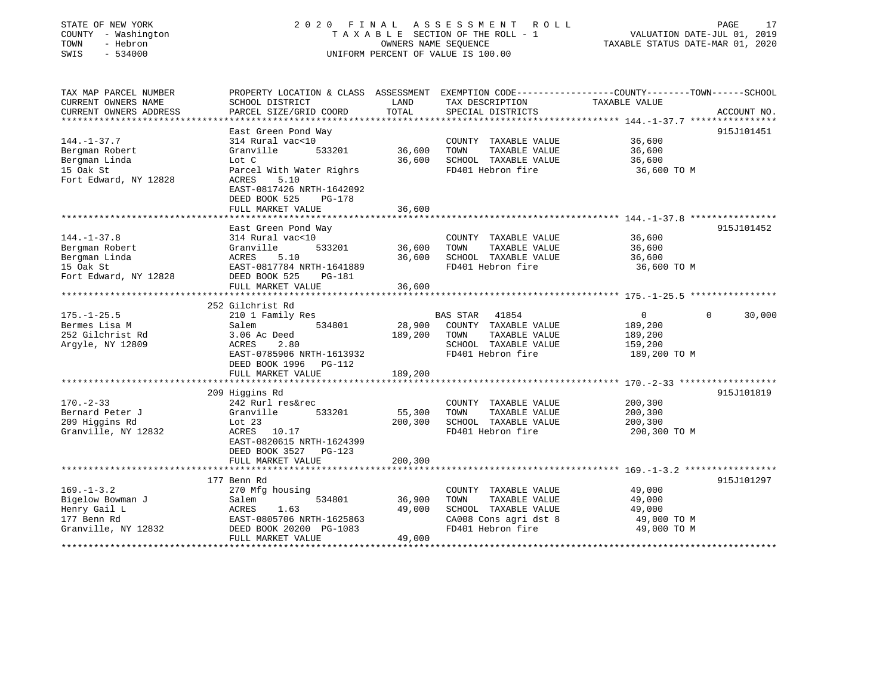STATE OF NEW YORK
COUNTY - Washington
TOWN - Hebron
SWIS - 534000

2020 FINAL ASSESSMENT ROLL
TAXABLE SECTION OF THE ROLL - 1
OWNERS NAME SEQUENCE
UNIFORM PERCENT OF VALUE IS 100.00

VALUATION DATE-JUL 01, 2019
TAXABLE STATUS DATE-MAR 01, 2020

| TAX MAP PARCEL NUMBER / CURRENT OWNERS NAME / CURRENT OWNERS ADDRESS | PROPERTY LOCATION & CLASS / SCHOOL DISTRICT / PARCEL SIZE/GRID COORD | ASSESSMENT LAND | TOTAL | EXEMPTION CODE / TAX DESCRIPTION / SPECIAL DISTRICTS | COUNTY / TOWN TAXABLE VALUE | SCHOOL | ACCOUNT NO. |
|---|---|---|---|---|---|---|---|
| **144.-1-37.7** | East Green Pond Way | | | | | | 915J101451 |
| 144.-1-37.7 | 314 Rural vac<10 | | | COUNTY TAXABLE VALUE | 36,600 | | |
| Bergman Robert | Granville 533201 | 36,600 | | TOWN TAXABLE VALUE | 36,600 | | |
| Bergman Linda | Lot C | | 36,600 | SCHOOL TAXABLE VALUE | 36,600 | | |
| 15 Oak St | Parcel With Water Righrs | | | FD401 Hebron fire | 36,600 TO M | | |
| Fort Edward, NY 12828 | ACRES 5.10 | | | | | | |
| | EAST-0817426 NRTH-1642092 | | | | | | |
| | DEED BOOK 525 PG-178 | | | | | | |
| | FULL MARKET VALUE | | 36,600 | | | | |
| **144.-1-37.8** | East Green Pond Way | | | | | | 915J101452 |
| 144.-1-37.8 | 314 Rural vac<10 | | | COUNTY TAXABLE VALUE | 36,600 | | |
| Bergman Robert | Granville 533201 | 36,600 | | TOWN TAXABLE VALUE | 36,600 | | |
| Bergman Linda | ACRES 5.10 | | 36,600 | SCHOOL TAXABLE VALUE | 36,600 | | |
| 15 Oak St | EAST-0817784 NRTH-1641889 | | | FD401 Hebron fire | 36,600 TO M | | |
| Fort Edward, NY 12828 | DEED BOOK 525 PG-181 | | | | | | |
| | FULL MARKET VALUE | | 36,600 | | | | |
| **175.-1-25.5** | 252 Gilchrist Rd | | | | | | |
| 175.-1-25.5 | 210 1 Family Res | | | BAS STAR 41854 | 0 / 0 | 30,000 | |
| Bermes Lisa M | Salem 534801 | 28,900 | | COUNTY TAXABLE VALUE | 189,200 | | |
| 252 Gilchrist Rd | 3.06 Ac Deed | | 189,200 | TOWN TAXABLE VALUE | 189,200 | | |
| Argyle, NY 12809 | ACRES 2.80 | | | SCHOOL TAXABLE VALUE | | 159,200 | |
| | EAST-0785906 NRTH-1613932 | | | FD401 Hebron fire | 189,200 TO M | | |
| | DEED BOOK 1996 PG-112 | | | | | | |
| | FULL MARKET VALUE | | 189,200 | | | | |
| **170.-2-33** | 209 Higgins Rd | | | | | | 915J101819 |
| 170.-2-33 | 242 Rurl res&rec | | | COUNTY TAXABLE VALUE | 200,300 | | |
| Bernard Peter J | Granville 533201 | 55,300 | | TOWN TAXABLE VALUE | 200,300 | | |
| 209 Higgins Rd | Lot 23 | | 200,300 | SCHOOL TAXABLE VALUE | 200,300 | | |
| Granville, NY 12832 | ACRES 10.17 | | | FD401 Hebron fire | 200,300 TO M | | |
| | EAST-0820615 NRTH-1624399 | | | | | | |
| | DEED BOOK 3527 PG-123 | | | | | | |
| | FULL MARKET VALUE | | 200,300 | | | | |
| **169.-1-3.2** | 177 Benn Rd | | | | | | 915J101297 |
| 169.-1-3.2 | 270 Mfg housing | | | COUNTY TAXABLE VALUE | 49,000 | | |
| Bigelow Bowman J | Salem 534801 | 36,900 | | TOWN TAXABLE VALUE | 49,000 | | |
| Henry Gail L | ACRES 1.63 | | 49,000 | SCHOOL TAXABLE VALUE | 49,000 | | |
| 177 Benn Rd | EAST-0805706 NRTH-1625863 | | | CA008 Cons agri dst 8 | 49,000 TO M | | |
| Granville, NY 12832 | DEED BOOK 20200 PG-1083 | | | FD401 Hebron fire | 49,000 TO M | | |
| | FULL MARKET VALUE | | 49,000 | | | | |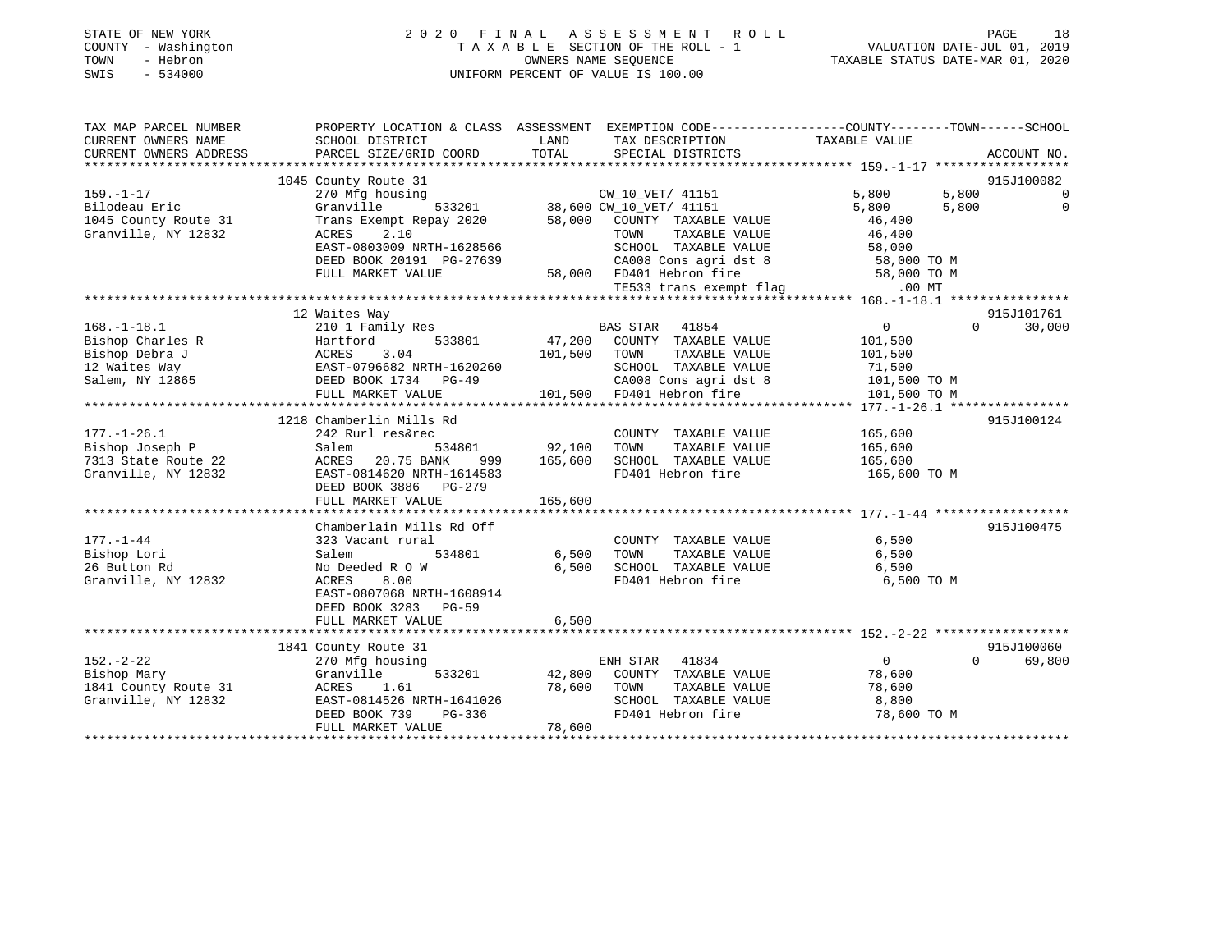STATE OF NEW YORK
COUNTY - Washington
TOWN - Hebron
SWIS - 534000

2020 FINAL ASSESSMENT ROLL
TAXABLE SECTION OF THE ROLL - 1
OWNERS NAME SEQUENCE
UNIFORM PERCENT OF VALUE IS 100.00

VALUATION DATE-JUL 01, 2019
TAXABLE STATUS DATE-MAR 01, 2020

```
TAX MAP PARCEL NUMBER          PROPERTY LOCATION & CLASS  ASSESSMENT  EXEMPTION CODE-----------------COUNTY--------TOWN------SCHOOL
CURRENT OWNERS NAME            SCHOOL DISTRICT              LAND      TAX DESCRIPTION             TAXABLE VALUE
CURRENT OWNERS ADDRESS         PARCEL SIZE/GRID COORD       TOTAL     SPECIAL DISTRICTS                                   ACCOUNT NO.
******************************************************************************************************* 159.-1-17 *****************
                               1045 County Route 31                                                                       915J100082
159.-1-17                      270 Mfg housing                     CW_10_VET/ 41151                5,800       5,800            0
Bilodeau Eric                  Granville       533201       38,600 CW_10_VET/ 41151                5,800       5,800            0
1045 County Route 31           Trans Exempt Repay 2020      58,000   COUNTY  TAXABLE VALUE          46,400
Granville, NY 12832            ACRES    2.10                         TOWN    TAXABLE VALUE          46,400
                               EAST-0803009 NRTH-1628566             SCHOOL  TAXABLE VALUE          58,000
                               DEED BOOK 20191 PG-27639              CA008 Cons agri dst 8           58,000 TO M
                               FULL MARKET VALUE            58,000   FD401 Hebron fire               58,000 TO M
                                                                     TE533 trans exempt flag            .00 MT
******************************************************************************************************* 168.-1-18.1 ***************
                               12 Waites Way                                                                              915J101761
168.-1-18.1                    210 1 Family Res                     BAS STAR  41854                     0           0       30,000
Bishop Charles R               Hartford        533801       47,200   COUNTY  TAXABLE VALUE         101,500
Bishop Debra J                 ACRES    3.04               101,500   TOWN    TAXABLE VALUE         101,500
12 Waites Way                  EAST-0796682 NRTH-1620260             SCHOOL  TAXABLE VALUE          71,500
Salem, NY 12865                DEED BOOK 1734   PG-49                CA008 Cons agri dst 8          101,500 TO M
                               FULL MARKET VALUE           101,500   FD401 Hebron fire              101,500 TO M
******************************************************************************************************* 177.-1-26.1 ***************
                               1218 Chamberlin Mills Rd                                                                   915J100124
177.-1-26.1                    242 Rurl res&rec                      COUNTY  TAXABLE VALUE         165,600
Bishop Joseph P                Salem           534801       92,100   TOWN    TAXABLE VALUE         165,600
7313 State Route 22            ACRES   20.75 BANK     999  165,600   SCHOOL  TAXABLE VALUE         165,600
Granville, NY 12832            EAST-0814620 NRTH-1614583             FD401 Hebron fire              165,600 TO M
                               DEED BOOK 3886   PG-279
                               FULL MARKET VALUE           165,600
******************************************************************************************************* 177.-1-44 *****************
                               Chamberlain Mills Rd Off                                                                   915J100475
177.-1-44                      323 Vacant rural                      COUNTY  TAXABLE VALUE           6,500
Bishop Lori                    Salem           534801        6,500   TOWN    TAXABLE VALUE           6,500
26 Button Rd                   No Deeded R O W               6,500   SCHOOL  TAXABLE VALUE           6,500
Granville, NY 12832            ACRES    8.00                         FD401 Hebron fire                6,500 TO M
                               EAST-0807068 NRTH-1608914
                               DEED BOOK 3283   PG-59
                               FULL MARKET VALUE             6,500
******************************************************************************************************* 152.-2-22 *****************
                               1841 County Route 31                                                                       915J100060
152.-2-22                      270 Mfg housing                      ENH STAR  41834                     0           0       69,800
Bishop Mary                    Granville       533201       42,800   COUNTY  TAXABLE VALUE          78,600
1841 County Route 31           ACRES    1.61                78,600   TOWN    TAXABLE VALUE          78,600
Granville, NY 12832            EAST-0814526 NRTH-1641026             SCHOOL  TAXABLE VALUE           8,800
                               DEED BOOK 739    PG-336               FD401 Hebron fire               78,600 TO M
                               FULL MARKET VALUE            78,600
************************************************************************************************************************************
```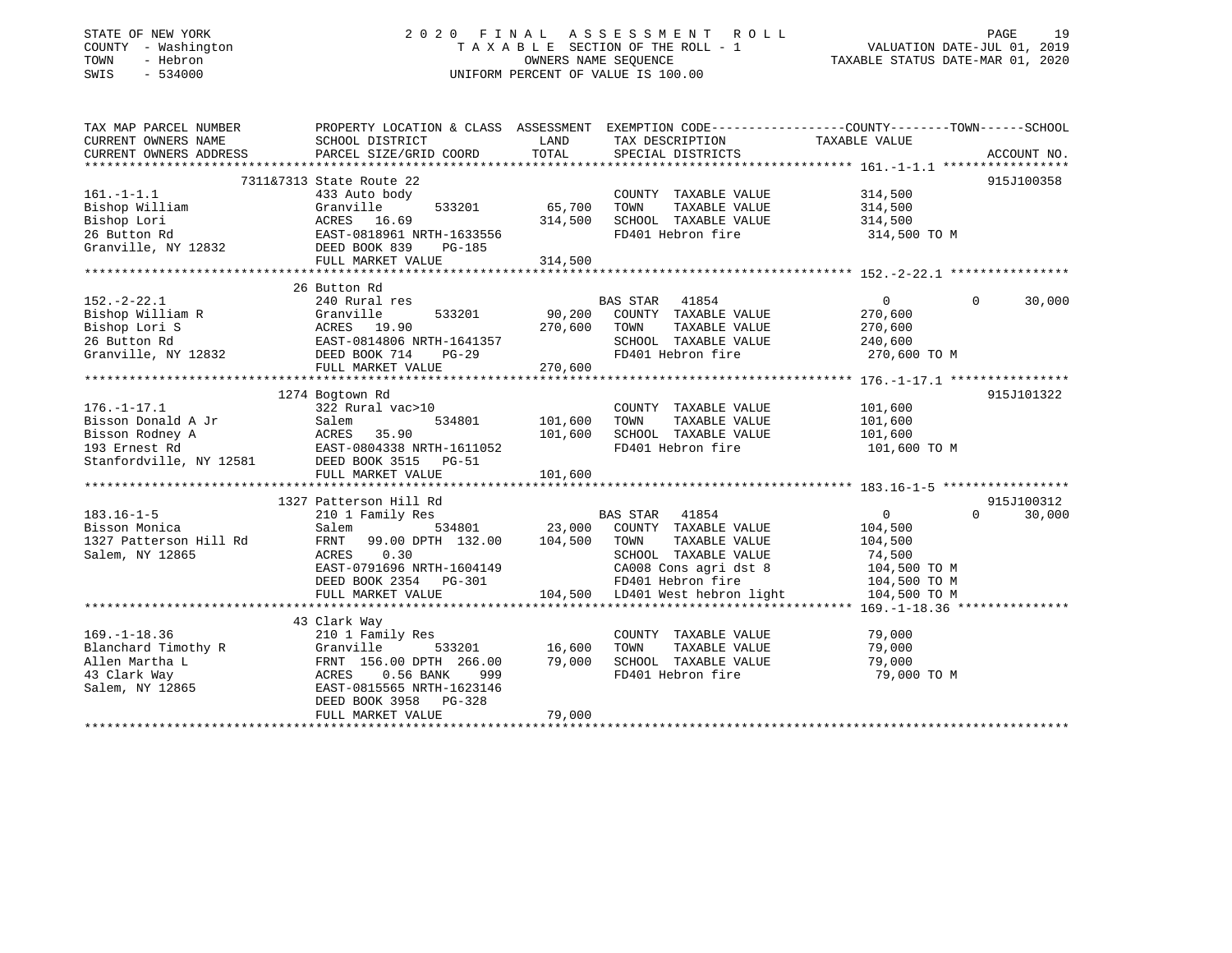STATE OF NEW YORK
COUNTY - Washington
TOWN - Hebron
SWIS - 534000

2020 FINAL ASSESSMENT ROLL
TAXABLE SECTION OF THE ROLL - 1
OWNERS NAME SEQUENCE
UNIFORM PERCENT OF VALUE IS 100.00

VALUATION DATE-JUL 01, 2019
TAXABLE STATUS DATE-MAR 01, 2020

| TAX MAP PARCEL NUMBER / CURRENT OWNERS NAME / CURRENT OWNERS ADDRESS | PROPERTY LOCATION & CLASS / SCHOOL DISTRICT / PARCEL SIZE/GRID COORD | ASSESSMENT LAND / TOTAL | EXEMPTION CODE / TAX DESCRIPTION / SPECIAL DISTRICTS | COUNTY TAXABLE VALUE | TOWN | SCHOOL | ACCOUNT NO. |
|---|---|---|---|---|---|---|---|
| 161.-1-1.1 | 7311&7313 State Route 22 | | | | | | 915J100358 |
| Bishop William | 433 Auto body | | COUNTY TAXABLE VALUE | 314,500 | | | |
| Bishop Lori | Granville 533201 | 65,700 | TOWN TAXABLE VALUE | 314,500 | | | |
| 26 Button Rd | ACRES 16.69 | 314,500 | SCHOOL TAXABLE VALUE | 314,500 | | | |
| Granville, NY 12832 | EAST-0818961 NRTH-1633556 | | FD401 Hebron fire | 314,500 TO M | | | |
| | DEED BOOK 839 PG-185 | | | | | | |
| | FULL MARKET VALUE | 314,500 | | | | | |
| 152.-2-22.1 | 26 Button Rd | | | | | | |
| Bishop William R | 240 Rural res | | BAS STAR 41854 | 0 | 0 | 30,000 | |
| Bishop Lori S | Granville 533201 | 90,200 | COUNTY TAXABLE VALUE | 270,600 | | | |
| 26 Button Rd | ACRES 19.90 | 270,600 | TOWN TAXABLE VALUE | 270,600 | | | |
| Granville, NY 12832 | EAST-0814806 NRTH-1641357 | | SCHOOL TAXABLE VALUE | 240,600 | | | |
| | DEED BOOK 714 PG-29 | | FD401 Hebron fire | 270,600 TO M | | | |
| | FULL MARKET VALUE | 270,600 | | | | | |
| 176.-1-17.1 | 1274 Bogtown Rd | | | | | | 915J101322 |
| Bisson Donald A Jr | 322 Rural vac>10 | | COUNTY TAXABLE VALUE | 101,600 | | | |
| Bisson Rodney A | Salem 534801 | 101,600 | TOWN TAXABLE VALUE | 101,600 | | | |
| 193 Ernest Rd | ACRES 35.90 | 101,600 | SCHOOL TAXABLE VALUE | 101,600 | | | |
| Stanfordville, NY 12581 | EAST-0804338 NRTH-1611052 | | FD401 Hebron fire | 101,600 TO M | | | |
| | DEED BOOK 3515 PG-51 | | | | | | |
| | FULL MARKET VALUE | 101,600 | | | | | |
| 183.16-1-5 | 1327 Patterson Hill Rd | | | | | | 915J100312 |
| Bisson Monica | 210 1 Family Res | | BAS STAR 41854 | 0 | 0 | 30,000 | |
| 1327 Patterson Hill Rd | Salem 534801 | 23,000 | COUNTY TAXABLE VALUE | 104,500 | | | |
| Salem, NY 12865 | FRNT 99.00 DPTH 132.00 | 104,500 | TOWN TAXABLE VALUE | 104,500 | | | |
| | ACRES 0.30 | | SCHOOL TAXABLE VALUE | 74,500 | | | |
| | EAST-0791696 NRTH-1604149 | | CA008 Cons agri dst 8 | 104,500 TO M | | | |
| | DEED BOOK 2354 PG-301 | | FD401 Hebron fire | 104,500 TO M | | | |
| | FULL MARKET VALUE | 104,500 | LD401 West hebron light | 104,500 TO M | | | |
| 169.-1-18.36 | 43 Clark Way | | | | | | |
| Blanchard Timothy R | 210 1 Family Res | | COUNTY TAXABLE VALUE | 79,000 | | | |
| Allen Martha L | Granville 533201 | 16,600 | TOWN TAXABLE VALUE | 79,000 | | | |
| 43 Clark Way | FRNT 156.00 DPTH 266.00 | 79,000 | SCHOOL TAXABLE VALUE | 79,000 | | | |
| Salem, NY 12865 | ACRES 0.56 BANK 999 | | FD401 Hebron fire | 79,000 TO M | | | |
| | EAST-0815565 NRTH-1623146 | | | | | | |
| | DEED BOOK 3958 PG-328 | | | | | | |
| | FULL MARKET VALUE | 79,000 | | | | | |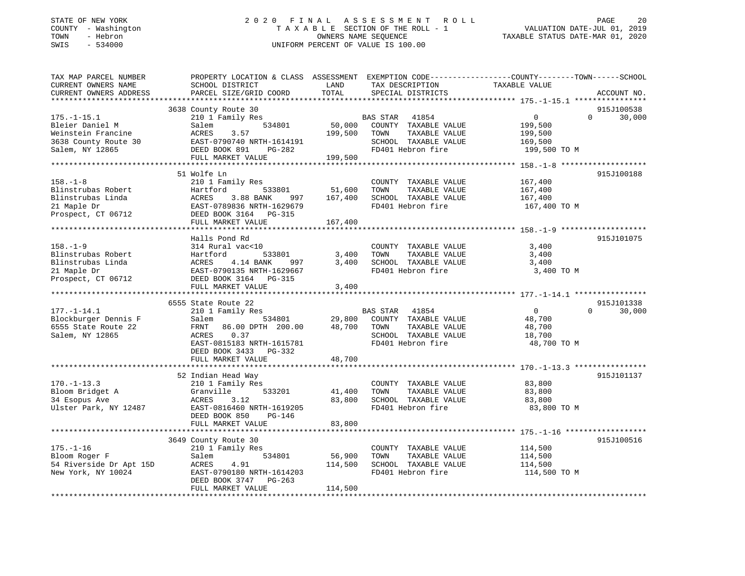STATE OF NEW YORK
COUNTY - Washington
TOWN - Hebron
SWIS - 534000

# 2020 FINAL ASSESSMENT ROLL
TAXABLE SECTION OF THE ROLL - 1
OWNERS NAME SEQUENCE
UNIFORM PERCENT OF VALUE IS 100.00

VALUATION DATE-JUL 01, 2019
TAXABLE STATUS DATE-MAR 01, 2020

| TAX MAP PARCEL NUMBER / CURRENT OWNERS NAME / CURRENT OWNERS ADDRESS | PROPERTY LOCATION & CLASS / SCHOOL DISTRICT / PARCEL SIZE/GRID COORD | ASSESSMENT LAND / TOTAL | EXEMPTION CODE / TAX DESCRIPTION / SPECIAL DISTRICTS | COUNTY | TOWN | SCHOOL | ACCOUNT NO. |
|---|---|---|---|---|---|---|---|
| 175.-1-15.1 | 3638 County Route 30 | | | | | | 915J100538 |
| Bleier Daniel M | 210 1 Family Res | | BAS STAR 41854 | 0 | 0 | 30,000 | |
| Weinstein Francine | Salem 534801 | 50,000 | COUNTY TAXABLE VALUE | 199,500 | | | |
| 3638 County Route 30 | ACRES 3.57 | 199,500 | TOWN TAXABLE VALUE | | 199,500 | | |
| Salem, NY 12865 | EAST-0790740 NRTH-1614191 | | SCHOOL TAXABLE VALUE | | | 169,500 | |
| | DEED BOOK 891 PG-282 | | FD401 Hebron fire | 199,500 TO M | | | |
| | FULL MARKET VALUE | 199,500 | | | | | |
| 158.-1-8 | 51 Wolfe Ln | | | | | | 915J100188 |
| Blinstrubas Robert | 210 1 Family Res | | COUNTY TAXABLE VALUE | 167,400 | | | |
| Blinstrubas Linda | Hartford 533801 | 51,600 | TOWN TAXABLE VALUE | | 167,400 | | |
| 21 Maple Dr | ACRES 3.88 BANK 997 | 167,400 | SCHOOL TAXABLE VALUE | | | 167,400 | |
| Prospect, CT 06712 | EAST-0789836 NRTH-1629679 | | FD401 Hebron fire | 167,400 TO M | | | |
| | DEED BOOK 3164 PG-315 | | | | | | |
| | FULL MARKET VALUE | 167,400 | | | | | |
| 158.-1-9 | Halls Pond Rd | | | | | | 915J101075 |
| Blinstrubas Robert | 314 Rural vac<10 | | COUNTY TAXABLE VALUE | 3,400 | | | |
| Blinstrubas Linda | Hartford 533801 | 3,400 | TOWN TAXABLE VALUE | | 3,400 | | |
| 21 Maple Dr | ACRES 4.14 BANK 997 | 3,400 | SCHOOL TAXABLE VALUE | | | 3,400 | |
| Prospect, CT 06712 | EAST-0790135 NRTH-1629667 | | FD401 Hebron fire | 3,400 TO M | | | |
| | DEED BOOK 3164 PG-315 | | | | | | |
| | FULL MARKET VALUE | 3,400 | | | | | |
| 177.-1-14.1 | 6555 State Route 22 | | | | | | 915J101338 |
| Blockburger Dennis F | 210 1 Family Res | | BAS STAR 41854 | 0 | 0 | 30,000 | |
| 6555 State Route 22 | Salem 534801 | 29,800 | COUNTY TAXABLE VALUE | 48,700 | | | |
| Salem, NY 12865 | FRNT 86.00 DPTH 200.00 | 48,700 | TOWN TAXABLE VALUE | | 48,700 | | |
| | ACRES 0.37 | | SCHOOL TAXABLE VALUE | | | 18,700 | |
| | EAST-0815183 NRTH-1615781 | | FD401 Hebron fire | 48,700 TO M | | | |
| | DEED BOOK 3433 PG-332 | | | | | | |
| | FULL MARKET VALUE | 48,700 | | | | | |
| 170.-1-13.3 | 52 Indian Head Way | | | | | | 915J101137 |
| Bloom Bridget A | 210 1 Family Res | | COUNTY TAXABLE VALUE | 83,800 | | | |
| 34 Esopus Ave | Granville 533201 | 41,400 | TOWN TAXABLE VALUE | | 83,800 | | |
| Ulster Park, NY 12487 | ACRES 3.12 | 83,800 | SCHOOL TAXABLE VALUE | | | 83,800 | |
| | EAST-0816460 NRTH-1619205 | | FD401 Hebron fire | 83,800 TO M | | | |
| | DEED BOOK 850 PG-146 | | | | | | |
| | FULL MARKET VALUE | 83,800 | | | | | |
| 175.-1-16 | 3649 County Route 30 | | | | | | 915J100516 |
| Bloom Roger F | 210 1 Family Res | | COUNTY TAXABLE VALUE | 114,500 | | | |
| 54 Riverside Dr Apt 15D | Salem 534801 | 56,900 | TOWN TAXABLE VALUE | | 114,500 | | |
| New York, NY 10024 | ACRES 4.91 | 114,500 | SCHOOL TAXABLE VALUE | | | 114,500 | |
| | EAST-0790180 NRTH-1614203 | | FD401 Hebron fire | 114,500 TO M | | | |
| | DEED BOOK 3747 PG-263 | | | | | | |
| | FULL MARKET VALUE | 114,500 | | | | | |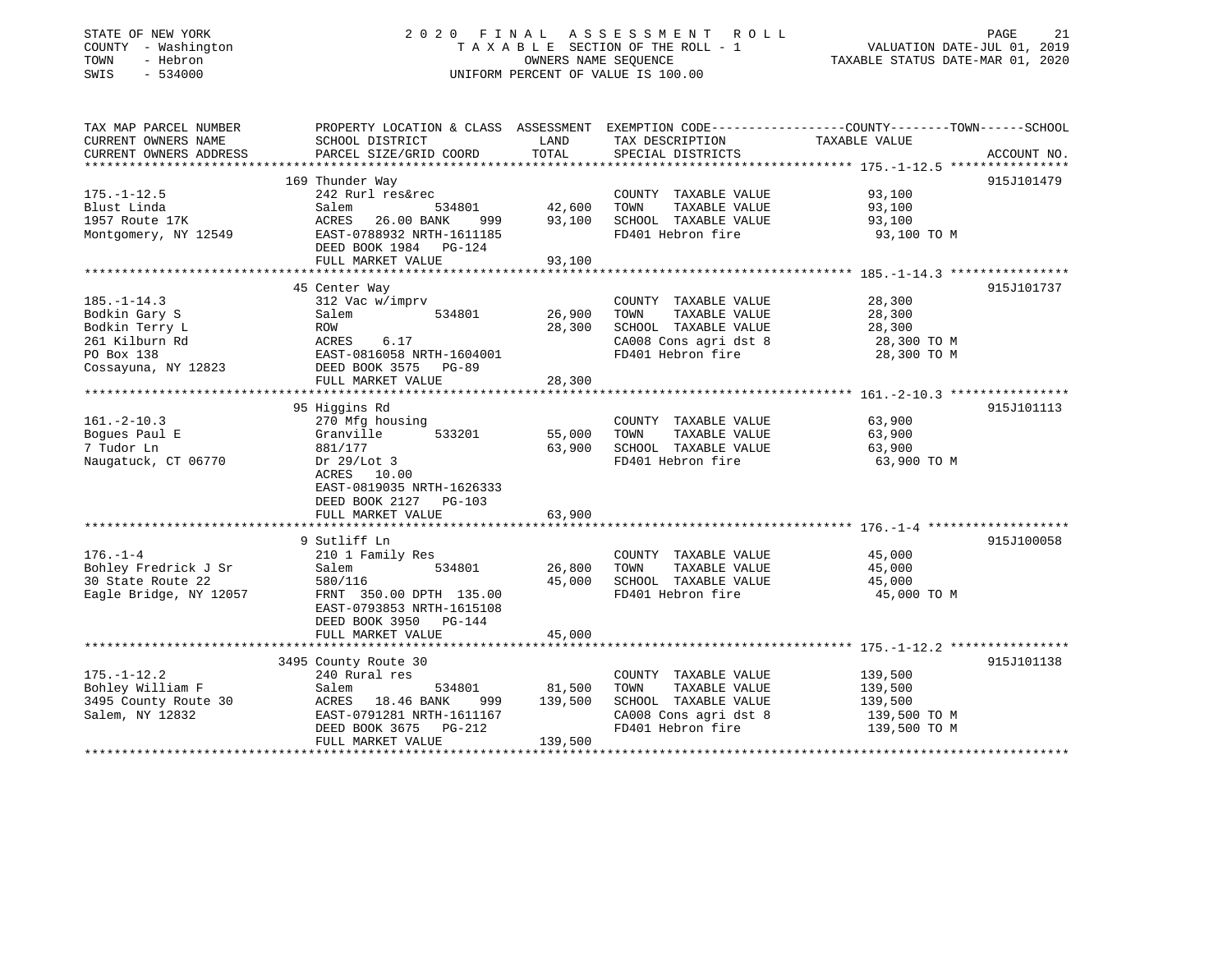STATE OF NEW YORK
COUNTY - Washington
TOWN - Hebron
SWIS - 534000

# 2020 FINAL ASSESSMENT ROLL

TAXABLE SECTION OF THE ROLL - 1
OWNERS NAME SEQUENCE
UNIFORM PERCENT OF VALUE IS 100.00

VALUATION DATE-JUL 01, 2019
TAXABLE STATUS DATE-MAR 01, 2020

| TAX MAP PARCEL NUMBER / CURRENT OWNERS NAME / CURRENT OWNERS ADDRESS | PROPERTY LOCATION & CLASS / SCHOOL DISTRICT / PARCEL SIZE/GRID COORD | ASSESSMENT LAND | TOTAL | EXEMPTION CODE / TAX DESCRIPTION / SPECIAL DISTRICTS | COUNTY--------TOWN------SCHOOL TAXABLE VALUE | ACCOUNT NO. |
|---|---|---|---|---|---|---|
| 175.-1-12.5 | 169 Thunder Way | | | | | 915J101479 |
| | 242 Rurl res&rec | | | COUNTY TAXABLE VALUE | 93,100 | |
| Blust Linda | Salem 534801 | 42,600 | | TOWN TAXABLE VALUE | 93,100 | |
| 1957 Route 17K | ACRES 26.00 BANK 999 | | 93,100 | SCHOOL TAXABLE VALUE | 93,100 | |
| Montgomery, NY 12549 | EAST-0788932 NRTH-1611185 | | | FD401 Hebron fire | 93,100 TO M | |
| | DEED BOOK 1984 PG-124 | | | | | |
| | FULL MARKET VALUE | | 93,100 | | | |
| 185.-1-14.3 | 45 Center Way | | | | | 915J101737 |
| | 312 Vac w/imprv | | | COUNTY TAXABLE VALUE | 28,300 | |
| Bodkin Gary S | Salem 534801 | 26,900 | | TOWN TAXABLE VALUE | 28,300 | |
| Bodkin Terry L | ROW | | 28,300 | SCHOOL TAXABLE VALUE | 28,300 | |
| 261 Kilburn Rd | ACRES 6.17 | | | CA008 Cons agri dst 8 | 28,300 TO M | |
| PO Box 138 | EAST-0816058 NRTH-1604001 | | | FD401 Hebron fire | 28,300 TO M | |
| Cossayuna, NY 12823 | DEED BOOK 3575 PG-89 | | | | | |
| | FULL MARKET VALUE | | 28,300 | | | |
| 161.-2-10.3 | 95 Higgins Rd | | | | | 915J101113 |
| | 270 Mfg housing | | | COUNTY TAXABLE VALUE | 63,900 | |
| Bogues Paul E | Granville 533201 | 55,000 | | TOWN TAXABLE VALUE | 63,900 | |
| 7 Tudor Ln | 881/177 | | 63,900 | SCHOOL TAXABLE VALUE | 63,900 | |
| Naugatuck, CT 06770 | Dr 29/Lot 3 | | | FD401 Hebron fire | 63,900 TO M | |
| | ACRES 10.00 | | | | | |
| | EAST-0819035 NRTH-1626333 | | | | | |
| | DEED BOOK 2127 PG-103 | | | | | |
| | FULL MARKET VALUE | | 63,900 | | | |
| 176.-1-4 | 9 Sutliff Ln | | | | | 915J100058 |
| | 210 1 Family Res | | | COUNTY TAXABLE VALUE | 45,000 | |
| Bohley Fredrick J Sr | Salem 534801 | 26,800 | | TOWN TAXABLE VALUE | 45,000 | |
| 30 State Route 22 | 580/116 | | 45,000 | SCHOOL TAXABLE VALUE | 45,000 | |
| Eagle Bridge, NY 12057 | FRNT 350.00 DPTH 135.00 | | | FD401 Hebron fire | 45,000 TO M | |
| | EAST-0793853 NRTH-1615108 | | | | | |
| | DEED BOOK 3950 PG-144 | | | | | |
| | FULL MARKET VALUE | | 45,000 | | | |
| 175.-1-12.2 | 3495 County Route 30 | | | | | 915J101138 |
| | 240 Rural res | | | COUNTY TAXABLE VALUE | 139,500 | |
| Bohley William F | Salem 534801 | 81,500 | | TOWN TAXABLE VALUE | 139,500 | |
| 3495 County Route 30 | ACRES 18.46 BANK 999 | | 139,500 | SCHOOL TAXABLE VALUE | 139,500 | |
| Salem, NY 12832 | EAST-0791281 NRTH-1611167 | | | CA008 Cons agri dst 8 | 139,500 TO M | |
| | DEED BOOK 3675 PG-212 | | | FD401 Hebron fire | 139,500 TO M | |
| | FULL MARKET VALUE | | 139,500 | | | |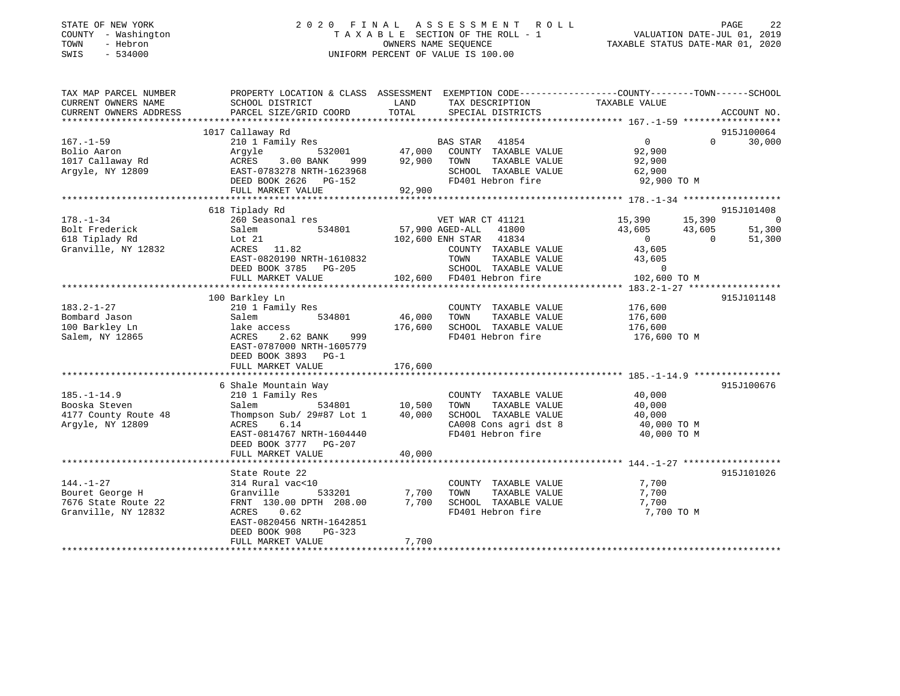STATE OF NEW YORK
COUNTY - Washington
TOWN - Hebron
SWIS - 534000

2020 FINAL ASSESSMENT ROLL
TAXABLE SECTION OF THE ROLL - 1
OWNERS NAME SEQUENCE
UNIFORM PERCENT OF VALUE IS 100.00

VALUATION DATE-JUL 01, 2019
TAXABLE STATUS DATE-MAR 01, 2020

| TAX MAP PARCEL NUMBER / CURRENT OWNERS NAME / CURRENT OWNERS ADDRESS | PROPERTY LOCATION & CLASS / SCHOOL DISTRICT / PARCEL SIZE/GRID COORD | ASSESSMENT LAND / TOTAL | EXEMPTION CODE / TAX DESCRIPTION / SPECIAL DISTRICTS | COUNTY TAXABLE VALUE | TOWN | SCHOOL | ACCOUNT NO. |
|---|---|---|---|---|---|---|---|
| 167.-1-59 | 1017 Callaway Rd | | | | | | 915J100064 |
| Bolio Aaron | 210 1 Family Res | | BAS STAR 41854 | 0 | 0 | 30,000 | |
| 1017 Callaway Rd | Argyle 532001 | 47,000 | COUNTY TAXABLE VALUE | 92,900 | | | |
| Argyle, NY 12809 | ACRES 3.00 BANK 999 | 92,900 | TOWN TAXABLE VALUE | 92,900 | | | |
| | EAST-0783278 NRTH-1623968 | | SCHOOL TAXABLE VALUE | 62,900 | | | |
| | DEED BOOK 2626 PG-152 | | FD401 Hebron fire | 92,900 TO M | | | |
| | FULL MARKET VALUE | 92,900 | | | | | |
| 178.-1-34 | 618 Tiplady Rd | | | | | | 915J101408 |
| Bolt Frederick | 260 Seasonal res | | VET WAR CT 41121 | 15,390 | 15,390 | 0 | |
| 618 Tiplady Rd | Salem 534801 | 57,900 | AGED-ALL 41800 | 43,605 | 43,605 | 51,300 | |
| Granville, NY 12832 | Lot 21 | 102,600 | ENH STAR 41834 | 0 | 0 | 51,300 | |
| | ACRES 11.82 | | COUNTY TAXABLE VALUE | 43,605 | | | |
| | EAST-0820190 NRTH-1610832 | | TOWN TAXABLE VALUE | 43,605 | | | |
| | DEED BOOK 3785 PG-205 | | SCHOOL TAXABLE VALUE | 0 | | | |
| | FULL MARKET VALUE | 102,600 | FD401 Hebron fire | 102,600 TO M | | | |
| 183.2-1-27 | 100 Barkley Ln | | | | | | 915J101148 |
| Bombard Jason | 210 1 Family Res | | COUNTY TAXABLE VALUE | 176,600 | | | |
| 100 Barkley Ln | Salem 534801 | 46,000 | TOWN TAXABLE VALUE | 176,600 | | | |
| Salem, NY 12865 | lake access | 176,600 | SCHOOL TAXABLE VALUE | 176,600 | | | |
| | ACRES 2.62 BANK 999 | | FD401 Hebron fire | 176,600 TO M | | | |
| | EAST-0787000 NRTH-1605779 | | | | | | |
| | DEED BOOK 3893 PG-1 | | | | | | |
| | FULL MARKET VALUE | 176,600 | | | | | |
| 185.-1-14.9 | 6 Shale Mountain Way | | | | | | 915J100676 |
| Booska Steven | 210 1 Family Res | | COUNTY TAXABLE VALUE | 40,000 | | | |
| 4177 County Route 48 | Salem 534801 | 10,500 | TOWN TAXABLE VALUE | 40,000 | | | |
| Argyle, NY 12809 | Thompson Sub/ 29#87 Lot 1 | 40,000 | SCHOOL TAXABLE VALUE | 40,000 | | | |
| | ACRES 6.14 | | CA008 Cons agri dst 8 | 40,000 TO M | | | |
| | EAST-0814767 NRTH-1604440 | | FD401 Hebron fire | 40,000 TO M | | | |
| | DEED BOOK 3777 PG-207 | | | | | | |
| | FULL MARKET VALUE | 40,000 | | | | | |
| 144.-1-27 | State Route 22 | | | | | | 915J101026 |
| Bouret George H | 314 Rural vac<10 | | COUNTY TAXABLE VALUE | 7,700 | | | |
| 7676 State Route 22 | Granville 533201 | 7,700 | TOWN TAXABLE VALUE | 7,700 | | | |
| Granville, NY 12832 | FRNT 130.00 DPTH 208.00 | 7,700 | SCHOOL TAXABLE VALUE | 7,700 | | | |
| | ACRES 0.62 | | FD401 Hebron fire | 7,700 TO M | | | |
| | EAST-0820456 NRTH-1642851 | | | | | | |
| | DEED BOOK 908 PG-323 | | | | | | |
| | FULL MARKET VALUE | 7,700 | | | | | |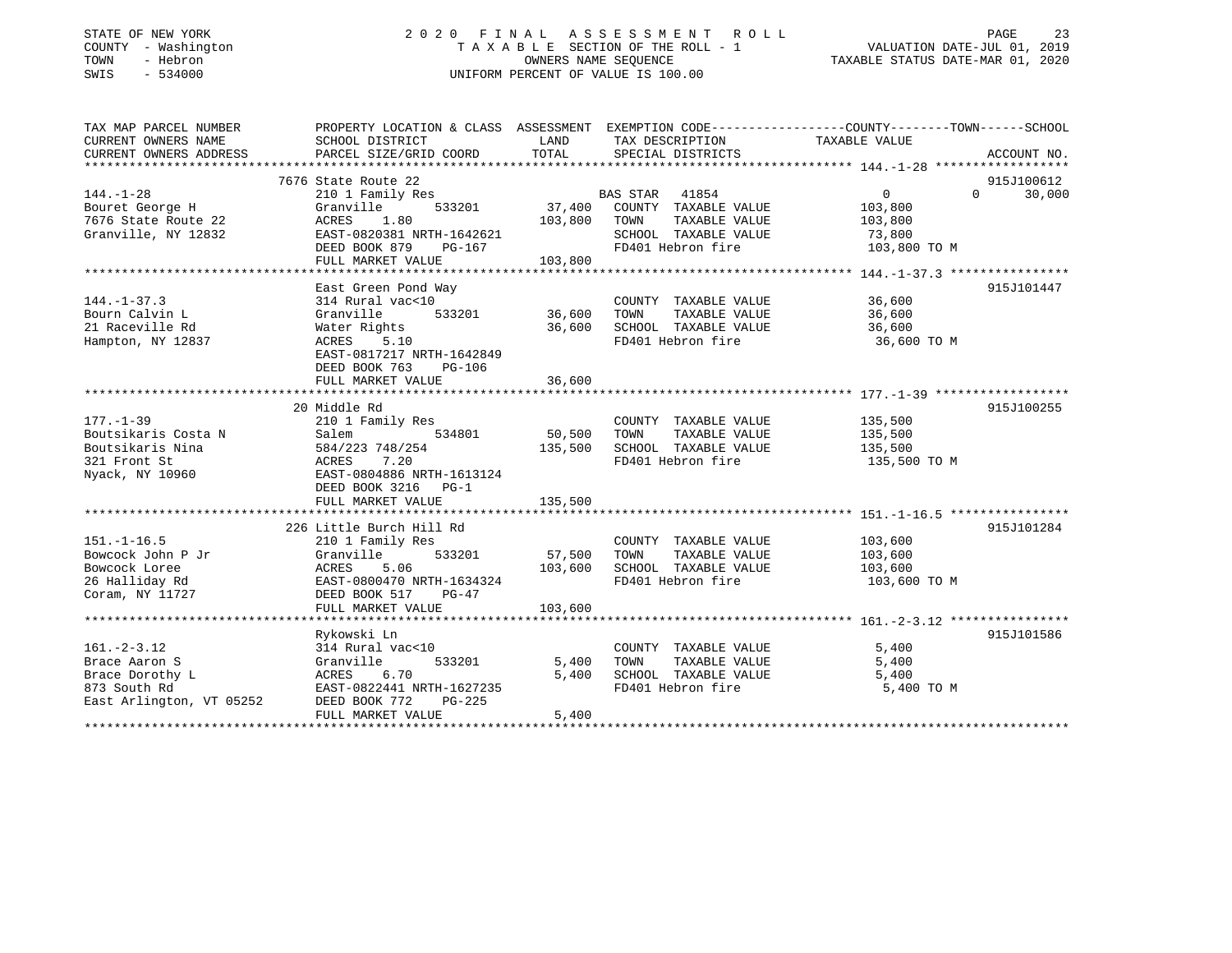STATE OF NEW YORK
COUNTY - Washington
TOWN - Hebron
SWIS - 534000

2020 FINAL ASSESSMENT ROLL
TAXABLE SECTION OF THE ROLL - 1
OWNERS NAME SEQUENCE
UNIFORM PERCENT OF VALUE IS 100.00

VALUATION DATE-JUL 01, 2019
TAXABLE STATUS DATE-MAR 01, 2020

| TAX MAP PARCEL NUMBER / CURRENT OWNERS NAME / CURRENT OWNERS ADDRESS | PROPERTY LOCATION & CLASS / SCHOOL DISTRICT / PARCEL SIZE/GRID COORD | ASSESSMENT LAND | TOTAL | EXEMPTION CODE / TAX DESCRIPTION / SPECIAL DISTRICTS | COUNTY TAXABLE VALUE | TOWN | SCHOOL | ACCOUNT NO. |
|---|---|---|---|---|---|---|---|---|
| 144.-1-28 | 7676 State Route 22 | | | | | | | 915J100612 |
| Bouret George H | 210 1 Family Res | | | BAS STAR 41854 | 0 | 0 | 30,000 | |
| 7676 State Route 22 | Granville 533201 | 37,400 | | COUNTY TAXABLE VALUE | 103,800 | | | |
| Granville, NY 12832 | ACRES 1.80 | | 103,800 | TOWN TAXABLE VALUE | 103,800 | | | |
| | EAST-0820381 NRTH-1642621 | | | SCHOOL TAXABLE VALUE | 73,800 | | | |
| | DEED BOOK 879 PG-167 | | | FD401 Hebron fire | 103,800 TO M | | | |
| | FULL MARKET VALUE | | 103,800 | | | | | |
| 144.-1-37.3 | East Green Pond Way | | | | | | | 915J101447 |
| Bourn Calvin L | 314 Rural vac<10 | | | COUNTY TAXABLE VALUE | 36,600 | | | |
| 21 Raceville Rd | Granville 533201 | 36,600 | | TOWN TAXABLE VALUE | 36,600 | | | |
| Hampton, NY 12837 | Water Rights | | 36,600 | SCHOOL TAXABLE VALUE | 36,600 | | | |
| | ACRES 5.10 | | | FD401 Hebron fire | 36,600 TO M | | | |
| | EAST-0817217 NRTH-1642849 | | | | | | | |
| | DEED BOOK 763 PG-106 | | | | | | | |
| | FULL MARKET VALUE | | 36,600 | | | | | |
| 177.-1-39 | 20 Middle Rd | | | | | | | 915J100255 |
| Boutsikaris Costa N | 210 1 Family Res | | | COUNTY TAXABLE VALUE | 135,500 | | | |
| Boutsikaris Nina | Salem 534801 | 50,500 | | TOWN TAXABLE VALUE | 135,500 | | | |
| 321 Front St | 584/223 748/254 | | 135,500 | SCHOOL TAXABLE VALUE | 135,500 | | | |
| Nyack, NY 10960 | ACRES 7.20 | | | FD401 Hebron fire | 135,500 TO M | | | |
| | EAST-0804886 NRTH-1613124 | | | | | | | |
| | DEED BOOK 3216 PG-1 | | | | | | | |
| | FULL MARKET VALUE | | 135,500 | | | | | |
| 151.-1-16.5 | 226 Little Burch Hill Rd | | | | | | | 915J101284 |
| Bowcock John P Jr | 210 1 Family Res | | | COUNTY TAXABLE VALUE | 103,600 | | | |
| Bowcock Loree | Granville 533201 | 57,500 | | TOWN TAXABLE VALUE | 103,600 | | | |
| 26 Halliday Rd | ACRES 5.06 | | 103,600 | SCHOOL TAXABLE VALUE | 103,600 | | | |
| Coram, NY 11727 | EAST-0800470 NRTH-1634324 | | | FD401 Hebron fire | 103,600 TO M | | | |
| | DEED BOOK 517 PG-47 | | | | | | | |
| | FULL MARKET VALUE | | 103,600 | | | | | |
| 161.-2-3.12 | Rykowski Ln | | | | | | | 915J101586 |
| Brace Aaron S | 314 Rural vac<10 | | | COUNTY TAXABLE VALUE | 5,400 | | | |
| Brace Dorothy L | Granville 533201 | 5,400 | | TOWN TAXABLE VALUE | 5,400 | | | |
| 873 South Rd | ACRES 6.70 | | 5,400 | SCHOOL TAXABLE VALUE | 5,400 | | | |
| East Arlington, VT 05252 | EAST-0822441 NRTH-1627235 | | | FD401 Hebron fire | 5,400 TO M | | | |
| | DEED BOOK 772 PG-225 | | | | | | | |
| | FULL MARKET VALUE | | 5,400 | | | | | |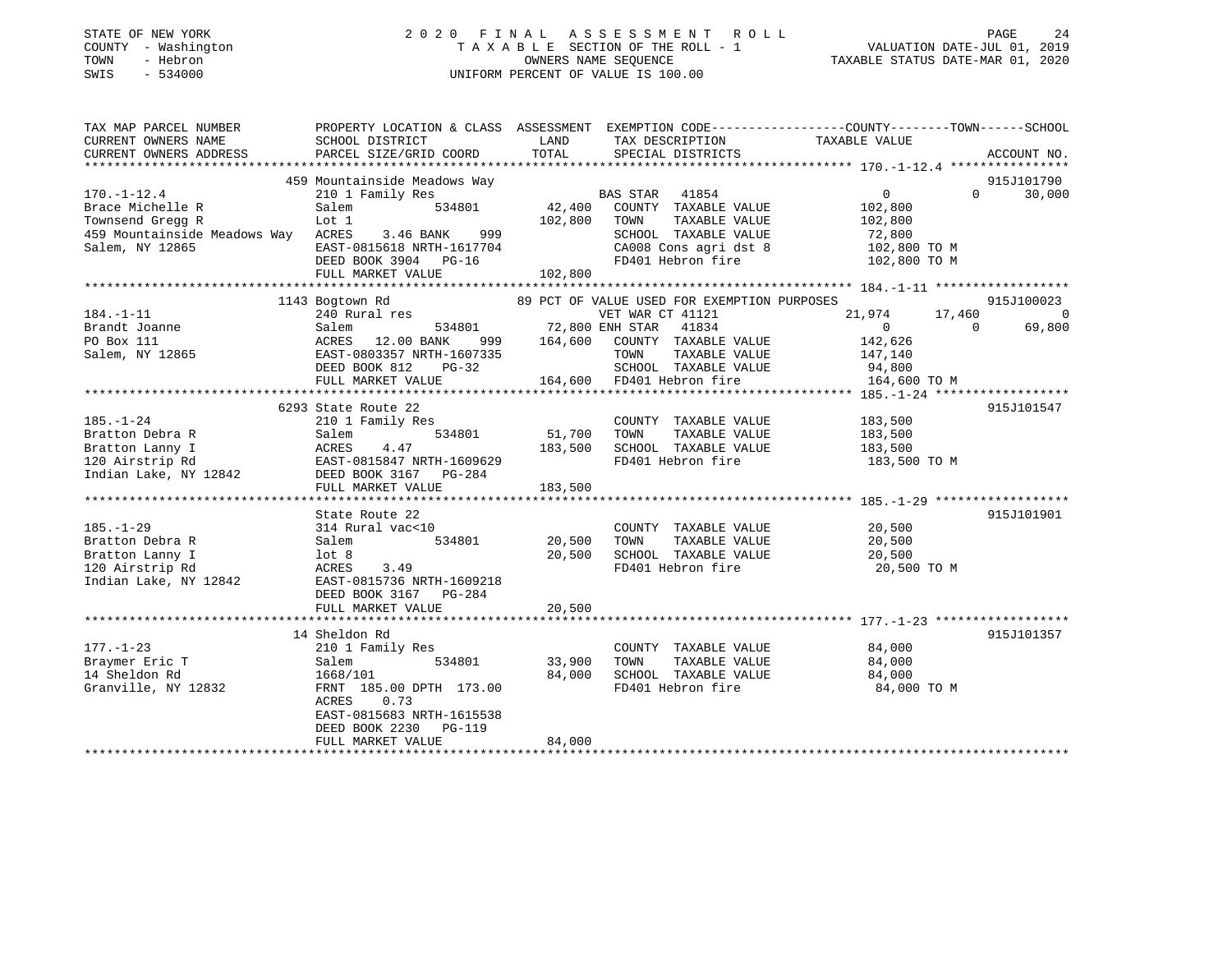STATE OF NEW YORK — 2020 FINAL ASSESSMENT ROLL
COUNTY - Washington — TAXABLE SECTION OF THE ROLL - 1 — VALUATION DATE-JUL 01, 2019
TOWN - Hebron — OWNERS NAME SEQUENCE — TAXABLE STATUS DATE-MAR 01, 2020
SWIS - 534000 — UNIFORM PERCENT OF VALUE IS 100.00

```
TAX MAP PARCEL NUMBER          PROPERTY LOCATION & CLASS  ASSESSMENT  EXEMPTION CODE-----------------COUNTY--------TOWN------SCHOOL
CURRENT OWNERS NAME            SCHOOL DISTRICT               LAND      TAX DESCRIPTION            TAXABLE VALUE
CURRENT OWNERS ADDRESS         PARCEL SIZE/GRID COORD        TOTAL     SPECIAL DISTRICTS                                    ACCOUNT NO.
******************************************************************************************************* 170.-1-12.4 ****************
                               459 Mountainside Meadows Way                                                                 915J101790
170.-1-12.4                    210 1 Family Res                       BAS STAR  41854                  0             0       30,000
Brace Michelle R               Salem          534801        42,400    COUNTY  TAXABLE VALUE          102,800
Townsend Gregg R               Lot 1                       102,800    TOWN    TAXABLE VALUE          102,800
459 Mountainside Meadows Way   ACRES    3.46 BANK    999              SCHOOL  TAXABLE VALUE           72,800
Salem, NY 12865                EAST-0815618 NRTH-1617704              CA008 Cons agri dst 8          102,800 TO M
                               DEED BOOK 3904   PG-16                 FD401 Hebron fire              102,800 TO M
                               FULL MARKET VALUE           102,800
******************************************************************************************************* 184.-1-11 ******************
                               1143 Bogtown Rd                89 PCT OF VALUE USED FOR EXEMPTION PURPOSES                   915J100023
184.-1-11                      240 Rural res                          VET WAR CT 41121            21,974        17,460            0
Brandt Joanne                  Salem          534801        72,800 ENH STAR  41834                 0             0       69,800
PO Box 111                     ACRES   12.00 BANK    999   164,600    COUNTY  TAXABLE VALUE          142,626
Salem, NY 12865                EAST-0803357 NRTH-1607335              TOWN    TAXABLE VALUE          147,140
                               DEED BOOK 812    PG-32                 SCHOOL  TAXABLE VALUE           94,800
                               FULL MARKET VALUE           164,600    FD401 Hebron fire              164,600 TO M
******************************************************************************************************* 185.-1-24 ******************
                               6293 State Route 22                                                                          915J101547
185.-1-24                      210 1 Family Res                       COUNTY  TAXABLE VALUE          183,500
Bratton Debra R                Salem          534801        51,700    TOWN    TAXABLE VALUE          183,500
Bratton Lanny I                ACRES    4.47               183,500    SCHOOL  TAXABLE VALUE          183,500
120 Airstrip Rd                EAST-0815847 NRTH-1609629              FD401 Hebron fire              183,500 TO M
Indian Lake, NY 12842          DEED BOOK 3167   PG-284
                               FULL MARKET VALUE           183,500
******************************************************************************************************* 185.-1-29 ******************
                               State Route 22                                                                               915J101901
185.-1-29                      314 Rural vac<10                       COUNTY  TAXABLE VALUE           20,500
Bratton Debra R                Salem          534801        20,500    TOWN    TAXABLE VALUE           20,500
Bratton Lanny I                lot 8                        20,500    SCHOOL  TAXABLE VALUE           20,500
120 Airstrip Rd                ACRES    3.49                          FD401 Hebron fire               20,500 TO M
Indian Lake, NY 12842          EAST-0815736 NRTH-1609218
                               DEED BOOK 3167   PG-284
                               FULL MARKET VALUE            20,500
******************************************************************************************************* 177.-1-23 ******************
                               14 Sheldon Rd                                                                                915J101357
177.-1-23                      210 1 Family Res                       COUNTY  TAXABLE VALUE           84,000
Braymer Eric T                 Salem          534801        33,900    TOWN    TAXABLE VALUE           84,000
14 Sheldon Rd                  1668/101                     84,000    SCHOOL  TAXABLE VALUE           84,000
Granville, NY 12832            FRNT 185.00 DPTH 173.00                FD401 Hebron fire               84,000 TO M
                               ACRES    0.73
                               EAST-0815683 NRTH-1615538
                               DEED BOOK 2230   PG-119
                               FULL MARKET VALUE            84,000
************************************************************************************************************************************
```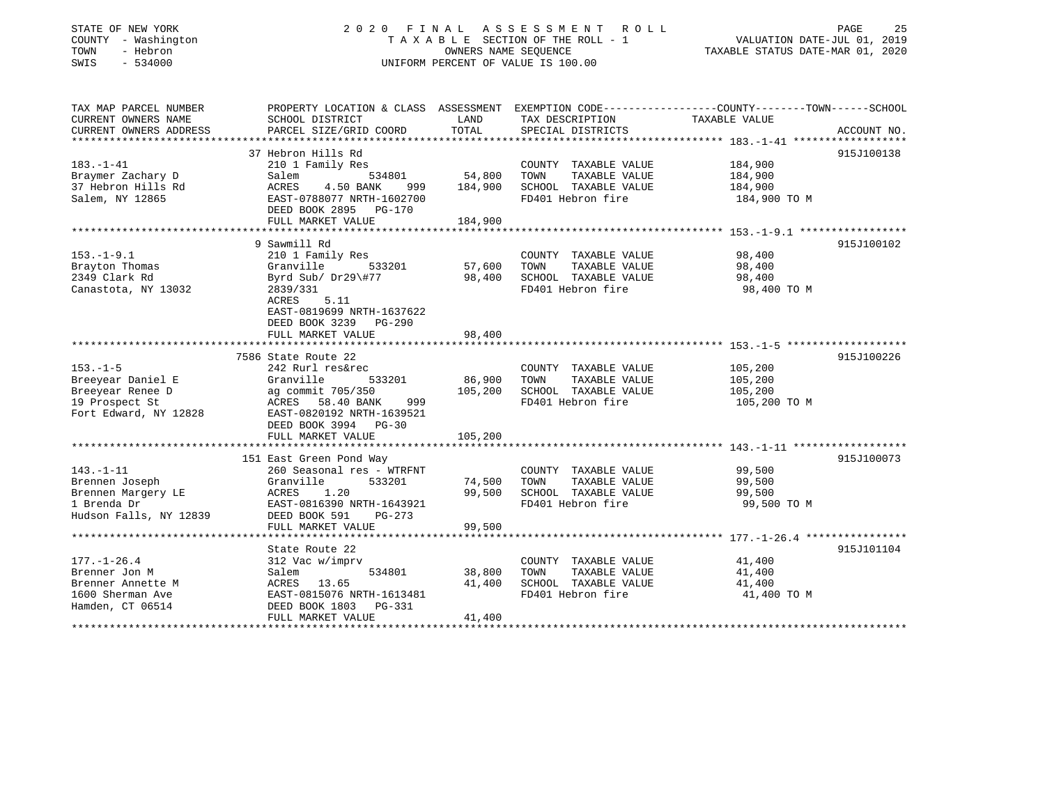STATE OF NEW YORK
COUNTY - Washington
TOWN - Hebron
SWIS - 534000

# 2020 FINAL ASSESSMENT ROLL

TAXABLE SECTION OF THE ROLL - 1
OWNERS NAME SEQUENCE
UNIFORM PERCENT OF VALUE IS 100.00

VALUATION DATE-JUL 01, 2019
TAXABLE STATUS DATE-MAR 01, 2020

| TAX MAP PARCEL NUMBER / CURRENT OWNERS NAME / CURRENT OWNERS ADDRESS | PROPERTY LOCATION & CLASS / SCHOOL DISTRICT / PARCEL SIZE/GRID COORD | ASSESSMENT LAND / TOTAL | EXEMPTION CODE / TAX DESCRIPTION / SPECIAL DISTRICTS | TAXABLE VALUE (COUNTY / TOWN / SCHOOL) | ACCOUNT NO. |
|---|---|---|---|---|---|
| 183.-1-41 | 37 Hebron Hills Rd | | | | 915J100138 |
| 183.-1-41 | 210 1 Family Res | | COUNTY TAXABLE VALUE | 184,900 | |
| Braymer Zachary D | Salem 534801 | 54,800 | TOWN TAXABLE VALUE | 184,900 | |
| 37 Hebron Hills Rd | ACRES 4.50 BANK 999 | 184,900 | SCHOOL TAXABLE VALUE | 184,900 | |
| Salem, NY 12865 | EAST-0788077 NRTH-1602700 | | FD401 Hebron fire | 184,900 TO M | |
| | DEED BOOK 2895 PG-170 | | | | |
| | FULL MARKET VALUE | 184,900 | | | |
| 153.-1-9.1 | 9 Sawmill Rd | | | | 915J100102 |
| 153.-1-9.1 | 210 1 Family Res | | COUNTY TAXABLE VALUE | 98,400 | |
| Brayton Thomas | Granville 533201 | 57,600 | TOWN TAXABLE VALUE | 98,400 | |
| 2349 Clark Rd | Byrd Sub/ Dr29\#77 | 98,400 | SCHOOL TAXABLE VALUE | 98,400 | |
| Canastota, NY 13032 | 2839/331 | | FD401 Hebron fire | 98,400 TO M | |
| | ACRES 5.11 | | | | |
| | EAST-0819699 NRTH-1637622 | | | | |
| | DEED BOOK 3239 PG-290 | | | | |
| | FULL MARKET VALUE | 98,400 | | | |
| 153.-1-5 | 7586 State Route 22 | | | | 915J100226 |
| 153.-1-5 | 242 Rurl res&rec | | COUNTY TAXABLE VALUE | 105,200 | |
| Breeyear Daniel E | Granville 533201 | 86,900 | TOWN TAXABLE VALUE | 105,200 | |
| Breeyear Renee D | ag commit 705/350 | 105,200 | SCHOOL TAXABLE VALUE | 105,200 | |
| 19 Prospect St | ACRES 58.40 BANK 999 | | FD401 Hebron fire | 105,200 TO M | |
| Fort Edward, NY 12828 | EAST-0820192 NRTH-1639521 | | | | |
| | DEED BOOK 3994 PG-30 | | | | |
| | FULL MARKET VALUE | 105,200 | | | |
| 143.-1-11 | 151 East Green Pond Way | | | | 915J100073 |
| 143.-1-11 | 260 Seasonal res - WTRFNT | | COUNTY TAXABLE VALUE | 99,500 | |
| Brennen Joseph | Granville 533201 | 74,500 | TOWN TAXABLE VALUE | 99,500 | |
| Brennen Margery LE | ACRES 1.20 | 99,500 | SCHOOL TAXABLE VALUE | 99,500 | |
| 1 Brenda Dr | EAST-0816390 NRTH-1643921 | | FD401 Hebron fire | 99,500 TO M | |
| Hudson Falls, NY 12839 | DEED BOOK 591 PG-273 | | | | |
| | FULL MARKET VALUE | 99,500 | | | |
| 177.-1-26.4 | State Route 22 | | | | 915J101104 |
| 177.-1-26.4 | 312 Vac w/imprv | | COUNTY TAXABLE VALUE | 41,400 | |
| Brenner Jon M | Salem 534801 | 38,800 | TOWN TAXABLE VALUE | 41,400 | |
| Brenner Annette M | ACRES 13.65 | 41,400 | SCHOOL TAXABLE VALUE | 41,400 | |
| 1600 Sherman Ave | EAST-0815076 NRTH-1613481 | | FD401 Hebron fire | 41,400 TO M | |
| Hamden, CT 06514 | DEED BOOK 1803 PG-331 | | | | |
| | FULL MARKET VALUE | 41,400 | | | |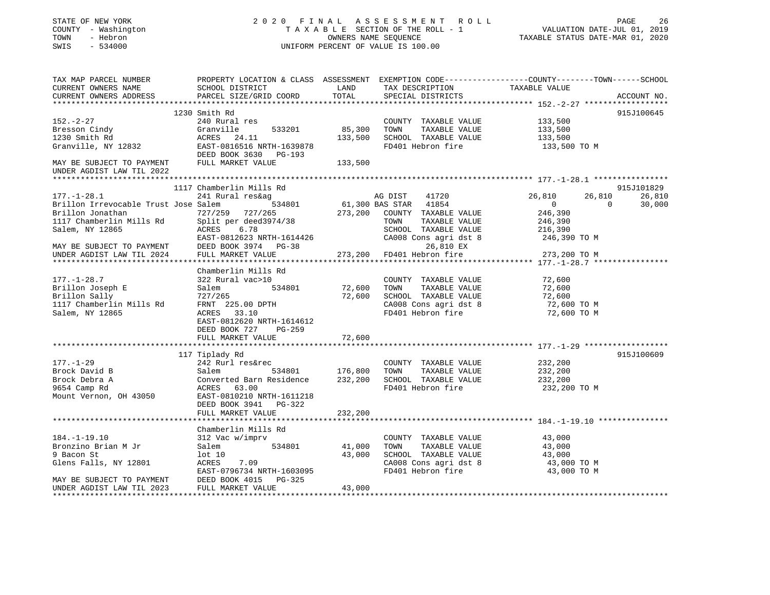STATE OF NEW YORK
COUNTY - Washington
TOWN - Hebron
SWIS - 534000

2020 FINAL ASSESSMENT ROLL
TAXABLE SECTION OF THE ROLL - 1
OWNERS NAME SEQUENCE
UNIFORM PERCENT OF VALUE IS 100.00

VALUATION DATE-JUL 01, 2019
TAXABLE STATUS DATE-MAR 01, 2020

```
TAX MAP PARCEL NUMBER          PROPERTY LOCATION & CLASS  ASSESSMENT  EXEMPTION CODE-----------------COUNTY--------TOWN------SCHOOL
CURRENT OWNERS NAME            SCHOOL DISTRICT              LAND      TAX DESCRIPTION            TAXABLE VALUE
CURRENT OWNERS ADDRESS         PARCEL SIZE/GRID COORD       TOTAL     SPECIAL DISTRICTS                                   ACCOUNT NO.
*********************************************************************************************** 152.-2-27 *****************
                              1230 Smith Rd                                                                                915J100645
152.-2-27                      240 Rural res                           COUNTY  TAXABLE VALUE           133,500
Bresson Cindy                  Granville       533201      85,300     TOWN    TAXABLE VALUE           133,500
1230 Smith Rd                  ACRES   24.11              133,500     SCHOOL  TAXABLE VALUE           133,500
Granville, NY 12832            EAST-0816516 NRTH-1639878               FD401 Hebron fire                133,500 TO M
                               DEED BOOK 3630   PG-193
MAY BE SUBJECT TO PAYMENT      FULL MARKET VALUE           133,500
UNDER AGDIST LAW TIL 2022
*********************************************************************************************** 177.-1-28.1 ***************
                              1117 Chamberlin Mills Rd                                                                     915J101829
177.-1-28.1                    241 Rural res&ag                         AG DIST    41720              26,810     26,810     26,810
Brillon Irrevocable Trust Jose Salem          534801       61,300 BAS STAR   41854                      0          0     30,000
Brillon Jonathan               727/259  727/265           273,200   COUNTY  TAXABLE VALUE           246,390
1117 Chamberlin Mills Rd       Split per deed3974/38                  TOWN    TAXABLE VALUE           246,390
Salem, NY 12865                ACRES    6.78                          SCHOOL  TAXABLE VALUE           216,390
                               EAST-0812623 NRTH-1614426              CA008 Cons agri dst 8            246,390 TO M
MAY BE SUBJECT TO PAYMENT      DEED BOOK 3974   PG-38                       26,810 EX
UNDER AGDIST LAW TIL 2024      FULL MARKET VALUE          273,200   FD401 Hebron fire                273,200 TO M
*********************************************************************************************** 177.-1-28.7 ***************
                               Chamberlin Mills Rd
177.-1-28.7                    322 Rural vac>10                        COUNTY  TAXABLE VALUE            72,600
Brillon Joseph E               Salem          534801       72,600     TOWN    TAXABLE VALUE            72,600
Brillon Sally                  727/265                     72,600     SCHOOL  TAXABLE VALUE            72,600
1117 Chamberlin Mills Rd       FRNT 225.00 DPTH                        CA008 Cons agri dst 8             72,600 TO M
Salem, NY 12865                ACRES   33.10                           FD401 Hebron fire                 72,600 TO M
                               EAST-0812620 NRTH-1614612
                               DEED BOOK 727    PG-259
                               FULL MARKET VALUE            72,600
*********************************************************************************************** 177.-1-29 *****************
                              117 Tiplady Rd                                                                               915J100609
177.-1-29                      242 Rurl res&rec                        COUNTY  TAXABLE VALUE           232,200
Brock David B                  Salem          534801      176,800     TOWN    TAXABLE VALUE           232,200
Brock Debra A                  Converted Barn Residence   232,200     SCHOOL  TAXABLE VALUE           232,200
9654 Camp Rd                   ACRES   63.00                           FD401 Hebron fire                232,200 TO M
Mount Vernon, OH 43050         EAST-0810210 NRTH-1611218
                               DEED BOOK 3941   PG-322
                               FULL MARKET VALUE           232,200
*********************************************************************************************** 184.-1-19.10 **************
                               Chamberlin Mills Rd
184.-1-19.10                   312 Vac w/imprv                         COUNTY  TAXABLE VALUE            43,000
Bronzino Brian M Jr            Salem          534801       41,000     TOWN    TAXABLE VALUE            43,000
9 Bacon St                     lot 10                      43,000     SCHOOL  TAXABLE VALUE            43,000
Glens Falls, NY 12801          ACRES    7.09                           CA008 Cons agri dst 8             43,000 TO M
                               EAST-0796734 NRTH-1603095               FD401 Hebron fire                 43,000 TO M
MAY BE SUBJECT TO PAYMENT      DEED BOOK 4015   PG-325
UNDER AGDIST LAW TIL 2023      FULL MARKET VALUE            43,000
*****************************************************************************************************************************
```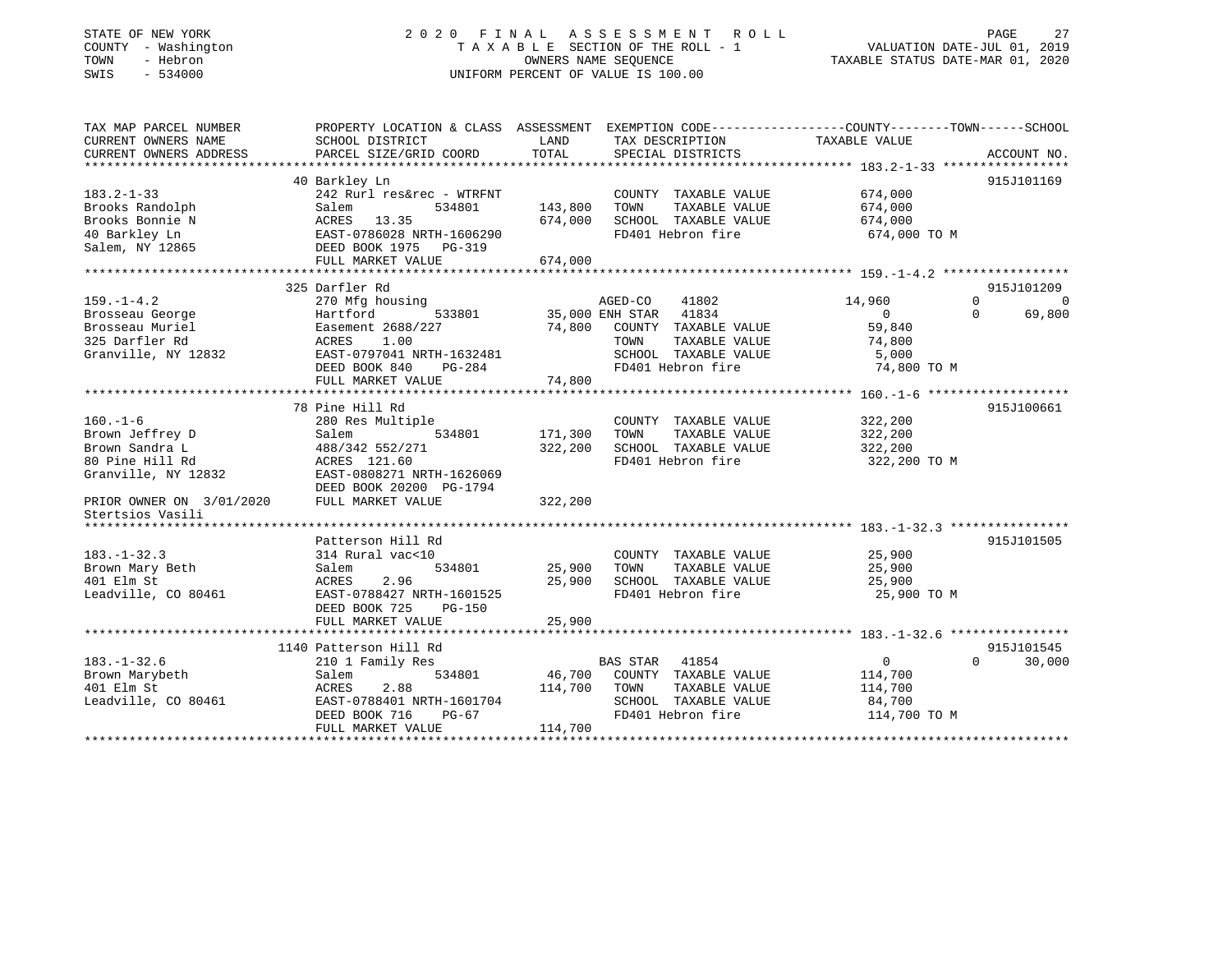STATE OF NEW YORK
COUNTY - Washington
TOWN - Hebron
SWIS - 534000

2020 FINAL ASSESSMENT ROLL
TAXABLE SECTION OF THE ROLL - 1
OWNERS NAME SEQUENCE
UNIFORM PERCENT OF VALUE IS 100.00

VALUATION DATE-JUL 01, 2019
TAXABLE STATUS DATE-MAR 01, 2020

```
TAX MAP PARCEL NUMBER          PROPERTY LOCATION & CLASS  ASSESSMENT  EXEMPTION CODE------------------COUNTY--------TOWN------SCHOOL
CURRENT OWNERS NAME            SCHOOL DISTRICT               LAND      TAX DESCRIPTION            TAXABLE VALUE
CURRENT OWNERS ADDRESS         PARCEL SIZE/GRID COORD        TOTAL     SPECIAL DISTRICTS                                      ACCOUNT NO.
******************************************************************************************************** 183.2-1-33 *****************
                               40 Barkley Ln                                                                                 915J101169
183.2-1-33                     242 Rurl res&rec - WTRFNT               COUNTY  TAXABLE VALUE          674,000
Brooks Randolph                Salem            534801     143,800     TOWN    TAXABLE VALUE          674,000
Brooks Bonnie N                ACRES   13.35               674,000     SCHOOL  TAXABLE VALUE          674,000
40 Barkley Ln                  EAST-0786028 NRTH-1606290               FD401 Hebron fire               674,000 TO M
Salem, NY 12865                DEED BOOK 1975   PG-319
                               FULL MARKET VALUE           674,000
******************************************************************************************************** 159.-1-4.2 *****************
                               325 Darfler Rd                                                                                915J101209
159.-1-4.2                     270 Mfg housing                         AGED-CO    41802           14,960              0            0
Brosseau George                Hartford         533801      35,000 ENH STAR   41834                0              0       69,800
Brosseau Muriel                Easement 2688/227            74,800     COUNTY  TAXABLE VALUE           59,840
325 Darfler Rd                 ACRES    1.00                           TOWN    TAXABLE VALUE           74,800
Granville, NY 12832            EAST-0797041 NRTH-1632481               SCHOOL  TAXABLE VALUE            5,000
                               DEED BOOK 840    PG-284                 FD401 Hebron fire                74,800 TO M
                               FULL MARKET VALUE            74,800
******************************************************************************************************** 160.-1-6 *******************
                               78 Pine Hill Rd                                                                               915J100661
160.-1-6                       280 Res Multiple                        COUNTY  TAXABLE VALUE          322,200
Brown Jeffrey D                Salem            534801     171,300     TOWN    TAXABLE VALUE          322,200
Brown Sandra L                 488/342 552/271             322,200     SCHOOL  TAXABLE VALUE          322,200
80 Pine Hill Rd                ACRES  121.60                           FD401 Hebron fire               322,200 TO M
Granville, NY 12832            EAST-0808271 NRTH-1626069
                               DEED BOOK 20200  PG-1794
PRIOR OWNER ON 3/01/2020       FULL MARKET VALUE           322,200
Stertsios Vasili
******************************************************************************************************** 183.-1-32.3 ****************
                               Patterson Hill Rd                                                                             915J101505
183.-1-32.3                    314 Rural vac<10                        COUNTY  TAXABLE VALUE           25,900
Brown Mary Beth                Salem            534801      25,900     TOWN    TAXABLE VALUE           25,900
401 Elm St                     ACRES    2.96                25,900     SCHOOL  TAXABLE VALUE           25,900
Leadville, CO 80461            EAST-0788427 NRTH-1601525               FD401 Hebron fire                25,900 TO M
                               DEED BOOK 725    PG-150
                               FULL MARKET VALUE            25,900
******************************************************************************************************** 183.-1-32.6 ****************
                               1140 Patterson Hill Rd                                                                        915J101545
183.-1-32.6                    210 1 Family Res                        BAS STAR   41854                0              0       30,000
Brown Marybeth                 Salem            534801      46,700     COUNTY  TAXABLE VALUE          114,700
401 Elm St                     ACRES    2.88               114,700     TOWN    TAXABLE VALUE          114,700
Leadville, CO 80461            EAST-0788401 NRTH-1601704               SCHOOL  TAXABLE VALUE           84,700
                               DEED BOOK 716    PG-67                  FD401 Hebron fire               114,700 TO M
                               FULL MARKET VALUE           114,700
*************************************************************************************************************************************
```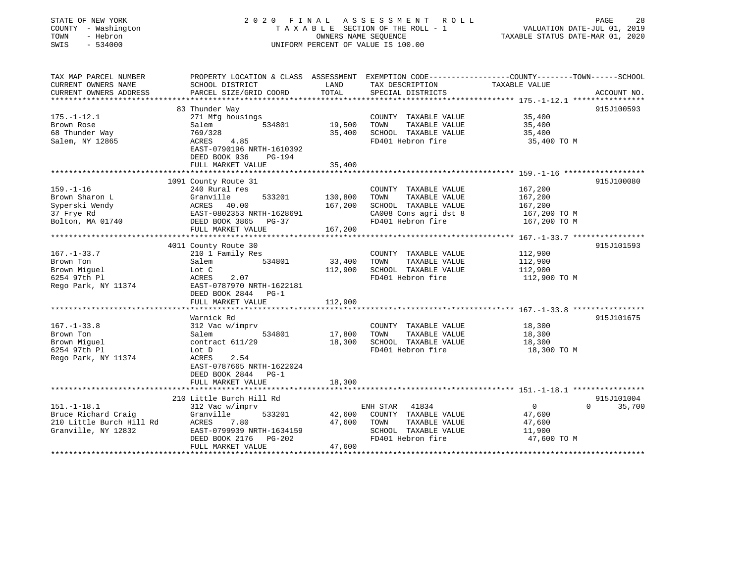STATE OF NEW YORK
COUNTY - Washington
TOWN - Hebron
SWIS - 534000

2020 FINAL ASSESSMENT ROLL
TAXABLE SECTION OF THE ROLL - 1
OWNERS NAME SEQUENCE
UNIFORM PERCENT OF VALUE IS 100.00

VALUATION DATE-JUL 01, 2019
TAXABLE STATUS DATE-MAR 01, 2020

| TAX MAP PARCEL NUMBER / CURRENT OWNERS NAME / CURRENT OWNERS ADDRESS | PROPERTY LOCATION & CLASS / SCHOOL DISTRICT / PARCEL SIZE/GRID COORD | ASSESSMENT LAND | TOTAL | EXEMPTION CODE / TAX DESCRIPTION / SPECIAL DISTRICTS | COUNTY | TOWN | SCHOOL / TAXABLE VALUE | ACCOUNT NO. |
|---|---|---|---|---|---|---|---|---|
| **175.-1-12.1** | 83 Thunder Way | | | | | | | 915J100593 |
| 175.-1-12.1 | 271 Mfg housings | | | COUNTY TAXABLE VALUE | 35,400 | | | |
| Brown Rose | Salem 534801 | 19,500 | | TOWN TAXABLE VALUE | | 35,400 | | |
| 68 Thunder Way | 769/328 | | 35,400 | SCHOOL TAXABLE VALUE | | | 35,400 | |
| Salem, NY 12865 | ACRES 4.85 | | | FD401 Hebron fire | 35,400 TO M | | | |
| | EAST-0790196 NRTH-1610392 | | | | | | | |
| | DEED BOOK 936 PG-194 | | | | | | | |
| | FULL MARKET VALUE | | 35,400 | | | | | |
| **159.-1-16** | 1091 County Route 31 | | | | | | | 915J100080 |
| 159.-1-16 | 240 Rural res | | | COUNTY TAXABLE VALUE | 167,200 | | | |
| Brown Sharon L | Granville 533201 | 130,800 | | TOWN TAXABLE VALUE | | 167,200 | | |
| Syperski Wendy | ACRES 40.00 | | 167,200 | SCHOOL TAXABLE VALUE | | | 167,200 | |
| 37 Frye Rd | EAST-0802353 NRTH-1628691 | | | CA008 Cons agri dst 8 | 167,200 TO M | | | |
| Bolton, MA 01740 | DEED BOOK 3865 PG-37 | | | FD401 Hebron fire | 167,200 TO M | | | |
| | FULL MARKET VALUE | | 167,200 | | | | | |
| **167.-1-33.7** | 4011 County Route 30 | | | | | | | 915J101593 |
| 167.-1-33.7 | 210 1 Family Res | | | COUNTY TAXABLE VALUE | 112,900 | | | |
| Brown Ton | Salem 534801 | 33,400 | | TOWN TAXABLE VALUE | | 112,900 | | |
| Brown Miguel | Lot C | | 112,900 | SCHOOL TAXABLE VALUE | | | 112,900 | |
| 6254 97th Pl | ACRES 2.07 | | | FD401 Hebron fire | 112,900 TO M | | | |
| Rego Park, NY 11374 | EAST-0787970 NRTH-1622181 | | | | | | | |
| | DEED BOOK 2844 PG-1 | | | | | | | |
| | FULL MARKET VALUE | | 112,900 | | | | | |
| **167.-1-33.8** | Warnick Rd | | | | | | | 915J101675 |
| 167.-1-33.8 | 312 Vac w/imprv | | | COUNTY TAXABLE VALUE | 18,300 | | | |
| Brown Ton | Salem 534801 | 17,800 | | TOWN TAXABLE VALUE | | 18,300 | | |
| Brown Miguel | contract 611/29 | | 18,300 | SCHOOL TAXABLE VALUE | | | 18,300 | |
| 6254 97th Pl | Lot D | | | FD401 Hebron fire | 18,300 TO M | | | |
| Rego Park, NY 11374 | ACRES 2.54 | | | | | | | |
| | EAST-0787665 NRTH-1622024 | | | | | | | |
| | DEED BOOK 2844 PG-1 | | | | | | | |
| | FULL MARKET VALUE | | 18,300 | | | | | |
| **151.-1-18.1** | 210 Little Burch Hill Rd | | | | | | | 915J101004 |
| 151.-1-18.1 | 312 Vac w/imprv | | | ENH STAR 41834 | 0 | 0 | 35,700 | |
| Bruce Richard Craig | Granville 533201 | 42,600 | | COUNTY TAXABLE VALUE | 47,600 | | | |
| 210 Little Burch Hill Rd | ACRES 7.80 | | 47,600 | TOWN TAXABLE VALUE | | 47,600 | | |
| Granville, NY 12832 | EAST-0799939 NRTH-1634159 | | | SCHOOL TAXABLE VALUE | | | 11,900 | |
| | DEED BOOK 2176 PG-202 | | | FD401 Hebron fire | 47,600 TO M | | | |
| | FULL MARKET VALUE | | 47,600 | | | | | |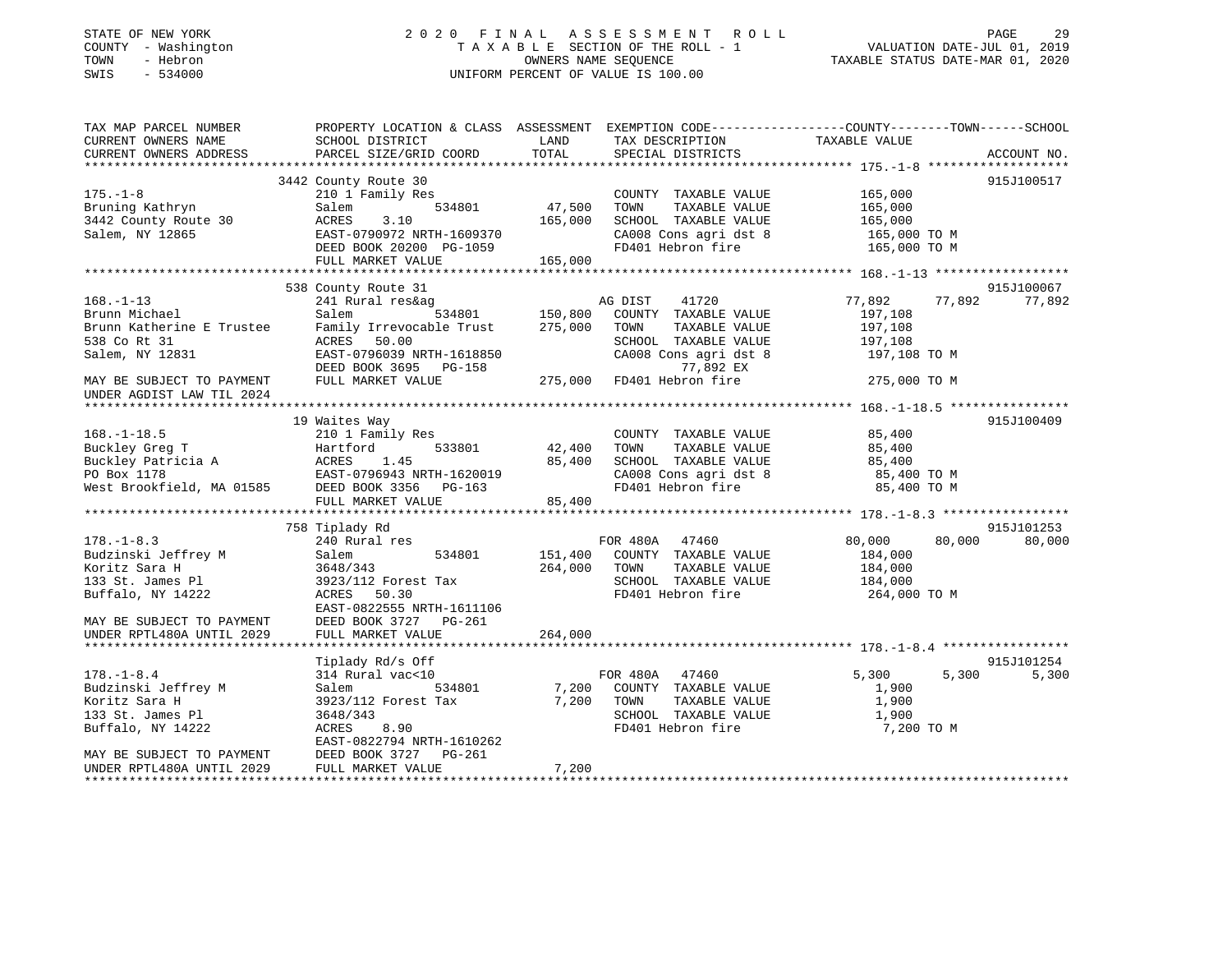STATE OF NEW YORK — 2020 FINAL ASSESSMENT ROLL
COUNTY - Washington — TAXABLE SECTION OF THE ROLL - 1 — VALUATION DATE-JUL 01, 2019
TOWN - Hebron — OWNERS NAME SEQUENCE — TAXABLE STATUS DATE-MAR 01, 2020
SWIS - 534000 — UNIFORM PERCENT OF VALUE IS 100.00

| TAX MAP PARCEL NUMBER / CURRENT OWNERS NAME / CURRENT OWNERS ADDRESS | PROPERTY LOCATION & CLASS / SCHOOL DISTRICT / PARCEL SIZE/GRID COORD | ASSESSMENT LAND | TOTAL | EXEMPTION CODE / TAX DESCRIPTION / SPECIAL DISTRICTS | COUNTY TAXABLE VALUE | TOWN | SCHOOL | ACCOUNT NO. |
|---|---|---|---|---|---|---|---|---|
| **175.-1-8** | 3442 County Route 30 | | | | | | | 915J100517 |
| | 210 1 Family Res | | | COUNTY TAXABLE VALUE | 165,000 | | | |
| Bruning Kathryn | Salem 534801 | 47,500 | | TOWN TAXABLE VALUE | 165,000 | | | |
| 3442 County Route 30 | ACRES 3.10 | | 165,000 | SCHOOL TAXABLE VALUE | 165,000 | | | |
| Salem, NY 12865 | EAST-0790972 NRTH-1609370 | | | CA008 Cons agri dst 8 | 165,000 TO M | | | |
| | DEED BOOK 20200 PG-1059 | | | FD401 Hebron fire | 165,000 TO M | | | |
| | FULL MARKET VALUE | | 165,000 | | | | | |
| **168.-1-13** | 538 County Route 31 | | | | | | | 915J100067 |
| | 241 Rural res&ag | | | AG DIST 41720 | 77,892 | 77,892 | 77,892 | |
| Brunn Michael | Salem 534801 | 150,800 | | COUNTY TAXABLE VALUE | 197,108 | | | |
| Brunn Katherine E Trustee | Family Irrevocable Trust | | 275,000 | TOWN TAXABLE VALUE | 197,108 | | | |
| 538 Co Rt 31 | ACRES 50.00 | | | SCHOOL TAXABLE VALUE | 197,108 | | | |
| Salem, NY 12831 | EAST-0796039 NRTH-1618850 | | | CA008 Cons agri dst 8 | 197,108 TO M | | | |
| | DEED BOOK 3695 PG-158 | | | 77,892 EX | | | | |
| MAY BE SUBJECT TO PAYMENT UNDER AGDIST LAW TIL 2024 | FULL MARKET VALUE | | 275,000 | FD401 Hebron fire | 275,000 TO M | | | |
| **168.-1-18.5** | 19 Waites Way | | | | | | | 915J100409 |
| | 210 1 Family Res | | | COUNTY TAXABLE VALUE | 85,400 | | | |
| Buckley Greg T | Hartford 533801 | 42,400 | | TOWN TAXABLE VALUE | 85,400 | | | |
| Buckley Patricia A | ACRES 1.45 | | 85,400 | SCHOOL TAXABLE VALUE | 85,400 | | | |
| PO Box 1178 | EAST-0796943 NRTH-1620019 | | | CA008 Cons agri dst 8 | 85,400 TO M | | | |
| West Brookfield, MA 01585 | DEED BOOK 3356 PG-163 | | | FD401 Hebron fire | 85,400 TO M | | | |
| | FULL MARKET VALUE | | 85,400 | | | | | |
| **178.-1-8.3** | 758 Tiplady Rd | | | | | | | 915J101253 |
| | 240 Rural res | | | FOR 480A 47460 | 80,000 | 80,000 | 80,000 | |
| Budzinski Jeffrey M | Salem 534801 | 151,400 | | COUNTY TAXABLE VALUE | 184,000 | | | |
| Koritz Sara H | 3648/343 | | 264,000 | TOWN TAXABLE VALUE | 184,000 | | | |
| 133 St. James Pl | 3923/112 Forest Tax | | | SCHOOL TAXABLE VALUE | 184,000 | | | |
| Buffalo, NY 14222 | ACRES 50.30 | | | FD401 Hebron fire | 264,000 TO M | | | |
| | EAST-0822555 NRTH-1611106 | | | | | | | |
| MAY BE SUBJECT TO PAYMENT | DEED BOOK 3727 PG-261 | | | | | | | |
| UNDER RPTL480A UNTIL 2029 | FULL MARKET VALUE | | 264,000 | | | | | |
| **178.-1-8.4** | Tiplady Rd/s Off | | | | | | | 915J101254 |
| | 314 Rural vac<10 | | | FOR 480A 47460 | 5,300 | 5,300 | 5,300 | |
| Budzinski Jeffrey M | Salem 534801 | 7,200 | | COUNTY TAXABLE VALUE | 1,900 | | | |
| Koritz Sara H | 3923/112 Forest Tax | | 7,200 | TOWN TAXABLE VALUE | 1,900 | | | |
| 133 St. James Pl | 3648/343 | | | SCHOOL TAXABLE VALUE | 1,900 | | | |
| Buffalo, NY 14222 | ACRES 8.90 | | | FD401 Hebron fire | 7,200 TO M | | | |
| | EAST-0822794 NRTH-1610262 | | | | | | | |
| MAY BE SUBJECT TO PAYMENT | DEED BOOK 3727 PG-261 | | | | | | | |
| UNDER RPTL480A UNTIL 2029 | FULL MARKET VALUE | | 7,200 | | | | | |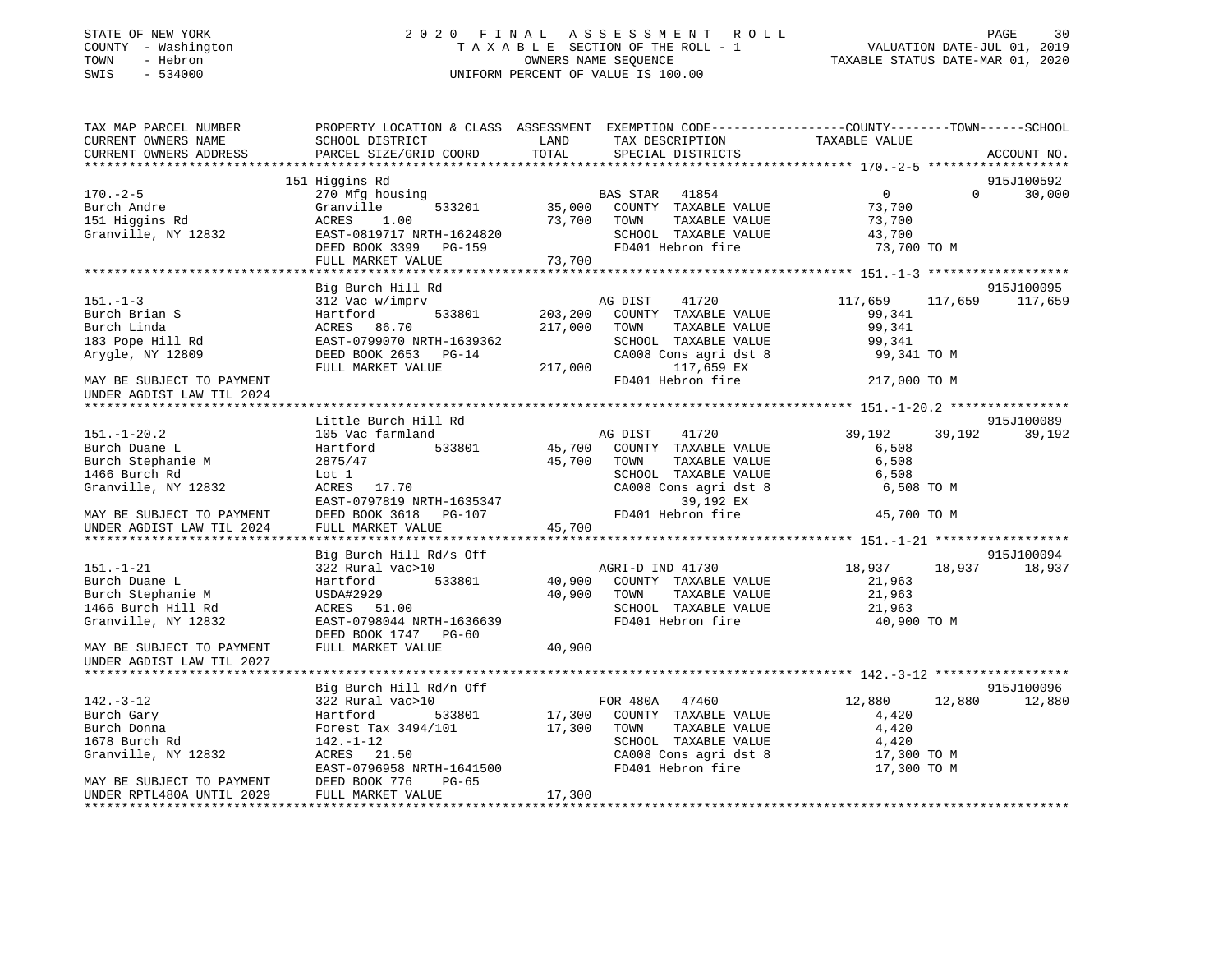STATE OF NEW YORK
COUNTY - Washington
TOWN - Hebron
SWIS - 534000

2020 FINAL ASSESSMENT ROLL
TAXABLE SECTION OF THE ROLL - 1
OWNERS NAME SEQUENCE
UNIFORM PERCENT OF VALUE IS 100.00

VALUATION DATE-JUL 01, 2019
TAXABLE STATUS DATE-MAR 01, 2020

| TAX MAP PARCEL NUMBER / CURRENT OWNERS NAME / CURRENT OWNERS ADDRESS | PROPERTY LOCATION & CLASS / SCHOOL DISTRICT / PARCEL SIZE/GRID COORD | ASSESSMENT LAND | TOTAL | EXEMPTION CODE / TAX DESCRIPTION / SPECIAL DISTRICTS | COUNTY TAXABLE VALUE | TOWN | SCHOOL | ACCOUNT NO. |
|---|---|---|---|---|---|---|---|---|
| **170.-2-5** | 151 Higgins Rd | | | | | | | 915J100592 |
| 170.-2-5 | 270 Mfg housing | | | BAS STAR 41854 | 0 | 0 | 30,000 | |
| Burch Andre | Granville 533201 | 35,000 | | COUNTY TAXABLE VALUE | 73,700 | | | |
| 151 Higgins Rd | ACRES 1.00 | | 73,700 | TOWN TAXABLE VALUE | 73,700 | | | |
| Granville, NY 12832 | EAST-0819717 NRTH-1624820 | | | SCHOOL TAXABLE VALUE | 43,700 | | | |
| | DEED BOOK 3399 PG-159 | | | FD401 Hebron fire | 73,700 TO M | | | |
| | FULL MARKET VALUE | | 73,700 | | | | | |
| **151.-1-3** | Big Burch Hill Rd | | | | | | | 915J100095 |
| 151.-1-3 | 312 Vac w/imprv | | | AG DIST 41720 | 117,659 | 117,659 | 117,659 | |
| Burch Brian S | Hartford 533801 | 203,200 | | COUNTY TAXABLE VALUE | 99,341 | | | |
| Burch Linda | ACRES 86.70 | | 217,000 | TOWN TAXABLE VALUE | 99,341 | | | |
| 183 Pope Hill Rd | EAST-0799070 NRTH-1639362 | | | SCHOOL TAXABLE VALUE | 99,341 | | | |
| Arygle, NY 12809 | DEED BOOK 2653 PG-14 | | | CA008 Cons agri dst 8 | 99,341 TO M | | | |
| | FULL MARKET VALUE | | 217,000 | 117,659 EX | | | | |
| MAY BE SUBJECT TO PAYMENT UNDER AGDIST LAW TIL 2024 | | | | FD401 Hebron fire | 217,000 TO M | | | |
| **151.-1-20.2** | Little Burch Hill Rd | | | | | | | 915J100089 |
| 151.-1-20.2 | 105 Vac farmland | | | AG DIST 41720 | 39,192 | 39,192 | 39,192 | |
| Burch Duane L | Hartford 533801 | 45,700 | | COUNTY TAXABLE VALUE | 6,508 | | | |
| Burch Stephanie M | 2875/47 | | 45,700 | TOWN TAXABLE VALUE | 6,508 | | | |
| 1466 Burch Rd | Lot 1 | | | SCHOOL TAXABLE VALUE | 6,508 | | | |
| Granville, NY 12832 | ACRES 17.70 | | | CA008 Cons agri dst 8 | 6,508 TO M | | | |
| | EAST-0797819 NRTH-1635347 | | | 39,192 EX | | | | |
| MAY BE SUBJECT TO PAYMENT | DEED BOOK 3618 PG-107 | | | FD401 Hebron fire | 45,700 TO M | | | |
| UNDER AGDIST LAW TIL 2024 | FULL MARKET VALUE | | 45,700 | | | | | |
| **151.-1-21** | Big Burch Hill Rd/s Off | | | | | | | 915J100094 |
| 151.-1-21 | 322 Rural vac>10 | | | AGRI-D IND 41730 | 18,937 | 18,937 | 18,937 | |
| Burch Duane L | Hartford 533801 | 40,900 | | COUNTY TAXABLE VALUE | 21,963 | | | |
| Burch Stephanie M | USDA#2929 | | 40,900 | TOWN TAXABLE VALUE | 21,963 | | | |
| 1466 Burch Hill Rd | ACRES 51.00 | | | SCHOOL TAXABLE VALUE | 21,963 | | | |
| Granville, NY 12832 | EAST-0798044 NRTH-1636639 | | | FD401 Hebron fire | 40,900 TO M | | | |
| | DEED BOOK 1747 PG-60 | | | | | | | |
| MAY BE SUBJECT TO PAYMENT UNDER AGDIST LAW TIL 2027 | FULL MARKET VALUE | | 40,900 | | | | | |
| **142.-3-12** | Big Burch Hill Rd/n Off | | | | | | | 915J100096 |
| 142.-3-12 | 322 Rural vac>10 | | | FOR 480A 47460 | 12,880 | 12,880 | 12,880 | |
| Burch Gary | Hartford 533801 | 17,300 | | COUNTY TAXABLE VALUE | 4,420 | | | |
| Burch Donna | Forest Tax 3494/101 | | 17,300 | TOWN TAXABLE VALUE | 4,420 | | | |
| 1678 Burch Rd | 142.-1-12 | | | SCHOOL TAXABLE VALUE | 4,420 | | | |
| Granville, NY 12832 | ACRES 21.50 | | | CA008 Cons agri dst 8 | 17,300 TO M | | | |
| | EAST-0796958 NRTH-1641500 | | | FD401 Hebron fire | 17,300 TO M | | | |
| MAY BE SUBJECT TO PAYMENT | DEED BOOK 776 PG-65 | | | | | | | |
| UNDER RPTL480A UNTIL 2029 | FULL MARKET VALUE | | 17,300 | | | | | |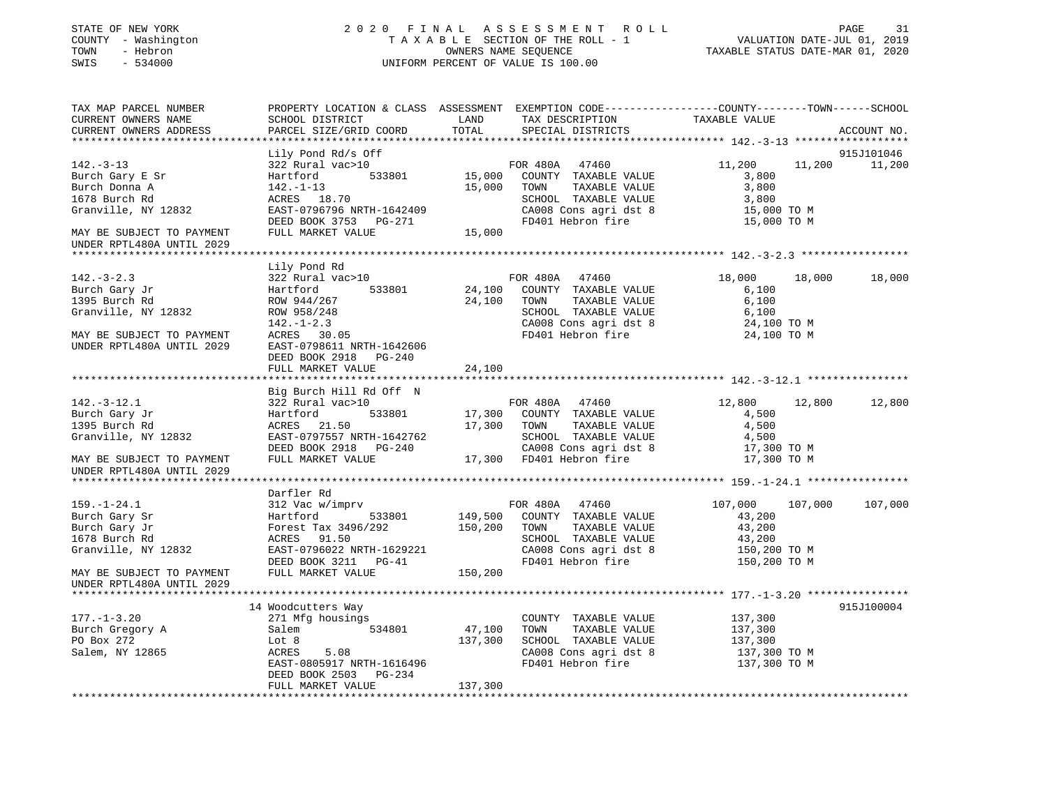STATE OF NEW YORK — COUNTY - Washington — TOWN - Hebron — SWIS - 534000

2020 FINAL ASSESSMENT ROLL
TAXABLE SECTION OF THE ROLL - 1
OWNERS NAME SEQUENCE
UNIFORM PERCENT OF VALUE IS 100.00

VALUATION DATE-JUL 01, 2019
TAXABLE STATUS DATE-MAR 01, 2020

| TAX MAP PARCEL NUMBER / CURRENT OWNERS NAME / CURRENT OWNERS ADDRESS | PROPERTY LOCATION & CLASS / SCHOOL DISTRICT / PARCEL SIZE/GRID COORD | ASSESSMENT LAND | TOTAL | EXEMPTION CODE / TAX DESCRIPTION / SPECIAL DISTRICTS | COUNTY TAXABLE VALUE | TOWN | SCHOOL | ACCOUNT NO. |
|---|---|---|---|---|---|---|---|---|
| 142.-3-13 | Lily Pond Rd/s Off | | | | | | | 915J101046 |
| | 322 Rural vac>10 | | | FOR 480A 47460 | 11,200 | 11,200 | 11,200 | |
| Burch Gary E Sr | Hartford 533801 | 15,000 | | COUNTY TAXABLE VALUE | 3,800 | | | |
| Burch Donna A | 142.-1-13 | | 15,000 | TOWN TAXABLE VALUE | 3,800 | | | |
| 1678 Burch Rd | ACRES 18.70 | | | SCHOOL TAXABLE VALUE | 3,800 | | | |
| Granville, NY 12832 | EAST-0796796 NRTH-1642409 | | | CA008 Cons agri dst 8 | 15,000 TO M | | | |
| | DEED BOOK 3753 PG-271 | | | FD401 Hebron fire | 15,000 TO M | | | |
| MAY BE SUBJECT TO PAYMENT UNDER RPTL480A UNTIL 2029 | FULL MARKET VALUE | | 15,000 | | | | | |
| 142.-3-2.3 | Lily Pond Rd | | | | | | | |
| | 322 Rural vac>10 | | | FOR 480A 47460 | 18,000 | 18,000 | 18,000 | |
| Burch Gary Jr | Hartford 533801 | 24,100 | | COUNTY TAXABLE VALUE | 6,100 | | | |
| 1395 Burch Rd | ROW 944/267 | | 24,100 | TOWN TAXABLE VALUE | 6,100 | | | |
| Granville, NY 12832 | ROW 958/248 | | | SCHOOL TAXABLE VALUE | 6,100 | | | |
| | 142.-1-2.3 | | | CA008 Cons agri dst 8 | 24,100 TO M | | | |
| MAY BE SUBJECT TO PAYMENT | ACRES 30.05 | | | FD401 Hebron fire | 24,100 TO M | | | |
| UNDER RPTL480A UNTIL 2029 | EAST-0798611 NRTH-1642606 | | | | | | | |
| | DEED BOOK 2918 PG-240 | | | | | | | |
| | FULL MARKET VALUE | | 24,100 | | | | | |
| 142.-3-12.1 | Big Burch Hill Rd Off N | | | | | | | |
| | 322 Rural vac>10 | | | FOR 480A 47460 | 12,800 | 12,800 | 12,800 | |
| Burch Gary Jr | Hartford 533801 | 17,300 | | COUNTY TAXABLE VALUE | 4,500 | | | |
| 1395 Burch Rd | ACRES 21.50 | | 17,300 | TOWN TAXABLE VALUE | 4,500 | | | |
| Granville, NY 12832 | EAST-0797557 NRTH-1642762 | | | SCHOOL TAXABLE VALUE | 4,500 | | | |
| | DEED BOOK 2918 PG-240 | | | CA008 Cons agri dst 8 | 17,300 TO M | | | |
| MAY BE SUBJECT TO PAYMENT UNDER RPTL480A UNTIL 2029 | FULL MARKET VALUE | | 17,300 | FD401 Hebron fire | 17,300 TO M | | | |
| 159.-1-24.1 | Darfler Rd | | | | | | | |
| | 312 Vac w/imprv | | | FOR 480A 47460 | 107,000 | 107,000 | 107,000 | |
| Burch Gary Sr | Hartford 533801 | 149,500 | | COUNTY TAXABLE VALUE | 43,200 | | | |
| Burch Gary Jr | Forest Tax 3496/292 | | 150,200 | TOWN TAXABLE VALUE | 43,200 | | | |
| 1678 Burch Rd | ACRES 91.50 | | | SCHOOL TAXABLE VALUE | 43,200 | | | |
| Granville, NY 12832 | EAST-0796022 NRTH-1629221 | | | CA008 Cons agri dst 8 | 150,200 TO M | | | |
| | DEED BOOK 3211 PG-41 | | | FD401 Hebron fire | 150,200 TO M | | | |
| MAY BE SUBJECT TO PAYMENT UNDER RPTL480A UNTIL 2029 | FULL MARKET VALUE | | 150,200 | | | | | |
| 177.-1-3.20 | 14 Woodcutters Way | | | | | | | 915J100004 |
| | 271 Mfg housings | | | COUNTY TAXABLE VALUE | 137,300 | | | |
| Burch Gregory A | Salem 534801 | 47,100 | | TOWN TAXABLE VALUE | 137,300 | | | |
| PO Box 272 | Lot 8 | | 137,300 | SCHOOL TAXABLE VALUE | 137,300 | | | |
| Salem, NY 12865 | ACRES 5.08 | | | CA008 Cons agri dst 8 | 137,300 TO M | | | |
| | EAST-0805917 NRTH-1616496 | | | FD401 Hebron fire | 137,300 TO M | | | |
| | DEED BOOK 2503 PG-234 | | | | | | | |
| | FULL MARKET VALUE | | 137,300 | | | | | |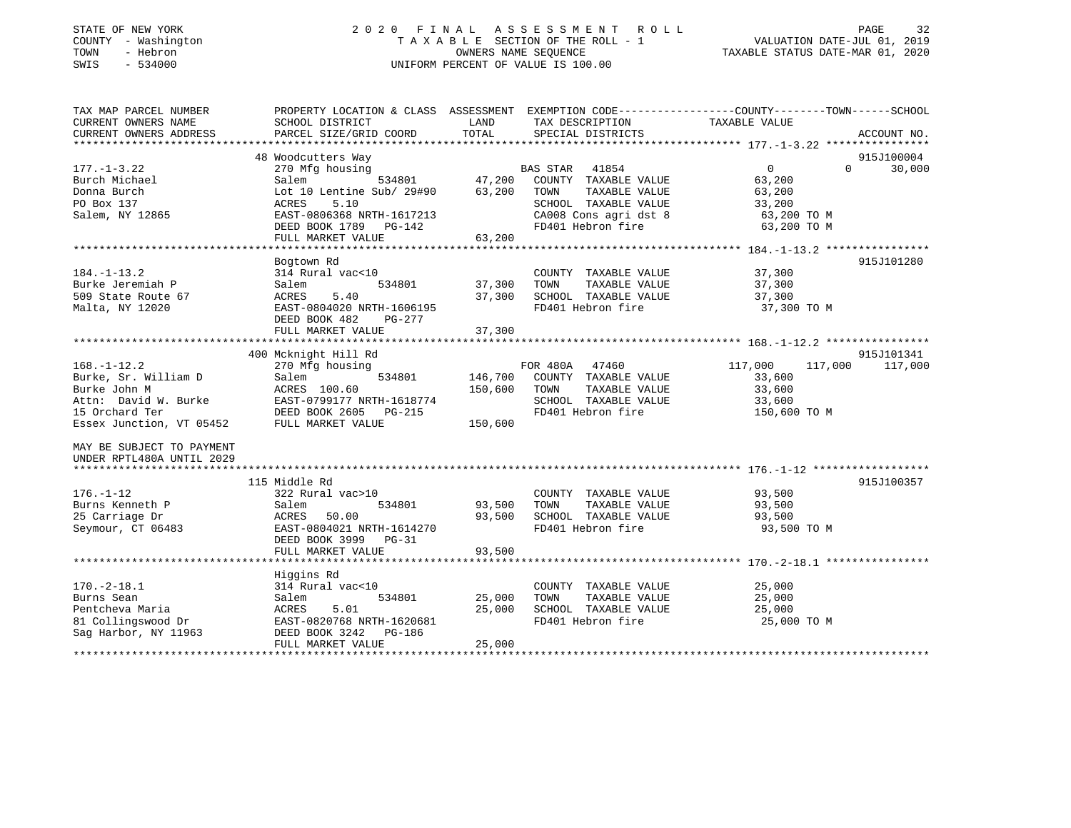STATE OF NEW YORK
COUNTY - Washington
TOWN - Hebron
SWIS - 534000

2020 FINAL ASSESSMENT ROLL
TAXABLE SECTION OF THE ROLL - 1
OWNERS NAME SEQUENCE
UNIFORM PERCENT OF VALUE IS 100.00

VALUATION DATE-JUL 01, 2019
TAXABLE STATUS DATE-MAR 01, 2020

```
TAX MAP PARCEL NUMBER          PROPERTY LOCATION & CLASS  ASSESSMENT  EXEMPTION CODE-----------------COUNTY--------TOWN------SCHOOL
CURRENT OWNERS NAME            SCHOOL DISTRICT               LAND      TAX DESCRIPTION              TAXABLE VALUE
CURRENT OWNERS ADDRESS         PARCEL SIZE/GRID COORD        TOTAL     SPECIAL DISTRICTS                                    ACCOUNT NO.
******************************************************************************************************* 177.-1-3.22 ****************
                               48 Woodcutters Way                                                                         915J100004
177.-1-3.22                    270 Mfg housing                          BAS STAR  41854                    0            0      30,000
Burch Michael                  Salem            534801      47,200     COUNTY  TAXABLE VALUE          63,200
Donna Burch                    Lot 10 Lentine Sub/ 29#90    63,200     TOWN    TAXABLE VALUE          63,200
PO Box 137                     ACRES     5.10                          SCHOOL  TAXABLE VALUE          33,200
Salem, NY 12865                EAST-0806368 NRTH-1617213               CA008 Cons agri dst 8           63,200 TO M
                               DEED BOOK 1789   PG-142                 FD401 Hebron fire               63,200 TO M
                               FULL MARKET VALUE            63,200
******************************************************************************************************* 184.-1-13.2 ****************
                               Bogtown Rd                                                                                 915J101280
184.-1-13.2                    314 Rural vac<10                         COUNTY  TAXABLE VALUE          37,300
Burke Jeremiah P               Salem            534801      37,300     TOWN    TAXABLE VALUE          37,300
509 State Route 67             ACRES     5.40               37,300     SCHOOL  TAXABLE VALUE          37,300
Malta, NY 12020                EAST-0804020 NRTH-1606195               FD401 Hebron fire               37,300 TO M
                               DEED BOOK 482    PG-277
                               FULL MARKET VALUE            37,300
******************************************************************************************************* 168.-1-12.2 ****************
                               400 Mcknight Hill Rd                                                                       915J101341
168.-1-12.2                    270 Mfg housing                          FOR 480A  47460              117,000      117,000     117,000
Burke, Sr. William D           Salem            534801     146,700     COUNTY  TAXABLE VALUE          33,600
Burke John M                   ACRES  100.60               150,600     TOWN    TAXABLE VALUE          33,600
Attn:  David W. Burke          EAST-0799177 NRTH-1618774               SCHOOL  TAXABLE VALUE          33,600
15 Orchard Ter                 DEED BOOK 2605   PG-215                 FD401 Hebron fire              150,600 TO M
Essex Junction, VT 05452       FULL MARKET VALUE           150,600

MAY BE SUBJECT TO PAYMENT
UNDER RPTL480A UNTIL 2029
******************************************************************************************************* 176.-1-12 ******************
                               115 Middle Rd                                                                              915J100357
176.-1-12                      322 Rural vac>10                         COUNTY  TAXABLE VALUE          93,500
Burns Kenneth P                Salem            534801      93,500     TOWN    TAXABLE VALUE          93,500
25 Carriage Dr                 ACRES    50.00               93,500     SCHOOL  TAXABLE VALUE          93,500
Seymour, CT 06483              EAST-0804021 NRTH-1614270               FD401 Hebron fire               93,500 TO M
                               DEED BOOK 3999   PG-31
                               FULL MARKET VALUE            93,500
******************************************************************************************************* 170.-2-18.1 ****************
                               Higgins Rd
170.-2-18.1                    314 Rural vac<10                         COUNTY  TAXABLE VALUE          25,000
Burns Sean                     Salem            534801      25,000     TOWN    TAXABLE VALUE          25,000
Pentcheva Maria                ACRES     5.01               25,000     SCHOOL  TAXABLE VALUE          25,000
81 Collingswood Dr             EAST-0820768 NRTH-1620681               FD401 Hebron fire               25,000 TO M
Sag Harbor, NY 11963           DEED BOOK 3242   PG-186
                               FULL MARKET VALUE            25,000
************************************************************************************************************************************
```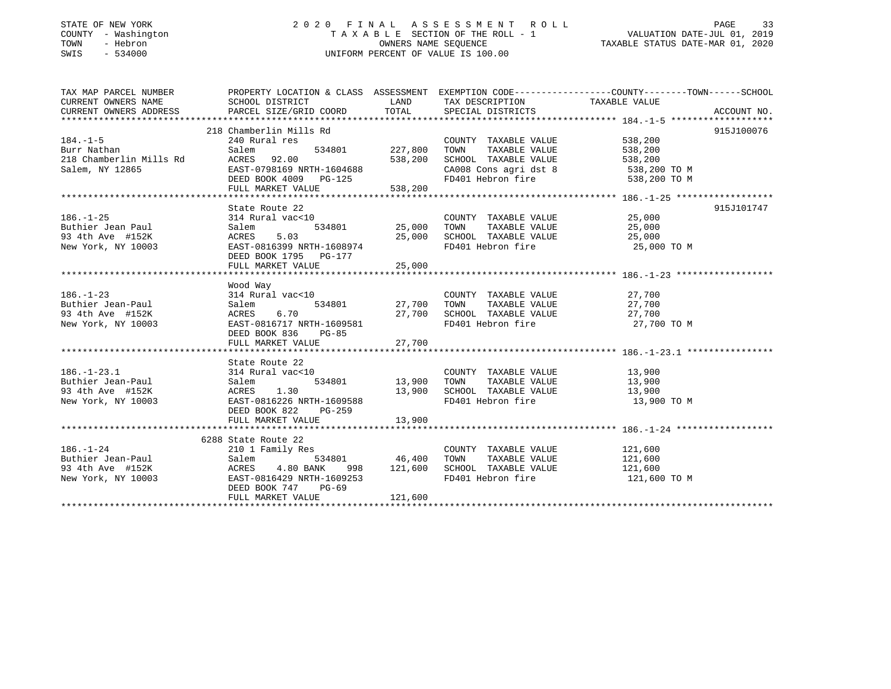STATE OF NEW YORK
COUNTY - Washington
TOWN - Hebron
SWIS - 534000

# 2020 FINAL ASSESSMENT ROLL

TAXABLE SECTION OF THE ROLL - 1
OWNERS NAME SEQUENCE
UNIFORM PERCENT OF VALUE IS 100.00

VALUATION DATE-JUL 01, 2019
TAXABLE STATUS DATE-MAR 01, 2020

| TAX MAP PARCEL NUMBER / CURRENT OWNERS NAME / CURRENT OWNERS ADDRESS | PROPERTY LOCATION & CLASS / SCHOOL DISTRICT / PARCEL SIZE/GRID COORD | ASSESSMENT LAND | TOTAL | EXEMPTION CODE / TAX DESCRIPTION / SPECIAL DISTRICTS | TAXABLE VALUE (COUNTY / TOWN / SCHOOL) | ACCOUNT NO. |
|---|---|---|---|---|---|---|
| 184.-1-5 | 218 Chamberlin Mills Rd | | | | | 915J100076 |
| Burr Nathan | 240 Rural res | | | COUNTY TAXABLE VALUE | 538,200 | |
| 218 Chamberlin Mills Rd | Salem 534801 | 227,800 | | TOWN TAXABLE VALUE | 538,200 | |
| Salem, NY 12865 | ACRES 92.00 | | 538,200 | SCHOOL TAXABLE VALUE | 538,200 | |
| | EAST-0798169 NRTH-1604688 | | | CA008 Cons agri dst 8 | 538,200 TO M | |
| | DEED BOOK 4009 PG-125 | | | FD401 Hebron fire | 538,200 TO M | |
| | FULL MARKET VALUE | | 538,200 | | | |
| 186.-1-25 | State Route 22 | | | | | 915J101747 |
| Buthier Jean Paul | 314 Rural vac<10 | | | COUNTY TAXABLE VALUE | 25,000 | |
| 93 4th Ave #152K | Salem 534801 | 25,000 | | TOWN TAXABLE VALUE | 25,000 | |
| New York, NY 10003 | ACRES 5.03 | | 25,000 | SCHOOL TAXABLE VALUE | 25,000 | |
| | EAST-0816399 NRTH-1608974 | | | FD401 Hebron fire | 25,000 TO M | |
| | DEED BOOK 1795 PG-177 | | | | | |
| | FULL MARKET VALUE | | 25,000 | | | |
| 186.-1-23 | Wood Way | | | | | |
| Buthier Jean-Paul | 314 Rural vac<10 | | | COUNTY TAXABLE VALUE | 27,700 | |
| 93 4th Ave #152K | Salem 534801 | 27,700 | | TOWN TAXABLE VALUE | 27,700 | |
| New York, NY 10003 | ACRES 6.70 | | 27,700 | SCHOOL TAXABLE VALUE | 27,700 | |
| | EAST-0816717 NRTH-1609581 | | | FD401 Hebron fire | 27,700 TO M | |
| | DEED BOOK 836 PG-85 | | | | | |
| | FULL MARKET VALUE | | 27,700 | | | |
| 186.-1-23.1 | State Route 22 | | | | | |
| Buthier Jean-Paul | 314 Rural vac<10 | | | COUNTY TAXABLE VALUE | 13,900 | |
| 93 4th Ave #152K | Salem 534801 | 13,900 | | TOWN TAXABLE VALUE | 13,900 | |
| New York, NY 10003 | ACRES 1.30 | | 13,900 | SCHOOL TAXABLE VALUE | 13,900 | |
| | EAST-0816226 NRTH-1609588 | | | FD401 Hebron fire | 13,900 TO M | |
| | DEED BOOK 822 PG-259 | | | | | |
| | FULL MARKET VALUE | | 13,900 | | | |
| 186.-1-24 | 6288 State Route 22 | | | | | |
| Buthier Jean-Paul | 210 1 Family Res | | | COUNTY TAXABLE VALUE | 121,600 | |
| 93 4th Ave #152K | Salem 534801 | 46,400 | | TOWN TAXABLE VALUE | 121,600 | |
| New York, NY 10003 | ACRES 4.80 BANK 998 | | 121,600 | SCHOOL TAXABLE VALUE | 121,600 | |
| | EAST-0816429 NRTH-1609253 | | | FD401 Hebron fire | 121,600 TO M | |
| | DEED BOOK 747 PG-69 | | | | | |
| | FULL MARKET VALUE | | 121,600 | | | |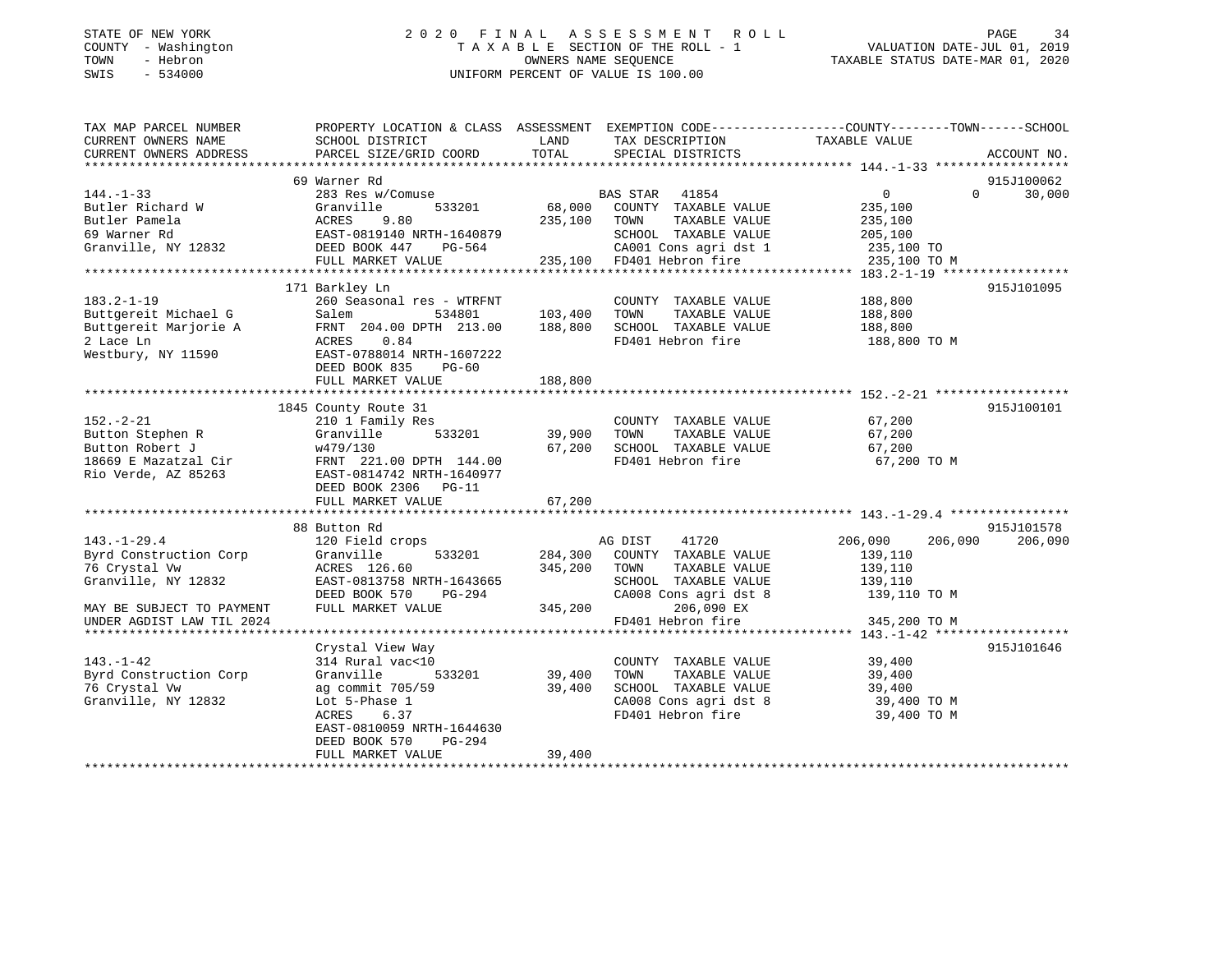STATE OF NEW YORK
COUNTY - Washington
TOWN - Hebron
SWIS - 534000

# 2020 FINAL ASSESSMENT ROLL

TAXABLE SECTION OF THE ROLL - 1
OWNERS NAME SEQUENCE
UNIFORM PERCENT OF VALUE IS 100.00

VALUATION DATE-JUL 01, 2019
TAXABLE STATUS DATE-MAR 01, 2020

```
TAX MAP PARCEL NUMBER          PROPERTY LOCATION & CLASS  ASSESSMENT  EXEMPTION CODE-----------------COUNTY--------TOWN------SCHOOL
CURRENT OWNERS NAME            SCHOOL DISTRICT               LAND      TAX DESCRIPTION             TAXABLE VALUE
CURRENT OWNERS ADDRESS         PARCEL SIZE/GRID COORD       TOTAL      SPECIAL DISTRICTS                                    ACCOUNT NO.
****************************************************************************************************** 144.-1-33 *****************
                               69 Warner Rd                                                                                 915J100062
144.-1-33                      283 Res w/Comuse                      BAS STAR   41854                  0             0      30,000
Butler Richard W               Granville       533201      68,000    COUNTY  TAXABLE VALUE           235,100
Butler Pamela                  ACRES    9.80              235,100    TOWN    TAXABLE VALUE           235,100
69 Warner Rd                   EAST-0819140 NRTH-1640879             SCHOOL  TAXABLE VALUE           205,100
Granville, NY 12832            DEED BOOK 447    PG-564               CA001 Cons agri dst 1            235,100 TO
                               FULL MARKET VALUE          235,100    FD401 Hebron fire                235,100 TO M
****************************************************************************************************** 183.2-1-19 ****************
                               171 Barkley Ln                                                                               915J101095
183.2-1-19                     260 Seasonal res - WTRFNT             COUNTY  TAXABLE VALUE           188,800
Buttgereit Michael G           Salem           534801     103,400    TOWN    TAXABLE VALUE           188,800
Buttgereit Marjorie A          FRNT 204.00 DPTH 213.00    188,800    SCHOOL  TAXABLE VALUE           188,800
2 Lace Ln                      ACRES    0.84                         FD401 Hebron fire                188,800 TO M
Westbury, NY 11590             EAST-0788014 NRTH-1607222
                               DEED BOOK 835    PG-60
                               FULL MARKET VALUE          188,800
****************************************************************************************************** 152.-2-21 *****************
                               1845 County Route 31                                                                         915J100101
152.-2-21                      210 1 Family Res                      COUNTY  TAXABLE VALUE            67,200
Button Stephen R               Granville       533201      39,900    TOWN    TAXABLE VALUE            67,200
Button Robert J                w479/130                    67,200    SCHOOL  TAXABLE VALUE            67,200
18669 E Mazatzal Cir           FRNT 221.00 DPTH 144.00               FD401 Hebron fire                 67,200 TO M
Rio Verde, AZ 85263            EAST-0814742 NRTH-1640977
                               DEED BOOK 2306   PG-11
                               FULL MARKET VALUE           67,200
****************************************************************************************************** 143.-1-29.4 ***************
                               88 Button Rd                                                                                 915J101578
143.-1-29.4                    120 Field crops                       AG DIST    41720             206,090       206,090    206,090
Byrd Construction Corp         Granville       533201     284,300    COUNTY  TAXABLE VALUE           139,110
76 Crystal Vw                  ACRES  126.60              345,200    TOWN    TAXABLE VALUE           139,110
Granville, NY 12832            EAST-0813758 NRTH-1643665             SCHOOL  TAXABLE VALUE           139,110
                               DEED BOOK 570    PG-294               CA008 Cons agri dst 8            139,110 TO M
MAY BE SUBJECT TO PAYMENT      FULL MARKET VALUE          345,200         206,090 EX
UNDER AGDIST LAW TIL 2024                                            FD401 Hebron fire                345,200 TO M
****************************************************************************************************** 143.-1-42 *****************
                               Crystal View Way                                                                             915J101646
143.-1-42                      314 Rural vac<10                      COUNTY  TAXABLE VALUE            39,400
Byrd Construction Corp         Granville       533201      39,400    TOWN    TAXABLE VALUE            39,400
76 Crystal Vw                  ag commit 705/59            39,400    SCHOOL  TAXABLE VALUE            39,400
Granville, NY 12832            Lot 5-Phase 1                         CA008 Cons agri dst 8             39,400 TO M
                               ACRES    6.37                         FD401 Hebron fire                 39,400 TO M
                               EAST-0810059 NRTH-1644630
                               DEED BOOK 570    PG-294
                               FULL MARKET VALUE           39,400
************************************************************************************************************************************
```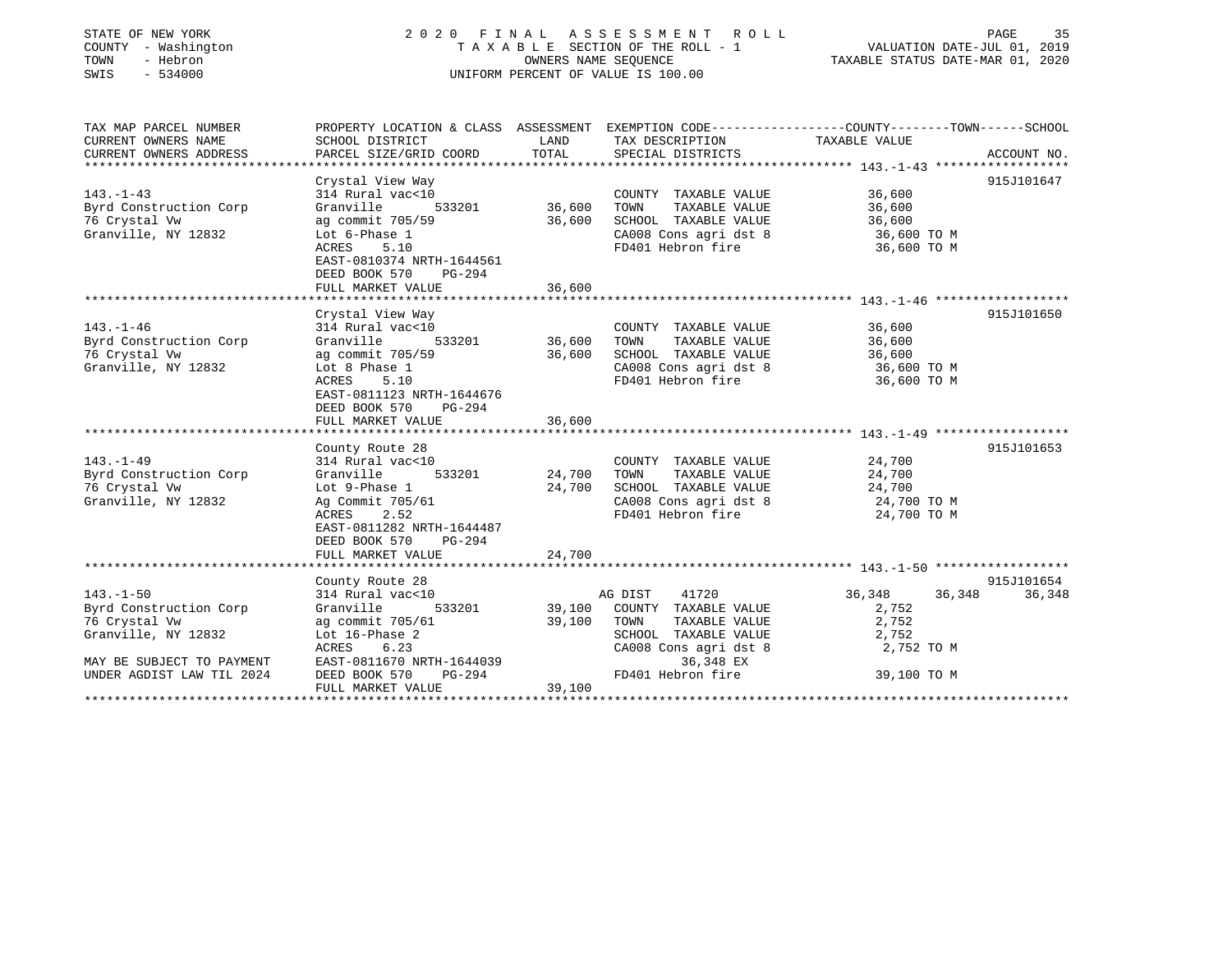STATE OF NEW YORK
COUNTY - Washington
TOWN - Hebron
SWIS - 534000

2020 FINAL ASSESSMENT ROLL
TAXABLE SECTION OF THE ROLL - 1
OWNERS NAME SEQUENCE
UNIFORM PERCENT OF VALUE IS 100.00

VALUATION DATE-JUL 01, 2019
TAXABLE STATUS DATE-MAR 01, 2020

| TAX MAP PARCEL NUMBER / CURRENT OWNERS NAME / CURRENT OWNERS ADDRESS | PROPERTY LOCATION & CLASS / SCHOOL DISTRICT / PARCEL SIZE/GRID COORD | ASSESSMENT LAND / TOTAL | EXEMPTION CODE / TAX DESCRIPTION / SPECIAL DISTRICTS | COUNTY TAXABLE VALUE | TOWN | SCHOOL | ACCOUNT NO. |
|---|---|---|---|---|---|---|---|
| 143.-1-43 | Crystal View Way | | | | | | 915J101647 |
| Byrd Construction Corp | 314 Rural vac<10 | | COUNTY TAXABLE VALUE | 36,600 | | | |
| 76 Crystal Vw | Granville 533201 | 36,600 | TOWN TAXABLE VALUE | 36,600 | | | |
| Granville, NY 12832 | ag commit 705/59 | 36,600 | SCHOOL TAXABLE VALUE | 36,600 | | | |
| | Lot 6-Phase 1 | | CA008 Cons agri dst 8 | 36,600 TO M | | | |
| | ACRES 5.10 | | FD401 Hebron fire | 36,600 TO M | | | |
| | EAST-0810374 NRTH-1644561 | | | | | | |
| | DEED BOOK 570 PG-294 | | | | | | |
| | FULL MARKET VALUE | 36,600 | | | | | |
| 143.-1-46 | Crystal View Way | | | | | | 915J101650 |
| Byrd Construction Corp | 314 Rural vac<10 | | COUNTY TAXABLE VALUE | 36,600 | | | |
| 76 Crystal Vw | Granville 533201 | 36,600 | TOWN TAXABLE VALUE | 36,600 | | | |
| Granville, NY 12832 | ag commit 705/59 | 36,600 | SCHOOL TAXABLE VALUE | 36,600 | | | |
| | Lot 8 Phase 1 | | CA008 Cons agri dst 8 | 36,600 TO M | | | |
| | ACRES 5.10 | | FD401 Hebron fire | 36,600 TO M | | | |
| | EAST-0811123 NRTH-1644676 | | | | | | |
| | DEED BOOK 570 PG-294 | | | | | | |
| | FULL MARKET VALUE | 36,600 | | | | | |
| 143.-1-49 | County Route 28 | | | | | | 915J101653 |
| Byrd Construction Corp | 314 Rural vac<10 | | COUNTY TAXABLE VALUE | 24,700 | | | |
| 76 Crystal Vw | Granville 533201 | 24,700 | TOWN TAXABLE VALUE | 24,700 | | | |
| Granville, NY 12832 | Lot 9-Phase 1 | 24,700 | SCHOOL TAXABLE VALUE | 24,700 | | | |
| | Ag Commit 705/61 | | CA008 Cons agri dst 8 | 24,700 TO M | | | |
| | ACRES 2.52 | | FD401 Hebron fire | 24,700 TO M | | | |
| | EAST-0811282 NRTH-1644487 | | | | | | |
| | DEED BOOK 570 PG-294 | | | | | | |
| | FULL MARKET VALUE | 24,700 | | | | | |
| 143.-1-50 | County Route 28 | | | | | | 915J101654 |
| Byrd Construction Corp | 314 Rural vac<10 | | AG DIST 41720 | 36,348 | 36,348 | 36,348 | |
| 76 Crystal Vw | Granville 533201 | 39,100 | COUNTY TAXABLE VALUE | 2,752 | | | |
| Granville, NY 12832 | ag commit 705/61 | 39,100 | TOWN TAXABLE VALUE | 2,752 | | | |
| | Lot 16-Phase 2 | | SCHOOL TAXABLE VALUE | 2,752 | | | |
| | ACRES 6.23 | | CA008 Cons agri dst 8 | 2,752 TO M | | | |
| MAY BE SUBJECT TO PAYMENT | EAST-0811670 NRTH-1644039 | | 36,348 EX | | | | |
| UNDER AGDIST LAW TIL 2024 | DEED BOOK 570 PG-294 | | FD401 Hebron fire | 39,100 TO M | | | |
| | FULL MARKET VALUE | 39,100 | | | | | |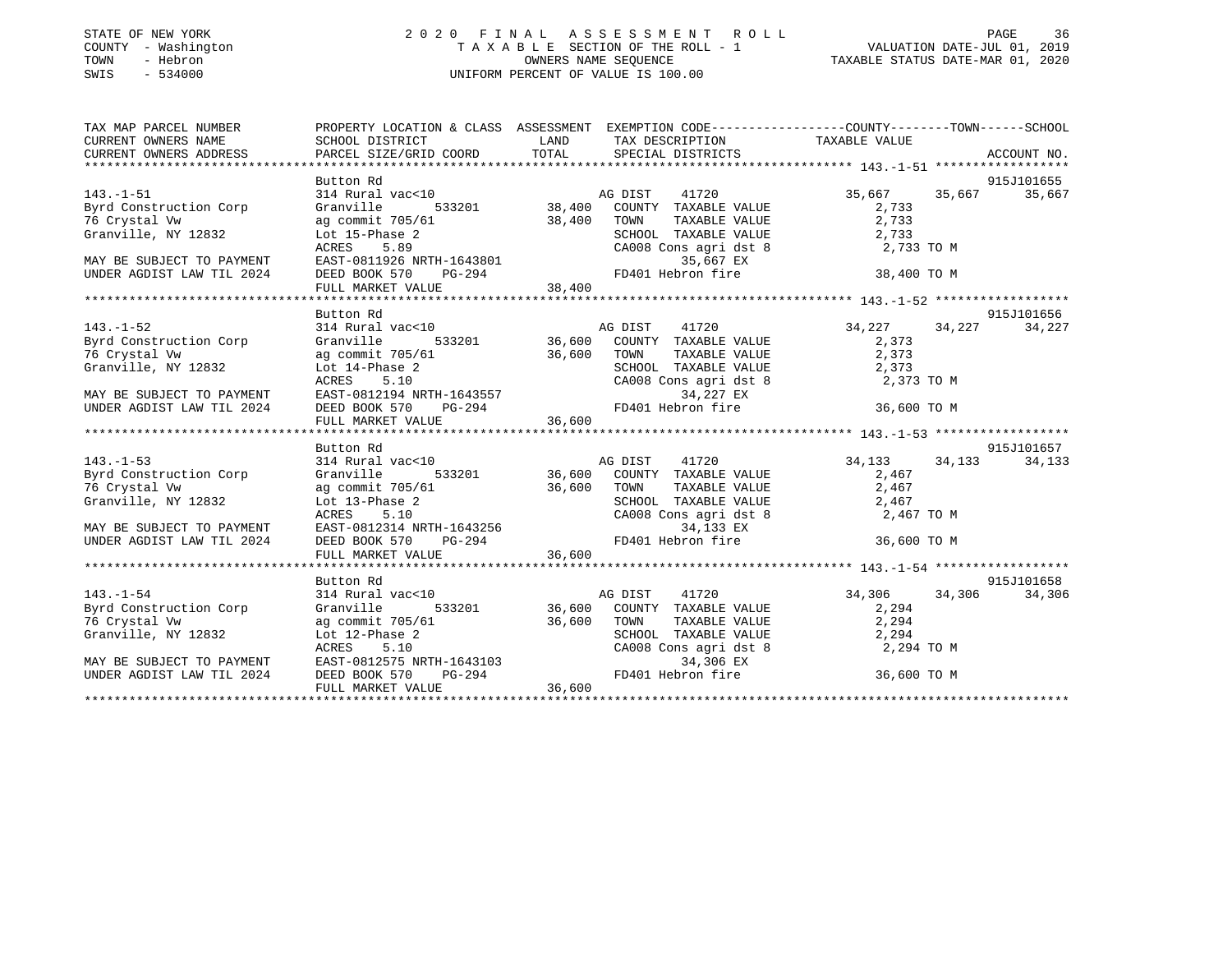STATE OF NEW YORK
COUNTY - Washington
TOWN - Hebron
SWIS - 534000

2 0 2 0 F I N A L A S S E S S M E N T R O L L
T A X A B L E SECTION OF THE ROLL - 1
OWNERS NAME SEQUENCE
UNIFORM PERCENT OF VALUE IS 100.00

VALUATION DATE-JUL 01, 2019
TAXABLE STATUS DATE-MAR 01, 2020

```
TAX MAP PARCEL NUMBER          PROPERTY LOCATION & CLASS  ASSESSMENT  EXEMPTION CODE-----------------COUNTY--------TOWN------SCHOOL
CURRENT OWNERS NAME            SCHOOL DISTRICT              LAND      TAX DESCRIPTION              TAXABLE VALUE
CURRENT OWNERS ADDRESS         PARCEL SIZE/GRID COORD       TOTAL     SPECIAL DISTRICTS                                    ACCOUNT NO.
******************************************************************************************************* 143.-1-51 ******************
                               Button Rd                                                                                 915J101655
143.-1-51                      314 Rural vac<10                        AG DIST     41720            35,667      35,667      35,667
Byrd Construction Corp         Granville       533201       38,400    COUNTY  TAXABLE VALUE          2,733
76 Crystal Vw                  ag commit 705/61             38,400    TOWN     TAXABLE VALUE          2,733
Granville, NY 12832            Lot 15-Phase 2                         SCHOOL  TAXABLE VALUE          2,733
                               ACRES     5.89                         CA008 Cons agri dst 8            2,733 TO M
MAY BE SUBJECT TO PAYMENT      EAST-0811926 NRTH-1643801                    35,667 EX
UNDER AGDIST LAW TIL 2024      DEED BOOK 570     PG-294                FD401 Hebron fire               38,400 TO M
                               FULL MARKET VALUE            38,400
******************************************************************************************************* 143.-1-52 ******************
                               Button Rd                                                                                 915J101656
143.-1-52                      314 Rural vac<10                        AG DIST     41720            34,227      34,227      34,227
Byrd Construction Corp         Granville       533201       36,600    COUNTY  TAXABLE VALUE          2,373
76 Crystal Vw                  ag commit 705/61             36,600    TOWN     TAXABLE VALUE          2,373
Granville, NY 12832            Lot 14-Phase 2                         SCHOOL  TAXABLE VALUE          2,373
                               ACRES     5.10                         CA008 Cons agri dst 8            2,373 TO M
MAY BE SUBJECT TO PAYMENT      EAST-0812194 NRTH-1643557                    34,227 EX
UNDER AGDIST LAW TIL 2024      DEED BOOK 570     PG-294                FD401 Hebron fire               36,600 TO M
                               FULL MARKET VALUE            36,600
******************************************************************************************************* 143.-1-53 ******************
                               Button Rd                                                                                 915J101657
143.-1-53                      314 Rural vac<10                        AG DIST     41720            34,133      34,133      34,133
Byrd Construction Corp         Granville       533201       36,600    COUNTY  TAXABLE VALUE          2,467
76 Crystal Vw                  ag commit 705/61             36,600    TOWN     TAXABLE VALUE          2,467
Granville, NY 12832            Lot 13-Phase 2                         SCHOOL  TAXABLE VALUE          2,467
                               ACRES     5.10                         CA008 Cons agri dst 8            2,467 TO M
MAY BE SUBJECT TO PAYMENT      EAST-0812314 NRTH-1643256                    34,133 EX
UNDER AGDIST LAW TIL 2024      DEED BOOK 570     PG-294                FD401 Hebron fire               36,600 TO M
                               FULL MARKET VALUE            36,600
******************************************************************************************************* 143.-1-54 ******************
                               Button Rd                                                                                 915J101658
143.-1-54                      314 Rural vac<10                        AG DIST     41720            34,306      34,306      34,306
Byrd Construction Corp         Granville       533201       36,600    COUNTY  TAXABLE VALUE          2,294
76 Crystal Vw                  ag commit 705/61             36,600    TOWN     TAXABLE VALUE          2,294
Granville, NY 12832            Lot 12-Phase 2                         SCHOOL  TAXABLE VALUE          2,294
                               ACRES     5.10                         CA008 Cons agri dst 8            2,294 TO M
MAY BE SUBJECT TO PAYMENT      EAST-0812575 NRTH-1643103                    34,306 EX
UNDER AGDIST LAW TIL 2024      DEED BOOK 570     PG-294                FD401 Hebron fire               36,600 TO M
                               FULL MARKET VALUE            36,600
************************************************************************************************************************************
```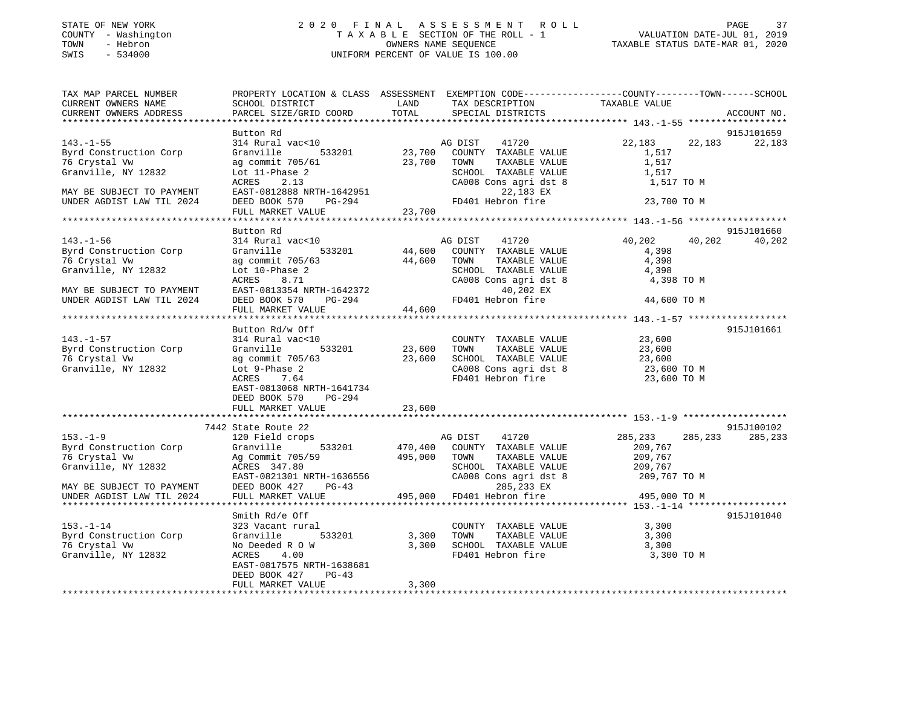STATE OF NEW YORK | 2020 FINAL ASSESSMENT ROLL | VALUATION DATE-JUL 01, 2019
COUNTY - Washington | TAXABLE SECTION OF THE ROLL - 1 | TAXABLE STATUS DATE-MAR 01, 2020
TOWN - Hebron | OWNERS NAME SEQUENCE
SWIS - 534000 | UNIFORM PERCENT OF VALUE IS 100.00

```
TAX MAP PARCEL NUMBER          PROPERTY LOCATION & CLASS  ASSESSMENT  EXEMPTION CODE------------------COUNTY--------TOWN------SCHOOL
CURRENT OWNERS NAME            SCHOOL DISTRICT              LAND      TAX DESCRIPTION              TAXABLE VALUE
CURRENT OWNERS ADDRESS         PARCEL SIZE/GRID COORD       TOTAL     SPECIAL DISTRICTS                                     ACCOUNT NO.
******************************************************************************************************* 143.-1-55 ******************
                               Button Rd                                                                                915J101659
143.-1-55                      314 Rural vac<10                     AG DIST    41720              22,183      22,183      22,183
Byrd Construction Corp         Granville        533201      23,700    COUNTY  TAXABLE VALUE           1,517
76 Crystal Vw                  ag commit 705/61             23,700    TOWN    TAXABLE VALUE           1,517
Granville, NY 12832            Lot 11-Phase 2                         SCHOOL  TAXABLE VALUE           1,517
                               ACRES    2.13                          CA008 Cons agri dst 8           1,517 TO M
MAY BE SUBJECT TO PAYMENT      EAST-0812888 NRTH-1642951                    22,183 EX
UNDER AGDIST LAW TIL 2024      DEED BOOK 570    PG-294                FD401 Hebron fire              23,700 TO M
                               FULL MARKET VALUE            23,700
******************************************************************************************************* 143.-1-56 ******************
                               Button Rd                                                                                915J101660
143.-1-56                      314 Rural vac<10                     AG DIST    41720              40,202      40,202      40,202
Byrd Construction Corp         Granville        533201      44,600    COUNTY  TAXABLE VALUE           4,398
76 Crystal Vw                  ag commit 705/63             44,600    TOWN    TAXABLE VALUE           4,398
Granville, NY 12832            Lot 10-Phase 2                         SCHOOL  TAXABLE VALUE           4,398
                               ACRES    8.71                          CA008 Cons agri dst 8           4,398 TO M
MAY BE SUBJECT TO PAYMENT      EAST-0813354 NRTH-1642372                    40,202 EX
UNDER AGDIST LAW TIL 2024      DEED BOOK 570    PG-294                FD401 Hebron fire              44,600 TO M
                               FULL MARKET VALUE            44,600
******************************************************************************************************* 143.-1-57 ******************
                               Button Rd/w Off                                                                          915J101661
143.-1-57                      314 Rural vac<10                       COUNTY  TAXABLE VALUE          23,600
Byrd Construction Corp         Granville        533201      23,600    TOWN    TAXABLE VALUE          23,600
76 Crystal Vw                  ag commit 705/63             23,600    SCHOOL  TAXABLE VALUE          23,600
Granville, NY 12832            Lot 9-Phase 2                          CA008 Cons agri dst 8          23,600 TO M
                               ACRES    7.64                          FD401 Hebron fire              23,600 TO M
                               EAST-0813068 NRTH-1641734
                               DEED BOOK 570    PG-294
                               FULL MARKET VALUE            23,600
******************************************************************************************************* 153.-1-9 *******************
                               7442 State Route 22                                                                      915J100102
153.-1-9                       120 Field crops                      AG DIST    41720             285,233     285,233     285,233
Byrd Construction Corp         Granville        533201     470,400    COUNTY  TAXABLE VALUE         209,767
76 Crystal Vw                  Ag Commit 705/59            495,000    TOWN    TAXABLE VALUE         209,767
Granville, NY 12832            ACRES  347.80                          SCHOOL  TAXABLE VALUE         209,767
                               EAST-0821301 NRTH-1636556              CA008 Cons agri dst 8         209,767 TO M
MAY BE SUBJECT TO PAYMENT      DEED BOOK 427    PG-43                      285,233 EX
UNDER AGDIST LAW TIL 2024      FULL MARKET VALUE           495,000    FD401 Hebron fire             495,000 TO M
******************************************************************************************************* 153.-1-14 ******************
                               Smith Rd/e Off                                                                           915J101040
153.-1-14                      323 Vacant rural                       COUNTY  TAXABLE VALUE           3,300
Byrd Construction Corp         Granville        533201       3,300    TOWN    TAXABLE VALUE           3,300
76 Crystal Vw                  No Deeded R O W               3,300    SCHOOL  TAXABLE VALUE           3,300
Granville, NY 12832            ACRES    4.00                          FD401 Hebron fire               3,300 TO M
                               EAST-0817575 NRTH-1638681
                               DEED BOOK 427    PG-43
                               FULL MARKET VALUE             3,300
************************************************************************************************************************************
```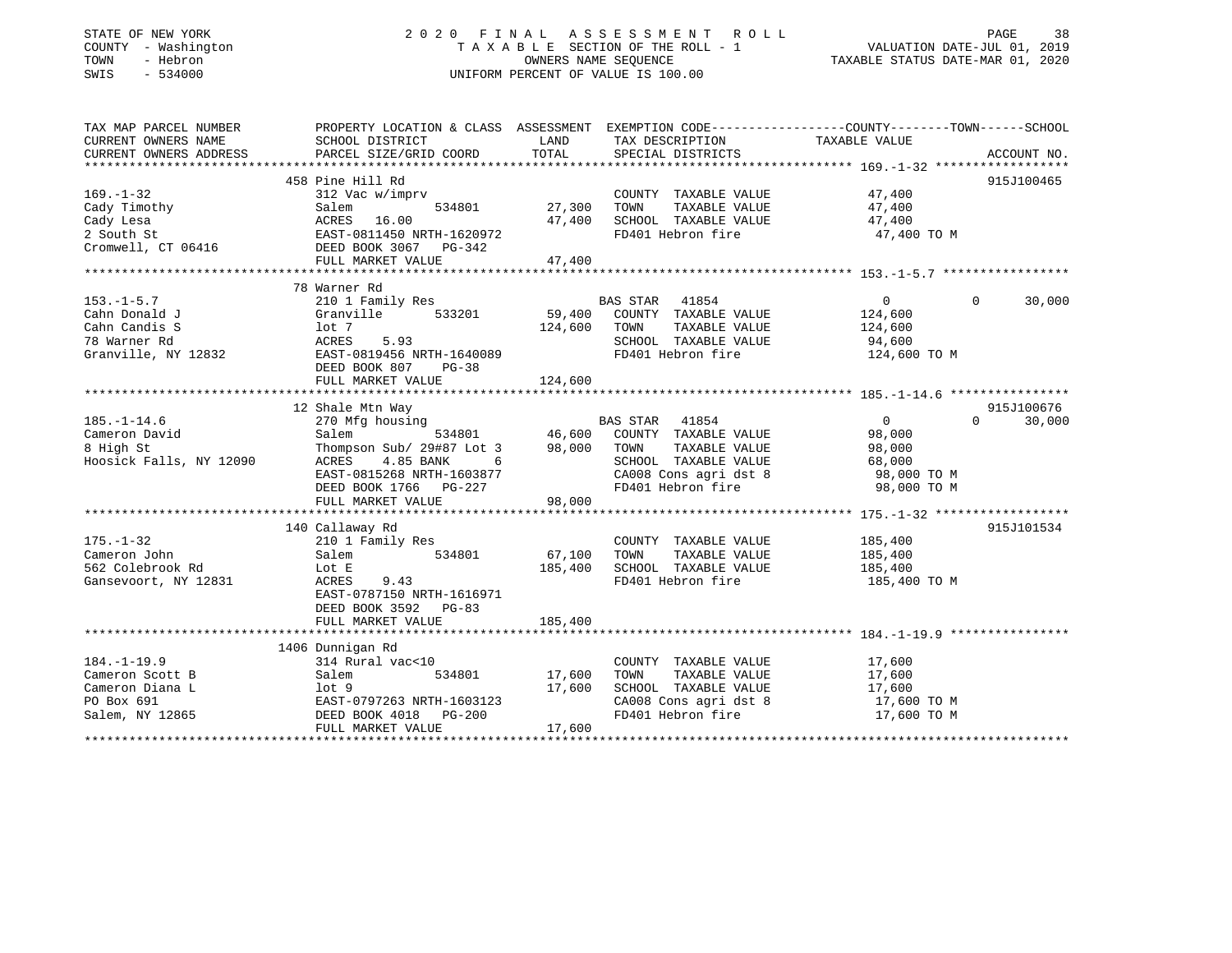STATE OF NEW YORK
COUNTY - Washington
TOWN - Hebron
SWIS - 534000

2020 FINAL ASSESSMENT ROLL
TAXABLE SECTION OF THE ROLL - 1
OWNERS NAME SEQUENCE
UNIFORM PERCENT OF VALUE IS 100.00

VALUATION DATE-JUL 01, 2019
TAXABLE STATUS DATE-MAR 01, 2020

```
TAX MAP PARCEL NUMBER          PROPERTY LOCATION & CLASS  ASSESSMENT  EXEMPTION CODE-----------------COUNTY--------TOWN------SCHOOL
CURRENT OWNERS NAME            SCHOOL DISTRICT               LAND      TAX DESCRIPTION              TAXABLE VALUE
CURRENT OWNERS ADDRESS         PARCEL SIZE/GRID COORD        TOTAL     SPECIAL DISTRICTS                                    ACCOUNT NO.
******************************************************************************************************* 169.-1-32 ******************
                               458 Pine Hill Rd                                                                              915J100465
169.-1-32                      312 Vac w/imprv                         COUNTY  TAXABLE VALUE            47,400
Cady Timothy                   Salem            534801       27,300    TOWN    TAXABLE VALUE            47,400
Cady Lesa                      ACRES   16.00                 47,400    SCHOOL  TAXABLE VALUE            47,400
2 South St                     EAST-0811450 NRTH-1620972               FD401 Hebron fire                 47,400 TO M
Cromwell, CT 06416             DEED BOOK 3067   PG-342
                               FULL MARKET VALUE             47,400
******************************************************************************************************* 153.-1-5.7 *****************
                               78 Warner Rd
153.-1-5.7                     210 1 Family Res                        BAS STAR   41854                    0          0      30,000
Cahn Donald J                  Granville        533201       59,400    COUNTY  TAXABLE VALUE           124,600
Cahn Candis S                  lot 7                        124,600    TOWN    TAXABLE VALUE           124,600
78 Warner Rd                   ACRES    5.93                           SCHOOL  TAXABLE VALUE            94,600
Granville, NY 12832            EAST-0819456 NRTH-1640089               FD401 Hebron fire                124,600 TO M
                               DEED BOOK 807    PG-38
                               FULL MARKET VALUE            124,600
******************************************************************************************************* 185.-1-14.6 ****************
                               12 Shale Mtn Way                                                                              915J100676
185.-1-14.6                    270 Mfg housing                         BAS STAR   41854                    0          0      30,000
Cameron David                  Salem            534801       46,600    COUNTY  TAXABLE VALUE            98,000
8 High St                      Thompson Sub/ 29#87 Lot 3     98,000    TOWN    TAXABLE VALUE            98,000
Hoosick Falls, NY 12090        ACRES    4.85 BANK     6                SCHOOL  TAXABLE VALUE            68,000
                               EAST-0815268 NRTH-1603877               CA008 Cons agri dst 8             98,000 TO M
                               DEED BOOK 1766   PG-227                 FD401 Hebron fire                 98,000 TO M
                               FULL MARKET VALUE             98,000
******************************************************************************************************* 175.-1-32 ******************
                               140 Callaway Rd                                                                               915J101534
175.-1-32                      210 1 Family Res                        COUNTY  TAXABLE VALUE           185,400
Cameron John                   Salem            534801       67,100    TOWN    TAXABLE VALUE           185,400
562 Colebrook Rd               Lot E                        185,400    SCHOOL  TAXABLE VALUE           185,400
Gansevoort, NY 12831           ACRES    9.43                           FD401 Hebron fire                185,400 TO M
                               EAST-0787150 NRTH-1616971
                               DEED BOOK 3592   PG-83
                               FULL MARKET VALUE            185,400
******************************************************************************************************* 184.-1-19.9 ****************
                               1406 Dunnigan Rd
184.-1-19.9                    314 Rural vac<10                        COUNTY  TAXABLE VALUE            17,600
Cameron Scott B                Salem            534801       17,600    TOWN    TAXABLE VALUE            17,600
Cameron Diana L                lot 9                         17,600    SCHOOL  TAXABLE VALUE            17,600
PO Box 691                     EAST-0797263 NRTH-1603123               CA008 Cons agri dst 8             17,600 TO M
Salem, NY 12865                DEED BOOK 4018   PG-200                 FD401 Hebron fire                 17,600 TO M
                               FULL MARKET VALUE             17,600
************************************************************************************************************************************
```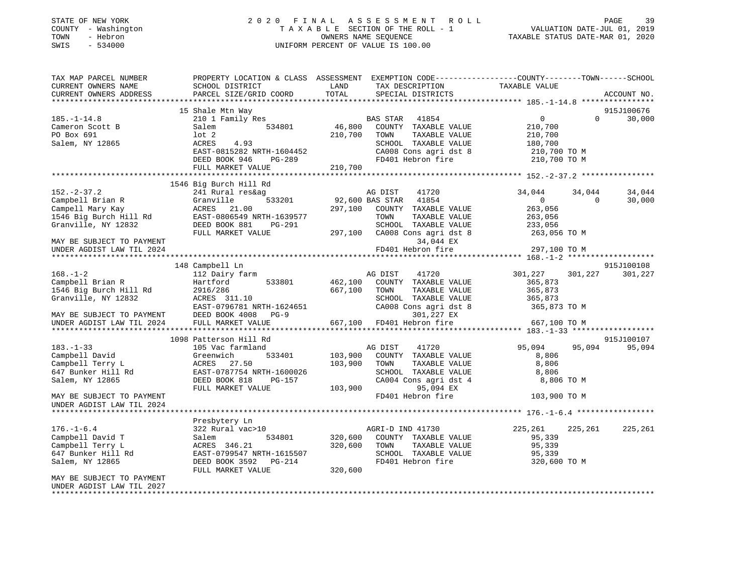STATE OF NEW YORK — 2020 FINAL ASSESSMENT ROLL
COUNTY - Washington — TAXABLE SECTION OF THE ROLL - 1 — VALUATION DATE-JUL 01, 2019
TOWN - Hebron — OWNERS NAME SEQUENCE — TAXABLE STATUS DATE-MAR 01, 2020
SWIS - 534000 — UNIFORM PERCENT OF VALUE IS 100.00

| TAX MAP PARCEL NUMBER / CURRENT OWNERS NAME / CURRENT OWNERS ADDRESS | PROPERTY LOCATION & CLASS / SCHOOL DISTRICT / PARCEL SIZE/GRID COORD | ASSESSMENT LAND / TOTAL | EXEMPTION CODE / TAX DESCRIPTION / SPECIAL DISTRICTS | COUNTY TAXABLE VALUE | TOWN | SCHOOL | ACCOUNT NO. |
|---|---|---|---|---|---|---|---|
| **185.-1-14.8** | 15 Shale Mtn Way | | | | | | 915J100676 |
| Cameron Scott B | 210 1 Family Res | | BAS STAR 41854 | 0 | 0 | 30,000 | |
| PO Box 691 | Salem 534801 | 46,800 | COUNTY TAXABLE VALUE | 210,700 | | | |
| Salem, NY 12865 | lot 2 | 210,700 | TOWN TAXABLE VALUE | 210,700 | | | |
| | ACRES 4.93 | | SCHOOL TAXABLE VALUE | 180,700 | | | |
| | EAST-0815282 NRTH-1604452 | | CA008 Cons agri dst 8 | 210,700 TO M | | | |
| | DEED BOOK 946 PG-289 | | FD401 Hebron fire | 210,700 TO M | | | |
| | FULL MARKET VALUE | 210,700 | | | | | |
| **152.-2-37.2** | 1546 Big Burch Hill Rd | | | | | | |
| Campbell Brian R | 241 Rural res&ag | | AG DIST 41720 | 34,044 | 34,044 | 34,044 | |
| Campell Mary Kay | Granville 533201 | 92,600 | BAS STAR 41854 | 0 | 0 | 30,000 | |
| 1546 Big Burch Hill Rd | ACRES 21.00 | 297,100 | COUNTY TAXABLE VALUE | 263,056 | | | |
| Granville, NY 12832 | EAST-0806549 NRTH-1639577 | | TOWN TAXABLE VALUE | 263,056 | | | |
| | DEED BOOK 881 PG-291 | | SCHOOL TAXABLE VALUE | 233,056 | | | |
| | FULL MARKET VALUE | 297,100 | CA008 Cons agri dst 8 | 263,056 TO M | | | |
| MAY BE SUBJECT TO PAYMENT | | | 34,044 EX | | | | |
| UNDER AGDIST LAW TIL 2024 | | | FD401 Hebron fire | 297,100 TO M | | | |
| **168.-1-2** | 148 Campbell Ln | | | | | | 915J100108 |
| Campbell Brian R | 112 Dairy farm | | AG DIST 41720 | 301,227 | 301,227 | 301,227 | |
| 1546 Big Burch Hill Rd | Hartford 533801 | 462,100 | COUNTY TAXABLE VALUE | 365,873 | | | |
| Granville, NY 12832 | 2916/286 | 667,100 | TOWN TAXABLE VALUE | 365,873 | | | |
| | ACRES 311.10 | | SCHOOL TAXABLE VALUE | 365,873 | | | |
| | EAST-0796781 NRTH-1624651 | | CA008 Cons agri dst 8 | 365,873 TO M | | | |
| MAY BE SUBJECT TO PAYMENT | DEED BOOK 4008 PG-9 | | 301,227 EX | | | | |
| UNDER AGDIST LAW TIL 2024 | FULL MARKET VALUE | 667,100 | FD401 Hebron fire | 667,100 TO M | | | |
| **183.-1-33** | 1098 Patterson Hill Rd | | | | | | 915J100107 |
| Campbell David | 105 Vac farmland | | AG DIST 41720 | 95,094 | 95,094 | 95,094 | |
| Campbell Terry L | Greenwich 533401 | 103,900 | COUNTY TAXABLE VALUE | 8,806 | | | |
| 647 Bunker Hill Rd | ACRES 27.50 | 103,900 | TOWN TAXABLE VALUE | 8,806 | | | |
| Salem, NY 12865 | EAST-0787754 NRTH-1600026 | | SCHOOL TAXABLE VALUE | 8,806 | | | |
| | DEED BOOK 818 PG-157 | | CA004 Cons agri dst 4 | 8,806 TO M | | | |
| | FULL MARKET VALUE | 103,900 | 95,094 EX | | | | |
| MAY BE SUBJECT TO PAYMENT | | | FD401 Hebron fire | 103,900 TO M | | | |
| UNDER AGDIST LAW TIL 2024 | | | | | | | |
| **176.-1-6.4** | Presbytery Ln | | | | | | |
| Campbell David T | 322 Rural vac>10 | | AGRI-D IND 41730 | 225,261 | 225,261 | 225,261 | |
| Campbell Terry L | Salem 534801 | 320,600 | COUNTY TAXABLE VALUE | 95,339 | | | |
| 647 Bunker Hill Rd | ACRES 346.21 | 320,600 | TOWN TAXABLE VALUE | 95,339 | | | |
| Salem, NY 12865 | EAST-0799547 NRTH-1615507 | | SCHOOL TAXABLE VALUE | 95,339 | | | |
| | DEED BOOK 3592 PG-214 | | FD401 Hebron fire | 320,600 TO M | | | |
| | FULL MARKET VALUE | 320,600 | | | | | |
| MAY BE SUBJECT TO PAYMENT | | | | | | | |
| UNDER AGDIST LAW TIL 2027 | | | | | | | |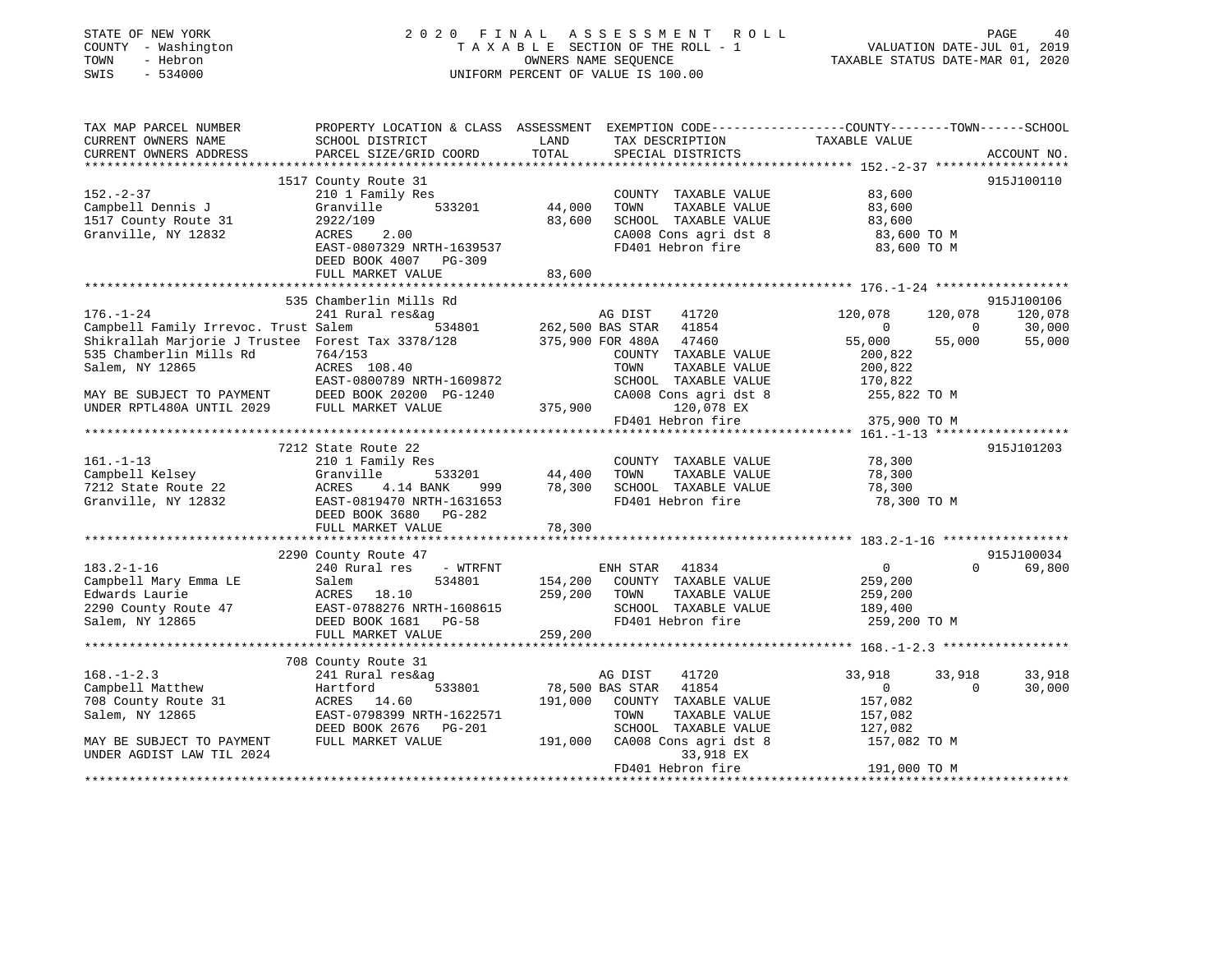STATE OF NEW YORK
COUNTY - Washington
TOWN - Hebron
SWIS - 534000

2020 FINAL ASSESSMENT ROLL
TAXABLE SECTION OF THE ROLL - 1
OWNERS NAME SEQUENCE
UNIFORM PERCENT OF VALUE IS 100.00

VALUATION DATE-JUL 01, 2019
TAXABLE STATUS DATE-MAR 01, 2020

```
TAX MAP PARCEL NUMBER          PROPERTY LOCATION & CLASS  ASSESSMENT  EXEMPTION CODE------------------COUNTY--------TOWN------SCHOOL
CURRENT OWNERS NAME            SCHOOL DISTRICT               LAND      TAX DESCRIPTION            TAXABLE VALUE
CURRENT OWNERS ADDRESS         PARCEL SIZE/GRID COORD        TOTAL     SPECIAL DISTRICTS                                     ACCOUNT NO.
******************************************************************************************************* 152.-2-37 ******************
                               1517 County Route 31                                                                          915J100110
152.-2-37                      210 1 Family Res                        COUNTY  TAXABLE VALUE            83,600
Campbell Dennis J              Granville        533201       44,000   TOWN    TAXABLE VALUE            83,600
1517 County Route 31           2922/109                      83,600   SCHOOL  TAXABLE VALUE            83,600
Granville, NY 12832            ACRES     2.00                          CA008 Cons agri dst 8             83,600 TO M
                               EAST-0807329 NRTH-1639537               FD401 Hebron fire                 83,600 TO M
                               DEED BOOK 4007    PG-309
                               FULL MARKET VALUE             83,600
******************************************************************************************************* 176.-1-24 ******************
                               535 Chamberlin Mills Rd                                                                       915J100106
176.-1-24                      241 Rural res&ag                        AG DIST     41720             120,078     120,078     120,078
Campbell Family Irrevoc. Trust Salem           534801       262,500 BAS STAR   41854                   0           0      30,000
Shikrallah Marjorie J Trustee  Forest Tax 3378/128          375,900 FOR 480A   47460              55,000      55,000      55,000
535 Chamberlin Mills Rd        764/153                                 COUNTY  TAXABLE VALUE           200,822
Salem, NY 12865                ACRES   108.40                          TOWN    TAXABLE VALUE           200,822
                               EAST-0800789 NRTH-1609872               SCHOOL  TAXABLE VALUE           170,822
MAY BE SUBJECT TO PAYMENT      DEED BOOK 20200   PG-1240               CA008 Cons agri dst 8            255,822 TO M
UNDER RPTL480A UNTIL 2029      FULL MARKET VALUE            375,900        120,078 EX
                                                                       FD401 Hebron fire                375,900 TO M
******************************************************************************************************* 161.-1-13 ******************
                               7212 State Route 22                                                                           915J101203
161.-1-13                      210 1 Family Res                        COUNTY  TAXABLE VALUE            78,300
Campbell Kelsey                Granville        533201       44,400   TOWN    TAXABLE VALUE            78,300
7212 State Route 22            ACRES     4.14 BANK     999   78,300   SCHOOL  TAXABLE VALUE            78,300
Granville, NY 12832            EAST-0819470 NRTH-1631653               FD401 Hebron fire                 78,300 TO M
                               DEED BOOK 3680    PG-282
                               FULL MARKET VALUE             78,300
******************************************************************************************************* 183.2-1-16 *****************
                               2290 County Route 47                                                                          915J100034
183.2-1-16                     240 Rural res     - WTRFNT              ENH STAR    41834                   0           0      69,800
Campbell Mary Emma LE          Salem            534801      154,200   COUNTY  TAXABLE VALUE           259,200
Edwards Laurie                 ACRES    18.10               259,200   TOWN    TAXABLE VALUE           259,200
2290 County Route 47           EAST-0788276 NRTH-1608615               SCHOOL  TAXABLE VALUE           189,400
Salem, NY 12865                DEED BOOK 1681    PG-58                 FD401 Hebron fire                259,200 TO M
                               FULL MARKET VALUE            259,200
******************************************************************************************************* 168.-1-2.3 *****************
                               708 County Route 31
168.-1-2.3                     241 Rural res&ag                        AG DIST     41720              33,918      33,918      33,918
Campbell Matthew               Hartford         533801       78,500 BAS STAR   41854                   0           0      30,000
708 County Route 31            ACRES    14.60               191,000   COUNTY  TAXABLE VALUE           157,082
Salem, NY 12865                EAST-0798399 NRTH-1622571               TOWN    TAXABLE VALUE           157,082
                               DEED BOOK 2676    PG-201                SCHOOL  TAXABLE VALUE           127,082
MAY BE SUBJECT TO PAYMENT      FULL MARKET VALUE            191,000   CA008 Cons agri dst 8            157,082 TO M
UNDER AGDIST LAW TIL 2024                                                  33,918 EX
                                                                       FD401 Hebron fire                191,000 TO M
************************************************************************************************************************************
```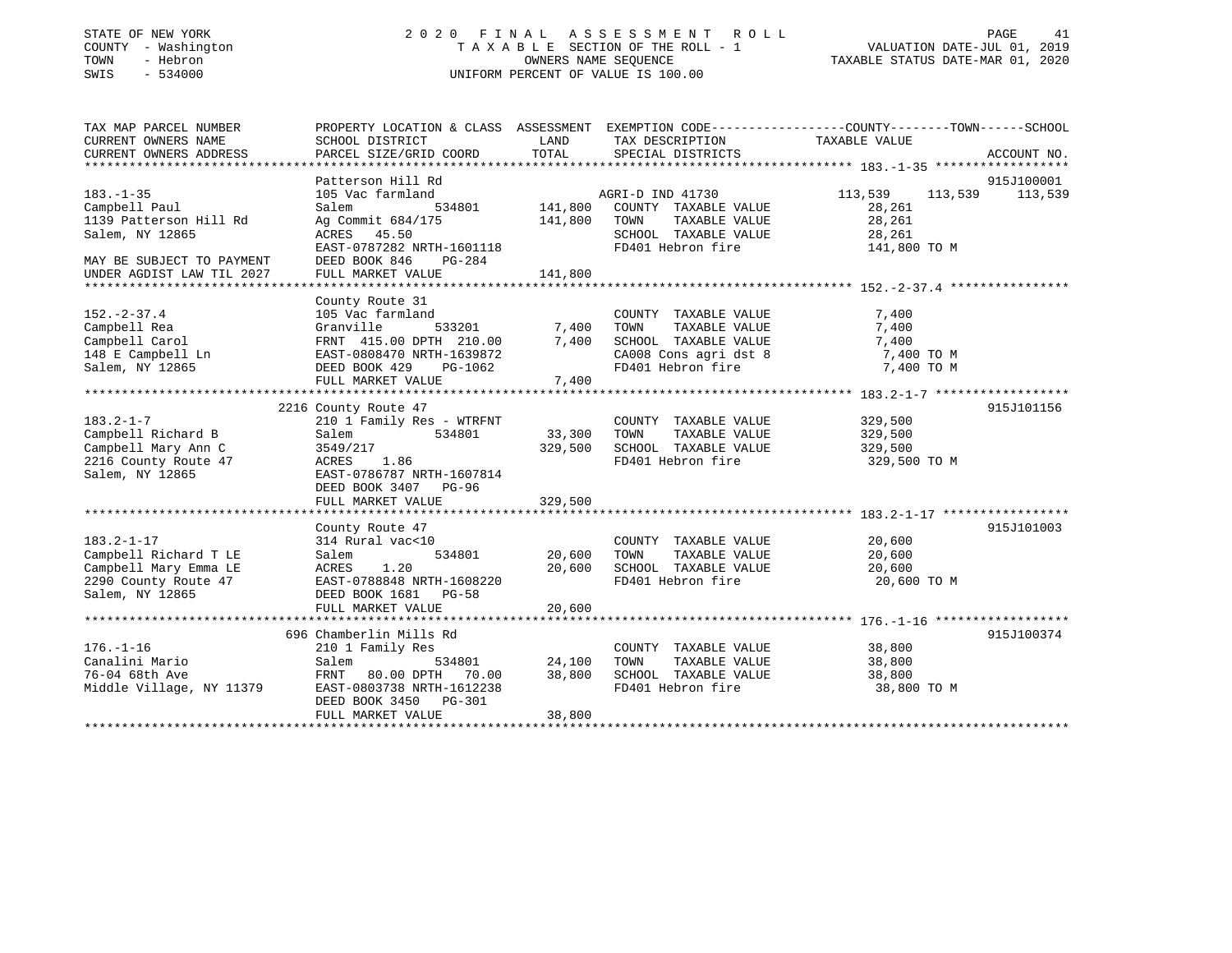STATE OF NEW YORK
COUNTY - Washington
TOWN - Hebron
SWIS - 534000

# 2020 FINAL ASSESSMENT ROLL

TAXABLE SECTION OF THE ROLL - 1
OWNERS NAME SEQUENCE
UNIFORM PERCENT OF VALUE IS 100.00

VALUATION DATE-JUL 01, 2019
TAXABLE STATUS DATE-MAR 01, 2020

| TAX MAP PARCEL NUMBER / CURRENT OWNERS NAME / CURRENT OWNERS ADDRESS | PROPERTY LOCATION & CLASS / SCHOOL DISTRICT / PARCEL SIZE/GRID COORD | ASSESSMENT LAND | TOTAL | EXEMPTION CODE / TAX DESCRIPTION / SPECIAL DISTRICTS | COUNTY | TOWN | SCHOOL | ACCOUNT NO. |
|---|---|---|---|---|---|---|---|---|
| 183.-1-35 | Patterson Hill Rd | | | | | | | 915J100001 |
| Campbell Paul | 105 Vac farmland | | | AGRI-D IND 41730 | 113,539 | 113,539 | 113,539 | |
| 1139 Patterson Hill Rd | Salem 534801 | 141,800 | | COUNTY TAXABLE VALUE | 28,261 | | | |
| Salem, NY 12865 | Ag Commit 684/175 | | 141,800 | TOWN TAXABLE VALUE | | 28,261 | | |
| | ACRES 45.50 | | | SCHOOL TAXABLE VALUE | | | 28,261 | |
| | EAST-0787282 NRTH-1601118 | | | FD401 Hebron fire | 141,800 TO M | | | |
| MAY BE SUBJECT TO PAYMENT | DEED BOOK 846 PG-284 | | | | | | | |
| UNDER AGDIST LAW TIL 2027 | FULL MARKET VALUE | | 141,800 | | | | | |
| 152.-2-37.4 | County Route 31 | | | | | | | |
| Campbell Rea | 105 Vac farmland | | | COUNTY TAXABLE VALUE | 7,400 | | | |
| Campbell Carol | Granville 533201 | 7,400 | | TOWN TAXABLE VALUE | | 7,400 | | |
| 148 E Campbell Ln | FRNT 415.00 DPTH 210.00 | | 7,400 | SCHOOL TAXABLE VALUE | | | 7,400 | |
| Salem, NY 12865 | EAST-0808470 NRTH-1639872 | | | CA008 Cons agri dst 8 | 7,400 TO M | | | |
| | DEED BOOK 429 PG-1062 | | | FD401 Hebron fire | 7,400 TO M | | | |
| | FULL MARKET VALUE | | 7,400 | | | | | |
| 183.2-1-7 | 2216 County Route 47 | | | | | | | 915J101156 |
| Campbell Richard B | 210 1 Family Res - WTRFNT | | | COUNTY TAXABLE VALUE | 329,500 | | | |
| Campbell Mary Ann C | Salem 534801 | 33,300 | | TOWN TAXABLE VALUE | | 329,500 | | |
| 2216 County Route 47 | 3549/217 | | 329,500 | SCHOOL TAXABLE VALUE | | | 329,500 | |
| Salem, NY 12865 | ACRES 1.86 | | | FD401 Hebron fire | 329,500 TO M | | | |
| | EAST-0786787 NRTH-1607814 | | | | | | | |
| | DEED BOOK 3407 PG-96 | | | | | | | |
| | FULL MARKET VALUE | | 329,500 | | | | | |
| 183.2-1-17 | County Route 47 | | | | | | | 915J101003 |
| Campbell Richard T LE | 314 Rural vac<10 | | | COUNTY TAXABLE VALUE | 20,600 | | | |
| Campbell Mary Emma LE | Salem 534801 | 20,600 | | TOWN TAXABLE VALUE | | 20,600 | | |
| 2290 County Route 47 | ACRES 1.20 | | 20,600 | SCHOOL TAXABLE VALUE | | | 20,600 | |
| Salem, NY 12865 | EAST-0788848 NRTH-1608220 | | | FD401 Hebron fire | 20,600 TO M | | | |
| | DEED BOOK 1681 PG-58 | | | | | | | |
| | FULL MARKET VALUE | | 20,600 | | | | | |
| 176.-1-16 | 696 Chamberlin Mills Rd | | | | | | | 915J100374 |
| Canalini Mario | 210 1 Family Res | | | COUNTY TAXABLE VALUE | 38,800 | | | |
| 76-04 68th Ave | Salem 534801 | 24,100 | | TOWN TAXABLE VALUE | | 38,800 | | |
| Middle Village, NY 11379 | FRNT 80.00 DPTH 70.00 | | 38,800 | SCHOOL TAXABLE VALUE | | | 38,800 | |
| | EAST-0803738 NRTH-1612238 | | | FD401 Hebron fire | 38,800 TO M | | | |
| | DEED BOOK 3450 PG-301 | | | | | | | |
| | FULL MARKET VALUE | | 38,800 | | | | | |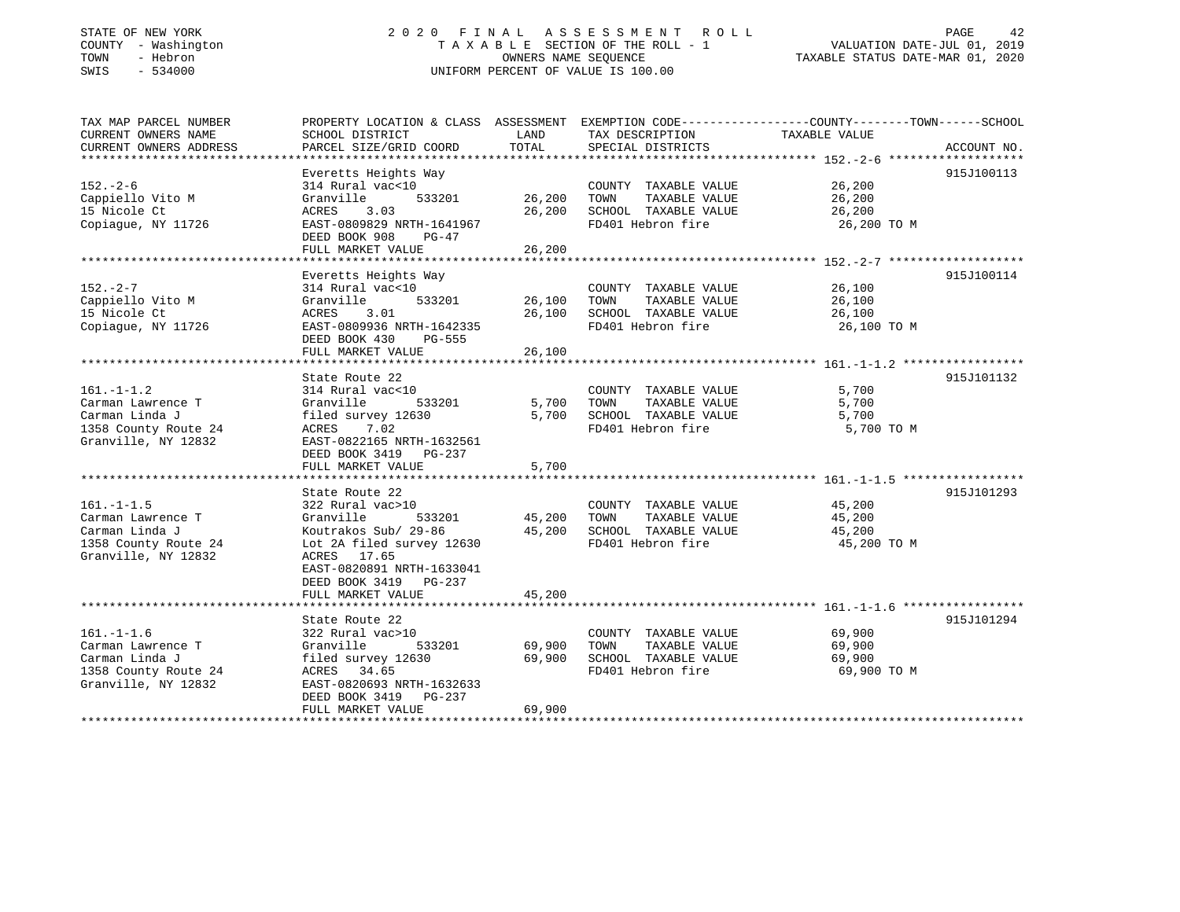STATE OF NEW YORK
COUNTY - Washington
TOWN - Hebron
SWIS - 534000

# 2020 FINAL ASSESSMENT ROLL

TAXABLE SECTION OF THE ROLL - 1
OWNERS NAME SEQUENCE
UNIFORM PERCENT OF VALUE IS 100.00

VALUATION DATE-JUL 01, 2019
TAXABLE STATUS DATE-MAR 01, 2020

| TAX MAP PARCEL NUMBER / CURRENT OWNERS NAME / CURRENT OWNERS ADDRESS | PROPERTY LOCATION & CLASS / SCHOOL DISTRICT / PARCEL SIZE/GRID COORD | ASSESSMENT LAND / TOTAL | EXEMPTION CODE / TAX DESCRIPTION / SPECIAL DISTRICTS | COUNTY / TOWN / SCHOOL TAXABLE VALUE | ACCOUNT NO. |
|---|---|---|---|---|---|
| **152.-2-6** | Everetts Heights Way | | | | 915J100113 |
| Cappiello Vito M | 314 Rural vac<10 | | COUNTY TAXABLE VALUE | 26,200 | |
| 15 Nicole Ct | Granville 533201 | 26,200 | TOWN TAXABLE VALUE | 26,200 | |
| Copiague, NY 11726 | ACRES 3.03 | 26,200 | SCHOOL TAXABLE VALUE | 26,200 | |
| | EAST-0809829 NRTH-1641967 | | FD401 Hebron fire | 26,200 TO M | |
| | DEED BOOK 908 PG-47 | | | | |
| | FULL MARKET VALUE | 26,200 | | | |
| **152.-2-7** | Everetts Heights Way | | | | 915J100114 |
| Cappiello Vito M | 314 Rural vac<10 | | COUNTY TAXABLE VALUE | 26,100 | |
| 15 Nicole Ct | Granville 533201 | 26,100 | TOWN TAXABLE VALUE | 26,100 | |
| Copiague, NY 11726 | ACRES 3.01 | 26,100 | SCHOOL TAXABLE VALUE | 26,100 | |
| | EAST-0809936 NRTH-1642335 | | FD401 Hebron fire | 26,100 TO M | |
| | DEED BOOK 430 PG-555 | | | | |
| | FULL MARKET VALUE | 26,100 | | | |
| **161.-1-1.2** | State Route 22 | | | | 915J101132 |
| Carman Lawrence T | 314 Rural vac<10 | | COUNTY TAXABLE VALUE | 5,700 | |
| Carman Linda J | Granville 533201 | 5,700 | TOWN TAXABLE VALUE | 5,700 | |
| 1358 County Route 24 | filed survey 12630 | 5,700 | SCHOOL TAXABLE VALUE | 5,700 | |
| Granville, NY 12832 | ACRES 7.02 | | FD401 Hebron fire | 5,700 TO M | |
| | EAST-0822165 NRTH-1632561 | | | | |
| | DEED BOOK 3419 PG-237 | | | | |
| | FULL MARKET VALUE | 5,700 | | | |
| **161.-1-1.5** | State Route 22 | | | | 915J101293 |
| Carman Lawrence T | 322 Rural vac>10 | | COUNTY TAXABLE VALUE | 45,200 | |
| Carman Linda J | Granville 533201 | 45,200 | TOWN TAXABLE VALUE | 45,200 | |
| 1358 County Route 24 | Koutrakos Sub/ 29-86 | 45,200 | SCHOOL TAXABLE VALUE | 45,200 | |
| Granville, NY 12832 | Lot 2A filed survey 12630 | | FD401 Hebron fire | 45,200 TO M | |
| | ACRES 17.65 | | | | |
| | EAST-0820891 NRTH-1633041 | | | | |
| | DEED BOOK 3419 PG-237 | | | | |
| | FULL MARKET VALUE | 45,200 | | | |
| **161.-1-1.6** | State Route 22 | | | | 915J101294 |
| Carman Lawrence T | 322 Rural vac>10 | | COUNTY TAXABLE VALUE | 69,900 | |
| Carman Linda J | Granville 533201 | 69,900 | TOWN TAXABLE VALUE | 69,900 | |
| 1358 County Route 24 | filed survey 12630 | 69,900 | SCHOOL TAXABLE VALUE | 69,900 | |
| Granville, NY 12832 | ACRES 34.65 | | FD401 Hebron fire | 69,900 TO M | |
| | EAST-0820693 NRTH-1632633 | | | | |
| | DEED BOOK 3419 PG-237 | | | | |
| | FULL MARKET VALUE | 69,900 | | | |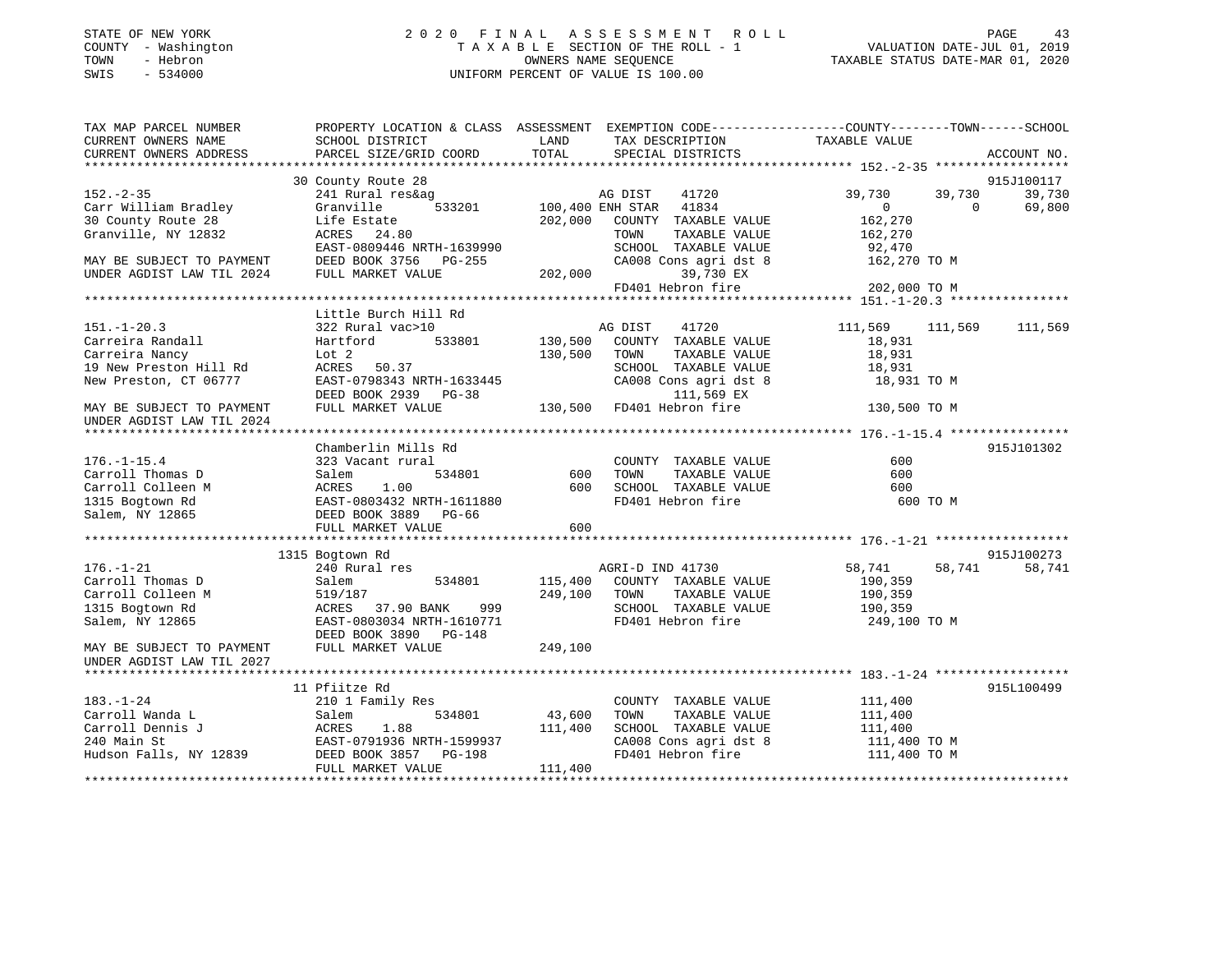STATE OF NEW YORK
COUNTY - Washington
TOWN - Hebron
SWIS - 534000

2020 FINAL ASSESSMENT ROLL
TAXABLE SECTION OF THE ROLL - 1
OWNERS NAME SEQUENCE
UNIFORM PERCENT OF VALUE IS 100.00

VALUATION DATE-JUL 01, 2019
TAXABLE STATUS DATE-MAR 01, 2020

```
TAX MAP PARCEL NUMBER          PROPERTY LOCATION & CLASS  ASSESSMENT  EXEMPTION CODE------------------COUNTY--------TOWN------SCHOOL
CURRENT OWNERS NAME            SCHOOL DISTRICT              LAND       TAX DESCRIPTION              TAXABLE VALUE
CURRENT OWNERS ADDRESS         PARCEL SIZE/GRID COORD       TOTAL      SPECIAL DISTRICTS                                    ACCOUNT NO.
*******************************************************************************************************  152.-2-35 ******************
                              30 County Route 28                                                                         915J100117
152.-2-35                      241 Rural res&ag                     AG DIST     41720              39,730      39,730      39,730
Carr William Bradley           Granville       533201     100,400 ENH STAR  41834                   0           0       69,800
30 County Route 28             Life Estate                202,000   COUNTY  TAXABLE VALUE          162,270
Granville, NY 12832            ACRES   24.80                          TOWN    TAXABLE VALUE          162,270
                               EAST-0809446 NRTH-1639990              SCHOOL  TAXABLE VALUE           92,470
MAY BE SUBJECT TO PAYMENT      DEED BOOK 3756   PG-255                CA008 Cons agri dst 8          162,270 TO M
UNDER AGDIST LAW TIL 2024      FULL MARKET VALUE          202,000          39,730 EX
                                                                      FD401 Hebron fire              202,000 TO M
*******************************************************************************************************  151.-1-20.3 ****************
                               Little Burch Hill Rd
151.-1-20.3                    322 Rural vac>10                     AG DIST     41720             111,569     111,569     111,569
Carreira Randall               Hartford        533801     130,500   COUNTY  TAXABLE VALUE           18,931
Carreira Nancy                 Lot 2                      130,500   TOWN    TAXABLE VALUE           18,931
19 New Preston Hill Rd         ACRES   50.37                          SCHOOL  TAXABLE VALUE           18,931
New Preston, CT 06777          EAST-0798343 NRTH-1633445              CA008 Cons agri dst 8           18,931 TO M
                               DEED BOOK 2939   PG-38                      111,569 EX
MAY BE SUBJECT TO PAYMENT      FULL MARKET VALUE          130,500   FD401 Hebron fire              130,500 TO M
UNDER AGDIST LAW TIL 2024
*******************************************************************************************************  176.-1-15.4 ****************
                               Chamberlin Mills Rd                                                                       915J101302
176.-1-15.4                    323 Vacant rural                      COUNTY  TAXABLE VALUE              600
Carroll Thomas D               Salem           534801         600   TOWN    TAXABLE VALUE              600
Carroll Colleen M              ACRES    1.00                  600   SCHOOL  TAXABLE VALUE              600
1315 Bogtown Rd                EAST-0803432 NRTH-1611880              FD401 Hebron fire                  600 TO M
Salem, NY 12865                DEED BOOK 3889   PG-66
                               FULL MARKET VALUE              600
*******************************************************************************************************  176.-1-21 ******************
                             1315 Bogtown Rd                                                                            915J100273
176.-1-21                      240 Rural res                        AGRI-D IND 41730               58,741      58,741      58,741
Carroll Thomas D               Salem           534801     115,400   COUNTY  TAXABLE VALUE          190,359
Carroll Colleen M              519/187                    249,100   TOWN    TAXABLE VALUE          190,359
1315 Bogtown Rd                ACRES   37.90 BANK     999              SCHOOL  TAXABLE VALUE          190,359
Salem, NY 12865                EAST-0803034 NRTH-1610771              FD401 Hebron fire              249,100 TO M
                               DEED BOOK 3890   PG-148
MAY BE SUBJECT TO PAYMENT      FULL MARKET VALUE          249,100
UNDER AGDIST LAW TIL 2027
*******************************************************************************************************  183.-1-24 ******************
                              11 Pfiitze Rd                                                                             915L100499
183.-1-24                      210 1 Family Res                      COUNTY  TAXABLE VALUE          111,400
Carroll Wanda L                Salem           534801      43,600   TOWN    TAXABLE VALUE          111,400
Carroll Dennis J               ACRES    1.88              111,400   SCHOOL  TAXABLE VALUE          111,400
240 Main St                    EAST-0791936 NRTH-1599937              CA008 Cons agri dst 8          111,400 TO M
Hudson Falls, NY 12839         DEED BOOK 3857   PG-198                FD401 Hebron fire              111,400 TO M
                               FULL MARKET VALUE          111,400
************************************************************************************************************************************
```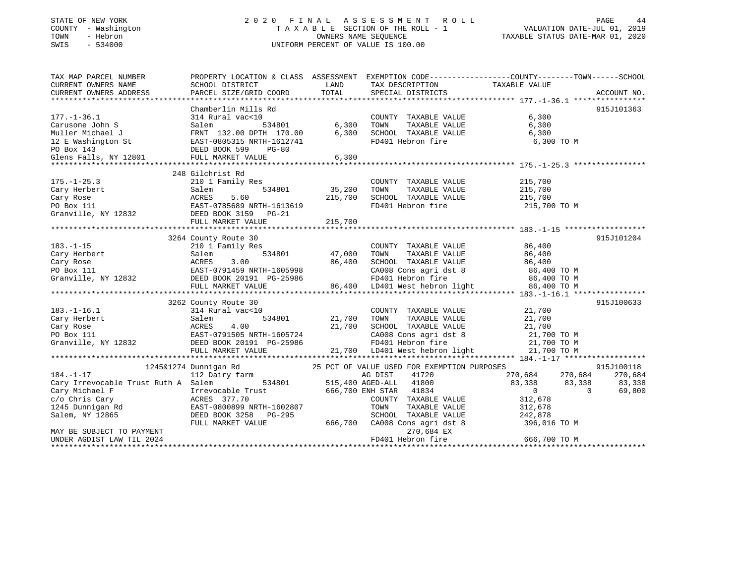STATE OF NEW YORK
COUNTY - Washington
TOWN - Hebron
SWIS - 534000

2020 FINAL ASSESSMENT ROLL
TAXABLE SECTION OF THE ROLL - 1
OWNERS NAME SEQUENCE
UNIFORM PERCENT OF VALUE IS 100.00

VALUATION DATE-JUL 01, 2019
TAXABLE STATUS DATE-MAR 01, 2020

```
TAX MAP PARCEL NUMBER          PROPERTY LOCATION & CLASS  ASSESSMENT  EXEMPTION CODE-----------------COUNTY--------TOWN------SCHOOL
CURRENT OWNERS NAME            SCHOOL DISTRICT               LAND      TAX DESCRIPTION             TAXABLE VALUE
CURRENT OWNERS ADDRESS         PARCEL SIZE/GRID COORD        TOTAL     SPECIAL DISTRICTS                                      ACCOUNT NO.
******************************************************************************************************* 177.-1-36.1 ****************
                               Chamberlin Mills Rd                                                                          915J101363
177.-1-36.1                    314 Rural vac<10                         COUNTY  TAXABLE VALUE              6,300
Carusone John S                Salem          534801        6,300       TOWN    TAXABLE VALUE              6,300
Muller Michael J               FRNT 132.00 DPTH 170.00      6,300       SCHOOL  TAXABLE VALUE              6,300
12 E Washington St             EAST-0805315 NRTH-1612741                FD401 Hebron fire                   6,300 TO M
PO Box 143                     DEED BOOK 599    PG-80
Glens Falls, NY 12801          FULL MARKET VALUE            6,300
******************************************************************************************************* 175.-1-25.3 ****************
                               248 Gilchrist Rd
175.-1-25.3                    210 1 Family Res                         COUNTY  TAXABLE VALUE            215,700
Cary Herbert                   Salem          534801       35,200       TOWN    TAXABLE VALUE            215,700
Cary Rose                      ACRES     5.60             215,700       SCHOOL  TAXABLE VALUE            215,700
PO Box 111                     EAST-0785689 NRTH-1613619                FD401 Hebron fire                 215,700 TO M
Granville, NY 12832            DEED BOOK 3159   PG-21
                               FULL MARKET VALUE          215,700
******************************************************************************************************* 183.-1-15 ******************
                               3264 County Route 30                                                                         915J101204
183.-1-15                      210 1 Family Res                         COUNTY  TAXABLE VALUE             86,400
Cary Herbert                   Salem          534801       47,000       TOWN    TAXABLE VALUE             86,400
Cary Rose                      ACRES     3.00              86,400       SCHOOL  TAXABLE VALUE             86,400
PO Box 111                     EAST-0791459 NRTH-1605998                CA008 Cons agri dst 8              86,400 TO M
Granville, NY 12832            DEED BOOK 20191  PG-25986                FD401 Hebron fire                  86,400 TO M
                               FULL MARKET VALUE           86,400       LD401 West hebron light            86,400 TO M
******************************************************************************************************* 183.-1-16.1 ****************
                               3262 County Route 30                                                                         915J100633
183.-1-16.1                    314 Rural vac<10                         COUNTY  TAXABLE VALUE             21,700
Cary Herbert                   Salem          534801       21,700       TOWN    TAXABLE VALUE             21,700
Cary Rose                      ACRES     4.00              21,700       SCHOOL  TAXABLE VALUE             21,700
PO Box 111                     EAST-0791505 NRTH-1605724                CA008 Cons agri dst 8              21,700 TO M
Granville, NY 12832            DEED BOOK 20191  PG-25986                FD401 Hebron fire                  21,700 TO M
                               FULL MARKET VALUE           21,700       LD401 West hebron light            21,700 TO M
******************************************************************************************************* 184.-1-17 ******************
                          1245&1274 Dunnigan Rd              25 PCT OF VALUE USED FOR EXEMPTION PURPOSES                    915J100118
184.-1-17                      112 Dairy farm                           AG DIST     41720           270,684     270,684     270,684
Cary Irrevocable Trust Ruth A  Salem          534801      515,400 AGED-ALL    41800            83,338      83,338      83,338
Cary Michael F                 Irrevocable Trust          666,700 ENH STAR    41834                 0           0       69,800
c/o Chris Cary                 ACRES   377.70                           COUNTY  TAXABLE VALUE            312,678
1245 Dunnigan Rd               EAST-0800899 NRTH-1602807                TOWN    TAXABLE VALUE            312,678
Salem, NY 12865                DEED BOOK 3258   PG-295                  SCHOOL  TAXABLE VALUE            242,878
                               FULL MARKET VALUE          666,700       CA008 Cons agri dst 8             396,016 TO M
MAY BE SUBJECT TO PAYMENT                                                     270,684 EX
UNDER AGDIST LAW TIL 2024                                               FD401 Hebron fire                 666,700 TO M
************************************************************************************************************************************
```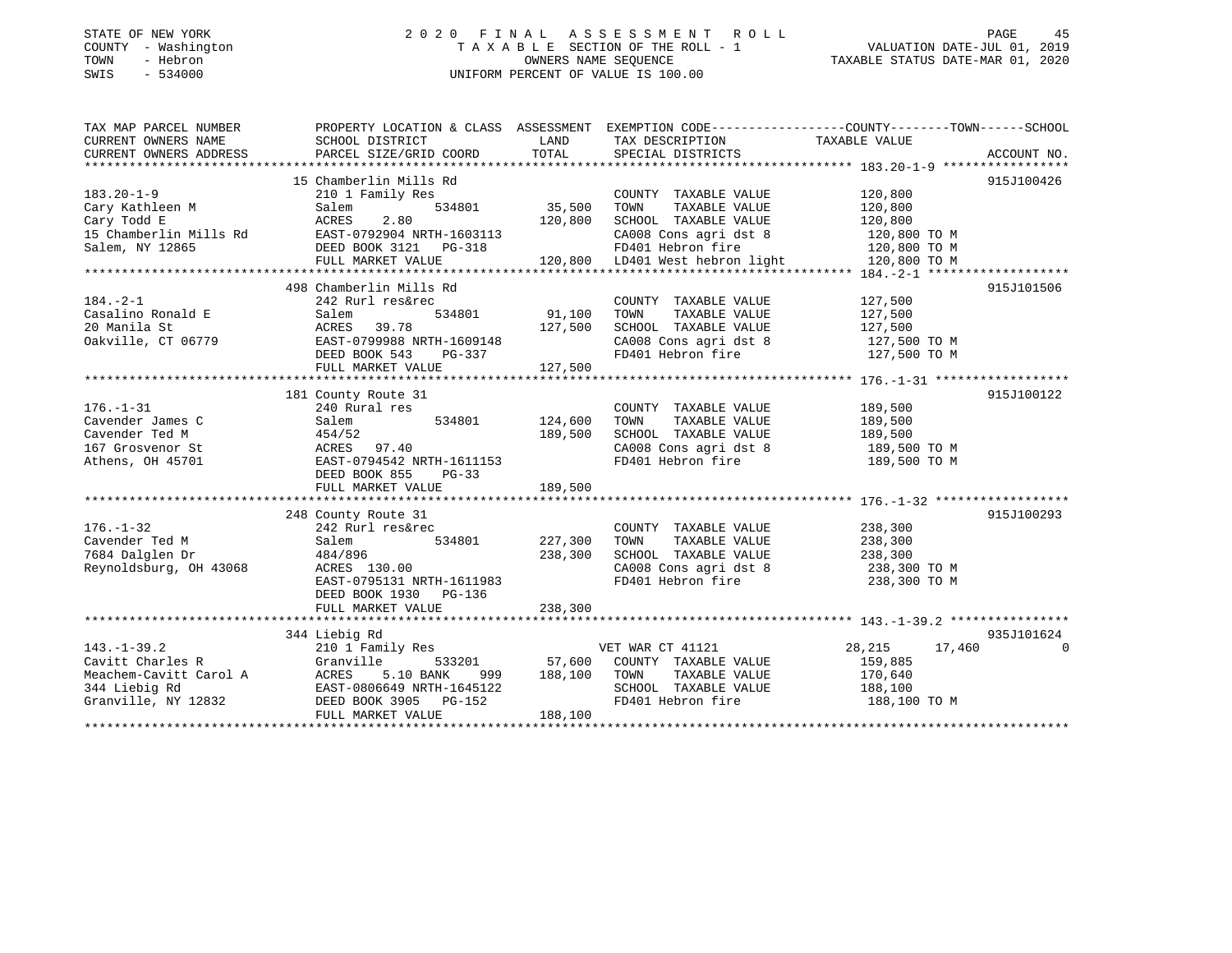STATE OF NEW YORK — 2020 FINAL ASSESSMENT ROLL
COUNTY - Washington — TAXABLE SECTION OF THE ROLL - 1 — VALUATION DATE-JUL 01, 2019
TOWN - Hebron — OWNERS NAME SEQUENCE — TAXABLE STATUS DATE-MAR 01, 2020
SWIS - 534000 — UNIFORM PERCENT OF VALUE IS 100.00

| TAX MAP PARCEL NUMBER / CURRENT OWNERS NAME / CURRENT OWNERS ADDRESS | PROPERTY LOCATION & CLASS / SCHOOL DISTRICT / PARCEL SIZE/GRID COORD | ASSESSMENT LAND | TOTAL | EXEMPTION CODE / TAX DESCRIPTION / SPECIAL DISTRICTS | COUNTY | TOWN | SCHOOL | ACCOUNT NO. |
|---|---|---|---|---|---|---|---|---|
| **183.20-1-9** | 15 Chamberlin Mills Rd | | | | | | | 915J100426 |
| 183.20-1-9 | 210 1 Family Res | | | COUNTY TAXABLE VALUE | 120,800 | | | |
| Cary Kathleen M | Salem 534801 | 35,500 | | TOWN TAXABLE VALUE | | 120,800 | | |
| Cary Todd E | ACRES 2.80 | | 120,800 | SCHOOL TAXABLE VALUE | | | 120,800 | |
| 15 Chamberlin Mills Rd | EAST-0792904 NRTH-1603113 | | | CA008 Cons agri dst 8 | 120,800 TO M | | | |
| Salem, NY 12865 | DEED BOOK 3121 PG-318 | | | FD401 Hebron fire | 120,800 TO M | | | |
| | FULL MARKET VALUE | | 120,800 | LD401 West hebron light | 120,800 TO M | | | |
| **184.-2-1** | 498 Chamberlin Mills Rd | | | | | | | 915J101506 |
| 184.-2-1 | 242 Rurl res&rec | | | COUNTY TAXABLE VALUE | 127,500 | | | |
| Casalino Ronald E | Salem 534801 | 91,100 | | TOWN TAXABLE VALUE | | 127,500 | | |
| 20 Manila St | ACRES 39.78 | | 127,500 | SCHOOL TAXABLE VALUE | | | 127,500 | |
| Oakville, CT 06779 | EAST-0799988 NRTH-1609148 | | | CA008 Cons agri dst 8 | 127,500 TO M | | | |
| | DEED BOOK 543 PG-337 | | | FD401 Hebron fire | 127,500 TO M | | | |
| | FULL MARKET VALUE | | 127,500 | | | | | |
| **176.-1-31** | 181 County Route 31 | | | | | | | 915J100122 |
| 176.-1-31 | 240 Rural res | | | COUNTY TAXABLE VALUE | 189,500 | | | |
| Cavender James C | Salem 534801 | 124,600 | | TOWN TAXABLE VALUE | | 189,500 | | |
| Cavender Ted M | 454/52 | | 189,500 | SCHOOL TAXABLE VALUE | | | 189,500 | |
| 167 Grosvenor St | ACRES 97.40 | | | CA008 Cons agri dst 8 | 189,500 TO M | | | |
| Athens, OH 45701 | EAST-0794542 NRTH-1611153 | | | FD401 Hebron fire | 189,500 TO M | | | |
| | DEED BOOK 855 PG-33 | | | | | | | |
| | FULL MARKET VALUE | | 189,500 | | | | | |
| **176.-1-32** | 248 County Route 31 | | | | | | | 915J100293 |
| 176.-1-32 | 242 Rurl res&rec | | | COUNTY TAXABLE VALUE | 238,300 | | | |
| Cavender Ted M | Salem 534801 | 227,300 | | TOWN TAXABLE VALUE | | 238,300 | | |
| 7684 Dalglen Dr | 484/896 | | 238,300 | SCHOOL TAXABLE VALUE | | | 238,300 | |
| Reynoldsburg, OH 43068 | ACRES 130.00 | | | CA008 Cons agri dst 8 | 238,300 TO M | | | |
| | EAST-0795131 NRTH-1611983 | | | FD401 Hebron fire | 238,300 TO M | | | |
| | DEED BOOK 1930 PG-136 | | | | | | | |
| | FULL MARKET VALUE | | 238,300 | | | | | |
| **143.-1-39.2** | 344 Liebig Rd | | | | | | | 935J101624 |
| 143.-1-39.2 | 210 1 Family Res | | | VET WAR CT 41121 | 28,215 | 17,460 | 0 | |
| Cavitt Charles R | Granville 533201 | 57,600 | | COUNTY TAXABLE VALUE | 159,885 | | | |
| Meachem-Cavitt Carol A | ACRES 5.10 BANK 999 | | 188,100 | TOWN TAXABLE VALUE | | 170,640 | | |
| 344 Liebig Rd | EAST-0806649 NRTH-1645122 | | | SCHOOL TAXABLE VALUE | | | 188,100 | |
| Granville, NY 12832 | DEED BOOK 3905 PG-152 | | | FD401 Hebron fire | 188,100 TO M | | | |
| | FULL MARKET VALUE | | 188,100 | | | | | |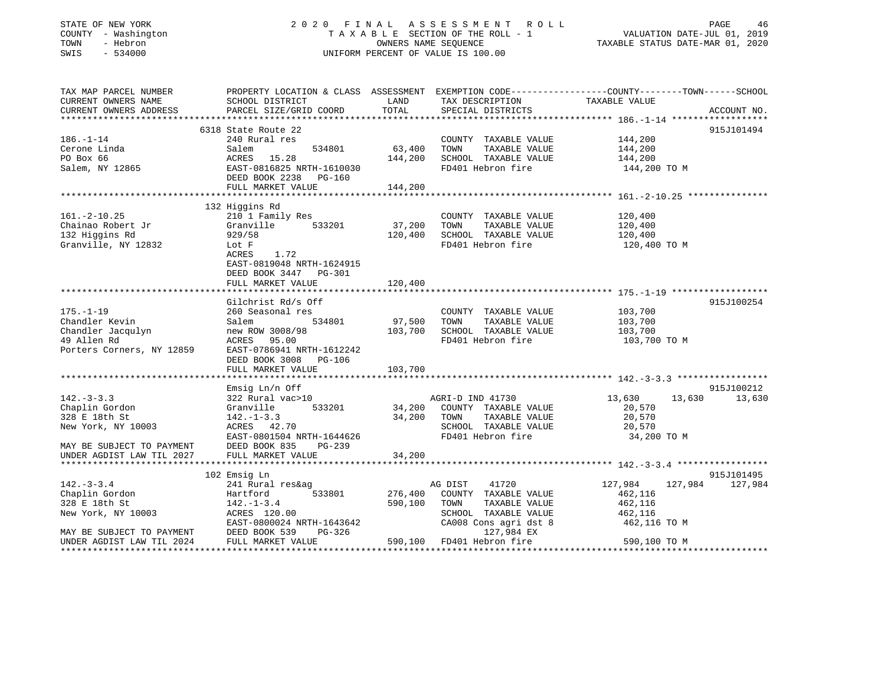STATE OF NEW YORK
COUNTY - Washington
TOWN - Hebron
SWIS - 534000

2020 FINAL ASSESSMENT ROLL
TAXABLE SECTION OF THE ROLL - 1
OWNERS NAME SEQUENCE
UNIFORM PERCENT OF VALUE IS 100.00

VALUATION DATE-JUL 01, 2019
TAXABLE STATUS DATE-MAR 01, 2020

| TAX MAP PARCEL NUMBER / CURRENT OWNERS NAME / CURRENT OWNERS ADDRESS | PROPERTY LOCATION & CLASS / SCHOOL DISTRICT / PARCEL SIZE/GRID COORD | ASSESSMENT LAND | TOTAL | EXEMPTION CODE / TAX DESCRIPTION / SPECIAL DISTRICTS | COUNTY TAXABLE VALUE | TOWN | SCHOOL | ACCOUNT NO. |
|---|---|---|---|---|---|---|---|---|
| 186.-1-14 | 6318 State Route 22 | | | | | | | 915J101494 |
| Cerone Linda | 240 Rural res | | | COUNTY TAXABLE VALUE | 144,200 | | | |
| PO Box 66 | Salem 534801 | 63,400 | | TOWN TAXABLE VALUE | 144,200 | | | |
| Salem, NY 12865 | ACRES 15.28 | | 144,200 | SCHOOL TAXABLE VALUE | 144,200 | | | |
| | EAST-0816825 NRTH-1610030 | | | FD401 Hebron fire | 144,200 TO M | | | |
| | DEED BOOK 2238 PG-160 | | | | | | | |
| | FULL MARKET VALUE | | 144,200 | | | | | |
| 161.-2-10.25 | 132 Higgins Rd | | | | | | | |
| Chainao Robert Jr | 210 1 Family Res | | | COUNTY TAXABLE VALUE | 120,400 | | | |
| 132 Higgins Rd | Granville 533201 | 37,200 | | TOWN TAXABLE VALUE | 120,400 | | | |
| Granville, NY 12832 | 929/58 | | 120,400 | SCHOOL TAXABLE VALUE | 120,400 | | | |
| | Lot F | | | FD401 Hebron fire | 120,400 TO M | | | |
| | ACRES 1.72 | | | | | | | |
| | EAST-0819048 NRTH-1624915 | | | | | | | |
| | DEED BOOK 3447 PG-301 | | | | | | | |
| | FULL MARKET VALUE | | 120,400 | | | | | |
| 175.-1-19 | Gilchrist Rd/s Off | | | | | | | 915J100254 |
| Chandler Kevin | 260 Seasonal res | | | COUNTY TAXABLE VALUE | 103,700 | | | |
| Chandler Jacqulyn | Salem 534801 | 97,500 | | TOWN TAXABLE VALUE | 103,700 | | | |
| 49 Allen Rd | new ROW 3008/98 | | 103,700 | SCHOOL TAXABLE VALUE | 103,700 | | | |
| Porters Corners, NY 12859 | ACRES 95.00 | | | FD401 Hebron fire | 103,700 TO M | | | |
| | EAST-0786941 NRTH-1612242 | | | | | | | |
| | DEED BOOK 3008 PG-106 | | | | | | | |
| | FULL MARKET VALUE | | 103,700 | | | | | |
| 142.-3-3.3 | Emsig Ln/n Off | | | | | | | 915J100212 |
| Chaplin Gordon | 322 Rural vac>10 | | | AGRI-D IND 41730 | 13,630 | 13,630 | 13,630 | |
| 328 E 18th St | Granville 533201 | 34,200 | | COUNTY TAXABLE VALUE | 20,570 | | | |
| New York, NY 10003 | 142.-1-3.3 | | 34,200 | TOWN TAXABLE VALUE | 20,570 | | | |
| | ACRES 42.70 | | | SCHOOL TAXABLE VALUE | 20,570 | | | |
| | EAST-0801504 NRTH-1644626 | | | FD401 Hebron fire | 34,200 TO M | | | |
| MAY BE SUBJECT TO PAYMENT | DEED BOOK 835 PG-239 | | | | | | | |
| UNDER AGDIST LAW TIL 2027 | FULL MARKET VALUE | | 34,200 | | | | | |
| 142.-3-3.4 | 102 Emsig Ln | | | | | | | 915J101495 |
| Chaplin Gordon | 241 Rural res&ag | | | AG DIST 41720 | 127,984 | 127,984 | 127,984 | |
| 328 E 18th St | Hartford 533801 | 276,400 | | COUNTY TAXABLE VALUE | 462,116 | | | |
| New York, NY 10003 | 142.-1-3.4 | | 590,100 | TOWN TAXABLE VALUE | 462,116 | | | |
| | ACRES 120.00 | | | SCHOOL TAXABLE VALUE | 462,116 | | | |
| | EAST-0800024 NRTH-1643642 | | | CA008 Cons agri dst 8 | 462,116 TO M | | | |
| MAY BE SUBJECT TO PAYMENT | DEED BOOK 539 PG-326 | | | 127,984 EX | | | | |
| UNDER AGDIST LAW TIL 2024 | FULL MARKET VALUE | | 590,100 | FD401 Hebron fire | 590,100 TO M | | | |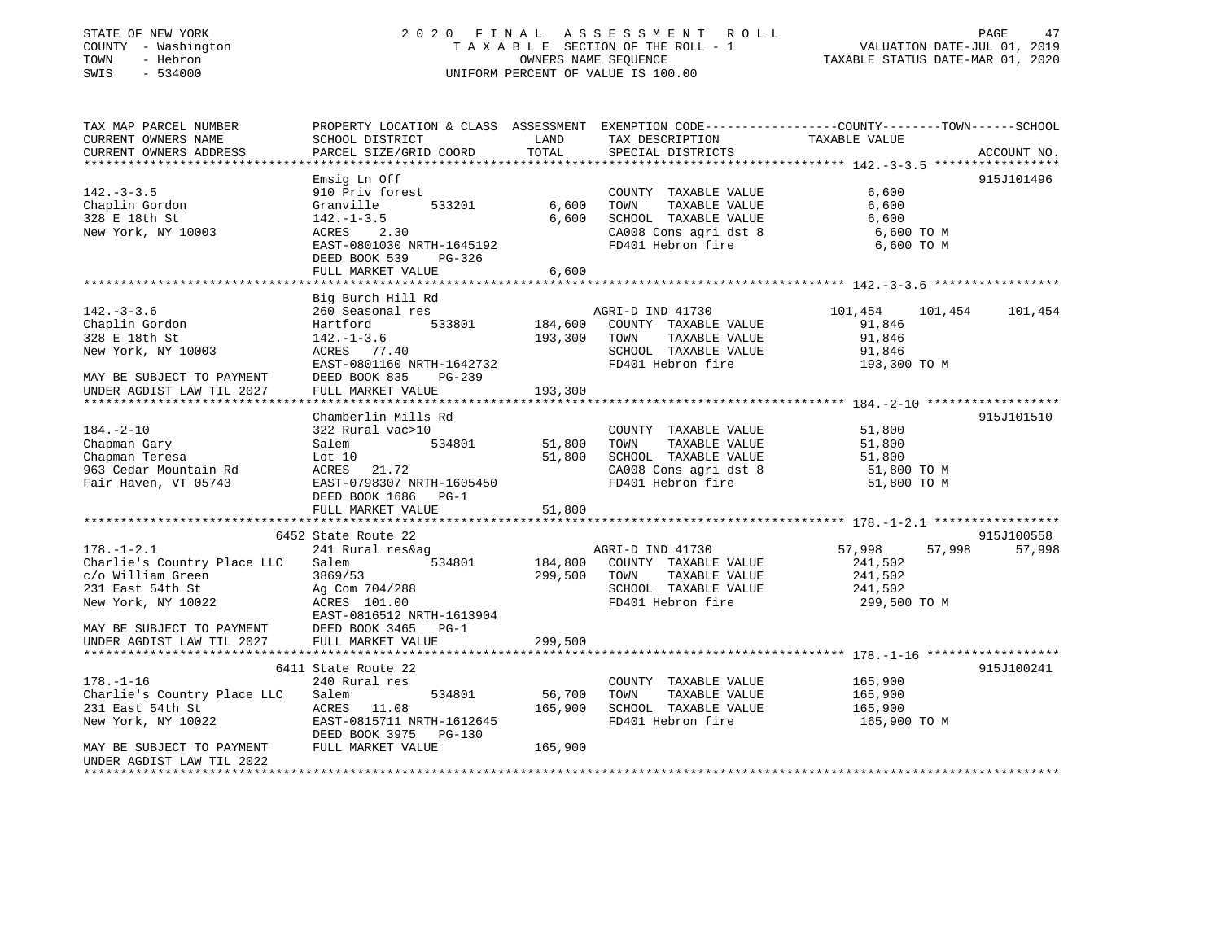STATE OF NEW YORK
COUNTY - Washington
TOWN - Hebron
SWIS - 534000

2020 FINAL ASSESSMENT ROLL
TAXABLE SECTION OF THE ROLL - 1
OWNERS NAME SEQUENCE
UNIFORM PERCENT OF VALUE IS 100.00

VALUATION DATE-JUL 01, 2019
TAXABLE STATUS DATE-MAR 01, 2020

| TAX MAP PARCEL NUMBER / CURRENT OWNERS NAME / CURRENT OWNERS ADDRESS | PROPERTY LOCATION & CLASS / SCHOOL DISTRICT / PARCEL SIZE/GRID COORD | ASSESSMENT LAND | TOTAL | EXEMPTION CODE / TAX DESCRIPTION / SPECIAL DISTRICTS | COUNTY TAXABLE VALUE | TOWN | SCHOOL | ACCOUNT NO. |
|---|---|---|---|---|---|---|---|---|
| **142.-3-3.5** | Emsig Ln Off | | | | | | | 915J101496 |
| 142.-3-3.5 | 910 Priv forest | | | COUNTY TAXABLE VALUE | 6,600 | | | |
| Chaplin Gordon | Granville 533201 | 6,600 | | TOWN TAXABLE VALUE | 6,600 | | | |
| 328 E 18th St | 142.-1-3.5 | | 6,600 | SCHOOL TAXABLE VALUE | 6,600 | | | |
| New York, NY 10003 | ACRES 2.30 | | | CA008 Cons agri dst 8 | 6,600 TO M | | | |
| | EAST-0801030 NRTH-1645192 | | | FD401 Hebron fire | 6,600 TO M | | | |
| | DEED BOOK 539 PG-326 | | | | | | | |
| | FULL MARKET VALUE | | 6,600 | | | | | |
| **142.-3-3.6** | Big Burch Hill Rd | | | | | | | |
| 142.-3-3.6 | 260 Seasonal res | | | AGRI-D IND 41730 | 101,454 | 101,454 | 101,454 | |
| Chaplin Gordon | Hartford 533801 | 184,600 | | COUNTY TAXABLE VALUE | 91,846 | | | |
| 328 E 18th St | 142.-1-3.6 | | 193,300 | TOWN TAXABLE VALUE | 91,846 | | | |
| New York, NY 10003 | ACRES 77.40 | | | SCHOOL TAXABLE VALUE | 91,846 | | | |
| | EAST-0801160 NRTH-1642732 | | | FD401 Hebron fire | 193,300 TO M | | | |
| MAY BE SUBJECT TO PAYMENT | DEED BOOK 835 PG-239 | | | | | | | |
| UNDER AGDIST LAW TIL 2027 | FULL MARKET VALUE | | 193,300 | | | | | |
| **184.-2-10** | Chamberlin Mills Rd | | | | | | | 915J101510 |
| 184.-2-10 | 322 Rural vac>10 | | | COUNTY TAXABLE VALUE | 51,800 | | | |
| Chapman Gary | Salem 534801 | 51,800 | | TOWN TAXABLE VALUE | 51,800 | | | |
| Chapman Teresa | Lot 10 | | 51,800 | SCHOOL TAXABLE VALUE | 51,800 | | | |
| 963 Cedar Mountain Rd | ACRES 21.72 | | | CA008 Cons agri dst 8 | 51,800 TO M | | | |
| Fair Haven, VT 05743 | EAST-0798307 NRTH-1605450 | | | FD401 Hebron fire | 51,800 TO M | | | |
| | DEED BOOK 1686 PG-1 | | | | | | | |
| | FULL MARKET VALUE | | 51,800 | | | | | |
| **178.-1-2.1** | 6452 State Route 22 | | | | | | | 915J100558 |
| 178.-1-2.1 | 241 Rural res&ag | | | AGRI-D IND 41730 | 57,998 | 57,998 | 57,998 | |
| Charlie's Country Place LLC | Salem 534801 | 184,800 | | COUNTY TAXABLE VALUE | 241,502 | | | |
| c/o William Green | 3869/53 | | 299,500 | TOWN TAXABLE VALUE | 241,502 | | | |
| 231 East 54th St | Ag Com 704/288 | | | SCHOOL TAXABLE VALUE | 241,502 | | | |
| New York, NY 10022 | ACRES 101.00 | | | FD401 Hebron fire | 299,500 TO M | | | |
| | EAST-0816512 NRTH-1613904 | | | | | | | |
| MAY BE SUBJECT TO PAYMENT | DEED BOOK 3465 PG-1 | | | | | | | |
| UNDER AGDIST LAW TIL 2027 | FULL MARKET VALUE | | 299,500 | | | | | |
| **178.-1-16** | 6411 State Route 22 | | | | | | | 915J100241 |
| 178.-1-16 | 240 Rural res | | | COUNTY TAXABLE VALUE | 165,900 | | | |
| Charlie's Country Place LLC | Salem 534801 | 56,700 | | TOWN TAXABLE VALUE | 165,900 | | | |
| 231 East 54th St | ACRES 11.08 | | 165,900 | SCHOOL TAXABLE VALUE | 165,900 | | | |
| New York, NY 10022 | EAST-0815711 NRTH-1612645 | | | FD401 Hebron fire | 165,900 TO M | | | |
| | DEED BOOK 3975 PG-130 | | | | | | | |
| MAY BE SUBJECT TO PAYMENT | FULL MARKET VALUE | | 165,900 | | | | | |
| UNDER AGDIST LAW TIL 2022 | | | | | | | | |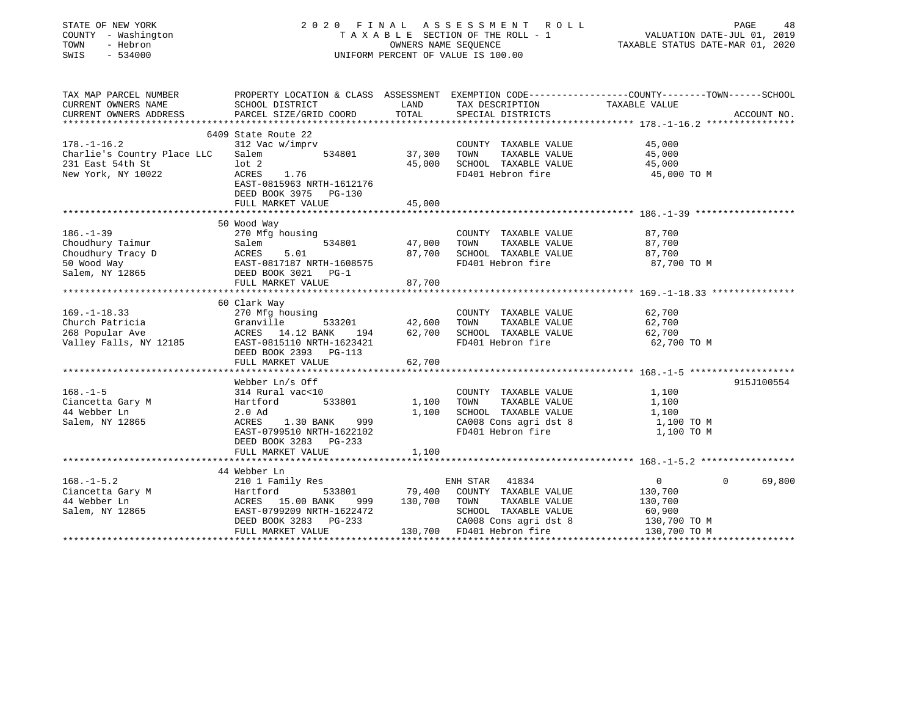STATE OF NEW YORK
COUNTY - Washington
TOWN - Hebron
SWIS - 534000

# 2020 FINAL ASSESSMENT ROLL

TAXABLE SECTION OF THE ROLL - 1
OWNERS NAME SEQUENCE
UNIFORM PERCENT OF VALUE IS 100.00

VALUATION DATE-JUL 01, 2019
TAXABLE STATUS DATE-MAR 01, 2020

```
TAX MAP PARCEL NUMBER          PROPERTY LOCATION & CLASS  ASSESSMENT  EXEMPTION CODE------------------COUNTY--------TOWN------SCHOOL
CURRENT OWNERS NAME            SCHOOL DISTRICT               LAND      TAX DESCRIPTION            TAXABLE VALUE
CURRENT OWNERS ADDRESS         PARCEL SIZE/GRID COORD       TOTAL      SPECIAL DISTRICTS                                      ACCOUNT NO.
******************************************************************************************************* 178.-1-16.2 ****************
                               6409 State Route 22
178.-1-16.2                    312 Vac w/imprv                        COUNTY  TAXABLE VALUE           45,000
Charlie's Country Place LLC    Salem          534801        37,300    TOWN    TAXABLE VALUE           45,000
231 East 54th St               lot 2                        45,000    SCHOOL  TAXABLE VALUE           45,000
New York, NY 10022             ACRES    1.76                          FD401 Hebron fire                45,000 TO M
                               EAST-0815963 NRTH-1612176
                               DEED BOOK 3975   PG-130
                               FULL MARKET VALUE            45,000
******************************************************************************************************* 186.-1-39 ******************
                               50 Wood Way
186.-1-39                      270 Mfg housing                        COUNTY  TAXABLE VALUE           87,700
Choudhury Taimur               Salem          534801        47,000    TOWN    TAXABLE VALUE           87,700
Choudhury Tracy D              ACRES    5.01                87,700    SCHOOL  TAXABLE VALUE           87,700
50 Wood Way                    EAST-0817187 NRTH-1608575              FD401 Hebron fire                87,700 TO M
Salem, NY 12865                DEED BOOK 3021   PG-1
                               FULL MARKET VALUE            87,700
******************************************************************************************************* 169.-1-18.33 ***************
                               60 Clark Way
169.-1-18.33                   270 Mfg housing                        COUNTY  TAXABLE VALUE           62,700
Church Patricia                Granville      533201        42,600    TOWN    TAXABLE VALUE           62,700
268 Popular Ave                ACRES   14.12 BANK     194   62,700    SCHOOL  TAXABLE VALUE           62,700
Valley Falls, NY 12185         EAST-0815110 NRTH-1623421              FD401 Hebron fire                62,700 TO M
                               DEED BOOK 2393   PG-113
                               FULL MARKET VALUE            62,700
******************************************************************************************************* 168.-1-5 *******************
                               Webber Ln/s Off                                                                          915J100554
168.-1-5                       314 Rural vac<10                       COUNTY  TAXABLE VALUE            1,100
Ciancetta Gary M               Hartford       533801         1,100    TOWN    TAXABLE VALUE            1,100
44 Webber Ln                   2.0 Ad                        1,100    SCHOOL  TAXABLE VALUE            1,100
Salem, NY 12865                ACRES    1.30 BANK     999             CA008 Cons agri dst 8             1,100 TO M
                               EAST-0799510 NRTH-1622102              FD401 Hebron fire                 1,100 TO M
                               DEED BOOK 3283   PG-233
                               FULL MARKET VALUE             1,100
******************************************************************************************************* 168.-1-5.2 *****************
                               44 Webber Ln
168.-1-5.2                     210 1 Family Res                   ENH STAR  41834                  0             0        69,800
Ciancetta Gary M               Hartford       533801        79,400    COUNTY  TAXABLE VALUE          130,700
44 Webber Ln                   ACRES   15.00 BANK     999  130,700    TOWN    TAXABLE VALUE          130,700
Salem, NY 12865                EAST-0799209 NRTH-1622472              SCHOOL  TAXABLE VALUE           60,900
                               DEED BOOK 3283   PG-233                CA008 Cons agri dst 8           130,700 TO M
                               FULL MARKET VALUE           130,700    FD401 Hebron fire               130,700 TO M
************************************************************************************************************************************
```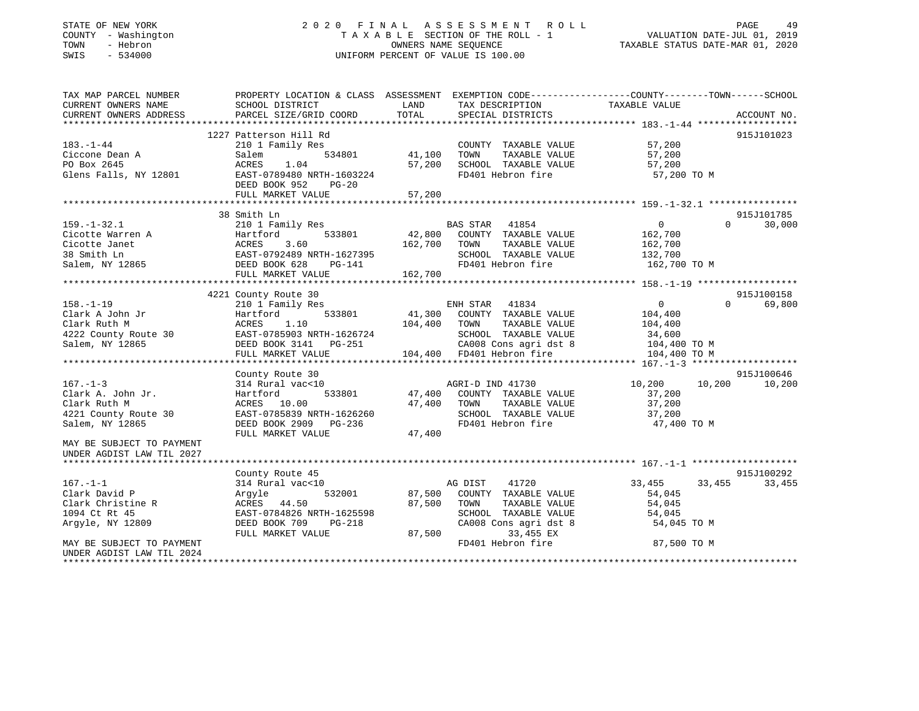STATE OF NEW YORK
COUNTY - Washington
TOWN - Hebron
SWIS - 534000

# 2020 FINAL ASSESSMENT ROLL
TAXABLE SECTION OF THE ROLL - 1
OWNERS NAME SEQUENCE
UNIFORM PERCENT OF VALUE IS 100.00

VALUATION DATE-JUL 01, 2019
TAXABLE STATUS DATE-MAR 01, 2020

| TAX MAP PARCEL NUMBER / CURRENT OWNERS NAME / CURRENT OWNERS ADDRESS | PROPERTY LOCATION & CLASS / SCHOOL DISTRICT / PARCEL SIZE/GRID COORD | ASSESSMENT LAND / TOTAL | EXEMPTION CODE / TAX DESCRIPTION / SPECIAL DISTRICTS | COUNTY TAXABLE VALUE | TOWN | SCHOOL | ACCOUNT NO. |
|---|---|---|---|---|---|---|---|
| 183.-1-44 | 1227 Patterson Hill Rd | | | | | | 915J101023 |
| 183.-1-44 | 210 1 Family Res | | COUNTY TAXABLE VALUE | 57,200 | | | |
| Ciccone Dean A | Salem 534801 | 41,100 | TOWN TAXABLE VALUE | 57,200 | | | |
| PO Box 2645 | ACRES 1.04 | 57,200 | SCHOOL TAXABLE VALUE | 57,200 | | | |
| Glens Falls, NY 12801 | EAST-0789480 NRTH-1603224 | | FD401 Hebron fire | 57,200 TO M | | | |
| | DEED BOOK 952 PG-20 | | | | | | |
| | FULL MARKET VALUE | 57,200 | | | | | |
| 159.-1-32.1 | 38 Smith Ln | | | | | | 915J101785 |
| 159.-1-32.1 | 210 1 Family Res | | BAS STAR 41854 | 0 | 0 | 30,000 | |
| Cicotte Warren A | Hartford 533801 | 42,800 | COUNTY TAXABLE VALUE | 162,700 | | | |
| Cicotte Janet | ACRES 3.60 | 162,700 | TOWN TAXABLE VALUE | 162,700 | | | |
| 38 Smith Ln | EAST-0792489 NRTH-1627395 | | SCHOOL TAXABLE VALUE | 132,700 | | | |
| Salem, NY 12865 | DEED BOOK 628 PG-141 | | FD401 Hebron fire | 162,700 TO M | | | |
| | FULL MARKET VALUE | 162,700 | | | | | |
| 158.-1-19 | 4221 County Route 30 | | | | | | 915J100158 |
| 158.-1-19 | 210 1 Family Res | | ENH STAR 41834 | 0 | 0 | 69,800 | |
| Clark A John Jr | Hartford 533801 | 41,300 | COUNTY TAXABLE VALUE | 104,400 | | | |
| Clark Ruth M | ACRES 1.10 | 104,400 | TOWN TAXABLE VALUE | 104,400 | | | |
| 4222 County Route 30 | EAST-0785903 NRTH-1626724 | | SCHOOL TAXABLE VALUE | 34,600 | | | |
| Salem, NY 12865 | DEED BOOK 3141 PG-251 | | CA008 Cons agri dst 8 | 104,400 TO M | | | |
| | FULL MARKET VALUE | 104,400 | FD401 Hebron fire | 104,400 TO M | | | |
| 167.-1-3 | County Route 30 | | | | | | 915J100646 |
| 167.-1-3 | 314 Rural vac<10 | | AGRI-D IND 41730 | 10,200 | 10,200 | 10,200 | |
| Clark A. John Jr. | Hartford 533801 | 47,400 | COUNTY TAXABLE VALUE | 37,200 | | | |
| Clark Ruth M | ACRES 10.00 | 47,400 | TOWN TAXABLE VALUE | 37,200 | | | |
| 4221 County Route 30 | EAST-0785839 NRTH-1626260 | | SCHOOL TAXABLE VALUE | 37,200 | | | |
| Salem, NY 12865 | DEED BOOK 2909 PG-236 | | FD401 Hebron fire | 47,400 TO M | | | |
| | FULL MARKET VALUE | 47,400 | | | | | |
| MAY BE SUBJECT TO PAYMENT UNDER AGDIST LAW TIL 2027 | | | | | | | |
| 167.-1-1 | County Route 45 | | | | | | 915J100292 |
| 167.-1-1 | 314 Rural vac<10 | | AG DIST 41720 | 33,455 | 33,455 | 33,455 | |
| Clark David P | Argyle 532001 | 87,500 | COUNTY TAXABLE VALUE | 54,045 | | | |
| Clark Christine R | ACRES 44.50 | 87,500 | TOWN TAXABLE VALUE | 54,045 | | | |
| 1094 Ct Rt 45 | EAST-0784826 NRTH-1625598 | | SCHOOL TAXABLE VALUE | 54,045 | | | |
| Argyle, NY 12809 | DEED BOOK 709 PG-218 | | CA008 Cons agri dst 8 | 54,045 TO M | | | |
| | FULL MARKET VALUE | 87,500 | 33,455 EX | | | | |
| MAY BE SUBJECT TO PAYMENT UNDER AGDIST LAW TIL 2024 | | | FD401 Hebron fire | 87,500 TO M | | | |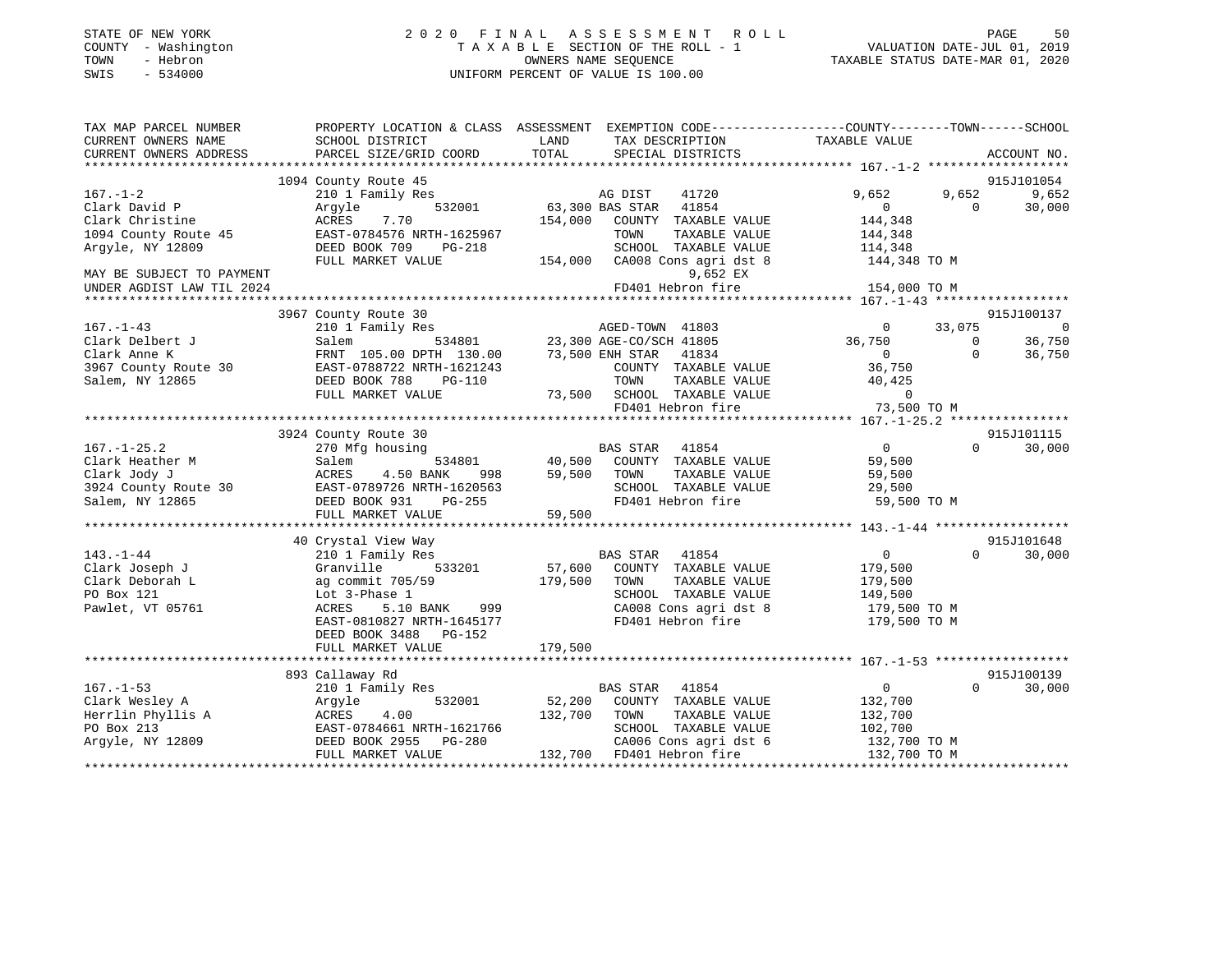STATE OF NEW YORK
COUNTY - Washington
TOWN - Hebron
SWIS - 534000

2020 FINAL ASSESSMENT ROLL
TAXABLE SECTION OF THE ROLL - 1
OWNERS NAME SEQUENCE
UNIFORM PERCENT OF VALUE IS 100.00

VALUATION DATE-JUL 01, 2019
TAXABLE STATUS DATE-MAR 01, 2020

```
TAX MAP PARCEL NUMBER          PROPERTY LOCATION & CLASS  ASSESSMENT  EXEMPTION CODE-----------------COUNTY--------TOWN------SCHOOL
CURRENT OWNERS NAME            SCHOOL DISTRICT              LAND      TAX DESCRIPTION              TAXABLE VALUE
CURRENT OWNERS ADDRESS         PARCEL SIZE/GRID COORD       TOTAL     SPECIAL DISTRICTS                                   ACCOUNT NO.
******************************************************************************************************* 167.-1-2 ******************
                               1094 County Route 45                                                                       915J101054
167.-1-2                       210 1 Family Res                    AG DIST     41720              9,652        9,652        9,652
Clark David P                  Argyle          532001        63,300 BAS STAR   41854                  0            0       30,000
Clark Christine                ACRES     7.70              154,000   COUNTY  TAXABLE VALUE          144,348
1094 County Route 45           EAST-0784576 NRTH-1625967            TOWN    TAXABLE VALUE          144,348
Argyle, NY 12809               DEED BOOK 709     PG-218             SCHOOL  TAXABLE VALUE          114,348
                               FULL MARKET VALUE           154,000   CA008 Cons agri dst 8          144,348 TO M
MAY BE SUBJECT TO PAYMENT                                                 9,652 EX
UNDER AGDIST LAW TIL 2024                                           FD401 Hebron fire               154,000 TO M
******************************************************************************************************* 167.-1-43 *****************
                               3967 County Route 30                                                                       915J100137
167.-1-43                      210 1 Family Res                    AGED-TOWN 41803                    0       33,075            0
Clark Delbert J                Salem           534801        23,300 AGE-CO/SCH 41805             36,750            0       36,750
Clark Anne K                   FRNT 105.00 DPTH 130.00      73,500 ENH STAR   41834                  0            0       36,750
3967 County Route 30           EAST-0788722 NRTH-1621243            COUNTY  TAXABLE VALUE           36,750
Salem, NY 12865                DEED BOOK 788     PG-110             TOWN    TAXABLE VALUE           40,425
                               FULL MARKET VALUE            73,500   SCHOOL  TAXABLE VALUE                0
                                                                    FD401 Hebron fire                73,500 TO M
******************************************************************************************************* 167.-1-25.2 ***************
                               3924 County Route 30                                                                       915J101115
167.-1-25.2                    270 Mfg housing                     BAS STAR   41854                  0            0       30,000
Clark Heather M                Salem           534801        40,500   COUNTY  TAXABLE VALUE           59,500
Clark Jody J                   ACRES     4.50 BANK    998    59,500   TOWN    TAXABLE VALUE           59,500
3924 County Route 30           EAST-0789726 NRTH-1620563            SCHOOL  TAXABLE VALUE           29,500
Salem, NY 12865                DEED BOOK 931     PG-255             FD401 Hebron fire                59,500 TO M
                               FULL MARKET VALUE            59,500
******************************************************************************************************* 143.-1-44 *****************
                               40 Crystal View Way                                                                        915J101648
143.-1-44                      210 1 Family Res                    BAS STAR   41854                  0            0       30,000
Clark Joseph J                 Granville       533201        57,600   COUNTY  TAXABLE VALUE          179,500
Clark Deborah L                ag commit 705/59            179,500   TOWN    TAXABLE VALUE          179,500
PO Box 121                     Lot 3-Phase 1                        SCHOOL  TAXABLE VALUE          149,500
Pawlet, VT 05761               ACRES     5.10 BANK    999            CA008 Cons agri dst 8          179,500 TO M
                               EAST-0810827 NRTH-1645177            FD401 Hebron fire               179,500 TO M
                               DEED BOOK 3488    PG-152
                               FULL MARKET VALUE           179,500
******************************************************************************************************* 167.-1-53 *****************
                               893 Callaway Rd                                                                            915J100139
167.-1-53                      210 1 Family Res                    BAS STAR   41854                  0            0       30,000
Clark Wesley A                 Argyle          532001        52,200   COUNTY  TAXABLE VALUE          132,700
Herrlin Phyllis A              ACRES     4.00              132,700   TOWN    TAXABLE VALUE          132,700
PO Box 213                     EAST-0784661 NRTH-1621766            SCHOOL  TAXABLE VALUE          102,700
Argyle, NY 12809               DEED BOOK 2955    PG-280             CA006 Cons agri dst 6          132,700 TO M
                               FULL MARKET VALUE           132,700   FD401 Hebron fire               132,700 TO M
************************************************************************************************************************************
```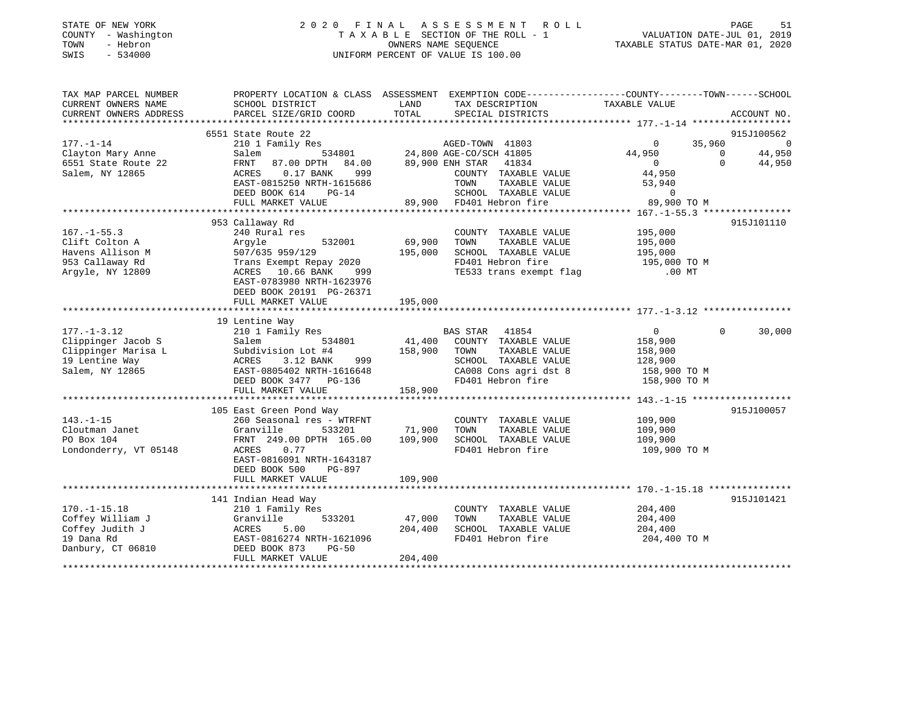STATE OF NEW YORK
COUNTY - Washington
TOWN - Hebron
SWIS - 534000

2020 FINAL ASSESSMENT ROLL
TAXABLE SECTION OF THE ROLL - 1
OWNERS NAME SEQUENCE
UNIFORM PERCENT OF VALUE IS 100.00

VALUATION DATE-JUL 01, 2019
TAXABLE STATUS DATE-MAR 01, 2020

```
TAX MAP PARCEL NUMBER          PROPERTY LOCATION & CLASS  ASSESSMENT  EXEMPTION CODE-----------------COUNTY--------TOWN------SCHOOL
CURRENT OWNERS NAME            SCHOOL DISTRICT             LAND        TAX DESCRIPTION             TAXABLE VALUE
CURRENT OWNERS ADDRESS         PARCEL SIZE/GRID COORD      TOTAL       SPECIAL DISTRICTS                                     ACCOUNT NO.
************************************************************************************************ 177.-1-14 ******************
                               6551 State Route 22                                                                          915J100562
177.-1-14                      210 1 Family Res                        AGED-TOWN  41803                 0      35,960              0
Clayton Mary Anne              Salem          534801      24,800 AGE-CO/SCH 41805              44,950           0         44,950
6551 State Route 22            FRNT   87.00 DPTH   84.00  89,900 ENH STAR    41834                  0           0         44,950
Salem, NY 12865                ACRES    0.17 BANK    999             COUNTY  TAXABLE VALUE           44,950
                               EAST-0815250 NRTH-1615686             TOWN    TAXABLE VALUE           53,940
                               DEED BOOK 614    PG-14                SCHOOL  TAXABLE VALUE                0
                               FULL MARKET VALUE           89,900    FD401 Hebron fire               89,900 TO M
************************************************************************************************ 167.-1-55.3 ****************
                               953 Callaway Rd                                                                              915J101110
167.-1-55.3                    240 Rural res                           COUNTY  TAXABLE VALUE          195,000
Clift Colton A                 Argyle         532001      69,900      TOWN    TAXABLE VALUE          195,000
Havens Allison M               507/635 959/129           195,000      SCHOOL  TAXABLE VALUE          195,000
953 Callaway Rd                Trans Exempt Repay 2020                FD401 Hebron fire              195,000 TO M
Argyle, NY 12809               ACRES   10.66 BANK    999              TE533 trans exempt flag             .00 MT
                               EAST-0783980 NRTH-1623976
                               DEED BOOK 20191  PG-26371
                               FULL MARKET VALUE          195,000
************************************************************************************************ 177.-1-3.12 ****************
                               19 Lentine Way
177.-1-3.12                    210 1 Family Res                        BAS STAR    41854                  0           0         30,000
Clippinger Jacob S             Salem          534801      41,400      COUNTY  TAXABLE VALUE          158,900
Clippinger Marisa L            Subdivision Lot #4        158,900      TOWN    TAXABLE VALUE          158,900
19 Lentine Way                 ACRES    3.12 BANK    999              SCHOOL  TAXABLE VALUE          128,900
Salem, NY 12865                EAST-0805402 NRTH-1616648              CA008 Cons agri dst 8          158,900 TO M
                               DEED BOOK 3477   PG-136                FD401 Hebron fire              158,900 TO M
                               FULL MARKET VALUE          158,900
************************************************************************************************ 143.-1-15 ******************
                               105 East Green Pond Way                                                                      915J100057
143.-1-15                      260 Seasonal res - WTRFNT               COUNTY  TAXABLE VALUE          109,900
Cloutman Janet                 Granville      533201      71,900      TOWN    TAXABLE VALUE          109,900
PO Box 104                     FRNT  249.00 DPTH  165.00  109,900     SCHOOL  TAXABLE VALUE          109,900
Londonderry, VT 05148          ACRES    0.77                          FD401 Hebron fire              109,900 TO M
                               EAST-0816091 NRTH-1643187
                               DEED BOOK 500    PG-897
                               FULL MARKET VALUE          109,900
************************************************************************************************ 170.-1-15.18 ***************
                               141 Indian Head Way                                                                          915J101421
170.-1-15.18                   210 1 Family Res                        COUNTY  TAXABLE VALUE          204,400
Coffey William J               Granville      533201      47,000      TOWN    TAXABLE VALUE          204,400
Coffey Judith J                ACRES    5.00             204,400      SCHOOL  TAXABLE VALUE          204,400
19 Dana Rd                     EAST-0816274 NRTH-1621096              FD401 Hebron fire              204,400 TO M
Danbury, CT 06810              DEED BOOK 873    PG-50
                               FULL MARKET VALUE          204,400
********************************************************************************************************************************
```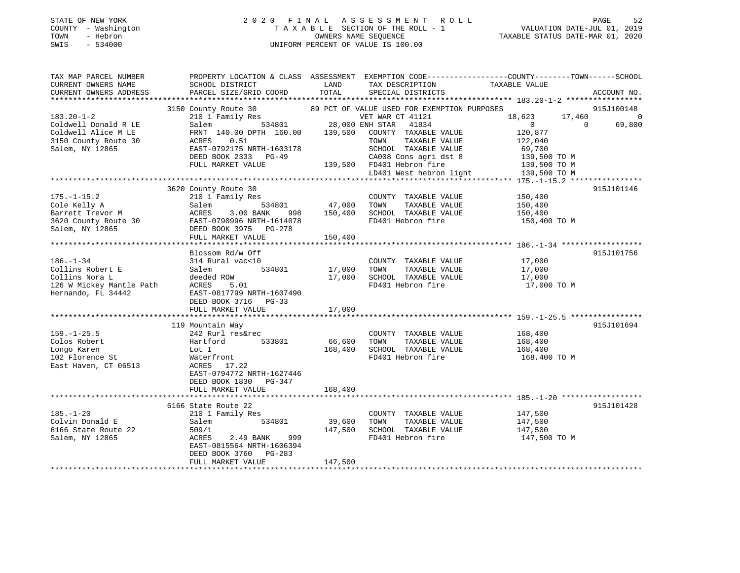STATE OF NEW YORK
COUNTY - Washington
TOWN - Hebron
SWIS - 534000

2020 FINAL ASSESSMENT ROLL
TAXABLE SECTION OF THE ROLL - 1
OWNERS NAME SEQUENCE
UNIFORM PERCENT OF VALUE IS 100.00

VALUATION DATE-JUL 01, 2019
TAXABLE STATUS DATE-MAR 01, 2020

```
TAX MAP PARCEL NUMBER          PROPERTY LOCATION & CLASS  ASSESSMENT  EXEMPTION CODE------------------COUNTY--------TOWN------SCHOOL
CURRENT OWNERS NAME            SCHOOL DISTRICT               LAND      TAX DESCRIPTION            TAXABLE VALUE
CURRENT OWNERS ADDRESS         PARCEL SIZE/GRID COORD        TOTAL     SPECIAL DISTRICTS                                     ACCOUNT NO.
******************************************************************************************************* 183.20-1-2 *****************
                    3150 County Route 30              89 PCT OF VALUE USED FOR EXEMPTION PURPOSES                            915J100148
183.20-1-2                     210 1 Family Res                      VET WAR CT 41121             18,623      17,460           0
Coldwell Donald R LE           Salem          534801        28,000 ENH STAR  41834                     0           0      69,800
Coldwell Alice M LE            FRNT 140.00 DPTH 160.00     139,500   COUNTY  TAXABLE VALUE          120,877
3150 County Route 30           ACRES    0.51                          TOWN    TAXABLE VALUE          122,040
Salem, NY 12865                EAST-0792175 NRTH-1603178              SCHOOL  TAXABLE VALUE           69,700
                               DEED BOOK 2333   PG-49                 CA008 Cons agri dst 8          139,500 TO M
                               FULL MARKET VALUE           139,500   FD401 Hebron fire              139,500 TO M
                                                                      LD401 West hebron light        139,500 TO M
******************************************************************************************************* 175.-1-15.2 ****************
                    3620 County Route 30                                                                                     915J101146
175.-1-15.2                    210 1 Family Res                       COUNTY  TAXABLE VALUE          150,400
Cole Kelly A                   Salem          534801        47,000   TOWN    TAXABLE VALUE          150,400
Barrett Trevor M               ACRES    3.00 BANK     998   150,400   SCHOOL  TAXABLE VALUE          150,400
3620 County Route 30           EAST-0790996 NRTH-1614078              FD401 Hebron fire              150,400 TO M
Salem, NY 12865                DEED BOOK 3975   PG-278
                               FULL MARKET VALUE           150,400
******************************************************************************************************* 186.-1-34 ******************
                    Blossom Rd/w Off                                                                                         915J101756
186.-1-34                      314 Rural vac<10                       COUNTY  TAXABLE VALUE           17,000
Collins Robert E               Salem          534801        17,000   TOWN    TAXABLE VALUE           17,000
Collins Nora L                 deeded ROW                   17,000   SCHOOL  TAXABLE VALUE           17,000
126 W Mickey Mantle Path       ACRES    5.01                          FD401 Hebron fire               17,000 TO M
Hernando, FL 34442             EAST-0817799 NRTH-1607490
                               DEED BOOK 3716   PG-33
                               FULL MARKET VALUE            17,000
******************************************************************************************************* 159.-1-25.5 ****************
                    119 Mountain Way                                                                                         915J101694
159.-1-25.5                    242 Rurl res&rec                       COUNTY  TAXABLE VALUE          168,400
Colos Robert                   Hartford       533801        66,600   TOWN    TAXABLE VALUE          168,400
Longo Karen                    Lot I                       168,400   SCHOOL  TAXABLE VALUE          168,400
102 Florence St                Waterfront                             FD401 Hebron fire              168,400 TO M
East Haven, CT 06513           ACRES   17.22
                               EAST-0794772 NRTH-1627446
                               DEED BOOK 1830   PG-347
                               FULL MARKET VALUE           168,400
******************************************************************************************************* 185.-1-20 ******************
                    6166 State Route 22                                                                                      915J101428
185.-1-20                      210 1 Family Res                       COUNTY  TAXABLE VALUE          147,500
Colvin Donald E                Salem          534801        39,600   TOWN    TAXABLE VALUE          147,500
6166 State Route 22            509/1                       147,500   SCHOOL  TAXABLE VALUE          147,500
Salem, NY 12865                ACRES    2.49 BANK     999             FD401 Hebron fire              147,500 TO M
                               EAST-0815564 NRTH-1606394
                               DEED BOOK 3760   PG-283
                               FULL MARKET VALUE           147,500
************************************************************************************************************************************
```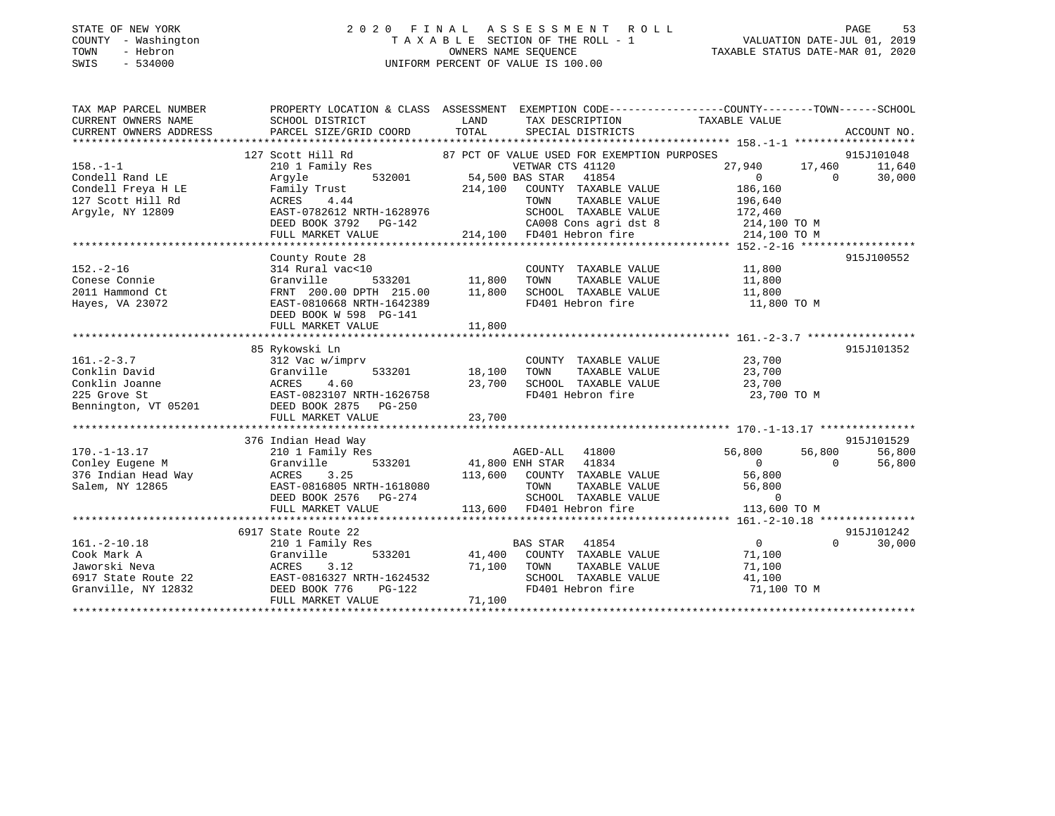STATE OF NEW YORK
COUNTY - Washington
TOWN - Hebron
SWIS - 534000

# 2020 FINAL ASSESSMENT ROLL
TAXABLE SECTION OF THE ROLL - 1
OWNERS NAME SEQUENCE
UNIFORM PERCENT OF VALUE IS 100.00

VALUATION DATE-JUL 01, 2019
TAXABLE STATUS DATE-MAR 01, 2020

```
TAX MAP PARCEL NUMBER      PROPERTY LOCATION & CLASS  ASSESSMENT  EXEMPTION CODE------------------COUNTY--------TOWN------SCHOOL
CURRENT OWNERS NAME        SCHOOL DISTRICT              LAND      TAX DESCRIPTION              TAXABLE VALUE
CURRENT OWNERS ADDRESS     PARCEL SIZE/GRID COORD       TOTAL     SPECIAL DISTRICTS                                     ACCOUNT NO.
******************************************************************************************************* 158.-1-1 *******************
          127 Scott Hill Rd                     87 PCT OF VALUE USED FOR EXEMPTION PURPOSES                             915J101048
158.-1-1                   210 1 Family Res                  VETWAR CTS 41120           27,940      17,460      11,640
Condell Rand LE            Argyle         532001     54,500 BAS STAR  41854                  0           0      30,000
Condell Freya H LE         Family Trust             214,100   COUNTY  TAXABLE VALUE        186,160
127 Scott Hill Rd          ACRES    4.44                      TOWN    TAXABLE VALUE        196,640
Argyle, NY 12809           EAST-0782612 NRTH-1628976          SCHOOL  TAXABLE VALUE        172,460
                           DEED BOOK 3792   PG-142            CA008 Cons agri dst 8         214,100 TO M
                           FULL MARKET VALUE        214,100   FD401 Hebron fire             214,100 TO M
******************************************************************************************************* 152.-2-16 ******************
          County Route 28                                                                               915J100552
152.-2-16                  314 Rural vac<10                   COUNTY  TAXABLE VALUE         11,800
Conese Connie              Granville      533201     11,800   TOWN    TAXABLE VALUE         11,800
2011 Hammond Ct            FRNT 200.00 DPTH 215.00   11,800   SCHOOL  TAXABLE VALUE         11,800
Hayes, VA 23072            EAST-0810668 NRTH-1642389          FD401 Hebron fire              11,800 TO M
                           DEED BOOK W 598  PG-141
                           FULL MARKET VALUE         11,800
******************************************************************************************************* 161.-2-3.7 *****************
          85 Rykowski Ln                                                                                915J101352
161.-2-3.7                 312 Vac w/imprv                    COUNTY  TAXABLE VALUE         23,700
Conklin David              Granville      533201     18,100   TOWN    TAXABLE VALUE         23,700
Conklin Joanne             ACRES    4.60             23,700   SCHOOL  TAXABLE VALUE         23,700
225 Grove St               EAST-0823107 NRTH-1626758          FD401 Hebron fire              23,700 TO M
Bennington, VT 05201       DEED BOOK 2875   PG-250
                           FULL MARKET VALUE         23,700
******************************************************************************************************* 170.-1-13.17 ***************
          376 Indian Head Way                                                                           915J101529
170.-1-13.17               210 1 Family Res                  AGED-ALL  41800            56,800      56,800      56,800
Conley Eugene M            Granville      533201     41,800 ENH STAR  41834                  0           0      56,800
376 Indian Head Way        ACRES    3.25            113,600   COUNTY  TAXABLE VALUE         56,800
Salem, NY 12865            EAST-0816805 NRTH-1618080          TOWN    TAXABLE VALUE         56,800
                           DEED BOOK 2576   PG-274            SCHOOL  TAXABLE VALUE              0
                           FULL MARKET VALUE        113,600   FD401 Hebron fire             113,600 TO M
******************************************************************************************************* 161.-2-10.18 ***************
          6917 State Route 22                                                                           915J101242
161.-2-10.18               210 1 Family Res                  BAS STAR  41854                  0           0      30,000
Cook Mark A                Granville      533201     41,400   COUNTY  TAXABLE VALUE         71,100
Jaworski Neva              ACRES    3.12             71,100   TOWN    TAXABLE VALUE         71,100
6917 State Route 22        EAST-0816327 NRTH-1624532          SCHOOL  TAXABLE VALUE         41,100
Granville, NY 12832        DEED BOOK 776    PG-122            FD401 Hebron fire              71,100 TO M
                           FULL MARKET VALUE         71,100
************************************************************************************************************************************
```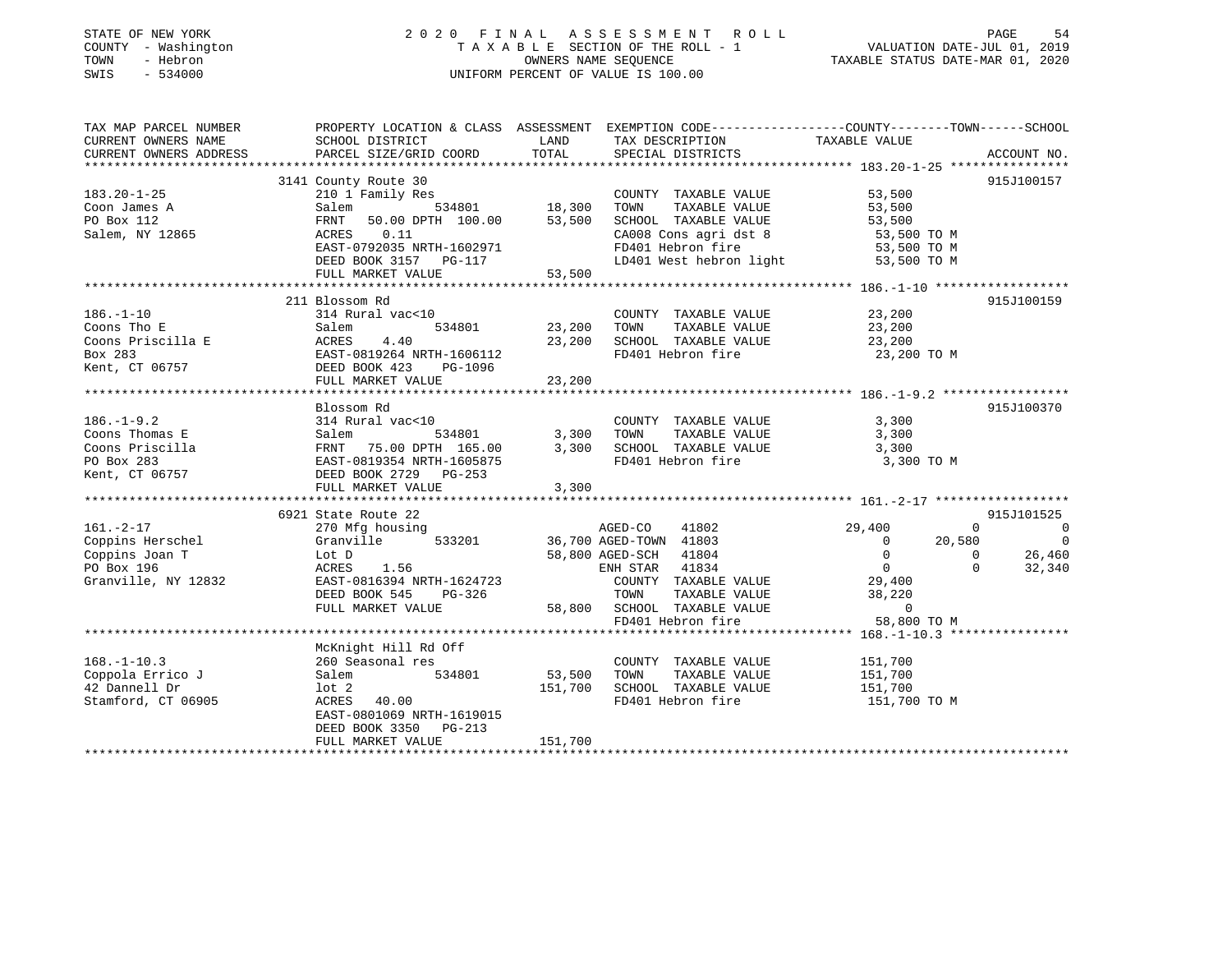STATE OF NEW YORK
COUNTY - Washington
TOWN - Hebron
SWIS - 534000

2020 FINAL ASSESSMENT ROLL
TAXABLE SECTION OF THE ROLL - 1
OWNERS NAME SEQUENCE
UNIFORM PERCENT OF VALUE IS 100.00

VALUATION DATE-JUL 01, 2019
TAXABLE STATUS DATE-MAR 01, 2020

```
TAX MAP PARCEL NUMBER          PROPERTY LOCATION & CLASS  ASSESSMENT  EXEMPTION CODE-----------------COUNTY--------TOWN------SCHOOL
CURRENT OWNERS NAME            SCHOOL DISTRICT             LAND       TAX DESCRIPTION              TAXABLE VALUE
CURRENT OWNERS ADDRESS         PARCEL SIZE/GRID COORD      TOTAL      SPECIAL DISTRICTS                                          ACCOUNT NO.
******************************************************************************************************* 183.20-1-25 ****************
                               3141 County Route 30                                                                              915J100157
183.20-1-25                    210 1 Family Res                       COUNTY  TAXABLE VALUE             53,500
Coon James A                   Salem          534801       18,300     TOWN    TAXABLE VALUE             53,500
PO Box 112                     FRNT   50.00 DPTH 100.00    53,500     SCHOOL  TAXABLE VALUE             53,500
Salem, NY 12865                ACRES    0.11                          CA008 Cons agri dst 8              53,500 TO M
                               EAST-0792035 NRTH-1602971              FD401 Hebron fire                  53,500 TO M
                               DEED BOOK 3157   PG-117                LD401 West hebron light            53,500 TO M
                               FULL MARKET VALUE           53,500
******************************************************************************************************* 186.-1-10 ******************
                               211 Blossom Rd                                                                                    915J100159
186.-1-10                      314 Rural vac<10                       COUNTY  TAXABLE VALUE             23,200
Coons Tho E                    Salem          534801       23,200     TOWN    TAXABLE VALUE             23,200
Coons Priscilla E              ACRES    4.40               23,200     SCHOOL  TAXABLE VALUE             23,200
Box 283                        EAST-0819264 NRTH-1606112              FD401 Hebron fire                  23,200 TO M
Kent, CT 06757                 DEED BOOK 423    PG-1096
                               FULL MARKET VALUE           23,200
******************************************************************************************************* 186.-1-9.2 *****************
                               Blossom Rd                                                                                        915J100370
186.-1-9.2                     314 Rural vac<10                       COUNTY  TAXABLE VALUE              3,300
Coons Thomas E                 Salem          534801        3,300     TOWN    TAXABLE VALUE              3,300
Coons Priscilla                FRNT   75.00 DPTH 165.00     3,300     SCHOOL  TAXABLE VALUE              3,300
PO Box 283                     EAST-0819354 NRTH-1605875              FD401 Hebron fire                   3,300 TO M
Kent, CT 06757                 DEED BOOK 2729   PG-253
                               FULL MARKET VALUE            3,300
******************************************************************************************************* 161.-2-17 ******************
                               6921 State Route 22                                                                               915J101525
161.-2-17                      270 Mfg housing                        AGED-CO     41802             29,400           0            0
Coppins Herschel               Granville      533201       36,700 AGED-TOWN   41803                  0      20,580            0
Coppins Joan T                 Lot D                       58,800 AGED-SCH    41804                  0           0       26,460
PO Box 196                     ACRES    1.56                      ENH STAR    41834                  0           0       32,340
Granville, NY 12832            EAST-0816394 NRTH-1624723              COUNTY  TAXABLE VALUE             29,400
                               DEED BOOK 545    PG-326                TOWN    TAXABLE VALUE             38,220
                               FULL MARKET VALUE           58,800     SCHOOL  TAXABLE VALUE                  0
                                                                      FD401 Hebron fire                  58,800 TO M
******************************************************************************************************* 168.-1-10.3 ****************
                               McKnight Hill Rd Off
168.-1-10.3                    260 Seasonal res                       COUNTY  TAXABLE VALUE            151,700
Coppola Errico J               Salem          534801       53,500     TOWN    TAXABLE VALUE            151,700
42 Dannell Dr                  lot 2                      151,700     SCHOOL  TAXABLE VALUE            151,700
Stamford, CT 06905             ACRES   40.00                          FD401 Hebron fire                 151,700 TO M
                               EAST-0801069 NRTH-1619015
                               DEED BOOK 3350   PG-213
                               FULL MARKET VALUE          151,700
************************************************************************************************************************************
```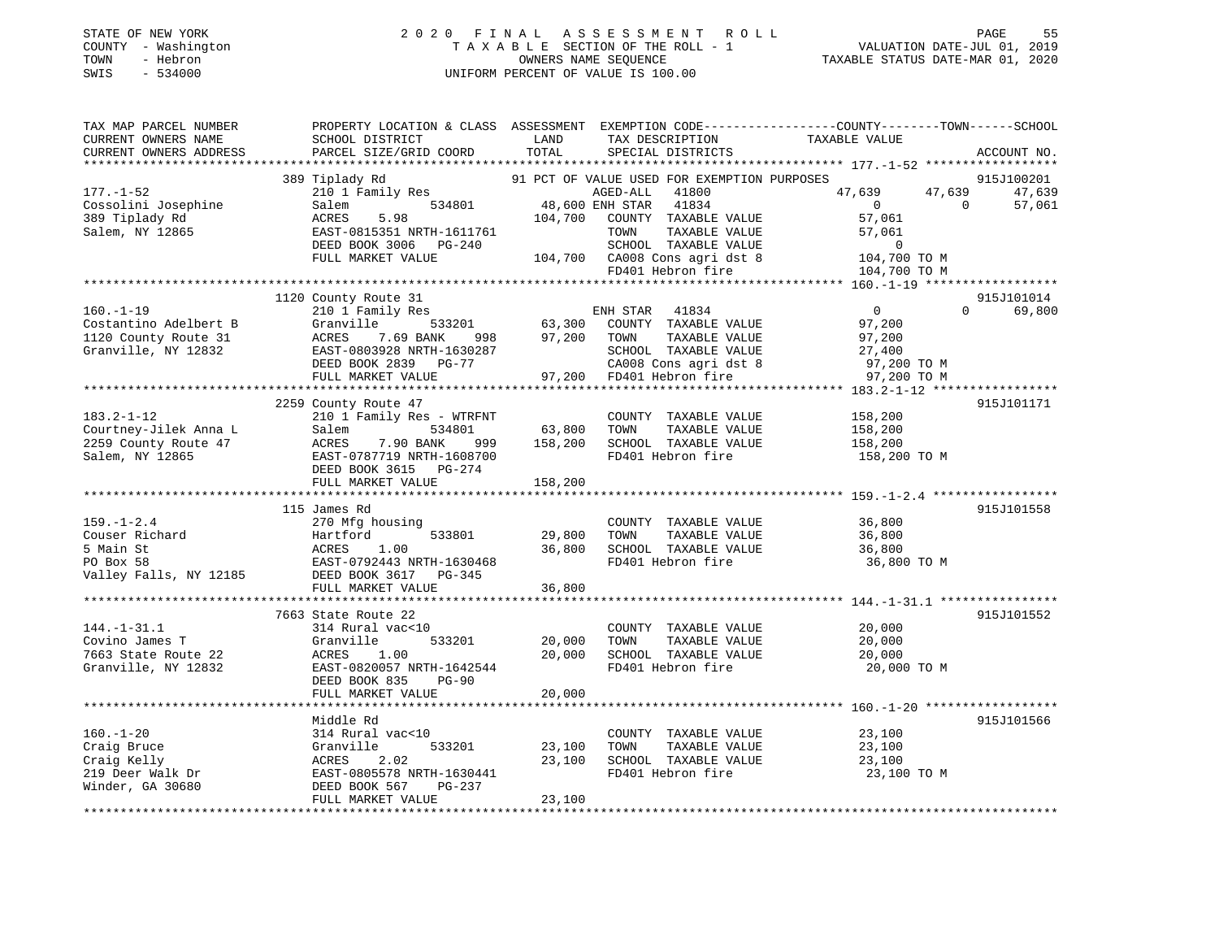STATE OF NEW YORK
COUNTY - Washington
TOWN - Hebron
SWIS - 534000

# 2020 FINAL ASSESSMENT ROLL
TAXABLE SECTION OF THE ROLL - 1
OWNERS NAME SEQUENCE
UNIFORM PERCENT OF VALUE IS 100.00

VALUATION DATE-JUL 01, 2019
TAXABLE STATUS DATE-MAR 01, 2020

```
TAX MAP PARCEL NUMBER          PROPERTY LOCATION & CLASS  ASSESSMENT  EXEMPTION CODE------------------COUNTY--------TOWN------SCHOOL
CURRENT OWNERS NAME            SCHOOL DISTRICT               LAND      TAX DESCRIPTION            TAXABLE VALUE
CURRENT OWNERS ADDRESS         PARCEL SIZE/GRID COORD        TOTAL     SPECIAL DISTRICTS                                   ACCOUNT NO.
******************************************************************************************************* 177.-1-52 ******************
                               389 Tiplady Rd                  91 PCT OF VALUE USED FOR EXEMPTION PURPOSES                  915J100201
177.-1-52                      210 1 Family Res                       AGED-ALL  41800              47,639      47,639      47,639
Cossolini Josephine            Salem          534801        48,600 ENH STAR  41834                   0           0      57,061
389 Tiplady Rd                 ACRES    5.98               104,700   COUNTY  TAXABLE VALUE          57,061
Salem, NY 12865                EAST-0815351 NRTH-1611761              TOWN    TAXABLE VALUE          57,061
                               DEED BOOK 3006   PG-240                SCHOOL  TAXABLE VALUE               0
                               FULL MARKET VALUE           104,700   CA008 Cons agri dst 8         104,700 TO M
                                                                      FD401 Hebron fire             104,700 TO M
******************************************************************************************************* 160.-1-19 ******************
                               1120 County Route 31                                                                   915J101014
160.-1-19                      210 1 Family Res                       ENH STAR  41834                   0           0      69,800
Costantino Adelbert B          Granville      533201        63,300   COUNTY  TAXABLE VALUE          97,200
1120 County Route 31           ACRES    7.69 BANK    998    97,200   TOWN    TAXABLE VALUE          97,200
Granville, NY 12832            EAST-0803928 NRTH-1630287              SCHOOL  TAXABLE VALUE          27,400
                               DEED BOOK 2839   PG-77                 CA008 Cons agri dst 8          97,200 TO M
                               FULL MARKET VALUE            97,200   FD401 Hebron fire              97,200 TO M
******************************************************************************************************* 183.2-1-12 *****************
                               2259 County Route 47                                                                   915J101171
183.2-1-12                     210 1 Family Res - WTRFNT              COUNTY  TAXABLE VALUE         158,200
Courtney-Jilek Anna L          Salem          534801        63,800   TOWN    TAXABLE VALUE         158,200
2259 County Route 47           ACRES    7.90 BANK    999   158,200   SCHOOL  TAXABLE VALUE         158,200
Salem, NY 12865                EAST-0787719 NRTH-1608700              FD401 Hebron fire             158,200 TO M
                               DEED BOOK 3615   PG-274
                               FULL MARKET VALUE           158,200
******************************************************************************************************* 159.-1-2.4 *****************
                               115 James Rd                                                                           915J101558
159.-1-2.4                     270 Mfg housing                        COUNTY  TAXABLE VALUE          36,800
Couser Richard                 Hartford       533801        29,800   TOWN    TAXABLE VALUE          36,800
5 Main St                      ACRES    1.00                36,800   SCHOOL  TAXABLE VALUE          36,800
PO Box 58                      EAST-0792443 NRTH-1630468              FD401 Hebron fire              36,800 TO M
Valley Falls, NY 12185         DEED BOOK 3617   PG-345
                               FULL MARKET VALUE            36,800
******************************************************************************************************* 144.-1-31.1 ****************
                               7663 State Route 22                                                                    915J101552
144.-1-31.1                    314 Rural vac<10                       COUNTY  TAXABLE VALUE          20,000
Covino James T                 Granville      533201        20,000   TOWN    TAXABLE VALUE          20,000
7663 State Route 22            ACRES    1.00                20,000   SCHOOL  TAXABLE VALUE          20,000
Granville, NY 12832            EAST-0820057 NRTH-1642544              FD401 Hebron fire              20,000 TO M
                               DEED BOOK 835    PG-90
                               FULL MARKET VALUE            20,000
******************************************************************************************************* 160.-1-20 ******************
                               Middle Rd                                                                              915J101566
160.-1-20                      314 Rural vac<10                       COUNTY  TAXABLE VALUE          23,100
Craig Bruce                    Granville      533201        23,100   TOWN    TAXABLE VALUE          23,100
Craig Kelly                    ACRES    2.02                23,100   SCHOOL  TAXABLE VALUE          23,100
219 Deer Walk Dr               EAST-0805578 NRTH-1630441              FD401 Hebron fire              23,100 TO M
Winder, GA 30680               DEED BOOK 567    PG-237
                               FULL MARKET VALUE            23,100
************************************************************************************************************************************
```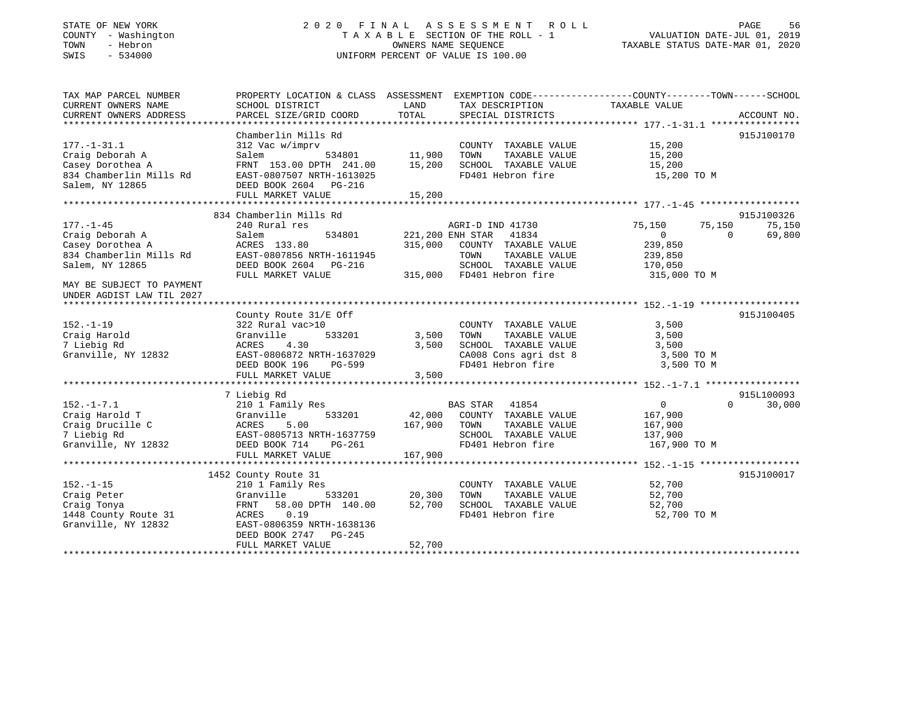STATE OF NEW YORK
COUNTY - Washington
TOWN - Hebron
SWIS - 534000

2020 FINAL ASSESSMENT ROLL
TAXABLE SECTION OF THE ROLL - 1
OWNERS NAME SEQUENCE
UNIFORM PERCENT OF VALUE IS 100.00

VALUATION DATE-JUL 01, 2019
TAXABLE STATUS DATE-MAR 01, 2020

| TAX MAP PARCEL NUMBER / CURRENT OWNERS NAME / CURRENT OWNERS ADDRESS | PROPERTY LOCATION & CLASS / SCHOOL DISTRICT / PARCEL SIZE/GRID COORD | ASSESSMENT LAND / TOTAL | EXEMPTION CODE / TAX DESCRIPTION / SPECIAL DISTRICTS | COUNTY | TOWN | SCHOOL | ACCOUNT NO. |
|---|---|---|---|---|---|---|---|
| **177.-1-31.1** | Chamberlin Mills Rd | | | | | | 915J100170 |
| Craig Deborah A | 312 Vac w/imprv | | COUNTY TAXABLE VALUE | 15,200 | | | |
| Casey Dorothea A | Salem 534801 | 11,900 | TOWN TAXABLE VALUE | | 15,200 | | |
| 834 Chamberlin Mills Rd | FRNT 153.00 DPTH 241.00 | 15,200 | SCHOOL TAXABLE VALUE | | | 15,200 | |
| Salem, NY 12865 | EAST-0807507 NRTH-1613025 | | FD401 Hebron fire | 15,200 TO M | | | |
| | DEED BOOK 2604 PG-216 | | | | | | |
| | FULL MARKET VALUE | 15,200 | | | | | |
| **177.-1-45** | 834 Chamberlin Mills Rd | | | | | | 915J100326 |
| Craig Deborah A | 240 Rural res | | AGRI-D IND 41730 | 75,150 | 75,150 | 75,150 | |
| Casey Dorothea A | Salem 534801 | 221,200 | ENH STAR 41834 | 0 | 0 | 69,800 | |
| 834 Chamberlin Mills Rd | ACRES 133.80 | 315,000 | COUNTY TAXABLE VALUE | 239,850 | | | |
| Salem, NY 12865 | EAST-0807856 NRTH-1611945 | | TOWN TAXABLE VALUE | | 239,850 | | |
| | DEED BOOK 2604 PG-216 | | SCHOOL TAXABLE VALUE | | | 170,050 | |
| MAY BE SUBJECT TO PAYMENT UNDER AGDIST LAW TIL 2027 | FULL MARKET VALUE | 315,000 | FD401 Hebron fire | 315,000 TO M | | | |
| **152.-1-19** | County Route 31/E Off | | | | | | 915J100405 |
| Craig Harold | 322 Rural vac>10 | | COUNTY TAXABLE VALUE | 3,500 | | | |
| 7 Liebig Rd | Granville 533201 | 3,500 | TOWN TAXABLE VALUE | | 3,500 | | |
| Granville, NY 12832 | ACRES 4.30 | 3,500 | SCHOOL TAXABLE VALUE | | | 3,500 | |
| | EAST-0806872 NRTH-1637029 | | CA008 Cons agri dst 8 | 3,500 TO M | | | |
| | DEED BOOK 196 PG-599 | | FD401 Hebron fire | 3,500 TO M | | | |
| | FULL MARKET VALUE | 3,500 | | | | | |
| **152.-1-7.1** | 7 Liebig Rd | | | | | | 915L100093 |
| Craig Harold T | 210 1 Family Res | | BAS STAR 41854 | 0 | 0 | 30,000 | |
| Craig Drucille C | Granville 533201 | 42,000 | COUNTY TAXABLE VALUE | 167,900 | | | |
| 7 Liebig Rd | ACRES 5.00 | 167,900 | TOWN TAXABLE VALUE | | 167,900 | | |
| Granville, NY 12832 | EAST-0805713 NRTH-1637759 | | SCHOOL TAXABLE VALUE | | | 137,900 | |
| | DEED BOOK 714 PG-261 | | FD401 Hebron fire | 167,900 TO M | | | |
| | FULL MARKET VALUE | 167,900 | | | | | |
| **152.-1-15** | 1452 County Route 31 | | | | | | 915J100017 |
| Craig Peter | 210 1 Family Res | | COUNTY TAXABLE VALUE | 52,700 | | | |
| Craig Tonya | Granville 533201 | 20,300 | TOWN TAXABLE VALUE | | 52,700 | | |
| 1448 County Route 31 | FRNT 58.00 DPTH 140.00 | 52,700 | SCHOOL TAXABLE VALUE | | | 52,700 | |
| Granville, NY 12832 | ACRES 0.19 | | FD401 Hebron fire | 52,700 TO M | | | |
| | EAST-0806359 NRTH-1638136 | | | | | | |
| | DEED BOOK 2747 PG-245 | | | | | | |
| | FULL MARKET VALUE | 52,700 | | | | | |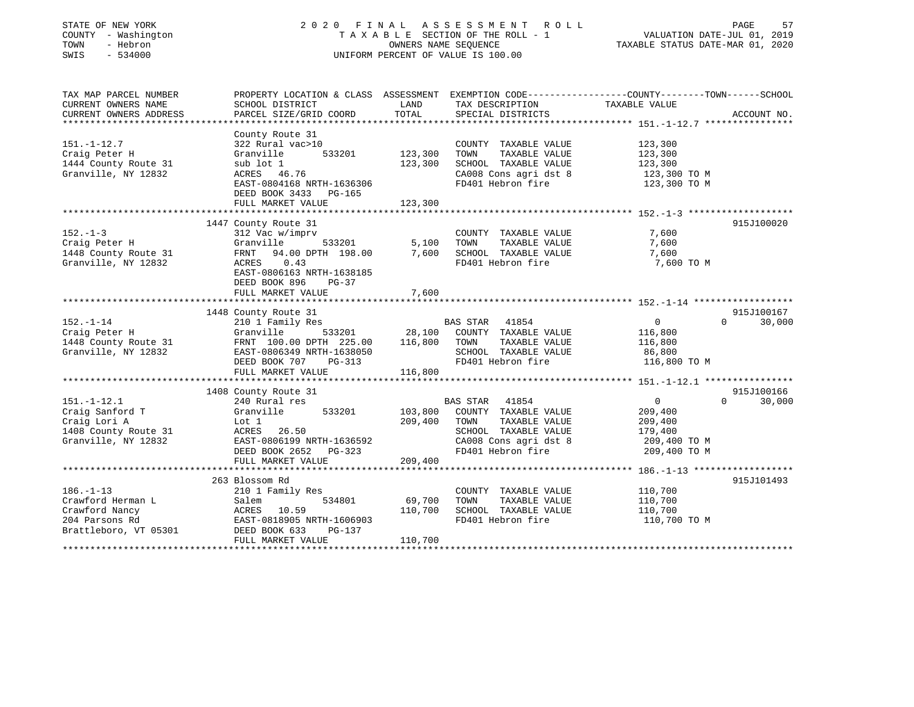STATE OF NEW YORK
COUNTY - Washington
TOWN - Hebron
SWIS - 534000

2 0 2 0 F I N A L A S S E S S M E N T R O L L
T A X A B L E SECTION OF THE ROLL - 1
OWNERS NAME SEQUENCE
UNIFORM PERCENT OF VALUE IS 100.00

VALUATION DATE-JUL 01, 2019
TAXABLE STATUS DATE-MAR 01, 2020

| TAX MAP PARCEL NUMBER / CURRENT OWNERS NAME / CURRENT OWNERS ADDRESS | PROPERTY LOCATION & CLASS / SCHOOL DISTRICT / PARCEL SIZE/GRID COORD | ASSESSMENT LAND | TOTAL | EXEMPTION CODE / TAX DESCRIPTION / SPECIAL DISTRICTS | COUNTY TAXABLE VALUE | TOWN | SCHOOL | ACCOUNT NO. |
|---|---|---|---|---|---|---|---|---|
| **151.-1-12.7** | County Route 31 | | | | | | | |
| 151.-1-12.7 | 322 Rural vac>10 | | | COUNTY TAXABLE VALUE | 123,300 | | | |
| Craig Peter H | Granville 533201 | 123,300 | | TOWN TAXABLE VALUE | 123,300 | | | |
| 1444 County Route 31 | sub lot 1 | | 123,300 | SCHOOL TAXABLE VALUE | 123,300 | | | |
| Granville, NY 12832 | ACRES 46.76 | | | CA008 Cons agri dst 8 | 123,300 TO M | | | |
| | EAST-0804168 NRTH-1636306 | | | FD401 Hebron fire | 123,300 TO M | | | |
| | DEED BOOK 3433 PG-165 | | | | | | | |
| | FULL MARKET VALUE | | 123,300 | | | | | |
| **152.-1-3** | 1447 County Route 31 | | | | | | | 915J100020 |
| 152.-1-3 | 312 Vac w/imprv | | | COUNTY TAXABLE VALUE | 7,600 | | | |
| Craig Peter H | Granville 533201 | 5,100 | | TOWN TAXABLE VALUE | 7,600 | | | |
| 1448 County Route 31 | FRNT 94.00 DPTH 198.00 | | 7,600 | SCHOOL TAXABLE VALUE | 7,600 | | | |
| Granville, NY 12832 | ACRES 0.43 | | | FD401 Hebron fire | 7,600 TO M | | | |
| | EAST-0806163 NRTH-1638185 | | | | | | | |
| | DEED BOOK 896 PG-37 | | | | | | | |
| | FULL MARKET VALUE | | 7,600 | | | | | |
| **152.-1-14** | 1448 County Route 31 | | | | | | | 915J100167 |
| 152.-1-14 | 210 1 Family Res | | | BAS STAR 41854 | 0 | 0 | 30,000 | |
| Craig Peter H | Granville 533201 | 28,100 | | COUNTY TAXABLE VALUE | 116,800 | | | |
| 1448 County Route 31 | FRNT 100.00 DPTH 225.00 | | 116,800 | TOWN TAXABLE VALUE | 116,800 | | | |
| Granville, NY 12832 | EAST-0806349 NRTH-1638050 | | | SCHOOL TAXABLE VALUE | 86,800 | | | |
| | DEED BOOK 707 PG-313 | | | FD401 Hebron fire | 116,800 TO M | | | |
| | FULL MARKET VALUE | | 116,800 | | | | | |
| **151.-1-12.1** | 1408 County Route 31 | | | | | | | 915J100166 |
| 151.-1-12.1 | 240 Rural res | | | BAS STAR 41854 | 0 | 0 | 30,000 | |
| Craig Sanford T | Granville 533201 | 103,800 | | COUNTY TAXABLE VALUE | 209,400 | | | |
| Craig Lori A | Lot 1 | | 209,400 | TOWN TAXABLE VALUE | 209,400 | | | |
| 1408 County Route 31 | ACRES 26.50 | | | SCHOOL TAXABLE VALUE | 179,400 | | | |
| Granville, NY 12832 | EAST-0806199 NRTH-1636592 | | | CA008 Cons agri dst 8 | 209,400 TO M | | | |
| | DEED BOOK 2652 PG-323 | | | FD401 Hebron fire | 209,400 TO M | | | |
| | FULL MARKET VALUE | | 209,400 | | | | | |
| **186.-1-13** | 263 Blossom Rd | | | | | | | 915J101493 |
| 186.-1-13 | 210 1 Family Res | | | COUNTY TAXABLE VALUE | 110,700 | | | |
| Crawford Herman L | Salem 534801 | 69,700 | | TOWN TAXABLE VALUE | 110,700 | | | |
| Crawford Nancy | ACRES 10.59 | | 110,700 | SCHOOL TAXABLE VALUE | 110,700 | | | |
| 204 Parsons Rd | EAST-0818905 NRTH-1606903 | | | FD401 Hebron fire | 110,700 TO M | | | |
| Brattleboro, VT 05301 | DEED BOOK 633 PG-137 | | | | | | | |
| | FULL MARKET VALUE | | 110,700 | | | | | |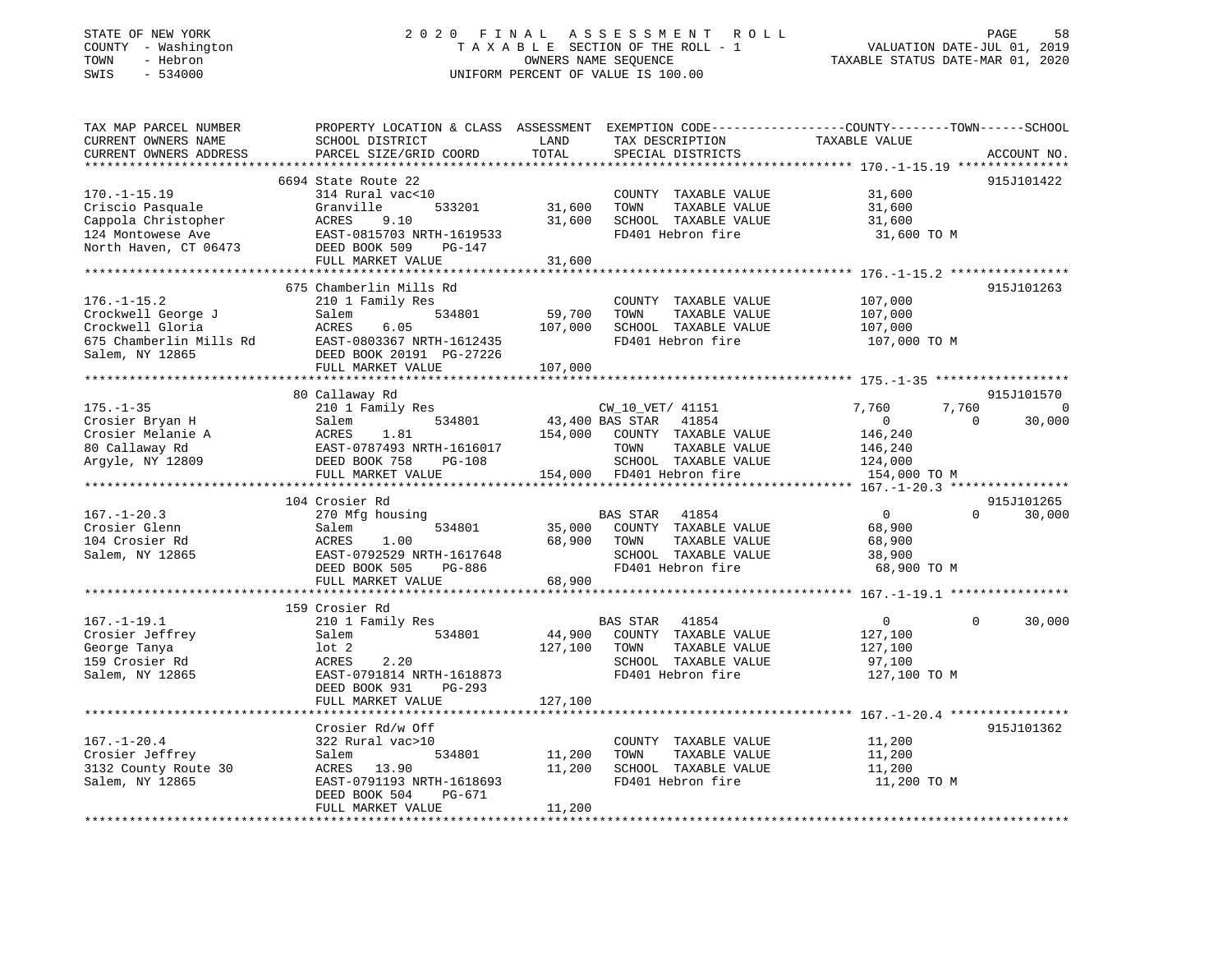STATE OF NEW YORK
COUNTY - Washington
TOWN - Hebron
SWIS - 534000

2020 FINAL ASSESSMENT ROLL
TAXABLE SECTION OF THE ROLL - 1
OWNERS NAME SEQUENCE
UNIFORM PERCENT OF VALUE IS 100.00

VALUATION DATE-JUL 01, 2019
TAXABLE STATUS DATE-MAR 01, 2020

| TAX MAP PARCEL NUMBER / CURRENT OWNERS NAME / CURRENT OWNERS ADDRESS | PROPERTY LOCATION & CLASS / SCHOOL DISTRICT / PARCEL SIZE/GRID COORD | ASSESSMENT LAND | TOTAL | EXEMPTION CODE / TAX DESCRIPTION / SPECIAL DISTRICTS | COUNTY TAXABLE VALUE | TOWN | SCHOOL | ACCOUNT NO. |
|---|---|---|---|---|---|---|---|---|
| 170.-1-15.19 | 6694 State Route 22 | | | | | | | 915J101422 |
| 170.-1-15.19 | 314 Rural vac<10 | | | COUNTY TAXABLE VALUE | 31,600 | | | |
| Criscio Pasquale | Granville 533201 | 31,600 | | TOWN TAXABLE VALUE | 31,600 | | | |
| Cappola Christopher | ACRES 9.10 | | 31,600 | SCHOOL TAXABLE VALUE | 31,600 | | | |
| 124 Montowese Ave | EAST-0815703 NRTH-1619533 | | | FD401 Hebron fire | 31,600 TO M | | | |
| North Haven, CT 06473 | DEED BOOK 509 PG-147 | | | | | | | |
| | FULL MARKET VALUE | | 31,600 | | | | | |
| 176.-1-15.2 | 675 Chamberlin Mills Rd | | | | | | | 915J101263 |
| 176.-1-15.2 | 210 1 Family Res | | | COUNTY TAXABLE VALUE | 107,000 | | | |
| Crockwell George J | Salem 534801 | 59,700 | | TOWN TAXABLE VALUE | 107,000 | | | |
| Crockwell Gloria | ACRES 6.05 | | 107,000 | SCHOOL TAXABLE VALUE | 107,000 | | | |
| 675 Chamberlin Mills Rd | EAST-0803367 NRTH-1612435 | | | FD401 Hebron fire | 107,000 TO M | | | |
| Salem, NY 12865 | DEED BOOK 20191 PG-27226 | | | | | | | |
| | FULL MARKET VALUE | | 107,000 | | | | | |
| 175.-1-35 | 80 Callaway Rd | | | | | | | 915J101570 |
| 175.-1-35 | 210 1 Family Res | | | CW_10_VET/ 41151 | 7,760 | 7,760 | 0 | |
| Crosier Bryan H | Salem 534801 | 43,400 | | BAS STAR 41854 | 0 | 0 | 30,000 | |
| Crosier Melanie A | ACRES 1.81 | | 154,000 | COUNTY TAXABLE VALUE | 146,240 | | | |
| 80 Callaway Rd | EAST-0787493 NRTH-1616017 | | | TOWN TAXABLE VALUE | 146,240 | | | |
| Argyle, NY 12809 | DEED BOOK 758 PG-108 | | | SCHOOL TAXABLE VALUE | 124,000 | | | |
| | FULL MARKET VALUE | | 154,000 | FD401 Hebron fire | 154,000 TO M | | | |
| 167.-1-20.3 | 104 Crosier Rd | | | | | | | 915J101265 |
| 167.-1-20.3 | 270 Mfg housing | | | BAS STAR 41854 | 0 | 0 | 30,000 | |
| Crosier Glenn | Salem 534801 | 35,000 | | COUNTY TAXABLE VALUE | 68,900 | | | |
| 104 Crosier Rd | ACRES 1.00 | | 68,900 | TOWN TAXABLE VALUE | 68,900 | | | |
| Salem, NY 12865 | EAST-0792529 NRTH-1617648 | | | SCHOOL TAXABLE VALUE | 38,900 | | | |
| | DEED BOOK 505 PG-886 | | | FD401 Hebron fire | 68,900 TO M | | | |
| | FULL MARKET VALUE | | 68,900 | | | | | |
| 167.-1-19.1 | 159 Crosier Rd | | | | | | | |
| 167.-1-19.1 | 210 1 Family Res | | | BAS STAR 41854 | 0 | 0 | 30,000 | |
| Crosier Jeffrey | Salem 534801 | 44,900 | | COUNTY TAXABLE VALUE | 127,100 | | | |
| George Tanya | lot 2 | | 127,100 | TOWN TAXABLE VALUE | 127,100 | | | |
| 159 Crosier Rd | ACRES 2.20 | | | SCHOOL TAXABLE VALUE | 97,100 | | | |
| Salem, NY 12865 | EAST-0791814 NRTH-1618873 | | | FD401 Hebron fire | 127,100 TO M | | | |
| | DEED BOOK 931 PG-293 | | | | | | | |
| | FULL MARKET VALUE | | 127,100 | | | | | |
| 167.-1-20.4 | Crosier Rd/w Off | | | | | | | 915J101362 |
| 167.-1-20.4 | 322 Rural vac>10 | | | COUNTY TAXABLE VALUE | 11,200 | | | |
| Crosier Jeffrey | Salem 534801 | 11,200 | | TOWN TAXABLE VALUE | 11,200 | | | |
| 3132 County Route 30 | ACRES 13.90 | | 11,200 | SCHOOL TAXABLE VALUE | 11,200 | | | |
| Salem, NY 12865 | EAST-0791193 NRTH-1618693 | | | FD401 Hebron fire | 11,200 TO M | | | |
| | DEED BOOK 504 PG-671 | | | | | | | |
| | FULL MARKET VALUE | | 11,200 | | | | | |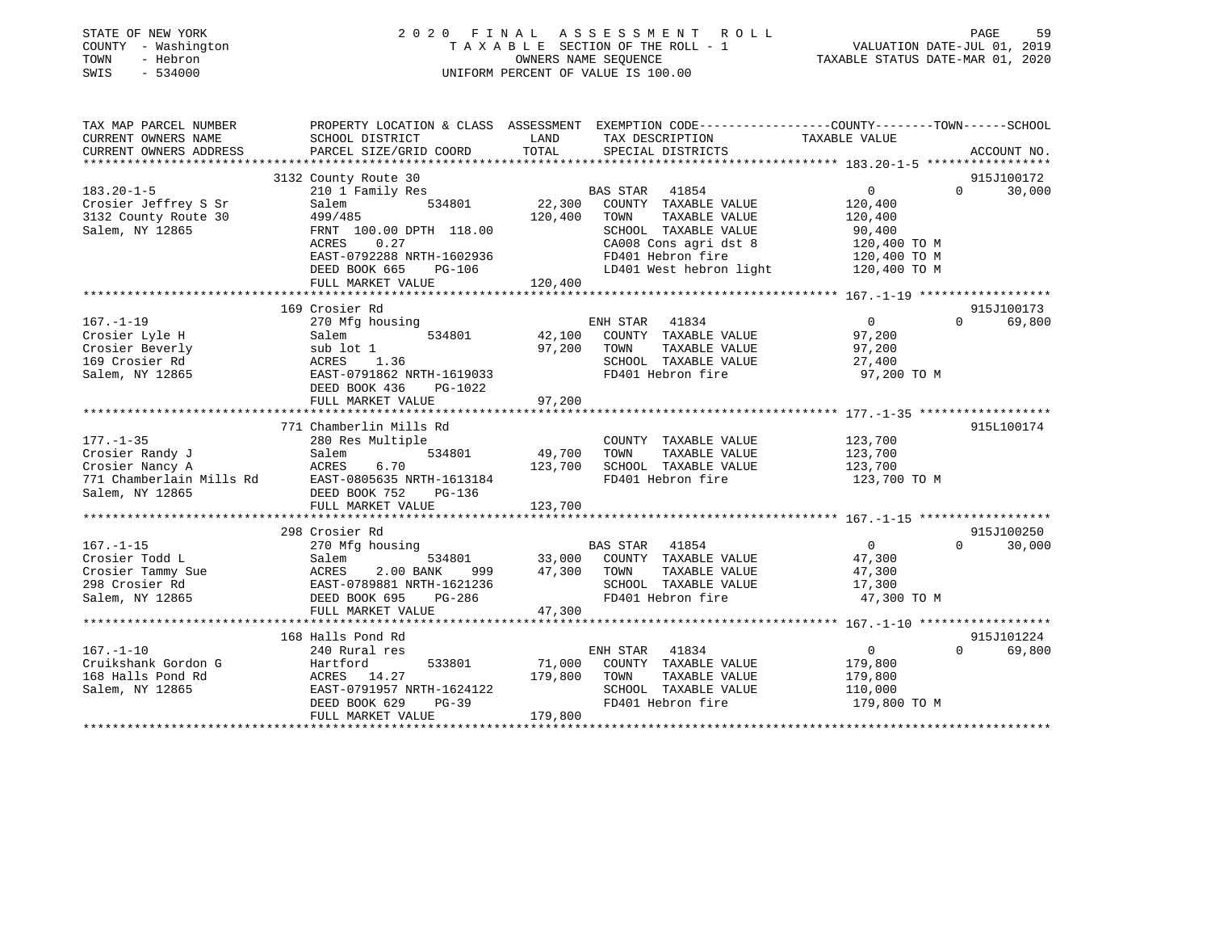STATE OF NEW YORK
COUNTY - Washington
TOWN - Hebron
SWIS - 534000

# 2020 FINAL ASSESSMENT ROLL

TAXABLE SECTION OF THE ROLL - 1
OWNERS NAME SEQUENCE
UNIFORM PERCENT OF VALUE IS 100.00

VALUATION DATE-JUL 01, 2019
TAXABLE STATUS DATE-MAR 01, 2020

| TAX MAP PARCEL NUMBER / CURRENT OWNERS NAME / CURRENT OWNERS ADDRESS | PROPERTY LOCATION & CLASS / SCHOOL DISTRICT / PARCEL SIZE/GRID COORD | ASSESSMENT LAND | TOTAL | EXEMPTION CODE / TAX DESCRIPTION / SPECIAL DISTRICTS | COUNTY TAXABLE VALUE | TOWN | SCHOOL / ACCOUNT NO. |
|---|---|---|---|---|---|---|---|
| | 3132 County Route 30 | | | | | | 915J100172 |
| 183.20-1-5 | 210 1 Family Res | | | BAS STAR 41854 | 0 | 0 | 30,000 |
| Crosier Jeffrey S Sr | Salem 534801 | 22,300 | | COUNTY TAXABLE VALUE | 120,400 | | |
| 3132 County Route 30 | 499/485 | | 120,400 | TOWN TAXABLE VALUE | 120,400 | | |
| Salem, NY 12865 | FRNT 100.00 DPTH 118.00 | | | SCHOOL TAXABLE VALUE | 90,400 | | |
| | ACRES 0.27 | | | CA008 Cons agri dst 8 | 120,400 TO M | | |
| | EAST-0792288 NRTH-1602936 | | | FD401 Hebron fire | 120,400 TO M | | |
| | DEED BOOK 665 PG-106 | | | LD401 West hebron light | 120,400 TO M | | |
| | FULL MARKET VALUE | | 120,400 | | | | |
| | 169 Crosier Rd | | | | | | 915J100173 |
| 167.-1-19 | 270 Mfg housing | | | ENH STAR 41834 | 0 | 0 | 69,800 |
| Crosier Lyle H | Salem 534801 | 42,100 | | COUNTY TAXABLE VALUE | 97,200 | | |
| Crosier Beverly | sub lot 1 | | 97,200 | TOWN TAXABLE VALUE | 97,200 | | |
| 169 Crosier Rd | ACRES 1.36 | | | SCHOOL TAXABLE VALUE | 27,400 | | |
| Salem, NY 12865 | EAST-0791862 NRTH-1619033 | | | FD401 Hebron fire | 97,200 TO M | | |
| | DEED BOOK 436 PG-1022 | | | | | | |
| | FULL MARKET VALUE | | 97,200 | | | | |
| | 771 Chamberlin Mills Rd | | | | | | 915L100174 |
| 177.-1-35 | 280 Res Multiple | | | COUNTY TAXABLE VALUE | 123,700 | | |
| Crosier Randy J | Salem 534801 | 49,700 | | TOWN TAXABLE VALUE | 123,700 | | |
| Crosier Nancy A | ACRES 6.70 | | 123,700 | SCHOOL TAXABLE VALUE | 123,700 | | |
| 771 Chamberlain Mills Rd | EAST-0805635 NRTH-1613184 | | | FD401 Hebron fire | 123,700 TO M | | |
| Salem, NY 12865 | DEED BOOK 752 PG-136 | | | | | | |
| | FULL MARKET VALUE | | 123,700 | | | | |
| | 298 Crosier Rd | | | | | | 915J100250 |
| 167.-1-15 | 270 Mfg housing | | | BAS STAR 41854 | 0 | 0 | 30,000 |
| Crosier Todd L | Salem 534801 | 33,000 | | COUNTY TAXABLE VALUE | 47,300 | | |
| Crosier Tammy Sue | ACRES 2.00 BANK 999 | | 47,300 | TOWN TAXABLE VALUE | 47,300 | | |
| 298 Crosier Rd | EAST-0789881 NRTH-1621236 | | | SCHOOL TAXABLE VALUE | 17,300 | | |
| Salem, NY 12865 | DEED BOOK 695 PG-286 | | | FD401 Hebron fire | 47,300 TO M | | |
| | FULL MARKET VALUE | | 47,300 | | | | |
| | 168 Halls Pond Rd | | | | | | 915J101224 |
| 167.-1-10 | 240 Rural res | | | ENH STAR 41834 | 0 | 0 | 69,800 |
| Cruikshank Gordon G | Hartford 533801 | 71,000 | | COUNTY TAXABLE VALUE | 179,800 | | |
| 168 Halls Pond Rd | ACRES 14.27 | | 179,800 | TOWN TAXABLE VALUE | 179,800 | | |
| Salem, NY 12865 | EAST-0791957 NRTH-1624122 | | | SCHOOL TAXABLE VALUE | 110,000 | | |
| | DEED BOOK 629 PG-39 | | | FD401 Hebron fire | 179,800 TO M | | |
| | FULL MARKET VALUE | | 179,800 | | | | |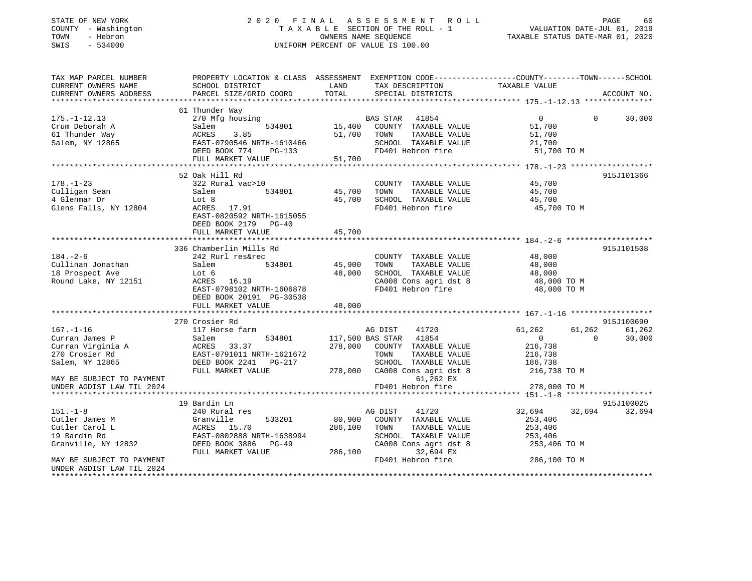STATE OF NEW YORK
COUNTY - Washington
TOWN - Hebron
SWIS - 534000

# 2020 FINAL ASSESSMENT ROLL

TAXABLE SECTION OF THE ROLL - 1
OWNERS NAME SEQUENCE
UNIFORM PERCENT OF VALUE IS 100.00

VALUATION DATE-JUL 01, 2019
TAXABLE STATUS DATE-MAR 01, 2020

| TAX MAP PARCEL NUMBER / CURRENT OWNERS NAME / CURRENT OWNERS ADDRESS | PROPERTY LOCATION & CLASS / SCHOOL DISTRICT / PARCEL SIZE/GRID COORD | ASSESSMENT LAND / TOTAL | EXEMPTION CODE / TAX DESCRIPTION / SPECIAL DISTRICTS | COUNTY TAXABLE VALUE | TOWN | SCHOOL | ACCOUNT NO. |
|---|---|---|---|---|---|---|---|
| **175.-1-12.13** | 61 Thunder Way | | | | | | |
| 175.-1-12.13 | 270 Mfg housing | | BAS STAR 41854 | 0 | 0 | 30,000 | |
| Crum Deborah A | Salem 534801 | 15,400 | COUNTY TAXABLE VALUE | 51,700 | | | |
| 61 Thunder Way | ACRES 3.85 | 51,700 | TOWN TAXABLE VALUE | 51,700 | | | |
| Salem, NY 12865 | EAST-0790546 NRTH-1610466 | | SCHOOL TAXABLE VALUE | 21,700 | | | |
| | DEED BOOK 774 PG-133 | | FD401 Hebron fire | 51,700 TO M | | | |
| | FULL MARKET VALUE | 51,700 | | | | | |
| **178.-1-23** | 52 Oak Hill Rd | | | | | | 915J101366 |
| 178.-1-23 | 322 Rural vac>10 | | COUNTY TAXABLE VALUE | 45,700 | | | |
| Culligan Sean | Salem 534801 | 45,700 | TOWN TAXABLE VALUE | 45,700 | | | |
| 4 Glenmar Dr | Lot 8 | 45,700 | SCHOOL TAXABLE VALUE | 45,700 | | | |
| Glens Falls, NY 12804 | ACRES 17.91 | | FD401 Hebron fire | 45,700 TO M | | | |
| | EAST-0820592 NRTH-1615055 | | | | | | |
| | DEED BOOK 2179 PG-40 | | | | | | |
| | FULL MARKET VALUE | 45,700 | | | | | |
| **184.-2-6** | 336 Chamberlin Mills Rd | | | | | | 915J101508 |
| 184.-2-6 | 242 Rurl res&rec | | COUNTY TAXABLE VALUE | 48,000 | | | |
| Cullinan Jonathan | Salem 534801 | 45,900 | TOWN TAXABLE VALUE | 48,000 | | | |
| 18 Prospect Ave | Lot 6 | 48,000 | SCHOOL TAXABLE VALUE | 48,000 | | | |
| Round Lake, NY 12151 | ACRES 16.19 | | CA008 Cons agri dst 8 | 48,000 TO M | | | |
| | EAST-0798102 NRTH-1606878 | | FD401 Hebron fire | 48,000 TO M | | | |
| | DEED BOOK 20191 PG-30538 | | | | | | |
| | FULL MARKET VALUE | 48,000 | | | | | |
| **167.-1-16** | 270 Crosier Rd | | | | | | 915J100690 |
| 167.-1-16 | 117 Horse farm | | AG DIST 41720 | 61,262 | 61,262 | 61,262 | |
| Curran James P | Salem 534801 | 117,500 | BAS STAR 41854 | 0 | 0 | 30,000 | |
| Curran Virginia A | ACRES 33.37 | 278,000 | COUNTY TAXABLE VALUE | 216,738 | | | |
| 270 Crosier Rd | EAST-0791011 NRTH-1621672 | | TOWN TAXABLE VALUE | 216,738 | | | |
| Salem, NY 12865 | DEED BOOK 2241 PG-217 | | SCHOOL TAXABLE VALUE | 186,738 | | | |
| | FULL MARKET VALUE | 278,000 | CA008 Cons agri dst 8 | 216,738 TO M | | | |
| MAY BE SUBJECT TO PAYMENT | | | 61,262 EX | | | | |
| UNDER AGDIST LAW TIL 2024 | | | FD401 Hebron fire | 278,000 TO M | | | |
| **151.-1-8** | 19 Bardin Ln | | | | | | 915J100025 |
| 151.-1-8 | 240 Rural res | | AG DIST 41720 | 32,694 | 32,694 | 32,694 | |
| Cutler James M | Granville 533201 | 80,900 | COUNTY TAXABLE VALUE | 253,406 | | | |
| Cutler Carol L | ACRES 15.70 | 286,100 | TOWN TAXABLE VALUE | 253,406 | | | |
| 19 Bardin Rd | EAST-0802888 NRTH-1638994 | | SCHOOL TAXABLE VALUE | 253,406 | | | |
| Granville, NY 12832 | DEED BOOK 3886 PG-49 | | CA008 Cons agri dst 8 | 253,406 TO M | | | |
| | FULL MARKET VALUE | 286,100 | 32,694 EX | | | | |
| MAY BE SUBJECT TO PAYMENT | | | FD401 Hebron fire | 286,100 TO M | | | |
| UNDER AGDIST LAW TIL 2024 | | | | | | | |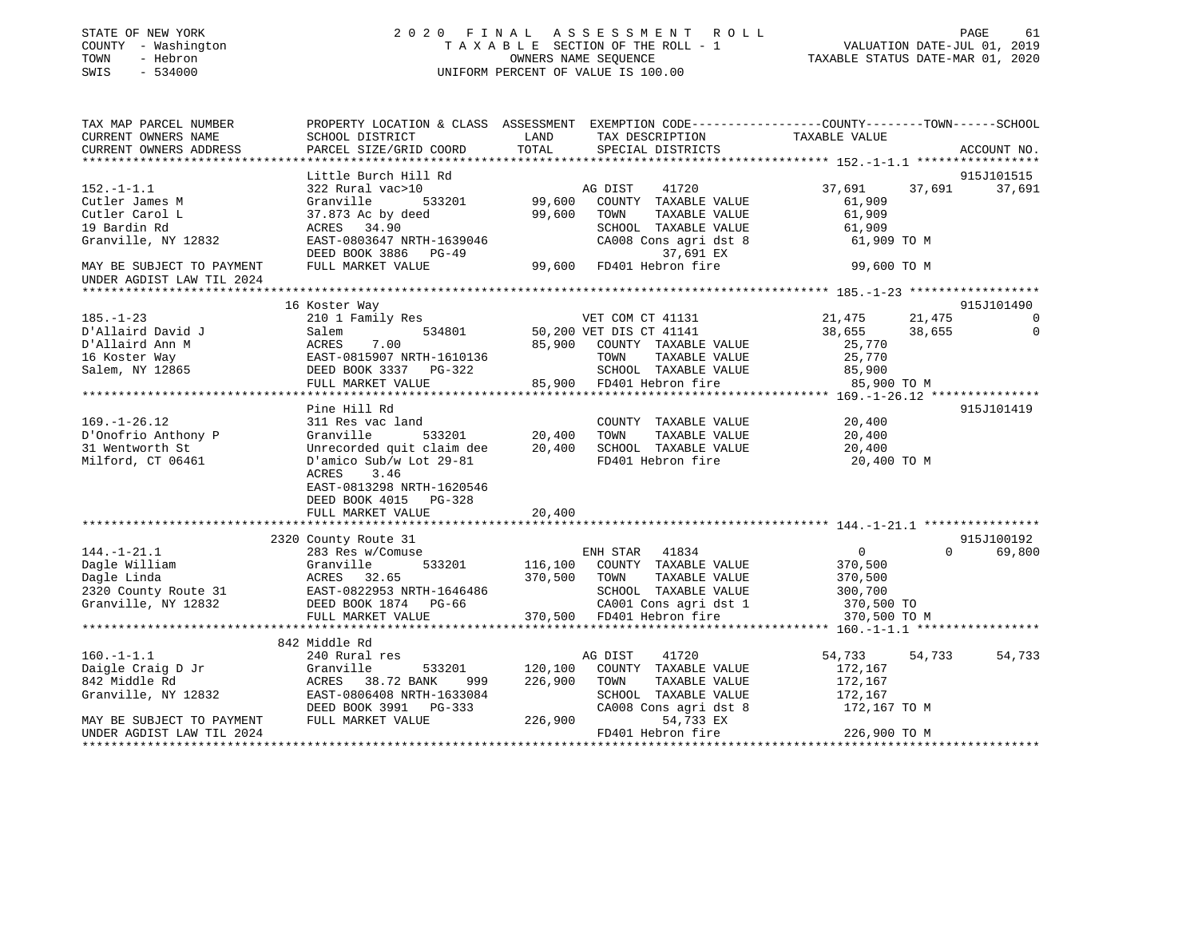STATE OF NEW YORK
COUNTY - Washington
TOWN - Hebron
SWIS - 534000

2020 FINAL ASSESSMENT ROLL
TAXABLE SECTION OF THE ROLL - 1
OWNERS NAME SEQUENCE
UNIFORM PERCENT OF VALUE IS 100.00

VALUATION DATE-JUL 01, 2019
TAXABLE STATUS DATE-MAR 01, 2020

| TAX MAP PARCEL NUMBER / CURRENT OWNERS NAME / CURRENT OWNERS ADDRESS | PROPERTY LOCATION & CLASS / SCHOOL DISTRICT / PARCEL SIZE/GRID COORD | ASSESSMENT LAND | TOTAL | EXEMPTION CODE / TAX DESCRIPTION / SPECIAL DISTRICTS | COUNTY TAXABLE VALUE | TOWN | SCHOOL | ACCOUNT NO. |
|---|---|---|---|---|---|---|---|---|
| | Little Burch Hill Rd | | | | | | | 915J101515 |
| 152.-1-1.1 | 322 Rural vac>10 | | | AG DIST 41720 | 37,691 | 37,691 | 37,691 | |
| Cutler James M | Granville 533201 | 99,600 | | COUNTY TAXABLE VALUE | 61,909 | | | |
| Cutler Carol L | 37.873 Ac by deed | | 99,600 | TOWN TAXABLE VALUE | 61,909 | | | |
| 19 Bardin Rd | ACRES 34.90 | | | SCHOOL TAXABLE VALUE | 61,909 | | | |
| Granville, NY 12832 | EAST-0803647 NRTH-1639046 | | | CA008 Cons agri dst 8 | 61,909 TO M | | | |
| | DEED BOOK 3886 PG-49 | | | 37,691 EX | | | | |
| MAY BE SUBJECT TO PAYMENT | FULL MARKET VALUE | | 99,600 | FD401 Hebron fire | 99,600 TO M | | | |
| UNDER AGDIST LAW TIL 2024 | | | | | | | | |
| | 16 Koster Way | | | | | | | 915J101490 |
| 185.-1-23 | 210 1 Family Res | | | VET COM CT 41131 | 21,475 | 21,475 | 0 | |
| D'Allaird David J | Salem 534801 | 50,200 | | VET DIS CT 41141 | 38,655 | 38,655 | 0 | |
| D'Allaird Ann M | ACRES 7.00 | | 85,900 | COUNTY TAXABLE VALUE | 25,770 | | | |
| 16 Koster Way | EAST-0815907 NRTH-1610136 | | | TOWN TAXABLE VALUE | 25,770 | | | |
| Salem, NY 12865 | DEED BOOK 3337 PG-322 | | | SCHOOL TAXABLE VALUE | 85,900 | | | |
| | FULL MARKET VALUE | | 85,900 | FD401 Hebron fire | 85,900 TO M | | | |
| | Pine Hill Rd | | | | | | | 915J101419 |
| 169.-1-26.12 | 311 Res vac land | | | COUNTY TAXABLE VALUE | 20,400 | | | |
| D'Onofrio Anthony P | Granville 533201 | 20,400 | | TOWN TAXABLE VALUE | 20,400 | | | |
| 31 Wentworth St | Unrecorded quit claim dee | | 20,400 | SCHOOL TAXABLE VALUE | 20,400 | | | |
| Milford, CT 06461 | D'amico Sub/w Lot 29-81 | | | FD401 Hebron fire | 20,400 TO M | | | |
| | ACRES 3.46 | | | | | | | |
| | EAST-0813298 NRTH-1620546 | | | | | | | |
| | DEED BOOK 4015 PG-328 | | | | | | | |
| | FULL MARKET VALUE | | 20,400 | | | | | |
| | 2320 County Route 31 | | | | | | | 915J100192 |
| 144.-1-21.1 | 283 Res w/Comuse | | | ENH STAR 41834 | 0 | 0 | 69,800 | |
| Dagle William | Granville 533201 | 116,100 | | COUNTY TAXABLE VALUE | 370,500 | | | |
| Dagle Linda | ACRES 32.65 | | 370,500 | TOWN TAXABLE VALUE | 370,500 | | | |
| 2320 County Route 31 | EAST-0822953 NRTH-1646486 | | | SCHOOL TAXABLE VALUE | 300,700 | | | |
| Granville, NY 12832 | DEED BOOK 1874 PG-66 | | | CA001 Cons agri dst 1 | 370,500 TO | | | |
| | FULL MARKET VALUE | | 370,500 | FD401 Hebron fire | 370,500 TO M | | | |
| | 842 Middle Rd | | | | | | | |
| 160.-1-1.1 | 240 Rural res | | | AG DIST 41720 | 54,733 | 54,733 | 54,733 | |
| Daigle Craig D Jr | Granville 533201 | 120,100 | | COUNTY TAXABLE VALUE | 172,167 | | | |
| 842 Middle Rd | ACRES 38.72 BANK 999 | | 226,900 | TOWN TAXABLE VALUE | 172,167 | | | |
| Granville, NY 12832 | EAST-0806408 NRTH-1633084 | | | SCHOOL TAXABLE VALUE | 172,167 | | | |
| | DEED BOOK 3991 PG-333 | | | CA008 Cons agri dst 8 | 172,167 TO M | | | |
| MAY BE SUBJECT TO PAYMENT | FULL MARKET VALUE | | 226,900 | 54,733 EX | | | | |
| UNDER AGDIST LAW TIL 2024 | | | | FD401 Hebron fire | 226,900 TO M | | | |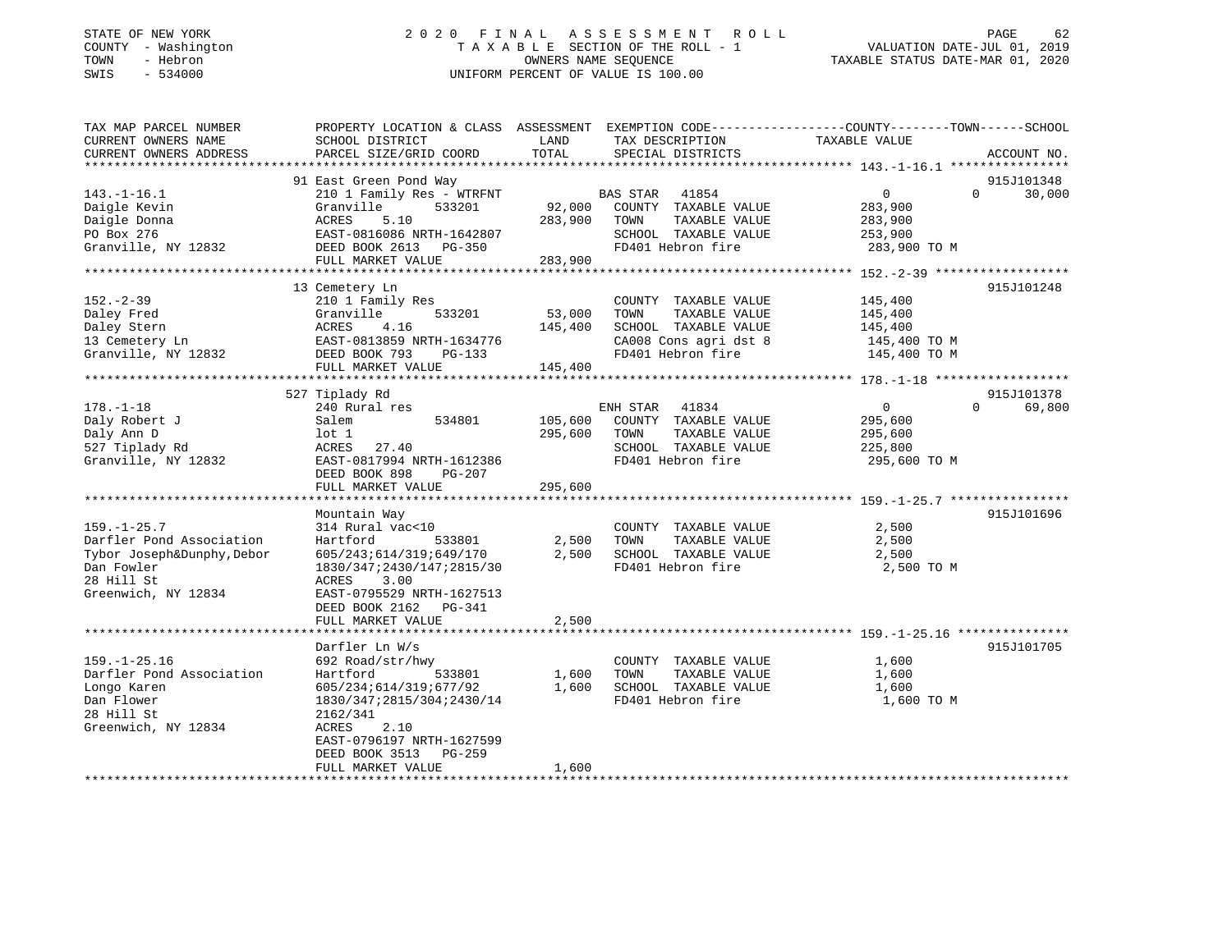STATE OF NEW YORK
COUNTY - Washington
TOWN - Hebron
SWIS - 534000

# 2020 FINAL ASSESSMENT ROLL

TAXABLE SECTION OF THE ROLL - 1
OWNERS NAME SEQUENCE
UNIFORM PERCENT OF VALUE IS 100.00

VALUATION DATE-JUL 01, 2019
TAXABLE STATUS DATE-MAR 01, 2020

| TAX MAP PARCEL NUMBER / CURRENT OWNERS NAME / CURRENT OWNERS ADDRESS | PROPERTY LOCATION & CLASS / SCHOOL DISTRICT / PARCEL SIZE/GRID COORD | ASSESSMENT LAND | TOTAL | EXEMPTION CODE / TAX DESCRIPTION / SPECIAL DISTRICTS | COUNTY | TOWN | SCHOOL / ACCOUNT NO. |
|---|---|---|---|---|---|---|---|
| **143.-1-16.1** | 91 East Green Pond Way | | | | | | 915J101348 |
| Daigle Kevin | 210 1 Family Res - WTRFNT | | | BAS STAR 41854 | 0 | 0 | 30,000 |
| Daigle Donna | Granville 533201 | 92,000 | | COUNTY TAXABLE VALUE | 283,900 | | |
| PO Box 276 | ACRES 5.10 | | 283,900 | TOWN TAXABLE VALUE | | 283,900 | |
| Granville, NY 12832 | EAST-0816086 NRTH-1642807 | | | SCHOOL TAXABLE VALUE | | | 253,900 |
| | DEED BOOK 2613 PG-350 | | | FD401 Hebron fire | 283,900 TO M | | |
| | FULL MARKET VALUE | | 283,900 | | | | |
| **152.-2-39** | 13 Cemetery Ln | | | | | | 915J101248 |
| Daley Fred | 210 1 Family Res | | | COUNTY TAXABLE VALUE | 145,400 | | |
| Daley Stern | Granville 533201 | 53,000 | | TOWN TAXABLE VALUE | | 145,400 | |
| 13 Cemetery Ln | ACRES 4.16 | | 145,400 | SCHOOL TAXABLE VALUE | | | 145,400 |
| Granville, NY 12832 | EAST-0813859 NRTH-1634776 | | | CA008 Cons agri dst 8 | 145,400 TO M | | |
| | DEED BOOK 793 PG-133 | | | FD401 Hebron fire | 145,400 TO M | | |
| | FULL MARKET VALUE | | 145,400 | | | | |
| **178.-1-18** | 527 Tiplady Rd | | | | | | 915J101378 |
| Daly Robert J | 240 Rural res | | | ENH STAR 41834 | 0 | 0 | 69,800 |
| Daly Ann D | Salem 534801 | 105,600 | | COUNTY TAXABLE VALUE | 295,600 | | |
| 527 Tiplady Rd | lot 1 | | 295,600 | TOWN TAXABLE VALUE | | 295,600 | |
| Granville, NY 12832 | ACRES 27.40 | | | SCHOOL TAXABLE VALUE | | | 225,800 |
| | EAST-0817994 NRTH-1612386 | | | FD401 Hebron fire | 295,600 TO M | | |
| | DEED BOOK 898 PG-207 | | | | | | |
| | FULL MARKET VALUE | | 295,600 | | | | |
| **159.-1-25.7** | Mountain Way | | | | | | 915J101696 |
| Darfler Pond Association | 314 Rural vac<10 | | | COUNTY TAXABLE VALUE | 2,500 | | |
| Tybor Joseph&Dunphy,Debor | Hartford 533801 | 2,500 | | TOWN TAXABLE VALUE | | 2,500 | |
| Dan Fowler | 605/243;614/319;649/170 | | 2,500 | SCHOOL TAXABLE VALUE | | | 2,500 |
| 28 Hill St | 1830/347;2430/147;2815/30 | | | FD401 Hebron fire | 2,500 TO M | | |
| Greenwich, NY 12834 | ACRES 3.00 | | | | | | |
| | EAST-0795529 NRTH-1627513 | | | | | | |
| | DEED BOOK 2162 PG-341 | | | | | | |
| | FULL MARKET VALUE | | 2,500 | | | | |
| **159.-1-25.16** | Darfler Ln W/s | | | | | | 915J101705 |
| Darfler Pond Association | 692 Road/str/hwy | | | COUNTY TAXABLE VALUE | 1,600 | | |
| Longo Karen | Hartford 533801 | 1,600 | | TOWN TAXABLE VALUE | | 1,600 | |
| Dan Flower | 605/234;614/319;677/92 | | 1,600 | SCHOOL TAXABLE VALUE | | | 1,600 |
| 28 Hill St | 1830/347;2815/304;2430/14 | | | FD401 Hebron fire | 1,600 TO M | | |
| Greenwich, NY 12834 | 2162/341 | | | | | | |
| | ACRES 2.10 | | | | | | |
| | EAST-0796197 NRTH-1627599 | | | | | | |
| | DEED BOOK 3513 PG-259 | | | | | | |
| | FULL MARKET VALUE | | 1,600 | | | | |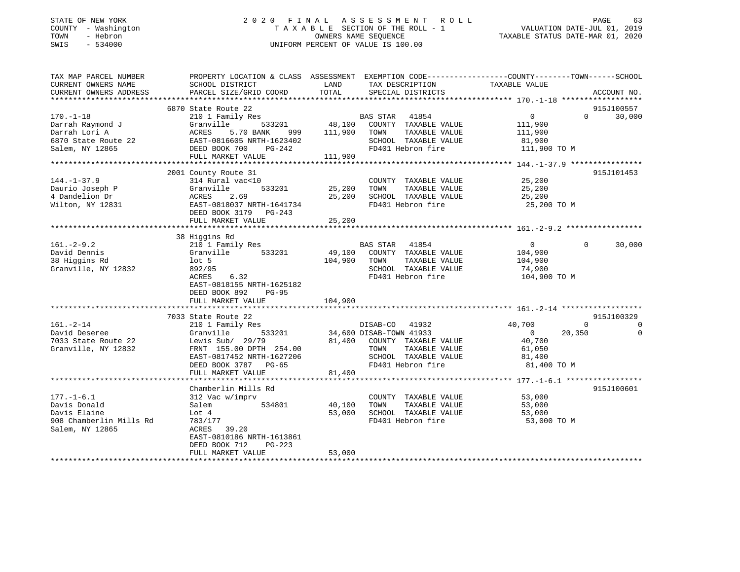STATE OF NEW YORK
COUNTY - Washington
TOWN - Hebron
SWIS - 534000

2020 FINAL ASSESSMENT ROLL
TAXABLE SECTION OF THE ROLL - 1
OWNERS NAME SEQUENCE
UNIFORM PERCENT OF VALUE IS 100.00

VALUATION DATE-JUL 01, 2019
TAXABLE STATUS DATE-MAR 01, 2020

```
TAX MAP PARCEL NUMBER        PROPERTY LOCATION & CLASS  ASSESSMENT  EXEMPTION CODE------------------COUNTY--------TOWN------SCHOOL
CURRENT OWNERS NAME          SCHOOL DISTRICT               LAND      TAX DESCRIPTION              TAXABLE VALUE
CURRENT OWNERS ADDRESS       PARCEL SIZE/GRID COORD        TOTAL     SPECIAL DISTRICTS                                     ACCOUNT NO.
******************************************************************************************************* 170.-1-18 ******************
                             6870 State Route 22                                                                       915J100557
170.-1-18                    210 1 Family Res                        BAS STAR   41854                   0          0     30,000
Darrah Raymond J             Granville      533201         48,100    COUNTY  TAXABLE VALUE          111,900
Darrah Lori A                ACRES    5.70 BANK    999    111,900    TOWN    TAXABLE VALUE          111,900
6870 State Route 22          EAST-0816605 NRTH-1623402               SCHOOL  TAXABLE VALUE           81,900
Salem, NY 12865              DEED BOOK 700    PG-242                 FD401 Hebron fire              111,900 TO M
                             FULL MARKET VALUE            111,900
******************************************************************************************************* 144.-1-37.9 ****************
                             2001 County Route 31                                                                      915J101453
144.-1-37.9                  314 Rural vac<10                        COUNTY  TAXABLE VALUE           25,200
Daurio Joseph P              Granville      533201         25,200    TOWN    TAXABLE VALUE           25,200
4 Dandelion Dr               ACRES    2.69                 25,200    SCHOOL  TAXABLE VALUE           25,200
Wilton, NY 12831             EAST-0818037 NRTH-1641734               FD401 Hebron fire               25,200 TO M
                             DEED BOOK 3179   PG-243
                             FULL MARKET VALUE             25,200
******************************************************************************************************* 161.-2-9.2 *****************
                             38 Higgins Rd
161.-2-9.2                   210 1 Family Res                        BAS STAR   41854                   0          0     30,000
David Dennis                 Granville      533201         49,100    COUNTY  TAXABLE VALUE          104,900
38 Higgins Rd                lot 5                        104,900    TOWN    TAXABLE VALUE          104,900
Granville, NY 12832          892/95                                  SCHOOL  TAXABLE VALUE           74,900
                             ACRES    6.32                           FD401 Hebron fire              104,900 TO M
                             EAST-0818155 NRTH-1625182
                             DEED BOOK 892    PG-95
                             FULL MARKET VALUE            104,900
******************************************************************************************************* 161.-2-14 ******************
                             7033 State Route 22                                                                       915J100329
161.-2-14                    210 1 Family Res                        DISAB-CO   41932              40,700          0          0
David Deseree                Granville      533201         34,600 DISAB-TOWN 41933                      0     20,350          0
7033 State Route 22          Lewis Sub/  29/79             81,400    COUNTY  TAXABLE VALUE           40,700
Granville, NY 12832          FRNT 155.00 DPTH 254.00                 TOWN    TAXABLE VALUE           61,050
                             EAST-0817452 NRTH-1627206               SCHOOL  TAXABLE VALUE           81,400
                             DEED BOOK 3787   PG-65                  FD401 Hebron fire               81,400 TO M
                             FULL MARKET VALUE             81,400
******************************************************************************************************* 177.-1-6.1 *****************
                             Chamberlin Mills Rd                                                                       915J100601
177.-1-6.1                   312 Vac w/imprv                         COUNTY  TAXABLE VALUE           53,000
Davis Donald                 Salem          534801         40,100    TOWN    TAXABLE VALUE           53,000
Davis Elaine                 Lot 4                         53,000    SCHOOL  TAXABLE VALUE           53,000
908 Chamberlin Mills Rd      783/177                                 FD401 Hebron fire               53,000 TO M
Salem, NY 12865              ACRES   39.20
                             EAST-0810186 NRTH-1613861
                             DEED BOOK 712    PG-223
                             FULL MARKET VALUE             53,000
************************************************************************************************************************************
```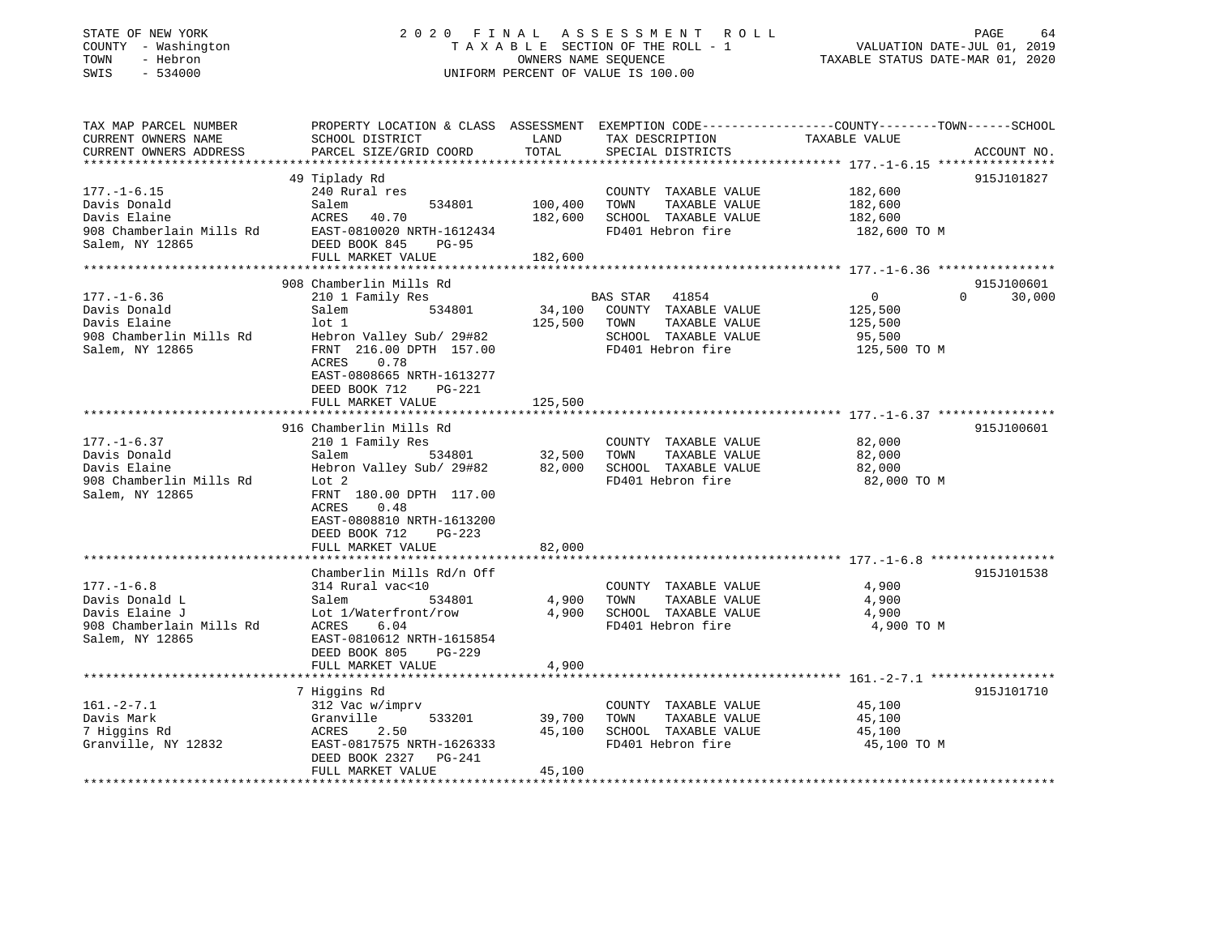STATE OF NEW YORK
COUNTY - Washington
TOWN - Hebron
SWIS - 534000

2020 FINAL ASSESSMENT ROLL
TAXABLE SECTION OF THE ROLL - 1
OWNERS NAME SEQUENCE
UNIFORM PERCENT OF VALUE IS 100.00

VALUATION DATE-JUL 01, 2019
TAXABLE STATUS DATE-MAR 01, 2020

| TAX MAP PARCEL NUMBER / CURRENT OWNERS NAME / CURRENT OWNERS ADDRESS | PROPERTY LOCATION & CLASS / SCHOOL DISTRICT / PARCEL SIZE/GRID COORD | ASSESSMENT LAND | TOTAL | EXEMPTION CODE / TAX DESCRIPTION / SPECIAL DISTRICTS | COUNTY TAXABLE VALUE | TOWN | SCHOOL | ACCOUNT NO. |
|---|---|---|---|---|---|---|---|---|
| 177.-1-6.15 | 49 Tiplady Rd | | | | | | | 915J101827 |
| 177.-1-6.15 | 240 Rural res | | | COUNTY TAXABLE VALUE | 182,600 | | | |
| Davis Donald | Salem 534801 | 100,400 | | TOWN TAXABLE VALUE | 182,600 | | | |
| Davis Elaine | ACRES 40.70 | | 182,600 | SCHOOL TAXABLE VALUE | 182,600 | | | |
| 908 Chamberlain Mills Rd | EAST-0810020 NRTH-1612434 | | | FD401 Hebron fire | 182,600 TO M | | | |
| Salem, NY 12865 | DEED BOOK 845 PG-95 | | | | | | | |
| | FULL MARKET VALUE | | 182,600 | | | | | |
| 177.-1-6.36 | 908 Chamberlin Mills Rd | | | | | | | 915J100601 |
| 177.-1-6.36 | 210 1 Family Res | | | BAS STAR 41854 | 0 | 0 | 30,000 | |
| Davis Donald | Salem 534801 | 34,100 | | COUNTY TAXABLE VALUE | 125,500 | | | |
| Davis Elaine | lot 1 | | 125,500 | TOWN TAXABLE VALUE | 125,500 | | | |
| 908 Chamberlin Mills Rd | Hebron Valley Sub/ 29#82 | | | SCHOOL TAXABLE VALUE | 95,500 | | | |
| Salem, NY 12865 | FRNT 216.00 DPTH 157.00 | | | FD401 Hebron fire | 125,500 TO M | | | |
| | ACRES 0.78 | | | | | | | |
| | EAST-0808665 NRTH-1613277 | | | | | | | |
| | DEED BOOK 712 PG-221 | | | | | | | |
| | FULL MARKET VALUE | | 125,500 | | | | | |
| 177.-1-6.37 | 916 Chamberlin Mills Rd | | | | | | | 915J100601 |
| 177.-1-6.37 | 210 1 Family Res | | | COUNTY TAXABLE VALUE | 82,000 | | | |
| Davis Donald | Salem 534801 | 32,500 | | TOWN TAXABLE VALUE | 82,000 | | | |
| Davis Elaine | Hebron Valley Sub/ 29#82 | | 82,000 | SCHOOL TAXABLE VALUE | 82,000 | | | |
| 908 Chamberlin Mills Rd | Lot 2 | | | FD401 Hebron fire | 82,000 TO M | | | |
| Salem, NY 12865 | FRNT 180.00 DPTH 117.00 | | | | | | | |
| | ACRES 0.48 | | | | | | | |
| | EAST-0808810 NRTH-1613200 | | | | | | | |
| | DEED BOOK 712 PG-223 | | | | | | | |
| | FULL MARKET VALUE | | 82,000 | | | | | |
| 177.-1-6.8 | Chamberlin Mills Rd/n Off | | | | | | | 915J101538 |
| 177.-1-6.8 | 314 Rural vac<10 | | | COUNTY TAXABLE VALUE | 4,900 | | | |
| Davis Donald L | Salem 534801 | 4,900 | | TOWN TAXABLE VALUE | 4,900 | | | |
| Davis Elaine J | Lot 1/Waterfront/row | | 4,900 | SCHOOL TAXABLE VALUE | 4,900 | | | |
| 908 Chamberlain Mills Rd | ACRES 6.04 | | | FD401 Hebron fire | 4,900 TO M | | | |
| Salem, NY 12865 | EAST-0810612 NRTH-1615854 | | | | | | | |
| | DEED BOOK 805 PG-229 | | | | | | | |
| | FULL MARKET VALUE | | 4,900 | | | | | |
| 161.-2-7.1 | 7 Higgins Rd | | | | | | | 915J101710 |
| 161.-2-7.1 | 312 Vac w/imprv | | | COUNTY TAXABLE VALUE | 45,100 | | | |
| Davis Mark | Granville 533201 | 39,700 | | TOWN TAXABLE VALUE | 45,100 | | | |
| 7 Higgins Rd | ACRES 2.50 | | 45,100 | SCHOOL TAXABLE VALUE | 45,100 | | | |
| Granville, NY 12832 | EAST-0817575 NRTH-1626333 | | | FD401 Hebron fire | 45,100 TO M | | | |
| | DEED BOOK 2327 PG-241 | | | | | | | |
| | FULL MARKET VALUE | | 45,100 | | | | | |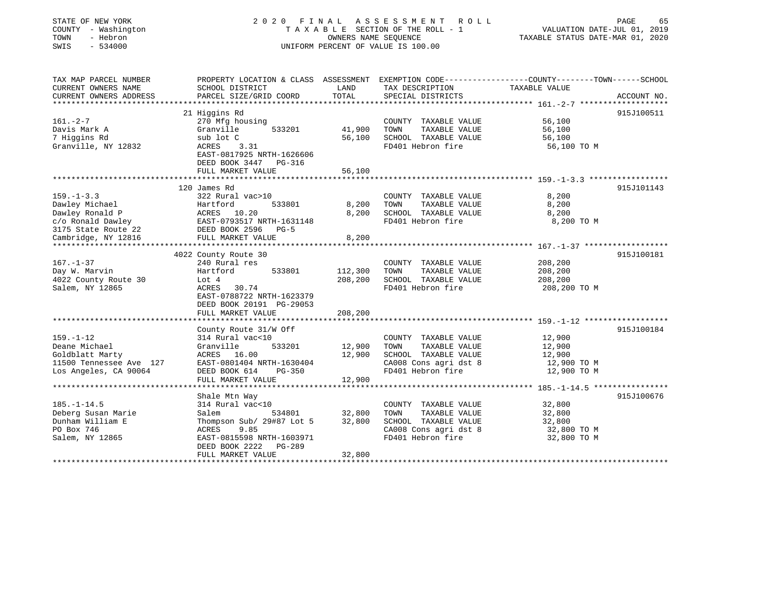STATE OF NEW YORK
COUNTY - Washington
TOWN - Hebron
SWIS - 534000

# 2020 FINAL ASSESSMENT ROLL

TAXABLE SECTION OF THE ROLL - 1
OWNERS NAME SEQUENCE
UNIFORM PERCENT OF VALUE IS 100.00

VALUATION DATE-JUL 01, 2019
TAXABLE STATUS DATE-MAR 01, 2020

| TAX MAP PARCEL NUMBER / CURRENT OWNERS NAME / CURRENT OWNERS ADDRESS | PROPERTY LOCATION & CLASS / SCHOOL DISTRICT / PARCEL SIZE/GRID COORD | ASSESSMENT LAND / TOTAL | EXEMPTION CODE / TAX DESCRIPTION / SPECIAL DISTRICTS | TAXABLE VALUE (COUNTY--TOWN--SCHOOL) | ACCOUNT NO. |
|---|---|---|---|---|---|
| **161.-2-7** | 21 Higgins Rd | | | | 915J100511 |
| Davis Mark A | 270 Mfg housing | | COUNTY TAXABLE VALUE | 56,100 | |
| 7 Higgins Rd | Granville 533201 | 41,900 | TOWN TAXABLE VALUE | 56,100 | |
| Granville, NY 12832 | sub lot C | 56,100 | SCHOOL TAXABLE VALUE | 56,100 | |
| | ACRES 3.31 | | FD401 Hebron fire | 56,100 TO M | |
| | EAST-0817925 NRTH-1626606 | | | | |
| | DEED BOOK 3447 PG-316 | | | | |
| | FULL MARKET VALUE | 56,100 | | | |
| **159.-1-3.3** | 120 James Rd | | | | 915J101143 |
| Dawley Michael | 322 Rural vac>10 | | COUNTY TAXABLE VALUE | 8,200 | |
| Dawley Ronald P | Hartford 533801 | 8,200 | TOWN TAXABLE VALUE | 8,200 | |
| c/o Ronald Dawley | ACRES 10.20 | 8,200 | SCHOOL TAXABLE VALUE | 8,200 | |
| 3175 State Route 22 | EAST-0793517 NRTH-1631148 | | FD401 Hebron fire | 8,200 TO M | |
| Cambridge, NY 12816 | DEED BOOK 2596 PG-5 | | | | |
| | FULL MARKET VALUE | 8,200 | | | |
| **167.-1-37** | 4022 County Route 30 | | | | 915J100181 |
| Day W. Marvin | 240 Rural res | | COUNTY TAXABLE VALUE | 208,200 | |
| 4022 County Route 30 | Hartford 533801 | 112,300 | TOWN TAXABLE VALUE | 208,200 | |
| Salem, NY 12865 | Lot 4 | 208,200 | SCHOOL TAXABLE VALUE | 208,200 | |
| | ACRES 30.74 | | FD401 Hebron fire | 208,200 TO M | |
| | EAST-0788722 NRTH-1623379 | | | | |
| | DEED BOOK 20191 PG-29053 | | | | |
| | FULL MARKET VALUE | 208,200 | | | |
| **159.-1-12** | County Route 31/W Off | | | | 915J100184 |
| Deane Michael | 314 Rural vac<10 | | COUNTY TAXABLE VALUE | 12,900 | |
| Goldblatt Marty | Granville 533201 | 12,900 | TOWN TAXABLE VALUE | 12,900 | |
| 11500 Tennessee Ave 127 | ACRES 16.00 | 12,900 | SCHOOL TAXABLE VALUE | 12,900 | |
| Los Angeles, CA 90064 | EAST-0801404 NRTH-1630404 | | CA008 Cons agri dst 8 | 12,900 TO M | |
| | DEED BOOK 614 PG-350 | | FD401 Hebron fire | 12,900 TO M | |
| | FULL MARKET VALUE | 12,900 | | | |
| **185.-1-14.5** | Shale Mtn Way | | | | 915J100676 |
| Deberg Susan Marie | 314 Rural vac<10 | | COUNTY TAXABLE VALUE | 32,800 | |
| Dunham William E | Salem 534801 | 32,800 | TOWN TAXABLE VALUE | 32,800 | |
| PO Box 746 | Thompson Sub/ 29#87 Lot 5 | 32,800 | SCHOOL TAXABLE VALUE | 32,800 | |
| Salem, NY 12865 | ACRES 9.85 | | CA008 Cons agri dst 8 | 32,800 TO M | |
| | EAST-0815598 NRTH-1603971 | | FD401 Hebron fire | 32,800 TO M | |
| | DEED BOOK 2222 PG-289 | | | | |
| | FULL MARKET VALUE | 32,800 | | | |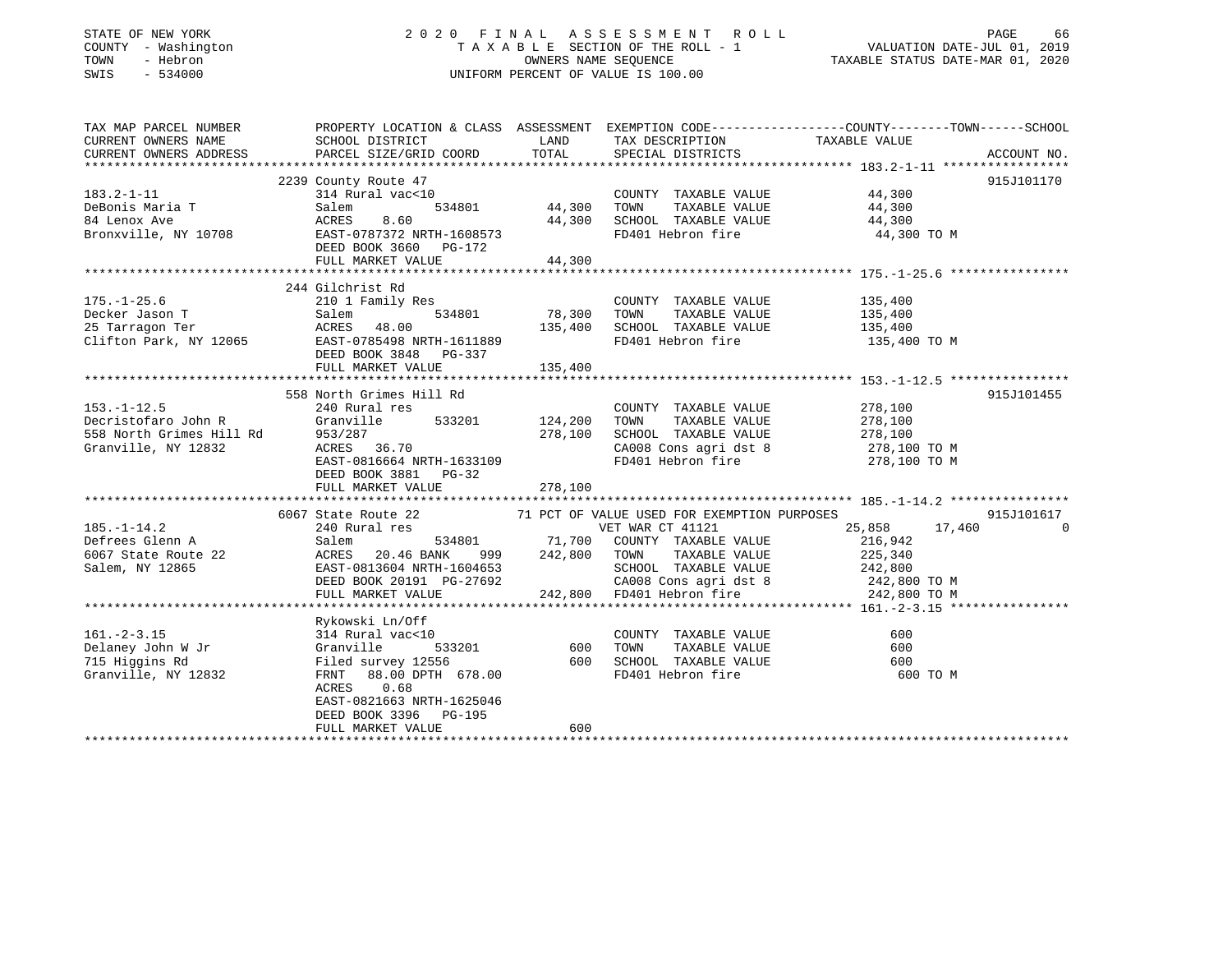STATE OF NEW YORK
COUNTY - Washington
TOWN - Hebron
SWIS - 534000

2 0 2 0 F I N A L A S S E S S M E N T R O L L
T A X A B L E SECTION OF THE ROLL - 1
OWNERS NAME SEQUENCE
UNIFORM PERCENT OF VALUE IS 100.00

VALUATION DATE-JUL 01, 2019
TAXABLE STATUS DATE-MAR 01, 2020

| TAX MAP PARCEL NUMBER / CURRENT OWNERS NAME / CURRENT OWNERS ADDRESS | PROPERTY LOCATION & CLASS / SCHOOL DISTRICT / PARCEL SIZE/GRID COORD | ASSESSMENT LAND | TOTAL | EXEMPTION CODE / TAX DESCRIPTION / SPECIAL DISTRICTS | COUNTY TAXABLE VALUE | TOWN | SCHOOL | ACCOUNT NO. |
|---|---|---|---|---|---|---|---|---|
| 183.2-1-11 | 2239 County Route 47 | | | | | | | 915J101170 |
| | 314 Rural vac<10 | | | COUNTY TAXABLE VALUE | 44,300 | | | |
| DeBonis Maria T | Salem 534801 | 44,300 | | TOWN TAXABLE VALUE | 44,300 | | | |
| 84 Lenox Ave | ACRES 8.60 | | 44,300 | SCHOOL TAXABLE VALUE | 44,300 | | | |
| Bronxville, NY 10708 | EAST-0787372 NRTH-1608573 | | | FD401 Hebron fire | 44,300 TO M | | | |
| | DEED BOOK 3660 PG-172 | | | | | | | |
| | FULL MARKET VALUE | | 44,300 | | | | | |
| 175.-1-25.6 | 244 Gilchrist Rd | | | | | | | |
| | 210 1 Family Res | | | COUNTY TAXABLE VALUE | 135,400 | | | |
| Decker Jason T | Salem 534801 | 78,300 | | TOWN TAXABLE VALUE | 135,400 | | | |
| 25 Tarragon Ter | ACRES 48.00 | | 135,400 | SCHOOL TAXABLE VALUE | 135,400 | | | |
| Clifton Park, NY 12065 | EAST-0785498 NRTH-1611889 | | | FD401 Hebron fire | 135,400 TO M | | | |
| | DEED BOOK 3848 PG-337 | | | | | | | |
| | FULL MARKET VALUE | | 135,400 | | | | | |
| 153.-1-12.5 | 558 North Grimes Hill Rd | | | | | | | 915J101455 |
| | 240 Rural res | | | COUNTY TAXABLE VALUE | 278,100 | | | |
| Decristofaro John R | Granville 533201 | 124,200 | | TOWN TAXABLE VALUE | 278,100 | | | |
| 558 North Grimes Hill Rd | 953/287 | | 278,100 | SCHOOL TAXABLE VALUE | 278,100 | | | |
| Granville, NY 12832 | ACRES 36.70 | | | CA008 Cons agri dst 8 | 278,100 TO M | | | |
| | EAST-0816664 NRTH-1633109 | | | FD401 Hebron fire | 278,100 TO M | | | |
| | DEED BOOK 3881 PG-32 | | | | | | | |
| | FULL MARKET VALUE | | 278,100 | | | | | |
| 185.-1-14.2 | 6067 State Route 22 | | | 71 PCT OF VALUE USED FOR EXEMPTION PURPOSES | | | | 915J101617 |
| | 240 Rural res | | | VET WAR CT 41121 | 25,858 | 17,460 | 0 | |
| Defrees Glenn A | Salem 534801 | 71,700 | | COUNTY TAXABLE VALUE | 216,942 | | | |
| 6067 State Route 22 | ACRES 20.46 BANK 999 | | 242,800 | TOWN TAXABLE VALUE | 225,340 | | | |
| Salem, NY 12865 | EAST-0813604 NRTH-1604653 | | | SCHOOL TAXABLE VALUE | 242,800 | | | |
| | DEED BOOK 20191 PG-27692 | | | CA008 Cons agri dst 8 | 242,800 TO M | | | |
| | FULL MARKET VALUE | | 242,800 | FD401 Hebron fire | 242,800 TO M | | | |
| 161.-2-3.15 | Rykowski Ln/Off | | | | | | | |
| | 314 Rural vac<10 | | | COUNTY TAXABLE VALUE | 600 | | | |
| Delaney John W Jr | Granville 533201 | 600 | | TOWN TAXABLE VALUE | 600 | | | |
| 715 Higgins Rd | Filed survey 12556 | | 600 | SCHOOL TAXABLE VALUE | 600 | | | |
| Granville, NY 12832 | FRNT 88.00 DPTH 678.00 | | | FD401 Hebron fire | 600 TO M | | | |
| | ACRES 0.68 | | | | | | | |
| | EAST-0821663 NRTH-1625046 | | | | | | | |
| | DEED BOOK 3396 PG-195 | | | | | | | |
| | FULL MARKET VALUE | | 600 | | | | | |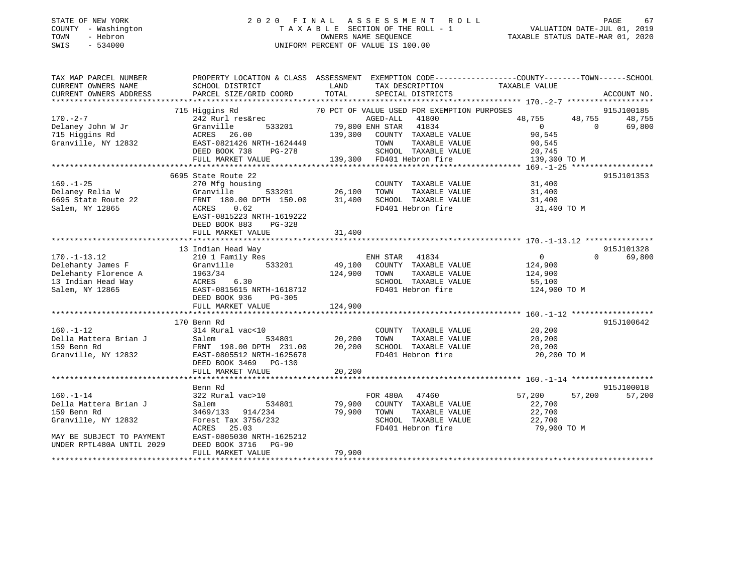STATE OF NEW YORK
COUNTY - Washington
TOWN - Hebron
SWIS - 534000

2020 FINAL ASSESSMENT ROLL
TAXABLE SECTION OF THE ROLL - 1
OWNERS NAME SEQUENCE
UNIFORM PERCENT OF VALUE IS 100.00

VALUATION DATE-JUL 01, 2019
TAXABLE STATUS DATE-MAR 01, 2020

```
TAX MAP PARCEL NUMBER          PROPERTY LOCATION & CLASS  ASSESSMENT  EXEMPTION CODE-----------------COUNTY--------TOWN------SCHOOL
CURRENT OWNERS NAME            SCHOOL DISTRICT             LAND      TAX DESCRIPTION           TAXABLE VALUE
CURRENT OWNERS ADDRESS         PARCEL SIZE/GRID COORD      TOTAL     SPECIAL DISTRICTS                                      ACCOUNT NO.
******************************************************************************************************* 170.-2-7 *******************
                  715 Higgins Rd                    70 PCT OF VALUE USED FOR EXEMPTION PURPOSES                           915J100185
170.-2-7                       242 Rurl res&rec             AGED-ALL  41800            48,755      48,755      48,755
Delaney John W Jr              Granville       533201       79,800 ENH STAR  41834            0           0      69,800
715 Higgins Rd                 ACRES   26.00             139,300   COUNTY  TAXABLE VALUE        90,545
Granville, NY 12832            EAST-0821426 NRTH-1624449            TOWN    TAXABLE VALUE        90,545
                               DEED BOOK 738    PG-278              SCHOOL  TAXABLE VALUE        20,745
                               FULL MARKET VALUE         139,300   FD401 Hebron fire           139,300 TO M
******************************************************************************************************* 169.-1-25 ******************
                  6695 State Route 22                                                                                       915J101353
169.-1-25                      270 Mfg housing                        COUNTY  TAXABLE VALUE        31,400
Delaney Relia W                Granville       533201       26,100   TOWN    TAXABLE VALUE        31,400
6695 State Route 22            FRNT 180.00 DPTH 150.00      31,400   SCHOOL  TAXABLE VALUE        31,400
Salem, NY 12865                ACRES    0.62                          FD401 Hebron fire            31,400 TO M
                               EAST-0815223 NRTH-1619222
                               DEED BOOK 883    PG-328
                               FULL MARKET VALUE          31,400
******************************************************************************************************* 170.-1-13.12 ***************
                  13 Indian Head Way                                                                                        915J101328
170.-1-13.12                   210 1 Family Res             ENH STAR  41834                   0           0      69,800
Delehanty James F              Granville       533201       49,100   COUNTY  TAXABLE VALUE       124,900
Delehanty Florence A           1963/34                     124,900   TOWN    TAXABLE VALUE       124,900
13 Indian Head Way             ACRES    6.30                          SCHOOL  TAXABLE VALUE        55,100
Salem, NY 12865                EAST-0815615 NRTH-1618712              FD401 Hebron fire           124,900 TO M
                               DEED BOOK 936    PG-305
                               FULL MARKET VALUE         124,900
******************************************************************************************************* 160.-1-12 ******************
                  170 Benn Rd                                                                                               915J100642
160.-1-12                      314 Rural vac<10                       COUNTY  TAXABLE VALUE        20,200
Della Mattera Brian J          Salem           534801       20,200   TOWN    TAXABLE VALUE        20,200
159 Benn Rd                    FRNT 198.00 DPTH 231.00      20,200   SCHOOL  TAXABLE VALUE        20,200
Granville, NY 12832            EAST-0805512 NRTH-1625678              FD401 Hebron fire            20,200 TO M
                               DEED BOOK 3469   PG-130
                               FULL MARKET VALUE          20,200
******************************************************************************************************* 160.-1-14 ******************
                  Benn Rd                                                                                                   915J100018
160.-1-14                      322 Rural vac>10             FOR 480A  47460               57,200      57,200      57,200
Della Mattera Brian J          Salem           534801       79,900   COUNTY  TAXABLE VALUE        22,700
159 Benn Rd                    3469/133  914/234            79,900   TOWN    TAXABLE VALUE        22,700
Granville, NY 12832            Forest Tax 3756/232                    SCHOOL  TAXABLE VALUE        22,700
                               ACRES   25.03                          FD401 Hebron fire            79,900 TO M
MAY BE SUBJECT TO PAYMENT      EAST-0805030 NRTH-1625212
UNDER RPTL480A UNTIL 2029      DEED BOOK 3716   PG-90
                               FULL MARKET VALUE          79,900
************************************************************************************************************************************
```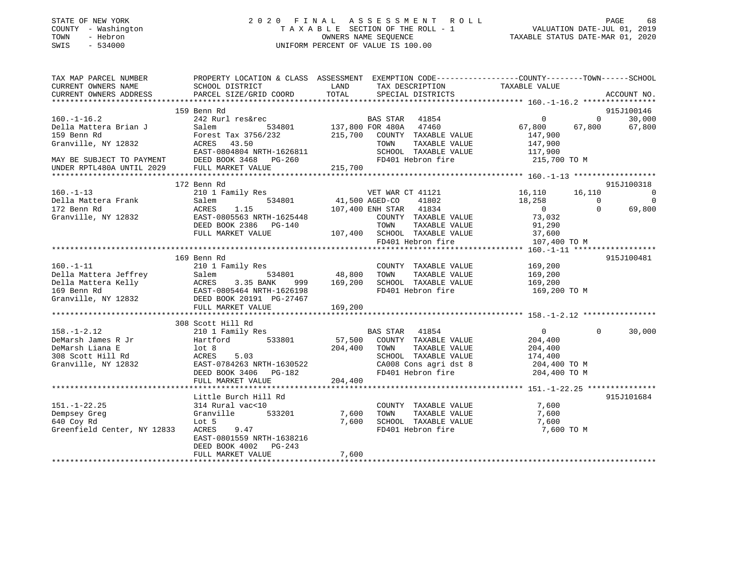STATE OF NEW YORK
COUNTY - Washington
TOWN - Hebron
SWIS - 534000

2020 FINAL ASSESSMENT ROLL
TAXABLE SECTION OF THE ROLL - 1
OWNERS NAME SEQUENCE
UNIFORM PERCENT OF VALUE IS 100.00

VALUATION DATE-JUL 01, 2019
TAXABLE STATUS DATE-MAR 01, 2020

```
TAX MAP PARCEL NUMBER          PROPERTY LOCATION & CLASS  ASSESSMENT  EXEMPTION CODE-----------------COUNTY--------TOWN------SCHOOL
CURRENT OWNERS NAME            SCHOOL DISTRICT              LAND      TAX DESCRIPTION             TAXABLE VALUE
CURRENT OWNERS ADDRESS         PARCEL SIZE/GRID COORD       TOTAL     SPECIAL DISTRICTS                                   ACCOUNT NO.
******************************************************************************************************** 160.-1-16.2 ****************
                               159 Benn Rd                                                                               915J100146
160.-1-16.2                    242 Rurl res&rec                     BAS STAR  41854                  0          0        30,000
Della Mattera Brian J          Salem          534801    137,800 FOR 480A  47460            67,800     67,800        67,800
159 Benn Rd                    Forest Tax 3756/232       215,700   COUNTY  TAXABLE VALUE           147,900
Granville, NY 12832            ACRES  43.50                        TOWN    TAXABLE VALUE           147,900
                               EAST-0804804 NRTH-1626811           SCHOOL  TAXABLE VALUE           117,900
MAY BE SUBJECT TO PAYMENT      DEED BOOK 3468   PG-260             FD401 Hebron fire                215,700 TO M
UNDER RPTL480A UNTIL 2029      FULL MARKET VALUE         215,700
******************************************************************************************************** 160.-1-13 ******************
                               172 Benn Rd                                                                               915J100318
160.-1-13                      210 1 Family Res                     VET WAR CT 41121            16,110     16,110             0
Della Mattera Frank            Salem          534801     41,500 AGED-CO    41802            18,258          0             0
172 Benn Rd                    ACRES    1.15             107,400 ENH STAR  41834                 0          0        69,800
Granville, NY 12832            EAST-0805563 NRTH-1625448           COUNTY  TAXABLE VALUE            73,032
                               DEED BOOK 2386   PG-140             TOWN    TAXABLE VALUE            91,290
                               FULL MARKET VALUE         107,400   SCHOOL  TAXABLE VALUE            37,600
                                                                   FD401 Hebron fire                107,400 TO M
******************************************************************************************************** 160.-1-11 ******************
                               169 Benn Rd                                                                               915J100481
160.-1-11                      210 1 Family Res                    COUNTY  TAXABLE VALUE           169,200
Della Mattera Jeffrey          Salem          534801     48,800    TOWN    TAXABLE VALUE           169,200
Della Mattera Kelly            ACRES    3.35 BANK    999 169,200   SCHOOL  TAXABLE VALUE           169,200
169 Benn Rd                    EAST-0805464 NRTH-1626198           FD401 Hebron fire                169,200 TO M
Granville, NY 12832            DEED BOOK 20191 PG-27467
                               FULL MARKET VALUE         169,200
******************************************************************************************************** 158.-1-2.12 ****************
                               308 Scott Hill Rd
158.-1-2.12                    210 1 Family Res                     BAS STAR  41854                  0          0        30,000
DeMarsh James R Jr             Hartford       533801     57,500    COUNTY  TAXABLE VALUE           204,400
DeMarsh Liana E                lot 8                     204,400   TOWN    TAXABLE VALUE           204,400
308 Scott Hill Rd              ACRES    5.03                       SCHOOL  TAXABLE VALUE           174,400
Granville, NY 12832            EAST-0784263 NRTH-1630522           CA008 Cons agri dst 8            204,400 TO M
                               DEED BOOK 3406   PG-182             FD401 Hebron fire                204,400 TO M
                               FULL MARKET VALUE         204,400
******************************************************************************************************** 151.-1-22.25 ***************
                               Little Burch Hill Rd                                                                      915J101684
151.-1-22.25                   314 Rural vac<10                    COUNTY  TAXABLE VALUE             7,600
Dempsey Greg                   Granville      533201      7,600    TOWN    TAXABLE VALUE             7,600
640 Coy Rd                     Lot 5                       7,600   SCHOOL  TAXABLE VALUE             7,600
Greenfield Center, NY 12833    ACRES    9.47                       FD401 Hebron fire                  7,600 TO M
                               EAST-0801559 NRTH-1638216
                               DEED BOOK 4002   PG-243
                               FULL MARKET VALUE           7,600
*************************************************************************************************************************************
```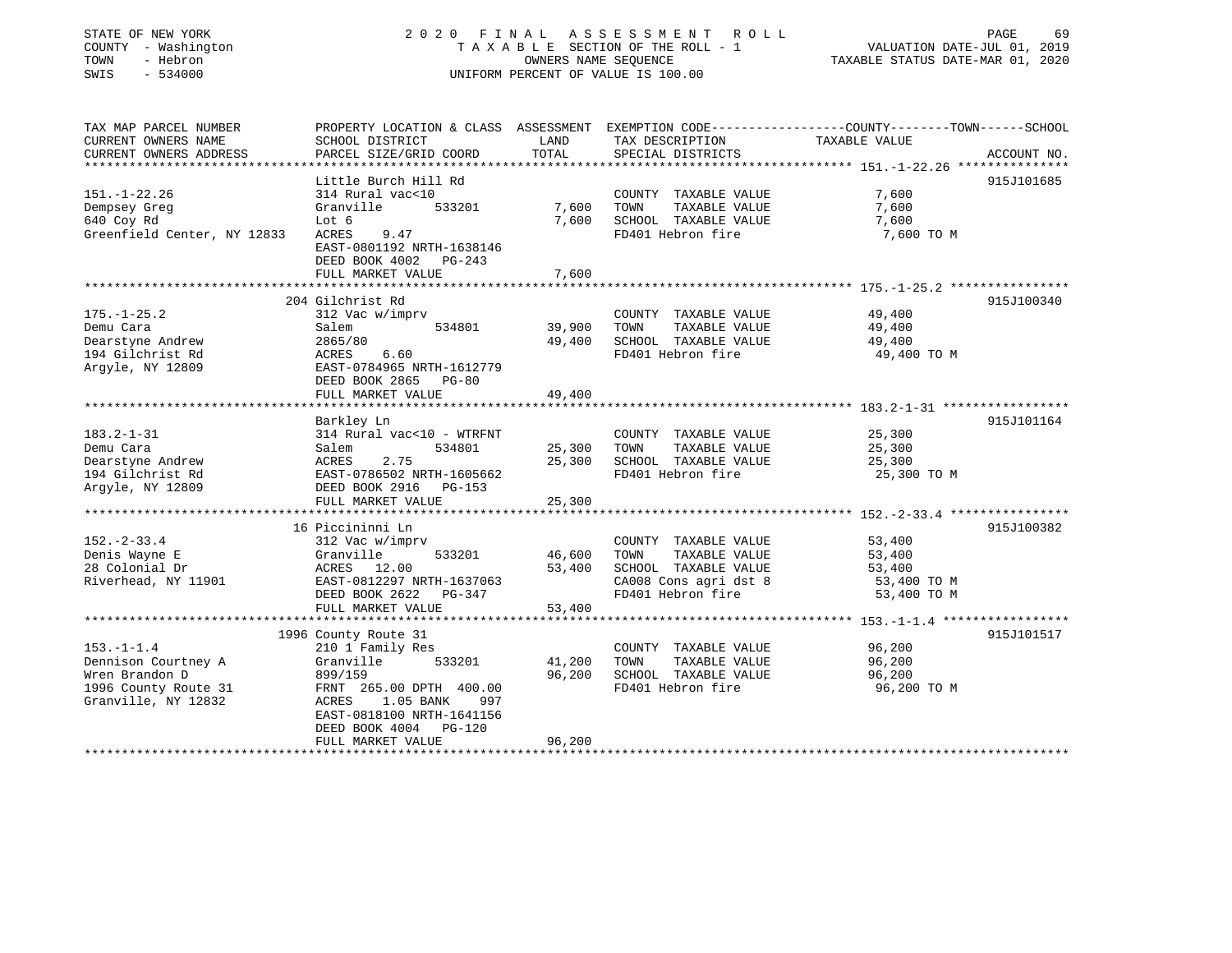STATE OF NEW YORK
COUNTY - Washington
TOWN - Hebron
SWIS - 534000

2020 FINAL ASSESSMENT ROLL
TAXABLE SECTION OF THE ROLL - 1
OWNERS NAME SEQUENCE
UNIFORM PERCENT OF VALUE IS 100.00

VALUATION DATE-JUL 01, 2019
TAXABLE STATUS DATE-MAR 01, 2020

```
TAX MAP PARCEL NUMBER          PROPERTY LOCATION & CLASS  ASSESSMENT  EXEMPTION CODE------------------COUNTY--------TOWN------SCHOOL
CURRENT OWNERS NAME            SCHOOL DISTRICT               LAND      TAX DESCRIPTION            TAXABLE VALUE
CURRENT OWNERS ADDRESS         PARCEL SIZE/GRID COORD       TOTAL      SPECIAL DISTRICTS                                  ACCOUNT NO.
******************************************************************************************************* 151.-1-22.26 ***************
                               Little Burch Hill Rd                                                                        915J101685
151.-1-22.26                   314 Rural vac<10                        COUNTY  TAXABLE VALUE              7,600
Dempsey Greg                   Granville      533201        7,600      TOWN    TAXABLE VALUE              7,600
640 Coy Rd                     Lot 6                        7,600      SCHOOL  TAXABLE VALUE              7,600
Greenfield Center, NY 12833    ACRES    9.47                           FD401 Hebron fire                   7,600 TO M
                               EAST-0801192 NRTH-1638146
                               DEED BOOK 4002   PG-243
                               FULL MARKET VALUE            7,600
******************************************************************************************************* 175.-1-25.2 ****************
                               204 Gilchrist Rd                                                                            915J100340
175.-1-25.2                    312 Vac w/imprv                         COUNTY  TAXABLE VALUE             49,400
Demu Cara                      Salem          534801       39,900      TOWN    TAXABLE VALUE             49,400
Dearstyne Andrew               2865/80                     49,400      SCHOOL  TAXABLE VALUE             49,400
194 Gilchrist Rd               ACRES    6.60                           FD401 Hebron fire                  49,400 TO M
Argyle, NY 12809               EAST-0784965 NRTH-1612779
                               DEED BOOK 2865   PG-80
                               FULL MARKET VALUE           49,400
******************************************************************************************************* 183.2-1-31 *****************
                               Barkley Ln                                                                                  915J101164
183.2-1-31                     314 Rural vac<10 - WTRFNT               COUNTY  TAXABLE VALUE             25,300
Demu Cara                      Salem          534801       25,300      TOWN    TAXABLE VALUE             25,300
Dearstyne Andrew               ACRES    2.75               25,300      SCHOOL  TAXABLE VALUE             25,300
194 Gilchrist Rd               EAST-0786502 NRTH-1605662               FD401 Hebron fire                  25,300 TO M
Argyle, NY 12809               DEED BOOK 2916   PG-153
                               FULL MARKET VALUE           25,300
******************************************************************************************************* 152.-2-33.4 ****************
                               16 Piccininni Ln                                                                            915J100382
152.-2-33.4                    312 Vac w/imprv                         COUNTY  TAXABLE VALUE             53,400
Denis Wayne E                  Granville      533201       46,600      TOWN    TAXABLE VALUE             53,400
28 Colonial Dr                 ACRES   12.00               53,400      SCHOOL  TAXABLE VALUE             53,400
Riverhead, NY 11901            EAST-0812297 NRTH-1637063               CA008 Cons agri dst 8              53,400 TO M
                               DEED BOOK 2622   PG-347                 FD401 Hebron fire                  53,400 TO M
                               FULL MARKET VALUE           53,400
******************************************************************************************************* 153.-1-1.4 *****************
                               1996 County Route 31                                                                        915J101517
153.-1-1.4                     210 1 Family Res                        COUNTY  TAXABLE VALUE             96,200
Dennison Courtney A            Granville      533201       41,200      TOWN    TAXABLE VALUE             96,200
Wren Brandon D                 899/159                     96,200      SCHOOL  TAXABLE VALUE             96,200
1996 County Route 31           FRNT 265.00 DPTH 400.00                 FD401 Hebron fire                  96,200 TO M
Granville, NY 12832            ACRES    1.05 BANK    997
                               EAST-0818100 NRTH-1641156
                               DEED BOOK 4004   PG-120
                               FULL MARKET VALUE           96,200
************************************************************************************************************************************
```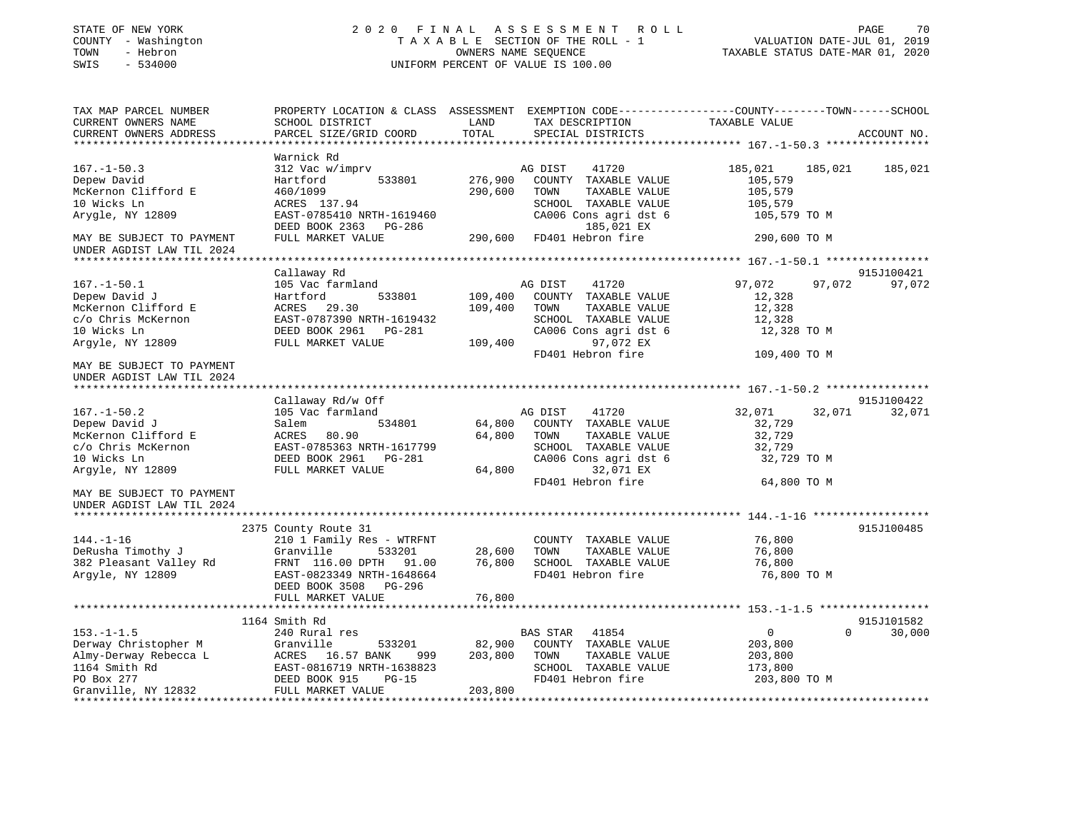STATE OF NEW YORK — 2020 FINAL ASSESSMENT ROLL
COUNTY - Washington — TAXABLE SECTION OF THE ROLL - 1 — VALUATION DATE-JUL 01, 2019
TOWN - Hebron — OWNERS NAME SEQUENCE — TAXABLE STATUS DATE-MAR 01, 2020
SWIS - 534000 — UNIFORM PERCENT OF VALUE IS 100.00

| TAX MAP PARCEL NUMBER / CURRENT OWNERS NAME / CURRENT OWNERS ADDRESS | PROPERTY LOCATION & CLASS / SCHOOL DISTRICT / PARCEL SIZE/GRID COORD | ASSESSMENT LAND / TOTAL | EXEMPTION CODE / TAX DESCRIPTION / SPECIAL DISTRICTS | COUNTY | TOWN | SCHOOL | ACCOUNT NO. |
|---|---|---|---|---|---|---|---|
| **167.-1-50.3** | Warnick Rd | | | | | | |
| 167.-1-50.3 | 312 Vac w/imprv | | AG DIST 41720 | 185,021 | 185,021 | 185,021 | |
| Depew David | Hartford 533801 | 276,900 | COUNTY TAXABLE VALUE | 105,579 | | | |
| McKernon Clifford E | 460/1099 | 290,600 | TOWN TAXABLE VALUE | 105,579 | | | |
| 10 Wicks Ln | ACRES 137.94 | | SCHOOL TAXABLE VALUE | 105,579 | | | |
| Arygle, NY 12809 | EAST-0785410 NRTH-1619460 | | CA006 Cons agri dst 6 | 105,579 TO M | | | |
| | DEED BOOK 2363 PG-286 | | 185,021 EX | | | | |
| MAY BE SUBJECT TO PAYMENT | FULL MARKET VALUE | 290,600 | FD401 Hebron fire | 290,600 TO M | | | |
| UNDER AGDIST LAW TIL 2024 | | | | | | | |
| **167.-1-50.1** | Callaway Rd | | | | | | 915J100421 |
| 167.-1-50.1 | 105 Vac farmland | | AG DIST 41720 | 97,072 | 97,072 | 97,072 | |
| Depew David J | Hartford 533801 | 109,400 | COUNTY TAXABLE VALUE | 12,328 | | | |
| McKernon Clifford E | ACRES 29.30 | 109,400 | TOWN TAXABLE VALUE | 12,328 | | | |
| c/o Chris McKernon | EAST-0787390 NRTH-1619432 | | SCHOOL TAXABLE VALUE | 12,328 | | | |
| 10 Wicks Ln | DEED BOOK 2961 PG-281 | | CA006 Cons agri dst 6 | 12,328 TO M | | | |
| Argyle, NY 12809 | FULL MARKET VALUE | 109,400 | 97,072 EX | | | | |
| | | | FD401 Hebron fire | 109,400 TO M | | | |
| MAY BE SUBJECT TO PAYMENT | | | | | | | |
| UNDER AGDIST LAW TIL 2024 | | | | | | | |
| **167.-1-50.2** | Callaway Rd/w Off | | | | | | 915J100422 |
| 167.-1-50.2 | 105 Vac farmland | | AG DIST 41720 | 32,071 | 32,071 | 32,071 | |
| Depew David J | Salem 534801 | 64,800 | COUNTY TAXABLE VALUE | 32,729 | | | |
| McKernon Clifford E | ACRES 80.90 | 64,800 | TOWN TAXABLE VALUE | 32,729 | | | |
| c/o Chris McKernon | EAST-0785363 NRTH-1617799 | | SCHOOL TAXABLE VALUE | 32,729 | | | |
| 10 Wicks Ln | DEED BOOK 2961 PG-281 | | CA006 Cons agri dst 6 | 32,729 TO M | | | |
| Argyle, NY 12809 | FULL MARKET VALUE | 64,800 | 32,071 EX | | | | |
| | | | FD401 Hebron fire | 64,800 TO M | | | |
| MAY BE SUBJECT TO PAYMENT | | | | | | | |
| UNDER AGDIST LAW TIL 2024 | | | | | | | |
| **144.-1-16** | 2375 County Route 31 | | | | | | 915J100485 |
| 144.-1-16 | 210 1 Family Res - WTRFNT | | COUNTY TAXABLE VALUE | 76,800 | | | |
| DeRusha Timothy J | Granville 533201 | 28,600 | TOWN TAXABLE VALUE | 76,800 | | | |
| 382 Pleasant Valley Rd | FRNT 116.00 DPTH 91.00 | 76,800 | SCHOOL TAXABLE VALUE | 76,800 | | | |
| Argyle, NY 12809 | EAST-0823349 NRTH-1648664 | | FD401 Hebron fire | 76,800 TO M | | | |
| | DEED BOOK 3508 PG-296 | | | | | | |
| | FULL MARKET VALUE | 76,800 | | | | | |
| **153.-1-1.5** | 1164 Smith Rd | | | | | | 915J101582 |
| 153.-1-1.5 | 240 Rural res | | BAS STAR 41854 | 0 | 0 | 30,000 | |
| Derway Christopher M | Granville 533201 | 82,900 | COUNTY TAXABLE VALUE | 203,800 | | | |
| Almy-Derway Rebecca L | ACRES 16.57 BANK 999 | 203,800 | TOWN TAXABLE VALUE | 203,800 | | | |
| 1164 Smith Rd | EAST-0816719 NRTH-1638823 | | SCHOOL TAXABLE VALUE | 173,800 | | | |
| PO Box 277 | DEED BOOK 915 PG-15 | | FD401 Hebron fire | 203,800 TO M | | | |
| Granville, NY 12832 | FULL MARKET VALUE | 203,800 | | | | | |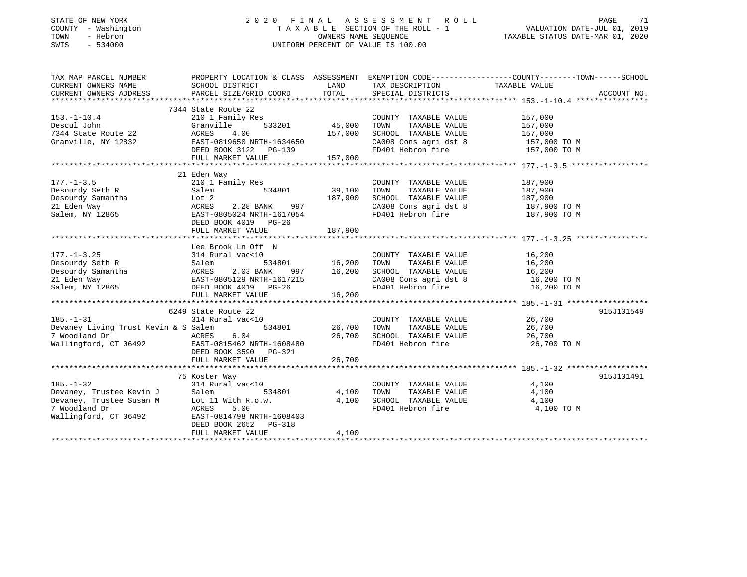STATE OF NEW YORK
COUNTY - Washington
TOWN - Hebron
SWIS - 534000

2020 FINAL ASSESSMENT ROLL
TAXABLE SECTION OF THE ROLL - 1
OWNERS NAME SEQUENCE
UNIFORM PERCENT OF VALUE IS 100.00

VALUATION DATE-JUL 01, 2019
TAXABLE STATUS DATE-MAR 01, 2020

| TAX MAP PARCEL NUMBER / CURRENT OWNERS NAME / CURRENT OWNERS ADDRESS | PROPERTY LOCATION & CLASS / SCHOOL DISTRICT / PARCEL SIZE/GRID COORD | ASSESSMENT LAND | ASSESSMENT TOTAL | EXEMPTION CODE / TAX DESCRIPTION / SPECIAL DISTRICTS | COUNTY--TOWN--SCHOOL TAXABLE VALUE | ACCOUNT NO. |
|---|---|---|---|---|---|---|
| **153.-1-10.4** | 7344 State Route 22 | | | | | |
| | 210 1 Family Res | | | COUNTY TAXABLE VALUE | 157,000 | |
| Descul John | Granville 533201 | 45,000 | | TOWN TAXABLE VALUE | 157,000 | |
| 7344 State Route 22 | ACRES 4.00 | | 157,000 | SCHOOL TAXABLE VALUE | 157,000 | |
| Granville, NY 12832 | EAST-0819650 NRTH-1634650 | | | CA008 Cons agri dst 8 | 157,000 TO M | |
| | DEED BOOK 3122 PG-139 | | | FD401 Hebron fire | 157,000 TO M | |
| | FULL MARKET VALUE | | 157,000 | | | |
| **177.-1-3.5** | 21 Eden Way | | | | | |
| | 210 1 Family Res | | | COUNTY TAXABLE VALUE | 187,900 | |
| Desourdy Seth R | Salem 534801 | 39,100 | | TOWN TAXABLE VALUE | 187,900 | |
| Desourdy Samantha | Lot 2 | | 187,900 | SCHOOL TAXABLE VALUE | 187,900 | |
| 21 Eden Way | ACRES 2.28 BANK 997 | | | CA008 Cons agri dst 8 | 187,900 TO M | |
| Salem, NY 12865 | EAST-0805024 NRTH-1617054 | | | FD401 Hebron fire | 187,900 TO M | |
| | DEED BOOK 4019 PG-26 | | | | | |
| | FULL MARKET VALUE | | 187,900 | | | |
| **177.-1-3.25** | Lee Brook Ln Off N | | | | | |
| | 314 Rural vac<10 | | | COUNTY TAXABLE VALUE | 16,200 | |
| Desourdy Seth R | Salem 534801 | 16,200 | | TOWN TAXABLE VALUE | 16,200 | |
| Desourdy Samantha | ACRES 2.03 BANK 997 | | 16,200 | SCHOOL TAXABLE VALUE | 16,200 | |
| 21 Eden Way | EAST-0805129 NRTH-1617215 | | | CA008 Cons agri dst 8 | 16,200 TO M | |
| Salem, NY 12865 | DEED BOOK 4019 PG-26 | | | FD401 Hebron fire | 16,200 TO M | |
| | FULL MARKET VALUE | | 16,200 | | | |
| **185.-1-31** | 6249 State Route 22 | | | | | 915J101549 |
| | 314 Rural vac<10 | | | COUNTY TAXABLE VALUE | 26,700 | |
| Devaney Living Trust Kevin & S | Salem 534801 | 26,700 | | TOWN TAXABLE VALUE | 26,700 | |
| 7 Woodland Dr | ACRES 6.04 | | 26,700 | SCHOOL TAXABLE VALUE | 26,700 | |
| Wallingford, CT 06492 | EAST-0815462 NRTH-1608480 | | | FD401 Hebron fire | 26,700 TO M | |
| | DEED BOOK 3590 PG-321 | | | | | |
| | FULL MARKET VALUE | | 26,700 | | | |
| **185.-1-32** | 75 Koster Way | | | | | 915J101491 |
| | 314 Rural vac<10 | | | COUNTY TAXABLE VALUE | 4,100 | |
| Devaney, Trustee Kevin J | Salem 534801 | 4,100 | | TOWN TAXABLE VALUE | 4,100 | |
| Devaney, Trustee Susan M | Lot 11 With R.o.w. | | 4,100 | SCHOOL TAXABLE VALUE | 4,100 | |
| 7 Woodland Dr | ACRES 5.00 | | | FD401 Hebron fire | 4,100 TO M | |
| Wallingford, CT 06492 | EAST-0814798 NRTH-1608403 | | | | | |
| | DEED BOOK 2652 PG-318 | | | | | |
| | FULL MARKET VALUE | | 4,100 | | | |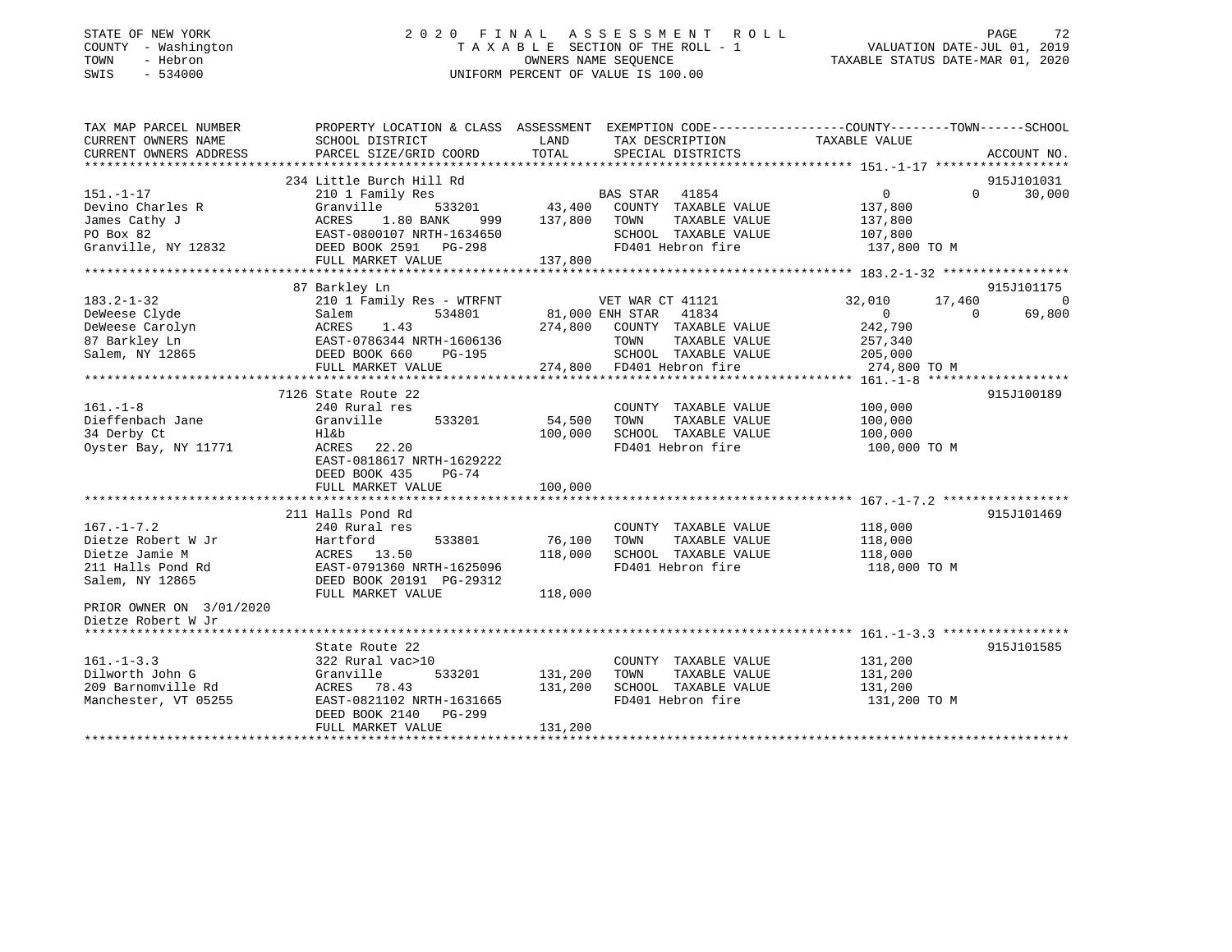STATE OF NEW YORK
COUNTY - Washington
TOWN - Hebron
SWIS - 534000

# 2020 FINAL ASSESSMENT ROLL

TAXABLE SECTION OF THE ROLL - 1
OWNERS NAME SEQUENCE
UNIFORM PERCENT OF VALUE IS 100.00

VALUATION DATE-JUL 01, 2019
TAXABLE STATUS DATE-MAR 01, 2020

| TAX MAP PARCEL NUMBER / CURRENT OWNERS NAME / CURRENT OWNERS ADDRESS | PROPERTY LOCATION & CLASS / SCHOOL DISTRICT / PARCEL SIZE/GRID COORD | ASSESSMENT LAND / TOTAL | EXEMPTION CODE / TAX DESCRIPTION / SPECIAL DISTRICTS | COUNTY TAXABLE VALUE | TOWN | SCHOOL | ACCOUNT NO. |
|---|---|---|---|---|---|---|---|
| **151.-1-17** | 234 Little Burch Hill Rd | | | | | | 915J101031 |
| Devino Charles R | 210 1 Family Res | | BAS STAR 41854 | 0 | 0 | 30,000 | |
| James Cathy J | Granville 533201 | 43,400 | COUNTY TAXABLE VALUE | 137,800 | | | |
| PO Box 82 | ACRES 1.80 BANK 999 | 137,800 | TOWN TAXABLE VALUE | 137,800 | | | |
| Granville, NY 12832 | EAST-0800107 NRTH-1634650 | | SCHOOL TAXABLE VALUE | 107,800 | | | |
| | DEED BOOK 2591 PG-298 | | FD401 Hebron fire | 137,800 TO M | | | |
| | FULL MARKET VALUE | 137,800 | | | | | |
| **183.2-1-32** | 87 Barkley Ln | | | | | | 915J101175 |
| DeWeese Clyde | 210 1 Family Res - WTRFNT | | VET WAR CT 41121 | 32,010 | 17,460 | 0 | |
| DeWeese Carolyn | Salem 534801 | 81,000 | ENH STAR 41834 | 0 | 0 | 69,800 | |
| 87 Barkley Ln | ACRES 1.43 | 274,800 | COUNTY TAXABLE VALUE | 242,790 | | | |
| Salem, NY 12865 | EAST-0786344 NRTH-1606136 | | TOWN TAXABLE VALUE | 257,340 | | | |
| | DEED BOOK 660 PG-195 | | SCHOOL TAXABLE VALUE | 205,000 | | | |
| | FULL MARKET VALUE | 274,800 | FD401 Hebron fire | 274,800 TO M | | | |
| **161.-1-8** | 7126 State Route 22 | | | | | | 915J100189 |
| Dieffenbach Jane | 240 Rural res | | COUNTY TAXABLE VALUE | 100,000 | | | |
| 34 Derby Ct | Granville 533201 | 54,500 | TOWN TAXABLE VALUE | 100,000 | | | |
| Oyster Bay, NY 11771 | Hl&b | 100,000 | SCHOOL TAXABLE VALUE | 100,000 | | | |
| | ACRES 22.20 | | FD401 Hebron fire | 100,000 TO M | | | |
| | EAST-0818617 NRTH-1629222 | | | | | | |
| | DEED BOOK 435 PG-74 | | | | | | |
| | FULL MARKET VALUE | 100,000 | | | | | |
| **167.-1-7.2** | 211 Halls Pond Rd | | | | | | 915J101469 |
| Dietze Robert W Jr | 240 Rural res | | COUNTY TAXABLE VALUE | 118,000 | | | |
| Dietze Jamie M | Hartford 533801 | 76,100 | TOWN TAXABLE VALUE | 118,000 | | | |
| 211 Halls Pond Rd | ACRES 13.50 | 118,000 | SCHOOL TAXABLE VALUE | 118,000 | | | |
| Salem, NY 12865 | EAST-0791360 NRTH-1625096 | | FD401 Hebron fire | 118,000 TO M | | | |
| | DEED BOOK 20191 PG-29312 | | | | | | |
| | FULL MARKET VALUE | 118,000 | | | | | |
| PRIOR OWNER ON 3/01/2020 | | | | | | | |
| Dietze Robert W Jr | | | | | | | |
| **161.-1-3.3** | State Route 22 | | | | | | 915J101585 |
| Dilworth John G | 322 Rural vac>10 | | COUNTY TAXABLE VALUE | 131,200 | | | |
| 209 Barnomville Rd | Granville 533201 | 131,200 | TOWN TAXABLE VALUE | 131,200 | | | |
| Manchester, VT 05255 | ACRES 78.43 | 131,200 | SCHOOL TAXABLE VALUE | 131,200 | | | |
| | EAST-0821102 NRTH-1631665 | | FD401 Hebron fire | 131,200 TO M | | | |
| | DEED BOOK 2140 PG-299 | | | | | | |
| | FULL MARKET VALUE | 131,200 | | | | | |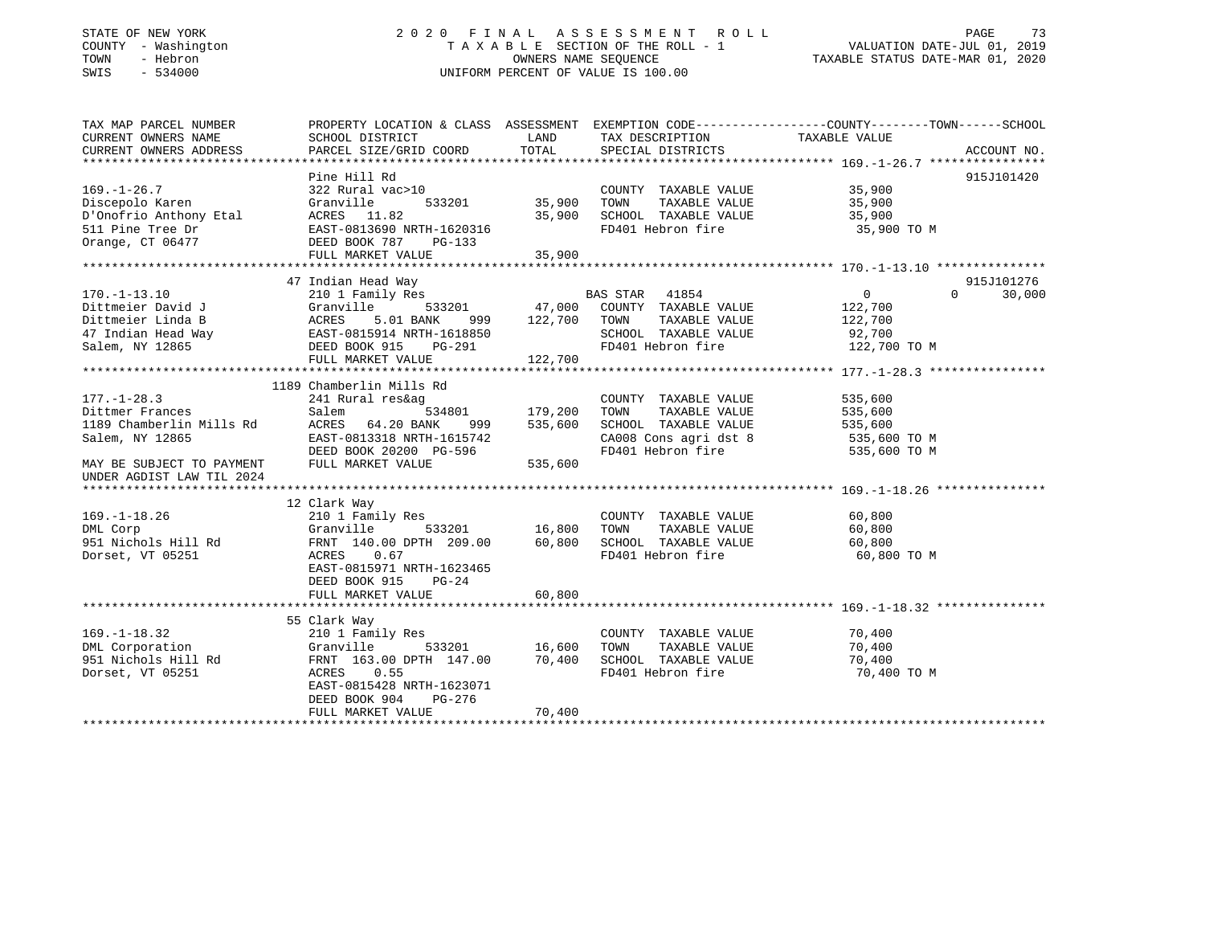STATE OF NEW YORK
COUNTY - Washington
TOWN - Hebron
SWIS - 534000

# 2020 FINAL ASSESSMENT ROLL

TAXABLE SECTION OF THE ROLL - 1
OWNERS NAME SEQUENCE
UNIFORM PERCENT OF VALUE IS 100.00

VALUATION DATE-JUL 01, 2019
TAXABLE STATUS DATE-MAR 01, 2020

| TAX MAP PARCEL NUMBER / CURRENT OWNERS NAME / CURRENT OWNERS ADDRESS | PROPERTY LOCATION & CLASS / SCHOOL DISTRICT / PARCEL SIZE/GRID COORD | ASSESSMENT LAND | TOTAL | EXEMPTION CODE / TAX DESCRIPTION / SPECIAL DISTRICTS | COUNTY TAXABLE VALUE | TOWN | SCHOOL | ACCOUNT NO. |
|---|---|---|---|---|---|---|---|---|
| 169.-1-26.7 | Pine Hill Rd | | | | | | | 915J101420 |
| Discepolo Karen | 322 Rural vac>10 | | | COUNTY TAXABLE VALUE | 35,900 | | | |
| D'Onofrio Anthony Etal | Granville 533201 | 35,900 | | TOWN TAXABLE VALUE | 35,900 | | | |
| 511 Pine Tree Dr | ACRES 11.82 | | 35,900 | SCHOOL TAXABLE VALUE | 35,900 | | | |
| Orange, CT 06477 | EAST-0813690 NRTH-1620316 | | | FD401 Hebron fire | 35,900 TO M | | | |
| | DEED BOOK 787 PG-133 | | | | | | | |
| | FULL MARKET VALUE | | 35,900 | | | | | |
| 170.-1-13.10 | 47 Indian Head Way | | | | | | | 915J101276 |
| Dittmeier David J | 210 1 Family Res | | | BAS STAR 41854 | 0 | 0 | 30,000 | |
| Dittmeier Linda B | Granville 533201 | 47,000 | | COUNTY TAXABLE VALUE | 122,700 | | | |
| 47 Indian Head Way | ACRES 5.01 BANK 999 | | 122,700 | TOWN TAXABLE VALUE | 122,700 | | | |
| Salem, NY 12865 | EAST-0815914 NRTH-1618850 | | | SCHOOL TAXABLE VALUE | 92,700 | | | |
| | DEED BOOK 915 PG-291 | | | FD401 Hebron fire | 122,700 TO M | | | |
| | FULL MARKET VALUE | | 122,700 | | | | | |
| 177.-1-28.3 | 1189 Chamberlin Mills Rd | | | | | | | |
| Dittmer Frances | 241 Rural res&ag | | | COUNTY TAXABLE VALUE | 535,600 | | | |
| 1189 Chamberlin Mills Rd | Salem 534801 | 179,200 | | TOWN TAXABLE VALUE | 535,600 | | | |
| Salem, NY 12865 | ACRES 64.20 BANK 999 | | 535,600 | SCHOOL TAXABLE VALUE | 535,600 | | | |
| | EAST-0813318 NRTH-1615742 | | | CA008 Cons agri dst 8 | 535,600 TO M | | | |
| | DEED BOOK 20200 PG-596 | | | FD401 Hebron fire | 535,600 TO M | | | |
| MAY BE SUBJECT TO PAYMENT UNDER AGDIST LAW TIL 2024 | FULL MARKET VALUE | | 535,600 | | | | | |
| 169.-1-18.26 | 12 Clark Way | | | | | | | |
| DML Corp | 210 1 Family Res | | | COUNTY TAXABLE VALUE | 60,800 | | | |
| 951 Nichols Hill Rd | Granville 533201 | 16,800 | | TOWN TAXABLE VALUE | 60,800 | | | |
| Dorset, VT 05251 | FRNT 140.00 DPTH 209.00 | | 60,800 | SCHOOL TAXABLE VALUE | 60,800 | | | |
| | ACRES 0.67 | | | FD401 Hebron fire | 60,800 TO M | | | |
| | EAST-0815971 NRTH-1623465 | | | | | | | |
| | DEED BOOK 915 PG-24 | | | | | | | |
| | FULL MARKET VALUE | | 60,800 | | | | | |
| 169.-1-18.32 | 55 Clark Way | | | | | | | |
| DML Corporation | 210 1 Family Res | | | COUNTY TAXABLE VALUE | 70,400 | | | |
| 951 Nichols Hill Rd | Granville 533201 | 16,600 | | TOWN TAXABLE VALUE | 70,400 | | | |
| Dorset, VT 05251 | FRNT 163.00 DPTH 147.00 | | 70,400 | SCHOOL TAXABLE VALUE | 70,400 | | | |
| | ACRES 0.55 | | | FD401 Hebron fire | 70,400 TO M | | | |
| | EAST-0815428 NRTH-1623071 | | | | | | | |
| | DEED BOOK 904 PG-276 | | | | | | | |
| | FULL MARKET VALUE | | 70,400 | | | | | |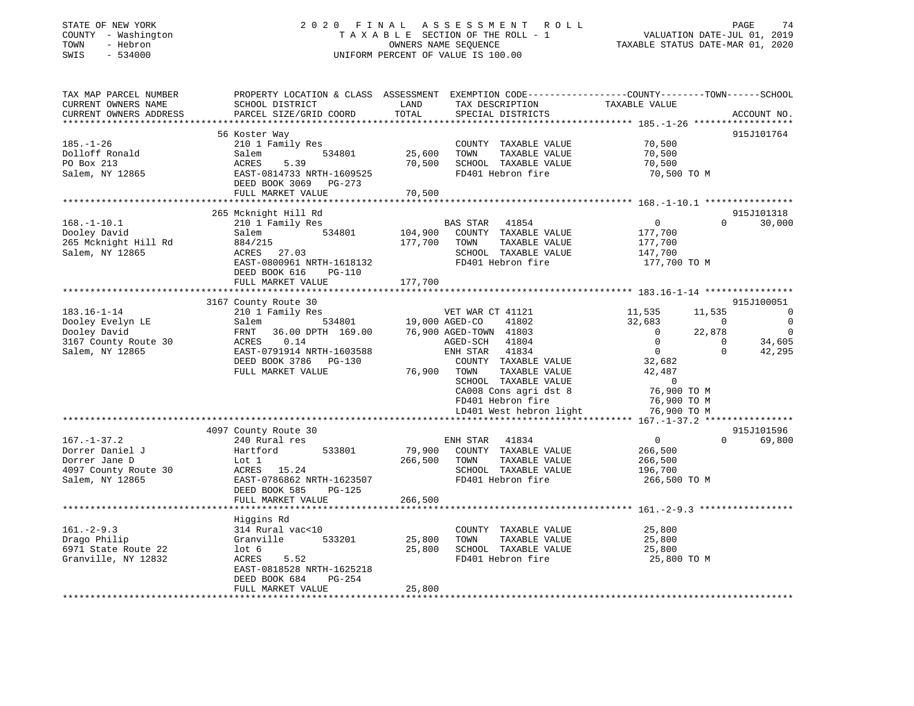STATE OF NEW YORK
COUNTY - Washington
TOWN - Hebron
SWIS - 534000

# 2020 FINAL ASSESSMENT ROLL

TAXABLE SECTION OF THE ROLL - 1
OWNERS NAME SEQUENCE
UNIFORM PERCENT OF VALUE IS 100.00

VALUATION DATE-JUL 01, 2019
TAXABLE STATUS DATE-MAR 01, 2020

```
TAX MAP PARCEL NUMBER          PROPERTY LOCATION & CLASS  ASSESSMENT  EXEMPTION CODE------------------COUNTY--------TOWN------SCHOOL
CURRENT OWNERS NAME            SCHOOL DISTRICT              LAND      TAX DESCRIPTION             TAXABLE VALUE
CURRENT OWNERS ADDRESS         PARCEL SIZE/GRID COORD       TOTAL     SPECIAL DISTRICTS                                      ACCOUNT NO.
******************************************************************************************************* 185.-1-26 ******************
                               56 Koster Way                                                                               915J101764
185.-1-26                      210 1 Family Res                        COUNTY  TAXABLE VALUE             70,500
Dolloff Ronald                 Salem           534801       25,600     TOWN    TAXABLE VALUE             70,500
PO Box 213                     ACRES    5.39                70,500     SCHOOL  TAXABLE VALUE             70,500
Salem, NY 12865                EAST-0814733 NRTH-1609525               FD401 Hebron fire                  70,500 TO M
                               DEED BOOK 3069   PG-273
                               FULL MARKET VALUE            70,500
******************************************************************************************************* 168.-1-10.1 ****************
                               265 Mcknight Hill Rd                                                                        915J101318
168.-1-10.1                    210 1 Family Res                        BAS STAR   41854                   0             0     30,000
Dooley David                   Salem           534801      104,900     COUNTY  TAXABLE VALUE            177,700
265 Mcknight Hill Rd           884/215                     177,700     TOWN    TAXABLE VALUE            177,700
Salem, NY 12865                ACRES   27.03                           SCHOOL  TAXABLE VALUE            147,700
                               EAST-0800961 NRTH-1618132               FD401 Hebron fire                 177,700 TO M
                               DEED BOOK 616    PG-110
                               FULL MARKET VALUE           177,700
******************************************************************************************************* 183.16-1-14 ****************
                               3167 County Route 30                                                                        915J100051
183.16-1-14                    210 1 Family Res                        VET WAR CT 41121              11,535        11,535          0
Dooley Evelyn LE               Salem           534801       19,000 AGED-CO    41802              32,683             0          0
Dooley David                   FRNT   36.00 DPTH 169.00     76,900 AGED-TOWN  41803                   0        22,878          0
3167 County Route 30           ACRES    0.14                           AGED-SCH   41804                   0             0     34,605
Salem, NY 12865                EAST-0791914 NRTH-1603588               ENH STAR   41834                   0             0     42,295
                               DEED BOOK 3786   PG-130                 COUNTY  TAXABLE VALUE             32,682
                               FULL MARKET VALUE            76,900     TOWN    TAXABLE VALUE             42,487
                                                                       SCHOOL  TAXABLE VALUE                  0
                                                                       CA008 Cons agri dst 8              76,900 TO M
                                                                       FD401 Hebron fire                  76,900 TO M
                                                                       LD401 West hebron light            76,900 TO M
******************************************************************************************************* 167.-1-37.2 ****************
                               4097 County Route 30                                                                        915J101596
167.-1-37.2                    240 Rural res                           ENH STAR   41834                   0             0     69,800
Dorrer Daniel J                Hartford        533801       79,900     COUNTY  TAXABLE VALUE            266,500
Dorrer Jane D                  Lot 1                       266,500     TOWN    TAXABLE VALUE            266,500
4097 County Route 30           ACRES   15.24                           SCHOOL  TAXABLE VALUE            196,700
Salem, NY 12865                EAST-0786862 NRTH-1623507               FD401 Hebron fire                 266,500 TO M
                               DEED BOOK 585    PG-125
                               FULL MARKET VALUE           266,500
******************************************************************************************************* 161.-2-9.3 *****************
                               Higgins Rd
161.-2-9.3                     314 Rural vac<10                        COUNTY  TAXABLE VALUE             25,800
Drago Philip                   Granville       533201       25,800     TOWN    TAXABLE VALUE             25,800
6971 State Route 22            lot 6                        25,800     SCHOOL  TAXABLE VALUE             25,800
Granville, NY 12832            ACRES    5.52                           FD401 Hebron fire                  25,800 TO M
                               EAST-0818528 NRTH-1625218
                               DEED BOOK 684    PG-254
                               FULL MARKET VALUE            25,800
************************************************************************************************************************************
```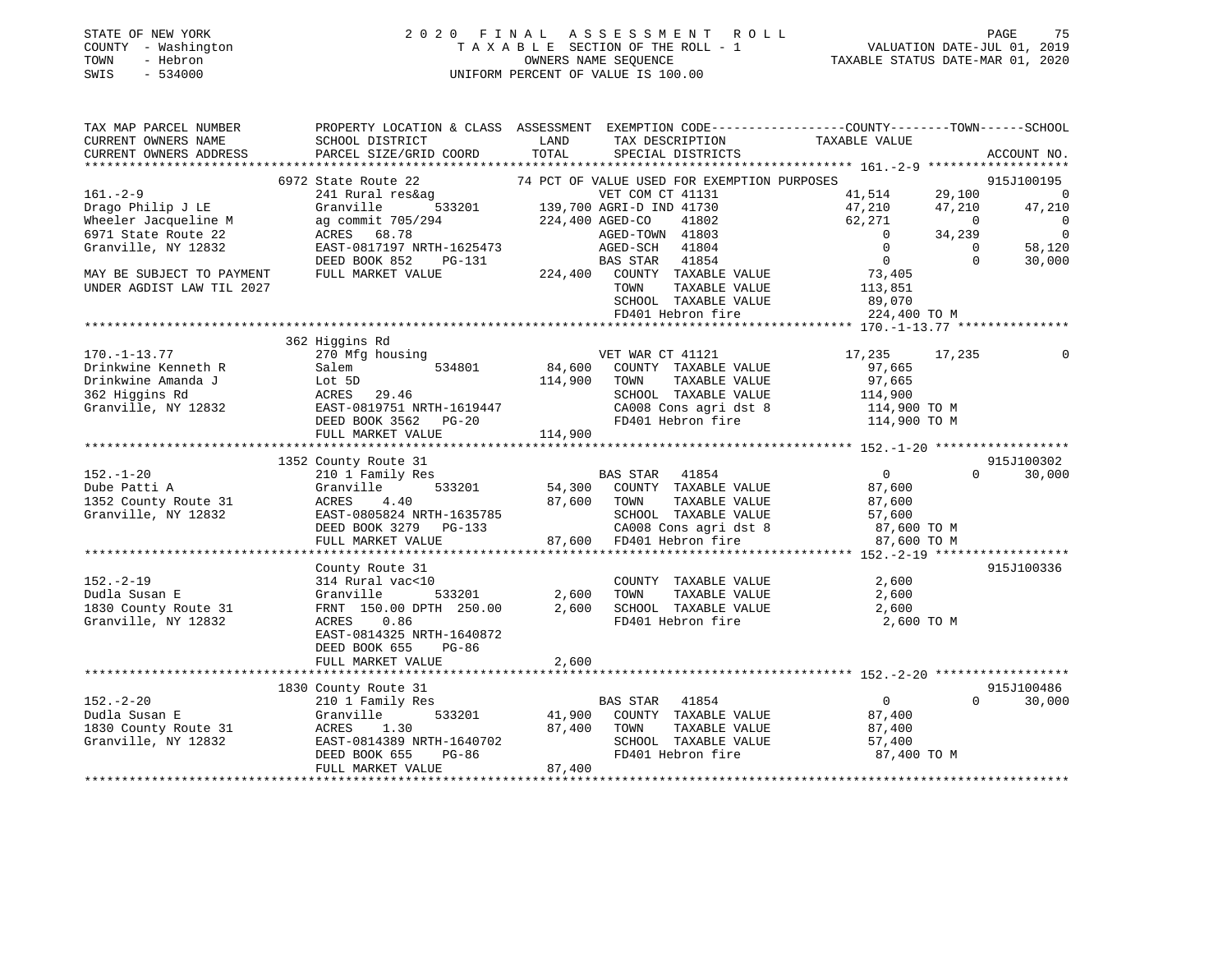STATE OF NEW YORK | COUNTY - Washington | TOWN - Hebron | SWIS - 534000

2020 FINAL ASSESSMENT ROLL
TAXABLE SECTION OF THE ROLL - 1
OWNERS NAME SEQUENCE
UNIFORM PERCENT OF VALUE IS 100.00

VALUATION DATE-JUL 01, 2019
TAXABLE STATUS DATE-MAR 01, 2020

```
TAX MAP PARCEL NUMBER          PROPERTY LOCATION & CLASS  ASSESSMENT  EXEMPTION CODE------------------COUNTY--------TOWN------SCHOOL
CURRENT OWNERS NAME            SCHOOL DISTRICT               LAND      TAX DESCRIPTION            TAXABLE VALUE
CURRENT OWNERS ADDRESS         PARCEL SIZE/GRID COORD        TOTAL     SPECIAL DISTRICTS                                    ACCOUNT NO.
******************************************************************************************************* 161.-2-9 *******************
                               6972 State Route 22           74 PCT OF VALUE USED FOR EXEMPTION PURPOSES                      915J100195
161.-2-9                       241 Rural res&ag                   VET COM CT 41131           41,514      29,100          0
Drago Philip J LE              Granville        533201    139,700 AGRI-D IND 41730           47,210      47,210     47,210
Wheeler Jacqueline M           ag commit 705/294          224,400 AGED-CO    41802           62,271           0          0
6971 State Route 22            ACRES   68.78                      AGED-TOWN  41803                0      34,239          0
Granville, NY 12832            EAST-0817197 NRTH-1625473          AGED-SCH   41804                0           0     58,120
                               DEED BOOK 852     PG-131           BAS STAR   41854                0           0     30,000
MAY BE SUBJECT TO PAYMENT      FULL MARKET VALUE          224,400  COUNTY  TAXABLE VALUE      73,405
UNDER AGDIST LAW TIL 2027                                          TOWN    TAXABLE VALUE     113,851
                                                                   SCHOOL  TAXABLE VALUE      89,070
                                                                   FD401 Hebron fire         224,400 TO M
******************************************************************************************************* 170.-1-13.77 ***************
                               362 Higgins Rd
170.-1-13.77                   270 Mfg housing                    VET WAR CT 41121           17,235      17,235          0
Drinkwine Kenneth R            Salem            534801     84,600  COUNTY  TAXABLE VALUE      97,665
Drinkwine Amanda J             Lot 5D                     114,900  TOWN    TAXABLE VALUE      97,665
362 Higgins Rd                 ACRES   29.46                       SCHOOL  TAXABLE VALUE     114,900
Granville, NY 12832            EAST-0819751 NRTH-1619447           CA008 Cons agri dst 8     114,900 TO M
                               DEED BOOK 3562    PG-20             FD401 Hebron fire         114,900 TO M
                               FULL MARKET VALUE          114,900
******************************************************************************************************* 152.-1-20 ******************
                               1352 County Route 31                                                                   915J100302
152.-1-20                      210 1 Family Res                   BAS STAR   41854                0           0     30,000
Dube Patti A                   Granville        533201     54,300  COUNTY  TAXABLE VALUE      87,600
1352 County Route 31           ACRES    4.40               87,600  TOWN    TAXABLE VALUE      87,600
Granville, NY 12832            EAST-0805824 NRTH-1635785           SCHOOL  TAXABLE VALUE      57,600
                               DEED BOOK 3279    PG-133            CA008 Cons agri dst 8      87,600 TO M
                               FULL MARKET VALUE           87,600  FD401 Hebron fire          87,600 TO M
******************************************************************************************************* 152.-2-19 ******************
                               County Route 31                                                                        915J100336
152.-2-19                      314 Rural vac<10                    COUNTY  TAXABLE VALUE       2,600
Dudla Susan E                  Granville        533201      2,600  TOWN    TAXABLE VALUE       2,600
1830 County Route 31           FRNT 150.00 DPTH 250.00      2,600  SCHOOL  TAXABLE VALUE       2,600
Granville, NY 12832            ACRES    0.86                       FD401 Hebron fire           2,600 TO M
                               EAST-0814325 NRTH-1640872
                               DEED BOOK 655     PG-86
                               FULL MARKET VALUE            2,600
******************************************************************************************************* 152.-2-20 ******************
                               1830 County Route 31                                                                   915J100486
152.-2-20                      210 1 Family Res                   BAS STAR   41854                0           0     30,000
Dudla Susan E                  Granville        533201     41,900  COUNTY  TAXABLE VALUE      87,400
1830 County Route 31           ACRES    1.30               87,400  TOWN    TAXABLE VALUE      87,400
Granville, NY 12832            EAST-0814389 NRTH-1640702           SCHOOL  TAXABLE VALUE      57,400
                               DEED BOOK 655     PG-86             FD401 Hebron fire          87,400 TO M
                               FULL MARKET VALUE           87,400
************************************************************************************************************************************
```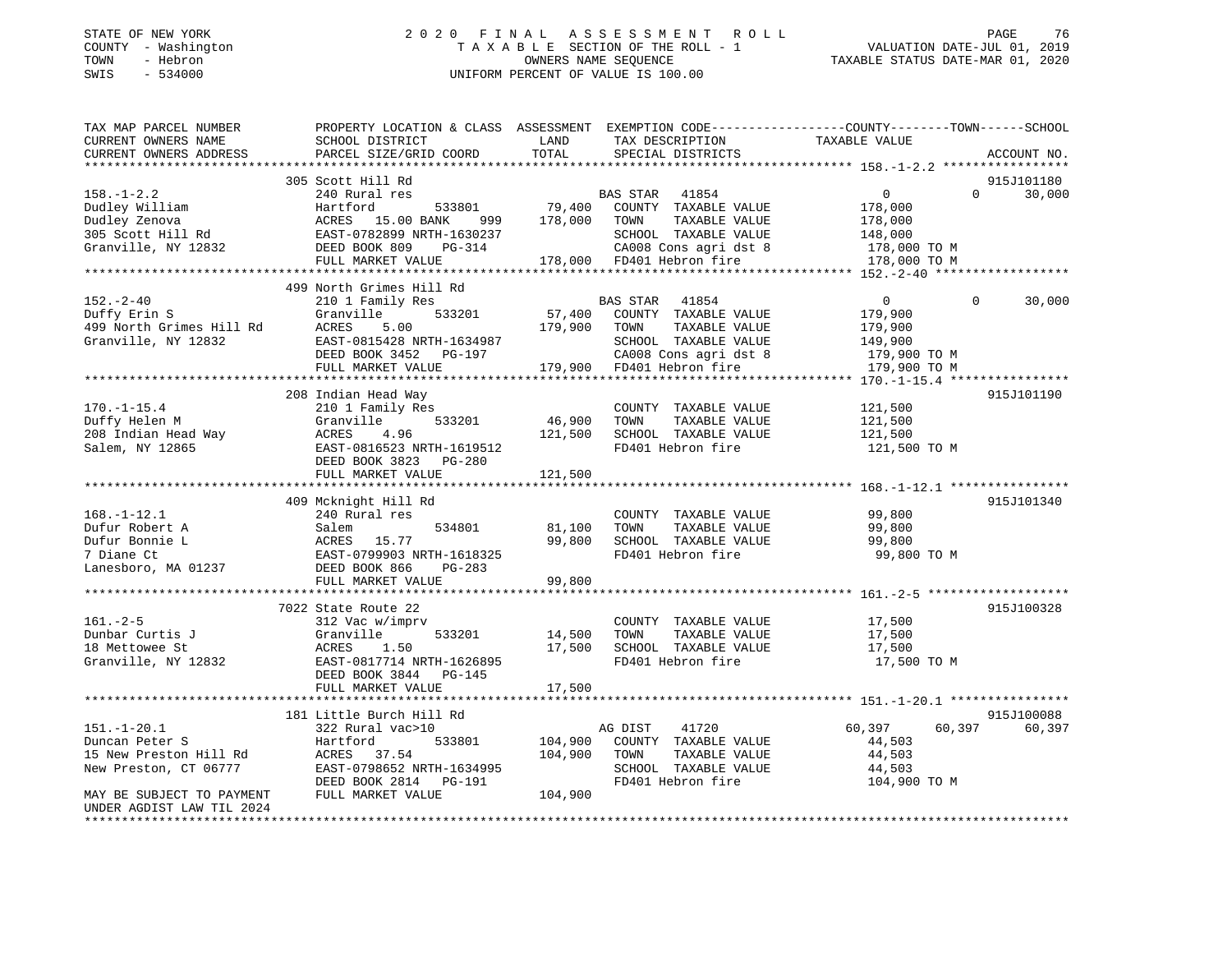STATE OF NEW YORK
COUNTY - Washington
TOWN - Hebron
SWIS - 534000

2020 FINAL ASSESSMENT ROLL
TAXABLE SECTION OF THE ROLL - 1
OWNERS NAME SEQUENCE
UNIFORM PERCENT OF VALUE IS 100.00

VALUATION DATE-JUL 01, 2019
TAXABLE STATUS DATE-MAR 01, 2020

```
TAX MAP PARCEL NUMBER          PROPERTY LOCATION & CLASS  ASSESSMENT  EXEMPTION CODE-----------------COUNTY--------TOWN------SCHOOL
CURRENT OWNERS NAME            SCHOOL DISTRICT            LAND        TAX DESCRIPTION            TAXABLE VALUE
CURRENT OWNERS ADDRESS         PARCEL SIZE/GRID COORD     TOTAL       SPECIAL DISTRICTS                                  ACCOUNT NO.
******************************************************************************************************* 158.-1-2.2 *****************
                               305 Scott Hill Rd                                                                        915J101180
158.-1-2.2                     240 Rural res                          BAS STAR   41854             0             0        30,000
Dudley William                 Hartford        533801      79,400    COUNTY  TAXABLE VALUE        178,000
Dudley Zenova                  ACRES  15.00 BANK    999   178,000    TOWN    TAXABLE VALUE        178,000
305 Scott Hill Rd              EAST-0782899 NRTH-1630237             SCHOOL  TAXABLE VALUE        148,000
Granville, NY 12832            DEED BOOK 809    PG-314               CA008 Cons agri dst 8        178,000 TO M
                               FULL MARKET VALUE          178,000    FD401 Hebron fire            178,000 TO M
******************************************************************************************************* 152.-2-40 ******************
                               499 North Grimes Hill Rd
152.-2-40                      210 1 Family Res                       BAS STAR   41854             0             0        30,000
Duffy Erin S                   Granville       533201      57,400    COUNTY  TAXABLE VALUE        179,900
499 North Grimes Hill Rd       ACRES    5.00              179,900    TOWN    TAXABLE VALUE        179,900
Granville, NY 12832            EAST-0815428 NRTH-1634987             SCHOOL  TAXABLE VALUE        149,900
                               DEED BOOK 3452   PG-197               CA008 Cons agri dst 8        179,900 TO M
                               FULL MARKET VALUE          179,900    FD401 Hebron fire            179,900 TO M
******************************************************************************************************* 170.-1-15.4 ****************
                               208 Indian Head Way                                                                      915J101190
170.-1-15.4                    210 1 Family Res                       COUNTY  TAXABLE VALUE        121,500
Duffy Helen M                  Granville       533201      46,900    TOWN    TAXABLE VALUE        121,500
208 Indian Head Way            ACRES    4.96              121,500    SCHOOL  TAXABLE VALUE        121,500
Salem, NY 12865                EAST-0816523 NRTH-1619512             FD401 Hebron fire            121,500 TO M
                               DEED BOOK 3823   PG-280
                               FULL MARKET VALUE          121,500
******************************************************************************************************* 168.-1-12.1 ****************
                               409 Mcknight Hill Rd                                                                     915J101340
168.-1-12.1                    240 Rural res                          COUNTY  TAXABLE VALUE         99,800
Dufur Robert A                 Salem           534801      81,100    TOWN    TAXABLE VALUE         99,800
Dufur Bonnie L                 ACRES  15.77                99,800    SCHOOL  TAXABLE VALUE         99,800
7 Diane Ct                     EAST-0799903 NRTH-1618325             FD401 Hebron fire             99,800 TO M
Lanesboro, MA 01237            DEED BOOK 866    PG-283
                               FULL MARKET VALUE           99,800
******************************************************************************************************* 161.-2-5 *******************
                               7022 State Route 22                                                                      915J100328
161.-2-5                       312 Vac w/imprv                        COUNTY  TAXABLE VALUE         17,500
Dunbar Curtis J                Granville       533201      14,500    TOWN    TAXABLE VALUE         17,500
18 Mettowee St                 ACRES    1.50               17,500    SCHOOL  TAXABLE VALUE         17,500
Granville, NY 12832            EAST-0817714 NRTH-1626895             FD401 Hebron fire             17,500 TO M
                               DEED BOOK 3844   PG-145
                               FULL MARKET VALUE           17,500
******************************************************************************************************* 151.-1-20.1 ****************
                               181 Little Burch Hill Rd                                                                 915J100088
151.-1-20.1                    322 Rural vac>10                       AG DIST    41720          60,397        60,397      60,397
Duncan Peter S                 Hartford        533801     104,900    COUNTY  TAXABLE VALUE         44,503
15 New Preston Hill Rd         ACRES  37.54               104,900    TOWN    TAXABLE VALUE         44,503
New Preston, CT 06777          EAST-0798652 NRTH-1634995             SCHOOL  TAXABLE VALUE         44,503
                               DEED BOOK 2814   PG-191               FD401 Hebron fire            104,900 TO M
MAY BE SUBJECT TO PAYMENT      FULL MARKET VALUE          104,900
UNDER AGDIST LAW TIL 2024
************************************************************************************************************************************
```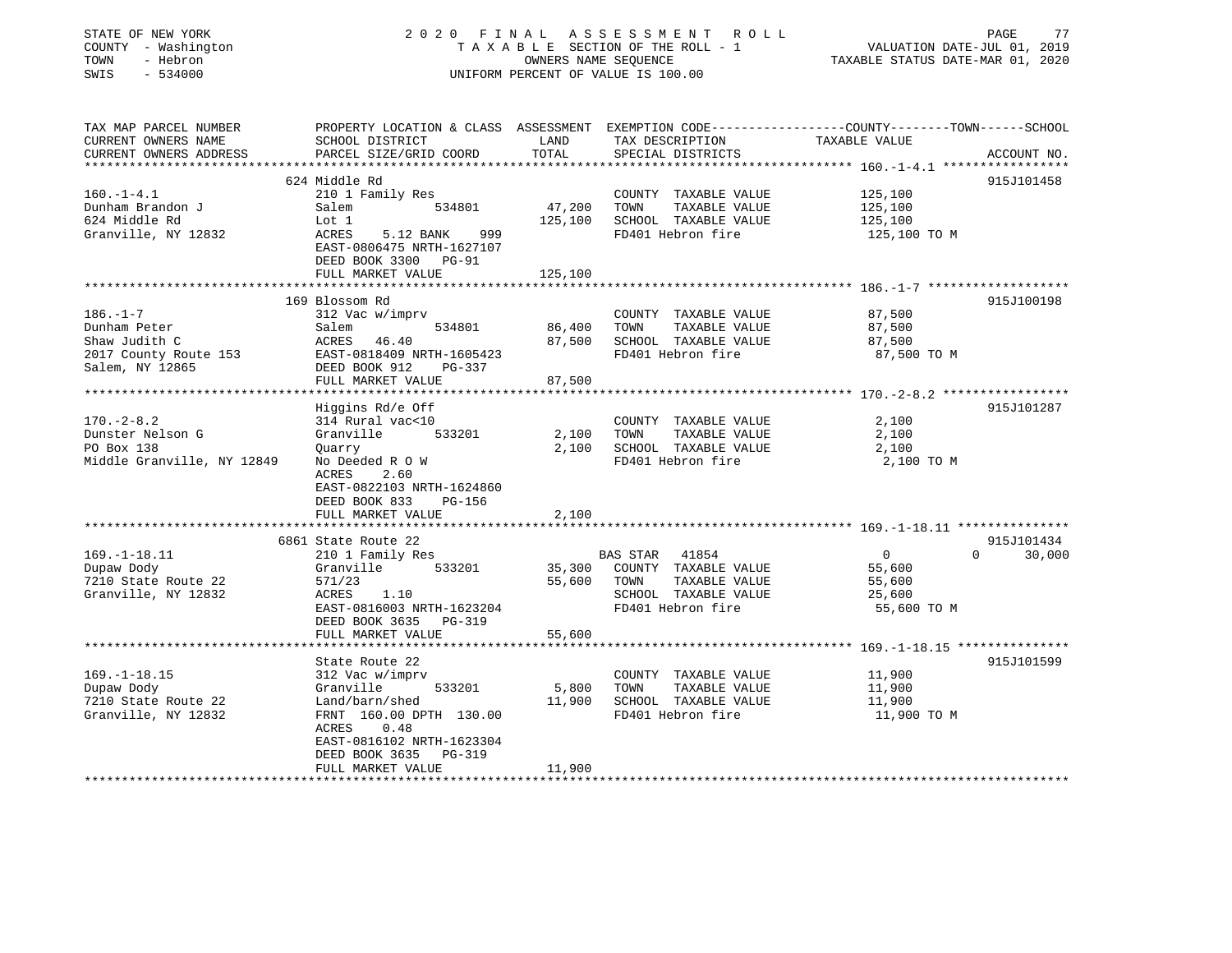STATE OF NEW YORK
COUNTY - Washington
TOWN - Hebron
SWIS - 534000

2020 FINAL ASSESSMENT ROLL
TAXABLE SECTION OF THE ROLL - 1
OWNERS NAME SEQUENCE
UNIFORM PERCENT OF VALUE IS 100.00

VALUATION DATE-JUL 01, 2019
TAXABLE STATUS DATE-MAR 01, 2020

| TAX MAP PARCEL NUMBER / CURRENT OWNERS NAME / CURRENT OWNERS ADDRESS | PROPERTY LOCATION & CLASS / SCHOOL DISTRICT / PARCEL SIZE/GRID COORD | ASSESSMENT LAND | TOTAL | EXEMPTION CODE / TAX DESCRIPTION / SPECIAL DISTRICTS | COUNTY / TOWN / SCHOOL TAXABLE VALUE | ACCOUNT NO. |
|---|---|---|---|---|---|---|
| **160.-1-4.1** | 624 Middle Rd | | | | | 915J101458 |
| 160.-1-4.1 | 210 1 Family Res | | | COUNTY TAXABLE VALUE | 125,100 | |
| Dunham Brandon J | Salem 534801 | 47,200 | | TOWN TAXABLE VALUE | 125,100 | |
| 624 Middle Rd | Lot 1 | | 125,100 | SCHOOL TAXABLE VALUE | 125,100 | |
| Granville, NY 12832 | ACRES 5.12 BANK 999 | | | FD401 Hebron fire | 125,100 TO M | |
| | EAST-0806475 NRTH-1627107 | | | | | |
| | DEED BOOK 3300 PG-91 | | | | | |
| | FULL MARKET VALUE | | 125,100 | | | |
| **186.-1-7** | 169 Blossom Rd | | | | | 915J100198 |
| 186.-1-7 | 312 Vac w/imprv | | | COUNTY TAXABLE VALUE | 87,500 | |
| Dunham Peter | Salem 534801 | 86,400 | | TOWN TAXABLE VALUE | 87,500 | |
| Shaw Judith C | ACRES 46.40 | | 87,500 | SCHOOL TAXABLE VALUE | 87,500 | |
| 2017 County Route 153 | EAST-0818409 NRTH-1605423 | | | FD401 Hebron fire | 87,500 TO M | |
| Salem, NY 12865 | DEED BOOK 912 PG-337 | | | | | |
| | FULL MARKET VALUE | | 87,500 | | | |
| **170.-2-8.2** | Higgins Rd/e Off | | | | | 915J101287 |
| 170.-2-8.2 | 314 Rural vac<10 | | | COUNTY TAXABLE VALUE | 2,100 | |
| Dunster Nelson G | Granville 533201 | 2,100 | | TOWN TAXABLE VALUE | 2,100 | |
| PO Box 138 | Quarry | | 2,100 | SCHOOL TAXABLE VALUE | 2,100 | |
| Middle Granville, NY 12849 | No Deeded R O W | | | FD401 Hebron fire | 2,100 TO M | |
| | ACRES 2.60 | | | | | |
| | EAST-0822103 NRTH-1624860 | | | | | |
| | DEED BOOK 833 PG-156 | | | | | |
| | FULL MARKET VALUE | | 2,100 | | | |
| **169.-1-18.11** | 6861 State Route 22 | | | | | 915J101434 |
| 169.-1-18.11 | 210 1 Family Res | | | BAS STAR 41854 | 0 / 0 / 30,000 | |
| Dupaw Dody | Granville 533201 | 35,300 | | COUNTY TAXABLE VALUE | 55,600 | |
| 7210 State Route 22 | 571/23 | | 55,600 | TOWN TAXABLE VALUE | 55,600 | |
| Granville, NY 12832 | ACRES 1.10 | | | SCHOOL TAXABLE VALUE | 25,600 | |
| | EAST-0816003 NRTH-1623204 | | | FD401 Hebron fire | 55,600 TO M | |
| | DEED BOOK 3635 PG-319 | | | | | |
| | FULL MARKET VALUE | | 55,600 | | | |
| **169.-1-18.15** | State Route 22 | | | | | 915J101599 |
| 169.-1-18.15 | 312 Vac w/imprv | | | COUNTY TAXABLE VALUE | 11,900 | |
| Dupaw Dody | Granville 533201 | 5,800 | | TOWN TAXABLE VALUE | 11,900 | |
| 7210 State Route 22 | Land/barn/shed | | 11,900 | SCHOOL TAXABLE VALUE | 11,900 | |
| Granville, NY 12832 | FRNT 160.00 DPTH 130.00 | | | FD401 Hebron fire | 11,900 TO M | |
| | ACRES 0.48 | | | | | |
| | EAST-0816102 NRTH-1623304 | | | | | |
| | DEED BOOK 3635 PG-319 | | | | | |
| | FULL MARKET VALUE | | 11,900 | | | |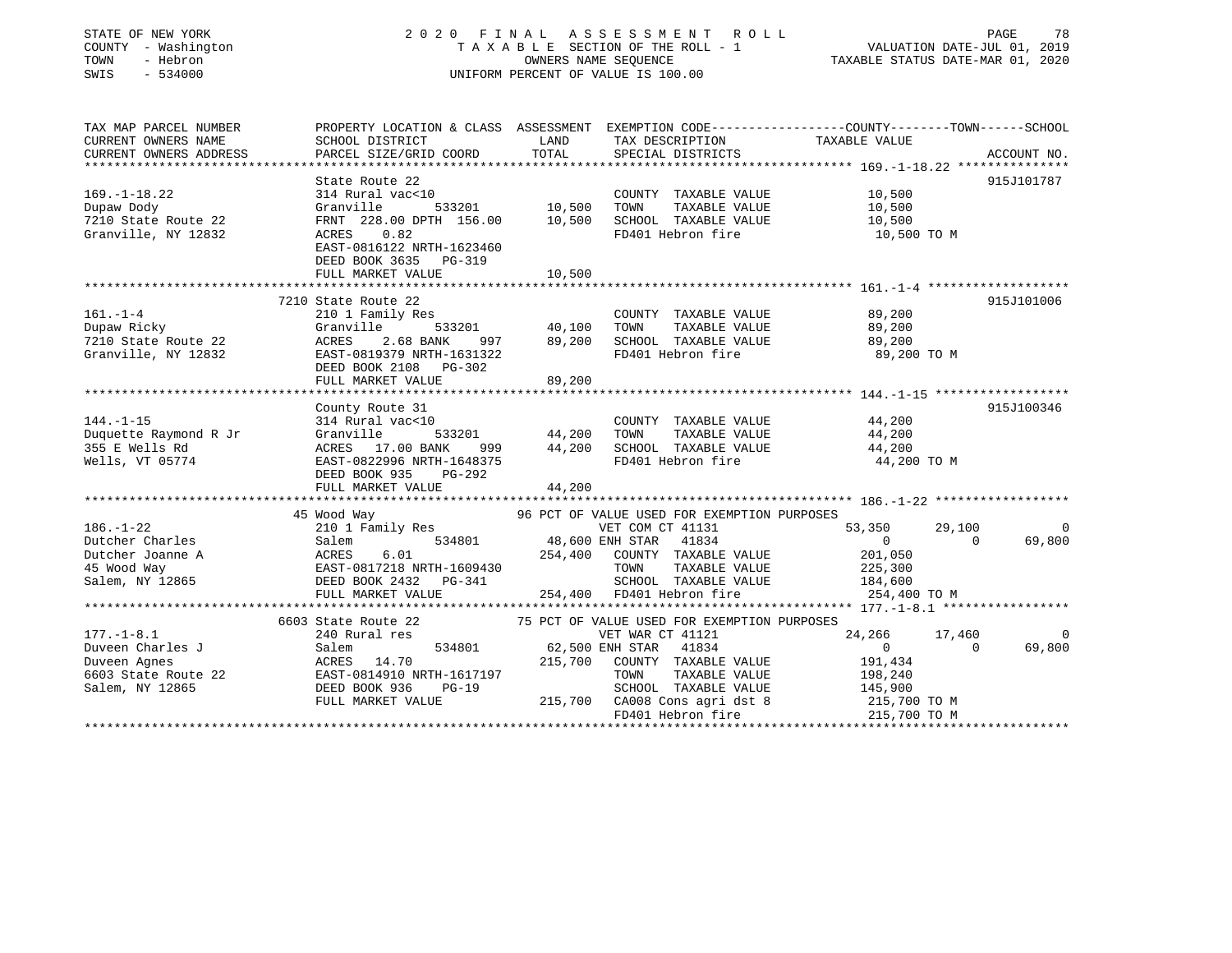STATE OF NEW YORK 2020 FINAL ASSESSMENT ROLL
COUNTY - Washington TAXABLE SECTION OF THE ROLL - 1 VALUATION DATE-JUL 01, 2019
TOWN - Hebron OWNERS NAME SEQUENCE TAXABLE STATUS DATE-MAR 01, 2020
SWIS - 534000 UNIFORM PERCENT OF VALUE IS 100.00

```
TAX MAP PARCEL NUMBER          PROPERTY LOCATION & CLASS  ASSESSMENT  EXEMPTION CODE-----------------COUNTY--------TOWN------SCHOOL
CURRENT OWNERS NAME            SCHOOL DISTRICT            LAND        TAX DESCRIPTION            TAXABLE VALUE
CURRENT OWNERS ADDRESS         PARCEL SIZE/GRID COORD     TOTAL       SPECIAL DISTRICTS                                     ACCOUNT NO.
****************************************************************************************************** 169.-1-18.22 ***************
                               State Route 22                                                                              915J101787
169.-1-18.22                   314 Rural vac<10                        COUNTY  TAXABLE VALUE          10,500
Dupaw Dody                     Granville       533201       10,500     TOWN    TAXABLE VALUE          10,500
7210 State Route 22            FRNT 228.00 DPTH 156.00      10,500     SCHOOL  TAXABLE VALUE          10,500
Granville, NY 12832            ACRES    0.82                           FD401 Hebron fire               10,500 TO M
                               EAST-0816122 NRTH-1623460
                               DEED BOOK 3635   PG-319
                               FULL MARKET VALUE            10,500
****************************************************************************************************** 161.-1-4 *******************
                               7210 State Route 22                                                                         915J101006
161.-1-4                       210 1 Family Res                        COUNTY  TAXABLE VALUE          89,200
Dupaw Ricky                    Granville       533201       40,100     TOWN    TAXABLE VALUE          89,200
7210 State Route 22            ACRES    2.68 BANK    997    89,200     SCHOOL  TAXABLE VALUE          89,200
Granville, NY 12832            EAST-0819379 NRTH-1631322               FD401 Hebron fire               89,200 TO M
                               DEED BOOK 2108   PG-302
                               FULL MARKET VALUE            89,200
****************************************************************************************************** 144.-1-15 ******************
                               County Route 31                                                                             915J100346
144.-1-15                      314 Rural vac<10                        COUNTY  TAXABLE VALUE          44,200
Duquette Raymond R Jr          Granville       533201       44,200     TOWN    TAXABLE VALUE          44,200
355 E Wells Rd                 ACRES   17.00 BANK    999    44,200     SCHOOL  TAXABLE VALUE          44,200
Wells, VT 05774                EAST-0822996 NRTH-1648375               FD401 Hebron fire               44,200 TO M
                               DEED BOOK 935    PG-292
                               FULL MARKET VALUE            44,200
****************************************************************************************************** 186.-1-22 ******************
                               45 Wood Way                     96 PCT OF VALUE USED FOR EXEMPTION PURPOSES
186.-1-22                      210 1 Family Res                    VET COM CT 41131            53,350      29,100           0
Dutcher Charles                Salem           534801       48,600 ENH STAR  41834                  0           0      69,800
Dutcher Joanne A               ACRES    6.01               254,400     COUNTY  TAXABLE VALUE         201,050
45 Wood Way                    EAST-0817218 NRTH-1609430               TOWN    TAXABLE VALUE         225,300
Salem, NY 12865                DEED BOOK 2432   PG-341                 SCHOOL  TAXABLE VALUE         184,600
                               FULL MARKET VALUE           254,400     FD401 Hebron fire              254,400 TO M
****************************************************************************************************** 177.-1-8.1 *****************
                               6603 State Route 22             75 PCT OF VALUE USED FOR EXEMPTION PURPOSES
177.-1-8.1                     240 Rural res                       VET WAR CT 41121            24,266      17,460           0
Duveen Charles J               Salem           534801       62,500 ENH STAR  41834                  0           0      69,800
Duveen Agnes                   ACRES   14.70               215,700     COUNTY  TAXABLE VALUE         191,434
6603 State Route 22            EAST-0814910 NRTH-1617197               TOWN    TAXABLE VALUE         198,240
Salem, NY 12865                DEED BOOK 936    PG-19                  SCHOOL  TAXABLE VALUE         145,900
                               FULL MARKET VALUE           215,700     CA008 Cons agri dst 8          215,700 TO M
                                                                       FD401 Hebron fire              215,700 TO M
************************************************************************************************************************************
```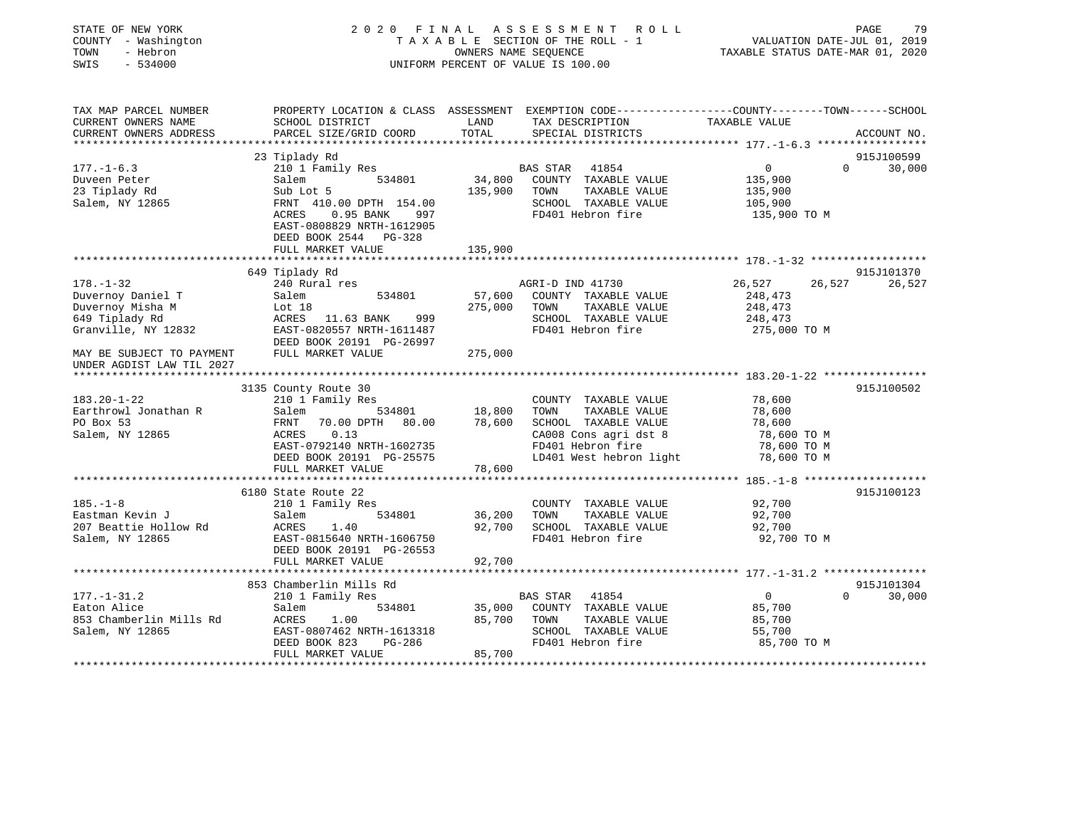STATE OF NEW YORK
COUNTY - Washington
TOWN - Hebron
SWIS - 534000

2020 FINAL ASSESSMENT ROLL
TAXABLE SECTION OF THE ROLL - 1
OWNERS NAME SEQUENCE
UNIFORM PERCENT OF VALUE IS 100.00

VALUATION DATE-JUL 01, 2019
TAXABLE STATUS DATE-MAR 01, 2020

| TAX MAP PARCEL NUMBER / CURRENT OWNERS NAME / CURRENT OWNERS ADDRESS | PROPERTY LOCATION & CLASS / SCHOOL DISTRICT / PARCEL SIZE/GRID COORD | ASSESSMENT LAND | TOTAL | EXEMPTION CODE / TAX DESCRIPTION / SPECIAL DISTRICTS | COUNTY TAXABLE VALUE | TOWN | SCHOOL | ACCOUNT NO. |
|---|---|---|---|---|---|---|---|---|
| **177.-1-6.3** | 23 Tiplady Rd | | | | | | | 915J100599 |
| 177.-1-6.3 | 210 1 Family Res | | | BAS STAR 41854 | 0 | 0 | 30,000 | |
| Duveen Peter | Salem 534801 | 34,800 | | COUNTY TAXABLE VALUE | 135,900 | | | |
| 23 Tiplady Rd | Sub Lot 5 | | 135,900 | TOWN TAXABLE VALUE | 135,900 | | | |
| Salem, NY 12865 | FRNT 410.00 DPTH 154.00 | | | SCHOOL TAXABLE VALUE | 105,900 | | | |
| | ACRES 0.95 BANK 997 | | | FD401 Hebron fire | 135,900 TO M | | | |
| | EAST-0808829 NRTH-1612905 | | | | | | | |
| | DEED BOOK 2544 PG-328 | | | | | | | |
| | FULL MARKET VALUE | | 135,900 | | | | | |
| **178.-1-32** | 649 Tiplady Rd | | | | | | | 915J101370 |
| 178.-1-32 | 240 Rural res | | | AGRI-D IND 41730 | 26,527 | 26,527 | 26,527 | |
| Duvernoy Daniel T | Salem 534801 | 57,600 | | COUNTY TAXABLE VALUE | 248,473 | | | |
| Duvernoy Misha M | Lot 18 | | 275,000 | TOWN TAXABLE VALUE | 248,473 | | | |
| 649 Tiplady Rd | ACRES 11.63 BANK 999 | | | SCHOOL TAXABLE VALUE | 248,473 | | | |
| Granville, NY 12832 | EAST-0820557 NRTH-1611487 | | | FD401 Hebron fire | 275,000 TO M | | | |
| | DEED BOOK 20191 PG-26997 | | | | | | | |
| MAY BE SUBJECT TO PAYMENT UNDER AGDIST LAW TIL 2027 | FULL MARKET VALUE | | 275,000 | | | | | |
| **183.20-1-22** | 3135 County Route 30 | | | | | | | 915J100502 |
| 183.20-1-22 | 210 1 Family Res | | | COUNTY TAXABLE VALUE | 78,600 | | | |
| Earthrowl Jonathan R | Salem 534801 | 18,800 | | TOWN TAXABLE VALUE | 78,600 | | | |
| PO Box 53 | FRNT 70.00 DPTH 80.00 | | 78,600 | SCHOOL TAXABLE VALUE | 78,600 | | | |
| Salem, NY 12865 | ACRES 0.13 | | | CA008 Cons agri dst 8 | 78,600 TO M | | | |
| | EAST-0792140 NRTH-1602735 | | | FD401 Hebron fire | 78,600 TO M | | | |
| | DEED BOOK 20191 PG-25575 | | | LD401 West hebron light | 78,600 TO M | | | |
| | FULL MARKET VALUE | | 78,600 | | | | | |
| **185.-1-8** | 6180 State Route 22 | | | | | | | 915J100123 |
| 185.-1-8 | 210 1 Family Res | | | COUNTY TAXABLE VALUE | 92,700 | | | |
| Eastman Kevin J | Salem 534801 | 36,200 | | TOWN TAXABLE VALUE | 92,700 | | | |
| 207 Beattie Hollow Rd | ACRES 1.40 | | 92,700 | SCHOOL TAXABLE VALUE | 92,700 | | | |
| Salem, NY 12865 | EAST-0815640 NRTH-1606750 | | | FD401 Hebron fire | 92,700 TO M | | | |
| | DEED BOOK 20191 PG-26553 | | | | | | | |
| | FULL MARKET VALUE | | 92,700 | | | | | |
| **177.-1-31.2** | 853 Chamberlin Mills Rd | | | | | | | 915J101304 |
| 177.-1-31.2 | 210 1 Family Res | | | BAS STAR 41854 | 0 | 0 | 30,000 | |
| Eaton Alice | Salem 534801 | 35,000 | | COUNTY TAXABLE VALUE | 85,700 | | | |
| 853 Chamberlin Mills Rd | ACRES 1.00 | | 85,700 | TOWN TAXABLE VALUE | 85,700 | | | |
| Salem, NY 12865 | EAST-0807462 NRTH-1613318 | | | SCHOOL TAXABLE VALUE | 55,700 | | | |
| | DEED BOOK 823 PG-286 | | | FD401 Hebron fire | 85,700 TO M | | | |
| | FULL MARKET VALUE | | 85,700 | | | | | |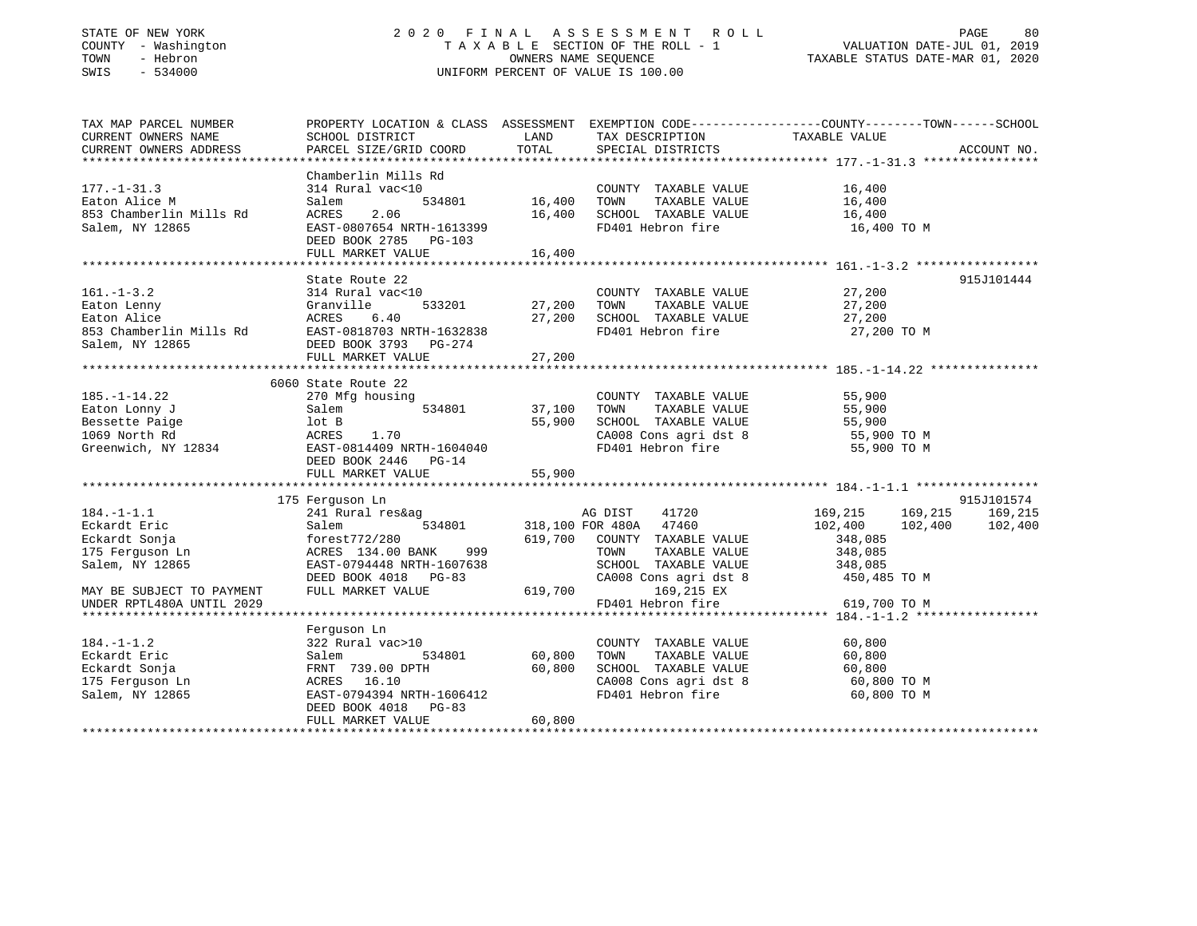STATE OF NEW YORK — 2020 FINAL ASSESSMENT ROLL
COUNTY - Washington — TAXABLE SECTION OF THE ROLL - 1 — VALUATION DATE-JUL 01, 2019
TOWN - Hebron — OWNERS NAME SEQUENCE — TAXABLE STATUS DATE-MAR 01, 2020
SWIS - 534000 — UNIFORM PERCENT OF VALUE IS 100.00

| TAX MAP PARCEL NUMBER / CURRENT OWNERS NAME / CURRENT OWNERS ADDRESS | PROPERTY LOCATION & CLASS / SCHOOL DISTRICT / PARCEL SIZE/GRID COORD | ASSESSMENT LAND / TOTAL | EXEMPTION CODE / TAX DESCRIPTION / SPECIAL DISTRICTS | COUNTY TAXABLE VALUE | TOWN | SCHOOL | ACCOUNT NO. |
|---|---|---|---|---|---|---|---|
| **177.-1-31.3** | Chamberlin Mills Rd | | | | | | |
| 177.-1-31.3 | 314 Rural vac<10 | | COUNTY TAXABLE VALUE | 16,400 | | | |
| Eaton Alice M | Salem 534801 | 16,400 | TOWN TAXABLE VALUE | 16,400 | | | |
| 853 Chamberlin Mills Rd | ACRES 2.06 | 16,400 | SCHOOL TAXABLE VALUE | 16,400 | | | |
| Salem, NY 12865 | EAST-0807654 NRTH-1613399 | | FD401 Hebron fire | 16,400 TO M | | | |
| | DEED BOOK 2785 PG-103 | | | | | | |
| | FULL MARKET VALUE | 16,400 | | | | | |
| **161.-1-3.2** | State Route 22 | | | | | | 915J101444 |
| 161.-1-3.2 | 314 Rural vac<10 | | COUNTY TAXABLE VALUE | 27,200 | | | |
| Eaton Lenny | Granville 533201 | 27,200 | TOWN TAXABLE VALUE | 27,200 | | | |
| Eaton Alice | ACRES 6.40 | 27,200 | SCHOOL TAXABLE VALUE | 27,200 | | | |
| 853 Chamberlin Mills Rd | EAST-0818703 NRTH-1632838 | | FD401 Hebron fire | 27,200 TO M | | | |
| Salem, NY 12865 | DEED BOOK 3793 PG-274 | | | | | | |
| | FULL MARKET VALUE | 27,200 | | | | | |
| **185.-1-14.22** | 6060 State Route 22 | | | | | | |
| 185.-1-14.22 | 270 Mfg housing | | COUNTY TAXABLE VALUE | 55,900 | | | |
| Eaton Lonny J | Salem 534801 | 37,100 | TOWN TAXABLE VALUE | 55,900 | | | |
| Bessette Paige | lot B | 55,900 | SCHOOL TAXABLE VALUE | 55,900 | | | |
| 1069 North Rd | ACRES 1.70 | | CA008 Cons agri dst 8 | 55,900 TO M | | | |
| Greenwich, NY 12834 | EAST-0814409 NRTH-1604040 | | FD401 Hebron fire | 55,900 TO M | | | |
| | DEED BOOK 2446 PG-14 | | | | | | |
| | FULL MARKET VALUE | 55,900 | | | | | |
| **184.-1-1.1** | 175 Ferguson Ln | | | | | | 915J101574 |
| 184.-1-1.1 | 241 Rural res&ag | | AG DIST 41720 | 169,215 | 169,215 | 169,215 | |
| Eckardt Eric | Salem 534801 | 318,100 | FOR 480A 47460 | 102,400 | 102,400 | 102,400 | |
| Eckardt Sonja | forest772/280 | 619,700 | COUNTY TAXABLE VALUE | 348,085 | | | |
| 175 Ferguson Ln | ACRES 134.00 BANK 999 | | TOWN TAXABLE VALUE | 348,085 | | | |
| Salem, NY 12865 | EAST-0794448 NRTH-1607638 | | SCHOOL TAXABLE VALUE | 348,085 | | | |
| | DEED BOOK 4018 PG-83 | | CA008 Cons agri dst 8 | 450,485 TO M | | | |
| MAY BE SUBJECT TO PAYMENT | FULL MARKET VALUE | 619,700 | 169,215 EX | | | | |
| UNDER RPTL480A UNTIL 2029 | | | FD401 Hebron fire | 619,700 TO M | | | |
| **184.-1-1.2** | Ferguson Ln | | | | | | |
| 184.-1-1.2 | 322 Rural vac>10 | | COUNTY TAXABLE VALUE | 60,800 | | | |
| Eckardt Eric | Salem 534801 | 60,800 | TOWN TAXABLE VALUE | 60,800 | | | |
| Eckardt Sonja | FRNT 739.00 DPTH | 60,800 | SCHOOL TAXABLE VALUE | 60,800 | | | |
| 175 Ferguson Ln | ACRES 16.10 | | CA008 Cons agri dst 8 | 60,800 TO M | | | |
| Salem, NY 12865 | EAST-0794394 NRTH-1606412 | | FD401 Hebron fire | 60,800 TO M | | | |
| | DEED BOOK 4018 PG-83 | | | | | | |
| | FULL MARKET VALUE | 60,800 | | | | | |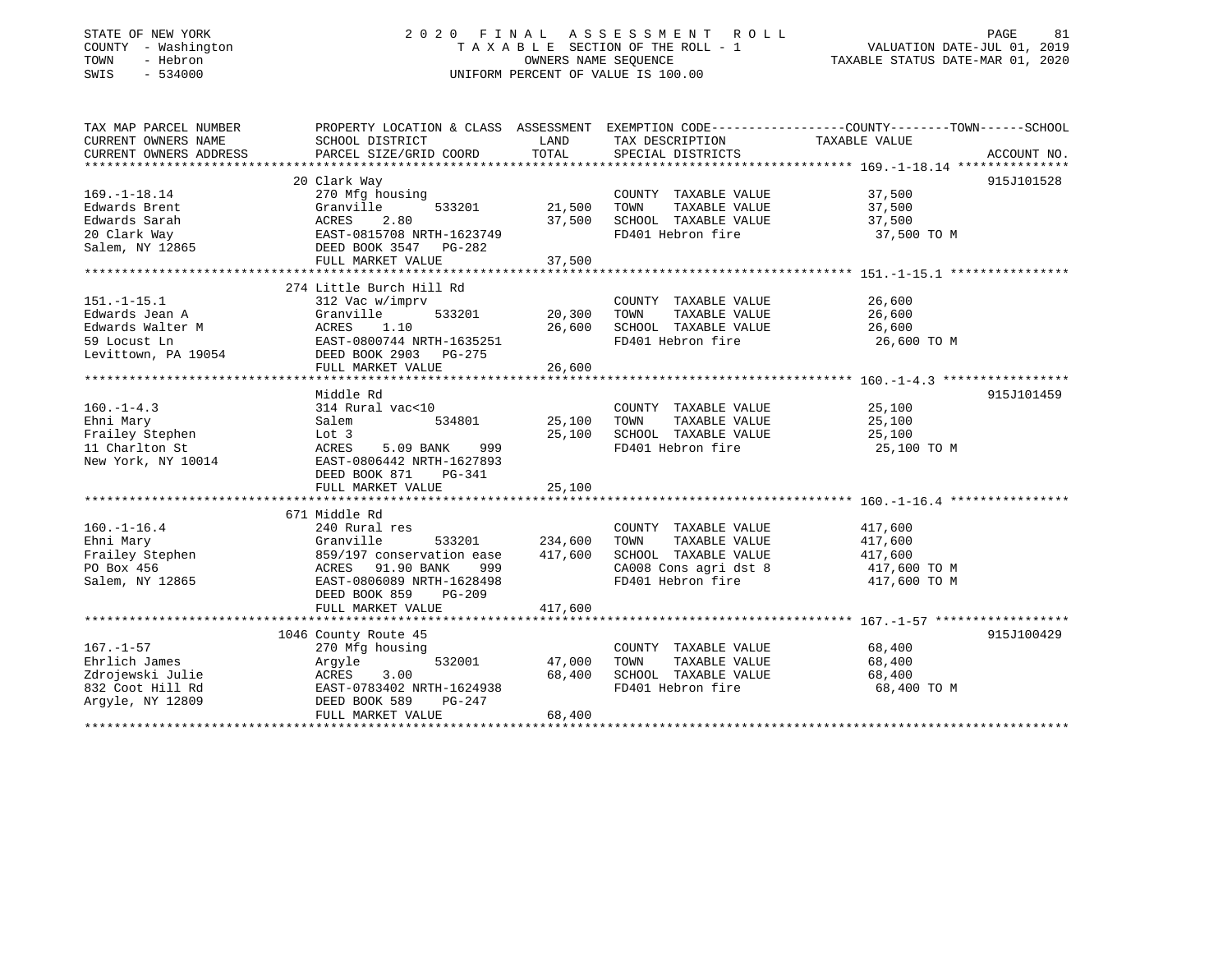STATE OF NEW YORK
COUNTY - Washington
TOWN - Hebron
SWIS - 534000

# 2020 FINAL ASSESSMENT ROLL

TAXABLE SECTION OF THE ROLL - 1
OWNERS NAME SEQUENCE
UNIFORM PERCENT OF VALUE IS 100.00

VALUATION DATE-JUL 01, 2019
TAXABLE STATUS DATE-MAR 01, 2020

| TAX MAP PARCEL NUMBER / CURRENT OWNERS NAME / CURRENT OWNERS ADDRESS | PROPERTY LOCATION & CLASS / SCHOOL DISTRICT / PARCEL SIZE/GRID COORD | ASSESSMENT LAND | TOTAL | EXEMPTION CODE / TAX DESCRIPTION / SPECIAL DISTRICTS | COUNTY--------TOWN------SCHOOL TAXABLE VALUE | ACCOUNT NO. |
|---|---|---|---|---|---|---|
| 169.-1-18.14 | 20 Clark Way | | | | | 915J101528 |
| 169.-1-18.14 | 270 Mfg housing | | | COUNTY TAXABLE VALUE | 37,500 | |
| Edwards Brent | Granville 533201 | 21,500 | | TOWN TAXABLE VALUE | 37,500 | |
| Edwards Sarah | ACRES 2.80 | | 37,500 | SCHOOL TAXABLE VALUE | 37,500 | |
| 20 Clark Way | EAST-0815708 NRTH-1623749 | | | FD401 Hebron fire | 37,500 TO M | |
| Salem, NY 12865 | DEED BOOK 3547 PG-282 | | | | | |
| | FULL MARKET VALUE | | 37,500 | | | |
| 151.-1-15.1 | 274 Little Burch Hill Rd | | | | | |
| 151.-1-15.1 | 312 Vac w/imprv | | | COUNTY TAXABLE VALUE | 26,600 | |
| Edwards Jean A | Granville 533201 | 20,300 | | TOWN TAXABLE VALUE | 26,600 | |
| Edwards Walter M | ACRES 1.10 | | 26,600 | SCHOOL TAXABLE VALUE | 26,600 | |
| 59 Locust Ln | EAST-0800744 NRTH-1635251 | | | FD401 Hebron fire | 26,600 TO M | |
| Levittown, PA 19054 | DEED BOOK 2903 PG-275 | | | | | |
| | FULL MARKET VALUE | | 26,600 | | | |
| 160.-1-4.3 | Middle Rd | | | | | 915J101459 |
| 160.-1-4.3 | 314 Rural vac<10 | | | COUNTY TAXABLE VALUE | 25,100 | |
| Ehni Mary | Salem 534801 | 25,100 | | TOWN TAXABLE VALUE | 25,100 | |
| Frailey Stephen | Lot 3 | | 25,100 | SCHOOL TAXABLE VALUE | 25,100 | |
| 11 Charlton St | ACRES 5.09 BANK 999 | | | FD401 Hebron fire | 25,100 TO M | |
| New York, NY 10014 | EAST-0806442 NRTH-1627893 | | | | | |
| | DEED BOOK 871 PG-341 | | | | | |
| | FULL MARKET VALUE | | 25,100 | | | |
| 160.-1-16.4 | 671 Middle Rd | | | | | |
| 160.-1-16.4 | 240 Rural res | | | COUNTY TAXABLE VALUE | 417,600 | |
| Ehni Mary | Granville 533201 | 234,600 | | TOWN TAXABLE VALUE | 417,600 | |
| Frailey Stephen | 859/197 conservation ease | | 417,600 | SCHOOL TAXABLE VALUE | 417,600 | |
| PO Box 456 | ACRES 91.90 BANK 999 | | | CA008 Cons agri dst 8 | 417,600 TO M | |
| Salem, NY 12865 | EAST-0806089 NRTH-1628498 | | | FD401 Hebron fire | 417,600 TO M | |
| | DEED BOOK 859 PG-209 | | | | | |
| | FULL MARKET VALUE | | 417,600 | | | |
| 167.-1-57 | 1046 County Route 45 | | | | | 915J100429 |
| 167.-1-57 | 270 Mfg housing | | | COUNTY TAXABLE VALUE | 68,400 | |
| Ehrlich James | Argyle 532001 | 47,000 | | TOWN TAXABLE VALUE | 68,400 | |
| Zdrojewski Julie | ACRES 3.00 | | 68,400 | SCHOOL TAXABLE VALUE | 68,400 | |
| 832 Coot Hill Rd | EAST-0783402 NRTH-1624938 | | | FD401 Hebron fire | 68,400 TO M | |
| Argyle, NY 12809 | DEED BOOK 589 PG-247 | | | | | |
| | FULL MARKET VALUE | | 68,400 | | | |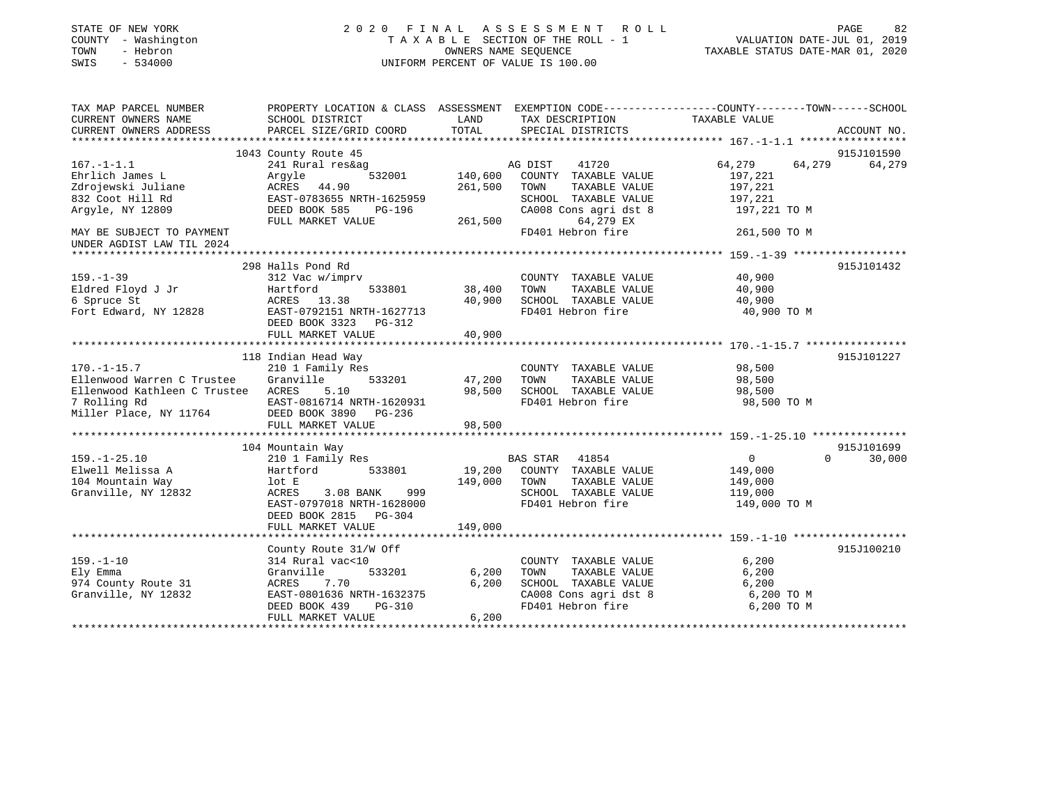STATE OF NEW YORK
COUNTY - Washington
TOWN - Hebron
SWIS - 534000

2020 FINAL ASSESSMENT ROLL
TAXABLE SECTION OF THE ROLL - 1
OWNERS NAME SEQUENCE
UNIFORM PERCENT OF VALUE IS 100.00

VALUATION DATE-JUL 01, 2019
TAXABLE STATUS DATE-MAR 01, 2020

| TAX MAP PARCEL NUMBER / CURRENT OWNERS NAME / CURRENT OWNERS ADDRESS | PROPERTY LOCATION & CLASS / SCHOOL DISTRICT / PARCEL SIZE/GRID COORD | ASSESSMENT LAND | TOTAL | EXEMPTION CODE / TAX DESCRIPTION / SPECIAL DISTRICTS | COUNTY TAXABLE VALUE | TOWN | SCHOOL | ACCOUNT NO. |
|---|---|---|---|---|---|---|---|---|
| 167.-1-1.1 | 1043 County Route 45 | | | | | | | 915J101590 |
| 167.-1-1.1 | 241 Rural res&ag | | | AG DIST 41720 | 64,279 | 64,279 | 64,279 | |
| Ehrlich James L | Argyle 532001 | 140,600 | | COUNTY TAXABLE VALUE | 197,221 | | | |
| Zdrojewski Juliane | ACRES 44.90 | | 261,500 | TOWN TAXABLE VALUE | 197,221 | | | |
| 832 Coot Hill Rd | EAST-0783655 NRTH-1625959 | | | SCHOOL TAXABLE VALUE | 197,221 | | | |
| Argyle, NY 12809 | DEED BOOK 585 PG-196 | | | CA008 Cons agri dst 8 | 197,221 TO M | | | |
| | FULL MARKET VALUE | | 261,500 | 64,279 EX | | | | |
| MAY BE SUBJECT TO PAYMENT UNDER AGDIST LAW TIL 2024 | | | | FD401 Hebron fire | 261,500 TO M | | | |
| 159.-1-39 | 298 Halls Pond Rd | | | | | | | 915J101432 |
| 159.-1-39 | 312 Vac w/imprv | | | COUNTY TAXABLE VALUE | 40,900 | | | |
| Eldred Floyd J Jr | Hartford 533801 | 38,400 | | TOWN TAXABLE VALUE | 40,900 | | | |
| 6 Spruce St | ACRES 13.38 | | 40,900 | SCHOOL TAXABLE VALUE | 40,900 | | | |
| Fort Edward, NY 12828 | EAST-0792151 NRTH-1627713 | | | FD401 Hebron fire | 40,900 TO M | | | |
| | DEED BOOK 3323 PG-312 | | | | | | | |
| | FULL MARKET VALUE | | 40,900 | | | | | |
| 170.-1-15.7 | 118 Indian Head Way | | | | | | | 915J101227 |
| 170.-1-15.7 | 210 1 Family Res | | | COUNTY TAXABLE VALUE | 98,500 | | | |
| Ellenwood Warren C Trustee | Granville 533201 | 47,200 | | TOWN TAXABLE VALUE | 98,500 | | | |
| Ellenwood Kathleen C Trustee | ACRES 5.10 | | 98,500 | SCHOOL TAXABLE VALUE | 98,500 | | | |
| 7 Rolling Rd | EAST-0816714 NRTH-1620931 | | | FD401 Hebron fire | 98,500 TO M | | | |
| Miller Place, NY 11764 | DEED BOOK 3890 PG-236 | | | | | | | |
| | FULL MARKET VALUE | | 98,500 | | | | | |
| 159.-1-25.10 | 104 Mountain Way | | | | | | | 915J101699 |
| 159.-1-25.10 | 210 1 Family Res | | | BAS STAR 41854 | 0 | 0 | 30,000 | |
| Elwell Melissa A | Hartford 533801 | 19,200 | | COUNTY TAXABLE VALUE | 149,000 | | | |
| 104 Mountain Way | lot E | | 149,000 | TOWN TAXABLE VALUE | 149,000 | | | |
| Granville, NY 12832 | ACRES 3.08 BANK 999 | | | SCHOOL TAXABLE VALUE | 119,000 | | | |
| | EAST-0797018 NRTH-1628000 | | | FD401 Hebron fire | 149,000 TO M | | | |
| | DEED BOOK 2815 PG-304 | | | | | | | |
| | FULL MARKET VALUE | | 149,000 | | | | | |
| 159.-1-10 | County Route 31/W Off | | | | | | | 915J100210 |
| 159.-1-10 | 314 Rural vac<10 | | | COUNTY TAXABLE VALUE | 6,200 | | | |
| Ely Emma | Granville 533201 | 6,200 | | TOWN TAXABLE VALUE | 6,200 | | | |
| 974 County Route 31 | ACRES 7.70 | | 6,200 | SCHOOL TAXABLE VALUE | 6,200 | | | |
| Granville, NY 12832 | EAST-0801636 NRTH-1632375 | | | CA008 Cons agri dst 8 | 6,200 TO M | | | |
| | DEED BOOK 439 PG-310 | | | FD401 Hebron fire | 6,200 TO M | | | |
| | FULL MARKET VALUE | | 6,200 | | | | | |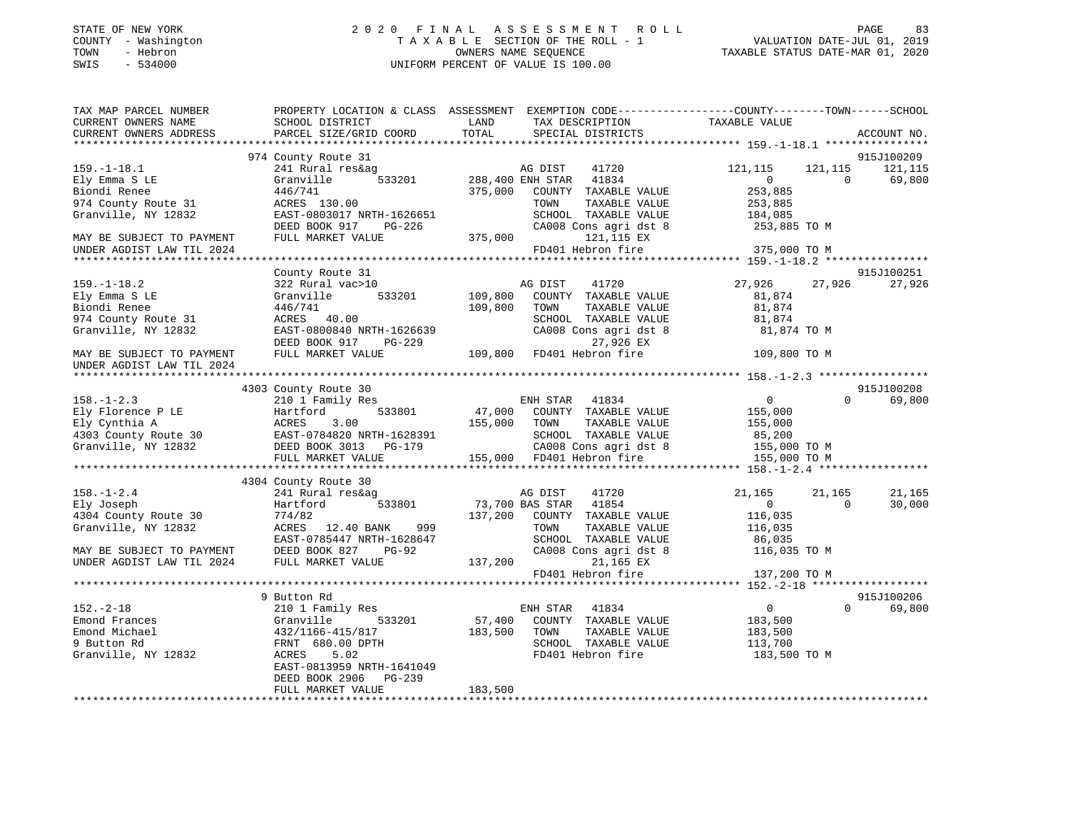STATE OF NEW YORK
COUNTY - Washington
TOWN - Hebron
SWIS - 534000

2020 FINAL ASSESSMENT ROLL
TAXABLE SECTION OF THE ROLL - 1
OWNERS NAME SEQUENCE
UNIFORM PERCENT OF VALUE IS 100.00

VALUATION DATE-JUL 01, 2019
TAXABLE STATUS DATE-MAR 01, 2020

```
TAX MAP PARCEL NUMBER          PROPERTY LOCATION & CLASS  ASSESSMENT  EXEMPTION CODE------------------COUNTY--------TOWN------SCHOOL
CURRENT OWNERS NAME            SCHOOL DISTRICT              LAND        TAX DESCRIPTION             TAXABLE VALUE
CURRENT OWNERS ADDRESS         PARCEL SIZE/GRID COORD       TOTAL       SPECIAL DISTRICTS                                    ACCOUNT NO.
******************************************************************************************************* 159.-1-18.1 ****************
                               974 County Route 31                                                                          915J100209
159.-1-18.1                    241 Rural res&ag                         AG DIST     41720          121,115     121,115     121,115
Ely Emma S LE                  Granville       533201     288,400 ENH STAR   41834                       0           0      69,800
Biondi Renee                   446/741                    375,000   COUNTY  TAXABLE VALUE          253,885
974 County Route 31            ACRES 130.00                         TOWN    TAXABLE VALUE          253,885
Granville, NY 12832            EAST-0803017 NRTH-1626651            SCHOOL  TAXABLE VALUE          184,085
                               DEED BOOK 917    PG-226              CA008 Cons agri dst 8          253,885 TO M
MAY BE SUBJECT TO PAYMENT      FULL MARKET VALUE          375,000         121,115 EX
UNDER AGDIST LAW TIL 2024                                           FD401 Hebron fire              375,000 TO M
******************************************************************************************************* 159.-1-18.2 ****************
                               County Route 31                                                                              915J100251
159.-1-18.2                    322 Rural vac>10                         AG DIST     41720           27,926      27,926      27,926
Ely Emma S LE                  Granville       533201     109,800   COUNTY  TAXABLE VALUE           81,874
Biondi Renee                   446/741                    109,800   TOWN    TAXABLE VALUE           81,874
974 County Route 31            ACRES  40.00                         SCHOOL  TAXABLE VALUE           81,874
Granville, NY 12832            EAST-0800840 NRTH-1626639            CA008 Cons agri dst 8           81,874 TO M
                               DEED BOOK 917    PG-229                     27,926 EX
MAY BE SUBJECT TO PAYMENT      FULL MARKET VALUE          109,800   FD401 Hebron fire              109,800 TO M
UNDER AGDIST LAW TIL 2024
******************************************************************************************************* 158.-1-2.3 *****************
                               4303 County Route 30                                                                         915J100208
158.-1-2.3                     210 1 Family Res                         ENH STAR    41834                0           0      69,800
Ely Florence P LE              Hartford        533801      47,000   COUNTY  TAXABLE VALUE          155,000
Ely Cynthia A                  ACRES    3.00              155,000   TOWN    TAXABLE VALUE          155,000
4303 County Route 30           EAST-0784820 NRTH-1628391            SCHOOL  TAXABLE VALUE           85,200
Granville, NY 12832            DEED BOOK 3013   PG-179              CA008 Cons agri dst 8          155,000 TO M
                               FULL MARKET VALUE          155,000   FD401 Hebron fire              155,000 TO M
******************************************************************************************************* 158.-1-2.4 *****************
                               4304 County Route 30
158.-1-2.4                     241 Rural res&ag                         AG DIST     41720           21,165      21,165      21,165
Ely Joseph                     Hartford        533801      73,700 BAS STAR   41854                       0           0      30,000
4304 County Route 30           774/82                     137,200   COUNTY  TAXABLE VALUE          116,035
Granville, NY 12832            ACRES  12.40 BANK    999             TOWN    TAXABLE VALUE          116,035
                               EAST-0785447 NRTH-1628647            SCHOOL  TAXABLE VALUE           86,035
MAY BE SUBJECT TO PAYMENT      DEED BOOK 827    PG-92               CA008 Cons agri dst 8          116,035 TO M
UNDER AGDIST LAW TIL 2024      FULL MARKET VALUE          137,200          21,165 EX
                                                                    FD401 Hebron fire              137,200 TO M
******************************************************************************************************* 152.-2-18 ******************
                               9 Button Rd                                                                                  915J100206
152.-2-18                      210 1 Family Res                         ENH STAR    41834                0           0      69,800
Emond Frances                  Granville       533201      57,400   COUNTY  TAXABLE VALUE          183,500
Emond Michael                  432/1166-415/817           183,500   TOWN    TAXABLE VALUE          183,500
9 Button Rd                    FRNT 680.00 DPTH                     SCHOOL  TAXABLE VALUE          113,700
Granville, NY 12832            ACRES    5.02                        FD401 Hebron fire              183,500 TO M
                               EAST-0813959 NRTH-1641049
                               DEED BOOK 2906   PG-239
                               FULL MARKET VALUE          183,500
************************************************************************************************************************************
```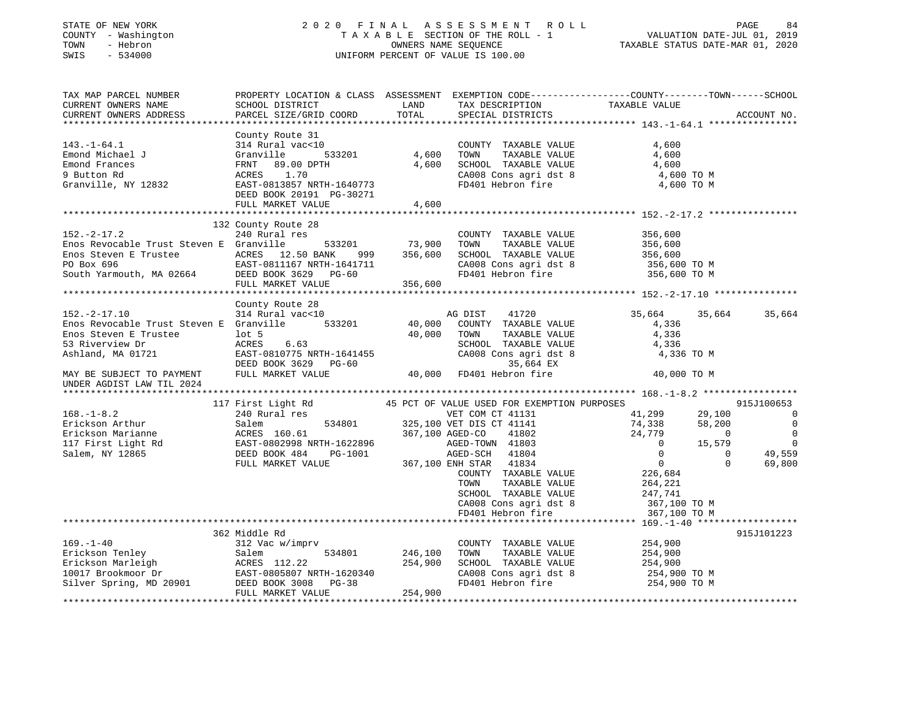STATE OF NEW YORK — 2020 FINAL ASSESSMENT ROLL
COUNTY - Washington — TAXABLE SECTION OF THE ROLL - 1 — VALUATION DATE-JUL 01, 2019
TOWN - Hebron — OWNERS NAME SEQUENCE — TAXABLE STATUS DATE-MAR 01, 2020
SWIS - 534000 — UNIFORM PERCENT OF VALUE IS 100.00

```
TAX MAP PARCEL NUMBER          PROPERTY LOCATION & CLASS  ASSESSMENT  EXEMPTION CODE-----------------COUNTY--------TOWN------SCHOOL
CURRENT OWNERS NAME            SCHOOL DISTRICT               LAND      TAX DESCRIPTION              TAXABLE VALUE
CURRENT OWNERS ADDRESS         PARCEL SIZE/GRID COORD        TOTAL     SPECIAL DISTRICTS                                      ACCOUNT NO.
******************************************************************************************************* 143.-1-64.1 ****************
                               County Route 31
143.-1-64.1                    314 Rural vac<10                        COUNTY  TAXABLE VALUE             4,600
Emond Michael J                Granville       533201        4,600     TOWN    TAXABLE VALUE             4,600
Emond Frances                  FRNT   89.00 DPTH             4,600     SCHOOL  TAXABLE VALUE             4,600
9 Button Rd                    ACRES    1.70                           CA008 Cons agri dst 8              4,600 TO M
Granville, NY 12832            EAST-0813857 NRTH-1640773               FD401 Hebron fire                  4,600 TO M
                               DEED BOOK 20191  PG-30271
                               FULL MARKET VALUE             4,600
******************************************************************************************************* 152.-2-17.2 ****************
                               132 County Route 28
152.-2-17.2                    240 Rural res                           COUNTY  TAXABLE VALUE           356,600
Enos Revocable Trust Steven E  Granville       533201       73,900     TOWN    TAXABLE VALUE           356,600
Enos Steven E Trustee          ACRES   12.50 BANK     999  356,600     SCHOOL  TAXABLE VALUE           356,600
PO Box 696                     EAST-0811167 NRTH-1641711               CA008 Cons agri dst 8            356,600 TO M
South Yarmouth, MA 02664       DEED BOOK 3629   PG-60                  FD401 Hebron fire                356,600 TO M
                               FULL MARKET VALUE           356,600
******************************************************************************************************* 152.-2-17.10 ***************
                               County Route 28
152.-2-17.10                   314 Rural vac<10                        AG DIST     41720               35,664      35,664      35,664
Enos Revocable Trust Steven E  Granville       533201       40,000     COUNTY  TAXABLE VALUE             4,336
Enos Steven E Trustee          lot 5                        40,000     TOWN    TAXABLE VALUE             4,336
53 Riverview Dr                ACRES    6.63                           SCHOOL  TAXABLE VALUE             4,336
Ashland, MA 01721              EAST-0810775 NRTH-1641455               CA008 Cons agri dst 8              4,336 TO M
                               DEED BOOK 3629   PG-60                          35,664 EX
MAY BE SUBJECT TO PAYMENT      FULL MARKET VALUE            40,000     FD401 Hebron fire                 40,000 TO M
UNDER AGDIST LAW TIL 2024
******************************************************************************************************* 168.-1-8.2 *****************
                               117 First Light Rd           45 PCT OF VALUE USED FOR EXEMPTION PURPOSES                    915J100653
168.-1-8.2                     240 Rural res                           VET COM CT 41131                41,299      29,100           0
Erickson Arthur                Salem           534801      325,100     VET DIS CT 41141                74,338      58,200           0
Erickson Marianne              ACRES  160.61               367,100     AGED-CO     41802               24,779           0           0
117 First Light Rd             EAST-0802998 NRTH-1622896               AGED-TOWN   41803                    0      15,579           0
Salem, NY 12865                DEED BOOK 484    PG-1001                AGED-SCH    41804                    0           0      49,559
                               FULL MARKET VALUE           367,100     ENH STAR    41834                    0           0      69,800
                                                                       COUNTY  TAXABLE VALUE           226,684
                                                                       TOWN    TAXABLE VALUE           264,221
                                                                       SCHOOL  TAXABLE VALUE           247,741
                                                                       CA008 Cons agri dst 8            367,100 TO M
                                                                       FD401 Hebron fire                367,100 TO M
******************************************************************************************************* 169.-1-40 ******************
                               362 Middle Rd                                                                               915J101223
169.-1-40                      312 Vac w/imprv                         COUNTY  TAXABLE VALUE           254,900
Erickson Tenley                Salem           534801      246,100     TOWN    TAXABLE VALUE           254,900
Erickson Marleigh              ACRES  112.22               254,900     SCHOOL  TAXABLE VALUE           254,900
10017 Brookmoor Dr             EAST-0805807 NRTH-1620340               CA008 Cons agri dst 8            254,900 TO M
Silver Spring, MD 20901        DEED BOOK 3008   PG-38                  FD401 Hebron fire                254,900 TO M
                               FULL MARKET VALUE           254,900
************************************************************************************************************************************
```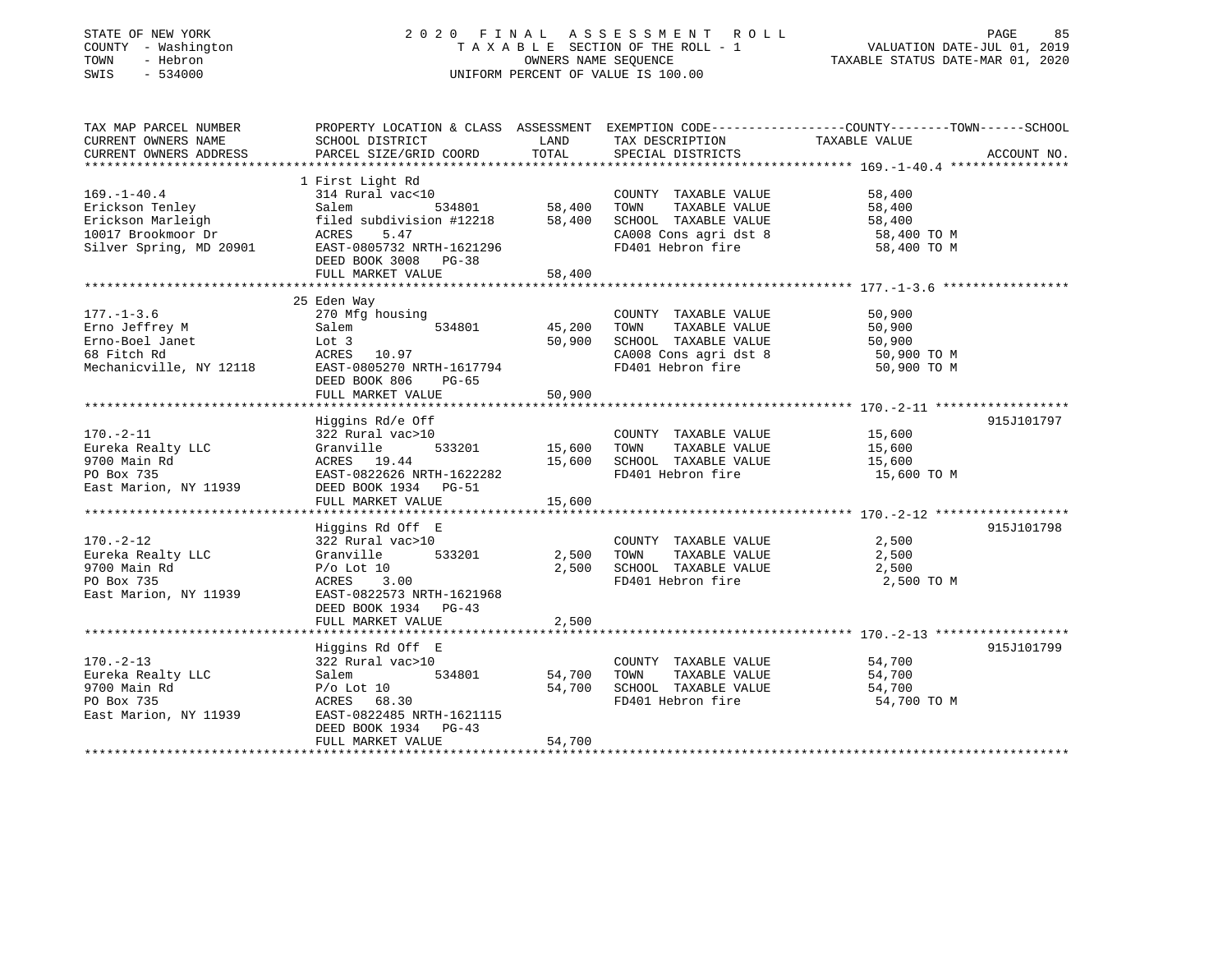STATE OF NEW YORK
COUNTY - Washington
TOWN - Hebron
SWIS - 534000

2020 FINAL ASSESSMENT ROLL
TAXABLE SECTION OF THE ROLL - 1
OWNERS NAME SEQUENCE
UNIFORM PERCENT OF VALUE IS 100.00

VALUATION DATE-JUL 01, 2019
TAXABLE STATUS DATE-MAR 01, 2020

| TAX MAP PARCEL NUMBER / CURRENT OWNERS NAME / CURRENT OWNERS ADDRESS | PROPERTY LOCATION & CLASS / SCHOOL DISTRICT / PARCEL SIZE/GRID COORD | ASSESSMENT LAND | TOTAL | EXEMPTION CODE / TAX DESCRIPTION / SPECIAL DISTRICTS | COUNTY--------TOWN------SCHOOL TAXABLE VALUE | ACCOUNT NO. |
|---|---|---|---|---|---|---|
| 169.-1-40.4 | 1 First Light Rd | | | | | |
| 169.-1-40.4 | 314 Rural vac<10 | | | COUNTY TAXABLE VALUE | 58,400 | |
| Erickson Tenley | Salem 534801 | 58,400 | | TOWN TAXABLE VALUE | 58,400 | |
| Erickson Marleigh | filed subdivision #12218 | | 58,400 | SCHOOL TAXABLE VALUE | 58,400 | |
| 10017 Brookmoor Dr | ACRES 5.47 | | | CA008 Cons agri dst 8 | 58,400 TO M | |
| Silver Spring, MD 20901 | EAST-0805732 NRTH-1621296 | | | FD401 Hebron fire | 58,400 TO M | |
| | DEED BOOK 3008 PG-38 | | | | | |
| | FULL MARKET VALUE | | 58,400 | | | |
| 177.-1-3.6 | 25 Eden Way | | | | | |
| 177.-1-3.6 | 270 Mfg housing | | | COUNTY TAXABLE VALUE | 50,900 | |
| Erno Jeffrey M | Salem 534801 | 45,200 | | TOWN TAXABLE VALUE | 50,900 | |
| Erno-Boel Janet | Lot 3 | | 50,900 | SCHOOL TAXABLE VALUE | 50,900 | |
| 68 Fitch Rd | ACRES 10.97 | | | CA008 Cons agri dst 8 | 50,900 TO M | |
| Mechanicville, NY 12118 | EAST-0805270 NRTH-1617794 | | | FD401 Hebron fire | 50,900 TO M | |
| | DEED BOOK 806 PG-65 | | | | | |
| | FULL MARKET VALUE | | 50,900 | | | |
| 170.-2-11 | Higgins Rd/e Off | | | | | 915J101797 |
| 170.-2-11 | 322 Rural vac>10 | | | COUNTY TAXABLE VALUE | 15,600 | |
| Eureka Realty LLC | Granville 533201 | 15,600 | | TOWN TAXABLE VALUE | 15,600 | |
| 9700 Main Rd | ACRES 19.44 | | 15,600 | SCHOOL TAXABLE VALUE | 15,600 | |
| PO Box 735 | EAST-0822626 NRTH-1622282 | | | FD401 Hebron fire | 15,600 TO M | |
| East Marion, NY 11939 | DEED BOOK 1934 PG-51 | | | | | |
| | FULL MARKET VALUE | | 15,600 | | | |
| 170.-2-12 | Higgins Rd Off E | | | | | 915J101798 |
| 170.-2-12 | 322 Rural vac>10 | | | COUNTY TAXABLE VALUE | 2,500 | |
| Eureka Realty LLC | Granville 533201 | 2,500 | | TOWN TAXABLE VALUE | 2,500 | |
| 9700 Main Rd | P/o Lot 10 | | 2,500 | SCHOOL TAXABLE VALUE | 2,500 | |
| PO Box 735 | ACRES 3.00 | | | FD401 Hebron fire | 2,500 TO M | |
| East Marion, NY 11939 | EAST-0822573 NRTH-1621968 | | | | | |
| | DEED BOOK 1934 PG-43 | | | | | |
| | FULL MARKET VALUE | | 2,500 | | | |
| 170.-2-13 | Higgins Rd Off E | | | | | 915J101799 |
| 170.-2-13 | 322 Rural vac>10 | | | COUNTY TAXABLE VALUE | 54,700 | |
| Eureka Realty LLC | Salem 534801 | 54,700 | | TOWN TAXABLE VALUE | 54,700 | |
| 9700 Main Rd | P/o Lot 10 | | 54,700 | SCHOOL TAXABLE VALUE | 54,700 | |
| PO Box 735 | ACRES 68.30 | | | FD401 Hebron fire | 54,700 TO M | |
| East Marion, NY 11939 | EAST-0822485 NRTH-1621115 | | | | | |
| | DEED BOOK 1934 PG-43 | | | | | |
| | FULL MARKET VALUE | | 54,700 | | | |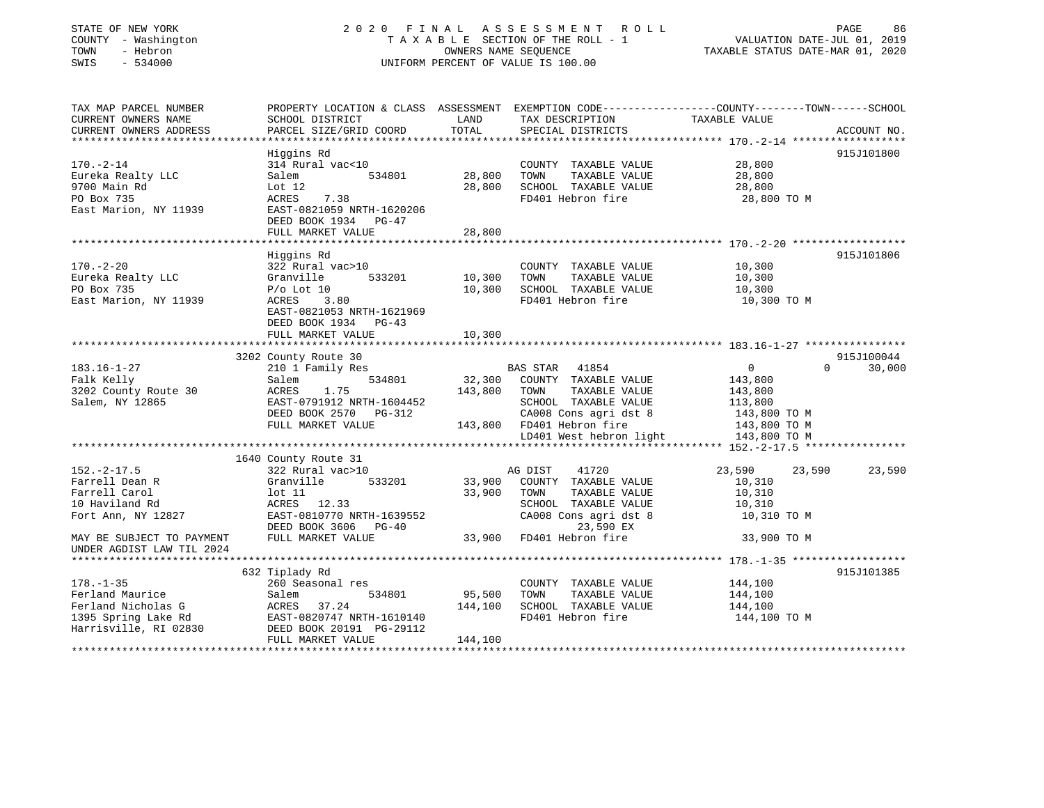STATE OF NEW YORK
COUNTY - Washington
TOWN - Hebron
SWIS - 534000

2020 FINAL ASSESSMENT ROLL
TAXABLE SECTION OF THE ROLL - 1
OWNERS NAME SEQUENCE
UNIFORM PERCENT OF VALUE IS 100.00

VALUATION DATE-JUL 01, 2019
TAXABLE STATUS DATE-MAR 01, 2020

```
TAX MAP PARCEL NUMBER          PROPERTY LOCATION & CLASS  ASSESSMENT  EXEMPTION CODE-----------------COUNTY--------TOWN------SCHOOL
CURRENT OWNERS NAME            SCHOOL DISTRICT               LAND      TAX DESCRIPTION                TAXABLE VALUE
CURRENT OWNERS ADDRESS         PARCEL SIZE/GRID COORD        TOTAL     SPECIAL DISTRICTS                                    ACCOUNT NO.
******************************************************************************************************* 170.-2-14 ******************
                               Higgins Rd                                                                                  915J101800
170.-2-14                      314 Rural vac<10                        COUNTY  TAXABLE VALUE            28,800
Eureka Realty LLC              Salem            534801       28,800    TOWN    TAXABLE VALUE            28,800
9700 Main Rd                   Lot 12                        28,800    SCHOOL  TAXABLE VALUE            28,800
PO Box 735                     ACRES    7.38                           FD401 Hebron fire                 28,800 TO M
East Marion, NY 11939          EAST-0821059 NRTH-1620206
                               DEED BOOK 1934   PG-47
                               FULL MARKET VALUE             28,800
******************************************************************************************************* 170.-2-20 ******************
                               Higgins Rd                                                                                  915J101806
170.-2-20                      322 Rural vac>10                        COUNTY  TAXABLE VALUE            10,300
Eureka Realty LLC              Granville        533201       10,300    TOWN    TAXABLE VALUE            10,300
PO Box 735                     P/o Lot 10                    10,300    SCHOOL  TAXABLE VALUE            10,300
East Marion, NY 11939          ACRES    3.80                           FD401 Hebron fire                 10,300 TO M
                               EAST-0821053 NRTH-1621969
                               DEED BOOK 1934   PG-43
                               FULL MARKET VALUE             10,300
******************************************************************************************************* 183.16-1-27 ****************
                               3202 County Route 30                                                                        915J100044
183.16-1-27                    210 1 Family Res                          BAS STAR   41854                0             0      30,000
Falk Kelly                     Salem            534801       32,300    COUNTY  TAXABLE VALUE           143,800
3202 County Route 30           ACRES    1.75                143,800    TOWN    TAXABLE VALUE           143,800
Salem, NY 12865                EAST-0791912 NRTH-1604452               SCHOOL  TAXABLE VALUE           113,800
                               DEED BOOK 2570   PG-312                 CA008 Cons agri dst 8            143,800 TO M
                               FULL MARKET VALUE            143,800    FD401 Hebron fire                143,800 TO M
                                                                       LD401 West hebron light          143,800 TO M
******************************************************************************************************* 152.-2-17.5 ****************
                               1640 County Route 31
152.-2-17.5                    322 Rural vac>10                          AG DIST    41720           23,590        23,590      23,590
Farrell Dean R                 Granville        533201       33,900    COUNTY  TAXABLE VALUE            10,310
Farrell Carol                  lot 11                        33,900    TOWN    TAXABLE VALUE            10,310
10 Haviland Rd                 ACRES   12.33                           SCHOOL  TAXABLE VALUE            10,310
Fort Ann, NY 12827             EAST-0810770 NRTH-1639552               CA008 Cons agri dst 8             10,310 TO M
                               DEED BOOK 3606   PG-40                       23,590 EX
MAY BE SUBJECT TO PAYMENT      FULL MARKET VALUE             33,900    FD401 Hebron fire                 33,900 TO M
UNDER AGDIST LAW TIL 2024
******************************************************************************************************* 178.-1-35 ******************
                               632 Tiplady Rd                                                                              915J101385
178.-1-35                      260 Seasonal res                        COUNTY  TAXABLE VALUE           144,100
Ferland Maurice                Salem            534801       95,500    TOWN    TAXABLE VALUE           144,100
Ferland Nicholas G             ACRES   37.24                144,100    SCHOOL  TAXABLE VALUE           144,100
1395 Spring Lake Rd            EAST-0820747 NRTH-1610140               FD401 Hebron fire                144,100 TO M
Harrisville, RI 02830          DEED BOOK 20191 PG-29112
                               FULL MARKET VALUE            144,100
************************************************************************************************************************************
```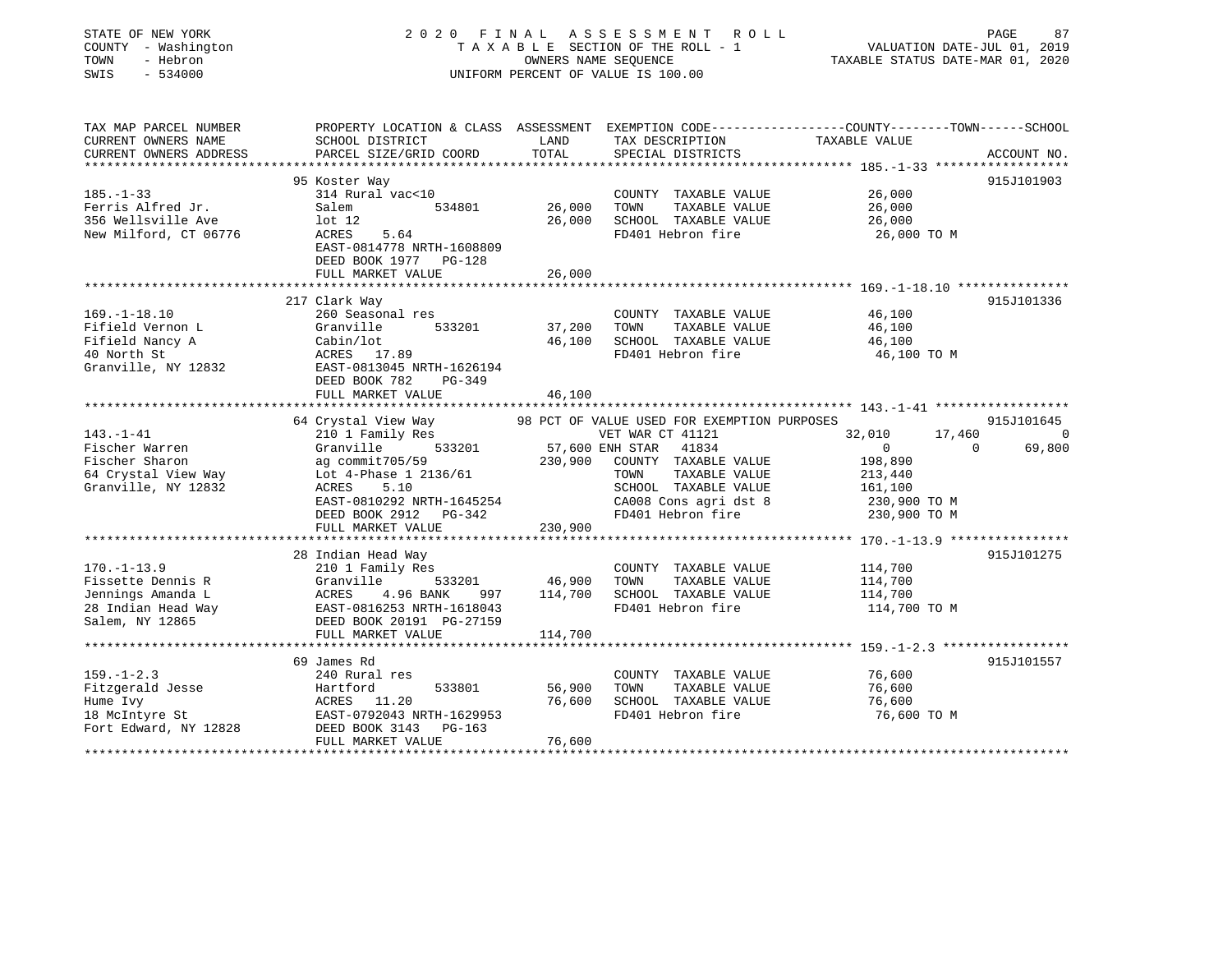STATE OF NEW YORK
COUNTY - Washington
TOWN - Hebron
SWIS - 534000

# 2020 FINAL ASSESSMENT ROLL

TAXABLE SECTION OF THE ROLL - 1
OWNERS NAME SEQUENCE
UNIFORM PERCENT OF VALUE IS 100.00

VALUATION DATE-JUL 01, 2019
TAXABLE STATUS DATE-MAR 01, 2020

| TAX MAP PARCEL NUMBER / CURRENT OWNERS NAME / CURRENT OWNERS ADDRESS | PROPERTY LOCATION & CLASS / SCHOOL DISTRICT / PARCEL SIZE/GRID COORD | ASSESSMENT LAND | ASSESSMENT TOTAL | EXEMPTION CODE / TAX DESCRIPTION / SPECIAL DISTRICTS | COUNTY TAXABLE VALUE | TOWN | SCHOOL | ACCOUNT NO. |
|---|---|---|---|---|---|---|---|---|
| 185.-1-33 | 95 Koster Way | | | | | | | 915J101903 |
| Ferris Alfred Jr. | 314 Rural vac<10 | | | COUNTY TAXABLE VALUE | 26,000 | | | |
| 356 Wellsville Ave | Salem 534801 | 26,000 | | TOWN TAXABLE VALUE | 26,000 | | | |
| New Milford, CT 06776 | lot 12 | | 26,000 | SCHOOL TAXABLE VALUE | 26,000 | | | |
| | ACRES 5.64 | | | FD401 Hebron fire | 26,000 TO M | | | |
| | EAST-0814778 NRTH-1608809 | | | | | | | |
| | DEED BOOK 1977 PG-128 | | | | | | | |
| | FULL MARKET VALUE | | 26,000 | | | | | |
| 169.-1-18.10 | 217 Clark Way | | | | | | | 915J101336 |
| Fifield Vernon L | 260 Seasonal res | | | COUNTY TAXABLE VALUE | 46,100 | | | |
| Fifield Nancy A | Granville 533201 | 37,200 | | TOWN TAXABLE VALUE | 46,100 | | | |
| 40 North St | Cabin/lot | | 46,100 | SCHOOL TAXABLE VALUE | 46,100 | | | |
| Granville, NY 12832 | ACRES 17.89 | | | FD401 Hebron fire | 46,100 TO M | | | |
| | EAST-0813045 NRTH-1626194 | | | | | | | |
| | DEED BOOK 782 PG-349 | | | | | | | |
| | FULL MARKET VALUE | | 46,100 | | | | | |
| 143.-1-41 | 64 Crystal View Way | | | 98 PCT OF VALUE USED FOR EXEMPTION PURPOSES | | | | 915J101645 |
| Fischer Warren | 210 1 Family Res | | | VET WAR CT 41121 | 32,010 | 17,460 | 0 | |
| Fischer Sharon | Granville 533201 | 57,600 | | ENH STAR 41834 | 0 | 0 | 69,800 | |
| 64 Crystal View Way | ag commit705/59 | | 230,900 | COUNTY TAXABLE VALUE | 198,890 | | | |
| Granville, NY 12832 | Lot 4-Phase 1 2136/61 | | | TOWN TAXABLE VALUE | 213,440 | | | |
| | ACRES 5.10 | | | SCHOOL TAXABLE VALUE | 161,100 | | | |
| | EAST-0810292 NRTH-1645254 | | | CA008 Cons agri dst 8 | 230,900 TO M | | | |
| | DEED BOOK 2912 PG-342 | | | FD401 Hebron fire | 230,900 TO M | | | |
| | FULL MARKET VALUE | | 230,900 | | | | | |
| 170.-1-13.9 | 28 Indian Head Way | | | | | | | 915J101275 |
| Fissette Dennis R | 210 1 Family Res | | | COUNTY TAXABLE VALUE | 114,700 | | | |
| Jennings Amanda L | Granville 533201 | 46,900 | | TOWN TAXABLE VALUE | 114,700 | | | |
| 28 Indian Head Way | ACRES 4.96 BANK 997 | | 114,700 | SCHOOL TAXABLE VALUE | 114,700 | | | |
| Salem, NY 12865 | EAST-0816253 NRTH-1618043 | | | FD401 Hebron fire | 114,700 TO M | | | |
| | DEED BOOK 20191 PG-27159 | | | | | | | |
| | FULL MARKET VALUE | | 114,700 | | | | | |
| 159.-1-2.3 | 69 James Rd | | | | | | | 915J101557 |
| Fitzgerald Jesse | 240 Rural res | | | COUNTY TAXABLE VALUE | 76,600 | | | |
| Hume Ivy | Hartford 533801 | 56,900 | | TOWN TAXABLE VALUE | 76,600 | | | |
| 18 McIntyre St | ACRES 11.20 | | 76,600 | SCHOOL TAXABLE VALUE | 76,600 | | | |
| Fort Edward, NY 12828 | EAST-0792043 NRTH-1629953 | | | FD401 Hebron fire | 76,600 TO M | | | |
| | DEED BOOK 3143 PG-163 | | | | | | | |
| | FULL MARKET VALUE | | 76,600 | | | | | |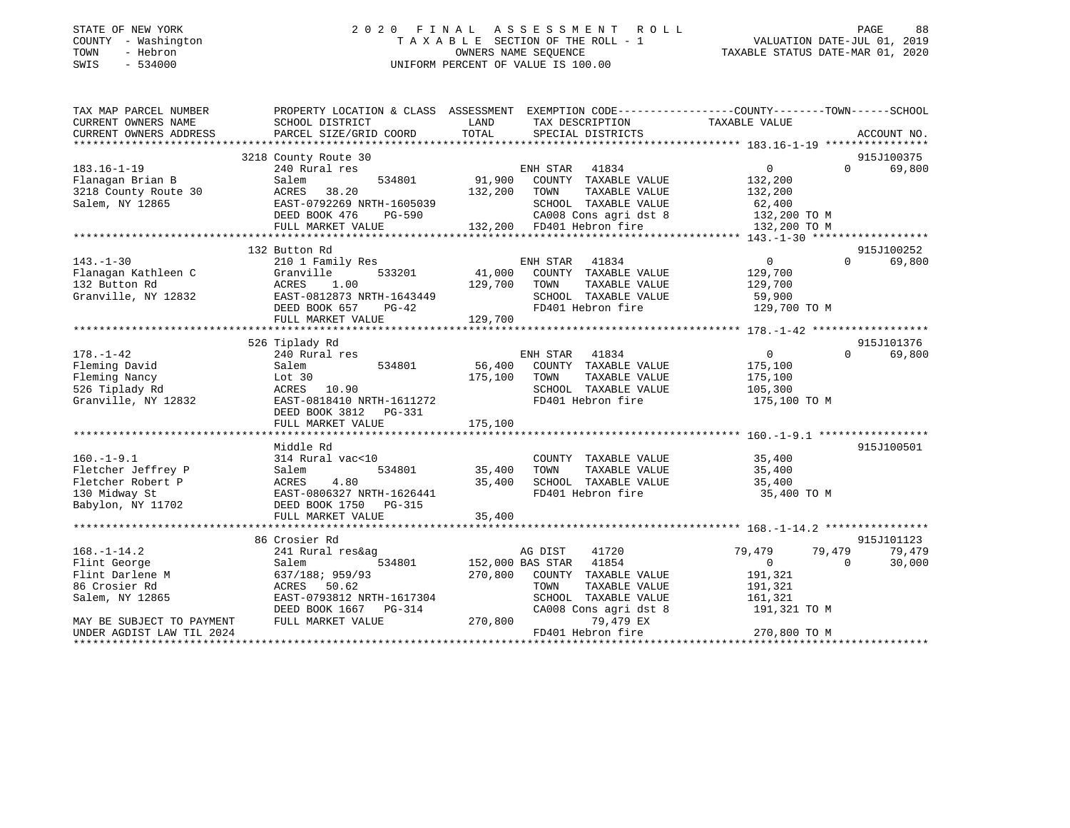STATE OF NEW YORK
COUNTY - Washington
TOWN - Hebron
SWIS - 534000

2020 FINAL ASSESSMENT ROLL
TAXABLE SECTION OF THE ROLL - 1
OWNERS NAME SEQUENCE
UNIFORM PERCENT OF VALUE IS 100.00

VALUATION DATE-JUL 01, 2019
TAXABLE STATUS DATE-MAR 01, 2020

| TAX MAP PARCEL NUMBER / CURRENT OWNERS NAME / CURRENT OWNERS ADDRESS | PROPERTY LOCATION & CLASS / SCHOOL DISTRICT / PARCEL SIZE/GRID COORD | ASSESSMENT LAND / TOTAL | EXEMPTION CODE / TAX DESCRIPTION / SPECIAL DISTRICTS | COUNTY TAXABLE VALUE | TOWN | SCHOOL | ACCOUNT NO. |
|---|---|---|---|---|---|---|---|
| 183.16-1-19 | 3218 County Route 30 | | | | | | 915J100375 |
| Flanagan Brian B | 240 Rural res | | ENH STAR 41834 | 0 | 0 | 69,800 | |
| 3218 County Route 30 | Salem 534801 | 91,900 | COUNTY TAXABLE VALUE | 132,200 | | | |
| Salem, NY 12865 | ACRES 38.20 | 132,200 | TOWN TAXABLE VALUE | 132,200 | | | |
| | EAST-0792269 NRTH-1605039 | | SCHOOL TAXABLE VALUE | 62,400 | | | |
| | DEED BOOK 476 PG-590 | | CA008 Cons agri dst 8 | 132,200 TO M | | | |
| | FULL MARKET VALUE | 132,200 | FD401 Hebron fire | 132,200 TO M | | | |
| 143.-1-30 | 132 Button Rd | | | | | | 915J100252 |
| Flanagan Kathleen C | 210 1 Family Res | | ENH STAR 41834 | 0 | 0 | 69,800 | |
| 132 Button Rd | Granville 533201 | 41,000 | COUNTY TAXABLE VALUE | 129,700 | | | |
| Granville, NY 12832 | ACRES 1.00 | 129,700 | TOWN TAXABLE VALUE | 129,700 | | | |
| | EAST-0812873 NRTH-1643449 | | SCHOOL TAXABLE VALUE | 59,900 | | | |
| | DEED BOOK 657 PG-42 | | FD401 Hebron fire | 129,700 TO M | | | |
| | FULL MARKET VALUE | 129,700 | | | | | |
| 178.-1-42 | 526 Tiplady Rd | | | | | | 915J101376 |
| Fleming David | 240 Rural res | | ENH STAR 41834 | 0 | 0 | 69,800 | |
| Fleming Nancy | Salem 534801 | 56,400 | COUNTY TAXABLE VALUE | 175,100 | | | |
| 526 Tiplady Rd | Lot 30 | 175,100 | TOWN TAXABLE VALUE | 175,100 | | | |
| Granville, NY 12832 | ACRES 10.90 | | SCHOOL TAXABLE VALUE | 105,300 | | | |
| | EAST-0818410 NRTH-1611272 | | FD401 Hebron fire | 175,100 TO M | | | |
| | DEED BOOK 3812 PG-331 | | | | | | |
| | FULL MARKET VALUE | 175,100 | | | | | |
| 160.-1-9.1 | Middle Rd | | | | | | 915J100501 |
| Fletcher Jeffrey P | 314 Rural vac<10 | | COUNTY TAXABLE VALUE | 35,400 | | | |
| Fletcher Robert P | Salem 534801 | 35,400 | TOWN TAXABLE VALUE | 35,400 | | | |
| 130 Midway St | ACRES 4.80 | 35,400 | SCHOOL TAXABLE VALUE | 35,400 | | | |
| Babylon, NY 11702 | EAST-0806327 NRTH-1626441 | | FD401 Hebron fire | 35,400 TO M | | | |
| | DEED BOOK 1750 PG-315 | | | | | | |
| | FULL MARKET VALUE | 35,400 | | | | | |
| 168.-1-14.2 | 86 Crosier Rd | | | | | | 915J101123 |
| Flint George | 241 Rural res&ag | | AG DIST 41720 | 79,479 | 79,479 | 79,479 | |
| Flint Darlene M | Salem 534801 | 152,000 | BAS STAR 41854 | 0 | 0 | 30,000 | |
| 86 Crosier Rd | 637/188; 959/93 | 270,800 | COUNTY TAXABLE VALUE | 191,321 | | | |
| Salem, NY 12865 | ACRES 50.62 | | TOWN TAXABLE VALUE | 191,321 | | | |
| | EAST-0793812 NRTH-1617304 | | SCHOOL TAXABLE VALUE | 161,321 | | | |
| | DEED BOOK 1667 PG-314 | | CA008 Cons agri dst 8 | 191,321 TO M | | | |
| MAY BE SUBJECT TO PAYMENT | FULL MARKET VALUE | 270,800 | 79,479 EX | | | | |
| UNDER AGDIST LAW TIL 2024 | | | FD401 Hebron fire | 270,800 TO M | | | |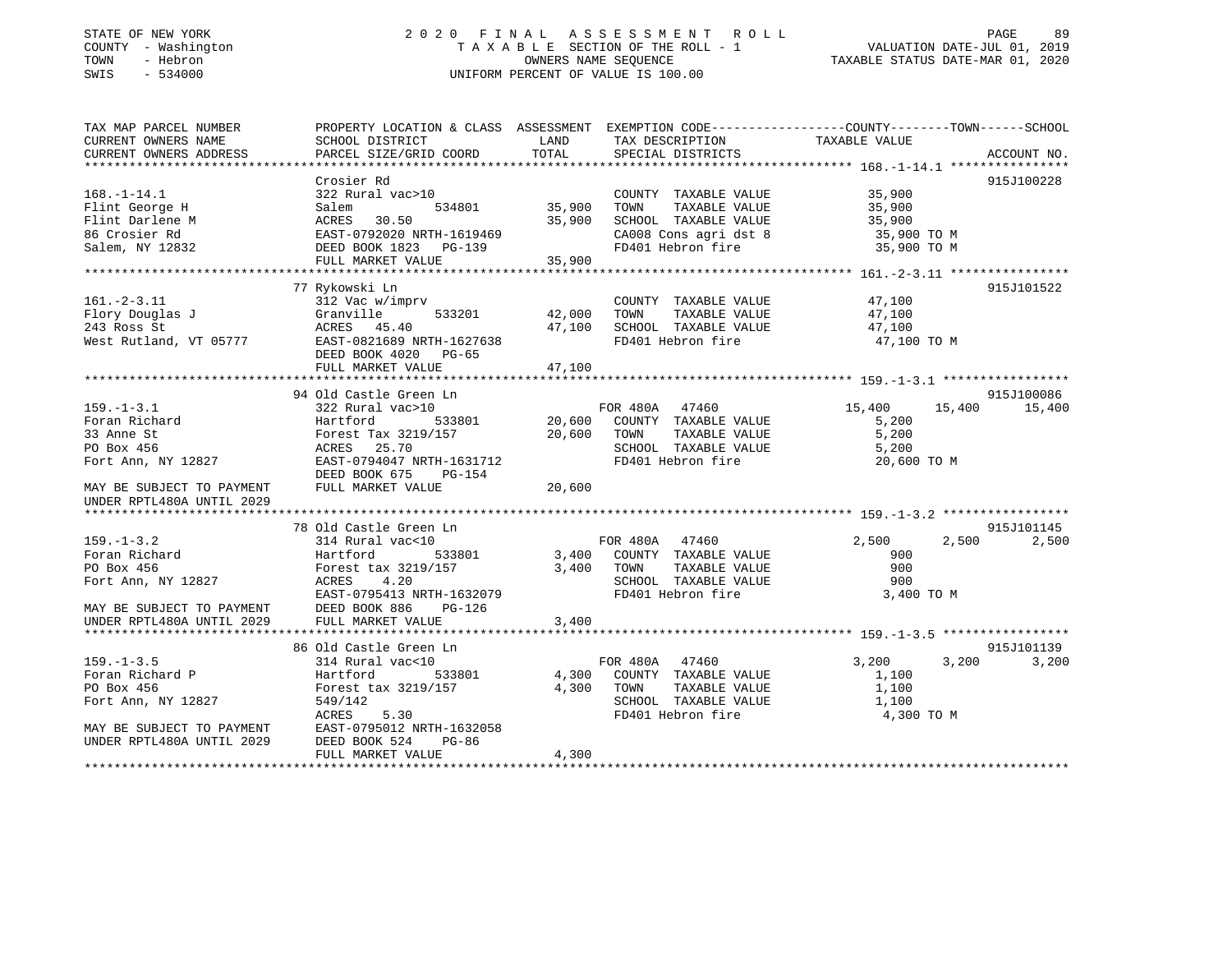STATE OF NEW YORK
COUNTY - Washington
TOWN - Hebron
SWIS - 534000

# 2020 FINAL ASSESSMENT ROLL

TAXABLE SECTION OF THE ROLL - 1
OWNERS NAME SEQUENCE
UNIFORM PERCENT OF VALUE IS 100.00

VALUATION DATE-JUL 01, 2019
TAXABLE STATUS DATE-MAR 01, 2020

| TAX MAP PARCEL NUMBER / CURRENT OWNERS NAME / CURRENT OWNERS ADDRESS | PROPERTY LOCATION & CLASS / SCHOOL DISTRICT / PARCEL SIZE/GRID COORD | ASSESSMENT LAND | TOTAL | EXEMPTION CODE / TAX DESCRIPTION / SPECIAL DISTRICTS | COUNTY TAXABLE VALUE | TOWN | SCHOOL | ACCOUNT NO. |
|---|---|---|---|---|---|---|---|---|
| **168.-1-14.1** | Crosier Rd | | | | | | | 915J100228 |
| 168.-1-14.1 | 322 Rural vac>10 | | | COUNTY TAXABLE VALUE | 35,900 | | | |
| Flint George H | Salem 534801 | 35,900 | | TOWN TAXABLE VALUE | 35,900 | | | |
| Flint Darlene M | ACRES 30.50 | | 35,900 | SCHOOL TAXABLE VALUE | 35,900 | | | |
| 86 Crosier Rd | EAST-0792020 NRTH-1619469 | | | CA008 Cons agri dst 8 | 35,900 TO M | | | |
| Salem, NY 12832 | DEED BOOK 1823 PG-139 | | | FD401 Hebron fire | 35,900 TO M | | | |
| | FULL MARKET VALUE | | 35,900 | | | | | |
| **161.-2-3.11** | 77 Rykowski Ln | | | | | | | 915J101522 |
| 161.-2-3.11 | 312 Vac w/imprv | | | COUNTY TAXABLE VALUE | 47,100 | | | |
| Flory Douglas J | Granville 533201 | 42,000 | | TOWN TAXABLE VALUE | 47,100 | | | |
| 243 Ross St | ACRES 45.40 | | 47,100 | SCHOOL TAXABLE VALUE | 47,100 | | | |
| West Rutland, VT 05777 | EAST-0821689 NRTH-1627638 | | | FD401 Hebron fire | 47,100 TO M | | | |
| | DEED BOOK 4020 PG-65 | | | | | | | |
| | FULL MARKET VALUE | | 47,100 | | | | | |
| **159.-1-3.1** | 94 Old Castle Green Ln | | | | | | | 915J100086 |
| 159.-1-3.1 | 322 Rural vac>10 | | | FOR 480A 47460 | 15,400 | 15,400 | 15,400 | |
| Foran Richard | Hartford 533801 | 20,600 | | COUNTY TAXABLE VALUE | 5,200 | | | |
| 33 Anne St | Forest Tax 3219/157 | | 20,600 | TOWN TAXABLE VALUE | 5,200 | | | |
| PO Box 456 | ACRES 25.70 | | | SCHOOL TAXABLE VALUE | 5,200 | | | |
| Fort Ann, NY 12827 | EAST-0794047 NRTH-1631712 | | | FD401 Hebron fire | 20,600 TO M | | | |
| | DEED BOOK 675 PG-154 | | | | | | | |
| MAY BE SUBJECT TO PAYMENT | FULL MARKET VALUE | | 20,600 | | | | | |
| UNDER RPTL480A UNTIL 2029 | | | | | | | | |
| **159.-1-3.2** | 78 Old Castle Green Ln | | | | | | | 915J101145 |
| 159.-1-3.2 | 314 Rural vac<10 | | | FOR 480A 47460 | 2,500 | 2,500 | 2,500 | |
| Foran Richard | Hartford 533801 | 3,400 | | COUNTY TAXABLE VALUE | 900 | | | |
| PO Box 456 | Forest tax 3219/157 | | 3,400 | TOWN TAXABLE VALUE | 900 | | | |
| Fort Ann, NY 12827 | ACRES 4.20 | | | SCHOOL TAXABLE VALUE | 900 | | | |
| | EAST-0795413 NRTH-1632079 | | | FD401 Hebron fire | 3,400 TO M | | | |
| MAY BE SUBJECT TO PAYMENT | DEED BOOK 886 PG-126 | | | | | | | |
| UNDER RPTL480A UNTIL 2029 | FULL MARKET VALUE | | 3,400 | | | | | |
| **159.-1-3.5** | 86 Old Castle Green Ln | | | | | | | 915J101139 |
| 159.-1-3.5 | 314 Rural vac<10 | | | FOR 480A 47460 | 3,200 | 3,200 | 3,200 | |
| Foran Richard P | Hartford 533801 | 4,300 | | COUNTY TAXABLE VALUE | 1,100 | | | |
| PO Box 456 | Forest tax 3219/157 | | 4,300 | TOWN TAXABLE VALUE | 1,100 | | | |
| Fort Ann, NY 12827 | 549/142 | | | SCHOOL TAXABLE VALUE | 1,100 | | | |
| | ACRES 5.30 | | | FD401 Hebron fire | 4,300 TO M | | | |
| MAY BE SUBJECT TO PAYMENT | EAST-0795012 NRTH-1632058 | | | | | | | |
| UNDER RPTL480A UNTIL 2029 | DEED BOOK 524 PG-86 | | | | | | | |
| | FULL MARKET VALUE | | 4,300 | | | | | |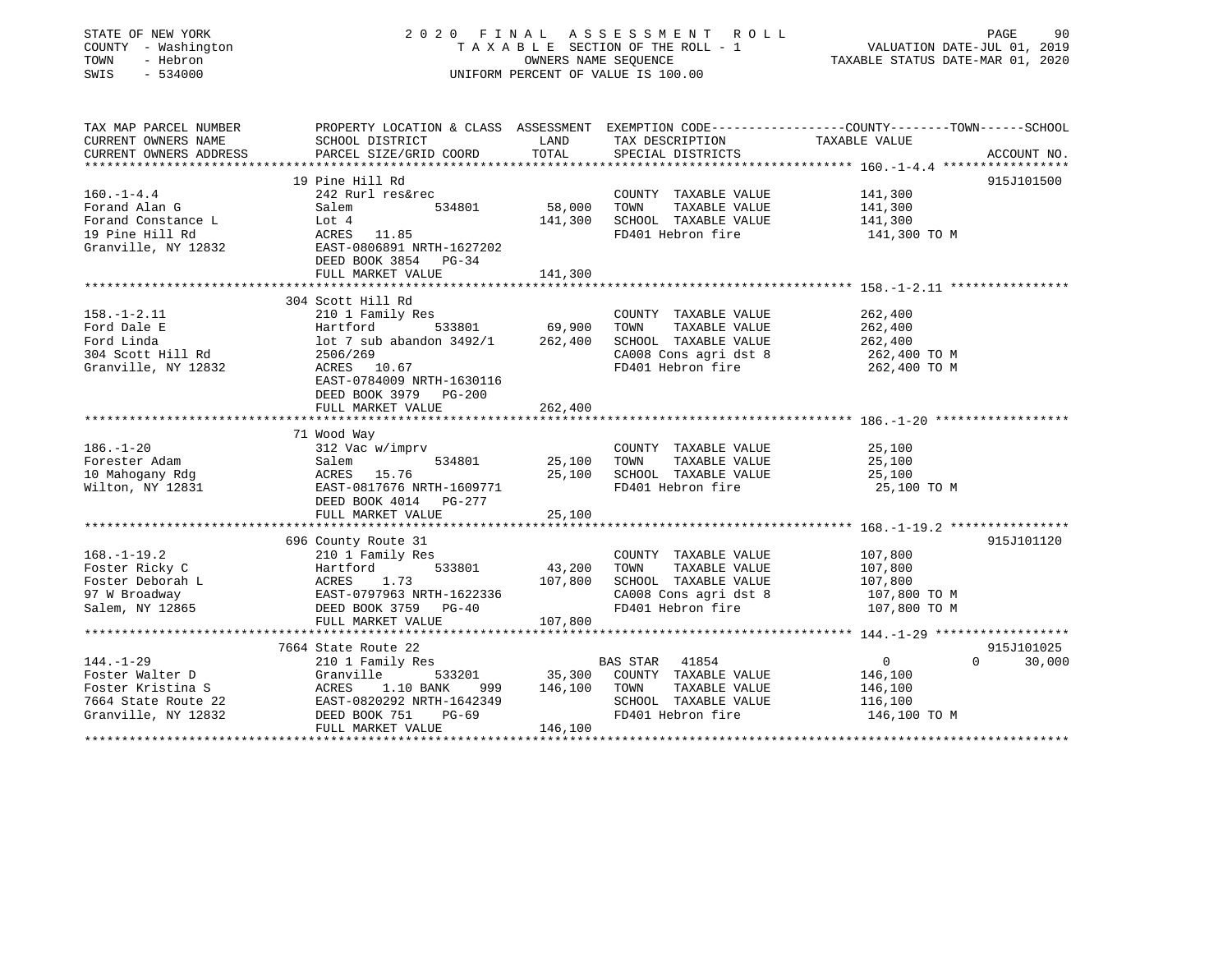STATE OF NEW YORK
COUNTY - Washington
TOWN - Hebron
SWIS - 534000

2020 FINAL ASSESSMENT ROLL
TAXABLE SECTION OF THE ROLL - 1
OWNERS NAME SEQUENCE
UNIFORM PERCENT OF VALUE IS 100.00

VALUATION DATE-JUL 01, 2019
TAXABLE STATUS DATE-MAR 01, 2020

| TAX MAP PARCEL NUMBER / CURRENT OWNERS NAME / CURRENT OWNERS ADDRESS | PROPERTY LOCATION & CLASS / SCHOOL DISTRICT / PARCEL SIZE/GRID COORD | ASSESSMENT LAND | TOTAL | EXEMPTION CODE / TAX DESCRIPTION / SPECIAL DISTRICTS | COUNTY TAXABLE VALUE | TOWN | SCHOOL | ACCOUNT NO. |
|---|---|---|---|---|---|---|---|---|
| **160.-1-4.4** | 19 Pine Hill Rd | | | | | | | 915J101500 |
| Forand Alan G | 242 Rurl res&rec | | | COUNTY TAXABLE VALUE | 141,300 | | | |
| Forand Constance L | Salem 534801 | 58,000 | | TOWN TAXABLE VALUE | 141,300 | | | |
| 19 Pine Hill Rd | Lot 4 | | 141,300 | SCHOOL TAXABLE VALUE | 141,300 | | | |
| Granville, NY 12832 | ACRES 11.85 | | | FD401 Hebron fire | 141,300 TO M | | | |
| | EAST-0806891 NRTH-1627202 | | | | | | | |
| | DEED BOOK 3854 PG-34 | | | | | | | |
| | FULL MARKET VALUE | | 141,300 | | | | | |
| **158.-1-2.11** | 304 Scott Hill Rd | | | | | | | |
| Ford Dale E | 210 1 Family Res | | | COUNTY TAXABLE VALUE | 262,400 | | | |
| Ford Linda | Hartford 533801 | 69,900 | | TOWN TAXABLE VALUE | 262,400 | | | |
| 304 Scott Hill Rd | lot 7 sub abandon 3492/1 | | 262,400 | SCHOOL TAXABLE VALUE | 262,400 | | | |
| Granville, NY 12832 | 2506/269 | | | CA008 Cons agri dst 8 | 262,400 TO M | | | |
| | ACRES 10.67 | | | FD401 Hebron fire | 262,400 TO M | | | |
| | EAST-0784009 NRTH-1630116 | | | | | | | |
| | DEED BOOK 3979 PG-200 | | | | | | | |
| | FULL MARKET VALUE | | 262,400 | | | | | |
| **186.-1-20** | 71 Wood Way | | | | | | | |
| Forester Adam | 312 Vac w/imprv | | | COUNTY TAXABLE VALUE | 25,100 | | | |
| 10 Mahogany Rdg | Salem 534801 | 25,100 | | TOWN TAXABLE VALUE | 25,100 | | | |
| Wilton, NY 12831 | ACRES 15.76 | | 25,100 | SCHOOL TAXABLE VALUE | 25,100 | | | |
| | EAST-0817676 NRTH-1609771 | | | FD401 Hebron fire | 25,100 TO M | | | |
| | DEED BOOK 4014 PG-277 | | | | | | | |
| | FULL MARKET VALUE | | 25,100 | | | | | |
| **168.-1-19.2** | 696 County Route 31 | | | | | | | 915J101120 |
| Foster Ricky C | 210 1 Family Res | | | COUNTY TAXABLE VALUE | 107,800 | | | |
| Foster Deborah L | Hartford 533801 | 43,200 | | TOWN TAXABLE VALUE | 107,800 | | | |
| 97 W Broadway | ACRES 1.73 | | 107,800 | SCHOOL TAXABLE VALUE | 107,800 | | | |
| Salem, NY 12865 | EAST-0797963 NRTH-1622336 | | | CA008 Cons agri dst 8 | 107,800 TO M | | | |
| | DEED BOOK 3759 PG-40 | | | FD401 Hebron fire | 107,800 TO M | | | |
| | FULL MARKET VALUE | | 107,800 | | | | | |
| **144.-1-29** | 7664 State Route 22 | | | | | | | 915J101025 |
| Foster Walter D | 210 1 Family Res | | | BAS STAR 41854 | 0 | 0 | 30,000 | |
| Foster Kristina S | Granville 533201 | 35,300 | | COUNTY TAXABLE VALUE | 146,100 | | | |
| 7664 State Route 22 | ACRES 1.10 BANK 999 | | 146,100 | TOWN TAXABLE VALUE | 146,100 | | | |
| Granville, NY 12832 | EAST-0820292 NRTH-1642349 | | | SCHOOL TAXABLE VALUE | 116,100 | | | |
| | DEED BOOK 751 PG-69 | | | FD401 Hebron fire | 146,100 TO M | | | |
| | FULL MARKET VALUE | | 146,100 | | | | | |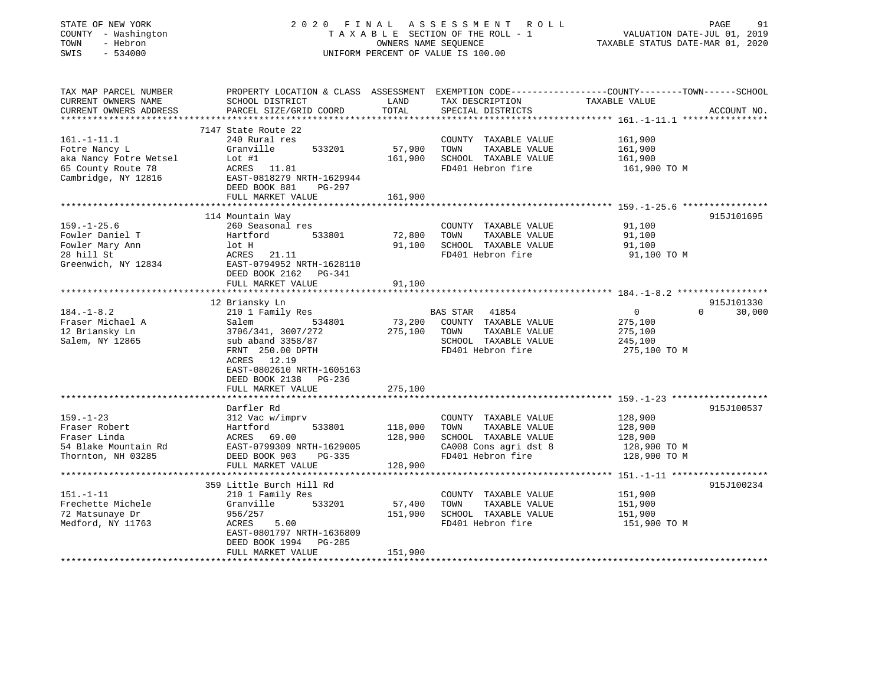STATE OF NEW YORK
COUNTY - Washington
TOWN - Hebron
SWIS - 534000

2020 FINAL ASSESSMENT ROLL
TAXABLE SECTION OF THE ROLL - 1
OWNERS NAME SEQUENCE
UNIFORM PERCENT OF VALUE IS 100.00

VALUATION DATE-JUL 01, 2019
TAXABLE STATUS DATE-MAR 01, 2020

| TAX MAP PARCEL NUMBER / CURRENT OWNERS NAME / CURRENT OWNERS ADDRESS | PROPERTY LOCATION & CLASS / SCHOOL DISTRICT / PARCEL SIZE/GRID COORD | ASSESSMENT LAND | TOTAL | EXEMPTION CODE / TAX DESCRIPTION / SPECIAL DISTRICTS | COUNTY / TOWN / SCHOOL TAXABLE VALUE | ACCOUNT NO. |
|---|---|---|---|---|---|---|
| **161.-1-11.1** | 7147 State Route 22 | | | | | |
| 161.-1-11.1 | 240 Rural res | | | COUNTY TAXABLE VALUE | 161,900 | |
| Fotre Nancy L | Granville 533201 | 57,900 | | TOWN TAXABLE VALUE | 161,900 | |
| aka Nancy Fotre Wetsel | Lot #1 | | 161,900 | SCHOOL TAXABLE VALUE | 161,900 | |
| 65 County Route 78 | ACRES 11.81 | | | FD401 Hebron fire | 161,900 TO M | |
| Cambridge, NY 12816 | EAST-0818279 NRTH-1629944 | | | | | |
| | DEED BOOK 881 PG-297 | | | | | |
| | FULL MARKET VALUE | | 161,900 | | | |
| **159.-1-25.6** | 114 Mountain Way | | | | | 915J101695 |
| 159.-1-25.6 | 260 Seasonal res | | | COUNTY TAXABLE VALUE | 91,100 | |
| Fowler Daniel T | Hartford 533801 | 72,800 | | TOWN TAXABLE VALUE | 91,100 | |
| Fowler Mary Ann | lot H | | 91,100 | SCHOOL TAXABLE VALUE | 91,100 | |
| 28 hill St | ACRES 21.11 | | | FD401 Hebron fire | 91,100 TO M | |
| Greenwich, NY 12834 | EAST-0794952 NRTH-1628110 | | | | | |
| | DEED BOOK 2162 PG-341 | | | | | |
| | FULL MARKET VALUE | | 91,100 | | | |
| **184.-1-8.2** | 12 Briansky Ln | | | | | 915J101330 |
| 184.-1-8.2 | 210 1 Family Res | | | BAS STAR 41854 | 0 / 0 / 30,000 | |
| Fraser Michael A | Salem 534801 | 73,200 | | COUNTY TAXABLE VALUE | 275,100 | |
| 12 Briansky Ln | 3706/341, 3007/272 | | 275,100 | TOWN TAXABLE VALUE | 275,100 | |
| Salem, NY 12865 | sub aband 3358/87 | | | SCHOOL TAXABLE VALUE | 245,100 | |
| | FRNT 250.00 DPTH | | | FD401 Hebron fire | 275,100 TO M | |
| | ACRES 12.19 | | | | | |
| | EAST-0802610 NRTH-1605163 | | | | | |
| | DEED BOOK 2138 PG-236 | | | | | |
| | FULL MARKET VALUE | | 275,100 | | | |
| **159.-1-23** | Darfler Rd | | | | | 915J100537 |
| 159.-1-23 | 312 Vac w/imprv | | | COUNTY TAXABLE VALUE | 128,900 | |
| Fraser Robert | Hartford 533801 | 118,000 | | TOWN TAXABLE VALUE | 128,900 | |
| Fraser Linda | ACRES 69.00 | | 128,900 | SCHOOL TAXABLE VALUE | 128,900 | |
| 54 Blake Mountain Rd | EAST-0799309 NRTH-1629005 | | | CA008 Cons agri dst 8 | 128,900 TO M | |
| Thornton, NH 03285 | DEED BOOK 903 PG-335 | | | FD401 Hebron fire | 128,900 TO M | |
| | FULL MARKET VALUE | | 128,900 | | | |
| **151.-1-11** | 359 Little Burch Hill Rd | | | | | 915J100234 |
| 151.-1-11 | 210 1 Family Res | | | COUNTY TAXABLE VALUE | 151,900 | |
| Frechette Michele | Granville 533201 | 57,400 | | TOWN TAXABLE VALUE | 151,900 | |
| 72 Matsunaye Dr | 956/257 | | 151,900 | SCHOOL TAXABLE VALUE | 151,900 | |
| Medford, NY 11763 | ACRES 5.00 | | | FD401 Hebron fire | 151,900 TO M | |
| | EAST-0801797 NRTH-1636809 | | | | | |
| | DEED BOOK 1994 PG-285 | | | | | |
| | FULL MARKET VALUE | | 151,900 | | | |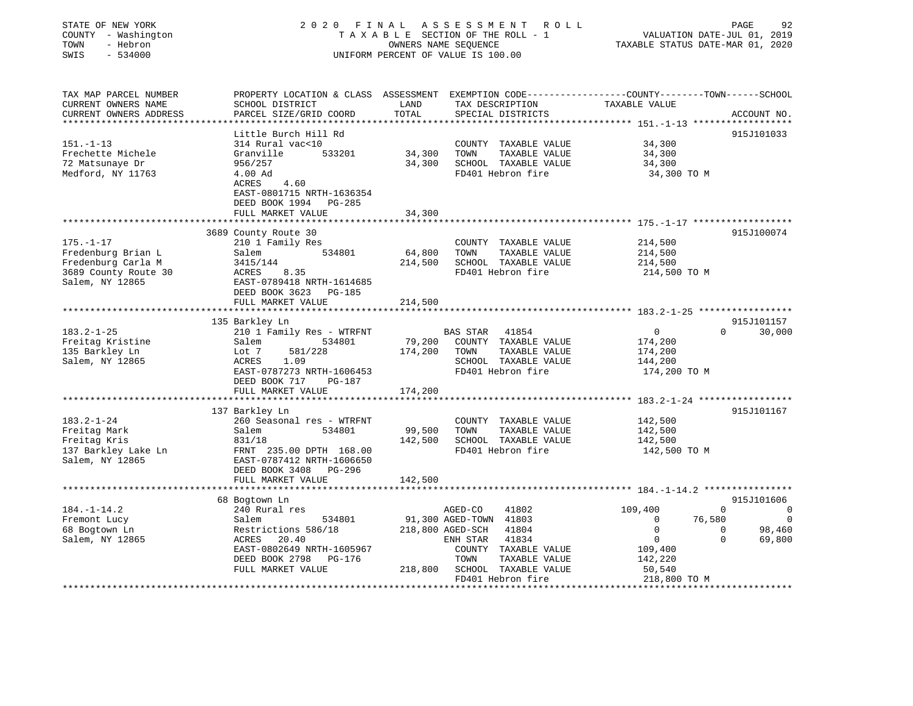STATE OF NEW YORK
COUNTY - Washington
TOWN - Hebron
SWIS - 534000

2020 FINAL ASSESSMENT ROLL
TAXABLE SECTION OF THE ROLL - 1
OWNERS NAME SEQUENCE
UNIFORM PERCENT OF VALUE IS 100.00

VALUATION DATE-JUL 01, 2019
TAXABLE STATUS DATE-MAR 01, 2020

```
TAX MAP PARCEL NUMBER          PROPERTY LOCATION & CLASS  ASSESSMENT  EXEMPTION CODE-----------------COUNTY--------TOWN------SCHOOL
CURRENT OWNERS NAME            SCHOOL DISTRICT               LAND      TAX DESCRIPTION             TAXABLE VALUE
CURRENT OWNERS ADDRESS         PARCEL SIZE/GRID COORD        TOTAL     SPECIAL DISTRICTS                                    ACCOUNT NO.
******************************************************************************************************* 151.-1-13 *****************
                               Little Burch Hill Rd                                                                          915J101033
151.-1-13                      314 Rural vac<10                        COUNTY  TAXABLE VALUE          34,300
Frechette Michele              Granville       533201        34,300    TOWN    TAXABLE VALUE          34,300
72 Matsunaye Dr                956/257                       34,300    SCHOOL  TAXABLE VALUE          34,300
Medford, NY 11763              4.00 Ad                                 FD401 Hebron fire               34,300 TO M
                               ACRES     4.60
                               EAST-0801715 NRTH-1636354
                               DEED BOOK 1994   PG-285
                               FULL MARKET VALUE             34,300
******************************************************************************************************* 175.-1-17 *****************
                             3689 County Route 30                                                                            915J100074
175.-1-17                      210 1 Family Res                        COUNTY  TAXABLE VALUE         214,500
Fredenburg Brian L             Salem           534801        64,800    TOWN    TAXABLE VALUE         214,500
Fredenburg Carla M             3415/144                     214,500    SCHOOL  TAXABLE VALUE         214,500
3689 County Route 30           ACRES     8.35                          FD401 Hebron fire              214,500 TO M
Salem, NY 12865                EAST-0789418 NRTH-1614685
                               DEED BOOK 3623   PG-185
                               FULL MARKET VALUE            214,500
******************************************************************************************************* 183.2-1-25 ****************
                             135 Barkley Ln                                                                                  915J101157
183.2-1-25                     210 1 Family Res - WTRFNT               BAS STAR   41854                    0             0     30,000
Freitag Kristine               Salem           534801        79,200    COUNTY  TAXABLE VALUE         174,200
135 Barkley Ln                 Lot 7     581/228            174,200    TOWN    TAXABLE VALUE         174,200
Salem, NY 12865                ACRES     1.09                          SCHOOL  TAXABLE VALUE         144,200
                               EAST-0787273 NRTH-1606453               FD401 Hebron fire              174,200 TO M
                               DEED BOOK 717    PG-187
                               FULL MARKET VALUE            174,200
******************************************************************************************************* 183.2-1-24 ****************
                             137 Barkley Ln                                                                                  915J101167
183.2-1-24                     260 Seasonal res - WTRFNT               COUNTY  TAXABLE VALUE         142,500
Freitag Mark                   Salem           534801        99,500    TOWN    TAXABLE VALUE         142,500
Freitag Kris                   831/18                       142,500    SCHOOL  TAXABLE VALUE         142,500
137 Barkley Lake Ln            FRNT 235.00 DPTH 168.00                 FD401 Hebron fire              142,500 TO M
Salem, NY 12865                EAST-0787412 NRTH-1606650
                               DEED BOOK 3408   PG-296
                               FULL MARKET VALUE            142,500
******************************************************************************************************* 184.-1-14.2 ***************
                             68 Bogtown Ln                                                                                   915J101606
184.-1-14.2                    240 Rural res                           AGED-CO    41802              109,400             0          0
Fremont Lucy                   Salem           534801        91,300 AGED-TOWN  41803                    0        76,580          0
68 Bogtown Ln                  Restrictions 586/18          218,800 AGED-SCH   41804                    0             0     98,460
Salem, NY 12865                ACRES    20.40                          ENH STAR   41834                    0             0     69,800
                               EAST-0802649 NRTH-1605967               COUNTY  TAXABLE VALUE         109,400
                               DEED BOOK 2798   PG-176                 TOWN    TAXABLE VALUE         142,220
                               FULL MARKET VALUE            218,800    SCHOOL  TAXABLE VALUE          50,540
                                                                       FD401 Hebron fire              218,800 TO M
************************************************************************************************************************************
```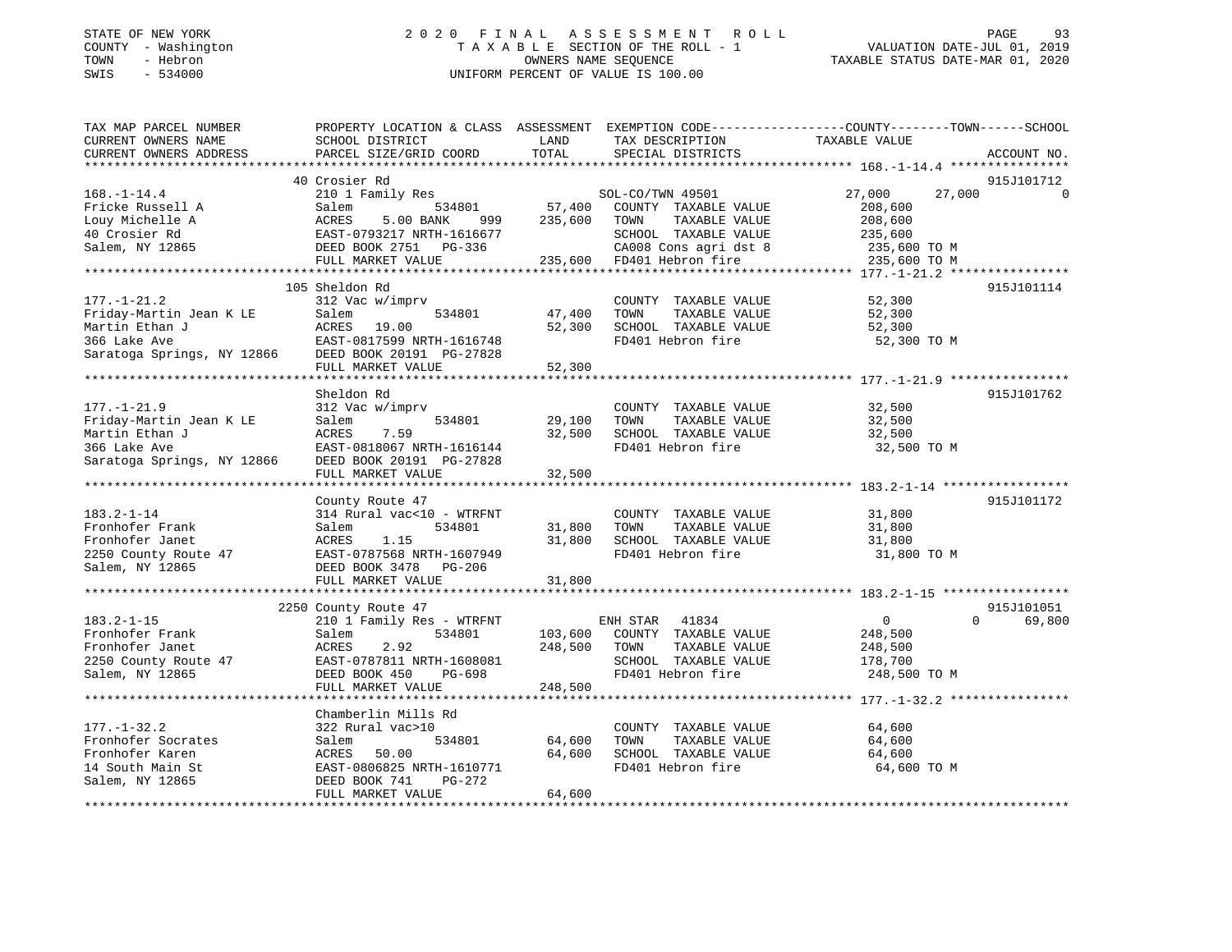STATE OF NEW YORK
COUNTY - Washington
TOWN - Hebron
SWIS - 534000

# 2020 FINAL ASSESSMENT ROLL

TAXABLE SECTION OF THE ROLL - 1
OWNERS NAME SEQUENCE
UNIFORM PERCENT OF VALUE IS 100.00

VALUATION DATE-JUL 01, 2019
TAXABLE STATUS DATE-MAR 01, 2020

| TAX MAP PARCEL NUMBER / CURRENT OWNERS NAME / CURRENT OWNERS ADDRESS | PROPERTY LOCATION & CLASS / SCHOOL DISTRICT / PARCEL SIZE/GRID COORD | ASSESSMENT LAND | TOTAL | EXEMPTION CODE / TAX DESCRIPTION / SPECIAL DISTRICTS | COUNTY | TOWN | SCHOOL | ACCOUNT NO. |
|---|---|---|---|---|---|---|---|---|
| 168.-1-14.4 | 40 Crosier Rd | | | | | | | 915J101712 |
| Fricke Russell A | 210 1 Family Res | | | SOL-CO/TWN 49501 | 27,000 | 27,000 | 0 | |
| Louy Michelle A | Salem 534801 | 57,400 | | COUNTY TAXABLE VALUE | 208,600 | | | |
| 40 Crosier Rd | ACRES 5.00 BANK 999 | | 235,600 | TOWN TAXABLE VALUE | | 208,600 | | |
| Salem, NY 12865 | EAST-0793217 NRTH-1616677 | | | SCHOOL TAXABLE VALUE | | | 235,600 | |
| | DEED BOOK 2751 PG-336 | | | CA008 Cons agri dst 8 | 235,600 TO M | | | |
| | FULL MARKET VALUE | | 235,600 | FD401 Hebron fire | 235,600 TO M | | | |
| 177.-1-21.2 | 105 Sheldon Rd | | | | | | | 915J101114 |
| Friday-Martin Jean K LE | 312 Vac w/imprv | | | COUNTY TAXABLE VALUE | 52,300 | | | |
| Martin Ethan J | Salem 534801 | 47,400 | | TOWN TAXABLE VALUE | | 52,300 | | |
| 366 Lake Ave | ACRES 19.00 | | 52,300 | SCHOOL TAXABLE VALUE | | | 52,300 | |
| Saratoga Springs, NY 12866 | EAST-0817599 NRTH-1616748 | | | FD401 Hebron fire | 52,300 TO M | | | |
| | DEED BOOK 20191 PG-27828 | | | | | | | |
| | FULL MARKET VALUE | | 52,300 | | | | | |
| 177.-1-21.9 | Sheldon Rd | | | | | | | 915J101762 |
| Friday-Martin Jean K LE | 312 Vac w/imprv | | | COUNTY TAXABLE VALUE | 32,500 | | | |
| Martin Ethan J | Salem 534801 | 29,100 | | TOWN TAXABLE VALUE | | 32,500 | | |
| 366 Lake Ave | ACRES 7.59 | | 32,500 | SCHOOL TAXABLE VALUE | | | 32,500 | |
| Saratoga Springs, NY 12866 | EAST-0818067 NRTH-1616144 | | | FD401 Hebron fire | 32,500 TO M | | | |
| | DEED BOOK 20191 PG-27828 | | | | | | | |
| | FULL MARKET VALUE | | 32,500 | | | | | |
| 183.2-1-14 | County Route 47 | | | | | | | 915J101172 |
| Fronhofer Frank | 314 Rural vac<10 - WTRFNT | | | COUNTY TAXABLE VALUE | 31,800 | | | |
| Fronhofer Janet | Salem 534801 | 31,800 | | TOWN TAXABLE VALUE | | 31,800 | | |
| 2250 County Route 47 | ACRES 1.15 | | 31,800 | SCHOOL TAXABLE VALUE | | | 31,800 | |
| Salem, NY 12865 | EAST-0787568 NRTH-1607949 | | | FD401 Hebron fire | 31,800 TO M | | | |
| | DEED BOOK 3478 PG-206 | | | | | | | |
| | FULL MARKET VALUE | | 31,800 | | | | | |
| 183.2-1-15 | 2250 County Route 47 | | | | | | | 915J101051 |
| Fronhofer Frank | 210 1 Family Res - WTRFNT | | | ENH STAR 41834 | 0 | 0 | 69,800 | |
| Fronhofer Janet | Salem 534801 | 103,600 | | COUNTY TAXABLE VALUE | 248,500 | | | |
| 2250 County Route 47 | ACRES 2.92 | | 248,500 | TOWN TAXABLE VALUE | | 248,500 | | |
| Salem, NY 12865 | EAST-0787811 NRTH-1608081 | | | SCHOOL TAXABLE VALUE | | | 178,700 | |
| | DEED BOOK 450 PG-698 | | | FD401 Hebron fire | 248,500 TO M | | | |
| | FULL MARKET VALUE | | 248,500 | | | | | |
| 177.-1-32.2 | Chamberlin Mills Rd | | | | | | | |
| Fronhofer Socrates | 322 Rural vac>10 | | | COUNTY TAXABLE VALUE | 64,600 | | | |
| Fronhofer Karen | Salem 534801 | 64,600 | | TOWN TAXABLE VALUE | | 64,600 | | |
| 14 South Main St | ACRES 50.00 | | 64,600 | SCHOOL TAXABLE VALUE | | | 64,600 | |
| Salem, NY 12865 | EAST-0806825 NRTH-1610771 | | | FD401 Hebron fire | 64,600 TO M | | | |
| | DEED BOOK 741 PG-272 | | | | | | | |
| | FULL MARKET VALUE | | 64,600 | | | | | |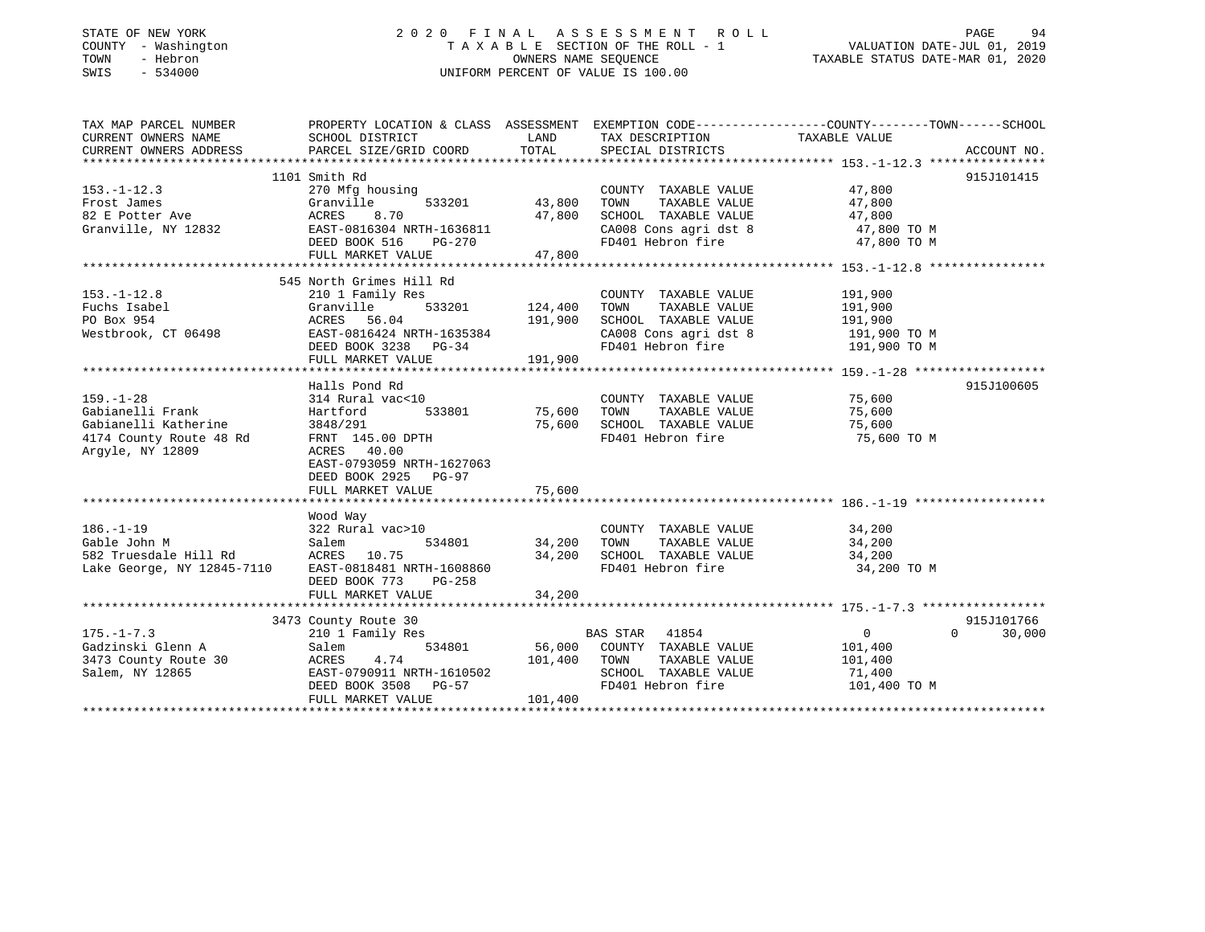STATE OF NEW YORK
COUNTY - Washington
TOWN - Hebron
SWIS - 534000

# 2020 FINAL ASSESSMENT ROLL

TAXABLE SECTION OF THE ROLL - 1
OWNERS NAME SEQUENCE
UNIFORM PERCENT OF VALUE IS 100.00

VALUATION DATE-JUL 01, 2019
TAXABLE STATUS DATE-MAR 01, 2020

| TAX MAP PARCEL NUMBER / CURRENT OWNERS NAME / CURRENT OWNERS ADDRESS | PROPERTY LOCATION & CLASS / SCHOOL DISTRICT / PARCEL SIZE/GRID COORD | ASSESSMENT LAND | TOTAL | EXEMPTION CODE / TAX DESCRIPTION / SPECIAL DISTRICTS | COUNTY | TOWN | SCHOOL | ACCOUNT NO. |
|---|---|---|---|---|---|---|---|---|
| **153.-1-12.3** | 1101 Smith Rd | | | | | | | 915J101415 |
| 153.-1-12.3 | 270 Mfg housing | | | COUNTY TAXABLE VALUE | 47,800 | | | |
| Frost James | Granville 533201 | 43,800 | | TOWN TAXABLE VALUE | | 47,800 | | |
| 82 E Potter Ave | ACRES 8.70 | | 47,800 | SCHOOL TAXABLE VALUE | | | 47,800 | |
| Granville, NY 12832 | EAST-0816304 NRTH-1636811 | | | CA008 Cons agri dst 8 | 47,800 TO M | | | |
| | DEED BOOK 516 PG-270 | | | FD401 Hebron fire | 47,800 TO M | | | |
| | FULL MARKET VALUE | | 47,800 | | | | | |
| **153.-1-12.8** | 545 North Grimes Hill Rd | | | | | | | |
| 153.-1-12.8 | 210 1 Family Res | | | COUNTY TAXABLE VALUE | 191,900 | | | |
| Fuchs Isabel | Granville 533201 | 124,400 | | TOWN TAXABLE VALUE | | 191,900 | | |
| PO Box 954 | ACRES 56.04 | | 191,900 | SCHOOL TAXABLE VALUE | | | 191,900 | |
| Westbrook, CT 06498 | EAST-0816424 NRTH-1635384 | | | CA008 Cons agri dst 8 | 191,900 TO M | | | |
| | DEED BOOK 3238 PG-34 | | | FD401 Hebron fire | 191,900 TO M | | | |
| | FULL MARKET VALUE | | 191,900 | | | | | |
| **159.-1-28** | Halls Pond Rd | | | | | | | 915J100605 |
| 159.-1-28 | 314 Rural vac<10 | | | COUNTY TAXABLE VALUE | 75,600 | | | |
| Gabianelli Frank | Hartford 533801 | 75,600 | | TOWN TAXABLE VALUE | | 75,600 | | |
| Gabianelli Katherine | 3848/291 | | 75,600 | SCHOOL TAXABLE VALUE | | | 75,600 | |
| 4174 County Route 48 Rd | FRNT 145.00 DPTH | | | FD401 Hebron fire | 75,600 TO M | | | |
| Argyle, NY 12809 | ACRES 40.00 | | | | | | | |
| | EAST-0793059 NRTH-1627063 | | | | | | | |
| | DEED BOOK 2925 PG-97 | | | | | | | |
| | FULL MARKET VALUE | | 75,600 | | | | | |
| **186.-1-19** | Wood Way | | | | | | | |
| 186.-1-19 | 322 Rural vac>10 | | | COUNTY TAXABLE VALUE | 34,200 | | | |
| Gable John M | Salem 534801 | 34,200 | | TOWN TAXABLE VALUE | | 34,200 | | |
| 582 Truesdale Hill Rd | ACRES 10.75 | | 34,200 | SCHOOL TAXABLE VALUE | | | 34,200 | |
| Lake George, NY 12845-7110 | EAST-0818481 NRTH-1608860 | | | FD401 Hebron fire | 34,200 TO M | | | |
| | DEED BOOK 773 PG-258 | | | | | | | |
| | FULL MARKET VALUE | | 34,200 | | | | | |
| **175.-1-7.3** | 3473 County Route 30 | | | | | | | 915J101766 |
| 175.-1-7.3 | 210 1 Family Res | | | BAS STAR 41854 | 0 | 0 | 30,000 | |
| Gadzinski Glenn A | Salem 534801 | 56,000 | | COUNTY TAXABLE VALUE | 101,400 | | | |
| 3473 County Route 30 | ACRES 4.74 | | 101,400 | TOWN TAXABLE VALUE | | 101,400 | | |
| Salem, NY 12865 | EAST-0790911 NRTH-1610502 | | | SCHOOL TAXABLE VALUE | | | 71,400 | |
| | DEED BOOK 3508 PG-57 | | | FD401 Hebron fire | 101,400 TO M | | | |
| | FULL MARKET VALUE | | 101,400 | | | | | |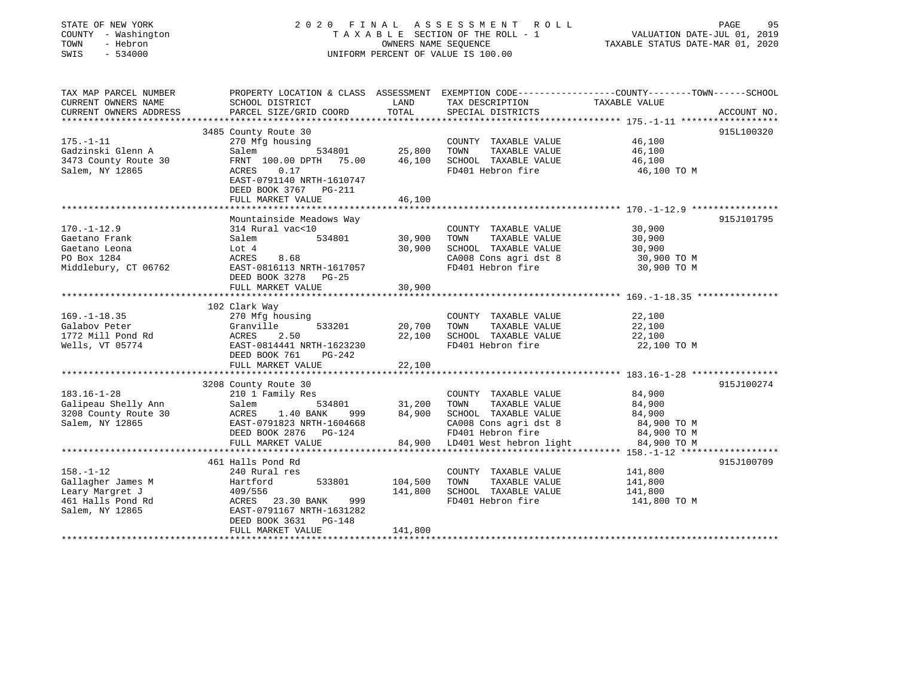STATE OF NEW YORK
COUNTY - Washington
TOWN - Hebron
SWIS - 534000

2020 FINAL ASSESSMENT ROLL
TAXABLE SECTION OF THE ROLL - 1
OWNERS NAME SEQUENCE
UNIFORM PERCENT OF VALUE IS 100.00

VALUATION DATE-JUL 01, 2019
TAXABLE STATUS DATE-MAR 01, 2020

| TAX MAP PARCEL NUMBER / CURRENT OWNERS NAME / CURRENT OWNERS ADDRESS | PROPERTY LOCATION & CLASS / SCHOOL DISTRICT / PARCEL SIZE/GRID COORD | ASSESSMENT LAND / TOTAL | EXEMPTION CODE / TAX DESCRIPTION / SPECIAL DISTRICTS | TAXABLE VALUE (COUNTY--TOWN--SCHOOL) | ACCOUNT NO. |
|---|---|---|---|---|---|
| 175.-1-11 | 3485 County Route 30 | | | | 915L100320 |
| Gadzinski Glenn A | 270 Mfg housing | | COUNTY TAXABLE VALUE | 46,100 | |
| 3473 County Route 30 | Salem 534801 | 25,800 | TOWN TAXABLE VALUE | 46,100 | |
| Salem, NY 12865 | FRNT 100.00 DPTH 75.00 | 46,100 | SCHOOL TAXABLE VALUE | 46,100 | |
| | ACRES 0.17 | | FD401 Hebron fire | 46,100 TO M | |
| | EAST-0791140 NRTH-1610747 | | | | |
| | DEED BOOK 3767 PG-211 | | | | |
| | FULL MARKET VALUE | 46,100 | | | |
| 170.-1-12.9 | Mountainside Meadows Way | | | | 915J101795 |
| Gaetano Frank | 314 Rural vac<10 | | COUNTY TAXABLE VALUE | 30,900 | |
| Gaetano Leona | Salem 534801 | 30,900 | TOWN TAXABLE VALUE | 30,900 | |
| PO Box 1284 | Lot 4 | 30,900 | SCHOOL TAXABLE VALUE | 30,900 | |
| Middlebury, CT 06762 | ACRES 8.68 | | CA008 Cons agri dst 8 | 30,900 TO M | |
| | EAST-0816113 NRTH-1617057 | | FD401 Hebron fire | 30,900 TO M | |
| | DEED BOOK 3278 PG-25 | | | | |
| | FULL MARKET VALUE | 30,900 | | | |
| 169.-1-18.35 | 102 Clark Way | | | | |
| Galabov Peter | 270 Mfg housing | | COUNTY TAXABLE VALUE | 22,100 | |
| 1772 Mill Pond Rd | Granville 533201 | 20,700 | TOWN TAXABLE VALUE | 22,100 | |
| Wells, VT 05774 | ACRES 2.50 | 22,100 | SCHOOL TAXABLE VALUE | 22,100 | |
| | EAST-0814441 NRTH-1623230 | | FD401 Hebron fire | 22,100 TO M | |
| | DEED BOOK 761 PG-242 | | | | |
| | FULL MARKET VALUE | 22,100 | | | |
| 183.16-1-28 | 3208 County Route 30 | | | | 915J100274 |
| Galipeau Shelly Ann | 210 1 Family Res | | COUNTY TAXABLE VALUE | 84,900 | |
| 3208 County Route 30 | Salem 534801 | 31,200 | TOWN TAXABLE VALUE | 84,900 | |
| Salem, NY 12865 | ACRES 1.40 BANK 999 | 84,900 | SCHOOL TAXABLE VALUE | 84,900 | |
| | EAST-0791823 NRTH-1604668 | | CA008 Cons agri dst 8 | 84,900 TO M | |
| | DEED BOOK 2876 PG-124 | | FD401 Hebron fire | 84,900 TO M | |
| | FULL MARKET VALUE | 84,900 | LD401 West hebron light | 84,900 TO M | |
| 158.-1-12 | 461 Halls Pond Rd | | | | 915J100709 |
| Gallagher James M | 240 Rural res | | COUNTY TAXABLE VALUE | 141,800 | |
| Leary Margret J | Hartford 533801 | 104,500 | TOWN TAXABLE VALUE | 141,800 | |
| 461 Halls Pond Rd | 409/556 | 141,800 | SCHOOL TAXABLE VALUE | 141,800 | |
| Salem, NY 12865 | ACRES 23.30 BANK 999 | | FD401 Hebron fire | 141,800 TO M | |
| | EAST-0791167 NRTH-1631282 | | | | |
| | DEED BOOK 3631 PG-148 | | | | |
| | FULL MARKET VALUE | 141,800 | | | |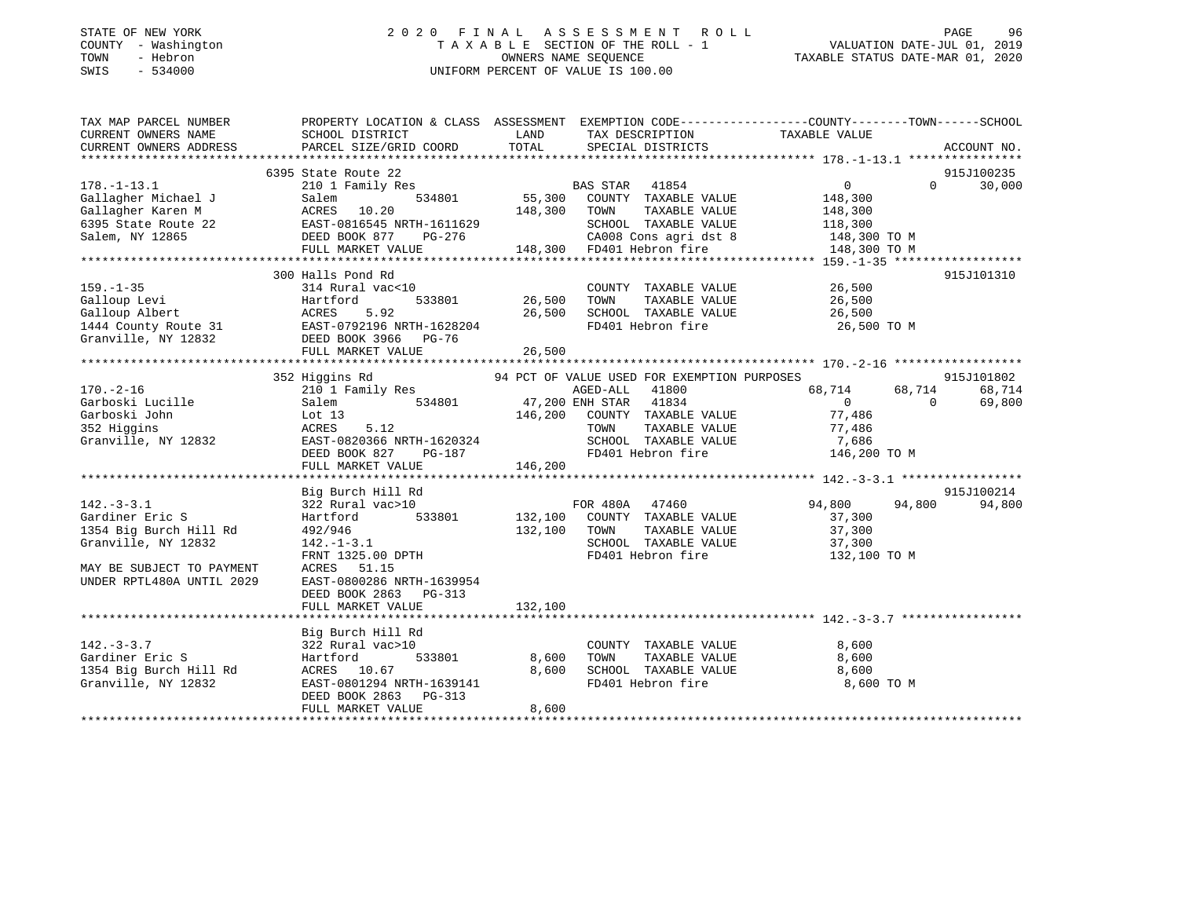STATE OF NEW YORK
COUNTY - Washington
TOWN - Hebron
SWIS - 534000

2 0 2 0 F I N A L A S S E S S M E N T R O L L
T A X A B L E SECTION OF THE ROLL - 1
OWNERS NAME SEQUENCE
UNIFORM PERCENT OF VALUE IS 100.00

VALUATION DATE-JUL 01, 2019
TAXABLE STATUS DATE-MAR 01, 2020

```
TAX MAP PARCEL NUMBER          PROPERTY LOCATION & CLASS  ASSESSMENT  EXEMPTION CODE-----------------COUNTY--------TOWN------SCHOOL
CURRENT OWNERS NAME            SCHOOL DISTRICT              LAND       TAX DESCRIPTION              TAXABLE VALUE
CURRENT OWNERS ADDRESS         PARCEL SIZE/GRID COORD       TOTAL      SPECIAL DISTRICTS                                    ACCOUNT NO.
******************************************************************************************************* 178.-1-13.1 ****************
                              6395 State Route 22                                                                           915J100235
178.-1-13.1                   210 1 Family Res                    BAS STAR   41854                  0            0      30,000
Gallagher Michael J           Salem            534801      55,300   COUNTY  TAXABLE VALUE         148,300
Gallagher Karen M             ACRES   10.20               148,300   TOWN    TAXABLE VALUE         148,300
6395 State Route 22           EAST-0816545 NRTH-1611629             SCHOOL  TAXABLE VALUE         118,300
Salem, NY 12865               DEED BOOK 877    PG-276               CA008 Cons agri dst 8          148,300 TO M
                              FULL MARKET VALUE           148,300   FD401 Hebron fire              148,300 TO M
******************************************************************************************************* 159.-1-35 ******************
                              300 Halls Pond Rd                                                                             915J101310
159.-1-35                     314 Rural vac<10                      COUNTY  TAXABLE VALUE          26,500
Galloup Levi                  Hartford         533801      26,500   TOWN    TAXABLE VALUE          26,500
Galloup Albert                ACRES    5.92                26,500   SCHOOL  TAXABLE VALUE          26,500
1444 County Route 31          EAST-0792196 NRTH-1628204             FD401 Hebron fire               26,500 TO M
Granville, NY 12832           DEED BOOK 3966   PG-76
                              FULL MARKET VALUE            26,500
******************************************************************************************************* 170.-2-16 ******************
                              352 Higgins Rd                94 PCT OF VALUE USED FOR EXEMPTION PURPOSES                     915J101802
170.-2-16                     210 1 Family Res                    AGED-ALL   41800             68,714       68,714      68,714
Garboski Lucille              Salem            534801      47,200 ENH STAR   41834                  0            0      69,800
Garboski John                 Lot 13                      146,200   COUNTY  TAXABLE VALUE          77,486
352 Higgins                   ACRES    5.12                         TOWN    TAXABLE VALUE          77,486
Granville, NY 12832           EAST-0820366 NRTH-1620324             SCHOOL  TAXABLE VALUE           7,686
                              DEED BOOK 827    PG-187               FD401 Hebron fire              146,200 TO M
                              FULL MARKET VALUE           146,200
******************************************************************************************************* 142.-3-3.1 *****************
                              Big Burch Hill Rd                                                                             915J100214
142.-3-3.1                    322 Rural vac>10                    FOR 480A   47460             94,800       94,800      94,800
Gardiner Eric S               Hartford         533801     132,100   COUNTY  TAXABLE VALUE          37,300
1354 Big Burch Hill Rd        492/946                     132,100   TOWN    TAXABLE VALUE          37,300
Granville, NY 12832           142.-1-3.1                            SCHOOL  TAXABLE VALUE          37,300
                              FRNT 1325.00 DPTH                     FD401 Hebron fire              132,100 TO M
MAY BE SUBJECT TO PAYMENT     ACRES   51.15
UNDER RPTL480A UNTIL 2029     EAST-0800286 NRTH-1639954
                              DEED BOOK 2863   PG-313
                              FULL MARKET VALUE           132,100
******************************************************************************************************* 142.-3-3.7 *****************
                              Big Burch Hill Rd
142.-3-3.7                    322 Rural vac>10                      COUNTY  TAXABLE VALUE           8,600
Gardiner Eric S               Hartford         533801       8,600   TOWN    TAXABLE VALUE           8,600
1354 Big Burch Hill Rd        ACRES   10.67                 8,600   SCHOOL  TAXABLE VALUE           8,600
Granville, NY 12832           EAST-0801294 NRTH-1639141             FD401 Hebron fire                8,600 TO M
                              DEED BOOK 2863   PG-313
                              FULL MARKET VALUE             8,600
************************************************************************************************************************************
```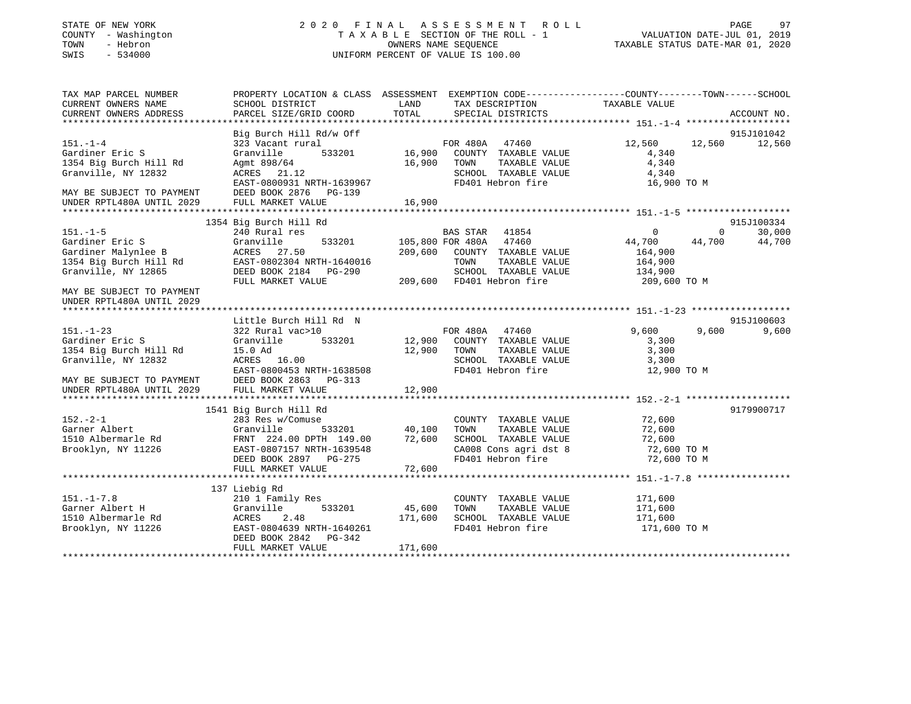STATE OF NEW YORK
COUNTY - Washington
TOWN - Hebron
SWIS - 534000

2020 FINAL ASSESSMENT ROLL
TAXABLE SECTION OF THE ROLL - 1
OWNERS NAME SEQUENCE
UNIFORM PERCENT OF VALUE IS 100.00

VALUATION DATE-JUL 01, 2019
TAXABLE STATUS DATE-MAR 01, 2020

```
TAX MAP PARCEL NUMBER          PROPERTY LOCATION & CLASS  ASSESSMENT  EXEMPTION CODE------------------COUNTY--------TOWN------SCHOOL
CURRENT OWNERS NAME            SCHOOL DISTRICT               LAND      TAX DESCRIPTION            TAXABLE VALUE
CURRENT OWNERS ADDRESS         PARCEL SIZE/GRID COORD       TOTAL      SPECIAL DISTRICTS                                    ACCOUNT NO.
******************************************************************************************************* 151.-1-4 ******************
                               Big Burch Hill Rd/w Off                                                                    915J101042
151.-1-4                       323 Vacant rural                     FOR 480A   47460              12,560     12,560     12,560
Gardiner Eric S                Granville      533201      16,900   COUNTY  TAXABLE VALUE           4,340
1354 Big Burch Hill Rd         Agmt 898/64                16,900   TOWN    TAXABLE VALUE           4,340
Granville, NY 12832            ACRES   21.12                       SCHOOL  TAXABLE VALUE           4,340
                               EAST-0800931 NRTH-1639967           FD401 Hebron fire              16,900 TO M
MAY BE SUBJECT TO PAYMENT      DEED BOOK 2876   PG-139
UNDER RPTL480A UNTIL 2029      FULL MARKET VALUE          16,900
******************************************************************************************************* 151.-1-5 ******************
                               1354 Big Burch Hill Rd                                                                     915J100334
151.-1-5                       240 Rural res                        BAS STAR   41854                   0          0     30,000
Gardiner Eric S                Granville      533201     105,800 FOR 480A   47460              44,700     44,700     44,700
Gardiner Malynlee B            ACRES   27.50             209,600   COUNTY  TAXABLE VALUE         164,900
1354 Big Burch Hill Rd         EAST-0802304 NRTH-1640016           TOWN    TAXABLE VALUE         164,900
Granville, NY 12865            DEED BOOK 2184   PG-290             SCHOOL  TAXABLE VALUE         134,900
                               FULL MARKET VALUE         209,600   FD401 Hebron fire             209,600 TO M
MAY BE SUBJECT TO PAYMENT
UNDER RPTL480A UNTIL 2029
******************************************************************************************************* 151.-1-23 *****************
                               Little Burch Hill Rd  N                                                                    915J100603
151.-1-23                      322 Rural vac>10                     FOR 480A   47460               9,600      9,600      9,600
Gardiner Eric S                Granville      533201      12,900   COUNTY  TAXABLE VALUE           3,300
1354 Big Burch Hill Rd         15.0 Ad                    12,900   TOWN    TAXABLE VALUE           3,300
Granville, NY 12832            ACRES   16.00                       SCHOOL  TAXABLE VALUE           3,300
                               EAST-0800453 NRTH-1638508           FD401 Hebron fire              12,900 TO M
MAY BE SUBJECT TO PAYMENT      DEED BOOK 2863   PG-313
UNDER RPTL480A UNTIL 2029      FULL MARKET VALUE          12,900
******************************************************************************************************* 152.-2-1 ******************
                               1541 Big Burch Hill Rd                                                                     9179900717
152.-2-1                       283 Res w/Comuse                     COUNTY  TAXABLE VALUE          72,600
Garner Albert                  Granville      533201      40,100   TOWN    TAXABLE VALUE          72,600
1510 Albermarle Rd             FRNT 224.00 DPTH 149.00    72,600   SCHOOL  TAXABLE VALUE          72,600
Brooklyn, NY 11226             EAST-0807157 NRTH-1639548           CA008 Cons agri dst 8          72,600 TO M
                               DEED BOOK 2897   PG-275             FD401 Hebron fire              72,600 TO M
                               FULL MARKET VALUE          72,600
******************************************************************************************************* 151.-1-7.8 ****************
                               137 Liebig Rd
151.-1-7.8                     210 1 Family Res                     COUNTY  TAXABLE VALUE         171,600
Garner Albert H                Granville      533201      45,600   TOWN    TAXABLE VALUE         171,600
1510 Albermarle Rd             ACRES    2.48             171,600   SCHOOL  TAXABLE VALUE         171,600
Brooklyn, NY 11226             EAST-0804639 NRTH-1640261           FD401 Hebron fire             171,600 TO M
                               DEED BOOK 2842   PG-342
                               FULL MARKET VALUE         171,600
************************************************************************************************************************************
```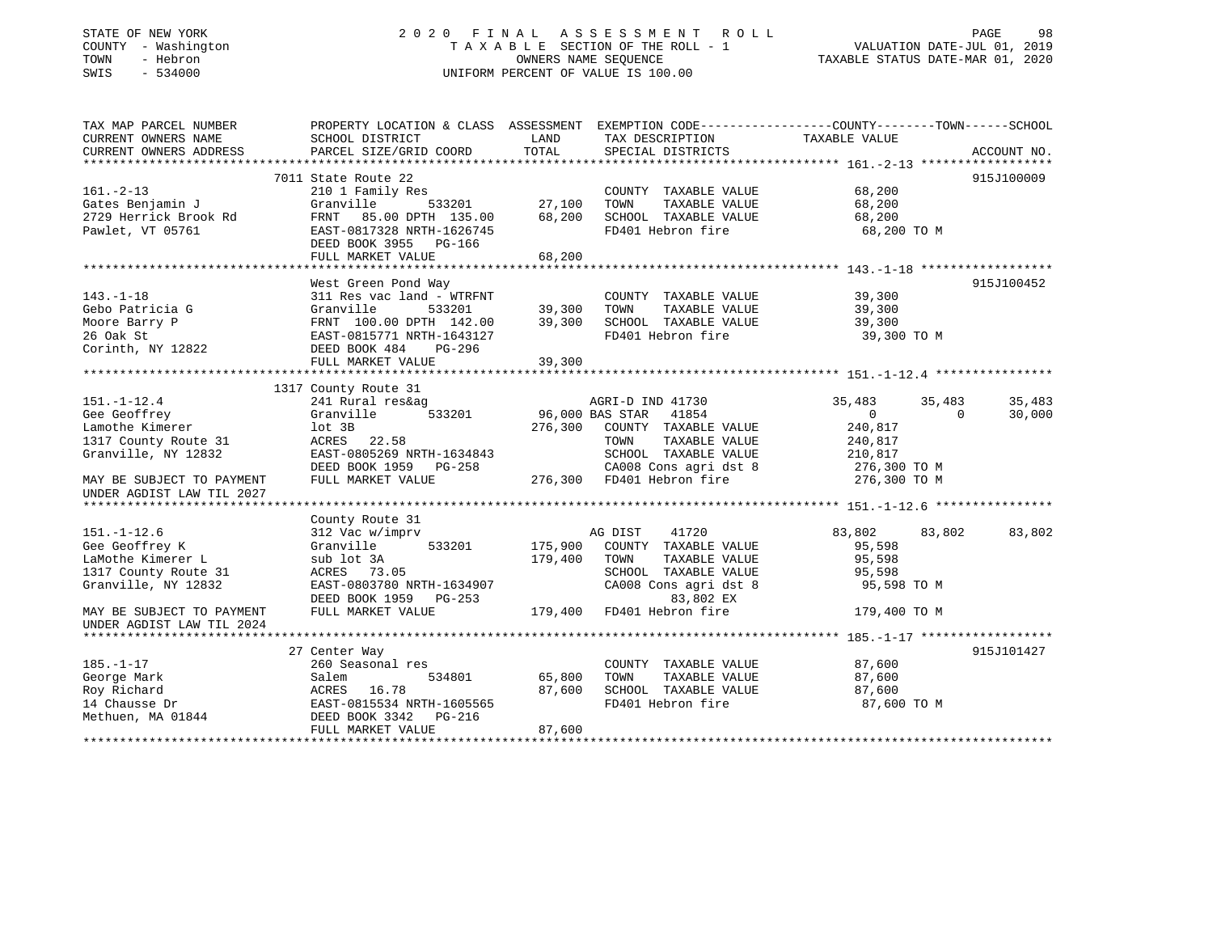STATE OF NEW YORK
COUNTY - Washington
TOWN - Hebron
SWIS - 534000

2020 FINAL ASSESSMENT ROLL
TAXABLE SECTION OF THE ROLL - 1
OWNERS NAME SEQUENCE
UNIFORM PERCENT OF VALUE IS 100.00

VALUATION DATE-JUL 01, 2019
TAXABLE STATUS DATE-MAR 01, 2020

```
TAX MAP PARCEL NUMBER          PROPERTY LOCATION & CLASS  ASSESSMENT  EXEMPTION CODE-----------------COUNTY--------TOWN------SCHOOL
CURRENT OWNERS NAME            SCHOOL DISTRICT              LAND      TAX DESCRIPTION            TAXABLE VALUE
CURRENT OWNERS ADDRESS         PARCEL SIZE/GRID COORD       TOTAL     SPECIAL DISTRICTS                                  ACCOUNT NO.
********************************************************************************************* 161.-2-13 ******************
                               7011 State Route 22                                                                    915J100009
161.-2-13                      210 1 Family Res                       COUNTY  TAXABLE VALUE            68,200
Gates Benjamin J               Granville       533201      27,100     TOWN    TAXABLE VALUE            68,200
2729 Herrick Brook Rd          FRNT  85.00 DPTH 135.00     68,200     SCHOOL  TAXABLE VALUE            68,200
Pawlet, VT 05761               EAST-0817328 NRTH-1626745              FD401 Hebron fire                 68,200 TO M
                               DEED BOOK 3955   PG-166
                               FULL MARKET VALUE           68,200
********************************************************************************************* 143.-1-18 ******************
                               West Green Pond Way                                                                    915J100452
143.-1-18                      311 Res vac land - WTRFNT              COUNTY  TAXABLE VALUE            39,300
Gebo Patricia G                Granville       533201      39,300     TOWN    TAXABLE VALUE            39,300
Moore Barry P                  FRNT 100.00 DPTH 142.00     39,300     SCHOOL  TAXABLE VALUE            39,300
26 Oak St                      EAST-0815771 NRTH-1643127              FD401 Hebron fire                 39,300 TO M
Corinth, NY 12822              DEED BOOK 484    PG-296
                               FULL MARKET VALUE           39,300
********************************************************************************************* 151.-1-12.4 ****************
                               1317 County Route 31
151.-1-12.4                    241 Rural res&ag                       AGRI-D IND 41730          35,483      35,483      35,483
Gee Geoffrey                   Granville       533201      96,000 BAS STAR   41854                  0           0      30,000
Lamothe Kimerer                lot 3B                     276,300     COUNTY  TAXABLE VALUE           240,817
1317 County Route 31           ACRES  22.58                           TOWN    TAXABLE VALUE           240,817
Granville, NY 12832            EAST-0805269 NRTH-1634843              SCHOOL  TAXABLE VALUE           210,817
                               DEED BOOK 1959   PG-258                CA008 Cons agri dst 8            276,300 TO M
MAY BE SUBJECT TO PAYMENT      FULL MARKET VALUE          276,300     FD401 Hebron fire                276,300 TO M
UNDER AGDIST LAW TIL 2027
********************************************************************************************* 151.-1-12.6 ****************
                               County Route 31
151.-1-12.6                    312 Vac w/imprv                        AG DIST    41720          83,802      83,802      83,802
Gee Geoffrey K                 Granville       533201     175,900     COUNTY  TAXABLE VALUE            95,598
LaMothe Kimerer L              sub lot 3A                 179,400     TOWN    TAXABLE VALUE            95,598
1317 County Route 31           ACRES  73.05                           SCHOOL  TAXABLE VALUE            95,598
Granville, NY 12832            EAST-0803780 NRTH-1634907              CA008 Cons agri dst 8             95,598 TO M
                               DEED BOOK 1959   PG-253                        83,802 EX
MAY BE SUBJECT TO PAYMENT      FULL MARKET VALUE          179,400     FD401 Hebron fire                179,400 TO M
UNDER AGDIST LAW TIL 2024
********************************************************************************************* 185.-1-17 ******************
                               27 Center Way                                                                          915J101427
185.-1-17                      260 Seasonal res                       COUNTY  TAXABLE VALUE            87,600
George Mark                    Salem           534801      65,800     TOWN    TAXABLE VALUE            87,600
Roy Richard                    ACRES  16.78                87,600     SCHOOL  TAXABLE VALUE            87,600
14 Chausse Dr                  EAST-0815534 NRTH-1605565              FD401 Hebron fire                 87,600 TO M
Methuen, MA 01844              DEED BOOK 3342   PG-216
                               FULL MARKET VALUE           87,600
************************************************************************************************************************************
```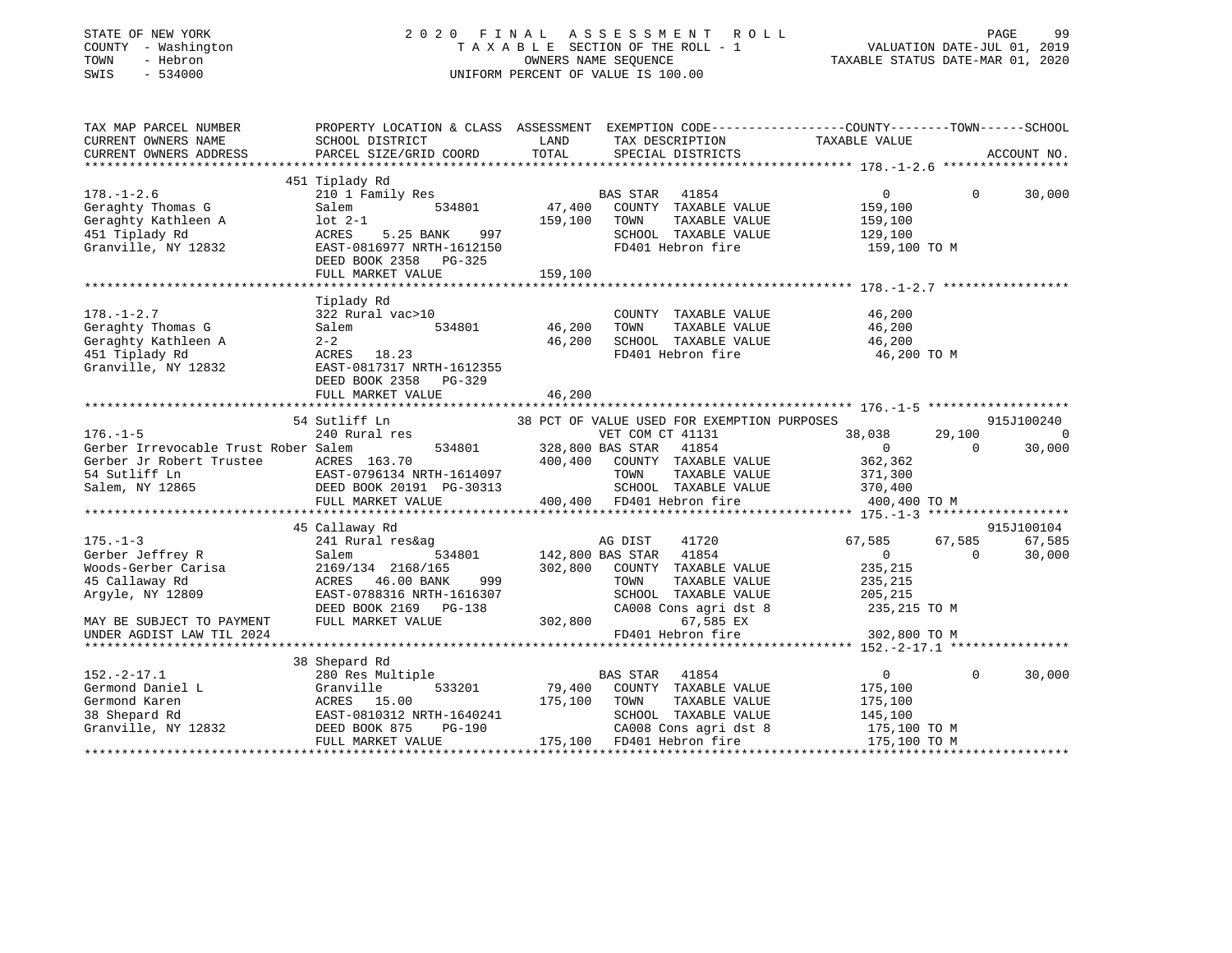STATE OF NEW YORK
COUNTY - Washington
TOWN - Hebron
SWIS - 534000

2020 FINAL ASSESSMENT ROLL
TAXABLE SECTION OF THE ROLL - 1
OWNERS NAME SEQUENCE
UNIFORM PERCENT OF VALUE IS 100.00

VALUATION DATE-JUL 01, 2019
TAXABLE STATUS DATE-MAR 01, 2020

```
TAX MAP PARCEL NUMBER          PROPERTY LOCATION & CLASS  ASSESSMENT  EXEMPTION CODE-----------------COUNTY--------TOWN------SCHOOL
CURRENT OWNERS NAME            SCHOOL DISTRICT               LAND      TAX DESCRIPTION             TAXABLE VALUE
CURRENT OWNERS ADDRESS         PARCEL SIZE/GRID COORD       TOTAL      SPECIAL DISTRICTS                                      ACCOUNT NO.
******************************************************************************************************* 178.-1-2.6 *****************
                               451 Tiplady Rd
178.-1-2.6                     210 1 Family Res                     BAS STAR   41854                    0          0      30,000
Geraghty Thomas G              Salem             534801     47,400   COUNTY  TAXABLE VALUE          159,100
Geraghty Kathleen A            lot 2-1                     159,100   TOWN    TAXABLE VALUE          159,100
451 Tiplady Rd                 ACRES    5.25 BANK    997             SCHOOL  TAXABLE VALUE          129,100
Granville, NY 12832            EAST-0816977 NRTH-1612150             FD401 Hebron fire               159,100 TO M
                               DEED BOOK 2358   PG-325
                               FULL MARKET VALUE           159,100
******************************************************************************************************* 178.-1-2.7 *****************
                               Tiplady Rd
178.-1-2.7                     322 Rural vac>10                      COUNTY  TAXABLE VALUE           46,200
Geraghty Thomas G              Salem             534801     46,200   TOWN    TAXABLE VALUE           46,200
Geraghty Kathleen A            2-2                          46,200   SCHOOL  TAXABLE VALUE           46,200
451 Tiplady Rd                 ACRES   18.23                         FD401 Hebron fire                46,200 TO M
Granville, NY 12832            EAST-0817317 NRTH-1612355
                               DEED BOOK 2358   PG-329
                               FULL MARKET VALUE            46,200
******************************************************************************************************* 176.-1-5 *******************
                               54 Sutliff Ln               38 PCT OF VALUE USED FOR EXEMPTION PURPOSES                        915J100240
176.-1-5                       240 Rural res                        VET COM CT 41131              38,038     29,100           0
Gerber Irrevocable Trust Rober Salem             534801    328,800 BAS STAR   41854                    0          0      30,000
Gerber Jr Robert Trustee       ACRES  163.70               400,400   COUNTY  TAXABLE VALUE          362,362
54 Sutliff Ln                  EAST-0796134 NRTH-1614097             TOWN    TAXABLE VALUE          371,300
Salem, NY 12865                DEED BOOK 20191  PG-30313             SCHOOL  TAXABLE VALUE          370,400
                               FULL MARKET VALUE           400,400   FD401 Hebron fire               400,400 TO M
******************************************************************************************************* 175.-1-3 *******************
                               45 Callaway Rd                                                                          915J100104
175.-1-3                       241 Rural res&ag                     AG DIST    41720              67,585     67,585      67,585
Gerber Jeffrey R               Salem             534801    142,800 BAS STAR   41854                    0          0      30,000
Woods-Gerber Carisa            2169/134  2168/165          302,800   COUNTY  TAXABLE VALUE          235,215
45 Callaway Rd                 ACRES   46.00 BANK    999             TOWN    TAXABLE VALUE          235,215
Argyle, NY 12809               EAST-0788316 NRTH-1616307             SCHOOL  TAXABLE VALUE          205,215
                               DEED BOOK 2169   PG-138               CA008 Cons agri dst 8           235,215 TO M
MAY BE SUBJECT TO PAYMENT      FULL MARKET VALUE           302,800          67,585 EX
UNDER AGDIST LAW TIL 2024                                            FD401 Hebron fire               302,800 TO M
******************************************************************************************************* 152.-2-17.1 ****************
                               38 Shepard Rd
152.-2-17.1                    280 Res Multiple                     BAS STAR   41854                    0          0      30,000
Germond Daniel L               Granville         533201     79,400   COUNTY  TAXABLE VALUE          175,100
Germond Karen                  ACRES   15.00               175,100   TOWN    TAXABLE VALUE          175,100
38 Shepard Rd                  EAST-0810312 NRTH-1640241             SCHOOL  TAXABLE VALUE          145,100
Granville, NY 12832            DEED BOOK 875    PG-190               CA008 Cons agri dst 8           175,100 TO M
                               FULL MARKET VALUE           175,100   FD401 Hebron fire               175,100 TO M
************************************************************************************************************************************
```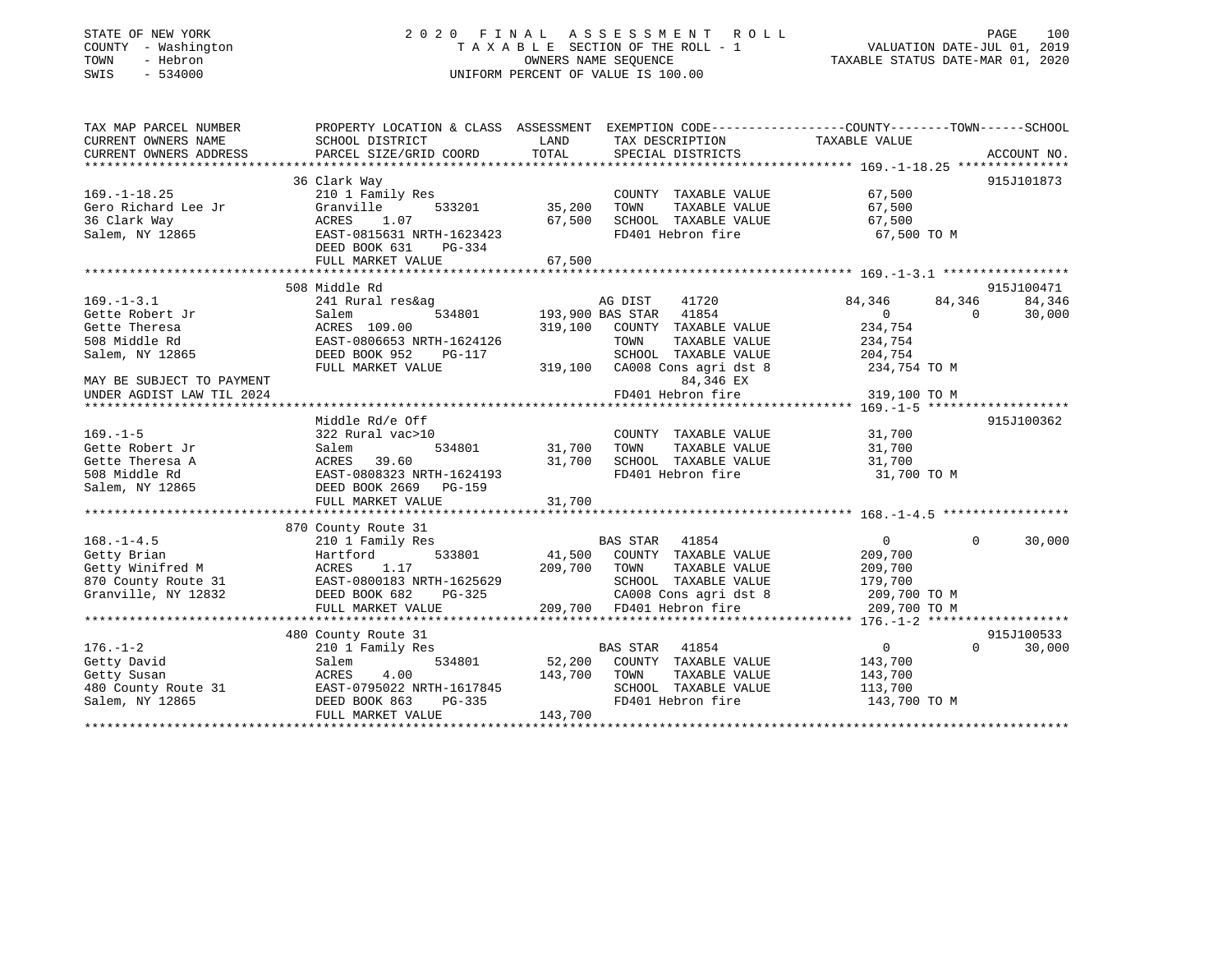STATE OF NEW YORK
COUNTY - Washington
TOWN - Hebron
SWIS - 534000

# 2020 FINAL ASSESSMENT ROLL

TAXABLE SECTION OF THE ROLL - 1
OWNERS NAME SEQUENCE
UNIFORM PERCENT OF VALUE IS 100.00

VALUATION DATE-JUL 01, 2019
TAXABLE STATUS DATE-MAR 01, 2020

| TAX MAP PARCEL NUMBER / CURRENT OWNERS NAME / CURRENT OWNERS ADDRESS | PROPERTY LOCATION & CLASS / SCHOOL DISTRICT / PARCEL SIZE/GRID COORD | ASSESSMENT LAND | TOTAL | EXEMPTION CODE / TAX DESCRIPTION / SPECIAL DISTRICTS | COUNTY TAXABLE VALUE | TOWN | SCHOOL | ACCOUNT NO. |
|---|---|---|---|---|---|---|---|---|
| **169.-1-18.25** | 36 Clark Way | | | | | | | 915J101873 |
| 169.-1-18.25 | 210 1 Family Res | | | COUNTY TAXABLE VALUE | 67,500 | | | |
| Gero Richard Lee Jr | Granville 533201 | 35,200 | | TOWN TAXABLE VALUE | 67,500 | | | |
| 36 Clark Way | ACRES 1.07 | | 67,500 | SCHOOL TAXABLE VALUE | 67,500 | | | |
| Salem, NY 12865 | EAST-0815631 NRTH-1623423 | | | FD401 Hebron fire | 67,500 TO M | | | |
| | DEED BOOK 631 PG-334 | | | | | | | |
| | FULL MARKET VALUE | | 67,500 | | | | | |
| **169.-1-3.1** | 508 Middle Rd | | | | | | | 915J100471 |
| 169.-1-3.1 | 241 Rural res&ag | | | AG DIST 41720 | 84,346 | 84,346 | 84,346 | |
| Gette Robert Jr | Salem 534801 | 193,900 | | BAS STAR 41854 | 0 | 0 | 30,000 | |
| Gette Theresa | ACRES 109.00 | | 319,100 | COUNTY TAXABLE VALUE | 234,754 | | | |
| 508 Middle Rd | EAST-0806653 NRTH-1624126 | | | TOWN TAXABLE VALUE | 234,754 | | | |
| Salem, NY 12865 | DEED BOOK 952 PG-117 | | | SCHOOL TAXABLE VALUE | 204,754 | | | |
| | FULL MARKET VALUE | | 319,100 | CA008 Cons agri dst 8 | 234,754 TO M | | | |
| MAY BE SUBJECT TO PAYMENT | | | | 84,346 EX | | | | |
| UNDER AGDIST LAW TIL 2024 | | | | FD401 Hebron fire | 319,100 TO M | | | |
| **169.-1-5** | Middle Rd/e Off | | | | | | | 915J100362 |
| 169.-1-5 | 322 Rural vac>10 | | | COUNTY TAXABLE VALUE | 31,700 | | | |
| Gette Robert Jr | Salem 534801 | 31,700 | | TOWN TAXABLE VALUE | 31,700 | | | |
| Gette Theresa A | ACRES 39.60 | | 31,700 | SCHOOL TAXABLE VALUE | 31,700 | | | |
| 508 Middle Rd | EAST-0808323 NRTH-1624193 | | | FD401 Hebron fire | 31,700 TO M | | | |
| Salem, NY 12865 | DEED BOOK 2669 PG-159 | | | | | | | |
| | FULL MARKET VALUE | | 31,700 | | | | | |
| **168.-1-4.5** | 870 County Route 31 | | | | | | | |
| 168.-1-4.5 | 210 1 Family Res | | | BAS STAR 41854 | 0 | 0 | 30,000 | |
| Getty Brian | Hartford 533801 | 41,500 | | COUNTY TAXABLE VALUE | 209,700 | | | |
| Getty Winifred M | ACRES 1.17 | | 209,700 | TOWN TAXABLE VALUE | 209,700 | | | |
| 870 County Route 31 | EAST-0800183 NRTH-1625629 | | | SCHOOL TAXABLE VALUE | 179,700 | | | |
| Granville, NY 12832 | DEED BOOK 682 PG-325 | | | CA008 Cons agri dst 8 | 209,700 TO M | | | |
| | FULL MARKET VALUE | | 209,700 | FD401 Hebron fire | 209,700 TO M | | | |
| **176.-1-2** | 480 County Route 31 | | | | | | | 915J100533 |
| 176.-1-2 | 210 1 Family Res | | | BAS STAR 41854 | 0 | 0 | 30,000 | |
| Getty David | Salem 534801 | 52,200 | | COUNTY TAXABLE VALUE | 143,700 | | | |
| Getty Susan | ACRES 4.00 | | 143,700 | TOWN TAXABLE VALUE | 143,700 | | | |
| 480 County Route 31 | EAST-0795022 NRTH-1617845 | | | SCHOOL TAXABLE VALUE | 113,700 | | | |
| Salem, NY 12865 | DEED BOOK 863 PG-335 | | | FD401 Hebron fire | 143,700 TO M | | | |
| | FULL MARKET VALUE | | 143,700 | | | | | |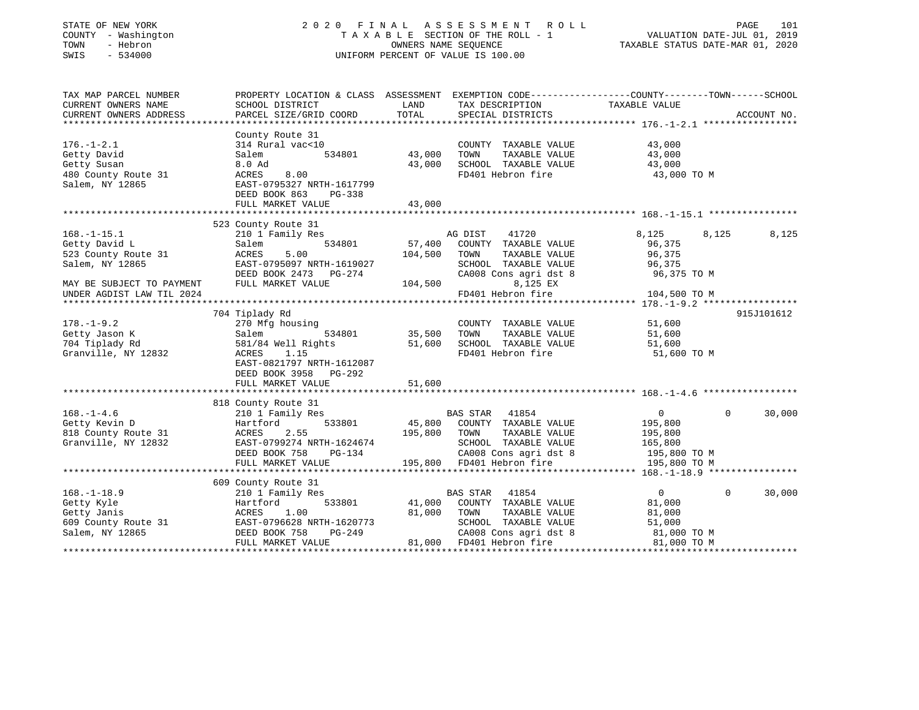STATE OF NEW YORK
COUNTY - Washington
TOWN - Hebron
SWIS - 534000

2020 FINAL ASSESSMENT ROLL
TAXABLE SECTION OF THE ROLL - 1
OWNERS NAME SEQUENCE
UNIFORM PERCENT OF VALUE IS 100.00

VALUATION DATE-JUL 01, 2019
TAXABLE STATUS DATE-MAR 01, 2020

```
TAX MAP PARCEL NUMBER          PROPERTY LOCATION & CLASS  ASSESSMENT  EXEMPTION CODE------------------COUNTY--------TOWN------SCHOOL
CURRENT OWNERS NAME            SCHOOL DISTRICT              LAND      TAX DESCRIPTION              TAXABLE VALUE
CURRENT OWNERS ADDRESS         PARCEL SIZE/GRID COORD      TOTAL      SPECIAL DISTRICTS                                    ACCOUNT NO.
******************************************************************************************************* 176.-1-2.1 *****************
                               County Route 31
176.-1-2.1                     314 Rural vac<10                       COUNTY  TAXABLE VALUE             43,000
Getty David                    Salem          534801      43,000      TOWN    TAXABLE VALUE             43,000
Getty Susan                    8.0 Ad                     43,000      SCHOOL  TAXABLE VALUE             43,000
480 County Route 31            ACRES    8.00                          FD401 Hebron fire                  43,000 TO M
Salem, NY 12865                EAST-0795327 NRTH-1617799
                               DEED BOOK 863     PG-338
                               FULL MARKET VALUE          43,000
******************************************************************************************************* 168.-1-15.1 ****************
                               523 County Route 31
168.-1-15.1                    210 1 Family Res                       AG DIST    41720              8,125        8,125        8,125
Getty David L                  Salem          534801      57,400      COUNTY  TAXABLE VALUE             96,375
523 County Route 31            ACRES    5.00             104,500      TOWN    TAXABLE VALUE             96,375
Salem, NY 12865                EAST-0795097 NRTH-1619027              SCHOOL  TAXABLE VALUE             96,375
                               DEED BOOK 2473    PG-274               CA008 Cons agri dst 8              96,375 TO M
MAY BE SUBJECT TO PAYMENT      FULL MARKET VALUE         104,500           8,125 EX
UNDER AGDIST LAW TIL 2024                                             FD401 Hebron fire                 104,500 TO M
******************************************************************************************************* 178.-1-9.2 *****************
                               704 Tiplady Rd                                                                            915J101612
178.-1-9.2                     270 Mfg housing                        COUNTY  TAXABLE VALUE             51,600
Getty Jason K                  Salem          534801      35,500      TOWN    TAXABLE VALUE             51,600
704 Tiplady Rd                 581/84 Well Rights         51,600      SCHOOL  TAXABLE VALUE             51,600
Granville, NY 12832            ACRES    1.15                          FD401 Hebron fire                  51,600 TO M
                               EAST-0821797 NRTH-1612087
                               DEED BOOK 3958    PG-292
                               FULL MARKET VALUE          51,600
******************************************************************************************************* 168.-1-4.6 *****************
                               818 County Route 31
168.-1-4.6                     210 1 Family Res                       BAS STAR   41854                  0            0       30,000
Getty Kevin D                  Hartford       533801      45,800      COUNTY  TAXABLE VALUE            195,800
818 County Route 31            ACRES    2.55             195,800      TOWN    TAXABLE VALUE            195,800
Granville, NY 12832            EAST-0799274 NRTH-1624674              SCHOOL  TAXABLE VALUE            165,800
                               DEED BOOK 758     PG-134               CA008 Cons agri dst 8             195,800 TO M
                               FULL MARKET VALUE         195,800      FD401 Hebron fire                 195,800 TO M
******************************************************************************************************* 168.-1-18.9 ****************
                               609 County Route 31
168.-1-18.9                    210 1 Family Res                       BAS STAR   41854                  0            0       30,000
Getty Kyle                     Hartford       533801      41,000      COUNTY  TAXABLE VALUE             81,000
Getty Janis                    ACRES    1.00              81,000      TOWN    TAXABLE VALUE             81,000
609 County Route 31            EAST-0796628 NRTH-1620773              SCHOOL  TAXABLE VALUE             51,000
Salem, NY 12865                DEED BOOK 758     PG-249               CA008 Cons agri dst 8              81,000 TO M
                               FULL MARKET VALUE          81,000      FD401 Hebron fire                  81,000 TO M
************************************************************************************************************************************
```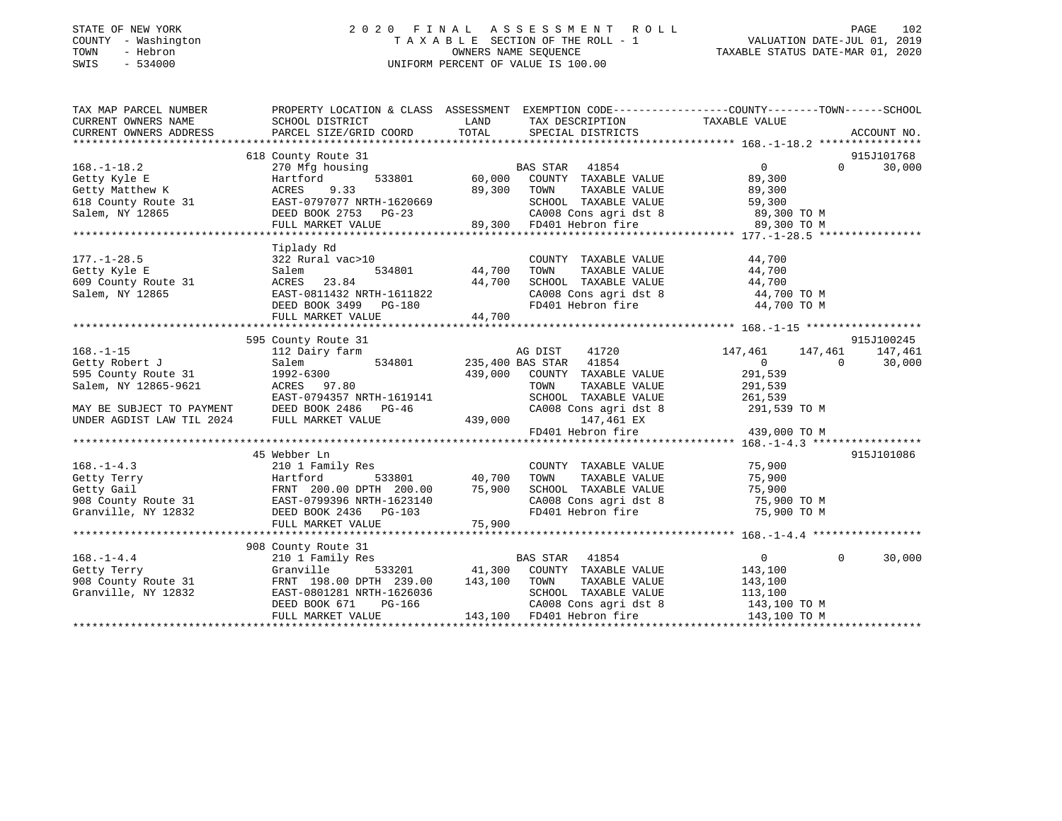STATE OF NEW YORK
COUNTY - Washington
TOWN - Hebron
SWIS - 534000

# 2020 FINAL ASSESSMENT ROLL

TAXABLE SECTION OF THE ROLL - 1
OWNERS NAME SEQUENCE
UNIFORM PERCENT OF VALUE IS 100.00

VALUATION DATE-JUL 01, 2019
TAXABLE STATUS DATE-MAR 01, 2020

```
TAX MAP PARCEL NUMBER          PROPERTY LOCATION & CLASS  ASSESSMENT  EXEMPTION CODE-----------------COUNTY--------TOWN------SCHOOL
CURRENT OWNERS NAME            SCHOOL DISTRICT             LAND       TAX DESCRIPTION              TAXABLE VALUE
CURRENT OWNERS ADDRESS         PARCEL SIZE/GRID COORD      TOTAL      SPECIAL DISTRICTS                                   ACCOUNT NO.
******************************************************************************************************* 168.-1-18.2 ****************
                               618 County Route 31                                                                         915J101768
168.-1-18.2                    270 Mfg housing                        BAS STAR   41854                  0          0       30,000
Getty Kyle E                   Hartford        533801       60,000    COUNTY  TAXABLE VALUE          89,300
Getty Matthew K                ACRES    9.33                89,300    TOWN    TAXABLE VALUE          89,300
618 County Route 31            EAST-0797077 NRTH-1620669              SCHOOL  TAXABLE VALUE          59,300
Salem, NY 12865                DEED BOOK 2753   PG-23                 CA008 Cons agri dst 8          89,300 TO M
                               FULL MARKET VALUE            89,300    FD401 Hebron fire              89,300 TO M
******************************************************************************************************* 177.-1-28.5 ****************
                               Tiplady Rd
177.-1-28.5                    322 Rural vac>10                       COUNTY  TAXABLE VALUE          44,700
Getty Kyle E                   Salem           534801       44,700    TOWN    TAXABLE VALUE          44,700
609 County Route 31            ACRES   23.84                44,700    SCHOOL  TAXABLE VALUE          44,700
Salem, NY 12865                EAST-0811432 NRTH-1611822              CA008 Cons agri dst 8          44,700 TO M
                               DEED BOOK 3499   PG-180                FD401 Hebron fire              44,700 TO M
                               FULL MARKET VALUE            44,700
******************************************************************************************************* 168.-1-15 ******************
                               595 County Route 31                                                                         915J100245
168.-1-15                      112 Dairy farm                         AG DIST    41720             147,461    147,461     147,461
Getty Robert J                 Salem           534801      235,400 BAS STAR   41854                  0          0       30,000
595 County Route 31            1992-6300                   439,000    COUNTY  TAXABLE VALUE         291,539
Salem, NY 12865-9621           ACRES   97.80                          TOWN    TAXABLE VALUE         291,539
                               EAST-0794357 NRTH-1619141              SCHOOL  TAXABLE VALUE         261,539
MAY BE SUBJECT TO PAYMENT      DEED BOOK 2486   PG-46                 CA008 Cons agri dst 8         291,539 TO M
UNDER AGDIST LAW TIL 2024      FULL MARKET VALUE           439,000           147,461 EX
                                                                      FD401 Hebron fire             439,000 TO M
******************************************************************************************************* 168.-1-4.3 *****************
                               45 Webber Ln                                                                                915J101086
168.-1-4.3                     210 1 Family Res                       COUNTY  TAXABLE VALUE          75,900
Getty Terry                    Hartford        533801       40,700    TOWN    TAXABLE VALUE          75,900
Getty Gail                     FRNT 200.00 DPTH 200.00      75,900    SCHOOL  TAXABLE VALUE          75,900
908 County Route 31            EAST-0799396 NRTH-1623140              CA008 Cons agri dst 8          75,900 TO M
Granville, NY 12832            DEED BOOK 2436   PG-103                FD401 Hebron fire              75,900 TO M
                               FULL MARKET VALUE            75,900
******************************************************************************************************* 168.-1-4.4 *****************
                               908 County Route 31
168.-1-4.4                     210 1 Family Res                       BAS STAR   41854                  0          0       30,000
Getty Terry                    Granville       533201       41,300    COUNTY  TAXABLE VALUE         143,100
908 County Route 31            FRNT 198.00 DPTH 239.00     143,100    TOWN    TAXABLE VALUE         143,100
Granville, NY 12832            EAST-0801281 NRTH-1626036              SCHOOL  TAXABLE VALUE         113,100
                               DEED BOOK 671    PG-166                CA008 Cons agri dst 8         143,100 TO M
                               FULL MARKET VALUE           143,100    FD401 Hebron fire             143,100 TO M
************************************************************************************************************************************
```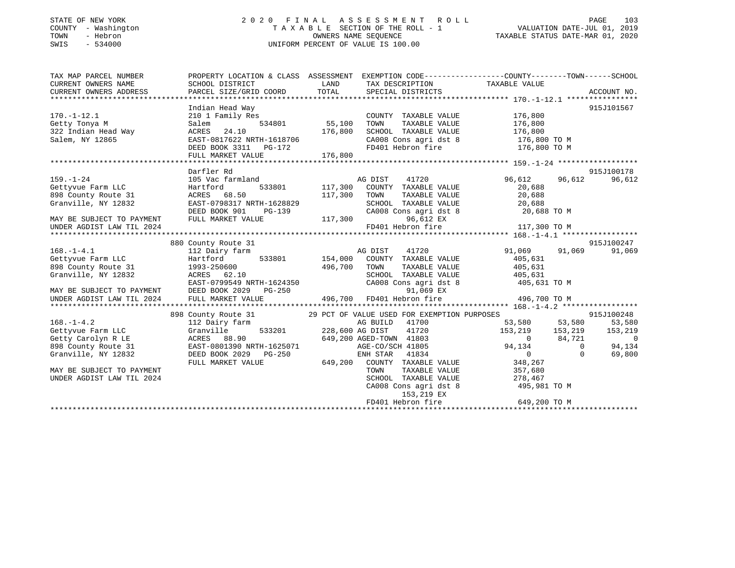STATE OF NEW YORK
COUNTY - Washington
TOWN - Hebron
SWIS - 534000

# 2020 FINAL ASSESSMENT ROLL

TAXABLE SECTION OF THE ROLL - 1
OWNERS NAME SEQUENCE
UNIFORM PERCENT OF VALUE IS 100.00

VALUATION DATE-JUL 01, 2019
TAXABLE STATUS DATE-MAR 01, 2020

```
TAX MAP PARCEL NUMBER     PROPERTY LOCATION & CLASS  ASSESSMENT  EXEMPTION CODE-----------------COUNTY--------TOWN------SCHOOL
CURRENT OWNERS NAME       SCHOOL DISTRICT             LAND       TAX DESCRIPTION            TAXABLE VALUE
CURRENT OWNERS ADDRESS    PARCEL SIZE/GRID COORD      TOTAL      SPECIAL DISTRICTS                                     ACCOUNT NO.
******************************************************************************************* 170.-1-12.1 ****************
                          Indian Head Way                                                                             915J101567
170.-1-12.1               210 1 Family Res                       COUNTY  TAXABLE VALUE         176,800
Getty Tonya M             Salem          534801        55,100    TOWN    TAXABLE VALUE         176,800
322 Indian Head Way       ACRES   24.10               176,800    SCHOOL  TAXABLE VALUE         176,800
Salem, NY 12865           EAST-0817622 NRTH-1618706              CA008 Cons agri dst 8          176,800 TO M
                          DEED BOOK 3311   PG-172                FD401 Hebron fire              176,800 TO M
                          FULL MARKET VALUE           176,800
******************************************************************************************* 159.-1-24 ******************
                          Darfler Rd                                                                                  915J100178
159.-1-24                 105 Vac farmland                       AG DIST    41720           96,612     96,612     96,612
Gettyvue Farm LLC         Hartford       533801       117,300    COUNTY  TAXABLE VALUE          20,688
898 County Route 31       ACRES   68.50               117,300    TOWN    TAXABLE VALUE          20,688
Granville, NY 12832       EAST-0798317 NRTH-1628829              SCHOOL  TAXABLE VALUE          20,688
                          DEED BOOK 901    PG-139                CA008 Cons agri dst 8           20,688 TO M
MAY BE SUBJECT TO PAYMENT FULL MARKET VALUE           117,300         96,612 EX
UNDER AGDIST LAW TIL 2024                                        FD401 Hebron fire              117,300 TO M
******************************************************************************************* 168.-1-4.1 *****************
                          880 County Route 31                                                                         915J100247
168.-1-4.1                112 Dairy farm                         AG DIST    41720           91,069     91,069     91,069
Gettyvue Farm LLC         Hartford       533801       154,000    COUNTY  TAXABLE VALUE         405,631
898 County Route 31       1993-250600                 496,700    TOWN    TAXABLE VALUE         405,631
Granville, NY 12832       ACRES   62.10                          SCHOOL  TAXABLE VALUE         405,631
                          EAST-0799549 NRTH-1624350              CA008 Cons agri dst 8          405,631 TO M
MAY BE SUBJECT TO PAYMENT DEED BOOK 2029   PG-250                     91,069 EX
UNDER AGDIST LAW TIL 2024 FULL MARKET VALUE           496,700    FD401 Hebron fire              496,700 TO M
******************************************************************************************* 168.-1-4.2 *****************
                          898 County Route 31         29 PCT OF VALUE USED FOR EXEMPTION PURPOSES                     915J100248
168.-1-4.2                112 Dairy farm                         AG BUILD   41700           53,580     53,580     53,580
Gettyvue Farm LLC         Granville      533201       228,600    AG DIST    41720          153,219    153,219    153,219
Getty Carolyn R LE        ACRES   88.90               649,200    AGED-TOWN  41803                0     84,721          0
898 County Route 31       EAST-0801390 NRTH-1625071              AGE-CO/SCH 41805           94,134          0     94,134
Granville, NY 12832       DEED BOOK 2029   PG-250                ENH STAR   41834                0          0     69,800
                          FULL MARKET VALUE           649,200    COUNTY  TAXABLE VALUE         348,267
MAY BE SUBJECT TO PAYMENT                                        TOWN    TAXABLE VALUE         357,680
UNDER AGDIST LAW TIL 2024                                        SCHOOL  TAXABLE VALUE         278,467
                                                                 CA008 Cons agri dst 8          495,981 TO M
                                                                      153,219 EX
                                                                 FD401 Hebron fire              649,200 TO M
**************************************************************************************************************************
```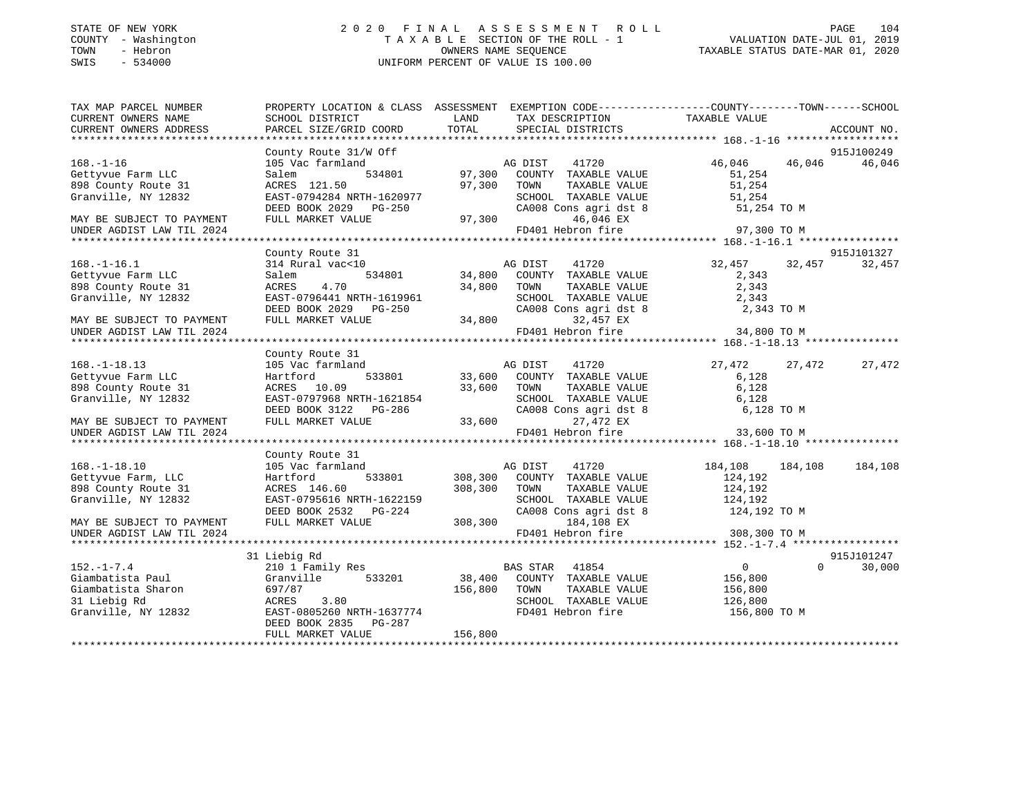STATE OF NEW YORK
COUNTY - Washington
TOWN - Hebron
SWIS - 534000

# 2020 FINAL ASSESSMENT ROLL

TAXABLE SECTION OF THE ROLL - 1
OWNERS NAME SEQUENCE
UNIFORM PERCENT OF VALUE IS 100.00

VALUATION DATE-JUL 01, 2019
TAXABLE STATUS DATE-MAR 01, 2020

```
TAX MAP PARCEL NUMBER          PROPERTY LOCATION & CLASS  ASSESSMENT  EXEMPTION CODE------------------COUNTY--------TOWN------SCHOOL
CURRENT OWNERS NAME            SCHOOL DISTRICT               LAND      TAX DESCRIPTION             TAXABLE VALUE
CURRENT OWNERS ADDRESS         PARCEL SIZE/GRID COORD        TOTAL     SPECIAL DISTRICTS                                      ACCOUNT NO.
****************************************************************************************************** 168.-1-16 ******************
                               County Route 31/W Off                                                                    915J100249
168.-1-16                      105 Vac farmland                         AG DIST    41720               46,046      46,046      46,046
Gettyvue Farm LLC              Salem          534801        97,300   COUNTY  TAXABLE VALUE             51,254
898 County Route 31            ACRES  121.50                97,300   TOWN    TAXABLE VALUE             51,254
Granville, NY 12832            EAST-0794284 NRTH-1620977             SCHOOL  TAXABLE VALUE             51,254
                               DEED BOOK 2029   PG-250               CA008 Cons agri dst 8              51,254 TO M
MAY BE SUBJECT TO PAYMENT      FULL MARKET VALUE            97,300          46,046 EX
UNDER AGDIST LAW TIL 2024                                            FD401 Hebron fire                  97,300 TO M
****************************************************************************************************** 168.-1-16.1 ****************
                               County Route 31                                                                          915J101327
168.-1-16.1                    314 Rural vac<10                         AG DIST    41720               32,457      32,457      32,457
Gettyvue Farm LLC              Salem          534801        34,800   COUNTY  TAXABLE VALUE              2,343
898 County Route 31            ACRES    4.70                34,800   TOWN    TAXABLE VALUE              2,343
Granville, NY 12832            EAST-0796441 NRTH-1619961             SCHOOL  TAXABLE VALUE              2,343
                               DEED BOOK 2029   PG-250               CA008 Cons agri dst 8               2,343 TO M
MAY BE SUBJECT TO PAYMENT      FULL MARKET VALUE            34,800          32,457 EX
UNDER AGDIST LAW TIL 2024                                            FD401 Hebron fire                  34,800 TO M
****************************************************************************************************** 168.-1-18.13 ***************
                               County Route 31
168.-1-18.13                   105 Vac farmland                         AG DIST    41720               27,472      27,472      27,472
Gettyvue Farm LLC              Hartford       533801        33,600   COUNTY  TAXABLE VALUE              6,128
898 County Route 31            ACRES   10.09                33,600   TOWN    TAXABLE VALUE              6,128
Granville, NY 12832            EAST-0797968 NRTH-1621854             SCHOOL  TAXABLE VALUE              6,128
                               DEED BOOK 3122   PG-286               CA008 Cons agri dst 8               6,128 TO M
MAY BE SUBJECT TO PAYMENT      FULL MARKET VALUE            33,600          27,472 EX
UNDER AGDIST LAW TIL 2024                                            FD401 Hebron fire                  33,600 TO M
****************************************************************************************************** 168.-1-18.10 ***************
                               County Route 31
168.-1-18.10                   105 Vac farmland                         AG DIST    41720              184,108     184,108     184,108
Gettyvue Farm, LLC             Hartford       533801       308,300   COUNTY  TAXABLE VALUE            124,192
898 County Route 31            ACRES  146.60               308,300   TOWN    TAXABLE VALUE            124,192
Granville, NY 12832            EAST-0795616 NRTH-1622159             SCHOOL  TAXABLE VALUE            124,192
                               DEED BOOK 2532   PG-224               CA008 Cons agri dst 8             124,192 TO M
MAY BE SUBJECT TO PAYMENT      FULL MARKET VALUE           308,300         184,108 EX
UNDER AGDIST LAW TIL 2024                                            FD401 Hebron fire                 308,300 TO M
****************************************************************************************************** 152.-1-7.4 *****************
                               31 Liebig Rd                                                                             915J101247
152.-1-7.4                     210 1 Family Res                         BAS STAR   41854                    0           0      30,000
Giambatista Paul               Granville      533201        38,400   COUNTY  TAXABLE VALUE            156,800
Giambatista Sharon             697/87                      156,800   TOWN    TAXABLE VALUE            156,800
31 Liebig Rd                   ACRES    3.80                         SCHOOL  TAXABLE VALUE            126,800
Granville, NY 12832            EAST-0805260 NRTH-1637774             FD401 Hebron fire                 156,800 TO M
                               DEED BOOK 2835   PG-287
                               FULL MARKET VALUE           156,800
************************************************************************************************************************************
```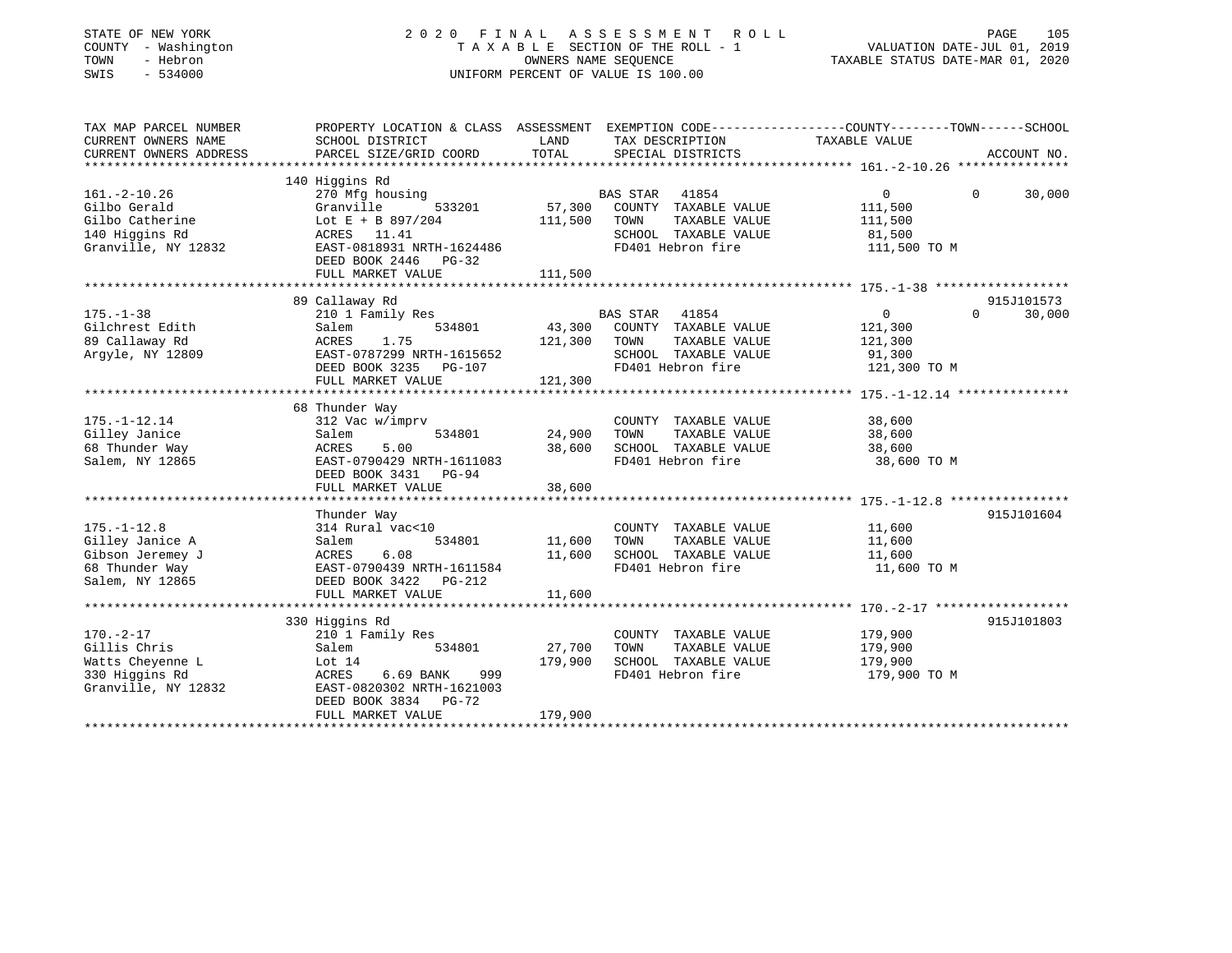STATE OF NEW YORK
COUNTY - Washington
TOWN - Hebron
SWIS - 534000

# 2020 FINAL ASSESSMENT ROLL

TAXABLE SECTION OF THE ROLL - 1
OWNERS NAME SEQUENCE
UNIFORM PERCENT OF VALUE IS 100.00

VALUATION DATE-JUL 01, 2019
TAXABLE STATUS DATE-MAR 01, 2020

| TAX MAP PARCEL NUMBER / CURRENT OWNERS NAME / CURRENT OWNERS ADDRESS | PROPERTY LOCATION & CLASS / SCHOOL DISTRICT / PARCEL SIZE/GRID COORD | ASSESSMENT LAND / TOTAL | EXEMPTION CODE / TAX DESCRIPTION / SPECIAL DISTRICTS | COUNTY | TOWN | SCHOOL / ACCOUNT NO. |
|---|---|---|---|---|---|---|
| | 140 Higgins Rd | | | | | |
| 161.-2-10.26 | 270 Mfg housing | | BAS STAR 41854 | 0 | 0 | 30,000 |
| Gilbo Gerald | Granville 533201 | 57,300 | COUNTY TAXABLE VALUE | 111,500 | | |
| Gilbo Catherine | Lot E + B 897/204 | 111,500 | TOWN TAXABLE VALUE | | 111,500 | |
| 140 Higgins Rd | ACRES 11.41 | | SCHOOL TAXABLE VALUE | | | 81,500 |
| Granville, NY 12832 | EAST-0818931 NRTH-1624486 | | FD401 Hebron fire | 111,500 TO M | | |
| | DEED BOOK 2446 PG-32 | | | | | |
| | FULL MARKET VALUE | 111,500 | | | | |
| | 89 Callaway Rd | | | | | 915J101573 |
| 175.-1-38 | 210 1 Family Res | | BAS STAR 41854 | 0 | 0 | 30,000 |
| Gilchrest Edith | Salem 534801 | 43,300 | COUNTY TAXABLE VALUE | 121,300 | | |
| 89 Callaway Rd | ACRES 1.75 | 121,300 | TOWN TAXABLE VALUE | | 121,300 | |
| Argyle, NY 12809 | EAST-0787299 NRTH-1615652 | | SCHOOL TAXABLE VALUE | | | 91,300 |
| | DEED BOOK 3235 PG-107 | | FD401 Hebron fire | 121,300 TO M | | |
| | FULL MARKET VALUE | 121,300 | | | | |
| | 68 Thunder Way | | | | | |
| 175.-1-12.14 | 312 Vac w/imprv | | COUNTY TAXABLE VALUE | 38,600 | | |
| Gilley Janice | Salem 534801 | 24,900 | TOWN TAXABLE VALUE | | 38,600 | |
| 68 Thunder Way | ACRES 5.00 | 38,600 | SCHOOL TAXABLE VALUE | | | 38,600 |
| Salem, NY 12865 | EAST-0790429 NRTH-1611083 | | FD401 Hebron fire | 38,600 TO M | | |
| | DEED BOOK 3431 PG-94 | | | | | |
| | FULL MARKET VALUE | 38,600 | | | | |
| | Thunder Way | | | | | 915J101604 |
| 175.-1-12.8 | 314 Rural vac<10 | | COUNTY TAXABLE VALUE | 11,600 | | |
| Gilley Janice A | Salem 534801 | 11,600 | TOWN TAXABLE VALUE | | 11,600 | |
| Gibson Jeremey J | ACRES 6.08 | 11,600 | SCHOOL TAXABLE VALUE | | | 11,600 |
| 68 Thunder Way | EAST-0790439 NRTH-1611584 | | FD401 Hebron fire | 11,600 TO M | | |
| Salem, NY 12865 | DEED BOOK 3422 PG-212 | | | | | |
| | FULL MARKET VALUE | 11,600 | | | | |
| | 330 Higgins Rd | | | | | 915J101803 |
| 170.-2-17 | 210 1 Family Res | | COUNTY TAXABLE VALUE | 179,900 | | |
| Gillis Chris | Salem 534801 | 27,700 | TOWN TAXABLE VALUE | | 179,900 | |
| Watts Cheyenne L | Lot 14 | 179,900 | SCHOOL TAXABLE VALUE | | | 179,900 |
| 330 Higgins Rd | ACRES 6.69 BANK 999 | | FD401 Hebron fire | 179,900 TO M | | |
| Granville, NY 12832 | EAST-0820302 NRTH-1621003 | | | | | |
| | DEED BOOK 3834 PG-72 | | | | | |
| | FULL MARKET VALUE | 179,900 | | | | |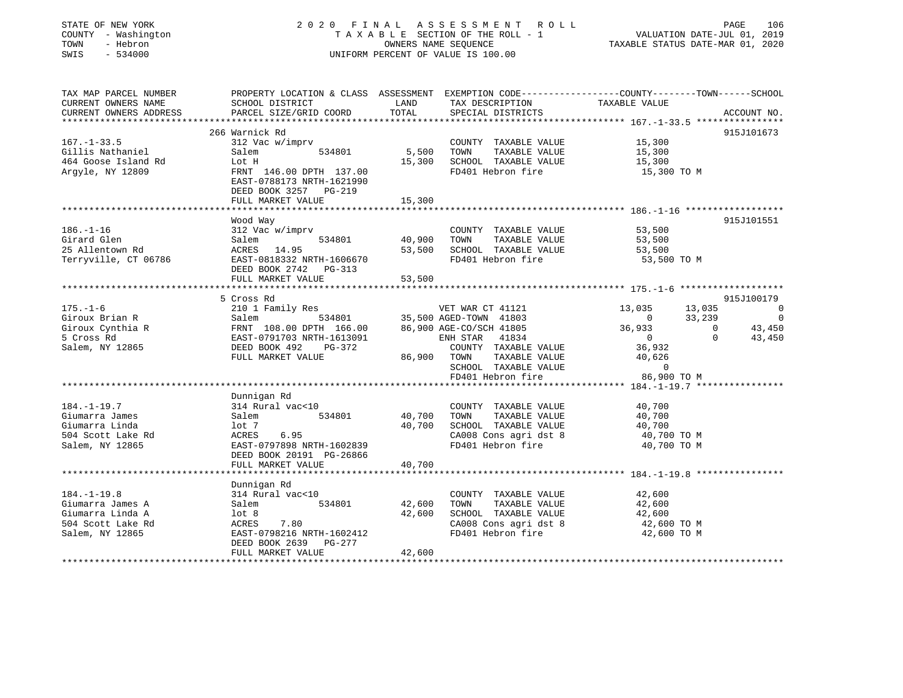STATE OF NEW YORK
COUNTY - Washington
TOWN - Hebron
SWIS - 534000

2020 FINAL ASSESSMENT ROLL
TAXABLE SECTION OF THE ROLL - 1
OWNERS NAME SEQUENCE
UNIFORM PERCENT OF VALUE IS 100.00

VALUATION DATE-JUL 01, 2019
TAXABLE STATUS DATE-MAR 01, 2020

| TAX MAP PARCEL NUMBER / CURRENT OWNERS NAME / CURRENT OWNERS ADDRESS | PROPERTY LOCATION & CLASS / SCHOOL DISTRICT / PARCEL SIZE/GRID COORD | ASSESSMENT LAND | TOTAL | EXEMPTION CODE / TAX DESCRIPTION / SPECIAL DISTRICTS | COUNTY TAXABLE VALUE | TOWN | SCHOOL | ACCOUNT NO. |
|---|---|---|---|---|---|---|---|---|
| 167.-1-33.5 | 266 Warnick Rd | | | | | | | 915J101673 |
| Gillis Nathaniel | 312 Vac w/imprv | | | COUNTY TAXABLE VALUE | 15,300 | | | |
| 464 Goose Island Rd | Salem 534801 | 5,500 | | TOWN TAXABLE VALUE | 15,300 | | | |
| Argyle, NY 12809 | Lot H | | 15,300 | SCHOOL TAXABLE VALUE | 15,300 | | | |
| | FRNT 146.00 DPTH 137.00 | | | FD401 Hebron fire | 15,300 TO M | | | |
| | EAST-0788173 NRTH-1621990 | | | | | | | |
| | DEED BOOK 3257 PG-219 | | | | | | | |
| | FULL MARKET VALUE | | 15,300 | | | | | |
| 186.-1-16 | Wood Way | | | | | | | 915J101551 |
| Girard Glen | 312 Vac w/imprv | | | COUNTY TAXABLE VALUE | 53,500 | | | |
| 25 Allentown Rd | Salem 534801 | 40,900 | | TOWN TAXABLE VALUE | 53,500 | | | |
| Terryville, CT 06786 | ACRES 14.95 | | 53,500 | SCHOOL TAXABLE VALUE | 53,500 | | | |
| | EAST-0818332 NRTH-1606670 | | | FD401 Hebron fire | 53,500 TO M | | | |
| | DEED BOOK 2742 PG-313 | | | | | | | |
| | FULL MARKET VALUE | | 53,500 | | | | | |
| 175.-1-6 | 5 Cross Rd | | | | | | | 915J100179 |
| Giroux Brian R | 210 1 Family Res | | | VET WAR CT 41121 | 13,035 | 13,035 | 0 | |
| Giroux Cynthia R | Salem 534801 | 35,500 | | AGED-TOWN 41803 | 0 | 33,239 | 0 | |
| 5 Cross Rd | FRNT 108.00 DPTH 166.00 | | 86,900 | AGE-CO/SCH 41805 | 36,933 | 0 | 43,450 | |
| Salem, NY 12865 | EAST-0791703 NRTH-1613091 | | | ENH STAR 41834 | 0 | 0 | 43,450 | |
| | DEED BOOK 492 PG-372 | | | COUNTY TAXABLE VALUE | 36,932 | | | |
| | FULL MARKET VALUE | | 86,900 | TOWN TAXABLE VALUE | 40,626 | | | |
| | | | | SCHOOL TAXABLE VALUE | 0 | | | |
| | | | | FD401 Hebron fire | 86,900 TO M | | | |
| 184.-1-19.7 | Dunnigan Rd | | | | | | | |
| Giumarra James | 314 Rural vac<10 | | | COUNTY TAXABLE VALUE | 40,700 | | | |
| Giumarra Linda | Salem 534801 | 40,700 | | TOWN TAXABLE VALUE | 40,700 | | | |
| 504 Scott Lake Rd | lot 7 | | 40,700 | SCHOOL TAXABLE VALUE | 40,700 | | | |
| Salem, NY 12865 | ACRES 6.95 | | | CA008 Cons agri dst 8 | 40,700 TO M | | | |
| | EAST-0797898 NRTH-1602839 | | | FD401 Hebron fire | 40,700 TO M | | | |
| | DEED BOOK 20191 PG-26866 | | | | | | | |
| | FULL MARKET VALUE | | 40,700 | | | | | |
| 184.-1-19.8 | Dunnigan Rd | | | | | | | |
| Giumarra James A | 314 Rural vac<10 | | | COUNTY TAXABLE VALUE | 42,600 | | | |
| Giumarra Linda A | Salem 534801 | 42,600 | | TOWN TAXABLE VALUE | 42,600 | | | |
| 504 Scott Lake Rd | lot 8 | | 42,600 | SCHOOL TAXABLE VALUE | 42,600 | | | |
| Salem, NY 12865 | ACRES 7.80 | | | CA008 Cons agri dst 8 | 42,600 TO M | | | |
| | EAST-0798216 NRTH-1602412 | | | FD401 Hebron fire | 42,600 TO M | | | |
| | DEED BOOK 2639 PG-277 | | | | | | | |
| | FULL MARKET VALUE | | 42,600 | | | | | |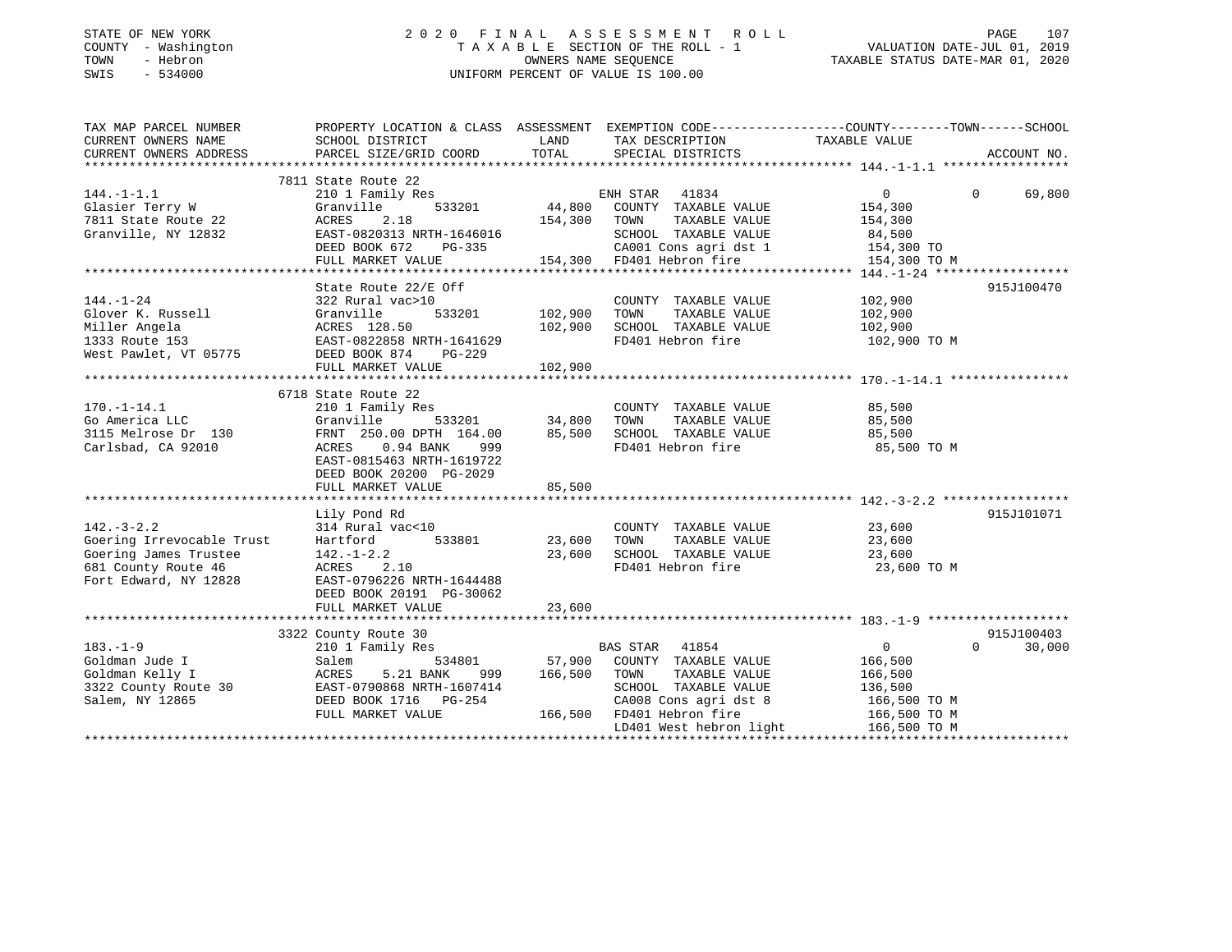STATE OF NEW YORK
COUNTY - Washington
TOWN - Hebron
SWIS - 534000

# 2020 FINAL ASSESSMENT ROLL

TAXABLE SECTION OF THE ROLL - 1
OWNERS NAME SEQUENCE
UNIFORM PERCENT OF VALUE IS 100.00

VALUATION DATE-JUL 01, 2019
TAXABLE STATUS DATE-MAR 01, 2020

```
TAX MAP PARCEL NUMBER          PROPERTY LOCATION & CLASS  ASSESSMENT  EXEMPTION CODE-----------------COUNTY--------TOWN------SCHOOL
CURRENT OWNERS NAME            SCHOOL DISTRICT            LAND        TAX DESCRIPTION              TAXABLE VALUE
CURRENT OWNERS ADDRESS         PARCEL SIZE/GRID COORD     TOTAL       SPECIAL DISTRICTS                                      ACCOUNT NO.
******************************************************************************************************* 144.-1-1.1 *****************
                               7811 State Route 22
144.-1-1.1                     210 1 Family Res                       ENH STAR   41834             0              0        69,800
Glasier Terry W                Granville        533201      44,800    COUNTY  TAXABLE VALUE        154,300
7811 State Route 22            ACRES    2.18               154,300    TOWN    TAXABLE VALUE        154,300
Granville, NY 12832            EAST-0820313 NRTH-1646016              SCHOOL  TAXABLE VALUE         84,500
                               DEED BOOK 672    PG-335                CA001 Cons agri dst 1        154,300 TO
                               FULL MARKET VALUE           154,300    FD401 Hebron fire            154,300 TO M
******************************************************************************************************* 144.-1-24 ******************
                               State Route 22/E Off                                                                915J100470
144.-1-24                      322 Rural vac>10                       COUNTY  TAXABLE VALUE        102,900
Glover K. Russell              Granville        533201     102,900    TOWN    TAXABLE VALUE        102,900
Miller Angela                  ACRES  128.50               102,900    SCHOOL  TAXABLE VALUE        102,900
1333 Route 153                 EAST-0822858 NRTH-1641629              FD401 Hebron fire            102,900 TO M
West Pawlet, VT 05775          DEED BOOK 874    PG-229
                               FULL MARKET VALUE           102,900
******************************************************************************************************* 170.-1-14.1 ****************
                               6718 State Route 22
170.-1-14.1                    210 1 Family Res                       COUNTY  TAXABLE VALUE         85,500
Go America LLC                 Granville        533201      34,800    TOWN    TAXABLE VALUE         85,500
3115 Melrose Dr  130           FRNT 250.00 DPTH 164.00      85,500    SCHOOL  TAXABLE VALUE         85,500
Carlsbad, CA 92010             ACRES    0.94 BANK    999              FD401 Hebron fire             85,500 TO M
                               EAST-0815463 NRTH-1619722
                               DEED BOOK 20200 PG-2029
                               FULL MARKET VALUE            85,500
******************************************************************************************************* 142.-3-2.2 *****************
                               Lily Pond Rd                                                                        915J101071
142.-3-2.2                     314 Rural vac<10                       COUNTY  TAXABLE VALUE         23,600
Goering Irrevocable Trust      Hartford         533801      23,600    TOWN    TAXABLE VALUE         23,600
Goering James Trustee          142.-1-2.2                   23,600    SCHOOL  TAXABLE VALUE         23,600
681 County Route 46            ACRES    2.10                          FD401 Hebron fire             23,600 TO M
Fort Edward, NY 12828          EAST-0796226 NRTH-1644488
                               DEED BOOK 20191 PG-30062
                               FULL MARKET VALUE            23,600
******************************************************************************************************* 183.-1-9 *******************
                               3322 County Route 30                                                                915J100403
183.-1-9                       210 1 Family Res                       BAS STAR   41854             0              0        30,000
Goldman Jude I                 Salem            534801      57,900    COUNTY  TAXABLE VALUE        166,500
Goldman Kelly I                ACRES    5.21 BANK    999   166,500    TOWN    TAXABLE VALUE        166,500
3322 County Route 30           EAST-0790868 NRTH-1607414              SCHOOL  TAXABLE VALUE        136,500
Salem, NY 12865                DEED BOOK 1716   PG-254                CA008 Cons agri dst 8        166,500 TO M
                               FULL MARKET VALUE           166,500    FD401 Hebron fire            166,500 TO M
                                                                      LD401 West hebron light      166,500 TO M
************************************************************************************************************************************
```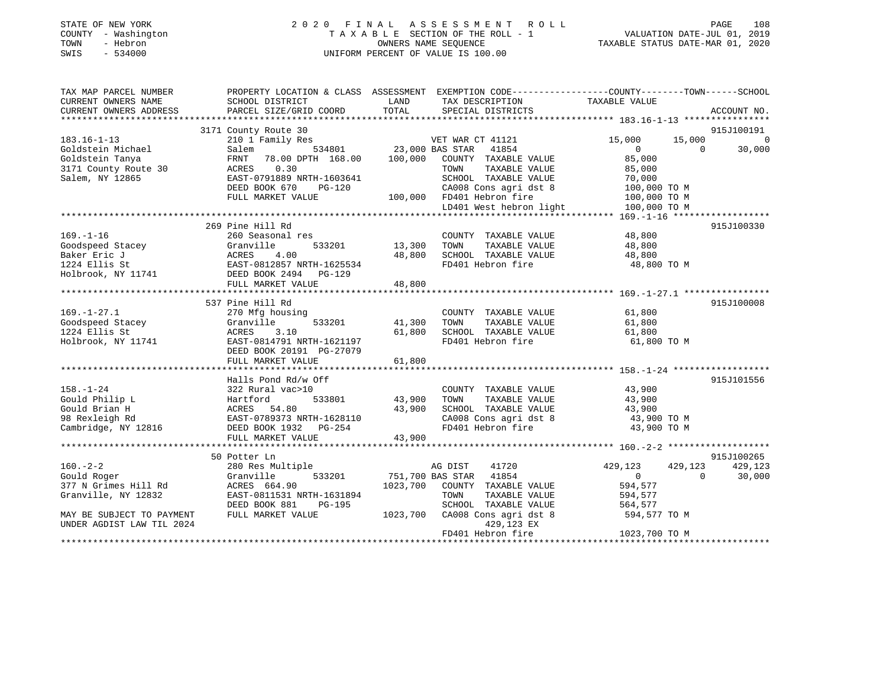STATE OF NEW YORK
COUNTY - Washington
TOWN - Hebron
SWIS - 534000

# 2020 FINAL ASSESSMENT ROLL

TAXABLE SECTION OF THE ROLL - 1
OWNERS NAME SEQUENCE
UNIFORM PERCENT OF VALUE IS 100.00

VALUATION DATE-JUL 01, 2019
TAXABLE STATUS DATE-MAR 01, 2020

```
TAX MAP PARCEL NUMBER          PROPERTY LOCATION & CLASS  ASSESSMENT  EXEMPTION CODE-----------------COUNTY--------TOWN------SCHOOL
CURRENT OWNERS NAME            SCHOOL DISTRICT               LAND      TAX DESCRIPTION              TAXABLE VALUE
CURRENT OWNERS ADDRESS         PARCEL SIZE/GRID COORD        TOTAL     SPECIAL DISTRICTS                                   ACCOUNT NO.
*********************************************************************************************** 183.16-1-13 ****************
                               3171 County Route 30                                                                       915J100191
183.16-1-13                    210 1 Family Res                     VET WAR CT 41121           15,000      15,000              0
Goldstein Michael              Salem           534801        23,000 BAS STAR   41854                0           0         30,000
Goldstein Tanya                FRNT   78.00 DPTH 168.00     100,000   COUNTY  TAXABLE VALUE          85,000
3171 County Route 30           ACRES    0.30                          TOWN    TAXABLE VALUE          85,000
Salem, NY 12865                EAST-0791889 NRTH-1603641              SCHOOL  TAXABLE VALUE          70,000
                               DEED BOOK 670    PG-120                CA008 Cons agri dst 8          100,000 TO M
                               FULL MARKET VALUE            100,000   FD401 Hebron fire              100,000 TO M
                                                                      LD401 West hebron light        100,000 TO M
*********************************************************************************************** 169.-1-16 ******************
                               269 Pine Hill Rd                                                                           915J100330
169.-1-16                      260 Seasonal res                       COUNTY  TAXABLE VALUE          48,800
Goodspeed Stacey               Granville       533201        13,300   TOWN    TAXABLE VALUE          48,800
Baker Eric J                   ACRES    4.00                 48,800   SCHOOL  TAXABLE VALUE          48,800
1224 Ellis St                  EAST-0812857 NRTH-1625534              FD401 Hebron fire               48,800 TO M
Holbrook, NY 11741             DEED BOOK 2494   PG-129
                               FULL MARKET VALUE             48,800
*********************************************************************************************** 169.-1-27.1 ****************
                               537 Pine Hill Rd                                                                           915J100008
169.-1-27.1                    270 Mfg housing                        COUNTY  TAXABLE VALUE          61,800
Goodspeed Stacey               Granville       533201        41,300   TOWN    TAXABLE VALUE          61,800
1224 Ellis St                  ACRES    3.10                 61,800   SCHOOL  TAXABLE VALUE          61,800
Holbrook, NY 11741             EAST-0814791 NRTH-1621197              FD401 Hebron fire               61,800 TO M
                               DEED BOOK 20191  PG-27079
                               FULL MARKET VALUE             61,800
*********************************************************************************************** 158.-1-24 ******************
                               Halls Pond Rd/w Off                                                                        915J101556
158.-1-24                      322 Rural vac>10                       COUNTY  TAXABLE VALUE          43,900
Gould Philip L                 Hartford        533801        43,900   TOWN    TAXABLE VALUE          43,900
Gould Brian H                  ACRES   54.80                 43,900   SCHOOL  TAXABLE VALUE          43,900
98 Rexleigh Rd                 EAST-0789373 NRTH-1628110              CA008 Cons agri dst 8           43,900 TO M
Cambridge, NY 12816            DEED BOOK 1932   PG-254                FD401 Hebron fire               43,900 TO M
                               FULL MARKET VALUE             43,900
*********************************************************************************************** 160.-2-2 *******************
                               50 Potter Ln                                                                               915J100265
160.-2-2                       280 Res Multiple                     AG DIST    41720          429,123     429,123        429,123
Gould Roger                    Granville       533201       751,700 BAS STAR   41854                0           0         30,000
377 N Grimes Hill Rd           ACRES  664.90               1023,700   COUNTY  TAXABLE VALUE         594,577
Granville, NY 12832            EAST-0811531 NRTH-1631894              TOWN    TAXABLE VALUE         594,577
                               DEED BOOK 881    PG-195                SCHOOL  TAXABLE VALUE         564,577
MAY BE SUBJECT TO PAYMENT      FULL MARKET VALUE           1023,700   CA008 Cons agri dst 8          594,577 TO M
UNDER AGDIST LAW TIL 2024                                                  429,123 EX
                                                                      FD401 Hebron fire             1023,700 TO M
****************************************************************************************************************************
```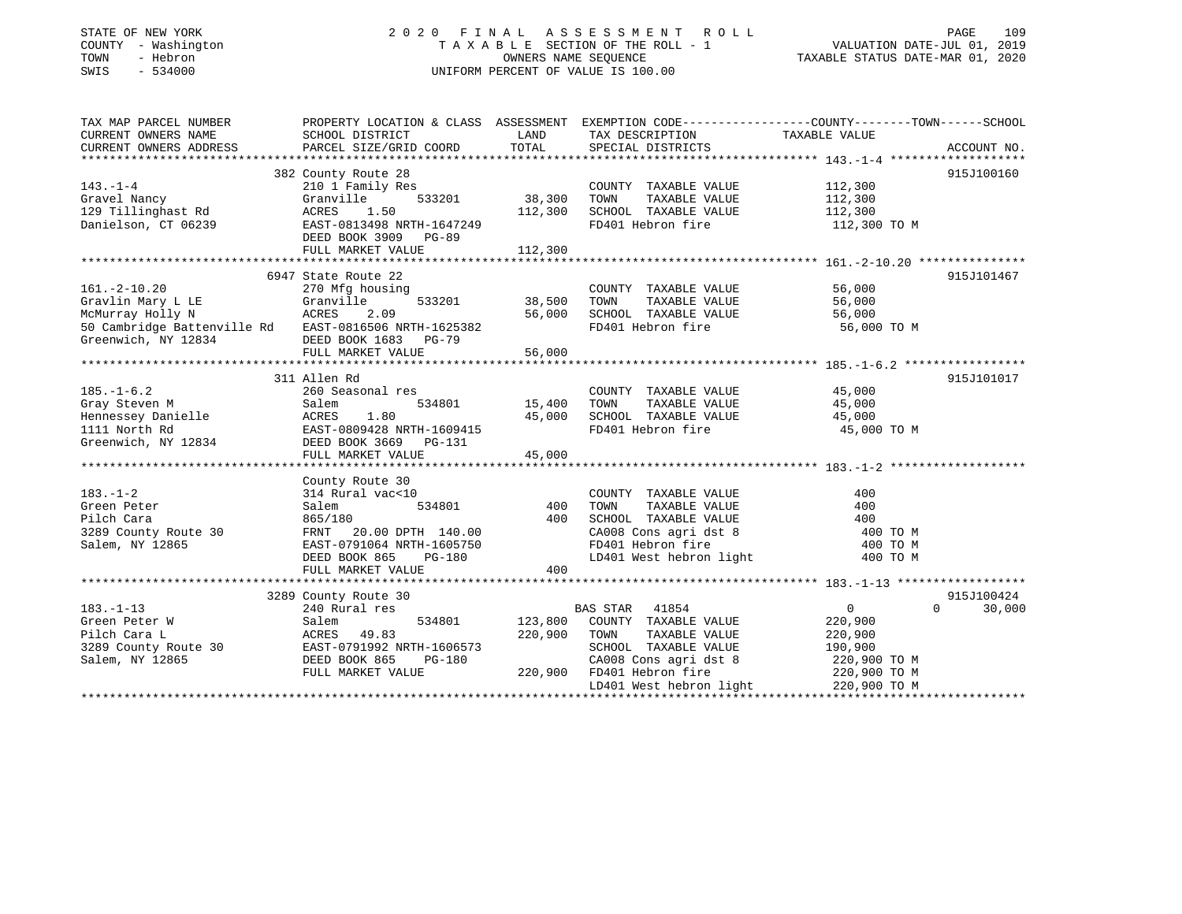STATE OF NEW YORK
COUNTY - Washington
TOWN - Hebron
SWIS - 534000

# 2020 FINAL ASSESSMENT ROLL

TAXABLE SECTION OF THE ROLL - 1
OWNERS NAME SEQUENCE
UNIFORM PERCENT OF VALUE IS 100.00

VALUATION DATE-JUL 01, 2019
TAXABLE STATUS DATE-MAR 01, 2020

| TAX MAP PARCEL NUMBER / CURRENT OWNERS NAME / CURRENT OWNERS ADDRESS | PROPERTY LOCATION & CLASS / SCHOOL DISTRICT / PARCEL SIZE/GRID COORD | ASSESSMENT LAND | TOTAL | EXEMPTION CODE / TAX DESCRIPTION / SPECIAL DISTRICTS | COUNTY TAXABLE VALUE | TOWN | SCHOOL | ACCOUNT NO. |
|---|---|---|---|---|---|---|---|---|
| **143.-1-4** | 382 County Route 28 | | | | | | | 915J100160 |
| 143.-1-4 | 210 1 Family Res | | | COUNTY TAXABLE VALUE | 112,300 | | | |
| Gravel Nancy | Granville 533201 | 38,300 | | TOWN TAXABLE VALUE | 112,300 | | | |
| 129 Tillinghast Rd | ACRES 1.50 | | 112,300 | SCHOOL TAXABLE VALUE | 112,300 | | | |
| Danielson, CT 06239 | EAST-0813498 NRTH-1647249 | | | FD401 Hebron fire | 112,300 TO M | | | |
| | DEED BOOK 3909 PG-89 | | | | | | | |
| | FULL MARKET VALUE | | 112,300 | | | | | |
| **161.-2-10.20** | 6947 State Route 22 | | | | | | | 915J101467 |
| 161.-2-10.20 | 270 Mfg housing | | | COUNTY TAXABLE VALUE | 56,000 | | | |
| Gravlin Mary L LE | Granville 533201 | 38,500 | | TOWN TAXABLE VALUE | 56,000 | | | |
| McMurray Holly N | ACRES 2.09 | | 56,000 | SCHOOL TAXABLE VALUE | 56,000 | | | |
| 50 Cambridge Battenville Rd | EAST-0816506 NRTH-1625382 | | | FD401 Hebron fire | 56,000 TO M | | | |
| Greenwich, NY 12834 | DEED BOOK 1683 PG-79 | | | | | | | |
| | FULL MARKET VALUE | | 56,000 | | | | | |
| **185.-1-6.2** | 311 Allen Rd | | | | | | | 915J101017 |
| 185.-1-6.2 | 260 Seasonal res | | | COUNTY TAXABLE VALUE | 45,000 | | | |
| Gray Steven M | Salem 534801 | 15,400 | | TOWN TAXABLE VALUE | 45,000 | | | |
| Hennessey Danielle | ACRES 1.80 | | 45,000 | SCHOOL TAXABLE VALUE | 45,000 | | | |
| 1111 North Rd | EAST-0809428 NRTH-1609415 | | | FD401 Hebron fire | 45,000 TO M | | | |
| Greenwich, NY 12834 | DEED BOOK 3669 PG-131 | | | | | | | |
| | FULL MARKET VALUE | | 45,000 | | | | | |
| **183.-1-2** | County Route 30 | | | | | | | |
| 183.-1-2 | 314 Rural vac<10 | | | COUNTY TAXABLE VALUE | 400 | | | |
| Green Peter | Salem 534801 | 400 | | TOWN TAXABLE VALUE | 400 | | | |
| Pilch Cara | 865/180 | | 400 | SCHOOL TAXABLE VALUE | 400 | | | |
| 3289 County Route 30 | FRNT 20.00 DPTH 140.00 | | | CA008 Cons agri dst 8 | 400 TO M | | | |
| Salem, NY 12865 | EAST-0791064 NRTH-1605750 | | | FD401 Hebron fire | 400 TO M | | | |
| | DEED BOOK 865 PG-180 | | | LD401 West hebron light | 400 TO M | | | |
| | FULL MARKET VALUE | | 400 | | | | | |
| **183.-1-13** | 3289 County Route 30 | | | | | | | 915J100424 |
| 183.-1-13 | 240 Rural res | | | BAS STAR 41854 | 0 | | 0 | 30,000 |
| Green Peter W | Salem 534801 | 123,800 | | COUNTY TAXABLE VALUE | 220,900 | | | |
| Pilch Cara L | ACRES 49.83 | | 220,900 | TOWN TAXABLE VALUE | 220,900 | | | |
| 3289 County Route 30 | EAST-0791992 NRTH-1606573 | | | SCHOOL TAXABLE VALUE | 190,900 | | | |
| Salem, NY 12865 | DEED BOOK 865 PG-180 | | | CA008 Cons agri dst 8 | 220,900 TO M | | | |
| | FULL MARKET VALUE | | 220,900 | FD401 Hebron fire | 220,900 TO M | | | |
| | | | | LD401 West hebron light | 220,900 TO M | | | |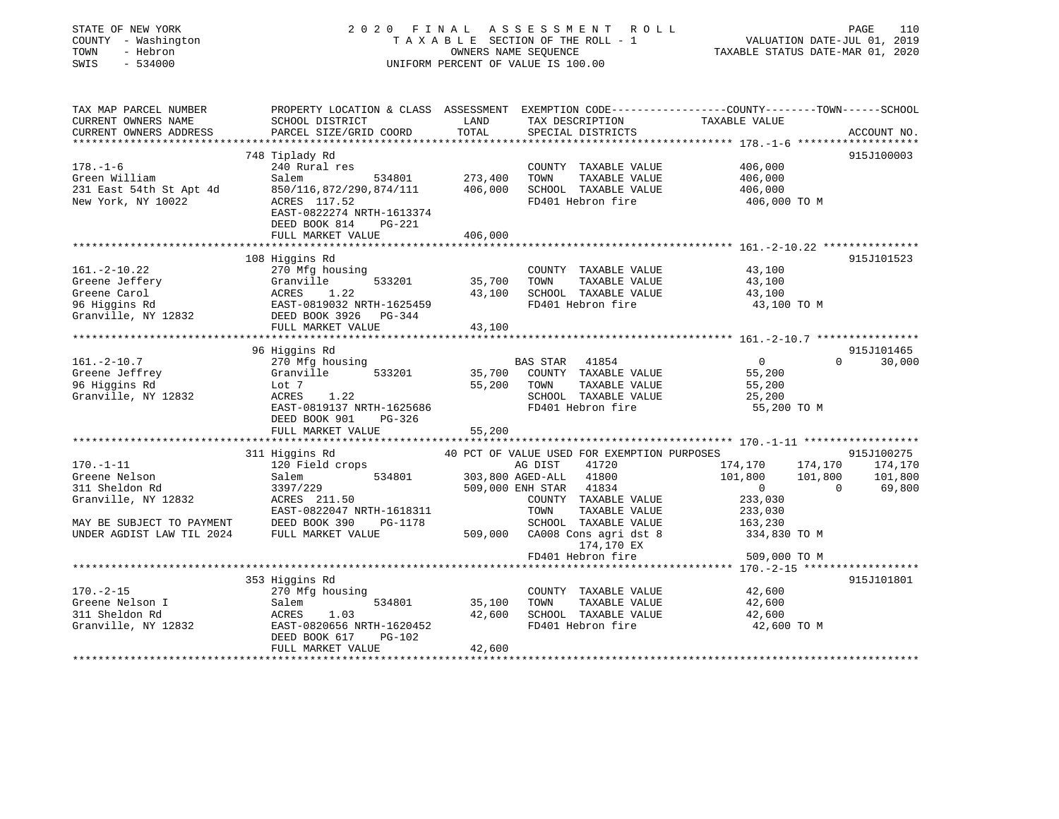STATE OF NEW YORK
COUNTY - Washington
TOWN - Hebron
SWIS - 534000

2020 FINAL ASSESSMENT ROLL
TAXABLE SECTION OF THE ROLL - 1
OWNERS NAME SEQUENCE
UNIFORM PERCENT OF VALUE IS 100.00

VALUATION DATE-JUL 01, 2019
TAXABLE STATUS DATE-MAR 01, 2020

| TAX MAP PARCEL NUMBER / CURRENT OWNERS NAME / CURRENT OWNERS ADDRESS | PROPERTY LOCATION & CLASS / SCHOOL DISTRICT / PARCEL SIZE/GRID COORD | ASSESSMENT LAND / TOTAL | EXEMPTION CODE / TAX DESCRIPTION / SPECIAL DISTRICTS | COUNTY TAXABLE VALUE | TOWN | SCHOOL | ACCOUNT NO. |
|---|---|---|---|---|---|---|---|
| **178.-1-6** | 748 Tiplady Rd | | | | | | 915J100003 |
| Green William | 240 Rural res | | COUNTY TAXABLE VALUE | 406,000 | | | |
| 231 East 54th St Apt 4d | Salem 534801 | 273,400 | TOWN TAXABLE VALUE | 406,000 | | | |
| New York, NY 10022 | 850/116,872/290,874/111 | 406,000 | SCHOOL TAXABLE VALUE | 406,000 | | | |
| | ACRES 117.52 | | FD401 Hebron fire | 406,000 TO M | | | |
| | EAST-0822274 NRTH-1613374 | | | | | | |
| | DEED BOOK 814 PG-221 | | | | | | |
| | FULL MARKET VALUE | 406,000 | | | | | |
| **161.-2-10.22** | 108 Higgins Rd | | | | | | 915J101523 |
| Greene Jeffery | 270 Mfg housing | | COUNTY TAXABLE VALUE | 43,100 | | | |
| Greene Carol | Granville 533201 | 35,700 | TOWN TAXABLE VALUE | 43,100 | | | |
| 96 Higgins Rd | ACRES 1.22 | 43,100 | SCHOOL TAXABLE VALUE | 43,100 | | | |
| Granville, NY 12832 | EAST-0819032 NRTH-1625459 | | FD401 Hebron fire | 43,100 TO M | | | |
| | DEED BOOK 3926 PG-344 | | | | | | |
| | FULL MARKET VALUE | 43,100 | | | | | |
| **161.-2-10.7** | 96 Higgins Rd | | | | | | 915J101465 |
| Greene Jeffrey | 270 Mfg housing | | BAS STAR 41854 | 0 | 0 | 30,000 | |
| 96 Higgins Rd | Granville 533201 | 35,700 | COUNTY TAXABLE VALUE | 55,200 | | | |
| Granville, NY 12832 | Lot 7 | 55,200 | TOWN TAXABLE VALUE | 55,200 | | | |
| | ACRES 1.22 | | SCHOOL TAXABLE VALUE | 25,200 | | | |
| | EAST-0819137 NRTH-1625686 | | FD401 Hebron fire | 55,200 TO M | | | |
| | DEED BOOK 901 PG-326 | | | | | | |
| | FULL MARKET VALUE | 55,200 | | | | | |
| **170.-1-11** | 311 Higgins Rd | | 40 PCT OF VALUE USED FOR EXEMPTION PURPOSES | | | | 915J100275 |
| Greene Nelson | 120 Field crops | | AG DIST 41720 | 174,170 | 174,170 | 174,170 | |
| 311 Sheldon Rd | Salem 534801 | 303,800 | AGED-ALL 41800 | 101,800 | 101,800 | 101,800 | |
| Granville, NY 12832 | 3397/229 | 509,000 | ENH STAR 41834 | 0 | 0 | 69,800 | |
| | ACRES 211.50 | | COUNTY TAXABLE VALUE | 233,030 | | | |
| | EAST-0822047 NRTH-1618311 | | TOWN TAXABLE VALUE | 233,030 | | | |
| MAY BE SUBJECT TO PAYMENT | DEED BOOK 390 PG-1178 | | SCHOOL TAXABLE VALUE | 163,230 | | | |
| UNDER AGDIST LAW TIL 2024 | FULL MARKET VALUE | 509,000 | CA008 Cons agri dst 8 | 334,830 TO M | | | |
| | | | 174,170 EX | | | | |
| | | | FD401 Hebron fire | 509,000 TO M | | | |
| **170.-2-15** | 353 Higgins Rd | | | | | | 915J101801 |
| Greene Nelson I | 270 Mfg housing | | COUNTY TAXABLE VALUE | 42,600 | | | |
| 311 Sheldon Rd | Salem 534801 | 35,100 | TOWN TAXABLE VALUE | 42,600 | | | |
| Granville, NY 12832 | ACRES 1.03 | 42,600 | SCHOOL TAXABLE VALUE | 42,600 | | | |
| | EAST-0820656 NRTH-1620452 | | FD401 Hebron fire | 42,600 TO M | | | |
| | DEED BOOK 617 PG-102 | | | | | | |
| | FULL MARKET VALUE | 42,600 | | | | | |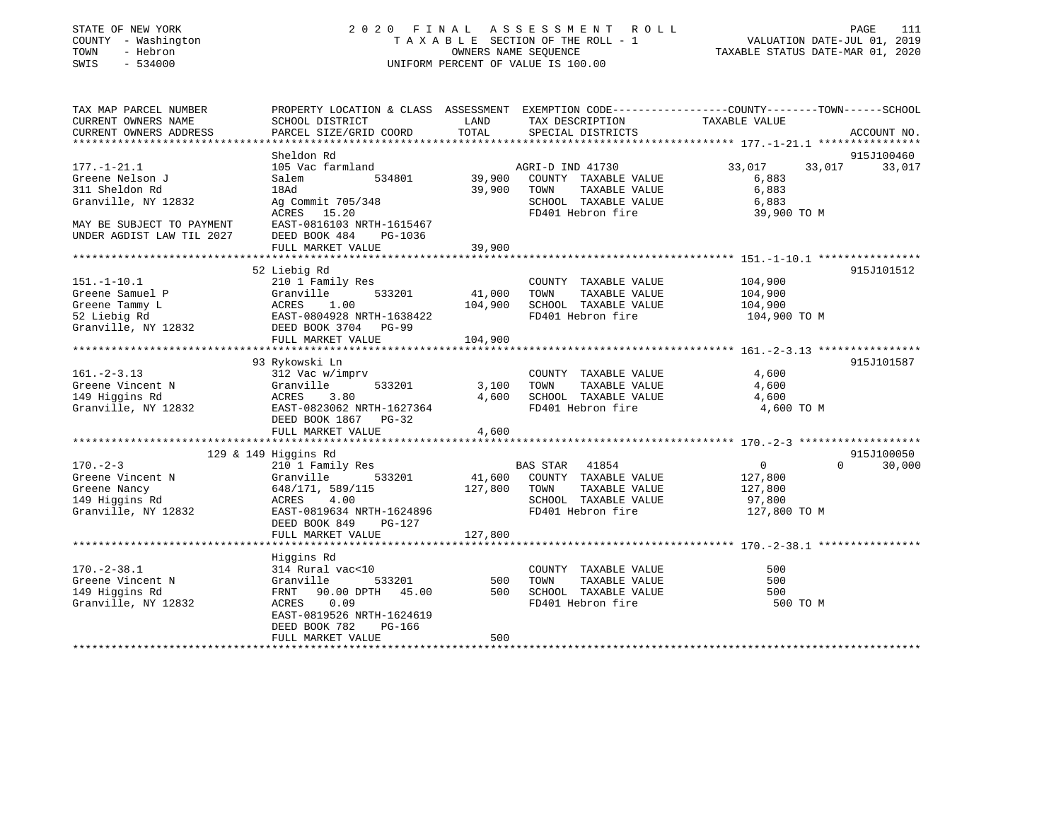STATE OF NEW YORK
COUNTY - Washington
TOWN - Hebron
SWIS - 534000

2020 FINAL ASSESSMENT ROLL
TAXABLE SECTION OF THE ROLL - 1
OWNERS NAME SEQUENCE
UNIFORM PERCENT OF VALUE IS 100.00

VALUATION DATE-JUL 01, 2019
TAXABLE STATUS DATE-MAR 01, 2020

```
TAX MAP PARCEL NUMBER          PROPERTY LOCATION & CLASS  ASSESSMENT  EXEMPTION CODE-----------------COUNTY--------TOWN------SCHOOL
CURRENT OWNERS NAME            SCHOOL DISTRICT               LAND      TAX DESCRIPTION              TAXABLE VALUE
CURRENT OWNERS ADDRESS         PARCEL SIZE/GRID COORD        TOTAL     SPECIAL DISTRICTS                                     ACCOUNT NO.
******************************************************************************************************* 177.-1-21.1 ****************
                               Sheldon Rd                                                                                915J100460
177.-1-21.1                    105 Vac farmland                        AGRI-D IND 41730             33,017      33,017      33,017
Greene Nelson J                Salem          534801        39,900     COUNTY  TAXABLE VALUE         6,883
311 Sheldon Rd                 18Ad                         39,900     TOWN    TAXABLE VALUE         6,883
Granville, NY 12832            Ag Commit 705/348                       SCHOOL  TAXABLE VALUE         6,883
                               ACRES   15.20                           FD401 Hebron fire            39,900 TO M
MAY BE SUBJECT TO PAYMENT      EAST-0816103 NRTH-1615467
UNDER AGDIST LAW TIL 2027      DEED BOOK 484    PG-1036
                               FULL MARKET VALUE            39,900
******************************************************************************************************* 151.-1-10.1 ****************
                               52 Liebig Rd                                                                              915J101512
151.-1-10.1                    210 1 Family Res                        COUNTY  TAXABLE VALUE       104,900
Greene Samuel P                Granville      533201        41,000     TOWN    TAXABLE VALUE       104,900
Greene Tammy L                 ACRES    1.00               104,900     SCHOOL  TAXABLE VALUE       104,900
52 Liebig Rd                   EAST-0804928 NRTH-1638422               FD401 Hebron fire           104,900 TO M
Granville, NY 12832            DEED BOOK 3704   PG-99
                               FULL MARKET VALUE           104,900
******************************************************************************************************* 161.-2-3.13 ****************
                               93 Rykowski Ln                                                                            915J101587
161.-2-3.13                    312 Vac w/imprv                         COUNTY  TAXABLE VALUE         4,600
Greene Vincent N               Granville      533201         3,100     TOWN    TAXABLE VALUE         4,600
149 Higgins Rd                 ACRES    3.80                 4,600     SCHOOL  TAXABLE VALUE         4,600
Granville, NY 12832            EAST-0823062 NRTH-1627364               FD401 Hebron fire             4,600 TO M
                               DEED BOOK 1867   PG-32
                               FULL MARKET VALUE             4,600
******************************************************************************************************* 170.-2-3 *******************
                               129 & 149 Higgins Rd                                                                      915J100050
170.-2-3                       210 1 Family Res                        BAS STAR  41854                   0           0      30,000
Greene Vincent N               Granville      533201        41,600     COUNTY  TAXABLE VALUE       127,800
Greene Nancy                   648/171, 589/115            127,800     TOWN    TAXABLE VALUE       127,800
149 Higgins Rd                 ACRES    4.00                           SCHOOL  TAXABLE VALUE        97,800
Granville, NY 12832            EAST-0819634 NRTH-1624896               FD401 Hebron fire           127,800 TO M
                               DEED BOOK 849    PG-127
                               FULL MARKET VALUE           127,800
******************************************************************************************************* 170.-2-38.1 ****************
                               Higgins Rd
170.-2-38.1                    314 Rural vac<10                        COUNTY  TAXABLE VALUE           500
Greene Vincent N               Granville      533201           500     TOWN    TAXABLE VALUE           500
149 Higgins Rd                 FRNT   90.00 DPTH   45.00       500     SCHOOL  TAXABLE VALUE           500
Granville, NY 12832            ACRES    0.09                           FD401 Hebron fire               500 TO M
                               EAST-0819526 NRTH-1624619
                               DEED BOOK 782    PG-166
                               FULL MARKET VALUE               500
************************************************************************************************************************************
```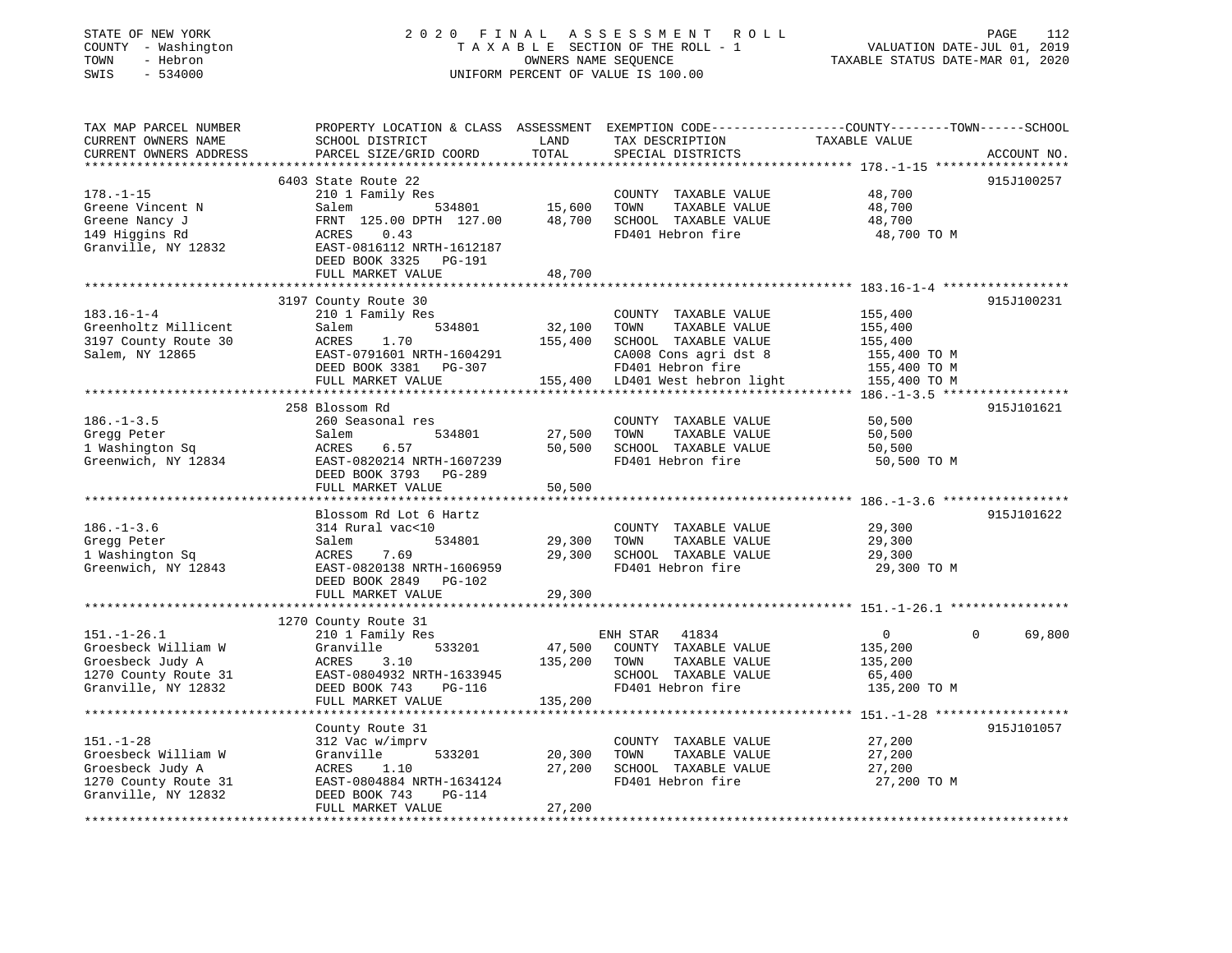STATE OF NEW YORK
COUNTY - Washington
TOWN - Hebron
SWIS - 534000

# 2020 FINAL ASSESSMENT ROLL

TAXABLE SECTION OF THE ROLL - 1
OWNERS NAME SEQUENCE
UNIFORM PERCENT OF VALUE IS 100.00

VALUATION DATE-JUL 01, 2019
TAXABLE STATUS DATE-MAR 01, 2020

| TAX MAP PARCEL NUMBER / CURRENT OWNERS NAME / CURRENT OWNERS ADDRESS | PROPERTY LOCATION & CLASS / SCHOOL DISTRICT / PARCEL SIZE/GRID COORD | ASSESSMENT LAND | TOTAL | EXEMPTION CODE / TAX DESCRIPTION / SPECIAL DISTRICTS | COUNTY TAXABLE VALUE | TOWN | SCHOOL | ACCOUNT NO. |
|---|---|---|---|---|---|---|---|---|
| **178.-1-15** | 6403 State Route 22 | | | | | | | 915J100257 |
| Greene Vincent N | 210 1 Family Res | | | COUNTY TAXABLE VALUE | 48,700 | | | |
| Greene Nancy J | Salem 534801 | 15,600 | | TOWN TAXABLE VALUE | 48,700 | | | |
| 149 Higgins Rd | FRNT 125.00 DPTH 127.00 | | 48,700 | SCHOOL TAXABLE VALUE | 48,700 | | | |
| Granville, NY 12832 | ACRES 0.43 | | | FD401 Hebron fire | 48,700 TO M | | | |
| | EAST-0816112 NRTH-1612187 | | | | | | | |
| | DEED BOOK 3325 PG-191 | | | | | | | |
| | FULL MARKET VALUE | | 48,700 | | | | | |
| **183.16-1-4** | 3197 County Route 30 | | | | | | | 915J100231 |
| Greenholtz Millicent | 210 1 Family Res | | | COUNTY TAXABLE VALUE | 155,400 | | | |
| 3197 County Route 30 | Salem 534801 | 32,100 | | TOWN TAXABLE VALUE | 155,400 | | | |
| Salem, NY 12865 | ACRES 1.70 | | 155,400 | SCHOOL TAXABLE VALUE | 155,400 | | | |
| | EAST-0791601 NRTH-1604291 | | | CA008 Cons agri dst 8 | 155,400 TO M | | | |
| | DEED BOOK 3381 PG-307 | | | FD401 Hebron fire | 155,400 TO M | | | |
| | FULL MARKET VALUE | | 155,400 | LD401 West hebron light | 155,400 TO M | | | |
| **186.-1-3.5** | 258 Blossom Rd | | | | | | | 915J101621 |
| Gregg Peter | 260 Seasonal res | | | COUNTY TAXABLE VALUE | 50,500 | | | |
| 1 Washington Sq | Salem 534801 | 27,500 | | TOWN TAXABLE VALUE | 50,500 | | | |
| Greenwich, NY 12834 | ACRES 6.57 | | 50,500 | SCHOOL TAXABLE VALUE | 50,500 | | | |
| | EAST-0820214 NRTH-1607239 | | | FD401 Hebron fire | 50,500 TO M | | | |
| | DEED BOOK 3793 PG-289 | | | | | | | |
| | FULL MARKET VALUE | | 50,500 | | | | | |
| **186.-1-3.6** | Blossom Rd Lot 6 Hartz | | | | | | | 915J101622 |
| Gregg Peter | 314 Rural vac<10 | | | COUNTY TAXABLE VALUE | 29,300 | | | |
| 1 Washington Sq | Salem 534801 | 29,300 | | TOWN TAXABLE VALUE | 29,300 | | | |
| Greenwich, NY 12843 | ACRES 7.69 | | 29,300 | SCHOOL TAXABLE VALUE | 29,300 | | | |
| | EAST-0820138 NRTH-1606959 | | | FD401 Hebron fire | 29,300 TO M | | | |
| | DEED BOOK 2849 PG-102 | | | | | | | |
| | FULL MARKET VALUE | | 29,300 | | | | | |
| **151.-1-26.1** | 1270 County Route 31 | | | | | | | |
| Groesbeck William W | 210 1 Family Res | | | ENH STAR 41834 | 0 | 0 | 69,800 | |
| Groesbeck Judy A | Granville 533201 | 47,500 | | COUNTY TAXABLE VALUE | 135,200 | | | |
| 1270 County Route 31 | ACRES 3.10 | | 135,200 | TOWN TAXABLE VALUE | 135,200 | | | |
| Granville, NY 12832 | EAST-0804932 NRTH-1633945 | | | SCHOOL TAXABLE VALUE | 65,400 | | | |
| | DEED BOOK 743 PG-116 | | | FD401 Hebron fire | 135,200 TO M | | | |
| | FULL MARKET VALUE | | 135,200 | | | | | |
| **151.-1-28** | County Route 31 | | | | | | | 915J101057 |
| Groesbeck William W | 312 Vac w/imprv | | | COUNTY TAXABLE VALUE | 27,200 | | | |
| Groesbeck Judy A | Granville 533201 | 20,300 | | TOWN TAXABLE VALUE | 27,200 | | | |
| 1270 County Route 31 | ACRES 1.10 | | 27,200 | SCHOOL TAXABLE VALUE | 27,200 | | | |
| Granville, NY 12832 | EAST-0804884 NRTH-1634124 | | | FD401 Hebron fire | 27,200 TO M | | | |
| | DEED BOOK 743 PG-114 | | | | | | | |
| | FULL MARKET VALUE | | 27,200 | | | | | |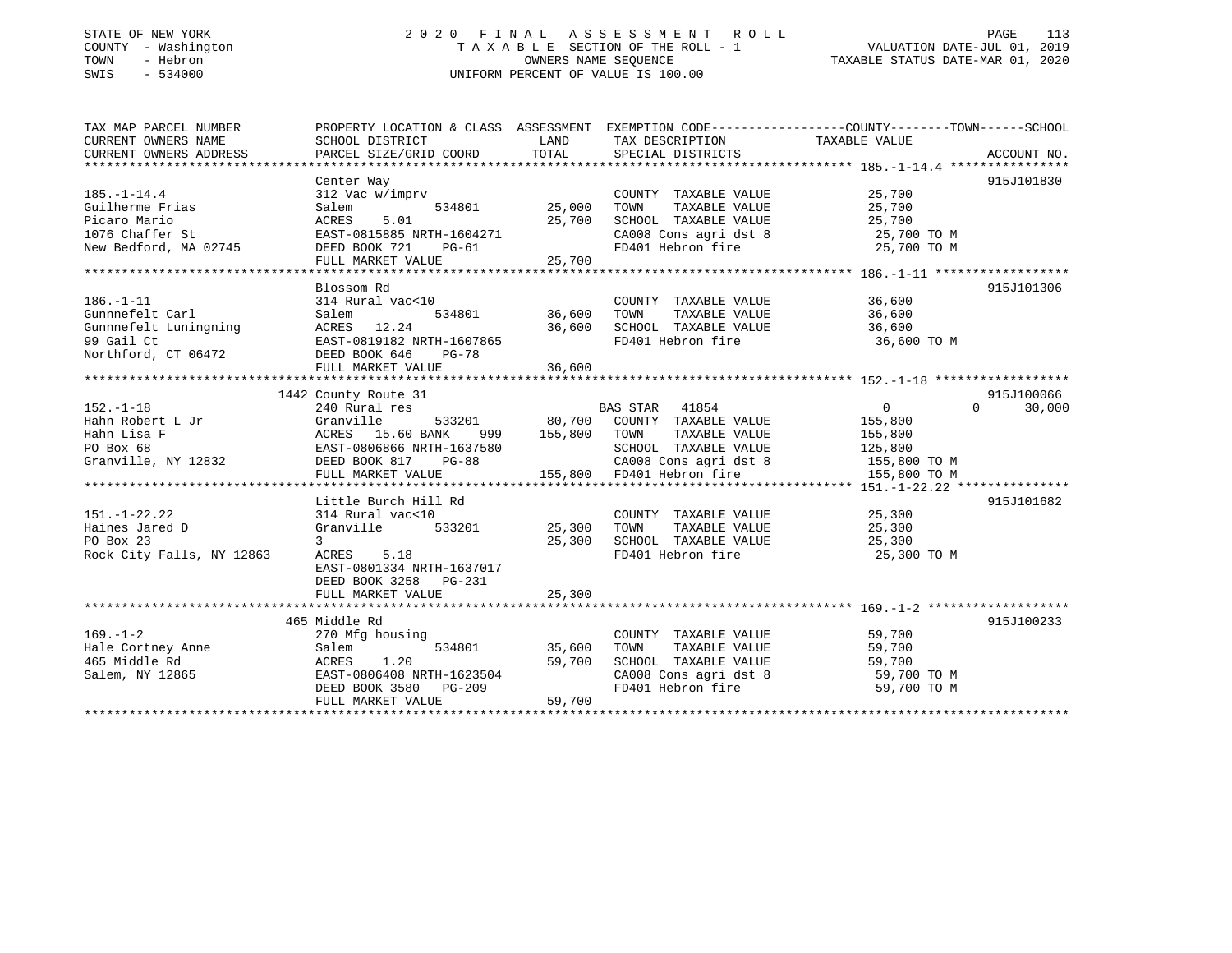STATE OF NEW YORK
COUNTY - Washington
TOWN - Hebron
SWIS - 534000

2020 FINAL ASSESSMENT ROLL
TAXABLE SECTION OF THE ROLL - 1
OWNERS NAME SEQUENCE
UNIFORM PERCENT OF VALUE IS 100.00

VALUATION DATE-JUL 01, 2019
TAXABLE STATUS DATE-MAR 01, 2020

| TAX MAP PARCEL NUMBER / CURRENT OWNERS NAME / CURRENT OWNERS ADDRESS | PROPERTY LOCATION & CLASS / SCHOOL DISTRICT / PARCEL SIZE/GRID COORD | ASSESSMENT LAND | TOTAL | EXEMPTION CODE / TAX DESCRIPTION / SPECIAL DISTRICTS | COUNTY / TOWN / SCHOOL TAXABLE VALUE | ACCOUNT NO. |
|---|---|---|---|---|---|---|
| **185.-1-14.4** | Center Way | | | | | 915J101830 |
| 185.-1-14.4 | 312 Vac w/imprv | | | COUNTY TAXABLE VALUE | 25,700 | |
| Guilherme Frias | Salem 534801 | 25,000 | | TOWN TAXABLE VALUE | 25,700 | |
| Picaro Mario | ACRES 5.01 | | 25,700 | SCHOOL TAXABLE VALUE | 25,700 | |
| 1076 Chaffer St | EAST-0815885 NRTH-1604271 | | | CA008 Cons agri dst 8 | 25,700 TO M | |
| New Bedford, MA 02745 | DEED BOOK 721 PG-61 | | | FD401 Hebron fire | 25,700 TO M | |
| | FULL MARKET VALUE | | 25,700 | | | |
| **186.-1-11** | Blossom Rd | | | | | 915J101306 |
| 186.-1-11 | 314 Rural vac<10 | | | COUNTY TAXABLE VALUE | 36,600 | |
| Gunnnefelt Carl | Salem 534801 | 36,600 | | TOWN TAXABLE VALUE | 36,600 | |
| Gunnnefelt Luningning | ACRES 12.24 | | 36,600 | SCHOOL TAXABLE VALUE | 36,600 | |
| 99 Gail Ct | EAST-0819182 NRTH-1607865 | | | FD401 Hebron fire | 36,600 TO M | |
| Northford, CT 06472 | DEED BOOK 646 PG-78 | | | | | |
| | FULL MARKET VALUE | | 36,600 | | | |
| **152.-1-18** | 1442 County Route 31 | | | | | 915J100066 |
| 152.-1-18 | 240 Rural res | | | BAS STAR 41854 | 0 / 0 / 30,000 | |
| Hahn Robert L Jr | Granville 533201 | 80,700 | | COUNTY TAXABLE VALUE | 155,800 | |
| Hahn Lisa F | ACRES 15.60 BANK 999 | | 155,800 | TOWN TAXABLE VALUE | 155,800 | |
| PO Box 68 | EAST-0806866 NRTH-1637580 | | | SCHOOL TAXABLE VALUE | 125,800 | |
| Granville, NY 12832 | DEED BOOK 817 PG-88 | | | CA008 Cons agri dst 8 | 155,800 TO M | |
| | FULL MARKET VALUE | | 155,800 | FD401 Hebron fire | 155,800 TO M | |
| **151.-1-22.22** | Little Burch Hill Rd | | | | | 915J101682 |
| 151.-1-22.22 | 314 Rural vac<10 | | | COUNTY TAXABLE VALUE | 25,300 | |
| Haines Jared D | Granville 533201 | 25,300 | | TOWN TAXABLE VALUE | 25,300 | |
| PO Box 23 | 3 | | 25,300 | SCHOOL TAXABLE VALUE | 25,300 | |
| Rock City Falls, NY 12863 | ACRES 5.18 | | | FD401 Hebron fire | 25,300 TO M | |
| | EAST-0801334 NRTH-1637017 | | | | | |
| | DEED BOOK 3258 PG-231 | | | | | |
| | FULL MARKET VALUE | | 25,300 | | | |
| **169.-1-2** | 465 Middle Rd | | | | | 915J100233 |
| 169.-1-2 | 270 Mfg housing | | | COUNTY TAXABLE VALUE | 59,700 | |
| Hale Cortney Anne | Salem 534801 | 35,600 | | TOWN TAXABLE VALUE | 59,700 | |
| 465 Middle Rd | ACRES 1.20 | | 59,700 | SCHOOL TAXABLE VALUE | 59,700 | |
| Salem, NY 12865 | EAST-0806408 NRTH-1623504 | | | CA008 Cons agri dst 8 | 59,700 TO M | |
| | DEED BOOK 3580 PG-209 | | | FD401 Hebron fire | 59,700 TO M | |
| | FULL MARKET VALUE | | 59,700 | | | |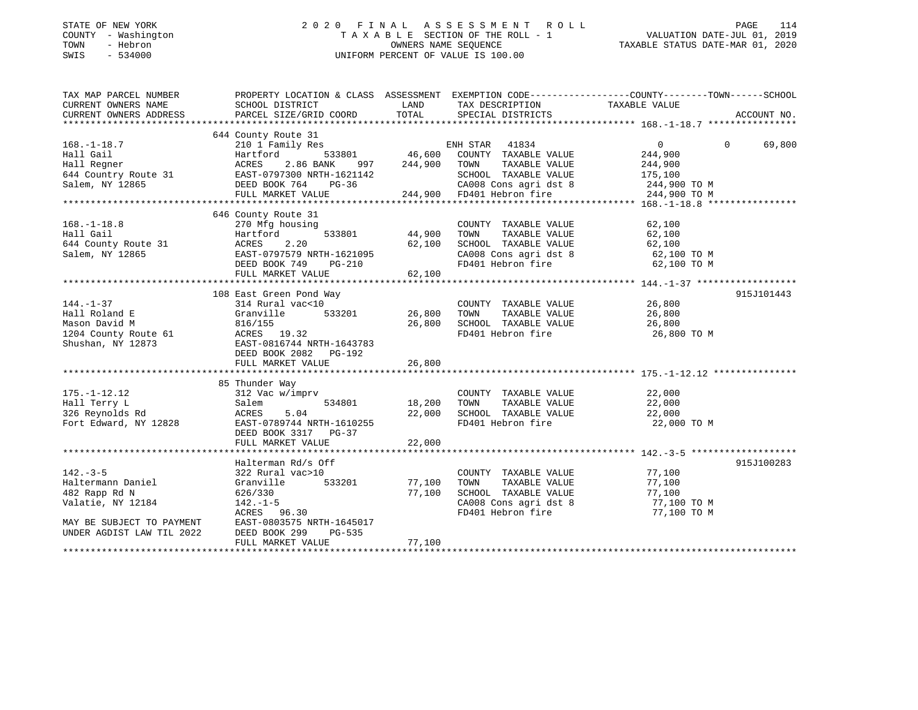STATE OF NEW YORK
COUNTY - Washington
TOWN - Hebron
SWIS - 534000

2 0 2 0 F I N A L A S S E S S M E N T R O L L
T A X A B L E SECTION OF THE ROLL - 1
OWNERS NAME SEQUENCE
UNIFORM PERCENT OF VALUE IS 100.00

VALUATION DATE-JUL 01, 2019
TAXABLE STATUS DATE-MAR 01, 2020

```
TAX MAP PARCEL NUMBER      PROPERTY LOCATION & CLASS  ASSESSMENT  EXEMPTION CODE-----------------COUNTY--------TOWN------SCHOOL
CURRENT OWNERS NAME        SCHOOL DISTRICT              LAND      TAX DESCRIPTION            TAXABLE VALUE
CURRENT OWNERS ADDRESS     PARCEL SIZE/GRID COORD       TOTAL     SPECIAL DISTRICTS                                      ACCOUNT NO.
******************************************************************************************** 168.-1-18.7 ****************
                           644 County Route 31
168.-1-18.7                210 1 Family Res                       ENH STAR  41834                 0            0     69,800
Hall Gail                  Hartford        533801        46,600   COUNTY  TAXABLE VALUE         244,900
Hall Regner                ACRES    2.86 BANK     997   244,900   TOWN    TAXABLE VALUE         244,900
644 Country Route 31       EAST-0797300 NRTH-1621142              SCHOOL  TAXABLE VALUE         175,100
Salem, NY 12865            DEED BOOK 764    PG-36                 CA008 Cons agri dst 8          244,900 TO M
                           FULL MARKET VALUE            244,900   FD401 Hebron fire              244,900 TO M
******************************************************************************************** 168.-1-18.8 ****************
                           646 County Route 31
168.-1-18.8                270 Mfg housing                        COUNTY  TAXABLE VALUE          62,100
Hall Gail                  Hartford        533801        44,900   TOWN    TAXABLE VALUE          62,100
644 County Route 31        ACRES    2.20                 62,100   SCHOOL  TAXABLE VALUE          62,100
Salem, NY 12865            EAST-0797579 NRTH-1621095              CA008 Cons agri dst 8           62,100 TO M
                           DEED BOOK 749    PG-210                FD401 Hebron fire               62,100 TO M
                           FULL MARKET VALUE             62,100
******************************************************************************************** 144.-1-37 ******************
                           108 East Green Pond Way                                                             915J101443
144.-1-37                  314 Rural vac<10                       COUNTY  TAXABLE VALUE          26,800
Hall Roland E              Granville       533201        26,800   TOWN    TAXABLE VALUE          26,800
Mason David M              816/155                       26,800   SCHOOL  TAXABLE VALUE          26,800
1204 County Route 61       ACRES   19.32                          FD401 Hebron fire               26,800 TO M
Shushan, NY 12873          EAST-0816744 NRTH-1643783
                           DEED BOOK 2082   PG-192
                           FULL MARKET VALUE             26,800
******************************************************************************************** 175.-1-12.12 ***************
                           85 Thunder Way
175.-1-12.12               312 Vac w/imprv                        COUNTY  TAXABLE VALUE          22,000
Hall Terry L               Salem           534801        18,200   TOWN    TAXABLE VALUE          22,000
326 Reynolds Rd            ACRES    5.04                 22,000   SCHOOL  TAXABLE VALUE          22,000
Fort Edward, NY 12828      EAST-0789744 NRTH-1610255              FD401 Hebron fire               22,000 TO M
                           DEED BOOK 3317   PG-37
                           FULL MARKET VALUE             22,000
******************************************************************************************** 142.-3-5 *******************
                           Halterman Rd/s Off                                                                  915J100283
142.-3-5                   322 Rural vac>10                       COUNTY  TAXABLE VALUE          77,100
Haltermann Daniel          Granville       533201        77,100   TOWN    TAXABLE VALUE          77,100
482 Rapp Rd N              626/330                       77,100   SCHOOL  TAXABLE VALUE          77,100
Valatie, NY 12184          142.-1-5                               CA008 Cons agri dst 8           77,100 TO M
                           ACRES   96.30                          FD401 Hebron fire               77,100 TO M
MAY BE SUBJECT TO PAYMENT  EAST-0803575 NRTH-1645017
UNDER AGDIST LAW TIL 2022  DEED BOOK 299    PG-535
                           FULL MARKET VALUE             77,100
****************************************************************************************************************************
```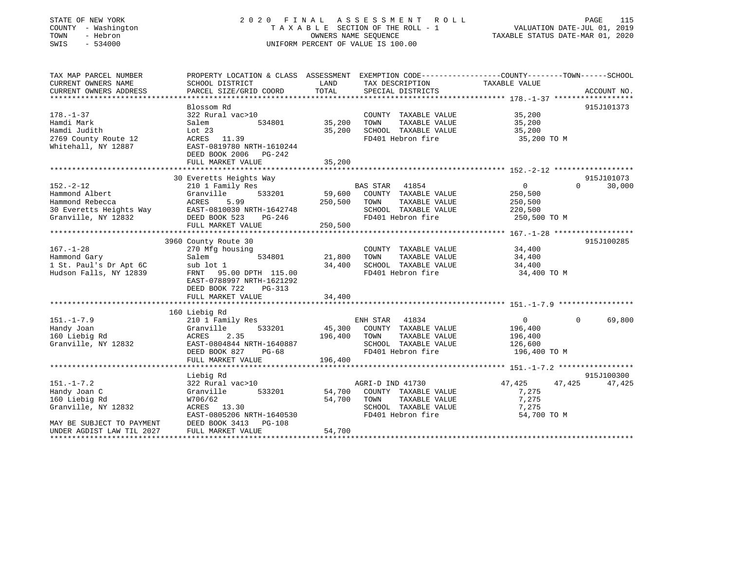STATE OF NEW YORK
COUNTY - Washington
TOWN - Hebron
SWIS - 534000

2020 FINAL ASSESSMENT ROLL
TAXABLE SECTION OF THE ROLL - 1
OWNERS NAME SEQUENCE
UNIFORM PERCENT OF VALUE IS 100.00

VALUATION DATE-JUL 01, 2019
TAXABLE STATUS DATE-MAR 01, 2020

```
TAX MAP PARCEL NUMBER          PROPERTY LOCATION & CLASS  ASSESSMENT  EXEMPTION CODE-----------------COUNTY--------TOWN------SCHOOL
CURRENT OWNERS NAME            SCHOOL DISTRICT               LAND      TAX DESCRIPTION            TAXABLE VALUE
CURRENT OWNERS ADDRESS         PARCEL SIZE/GRID COORD       TOTAL      SPECIAL DISTRICTS                                   ACCOUNT NO.
******************************************************************************************************* 178.-1-37 ******************
                               Blossom Rd                                                                              915J101373
178.-1-37                      322 Rural vac>10                        COUNTY  TAXABLE VALUE           35,200
Hamdi Mark                     Salem           534801        35,200    TOWN    TAXABLE VALUE           35,200
Hamdi Judith                   Lot 23                        35,200    SCHOOL  TAXABLE VALUE           35,200
2769 County Route 12           ACRES   11.39                           FD401 Hebron fire                35,200 TO M
Whitehall, NY 12887            EAST-0819780 NRTH-1610244
                               DEED BOOK 2006   PG-242
                               FULL MARKET VALUE             35,200
******************************************************************************************************* 152.-2-12 ******************
                               30 Everetts Heights Way                                                                 915J101073
152.-2-12                      210 1 Family Res                      BAS STAR   41854                   0             0      30,000
Hammond Albert                 Granville       533201        59,600    COUNTY  TAXABLE VALUE          250,500
Hammond Rebecca                ACRES    5.99                250,500    TOWN    TAXABLE VALUE          250,500
30 Everetts Heights Way        EAST-0810030 NRTH-1642748               SCHOOL  TAXABLE VALUE          220,500
Granville, NY 12832            DEED BOOK 523    PG-246                 FD401 Hebron fire               250,500 TO M
                               FULL MARKET VALUE            250,500
******************************************************************************************************* 167.-1-28 ******************
                               3960 County Route 30                                                                    915J100285
167.-1-28                      270 Mfg housing                         COUNTY  TAXABLE VALUE           34,400
Hammond Gary                   Salem           534801        21,800    TOWN    TAXABLE VALUE           34,400
1 St. Paul's Dr Apt 6C         sub lot 1                     34,400    SCHOOL  TAXABLE VALUE           34,400
Hudson Falls, NY 12839         FRNT   95.00 DPTH 115.00                FD401 Hebron fire                34,400 TO M
                               EAST-0788997 NRTH-1621292
                               DEED BOOK 722    PG-313
                               FULL MARKET VALUE             34,400
******************************************************************************************************* 151.-1-7.9 *****************
                               160 Liebig Rd
151.-1-7.9                     210 1 Family Res                      ENH STAR   41834                   0             0      69,800
Handy Joan                     Granville       533201        45,300    COUNTY  TAXABLE VALUE          196,400
160 Liebig Rd                  ACRES    2.35                196,400    TOWN    TAXABLE VALUE          196,400
Granville, NY 12832            EAST-0804844 NRTH-1640887               SCHOOL  TAXABLE VALUE          126,600
                               DEED BOOK 827    PG-68                  FD401 Hebron fire               196,400 TO M
                               FULL MARKET VALUE            196,400
******************************************************************************************************* 151.-1-7.2 *****************
                               Liebig Rd                                                                               915J100300
151.-1-7.2                     322 Rural vac>10                      AGRI-D IND 41730              47,425        47,425      47,425
Handy Joan C                   Granville       533201        54,700    COUNTY  TAXABLE VALUE            7,275
160 Liebig Rd                  W706/62                       54,700    TOWN    TAXABLE VALUE            7,275
Granville, NY 12832            ACRES   13.30                           SCHOOL  TAXABLE VALUE            7,275
                               EAST-0805206 NRTH-1640530               FD401 Hebron fire                54,700 TO M
MAY BE SUBJECT TO PAYMENT      DEED BOOK 3413   PG-108
UNDER AGDIST LAW TIL 2027      FULL MARKET VALUE             54,700
************************************************************************************************************************************
```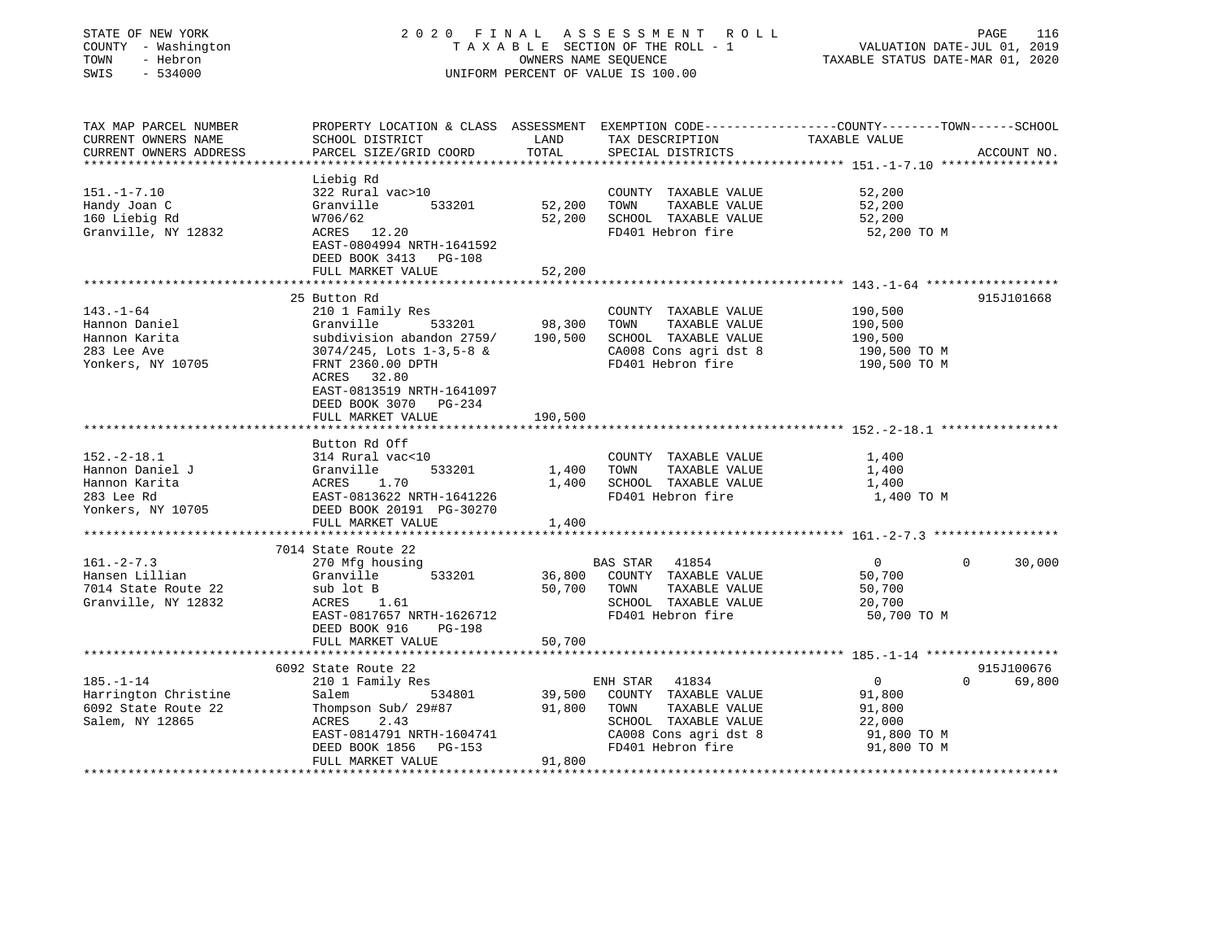STATE OF NEW YORK
COUNTY - Washington
TOWN - Hebron
SWIS - 534000

2020 FINAL ASSESSMENT ROLL
TAXABLE SECTION OF THE ROLL - 1
OWNERS NAME SEQUENCE
UNIFORM PERCENT OF VALUE IS 100.00

VALUATION DATE-JUL 01, 2019
TAXABLE STATUS DATE-MAR 01, 2020

| TAX MAP PARCEL NUMBER / CURRENT OWNERS NAME / CURRENT OWNERS ADDRESS | PROPERTY LOCATION & CLASS / SCHOOL DISTRICT / PARCEL SIZE/GRID COORD | ASSESSMENT LAND | TOTAL | EXEMPTION CODE / TAX DESCRIPTION / SPECIAL DISTRICTS | COUNTY TAXABLE VALUE | TOWN | SCHOOL | ACCOUNT NO. |
|---|---|---|---|---|---|---|---|---|
| **151.-1-7.10** | Liebig Rd | | | | | | | |
| 151.-1-7.10 | 322 Rural vac>10 | | | COUNTY TAXABLE VALUE | 52,200 | | | |
| Handy Joan C | Granville 533201 | 52,200 | | TOWN TAXABLE VALUE | 52,200 | | | |
| 160 Liebig Rd | W706/62 | | 52,200 | SCHOOL TAXABLE VALUE | 52,200 | | | |
| Granville, NY 12832 | ACRES 12.20 | | | FD401 Hebron fire | 52,200 TO M | | | |
| | EAST-0804994 NRTH-1641592 | | | | | | | |
| | DEED BOOK 3413 PG-108 | | | | | | | |
| | FULL MARKET VALUE | | 52,200 | | | | | |
| **143.-1-64** | 25 Button Rd | | | | | | | 915J101668 |
| 143.-1-64 | 210 1 Family Res | | | COUNTY TAXABLE VALUE | 190,500 | | | |
| Hannon Daniel | Granville 533201 | 98,300 | | TOWN TAXABLE VALUE | 190,500 | | | |
| Hannon Karita | subdivision abandon 2759/ | | 190,500 | SCHOOL TAXABLE VALUE | 190,500 | | | |
| 283 Lee Ave | 3074/245, Lots 1-3,5-8 & | | | CA008 Cons agri dst 8 | 190,500 TO M | | | |
| Yonkers, NY 10705 | FRNT 2360.00 DPTH | | | FD401 Hebron fire | 190,500 TO M | | | |
| | ACRES 32.80 | | | | | | | |
| | EAST-0813519 NRTH-1641097 | | | | | | | |
| | DEED BOOK 3070 PG-234 | | | | | | | |
| | FULL MARKET VALUE | | 190,500 | | | | | |
| **152.-2-18.1** | Button Rd Off | | | | | | | |
| 152.-2-18.1 | 314 Rural vac<10 | | | COUNTY TAXABLE VALUE | 1,400 | | | |
| Hannon Daniel J | Granville 533201 | 1,400 | | TOWN TAXABLE VALUE | 1,400 | | | |
| Hannon Karita | ACRES 1.70 | | 1,400 | SCHOOL TAXABLE VALUE | 1,400 | | | |
| 283 Lee Rd | EAST-0813622 NRTH-1641226 | | | FD401 Hebron fire | 1,400 TO M | | | |
| Yonkers, NY 10705 | DEED BOOK 20191 PG-30270 | | | | | | | |
| | FULL MARKET VALUE | | 1,400 | | | | | |
| **161.-2-7.3** | 7014 State Route 22 | | | | | | | |
| 161.-2-7.3 | 270 Mfg housing | | | BAS STAR 41854 | 0 | 0 | 30,000 | |
| Hansen Lillian | Granville 533201 | 36,800 | | COUNTY TAXABLE VALUE | 50,700 | | | |
| 7014 State Route 22 | sub lot B | | 50,700 | TOWN TAXABLE VALUE | 50,700 | | | |
| Granville, NY 12832 | ACRES 1.61 | | | SCHOOL TAXABLE VALUE | 20,700 | | | |
| | EAST-0817657 NRTH-1626712 | | | FD401 Hebron fire | 50,700 TO M | | | |
| | DEED BOOK 916 PG-198 | | | | | | | |
| | FULL MARKET VALUE | | 50,700 | | | | | |
| **185.-1-14** | 6092 State Route 22 | | | | | | | 915J100676 |
| 185.-1-14 | 210 1 Family Res | | | ENH STAR 41834 | 0 | 0 | 69,800 | |
| Harrington Christine | Salem 534801 | 39,500 | | COUNTY TAXABLE VALUE | 91,800 | | | |
| 6092 State Route 22 | Thompson Sub/ 29#87 | | 91,800 | TOWN TAXABLE VALUE | 91,800 | | | |
| Salem, NY 12865 | ACRES 2.43 | | | SCHOOL TAXABLE VALUE | 22,000 | | | |
| | EAST-0814791 NRTH-1604741 | | | CA008 Cons agri dst 8 | 91,800 TO M | | | |
| | DEED BOOK 1856 PG-153 | | | FD401 Hebron fire | 91,800 TO M | | | |
| | FULL MARKET VALUE | | 91,800 | | | | | |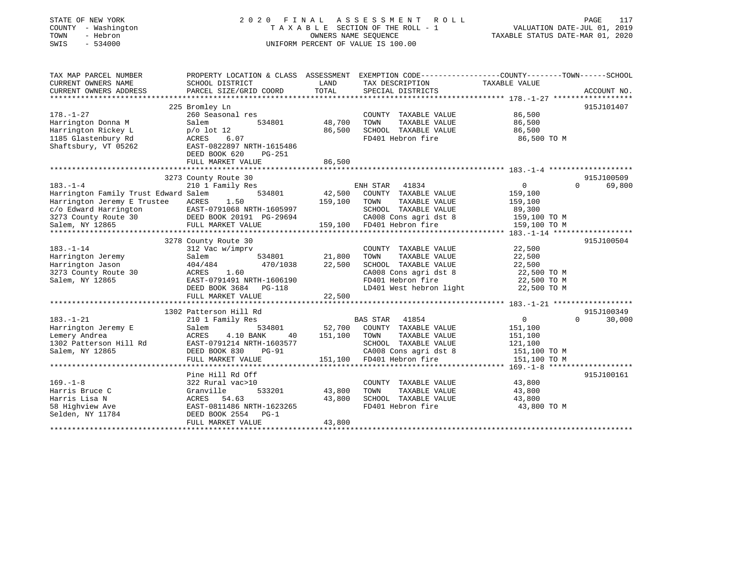STATE OF NEW YORK
COUNTY - Washington
TOWN - Hebron
SWIS - 534000

2020 FINAL ASSESSMENT ROLL
TAXABLE SECTION OF THE ROLL - 1
OWNERS NAME SEQUENCE
UNIFORM PERCENT OF VALUE IS 100.00

VALUATION DATE-JUL 01, 2019
TAXABLE STATUS DATE-MAR 01, 2020

| TAX MAP PARCEL NUMBER / CURRENT OWNERS NAME / CURRENT OWNERS ADDRESS | PROPERTY LOCATION & CLASS / SCHOOL DISTRICT / PARCEL SIZE/GRID COORD | ASSESSMENT LAND | TOTAL | EXEMPTION CODE / TAX DESCRIPTION / SPECIAL DISTRICTS | COUNTY TAXABLE VALUE | TOWN | SCHOOL | ACCOUNT NO. |
|---|---|---|---|---|---|---|---|---|
| **178.-1-27** | 225 Bromley Ln | | | | | | | 915J101407 |
| Harrington Donna M | 260 Seasonal res | | | COUNTY TAXABLE VALUE | 86,500 | | | |
| Harrington Rickey L | Salem 534801 | 48,700 | | TOWN TAXABLE VALUE | 86,500 | | | |
| 1185 Glastenbury Rd | p/o lot 12 | | 86,500 | SCHOOL TAXABLE VALUE | 86,500 | | | |
| Shaftsbury, VT 05262 | ACRES 6.07 | | | FD401 Hebron fire | 86,500 TO M | | | |
| | EAST-0822897 NRTH-1615486 | | | | | | | |
| | DEED BOOK 620 PG-251 | | | | | | | |
| | FULL MARKET VALUE | | 86,500 | | | | | |
| **183.-1-4** | 3273 County Route 30 | | | | | | | 915J100509 |
| Harrington Family Trust Edward | 210 1 Family Res | | | ENH STAR 41834 | 0 | 0 | 69,800 | |
| Harrington Jeremy E Trustee | Salem 534801 | 42,500 | | COUNTY TAXABLE VALUE | 159,100 | | | |
| c/o Edward Harrington | ACRES 1.50 | | 159,100 | TOWN TAXABLE VALUE | 159,100 | | | |
| 3273 County Route 30 | EAST-0791068 NRTH-1605997 | | | SCHOOL TAXABLE VALUE | 89,300 | | | |
| Salem, NY 12865 | DEED BOOK 20191 PG-29694 | | | CA008 Cons agri dst 8 | 159,100 TO M | | | |
| | FULL MARKET VALUE | | 159,100 | FD401 Hebron fire | 159,100 TO M | | | |
| **183.-1-14** | 3278 County Route 30 | | | | | | | 915J100504 |
| Harrington Jeremy | 312 Vac w/imprv | | | COUNTY TAXABLE VALUE | 22,500 | | | |
| Harrington Jason | Salem 534801 | 21,800 | | TOWN TAXABLE VALUE | 22,500 | | | |
| 3273 County Route 30 | 404/484 470/1038 | | 22,500 | SCHOOL TAXABLE VALUE | 22,500 | | | |
| Salem, NY 12865 | ACRES 1.60 | | | CA008 Cons agri dst 8 | 22,500 TO M | | | |
| | EAST-0791491 NRTH-1606190 | | | FD401 Hebron fire | 22,500 TO M | | | |
| | DEED BOOK 3684 PG-118 | | | LD401 West hebron light | 22,500 TO M | | | |
| | FULL MARKET VALUE | | 22,500 | | | | | |
| **183.-1-21** | 1302 Patterson Hill Rd | | | | | | | 915J100349 |
| Harrington Jeremy E | 210 1 Family Res | | | BAS STAR 41854 | 0 | 0 | 30,000 | |
| Lemery Andrea | Salem 534801 | 52,700 | | COUNTY TAXABLE VALUE | 151,100 | | | |
| 1302 Patterson Hill Rd | ACRES 4.10 BANK 40 | | 151,100 | TOWN TAXABLE VALUE | 151,100 | | | |
| Salem, NY 12865 | EAST-0791214 NRTH-1603577 | | | SCHOOL TAXABLE VALUE | 121,100 | | | |
| | DEED BOOK 830 PG-91 | | | CA008 Cons agri dst 8 | 151,100 TO M | | | |
| | FULL MARKET VALUE | | 151,100 | FD401 Hebron fire | 151,100 TO M | | | |
| **169.-1-8** | Pine Hill Rd Off | | | | | | | 915J100161 |
| Harris Bruce C | 322 Rural vac>10 | | | COUNTY TAXABLE VALUE | 43,800 | | | |
| Harris Lisa N | Granville 533201 | 43,800 | | TOWN TAXABLE VALUE | 43,800 | | | |
| 58 Highview Ave | ACRES 54.63 | | 43,800 | SCHOOL TAXABLE VALUE | 43,800 | | | |
| Selden, NY 11784 | EAST-0811486 NRTH-1623265 | | | FD401 Hebron fire | 43,800 TO M | | | |
| | DEED BOOK 2554 PG-1 | | | | | | | |
| | FULL MARKET VALUE | | 43,800 | | | | | |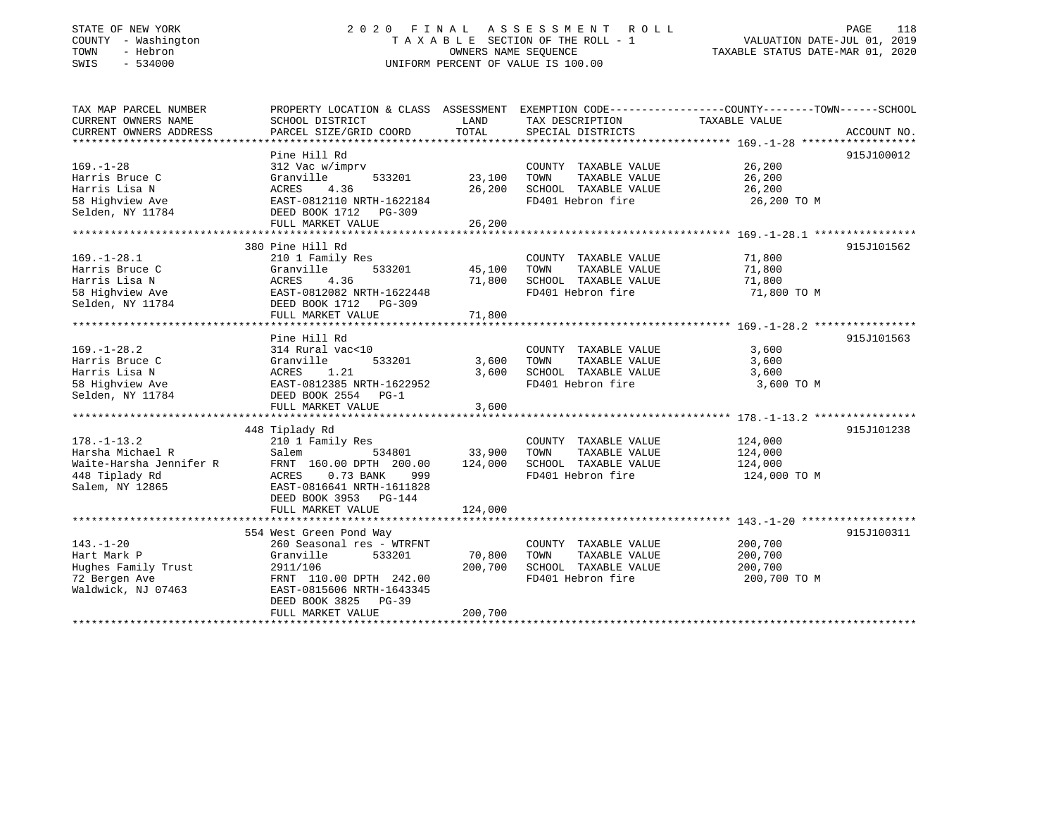STATE OF NEW YORK
COUNTY - Washington
TOWN - Hebron
SWIS - 534000

# 2020 FINAL ASSESSMENT ROLL

TAXABLE SECTION OF THE ROLL - 1
OWNERS NAME SEQUENCE
UNIFORM PERCENT OF VALUE IS 100.00

VALUATION DATE-JUL 01, 2019
TAXABLE STATUS DATE-MAR 01, 2020

| TAX MAP PARCEL NUMBER / CURRENT OWNERS NAME / CURRENT OWNERS ADDRESS | PROPERTY LOCATION & CLASS / SCHOOL DISTRICT / PARCEL SIZE/GRID COORD | ASSESSMENT LAND / TOTAL | EXEMPTION CODE / TAX DESCRIPTION / SPECIAL DISTRICTS | COUNTY--------TOWN------SCHOOL TAXABLE VALUE | ACCOUNT NO. |
|---|---|---|---|---|---|
| **169.-1-28** | Pine Hill Rd | | | | 915J100012 |
| 169.-1-28 | 312 Vac w/imprv | | COUNTY TAXABLE VALUE | 26,200 | |
| Harris Bruce C | Granville 533201 | 23,100 | TOWN TAXABLE VALUE | 26,200 | |
| Harris Lisa N | ACRES 4.36 | 26,200 | SCHOOL TAXABLE VALUE | 26,200 | |
| 58 Highview Ave | EAST-0812110 NRTH-1622184 | | FD401 Hebron fire | 26,200 TO M | |
| Selden, NY 11784 | DEED BOOK 1712 PG-309 | | | | |
| | FULL MARKET VALUE | 26,200 | | | |
| **169.-1-28.1** | 380 Pine Hill Rd | | | | 915J101562 |
| 169.-1-28.1 | 210 1 Family Res | | COUNTY TAXABLE VALUE | 71,800 | |
| Harris Bruce C | Granville 533201 | 45,100 | TOWN TAXABLE VALUE | 71,800 | |
| Harris Lisa N | ACRES 4.36 | 71,800 | SCHOOL TAXABLE VALUE | 71,800 | |
| 58 Highview Ave | EAST-0812082 NRTH-1622448 | | FD401 Hebron fire | 71,800 TO M | |
| Selden, NY 11784 | DEED BOOK 1712 PG-309 | | | | |
| | FULL MARKET VALUE | 71,800 | | | |
| **169.-1-28.2** | Pine Hill Rd | | | | 915J101563 |
| 169.-1-28.2 | 314 Rural vac<10 | | COUNTY TAXABLE VALUE | 3,600 | |
| Harris Bruce C | Granville 533201 | 3,600 | TOWN TAXABLE VALUE | 3,600 | |
| Harris Lisa N | ACRES 1.21 | 3,600 | SCHOOL TAXABLE VALUE | 3,600 | |
| 58 Highview Ave | EAST-0812385 NRTH-1622952 | | FD401 Hebron fire | 3,600 TO M | |
| Selden, NY 11784 | DEED BOOK 2554 PG-1 | | | | |
| | FULL MARKET VALUE | 3,600 | | | |
| **178.-1-13.2** | 448 Tiplady Rd | | | | 915J101238 |
| 178.-1-13.2 | 210 1 Family Res | | COUNTY TAXABLE VALUE | 124,000 | |
| Harsha Michael R | Salem 534801 | 33,900 | TOWN TAXABLE VALUE | 124,000 | |
| Waite-Harsha Jennifer R | FRNT 160.00 DPTH 200.00 | 124,000 | SCHOOL TAXABLE VALUE | 124,000 | |
| 448 Tiplady Rd | ACRES 0.73 BANK 999 | | FD401 Hebron fire | 124,000 TO M | |
| Salem, NY 12865 | EAST-0816641 NRTH-1611828 | | | | |
| | DEED BOOK 3953 PG-144 | | | | |
| | FULL MARKET VALUE | 124,000 | | | |
| **143.-1-20** | 554 West Green Pond Way | | | | 915J100311 |
| 143.-1-20 | 260 Seasonal res - WTRFNT | | COUNTY TAXABLE VALUE | 200,700 | |
| Hart Mark P | Granville 533201 | 70,800 | TOWN TAXABLE VALUE | 200,700 | |
| Hughes Family Trust | 2911/106 | 200,700 | SCHOOL TAXABLE VALUE | 200,700 | |
| 72 Bergen Ave | FRNT 110.00 DPTH 242.00 | | FD401 Hebron fire | 200,700 TO M | |
| Waldwick, NJ 07463 | EAST-0815606 NRTH-1643345 | | | | |
| | DEED BOOK 3825 PG-39 | | | | |
| | FULL MARKET VALUE | 200,700 | | | |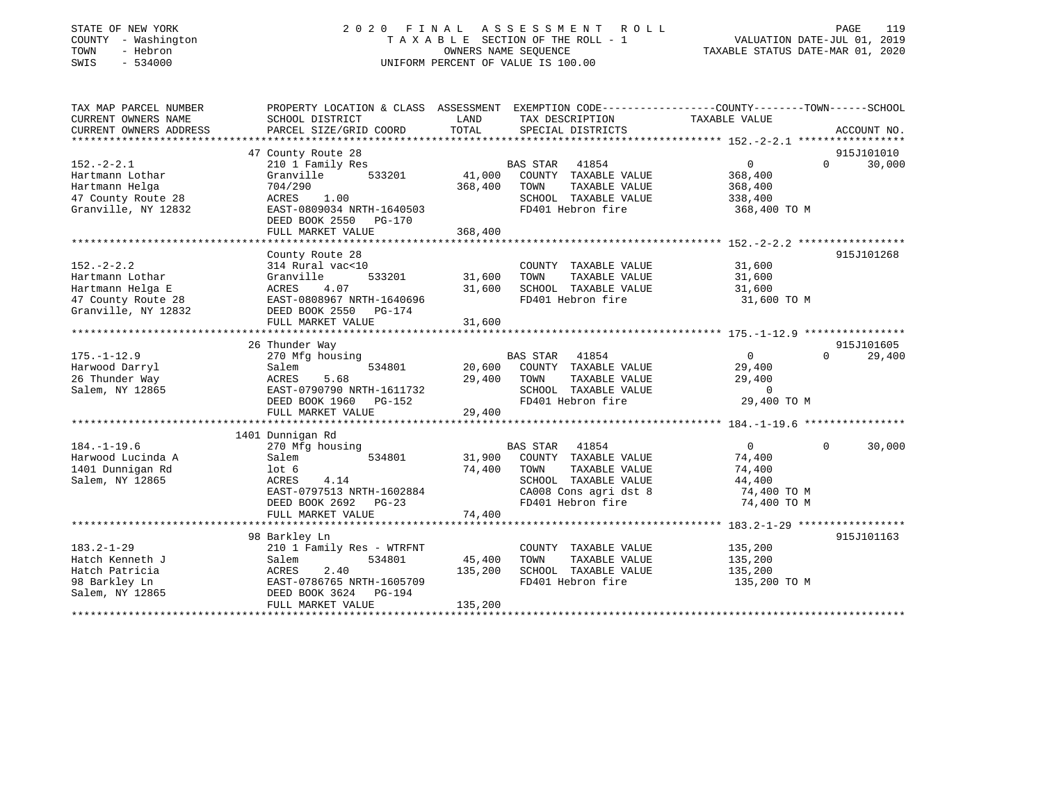STATE OF NEW YORK
COUNTY - Washington
TOWN - Hebron
SWIS - 534000

# 2020 FINAL ASSESSMENT ROLL

TAXABLE SECTION OF THE ROLL - 1
OWNERS NAME SEQUENCE
UNIFORM PERCENT OF VALUE IS 100.00

VALUATION DATE-JUL 01, 2019
TAXABLE STATUS DATE-MAR 01, 2020

| TAX MAP PARCEL NUMBER / CURRENT OWNERS NAME / CURRENT OWNERS ADDRESS | PROPERTY LOCATION & CLASS / SCHOOL DISTRICT / PARCEL SIZE/GRID COORD | ASSESSMENT LAND / TOTAL | EXEMPTION CODE / TAX DESCRIPTION / SPECIAL DISTRICTS | COUNTY TAXABLE VALUE | TOWN | SCHOOL / ACCOUNT NO. |
|---|---|---|---|---|---|---|
| **152.-2-2.1** | 47 County Route 28 | | | | | 915J101010 |
| 152.-2-2.1 | 210 1 Family Res | | BAS STAR 41854 | 0 | 0 | 30,000 |
| Hartmann Lothar | Granville 533201 | 41,000 | COUNTY TAXABLE VALUE | 368,400 | | |
| Hartmann Helga | 704/290 | 368,400 | TOWN TAXABLE VALUE | 368,400 | | |
| 47 County Route 28 | ACRES 1.00 | | SCHOOL TAXABLE VALUE | 338,400 | | |
| Granville, NY 12832 | EAST-0809034 NRTH-1640503 | | FD401 Hebron fire | 368,400 TO M | | |
| | DEED BOOK 2550 PG-170 | | | | | |
| | FULL MARKET VALUE | 368,400 | | | | |
| **152.-2-2.2** | County Route 28 | | | | | 915J101268 |
| 152.-2-2.2 | 314 Rural vac<10 | | COUNTY TAXABLE VALUE | 31,600 | | |
| Hartmann Lothar | Granville 533201 | 31,600 | TOWN TAXABLE VALUE | 31,600 | | |
| Hartmann Helga E | ACRES 4.07 | 31,600 | SCHOOL TAXABLE VALUE | 31,600 | | |
| 47 County Route 28 | EAST-0808967 NRTH-1640696 | | FD401 Hebron fire | 31,600 TO M | | |
| Granville, NY 12832 | DEED BOOK 2550 PG-174 | | | | | |
| | FULL MARKET VALUE | 31,600 | | | | |
| **175.-1-12.9** | 26 Thunder Way | | | | | 915J101605 |
| 175.-1-12.9 | 270 Mfg housing | | BAS STAR 41854 | 0 | 0 | 29,400 |
| Harwood Darryl | Salem 534801 | 20,600 | COUNTY TAXABLE VALUE | 29,400 | | |
| 26 Thunder Way | ACRES 5.68 | 29,400 | TOWN TAXABLE VALUE | 29,400 | | |
| Salem, NY 12865 | EAST-0790790 NRTH-1611732 | | SCHOOL TAXABLE VALUE | 0 | | |
| | DEED BOOK 1960 PG-152 | | FD401 Hebron fire | 29,400 TO M | | |
| | FULL MARKET VALUE | 29,400 | | | | |
| **184.-1-19.6** | 1401 Dunnigan Rd | | | | | |
| 184.-1-19.6 | 270 Mfg housing | | BAS STAR 41854 | 0 | 0 | 30,000 |
| Harwood Lucinda A | Salem 534801 | 31,900 | COUNTY TAXABLE VALUE | 74,400 | | |
| 1401 Dunnigan Rd | lot 6 | 74,400 | TOWN TAXABLE VALUE | 74,400 | | |
| Salem, NY 12865 | ACRES 4.14 | | SCHOOL TAXABLE VALUE | 44,400 | | |
| | EAST-0797513 NRTH-1602884 | | CA008 Cons agri dst 8 | 74,400 TO M | | |
| | DEED BOOK 2692 PG-23 | | FD401 Hebron fire | 74,400 TO M | | |
| | FULL MARKET VALUE | 74,400 | | | | |
| **183.2-1-29** | 98 Barkley Ln | | | | | 915J101163 |
| 183.2-1-29 | 210 1 Family Res - WTRFNT | | COUNTY TAXABLE VALUE | 135,200 | | |
| Hatch Kenneth J | Salem 534801 | 45,400 | TOWN TAXABLE VALUE | 135,200 | | |
| Hatch Patricia | ACRES 2.40 | 135,200 | SCHOOL TAXABLE VALUE | 135,200 | | |
| 98 Barkley Ln | EAST-0786765 NRTH-1605709 | | FD401 Hebron fire | 135,200 TO M | | |
| Salem, NY 12865 | DEED BOOK 3624 PG-194 | | | | | |
| | FULL MARKET VALUE | 135,200 | | | | |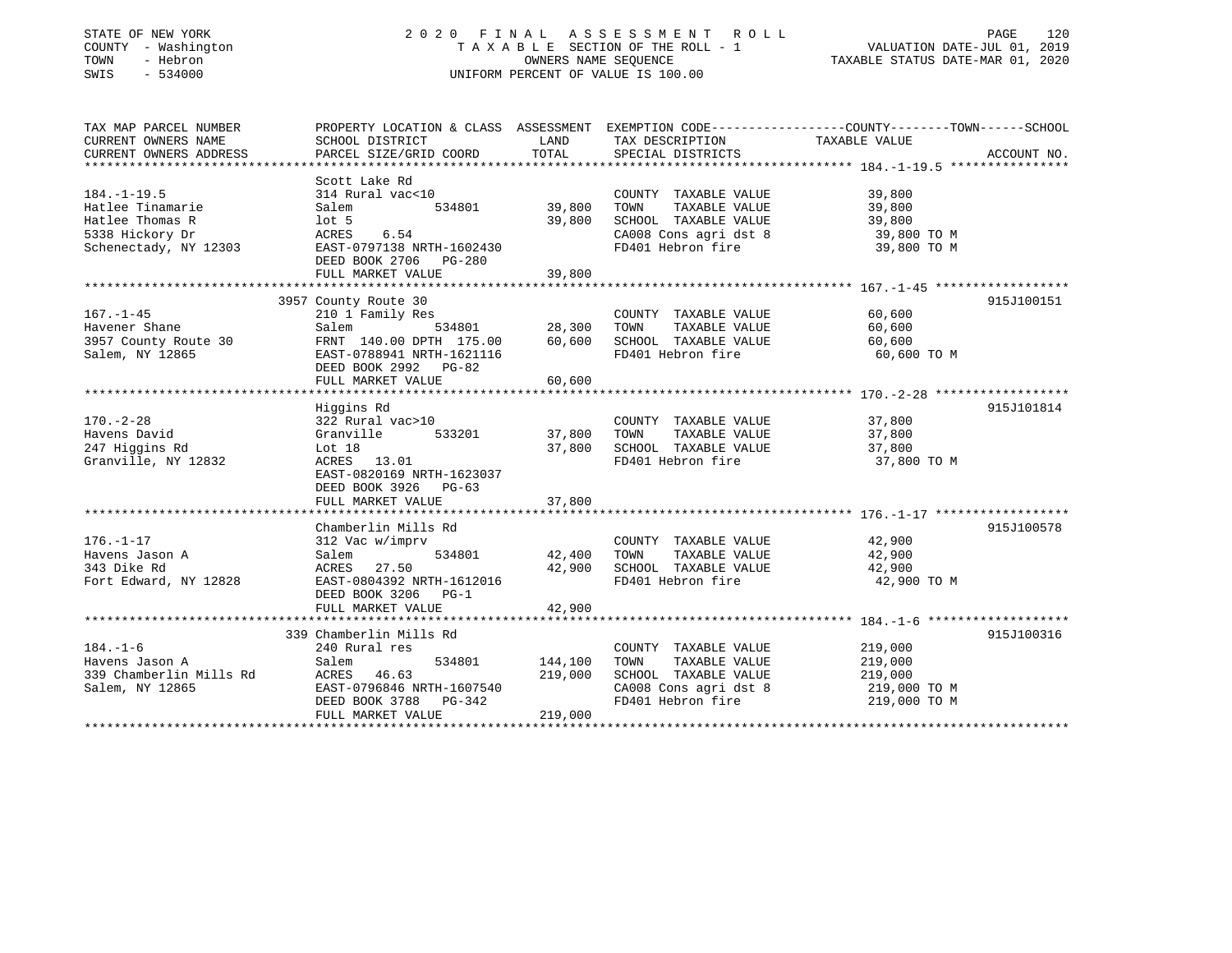STATE OF NEW YORK
COUNTY - Washington
TOWN - Hebron
SWIS - 534000

2020 FINAL ASSESSMENT ROLL
TAXABLE SECTION OF THE ROLL - 1
OWNERS NAME SEQUENCE
UNIFORM PERCENT OF VALUE IS 100.00

VALUATION DATE-JUL 01, 2019
TAXABLE STATUS DATE-MAR 01, 2020

| TAX MAP PARCEL NUMBER / CURRENT OWNERS NAME / CURRENT OWNERS ADDRESS | PROPERTY LOCATION & CLASS / SCHOOL DISTRICT / PARCEL SIZE/GRID COORD | ASSESSMENT LAND | TOTAL | EXEMPTION CODE / TAX DESCRIPTION / SPECIAL DISTRICTS | TAXABLE VALUE (COUNTY/TOWN/SCHOOL) | ACCOUNT NO. |
|---|---|---|---|---|---|---|
| **184.-1-19.5** | Scott Lake Rd | | | | | |
| 184.-1-19.5 | 314 Rural vac<10 | | | COUNTY TAXABLE VALUE | 39,800 | |
| Hatlee Tinamarie | Salem 534801 | 39,800 | | TOWN TAXABLE VALUE | 39,800 | |
| Hatlee Thomas R | lot 5 | | 39,800 | SCHOOL TAXABLE VALUE | 39,800 | |
| 5338 Hickory Dr | ACRES 6.54 | | | CA008 Cons agri dst 8 | 39,800 TO M | |
| Schenectady, NY 12303 | EAST-0797138 NRTH-1602430 | | | FD401 Hebron fire | 39,800 TO M | |
| | DEED BOOK 2706 PG-280 | | | | | |
| | FULL MARKET VALUE | | 39,800 | | | |
| **167.-1-45** | 3957 County Route 30 | | | | | 915J100151 |
| 167.-1-45 | 210 1 Family Res | | | COUNTY TAXABLE VALUE | 60,600 | |
| Havener Shane | Salem 534801 | 28,300 | | TOWN TAXABLE VALUE | 60,600 | |
| 3957 County Route 30 | FRNT 140.00 DPTH 175.00 | | 60,600 | SCHOOL TAXABLE VALUE | 60,600 | |
| Salem, NY 12865 | EAST-0788941 NRTH-1621116 | | | FD401 Hebron fire | 60,600 TO M | |
| | DEED BOOK 2992 PG-82 | | | | | |
| | FULL MARKET VALUE | | 60,600 | | | |
| **170.-2-28** | Higgins Rd | | | | | 915J101814 |
| 170.-2-28 | 322 Rural vac>10 | | | COUNTY TAXABLE VALUE | 37,800 | |
| Havens David | Granville 533201 | 37,800 | | TOWN TAXABLE VALUE | 37,800 | |
| 247 Higgins Rd | Lot 18 | | 37,800 | SCHOOL TAXABLE VALUE | 37,800 | |
| Granville, NY 12832 | ACRES 13.01 | | | FD401 Hebron fire | 37,800 TO M | |
| | EAST-0820169 NRTH-1623037 | | | | | |
| | DEED BOOK 3926 PG-63 | | | | | |
| | FULL MARKET VALUE | | 37,800 | | | |
| **176.-1-17** | Chamberlin Mills Rd | | | | | 915J100578 |
| 176.-1-17 | 312 Vac w/imprv | | | COUNTY TAXABLE VALUE | 42,900 | |
| Havens Jason A | Salem 534801 | 42,400 | | TOWN TAXABLE VALUE | 42,900 | |
| 343 Dike Rd | ACRES 27.50 | | 42,900 | SCHOOL TAXABLE VALUE | 42,900 | |
| Fort Edward, NY 12828 | EAST-0804392 NRTH-1612016 | | | FD401 Hebron fire | 42,900 TO M | |
| | DEED BOOK 3206 PG-1 | | | | | |
| | FULL MARKET VALUE | | 42,900 | | | |
| **184.-1-6** | 339 Chamberlin Mills Rd | | | | | 915J100316 |
| 184.-1-6 | 240 Rural res | | | COUNTY TAXABLE VALUE | 219,000 | |
| Havens Jason A | Salem 534801 | 144,100 | | TOWN TAXABLE VALUE | 219,000 | |
| 339 Chamberlin Mills Rd | ACRES 46.63 | | 219,000 | SCHOOL TAXABLE VALUE | 219,000 | |
| Salem, NY 12865 | EAST-0796846 NRTH-1607540 | | | CA008 Cons agri dst 8 | 219,000 TO M | |
| | DEED BOOK 3788 PG-342 | | | FD401 Hebron fire | 219,000 TO M | |
| | FULL MARKET VALUE | | 219,000 | | | |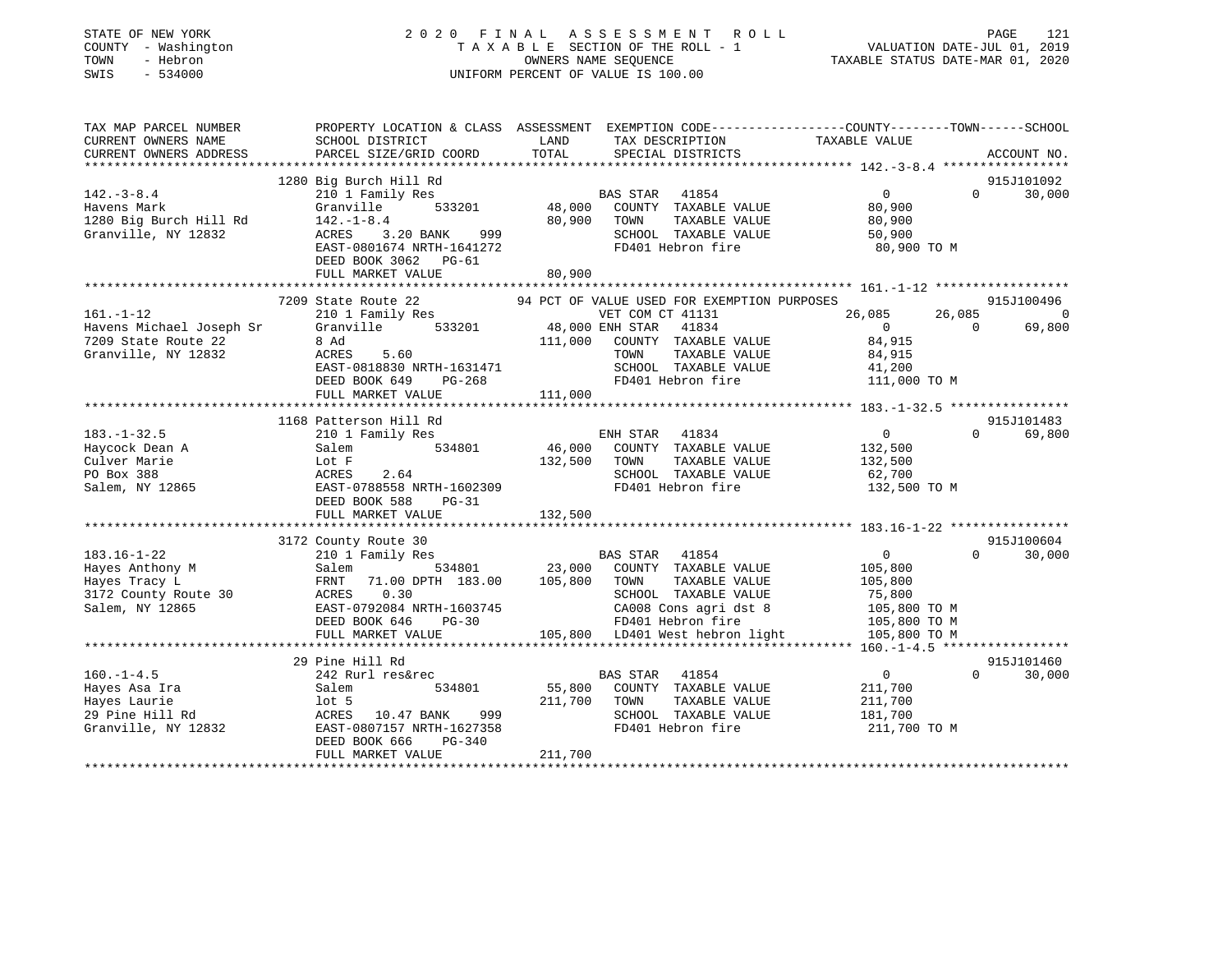STATE OF NEW YORK
COUNTY - Washington
TOWN - Hebron
SWIS - 534000

# 2020 FINAL ASSESSMENT ROLL
TAXABLE SECTION OF THE ROLL - 1
OWNERS NAME SEQUENCE
UNIFORM PERCENT OF VALUE IS 100.00

VALUATION DATE-JUL 01, 2019
TAXABLE STATUS DATE-MAR 01, 2020

```
TAX MAP PARCEL NUMBER          PROPERTY LOCATION & CLASS  ASSESSMENT  EXEMPTION CODE-----------------COUNTY--------TOWN------SCHOOL
CURRENT OWNERS NAME            SCHOOL DISTRICT               LAND      TAX DESCRIPTION            TAXABLE VALUE
CURRENT OWNERS ADDRESS         PARCEL SIZE/GRID COORD        TOTAL     SPECIAL DISTRICTS                                    ACCOUNT NO.
*************************************************************************************************** 142.-3-8.4 *****************
                               1280 Big Burch Hill Rd                                                                       915J101092
142.-3-8.4                     210 1 Family Res                        BAS STAR  41854                 0             0      30,000
Havens Mark                    Granville        533201       48,000    COUNTY  TAXABLE VALUE        80,900
1280 Big Burch Hill Rd         142.-1-8.4                    80,900    TOWN    TAXABLE VALUE        80,900
Granville, NY 12832            ACRES    3.20 BANK    999               SCHOOL  TAXABLE VALUE        50,900
                               EAST-0801674 NRTH-1641272               FD401 Hebron fire             80,900 TO M
                               DEED BOOK 3062   PG-61
                               FULL MARKET VALUE             80,900
*************************************************************************************************** 161.-1-12 ******************
                               7209 State Route 22            94 PCT OF VALUE USED FOR EXEMPTION PURPOSES                    915J100496
161.-1-12                      210 1 Family Res                        VET COM CT 41131           26,085        26,085           0
Havens Michael Joseph Sr       Granville        533201       48,000 ENH STAR  41834                 0             0      69,800
7209 State Route 22            8 Ad                         111,000    COUNTY  TAXABLE VALUE        84,915
Granville, NY 12832            ACRES    5.60                           TOWN    TAXABLE VALUE        84,915
                               EAST-0818830 NRTH-1631471               SCHOOL  TAXABLE VALUE        41,200
                               DEED BOOK 649    PG-268                 FD401 Hebron fire            111,000 TO M
                               FULL MARKET VALUE            111,000
*************************************************************************************************** 183.-1-32.5 ****************
                               1168 Patterson Hill Rd                                                                       915J101483
183.-1-32.5                    210 1 Family Res                        ENH STAR  41834                 0             0      69,800
Haycock Dean A                 Salem            534801       46,000    COUNTY  TAXABLE VALUE       132,500
Culver Marie                   Lot F                        132,500    TOWN    TAXABLE VALUE       132,500
PO Box 388                     ACRES    2.64                           SCHOOL  TAXABLE VALUE        62,700
Salem, NY 12865                EAST-0788558 NRTH-1602309               FD401 Hebron fire            132,500 TO M
                               DEED BOOK 588    PG-31
                               FULL MARKET VALUE            132,500
*************************************************************************************************** 183.16-1-22 ****************
                               3172 County Route 30                                                                         915J100604
183.16-1-22                    210 1 Family Res                        BAS STAR  41854                 0             0      30,000
Hayes Anthony M                Salem            534801       23,000    COUNTY  TAXABLE VALUE       105,800
Hayes Tracy L                  FRNT   71.00 DPTH 183.00     105,800    TOWN    TAXABLE VALUE       105,800
3172 County Route 30           ACRES    0.30                           SCHOOL  TAXABLE VALUE        75,800
Salem, NY 12865                EAST-0792084 NRTH-1603745               CA008 Cons agri dst 8        105,800 TO M
                               DEED BOOK 646    PG-30                  FD401 Hebron fire            105,800 TO M
                               FULL MARKET VALUE            105,800    LD401 West hebron light      105,800 TO M
*************************************************************************************************** 160.-1-4.5 *****************
                               29 Pine Hill Rd                                                                              915J101460
160.-1-4.5                     242 Rurl res&rec                        BAS STAR  41854                 0             0      30,000
Hayes Asa Ira                  Salem            534801       55,800    COUNTY  TAXABLE VALUE       211,700
Hayes Laurie                   lot 5                        211,700    TOWN    TAXABLE VALUE       211,700
29 Pine Hill Rd                ACRES   10.47 BANK    999               SCHOOL  TAXABLE VALUE       181,700
Granville, NY 12832            EAST-0807157 NRTH-1627358               FD401 Hebron fire            211,700 TO M
                               DEED BOOK 666    PG-340
                               FULL MARKET VALUE            211,700
********************************************************************************************************************************
```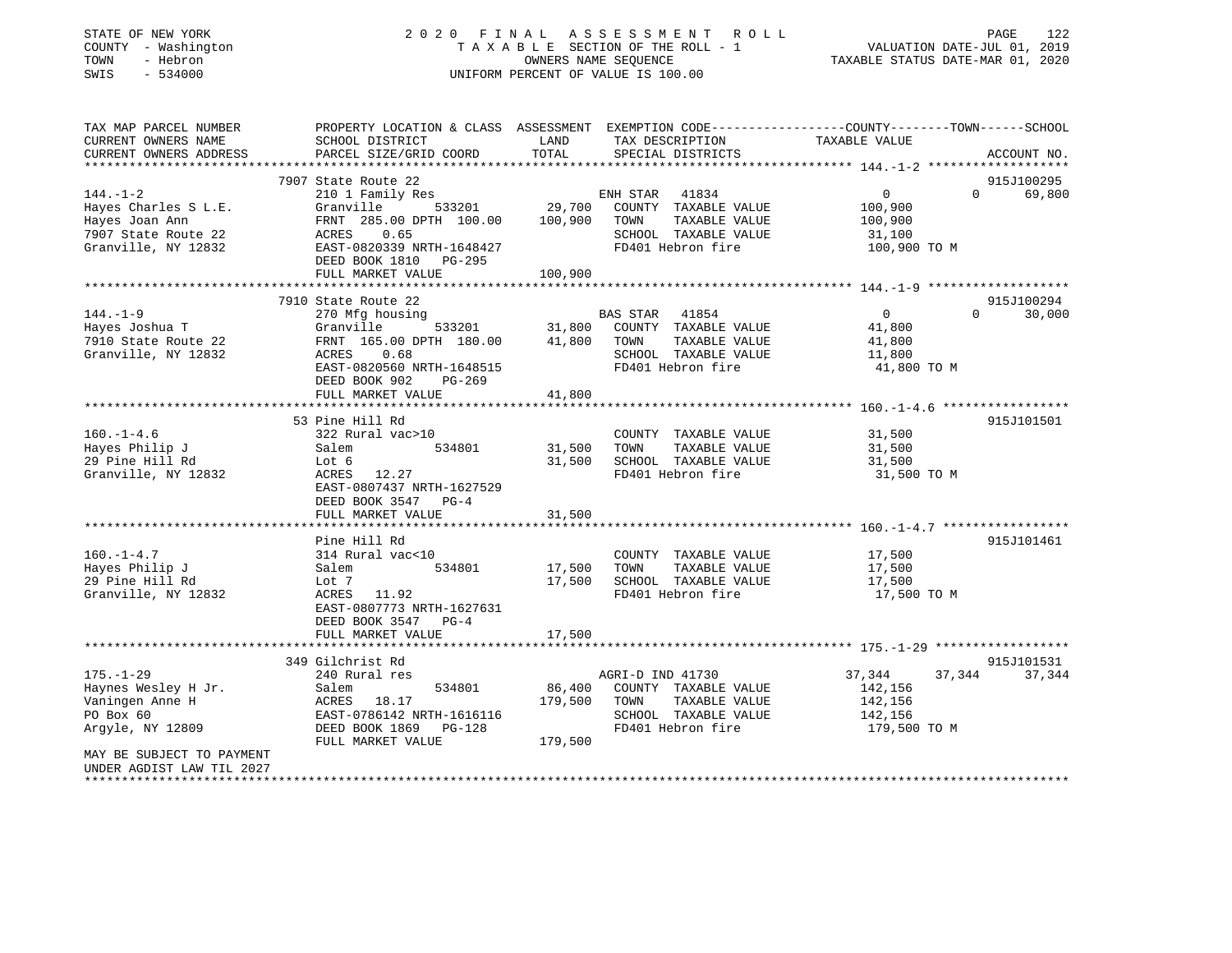STATE OF NEW YORK
COUNTY - Washington
TOWN - Hebron
SWIS - 534000

2 0 2 0 F I N A L A S S E S S M E N T R O L L
T A X A B L E SECTION OF THE ROLL - 1
OWNERS NAME SEQUENCE
UNIFORM PERCENT OF VALUE IS 100.00

VALUATION DATE-JUL 01, 2019
TAXABLE STATUS DATE-MAR 01, 2020

| TAX MAP PARCEL NUMBER / CURRENT OWNERS NAME / CURRENT OWNERS ADDRESS | PROPERTY LOCATION & CLASS / SCHOOL DISTRICT / PARCEL SIZE/GRID COORD | ASSESSMENT LAND / TOTAL | EXEMPTION CODE / TAX DESCRIPTION / SPECIAL DISTRICTS | COUNTY TAXABLE VALUE | TOWN | SCHOOL / ACCOUNT NO. |
|---|---|---|---|---|---|---|
| **144.-1-2** | 7907 State Route 22 | | | | | 915J100295 |
| 144.-1-2 | 210 1 Family Res | | ENH STAR 41834 | 0 | 0 | 69,800 |
| Hayes Charles S L.E. | Granville 533201 | 29,700 | COUNTY TAXABLE VALUE | 100,900 | | |
| Hayes Joan Ann | FRNT 285.00 DPTH 100.00 | 100,900 | TOWN TAXABLE VALUE | 100,900 | | |
| 7907 State Route 22 | ACRES 0.65 | | SCHOOL TAXABLE VALUE | 31,100 | | |
| Granville, NY 12832 | EAST-0820339 NRTH-1648427 | | FD401 Hebron fire | 100,900 TO M | | |
| | DEED BOOK 1810 PG-295 | | | | | |
| | FULL MARKET VALUE | 100,900 | | | | |
| **144.-1-9** | 7910 State Route 22 | | | | | 915J100294 |
| 144.-1-9 | 270 Mfg housing | | BAS STAR 41854 | 0 | 0 | 30,000 |
| Hayes Joshua T | Granville 533201 | 31,800 | COUNTY TAXABLE VALUE | 41,800 | | |
| 7910 State Route 22 | FRNT 165.00 DPTH 180.00 | 41,800 | TOWN TAXABLE VALUE | 41,800 | | |
| Granville, NY 12832 | ACRES 0.68 | | SCHOOL TAXABLE VALUE | 11,800 | | |
| | EAST-0820560 NRTH-1648515 | | FD401 Hebron fire | 41,800 TO M | | |
| | DEED BOOK 902 PG-269 | | | | | |
| | FULL MARKET VALUE | 41,800 | | | | |
| **160.-1-4.6** | 53 Pine Hill Rd | | | | | 915J101501 |
| 160.-1-4.6 | 322 Rural vac>10 | | COUNTY TAXABLE VALUE | 31,500 | | |
| Hayes Philip J | Salem 534801 | 31,500 | TOWN TAXABLE VALUE | 31,500 | | |
| 29 Pine Hill Rd | Lot 6 | 31,500 | SCHOOL TAXABLE VALUE | 31,500 | | |
| Granville, NY 12832 | ACRES 12.27 | | FD401 Hebron fire | 31,500 TO M | | |
| | EAST-0807437 NRTH-1627529 | | | | | |
| | DEED BOOK 3547 PG-4 | | | | | |
| | FULL MARKET VALUE | 31,500 | | | | |
| **160.-1-4.7** | Pine Hill Rd | | | | | 915J101461 |
| 160.-1-4.7 | 314 Rural vac<10 | | COUNTY TAXABLE VALUE | 17,500 | | |
| Hayes Philip J | Salem 534801 | 17,500 | TOWN TAXABLE VALUE | 17,500 | | |
| 29 Pine Hill Rd | Lot 7 | 17,500 | SCHOOL TAXABLE VALUE | 17,500 | | |
| Granville, NY 12832 | ACRES 11.92 | | FD401 Hebron fire | 17,500 TO M | | |
| | EAST-0807773 NRTH-1627631 | | | | | |
| | DEED BOOK 3547 PG-4 | | | | | |
| | FULL MARKET VALUE | 17,500 | | | | |
| **175.-1-29** | 349 Gilchrist Rd | | | | | 915J101531 |
| 175.-1-29 | 240 Rural res | | AGRI-D IND 41730 | 37,344 | 37,344 | 37,344 |
| Haynes Wesley H Jr. | Salem 534801 | 86,400 | COUNTY TAXABLE VALUE | 142,156 | | |
| Vaningen Anne H | ACRES 18.17 | 179,500 | TOWN TAXABLE VALUE | 142,156 | | |
| PO Box 60 | EAST-0786142 NRTH-1616116 | | SCHOOL TAXABLE VALUE | 142,156 | | |
| Argyle, NY 12809 | DEED BOOK 1869 PG-128 | | FD401 Hebron fire | 179,500 TO M | | |
| | FULL MARKET VALUE | 179,500 | | | | |
| MAY BE SUBJECT TO PAYMENT UNDER AGDIST LAW TIL 2027 | | | | | | |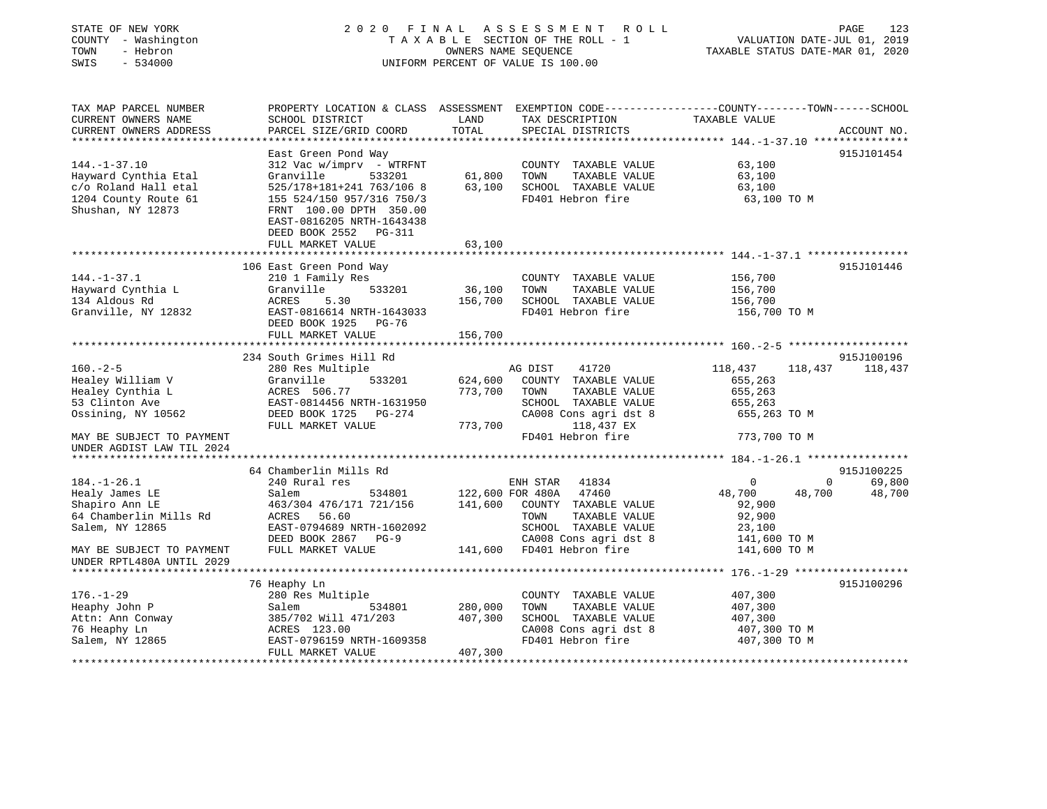STATE OF NEW YORK
COUNTY - Washington
TOWN - Hebron
SWIS - 534000

2020 FINAL ASSESSMENT ROLL
TAXABLE SECTION OF THE ROLL - 1
OWNERS NAME SEQUENCE
UNIFORM PERCENT OF VALUE IS 100.00

VALUATION DATE-JUL 01, 2019
TAXABLE STATUS DATE-MAR 01, 2020

```
TAX MAP PARCEL NUMBER          PROPERTY LOCATION & CLASS  ASSESSMENT  EXEMPTION CODE------------------COUNTY--------TOWN------SCHOOL
CURRENT OWNERS NAME            SCHOOL DISTRICT              LAND      TAX DESCRIPTION              TAXABLE VALUE
CURRENT OWNERS ADDRESS         PARCEL SIZE/GRID COORD       TOTAL     SPECIAL DISTRICTS                                     ACCOUNT NO.
******************************************************************************************************* 144.-1-37.10 ***************
                               East Green Pond Way                                                                        915J101454
144.-1-37.10                   312 Vac w/imprv  - WTRFNT             COUNTY  TAXABLE VALUE             63,100
Hayward Cynthia Etal           Granville        533201      61,800   TOWN    TAXABLE VALUE             63,100
c/o Roland Hall etal           525/178+181+241 763/106 8    63,100   SCHOOL  TAXABLE VALUE             63,100
1204 County Route 61           155 524/150 957/316 750/3             FD401 Hebron fire                  63,100 TO M
Shushan, NY 12873              FRNT 100.00 DPTH 350.00
                               EAST-0816205 NRTH-1643438
                               DEED BOOK 2552   PG-311
                               FULL MARKET VALUE            63,100
******************************************************************************************************* 144.-1-37.1 ****************
                               106 East Green Pond Way                                                                    915J101446
144.-1-37.1                    210 1 Family Res                      COUNTY  TAXABLE VALUE            156,700
Hayward Cynthia L              Granville        533201      36,100   TOWN    TAXABLE VALUE            156,700
134 Aldous Rd                  ACRES    5.30               156,700   SCHOOL  TAXABLE VALUE            156,700
Granville, NY 12832            EAST-0816614 NRTH-1643033             FD401 Hebron fire                 156,700 TO M
                               DEED BOOK 1925   PG-76
                               FULL MARKET VALUE           156,700
******************************************************************************************************* 160.-2-5 *******************
                               234 South Grimes Hill Rd                                                                   915J100196
160.-2-5                       280 Res Multiple                      AG DIST     41720            118,437    118,437     118,437
Healey William V               Granville        533201     624,600   COUNTY  TAXABLE VALUE            655,263
Healey Cynthia L               ACRES  506.77               773,700   TOWN    TAXABLE VALUE            655,263
53 Clinton Ave                 EAST-0814456 NRTH-1631950             SCHOOL  TAXABLE VALUE            655,263
Ossining, NY 10562             DEED BOOK 1725   PG-274               CA008 Cons agri dst 8             655,263 TO M
                               FULL MARKET VALUE           773,700        118,437 EX
MAY BE SUBJECT TO PAYMENT                                            FD401 Hebron fire                 773,700 TO M
UNDER AGDIST LAW TIL 2024
******************************************************************************************************* 184.-1-26.1 ****************
                               64 Chamberlin Mills Rd                                                                     915J100225
184.-1-26.1                    240 Rural res                         ENH STAR    41834                  0          0      69,800
Healy James LE                 Salem            534801     122,600 FOR 480A    47460             48,700     48,700      48,700
Shapiro Ann LE                 463/304 476/171 721/156     141,600   COUNTY  TAXABLE VALUE             92,900
64 Chamberlin Mills Rd         ACRES   56.60                         TOWN    TAXABLE VALUE             92,900
Salem, NY 12865                EAST-0794689 NRTH-1602092             SCHOOL  TAXABLE VALUE             23,100
                               DEED BOOK 2867   PG-9                 CA008 Cons agri dst 8             141,600 TO M
MAY BE SUBJECT TO PAYMENT      FULL MARKET VALUE           141,600   FD401 Hebron fire                 141,600 TO M
UNDER RPTL480A UNTIL 2029
******************************************************************************************************* 176.-1-29 ******************
                               76 Heaphy Ln                                                                               915J100296
176.-1-29                      280 Res Multiple                      COUNTY  TAXABLE VALUE            407,300
Heaphy John P                  Salem            534801     280,000   TOWN    TAXABLE VALUE            407,300
Attn: Ann Conway               385/702 Will 471/203        407,300   SCHOOL  TAXABLE VALUE            407,300
76 Heaphy Ln                   ACRES  123.00                         CA008 Cons agri dst 8             407,300 TO M
Salem, NY 12865                EAST-0796159 NRTH-1609358             FD401 Hebron fire                 407,300 TO M
                               FULL MARKET VALUE           407,300
************************************************************************************************************************************
```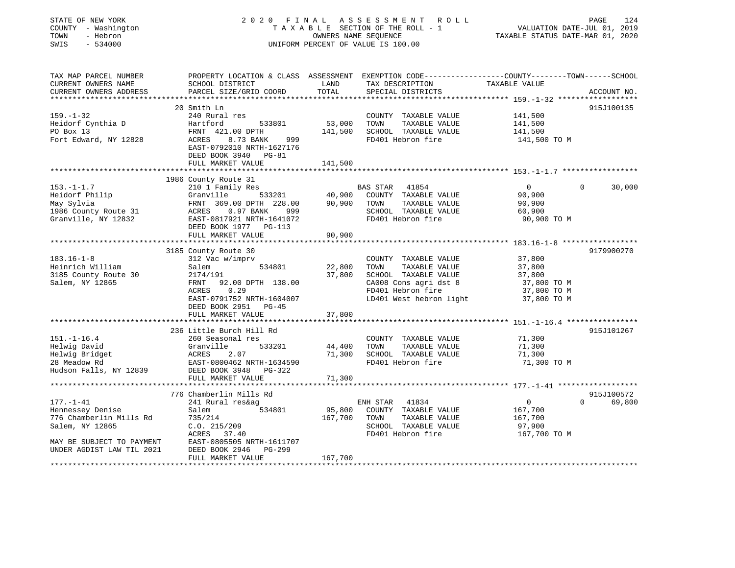STATE OF NEW YORK
COUNTY - Washington
TOWN - Hebron
SWIS - 534000

2020 FINAL ASSESSMENT ROLL
TAXABLE SECTION OF THE ROLL - 1
OWNERS NAME SEQUENCE
UNIFORM PERCENT OF VALUE IS 100.00

VALUATION DATE-JUL 01, 2019
TAXABLE STATUS DATE-MAR 01, 2020

```
TAX MAP PARCEL NUMBER          PROPERTY LOCATION & CLASS  ASSESSMENT  EXEMPTION CODE-----------------COUNTY--------TOWN------SCHOOL
CURRENT OWNERS NAME            SCHOOL DISTRICT              LAND      TAX DESCRIPTION             TAXABLE VALUE
CURRENT OWNERS ADDRESS         PARCEL SIZE/GRID COORD      TOTAL      SPECIAL DISTRICTS                                  ACCOUNT NO.
******************************************************************************************************* 159.-1-32 *****************
                               20 Smith Ln                                                                                915J100135
159.-1-32                      240 Rural res                            COUNTY  TAXABLE VALUE         141,500
Heidorf Cynthia D              Hartford        533801       53,000     TOWN    TAXABLE VALUE         141,500
PO Box 13                      FRNT 421.00 DPTH            141,500     SCHOOL  TAXABLE VALUE         141,500
Fort Edward, NY 12828          ACRES    8.73 BANK    999               FD401 Hebron fire              141,500 TO M
                               EAST-0792010 NRTH-1627176
                               DEED BOOK 3940   PG-81
                               FULL MARKET VALUE           141,500
******************************************************************************************************* 153.-1-1.7 ****************
                               1986 County Route 31
153.-1-1.7                     210 1 Family Res                         BAS STAR   41854                 0            0      30,000
Heidorf Philip                 Granville       533201       40,900     COUNTY  TAXABLE VALUE          90,900
May Sylvia                     FRNT 369.00 DPTH 228.00      90,900     TOWN    TAXABLE VALUE          90,900
1986 County Route 31           ACRES    0.97 BANK    999               SCHOOL  TAXABLE VALUE          60,900
Granville, NY 12832            EAST-0817921 NRTH-1641072               FD401 Hebron fire               90,900 TO M
                               DEED BOOK 1977   PG-113
                               FULL MARKET VALUE            90,900
******************************************************************************************************* 183.16-1-8 ****************
                               3185 County Route 30                                                                       9179900270
183.16-1-8                     312 Vac w/imprv                          COUNTY  TAXABLE VALUE          37,800
Heinrich William               Salem           534801       22,800     TOWN    TAXABLE VALUE          37,800
3185 County Route 30           2174/191                     37,800     SCHOOL  TAXABLE VALUE          37,800
Salem, NY 12865                FRNT  92.00 DPTH 138.00                 CA008 Cons agri dst 8           37,800 TO M
                               ACRES    0.29                           FD401 Hebron fire               37,800 TO M
                               EAST-0791752 NRTH-1604007               LD401 West hebron light         37,800 TO M
                               DEED BOOK 2951   PG-45
                               FULL MARKET VALUE            37,800
******************************************************************************************************* 151.-1-16.4 ***************
                               236 Little Burch Hill Rd                                                                   915J101267
151.-1-16.4                    260 Seasonal res                         COUNTY  TAXABLE VALUE          71,300
Helwig David                   Granville       533201       44,400     TOWN    TAXABLE VALUE          71,300
Helwig Bridget                 ACRES    2.07                71,300     SCHOOL  TAXABLE VALUE          71,300
28 Meadow Rd                   EAST-0800462 NRTH-1634590               FD401 Hebron fire               71,300 TO M
Hudson Falls, NY 12839         DEED BOOK 3948   PG-322
                               FULL MARKET VALUE            71,300
******************************************************************************************************* 177.-1-41 *****************
                               776 Chamberlin Mills Rd                                                                    915J100572
177.-1-41                      241 Rural res&ag                         ENH STAR   41834                 0            0      69,800
Hennessey Denise               Salem           534801       95,800     COUNTY  TAXABLE VALUE         167,700
776 Chamberlin Mills Rd        735/214                     167,700     TOWN    TAXABLE VALUE         167,700
Salem, NY 12865                C.O. 215/209                            SCHOOL  TAXABLE VALUE          97,900
                               ACRES   37.40                           FD401 Hebron fire              167,700 TO M
MAY BE SUBJECT TO PAYMENT      EAST-0805505 NRTH-1611707
UNDER AGDIST LAW TIL 2021      DEED BOOK 2946   PG-299
                               FULL MARKET VALUE           167,700
************************************************************************************************************************************
```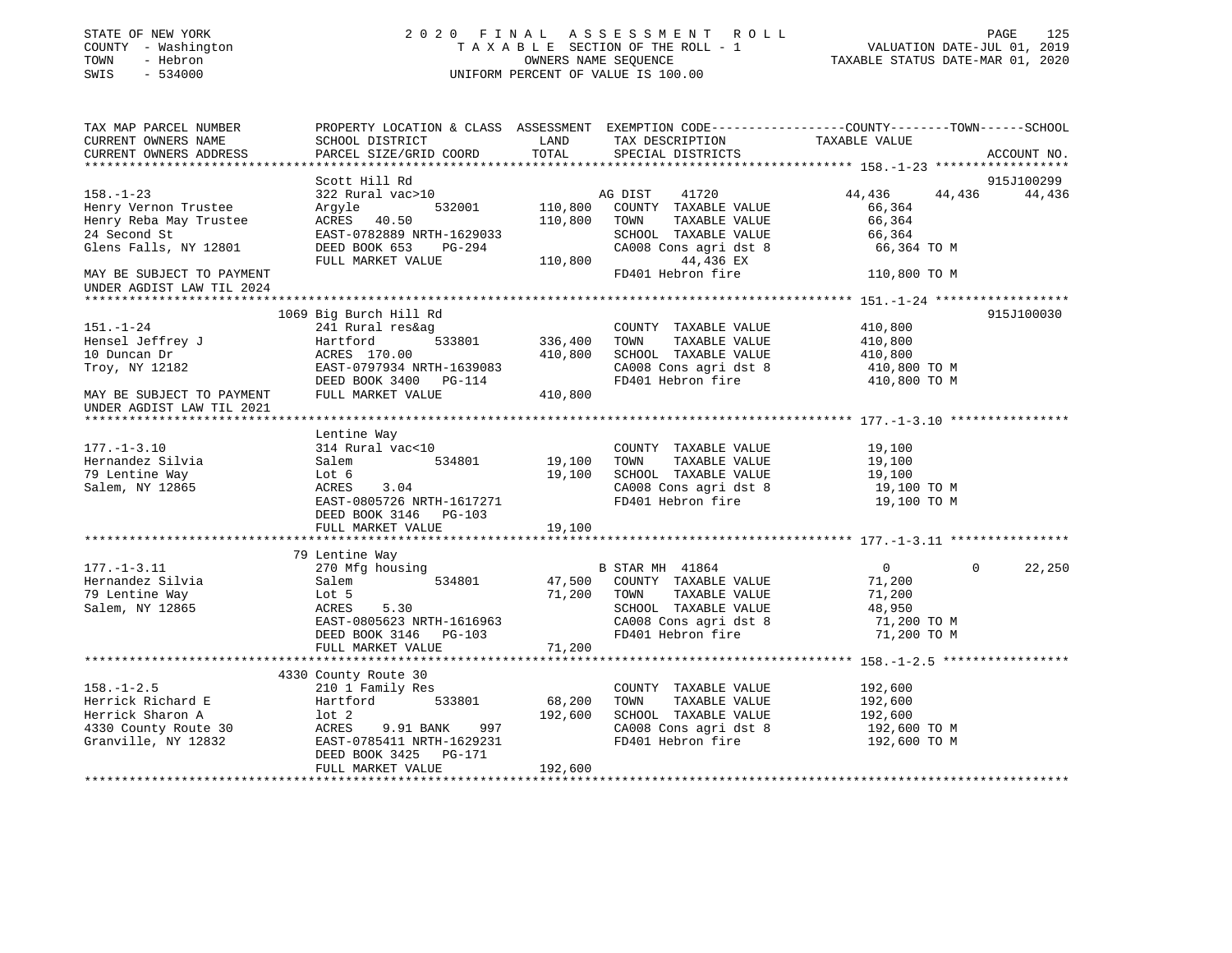STATE OF NEW YORK
COUNTY - Washington
TOWN - Hebron
SWIS - 534000

2020 FINAL ASSESSMENT ROLL
TAXABLE SECTION OF THE ROLL - 1
OWNERS NAME SEQUENCE
UNIFORM PERCENT OF VALUE IS 100.00

VALUATION DATE-JUL 01, 2019
TAXABLE STATUS DATE-MAR 01, 2020

```
TAX MAP PARCEL NUMBER          PROPERTY LOCATION & CLASS  ASSESSMENT  EXEMPTION CODE-----------------COUNTY--------TOWN------SCHOOL
CURRENT OWNERS NAME            SCHOOL DISTRICT              LAND      TAX DESCRIPTION            TAXABLE VALUE
CURRENT OWNERS ADDRESS         PARCEL SIZE/GRID COORD       TOTAL     SPECIAL DISTRICTS                                      ACCOUNT NO.
******************************************************************************************************* 158.-1-23 *****************
                               Scott Hill Rd                                                                                915J100299
158.-1-23                      322 Rural vac>10                       AG DIST    41720              44,436      44,436      44,436
Henry Vernon Trustee           Argyle          532001       110,800   COUNTY  TAXABLE VALUE           66,364
Henry Reba May Trustee         ACRES   40.50                110,800   TOWN    TAXABLE VALUE           66,364
24 Second St                   EAST-0782889 NRTH-1629033              SCHOOL  TAXABLE VALUE           66,364
Glens Falls, NY 12801          DEED BOOK 653    PG-294                CA008 Cons agri dst 8           66,364 TO M
                               FULL MARKET VALUE            110,800          44,436 EX
MAY BE SUBJECT TO PAYMENT                                             FD401 Hebron fire              110,800 TO M
UNDER AGDIST LAW TIL 2024
******************************************************************************************************* 151.-1-24 *****************
                               1069 Big Burch Hill Rd                                                                       915J100030
151.-1-24                      241 Rural res&ag                       COUNTY  TAXABLE VALUE          410,800
Hensel Jeffrey J               Hartford        533801       336,400   TOWN    TAXABLE VALUE          410,800
10 Duncan Dr                   ACRES  170.00                410,800   SCHOOL  TAXABLE VALUE          410,800
Troy, NY 12182                 EAST-0797934 NRTH-1639083              CA008 Cons agri dst 8          410,800 TO M
                               DEED BOOK 3400   PG-114                FD401 Hebron fire              410,800 TO M
MAY BE SUBJECT TO PAYMENT      FULL MARKET VALUE            410,800
UNDER AGDIST LAW TIL 2021
******************************************************************************************************* 177.-1-3.10 ***************
                               Lentine Way
177.-1-3.10                    314 Rural vac<10                       COUNTY  TAXABLE VALUE           19,100
Hernandez Silvia               Salem           534801        19,100   TOWN    TAXABLE VALUE           19,100
79 Lentine Way                 Lot 6                         19,100   SCHOOL  TAXABLE VALUE           19,100
Salem, NY 12865                ACRES    3.04                          CA008 Cons agri dst 8           19,100 TO M
                               EAST-0805726 NRTH-1617271              FD401 Hebron fire               19,100 TO M
                               DEED BOOK 3146   PG-103
                               FULL MARKET VALUE             19,100
******************************************************************************************************* 177.-1-3.11 ***************
                               79 Lentine Way
177.-1-3.11                    270 Mfg housing                        B STAR MH  41864                   0           0      22,250
Hernandez Silvia               Salem           534801        47,500   COUNTY  TAXABLE VALUE           71,200
79 Lentine Way                 Lot 5                         71,200   TOWN    TAXABLE VALUE           71,200
Salem, NY 12865                ACRES    5.30                          SCHOOL  TAXABLE VALUE           48,950
                               EAST-0805623 NRTH-1616963              CA008 Cons agri dst 8           71,200 TO M
                               DEED BOOK 3146   PG-103                FD401 Hebron fire               71,200 TO M
                               FULL MARKET VALUE             71,200
******************************************************************************************************* 158.-1-2.5 ****************
                               4330 County Route 30
158.-1-2.5                     210 1 Family Res                       COUNTY  TAXABLE VALUE          192,600
Herrick Richard E              Hartford        533801        68,200   TOWN    TAXABLE VALUE          192,600
Herrick Sharon A               lot 2                        192,600   SCHOOL  TAXABLE VALUE          192,600
4330 County Route 30           ACRES    9.91 BANK    997              CA008 Cons agri dst 8          192,600 TO M
Granville, NY 12832            EAST-0785411 NRTH-1629231              FD401 Hebron fire              192,600 TO M
                               DEED BOOK 3425   PG-171
                               FULL MARKET VALUE            192,600
************************************************************************************************************************************
```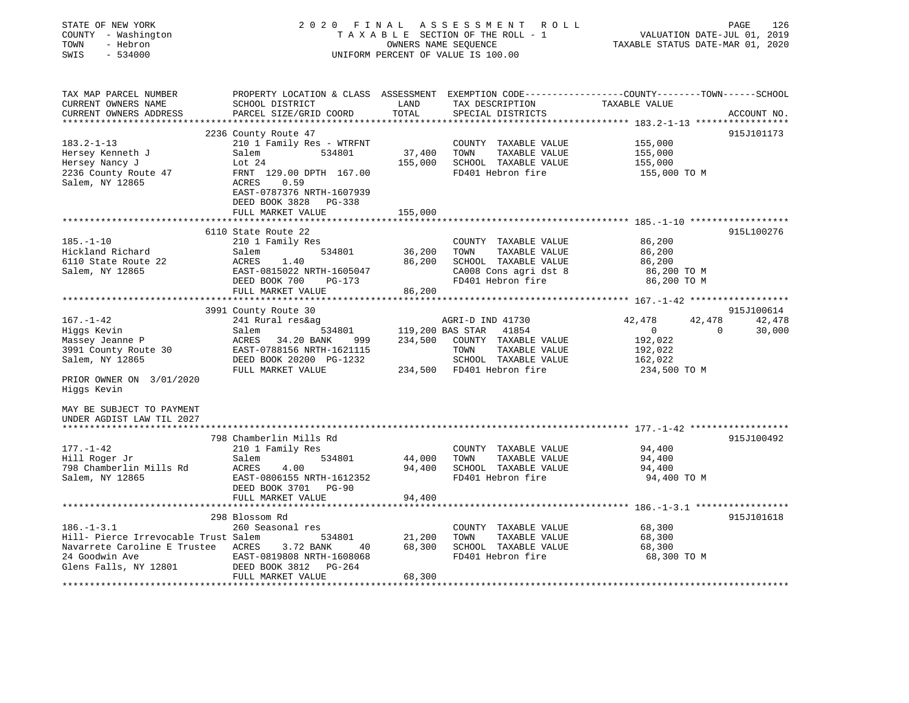STATE OF NEW YORK
COUNTY - Washington
TOWN - Hebron
SWIS - 534000

2020 FINAL ASSESSMENT ROLL
TAXABLE SECTION OF THE ROLL - 1
OWNERS NAME SEQUENCE
UNIFORM PERCENT OF VALUE IS 100.00

VALUATION DATE-JUL 01, 2019
TAXABLE STATUS DATE-MAR 01, 2020

```
TAX MAP PARCEL NUMBER          PROPERTY LOCATION & CLASS  ASSESSMENT  EXEMPTION CODE-----------------COUNTY--------TOWN------SCHOOL
CURRENT OWNERS NAME            SCHOOL DISTRICT               LAND      TAX DESCRIPTION            TAXABLE VALUE
CURRENT OWNERS ADDRESS         PARCEL SIZE/GRID COORD        TOTAL     SPECIAL DISTRICTS                                    ACCOUNT NO.
******************************************************************************************************* 183.2-1-13 *****************
                               2236 County Route 47                                                                          915J101173
183.2-1-13                     210 1 Family Res - WTRFNT               COUNTY  TAXABLE VALUE            155,000
Hersey Kenneth J               Salem          534801        37,400     TOWN    TAXABLE VALUE            155,000
Hersey Nancy J                 Lot 24                       155,000    SCHOOL  TAXABLE VALUE            155,000
2236 County Route 47           FRNT 129.00 DPTH 167.00                 FD401 Hebron fire                155,000 TO M
Salem, NY 12865                ACRES    0.59
                               EAST-0787376 NRTH-1607939
                               DEED BOOK 3828   PG-338
                               FULL MARKET VALUE            155,000
******************************************************************************************************* 185.-1-10 ******************
                               6110 State Route 22                                                                           915L100276
185.-1-10                      210 1 Family Res                        COUNTY  TAXABLE VALUE             86,200
Hickland Richard               Salem          534801        36,200     TOWN    TAXABLE VALUE             86,200
6110 State Route 22            ACRES    1.40                86,200     SCHOOL  TAXABLE VALUE             86,200
Salem, NY 12865                EAST-0815022 NRTH-1605047               CA008 Cons agri dst 8             86,200 TO M
                               DEED BOOK 700    PG-173                 FD401 Hebron fire                 86,200 TO M
                               FULL MARKET VALUE             86,200
******************************************************************************************************* 167.-1-42 ******************
                               3991 County Route 30                                                                          915J100614
167.-1-42                      241 Rural res&ag                        AGRI-D IND 41730           42,478       42,478       42,478
Higgs Kevin                    Salem          534801       119,200 BAS STAR   41854                   0            0        30,000
Massey Jeanne P                ACRES   34.20 BANK     999  234,500     COUNTY  TAXABLE VALUE            192,022
3991 County Route 30           EAST-0788156 NRTH-1621115               TOWN    TAXABLE VALUE            192,022
Salem, NY 12865                DEED BOOK 20200 PG-1232                 SCHOOL  TAXABLE VALUE            162,022
                               FULL MARKET VALUE           234,500     FD401 Hebron fire                234,500 TO M
PRIOR OWNER ON 3/01/2020
Higgs Kevin

MAY BE SUBJECT TO PAYMENT
UNDER AGDIST LAW TIL 2027
******************************************************************************************************* 177.-1-42 ******************
                               798 Chamberlin Mills Rd                                                                       915J100492
177.-1-42                      210 1 Family Res                        COUNTY  TAXABLE VALUE             94,400
Hill Roger Jr                  Salem          534801        44,000     TOWN    TAXABLE VALUE             94,400
798 Chamberlin Mills Rd        ACRES    4.00                94,400     SCHOOL  TAXABLE VALUE             94,400
Salem, NY 12865                EAST-0806155 NRTH-1612352               FD401 Hebron fire                 94,400 TO M
                               DEED BOOK 3701   PG-90
                               FULL MARKET VALUE             94,400
******************************************************************************************************* 186.-1-3.1 *****************
                               298 Blossom Rd                                                                                915J101618
186.-1-3.1                     260 Seasonal res                        COUNTY  TAXABLE VALUE             68,300
Hill- Pierce Irrevocable Trust Salem          534801        21,200     TOWN    TAXABLE VALUE             68,300
Navarrete Caroline E Trustee   ACRES    3.72 BANK      40   68,300     SCHOOL  TAXABLE VALUE             68,300
24 Goodwin Ave                 EAST-0819808 NRTH-1608068               FD401 Hebron fire                 68,300 TO M
Glens Falls, NY 12801          DEED BOOK 3812   PG-264
                               FULL MARKET VALUE             68,300
************************************************************************************************************************************
```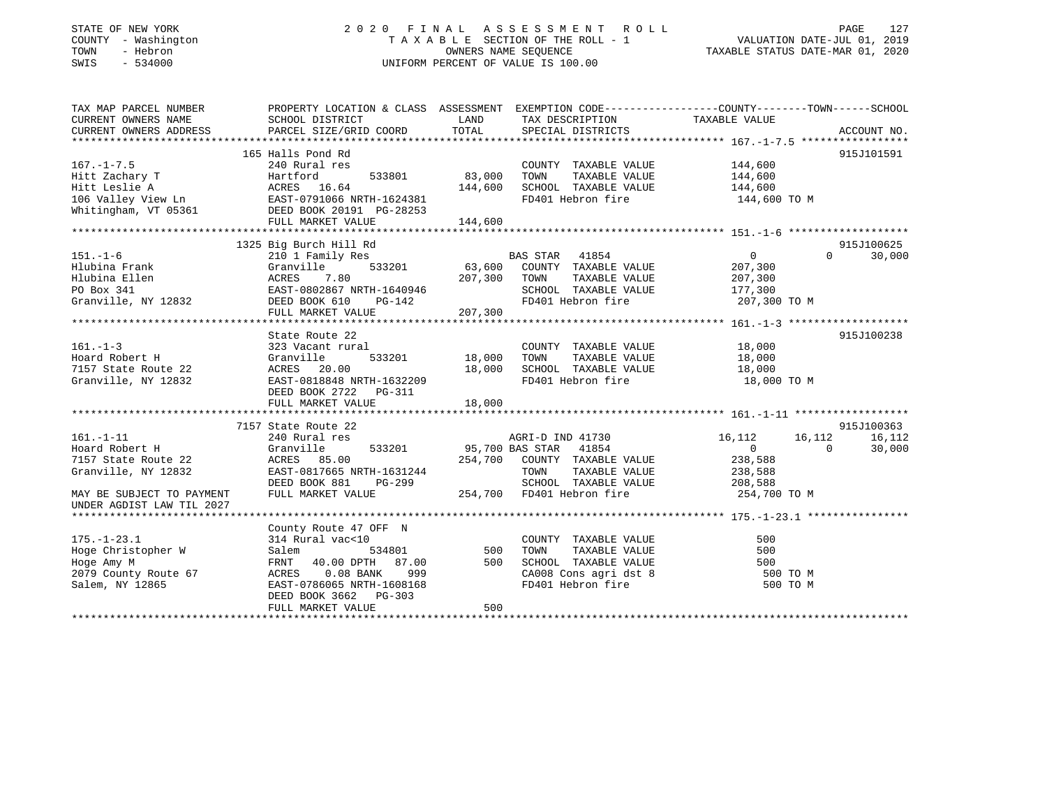STATE OF NEW YORK
COUNTY - Washington
TOWN - Hebron
SWIS - 534000

2020 FINAL ASSESSMENT ROLL
TAXABLE SECTION OF THE ROLL - 1
OWNERS NAME SEQUENCE
UNIFORM PERCENT OF VALUE IS 100.00

VALUATION DATE-JUL 01, 2019
TAXABLE STATUS DATE-MAR 01, 2020

```
TAX MAP PARCEL NUMBER          PROPERTY LOCATION & CLASS  ASSESSMENT  EXEMPTION CODE-----------------COUNTY--------TOWN------SCHOOL
CURRENT OWNERS NAME            SCHOOL DISTRICT               LAND      TAX DESCRIPTION            TAXABLE VALUE
CURRENT OWNERS ADDRESS         PARCEL SIZE/GRID COORD        TOTAL     SPECIAL DISTRICTS                                   ACCOUNT NO.
******************************************************************************************************* 167.-1-7.5 *****************
                               165 Halls Pond Rd                                                                          915J101591
167.-1-7.5                     240 Rural res                           COUNTY  TAXABLE VALUE          144,600
Hitt Zachary T                 Hartford          533801      83,000    TOWN    TAXABLE VALUE          144,600
Hitt Leslie A                  ACRES   16.64                144,600    SCHOOL  TAXABLE VALUE          144,600
106 Valley View Ln             EAST-0791066 NRTH-1624381               FD401 Hebron fire               144,600 TO M
Whitingham, VT 05361           DEED BOOK 20191 PG-28253
                               FULL MARKET VALUE            144,600
******************************************************************************************************* 151.-1-6 *******************
                               1325 Big Burch Hill Rd                                                                     915J100625
151.-1-6                       210 1 Family Res                        BAS STAR   41854                  0            0     30,000
Hlubina Frank                  Granville         533201      63,600    COUNTY  TAXABLE VALUE          207,300
Hlubina Ellen                  ACRES    7.80                207,300    TOWN    TAXABLE VALUE          207,300
PO Box 341                     EAST-0802867 NRTH-1640946               SCHOOL  TAXABLE VALUE          177,300
Granville, NY 12832            DEED BOOK 610    PG-142                 FD401 Hebron fire               207,300 TO M
                               FULL MARKET VALUE            207,300
******************************************************************************************************* 161.-1-3 *******************
                               State Route 22                                                                             915J100238
161.-1-3                       323 Vacant rural                        COUNTY  TAXABLE VALUE           18,000
Hoard Robert H                 Granville         533201      18,000    TOWN    TAXABLE VALUE           18,000
7157 State Route 22            ACRES   20.00                 18,000    SCHOOL  TAXABLE VALUE           18,000
Granville, NY 12832            EAST-0818848 NRTH-1632209               FD401 Hebron fire                18,000 TO M
                               DEED BOOK 2722   PG-311
                               FULL MARKET VALUE             18,000
******************************************************************************************************* 161.-1-11 ******************
                               7157 State Route 22                                                                        915J100363
161.-1-11                      240 Rural res                           AGRI-D IND 41730             16,112       16,112     16,112
Hoard Robert H                 Granville         533201      95,700 BAS STAR   41854                  0            0     30,000
7157 State Route 22            ACRES   85.00                254,700    COUNTY  TAXABLE VALUE          238,588
Granville, NY 12832            EAST-0817665 NRTH-1631244               TOWN    TAXABLE VALUE          238,588
                               DEED BOOK 881    PG-299                 SCHOOL  TAXABLE VALUE          208,588
MAY BE SUBJECT TO PAYMENT      FULL MARKET VALUE            254,700    FD401 Hebron fire               254,700 TO M
UNDER AGDIST LAW TIL 2027
******************************************************************************************************* 175.-1-23.1 ****************
                               County Route 47 OFF  N
175.-1-23.1                    314 Rural vac<10                        COUNTY  TAXABLE VALUE              500
Hoge Christopher W             Salem             534801         500    TOWN    TAXABLE VALUE              500
Hoge Amy M                     FRNT   40.00 DPTH   87.00        500    SCHOOL  TAXABLE VALUE              500
2079 County Route 67           ACRES    0.08 BANK    999               CA008 Cons agri dst 8                500 TO M
Salem, NY 12865                EAST-0786065 NRTH-1608168               FD401 Hebron fire                    500 TO M
                               DEED BOOK 3662   PG-303
                               FULL MARKET VALUE                500
************************************************************************************************************************************
```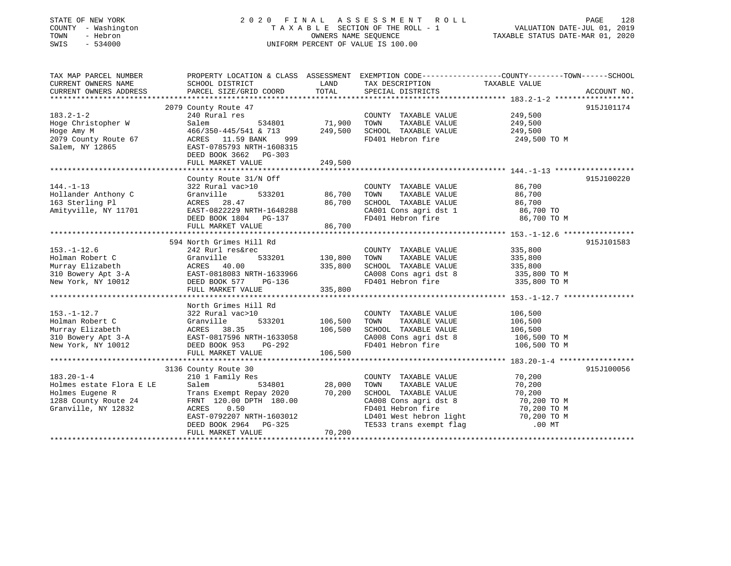STATE OF NEW YORK
COUNTY - Washington
TOWN - Hebron
SWIS - 534000

2020 FINAL ASSESSMENT ROLL
TAXABLE SECTION OF THE ROLL - 1
OWNERS NAME SEQUENCE
UNIFORM PERCENT OF VALUE IS 100.00

VALUATION DATE-JUL 01, 2019
TAXABLE STATUS DATE-MAR 01, 2020

| TAX MAP PARCEL NUMBER / CURRENT OWNERS NAME / CURRENT OWNERS ADDRESS | PROPERTY LOCATION & CLASS / SCHOOL DISTRICT / PARCEL SIZE/GRID COORD | ASSESSMENT LAND | TOTAL | EXEMPTION CODE / TAX DESCRIPTION / SPECIAL DISTRICTS | COUNTY--------TOWN------SCHOOL TAXABLE VALUE | ACCOUNT NO. |
|---|---|---|---|---|---|---|
| 183.2-1-2 | 2079 County Route 47 | | | | | 915J101174 |
| 183.2-1-2 | 240 Rural res | | | COUNTY TAXABLE VALUE | 249,500 | |
| Hoge Christopher W | Salem 534801 | 71,900 | | TOWN TAXABLE VALUE | 249,500 | |
| Hoge Amy M | 466/350-445/541 & 713 | | 249,500 | SCHOOL TAXABLE VALUE | 249,500 | |
| 2079 County Route 67 | ACRES 11.59 BANK 999 | | | FD401 Hebron fire | 249,500 TO M | |
| Salem, NY 12865 | EAST-0785793 NRTH-1608315 | | | | | |
| | DEED BOOK 3662 PG-303 | | | | | |
| | FULL MARKET VALUE | | 249,500 | | | |
| 144.-1-13 | County Route 31/N Off | | | | | 915J100220 |
| 144.-1-13 | 322 Rural vac>10 | | | COUNTY TAXABLE VALUE | 86,700 | |
| Hollander Anthony C | Granville 533201 | 86,700 | | TOWN TAXABLE VALUE | 86,700 | |
| 163 Sterling Pl | ACRES 28.47 | | 86,700 | SCHOOL TAXABLE VALUE | 86,700 | |
| Amityville, NY 11701 | EAST-0822229 NRTH-1648288 | | | CA001 Cons agri dst 1 | 86,700 TO | |
| | DEED BOOK 1804 PG-137 | | | FD401 Hebron fire | 86,700 TO M | |
| | FULL MARKET VALUE | | 86,700 | | | |
| 153.-1-12.6 | 594 North Grimes Hill Rd | | | | | 915J101583 |
| 153.-1-12.6 | 242 Rurl res&rec | | | COUNTY TAXABLE VALUE | 335,800 | |
| Holman Robert C | Granville 533201 | 130,800 | | TOWN TAXABLE VALUE | 335,800 | |
| Murray Elizabeth | ACRES 40.00 | | 335,800 | SCHOOL TAXABLE VALUE | 335,800 | |
| 310 Bowery Apt 3-A | EAST-0818083 NRTH-1633966 | | | CA008 Cons agri dst 8 | 335,800 TO M | |
| New York, NY 10012 | DEED BOOK 577 PG-136 | | | FD401 Hebron fire | 335,800 TO M | |
| | FULL MARKET VALUE | | 335,800 | | | |
| 153.-1-12.7 | North Grimes Hill Rd | | | | | |
| 153.-1-12.7 | 322 Rural vac>10 | | | COUNTY TAXABLE VALUE | 106,500 | |
| Holman Robert C | Granville 533201 | 106,500 | | TOWN TAXABLE VALUE | 106,500 | |
| Murray Elizabeth | ACRES 38.35 | | 106,500 | SCHOOL TAXABLE VALUE | 106,500 | |
| 310 Bowery Apt 3-A | EAST-0817596 NRTH-1633058 | | | CA008 Cons agri dst 8 | 106,500 TO M | |
| New York, NY 10012 | DEED BOOK 953 PG-292 | | | FD401 Hebron fire | 106,500 TO M | |
| | FULL MARKET VALUE | | 106,500 | | | |
| 183.20-1-4 | 3136 County Route 30 | | | | | 915J100056 |
| 183.20-1-4 | 210 1 Family Res | | | COUNTY TAXABLE VALUE | 70,200 | |
| Holmes estate Flora E LE | Salem 534801 | 28,000 | | TOWN TAXABLE VALUE | 70,200 | |
| Holmes Eugene R | Trans Exempt Repay 2020 | | 70,200 | SCHOOL TAXABLE VALUE | 70,200 | |
| 1288 County Route 24 | FRNT 120.00 DPTH 180.00 | | | CA008 Cons agri dst 8 | 70,200 TO M | |
| Granville, NY 12832 | ACRES 0.50 | | | FD401 Hebron fire | 70,200 TO M | |
| | EAST-0792207 NRTH-1603012 | | | LD401 West hebron light | 70,200 TO M | |
| | DEED BOOK 2964 PG-325 | | | TE533 trans exempt flag | .00 MT | |
| | FULL MARKET VALUE | | 70,200 | | | |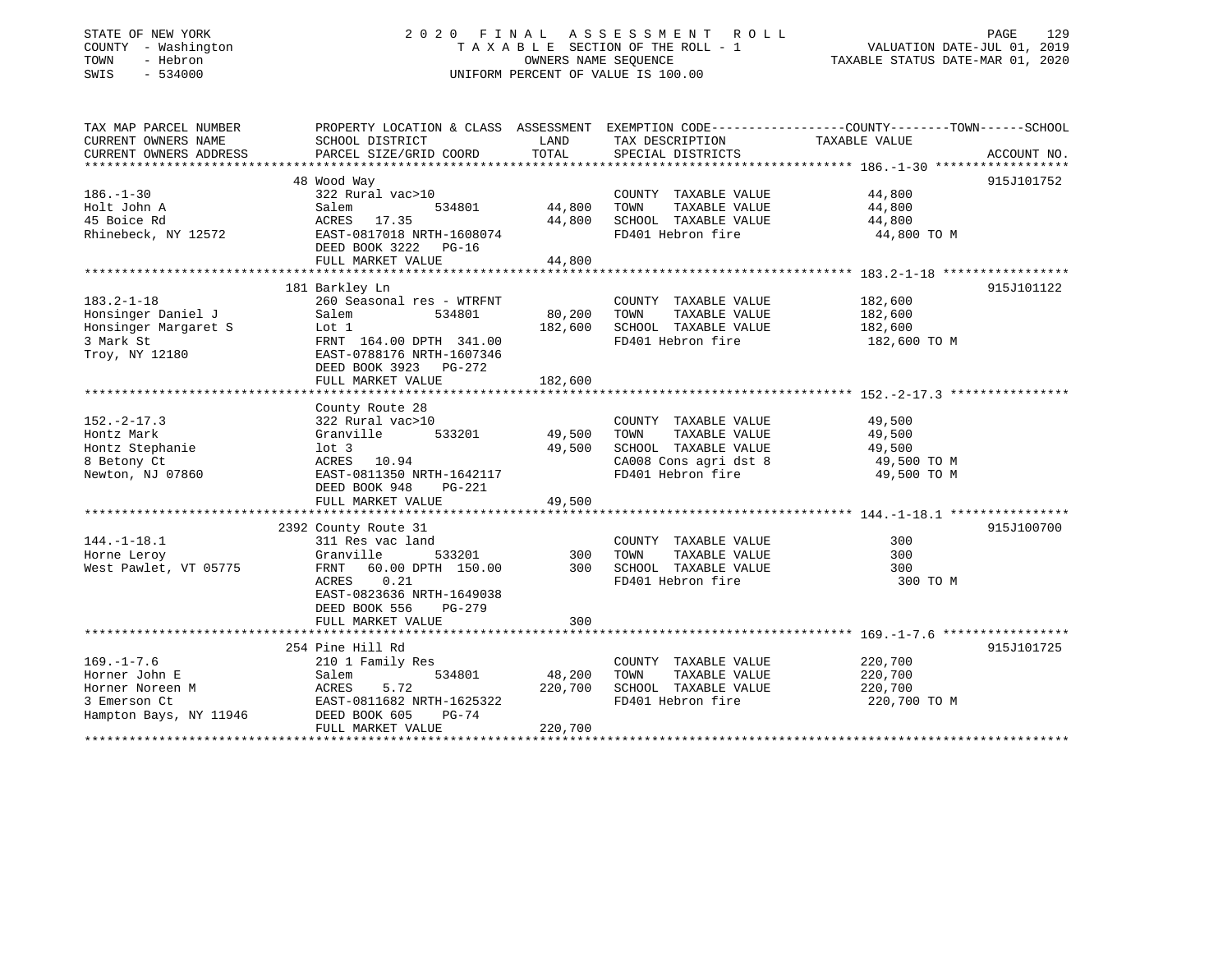STATE OF NEW YORK
COUNTY - Washington
TOWN - Hebron
SWIS - 534000

2020 FINAL ASSESSMENT ROLL
TAXABLE SECTION OF THE ROLL - 1
OWNERS NAME SEQUENCE
UNIFORM PERCENT OF VALUE IS 100.00

VALUATION DATE-JUL 01, 2019
TAXABLE STATUS DATE-MAR 01, 2020

| TAX MAP PARCEL NUMBER / CURRENT OWNERS NAME / CURRENT OWNERS ADDRESS | PROPERTY LOCATION & CLASS / SCHOOL DISTRICT / PARCEL SIZE/GRID COORD | ASSESSMENT LAND | TOTAL | EXEMPTION CODE / TAX DESCRIPTION / SPECIAL DISTRICTS | TAXABLE VALUE (COUNTY--TOWN--SCHOOL) | ACCOUNT NO. |
|---|---|---|---|---|---|---|
| 186.-1-30 | 48 Wood Way | | | | | 915J101752 |
| 186.-1-30 | 322 Rural vac>10 | | | COUNTY TAXABLE VALUE | 44,800 | |
| Holt John A | Salem 534801 | 44,800 | | TOWN TAXABLE VALUE | 44,800 | |
| 45 Boice Rd | ACRES 17.35 | | 44,800 | SCHOOL TAXABLE VALUE | 44,800 | |
| Rhinebeck, NY 12572 | EAST-0817018 NRTH-1608074 | | | FD401 Hebron fire | 44,800 TO M | |
| | DEED BOOK 3222 PG-16 | | | | | |
| | FULL MARKET VALUE | | 44,800 | | | |
| 183.2-1-18 | 181 Barkley Ln | | | | | 915J101122 |
| 183.2-1-18 | 260 Seasonal res - WTRFNT | | | COUNTY TAXABLE VALUE | 182,600 | |
| Honsinger Daniel J | Salem 534801 | 80,200 | | TOWN TAXABLE VALUE | 182,600 | |
| Honsinger Margaret S | Lot 1 | | 182,600 | SCHOOL TAXABLE VALUE | 182,600 | |
| 3 Mark St | FRNT 164.00 DPTH 341.00 | | | FD401 Hebron fire | 182,600 TO M | |
| Troy, NY 12180 | EAST-0788176 NRTH-1607346 | | | | | |
| | DEED BOOK 3923 PG-272 | | | | | |
| | FULL MARKET VALUE | | 182,600 | | | |
| 152.-2-17.3 | County Route 28 | | | | | |
| 152.-2-17.3 | 322 Rural vac>10 | | | COUNTY TAXABLE VALUE | 49,500 | |
| Hontz Mark | Granville 533201 | 49,500 | | TOWN TAXABLE VALUE | 49,500 | |
| Hontz Stephanie | lot 3 | | 49,500 | SCHOOL TAXABLE VALUE | 49,500 | |
| 8 Betony Ct | ACRES 10.94 | | | CA008 Cons agri dst 8 | 49,500 TO M | |
| Newton, NJ 07860 | EAST-0811350 NRTH-1642117 | | | FD401 Hebron fire | 49,500 TO M | |
| | DEED BOOK 948 PG-221 | | | | | |
| | FULL MARKET VALUE | | 49,500 | | | |
| 144.-1-18.1 | 2392 County Route 31 | | | | | 915J100700 |
| 144.-1-18.1 | 311 Res vac land | | | COUNTY TAXABLE VALUE | 300 | |
| Horne Leroy | Granville 533201 | 300 | | TOWN TAXABLE VALUE | 300 | |
| West Pawlet, VT 05775 | FRNT 60.00 DPTH 150.00 | | 300 | SCHOOL TAXABLE VALUE | 300 | |
| | ACRES 0.21 | | | FD401 Hebron fire | 300 TO M | |
| | EAST-0823636 NRTH-1649038 | | | | | |
| | DEED BOOK 556 PG-279 | | | | | |
| | FULL MARKET VALUE | | 300 | | | |
| 169.-1-7.6 | 254 Pine Hill Rd | | | | | 915J101725 |
| 169.-1-7.6 | 210 1 Family Res | | | COUNTY TAXABLE VALUE | 220,700 | |
| Horner John E | Salem 534801 | 48,200 | | TOWN TAXABLE VALUE | 220,700 | |
| Horner Noreen M | ACRES 5.72 | | 220,700 | SCHOOL TAXABLE VALUE | 220,700 | |
| 3 Emerson Ct | EAST-0811682 NRTH-1625322 | | | FD401 Hebron fire | 220,700 TO M | |
| Hampton Bays, NY 11946 | DEED BOOK 605 PG-74 | | | | | |
| | FULL MARKET VALUE | | 220,700 | | | |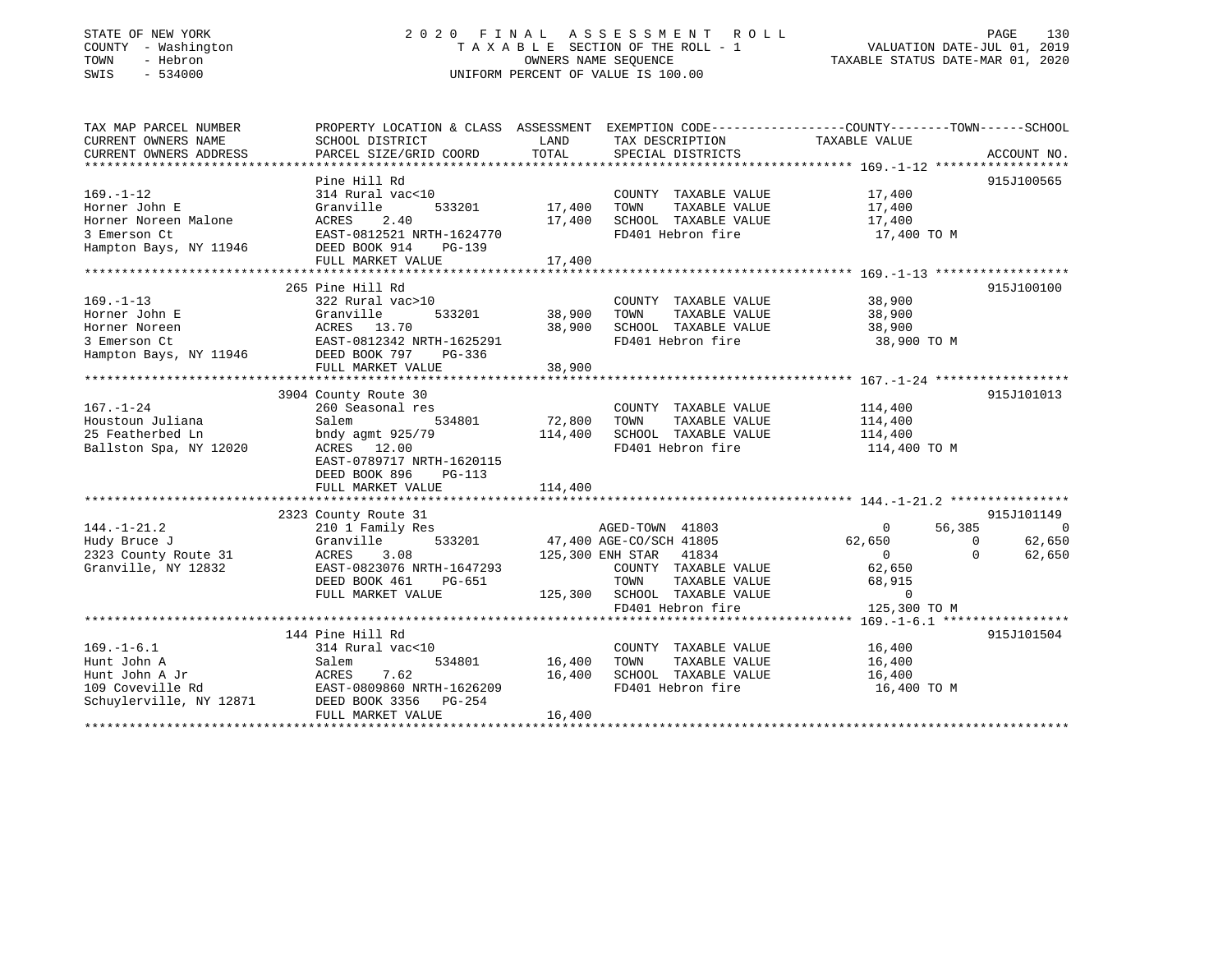STATE OF NEW YORK
COUNTY - Washington
TOWN - Hebron
SWIS - 534000

2 0 2 0 F I N A L A S S E S S M E N T R O L L
T A X A B L E SECTION OF THE ROLL - 1
OWNERS NAME SEQUENCE
UNIFORM PERCENT OF VALUE IS 100.00

VALUATION DATE-JUL 01, 2019
TAXABLE STATUS DATE-MAR 01, 2020

```
TAX MAP PARCEL NUMBER          PROPERTY LOCATION & CLASS  ASSESSMENT  EXEMPTION CODE-----------------COUNTY--------TOWN------SCHOOL
CURRENT OWNERS NAME            SCHOOL DISTRICT              LAND       TAX DESCRIPTION              TAXABLE VALUE
CURRENT OWNERS ADDRESS         PARCEL SIZE/GRID COORD       TOTAL      SPECIAL DISTRICTS                                  ACCOUNT NO.
******************************************************************************************************* 169.-1-12 ******************
                               Pine Hill Rd                                                                           915J100565
169.-1-12                      314 Rural vac<10                         COUNTY  TAXABLE VALUE           17,400
Horner John E                  Granville       533201       17,400      TOWN    TAXABLE VALUE           17,400
Horner Noreen Malone           ACRES    2.40                17,400      SCHOOL  TAXABLE VALUE           17,400
3 Emerson Ct                   EAST-0812521 NRTH-1624770                FD401 Hebron fire                17,400 TO M
Hampton Bays, NY 11946         DEED BOOK 914    PG-139
                               FULL MARKET VALUE            17,400
******************************************************************************************************* 169.-1-13 ******************
                               265 Pine Hill Rd                                                                       915J100100
169.-1-13                      322 Rural vac>10                         COUNTY  TAXABLE VALUE           38,900
Horner John E                  Granville       533201       38,900      TOWN    TAXABLE VALUE           38,900
Horner Noreen                  ACRES   13.70                38,900      SCHOOL  TAXABLE VALUE           38,900
3 Emerson Ct                   EAST-0812342 NRTH-1625291                FD401 Hebron fire                38,900 TO M
Hampton Bays, NY 11946         DEED BOOK 797    PG-336
                               FULL MARKET VALUE            38,900
******************************************************************************************************* 167.-1-24 ******************
                               3904 County Route 30                                                                   915J101013
167.-1-24                      260 Seasonal res                         COUNTY  TAXABLE VALUE          114,400
Houstoun Juliana               Salem           534801       72,800      TOWN    TAXABLE VALUE          114,400
25 Featherbed Ln               bndy agmt 925/79            114,400      SCHOOL  TAXABLE VALUE          114,400
Ballston Spa, NY 12020         ACRES   12.00                            FD401 Hebron fire               114,400 TO M
                               EAST-0789717 NRTH-1620115
                               DEED BOOK 896    PG-113
                               FULL MARKET VALUE           114,400
******************************************************************************************************* 144.-1-21.2 ****************
                               2323 County Route 31                                                                   915J101149
144.-1-21.2                    210 1 Family Res                         AGED-TOWN  41803                     0      56,385          0
Hudy Bruce J                   Granville       533201       47,400 AGE-CO/SCH 41805                     62,650           0     62,650
2323 County Route 31           ACRES    3.08               125,300 ENH STAR   41834                          0           0     62,650
Granville, NY 12832            EAST-0823076 NRTH-1647293                COUNTY  TAXABLE VALUE           62,650
                               DEED BOOK 461    PG-651                  TOWN    TAXABLE VALUE           68,915
                               FULL MARKET VALUE           125,300      SCHOOL  TAXABLE VALUE                0
                                                                        FD401 Hebron fire               125,300 TO M
******************************************************************************************************* 169.-1-6.1 *****************
                               144 Pine Hill Rd                                                                       915J101504
169.-1-6.1                     314 Rural vac<10                         COUNTY  TAXABLE VALUE           16,400
Hunt John A                    Salem           534801       16,400      TOWN    TAXABLE VALUE           16,400
Hunt John A Jr                 ACRES    7.62                16,400      SCHOOL  TAXABLE VALUE           16,400
109 Coveville Rd               EAST-0809860 NRTH-1626209                FD401 Hebron fire                16,400 TO M
Schuylerville, NY 12871        DEED BOOK 3356   PG-254
                               FULL MARKET VALUE            16,400
************************************************************************************************************************************
```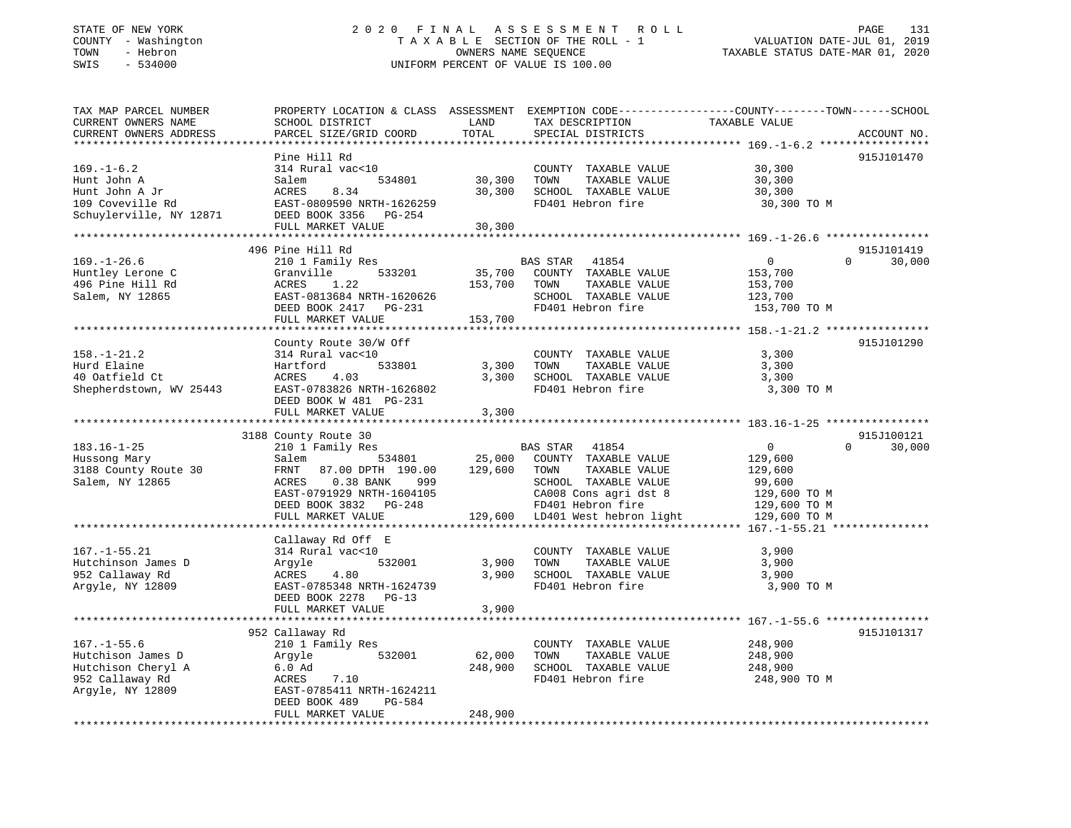STATE OF NEW YORK
COUNTY - Washington
TOWN - Hebron
SWIS - 534000

2020 FINAL ASSESSMENT ROLL
TAXABLE SECTION OF THE ROLL - 1
OWNERS NAME SEQUENCE
UNIFORM PERCENT OF VALUE IS 100.00

VALUATION DATE-JUL 01, 2019
TAXABLE STATUS DATE-MAR 01, 2020

```
TAX MAP PARCEL NUMBER          PROPERTY LOCATION & CLASS  ASSESSMENT  EXEMPTION CODE-----------------COUNTY--------TOWN------SCHOOL
CURRENT OWNERS NAME            SCHOOL DISTRICT              LAND      TAX DESCRIPTION             TAXABLE VALUE
CURRENT OWNERS ADDRESS         PARCEL SIZE/GRID COORD       TOTAL     SPECIAL DISTRICTS                                    ACCOUNT NO.
******************************************************************************************************* 169.-1-6.2 *****************
                               Pine Hill Rd                                                                              915J101470
169.-1-6.2                     314 Rural vac<10                       COUNTY  TAXABLE VALUE            30,300
Hunt John A                    Salem          534801        30,300    TOWN    TAXABLE VALUE            30,300
Hunt John A Jr                 ACRES    8.34                30,300    SCHOOL  TAXABLE VALUE            30,300
109 Coveville Rd               EAST-0809590 NRTH-1626259              FD401 Hebron fire                 30,300 TO M
Schuylerville, NY 12871        DEED BOOK 3356   PG-254
                               FULL MARKET VALUE            30,300
******************************************************************************************************* 169.-1-26.6 ****************
                               496 Pine Hill Rd                                                                          915J101419
169.-1-26.6                    210 1 Family Res                       BAS STAR   41854                  0             0     30,000
Huntley Lerone C               Granville      533201        35,700    COUNTY  TAXABLE VALUE           153,700
496 Pine Hill Rd               ACRES    1.22               153,700    TOWN    TAXABLE VALUE           153,700
Salem, NY 12865                EAST-0813684 NRTH-1620626              SCHOOL  TAXABLE VALUE           123,700
                               DEED BOOK 2417   PG-231                FD401 Hebron fire                153,700 TO M
                               FULL MARKET VALUE           153,700
******************************************************************************************************* 158.-1-21.2 ****************
                               County Route 30/W Off                                                                     915J101290
158.-1-21.2                    314 Rural vac<10                       COUNTY  TAXABLE VALUE             3,300
Hurd Elaine                    Hartford       533801         3,300    TOWN    TAXABLE VALUE             3,300
40 Oatfield Ct                 ACRES    4.03                 3,300    SCHOOL  TAXABLE VALUE             3,300
Shepherdstown, WV 25443        EAST-0783826 NRTH-1626802              FD401 Hebron fire                  3,300 TO M
                               DEED BOOK W 481  PG-231
                               FULL MARKET VALUE             3,300
******************************************************************************************************* 183.16-1-25 ****************
                               3188 County Route 30                                                                      915J100121
183.16-1-25                    210 1 Family Res                       BAS STAR   41854                  0             0     30,000
Hussong Mary                   Salem          534801        25,000    COUNTY  TAXABLE VALUE           129,600
3188 County Route 30           FRNT   87.00 DPTH 190.00    129,600    TOWN    TAXABLE VALUE           129,600
Salem, NY 12865                ACRES    0.38 BANK    999              SCHOOL  TAXABLE VALUE            99,600
                               EAST-0791929 NRTH-1604105              CA008 Cons agri dst 8            129,600 TO M
                               DEED BOOK 3832   PG-248                FD401 Hebron fire                129,600 TO M
                               FULL MARKET VALUE           129,600    LD401 West hebron light          129,600 TO M
******************************************************************************************************* 167.-1-55.21 ***************
                               Callaway Rd Off  E
167.-1-55.21                   314 Rural vac<10                       COUNTY  TAXABLE VALUE             3,900
Hutchinson James D             Argyle         532001         3,900    TOWN    TAXABLE VALUE             3,900
952 Callaway Rd                ACRES    4.80                 3,900    SCHOOL  TAXABLE VALUE             3,900
Argyle, NY 12809               EAST-0785348 NRTH-1624739              FD401 Hebron fire                  3,900 TO M
                               DEED BOOK 2278   PG-13
                               FULL MARKET VALUE             3,900
******************************************************************************************************* 167.-1-55.6 ****************
                               952 Callaway Rd                                                                           915J101317
167.-1-55.6                    210 1 Family Res                       COUNTY  TAXABLE VALUE           248,900
Hutchison James D              Argyle         532001        62,000    TOWN    TAXABLE VALUE           248,900
Hutchison Cheryl A             6.0 Ad                      248,900    SCHOOL  TAXABLE VALUE           248,900
952 Callaway Rd                ACRES    7.10                          FD401 Hebron fire                248,900 TO M
Argyle, NY 12809               EAST-0785411 NRTH-1624211
                               DEED BOOK 489    PG-584
                               FULL MARKET VALUE           248,900
************************************************************************************************************************************
```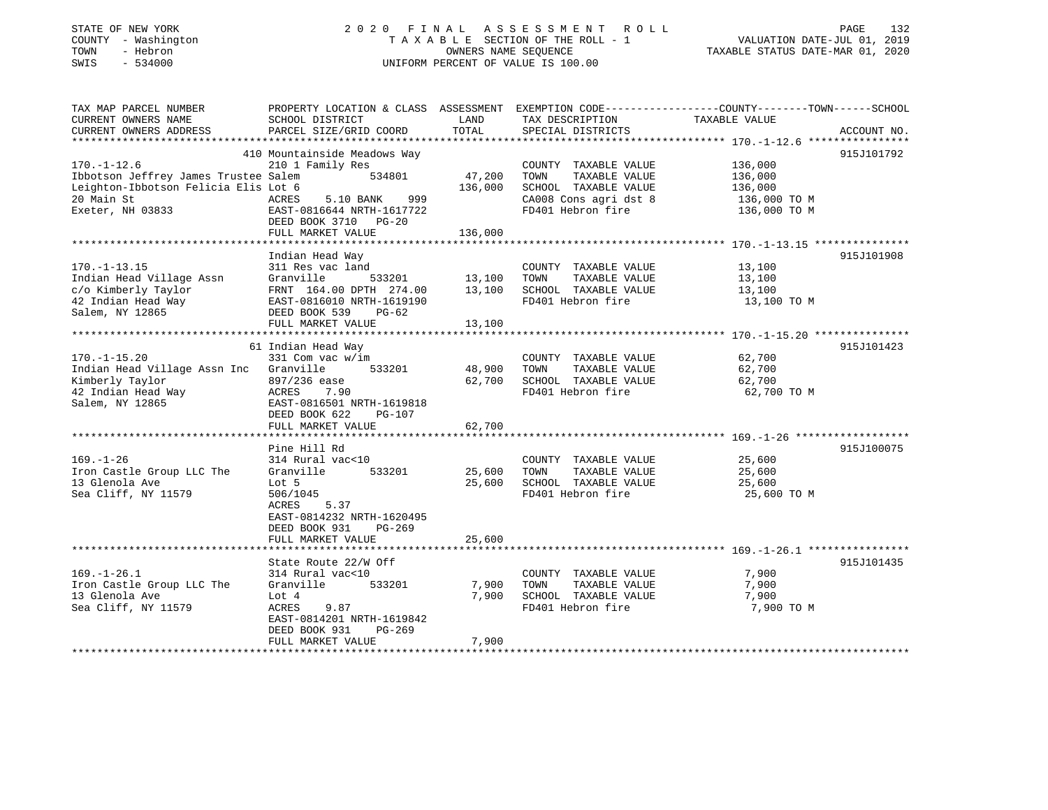STATE OF NEW YORK
COUNTY - Washington
TOWN - Hebron
SWIS - 534000

2020 FINAL ASSESSMENT ROLL
TAXABLE SECTION OF THE ROLL - 1
OWNERS NAME SEQUENCE
UNIFORM PERCENT OF VALUE IS 100.00

VALUATION DATE-JUL 01, 2019
TAXABLE STATUS DATE-MAR 01, 2020

| TAX MAP PARCEL NUMBER / CURRENT OWNERS NAME / CURRENT OWNERS ADDRESS | PROPERTY LOCATION & CLASS / SCHOOL DISTRICT / PARCEL SIZE/GRID COORD | ASSESSMENT LAND / TOTAL | EXEMPTION CODE / TAX DESCRIPTION / SPECIAL DISTRICTS | TAXABLE VALUE (COUNTY--TOWN--SCHOOL) | ACCOUNT NO. |
|---|---|---|---|---|---|
| **170.-1-12.6** | 410 Mountainside Meadows Way | | | | 915J101792 |
| 170.-1-12.6 | 210 1 Family Res | | COUNTY TAXABLE VALUE | 136,000 | |
| Ibbotson Jeffrey James Trustee | Salem 534801 | 47,200 | TOWN TAXABLE VALUE | 136,000 | |
| Leighton-Ibbotson Felicia Elis | Lot 6 | 136,000 | SCHOOL TAXABLE VALUE | 136,000 | |
| 20 Main St | ACRES 5.10 BANK 999 | | CA008 Cons agri dst 8 | 136,000 TO M | |
| Exeter, NH 03833 | EAST-0816644 NRTH-1617722 | | FD401 Hebron fire | 136,000 TO M | |
| | DEED BOOK 3710 PG-20 | | | | |
| | FULL MARKET VALUE | 136,000 | | | |
| **170.-1-13.15** | Indian Head Way | | | | 915J101908 |
| 170.-1-13.15 | 311 Res vac land | | COUNTY TAXABLE VALUE | 13,100 | |
| Indian Head Village Assn | Granville 533201 | 13,100 | TOWN TAXABLE VALUE | 13,100 | |
| c/o Kimberly Taylor | FRNT 164.00 DPTH 274.00 | 13,100 | SCHOOL TAXABLE VALUE | 13,100 | |
| 42 Indian Head Way | EAST-0816010 NRTH-1619190 | | FD401 Hebron fire | 13,100 TO M | |
| Salem, NY 12865 | DEED BOOK 539 PG-62 | | | | |
| | FULL MARKET VALUE | 13,100 | | | |
| **170.-1-15.20** | 61 Indian Head Way | | | | 915J101423 |
| 170.-1-15.20 | 331 Com vac w/im | | COUNTY TAXABLE VALUE | 62,700 | |
| Indian Head Village Assn Inc | Granville 533201 | 48,900 | TOWN TAXABLE VALUE | 62,700 | |
| Kimberly Taylor | 897/236 ease | 62,700 | SCHOOL TAXABLE VALUE | 62,700 | |
| 42 Indian Head Way | ACRES 7.90 | | FD401 Hebron fire | 62,700 TO M | |
| Salem, NY 12865 | EAST-0816501 NRTH-1619818 | | | | |
| | DEED BOOK 622 PG-107 | | | | |
| | FULL MARKET VALUE | 62,700 | | | |
| **169.-1-26** | Pine Hill Rd | | | | 915J100075 |
| 169.-1-26 | 314 Rural vac<10 | | COUNTY TAXABLE VALUE | 25,600 | |
| Iron Castle Group LLC The | Granville 533201 | 25,600 | TOWN TAXABLE VALUE | 25,600 | |
| 13 Glenola Ave | Lot 5 | 25,600 | SCHOOL TAXABLE VALUE | 25,600 | |
| Sea Cliff, NY 11579 | 506/1045 | | FD401 Hebron fire | 25,600 TO M | |
| | ACRES 5.37 | | | | |
| | EAST-0814232 NRTH-1620495 | | | | |
| | DEED BOOK 931 PG-269 | | | | |
| | FULL MARKET VALUE | 25,600 | | | |
| **169.-1-26.1** | State Route 22/W Off | | | | 915J101435 |
| 169.-1-26.1 | 314 Rural vac<10 | | COUNTY TAXABLE VALUE | 7,900 | |
| Iron Castle Group LLC The | Granville 533201 | 7,900 | TOWN TAXABLE VALUE | 7,900 | |
| 13 Glenola Ave | Lot 4 | 7,900 | SCHOOL TAXABLE VALUE | 7,900 | |
| Sea Cliff, NY 11579 | ACRES 9.87 | | FD401 Hebron fire | 7,900 TO M | |
| | EAST-0814201 NRTH-1619842 | | | | |
| | DEED BOOK 931 PG-269 | | | | |
| | FULL MARKET VALUE | 7,900 | | | |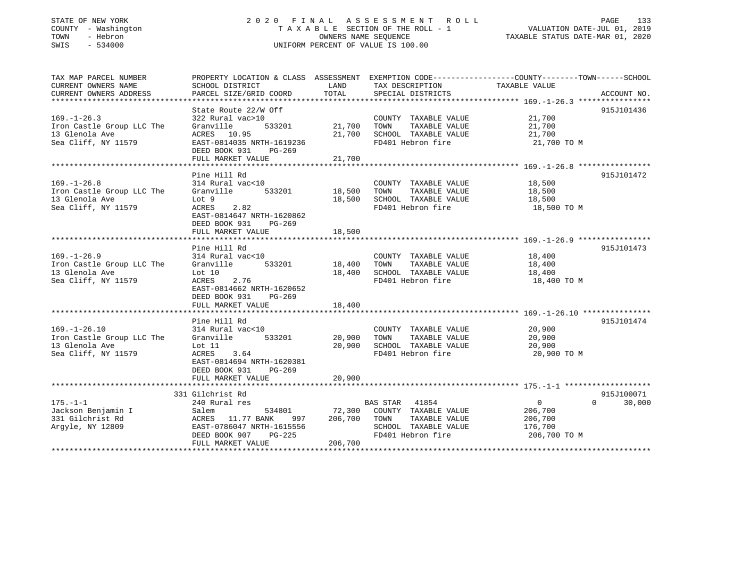STATE OF NEW YORK
COUNTY - Washington
TOWN - Hebron
SWIS - 534000

2020 FINAL ASSESSMENT ROLL
TAXABLE SECTION OF THE ROLL - 1
OWNERS NAME SEQUENCE
UNIFORM PERCENT OF VALUE IS 100.00

VALUATION DATE-JUL 01, 2019
TAXABLE STATUS DATE-MAR 01, 2020

| TAX MAP PARCEL NUMBER / CURRENT OWNERS NAME / CURRENT OWNERS ADDRESS | PROPERTY LOCATION & CLASS / SCHOOL DISTRICT / PARCEL SIZE/GRID COORD | ASSESSMENT LAND | TOTAL | EXEMPTION CODE / TAX DESCRIPTION / SPECIAL DISTRICTS | COUNTY TAXABLE VALUE | TOWN | SCHOOL | ACCOUNT NO. |
|---|---|---|---|---|---|---|---|---|
| **169.-1-26.3** | State Route 22/W Off | | | | | | | 915J101436 |
| 169.-1-26.3 | 322 Rural vac>10 | | | COUNTY TAXABLE VALUE | 21,700 | | | |
| Iron Castle Group LLC The | Granville 533201 | 21,700 | | TOWN TAXABLE VALUE | 21,700 | | | |
| 13 Glenola Ave | ACRES 10.95 | | 21,700 | SCHOOL TAXABLE VALUE | 21,700 | | | |
| Sea Cliff, NY 11579 | EAST-0814035 NRTH-1619236 | | | FD401 Hebron fire | 21,700 TO M | | | |
| | DEED BOOK 931 PG-269 | | | | | | | |
| | FULL MARKET VALUE | | 21,700 | | | | | |
| **169.-1-26.8** | Pine Hill Rd | | | | | | | 915J101472 |
| 169.-1-26.8 | 314 Rural vac<10 | | | COUNTY TAXABLE VALUE | 18,500 | | | |
| Iron Castle Group LLC The | Granville 533201 | 18,500 | | TOWN TAXABLE VALUE | 18,500 | | | |
| 13 Glenola Ave | Lot 9 | | 18,500 | SCHOOL TAXABLE VALUE | 18,500 | | | |
| Sea Cliff, NY 11579 | ACRES 2.82 | | | FD401 Hebron fire | 18,500 TO M | | | |
| | EAST-0814647 NRTH-1620862 | | | | | | | |
| | DEED BOOK 931 PG-269 | | | | | | | |
| | FULL MARKET VALUE | | 18,500 | | | | | |
| **169.-1-26.9** | Pine Hill Rd | | | | | | | 915J101473 |
| 169.-1-26.9 | 314 Rural vac<10 | | | COUNTY TAXABLE VALUE | 18,400 | | | |
| Iron Castle Group LLC The | Granville 533201 | 18,400 | | TOWN TAXABLE VALUE | 18,400 | | | |
| 13 Glenola Ave | Lot 10 | | 18,400 | SCHOOL TAXABLE VALUE | 18,400 | | | |
| Sea Cliff, NY 11579 | ACRES 2.76 | | | FD401 Hebron fire | 18,400 TO M | | | |
| | EAST-0814662 NRTH-1620652 | | | | | | | |
| | DEED BOOK 931 PG-269 | | | | | | | |
| | FULL MARKET VALUE | | 18,400 | | | | | |
| **169.-1-26.10** | Pine Hill Rd | | | | | | | 915J101474 |
| 169.-1-26.10 | 314 Rural vac<10 | | | COUNTY TAXABLE VALUE | 20,900 | | | |
| Iron Castle Group LLC The | Granville 533201 | 20,900 | | TOWN TAXABLE VALUE | 20,900 | | | |
| 13 Glenola Ave | Lot 11 | | 20,900 | SCHOOL TAXABLE VALUE | 20,900 | | | |
| Sea Cliff, NY 11579 | ACRES 3.64 | | | FD401 Hebron fire | 20,900 TO M | | | |
| | EAST-0814694 NRTH-1620381 | | | | | | | |
| | DEED BOOK 931 PG-269 | | | | | | | |
| | FULL MARKET VALUE | | 20,900 | | | | | |
| **175.-1-1** | 331 Gilchrist Rd | | | | | | | 915J100071 |
| 175.-1-1 | 240 Rural res | | | BAS STAR 41854 | 0 | 0 | 30,000 | |
| Jackson Benjamin I | Salem 534801 | 72,300 | | COUNTY TAXABLE VALUE | 206,700 | | | |
| 331 Gilchrist Rd | ACRES 11.77 BANK 997 | | 206,700 | TOWN TAXABLE VALUE | 206,700 | | | |
| Argyle, NY 12809 | EAST-0786047 NRTH-1615556 | | | SCHOOL TAXABLE VALUE | 176,700 | | | |
| | DEED BOOK 907 PG-225 | | | FD401 Hebron fire | 206,700 TO M | | | |
| | FULL MARKET VALUE | | 206,700 | | | | | |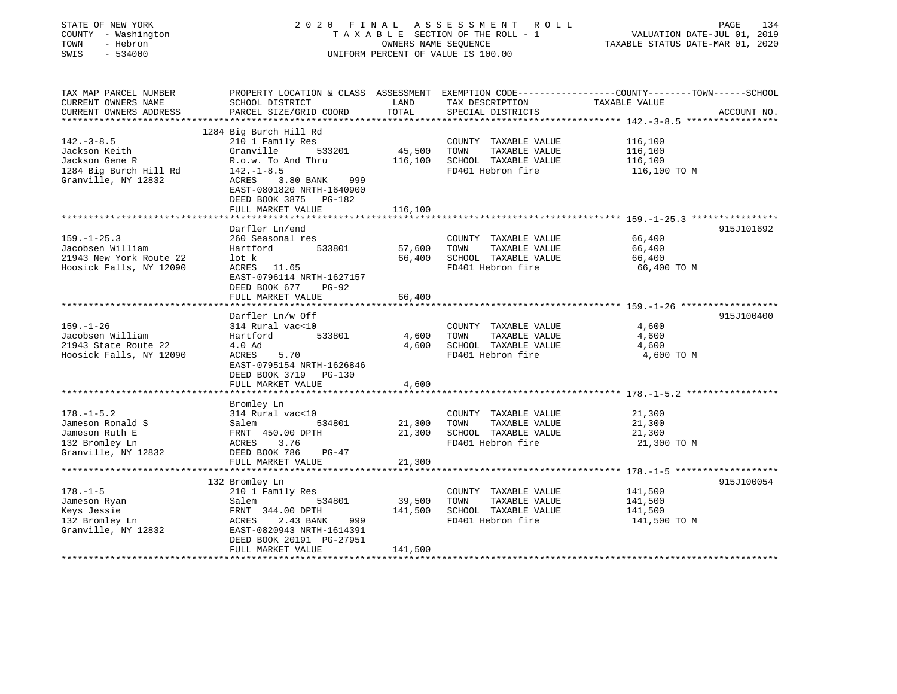STATE OF NEW YORK
COUNTY - Washington
TOWN - Hebron
SWIS - 534000

2020 FINAL ASSESSMENT ROLL
TAXABLE SECTION OF THE ROLL - 1
OWNERS NAME SEQUENCE
UNIFORM PERCENT OF VALUE IS 100.00

VALUATION DATE-JUL 01, 2019
TAXABLE STATUS DATE-MAR 01, 2020

```
TAX MAP PARCEL NUMBER          PROPERTY LOCATION & CLASS  ASSESSMENT  EXEMPTION CODE-----------------COUNTY--------TOWN------SCHOOL
CURRENT OWNERS NAME            SCHOOL DISTRICT               LAND      TAX DESCRIPTION             TAXABLE VALUE
CURRENT OWNERS ADDRESS         PARCEL SIZE/GRID COORD        TOTAL     SPECIAL DISTRICTS                                    ACCOUNT NO.
******************************************************************************************************* 142.-3-8.5 *****************
                               1284 Big Burch Hill Rd
142.-3-8.5                     210 1 Family Res                        COUNTY  TAXABLE VALUE          116,100
Jackson Keith                  Granville      533201       45,500      TOWN    TAXABLE VALUE          116,100
Jackson Gene R                 R.o.w. To And Thru         116,100      SCHOOL  TAXABLE VALUE          116,100
1284 Big Burch Hill Rd         142.-1-8.5                              FD401 Hebron fire               116,100 TO M
Granville, NY 12832            ACRES    3.80 BANK    999
                               EAST-0801820 NRTH-1640900
                               DEED BOOK 3875   PG-182
                               FULL MARKET VALUE          116,100
******************************************************************************************************* 159.-1-25.3 ****************
                               Darfler Ln/end                                                                       915J101692
159.-1-25.3                    260 Seasonal res                        COUNTY  TAXABLE VALUE           66,400
Jacobsen William               Hartford       533801       57,600      TOWN    TAXABLE VALUE           66,400
21943 New York Route 22        lot k                       66,400      SCHOOL  TAXABLE VALUE           66,400
Hoosick Falls, NY 12090        ACRES   11.65                           FD401 Hebron fire                66,400 TO M
                               EAST-0796114 NRTH-1627157
                               DEED BOOK 677    PG-92
                               FULL MARKET VALUE           66,400
******************************************************************************************************* 159.-1-26 ******************
                               Darfler Ln/w Off                                                                     915J100400
159.-1-26                      314 Rural vac<10                        COUNTY  TAXABLE VALUE            4,600
Jacobsen William               Hartford       533801        4,600      TOWN    TAXABLE VALUE            4,600
21943 State Route 22           4.0 Ad                       4,600      SCHOOL  TAXABLE VALUE            4,600
Hoosick Falls, NY 12090        ACRES    5.70                           FD401 Hebron fire                 4,600 TO M
                               EAST-0795154 NRTH-1626846
                               DEED BOOK 3719   PG-130
                               FULL MARKET VALUE            4,600
******************************************************************************************************* 178.-1-5.2 *****************
                               Bromley Ln
178.-1-5.2                     314 Rural vac<10                        COUNTY  TAXABLE VALUE           21,300
Jameson Ronald S               Salem          534801       21,300      TOWN    TAXABLE VALUE           21,300
Jameson Ruth E                 FRNT 450.00 DPTH            21,300      SCHOOL  TAXABLE VALUE           21,300
132 Bromley Ln                 ACRES    3.76                           FD401 Hebron fire                21,300 TO M
Granville, NY 12832            DEED BOOK 786    PG-47
                               FULL MARKET VALUE           21,300
******************************************************************************************************* 178.-1-5 *******************
                               132 Bromley Ln                                                                       915J100054
178.-1-5                       210 1 Family Res                        COUNTY  TAXABLE VALUE          141,500
Jameson Ryan                   Salem          534801       39,500      TOWN    TAXABLE VALUE          141,500
Keys Jessie                    FRNT 344.00 DPTH           141,500      SCHOOL  TAXABLE VALUE          141,500
132 Bromley Ln                 ACRES    2.43 BANK    999               FD401 Hebron fire               141,500 TO M
Granville, NY 12832            EAST-0820943 NRTH-1614391
                               DEED BOOK 20191 PG-27951
                               FULL MARKET VALUE          141,500
************************************************************************************************************************************
```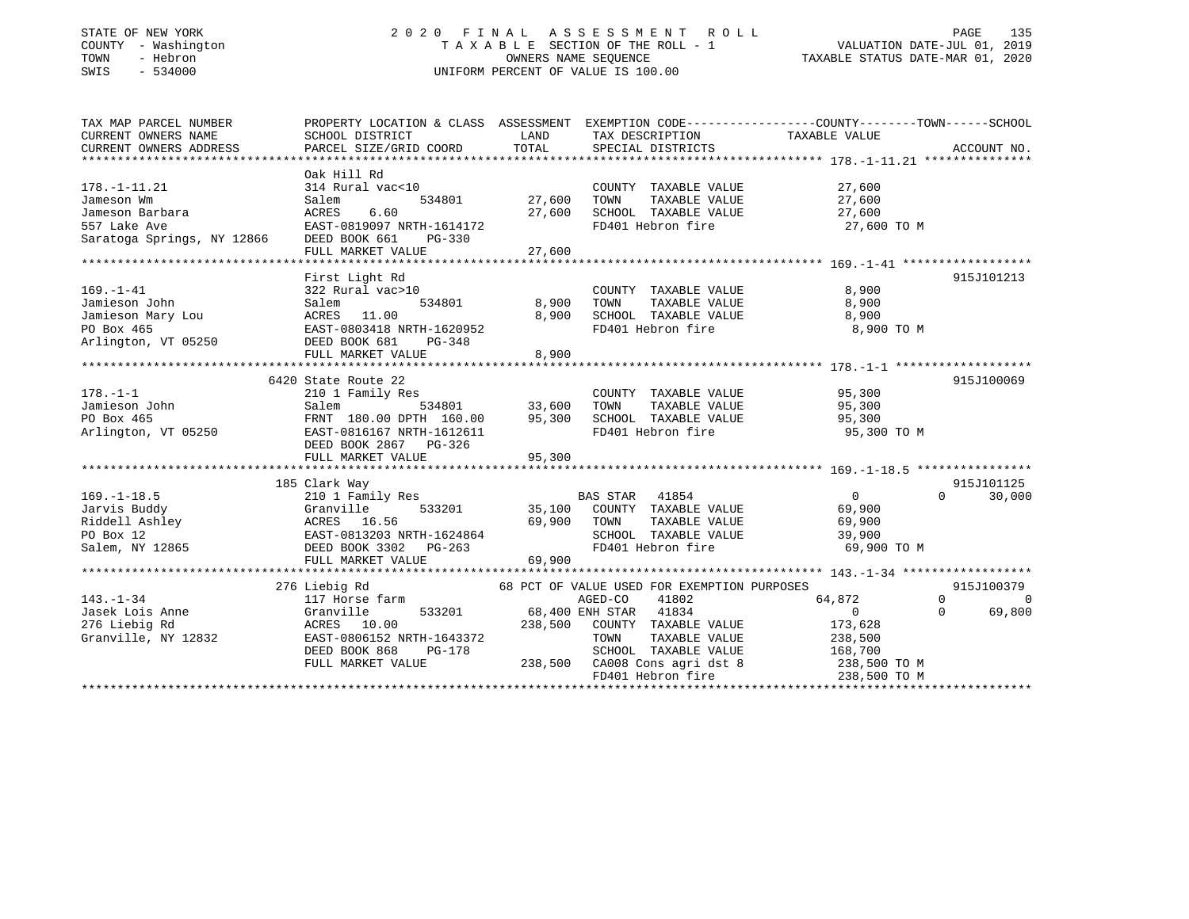STATE OF NEW YORK
COUNTY - Washington
TOWN - Hebron
SWIS - 534000

2020 FINAL ASSESSMENT ROLL
TAXABLE SECTION OF THE ROLL - 1
OWNERS NAME SEQUENCE
UNIFORM PERCENT OF VALUE IS 100.00

VALUATION DATE-JUL 01, 2019
TAXABLE STATUS DATE-MAR 01, 2020

| TAX MAP PARCEL NUMBER / CURRENT OWNERS NAME / CURRENT OWNERS ADDRESS | PROPERTY LOCATION & CLASS / SCHOOL DISTRICT / PARCEL SIZE/GRID COORD | ASSESSMENT LAND / TOTAL | EXEMPTION CODE / TAX DESCRIPTION / SPECIAL DISTRICTS | COUNTY / TOWN / SCHOOL TAXABLE VALUE | ACCOUNT NO. |
|---|---|---|---|---|---|
| **178.-1-11.21** | Oak Hill Rd | | | | |
| Jameson Wm | 314 Rural vac<10 | | COUNTY TAXABLE VALUE | 27,600 | |
| Jameson Barbara | Salem 534801 | 27,600 | TOWN TAXABLE VALUE | 27,600 | |
| 557 Lake Ave | ACRES 6.60 | 27,600 | SCHOOL TAXABLE VALUE | 27,600 | |
| Saratoga Springs, NY 12866 | EAST-0819097 NRTH-1614172 | | FD401 Hebron fire | 27,600 TO M | |
| | DEED BOOK 661 PG-330 | | | | |
| | FULL MARKET VALUE | 27,600 | | | |
| **169.-1-41** | First Light Rd | | | | 915J101213 |
| Jamieson John | 322 Rural vac>10 | | COUNTY TAXABLE VALUE | 8,900 | |
| Jamieson Mary Lou | Salem 534801 | 8,900 | TOWN TAXABLE VALUE | 8,900 | |
| PO Box 465 | ACRES 11.00 | 8,900 | SCHOOL TAXABLE VALUE | 8,900 | |
| Arlington, VT 05250 | EAST-0803418 NRTH-1620952 | | FD401 Hebron fire | 8,900 TO M | |
| | DEED BOOK 681 PG-348 | | | | |
| | FULL MARKET VALUE | 8,900 | | | |
| **178.-1-1** | 6420 State Route 22 | | | | 915J100069 |
| Jamieson John | 210 1 Family Res | | COUNTY TAXABLE VALUE | 95,300 | |
| PO Box 465 | Salem 534801 | 33,600 | TOWN TAXABLE VALUE | 95,300 | |
| Arlington, VT 05250 | FRNT 180.00 DPTH 160.00 | 95,300 | SCHOOL TAXABLE VALUE | 95,300 | |
| | EAST-0816167 NRTH-1612611 | | FD401 Hebron fire | 95,300 TO M | |
| | DEED BOOK 2867 PG-326 | | | | |
| | FULL MARKET VALUE | 95,300 | | | |
| **169.-1-18.5** | 185 Clark Way | | | | 915J101125 |
| Jarvis Buddy | 210 1 Family Res | | BAS STAR 41854 | 0 / 0 / 30,000 | |
| Riddell Ashley | Granville 533201 | 35,100 | COUNTY TAXABLE VALUE | 69,900 | |
| PO Box 12 | ACRES 16.56 | 69,900 | TOWN TAXABLE VALUE | 69,900 | |
| Salem, NY 12865 | EAST-0813203 NRTH-1624864 | | SCHOOL TAXABLE VALUE | 39,900 | |
| | DEED BOOK 3302 PG-263 | | FD401 Hebron fire | 69,900 TO M | |
| | FULL MARKET VALUE | 69,900 | | | |
| **143.-1-34** | 276 Liebig Rd | | 68 PCT OF VALUE USED FOR EXEMPTION PURPOSES | | 915J100379 |
| Jasek Lois Anne | 117 Horse farm | | AGED-CO 41802 | 64,872 / 0 / 0 | |
| 276 Liebig Rd | Granville 533201 | 68,400 | ENH STAR 41834 | 0 / 0 / 69,800 | |
| Granville, NY 12832 | ACRES 10.00 | 238,500 | COUNTY TAXABLE VALUE | 173,628 | |
| | EAST-0806152 NRTH-1643372 | | TOWN TAXABLE VALUE | 238,500 | |
| | DEED BOOK 868 PG-178 | | SCHOOL TAXABLE VALUE | 168,700 | |
| | FULL MARKET VALUE | 238,500 | CA008 Cons agri dst 8 | 238,500 TO M | |
| | | | FD401 Hebron fire | 238,500 TO M | |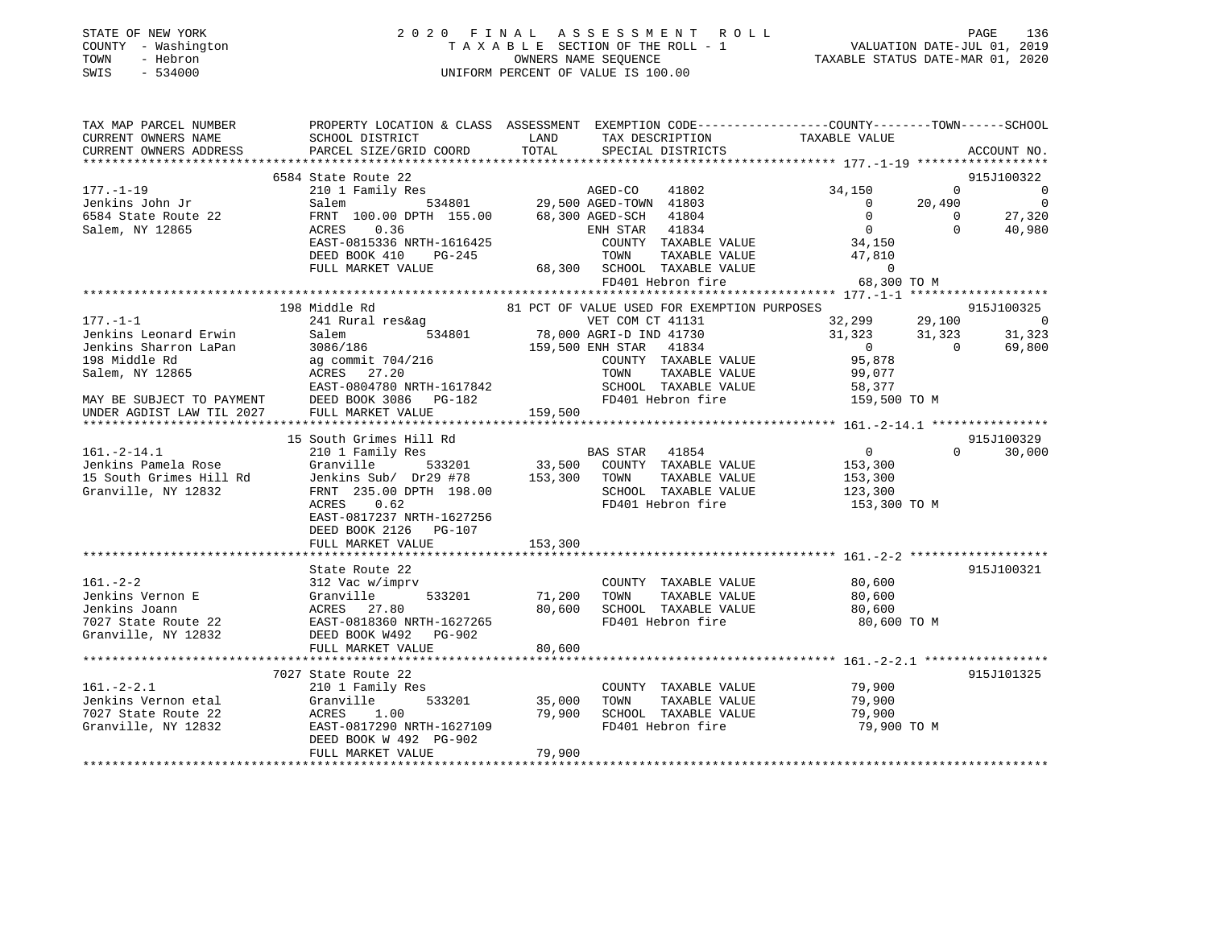STATE OF NEW YORK
COUNTY - Washington
TOWN - Hebron
SWIS - 534000

2020 FINAL ASSESSMENT ROLL
TAXABLE SECTION OF THE ROLL - 1
OWNERS NAME SEQUENCE
UNIFORM PERCENT OF VALUE IS 100.00

VALUATION DATE-JUL 01, 2019
TAXABLE STATUS DATE-MAR 01, 2020

```
TAX MAP PARCEL NUMBER          PROPERTY LOCATION & CLASS  ASSESSMENT  EXEMPTION CODE------------------COUNTY--------TOWN------SCHOOL
CURRENT OWNERS NAME            SCHOOL DISTRICT              LAND      TAX DESCRIPTION              TAXABLE VALUE
CURRENT OWNERS ADDRESS         PARCEL SIZE/GRID COORD       TOTAL     SPECIAL DISTRICTS                                       ACCOUNT NO.
******************************************************************************************************* 177.-1-19 ******************
                               6584 State Route 22                                                                         915J100322
177.-1-19                      210 1 Family Res                      AGED-CO     41802          34,150            0              0
Jenkins John Jr                Salem          534801      29,500 AGED-TOWN  41803                  0       20,490              0
6584 State Route 22            FRNT 100.00 DPTH 155.00   68,300 AGED-SCH   41804                  0            0         27,320
Salem, NY 12865                ACRES    0.36                         ENH STAR   41834                  0            0         40,980
                               EAST-0815336 NRTH-1616425             COUNTY  TAXABLE VALUE          34,150
                               DEED BOOK 410     PG-245              TOWN    TAXABLE VALUE          47,810
                               FULL MARKET VALUE              68,300 SCHOOL  TAXABLE VALUE               0
                                                                     FD401 Hebron fire              68,300 TO M
******************************************************************************************************* 177.-1-1 *******************
                               198 Middle Rd                    81 PCT OF VALUE USED FOR EXEMPTION PURPOSES                915J100325
177.-1-1                       241 Rural res&ag                      VET COM CT 41131               32,299       29,100              0
Jenkins Leonard Erwin          Salem          534801      78,000 AGRI-D IND 41730               31,323       31,323         31,323
Jenkins Sharron LaPan          3086/186                  159,500 ENH STAR   41834                    0            0         69,800
198 Middle Rd                  ag commit 704/216                     COUNTY  TAXABLE VALUE          95,878
Salem, NY 12865                ACRES   27.20                         TOWN    TAXABLE VALUE          99,077
                               EAST-0804780 NRTH-1617842             SCHOOL  TAXABLE VALUE          58,377
MAY BE SUBJECT TO PAYMENT      DEED BOOK 3086    PG-182              FD401 Hebron fire             159,500 TO M
UNDER AGDIST LAW TIL 2027      FULL MARKET VALUE             159,500
******************************************************************************************************* 161.-2-14.1 ****************
                               15 South Grimes Hill Rd                                                                     915J100329
161.-2-14.1                    210 1 Family Res                      BAS STAR   41854                    0            0         30,000
Jenkins Pamela Rose            Granville      533201      33,500    COUNTY  TAXABLE VALUE         153,300
15 South Grimes Hill Rd        Jenkins Sub/  Dr29 #78    153,300    TOWN    TAXABLE VALUE         153,300
Granville, NY 12832            FRNT 235.00 DPTH 198.00              SCHOOL  TAXABLE VALUE         123,300
                               ACRES    0.62                        FD401 Hebron fire             153,300 TO M
                               EAST-0817237 NRTH-1627256
                               DEED BOOK 2126    PG-107
                               FULL MARKET VALUE             153,300
******************************************************************************************************* 161.-2-2 *******************
                               State Route 22                                                                              915J100321
161.-2-2                       312 Vac w/imprv                       COUNTY  TAXABLE VALUE          80,600
Jenkins Vernon E               Granville      533201      71,200    TOWN    TAXABLE VALUE          80,600
Jenkins Joann                  ACRES   27.80              80,600    SCHOOL  TAXABLE VALUE          80,600
7027 State Route 22            EAST-0818360 NRTH-1627265            FD401 Hebron fire              80,600 TO M
Granville, NY 12832            DEED BOOK W492    PG-902
                               FULL MARKET VALUE              80,600
******************************************************************************************************* 161.-2-2.1 *****************
                               7027 State Route 22                                                                         915J101325
161.-2-2.1                     210 1 Family Res                      COUNTY  TAXABLE VALUE          79,900
Jenkins Vernon etal            Granville      533201      35,000    TOWN    TAXABLE VALUE          79,900
7027 State Route 22            ACRES    1.00              79,900    SCHOOL  TAXABLE VALUE          79,900
Granville, NY 12832            EAST-0817290 NRTH-1627109            FD401 Hebron fire              79,900 TO M
                               DEED BOOK W 492  PG-902
                               FULL MARKET VALUE              79,900
************************************************************************************************************************************
```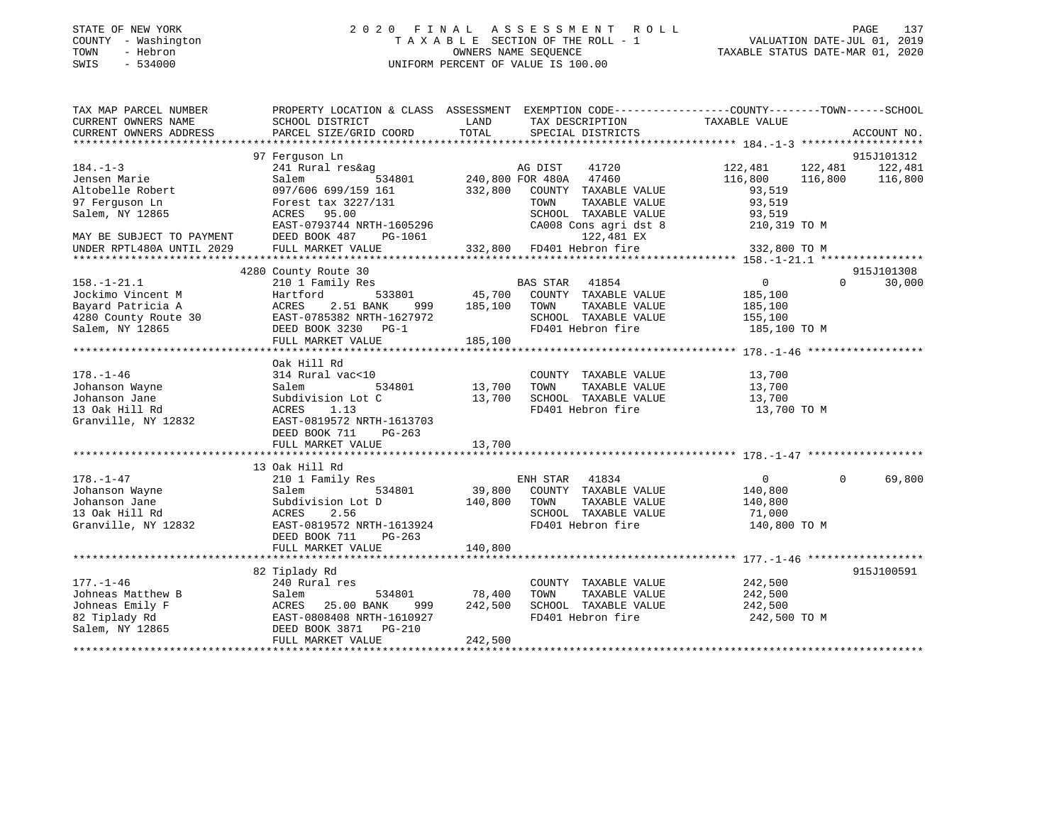STATE OF NEW YORK
COUNTY - Washington
TOWN - Hebron
SWIS - 534000

2020 FINAL ASSESSMENT ROLL
TAXABLE SECTION OF THE ROLL - 1
OWNERS NAME SEQUENCE
UNIFORM PERCENT OF VALUE IS 100.00

VALUATION DATE-JUL 01, 2019
TAXABLE STATUS DATE-MAR 01, 2020

| TAX MAP PARCEL NUMBER / CURRENT OWNERS NAME / CURRENT OWNERS ADDRESS | PROPERTY LOCATION & CLASS / SCHOOL DISTRICT / PARCEL SIZE/GRID COORD | ASSESSMENT LAND / TOTAL | EXEMPTION CODE / TAX DESCRIPTION / SPECIAL DISTRICTS | COUNTY TAXABLE VALUE | TOWN | SCHOOL | ACCOUNT NO. |
|---|---|---|---|---|---|---|---|
| 184.-1-3 | 97 Ferguson Ln | | | | | | 915J101312 |
| Jensen Marie | 241 Rural res&ag | | AG DIST 41720 | 122,481 | 122,481 | 122,481 | |
| Altobelle Robert | Salem 534801 | 240,800 | FOR 480A 47460 | 116,800 | 116,800 | 116,800 | |
| 97 Ferguson Ln | 097/606 699/159 161 | 332,800 | COUNTY TAXABLE VALUE | 93,519 | | | |
| Salem, NY 12865 | Forest tax 3227/131 | | TOWN TAXABLE VALUE | 93,519 | | | |
| | ACRES 95.00 | | SCHOOL TAXABLE VALUE | 93,519 | | | |
| | EAST-0793744 NRTH-1605296 | | CA008 Cons agri dst 8 | 210,319 TO M | | | |
| MAY BE SUBJECT TO PAYMENT | DEED BOOK 487 PG-1061 | | 122,481 EX | | | | |
| UNDER RPTL480A UNTIL 2029 | FULL MARKET VALUE | 332,800 | FD401 Hebron fire | 332,800 TO M | | | |
| 158.-1-21.1 | 4280 County Route 30 | | | | | | 915J101308 |
| Jockimo Vincent M | 210 1 Family Res | | BAS STAR 41854 | 0 | 0 | 30,000 | |
| Bayard Patricia A | Hartford 533801 | 45,700 | COUNTY TAXABLE VALUE | 185,100 | | | |
| 4280 County Route 30 | ACRES 2.51 BANK 999 | 185,100 | TOWN TAXABLE VALUE | 185,100 | | | |
| Salem, NY 12865 | EAST-0785382 NRTH-1627972 | | SCHOOL TAXABLE VALUE | 155,100 | | | |
| | DEED BOOK 3230 PG-1 | | FD401 Hebron fire | 185,100 TO M | | | |
| | FULL MARKET VALUE | 185,100 | | | | | |
| 178.-1-46 | Oak Hill Rd | | | | | | |
| Johanson Wayne | 314 Rural vac<10 | | COUNTY TAXABLE VALUE | 13,700 | | | |
| Johanson Jane | Salem 534801 | 13,700 | TOWN TAXABLE VALUE | 13,700 | | | |
| 13 Oak Hill Rd | Subdivision Lot C | 13,700 | SCHOOL TAXABLE VALUE | 13,700 | | | |
| Granville, NY 12832 | ACRES 1.13 | | FD401 Hebron fire | 13,700 TO M | | | |
| | EAST-0819572 NRTH-1613703 | | | | | | |
| | DEED BOOK 711 PG-263 | | | | | | |
| | FULL MARKET VALUE | 13,700 | | | | | |
| 178.-1-47 | 13 Oak Hill Rd | | | | | | |
| Johanson Wayne | 210 1 Family Res | | ENH STAR 41834 | 0 | 0 | 69,800 | |
| Johanson Jane | Salem 534801 | 39,800 | COUNTY TAXABLE VALUE | 140,800 | | | |
| 13 Oak Hill Rd | Subdivision Lot D | 140,800 | TOWN TAXABLE VALUE | 140,800 | | | |
| Granville, NY 12832 | ACRES 2.56 | | SCHOOL TAXABLE VALUE | 71,000 | | | |
| | EAST-0819572 NRTH-1613924 | | FD401 Hebron fire | 140,800 TO M | | | |
| | DEED BOOK 711 PG-263 | | | | | | |
| | FULL MARKET VALUE | 140,800 | | | | | |
| 177.-1-46 | 82 Tiplady Rd | | | | | | 915J100591 |
| Johneas Matthew B | 240 Rural res | | COUNTY TAXABLE VALUE | 242,500 | | | |
| Johneas Emily F | Salem 534801 | 78,400 | TOWN TAXABLE VALUE | 242,500 | | | |
| 82 Tiplady Rd | ACRES 25.00 BANK 999 | 242,500 | SCHOOL TAXABLE VALUE | 242,500 | | | |
| Salem, NY 12865 | EAST-0808408 NRTH-1610927 | | FD401 Hebron fire | 242,500 TO M | | | |
| | DEED BOOK 3871 PG-210 | | | | | | |
| | FULL MARKET VALUE | 242,500 | | | | | |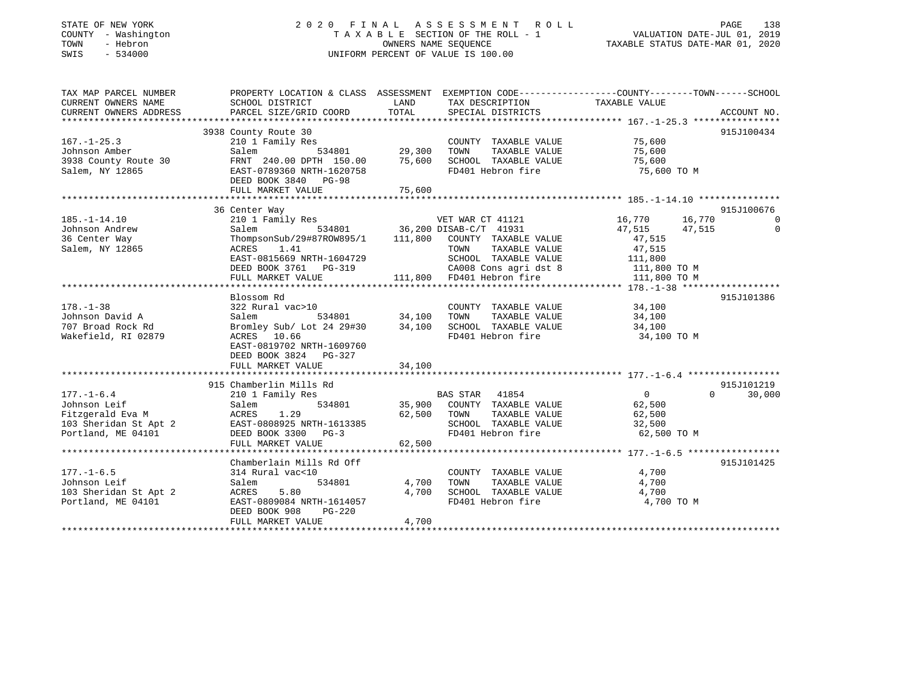STATE OF NEW YORK
COUNTY - Washington
TOWN - Hebron
SWIS - 534000

2020 FINAL ASSESSMENT ROLL
TAXABLE SECTION OF THE ROLL - 1
OWNERS NAME SEQUENCE
UNIFORM PERCENT OF VALUE IS 100.00

VALUATION DATE-JUL 01, 2019
TAXABLE STATUS DATE-MAR 01, 2020

| TAX MAP PARCEL NUMBER / CURRENT OWNERS NAME / CURRENT OWNERS ADDRESS | PROPERTY LOCATION & CLASS / SCHOOL DISTRICT / PARCEL SIZE/GRID COORD | ASSESSMENT LAND | TOTAL | EXEMPTION CODE / TAX DESCRIPTION / SPECIAL DISTRICTS | COUNTY TAXABLE VALUE | TOWN | SCHOOL | ACCOUNT NO. |
|---|---|---|---|---|---|---|---|---|
| **167.-1-25.3** | 3938 County Route 30 | | | | | | | 915J100434 |
| Johnson Amber | 210 1 Family Res | | | COUNTY TAXABLE VALUE | 75,600 | | | |
| 3938 County Route 30 | Salem 534801 | 29,300 | | TOWN TAXABLE VALUE | 75,600 | | | |
| Salem, NY 12865 | FRNT 240.00 DPTH 150.00 | | 75,600 | SCHOOL TAXABLE VALUE | 75,600 | | | |
| | EAST-0789360 NRTH-1620758 | | | FD401 Hebron fire | 75,600 TO M | | | |
| | DEED BOOK 3840 PG-98 | | | | | | | |
| | FULL MARKET VALUE | | 75,600 | | | | | |
| **185.-1-14.10** | 36 Center Way | | | | | | | 915J100676 |
| Johnson Andrew | 210 1 Family Res | | | VET WAR CT 41121 | 16,770 | 16,770 | 0 | |
| 36 Center Way | Salem 534801 | 36,200 | | DISAB-C/T 41931 | 47,515 | 47,515 | 0 | |
| Salem, NY 12865 | ThompsonSub/29#87ROW895/1 | | 111,800 | COUNTY TAXABLE VALUE | 47,515 | | | |
| | ACRES 1.41 | | | TOWN TAXABLE VALUE | 47,515 | | | |
| | EAST-0815669 NRTH-1604729 | | | SCHOOL TAXABLE VALUE | 111,800 | | | |
| | DEED BOOK 3761 PG-319 | | | CA008 Cons agri dst 8 | 111,800 TO M | | | |
| | FULL MARKET VALUE | | 111,800 | FD401 Hebron fire | 111,800 TO M | | | |
| **178.-1-38** | Blossom Rd | | | | | | | 915J101386 |
| Johnson David A | 322 Rural vac>10 | | | COUNTY TAXABLE VALUE | 34,100 | | | |
| 707 Broad Rock Rd | Salem 534801 | 34,100 | | TOWN TAXABLE VALUE | 34,100 | | | |
| Wakefield, RI 02879 | Bromley Sub/ Lot 24 29#30 | | 34,100 | SCHOOL TAXABLE VALUE | 34,100 | | | |
| | ACRES 10.66 | | | FD401 Hebron fire | 34,100 TO M | | | |
| | EAST-0819702 NRTH-1609760 | | | | | | | |
| | DEED BOOK 3824 PG-327 | | | | | | | |
| | FULL MARKET VALUE | | 34,100 | | | | | |
| **177.-1-6.4** | 915 Chamberlin Mills Rd | | | | | | | 915J101219 |
| Johnson Leif | 210 1 Family Res | | | BAS STAR 41854 | 0 | 0 | 30,000 | |
| Fitzgerald Eva M | Salem 534801 | 35,900 | | COUNTY TAXABLE VALUE | 62,500 | | | |
| 103 Sheridan St Apt 2 | ACRES 1.29 | | 62,500 | TOWN TAXABLE VALUE | 62,500 | | | |
| Portland, ME 04101 | EAST-0808925 NRTH-1613385 | | | SCHOOL TAXABLE VALUE | 32,500 | | | |
| | DEED BOOK 3300 PG-3 | | | FD401 Hebron fire | 62,500 TO M | | | |
| | FULL MARKET VALUE | | 62,500 | | | | | |
| **177.-1-6.5** | Chamberlain Mills Rd Off | | | | | | | 915J101425 |
| Johnson Leif | 314 Rural vac<10 | | | COUNTY TAXABLE VALUE | 4,700 | | | |
| 103 Sheridan St Apt 2 | Salem 534801 | 4,700 | | TOWN TAXABLE VALUE | 4,700 | | | |
| Portland, ME 04101 | ACRES 5.80 | | 4,700 | SCHOOL TAXABLE VALUE | 4,700 | | | |
| | EAST-0809084 NRTH-1614057 | | | FD401 Hebron fire | 4,700 TO M | | | |
| | DEED BOOK 908 PG-220 | | | | | | | |
| | FULL MARKET VALUE | | 4,700 | | | | | |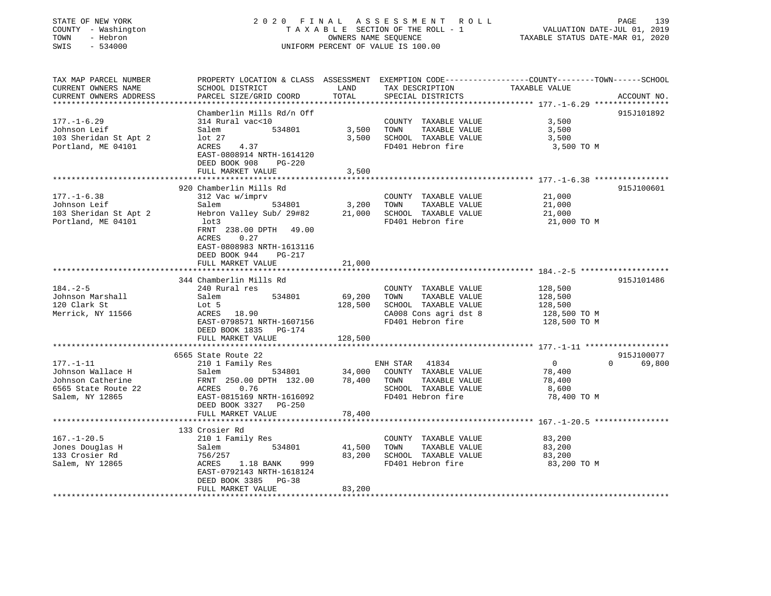STATE OF NEW YORK
COUNTY - Washington
TOWN - Hebron
SWIS - 534000

2020 FINAL ASSESSMENT ROLL
TAXABLE SECTION OF THE ROLL - 1
OWNERS NAME SEQUENCE
UNIFORM PERCENT OF VALUE IS 100.00

VALUATION DATE-JUL 01, 2019
TAXABLE STATUS DATE-MAR 01, 2020

| TAX MAP PARCEL NUMBER / CURRENT OWNERS NAME / CURRENT OWNERS ADDRESS | PROPERTY LOCATION & CLASS / SCHOOL DISTRICT / PARCEL SIZE/GRID COORD | ASSESSMENT LAND | TOTAL | EXEMPTION CODE / TAX DESCRIPTION / SPECIAL DISTRICTS | COUNTY TAXABLE VALUE | TOWN | SCHOOL | ACCOUNT NO. |
|---|---|---|---|---|---|---|---|---|
| 177.-1-6.29 | Chamberlin Mills Rd/n Off | | | | | | | 915J101892 |
| Johnson Leif | 314 Rural vac<10 | | | COUNTY TAXABLE VALUE | 3,500 | | | |
| 103 Sheridan St Apt 2 | Salem 534801 | 3,500 | | TOWN TAXABLE VALUE | 3,500 | | | |
| Portland, ME 04101 | lot 27 | | 3,500 | SCHOOL TAXABLE VALUE | 3,500 | | | |
| | ACRES 4.37 | | | FD401 Hebron fire | 3,500 TO M | | | |
| | EAST-0808914 NRTH-1614120 | | | | | | | |
| | DEED BOOK 908 PG-220 | | | | | | | |
| | FULL MARKET VALUE | | 3,500 | | | | | |
| 177.-1-6.38 | 920 Chamberlin Mills Rd | | | | | | | 915J100601 |
| Johnson Leif | 312 Vac w/imprv | | | COUNTY TAXABLE VALUE | 21,000 | | | |
| 103 Sheridan St Apt 2 | Salem 534801 | 3,200 | | TOWN TAXABLE VALUE | 21,000 | | | |
| Portland, ME 04101 | Hebron Valley Sub/ 29#82 | | 21,000 | SCHOOL TAXABLE VALUE | 21,000 | | | |
| | lot3 | | | FD401 Hebron fire | 21,000 TO M | | | |
| | FRNT 238.00 DPTH 49.00 | | | | | | | |
| | ACRES 0.27 | | | | | | | |
| | EAST-0808983 NRTH-1613116 | | | | | | | |
| | DEED BOOK 944 PG-217 | | | | | | | |
| | FULL MARKET VALUE | | 21,000 | | | | | |
| 184.-2-5 | 344 Chamberlin Mills Rd | | | | | | | 915J101486 |
| Johnson Marshall | 240 Rural res | | | COUNTY TAXABLE VALUE | 128,500 | | | |
| 120 Clark St | Salem 534801 | 69,200 | | TOWN TAXABLE VALUE | 128,500 | | | |
| Merrick, NY 11566 | Lot 5 | | 128,500 | SCHOOL TAXABLE VALUE | 128,500 | | | |
| | ACRES 18.90 | | | CA008 Cons agri dst 8 | 128,500 TO M | | | |
| | EAST-0798571 NRTH-1607156 | | | FD401 Hebron fire | 128,500 TO M | | | |
| | DEED BOOK 1835 PG-174 | | | | | | | |
| | FULL MARKET VALUE | | 128,500 | | | | | |
| 177.-1-11 | 6565 State Route 22 | | | | | | | 915J100077 |
| Johnson Wallace H | 210 1 Family Res | | | ENH STAR 41834 | 0 | 0 | 69,800 | |
| Johnson Catherine | Salem 534801 | 34,000 | | COUNTY TAXABLE VALUE | 78,400 | | | |
| 6565 State Route 22 | FRNT 250.00 DPTH 132.00 | | 78,400 | TOWN TAXABLE VALUE | 78,400 | | | |
| Salem, NY 12865 | ACRES 0.76 | | | SCHOOL TAXABLE VALUE | 8,600 | | | |
| | EAST-0815169 NRTH-1616092 | | | FD401 Hebron fire | 78,400 TO M | | | |
| | DEED BOOK 3327 PG-250 | | | | | | | |
| | FULL MARKET VALUE | | 78,400 | | | | | |
| 167.-1-20.5 | 133 Crosier Rd | | | | | | | |
| Jones Douglas H | 210 1 Family Res | | | COUNTY TAXABLE VALUE | 83,200 | | | |
| 133 Crosier Rd | Salem 534801 | 41,500 | | TOWN TAXABLE VALUE | 83,200 | | | |
| Salem, NY 12865 | 756/257 | | 83,200 | SCHOOL TAXABLE VALUE | 83,200 | | | |
| | ACRES 1.18 BANK 999 | | | FD401 Hebron fire | 83,200 TO M | | | |
| | EAST-0792143 NRTH-1618124 | | | | | | | |
| | DEED BOOK 3385 PG-38 | | | | | | | |
| | FULL MARKET VALUE | | 83,200 | | | | | |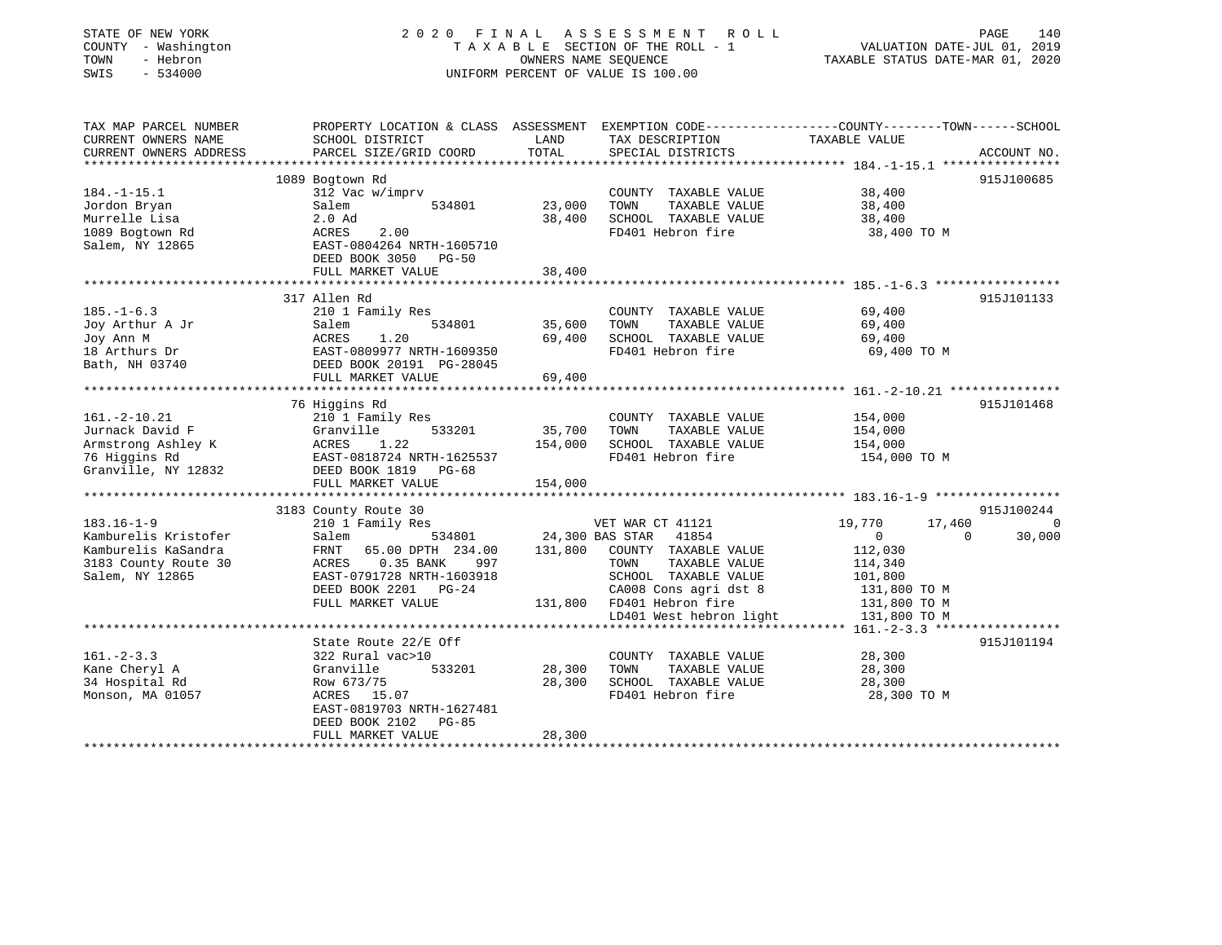STATE OF NEW YORK
COUNTY - Washington
TOWN - Hebron
SWIS - 534000

2020 FINAL ASSESSMENT ROLL
TAXABLE SECTION OF THE ROLL - 1
OWNERS NAME SEQUENCE
UNIFORM PERCENT OF VALUE IS 100.00

VALUATION DATE-JUL 01, 2019
TAXABLE STATUS DATE-MAR 01, 2020

| TAX MAP PARCEL NUMBER / CURRENT OWNERS NAME / CURRENT OWNERS ADDRESS | PROPERTY LOCATION & CLASS / SCHOOL DISTRICT / PARCEL SIZE/GRID COORD | ASSESSMENT LAND / TOTAL | EXEMPTION CODE / TAX DESCRIPTION / SPECIAL DISTRICTS | COUNTY | TOWN | SCHOOL | ACCOUNT NO. |
|---|---|---|---|---|---|---|---|
| 184.-1-15.1 | 1089 Bogtown Rd | | | | | | 915J100685 |
| 184.-1-15.1 | 312 Vac w/imprv | | COUNTY TAXABLE VALUE | 38,400 | | | |
| Jordon Bryan | Salem 534801 | 23,000 | TOWN TAXABLE VALUE | | 38,400 | | |
| Murrelle Lisa | 2.0 Ad | 38,400 | SCHOOL TAXABLE VALUE | | | 38,400 | |
| 1089 Bogtown Rd | ACRES 2.00 | | FD401 Hebron fire | 38,400 TO M | | | |
| Salem, NY 12865 | EAST-0804264 NRTH-1605710 | | | | | | |
| | DEED BOOK 3050 PG-50 | | | | | | |
| | FULL MARKET VALUE | 38,400 | | | | | |
| 185.-1-6.3 | 317 Allen Rd | | | | | | 915J101133 |
| 185.-1-6.3 | 210 1 Family Res | | COUNTY TAXABLE VALUE | 69,400 | | | |
| Joy Arthur A Jr | Salem 534801 | 35,600 | TOWN TAXABLE VALUE | | 69,400 | | |
| Joy Ann M | ACRES 1.20 | 69,400 | SCHOOL TAXABLE VALUE | | | 69,400 | |
| 18 Arthurs Dr | EAST-0809977 NRTH-1609350 | | FD401 Hebron fire | 69,400 TO M | | | |
| Bath, NH 03740 | DEED BOOK 20191 PG-28045 | | | | | | |
| | FULL MARKET VALUE | 69,400 | | | | | |
| 161.-2-10.21 | 76 Higgins Rd | | | | | | 915J101468 |
| 161.-2-10.21 | 210 1 Family Res | | COUNTY TAXABLE VALUE | 154,000 | | | |
| Jurnack David F | Granville 533201 | 35,700 | TOWN TAXABLE VALUE | | 154,000 | | |
| Armstrong Ashley K | ACRES 1.22 | 154,000 | SCHOOL TAXABLE VALUE | | | 154,000 | |
| 76 Higgins Rd | EAST-0818724 NRTH-1625537 | | FD401 Hebron fire | 154,000 TO M | | | |
| Granville, NY 12832 | DEED BOOK 1819 PG-68 | | | | | | |
| | FULL MARKET VALUE | 154,000 | | | | | |
| 183.16-1-9 | 3183 County Route 30 | | | | | | 915J100244 |
| 183.16-1-9 | 210 1 Family Res | | VET WAR CT 41121 | 19,770 | 17,460 | 0 | |
| Kamburelis Kristofer | Salem 534801 | 24,300 | BAS STAR 41854 | 0 | 0 | 30,000 | |
| Kamburelis KaSandra | FRNT 65.00 DPTH 234.00 | 131,800 | COUNTY TAXABLE VALUE | 112,030 | | | |
| 3183 County Route 30 | ACRES 0.35 BANK 997 | | TOWN TAXABLE VALUE | | 114,340 | | |
| Salem, NY 12865 | EAST-0791728 NRTH-1603918 | | SCHOOL TAXABLE VALUE | | | 101,800 | |
| | DEED BOOK 2201 PG-24 | | CA008 Cons agri dst 8 | 131,800 TO M | | | |
| | FULL MARKET VALUE | 131,800 | FD401 Hebron fire | 131,800 TO M | | | |
| | | | LD401 West hebron light | 131,800 TO M | | | |
| 161.-2-3.3 | State Route 22/E Off | | | | | | 915J101194 |
| 161.-2-3.3 | 322 Rural vac>10 | | COUNTY TAXABLE VALUE | 28,300 | | | |
| Kane Cheryl A | Granville 533201 | 28,300 | TOWN TAXABLE VALUE | | 28,300 | | |
| 34 Hospital Rd | Row 673/75 | 28,300 | SCHOOL TAXABLE VALUE | | | 28,300 | |
| Monson, MA 01057 | ACRES 15.07 | | FD401 Hebron fire | 28,300 TO M | | | |
| | EAST-0819703 NRTH-1627481 | | | | | | |
| | DEED BOOK 2102 PG-85 | | | | | | |
| | FULL MARKET VALUE | 28,300 | | | | | |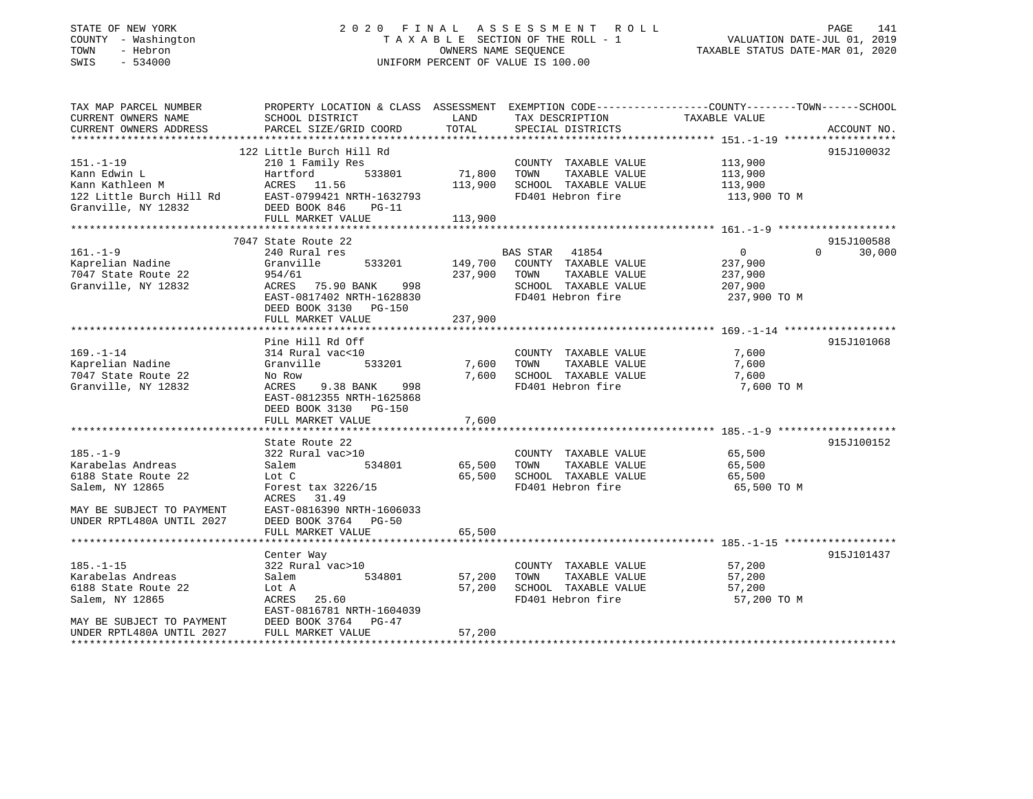STATE OF NEW YORK
COUNTY - Washington
TOWN - Hebron
SWIS - 534000

2020 FINAL ASSESSMENT ROLL
TAXABLE SECTION OF THE ROLL - 1
OWNERS NAME SEQUENCE
UNIFORM PERCENT OF VALUE IS 100.00

VALUATION DATE-JUL 01, 2019
TAXABLE STATUS DATE-MAR 01, 2020

| TAX MAP PARCEL NUMBER / CURRENT OWNERS NAME / CURRENT OWNERS ADDRESS | PROPERTY LOCATION & CLASS / SCHOOL DISTRICT / PARCEL SIZE/GRID COORD | ASSESSMENT LAND / TOTAL | EXEMPTION CODE / TAX DESCRIPTION / SPECIAL DISTRICTS | COUNTY / TOWN / SCHOOL TAXABLE VALUE | ACCOUNT NO. |
|---|---|---|---|---|---|
| **151.-1-19** | 122 Little Burch Hill Rd | | | | 915J100032 |
| Kann Edwin L | 210 1 Family Res | | COUNTY TAXABLE VALUE | 113,900 | |
| Kann Kathleen M | Hartford 533801 | 71,800 | TOWN TAXABLE VALUE | 113,900 | |
| 122 Little Burch Hill Rd | ACRES 11.56 | 113,900 | SCHOOL TAXABLE VALUE | 113,900 | |
| Granville, NY 12832 | EAST-0799421 NRTH-1632793 | | FD401 Hebron fire | 113,900 TO M | |
| | DEED BOOK 846 PG-11 | | | | |
| | FULL MARKET VALUE | 113,900 | | | |
| **161.-1-9** | 7047 State Route 22 | | | | 915J100588 |
| Kaprelian Nadine | 240 Rural res | | BAS STAR 41854 | 0 / 0 / 30,000 | |
| 7047 State Route 22 | Granville 533201 | 149,700 | COUNTY TAXABLE VALUE | 237,900 | |
| Granville, NY 12832 | 954/61 | 237,900 | TOWN TAXABLE VALUE | 237,900 | |
| | ACRES 75.90 BANK 998 | | SCHOOL TAXABLE VALUE | 207,900 | |
| | EAST-0817402 NRTH-1628830 | | FD401 Hebron fire | 237,900 TO M | |
| | DEED BOOK 3130 PG-150 | | | | |
| | FULL MARKET VALUE | 237,900 | | | |
| **169.-1-14** | Pine Hill Rd Off | | | | 915J101068 |
| Kaprelian Nadine | 314 Rural vac<10 | | COUNTY TAXABLE VALUE | 7,600 | |
| 7047 State Route 22 | Granville 533201 | 7,600 | TOWN TAXABLE VALUE | 7,600 | |
| Granville, NY 12832 | No Row | 7,600 | SCHOOL TAXABLE VALUE | 7,600 | |
| | ACRES 9.38 BANK 998 | | FD401 Hebron fire | 7,600 TO M | |
| | EAST-0812355 NRTH-1625868 | | | | |
| | DEED BOOK 3130 PG-150 | | | | |
| | FULL MARKET VALUE | 7,600 | | | |
| **185.-1-9** | State Route 22 | | | | 915J100152 |
| Karabelas Andreas | 322 Rural vac>10 | | COUNTY TAXABLE VALUE | 65,500 | |
| 6188 State Route 22 | Salem 534801 | 65,500 | TOWN TAXABLE VALUE | 65,500 | |
| Salem, NY 12865 | Lot C | 65,500 | SCHOOL TAXABLE VALUE | 65,500 | |
| | Forest tax 3226/15 | | FD401 Hebron fire | 65,500 TO M | |
| | ACRES 31.49 | | | | |
| MAY BE SUBJECT TO PAYMENT | EAST-0816390 NRTH-1606033 | | | | |
| UNDER RPTL480A UNTIL 2027 | DEED BOOK 3764 PG-50 | | | | |
| | FULL MARKET VALUE | 65,500 | | | |
| **185.-1-15** | Center Way | | | | 915J101437 |
| Karabelas Andreas | 322 Rural vac>10 | | COUNTY TAXABLE VALUE | 57,200 | |
| 6188 State Route 22 | Salem 534801 | 57,200 | TOWN TAXABLE VALUE | 57,200 | |
| Salem, NY 12865 | Lot A | 57,200 | SCHOOL TAXABLE VALUE | 57,200 | |
| | ACRES 25.60 | | FD401 Hebron fire | 57,200 TO M | |
| | EAST-0816781 NRTH-1604039 | | | | |
| MAY BE SUBJECT TO PAYMENT | DEED BOOK 3764 PG-47 | | | | |
| UNDER RPTL480A UNTIL 2027 | FULL MARKET VALUE | 57,200 | | | |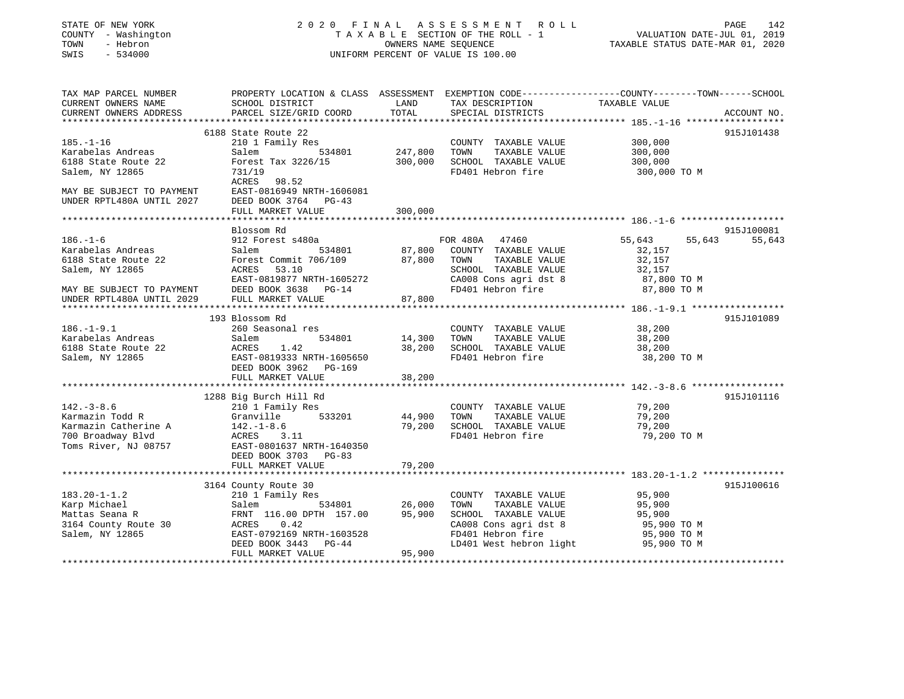STATE OF NEW YORK
COUNTY - Washington
TOWN - Hebron
SWIS - 534000

2020 FINAL ASSESSMENT ROLL
TAXABLE SECTION OF THE ROLL - 1
OWNERS NAME SEQUENCE
UNIFORM PERCENT OF VALUE IS 100.00

VALUATION DATE-JUL 01, 2019
TAXABLE STATUS DATE-MAR 01, 2020

| TAX MAP PARCEL NUMBER / CURRENT OWNERS NAME / CURRENT OWNERS ADDRESS | PROPERTY LOCATION & CLASS / SCHOOL DISTRICT / PARCEL SIZE/GRID COORD | ASSESSMENT LAND | TOTAL | EXEMPTION CODE / TAX DESCRIPTION / SPECIAL DISTRICTS | COUNTY | TOWN | SCHOOL / TAXABLE VALUE | ACCOUNT NO. |
|---|---|---|---|---|---|---|---|---|
| 185.-1-16 | 6188 State Route 22 | | | | | | | 915J101438 |
| 185.-1-16 | 210 1 Family Res | | | COUNTY TAXABLE VALUE | 300,000 | | | |
| Karabelas Andreas | Salem 534801 | 247,800 | | TOWN TAXABLE VALUE | | 300,000 | | |
| 6188 State Route 22 | Forest Tax 3226/15 | | 300,000 | SCHOOL TAXABLE VALUE | | | 300,000 | |
| Salem, NY 12865 | 731/19 | | | FD401 Hebron fire | 300,000 TO M | | | |
| | ACRES 98.52 | | | | | | | |
| MAY BE SUBJECT TO PAYMENT | EAST-0816949 NRTH-1606081 | | | | | | | |
| UNDER RPTL480A UNTIL 2027 | DEED BOOK 3764 PG-43 | | | | | | | |
| | FULL MARKET VALUE | | 300,000 | | | | | |
| 186.-1-6 | Blossom Rd | | | | | | | 915J100081 |
| 186.-1-6 | 912 Forest s480a | | | FOR 480A 47460 | 55,643 | 55,643 | 55,643 | |
| Karabelas Andreas | Salem 534801 | 87,800 | | COUNTY TAXABLE VALUE | 32,157 | | | |
| 6188 State Route 22 | Forest Commit 706/109 | | 87,800 | TOWN TAXABLE VALUE | | 32,157 | | |
| Salem, NY 12865 | ACRES 53.10 | | | SCHOOL TAXABLE VALUE | | | 32,157 | |
| | EAST-0819877 NRTH-1605272 | | | CA008 Cons agri dst 8 | 87,800 TO M | | | |
| MAY BE SUBJECT TO PAYMENT | DEED BOOK 3638 PG-14 | | | FD401 Hebron fire | 87,800 TO M | | | |
| UNDER RPTL480A UNTIL 2029 | FULL MARKET VALUE | | 87,800 | | | | | |
| 186.-1-9.1 | 193 Blossom Rd | | | | | | | 915J101089 |
| 186.-1-9.1 | 260 Seasonal res | | | COUNTY TAXABLE VALUE | 38,200 | | | |
| Karabelas Andreas | Salem 534801 | 14,300 | | TOWN TAXABLE VALUE | | 38,200 | | |
| 6188 State Route 22 | ACRES 1.42 | | 38,200 | SCHOOL TAXABLE VALUE | | | 38,200 | |
| Salem, NY 12865 | EAST-0819333 NRTH-1605650 | | | FD401 Hebron fire | 38,200 TO M | | | |
| | DEED BOOK 3962 PG-169 | | | | | | | |
| | FULL MARKET VALUE | | 38,200 | | | | | |
| 142.-3-8.6 | 1288 Big Burch Hill Rd | | | | | | | 915J101116 |
| 142.-3-8.6 | 210 1 Family Res | | | COUNTY TAXABLE VALUE | 79,200 | | | |
| Karmazin Todd R | Granville 533201 | 44,900 | | TOWN TAXABLE VALUE | | 79,200 | | |
| Karmazin Catherine A | 142.-1-8.6 | | 79,200 | SCHOOL TAXABLE VALUE | | | 79,200 | |
| 700 Broadway Blvd | ACRES 3.11 | | | FD401 Hebron fire | 79,200 TO M | | | |
| Toms River, NJ 08757 | EAST-0801637 NRTH-1640350 | | | | | | | |
| | DEED BOOK 3703 PG-83 | | | | | | | |
| | FULL MARKET VALUE | | 79,200 | | | | | |
| 183.20-1-1.2 | 3164 County Route 30 | | | | | | | 915J100616 |
| 183.20-1-1.2 | 210 1 Family Res | | | COUNTY TAXABLE VALUE | 95,900 | | | |
| Karp Michael | Salem 534801 | 26,000 | | TOWN TAXABLE VALUE | | 95,900 | | |
| Mattas Seana R | FRNT 116.00 DPTH 157.00 | | 95,900 | SCHOOL TAXABLE VALUE | | | 95,900 | |
| 3164 County Route 30 | ACRES 0.42 | | | CA008 Cons agri dst 8 | 95,900 TO M | | | |
| Salem, NY 12865 | EAST-0792169 NRTH-1603528 | | | FD401 Hebron fire | 95,900 TO M | | | |
| | DEED BOOK 3443 PG-44 | | | LD401 West hebron light | 95,900 TO M | | | |
| | FULL MARKET VALUE | | 95,900 | | | | | |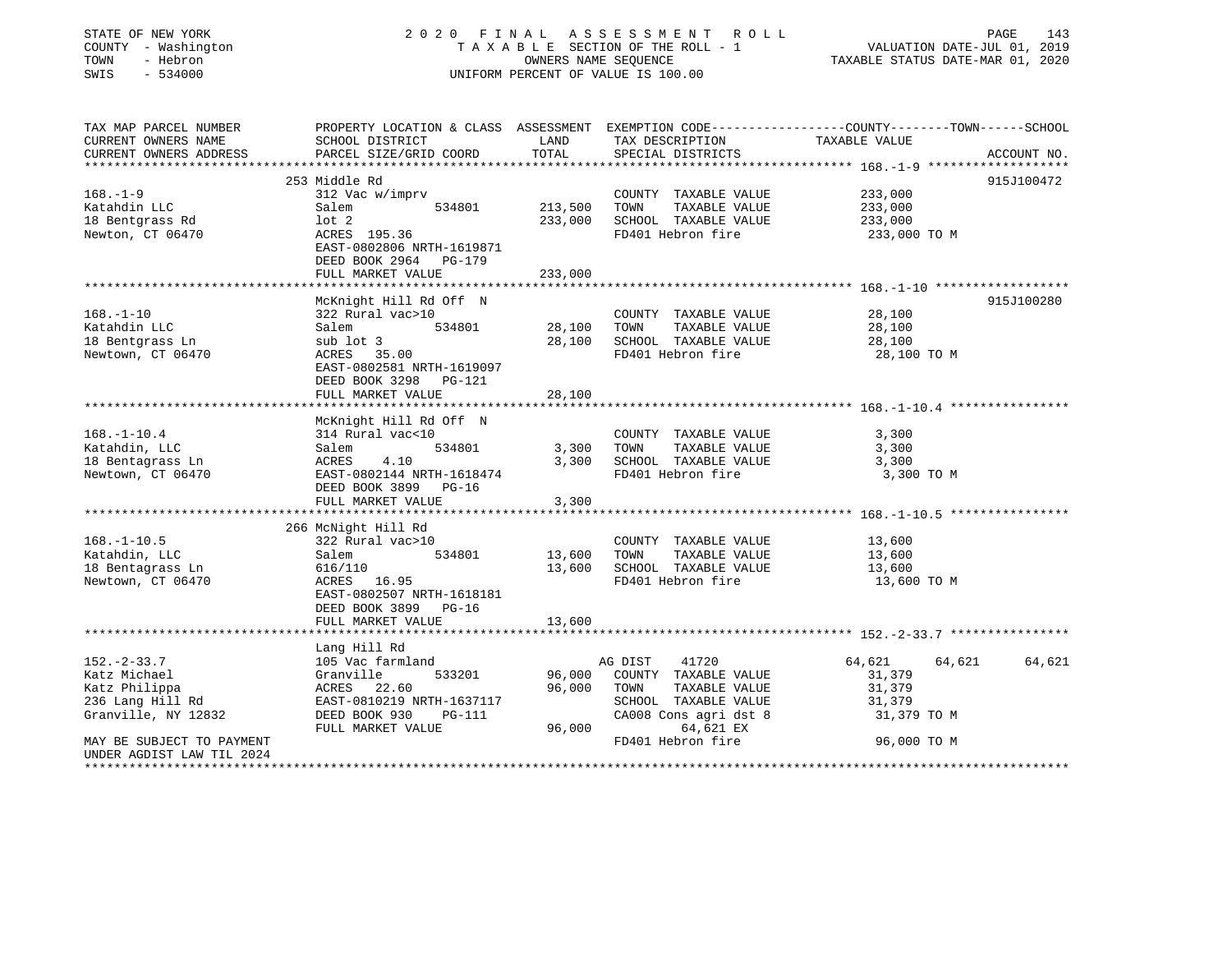STATE OF NEW YORK
COUNTY - Washington
TOWN - Hebron
SWIS - 534000

2020 FINAL ASSESSMENT ROLL
TAXABLE SECTION OF THE ROLL - 1
OWNERS NAME SEQUENCE
UNIFORM PERCENT OF VALUE IS 100.00

VALUATION DATE-JUL 01, 2019
TAXABLE STATUS DATE-MAR 01, 2020

```
TAX MAP PARCEL NUMBER          PROPERTY LOCATION & CLASS  ASSESSMENT  EXEMPTION CODE-----------------COUNTY--------TOWN------SCHOOL
CURRENT OWNERS NAME            SCHOOL DISTRICT               LAND      TAX DESCRIPTION            TAXABLE VALUE
CURRENT OWNERS ADDRESS         PARCEL SIZE/GRID COORD        TOTAL     SPECIAL DISTRICTS                                   ACCOUNT NO.
******************************************************************************************************* 168.-1-9 *******************
                               253 Middle Rd                                                                            915J100472
168.-1-9                       312 Vac w/imprv                          COUNTY  TAXABLE VALUE          233,000
Katahdin LLC                   Salem          534801      213,500       TOWN    TAXABLE VALUE          233,000
18 Bentgrass Rd                lot 2                      233,000       SCHOOL  TAXABLE VALUE          233,000
Newton, CT 06470               ACRES 195.36                             FD401 Hebron fire               233,000 TO M
                               EAST-0802806 NRTH-1619871
                               DEED BOOK 2964   PG-179
                               FULL MARKET VALUE          233,000
******************************************************************************************************* 168.-1-10 ******************
                               McKnight Hill Rd Off  N                                                                  915J100280
168.-1-10                      322 Rural vac>10                         COUNTY  TAXABLE VALUE           28,100
Katahdin LLC                   Salem          534801       28,100       TOWN    TAXABLE VALUE           28,100
18 Bentgrass Ln                sub lot 3                   28,100       SCHOOL  TAXABLE VALUE           28,100
Newtown, CT 06470              ACRES  35.00                             FD401 Hebron fire                28,100 TO M
                               EAST-0802581 NRTH-1619097
                               DEED BOOK 3298   PG-121
                               FULL MARKET VALUE           28,100
******************************************************************************************************* 168.-1-10.4 ****************
                               McKnight Hill Rd Off  N
168.-1-10.4                    314 Rural vac<10                         COUNTY  TAXABLE VALUE            3,300
Katahdin, LLC                  Salem          534801        3,300       TOWN    TAXABLE VALUE            3,300
18 Bentagrass Ln               ACRES   4.10                 3,300       SCHOOL  TAXABLE VALUE            3,300
Newtown, CT 06470              EAST-0802144 NRTH-1618474                FD401 Hebron fire                 3,300 TO M
                               DEED BOOK 3899   PG-16
                               FULL MARKET VALUE            3,300
******************************************************************************************************* 168.-1-10.5 ****************
                               266 McNight Hill Rd
168.-1-10.5                    322 Rural vac>10                         COUNTY  TAXABLE VALUE           13,600
Katahdin, LLC                  Salem          534801       13,600       TOWN    TAXABLE VALUE           13,600
18 Bentagrass Ln               616/110                     13,600       SCHOOL  TAXABLE VALUE           13,600
Newtown, CT 06470              ACRES  16.95                             FD401 Hebron fire                13,600 TO M
                               EAST-0802507 NRTH-1618181
                               DEED BOOK 3899   PG-16
                               FULL MARKET VALUE           13,600
******************************************************************************************************* 152.-2-33.7 ****************
                               Lang Hill Rd
152.-2-33.7                    105 Vac farmland                         AG DIST     41720             64,621      64,621      64,621
Katz Michael                   Granville      533201       96,000       COUNTY  TAXABLE VALUE           31,379
Katz Philippa                  ACRES  22.60                96,000       TOWN    TAXABLE VALUE           31,379
236 Lang Hill Rd               EAST-0810219 NRTH-1637117                SCHOOL  TAXABLE VALUE           31,379
Granville, NY 12832            DEED BOOK 930    PG-111                  CA008 Cons agri dst 8            31,379 TO M
                               FULL MARKET VALUE           96,000             64,621 EX
MAY BE SUBJECT TO PAYMENT                                               FD401 Hebron fire                96,000 TO M
UNDER AGDIST LAW TIL 2024
************************************************************************************************************************************
```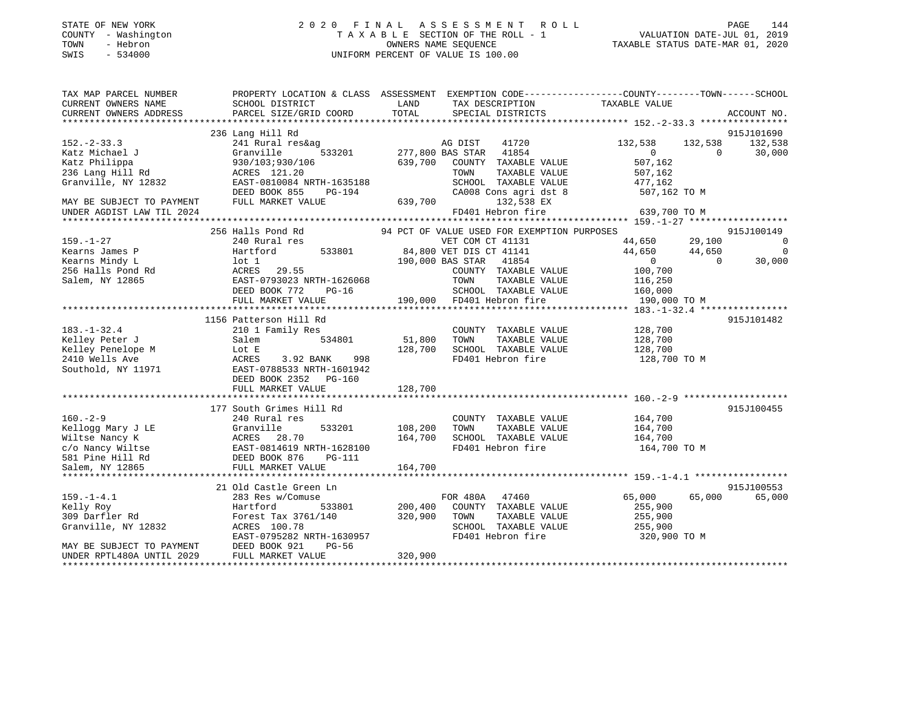STATE OF NEW YORK
COUNTY - Washington
TOWN - Hebron
SWIS - 534000

2020 FINAL ASSESSMENT ROLL
TAXABLE SECTION OF THE ROLL - 1
OWNERS NAME SEQUENCE
UNIFORM PERCENT OF VALUE IS 100.00

VALUATION DATE-JUL 01, 2019
TAXABLE STATUS DATE-MAR 01, 2020

```
TAX MAP PARCEL NUMBER          PROPERTY LOCATION & CLASS  ASSESSMENT  EXEMPTION CODE-----------------COUNTY--------TOWN------SCHOOL
CURRENT OWNERS NAME            SCHOOL DISTRICT               LAND      TAX DESCRIPTION            TAXABLE VALUE
CURRENT OWNERS ADDRESS         PARCEL SIZE/GRID COORD       TOTAL      SPECIAL DISTRICTS                                  ACCOUNT NO.
******************************************************************************************************* 152.-2-33.3 ****************
                          236 Lang Hill Rd                                                                                915J101690
152.-2-33.3                    241 Rural res&ag                     AG DIST    41720          132,538     132,538     132,538
Katz Michael J                 Granville      533201     277,800 BAS STAR   41854                0           0       30,000
Katz Philippa                  930/103;930/106           639,700   COUNTY  TAXABLE VALUE         507,162
236 Lang Hill Rd               ACRES 121.20                         TOWN    TAXABLE VALUE         507,162
Granville, NY 12832            EAST-0810084 NRTH-1635188           SCHOOL  TAXABLE VALUE         477,162
                               DEED BOOK 855    PG-194             CA008 Cons agri dst 8          507,162 TO M
MAY BE SUBJECT TO PAYMENT      FULL MARKET VALUE         639,700        132,538 EX
UNDER AGDIST LAW TIL 2024                                          FD401 Hebron fire              639,700 TO M
******************************************************************************************************* 159.-1-27 ******************
                          256 Halls Pond Rd               94 PCT OF VALUE USED FOR EXEMPTION PURPOSES                     915J100149
159.-1-27                      240 Rural res                        VET COM CT 41131               44,650      29,100           0
Kearns James P                 Hartford       533801      84,800 VET DIS CT 41141               44,650      44,650           0
Kearns Mindy L                 lot 1                      190,000 BAS STAR   41854                    0           0      30,000
256 Halls Pond Rd              ACRES   29.55                        COUNTY  TAXABLE VALUE         100,700
Salem, NY 12865                EAST-0793023 NRTH-1626068           TOWN    TAXABLE VALUE         116,250
                               DEED BOOK 772    PG-16              SCHOOL  TAXABLE VALUE         160,000
                               FULL MARKET VALUE         190,000   FD401 Hebron fire              190,000 TO M
******************************************************************************************************* 183.-1-32.4 ****************
                          1156 Patterson Hill Rd                                                                          915J101482
183.-1-32.4                    210 1 Family Res                     COUNTY  TAXABLE VALUE         128,700
Kelley Peter J                 Salem          534801      51,800   TOWN    TAXABLE VALUE         128,700
Kelley Penelope M              Lot E                      128,700   SCHOOL  TAXABLE VALUE         128,700
2410 Wells Ave                 ACRES    3.92 BANK    998            FD401 Hebron fire              128,700 TO M
Southold, NY 11971             EAST-0788533 NRTH-1601942
                               DEED BOOK 2352   PG-160
                               FULL MARKET VALUE         128,700
******************************************************************************************************* 160.-2-9 *******************
                          177 South Grimes Hill Rd                                                                        915J100455
160.-2-9                       240 Rural res                        COUNTY  TAXABLE VALUE         164,700
Kellogg Mary J LE              Granville      533201     108,200   TOWN    TAXABLE VALUE         164,700
Wiltse Nancy K                 ACRES   28.70              164,700   SCHOOL  TAXABLE VALUE         164,700
c/o Nancy Wiltse               EAST-0814619 NRTH-1628100           FD401 Hebron fire              164,700 TO M
581 Pine Hill Rd               DEED BOOK 876    PG-111
Salem, NY 12865                FULL MARKET VALUE         164,700
******************************************************************************************************* 159.-1-4.1 *****************
                          21 Old Castle Green Ln                                                                          915J100553
159.-1-4.1                     283 Res w/Comuse                     FOR 480A   47460           65,000      65,000      65,000
Kelly Roy                      Hartford       533801     200,400   COUNTY  TAXABLE VALUE         255,900
309 Darfler Rd                 Forest Tax 3761/140       320,900   TOWN    TAXABLE VALUE         255,900
Granville, NY 12832            ACRES 100.78                         SCHOOL  TAXABLE VALUE         255,900
                               EAST-0795282 NRTH-1630957           FD401 Hebron fire              320,900 TO M
MAY BE SUBJECT TO PAYMENT      DEED BOOK 921    PG-56
UNDER RPTL480A UNTIL 2029      FULL MARKET VALUE         320,900
************************************************************************************************************************************
```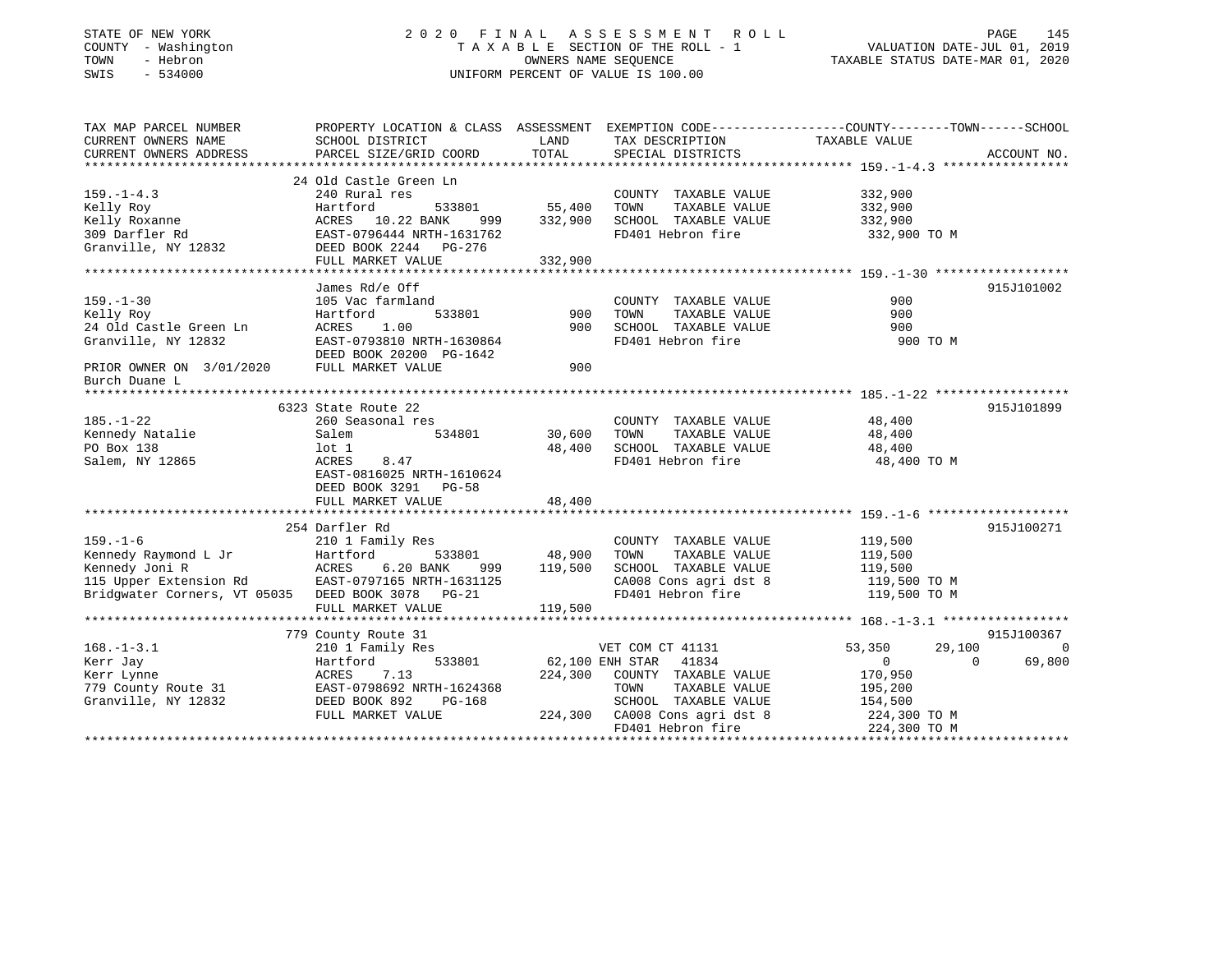STATE OF NEW YORK 2020 FINAL ASSESSMENT ROLL
COUNTY - Washington TAXABLE SECTION OF THE ROLL - 1 VALUATION DATE-JUL 01, 2019
TOWN - Hebron OWNERS NAME SEQUENCE TAXABLE STATUS DATE-MAR 01, 2020
SWIS - 534000 UNIFORM PERCENT OF VALUE IS 100.00

| TAX MAP PARCEL NUMBER / CURRENT OWNERS NAME / CURRENT OWNERS ADDRESS | PROPERTY LOCATION & CLASS / SCHOOL DISTRICT / PARCEL SIZE/GRID COORD | ASSESSMENT LAND / TOTAL | EXEMPTION CODE / TAX DESCRIPTION / SPECIAL DISTRICTS | COUNTY TAXABLE VALUE | TOWN | SCHOOL | ACCOUNT NO. |
|---|---|---|---|---|---|---|---|
| **159.-1-4.3** | 24 Old Castle Green Ln | | | | | | |
| 159.-1-4.3 | 240 Rural res | | COUNTY TAXABLE VALUE | 332,900 | | | |
| Kelly Roy | Hartford 533801 | 55,400 | TOWN TAXABLE VALUE | 332,900 | | | |
| Kelly Roxanne | ACRES 10.22 BANK 999 | 332,900 | SCHOOL TAXABLE VALUE | 332,900 | | | |
| 309 Darfler Rd | EAST-0796444 NRTH-1631762 | | FD401 Hebron fire | 332,900 TO M | | | |
| Granville, NY 12832 | DEED BOOK 2244 PG-276 | | | | | | |
| | FULL MARKET VALUE | 332,900 | | | | | |
| **159.-1-30** | James Rd/e Off | | | | | | 915J101002 |
| 159.-1-30 | 105 Vac farmland | | COUNTY TAXABLE VALUE | 900 | | | |
| Kelly Roy | Hartford 533801 | 900 | TOWN TAXABLE VALUE | 900 | | | |
| 24 Old Castle Green Ln | ACRES 1.00 | 900 | SCHOOL TAXABLE VALUE | 900 | | | |
| Granville, NY 12832 | EAST-0793810 NRTH-1630864 | | FD401 Hebron fire | 900 TO M | | | |
| | DEED BOOK 20200 PG-1642 | | | | | | |
| PRIOR OWNER ON 3/01/2020 | FULL MARKET VALUE | 900 | | | | | |
| Burch Duane L | | | | | | | |
| **185.-1-22** | 6323 State Route 22 | | | | | | 915J101899 |
| 185.-1-22 | 260 Seasonal res | | COUNTY TAXABLE VALUE | 48,400 | | | |
| Kennedy Natalie | Salem 534801 | 30,600 | TOWN TAXABLE VALUE | 48,400 | | | |
| PO Box 138 | lot 1 | 48,400 | SCHOOL TAXABLE VALUE | 48,400 | | | |
| Salem, NY 12865 | ACRES 8.47 | | FD401 Hebron fire | 48,400 TO M | | | |
| | EAST-0816025 NRTH-1610624 | | | | | | |
| | DEED BOOK 3291 PG-58 | | | | | | |
| | FULL MARKET VALUE | 48,400 | | | | | |
| **159.-1-6** | 254 Darfler Rd | | | | | | 915J100271 |
| 159.-1-6 | 210 1 Family Res | | COUNTY TAXABLE VALUE | 119,500 | | | |
| Kennedy Raymond L Jr | Hartford 533801 | 48,900 | TOWN TAXABLE VALUE | 119,500 | | | |
| Kennedy Joni R | ACRES 6.20 BANK 999 | 119,500 | SCHOOL TAXABLE VALUE | 119,500 | | | |
| 115 Upper Extension Rd | EAST-0797165 NRTH-1631125 | | CA008 Cons agri dst 8 | 119,500 TO M | | | |
| Bridgwater Corners, VT 05035 | DEED BOOK 3078 PG-21 | | FD401 Hebron fire | 119,500 TO M | | | |
| | FULL MARKET VALUE | 119,500 | | | | | |
| **168.-1-3.1** | 779 County Route 31 | | | | | | 915J100367 |
| 168.-1-3.1 | 210 1 Family Res | | VET COM CT 41131 | 53,350 | 29,100 | 0 | |
| Kerr Jay | Hartford 533801 | 62,100 | ENH STAR 41834 | 0 | 0 | 69,800 | |
| Kerr Lynne | ACRES 7.13 | 224,300 | COUNTY TAXABLE VALUE | 170,950 | | | |
| 779 County Route 31 | EAST-0798692 NRTH-1624368 | | TOWN TAXABLE VALUE | 195,200 | | | |
| Granville, NY 12832 | DEED BOOK 892 PG-168 | | SCHOOL TAXABLE VALUE | 154,500 | | | |
| | FULL MARKET VALUE | 224,300 | CA008 Cons agri dst 8 | 224,300 TO M | | | |
| | | | FD401 Hebron fire | 224,300 TO M | | | |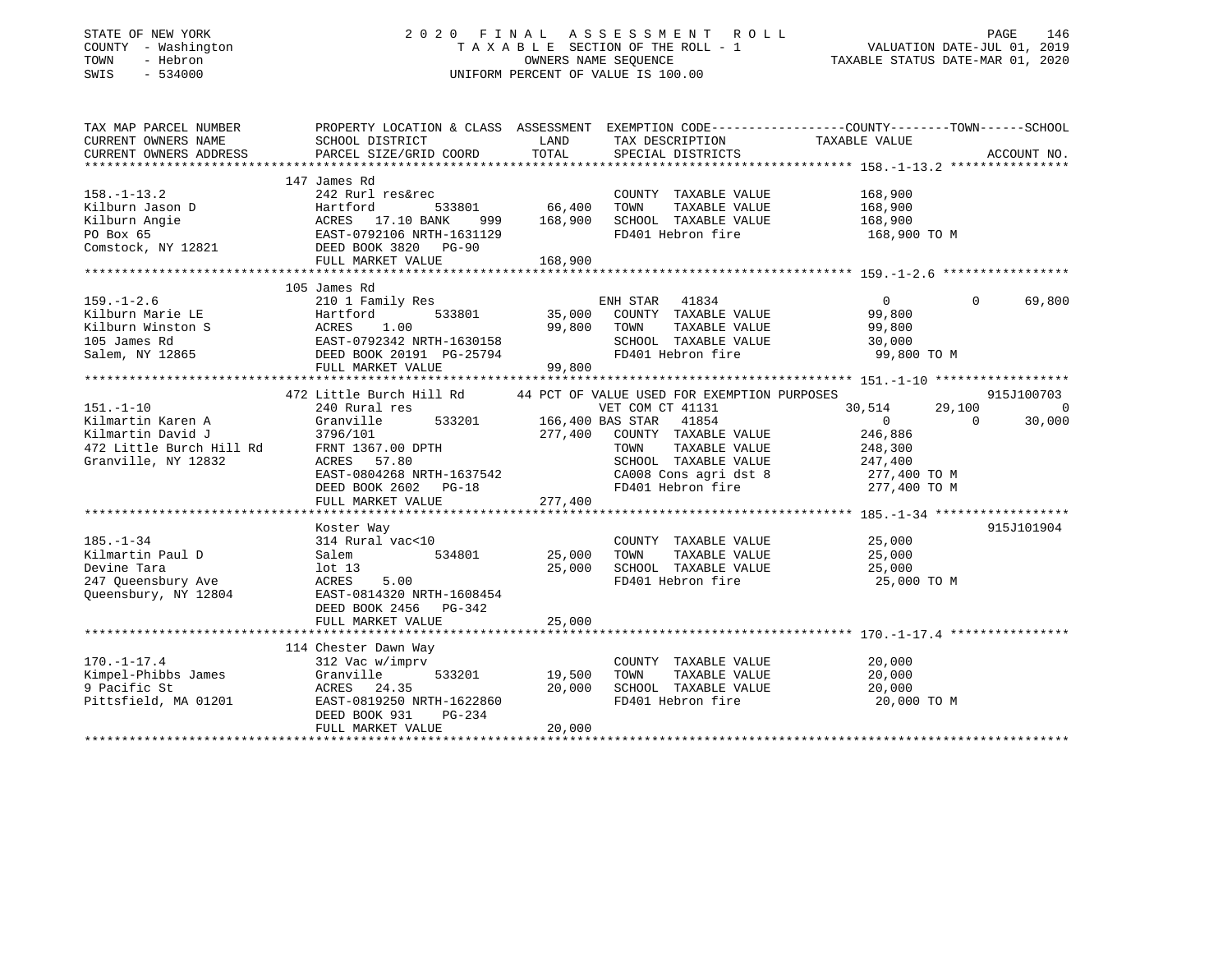STATE OF NEW YORK
COUNTY - Washington
TOWN - Hebron
SWIS - 534000

2020 FINAL ASSESSMENT ROLL
TAXABLE SECTION OF THE ROLL - 1
OWNERS NAME SEQUENCE
UNIFORM PERCENT OF VALUE IS 100.00

VALUATION DATE-JUL 01, 2019
TAXABLE STATUS DATE-MAR 01, 2020

```
TAX MAP PARCEL NUMBER          PROPERTY LOCATION & CLASS  ASSESSMENT  EXEMPTION CODE------------------COUNTY--------TOWN------SCHOOL
CURRENT OWNERS NAME            SCHOOL DISTRICT              LAND      TAX DESCRIPTION              TAXABLE VALUE
CURRENT OWNERS ADDRESS         PARCEL SIZE/GRID COORD       TOTAL     SPECIAL DISTRICTS                                    ACCOUNT NO.
************************************************************************************************ 158.-1-13.2 ****************
                               147 James Rd
158.-1-13.2                    242 Rurl res&rec                       COUNTY  TAXABLE VALUE          168,900
Kilburn Jason D                Hartford        533801       66,400    TOWN    TAXABLE VALUE          168,900
Kilburn Angie                  ACRES  17.10 BANK     999   168,900    SCHOOL  TAXABLE VALUE          168,900
PO Box 65                      EAST-0792106 NRTH-1631129              FD401 Hebron fire               168,900 TO M
Comstock, NY 12821             DEED BOOK 3820   PG-90
                               FULL MARKET VALUE           168,900
************************************************************************************************ 159.-1-2.6 *****************
                               105 James Rd
159.-1-2.6                     210 1 Family Res                       ENH STAR  41834                    0           0     69,800
Kilburn Marie LE               Hartford        533801       35,000    COUNTY  TAXABLE VALUE           99,800
Kilburn Winston S              ACRES    1.00                99,800    TOWN    TAXABLE VALUE           99,800
105 James Rd                   EAST-0792342 NRTH-1630158              SCHOOL  TAXABLE VALUE           30,000
Salem, NY 12865                DEED BOOK 20191 PG-25794               FD401 Hebron fire                99,800 TO M
                               FULL MARKET VALUE            99,800
************************************************************************************************ 151.-1-10 ******************
                               472 Little Burch Hill Rd    44 PCT OF VALUE USED FOR EXEMPTION PURPOSES                          915J100703
151.-1-10                      240 Rural res                          VET COM CT 41131              30,514      29,100          0
Kilmartin Karen A              Granville       533201      166,400 BAS STAR  41854                       0           0     30,000
Kilmartin David J              3796/101                    277,400    COUNTY  TAXABLE VALUE          246,886
472 Little Burch Hill Rd       FRNT 1367.00 DPTH                      TOWN    TAXABLE VALUE          248,300
Granville, NY 12832            ACRES  57.80                           SCHOOL  TAXABLE VALUE          247,400
                               EAST-0804268 NRTH-1637542              CA008 Cons agri dst 8           277,400 TO M
                               DEED BOOK 2602   PG-18                 FD401 Hebron fire               277,400 TO M
                               FULL MARKET VALUE           277,400
************************************************************************************************ 185.-1-34 ******************
                               Koster Way                                                                            915J101904
185.-1-34                      314 Rural vac<10                       COUNTY  TAXABLE VALUE           25,000
Kilmartin Paul D               Salem           534801       25,000    TOWN    TAXABLE VALUE           25,000
Devine Tara                    lot 13                       25,000    SCHOOL  TAXABLE VALUE           25,000
247 Queensbury Ave             ACRES    5.00                          FD401 Hebron fire                25,000 TO M
Queensbury, NY 12804           EAST-0814320 NRTH-1608454
                               DEED BOOK 2456   PG-342
                               FULL MARKET VALUE            25,000
************************************************************************************************ 170.-1-17.4 ****************
                               114 Chester Dawn Way
170.-1-17.4                    312 Vac w/imprv                        COUNTY  TAXABLE VALUE           20,000
Kimpel-Phibbs James            Granville       533201       19,500    TOWN    TAXABLE VALUE           20,000
9 Pacific St                   ACRES  24.35                 20,000    SCHOOL  TAXABLE VALUE           20,000
Pittsfield, MA 01201           EAST-0819250 NRTH-1622860              FD401 Hebron fire                20,000 TO M
                               DEED BOOK 931    PG-234
                               FULL MARKET VALUE            20,000
******************************************************************************************************************************
```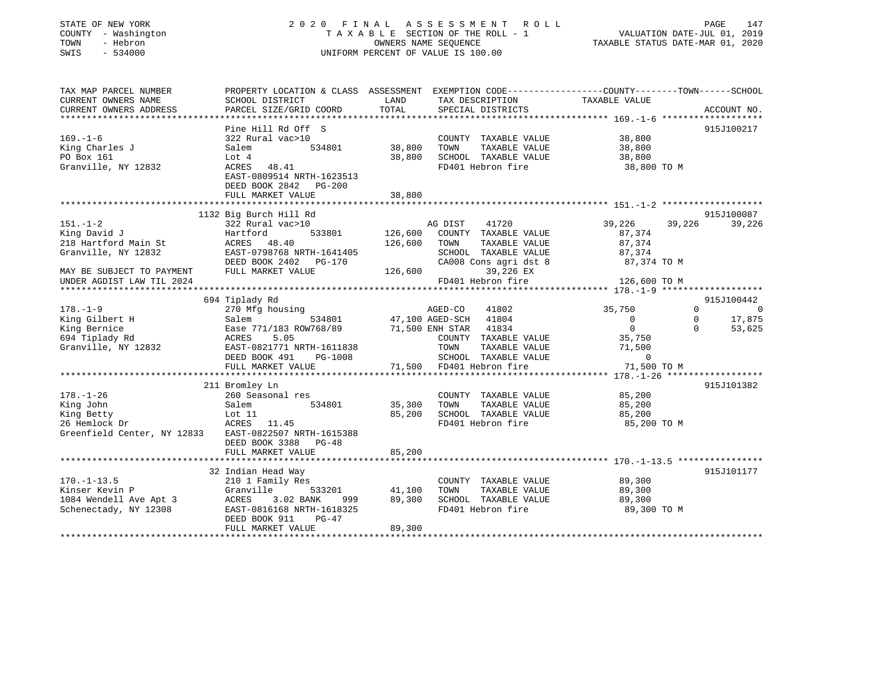STATE OF NEW YORK
COUNTY - Washington
TOWN - Hebron
SWIS - 534000

# 2020 FINAL ASSESSMENT ROLL
TAXABLE SECTION OF THE ROLL - 1
OWNERS NAME SEQUENCE
UNIFORM PERCENT OF VALUE IS 100.00

VALUATION DATE-JUL 01, 2019
TAXABLE STATUS DATE-MAR 01, 2020

```
TAX MAP PARCEL NUMBER          PROPERTY LOCATION & CLASS  ASSESSMENT  EXEMPTION CODE-----------------COUNTY--------TOWN------SCHOOL
CURRENT OWNERS NAME            SCHOOL DISTRICT               LAND      TAX DESCRIPTION            TAXABLE VALUE
CURRENT OWNERS ADDRESS         PARCEL SIZE/GRID COORD        TOTAL     SPECIAL DISTRICTS                                    ACCOUNT NO.
*********************************************************************************************** 169.-1-6 *******************
                               Pine Hill Rd Off  S                                                                    915J100217
169.-1-6                       322 Rural vac>10                         COUNTY  TAXABLE VALUE          38,800
King Charles J                 Salem          534801        38,800      TOWN    TAXABLE VALUE          38,800
PO Box 161                     Lot 4                        38,800      SCHOOL  TAXABLE VALUE          38,800
Granville, NY 12832            ACRES   48.41                            FD401 Hebron fire               38,800 TO M
                               EAST-0809514 NRTH-1623513
                               DEED BOOK 2842   PG-200
                               FULL MARKET VALUE            38,800
*********************************************************************************************** 151.-1-2 *******************
                             1132 Big Burch Hill Rd                                                                  915J100087
151.-1-2                       322 Rural vac>10                 AG DIST    41720              39,226     39,226     39,226
King David J                   Hartford       533801       126,600      COUNTY  TAXABLE VALUE          87,374
218 Hartford Main St           ACRES   48.40               126,600      TOWN    TAXABLE VALUE          87,374
Granville, NY 12832            EAST-0798768 NRTH-1641405                SCHOOL  TAXABLE VALUE          87,374
                               DEED BOOK 2402   PG-170                  CA008 Cons agri dst 8           87,374 TO M
MAY BE SUBJECT TO PAYMENT      FULL MARKET VALUE           126,600             39,226 EX
UNDER AGDIST LAW TIL 2024                                               FD401 Hebron fire              126,600 TO M
*********************************************************************************************** 178.-1-9 *******************
                               694 Tiplady Rd                                                                         915J100442
178.-1-9                       270 Mfg housing                  AGED-CO    41802              35,750          0          0
King Gilbert H                 Salem          534801       47,100 AGED-SCH   41804                   0          0     17,875
King Bernice                   Ease 771/183 ROW768/89      71,500 ENH STAR   41834                   0          0     53,625
694 Tiplady Rd                 ACRES    5.05                            COUNTY  TAXABLE VALUE          35,750
Granville, NY 12832            EAST-0821771 NRTH-1611838                TOWN    TAXABLE VALUE          71,500
                               DEED BOOK 491    PG-1008                 SCHOOL  TAXABLE VALUE               0
                               FULL MARKET VALUE            71,500      FD401 Hebron fire               71,500 TO M
*********************************************************************************************** 178.-1-26 ******************
                               211 Bromley Ln                                                                         915J101382
178.-1-26                      260 Seasonal res                         COUNTY  TAXABLE VALUE          85,200
King John                      Salem          534801        35,300      TOWN    TAXABLE VALUE          85,200
King Betty                     Lot 11                       85,200      SCHOOL  TAXABLE VALUE          85,200
26 Hemlock Dr                  ACRES   11.45                            FD401 Hebron fire               85,200 TO M
Greenfield Center, NY 12833    EAST-0822507 NRTH-1615388
                               DEED BOOK 3388   PG-48
                               FULL MARKET VALUE            85,200
*********************************************************************************************** 170.-1-13.5 ****************
                               32 Indian Head Way                                                                     915J101177
170.-1-13.5                    210 1 Family Res                         COUNTY  TAXABLE VALUE          89,300
Kinser Kevin P                 Granville      533201        41,100      TOWN    TAXABLE VALUE          89,300
1084 Wendell Ave Apt 3         ACRES    3.02 BANK     999   89,300      SCHOOL  TAXABLE VALUE          89,300
Schenectady, NY 12308          EAST-0816168 NRTH-1618325                FD401 Hebron fire               89,300 TO M
                               DEED BOOK 911    PG-47
                               FULL MARKET VALUE            89,300
******************************************************************************************************************************
```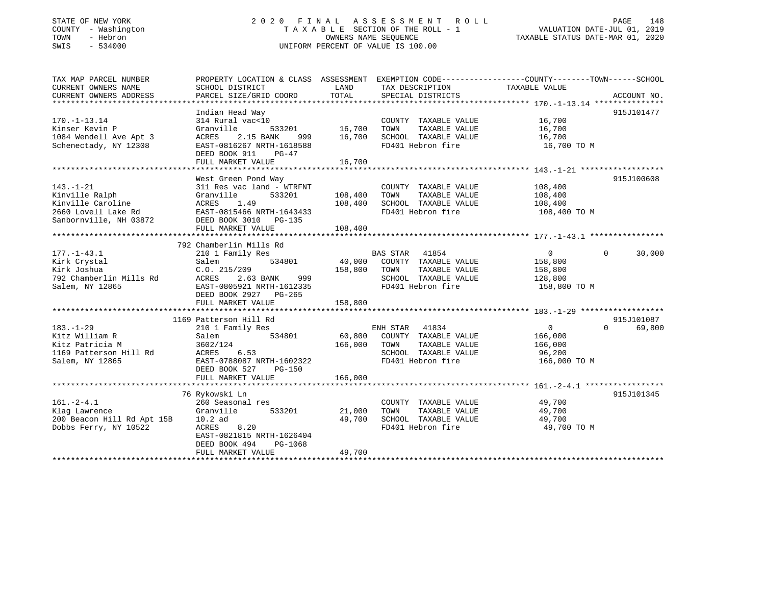STATE OF NEW YORK
COUNTY - Washington
TOWN - Hebron
SWIS - 534000

2020 FINAL ASSESSMENT ROLL
TAXABLE SECTION OF THE ROLL - 1
OWNERS NAME SEQUENCE
UNIFORM PERCENT OF VALUE IS 100.00

VALUATION DATE-JUL 01, 2019
TAXABLE STATUS DATE-MAR 01, 2020

```
TAX MAP PARCEL NUMBER          PROPERTY LOCATION & CLASS  ASSESSMENT  EXEMPTION CODE------------------COUNTY--------TOWN------SCHOOL
CURRENT OWNERS NAME            SCHOOL DISTRICT               LAND      TAX DESCRIPTION            TAXABLE VALUE
CURRENT OWNERS ADDRESS         PARCEL SIZE/GRID COORD       TOTAL      SPECIAL DISTRICTS                                        ACCOUNT NO.
*********************************************************************************************** 170.-1-13.14 ***************
                               Indian Head Way                                                                            915J101477
170.-1-13.14                   314 Rural vac<10                          COUNTY  TAXABLE VALUE           16,700
Kinser Kevin P                 Granville      533201        16,700      TOWN    TAXABLE VALUE           16,700
1084 Wendell Ave Apt 3         ACRES    2.15 BANK    999     16,700      SCHOOL  TAXABLE VALUE           16,700
Schenectady, NY 12308          EAST-0816267 NRTH-1618588                 FD401 Hebron fire                16,700 TO M
                               DEED BOOK 911    PG-47
                               FULL MARKET VALUE             16,700
*********************************************************************************************** 143.-1-21 ******************
                               West Green Pond Way                                                                        915J100608
143.-1-21                      311 Res vac land - WTRFNT                 COUNTY  TAXABLE VALUE          108,400
Kinville Ralph                 Granville      533201       108,400      TOWN    TAXABLE VALUE          108,400
Kinville Caroline              ACRES    1.49               108,400      SCHOOL  TAXABLE VALUE          108,400
2660 Lovell Lake Rd            EAST-0815466 NRTH-1643433                 FD401 Hebron fire               108,400 TO M
Sanbornville, NH 03872         DEED BOOK 3010   PG-135
                               FULL MARKET VALUE            108,400
*********************************************************************************************** 177.-1-43.1 ****************
                               792 Chamberlin Mills Rd
177.-1-43.1                    210 1 Family Res                    BAS STAR   41854                 0             0      30,000
Kirk Crystal                   Salem          534801        40,000      COUNTY  TAXABLE VALUE          158,800
Kirk Joshua                    C.O. 215/209                158,800      TOWN    TAXABLE VALUE          158,800
792 Chamberlin Mills Rd        ACRES    2.63 BANK    999                SCHOOL  TAXABLE VALUE          128,800
Salem, NY 12865                EAST-0805921 NRTH-1612335                 FD401 Hebron fire               158,800 TO M
                               DEED BOOK 2927   PG-265
                               FULL MARKET VALUE            158,800
*********************************************************************************************** 183.-1-29 ******************
                               1169 Patterson Hill Rd                                                                     915J101087
183.-1-29                      210 1 Family Res                    ENH STAR   41834                 0             0      69,800
Kitz William R                 Salem          534801        60,800      COUNTY  TAXABLE VALUE          166,000
Kitz Patricia M                3602/124                    166,000      TOWN    TAXABLE VALUE          166,000
1169 Patterson Hill Rd         ACRES    6.53                            SCHOOL  TAXABLE VALUE           96,200
Salem, NY 12865                EAST-0788087 NRTH-1602322                 FD401 Hebron fire               166,000 TO M
                               DEED BOOK 527    PG-150
                               FULL MARKET VALUE            166,000
*********************************************************************************************** 161.-2-4.1 *****************
                               76 Rykowski Ln                                                                             915J101345
161.-2-4.1                     260 Seasonal res                          COUNTY  TAXABLE VALUE           49,700
Klag Lawrence                  Granville      533201        21,000      TOWN    TAXABLE VALUE           49,700
200 Beacon Hill Rd Apt 15B     10.2 ad                      49,700      SCHOOL  TAXABLE VALUE           49,700
Dobbs Ferry, NY 10522          ACRES    8.20                             FD401 Hebron fire                49,700 TO M
                               EAST-0821815 NRTH-1626404
                               DEED BOOK 494    PG-1068
                               FULL MARKET VALUE             49,700
****************************************************************************************************************************
```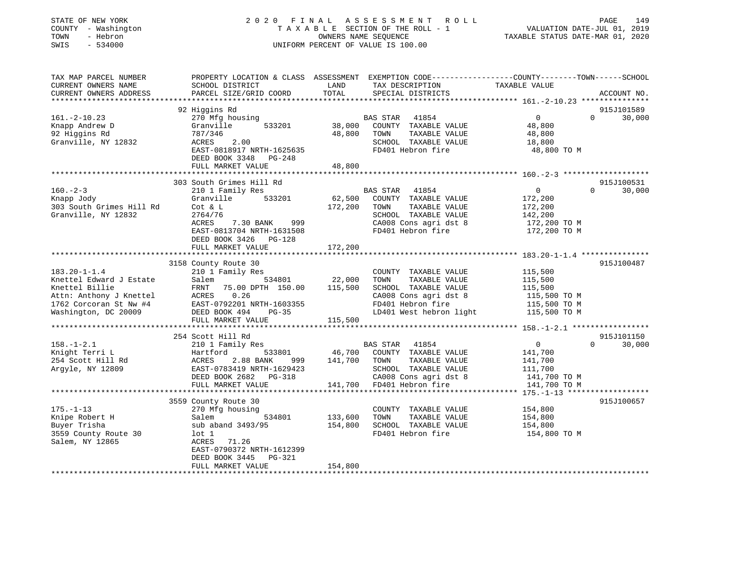STATE OF NEW YORK
COUNTY - Washington
TOWN - Hebron
SWIS - 534000

2020 FINAL ASSESSMENT ROLL
TAXABLE SECTION OF THE ROLL - 1
OWNERS NAME SEQUENCE
UNIFORM PERCENT OF VALUE IS 100.00

VALUATION DATE-JUL 01, 2019
TAXABLE STATUS DATE-MAR 01, 2020

```
TAX MAP PARCEL NUMBER          PROPERTY LOCATION & CLASS  ASSESSMENT  EXEMPTION CODE-----------------COUNTY--------TOWN------SCHOOL
CURRENT OWNERS NAME            SCHOOL DISTRICT              LAND      TAX DESCRIPTION            TAXABLE VALUE
CURRENT OWNERS ADDRESS         PARCEL SIZE/GRID COORD       TOTAL     SPECIAL DISTRICTS                                    ACCOUNT NO.
****************************************************************************************************** 161.-2-10.23 ***************
                               92 Higgins Rd                                                                          915J101589
161.-2-10.23                   270 Mfg housing                        BAS STAR   41854                  0          0      30,000
Knapp Andrew D                 Granville       533201       38,000    COUNTY  TAXABLE VALUE        48,800
92 Higgins Rd                  787/346                      48,800    TOWN    TAXABLE VALUE        48,800
Granville, NY 12832            ACRES    2.00                          SCHOOL  TAXABLE VALUE        18,800
                               EAST-0818917 NRTH-1625635              FD401 Hebron fire             48,800 TO M
                               DEED BOOK 3348   PG-248
                               FULL MARKET VALUE            48,800
****************************************************************************************************** 160.-2-3 *******************
                               303 South Grimes Hill Rd                                                               915J100531
160.-2-3                       210 1 Family Res                       BAS STAR   41854                  0          0      30,000
Knapp Jody                     Granville       533201       62,500    COUNTY  TAXABLE VALUE       172,200
303 South Grimes Hill Rd       Cot & L                     172,200    TOWN    TAXABLE VALUE       172,200
Granville, NY 12832            2764/76                                SCHOOL  TAXABLE VALUE       142,200
                               ACRES    7.30 BANK    999              CA008 Cons agri dst 8        172,200 TO M
                               EAST-0813704 NRTH-1631508              FD401 Hebron fire            172,200 TO M
                               DEED BOOK 3426   PG-128
                               FULL MARKET VALUE           172,200
****************************************************************************************************** 183.20-1-1.4 ***************
                               3158 County Route 30                                                                   915J100487
183.20-1-1.4                   210 1 Family Res                       COUNTY  TAXABLE VALUE       115,500
Knettel Edward J Estate        Salem           534801       22,000    TOWN    TAXABLE VALUE       115,500
Knettel Billie                 FRNT   75.00 DPTH 150.00    115,500    SCHOOL  TAXABLE VALUE       115,500
Attn: Anthony J Knettel        ACRES    0.26                          CA008 Cons agri dst 8        115,500 TO M
1762 Corcoran St Nw #4         EAST-0792201 NRTH-1603355              FD401 Hebron fire            115,500 TO M
Washington, DC 20009           DEED BOOK 494    PG-35                 LD401 West hebron light      115,500 TO M
                               FULL MARKET VALUE           115,500
****************************************************************************************************** 158.-1-2.1 *****************
                               254 Scott Hill Rd                                                                      915J101150
158.-1-2.1                     210 1 Family Res                       BAS STAR   41854                  0          0      30,000
Knight Terri L                 Hartford        533801       46,700    COUNTY  TAXABLE VALUE       141,700
254 Scott Hill Rd              ACRES    2.88 BANK    999   141,700    TOWN    TAXABLE VALUE       141,700
Argyle, NY 12809               EAST-0783419 NRTH-1629423              SCHOOL  TAXABLE VALUE       111,700
                               DEED BOOK 2682   PG-318                CA008 Cons agri dst 8        141,700 TO M
                               FULL MARKET VALUE           141,700    FD401 Hebron fire            141,700 TO M
****************************************************************************************************** 175.-1-13 ******************
                               3559 County Route 30                                                                   915J100657
175.-1-13                      270 Mfg housing                        COUNTY  TAXABLE VALUE       154,800
Knipe Robert H                 Salem           534801      133,600    TOWN    TAXABLE VALUE       154,800
Buyer Trisha                   sub aband 3493/95           154,800    SCHOOL  TAXABLE VALUE       154,800
3559 County Route 30           lot 1                                  FD401 Hebron fire            154,800 TO M
Salem, NY 12865                ACRES   71.26
                               EAST-0790372 NRTH-1612399
                               DEED BOOK 3445   PG-321
                               FULL MARKET VALUE           154,800
************************************************************************************************************************************
```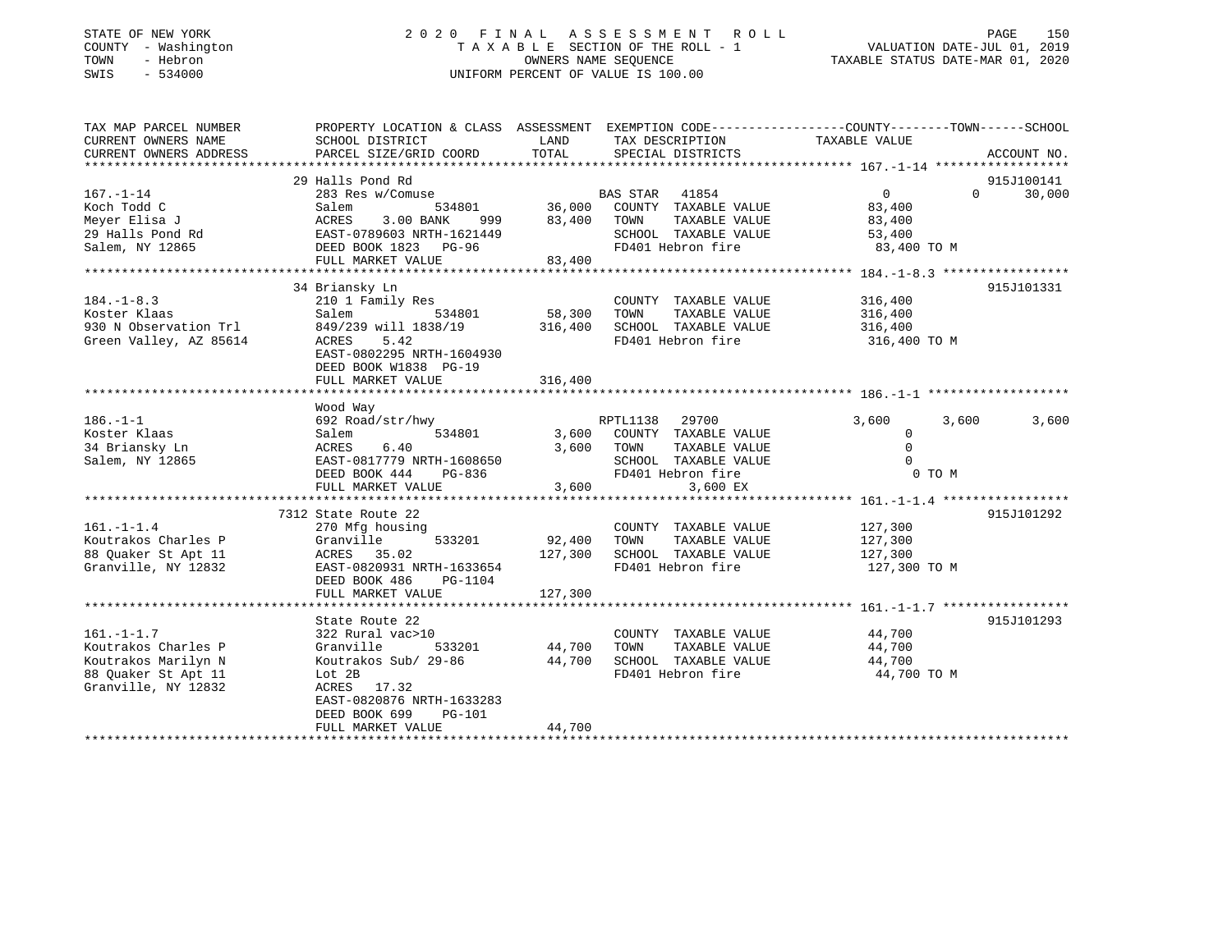STATE OF NEW YORK
COUNTY - Washington
TOWN - Hebron
SWIS - 534000

2 0 2 0 F I N A L A S S E S S M E N T R O L L
T A X A B L E SECTION OF THE ROLL - 1
OWNERS NAME SEQUENCE
UNIFORM PERCENT OF VALUE IS 100.00

VALUATION DATE-JUL 01, 2019
TAXABLE STATUS DATE-MAR 01, 2020

| TAX MAP PARCEL NUMBER / CURRENT OWNERS NAME / CURRENT OWNERS ADDRESS | PROPERTY LOCATION & CLASS / SCHOOL DISTRICT / PARCEL SIZE/GRID COORD | ASSESSMENT LAND | TOTAL | EXEMPTION CODE / TAX DESCRIPTION / SPECIAL DISTRICTS | COUNTY TAXABLE VALUE | TOWN | SCHOOL | ACCOUNT NO. |
|---|---|---|---|---|---|---|---|---|
| 167.-1-14 | 29 Halls Pond Rd | | | | | | | 915J100141 |
| Koch Todd C | 283 Res w/Comuse | | | BAS STAR 41854 | 0 | 0 | 30,000 | |
| Meyer Elisa J | Salem 534801 | 36,000 | | COUNTY TAXABLE VALUE | 83,400 | | | |
| 29 Halls Pond Rd | ACRES 3.00 BANK 999 | | 83,400 | TOWN TAXABLE VALUE | 83,400 | | | |
| Salem, NY 12865 | EAST-0789603 NRTH-1621449 | | | SCHOOL TAXABLE VALUE | 53,400 | | | |
| | DEED BOOK 1823 PG-96 | | | FD401 Hebron fire | 83,400 TO M | | | |
| | FULL MARKET VALUE | | 83,400 | | | | | |
| 184.-1-8.3 | 34 Briansky Ln | | | | | | | 915J101331 |
| Koster Klaas | 210 1 Family Res | | | COUNTY TAXABLE VALUE | 316,400 | | | |
| 930 N Observation Trl | Salem 534801 | 58,300 | | TOWN TAXABLE VALUE | 316,400 | | | |
| Green Valley, AZ 85614 | 849/239 will 1838/19 | | 316,400 | SCHOOL TAXABLE VALUE | 316,400 | | | |
| | ACRES 5.42 | | | FD401 Hebron fire | 316,400 TO M | | | |
| | EAST-0802295 NRTH-1604930 | | | | | | | |
| | DEED BOOK W1838 PG-19 | | | | | | | |
| | FULL MARKET VALUE | | 316,400 | | | | | |
| 186.-1-1 | Wood Way | | | | | | | |
| Koster Klaas | 692 Road/str/hwy | | | RPTL1138 29700 | 3,600 | 3,600 | 3,600 | |
| 34 Briansky Ln | Salem 534801 | 3,600 | | COUNTY TAXABLE VALUE | 0 | | | |
| Salem, NY 12865 | ACRES 6.40 | | 3,600 | TOWN TAXABLE VALUE | 0 | | | |
| | EAST-0817779 NRTH-1608650 | | | SCHOOL TAXABLE VALUE | 0 | | | |
| | DEED BOOK 444 PG-836 | | | FD401 Hebron fire | 0 TO M | | | |
| | FULL MARKET VALUE | | 3,600 | 3,600 EX | | | | |
| 161.-1-1.4 | 7312 State Route 22 | | | | | | | 915J101292 |
| Koutrakos Charles P | 270 Mfg housing | | | COUNTY TAXABLE VALUE | 127,300 | | | |
| 88 Quaker St Apt 11 | Granville 533201 | 92,400 | | TOWN TAXABLE VALUE | 127,300 | | | |
| Granville, NY 12832 | ACRES 35.02 | | 127,300 | SCHOOL TAXABLE VALUE | 127,300 | | | |
| | EAST-0820931 NRTH-1633654 | | | FD401 Hebron fire | 127,300 TO M | | | |
| | DEED BOOK 486 PG-1104 | | | | | | | |
| | FULL MARKET VALUE | | 127,300 | | | | | |
| 161.-1-1.7 | State Route 22 | | | | | | | 915J101293 |
| Koutrakos Charles P | 322 Rural vac>10 | | | COUNTY TAXABLE VALUE | 44,700 | | | |
| Koutrakos Marilyn N | Granville 533201 | 44,700 | | TOWN TAXABLE VALUE | 44,700 | | | |
| 88 Quaker St Apt 11 | Koutrakos Sub/ 29-86 | | 44,700 | SCHOOL TAXABLE VALUE | 44,700 | | | |
| Granville, NY 12832 | Lot 2B | | | FD401 Hebron fire | 44,700 TO M | | | |
| | ACRES 17.32 | | | | | | | |
| | EAST-0820876 NRTH-1633283 | | | | | | | |
| | DEED BOOK 699 PG-101 | | | | | | | |
| | FULL MARKET VALUE | | 44,700 | | | | | |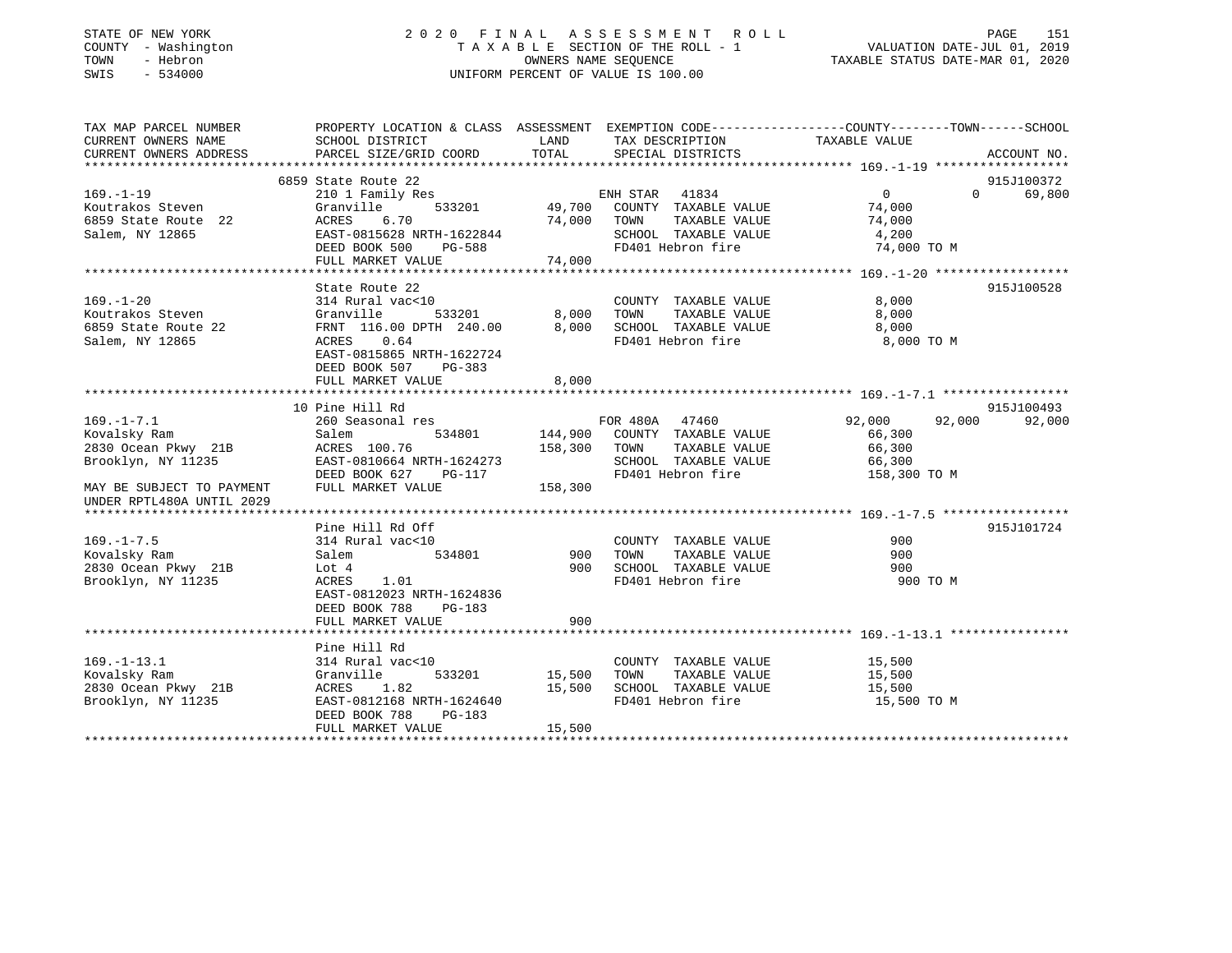STATE OF NEW YORK — 2020 FINAL ASSESSMENT ROLL
COUNTY - Washington — TAXABLE SECTION OF THE ROLL - 1 — VALUATION DATE-JUL 01, 2019
TOWN - Hebron — OWNERS NAME SEQUENCE — TAXABLE STATUS DATE-MAR 01, 2020
SWIS - 534000 — UNIFORM PERCENT OF VALUE IS 100.00

| TAX MAP PARCEL NUMBER / CURRENT OWNERS NAME / CURRENT OWNERS ADDRESS | PROPERTY LOCATION & CLASS / SCHOOL DISTRICT / PARCEL SIZE/GRID COORD | ASSESSMENT LAND | ASSESSMENT TOTAL | EXEMPTION CODE / TAX DESCRIPTION / SPECIAL DISTRICTS | COUNTY TAXABLE VALUE | TOWN | SCHOOL | ACCOUNT NO. |
|---|---|---|---|---|---|---|---|---|
| **169.-1-19** | 6859 State Route 22 | | | | | | | 915J100372 |
| 169.-1-19 | 210 1 Family Res | | | ENH STAR 41834 | 0 | 0 | 69,800 | |
| Koutrakos Steven | Granville 533201 | 49,700 | | COUNTY TAXABLE VALUE | 74,000 | | | |
| 6859 State Route 22 | ACRES 6.70 | | 74,000 | TOWN TAXABLE VALUE | 74,000 | | | |
| Salem, NY 12865 | EAST-0815628 NRTH-1622844 | | | SCHOOL TAXABLE VALUE | 4,200 | | | |
| | DEED BOOK 500 PG-588 | | | FD401 Hebron fire | 74,000 TO M | | | |
| | FULL MARKET VALUE | | 74,000 | | | | | |
| **169.-1-20** | State Route 22 | | | | | | | 915J100528 |
| 169.-1-20 | 314 Rural vac<10 | | | COUNTY TAXABLE VALUE | 8,000 | | | |
| Koutrakos Steven | Granville 533201 | 8,000 | | TOWN TAXABLE VALUE | 8,000 | | | |
| 6859 State Route 22 | FRNT 116.00 DPTH 240.00 | | 8,000 | SCHOOL TAXABLE VALUE | 8,000 | | | |
| Salem, NY 12865 | ACRES 0.64 | | | FD401 Hebron fire | 8,000 TO M | | | |
| | EAST-0815865 NRTH-1622724 | | | | | | | |
| | DEED BOOK 507 PG-383 | | | | | | | |
| | FULL MARKET VALUE | | 8,000 | | | | | |
| **169.-1-7.1** | 10 Pine Hill Rd | | | | | | | 915J100493 |
| 169.-1-7.1 | 260 Seasonal res | | | FOR 480A 47460 | 92,000 | 92,000 | 92,000 | |
| Kovalsky Ram | Salem 534801 | 144,900 | | COUNTY TAXABLE VALUE | 66,300 | | | |
| 2830 Ocean Pkwy 21B | ACRES 100.76 | | 158,300 | TOWN TAXABLE VALUE | 66,300 | | | |
| Brooklyn, NY 11235 | EAST-0810664 NRTH-1624273 | | | SCHOOL TAXABLE VALUE | 66,300 | | | |
| | DEED BOOK 627 PG-117 | | | FD401 Hebron fire | 158,300 TO M | | | |
| MAY BE SUBJECT TO PAYMENT | FULL MARKET VALUE | | 158,300 | | | | | |
| UNDER RPTL480A UNTIL 2029 | | | | | | | | |
| **169.-1-7.5** | Pine Hill Rd Off | | | | | | | 915J101724 |
| 169.-1-7.5 | 314 Rural vac<10 | | | COUNTY TAXABLE VALUE | 900 | | | |
| Kovalsky Ram | Salem 534801 | 900 | | TOWN TAXABLE VALUE | 900 | | | |
| 2830 Ocean Pkwy 21B | Lot 4 | | 900 | SCHOOL TAXABLE VALUE | 900 | | | |
| Brooklyn, NY 11235 | ACRES 1.01 | | | FD401 Hebron fire | 900 TO M | | | |
| | EAST-0812023 NRTH-1624836 | | | | | | | |
| | DEED BOOK 788 PG-183 | | | | | | | |
| | FULL MARKET VALUE | | 900 | | | | | |
| **169.-1-13.1** | Pine Hill Rd | | | | | | | |
| 169.-1-13.1 | 314 Rural vac<10 | | | COUNTY TAXABLE VALUE | 15,500 | | | |
| Kovalsky Ram | Granville 533201 | 15,500 | | TOWN TAXABLE VALUE | 15,500 | | | |
| 2830 Ocean Pkwy 21B | ACRES 1.82 | | 15,500 | SCHOOL TAXABLE VALUE | 15,500 | | | |
| Brooklyn, NY 11235 | EAST-0812168 NRTH-1624640 | | | FD401 Hebron fire | 15,500 TO M | | | |
| | DEED BOOK 788 PG-183 | | | | | | | |
| | FULL MARKET VALUE | | 15,500 | | | | | |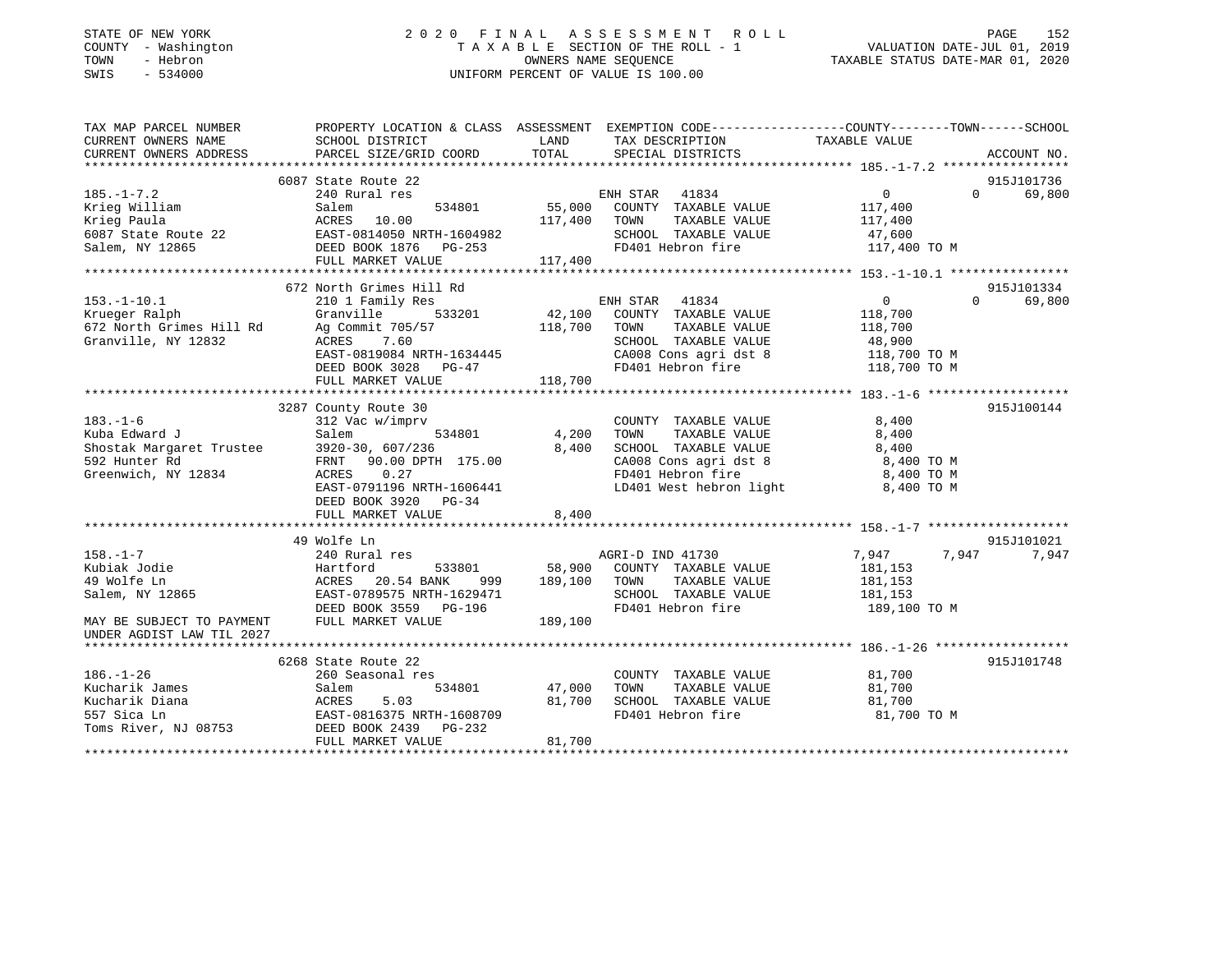STATE OF NEW YORK
COUNTY - Washington
TOWN - Hebron
SWIS - 534000

2020 FINAL ASSESSMENT ROLL
TAXABLE SECTION OF THE ROLL - 1
OWNERS NAME SEQUENCE
UNIFORM PERCENT OF VALUE IS 100.00

VALUATION DATE-JUL 01, 2019
TAXABLE STATUS DATE-MAR 01, 2020

```
TAX MAP PARCEL NUMBER          PROPERTY LOCATION & CLASS  ASSESSMENT  EXEMPTION CODE------------------COUNTY--------TOWN------SCHOOL
CURRENT OWNERS NAME            SCHOOL DISTRICT               LAND      TAX DESCRIPTION            TAXABLE VALUE
CURRENT OWNERS ADDRESS         PARCEL SIZE/GRID COORD        TOTAL     SPECIAL DISTRICTS                                     ACCOUNT NO.
******************************************************************************************************* 185.-1-7.2 *****************
                              6087 State Route 22                                                                           915J101736
185.-1-7.2                     240 Rural res                           ENH STAR  41834                 0             0      69,800
Krieg William                  Salem          534801       55,000     COUNTY  TAXABLE VALUE            117,400
Krieg Paula                    ACRES  10.00               117,400     TOWN    TAXABLE VALUE            117,400
6087 State Route 22            EAST-0814050 NRTH-1604982              SCHOOL  TAXABLE VALUE             47,600
Salem, NY 12865                DEED BOOK 1876   PG-253                FD401 Hebron fire                117,400 TO M
                               FULL MARKET VALUE          117,400
******************************************************************************************************* 153.-1-10.1 ****************
                              672 North Grimes Hill Rd                                                                      915J101334
153.-1-10.1                    210 1 Family Res                        ENH STAR  41834                 0             0      69,800
Krueger Ralph                  Granville      533201       42,100     COUNTY  TAXABLE VALUE            118,700
672 North Grimes Hill Rd       Ag Commit 705/57           118,700     TOWN    TAXABLE VALUE            118,700
Granville, NY 12832            ACRES   7.60                           SCHOOL  TAXABLE VALUE             48,900
                               EAST-0819084 NRTH-1634445              CA008 Cons agri dst 8            118,700 TO M
                               DEED BOOK 3028   PG-47                 FD401 Hebron fire                118,700 TO M
                               FULL MARKET VALUE          118,700
******************************************************************************************************* 183.-1-6 *******************
                              3287 County Route 30                                                                          915J100144
183.-1-6                       312 Vac w/imprv                        COUNTY  TAXABLE VALUE              8,400
Kuba Edward J                  Salem          534801        4,200     TOWN    TAXABLE VALUE              8,400
Shostak Margaret Trustee       3920-30, 607/236             8,400     SCHOOL  TAXABLE VALUE              8,400
592 Hunter Rd                  FRNT  90.00 DPTH 175.00                CA008 Cons agri dst 8              8,400 TO M
Greenwich, NY 12834            ACRES   0.27                           FD401 Hebron fire                  8,400 TO M
                               EAST-0791196 NRTH-1606441              LD401 West hebron light            8,400 TO M
                               DEED BOOK 3920   PG-34
                               FULL MARKET VALUE            8,400
******************************************************************************************************* 158.-1-7 *******************
                              49 Wolfe Ln                                                                                   915J101021
158.-1-7                       240 Rural res                           AGRI-D IND 41730            7,947         7,947       7,947
Kubiak Jodie                   Hartford       533801       58,900     COUNTY  TAXABLE VALUE            181,153
49 Wolfe Ln                    ACRES  20.54 BANK    999   189,100     TOWN    TAXABLE VALUE            181,153
Salem, NY 12865                EAST-0789575 NRTH-1629471              SCHOOL  TAXABLE VALUE            181,153
                               DEED BOOK 3559   PG-196                FD401 Hebron fire                189,100 TO M
MAY BE SUBJECT TO PAYMENT      FULL MARKET VALUE          189,100
UNDER AGDIST LAW TIL 2027
******************************************************************************************************* 186.-1-26 ******************
                              6268 State Route 22                                                                           915J101748
186.-1-26                      260 Seasonal res                       COUNTY  TAXABLE VALUE             81,700
Kucharik James                 Salem          534801       47,000     TOWN    TAXABLE VALUE             81,700
Kucharik Diana                 ACRES   5.03                81,700     SCHOOL  TAXABLE VALUE             81,700
557 Sica Ln                    EAST-0816375 NRTH-1608709              FD401 Hebron fire                 81,700 TO M
Toms River, NJ 08753           DEED BOOK 2439   PG-232
                               FULL MARKET VALUE           81,700
************************************************************************************************************************************
```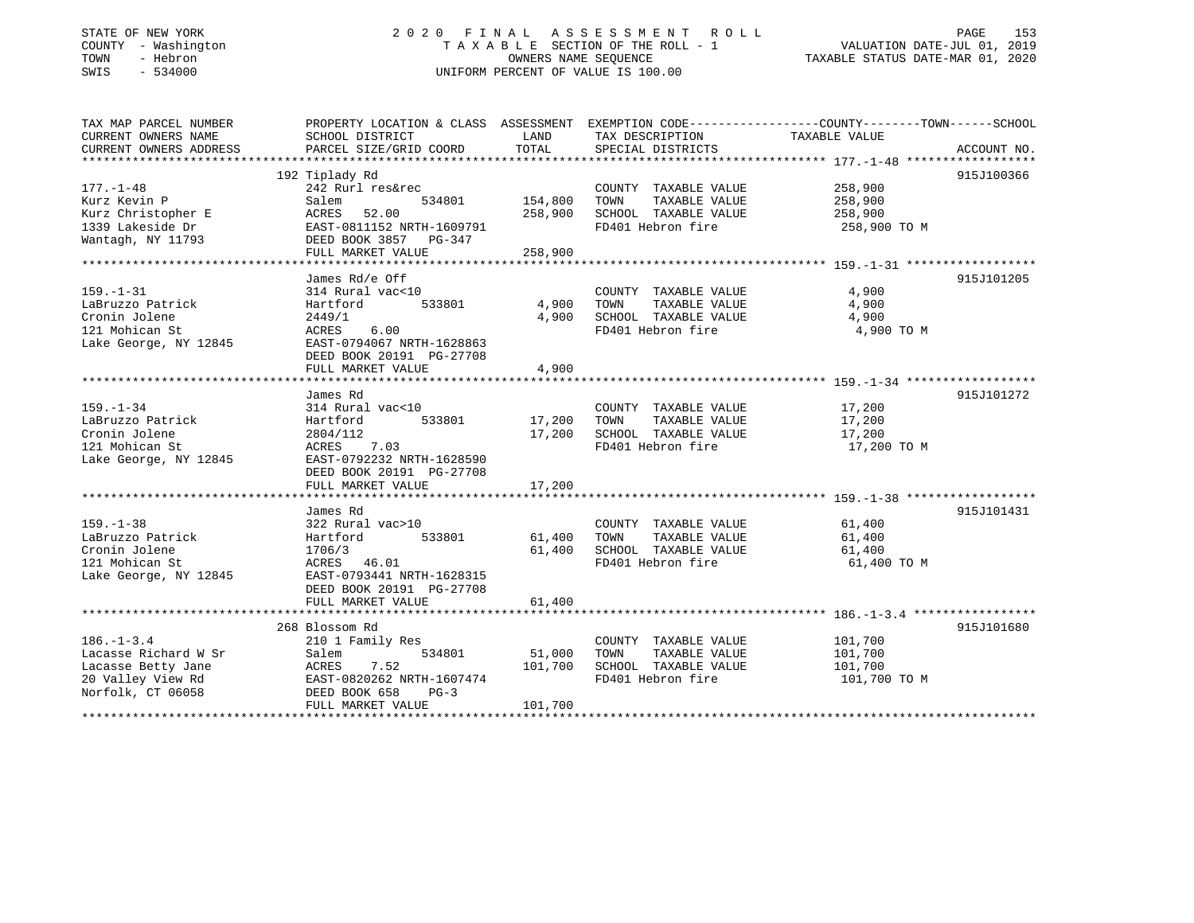STATE OF NEW YORK
COUNTY - Washington
TOWN - Hebron
SWIS - 534000

2 0 2 0 F I N A L A S S E S S M E N T R O L L
T A X A B L E SECTION OF THE ROLL - 1
OWNERS NAME SEQUENCE
UNIFORM PERCENT OF VALUE IS 100.00

VALUATION DATE-JUL 01, 2019
TAXABLE STATUS DATE-MAR 01, 2020

| TAX MAP PARCEL NUMBER / CURRENT OWNERS NAME / CURRENT OWNERS ADDRESS | PROPERTY LOCATION & CLASS / SCHOOL DISTRICT / PARCEL SIZE/GRID COORD | ASSESSMENT LAND | TOTAL | EXEMPTION CODE / TAX DESCRIPTION / SPECIAL DISTRICTS | COUNTY--------TOWN------SCHOOL TAXABLE VALUE | ACCOUNT NO. |
|---|---|---|---|---|---|---|
| 177.-1-48 | 192 Tiplady Rd | | | | | 915J100366 |
| 177.-1-48 | 242 Rurl res&rec | | | COUNTY TAXABLE VALUE | 258,900 | |
| Kurz Kevin P | Salem 534801 | 154,800 | | TOWN TAXABLE VALUE | 258,900 | |
| Kurz Christopher E | ACRES 52.00 | | 258,900 | SCHOOL TAXABLE VALUE | 258,900 | |
| 1339 Lakeside Dr | EAST-0811152 NRTH-1609791 | | | FD401 Hebron fire | 258,900 TO M | |
| Wantagh, NY 11793 | DEED BOOK 3857 PG-347 | | | | | |
| | FULL MARKET VALUE | | 258,900 | | | |
| 159.-1-31 | James Rd/e Off | | | | | 915J101205 |
| 159.-1-31 | 314 Rural vac<10 | | | COUNTY TAXABLE VALUE | 4,900 | |
| LaBruzzo Patrick | Hartford 533801 | 4,900 | | TOWN TAXABLE VALUE | 4,900 | |
| Cronin Jolene | 2449/1 | | 4,900 | SCHOOL TAXABLE VALUE | 4,900 | |
| 121 Mohican St | ACRES 6.00 | | | FD401 Hebron fire | 4,900 TO M | |
| Lake George, NY 12845 | EAST-0794067 NRTH-1628863 | | | | | |
| | DEED BOOK 20191 PG-27708 | | | | | |
| | FULL MARKET VALUE | | 4,900 | | | |
| 159.-1-34 | James Rd | | | | | 915J101272 |
| 159.-1-34 | 314 Rural vac<10 | | | COUNTY TAXABLE VALUE | 17,200 | |
| LaBruzzo Patrick | Hartford 533801 | 17,200 | | TOWN TAXABLE VALUE | 17,200 | |
| Cronin Jolene | 2804/112 | | 17,200 | SCHOOL TAXABLE VALUE | 17,200 | |
| 121 Mohican St | ACRES 7.03 | | | FD401 Hebron fire | 17,200 TO M | |
| Lake George, NY 12845 | EAST-0792232 NRTH-1628590 | | | | | |
| | DEED BOOK 20191 PG-27708 | | | | | |
| | FULL MARKET VALUE | | 17,200 | | | |
| 159.-1-38 | James Rd | | | | | 915J101431 |
| 159.-1-38 | 322 Rural vac>10 | | | COUNTY TAXABLE VALUE | 61,400 | |
| LaBruzzo Patrick | Hartford 533801 | 61,400 | | TOWN TAXABLE VALUE | 61,400 | |
| Cronin Jolene | 1706/3 | | 61,400 | SCHOOL TAXABLE VALUE | 61,400 | |
| 121 Mohican St | ACRES 46.01 | | | FD401 Hebron fire | 61,400 TO M | |
| Lake George, NY 12845 | EAST-0793441 NRTH-1628315 | | | | | |
| | DEED BOOK 20191 PG-27708 | | | | | |
| | FULL MARKET VALUE | | 61,400 | | | |
| 186.-1-3.4 | 268 Blossom Rd | | | | | 915J101680 |
| 186.-1-3.4 | 210 1 Family Res | | | COUNTY TAXABLE VALUE | 101,700 | |
| Lacasse Richard W Sr | Salem 534801 | 51,000 | | TOWN TAXABLE VALUE | 101,700 | |
| Lacasse Betty Jane | ACRES 7.52 | | 101,700 | SCHOOL TAXABLE VALUE | 101,700 | |
| 20 Valley View Rd | EAST-0820262 NRTH-1607474 | | | FD401 Hebron fire | 101,700 TO M | |
| Norfolk, CT 06058 | DEED BOOK 658 PG-3 | | | | | |
| | FULL MARKET VALUE | | 101,700 | | | |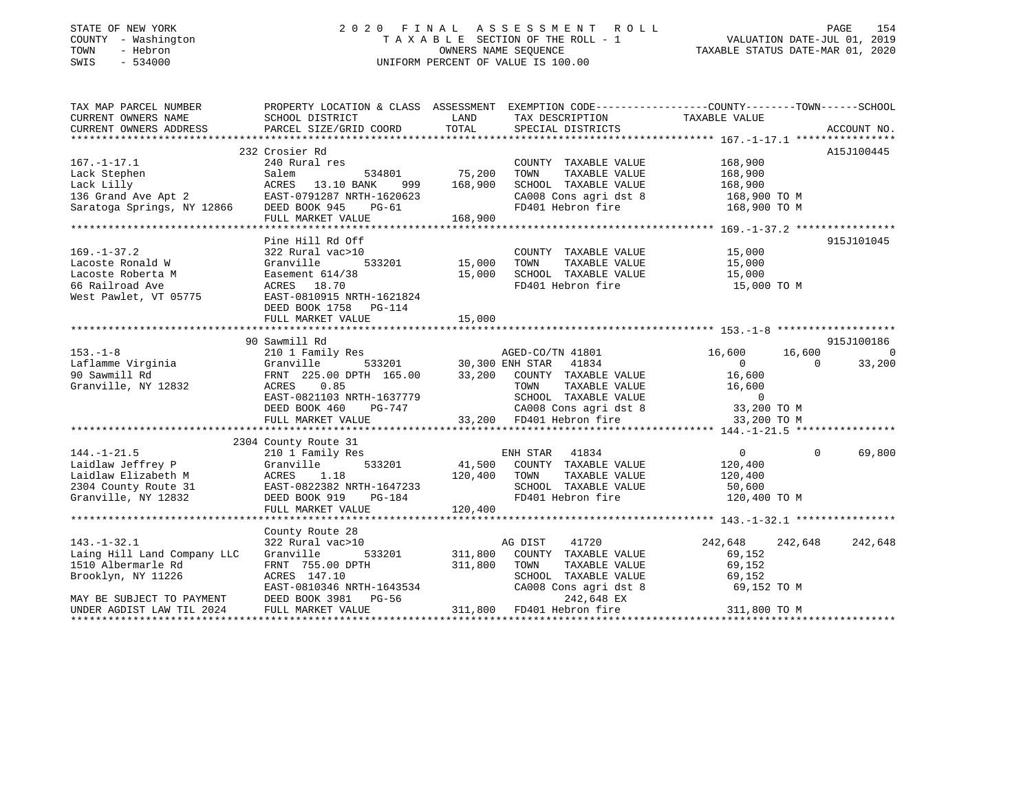STATE OF NEW YORK
COUNTY - Washington
TOWN - Hebron
SWIS - 534000

2020 FINAL ASSESSMENT ROLL
TAXABLE SECTION OF THE ROLL - 1
OWNERS NAME SEQUENCE
UNIFORM PERCENT OF VALUE IS 100.00

VALUATION DATE-JUL 01, 2019
TAXABLE STATUS DATE-MAR 01, 2020

```
TAX MAP PARCEL NUMBER          PROPERTY LOCATION & CLASS  ASSESSMENT  EXEMPTION CODE-----------------COUNTY--------TOWN------SCHOOL
CURRENT OWNERS NAME            SCHOOL DISTRICT               LAND      TAX DESCRIPTION            TAXABLE VALUE
CURRENT OWNERS ADDRESS         PARCEL SIZE/GRID COORD        TOTAL     SPECIAL DISTRICTS                                     ACCOUNT NO.
******************************************************************************************************* 167.-1-17.1 ****************
                              232 Crosier Rd                                                                               A15J100445
167.-1-17.1                    240 Rural res                           COUNTY  TAXABLE VALUE           168,900
Lack Stephen                   Salem           534801        75,200    TOWN    TAXABLE VALUE           168,900
Lack Lilly                     ACRES   13.10 BANK    999    168,900    SCHOOL  TAXABLE VALUE           168,900
136 Grand Ave Apt 2            EAST-0791287 NRTH-1620623               CA008 Cons agri dst 8            168,900 TO M
Saratoga Springs, NY 12866     DEED BOOK 945    PG-61                  FD401 Hebron fire                168,900 TO M
                               FULL MARKET VALUE            168,900
******************************************************************************************************* 169.-1-37.2 ****************
                              Pine Hill Rd Off                                                                              915J101045
169.-1-37.2                    322 Rural vac>10                        COUNTY  TAXABLE VALUE            15,000
Lacoste Ronald W               Granville       533201        15,000    TOWN    TAXABLE VALUE            15,000
Lacoste Roberta M              Easement 614/38               15,000    SCHOOL  TAXABLE VALUE            15,000
66 Railroad Ave                ACRES   18.70                           FD401 Hebron fire                 15,000 TO M
West Pawlet, VT 05775          EAST-0810915 NRTH-1621824
                               DEED BOOK 1758   PG-114
                               FULL MARKET VALUE             15,000
******************************************************************************************************* 153.-1-8 *******************
                              90 Sawmill Rd                                                                                 915J100186
153.-1-8                       210 1 Family Res                   AGED-CO/TN 41801              16,600     16,600          0
Laflamme Virginia              Granville       533201        30,300 ENH STAR  41834                  0          0     33,200
90 Sawmill Rd                  FRNT 225.00 DPTH 165.00       33,200    COUNTY  TAXABLE VALUE            16,600
Granville, NY 12832            ACRES    0.85                           TOWN    TAXABLE VALUE            16,600
                               EAST-0821103 NRTH-1637779               SCHOOL  TAXABLE VALUE                 0
                               DEED BOOK 460    PG-747                 CA008 Cons agri dst 8             33,200 TO M
                               FULL MARKET VALUE             33,200    FD401 Hebron fire                 33,200 TO M
******************************************************************************************************* 144.-1-21.5 ****************
                              2304 County Route 31
144.-1-21.5                    210 1 Family Res                   ENH STAR  41834                    0          0     69,800
Laidlaw Jeffrey P              Granville       533201        41,500    COUNTY  TAXABLE VALUE           120,400
Laidlaw Elizabeth M            ACRES    1.18                120,400    TOWN    TAXABLE VALUE           120,400
2304 County Route 31           EAST-0822382 NRTH-1647233               SCHOOL  TAXABLE VALUE            50,600
Granville, NY 12832            DEED BOOK 919    PG-184                 FD401 Hebron fire                120,400 TO M
                               FULL MARKET VALUE            120,400
******************************************************************************************************* 143.-1-32.1 ****************
                              County Route 28
143.-1-32.1                    322 Rural vac>10                   AG DIST    41720             242,648    242,648    242,648
Laing Hill Land Company LLC    Granville       533201       311,800    COUNTY  TAXABLE VALUE            69,152
1510 Albermarle Rd             FRNT 755.00 DPTH             311,800    TOWN    TAXABLE VALUE            69,152
Brooklyn, NY 11226             ACRES  147.10                           SCHOOL  TAXABLE VALUE            69,152
                               EAST-0810346 NRTH-1643534               CA008 Cons agri dst 8             69,152 TO M
MAY BE SUBJECT TO PAYMENT      DEED BOOK 3981   PG-56                       242,648 EX
UNDER AGDIST LAW TIL 2024      FULL MARKET VALUE            311,800    FD401 Hebron fire                311,800 TO M
************************************************************************************************************************************
```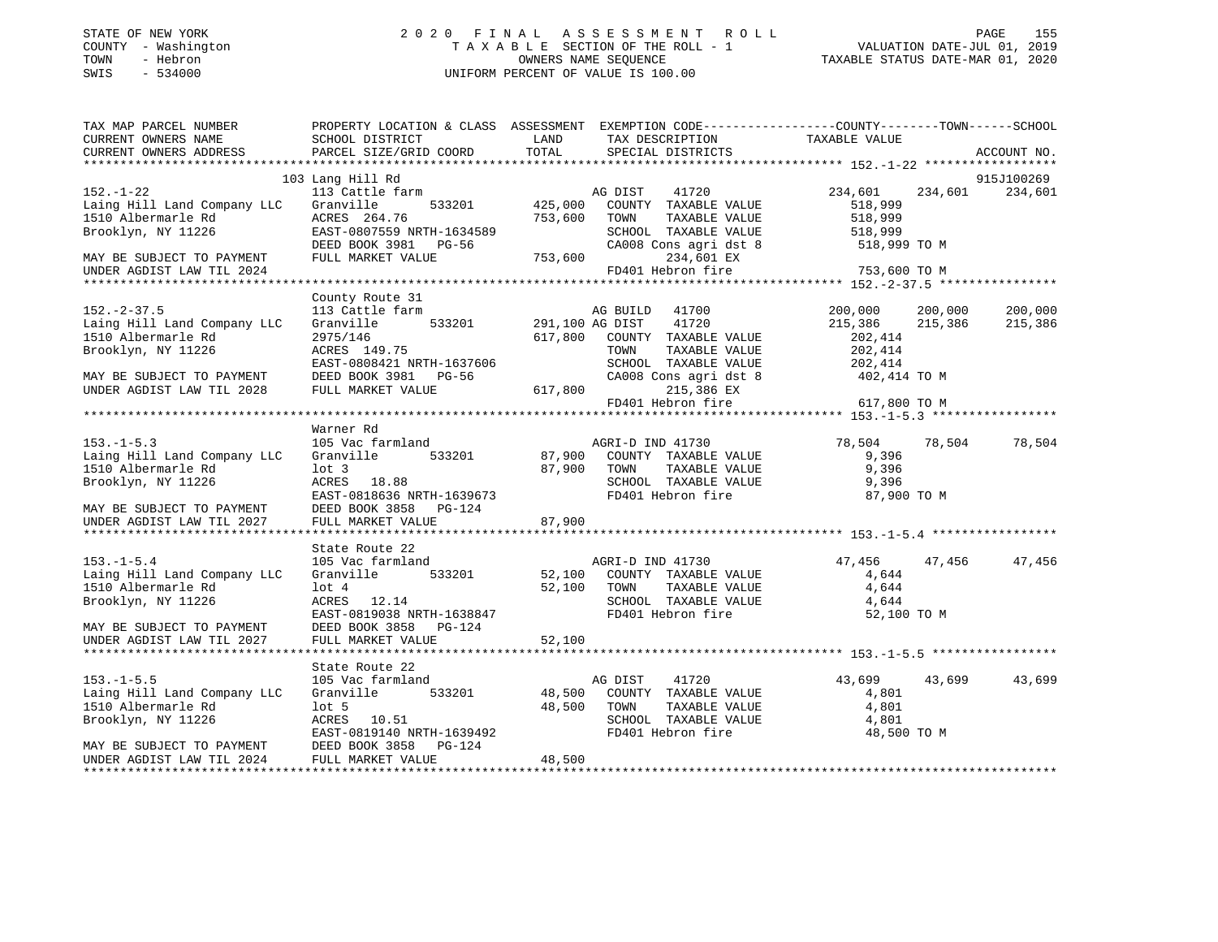STATE OF NEW YORK — 2020 FINAL ASSESSMENT ROLL — PAGE 155
COUNTY - Washington — TAXABLE SECTION OF THE ROLL - 1 — VALUATION DATE-JUL 01, 2019
TOWN - Hebron — OWNERS NAME SEQUENCE — TAXABLE STATUS DATE-MAR 01, 2020
SWIS - 534000 — UNIFORM PERCENT OF VALUE IS 100.00

```
TAX MAP PARCEL NUMBER          PROPERTY LOCATION & CLASS  ASSESSMENT  EXEMPTION CODE-----------------COUNTY--------TOWN------SCHOOL
CURRENT OWNERS NAME            SCHOOL DISTRICT               LAND      TAX DESCRIPTION            TAXABLE VALUE
CURRENT OWNERS ADDRESS         PARCEL SIZE/GRID COORD        TOTAL     SPECIAL DISTRICTS                                 ACCOUNT NO.
******************************************************************************************************* 152.-1-22 ******************
                               103 Lang Hill Rd                                                                          915J100269
152.-1-22                      113 Cattle farm                          AG DIST    41720           234,601    234,601    234,601
Laing Hill Land Company LLC    Granville      533201       425,000     COUNTY  TAXABLE VALUE         518,999
1510 Albermarle Rd             ACRES  264.76               753,600     TOWN    TAXABLE VALUE         518,999
Brooklyn, NY 11226             EAST-0807559 NRTH-1634589               SCHOOL  TAXABLE VALUE         518,999
                               DEED BOOK 3981   PG-56                  CA008 Cons agri dst 8         518,999 TO M
MAY BE SUBJECT TO PAYMENT      FULL MARKET VALUE           753,600          234,601 EX
UNDER AGDIST LAW TIL 2024                                               FD401 Hebron fire             753,600 TO M
******************************************************************************************************* 152.-2-37.5 ****************
                               County Route 31
152.-2-37.5                    113 Cattle farm                          AG BUILD   41700           200,000    200,000    200,000
Laing Hill Land Company LLC    Granville      533201       291,100 AG DIST     41720               215,386    215,386    215,386
1510 Albermarle Rd             2975/146                    617,800     COUNTY  TAXABLE VALUE         202,414
Brooklyn, NY 11226             ACRES  149.75                           TOWN    TAXABLE VALUE         202,414
                               EAST-0808421 NRTH-1637606               SCHOOL  TAXABLE VALUE         202,414
MAY BE SUBJECT TO PAYMENT      DEED BOOK 3981   PG-56                  CA008 Cons agri dst 8         402,414 TO M
UNDER AGDIST LAW TIL 2028      FULL MARKET VALUE           617,800          215,386 EX
                                                                        FD401 Hebron fire             617,800 TO M
******************************************************************************************************* 153.-1-5.3 *****************
                               Warner Rd
153.-1-5.3                     105 Vac farmland                         AGRI-D IND 41730            78,504     78,504     78,504
Laing Hill Land Company LLC    Granville      533201        87,900     COUNTY  TAXABLE VALUE           9,396
1510 Albermarle Rd             lot 3                        87,900     TOWN    TAXABLE VALUE           9,396
Brooklyn, NY 11226             ACRES   18.88                           SCHOOL  TAXABLE VALUE           9,396
                               EAST-0818636 NRTH-1639673               FD401 Hebron fire              87,900 TO M
MAY BE SUBJECT TO PAYMENT      DEED BOOK 3858   PG-124
UNDER AGDIST LAW TIL 2027      FULL MARKET VALUE            87,900
******************************************************************************************************* 153.-1-5.4 *****************
                               State Route 22
153.-1-5.4                     105 Vac farmland                         AGRI-D IND 41730            47,456     47,456     47,456
Laing Hill Land Company LLC    Granville      533201        52,100     COUNTY  TAXABLE VALUE           4,644
1510 Albermarle Rd             lot 4                        52,100     TOWN    TAXABLE VALUE           4,644
Brooklyn, NY 11226             ACRES   12.14                           SCHOOL  TAXABLE VALUE           4,644
                               EAST-0819038 NRTH-1638847               FD401 Hebron fire              52,100 TO M
MAY BE SUBJECT TO PAYMENT      DEED BOOK 3858   PG-124
UNDER AGDIST LAW TIL 2027      FULL MARKET VALUE            52,100
******************************************************************************************************* 153.-1-5.5 *****************
                               State Route 22
153.-1-5.5                     105 Vac farmland                         AG DIST    41720            43,699     43,699     43,699
Laing Hill Land Company LLC    Granville      533201        48,500     COUNTY  TAXABLE VALUE           4,801
1510 Albermarle Rd             lot 5                        48,500     TOWN    TAXABLE VALUE           4,801
Brooklyn, NY 11226             ACRES   10.51                           SCHOOL  TAXABLE VALUE           4,801
                               EAST-0819140 NRTH-1639492               FD401 Hebron fire              48,500 TO M
MAY BE SUBJECT TO PAYMENT      DEED BOOK 3858   PG-124
UNDER AGDIST LAW TIL 2024      FULL MARKET VALUE            48,500
************************************************************************************************************************************
```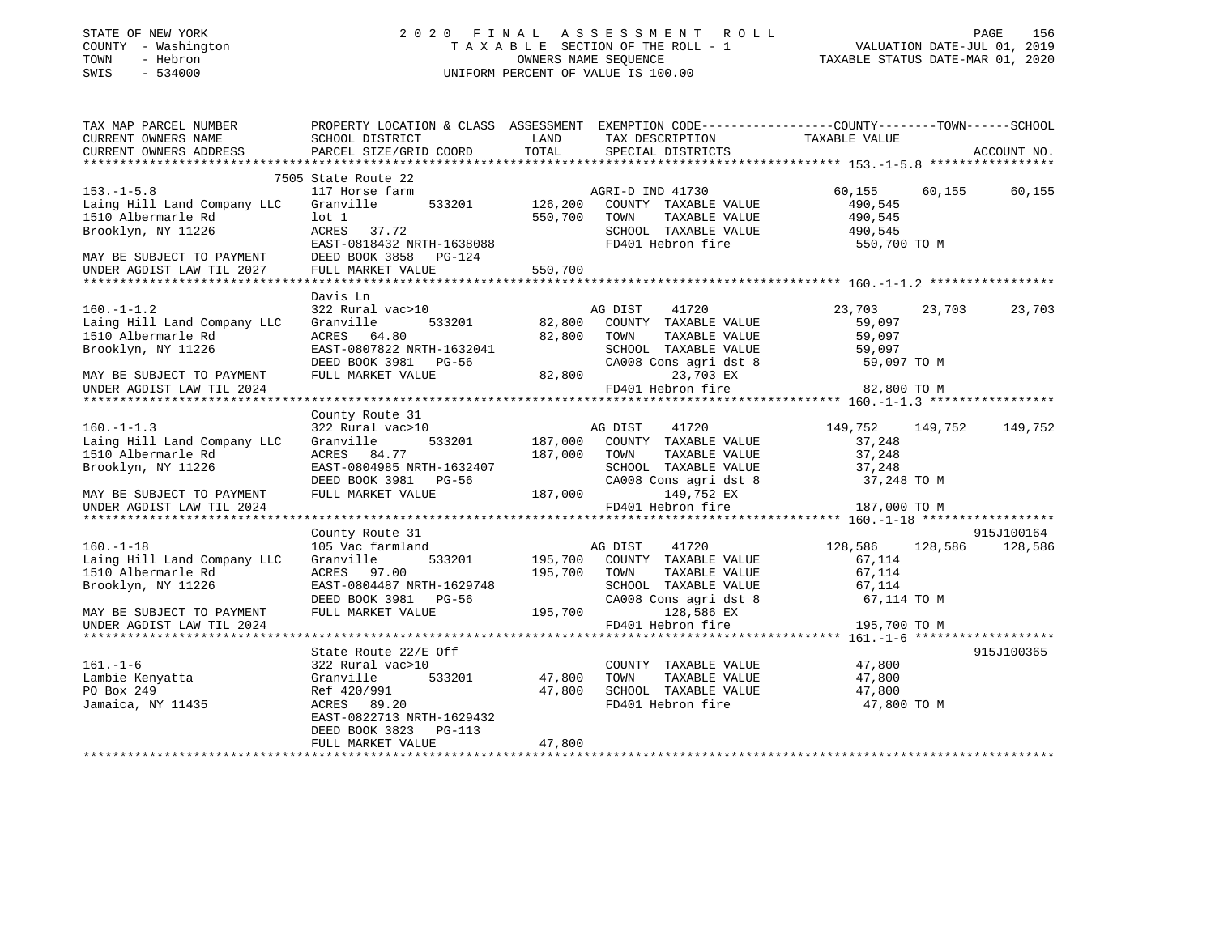STATE OF NEW YORK
COUNTY - Washington
TOWN - Hebron
SWIS - 534000

2020 FINAL ASSESSMENT ROLL
TAXABLE SECTION OF THE ROLL - 1
OWNERS NAME SEQUENCE
UNIFORM PERCENT OF VALUE IS 100.00

VALUATION DATE-JUL 01, 2019
TAXABLE STATUS DATE-MAR 01, 2020

```
TAX MAP PARCEL NUMBER          PROPERTY LOCATION & CLASS  ASSESSMENT  EXEMPTION CODE-----------------COUNTY--------TOWN------SCHOOL
CURRENT OWNERS NAME            SCHOOL DISTRICT               LAND      TAX DESCRIPTION              TAXABLE VALUE
CURRENT OWNERS ADDRESS         PARCEL SIZE/GRID COORD        TOTAL     SPECIAL DISTRICTS                                    ACCOUNT NO.
******************************************************************************************************* 153.-1-5.8 *****************
                               7505 State Route 22
153.-1-5.8                     117 Horse farm                          AGRI-D IND 41730               60,155      60,155      60,155
Laing Hill Land Company LLC    Granville        533201      126,200    COUNTY  TAXABLE VALUE          490,545
1510 Albermarle Rd             lot 1                        550,700    TOWN    TAXABLE VALUE          490,545
Brooklyn, NY 11226             ACRES   37.72                           SCHOOL  TAXABLE VALUE          490,545
                               EAST-0818432 NRTH-1638088               FD401 Hebron fire               550,700 TO M
MAY BE SUBJECT TO PAYMENT      DEED BOOK 3858   PG-124
UNDER AGDIST LAW TIL 2027      FULL MARKET VALUE            550,700
******************************************************************************************************* 160.-1-1.2 *****************
                               Davis Ln
160.-1-1.2                     322 Rural vac>10                        AG DIST     41720              23,703      23,703      23,703
Laing Hill Land Company LLC    Granville        533201       82,800    COUNTY  TAXABLE VALUE           59,097
1510 Albermarle Rd             ACRES   64.80                 82,800    TOWN    TAXABLE VALUE           59,097
Brooklyn, NY 11226             EAST-0807822 NRTH-1632041               SCHOOL  TAXABLE VALUE           59,097
                               DEED BOOK 3981   PG-56                  CA008 Cons agri dst 8            59,097 TO M
MAY BE SUBJECT TO PAYMENT      FULL MARKET VALUE             82,800          23,703 EX
UNDER AGDIST LAW TIL 2024                                              FD401 Hebron fire                82,800 TO M
******************************************************************************************************* 160.-1-1.3 *****************
                               County Route 31
160.-1-1.3                     322 Rural vac>10                        AG DIST     41720             149,752     149,752     149,752
Laing Hill Land Company LLC    Granville        533201      187,000    COUNTY  TAXABLE VALUE           37,248
1510 Albermarle Rd             ACRES   84.77                187,000    TOWN    TAXABLE VALUE           37,248
Brooklyn, NY 11226             EAST-0804985 NRTH-1632407               SCHOOL  TAXABLE VALUE           37,248
                               DEED BOOK 3981   PG-56                  CA008 Cons agri dst 8            37,248 TO M
MAY BE SUBJECT TO PAYMENT      FULL MARKET VALUE            187,000         149,752 EX
UNDER AGDIST LAW TIL 2024                                              FD401 Hebron fire               187,000 TO M
******************************************************************************************************* 160.-1-18 ******************
                               County Route 31                                                                        915J100164
160.-1-18                      105 Vac farmland                        AG DIST     41720             128,586     128,586     128,586
Laing Hill Land Company LLC    Granville        533201      195,700    COUNTY  TAXABLE VALUE           67,114
1510 Albermarle Rd             ACRES   97.00                195,700    TOWN    TAXABLE VALUE           67,114
Brooklyn, NY 11226             EAST-0804487 NRTH-1629748               SCHOOL  TAXABLE VALUE           67,114
                               DEED BOOK 3981   PG-56                  CA008 Cons agri dst 8            67,114 TO M
MAY BE SUBJECT TO PAYMENT      FULL MARKET VALUE            195,700         128,586 EX
UNDER AGDIST LAW TIL 2024                                              FD401 Hebron fire               195,700 TO M
******************************************************************************************************* 161.-1-6 *******************
                               State Route 22/E Off                                                                   915J100365
161.-1-6                       322 Rural vac>10                        COUNTY  TAXABLE VALUE           47,800
Lambie Kenyatta                Granville        533201       47,800    TOWN    TAXABLE VALUE           47,800
PO Box 249                     Ref 420/991                   47,800    SCHOOL  TAXABLE VALUE           47,800
Jamaica, NY 11435              ACRES   89.20                           FD401 Hebron fire                47,800 TO M
                               EAST-0822713 NRTH-1629432
                               DEED BOOK 3823   PG-113
                               FULL MARKET VALUE             47,800
************************************************************************************************************************************
```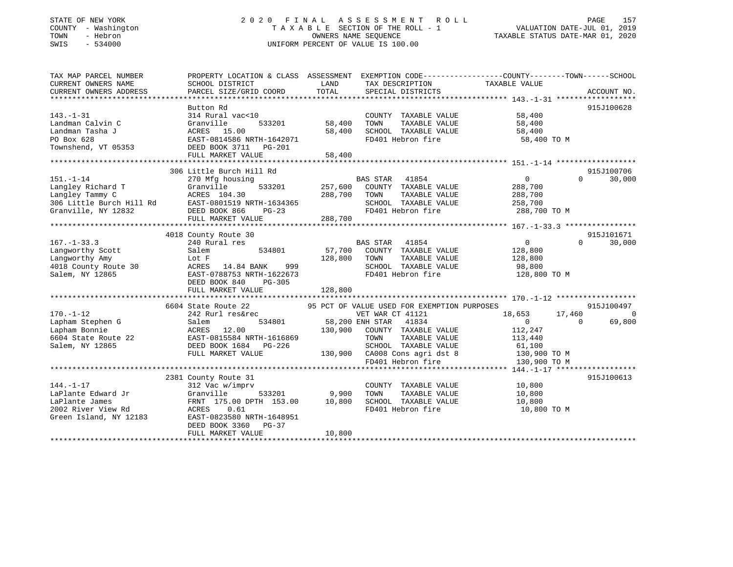STATE OF NEW YORK
COUNTY - Washington
TOWN - Hebron
SWIS - 534000

2020 FINAL ASSESSMENT ROLL
TAXABLE SECTION OF THE ROLL - 1
OWNERS NAME SEQUENCE
UNIFORM PERCENT OF VALUE IS 100.00

VALUATION DATE-JUL 01, 2019
TAXABLE STATUS DATE-MAR 01, 2020

```
TAX MAP PARCEL NUMBER          PROPERTY LOCATION & CLASS  ASSESSMENT  EXEMPTION CODE------------------COUNTY--------TOWN------SCHOOL
CURRENT OWNERS NAME            SCHOOL DISTRICT               LAND      TAX DESCRIPTION                  TAXABLE VALUE
CURRENT OWNERS ADDRESS         PARCEL SIZE/GRID COORD        TOTAL     SPECIAL DISTRICTS                                        ACCOUNT NO.
*********************************************************************************************************** 143.-1-31 ******************
                               Button Rd                                                                                     915J100628
143.-1-31                      314 Rural vac<10                        COUNTY  TAXABLE VALUE              58,400
Landman Calvin C               Granville       533201       58,400     TOWN    TAXABLE VALUE              58,400
Landman Tasha J                ACRES   15.00                58,400     SCHOOL  TAXABLE VALUE              58,400
PO Box 628                     EAST-0814586 NRTH-1642071               FD401 Hebron fire                   58,400 TO M
Townshend, VT 05353            DEED BOOK 3711   PG-201
                               FULL MARKET VALUE            58,400
*********************************************************************************************************** 151.-1-14 ******************
                            306 Little Burch Hill Rd                                                                         915J100706
151.-1-14                      270 Mfg housing                         BAS STAR   41854                    0            0       30,000
Langley Richard T              Granville       533201      257,600     COUNTY  TAXABLE VALUE             288,700
Langley Tammy C                ACRES  104.30               288,700     TOWN    TAXABLE VALUE             288,700
306 Little Burch Hill Rd       EAST-0801519 NRTH-1634365               SCHOOL  TAXABLE VALUE             258,700
Granville, NY 12832            DEED BOOK 866    PG-23                  FD401 Hebron fire                  288,700 TO M
                               FULL MARKET VALUE           288,700
*********************************************************************************************************** 167.-1-33.3 ****************
                            4018 County Route 30                                                                             915J101671
167.-1-33.3                    240 Rural res                           BAS STAR   41854                    0            0       30,000
Langworthy Scott               Salem           534801       57,700     COUNTY  TAXABLE VALUE             128,800
Langworthy Amy                 Lot F                       128,800     TOWN    TAXABLE VALUE             128,800
4018 County Route 30           ACRES   14.84 BANK     999              SCHOOL  TAXABLE VALUE              98,800
Salem, NY 12865                EAST-0788753 NRTH-1622673               FD401 Hebron fire                  128,800 TO M
                               DEED BOOK 840    PG-305
                               FULL MARKET VALUE           128,800
*********************************************************************************************************** 170.-1-12 ******************
                            6604 State Route 22              95 PCT OF VALUE USED FOR EXEMPTION PURPOSES                     915J100497
170.-1-12                      242 Rurl res&rec                        VET WAR CT 41121               18,653       17,460            0
Lapham Stephen G               Salem           534801       58,200 ENH STAR   41834                    0            0       69,800
Lapham Bonnie                  ACRES   12.00               130,900     COUNTY  TAXABLE VALUE             112,247
6604 State Route 22            EAST-0815584 NRTH-1616869               TOWN    TAXABLE VALUE             113,440
Salem, NY 12865                DEED BOOK 1684   PG-226                 SCHOOL  TAXABLE VALUE              61,100
                               FULL MARKET VALUE           130,900     CA008 Cons agri dst 8              130,900 TO M
                                                                       FD401 Hebron fire                  130,900 TO M
*********************************************************************************************************** 144.-1-17 ******************
                            2381 County Route 31                                                                             915J100613
144.-1-17                      312 Vac w/imprv                         COUNTY  TAXABLE VALUE              10,800
LaPlante Edward Jr             Granville       533201        9,900     TOWN    TAXABLE VALUE              10,800
LaPlante James                 FRNT  175.00 DPTH  153.00    10,800     SCHOOL  TAXABLE VALUE              10,800
2002 River View Rd             ACRES    0.61                           FD401 Hebron fire                   10,800 TO M
Green Island, NY 12183         EAST-0823580 NRTH-1648951
                               DEED BOOK 3360   PG-37
                               FULL MARKET VALUE            10,800
************************************************************************************************************************************
```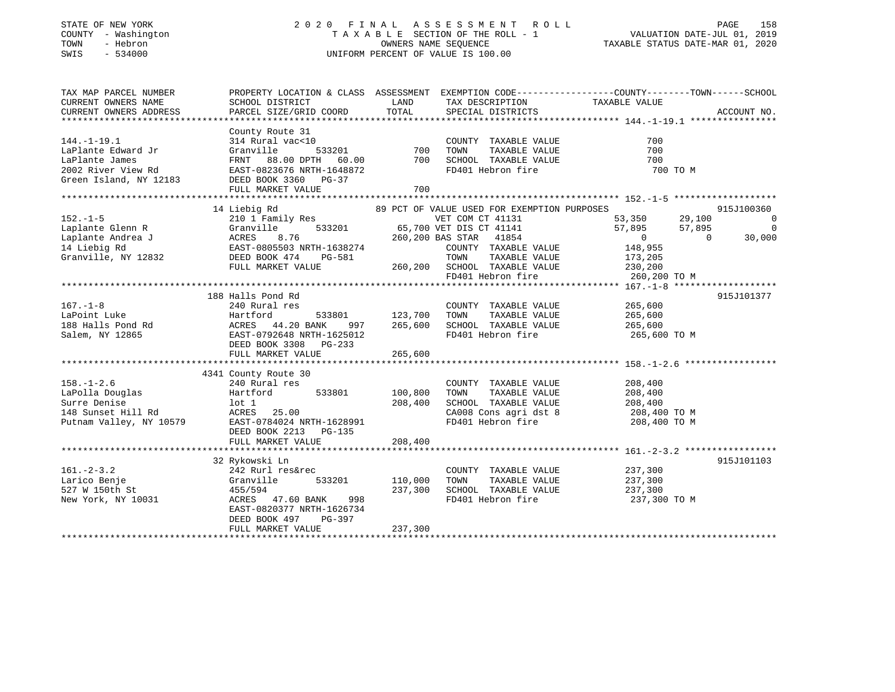STATE OF NEW YORK
COUNTY - Washington
TOWN - Hebron
SWIS - 534000

# 2020 FINAL ASSESSMENT ROLL

TAXABLE SECTION OF THE ROLL - 1
OWNERS NAME SEQUENCE
UNIFORM PERCENT OF VALUE IS 100.00

VALUATION DATE-JUL 01, 2019
TAXABLE STATUS DATE-MAR 01, 2020

| TAX MAP PARCEL NUMBER / CURRENT OWNERS NAME / CURRENT OWNERS ADDRESS | PROPERTY LOCATION & CLASS / SCHOOL DISTRICT / PARCEL SIZE/GRID COORD | ASSESSMENT LAND | TOTAL | EXEMPTION CODE / TAX DESCRIPTION / SPECIAL DISTRICTS | COUNTY TAXABLE VALUE | TOWN | SCHOOL | ACCOUNT NO. |
|---|---|---|---|---|---|---|---|---|
| **144.-1-19.1** | County Route 31 | | | | | | | |
| 144.-1-19.1 | 314 Rural vac<10 | | | COUNTY TAXABLE VALUE | 700 | | | |
| LaPlante Edward Jr | Granville 533201 | 700 | | TOWN TAXABLE VALUE | 700 | | | |
| LaPlante James | FRNT 88.00 DPTH 60.00 | | 700 | SCHOOL TAXABLE VALUE | 700 | | | |
| 2002 River View Rd | EAST-0823676 NRTH-1648872 | | | FD401 Hebron fire | 700 TO M | | | |
| Green Island, NY 12183 | DEED BOOK 3360 PG-37 | | | | | | | |
| | FULL MARKET VALUE | | 700 | | | | | |
| **152.-1-5** | 14 Liebig Rd | | | 89 PCT OF VALUE USED FOR EXEMPTION PURPOSES | | | | 915J100360 |
| 152.-1-5 | 210 1 Family Res | | | VET COM CT 41131 | 53,350 | 29,100 | 0 | |
| Laplante Glenn R | Granville 533201 | 65,700 | | VET DIS CT 41141 | 57,895 | 57,895 | 0 | |
| Laplante Andrea J | ACRES 8.76 | | 260,200 | BAS STAR 41854 | 0 | 0 | 30,000 | |
| 14 Liebig Rd | EAST-0805503 NRTH-1638274 | | | COUNTY TAXABLE VALUE | 148,955 | | | |
| Granville, NY 12832 | DEED BOOK 474 PG-581 | | | TOWN TAXABLE VALUE | 173,205 | | | |
| | FULL MARKET VALUE | | 260,200 | SCHOOL TAXABLE VALUE | 230,200 | | | |
| | | | | FD401 Hebron fire | 260,200 TO M | | | |
| **167.-1-8** | 188 Halls Pond Rd | | | | | | | 915J101377 |
| 167.-1-8 | 240 Rural res | | | COUNTY TAXABLE VALUE | 265,600 | | | |
| LaPoint Luke | Hartford 533801 | 123,700 | | TOWN TAXABLE VALUE | 265,600 | | | |
| 188 Halls Pond Rd | ACRES 44.20 BANK 997 | | 265,600 | SCHOOL TAXABLE VALUE | 265,600 | | | |
| Salem, NY 12865 | EAST-0792648 NRTH-1625012 | | | FD401 Hebron fire | 265,600 TO M | | | |
| | DEED BOOK 3308 PG-233 | | | | | | | |
| | FULL MARKET VALUE | | 265,600 | | | | | |
| **158.-1-2.6** | 4341 County Route 30 | | | | | | | |
| 158.-1-2.6 | 240 Rural res | | | COUNTY TAXABLE VALUE | 208,400 | | | |
| LaPolla Douglas | Hartford 533801 | 100,800 | | TOWN TAXABLE VALUE | 208,400 | | | |
| Surre Denise | lot 1 | | 208,400 | SCHOOL TAXABLE VALUE | 208,400 | | | |
| 148 Sunset Hill Rd | ACRES 25.00 | | | CA008 Cons agri dst 8 | 208,400 TO M | | | |
| Putnam Valley, NY 10579 | EAST-0784024 NRTH-1628991 | | | FD401 Hebron fire | 208,400 TO M | | | |
| | DEED BOOK 2213 PG-135 | | | | | | | |
| | FULL MARKET VALUE | | 208,400 | | | | | |
| **161.-2-3.2** | 32 Rykowski Ln | | | | | | | 915J101103 |
| 161.-2-3.2 | 242 Rurl res&rec | | | COUNTY TAXABLE VALUE | 237,300 | | | |
| Larico Benje | Granville 533201 | 110,000 | | TOWN TAXABLE VALUE | 237,300 | | | |
| 527 W 150th St | 455/594 | | 237,300 | SCHOOL TAXABLE VALUE | 237,300 | | | |
| New York, NY 10031 | ACRES 47.60 BANK 998 | | | FD401 Hebron fire | 237,300 TO M | | | |
| | EAST-0820377 NRTH-1626734 | | | | | | | |
| | DEED BOOK 497 PG-397 | | | | | | | |
| | FULL MARKET VALUE | | 237,300 | | | | | |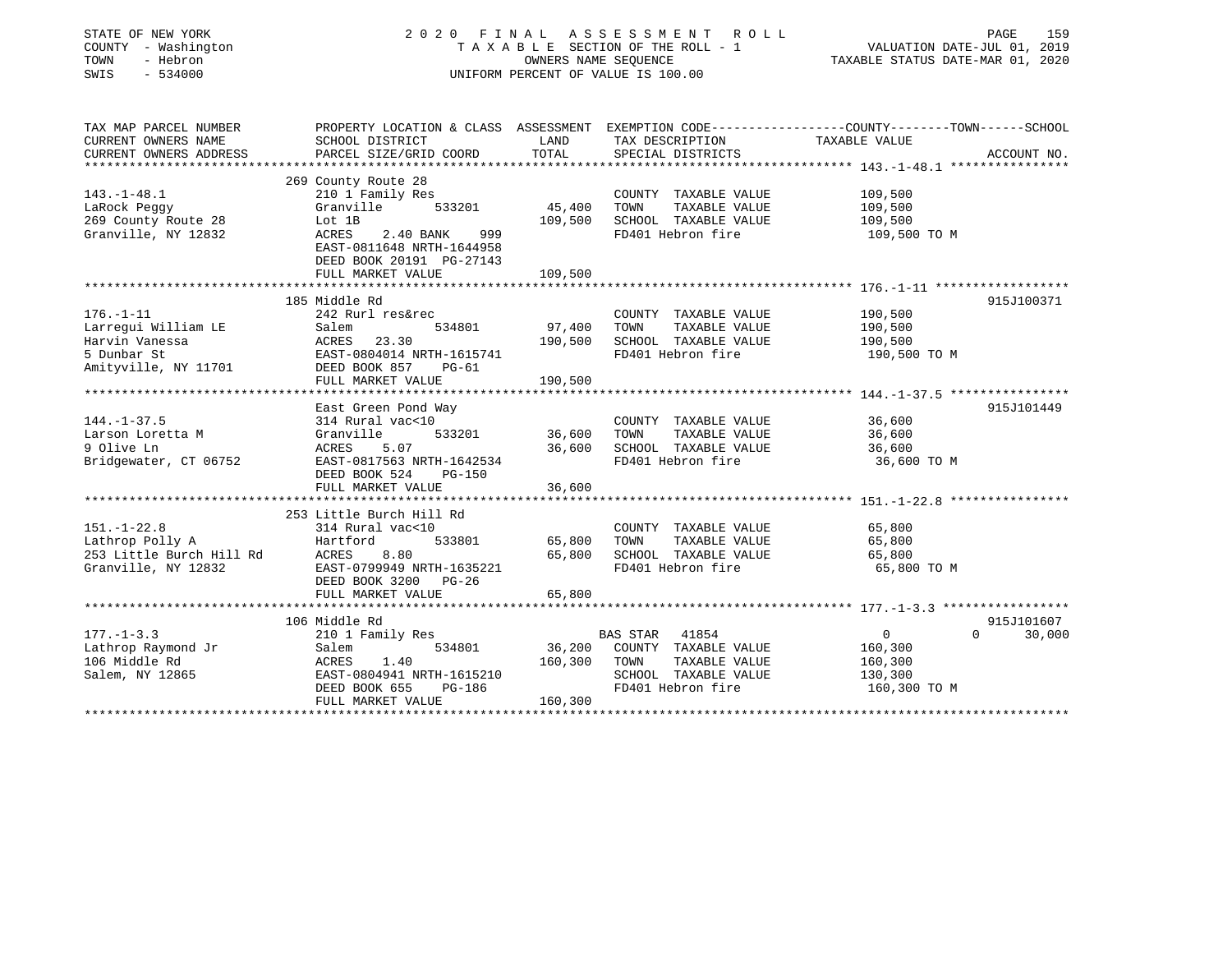STATE OF NEW YORK
COUNTY - Washington
TOWN - Hebron
SWIS - 534000

# 2020 FINAL ASSESSMENT ROLL

TAXABLE SECTION OF THE ROLL - 1
OWNERS NAME SEQUENCE
UNIFORM PERCENT OF VALUE IS 100.00

VALUATION DATE-JUL 01, 2019
TAXABLE STATUS DATE-MAR 01, 2020

| TAX MAP PARCEL NUMBER / CURRENT OWNERS NAME / CURRENT OWNERS ADDRESS | PROPERTY LOCATION & CLASS / SCHOOL DISTRICT / PARCEL SIZE/GRID COORD | ASSESSMENT LAND | TOTAL | EXEMPTION CODE / TAX DESCRIPTION / SPECIAL DISTRICTS | COUNTY TAXABLE VALUE | TOWN | SCHOOL | ACCOUNT NO. |
|---|---|---|---|---|---|---|---|---|
| **143.-1-48.1** | 269 County Route 28 | | | | | | | |
| 143.-1-48.1 | 210 1 Family Res | | | COUNTY TAXABLE VALUE | 109,500 | | | |
| LaRock Peggy | Granville 533201 | 45,400 | | TOWN TAXABLE VALUE | 109,500 | | | |
| 269 County Route 28 | Lot 1B | | 109,500 | SCHOOL TAXABLE VALUE | 109,500 | | | |
| Granville, NY 12832 | ACRES 2.40 BANK 999 | | | FD401 Hebron fire | 109,500 TO M | | | |
| | EAST-0811648 NRTH-1644958 | | | | | | | |
| | DEED BOOK 20191 PG-27143 | | | | | | | |
| | FULL MARKET VALUE | | 109,500 | | | | | |
| **176.-1-11** | 185 Middle Rd | | | | | | | 915J100371 |
| 176.-1-11 | 242 Rurl res&rec | | | COUNTY TAXABLE VALUE | 190,500 | | | |
| Larregui William LE | Salem 534801 | 97,400 | | TOWN TAXABLE VALUE | 190,500 | | | |
| Harvin Vanessa | ACRES 23.30 | | 190,500 | SCHOOL TAXABLE VALUE | 190,500 | | | |
| 5 Dunbar St | EAST-0804014 NRTH-1615741 | | | FD401 Hebron fire | 190,500 TO M | | | |
| Amityville, NY 11701 | DEED BOOK 857 PG-61 | | | | | | | |
| | FULL MARKET VALUE | | 190,500 | | | | | |
| **144.-1-37.5** | East Green Pond Way | | | | | | | 915J101449 |
| 144.-1-37.5 | 314 Rural vac<10 | | | COUNTY TAXABLE VALUE | 36,600 | | | |
| Larson Loretta M | Granville 533201 | 36,600 | | TOWN TAXABLE VALUE | 36,600 | | | |
| 9 Olive Ln | ACRES 5.07 | | 36,600 | SCHOOL TAXABLE VALUE | 36,600 | | | |
| Bridgewater, CT 06752 | EAST-0817563 NRTH-1642534 | | | FD401 Hebron fire | 36,600 TO M | | | |
| | DEED BOOK 524 PG-150 | | | | | | | |
| | FULL MARKET VALUE | | 36,600 | | | | | |
| **151.-1-22.8** | 253 Little Burch Hill Rd | | | | | | | |
| 151.-1-22.8 | 314 Rural vac<10 | | | COUNTY TAXABLE VALUE | 65,800 | | | |
| Lathrop Polly A | Hartford 533801 | 65,800 | | TOWN TAXABLE VALUE | 65,800 | | | |
| 253 Little Burch Hill Rd | ACRES 8.80 | | 65,800 | SCHOOL TAXABLE VALUE | 65,800 | | | |
| Granville, NY 12832 | EAST-0799949 NRTH-1635221 | | | FD401 Hebron fire | 65,800 TO M | | | |
| | DEED BOOK 3200 PG-26 | | | | | | | |
| | FULL MARKET VALUE | | 65,800 | | | | | |
| **177.-1-3.3** | 106 Middle Rd | | | | | | | 915J101607 |
| 177.-1-3.3 | 210 1 Family Res | | | BAS STAR 41854 | 0 | 0 | 30,000 | |
| Lathrop Raymond Jr | Salem 534801 | 36,200 | | COUNTY TAXABLE VALUE | 160,300 | | | |
| 106 Middle Rd | ACRES 1.40 | | 160,300 | TOWN TAXABLE VALUE | 160,300 | | | |
| Salem, NY 12865 | EAST-0804941 NRTH-1615210 | | | SCHOOL TAXABLE VALUE | 130,300 | | | |
| | DEED BOOK 655 PG-186 | | | FD401 Hebron fire | 160,300 TO M | | | |
| | FULL MARKET VALUE | | 160,300 | | | | | |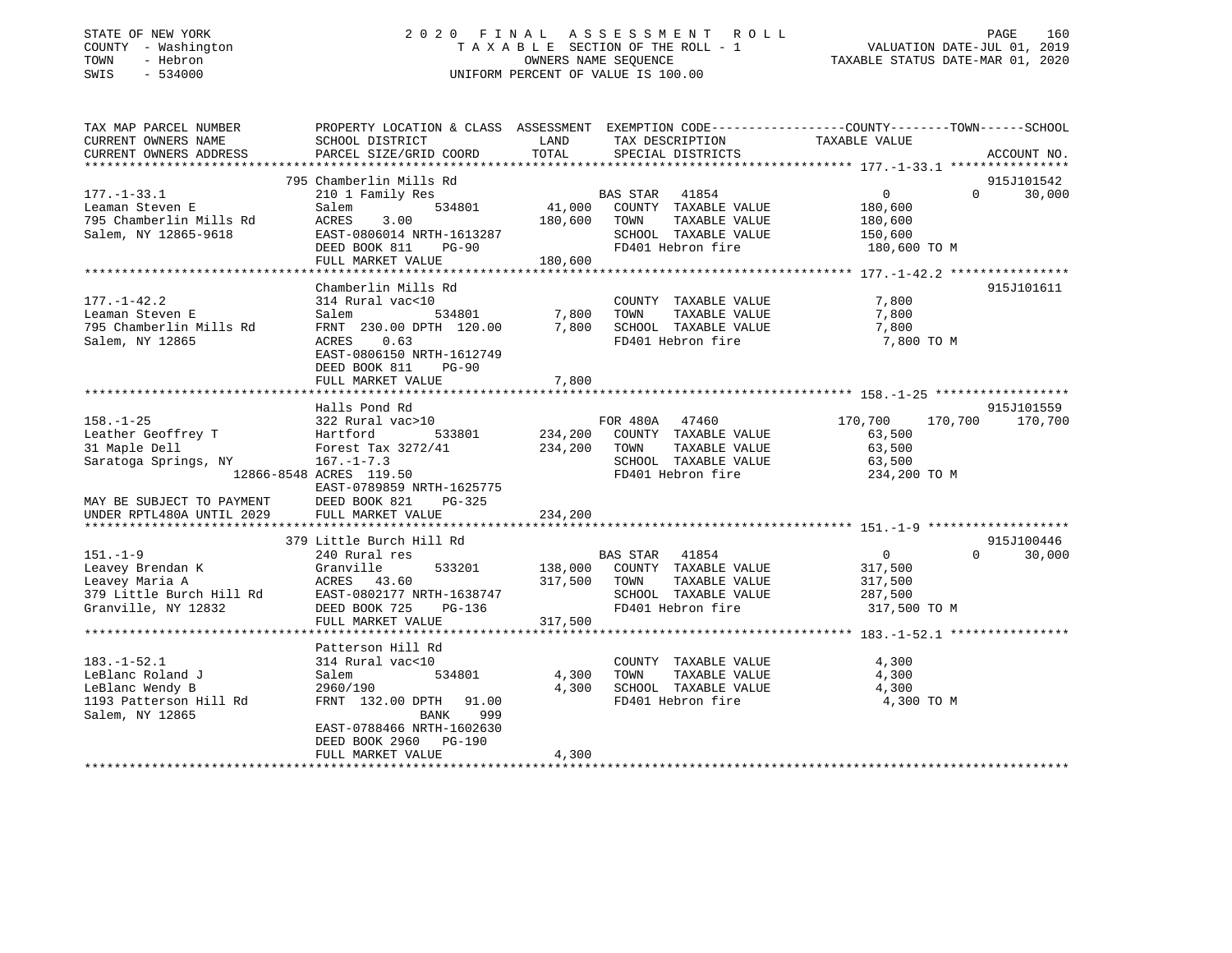STATE OF NEW YORK
COUNTY - Washington
TOWN - Hebron
SWIS - 534000

2020 FINAL ASSESSMENT ROLL
TAXABLE SECTION OF THE ROLL - 1
OWNERS NAME SEQUENCE
UNIFORM PERCENT OF VALUE IS 100.00

VALUATION DATE-JUL 01, 2019
TAXABLE STATUS DATE-MAR 01, 2020

| TAX MAP PARCEL NUMBER / CURRENT OWNERS NAME / CURRENT OWNERS ADDRESS | PROPERTY LOCATION & CLASS / SCHOOL DISTRICT / PARCEL SIZE/GRID COORD | ASSESSMENT LAND | TOTAL | EXEMPTION CODE / TAX DESCRIPTION / SPECIAL DISTRICTS | COUNTY TAXABLE VALUE | TOWN | SCHOOL | ACCOUNT NO. |
|---|---|---|---|---|---|---|---|---|
| 177.-1-33.1 | 795 Chamberlin Mills Rd | | | | | | | 915J101542 |
| Leaman Steven E | 210 1 Family Res | | | BAS STAR 41854 | 0 | 0 | 30,000 | |
| 795 Chamberlin Mills Rd | Salem 534801 | 41,000 | | COUNTY TAXABLE VALUE | 180,600 | | | |
| Salem, NY 12865-9618 | ACRES 3.00 | | 180,600 | TOWN TAXABLE VALUE | 180,600 | | | |
| | EAST-0806014 NRTH-1613287 | | | SCHOOL TAXABLE VALUE | 150,600 | | | |
| | DEED BOOK 811 PG-90 | | | FD401 Hebron fire | 180,600 TO M | | | |
| | FULL MARKET VALUE | | 180,600 | | | | | |
| 177.-1-42.2 | Chamberlin Mills Rd | | | | | | | 915J101611 |
| Leaman Steven E | 314 Rural vac<10 | | | COUNTY TAXABLE VALUE | 7,800 | | | |
| 795 Chamberlin Mills Rd | Salem 534801 | 7,800 | | TOWN TAXABLE VALUE | 7,800 | | | |
| Salem, NY 12865 | FRNT 230.00 DPTH 120.00 | | 7,800 | SCHOOL TAXABLE VALUE | 7,800 | | | |
| | ACRES 0.63 | | | FD401 Hebron fire | 7,800 TO M | | | |
| | EAST-0806150 NRTH-1612749 | | | | | | | |
| | DEED BOOK 811 PG-90 | | | | | | | |
| | FULL MARKET VALUE | | 7,800 | | | | | |
| 158.-1-25 | Halls Pond Rd | | | | | | | 915J101559 |
| Leather Geoffrey T | 322 Rural vac>10 | | | FOR 480A 47460 | 170,700 | 170,700 | 170,700 | |
| 31 Maple Dell | Hartford 533801 | 234,200 | | COUNTY TAXABLE VALUE | 63,500 | | | |
| Saratoga Springs, NY 12866-8548 | Forest Tax 3272/41 | | 234,200 | TOWN TAXABLE VALUE | 63,500 | | | |
| | 167.-1-7.3 | | | SCHOOL TAXABLE VALUE | 63,500 | | | |
| | ACRES 119.50 | | | FD401 Hebron fire | 234,200 TO M | | | |
| | EAST-0789859 NRTH-1625775 | | | | | | | |
| MAY BE SUBJECT TO PAYMENT | DEED BOOK 821 PG-325 | | | | | | | |
| UNDER RPTL480A UNTIL 2029 | FULL MARKET VALUE | | 234,200 | | | | | |
| 151.-1-9 | 379 Little Burch Hill Rd | | | | | | | 915J100446 |
| Leavey Brendan K | 240 Rural res | | | BAS STAR 41854 | 0 | 0 | 30,000 | |
| Leavey Maria A | Granville 533201 | 138,000 | | COUNTY TAXABLE VALUE | 317,500 | | | |
| 379 Little Burch Hill Rd | ACRES 43.60 | | 317,500 | TOWN TAXABLE VALUE | 317,500 | | | |
| Granville, NY 12832 | EAST-0802177 NRTH-1638747 | | | SCHOOL TAXABLE VALUE | 287,500 | | | |
| | DEED BOOK 725 PG-136 | | | FD401 Hebron fire | 317,500 TO M | | | |
| | FULL MARKET VALUE | | 317,500 | | | | | |
| 183.-1-52.1 | Patterson Hill Rd | | | | | | | |
| LeBlanc Roland J | 314 Rural vac<10 | | | COUNTY TAXABLE VALUE | 4,300 | | | |
| LeBlanc Wendy B | Salem 534801 | 4,300 | | TOWN TAXABLE VALUE | 4,300 | | | |
| 1193 Patterson Hill Rd | 2960/190 | | 4,300 | SCHOOL TAXABLE VALUE | 4,300 | | | |
| Salem, NY 12865 | FRNT 132.00 DPTH 91.00 | | | FD401 Hebron fire | 4,300 TO M | | | |
| | BANK 999 | | | | | | | |
| | EAST-0788466 NRTH-1602630 | | | | | | | |
| | DEED BOOK 2960 PG-190 | | | | | | | |
| | FULL MARKET VALUE | | 4,300 | | | | | |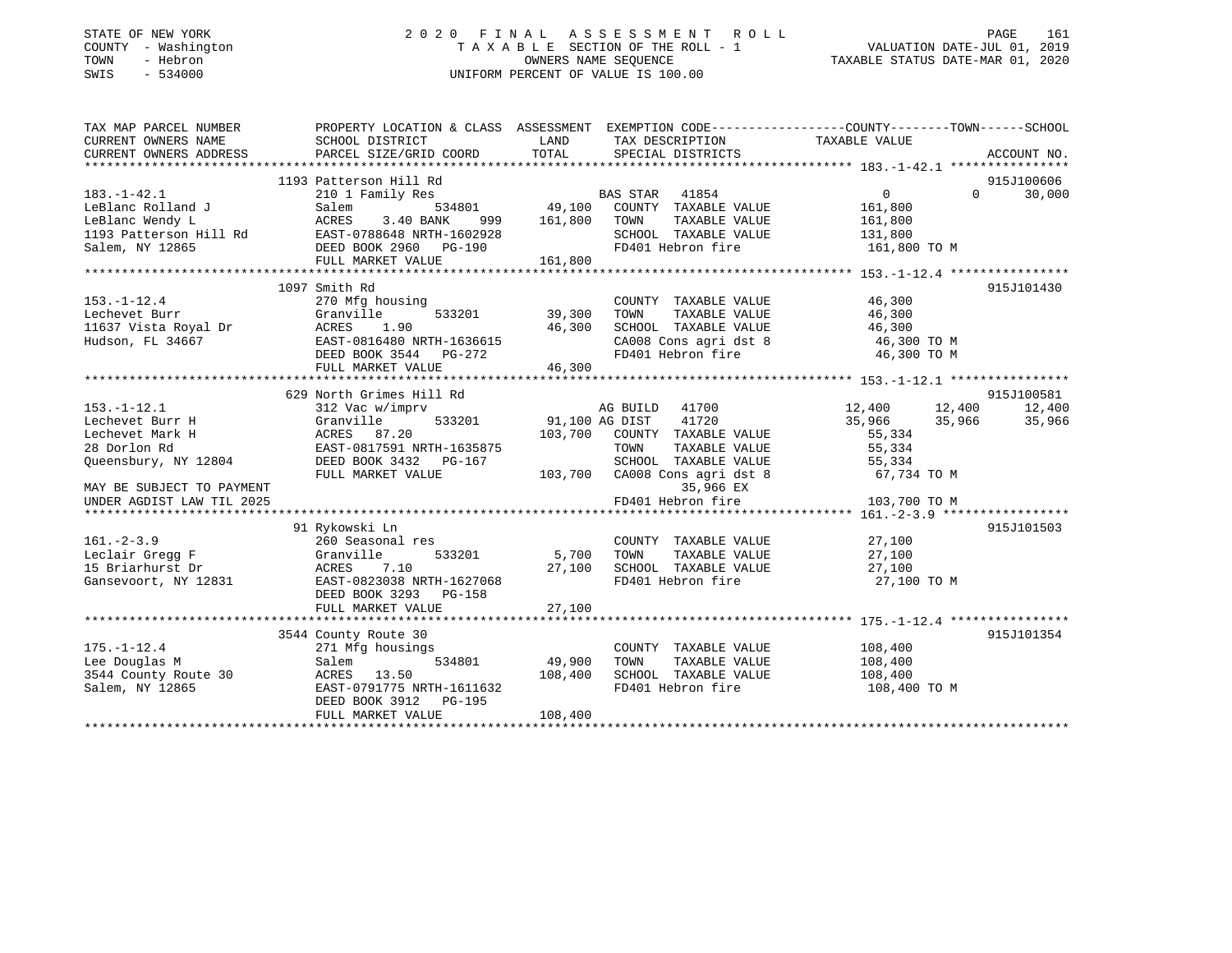STATE OF NEW YORK
COUNTY - Washington
TOWN - Hebron
SWIS - 534000

# 2020 FINAL ASSESSMENT ROLL

TAXABLE SECTION OF THE ROLL - 1
OWNERS NAME SEQUENCE
UNIFORM PERCENT OF VALUE IS 100.00

VALUATION DATE-JUL 01, 2019
TAXABLE STATUS DATE-MAR 01, 2020

```
TAX MAP PARCEL NUMBER          PROPERTY LOCATION & CLASS  ASSESSMENT  EXEMPTION CODE-----------------COUNTY--------TOWN------SCHOOL
CURRENT OWNERS NAME            SCHOOL DISTRICT              LAND      TAX DESCRIPTION             TAXABLE VALUE
CURRENT OWNERS ADDRESS         PARCEL SIZE/GRID COORD       TOTAL     SPECIAL DISTRICTS                                     ACCOUNT NO.
*********************************************************************************************** 183.-1-42.1 ****************
                               1193 Patterson Hill Rd                                                                     915J100606
183.-1-42.1                    210 1 Family Res                       BAS STAR  41854               0           0       30,000
LeBlanc Rolland J              Salem          534801      49,100     COUNTY  TAXABLE VALUE         161,800
LeBlanc Wendy L                ACRES    3.40 BANK    999  161,800    TOWN    TAXABLE VALUE         161,800
1193 Patterson Hill Rd         EAST-0788648 NRTH-1602928             SCHOOL  TAXABLE VALUE         131,800
Salem, NY 12865                DEED BOOK 2960   PG-190               FD401 Hebron fire              161,800 TO M
                               FULL MARKET VALUE          161,800
*********************************************************************************************** 153.-1-12.4 ****************
                               1097 Smith Rd                                                                              915J101430
153.-1-12.4                    270 Mfg housing                       COUNTY  TAXABLE VALUE          46,300
Lechevet Burr                  Granville      533201      39,300     TOWN    TAXABLE VALUE          46,300
11637 Vista Royal Dr           ACRES    1.90               46,300    SCHOOL  TAXABLE VALUE          46,300
Hudson, FL 34667               EAST-0816480 NRTH-1636615             CA008 Cons agri dst 8           46,300 TO M
                               DEED BOOK 3544   PG-272               FD401 Hebron fire               46,300 TO M
                               FULL MARKET VALUE           46,300
*********************************************************************************************** 153.-1-12.1 ****************
                               629 North Grimes Hill Rd                                                                   915J100581
153.-1-12.1                    312 Vac w/imprv                        AG BUILD  41700          12,400      12,400      12,400
Lechevet Burr H                Granville      533201      91,100 AG DIST   41720              35,966      35,966      35,966
Lechevet Mark H                ACRES   87.20              103,700    COUNTY  TAXABLE VALUE          55,334
28 Dorlon Rd                   EAST-0817591 NRTH-1635875             TOWN    TAXABLE VALUE          55,334
Queensbury, NY 12804           DEED BOOK 3432   PG-167               SCHOOL  TAXABLE VALUE          55,334
                               FULL MARKET VALUE          103,700    CA008 Cons agri dst 8           67,734 TO M
MAY BE SUBJECT TO PAYMENT                                                 35,966 EX
UNDER AGDIST LAW TIL 2025                                            FD401 Hebron fire              103,700 TO M
*********************************************************************************************** 161.-2-3.9 *****************
                               91 Rykowski Ln                                                                             915J101503
161.-2-3.9                     260 Seasonal res                      COUNTY  TAXABLE VALUE          27,100
Leclair Gregg F                Granville      533201       5,700     TOWN    TAXABLE VALUE          27,100
15 Briarhurst Dr               ACRES    7.10               27,100    SCHOOL  TAXABLE VALUE          27,100
Gansevoort, NY 12831           EAST-0823038 NRTH-1627068             FD401 Hebron fire               27,100 TO M
                               DEED BOOK 3293   PG-158
                               FULL MARKET VALUE           27,100
*********************************************************************************************** 175.-1-12.4 ****************
                               3544 County Route 30                                                                       915J101354
175.-1-12.4                    271 Mfg housings                      COUNTY  TAXABLE VALUE         108,400
Lee Douglas M                  Salem          534801      49,900     TOWN    TAXABLE VALUE         108,400
3544 County Route 30           ACRES   13.50              108,400    SCHOOL  TAXABLE VALUE         108,400
Salem, NY 12865                EAST-0791775 NRTH-1611632             FD401 Hebron fire              108,400 TO M
                               DEED BOOK 3912   PG-195
                               FULL MARKET VALUE          108,400
******************************************************************************************************************************
```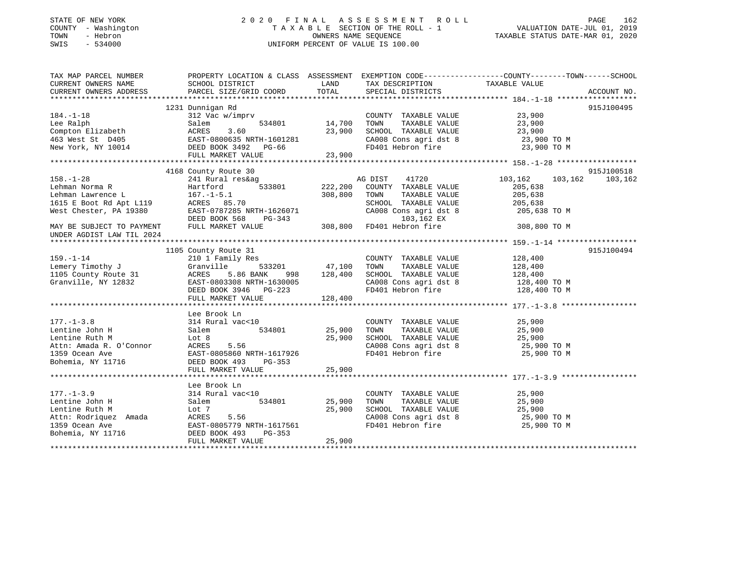STATE OF NEW YORK
COUNTY - Washington
TOWN - Hebron
SWIS - 534000

2 0 2 0 F I N A L A S S E S S M E N T R O L L
T A X A B L E SECTION OF THE ROLL - 1
OWNERS NAME SEQUENCE
UNIFORM PERCENT OF VALUE IS 100.00

VALUATION DATE-JUL 01, 2019
TAXABLE STATUS DATE-MAR 01, 2020

```
TAX MAP PARCEL NUMBER          PROPERTY LOCATION & CLASS  ASSESSMENT  EXEMPTION CODE------------------COUNTY--------TOWN------SCHOOL
CURRENT OWNERS NAME            SCHOOL DISTRICT              LAND      TAX DESCRIPTION            TAXABLE VALUE
CURRENT OWNERS ADDRESS         PARCEL SIZE/GRID COORD       TOTAL     SPECIAL DISTRICTS                                        ACCOUNT NO.
******************************************************************************************************* 184.-1-18 ******************
                               1231 Dunnigan Rd                                                                              915J100495
184.-1-18                      312 Vac w/imprv                        COUNTY  TAXABLE VALUE          23,900
Lee Ralph                      Salem          534801       14,700     TOWN    TAXABLE VALUE          23,900
Compton Elizabeth              ACRES    3.60               23,900     SCHOOL  TAXABLE VALUE          23,900
463 West St  D405              EAST-0800635 NRTH-1601281              CA008 Cons agri dst 8            23,900 TO M
New York, NY 10014             DEED BOOK 3492   PG-66                 FD401 Hebron fire                23,900 TO M
                               FULL MARKET VALUE           23,900
******************************************************************************************************* 158.-1-28 ******************
                               4168 County Route 30                                                                          915J100518
158.-1-28                      241 Rural res&ag                       AG DIST    41720              103,162    103,162    103,162
Lehman Norma R                 Hartford       533801      222,200     COUNTY  TAXABLE VALUE         205,638
Lehman Lawrence L              167.-1-5.1                 308,800     TOWN    TAXABLE VALUE         205,638
1615 E Boot Rd Apt L119        ACRES   85.70                          SCHOOL  TAXABLE VALUE         205,638
West Chester, PA 19380         EAST-0787285 NRTH-1626071              CA008 Cons agri dst 8           205,638 TO M
                               DEED BOOK 568    PG-343                     103,162 EX
MAY BE SUBJECT TO PAYMENT      FULL MARKET VALUE          308,800     FD401 Hebron fire               308,800 TO M
UNDER AGDIST LAW TIL 2024
******************************************************************************************************* 159.-1-14 ******************
                               1105 County Route 31                                                                          915J100494
159.-1-14                      210 1 Family Res                       COUNTY  TAXABLE VALUE         128,400
Lemery Timothy J               Granville      533201       47,100     TOWN    TAXABLE VALUE         128,400
1105 County Route 31           ACRES    5.86 BANK    998  128,400     SCHOOL  TAXABLE VALUE         128,400
Granville, NY 12832            EAST-0803308 NRTH-1630005              CA008 Cons agri dst 8           128,400 TO M
                               DEED BOOK 3946   PG-223                FD401 Hebron fire               128,400 TO M
                               FULL MARKET VALUE          128,400
******************************************************************************************************* 177.-1-3.8 *****************
                               Lee Brook Ln
177.-1-3.8                     314 Rural vac<10                       COUNTY  TAXABLE VALUE          25,900
Lentine John H                 Salem          534801       25,900     TOWN    TAXABLE VALUE          25,900
Lentine Ruth M                 Lot 8                       25,900     SCHOOL  TAXABLE VALUE          25,900
Attn: Amada R. O'Connor        ACRES    5.56                          CA008 Cons agri dst 8            25,900 TO M
1359 Ocean Ave                 EAST-0805860 NRTH-1617926              FD401 Hebron fire                25,900 TO M
Bohemia, NY 11716              DEED BOOK 493    PG-353
                               FULL MARKET VALUE           25,900
******************************************************************************************************* 177.-1-3.9 *****************
                               Lee Brook Ln
177.-1-3.9                     314 Rural vac<10                       COUNTY  TAXABLE VALUE          25,900
Lentine John H                 Salem          534801       25,900     TOWN    TAXABLE VALUE          25,900
Lentine Ruth M                 Lot 7                       25,900     SCHOOL  TAXABLE VALUE          25,900
Attn: Rodriquez  Amada         ACRES    5.56                          CA008 Cons agri dst 8            25,900 TO M
1359 Ocean Ave                 EAST-0805779 NRTH-1617561              FD401 Hebron fire                25,900 TO M
Bohemia, NY 11716              DEED BOOK 493    PG-353
                               FULL MARKET VALUE           25,900
************************************************************************************************************************************
```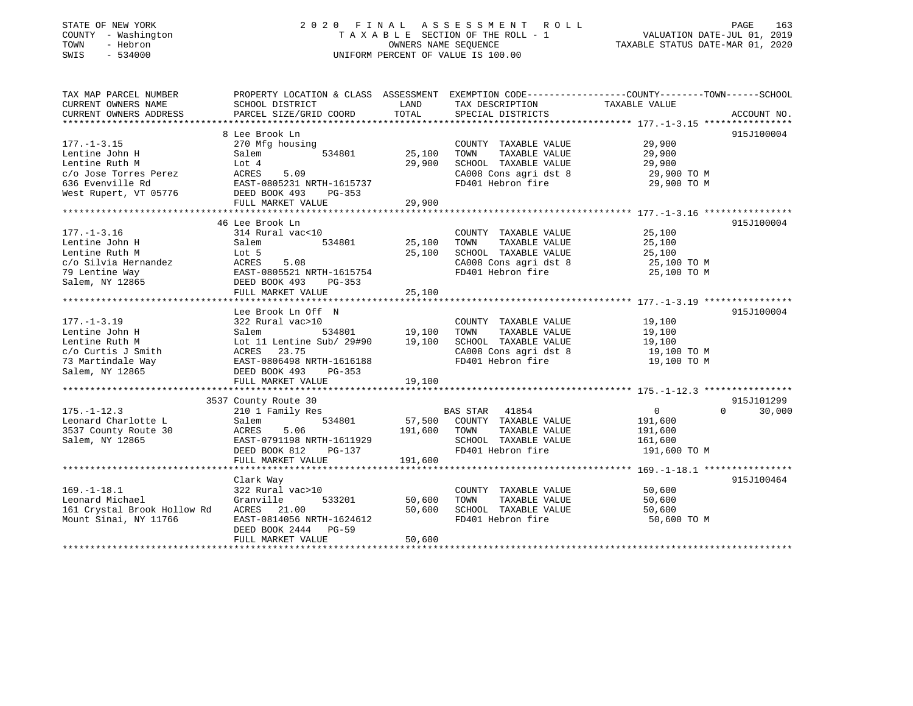STATE OF NEW YORK
COUNTY - Washington
TOWN - Hebron
SWIS - 534000

2020 FINAL ASSESSMENT ROLL
TAXABLE SECTION OF THE ROLL - 1
OWNERS NAME SEQUENCE
UNIFORM PERCENT OF VALUE IS 100.00

VALUATION DATE-JUL 01, 2019
TAXABLE STATUS DATE-MAR 01, 2020

| TAX MAP PARCEL NUMBER / CURRENT OWNERS NAME / CURRENT OWNERS ADDRESS | PROPERTY LOCATION & CLASS / SCHOOL DISTRICT / PARCEL SIZE/GRID COORD | ASSESSMENT LAND | TOTAL | EXEMPTION CODE / TAX DESCRIPTION / SPECIAL DISTRICTS | COUNTY / TOWN TAXABLE VALUE | SCHOOL | ACCOUNT NO. |
|---|---|---|---|---|---|---|---|
| **177.-1-3.15** | 8 Lee Brook Ln | | | | | | 915J100004 |
| Lentine John H | 270 Mfg housing | | | COUNTY TAXABLE VALUE | 29,900 | | |
| Lentine Ruth M | Salem 534801 | 25,100 | | TOWN TAXABLE VALUE | 29,900 | | |
| c/o Jose Torres Perez | Lot 4 | | 29,900 | SCHOOL TAXABLE VALUE | 29,900 | | |
| 636 Evenville Rd | ACRES 5.09 | | | CA008 Cons agri dst 8 | 29,900 TO M | | |
| West Rupert, VT 05776 | EAST-0805231 NRTH-1615737 | | | FD401 Hebron fire | 29,900 TO M | | |
| | DEED BOOK 493 PG-353 | | | | | | |
| | FULL MARKET VALUE | | 29,900 | | | | |
| **177.-1-3.16** | 46 Lee Brook Ln | | | | | | 915J100004 |
| Lentine John H | 314 Rural vac<10 | | | COUNTY TAXABLE VALUE | 25,100 | | |
| Lentine Ruth M | Salem 534801 | 25,100 | | TOWN TAXABLE VALUE | 25,100 | | |
| c/o Silvia Hernandez | Lot 5 | | 25,100 | SCHOOL TAXABLE VALUE | 25,100 | | |
| 79 Lentine Way | ACRES 5.08 | | | CA008 Cons agri dst 8 | 25,100 TO M | | |
| Salem, NY 12865 | EAST-0805521 NRTH-1615754 | | | FD401 Hebron fire | 25,100 TO M | | |
| | DEED BOOK 493 PG-353 | | | | | | |
| | FULL MARKET VALUE | | 25,100 | | | | |
| **177.-1-3.19** | Lee Brook Ln Off N | | | | | | 915J100004 |
| Lentine John H | 322 Rural vac>10 | | | COUNTY TAXABLE VALUE | 19,100 | | |
| Lentine Ruth M | Salem 534801 | 19,100 | | TOWN TAXABLE VALUE | 19,100 | | |
| c/o Curtis J Smith | Lot 11 Lentine Sub/ 29#90 | | 19,100 | SCHOOL TAXABLE VALUE | 19,100 | | |
| 73 Martindale Way | ACRES 23.75 | | | CA008 Cons agri dst 8 | 19,100 TO M | | |
| Salem, NY 12865 | EAST-0806498 NRTH-1616188 | | | FD401 Hebron fire | 19,100 TO M | | |
| | DEED BOOK 493 PG-353 | | | | | | |
| | FULL MARKET VALUE | | 19,100 | | | | |
| **175.-1-12.3** | 3537 County Route 30 | | | | | | 915J101299 |
| Leonard Charlotte L | 210 1 Family Res | | | BAS STAR 41854 | 0 / 0 | 30,000 | |
| 3537 County Route 30 | Salem 534801 | 57,500 | | COUNTY TAXABLE VALUE | 191,600 | | |
| Salem, NY 12865 | ACRES 5.06 | | 191,600 | TOWN TAXABLE VALUE | 191,600 | | |
| | EAST-0791198 NRTH-1611929 | | | SCHOOL TAXABLE VALUE | 161,600 | | |
| | DEED BOOK 812 PG-137 | | | FD401 Hebron fire | 191,600 TO M | | |
| | FULL MARKET VALUE | | 191,600 | | | | |
| **169.-1-18.1** | Clark Way | | | | | | 915J100464 |
| Leonard Michael | 322 Rural vac>10 | | | COUNTY TAXABLE VALUE | 50,600 | | |
| 161 Crystal Brook Hollow Rd | Granville 533201 | 50,600 | | TOWN TAXABLE VALUE | 50,600 | | |
| Mount Sinai, NY 11766 | ACRES 21.00 | | 50,600 | SCHOOL TAXABLE VALUE | 50,600 | | |
| | EAST-0814056 NRTH-1624612 | | | FD401 Hebron fire | 50,600 TO M | | |
| | DEED BOOK 2444 PG-59 | | | | | | |
| | FULL MARKET VALUE | | 50,600 | | | | |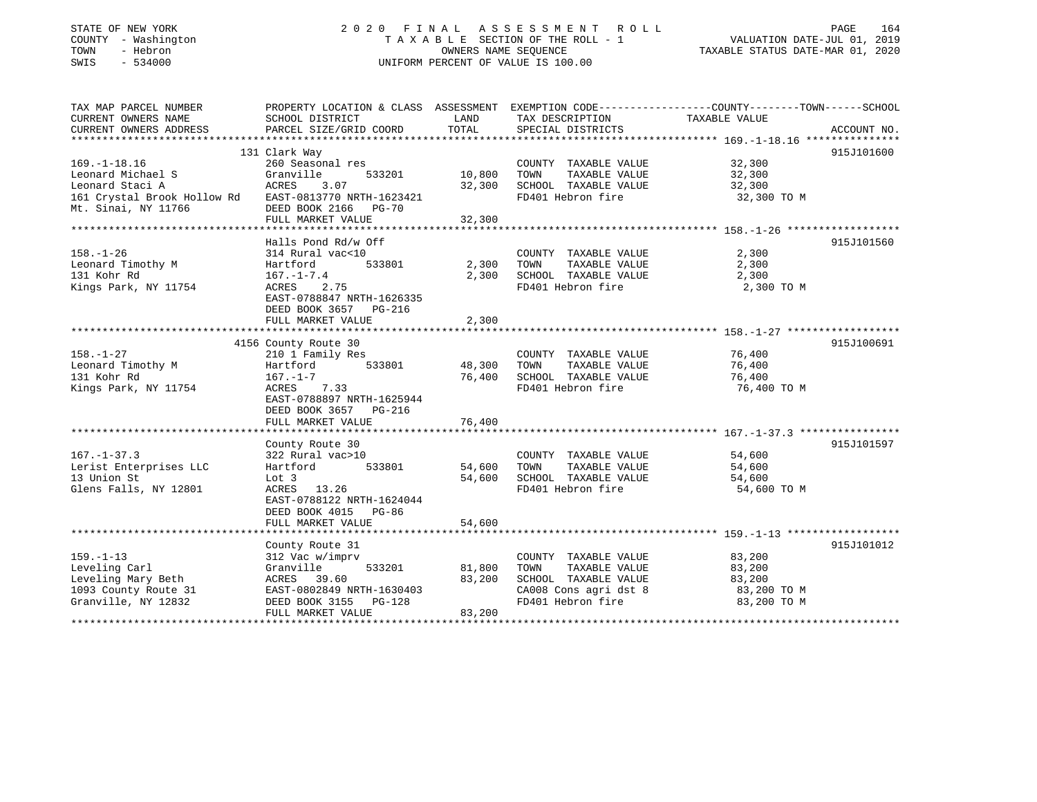STATE OF NEW YORK
COUNTY - Washington
TOWN - Hebron
SWIS - 534000

2020 FINAL ASSESSMENT ROLL
TAXABLE SECTION OF THE ROLL - 1
OWNERS NAME SEQUENCE
UNIFORM PERCENT OF VALUE IS 100.00

VALUATION DATE-JUL 01, 2019
TAXABLE STATUS DATE-MAR 01, 2020

| TAX MAP PARCEL NUMBER / CURRENT OWNERS NAME / CURRENT OWNERS ADDRESS | PROPERTY LOCATION & CLASS / SCHOOL DISTRICT / PARCEL SIZE/GRID COORD | ASSESSMENT LAND | TOTAL | EXEMPTION CODE / TAX DESCRIPTION / SPECIAL DISTRICTS | TAXABLE VALUE (COUNTY--TOWN--SCHOOL) | ACCOUNT NO. |
|---|---|---|---|---|---|---|
| | 131 Clark Way | | | | | 915J101600 |
| 169.-1-18.16 | 260 Seasonal res | | | COUNTY TAXABLE VALUE | 32,300 | |
| Leonard Michael S | Granville 533201 | 10,800 | | TOWN TAXABLE VALUE | 32,300 | |
| Leonard Staci A | ACRES 3.07 | | 32,300 | SCHOOL TAXABLE VALUE | 32,300 | |
| 161 Crystal Brook Hollow Rd | EAST-0813770 NRTH-1623421 | | | FD401 Hebron fire | 32,300 TO M | |
| Mt. Sinai, NY 11766 | DEED BOOK 2166 PG-70 | | | | | |
| | FULL MARKET VALUE | | 32,300 | | | |
| | Halls Pond Rd/w Off | | | | | 915J101560 |
| 158.-1-26 | 314 Rural vac<10 | | | COUNTY TAXABLE VALUE | 2,300 | |
| Leonard Timothy M | Hartford 533801 | 2,300 | | TOWN TAXABLE VALUE | 2,300 | |
| 131 Kohr Rd | 167.-1-7.4 | | 2,300 | SCHOOL TAXABLE VALUE | 2,300 | |
| Kings Park, NY 11754 | ACRES 2.75 | | | FD401 Hebron fire | 2,300 TO M | |
| | EAST-0788847 NRTH-1626335 | | | | | |
| | DEED BOOK 3657 PG-216 | | | | | |
| | FULL MARKET VALUE | | 2,300 | | | |
| | 4156 County Route 30 | | | | | 915J100691 |
| 158.-1-27 | 210 1 Family Res | | | COUNTY TAXABLE VALUE | 76,400 | |
| Leonard Timothy M | Hartford 533801 | 48,300 | | TOWN TAXABLE VALUE | 76,400 | |
| 131 Kohr Rd | 167.-1-7 | | 76,400 | SCHOOL TAXABLE VALUE | 76,400 | |
| Kings Park, NY 11754 | ACRES 7.33 | | | FD401 Hebron fire | 76,400 TO M | |
| | EAST-0788897 NRTH-1625944 | | | | | |
| | DEED BOOK 3657 PG-216 | | | | | |
| | FULL MARKET VALUE | | 76,400 | | | |
| | County Route 30 | | | | | 915J101597 |
| 167.-1-37.3 | 322 Rural vac>10 | | | COUNTY TAXABLE VALUE | 54,600 | |
| Lerist Enterprises LLC | Hartford 533801 | 54,600 | | TOWN TAXABLE VALUE | 54,600 | |
| 13 Union St | Lot 3 | | 54,600 | SCHOOL TAXABLE VALUE | 54,600 | |
| Glens Falls, NY 12801 | ACRES 13.26 | | | FD401 Hebron fire | 54,600 TO M | |
| | EAST-0788122 NRTH-1624044 | | | | | |
| | DEED BOOK 4015 PG-86 | | | | | |
| | FULL MARKET VALUE | | 54,600 | | | |
| | County Route 31 | | | | | 915J101012 |
| 159.-1-13 | 312 Vac w/imprv | | | COUNTY TAXABLE VALUE | 83,200 | |
| Leveling Carl | Granville 533201 | 81,800 | | TOWN TAXABLE VALUE | 83,200 | |
| Leveling Mary Beth | ACRES 39.60 | | 83,200 | SCHOOL TAXABLE VALUE | 83,200 | |
| 1093 County Route 31 | EAST-0802849 NRTH-1630403 | | | CA008 Cons agri dst 8 | 83,200 TO M | |
| Granville, NY 12832 | DEED BOOK 3155 PG-128 | | | FD401 Hebron fire | 83,200 TO M | |
| | FULL MARKET VALUE | | 83,200 | | | |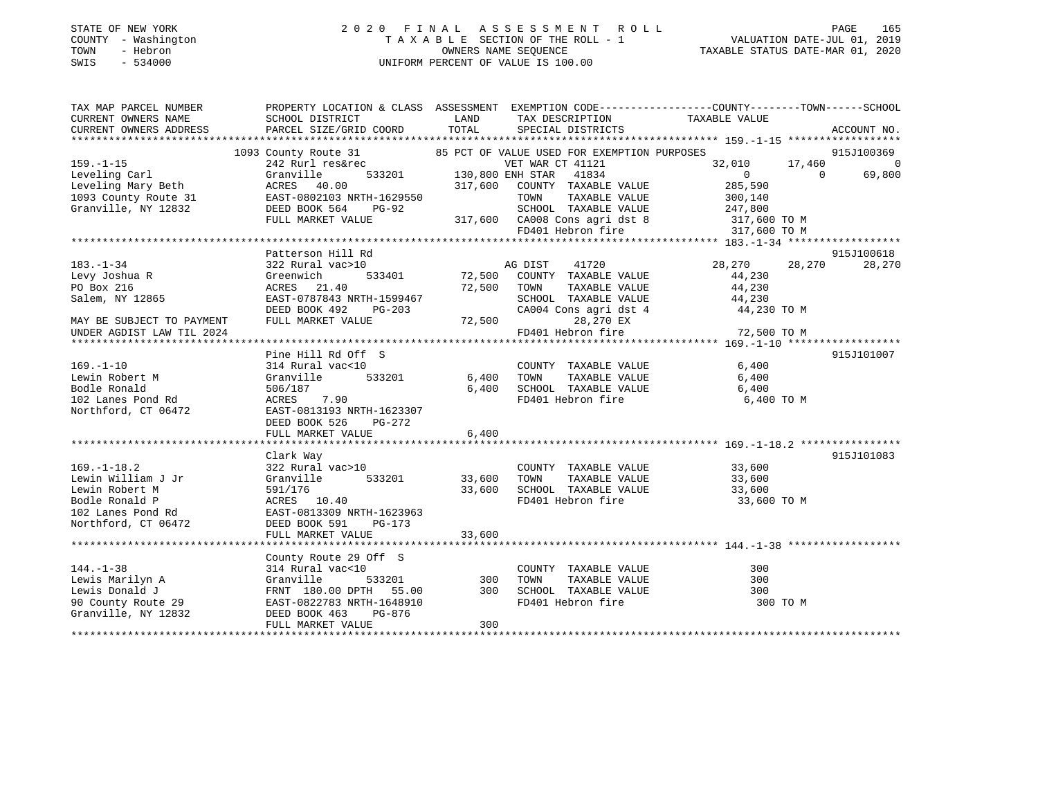STATE OF NEW YORK
COUNTY - Washington
TOWN - Hebron
SWIS - 534000

2020 FINAL ASSESSMENT ROLL
TAXABLE SECTION OF THE ROLL - 1
OWNERS NAME SEQUENCE
UNIFORM PERCENT OF VALUE IS 100.00

VALUATION DATE-JUL 01, 2019
TAXABLE STATUS DATE-MAR 01, 2020

```
TAX MAP PARCEL NUMBER          PROPERTY LOCATION & CLASS  ASSESSMENT  EXEMPTION CODE-----------------COUNTY--------TOWN------SCHOOL
CURRENT OWNERS NAME            SCHOOL DISTRICT               LAND      TAX DESCRIPTION             TAXABLE VALUE
CURRENT OWNERS ADDRESS         PARCEL SIZE/GRID COORD        TOTAL      SPECIAL DISTRICTS                                      ACCOUNT NO.
******************************************************************************************************* 159.-1-15 ******************
                    1093 County Route 31              85 PCT OF VALUE USED FOR EXEMPTION PURPOSES                           915J100369
159.-1-15                      242 Rurl res&rec                  VET WAR CT 41121              32,010      17,460            0
Leveling Carl                  Granville      533201     130,800 ENH STAR  41834                   0           0       69,800
Leveling Mary Beth             ACRES  40.00               317,600   COUNTY  TAXABLE VALUE          285,590
1093 County Route 31           EAST-0802103 NRTH-1629550            TOWN    TAXABLE VALUE          300,140
Granville, NY 12832            DEED BOOK 564    PG-92               SCHOOL  TAXABLE VALUE          247,800
                               FULL MARKET VALUE          317,600   CA008 Cons agri dst 8          317,600 TO M
                                                                    FD401 Hebron fire              317,600 TO M
******************************************************************************************************* 183.-1-34 ******************
                    Patterson Hill Rd                                                                               915J100618
183.-1-34                      322 Rural vac>10                  AG DIST     41720              28,270      28,270      28,270
Levy Joshua R                  Greenwich      533401      72,500   COUNTY  TAXABLE VALUE           44,230
PO Box 216                     ACRES  21.40                72,500   TOWN    TAXABLE VALUE           44,230
Salem, NY 12865                EAST-0787843 NRTH-1599467            SCHOOL  TAXABLE VALUE           44,230
                               DEED BOOK 492    PG-203              CA004 Cons agri dst 4           44,230 TO M
MAY BE SUBJECT TO PAYMENT      FULL MARKET VALUE           72,500           28,270 EX
UNDER AGDIST LAW TIL 2024                                           FD401 Hebron fire               72,500 TO M
******************************************************************************************************* 169.-1-10 ******************
                    Pine Hill Rd Off  S                                                                             915J101007
169.-1-10                      314 Rural vac<10                     COUNTY  TAXABLE VALUE            6,400
Lewin Robert M                 Granville      533201       6,400   TOWN    TAXABLE VALUE            6,400
Bodle Ronald                   506/187                      6,400   SCHOOL  TAXABLE VALUE            6,400
102 Lanes Pond Rd              ACRES   7.90                         FD401 Hebron fire                6,400 TO M
Northford, CT 06472            EAST-0813193 NRTH-1623307
                               DEED BOOK 526    PG-272
                               FULL MARKET VALUE            6,400
******************************************************************************************************* 169.-1-18.2 ****************
                    Clark Way                                                                                       915J101083
169.-1-18.2                    322 Rural vac>10                     COUNTY  TAXABLE VALUE           33,600
Lewin William J Jr             Granville      533201      33,600   TOWN    TAXABLE VALUE           33,600
Lewin Robert M                 591/176                     33,600   SCHOOL  TAXABLE VALUE           33,600
Bodle Ronald P                 ACRES  10.40                         FD401 Hebron fire               33,600 TO M
102 Lanes Pond Rd              EAST-0813309 NRTH-1623963
Northford, CT 06472            DEED BOOK 591    PG-173
                               FULL MARKET VALUE           33,600
******************************************************************************************************* 144.-1-38 ******************
                    County Route 29 Off  S
144.-1-38                      314 Rural vac<10                     COUNTY  TAXABLE VALUE              300
Lewis Marilyn A                Granville      533201         300   TOWN    TAXABLE VALUE              300
Lewis Donald J                 FRNT 180.00 DPTH  55.00        300   SCHOOL  TAXABLE VALUE              300
90 County Route 29             EAST-0822783 NRTH-1648910            FD401 Hebron fire                  300 TO M
Granville, NY 12832            DEED BOOK 463    PG-876
                               FULL MARKET VALUE              300
************************************************************************************************************************************
```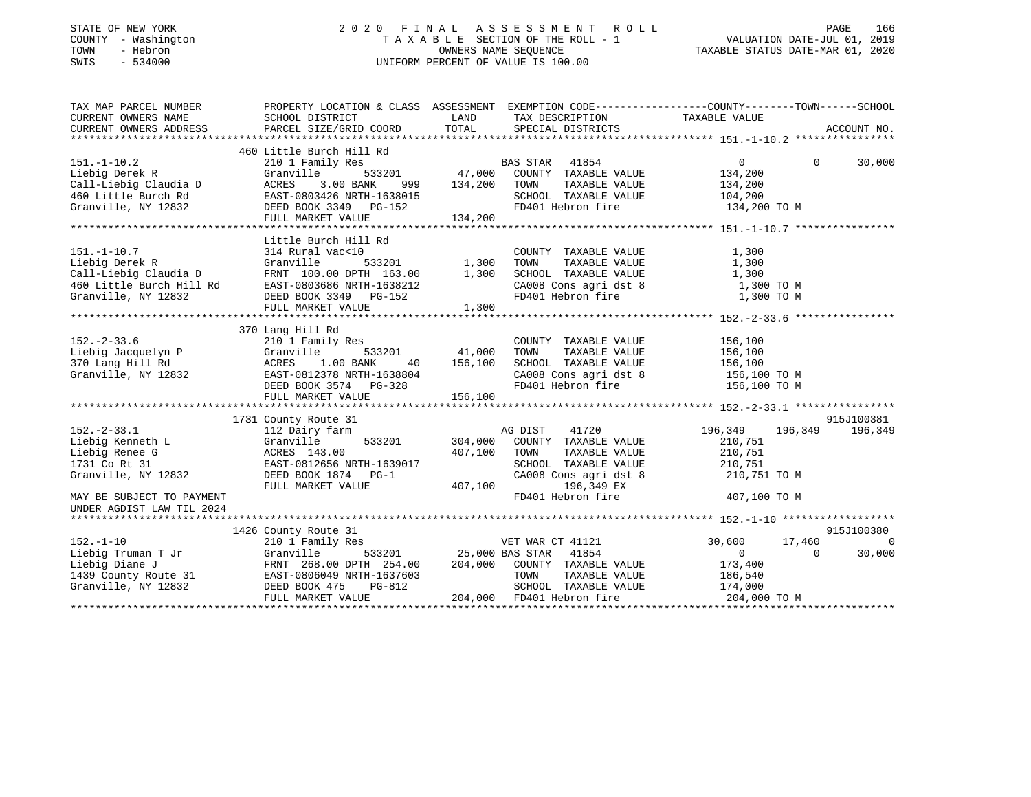STATE OF NEW YORK
COUNTY - Washington
TOWN - Hebron
SWIS - 534000

# 2020 FINAL ASSESSMENT ROLL

TAXABLE SECTION OF THE ROLL - 1
OWNERS NAME SEQUENCE
UNIFORM PERCENT OF VALUE IS 100.00

VALUATION DATE-JUL 01, 2019
TAXABLE STATUS DATE-MAR 01, 2020

```
TAX MAP PARCEL NUMBER          PROPERTY LOCATION & CLASS  ASSESSMENT  EXEMPTION CODE-----------------COUNTY--------TOWN------SCHOOL
CURRENT OWNERS NAME            SCHOOL DISTRICT              LAND      TAX DESCRIPTION            TAXABLE VALUE
CURRENT OWNERS ADDRESS         PARCEL SIZE/GRID COORD       TOTAL     SPECIAL DISTRICTS                                   ACCOUNT NO.
******************************************************************************************************* 151.-1-10.2 ****************
                               460 Little Burch Hill Rd
151.-1-10.2                    210 1 Family Res                       BAS STAR   41854               0          0       30,000
Liebig Derek R                 Granville       533201       47,000    COUNTY  TAXABLE VALUE        134,200
Call-Liebig Claudia D          ACRES    3.00 BANK    999   134,200    TOWN    TAXABLE VALUE        134,200
460 Little Burch Rd            EAST-0803426 NRTH-1638015              SCHOOL  TAXABLE VALUE        104,200
Granville, NY 12832            DEED BOOK 3349   PG-152                FD401 Hebron fire            134,200 TO M
                               FULL MARKET VALUE           134,200
******************************************************************************************************* 151.-1-10.7 ****************
                               Little Burch Hill Rd
151.-1-10.7                    314 Rural vac<10                       COUNTY  TAXABLE VALUE          1,300
Liebig Derek R                 Granville       533201        1,300    TOWN    TAXABLE VALUE          1,300
Call-Liebig Claudia D          FRNT 100.00 DPTH 163.00       1,300    SCHOOL  TAXABLE VALUE          1,300
460 Little Burch Hill Rd       EAST-0803686 NRTH-1638212              CA008 Cons agri dst 8          1,300 TO M
Granville, NY 12832            DEED BOOK 3349   PG-152                FD401 Hebron fire              1,300 TO M
                               FULL MARKET VALUE             1,300
******************************************************************************************************* 152.-2-33.6 ****************
                               370 Lang Hill Rd
152.-2-33.6                    210 1 Family Res                       COUNTY  TAXABLE VALUE        156,100
Liebig Jacquelyn P             Granville       533201       41,000    TOWN    TAXABLE VALUE        156,100
370 Lang Hill Rd               ACRES    1.00 BANK     40   156,100    SCHOOL  TAXABLE VALUE        156,100
Granville, NY 12832            EAST-0812378 NRTH-1638804              CA008 Cons agri dst 8        156,100 TO M
                               DEED BOOK 3574   PG-328                FD401 Hebron fire            156,100 TO M
                               FULL MARKET VALUE           156,100
******************************************************************************************************* 152.-2-33.1 ****************
                               1731 County Route 31                                                              915J100381
152.-2-33.1                    112 Dairy farm                         AG DIST    41720         196,349    196,349    196,349
Liebig Kenneth L               Granville       533201      304,000    COUNTY  TAXABLE VALUE        210,751
Liebig Renee G                 ACRES  143.00               407,100    TOWN    TAXABLE VALUE        210,751
1731 Co Rt 31                  EAST-0812656 NRTH-1639017              SCHOOL  TAXABLE VALUE        210,751
Granville, NY 12832            DEED BOOK 1874   PG-1                  CA008 Cons agri dst 8        210,751 TO M
                               FULL MARKET VALUE           407,100         196,349 EX
MAY BE SUBJECT TO PAYMENT                                             FD401 Hebron fire            407,100 TO M
UNDER AGDIST LAW TIL 2024
******************************************************************************************************* 152.-1-10 ******************
                               1426 County Route 31                                                              915J100380
152.-1-10                      210 1 Family Res                       VET WAR CT 41121              30,600     17,460          0
Liebig Truman T Jr             Granville       533201       25,000 BAS STAR   41854                  0          0     30,000
Liebig Diane J                 FRNT 268.00 DPTH 254.00     204,000    COUNTY  TAXABLE VALUE        173,400
1439 County Route 31           EAST-0806049 NRTH-1637603              TOWN    TAXABLE VALUE        186,540
Granville, NY 12832            DEED BOOK 475    PG-812                SCHOOL  TAXABLE VALUE        174,000
                               FULL MARKET VALUE           204,000    FD401 Hebron fire            204,000 TO M
************************************************************************************************************************************
```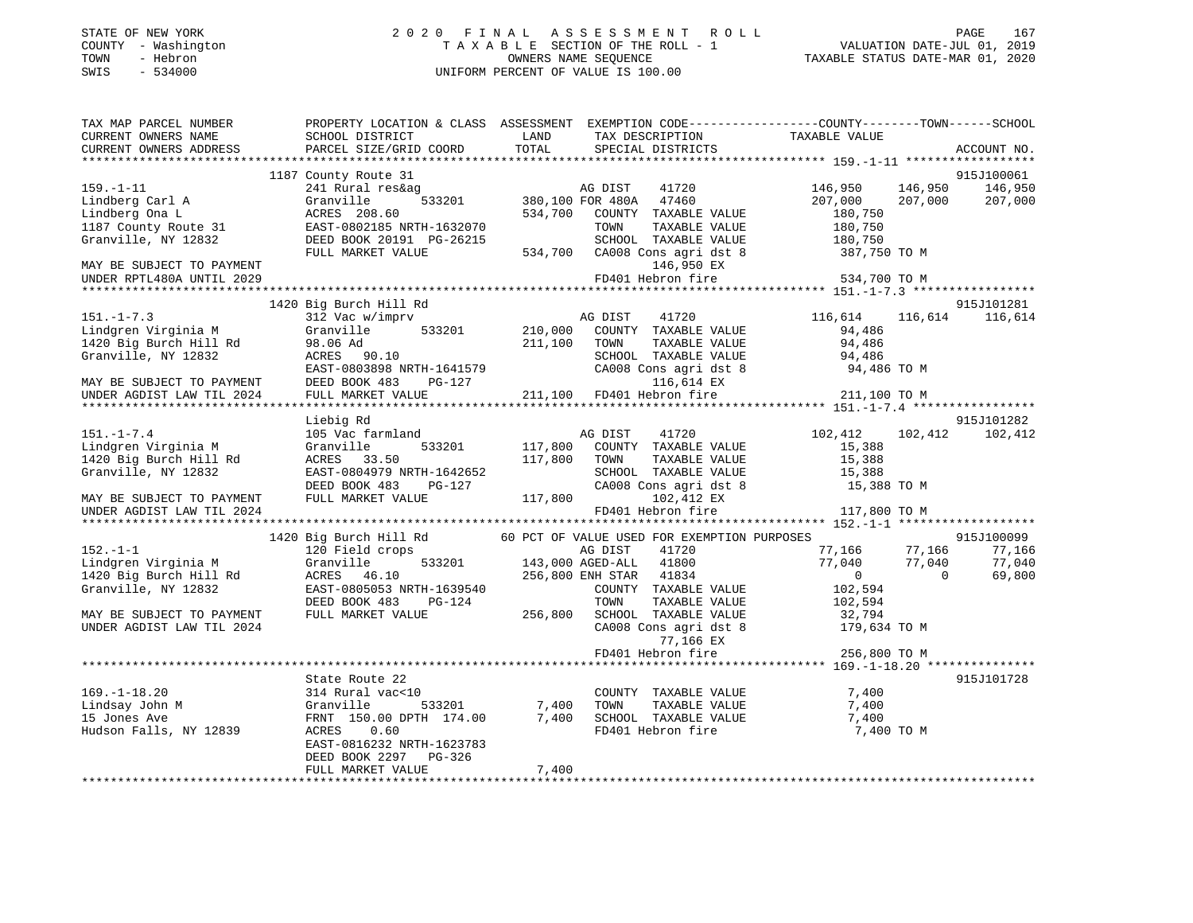STATE OF NEW YORK
COUNTY - Washington
TOWN - Hebron
SWIS - 534000

2020 FINAL ASSESSMENT ROLL
TAXABLE SECTION OF THE ROLL - 1
OWNERS NAME SEQUENCE
UNIFORM PERCENT OF VALUE IS 100.00

VALUATION DATE-JUL 01, 2019
TAXABLE STATUS DATE-MAR 01, 2020

```
TAX MAP PARCEL NUMBER          PROPERTY LOCATION & CLASS  ASSESSMENT  EXEMPTION CODE------------------COUNTY--------TOWN------SCHOOL
CURRENT OWNERS NAME            SCHOOL DISTRICT              LAND      TAX DESCRIPTION             TAXABLE VALUE
CURRENT OWNERS ADDRESS         PARCEL SIZE/GRID COORD       TOTAL     SPECIAL DISTRICTS                                        ACCOUNT NO.
******************************************************************************************************* 159.-1-11 *****************
                               1187 County Route 31                                                                              915J100061
159.-1-11                      241 Rural res&ag                       AG DIST     41720            146,950    146,950    146,950
Lindberg Carl A                Granville       533201     380,100 FOR 480A  47460                  207,000    207,000    207,000
Lindberg Ona L                 ACRES 208.60               534,700     COUNTY  TAXABLE VALUE        180,750
1187 County Route 31           EAST-0802185 NRTH-1632070              TOWN    TAXABLE VALUE        180,750
Granville, NY 12832            DEED BOOK 20191 PG-26215               SCHOOL  TAXABLE VALUE        180,750
                               FULL MARKET VALUE          534,700     CA008 Cons agri dst 8          387,750 TO M
MAY BE SUBJECT TO PAYMENT                                                   146,950 EX
UNDER RPTL480A UNTIL 2029                                              FD401 Hebron fire              534,700 TO M
******************************************************************************************************* 151.-1-7.3 *****************
                               1420 Big Burch Hill Rd                                                                            915J101281
151.-1-7.3                     312 Vac w/imprv                        AG DIST     41720            116,614    116,614    116,614
Lindgren Virginia M            Granville       533201     210,000     COUNTY  TAXABLE VALUE         94,486
1420 Big Burch Hill Rd         98.06 Ad                   211,100     TOWN    TAXABLE VALUE         94,486
Granville, NY 12832            ACRES  90.10                           SCHOOL  TAXABLE VALUE         94,486
                               EAST-0803898 NRTH-1641579              CA008 Cons agri dst 8           94,486 TO M
MAY BE SUBJECT TO PAYMENT      DEED BOOK 483    PG-127                      116,614 EX
UNDER AGDIST LAW TIL 2024      FULL MARKET VALUE          211,100     FD401 Hebron fire              211,100 TO M
******************************************************************************************************* 151.-1-7.4 *****************
                               Liebig Rd                                                                                         915J101282
151.-1-7.4                     105 Vac farmland                       AG DIST     41720            102,412    102,412    102,412
Lindgren Virginia M            Granville       533201     117,800     COUNTY  TAXABLE VALUE         15,388
1420 Big Burch Hill Rd         ACRES  33.50               117,800     TOWN    TAXABLE VALUE         15,388
Granville, NY 12832            EAST-0804979 NRTH-1642652              SCHOOL  TAXABLE VALUE         15,388
                               DEED BOOK 483    PG-127                CA008 Cons agri dst 8           15,388 TO M
MAY BE SUBJECT TO PAYMENT      FULL MARKET VALUE          117,800           102,412 EX
UNDER AGDIST LAW TIL 2024                                              FD401 Hebron fire              117,800 TO M
******************************************************************************************************* 152.-1-1 *******************
                               1420 Big Burch Hill Rd        60 PCT OF VALUE USED FOR EXEMPTION PURPOSES                        915J100099
152.-1-1                       120 Field crops                        AG DIST     41720             77,166     77,166     77,166
Lindgren Virginia M            Granville       533201     143,000 AGED-ALL  41800                   77,040     77,040     77,040
1420 Big Burch Hill Rd         ACRES  46.10               256,800 ENH STAR  41834                        0          0     69,800
Granville, NY 12832            EAST-0805053 NRTH-1639540              COUNTY  TAXABLE VALUE        102,594
                               DEED BOOK 483    PG-124                TOWN    TAXABLE VALUE        102,594
MAY BE SUBJECT TO PAYMENT      FULL MARKET VALUE          256,800     SCHOOL  TAXABLE VALUE         32,794
UNDER AGDIST LAW TIL 2024                                              CA008 Cons agri dst 8          179,634 TO M
                                                                            77,166 EX
                                                                       FD401 Hebron fire              256,800 TO M
******************************************************************************************************* 169.-1-18.20 ***************
                               State Route 22                                                                                    915J101728
169.-1-18.20                   314 Rural vac<10                       COUNTY  TAXABLE VALUE          7,400
Lindsay John M                 Granville       533201       7,400     TOWN    TAXABLE VALUE          7,400
15 Jones Ave                   FRNT 150.00 DPTH 174.00      7,400     SCHOOL  TAXABLE VALUE          7,400
Hudson Falls, NY 12839         ACRES   0.60                           FD401 Hebron fire                7,400 TO M
                               EAST-0816232 NRTH-1623783
                               DEED BOOK 2297   PG-326
                               FULL MARKET VALUE            7,400
************************************************************************************************************************************
```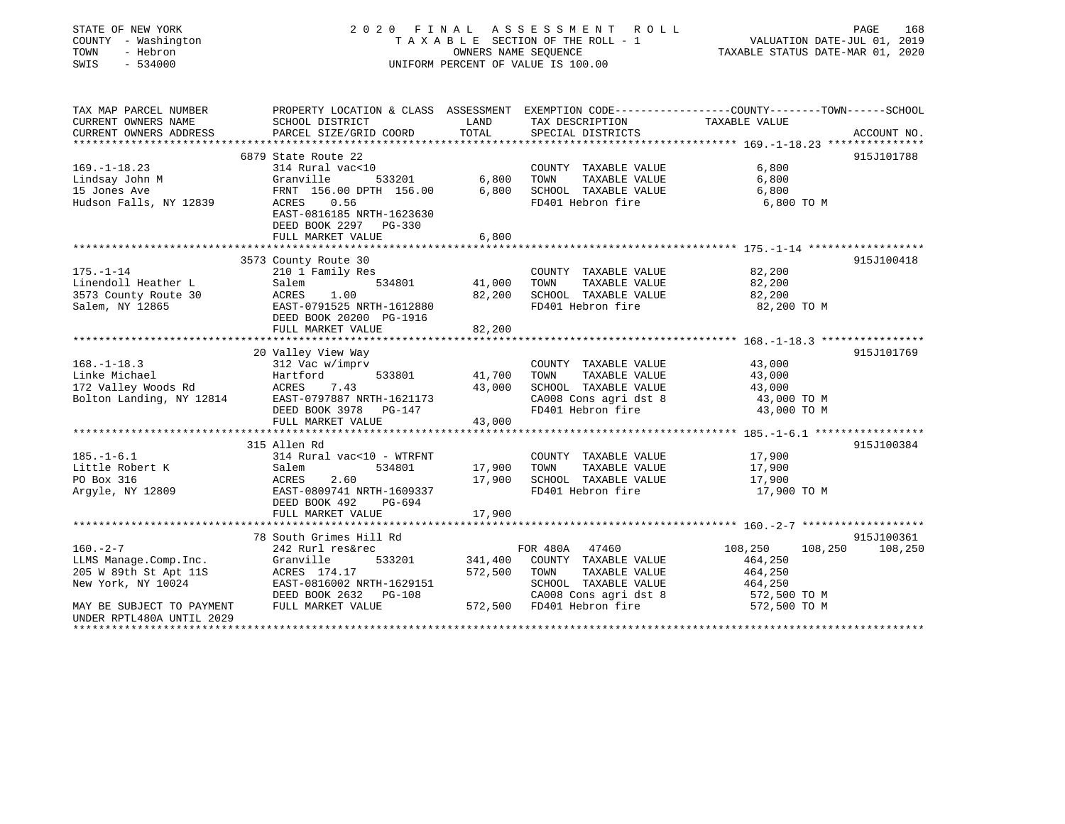STATE OF NEW YORK
COUNTY - Washington
TOWN - Hebron
SWIS - 534000

2020 FINAL ASSESSMENT ROLL
TAXABLE SECTION OF THE ROLL - 1
OWNERS NAME SEQUENCE
UNIFORM PERCENT OF VALUE IS 100.00

VALUATION DATE-JUL 01, 2019
TAXABLE STATUS DATE-MAR 01, 2020

| TAX MAP PARCEL NUMBER / CURRENT OWNERS NAME / CURRENT OWNERS ADDRESS | PROPERTY LOCATION & CLASS / SCHOOL DISTRICT / PARCEL SIZE/GRID COORD | ASSESSMENT LAND | TOTAL | EXEMPTION CODE / TAX DESCRIPTION / SPECIAL DISTRICTS | COUNTY TAXABLE VALUE | TOWN | SCHOOL | ACCOUNT NO. |
|---|---|---|---|---|---|---|---|---|
| 169.-1-18.23 | 6879 State Route 22 | | | | | | | 915J101788 |
| | 314 Rural vac<10 | | | COUNTY TAXABLE VALUE | 6,800 | | | |
| Lindsay John M | Granville 533201 | 6,800 | | TOWN TAXABLE VALUE | 6,800 | | | |
| 15 Jones Ave | FRNT 156.00 DPTH 156.00 | | 6,800 | SCHOOL TAXABLE VALUE | 6,800 | | | |
| Hudson Falls, NY 12839 | ACRES 0.56 | | | FD401 Hebron fire | 6,800 TO M | | | |
| | EAST-0816185 NRTH-1623630 | | | | | | | |
| | DEED BOOK 2297 PG-330 | | | | | | | |
| | FULL MARKET VALUE | | 6,800 | | | | | |
| 175.-1-14 | 3573 County Route 30 | | | | | | | 915J100418 |
| | 210 1 Family Res | | | COUNTY TAXABLE VALUE | 82,200 | | | |
| Linendoll Heather L | Salem 534801 | 41,000 | | TOWN TAXABLE VALUE | 82,200 | | | |
| 3573 County Route 30 | ACRES 1.00 | | 82,200 | SCHOOL TAXABLE VALUE | 82,200 | | | |
| Salem, NY 12865 | EAST-0791525 NRTH-1612880 | | | FD401 Hebron fire | 82,200 TO M | | | |
| | DEED BOOK 20200 PG-1916 | | | | | | | |
| | FULL MARKET VALUE | | 82,200 | | | | | |
| 168.-1-18.3 | 20 Valley View Way | | | | | | | 915J101769 |
| | 312 Vac w/imprv | | | COUNTY TAXABLE VALUE | 43,000 | | | |
| Linke Michael | Hartford 533801 | 41,700 | | TOWN TAXABLE VALUE | 43,000 | | | |
| 172 Valley Woods Rd | ACRES 7.43 | | 43,000 | SCHOOL TAXABLE VALUE | 43,000 | | | |
| Bolton Landing, NY 12814 | EAST-0797887 NRTH-1621173 | | | CA008 Cons agri dst 8 | 43,000 TO M | | | |
| | DEED BOOK 3978 PG-147 | | | FD401 Hebron fire | 43,000 TO M | | | |
| | FULL MARKET VALUE | | 43,000 | | | | | |
| 185.-1-6.1 | 315 Allen Rd | | | | | | | 915J100384 |
| | 314 Rural vac<10 - WTRFNT | | | COUNTY TAXABLE VALUE | 17,900 | | | |
| Little Robert K | Salem 534801 | 17,900 | | TOWN TAXABLE VALUE | 17,900 | | | |
| PO Box 316 | ACRES 2.60 | | 17,900 | SCHOOL TAXABLE VALUE | 17,900 | | | |
| Argyle, NY 12809 | EAST-0809741 NRTH-1609337 | | | FD401 Hebron fire | 17,900 TO M | | | |
| | DEED BOOK 492 PG-694 | | | | | | | |
| | FULL MARKET VALUE | | 17,900 | | | | | |
| 160.-2-7 | 78 South Grimes Hill Rd | | | | | | | 915J100361 |
| | 242 Rurl res&rec | | | FOR 480A 47460 | 108,250 | 108,250 | 108,250 | |
| LLMS Manage.Comp.Inc. | Granville 533201 | 341,400 | | COUNTY TAXABLE VALUE | 464,250 | | | |
| 205 W 89th St Apt 11S | ACRES 174.17 | | 572,500 | TOWN TAXABLE VALUE | 464,250 | | | |
| New York, NY 10024 | EAST-0816002 NRTH-1629151 | | | SCHOOL TAXABLE VALUE | 464,250 | | | |
| | DEED BOOK 2632 PG-108 | | | CA008 Cons agri dst 8 | 572,500 TO M | | | |
| MAY BE SUBJECT TO PAYMENT UNDER RPTL480A UNTIL 2029 | FULL MARKET VALUE | | 572,500 | FD401 Hebron fire | 572,500 TO M | | | |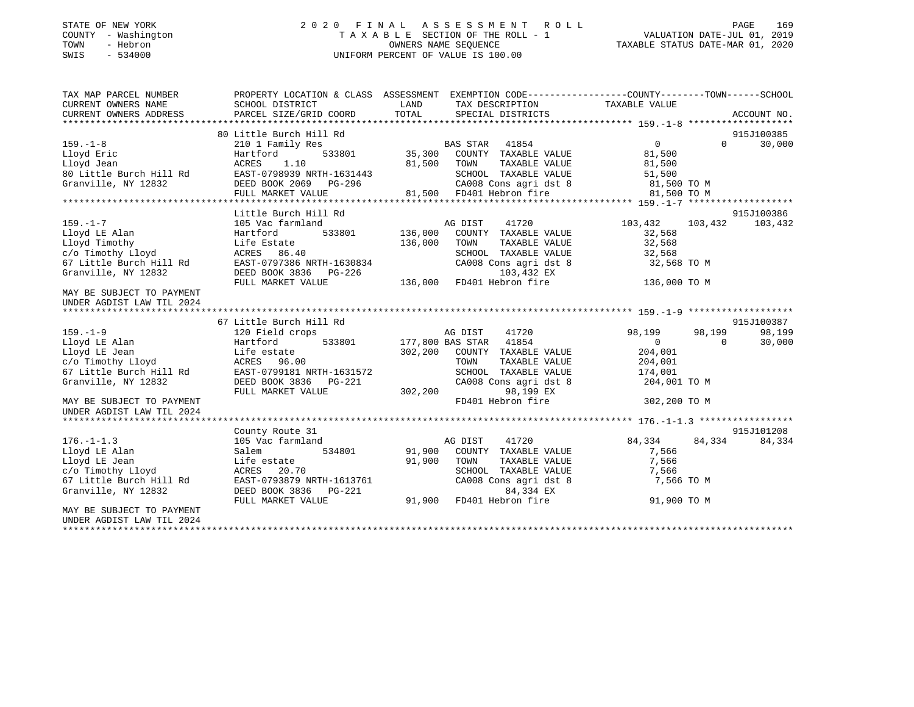STATE OF NEW YORK
COUNTY - Washington
TOWN - Hebron
SWIS - 534000

2020 FINAL ASSESSMENT ROLL
TAXABLE SECTION OF THE ROLL - 1
OWNERS NAME SEQUENCE
UNIFORM PERCENT OF VALUE IS 100.00

VALUATION DATE-JUL 01, 2019
TAXABLE STATUS DATE-MAR 01, 2020

```
TAX MAP PARCEL NUMBER          PROPERTY LOCATION & CLASS  ASSESSMENT  EXEMPTION CODE-----------------COUNTY--------TOWN------SCHOOL
CURRENT OWNERS NAME            SCHOOL DISTRICT             LAND       TAX DESCRIPTION            TAXABLE VALUE
CURRENT OWNERS ADDRESS         PARCEL SIZE/GRID COORD      TOTAL      SPECIAL DISTRICTS                                    ACCOUNT NO.
******************************************************************************************************* 159.-1-8 *******************
                               80 Little Burch Hill Rd                                                                      915J100385
159.-1-8                       210 1 Family Res                       BAS STAR   41854              0            0        30,000
Lloyd Eric                     Hartford          533801       35,300    COUNTY  TAXABLE VALUE         81,500
Lloyd Jean                     ACRES     1.10                 81,500    TOWN    TAXABLE VALUE         81,500
80 Little Burch Hill Rd        EAST-0798939 NRTH-1631443                SCHOOL  TAXABLE VALUE         51,500
Granville, NY 12832            DEED BOOK 2069   PG-296                  CA008 Cons agri dst 8          81,500 TO M
                               FULL MARKET VALUE              81,500    FD401 Hebron fire              81,500 TO M
******************************************************************************************************* 159.-1-7 *******************
                               Little Burch Hill Rd                                                                         915J100386
159.-1-7                       105 Vac farmland                       AG DIST    41720          103,432      103,432     103,432
Lloyd LE Alan                  Hartford          533801      136,000    COUNTY  TAXABLE VALUE         32,568
Lloyd Timothy                  Life Estate                  136,000    TOWN    TAXABLE VALUE         32,568
c/o Timothy Lloyd              ACRES    86.40                           SCHOOL  TAXABLE VALUE         32,568
67 Little Burch Hill Rd        EAST-0797386 NRTH-1630834                CA008 Cons agri dst 8          32,568 TO M
Granville, NY 12832            DEED BOOK 3836   PG-226                       103,432 EX
                               FULL MARKET VALUE             136,000    FD401 Hebron fire             136,000 TO M
MAY BE SUBJECT TO PAYMENT
UNDER AGDIST LAW TIL 2024
******************************************************************************************************* 159.-1-9 *******************
                               67 Little Burch Hill Rd                                                                      915J100387
159.-1-9                       120 Field crops                        AG DIST    41720           98,199       98,199      98,199
Lloyd LE Alan                  Hartford          533801      177,800 BAS STAR   41854                 0            0      30,000
Lloyd LE Jean                  Life estate                  302,200    COUNTY  TAXABLE VALUE        204,001
c/o Timothy Lloyd              ACRES    96.00                           TOWN    TAXABLE VALUE        204,001
67 Little Burch Hill Rd        EAST-0799181 NRTH-1631572                SCHOOL  TAXABLE VALUE        174,001
Granville, NY 12832            DEED BOOK 3836   PG-221                  CA008 Cons agri dst 8         204,001 TO M
                               FULL MARKET VALUE             302,200         98,199 EX
MAY BE SUBJECT TO PAYMENT                                               FD401 Hebron fire             302,200 TO M
UNDER AGDIST LAW TIL 2024
******************************************************************************************************* 176.-1-1.3 *****************
                               County Route 31                                                                              915J101208
176.-1-1.3                     105 Vac farmland                       AG DIST    41720           84,334       84,334      84,334
Lloyd LE Alan                  Salem             534801       91,900    COUNTY  TAXABLE VALUE          7,566
Lloyd LE Jean                  Life estate                   91,900    TOWN    TAXABLE VALUE          7,566
c/o Timothy Lloyd              ACRES    20.70                           SCHOOL  TAXABLE VALUE          7,566
67 Little Burch Hill Rd        EAST-0793879 NRTH-1613761                CA008 Cons agri dst 8           7,566 TO M
Granville, NY 12832            DEED BOOK 3836   PG-221                        84,334 EX
                               FULL MARKET VALUE              91,900    FD401 Hebron fire              91,900 TO M
MAY BE SUBJECT TO PAYMENT
UNDER AGDIST LAW TIL 2024
************************************************************************************************************************************
```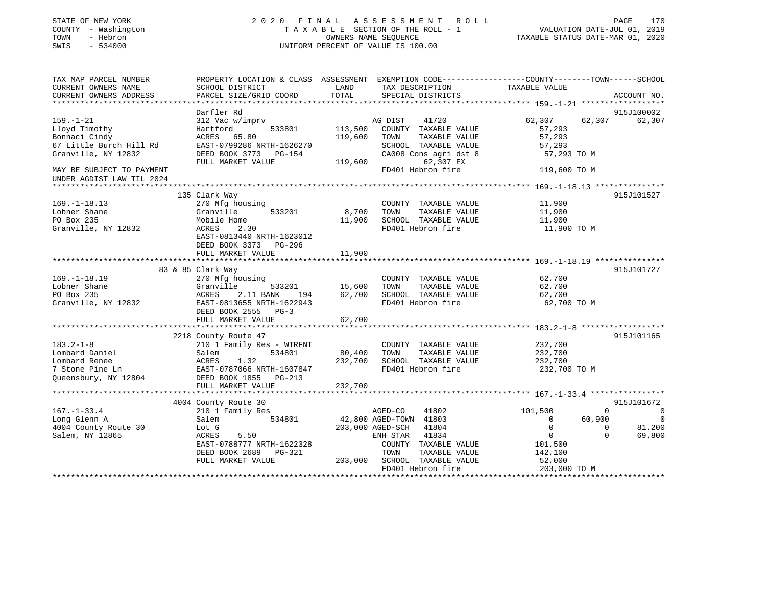STATE OF NEW YORK
COUNTY - Washington
TOWN - Hebron
SWIS - 534000

2020 FINAL ASSESSMENT ROLL
TAXABLE SECTION OF THE ROLL - 1
OWNERS NAME SEQUENCE
UNIFORM PERCENT OF VALUE IS 100.00

VALUATION DATE-JUL 01, 2019
TAXABLE STATUS DATE-MAR 01, 2020

```
TAX MAP PARCEL NUMBER          PROPERTY LOCATION & CLASS  ASSESSMENT  EXEMPTION CODE-----------------COUNTY--------TOWN------SCHOOL
CURRENT OWNERS NAME            SCHOOL DISTRICT            LAND        TAX DESCRIPTION            TAXABLE VALUE
CURRENT OWNERS ADDRESS         PARCEL SIZE/GRID COORD     TOTAL       SPECIAL DISTRICTS                                      ACCOUNT NO.
******************************************************************************************************* 159.-1-21 ******************
                               Darfler Rd                                                                                915J100002
159.-1-21                      312 Vac w/imprv                         AG DIST    41720          62,307      62,307      62,307
Lloyd Timothy                  Hartford        533801      113,500    COUNTY  TAXABLE VALUE          57,293
Bonnaci Cindy                  ACRES  65.80                119,600    TOWN    TAXABLE VALUE          57,293
67 Little Burch Hill Rd        EAST-0799286 NRTH-1626270              SCHOOL  TAXABLE VALUE          57,293
Granville, NY 12832            DEED BOOK 3773   PG-154                CA008 Cons agri dst 8           57,293 TO M
                               FULL MARKET VALUE           119,600           62,307 EX
MAY BE SUBJECT TO PAYMENT                                              FD401 Hebron fire              119,600 TO M
UNDER AGDIST LAW TIL 2024
******************************************************************************************************* 169.-1-18.13 ***************
                               135 Clark Way                                                                             915J101527
169.-1-18.13                   270 Mfg housing                         COUNTY  TAXABLE VALUE          11,900
Lobner Shane                   Granville       533201        8,700    TOWN    TAXABLE VALUE          11,900
PO Box 235                     Mobile Home                  11,900    SCHOOL  TAXABLE VALUE          11,900
Granville, NY 12832            ACRES   2.30                           FD401 Hebron fire               11,900 TO M
                               EAST-0813440 NRTH-1623012
                               DEED BOOK 3373   PG-296
                               FULL MARKET VALUE            11,900
******************************************************************************************************* 169.-1-18.19 ***************
                               83 & 85 Clark Way                                                                         915J101727
169.-1-18.19                   270 Mfg housing                         COUNTY  TAXABLE VALUE          62,700
Lobner Shane                   Granville       533201       15,600    TOWN    TAXABLE VALUE          62,700
PO Box 235                     ACRES    2.11 BANK    194     62,700    SCHOOL  TAXABLE VALUE          62,700
Granville, NY 12832            EAST-0813655 NRTH-1622943              FD401 Hebron fire               62,700 TO M
                               DEED BOOK 2555   PG-3
                               FULL MARKET VALUE            62,700
******************************************************************************************************* 183.2-1-8 ******************
                               2218 County Route 47                                                                      915J101165
183.2-1-8                      210 1 Family Res - WTRFNT               COUNTY  TAXABLE VALUE         232,700
Lombard Daniel                 Salem           534801       80,400    TOWN    TAXABLE VALUE         232,700
Lombard Renee                  ACRES   1.32                232,700    SCHOOL  TAXABLE VALUE         232,700
7 Stone Pine Ln                EAST-0787066 NRTH-1607847              FD401 Hebron fire              232,700 TO M
Queensbury, NY 12804           DEED BOOK 1855   PG-213
                               FULL MARKET VALUE           232,700
******************************************************************************************************* 167.-1-33.4 ****************
                               4004 County Route 30                                                                      915J101672
167.-1-33.4                    210 1 Family Res                        AGED-CO    41802         101,500           0           0
Long Glenn A                   Salem           534801       42,800 AGED-TOWN  41803               0      60,900           0
4004 County Route 30           Lot G                       203,000 AGED-SCH   41804               0           0      81,200
Salem, NY 12865                ACRES   5.50                           ENH STAR   41834               0           0      69,800
                               EAST-0788777 NRTH-1622328              COUNTY  TAXABLE VALUE         101,500
                               DEED BOOK 2689   PG-321                TOWN    TAXABLE VALUE         142,100
                               FULL MARKET VALUE           203,000    SCHOOL  TAXABLE VALUE          52,000
                                                                      FD401 Hebron fire              203,000 TO M
************************************************************************************************************************************
```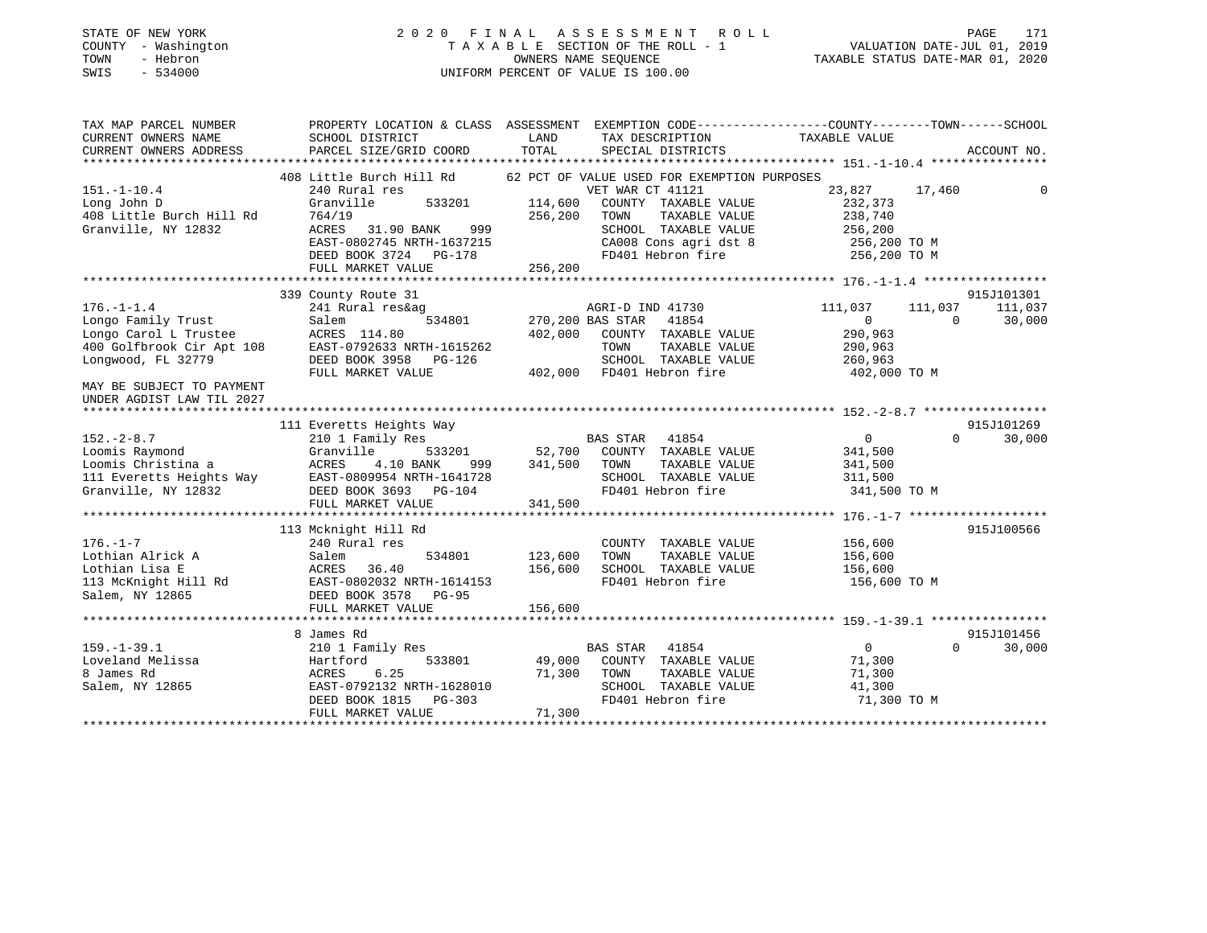STATE OF NEW YORK
COUNTY - Washington
TOWN - Hebron
SWIS - 534000

2020 FINAL ASSESSMENT ROLL
TAXABLE SECTION OF THE ROLL - 1
OWNERS NAME SEQUENCE
UNIFORM PERCENT OF VALUE IS 100.00

VALUATION DATE-JUL 01, 2019
TAXABLE STATUS DATE-MAR 01, 2020

```
TAX MAP PARCEL NUMBER          PROPERTY LOCATION & CLASS  ASSESSMENT  EXEMPTION CODE------------------COUNTY--------TOWN------SCHOOL
CURRENT OWNERS NAME            SCHOOL DISTRICT             LAND        TAX DESCRIPTION               TAXABLE VALUE
CURRENT OWNERS ADDRESS         PARCEL SIZE/GRID COORD      TOTAL       SPECIAL DISTRICTS                                       ACCOUNT NO.
******************************************************************************************************* 151.-1-10.4 ****************
                               408 Little Burch Hill Rd       62 PCT OF VALUE USED FOR EXEMPTION PURPOSES
151.-1-10.4                    240 Rural res                           VET WAR CT 41121              23,827      17,460             0
Long John D                    Granville        533201      114,600     COUNTY  TAXABLE VALUE       232,373
408 Little Burch Hill Rd       764/19                       256,200     TOWN    TAXABLE VALUE       238,740
Granville, NY 12832            ACRES   31.90 BANK    999                SCHOOL  TAXABLE VALUE       256,200
                               EAST-0802745 NRTH-1637215                CA008 Cons agri dst 8        256,200 TO M
                               DEED BOOK 3724   PG-178                  FD401 Hebron fire            256,200 TO M
                               FULL MARKET VALUE            256,200
******************************************************************************************************* 176.-1-1.4 *****************
                               339 County Route 31                                                                     915J101301
176.-1-1.4                     241 Rural res&ag                        AGRI-D IND 41730             111,037     111,037      111,037
Longo Family Trust             Salem            534801      270,200 BAS STAR   41854                    0            0       30,000
Longo Carol L Trustee          ACRES  114.80                402,000     COUNTY  TAXABLE VALUE       290,963
400 Golfbrook Cir Apt 108      EAST-0792633 NRTH-1615262                TOWN    TAXABLE VALUE       290,963
Longwood, FL 32779             DEED BOOK 3958   PG-126                  SCHOOL  TAXABLE VALUE       260,963
                               FULL MARKET VALUE            402,000     FD401 Hebron fire            402,000 TO M
MAY BE SUBJECT TO PAYMENT
UNDER AGDIST LAW TIL 2027
******************************************************************************************************* 152.-2-8.7 *****************
                               111 Everetts Heights Way                                                                915J101269
152.-2-8.7                     210 1 Family Res                        BAS STAR   41854                    0            0       30,000
Loomis Raymond                 Granville        533201       52,700     COUNTY  TAXABLE VALUE       341,500
Loomis Christina a             ACRES    4.10 BANK    999    341,500     TOWN    TAXABLE VALUE       341,500
111 Everetts Heights Way       EAST-0809954 NRTH-1641728                SCHOOL  TAXABLE VALUE       311,500
Granville, NY 12832            DEED BOOK 3693   PG-104                  FD401 Hebron fire            341,500 TO M
                               FULL MARKET VALUE            341,500
******************************************************************************************************* 176.-1-7 *******************
                               113 Mcknight Hill Rd                                                                    915J100566
176.-1-7                       240 Rural res                            COUNTY  TAXABLE VALUE       156,600
Lothian Alrick A               Salem            534801      123,600     TOWN    TAXABLE VALUE       156,600
Lothian Lisa E                 ACRES   36.40                156,600     SCHOOL  TAXABLE VALUE       156,600
113 McKnight Hill Rd           EAST-0802032 NRTH-1614153                FD401 Hebron fire            156,600 TO M
Salem, NY 12865                DEED BOOK 3578   PG-95
                               FULL MARKET VALUE            156,600
******************************************************************************************************* 159.-1-39.1 ****************
                               8 James Rd                                                                              915J101456
159.-1-39.1                    210 1 Family Res                        BAS STAR   41854                    0            0       30,000
Loveland Melissa               Hartford         533801       49,000     COUNTY  TAXABLE VALUE        71,300
8 James Rd                     ACRES    6.25                 71,300     TOWN    TAXABLE VALUE        71,300
Salem, NY 12865                EAST-0792132 NRTH-1628010                SCHOOL  TAXABLE VALUE        41,300
                               DEED BOOK 1815   PG-303                  FD401 Hebron fire             71,300 TO M
                               FULL MARKET VALUE             71,300
************************************************************************************************************************************
```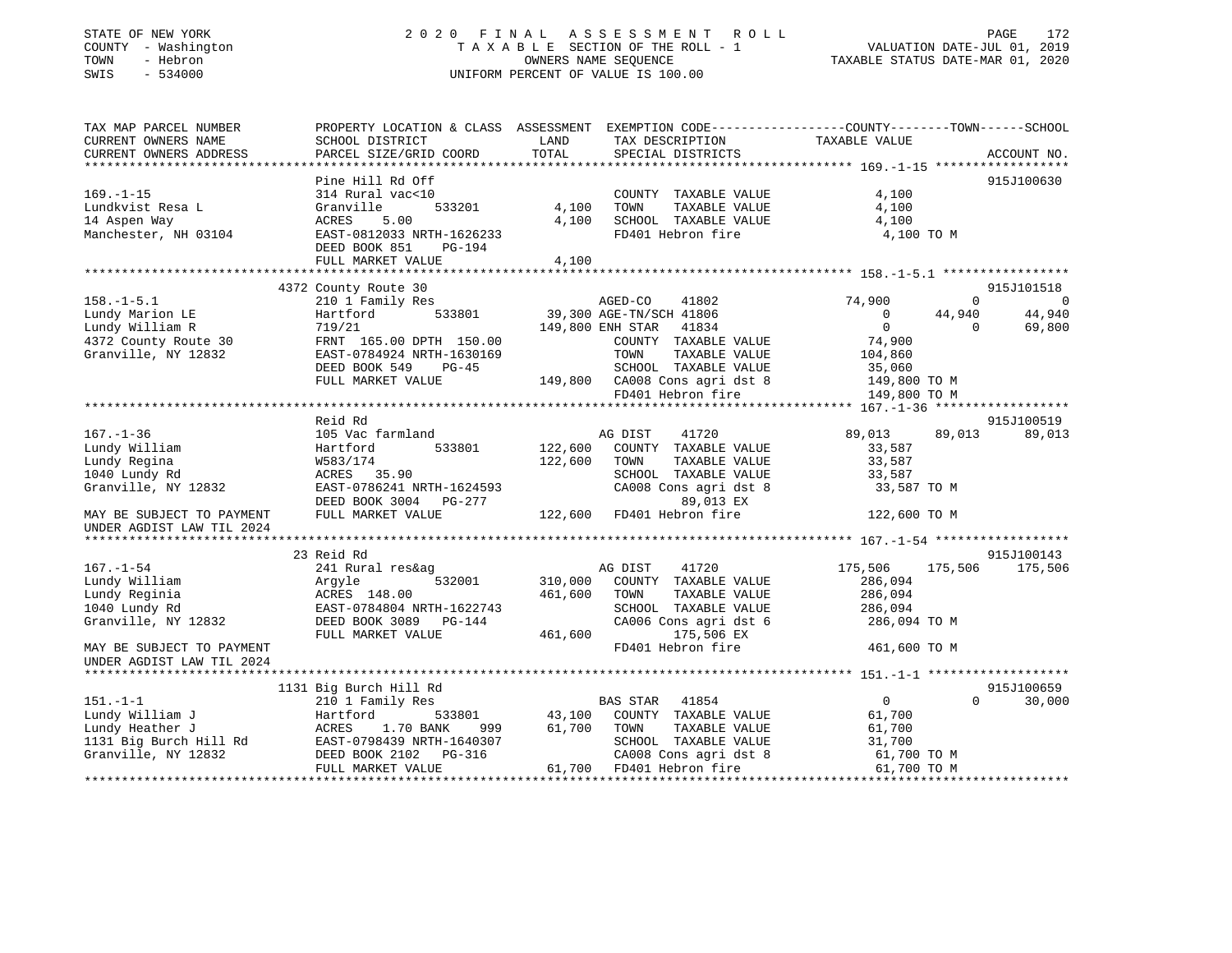STATE OF NEW YORK
COUNTY - Washington
TOWN - Hebron
SWIS - 534000

2020 FINAL ASSESSMENT ROLL
TAXABLE SECTION OF THE ROLL - 1
OWNERS NAME SEQUENCE
UNIFORM PERCENT OF VALUE IS 100.00

VALUATION DATE-JUL 01, 2019
TAXABLE STATUS DATE-MAR 01, 2020

```
TAX MAP PARCEL NUMBER          PROPERTY LOCATION & CLASS  ASSESSMENT  EXEMPTION CODE-----------------COUNTY--------TOWN------SCHOOL
CURRENT OWNERS NAME            SCHOOL DISTRICT              LAND      TAX DESCRIPTION              TAXABLE VALUE
CURRENT OWNERS ADDRESS         PARCEL SIZE/GRID COORD       TOTAL     SPECIAL DISTRICTS                                     ACCOUNT NO.
******************************************************************************************************* 169.-1-15 *****************
                               Pine Hill Rd Off                                                                          915J100630
169.-1-15                      314 Rural vac<10                      COUNTY  TAXABLE VALUE            4,100
Lundkvist Resa L               Granville       533201        4,100   TOWN    TAXABLE VALUE            4,100
14 Aspen Way                   ACRES    5.00                 4,100   SCHOOL  TAXABLE VALUE            4,100
Manchester, NH 03104           EAST-0812033 NRTH-1626233             FD401 Hebron fire                 4,100 TO M
                               DEED BOOK 851    PG-194
                               FULL MARKET VALUE             4,100
******************************************************************************************************* 158.-1-5.1 *****************
                               4372 County Route 30                                                                      915J101518
158.-1-5.1                     210 1 Family Res                      AGED-CO     41802           74,900          0             0
Lundy Marion LE                Hartford        533801       39,300 AGE-TN/SCH 41806                  0     44,940        44,940
Lundy William R                719/21                      149,800 ENH STAR   41834                  0          0        69,800
4372 County Route 30           FRNT 165.00 DPTH 150.00               COUNTY  TAXABLE VALUE           74,900
Granville, NY 12832            EAST-0784924 NRTH-1630169             TOWN    TAXABLE VALUE          104,860
                               DEED BOOK 549    PG-45                SCHOOL  TAXABLE VALUE           35,060
                               FULL MARKET VALUE           149,800   CA008 Cons agri dst 8          149,800 TO M
                                                                     FD401 Hebron fire              149,800 TO M
******************************************************************************************************* 167.-1-36 ******************
                               Reid Rd                                                                                   915J100519
167.-1-36                      105 Vac farmland                      AG DIST     41720           89,013     89,013        89,013
Lundy William                  Hartford        533801      122,600   COUNTY  TAXABLE VALUE           33,587
Lundy Regina                   W583/174                    122,600   TOWN    TAXABLE VALUE           33,587
1040 Lundy Rd                  ACRES   35.90                         SCHOOL  TAXABLE VALUE           33,587
Granville, NY 12832            EAST-0786241 NRTH-1624593             CA008 Cons agri dst 8           33,587 TO M
                               DEED BOOK 3004   PG-277                     89,013 EX
MAY BE SUBJECT TO PAYMENT      FULL MARKET VALUE           122,600   FD401 Hebron fire              122,600 TO M
UNDER AGDIST LAW TIL 2024
******************************************************************************************************* 167.-1-54 ******************
                               23 Reid Rd                                                                                915J100143
167.-1-54                      241 Rural res&ag                      AG DIST     41720          175,506    175,506       175,506
Lundy William                  Argyle          532001      310,000   COUNTY  TAXABLE VALUE          286,094
Lundy Reginia                  ACRES  148.00               461,600   TOWN    TAXABLE VALUE          286,094
1040 Lundy Rd                  EAST-0784804 NRTH-1622743             SCHOOL  TAXABLE VALUE          286,094
Granville, NY 12832            DEED BOOK 3089   PG-144               CA006 Cons agri dst 6          286,094 TO M
                               FULL MARKET VALUE           461,600        175,506 EX
MAY BE SUBJECT TO PAYMENT                                            FD401 Hebron fire              461,600 TO M
UNDER AGDIST LAW TIL 2024
******************************************************************************************************* 151.-1-1 *******************
                               1131 Big Burch Hill Rd                                                                    915J100659
151.-1-1                       210 1 Family Res                      BAS STAR    41854                0          0        30,000
Lundy William J                Hartford        533801       43,100   COUNTY  TAXABLE VALUE           61,700
Lundy Heather J                ACRES    1.70 BANK     999   61,700   TOWN    TAXABLE VALUE           61,700
1131 Big Burch Hill Rd         EAST-0798439 NRTH-1640307             SCHOOL  TAXABLE VALUE           31,700
Granville, NY 12832            DEED BOOK 2102   PG-316               CA008 Cons agri dst 8           61,700 TO M
                               FULL MARKET VALUE            61,700   FD401 Hebron fire               61,700 TO M
************************************************************************************************************************************
```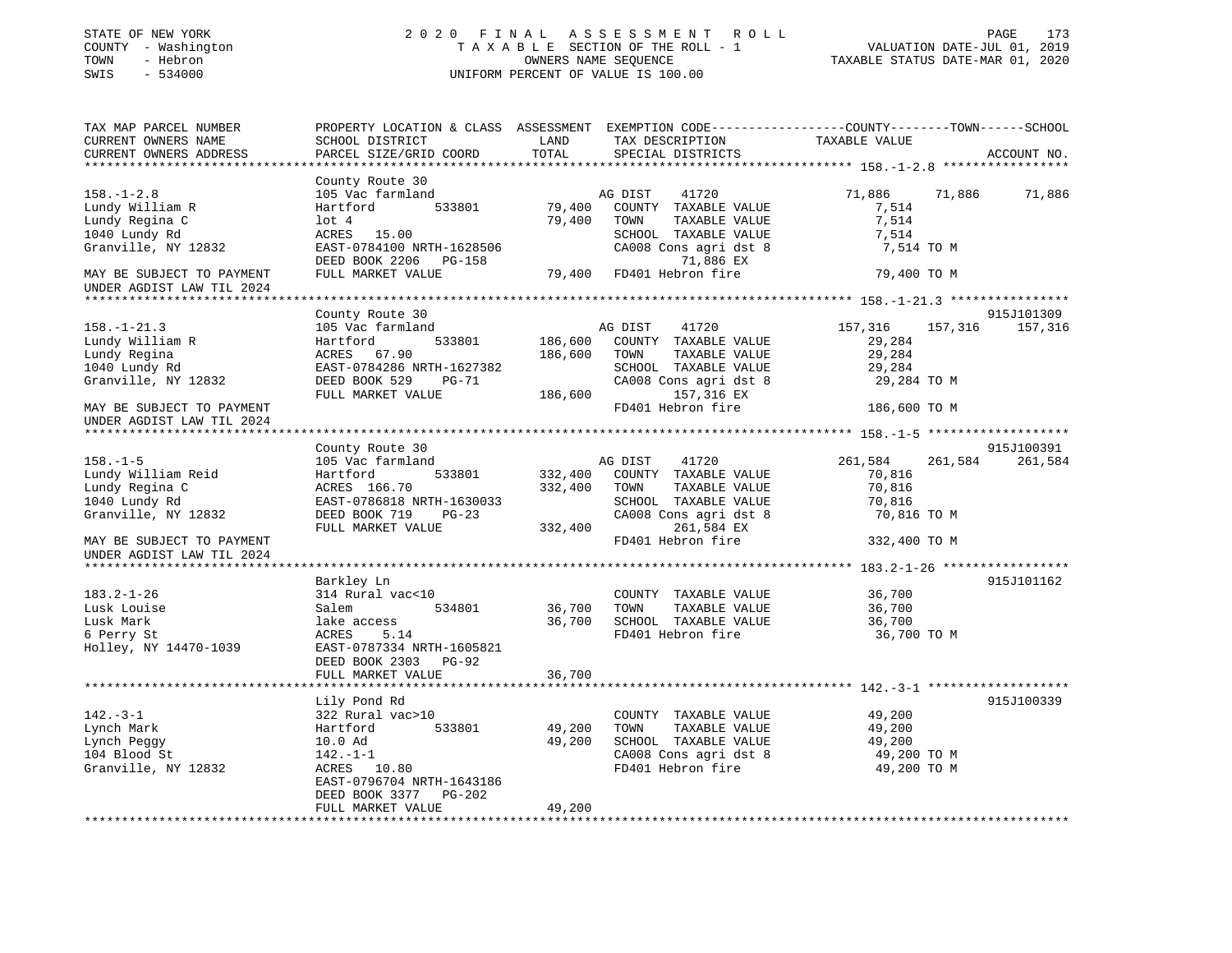STATE OF NEW YORK
COUNTY - Washington
TOWN - Hebron
SWIS - 534000

2020 FINAL ASSESSMENT ROLL
TAXABLE SECTION OF THE ROLL - 1
OWNERS NAME SEQUENCE
UNIFORM PERCENT OF VALUE IS 100.00

VALUATION DATE-JUL 01, 2019
TAXABLE STATUS DATE-MAR 01, 2020

```
TAX MAP PARCEL NUMBER          PROPERTY LOCATION & CLASS  ASSESSMENT  EXEMPTION CODE------------------COUNTY--------TOWN------SCHOOL
CURRENT OWNERS NAME            SCHOOL DISTRICT            LAND        TAX DESCRIPTION              TAXABLE VALUE
CURRENT OWNERS ADDRESS         PARCEL SIZE/GRID COORD     TOTAL       SPECIAL DISTRICTS                                       ACCOUNT NO.
****************************************************************************************************** 158.-1-2.8 *****************
                               County Route 30
158.-1-2.8                     105 Vac farmland                       AG DIST     41720              71,886     71,886      71,886
Lundy William R                Hartford        533801      79,400    COUNTY  TAXABLE VALUE            7,514
Lundy Regina C                 lot 4                       79,400    TOWN    TAXABLE VALUE            7,514
1040 Lundy Rd                  ACRES   15.00                         SCHOOL  TAXABLE VALUE            7,514
Granville, NY 12832            EAST-0784100 NRTH-1628506             CA008 Cons agri dst 8            7,514 TO M
                               DEED BOOK 2206   PG-158                     71,886 EX
MAY BE SUBJECT TO PAYMENT      FULL MARKET VALUE           79,400    FD401 Hebron fire               79,400 TO M
UNDER AGDIST LAW TIL 2024
****************************************************************************************************** 158.-1-21.3 ****************
                               County Route 30                                                                         915J101309
158.-1-21.3                    105 Vac farmland                       AG DIST     41720             157,316    157,316     157,316
Lundy William R                Hartford        533801     186,600    COUNTY  TAXABLE VALUE           29,284
Lundy Regina                   ACRES   67.90              186,600    TOWN    TAXABLE VALUE           29,284
1040 Lundy Rd                  EAST-0784286 NRTH-1627382             SCHOOL  TAXABLE VALUE           29,284
Granville, NY 12832            DEED BOOK 529    PG-71                CA008 Cons agri dst 8           29,284 TO M
                               FULL MARKET VALUE          186,600          157,316 EX
MAY BE SUBJECT TO PAYMENT                                            FD401 Hebron fire              186,600 TO M
UNDER AGDIST LAW TIL 2024
****************************************************************************************************** 158.-1-5 *******************
                               County Route 30                                                                         915J100391
158.-1-5                       105 Vac farmland                       AG DIST     41720             261,584    261,584     261,584
Lundy William Reid             Hartford        533801     332,400    COUNTY  TAXABLE VALUE           70,816
Lundy Regina C                 ACRES  166.70              332,400    TOWN    TAXABLE VALUE           70,816
1040 Lundy Rd                  EAST-0786818 NRTH-1630033             SCHOOL  TAXABLE VALUE           70,816
Granville, NY 12832            DEED BOOK 719    PG-23                CA008 Cons agri dst 8           70,816 TO M
                               FULL MARKET VALUE          332,400          261,584 EX
MAY BE SUBJECT TO PAYMENT                                            FD401 Hebron fire              332,400 TO M
UNDER AGDIST LAW TIL 2024
****************************************************************************************************** 183.2-1-26 *****************
                               Barkley Ln                                                                              915J101162
183.2-1-26                     314 Rural vac<10                      COUNTY  TAXABLE VALUE           36,700
Lusk Louise                    Salem           534801      36,700    TOWN    TAXABLE VALUE           36,700
Lusk Mark                      lake access                 36,700    SCHOOL  TAXABLE VALUE           36,700
6 Perry St                     ACRES    5.14                         FD401 Hebron fire               36,700 TO M
Holley, NY 14470-1039          EAST-0787334 NRTH-1605821
                               DEED BOOK 2303   PG-92
                               FULL MARKET VALUE           36,700
****************************************************************************************************** 142.-3-1 *******************
                               Lily Pond Rd                                                                            915J100339
142.-3-1                       322 Rural vac>10                      COUNTY  TAXABLE VALUE           49,200
Lynch Mark                     Hartford        533801      49,200    TOWN    TAXABLE VALUE           49,200
Lynch Peggy                    10.0 Ad                     49,200    SCHOOL  TAXABLE VALUE           49,200
104 Blood St                   142.-1-1                              CA008 Cons agri dst 8           49,200 TO M
Granville, NY 12832            ACRES   10.80                         FD401 Hebron fire               49,200 TO M
                               EAST-0796704 NRTH-1643186
                               DEED BOOK 3377   PG-202
                               FULL MARKET VALUE           49,200
************************************************************************************************************************************
```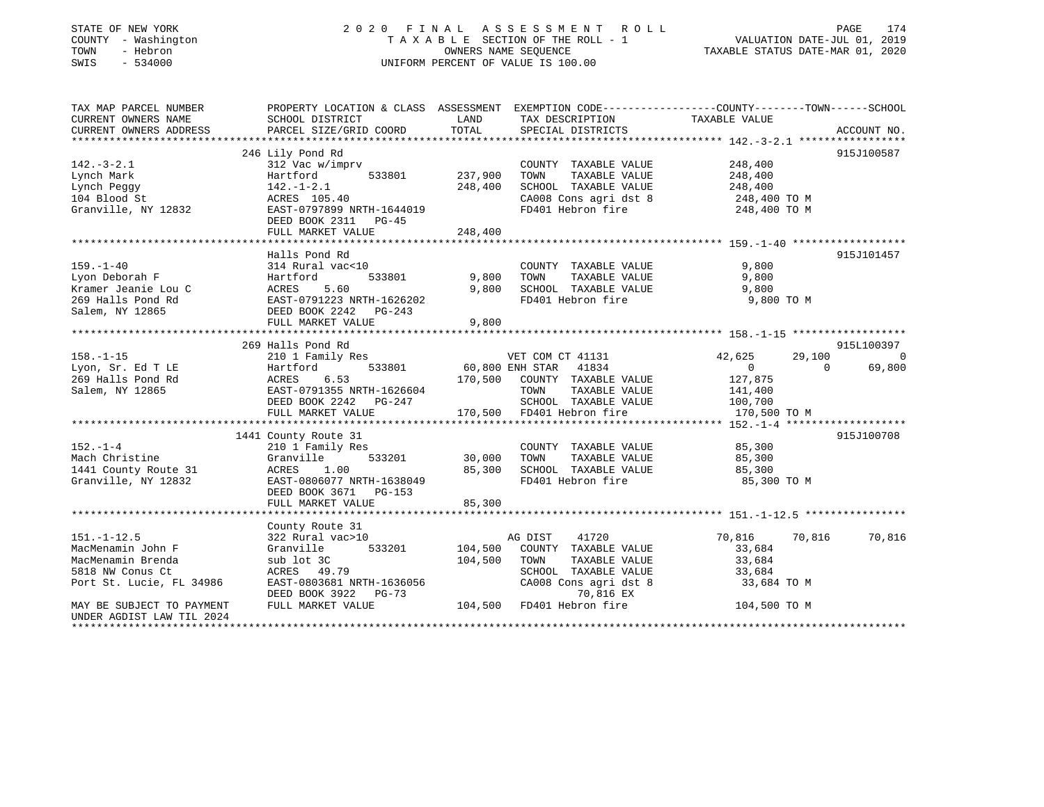STATE OF NEW YORK
COUNTY - Washington
TOWN - Hebron
SWIS - 534000

2020 FINAL ASSESSMENT ROLL
TAXABLE SECTION OF THE ROLL - 1
OWNERS NAME SEQUENCE
UNIFORM PERCENT OF VALUE IS 100.00

VALUATION DATE-JUL 01, 2019
TAXABLE STATUS DATE-MAR 01, 2020

```
TAX MAP PARCEL NUMBER          PROPERTY LOCATION & CLASS  ASSESSMENT  EXEMPTION CODE-----------------COUNTY--------TOWN------SCHOOL
CURRENT OWNERS NAME            SCHOOL DISTRICT              LAND      TAX DESCRIPTION              TAXABLE VALUE
CURRENT OWNERS ADDRESS         PARCEL SIZE/GRID COORD       TOTAL     SPECIAL DISTRICTS                                     ACCOUNT NO.
******************************************************************************************************* 142.-3-2.1 *****************
                               246 Lily Pond Rd                                                                              915J100587
142.-3-2.1                     312 Vac w/imprv                        COUNTY  TAXABLE VALUE          248,400
Lynch Mark                     Hartford       533801       237,900    TOWN    TAXABLE VALUE          248,400
Lynch Peggy                    142.-1-2.1                  248,400    SCHOOL  TAXABLE VALUE          248,400
104 Blood St                   ACRES 105.40                           CA008 Cons agri dst 8           248,400 TO M
Granville, NY 12832            EAST-0797899 NRTH-1644019              FD401 Hebron fire               248,400 TO M
                               DEED BOOK 2311   PG-45
                               FULL MARKET VALUE           248,400
******************************************************************************************************* 159.-1-40 ******************
                               Halls Pond Rd                                                                                 915J101457
159.-1-40                      314 Rural vac<10                       COUNTY  TAXABLE VALUE            9,800
Lyon Deborah F                 Hartford       533801         9,800    TOWN    TAXABLE VALUE            9,800
Kramer Jeanie Lou C            ACRES    5.60                 9,800    SCHOOL  TAXABLE VALUE            9,800
269 Halls Pond Rd              EAST-0791223 NRTH-1626202              FD401 Hebron fire                 9,800 TO M
Salem, NY 12865                DEED BOOK 2242   PG-243
                               FULL MARKET VALUE             9,800
******************************************************************************************************* 158.-1-15 ******************
                               269 Halls Pond Rd                                                                             915L100397
158.-1-15                      210 1 Family Res                  VET COM CT 41131                42,625      29,100           0
Lyon, Sr. Ed T LE              Hartford       533801        60,800 ENH STAR  41834                    0           0      69,800
269 Halls Pond Rd              ACRES    6.53               170,500    COUNTY  TAXABLE VALUE          127,875
Salem, NY 12865                EAST-0791355 NRTH-1626604              TOWN    TAXABLE VALUE          141,400
                               DEED BOOK 2242   PG-247                SCHOOL  TAXABLE VALUE          100,700
                               FULL MARKET VALUE           170,500    FD401 Hebron fire               170,500 TO M
******************************************************************************************************* 152.-1-4 *******************
                               1441 County Route 31                                                                          915J100708
152.-1-4                       210 1 Family Res                       COUNTY  TAXABLE VALUE           85,300
Mach Christine                 Granville      533201        30,000    TOWN    TAXABLE VALUE           85,300
1441 County Route 31           ACRES    1.00                85,300    SCHOOL  TAXABLE VALUE           85,300
Granville, NY 12832            EAST-0806077 NRTH-1638049              FD401 Hebron fire                85,300 TO M
                               DEED BOOK 3671   PG-153
                               FULL MARKET VALUE            85,300
******************************************************************************************************* 151.-1-12.5 ****************
                               County Route 31
151.-1-12.5                    322 Rural vac>10                  AG DIST     41720               70,816      70,816      70,816
MacMenamin John F              Granville      533201       104,500    COUNTY  TAXABLE VALUE           33,684
MacMenamin Brenda              sub lot 3C                  104,500    TOWN    TAXABLE VALUE           33,684
5818 NW Conus Ct               ACRES   49.79                          SCHOOL  TAXABLE VALUE           33,684
Port St. Lucie, FL 34986       EAST-0803681 NRTH-1636056              CA008 Cons agri dst 8            33,684 TO M
                               DEED BOOK 3922   PG-73                        70,816 EX
MAY BE SUBJECT TO PAYMENT      FULL MARKET VALUE           104,500    FD401 Hebron fire               104,500 TO M
UNDER AGDIST LAW TIL 2024
************************************************************************************************************************************
```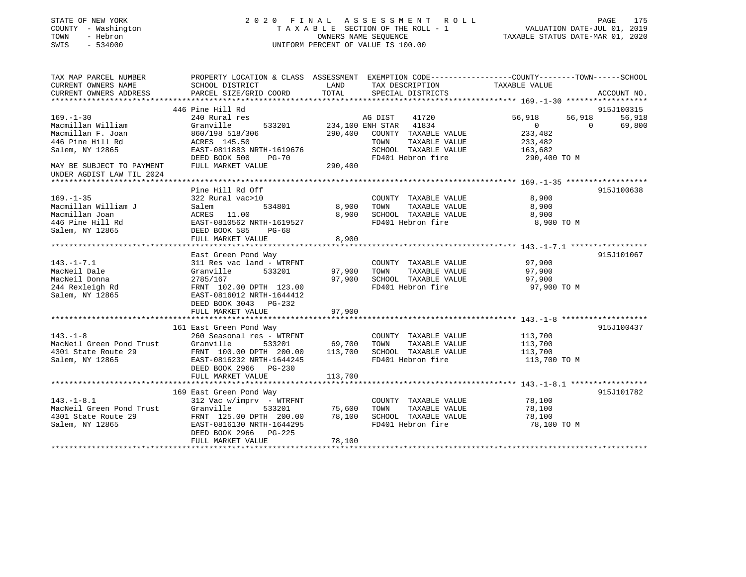STATE OF NEW YORK
COUNTY - Washington
TOWN - Hebron
SWIS - 534000

2020 FINAL ASSESSMENT ROLL
TAXABLE SECTION OF THE ROLL - 1
OWNERS NAME SEQUENCE
UNIFORM PERCENT OF VALUE IS 100.00

VALUATION DATE-JUL 01, 2019
TAXABLE STATUS DATE-MAR 01, 2020

| TAX MAP PARCEL NUMBER / CURRENT OWNERS NAME / CURRENT OWNERS ADDRESS | PROPERTY LOCATION & CLASS / SCHOOL DISTRICT / PARCEL SIZE/GRID COORD | ASSESSMENT LAND | TOTAL | EXEMPTION CODE / TAX DESCRIPTION / SPECIAL DISTRICTS | COUNTY | TOWN | SCHOOL | ACCOUNT NO. |
|---|---|---|---|---|---|---|---|---|
| **169.-1-30** | 446 Pine Hill Rd | | | | | | | 915J100315 |
| | 240 Rural res | | | AG DIST 41720 | 56,918 | 56,918 | 56,918 | |
| Macmillan William | Granville 533201 | 234,100 | | ENH STAR 41834 | 0 | 0 | 69,800 | |
| Macmillan F. Joan | 860/198 518/306 | | 290,400 | COUNTY TAXABLE VALUE | 233,482 | | | |
| 446 Pine Hill Rd | ACRES 145.50 | | | TOWN TAXABLE VALUE | | 233,482 | | |
| Salem, NY 12865 | EAST-0811883 NRTH-1619676 | | | SCHOOL TAXABLE VALUE | | | 163,682 | |
| | DEED BOOK 500 PG-70 | | | FD401 Hebron fire | 290,400 TO M | | | |
| MAY BE SUBJECT TO PAYMENT UNDER AGDIST LAW TIL 2024 | FULL MARKET VALUE | | 290,400 | | | | | |
| **169.-1-35** | Pine Hill Rd Off | | | | | | | 915J100638 |
| | 322 Rural vac>10 | | | COUNTY TAXABLE VALUE | 8,900 | | | |
| Macmillan William J | Salem 534801 | 8,900 | | TOWN TAXABLE VALUE | | 8,900 | | |
| Macmillan Joan | ACRES 11.00 | | 8,900 | SCHOOL TAXABLE VALUE | | | 8,900 | |
| 446 Pine Hill Rd | EAST-0810562 NRTH-1619527 | | | FD401 Hebron fire | 8,900 TO M | | | |
| Salem, NY 12865 | DEED BOOK 585 PG-68 | | | | | | | |
| | FULL MARKET VALUE | | 8,900 | | | | | |
| **143.-1-7.1** | East Green Pond Way | | | | | | | 915J101067 |
| | 311 Res vac land - WTRFNT | | | COUNTY TAXABLE VALUE | 97,900 | | | |
| MacNeil Dale | Granville 533201 | 97,900 | | TOWN TAXABLE VALUE | | 97,900 | | |
| MacNeil Donna | 2785/167 | | 97,900 | SCHOOL TAXABLE VALUE | | | 97,900 | |
| 244 Rexleigh Rd | FRNT 102.00 DPTH 123.00 | | | FD401 Hebron fire | 97,900 TO M | | | |
| Salem, NY 12865 | EAST-0816012 NRTH-1644412 | | | | | | | |
| | DEED BOOK 3043 PG-232 | | | | | | | |
| | FULL MARKET VALUE | | 97,900 | | | | | |
| **143.-1-8** | 161 East Green Pond Way | | | | | | | 915J100437 |
| | 260 Seasonal res - WTRFNT | | | COUNTY TAXABLE VALUE | 113,700 | | | |
| MacNeil Green Pond Trust | Granville 533201 | 69,700 | | TOWN TAXABLE VALUE | | 113,700 | | |
| 4301 State Route 29 | FRNT 100.00 DPTH 200.00 | | 113,700 | SCHOOL TAXABLE VALUE | | | 113,700 | |
| Salem, NY 12865 | EAST-0816232 NRTH-1644245 | | | FD401 Hebron fire | 113,700 TO M | | | |
| | DEED BOOK 2966 PG-230 | | | | | | | |
| | FULL MARKET VALUE | | 113,700 | | | | | |
| **143.-1-8.1** | 169 East Green Pond Way | | | | | | | 915J101782 |
| | 312 Vac w/imprv - WTRFNT | | | COUNTY TAXABLE VALUE | 78,100 | | | |
| MacNeil Green Pond Trust | Granville 533201 | 75,600 | | TOWN TAXABLE VALUE | | 78,100 | | |
| 4301 State Route 29 | FRNT 125.00 DPTH 200.00 | | 78,100 | SCHOOL TAXABLE VALUE | | | 78,100 | |
| Salem, NY 12865 | EAST-0816130 NRTH-1644295 | | | FD401 Hebron fire | 78,100 TO M | | | |
| | DEED BOOK 2966 PG-225 | | | | | | | |
| | FULL MARKET VALUE | | 78,100 | | | | | |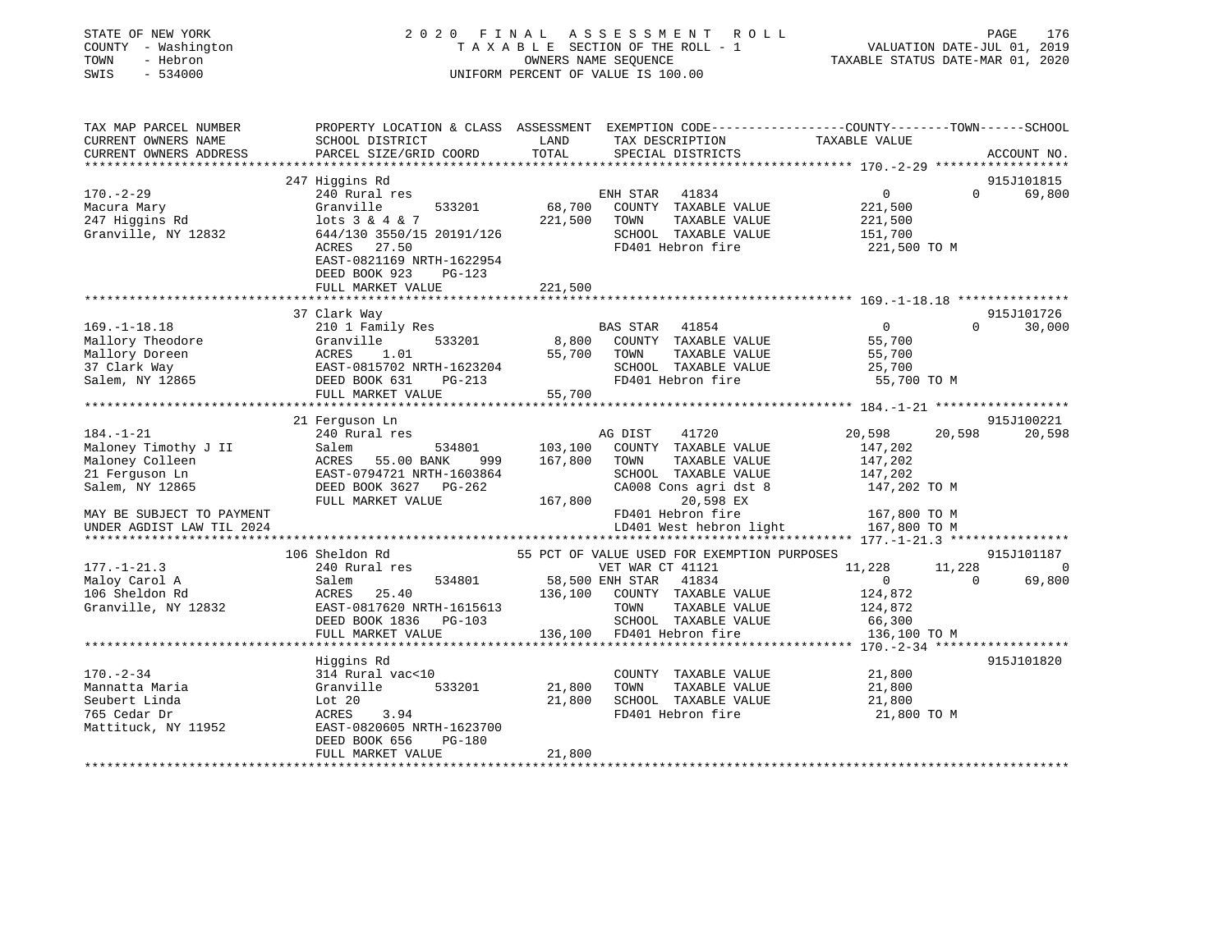STATE OF NEW YORK
COUNTY - Washington
TOWN - Hebron
SWIS - 534000

2020 FINAL ASSESSMENT ROLL
TAXABLE SECTION OF THE ROLL - 1
OWNERS NAME SEQUENCE
UNIFORM PERCENT OF VALUE IS 100.00

VALUATION DATE-JUL 01, 2019
TAXABLE STATUS DATE-MAR 01, 2020

```
TAX MAP PARCEL NUMBER          PROPERTY LOCATION & CLASS  ASSESSMENT  EXEMPTION CODE------------------COUNTY--------TOWN------SCHOOL
CURRENT OWNERS NAME            SCHOOL DISTRICT              LAND      TAX DESCRIPTION              TAXABLE VALUE
CURRENT OWNERS ADDRESS         PARCEL SIZE/GRID COORD       TOTAL     SPECIAL DISTRICTS                                   ACCOUNT NO.
********************************************************************************************* 170.-2-29 ******************
                               247 Higgins Rd                                                                          915J101815
170.-2-29                      240 Rural res                          ENH STAR  41834                 0             0      69,800
Macura Mary                    Granville        533201      68,700    COUNTY  TAXABLE VALUE        221,500
247 Higgins Rd                 lots 3 & 4 & 7              221,500    TOWN    TAXABLE VALUE        221,500
Granville, NY 12832            644/130 3550/15 20191/126              SCHOOL  TAXABLE VALUE        151,700
                               ACRES   27.50                          FD401 Hebron fire             221,500 TO M
                               EAST-0821169 NRTH-1622954
                               DEED BOOK 923    PG-123
                               FULL MARKET VALUE           221,500
********************************************************************************************* 169.-1-18.18 ***************
                               37 Clark Way                                                                            915J101726
169.-1-18.18                   210 1 Family Res                       BAS STAR  41854                 0             0      30,000
Mallory Theodore               Granville        533201       8,800    COUNTY  TAXABLE VALUE         55,700
Mallory Doreen                 ACRES    1.01                55,700    TOWN    TAXABLE VALUE         55,700
37 Clark Way                   EAST-0815702 NRTH-1623204              SCHOOL  TAXABLE VALUE         25,700
Salem, NY 12865                DEED BOOK 631    PG-213                FD401 Hebron fire              55,700 TO M
                               FULL MARKET VALUE            55,700
********************************************************************************************* 184.-1-21 ******************
                               21 Ferguson Ln                                                                          915J100221
184.-1-21                      240 Rural res                          AG DIST    41720            20,598        20,598      20,598
Maloney Timothy J II           Salem            534801     103,100    COUNTY  TAXABLE VALUE        147,202
Maloney Colleen                ACRES   55.00 BANK    999   167,800    TOWN    TAXABLE VALUE        147,202
21 Ferguson Ln                 EAST-0794721 NRTH-1603864              SCHOOL  TAXABLE VALUE        147,202
Salem, NY 12865                DEED BOOK 3627   PG-262                CA008 Cons agri dst 8         147,202 TO M
                               FULL MARKET VALUE           167,800          20,598 EX
MAY BE SUBJECT TO PAYMENT                                             FD401 Hebron fire             167,800 TO M
UNDER AGDIST LAW TIL 2024                                             LD401 West hebron light       167,800 TO M
********************************************************************************************* 177.-1-21.3 ****************
                               106 Sheldon Rd               55 PCT OF VALUE USED FOR EXEMPTION PURPOSES                915J101187
177.-1-21.3                    240 Rural res                          VET WAR CT 41121            11,228        11,228           0
Maloy Carol A                  Salem            534801      58,500 ENH STAR  41834                 0             0      69,800
106 Sheldon Rd                 ACRES   25.40               136,100    COUNTY  TAXABLE VALUE        124,872
Granville, NY 12832            EAST-0817620 NRTH-1615613              TOWN    TAXABLE VALUE        124,872
                               DEED BOOK 1836   PG-103                SCHOOL  TAXABLE VALUE         66,300
                               FULL MARKET VALUE           136,100    FD401 Hebron fire             136,100 TO M
********************************************************************************************* 170.-2-34 ******************
                               Higgins Rd                                                                              915J101820
170.-2-34                      314 Rural vac<10                       COUNTY  TAXABLE VALUE         21,800
Mannatta Maria                 Granville        533201      21,800    TOWN    TAXABLE VALUE         21,800
Seubert Linda                  Lot 20                       21,800    SCHOOL  TAXABLE VALUE         21,800
765 Cedar Dr                   ACRES    3.94                          FD401 Hebron fire              21,800 TO M
Mattituck, NY 11952            EAST-0820605 NRTH-1623700
                               DEED BOOK 656    PG-180
                               FULL MARKET VALUE            21,800
******************************************************************************************************************************
```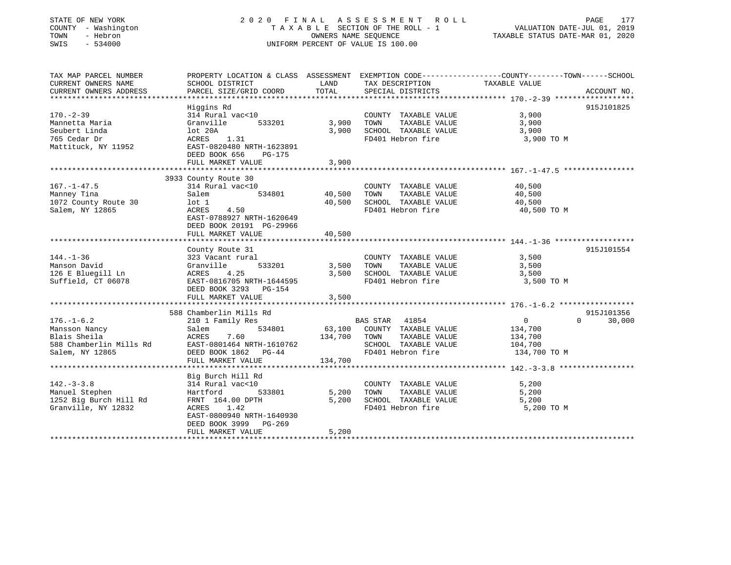STATE OF NEW YORK
COUNTY - Washington
TOWN - Hebron
SWIS - 534000

2020 FINAL ASSESSMENT ROLL
TAXABLE SECTION OF THE ROLL - 1
OWNERS NAME SEQUENCE
UNIFORM PERCENT OF VALUE IS 100.00

VALUATION DATE-JUL 01, 2019
TAXABLE STATUS DATE-MAR 01, 2020

```
TAX MAP PARCEL NUMBER          PROPERTY LOCATION & CLASS  ASSESSMENT  EXEMPTION CODE-----------------COUNTY--------TOWN------SCHOOL
CURRENT OWNERS NAME            SCHOOL DISTRICT               LAND      TAX DESCRIPTION            TAXABLE VALUE
CURRENT OWNERS ADDRESS         PARCEL SIZE/GRID COORD       TOTAL      SPECIAL DISTRICTS                                    ACCOUNT NO.
******************************************************************************************************* 170.-2-39 ******************
                               Higgins Rd                                                                                915J101825
170.-2-39                      314 Rural vac<10                         COUNTY  TAXABLE VALUE            3,900
Mannetta Maria                 Granville       533201        3,900      TOWN    TAXABLE VALUE            3,900
Seubert Linda                  lot 20A                       3,900      SCHOOL  TAXABLE VALUE            3,900
765 Cedar Dr                   ACRES    1.31                            FD401 Hebron fire                 3,900 TO M
Mattituck, NY 11952            EAST-0820480 NRTH-1623891
                               DEED BOOK 656    PG-175
                               FULL MARKET VALUE             3,900
******************************************************************************************************* 167.-1-47.5 ****************
                               3933 County Route 30
167.-1-47.5                    314 Rural vac<10                         COUNTY  TAXABLE VALUE           40,500
Manney Tina                    Salem           534801       40,500      TOWN    TAXABLE VALUE           40,500
1072 County Route 30           lot 1                        40,500      SCHOOL  TAXABLE VALUE           40,500
Salem, NY 12865                ACRES    4.50                            FD401 Hebron fire                40,500 TO M
                               EAST-0788927 NRTH-1620649
                               DEED BOOK 20191  PG-29966
                               FULL MARKET VALUE            40,500
******************************************************************************************************* 144.-1-36 ******************
                               County Route 31                                                                           915J101554
144.-1-36                      323 Vacant rural                         COUNTY  TAXABLE VALUE            3,500
Manson David                   Granville       533201        3,500      TOWN    TAXABLE VALUE            3,500
126 E Bluegill Ln              ACRES    4.25                 3,500      SCHOOL  TAXABLE VALUE            3,500
Suffield, CT 06078             EAST-0816705 NRTH-1644595                FD401 Hebron fire                 3,500 TO M
                               DEED BOOK 3293   PG-154
                               FULL MARKET VALUE             3,500
******************************************************************************************************* 176.-1-6.2 *****************
                               588 Chamberlin Mills Rd                                                                   915J101356
176.-1-6.2                     210 1 Family Res                    BAS STAR   41854                  0             0       30,000
Mansson Nancy                  Salem           534801       63,100      COUNTY  TAXABLE VALUE          134,700
Blais Sheila                   ACRES    7.60               134,700      TOWN    TAXABLE VALUE          134,700
588 Chamberlin Mills Rd        EAST-0801464 NRTH-1610762                SCHOOL  TAXABLE VALUE          104,700
Salem, NY 12865                DEED BOOK 1862   PG-44                   FD401 Hebron fire               134,700 TO M
                               FULL MARKET VALUE           134,700
******************************************************************************************************* 142.-3-3.8 *****************
                               Big Burch Hill Rd
142.-3-3.8                     314 Rural vac<10                         COUNTY  TAXABLE VALUE            5,200
Manuel Stephen                 Hartford        533801        5,200      TOWN    TAXABLE VALUE            5,200
1252 Big Burch Hill Rd         FRNT 164.00 DPTH              5,200      SCHOOL  TAXABLE VALUE            5,200
Granville, NY 12832            ACRES    1.42                            FD401 Hebron fire                 5,200 TO M
                               EAST-0800940 NRTH-1640930
                               DEED BOOK 3999   PG-269
                               FULL MARKET VALUE             5,200
************************************************************************************************************************************
```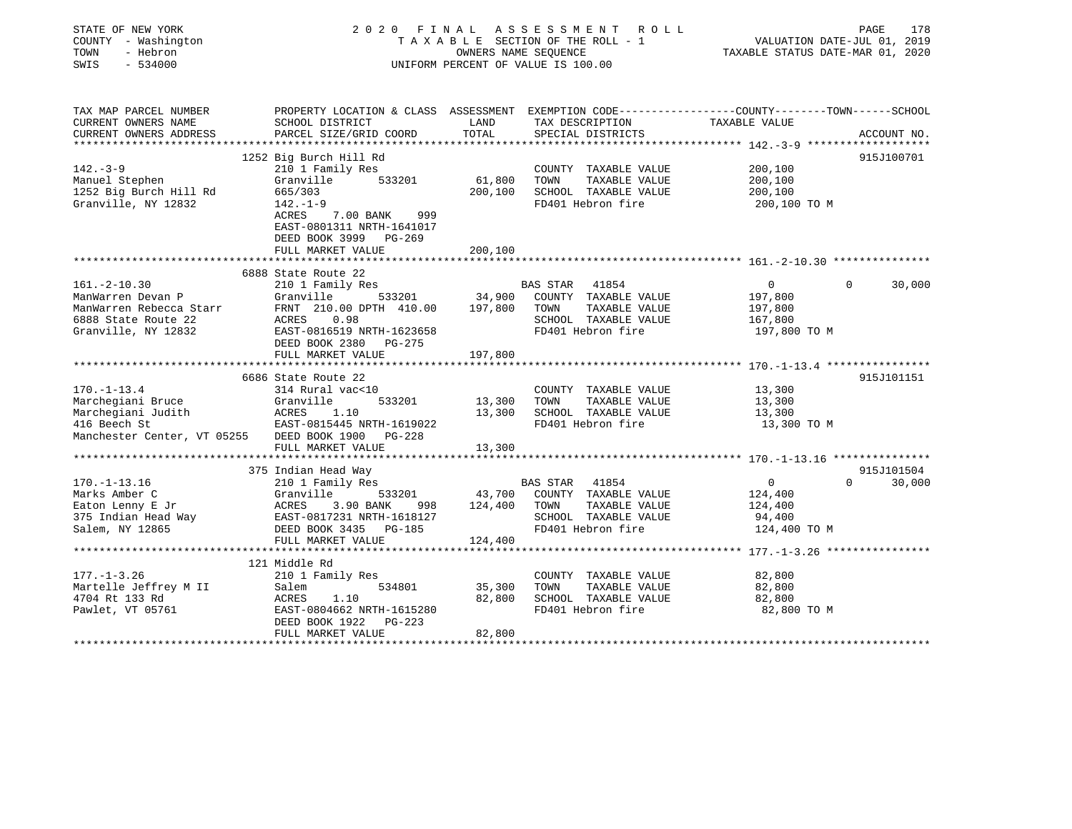STATE OF NEW YORK
COUNTY - Washington
TOWN - Hebron
SWIS - 534000

2020 FINAL ASSESSMENT ROLL
TAXABLE SECTION OF THE ROLL - 1
OWNERS NAME SEQUENCE
UNIFORM PERCENT OF VALUE IS 100.00

VALUATION DATE-JUL 01, 2019
TAXABLE STATUS DATE-MAR 01, 2020

```
TAX MAP PARCEL NUMBER          PROPERTY LOCATION & CLASS  ASSESSMENT  EXEMPTION CODE------------------COUNTY--------TOWN------SCHOOL
CURRENT OWNERS NAME            SCHOOL DISTRICT               LAND      TAX DESCRIPTION            TAXABLE VALUE
CURRENT OWNERS ADDRESS         PARCEL SIZE/GRID COORD        TOTAL     SPECIAL DISTRICTS                                   ACCOUNT NO.
******************************************************************************************************* 142.-3-9 ******************
                               1252 Big Burch Hill Rd                                                                      915J100701
142.-3-9                       210 1 Family Res                        COUNTY  TAXABLE VALUE           200,100
Manuel Stephen                 Granville         533201      61,800    TOWN    TAXABLE VALUE           200,100
1252 Big Burch Hill Rd         665/303                      200,100    SCHOOL  TAXABLE VALUE           200,100
Granville, NY 12832            142.-1-9                                FD401 Hebron fire                200,100 TO M
                               ACRES     7.00 BANK     999
                               EAST-0801311 NRTH-1641017
                               DEED BOOK 3999   PG-269
                               FULL MARKET VALUE            200,100
******************************************************************************************************* 161.-2-10.30 ***************
                               6888 State Route 22
161.-2-10.30                   210 1 Family Res                   BAS STAR   41854                  0            0      30,000
ManWarren Devan P              Granville         533201      34,900    COUNTY  TAXABLE VALUE           197,800
ManWarren Rebecca Starr        FRNT 210.00 DPTH 410.00      197,800    TOWN    TAXABLE VALUE           197,800
6888 State Route 22            ACRES     0.98                          SCHOOL  TAXABLE VALUE           167,800
Granville, NY 12832            EAST-0816519 NRTH-1623658               FD401 Hebron fire                197,800 TO M
                               DEED BOOK 2380   PG-275
                               FULL MARKET VALUE            197,800
******************************************************************************************************* 170.-1-13.4 ****************
                               6686 State Route 22                                                                         915J101151
170.-1-13.4                    314 Rural vac<10                        COUNTY  TAXABLE VALUE            13,300
Marchegiani Bruce              Granville         533201      13,300    TOWN    TAXABLE VALUE            13,300
Marchegiani Judith             ACRES     1.10                 13,300    SCHOOL  TAXABLE VALUE            13,300
416 Beech St                   EAST-0815445 NRTH-1619022               FD401 Hebron fire                 13,300 TO M
Manchester Center, VT 05255    DEED BOOK 1900   PG-228
                               FULL MARKET VALUE             13,300
******************************************************************************************************* 170.-1-13.16 ***************
                               375 Indian Head Way                                                                         915J101504
170.-1-13.16                   210 1 Family Res                   BAS STAR   41854                  0            0      30,000
Marks Amber C                  Granville         533201      43,700    COUNTY  TAXABLE VALUE           124,400
Eaton Lenny E Jr               ACRES     3.90 BANK     998  124,400    TOWN    TAXABLE VALUE           124,400
375 Indian Head Way            EAST-0817231 NRTH-1618127               SCHOOL  TAXABLE VALUE            94,400
Salem, NY 12865                DEED BOOK 3435   PG-185                 FD401 Hebron fire                124,400 TO M
                               FULL MARKET VALUE            124,400
******************************************************************************************************* 177.-1-3.26 ****************
                               121 Middle Rd
177.-1-3.26                    210 1 Family Res                        COUNTY  TAXABLE VALUE            82,800
Martelle Jeffrey M II          Salem             534801      35,300    TOWN    TAXABLE VALUE            82,800
4704 Rt 133 Rd                 ACRES     1.10                 82,800    SCHOOL  TAXABLE VALUE            82,800
Pawlet, VT 05761               EAST-0804662 NRTH-1615280               FD401 Hebron fire                 82,800 TO M
                               DEED BOOK 1922   PG-223
                               FULL MARKET VALUE             82,800
************************************************************************************************************************************
```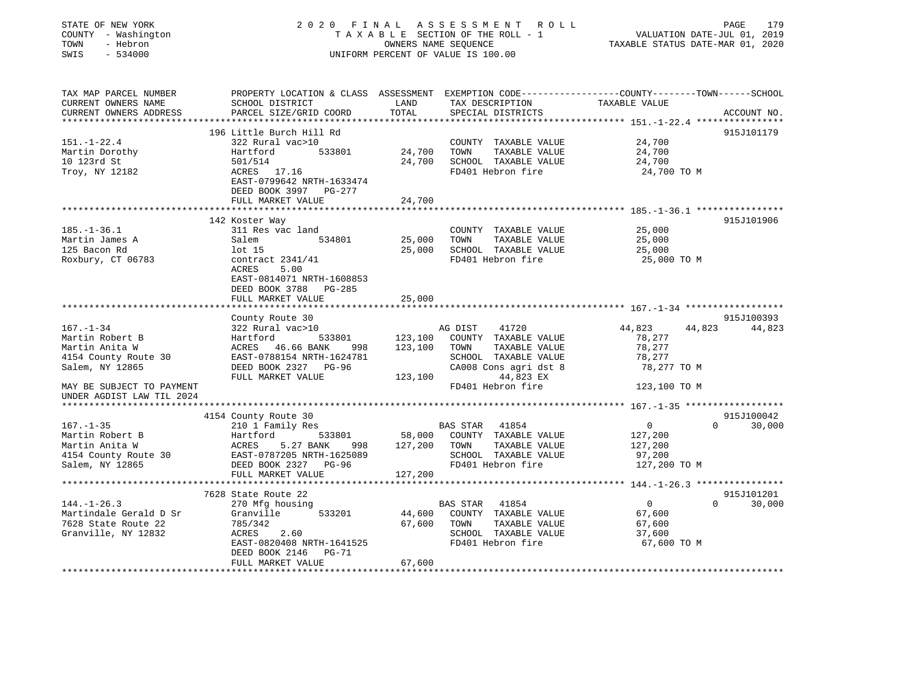STATE OF NEW YORK
COUNTY - Washington
TOWN - Hebron
SWIS - 534000

2020 FINAL ASSESSMENT ROLL
TAXABLE SECTION OF THE ROLL - 1
OWNERS NAME SEQUENCE
UNIFORM PERCENT OF VALUE IS 100.00

VALUATION DATE-JUL 01, 2019
TAXABLE STATUS DATE-MAR 01, 2020

| TAX MAP PARCEL NUMBER / CURRENT OWNERS NAME / CURRENT OWNERS ADDRESS | PROPERTY LOCATION & CLASS / SCHOOL DISTRICT / PARCEL SIZE/GRID COORD | ASSESSMENT LAND | TOTAL | EXEMPTION CODE / TAX DESCRIPTION / SPECIAL DISTRICTS | COUNTY TAXABLE VALUE | TOWN | SCHOOL | ACCOUNT NO. |
|---|---|---|---|---|---|---|---|---|
| 151.-1-22.4 | 196 Little Burch Hill Rd | | | | | | | 915J101179 |
| Martin Dorothy | 322 Rural vac>10 | | | COUNTY TAXABLE VALUE | 24,700 | | | |
| 10 123rd St | Hartford 533801 | 24,700 | | TOWN TAXABLE VALUE | 24,700 | | | |
| Troy, NY 12182 | 501/514 | | 24,700 | SCHOOL TAXABLE VALUE | 24,700 | | | |
| | ACRES 17.16 | | | FD401 Hebron fire | 24,700 TO M | | | |
| | EAST-0799642 NRTH-1633474 | | | | | | | |
| | DEED BOOK 3997 PG-277 | | | | | | | |
| | FULL MARKET VALUE | | 24,700 | | | | | |
| 185.-1-36.1 | 142 Koster Way | | | | | | | 915J101906 |
| Martin James A | 311 Res vac land | | | COUNTY TAXABLE VALUE | 25,000 | | | |
| 125 Bacon Rd | Salem 534801 | 25,000 | | TOWN TAXABLE VALUE | 25,000 | | | |
| Roxbury, CT 06783 | lot 15 | | 25,000 | SCHOOL TAXABLE VALUE | 25,000 | | | |
| | contract 2341/41 | | | FD401 Hebron fire | 25,000 TO M | | | |
| | ACRES 5.00 | | | | | | | |
| | EAST-0814071 NRTH-1608853 | | | | | | | |
| | DEED BOOK 3788 PG-285 | | | | | | | |
| | FULL MARKET VALUE | | 25,000 | | | | | |
| 167.-1-34 | County Route 30 | | | | | | | 915J100393 |
| Martin Robert B | 322 Rural vac>10 | | | AG DIST 41720 | 44,823 | 44,823 | 44,823 | |
| Martin Anita W | Hartford 533801 | 123,100 | | COUNTY TAXABLE VALUE | 78,277 | | | |
| 4154 County Route 30 | ACRES 46.66 BANK 998 | | 123,100 | TOWN TAXABLE VALUE | 78,277 | | | |
| Salem, NY 12865 | EAST-0788154 NRTH-1624781 | | | SCHOOL TAXABLE VALUE | 78,277 | | | |
| | DEED BOOK 2327 PG-96 | | | CA008 Cons agri dst 8 | 78,277 TO M | | | |
| MAY BE SUBJECT TO PAYMENT | FULL MARKET VALUE | | 123,100 | 44,823 EX | | | | |
| UNDER AGDIST LAW TIL 2024 | | | | FD401 Hebron fire | 123,100 TO M | | | |
| 167.-1-35 | 4154 County Route 30 | | | | | | | 915J100042 |
| Martin Robert B | 210 1 Family Res | | | BAS STAR 41854 | 0 | 0 | 30,000 | |
| Martin Anita W | Hartford 533801 | 58,000 | | COUNTY TAXABLE VALUE | 127,200 | | | |
| 4154 County Route 30 | ACRES 5.27 BANK 998 | | 127,200 | TOWN TAXABLE VALUE | 127,200 | | | |
| Salem, NY 12865 | EAST-0787205 NRTH-1625089 | | | SCHOOL TAXABLE VALUE | 97,200 | | | |
| | DEED BOOK 2327 PG-96 | | | FD401 Hebron fire | 127,200 TO M | | | |
| | FULL MARKET VALUE | | 127,200 | | | | | |
| 144.-1-26.3 | 7628 State Route 22 | | | | | | | 915J101201 |
| Martindale Gerald D Sr | 270 Mfg housing | | | BAS STAR 41854 | 0 | 0 | 30,000 | |
| 7628 State Route 22 | Granville 533201 | 44,600 | | COUNTY TAXABLE VALUE | 67,600 | | | |
| Granville, NY 12832 | 785/342 | | 67,600 | TOWN TAXABLE VALUE | 67,600 | | | |
| | ACRES 2.60 | | | SCHOOL TAXABLE VALUE | 37,600 | | | |
| | EAST-0820408 NRTH-1641525 | | | FD401 Hebron fire | 67,600 TO M | | | |
| | DEED BOOK 2146 PG-71 | | | | | | | |
| | FULL MARKET VALUE | | 67,600 | | | | | |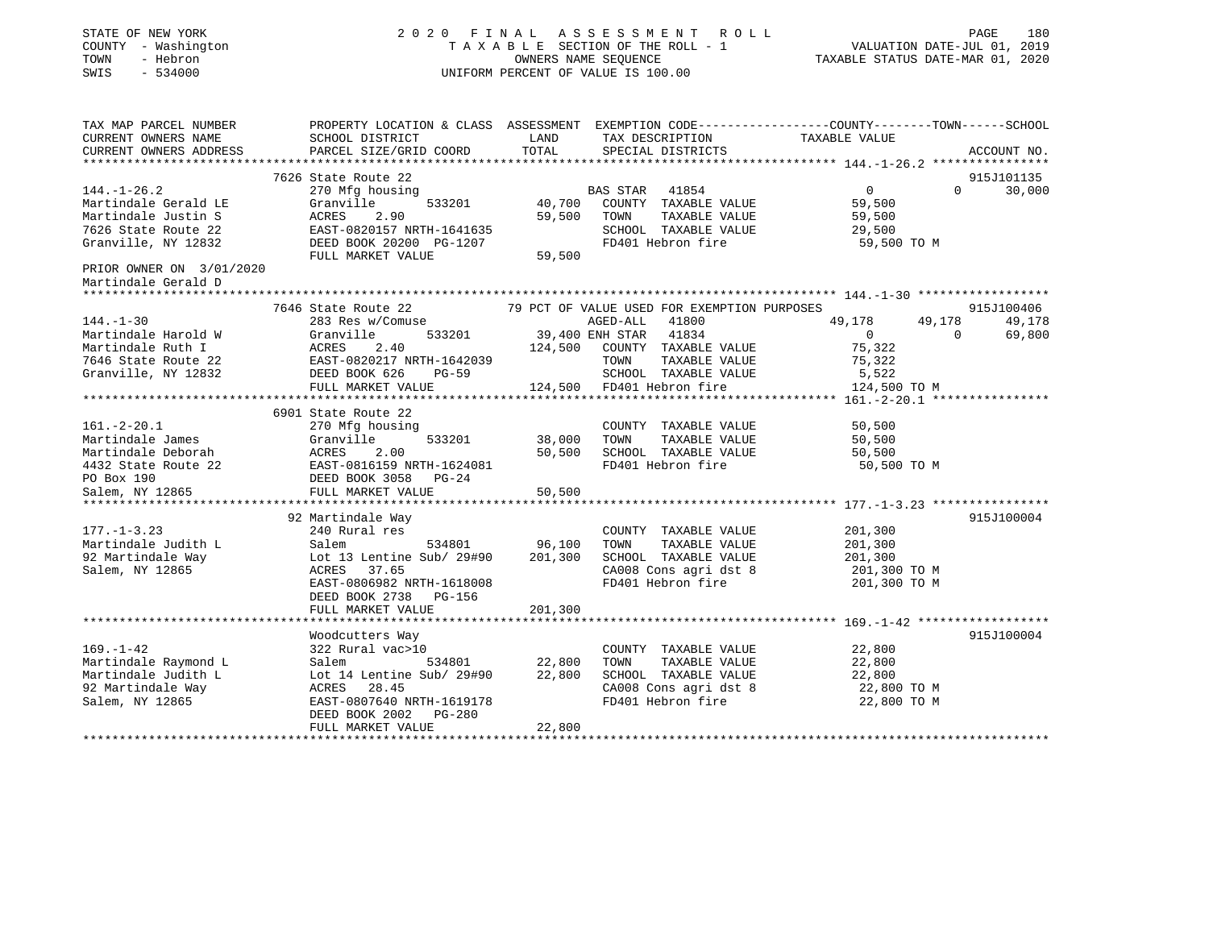STATE OF NEW YORK
COUNTY - Washington
TOWN - Hebron
SWIS - 534000

2020 FINAL ASSESSMENT ROLL
TAXABLE SECTION OF THE ROLL - 1
OWNERS NAME SEQUENCE
UNIFORM PERCENT OF VALUE IS 100.00

VALUATION DATE-JUL 01, 2019
TAXABLE STATUS DATE-MAR 01, 2020

```
TAX MAP PARCEL NUMBER          PROPERTY LOCATION & CLASS  ASSESSMENT  EXEMPTION CODE-----------------COUNTY--------TOWN------SCHOOL
CURRENT OWNERS NAME            SCHOOL DISTRICT              LAND      TAX DESCRIPTION             TAXABLE VALUE
CURRENT OWNERS ADDRESS         PARCEL SIZE/GRID COORD       TOTAL     SPECIAL DISTRICTS                                    ACCOUNT NO.
******************************************************************************************************* 144.-1-26.2 ****************
                               7626 State Route 22                                                                         915J101135
144.-1-26.2                    270 Mfg housing                        BAS STAR   41854              0              0        30,000
Martindale Gerald LE           Granville      533201       40,700     COUNTY  TAXABLE VALUE         59,500
Martindale Justin S            ACRES    2.90               59,500     TOWN    TAXABLE VALUE         59,500
7626 State Route 22            EAST-0820157 NRTH-1641635              SCHOOL  TAXABLE VALUE         29,500
Granville, NY 12832            DEED BOOK 20200 PG-1207                FD401 Hebron fire              59,500 TO M
                               FULL MARKET VALUE           59,500
PRIOR OWNER ON 3/01/2020
Martindale Gerald D
******************************************************************************************************* 144.-1-30 ******************
                               7646 State Route 22           79 PCT OF VALUE USED FOR EXEMPTION PURPOSES                   915J100406
144.-1-30                      283 Res w/Comuse                       AGED-ALL   41800          49,178         49,178        49,178
Martindale Harold W            Granville      533201       39,400 ENH STAR   41834              0              0         69,800
Martindale Ruth I              ACRES    2.40              124,500     COUNTY  TAXABLE VALUE         75,322
7646 State Route 22            EAST-0820217 NRTH-1642039              TOWN    TAXABLE VALUE         75,322
Granville, NY 12832            DEED BOOK 626    PG-59                 SCHOOL  TAXABLE VALUE          5,522
                               FULL MARKET VALUE          124,500     FD401 Hebron fire             124,500 TO M
******************************************************************************************************* 161.-2-20.1 ****************
                               6901 State Route 22
161.-2-20.1                    270 Mfg housing                        COUNTY  TAXABLE VALUE         50,500
Martindale James               Granville      533201       38,000     TOWN    TAXABLE VALUE         50,500
Martindale Deborah             ACRES    2.00               50,500     SCHOOL  TAXABLE VALUE         50,500
4432 State Route 22            EAST-0816159 NRTH-1624081              FD401 Hebron fire              50,500 TO M
PO Box 190                     DEED BOOK 3058   PG-24
Salem, NY 12865                FULL MARKET VALUE           50,500
******************************************************************************************************* 177.-1-3.23 ****************
                               92 Martindale Way                                                                           915J100004
177.-1-3.23                    240 Rural res                          COUNTY  TAXABLE VALUE        201,300
Martindale Judith L            Salem          534801       96,100     TOWN    TAXABLE VALUE        201,300
92 Martindale Way              Lot 13 Lentine Sub/ 29#90  201,300     SCHOOL  TAXABLE VALUE        201,300
Salem, NY 12865                ACRES   37.65                          CA008 Cons agri dst 8         201,300 TO M
                               EAST-0806982 NRTH-1618008              FD401 Hebron fire             201,300 TO M
                               DEED BOOK 2738   PG-156
                               FULL MARKET VALUE          201,300
******************************************************************************************************* 169.-1-42 ******************
                               Woodcutters Way                                                                             915J100004
169.-1-42                      322 Rural vac>10                       COUNTY  TAXABLE VALUE         22,800
Martindale Raymond L           Salem          534801       22,800     TOWN    TAXABLE VALUE         22,800
Martindale Judith L            Lot 14 Lentine Sub/ 29#90   22,800     SCHOOL  TAXABLE VALUE         22,800
92 Martindale Way              ACRES   28.45                          CA008 Cons agri dst 8          22,800 TO M
Salem, NY 12865                EAST-0807640 NRTH-1619178              FD401 Hebron fire              22,800 TO M
                               DEED BOOK 2002   PG-280
                               FULL MARKET VALUE           22,800
************************************************************************************************************************************
```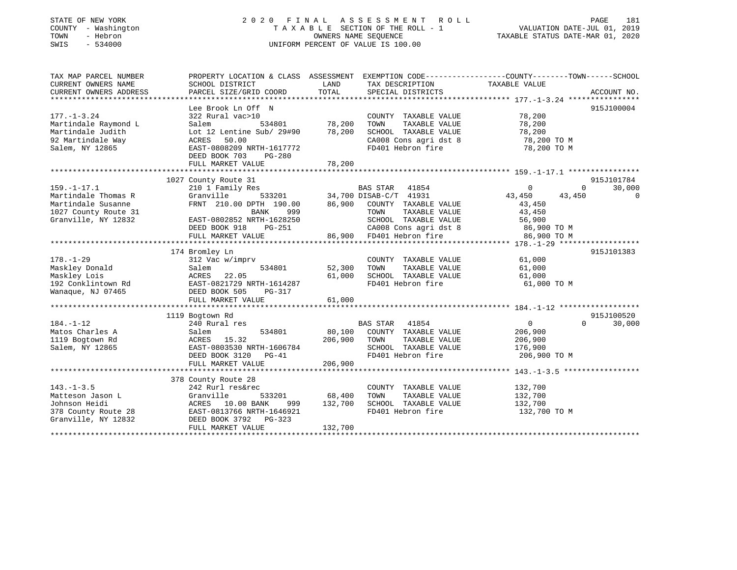STATE OF NEW YORK
COUNTY - Washington
TOWN - Hebron
SWIS - 534000

2020 FINAL ASSESSMENT ROLL
TAXABLE SECTION OF THE ROLL - 1
OWNERS NAME SEQUENCE
UNIFORM PERCENT OF VALUE IS 100.00

VALUATION DATE-JUL 01, 2019
TAXABLE STATUS DATE-MAR 01, 2020

```
TAX MAP PARCEL NUMBER          PROPERTY LOCATION & CLASS  ASSESSMENT  EXEMPTION CODE------------------COUNTY--------TOWN------SCHOOL
CURRENT OWNERS NAME            SCHOOL DISTRICT               LAND      TAX DESCRIPTION             TAXABLE VALUE
CURRENT OWNERS ADDRESS         PARCEL SIZE/GRID COORD        TOTAL     SPECIAL DISTRICTS                                     ACCOUNT NO.
******************************************************************************************************* 177.-1-3.24 ****************
                               Lee Brook Ln Off  N                                                                           915J100004
177.-1-3.24                    322 Rural vac>10                        COUNTY  TAXABLE VALUE            78,200
Martindale Raymond L           Salem          534801        78,200     TOWN    TAXABLE VALUE            78,200
Martindale Judith              Lot 12 Lentine Sub/ 29#90    78,200     SCHOOL  TAXABLE VALUE            78,200
92 Martindale Way              ACRES   50.00                           CA008 Cons agri dst 8             78,200 TO M
Salem, NY 12865                EAST-0808209 NRTH-1617772               FD401 Hebron fire                 78,200 TO M
                               DEED BOOK 703    PG-280
                               FULL MARKET VALUE            78,200
******************************************************************************************************* 159.-1-17.1 ****************
                               1027 County Route 31                                                                          915J101784
159.-1-17.1                    210 1 Family Res                        BAS STAR   41854                  0           0      30,000
Martindale Thomas R            Granville      533201        34,700 DISAB-C/T  41931             43,450      43,450           0
Martindale Susanne             FRNT 210.00 DPTH 190.00      86,900     COUNTY  TAXABLE VALUE            43,450
1027 County Route 31                          BANK     999             TOWN    TAXABLE VALUE            43,450
Granville, NY 12832            EAST-0802852 NRTH-1628250               SCHOOL  TAXABLE VALUE            56,900
                               DEED BOOK 918    PG-251                 CA008 Cons agri dst 8             86,900 TO M
                               FULL MARKET VALUE            86,900     FD401 Hebron fire                 86,900 TO M
******************************************************************************************************* 178.-1-29 ******************
                               174 Bromley Ln                                                                                915J101383
178.-1-29                      312 Vac w/imprv                         COUNTY  TAXABLE VALUE            61,000
Maskley Donald                 Salem          534801        52,300     TOWN    TAXABLE VALUE            61,000
Maskley Lois                   ACRES   22.05                61,000     SCHOOL  TAXABLE VALUE            61,000
192 Conklintown Rd             EAST-0821729 NRTH-1614287               FD401 Hebron fire                 61,000 TO M
Wanaque, NJ 07465              DEED BOOK 505    PG-317
                               FULL MARKET VALUE            61,000
******************************************************************************************************* 184.-1-12 ******************
                               1119 Bogtown Rd                                                                               915J100520
184.-1-12                      240 Rural res                           BAS STAR   41854                  0           0      30,000
Matos Charles A                Salem          534801        80,100     COUNTY  TAXABLE VALUE           206,900
1119 Bogtown Rd                ACRES   15.32               206,900     TOWN    TAXABLE VALUE           206,900
Salem, NY 12865                EAST-0803530 NRTH-1606784               SCHOOL  TAXABLE VALUE           176,900
                               DEED BOOK 3120   PG-41                  FD401 Hebron fire                206,900 TO M
                               FULL MARKET VALUE           206,900
******************************************************************************************************* 143.-1-3.5 *****************
                               378 County Route 28
143.-1-3.5                     242 Rurl res&rec                        COUNTY  TAXABLE VALUE           132,700
Matteson Jason L               Granville      533201        68,400     TOWN    TAXABLE VALUE           132,700
Johnson Heidi                  ACRES   10.00 BANK     999  132,700     SCHOOL  TAXABLE VALUE           132,700
378 County Route 28            EAST-0813766 NRTH-1646921               FD401 Hebron fire                132,700 TO M
Granville, NY 12832            DEED BOOK 3792   PG-323
                               FULL MARKET VALUE           132,700
************************************************************************************************************************************
```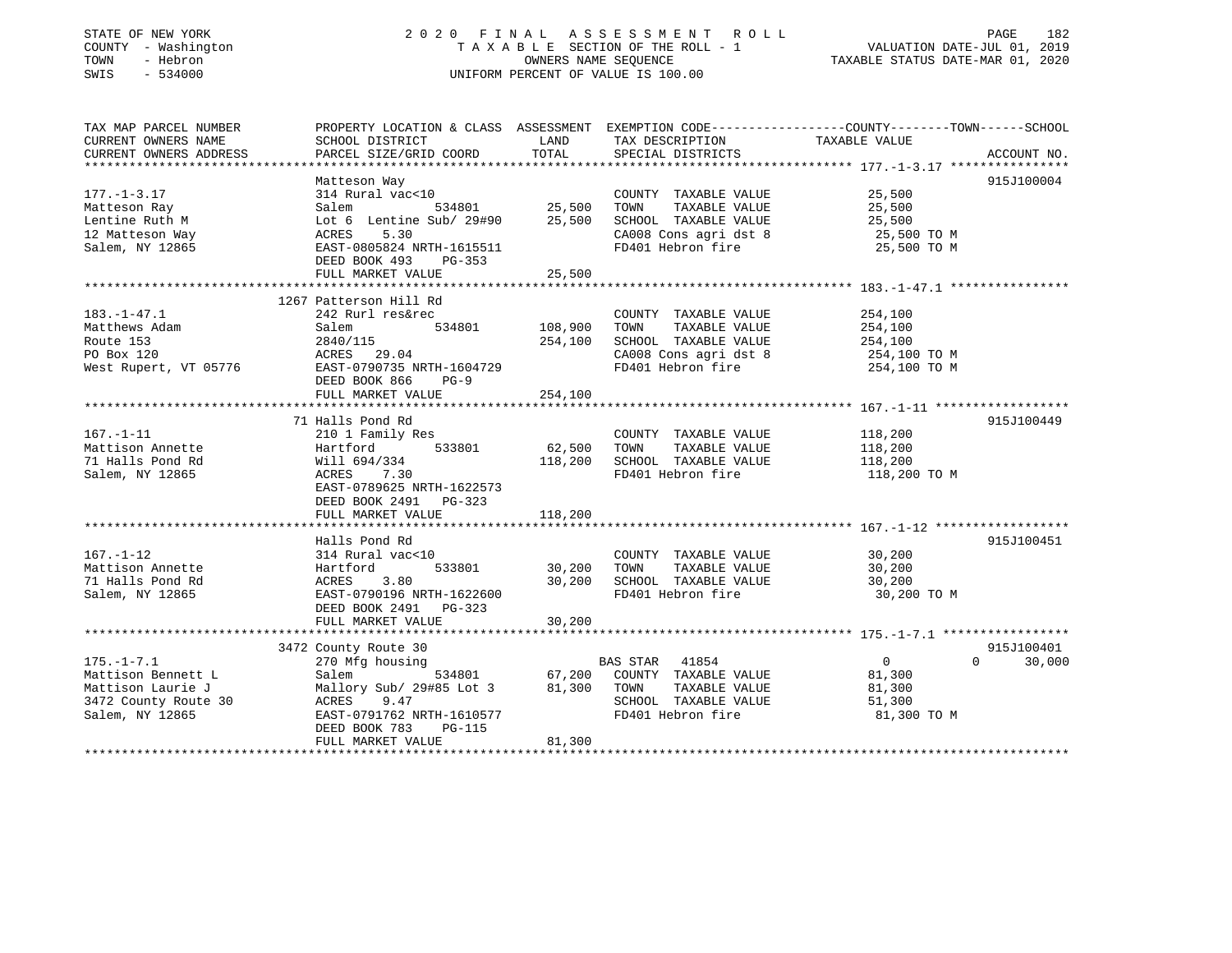STATE OF NEW YORK
COUNTY - Washington
TOWN - Hebron
SWIS - 534000

2020 FINAL ASSESSMENT ROLL
TAXABLE SECTION OF THE ROLL - 1
OWNERS NAME SEQUENCE
UNIFORM PERCENT OF VALUE IS 100.00

VALUATION DATE-JUL 01, 2019
TAXABLE STATUS DATE-MAR 01, 2020

| TAX MAP PARCEL NUMBER / CURRENT OWNERS NAME / CURRENT OWNERS ADDRESS | PROPERTY LOCATION & CLASS / SCHOOL DISTRICT / PARCEL SIZE/GRID COORD | ASSESSMENT LAND / TOTAL | EXEMPTION CODE / TAX DESCRIPTION / SPECIAL DISTRICTS | COUNTY / TOWN / SCHOOL TAXABLE VALUE | ACCOUNT NO. |
|---|---|---|---|---|---|
| 177.-1-3.17 | Matteson Way | | | | 915J100004 |
| Matteson Ray | 314 Rural vac<10 | | COUNTY TAXABLE VALUE | 25,500 | |
| Lentine Ruth M | Salem 534801 | 25,500 | TOWN TAXABLE VALUE | 25,500 | |
| 12 Matteson Way | Lot 6 Lentine Sub/ 29#90 | 25,500 | SCHOOL TAXABLE VALUE | 25,500 | |
| Salem, NY 12865 | ACRES 5.30 | | CA008 Cons agri dst 8 | 25,500 TO M | |
| | EAST-0805824 NRTH-1615511 | | FD401 Hebron fire | 25,500 TO M | |
| | DEED BOOK 493 PG-353 | | | | |
| | FULL MARKET VALUE | 25,500 | | | |
| 183.-1-47.1 | 1267 Patterson Hill Rd | | | | |
| Matthews Adam | 242 Rurl res&rec | | COUNTY TAXABLE VALUE | 254,100 | |
| Route 153 | Salem 534801 | 108,900 | TOWN TAXABLE VALUE | 254,100 | |
| PO Box 120 | 2840/115 | 254,100 | SCHOOL TAXABLE VALUE | 254,100 | |
| West Rupert, VT 05776 | ACRES 29.04 | | CA008 Cons agri dst 8 | 254,100 TO M | |
| | EAST-0790735 NRTH-1604729 | | FD401 Hebron fire | 254,100 TO M | |
| | DEED BOOK 866 PG-9 | | | | |
| | FULL MARKET VALUE | 254,100 | | | |
| 167.-1-11 | 71 Halls Pond Rd | | | | 915J100449 |
| Mattison Annette | 210 1 Family Res | | COUNTY TAXABLE VALUE | 118,200 | |
| 71 Halls Pond Rd | Hartford 533801 | 62,500 | TOWN TAXABLE VALUE | 118,200 | |
| Salem, NY 12865 | Will 694/334 | 118,200 | SCHOOL TAXABLE VALUE | 118,200 | |
| | ACRES 7.30 | | FD401 Hebron fire | 118,200 TO M | |
| | EAST-0789625 NRTH-1622573 | | | | |
| | DEED BOOK 2491 PG-323 | | | | |
| | FULL MARKET VALUE | 118,200 | | | |
| 167.-1-12 | Halls Pond Rd | | | | 915J100451 |
| Mattison Annette | 314 Rural vac<10 | | COUNTY TAXABLE VALUE | 30,200 | |
| 71 Halls Pond Rd | Hartford 533801 | 30,200 | TOWN TAXABLE VALUE | 30,200 | |
| Salem, NY 12865 | ACRES 3.80 | 30,200 | SCHOOL TAXABLE VALUE | 30,200 | |
| | EAST-0790196 NRTH-1622600 | | FD401 Hebron fire | 30,200 TO M | |
| | DEED BOOK 2491 PG-323 | | | | |
| | FULL MARKET VALUE | 30,200 | | | |
| 175.-1-7.1 | 3472 County Route 30 | | | | 915J100401 |
| Mattison Bennett L | 270 Mfg housing | | BAS STAR 41854 | 0 0 30,000 | |
| Mattison Laurie J | Salem 534801 | 67,200 | COUNTY TAXABLE VALUE | 81,300 | |
| 3472 County Route 30 | Mallory Sub/ 29#85 Lot 3 | 81,300 | TOWN TAXABLE VALUE | 81,300 | |
| Salem, NY 12865 | ACRES 9.47 | | SCHOOL TAXABLE VALUE | 51,300 | |
| | EAST-0791762 NRTH-1610577 | | FD401 Hebron fire | 81,300 TO M | |
| | DEED BOOK 783 PG-115 | | | | |
| | FULL MARKET VALUE | 81,300 | | | |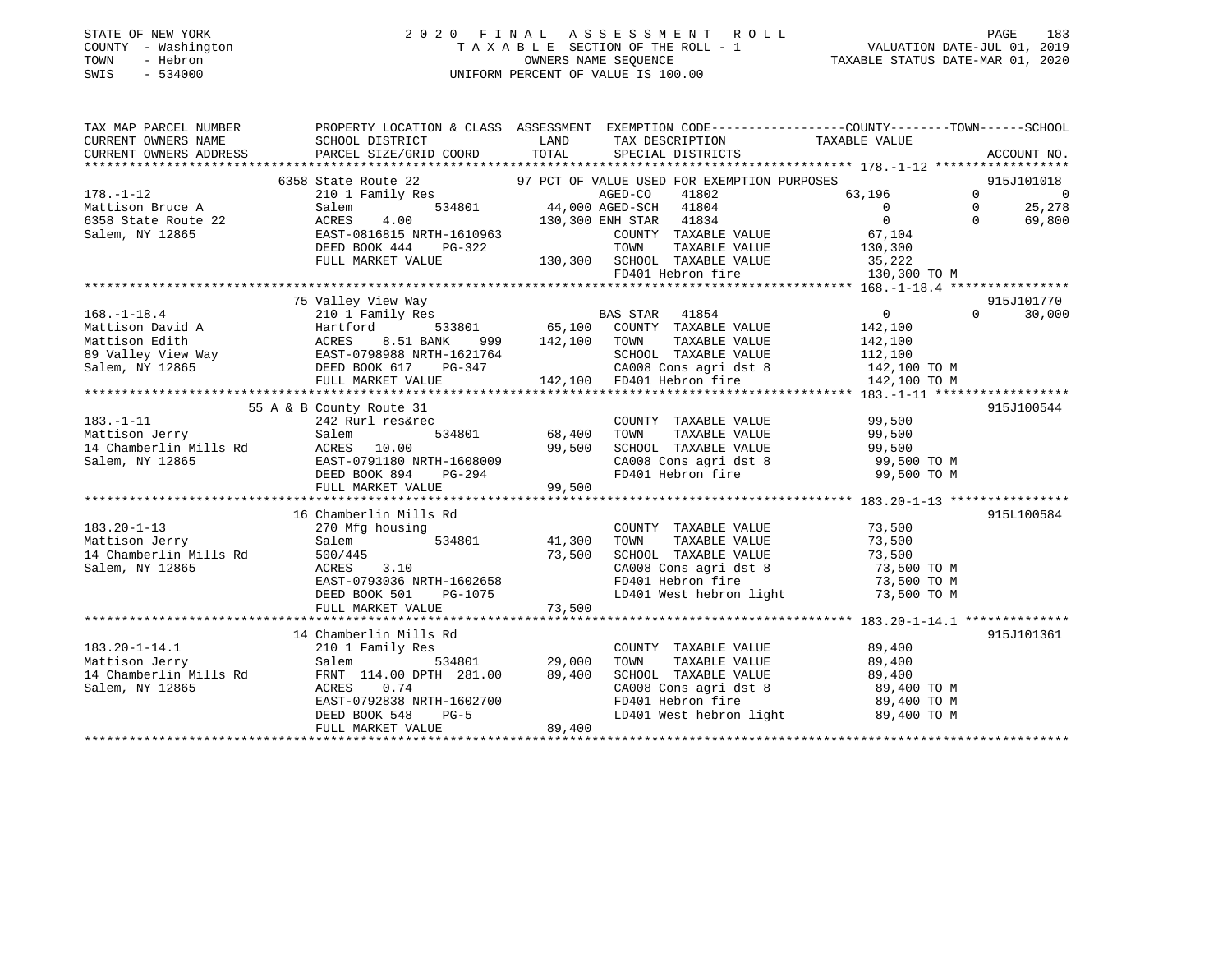STATE OF NEW YORK
COUNTY - Washington
TOWN - Hebron
SWIS - 534000

# 2020 FINAL ASSESSMENT ROLL
TAXABLE SECTION OF THE ROLL - 1
OWNERS NAME SEQUENCE
UNIFORM PERCENT OF VALUE IS 100.00

VALUATION DATE-JUL 01, 2019
TAXABLE STATUS DATE-MAR 01, 2020

| TAX MAP PARCEL NUMBER / CURRENT OWNERS NAME / CURRENT OWNERS ADDRESS | PROPERTY LOCATION & CLASS / SCHOOL DISTRICT / PARCEL SIZE/GRID COORD | ASSESSMENT LAND | TOTAL | EXEMPTION CODE / TAX DESCRIPTION / SPECIAL DISTRICTS | COUNTY TAXABLE VALUE | TOWN | SCHOOL | ACCOUNT NO. |
|---|---|---|---|---|---|---|---|---|
| 178.-1-12 | 6358 State Route 22 | | | 97 PCT OF VALUE USED FOR EXEMPTION PURPOSES | | | | 915J101018 |
| | 210 1 Family Res | | | AGED-CO 41802 | 63,196 | 0 | 0 | |
| Mattison Bruce A | Salem 534801 | 44,000 | | AGED-SCH 41804 | 0 | 0 | 25,278 | |
| 6358 State Route 22 | ACRES 4.00 | | 130,300 | ENH STAR 41834 | 0 | 0 | 69,800 | |
| Salem, NY 12865 | EAST-0816815 NRTH-1610963 | | | COUNTY TAXABLE VALUE | 67,104 | | | |
| | DEED BOOK 444 PG-322 | | | TOWN TAXABLE VALUE | 130,300 | | | |
| | FULL MARKET VALUE | | 130,300 | SCHOOL TAXABLE VALUE | 35,222 | | | |
| | | | | FD401 Hebron fire | 130,300 TO M | | | |
| 168.-1-18.4 | 75 Valley View Way | | | | | | | 915J101770 |
| | 210 1 Family Res | | | BAS STAR 41854 | 0 | 0 | 30,000 | |
| Mattison David A | Hartford 533801 | 65,100 | | COUNTY TAXABLE VALUE | 142,100 | | | |
| Mattison Edith | ACRES 8.51 BANK 999 | | 142,100 | TOWN TAXABLE VALUE | 142,100 | | | |
| 89 Valley View Way | EAST-0798988 NRTH-1621764 | | | SCHOOL TAXABLE VALUE | 112,100 | | | |
| Salem, NY 12865 | DEED BOOK 617 PG-347 | | | CA008 Cons agri dst 8 | 142,100 TO M | | | |
| | FULL MARKET VALUE | | 142,100 | FD401 Hebron fire | 142,100 TO M | | | |
| 183.-1-11 | 55 A & B County Route 31 | | | | | | | 915J100544 |
| | 242 Rurl res&rec | | | COUNTY TAXABLE VALUE | 99,500 | | | |
| Mattison Jerry | Salem 534801 | 68,400 | | TOWN TAXABLE VALUE | 99,500 | | | |
| 14 Chamberlin Mills Rd | ACRES 10.00 | | 99,500 | SCHOOL TAXABLE VALUE | 99,500 | | | |
| Salem, NY 12865 | EAST-0791180 NRTH-1608009 | | | CA008 Cons agri dst 8 | 99,500 TO M | | | |
| | DEED BOOK 894 PG-294 | | | FD401 Hebron fire | 99,500 TO M | | | |
| | FULL MARKET VALUE | | 99,500 | | | | | |
| 183.20-1-13 | 16 Chamberlin Mills Rd | | | | | | | 915L100584 |
| | 270 Mfg housing | | | COUNTY TAXABLE VALUE | 73,500 | | | |
| Mattison Jerry | Salem 534801 | 41,300 | | TOWN TAXABLE VALUE | 73,500 | | | |
| 14 Chamberlin Mills Rd | 500/445 | | 73,500 | SCHOOL TAXABLE VALUE | 73,500 | | | |
| Salem, NY 12865 | ACRES 3.10 | | | CA008 Cons agri dst 8 | 73,500 TO M | | | |
| | EAST-0793036 NRTH-1602658 | | | FD401 Hebron fire | 73,500 TO M | | | |
| | DEED BOOK 501 PG-1075 | | | LD401 West hebron light | 73,500 TO M | | | |
| | FULL MARKET VALUE | | 73,500 | | | | | |
| 183.20-1-14.1 | 14 Chamberlin Mills Rd | | | | | | | 915J101361 |
| | 210 1 Family Res | | | COUNTY TAXABLE VALUE | 89,400 | | | |
| Mattison Jerry | Salem 534801 | 29,000 | | TOWN TAXABLE VALUE | 89,400 | | | |
| 14 Chamberlin Mills Rd | FRNT 114.00 DPTH 281.00 | | 89,400 | SCHOOL TAXABLE VALUE | 89,400 | | | |
| Salem, NY 12865 | ACRES 0.74 | | | CA008 Cons agri dst 8 | 89,400 TO M | | | |
| | EAST-0792838 NRTH-1602700 | | | FD401 Hebron fire | 89,400 TO M | | | |
| | DEED BOOK 548 PG-5 | | | LD401 West hebron light | 89,400 TO M | | | |
| | FULL MARKET VALUE | | 89,400 | | | | | |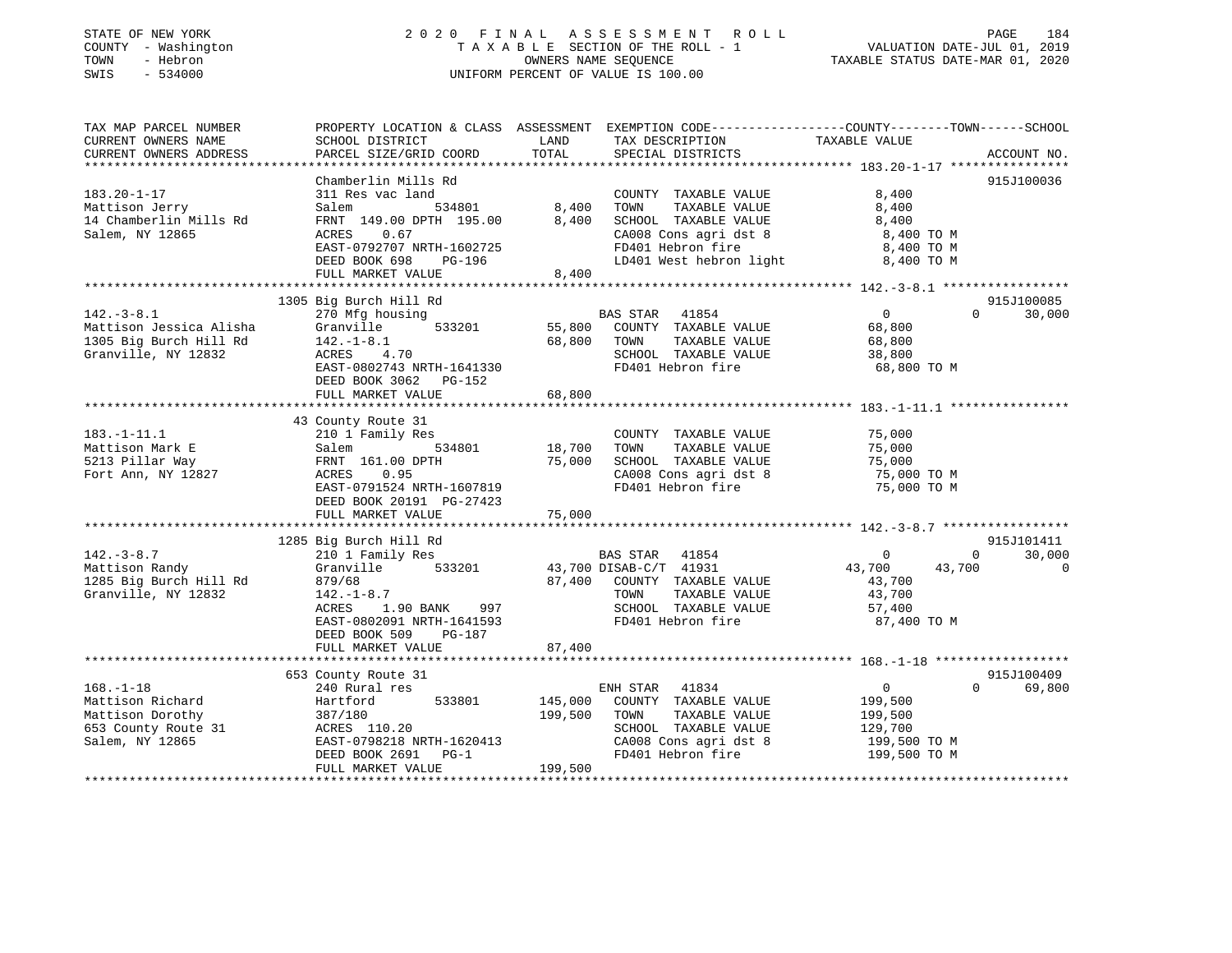STATE OF NEW YORK
COUNTY - Washington
TOWN - Hebron
SWIS - 534000

2020 FINAL ASSESSMENT ROLL
TAXABLE SECTION OF THE ROLL - 1
OWNERS NAME SEQUENCE
UNIFORM PERCENT OF VALUE IS 100.00

VALUATION DATE-JUL 01, 2019
TAXABLE STATUS DATE-MAR 01, 2020

| TAX MAP PARCEL NUMBER / CURRENT OWNERS NAME / CURRENT OWNERS ADDRESS | PROPERTY LOCATION & CLASS / SCHOOL DISTRICT / PARCEL SIZE/GRID COORD | ASSESSMENT LAND | TOTAL | EXEMPTION CODE / TAX DESCRIPTION / SPECIAL DISTRICTS | COUNTY TAXABLE VALUE | TOWN | SCHOOL | ACCOUNT NO. |
|---|---|---|---|---|---|---|---|---|
| **183.20-1-17** | Chamberlin Mills Rd | | | | | | | 915J100036 |
| Mattison Jerry | 311 Res vac land | | | COUNTY TAXABLE VALUE | 8,400 | | | |
| 14 Chamberlin Mills Rd | Salem 534801 | 8,400 | | TOWN TAXABLE VALUE | 8,400 | | | |
| Salem, NY 12865 | FRNT 149.00 DPTH 195.00 | | 8,400 | SCHOOL TAXABLE VALUE | 8,400 | | | |
| | ACRES 0.67 | | | CA008 Cons agri dst 8 | 8,400 TO M | | | |
| | EAST-0792707 NRTH-1602725 | | | FD401 Hebron fire | 8,400 TO M | | | |
| | DEED BOOK 698 PG-196 | | | LD401 West hebron light | 8,400 TO M | | | |
| | FULL MARKET VALUE | | 8,400 | | | | | |
| **142.-3-8.1** | 1305 Big Burch Hill Rd | | | | | | | 915J100085 |
| Mattison Jessica Alisha | 270 Mfg housing | | | BAS STAR 41854 | 0 | 0 | 30,000 | |
| 1305 Big Burch Hill Rd | Granville 533201 | 55,800 | | COUNTY TAXABLE VALUE | 68,800 | | | |
| Granville, NY 12832 | 142.-1-8.1 | | 68,800 | TOWN TAXABLE VALUE | 68,800 | | | |
| | ACRES 4.70 | | | SCHOOL TAXABLE VALUE | 38,800 | | | |
| | EAST-0802743 NRTH-1641330 | | | FD401 Hebron fire | 68,800 TO M | | | |
| | DEED BOOK 3062 PG-152 | | | | | | | |
| | FULL MARKET VALUE | | 68,800 | | | | | |
| **183.-1-11.1** | 43 County Route 31 | | | | | | | |
| Mattison Mark E | 210 1 Family Res | | | COUNTY TAXABLE VALUE | 75,000 | | | |
| 5213 Pillar Way | Salem 534801 | 18,700 | | TOWN TAXABLE VALUE | 75,000 | | | |
| Fort Ann, NY 12827 | FRNT 161.00 DPTH | | 75,000 | SCHOOL TAXABLE VALUE | 75,000 | | | |
| | ACRES 0.95 | | | CA008 Cons agri dst 8 | 75,000 TO M | | | |
| | EAST-0791524 NRTH-1607819 | | | FD401 Hebron fire | 75,000 TO M | | | |
| | DEED BOOK 20191 PG-27423 | | | | | | | |
| | FULL MARKET VALUE | | 75,000 | | | | | |
| **142.-3-8.7** | 1285 Big Burch Hill Rd | | | | | | | 915J101411 |
| Mattison Randy | 210 1 Family Res | | | BAS STAR 41854 | 0 | 0 | 30,000 | |
| 1285 Big Burch Hill Rd | Granville 533201 | 43,700 | | DISAB-C/T 41931 | 43,700 | 43,700 | 0 | |
| Granville, NY 12832 | 879/68 | | 87,400 | COUNTY TAXABLE VALUE | 43,700 | | | |
| | 142.-1-8.7 | | | TOWN TAXABLE VALUE | 43,700 | | | |
| | ACRES 1.90 BANK 997 | | | SCHOOL TAXABLE VALUE | 57,400 | | | |
| | EAST-0802091 NRTH-1641593 | | | FD401 Hebron fire | 87,400 TO M | | | |
| | DEED BOOK 509 PG-187 | | | | | | | |
| | FULL MARKET VALUE | | 87,400 | | | | | |
| **168.-1-18** | 653 County Route 31 | | | | | | | 915J100409 |
| Mattison Richard | 240 Rural res | | | ENH STAR 41834 | 0 | 0 | 69,800 | |
| Mattison Dorothy | Hartford 533801 | 145,000 | | COUNTY TAXABLE VALUE | 199,500 | | | |
| 653 County Route 31 | 387/180 | | 199,500 | TOWN TAXABLE VALUE | 199,500 | | | |
| Salem, NY 12865 | ACRES 110.20 | | | SCHOOL TAXABLE VALUE | 129,700 | | | |
| | EAST-0798218 NRTH-1620413 | | | CA008 Cons agri dst 8 | 199,500 TO M | | | |
| | DEED BOOK 2691 PG-1 | | | FD401 Hebron fire | 199,500 TO M | | | |
| | FULL MARKET VALUE | | 199,500 | | | | | |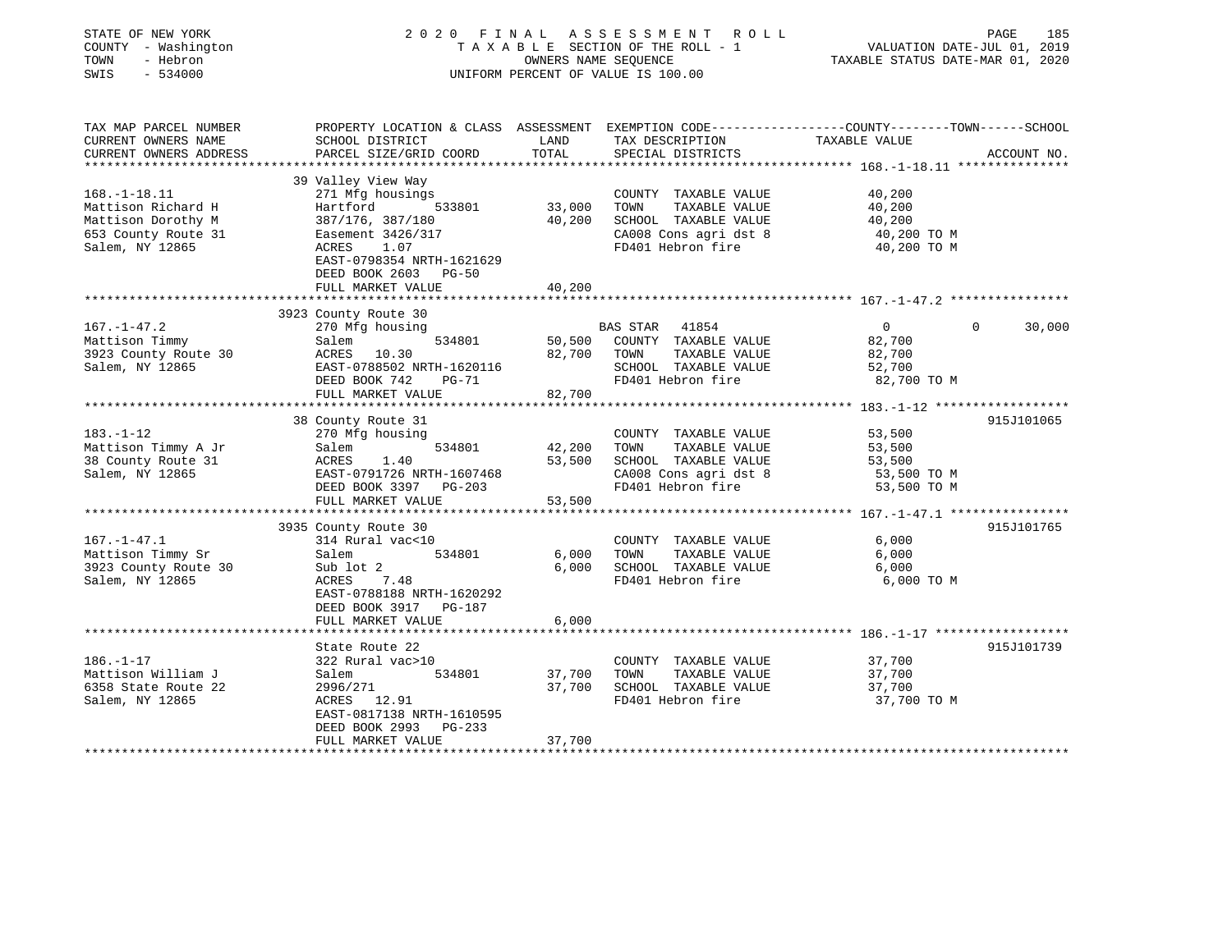STATE OF NEW YORK
COUNTY - Washington
TOWN - Hebron
SWIS - 534000

2020 FINAL ASSESSMENT ROLL
TAXABLE SECTION OF THE ROLL - 1
OWNERS NAME SEQUENCE
UNIFORM PERCENT OF VALUE IS 100.00

VALUATION DATE-JUL 01, 2019
TAXABLE STATUS DATE-MAR 01, 2020

| TAX MAP PARCEL NUMBER / CURRENT OWNERS NAME / CURRENT OWNERS ADDRESS | PROPERTY LOCATION & CLASS / SCHOOL DISTRICT / PARCEL SIZE/GRID COORD | ASSESSMENT LAND | TOTAL | EXEMPTION CODE / TAX DESCRIPTION / SPECIAL DISTRICTS | COUNTY / TOWN TAXABLE VALUE | SCHOOL | ACCOUNT NO. |
|---|---|---|---|---|---|---|---|
| 168.-1-18.11 | 39 Valley View Way | | | | | | |
| | 271 Mfg housings | | | COUNTY TAXABLE VALUE | 40,200 | | |
| Mattison Richard H | Hartford 533801 | 33,000 | | TOWN TAXABLE VALUE | 40,200 | | |
| Mattison Dorothy M | 387/176, 387/180 | | 40,200 | SCHOOL TAXABLE VALUE | 40,200 | | |
| 653 County Route 31 | Easement 3426/317 | | | CA008 Cons agri dst 8 | 40,200 TO M | | |
| Salem, NY 12865 | ACRES 1.07 | | | FD401 Hebron fire | 40,200 TO M | | |
| | EAST-0798354 NRTH-1621629 | | | | | | |
| | DEED BOOK 2603 PG-50 | | | | | | |
| | FULL MARKET VALUE | | 40,200 | | | | |
| 167.-1-47.2 | 3923 County Route 30 | | | | | | |
| | 270 Mfg housing | | | BAS STAR 41854 | 0 | 0 | 30,000 |
| Mattison Timmy | Salem 534801 | 50,500 | | COUNTY TAXABLE VALUE | 82,700 | | |
| 3923 County Route 30 | ACRES 10.30 | | 82,700 | TOWN TAXABLE VALUE | 82,700 | | |
| Salem, NY 12865 | EAST-0788502 NRTH-1620116 | | | SCHOOL TAXABLE VALUE | 52,700 | | |
| | DEED BOOK 742 PG-71 | | | FD401 Hebron fire | 82,700 TO M | | |
| | FULL MARKET VALUE | | 82,700 | | | | |
| 183.-1-12 | 38 County Route 31 | | | | | | 915J101065 |
| | 270 Mfg housing | | | COUNTY TAXABLE VALUE | 53,500 | | |
| Mattison Timmy A Jr | Salem 534801 | 42,200 | | TOWN TAXABLE VALUE | 53,500 | | |
| 38 County Route 31 | ACRES 1.40 | | 53,500 | SCHOOL TAXABLE VALUE | 53,500 | | |
| Salem, NY 12865 | EAST-0791726 NRTH-1607468 | | | CA008 Cons agri dst 8 | 53,500 TO M | | |
| | DEED BOOK 3397 PG-203 | | | FD401 Hebron fire | 53,500 TO M | | |
| | FULL MARKET VALUE | | 53,500 | | | | |
| 167.-1-47.1 | 3935 County Route 30 | | | | | | 915J101765 |
| | 314 Rural vac<10 | | | COUNTY TAXABLE VALUE | 6,000 | | |
| Mattison Timmy Sr | Salem 534801 | 6,000 | | TOWN TAXABLE VALUE | 6,000 | | |
| 3923 County Route 30 | Sub lot 2 | | 6,000 | SCHOOL TAXABLE VALUE | 6,000 | | |
| Salem, NY 12865 | ACRES 7.48 | | | FD401 Hebron fire | 6,000 TO M | | |
| | EAST-0788188 NRTH-1620292 | | | | | | |
| | DEED BOOK 3917 PG-187 | | | | | | |
| | FULL MARKET VALUE | | 6,000 | | | | |
| 186.-1-17 | State Route 22 | | | | | | 915J101739 |
| | 322 Rural vac>10 | | | COUNTY TAXABLE VALUE | 37,700 | | |
| Mattison William J | Salem 534801 | 37,700 | | TOWN TAXABLE VALUE | 37,700 | | |
| 6358 State Route 22 | 2996/271 | | 37,700 | SCHOOL TAXABLE VALUE | 37,700 | | |
| Salem, NY 12865 | ACRES 12.91 | | | FD401 Hebron fire | 37,700 TO M | | |
| | EAST-0817138 NRTH-1610595 | | | | | | |
| | DEED BOOK 2993 PG-233 | | | | | | |
| | FULL MARKET VALUE | | 37,700 | | | | |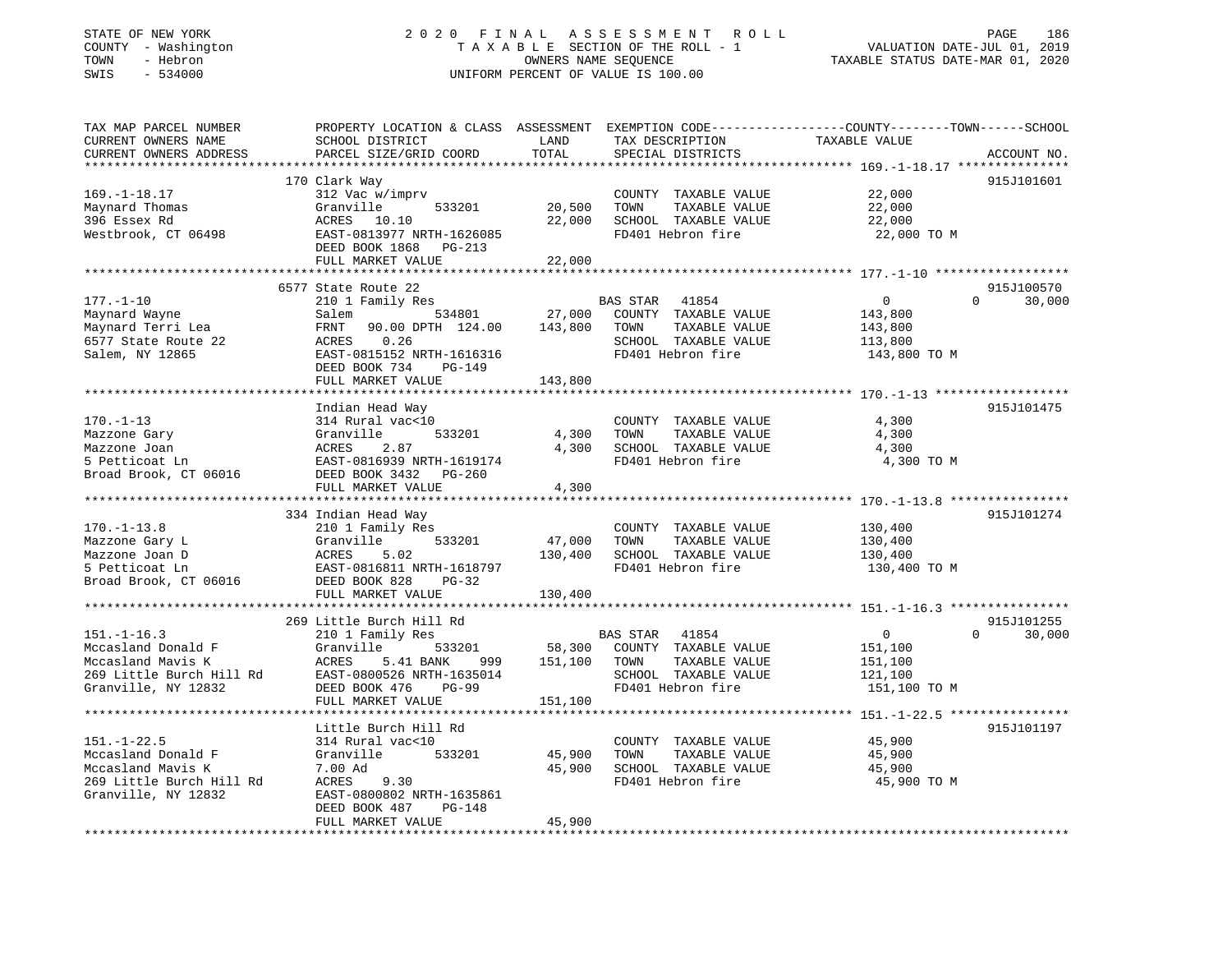STATE OF NEW YORK | COUNTY - Washington | TOWN - Hebron | SWIS - 534000

2020 FINAL ASSESSMENT ROLL
TAXABLE SECTION OF THE ROLL - 1
OWNERS NAME SEQUENCE
UNIFORM PERCENT OF VALUE IS 100.00

VALUATION DATE-JUL 01, 2019
TAXABLE STATUS DATE-MAR 01, 2020

| TAX MAP PARCEL NUMBER / CURRENT OWNERS NAME / CURRENT OWNERS ADDRESS | PROPERTY LOCATION & CLASS / SCHOOL DISTRICT / PARCEL SIZE/GRID COORD | ASSESSMENT LAND | TOTAL | EXEMPTION CODE / TAX DESCRIPTION / SPECIAL DISTRICTS | COUNTY | TOWN | SCHOOL | ACCOUNT NO. |
|---|---|---|---|---|---|---|---|---|
| 169.-1-18.17 | 170 Clark Way | | | | | | | 915J101601 |
| Maynard Thomas | 312 Vac w/imprv | | | COUNTY TAXABLE VALUE | 22,000 | | | |
| 396 Essex Rd | Granville 533201 | 20,500 | | TOWN TAXABLE VALUE | | 22,000 | | |
| Westbrook, CT 06498 | ACRES 10.10 | | 22,000 | SCHOOL TAXABLE VALUE | | | 22,000 | |
| | EAST-0813977 NRTH-1626085 | | | FD401 Hebron fire | 22,000 TO M | | | |
| | DEED BOOK 1868 PG-213 | | | | | | | |
| | FULL MARKET VALUE | | 22,000 | | | | | |
| 177.-1-10 | 6577 State Route 22 | | | | | | | 915J100570 |
| Maynard Wayne | 210 1 Family Res | | | BAS STAR 41854 | 0 | 0 | 30,000 | |
| Maynard Terri Lea | Salem 534801 | 27,000 | | COUNTY TAXABLE VALUE | 143,800 | | | |
| 6577 State Route 22 | FRNT 90.00 DPTH 124.00 | | 143,800 | TOWN TAXABLE VALUE | | 143,800 | | |
| Salem, NY 12865 | ACRES 0.26 | | | SCHOOL TAXABLE VALUE | | | 113,800 | |
| | EAST-0815152 NRTH-1616316 | | | FD401 Hebron fire | 143,800 TO M | | | |
| | DEED BOOK 734 PG-149 | | | | | | | |
| | FULL MARKET VALUE | | 143,800 | | | | | |
| 170.-1-13 | Indian Head Way | | | | | | | 915J101475 |
| Mazzone Gary | 314 Rural vac<10 | | | COUNTY TAXABLE VALUE | 4,300 | | | |
| Mazzone Joan | Granville 533201 | 4,300 | | TOWN TAXABLE VALUE | | 4,300 | | |
| 5 Petticoat Ln | ACRES 2.87 | | 4,300 | SCHOOL TAXABLE VALUE | | | 4,300 | |
| Broad Brook, CT 06016 | EAST-0816939 NRTH-1619174 | | | FD401 Hebron fire | 4,300 TO M | | | |
| | DEED BOOK 3432 PG-260 | | | | | | | |
| | FULL MARKET VALUE | | 4,300 | | | | | |
| 170.-1-13.8 | 334 Indian Head Way | | | | | | | 915J101274 |
| Mazzone Gary L | 210 1 Family Res | | | COUNTY TAXABLE VALUE | 130,400 | | | |
| Mazzone Joan D | Granville 533201 | 47,000 | | TOWN TAXABLE VALUE | | 130,400 | | |
| 5 Petticoat Ln | ACRES 5.02 | | 130,400 | SCHOOL TAXABLE VALUE | | | 130,400 | |
| Broad Brook, CT 06016 | EAST-0816811 NRTH-1618797 | | | FD401 Hebron fire | 130,400 TO M | | | |
| | DEED BOOK 828 PG-32 | | | | | | | |
| | FULL MARKET VALUE | | 130,400 | | | | | |
| 151.-1-16.3 | 269 Little Burch Hill Rd | | | | | | | 915J101255 |
| Mccasland Donald F | 210 1 Family Res | | | BAS STAR 41854 | 0 | 0 | 30,000 | |
| Mccasland Mavis K | Granville 533201 | 58,300 | | COUNTY TAXABLE VALUE | 151,100 | | | |
| 269 Little Burch Hill Rd | ACRES 5.41 BANK 999 | | 151,100 | TOWN TAXABLE VALUE | | 151,100 | | |
| Granville, NY 12832 | EAST-0800526 NRTH-1635014 | | | SCHOOL TAXABLE VALUE | | | 121,100 | |
| | DEED BOOK 476 PG-99 | | | FD401 Hebron fire | 151,100 TO M | | | |
| | FULL MARKET VALUE | | 151,100 | | | | | |
| 151.-1-22.5 | Little Burch Hill Rd | | | | | | | 915J101197 |
| Mccasland Donald F | 314 Rural vac<10 | | | COUNTY TAXABLE VALUE | 45,900 | | | |
| Mccasland Mavis K | Granville 533201 | 45,900 | | TOWN TAXABLE VALUE | | 45,900 | | |
| 269 Little Burch Hill Rd | 7.00 Ad | | 45,900 | SCHOOL TAXABLE VALUE | | | 45,900 | |
| Granville, NY 12832 | ACRES 9.30 | | | FD401 Hebron fire | 45,900 TO M | | | |
| | EAST-0800802 NRTH-1635861 | | | | | | | |
| | DEED BOOK 487 PG-148 | | | | | | | |
| | FULL MARKET VALUE | | 45,900 | | | | | |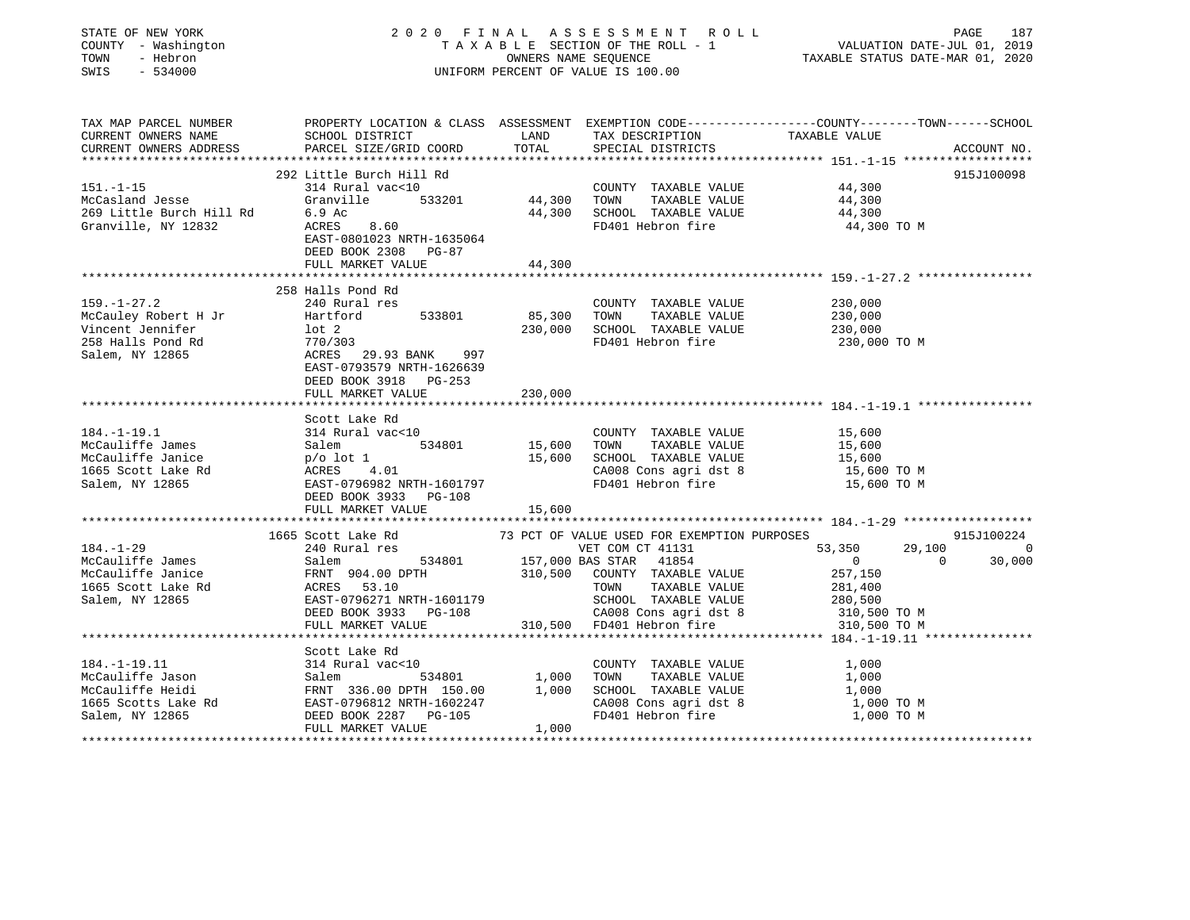STATE OF NEW YORK
COUNTY - Washington
TOWN - Hebron
SWIS - 534000

2020 FINAL ASSESSMENT ROLL
TAXABLE SECTION OF THE ROLL - 1
OWNERS NAME SEQUENCE
UNIFORM PERCENT OF VALUE IS 100.00

VALUATION DATE-JUL 01, 2019
TAXABLE STATUS DATE-MAR 01, 2020

```
TAX MAP PARCEL NUMBER          PROPERTY LOCATION & CLASS  ASSESSMENT  EXEMPTION CODE-----------------COUNTY--------TOWN------SCHOOL
CURRENT OWNERS NAME            SCHOOL DISTRICT              LAND      TAX DESCRIPTION            TAXABLE VALUE
CURRENT OWNERS ADDRESS         PARCEL SIZE/GRID COORD       TOTAL     SPECIAL DISTRICTS                                  ACCOUNT NO.
******************************************************************************************************* 151.-1-15 ******************
                               292 Little Burch Hill Rd                                                                  915J100098
151.-1-15                      314 Rural vac<10                        COUNTY  TAXABLE VALUE          44,300
McCasland Jesse                Granville      533201        44,300     TOWN    TAXABLE VALUE          44,300
269 Little Burch Hill Rd       6.9 Ac                       44,300     SCHOOL  TAXABLE VALUE          44,300
Granville, NY 12832            ACRES    8.60                           FD401 Hebron fire               44,300 TO M
                               EAST-0801023 NRTH-1635064
                               DEED BOOK 2308   PG-87
                               FULL MARKET VALUE            44,300
******************************************************************************************************* 159.-1-27.2 ****************
                               258 Halls Pond Rd
159.-1-27.2                    240 Rural res                           COUNTY  TAXABLE VALUE         230,000
McCauley Robert H Jr           Hartford       533801        85,300     TOWN    TAXABLE VALUE         230,000
Vincent Jennifer               lot 2                       230,000     SCHOOL  TAXABLE VALUE         230,000
258 Halls Pond Rd              770/303                                 FD401 Hebron fire              230,000 TO M
Salem, NY 12865                ACRES   29.93 BANK     997
                               EAST-0793579 NRTH-1626639
                               DEED BOOK 3918   PG-253
                               FULL MARKET VALUE           230,000
******************************************************************************************************* 184.-1-19.1 ****************
                               Scott Lake Rd
184.-1-19.1                    314 Rural vac<10                        COUNTY  TAXABLE VALUE          15,600
McCauliffe James               Salem          534801        15,600     TOWN    TAXABLE VALUE          15,600
McCauliffe Janice              p/o lot 1                    15,600     SCHOOL  TAXABLE VALUE          15,600
1665 Scott Lake Rd             ACRES    4.01                           CA008 Cons agri dst 8           15,600 TO M
Salem, NY 12865                EAST-0796982 NRTH-1601797               FD401 Hebron fire               15,600 TO M
                               DEED BOOK 3933   PG-108
                               FULL MARKET VALUE            15,600
******************************************************************************************************* 184.-1-29 ******************
                               1665 Scott Lake Rd          73 PCT OF VALUE USED FOR EXEMPTION PURPOSES                   915J100224
184.-1-29                      240 Rural res                           VET COM CT 41131          53,350      29,100           0
McCauliffe James               Salem          534801       157,000 BAS STAR  41854                    0           0      30,000
McCauliffe Janice              FRNT 904.00 DPTH            310,500     COUNTY  TAXABLE VALUE         257,150
1665 Scott Lake Rd             ACRES   53.10                           TOWN    TAXABLE VALUE         281,400
Salem, NY 12865                EAST-0796271 NRTH-1601179               SCHOOL  TAXABLE VALUE         280,500
                               DEED BOOK 3933   PG-108                 CA008 Cons agri dst 8          310,500 TO M
                               FULL MARKET VALUE           310,500     FD401 Hebron fire              310,500 TO M
******************************************************************************************************* 184.-1-19.11 ***************
                               Scott Lake Rd
184.-1-19.11                   314 Rural vac<10                        COUNTY  TAXABLE VALUE           1,000
McCauliffe Jason               Salem          534801         1,000     TOWN    TAXABLE VALUE           1,000
McCauliffe Heidi               FRNT 336.00 DPTH 150.00       1,000     SCHOOL  TAXABLE VALUE           1,000
1665 Scotts Lake Rd            EAST-0796812 NRTH-1602247               CA008 Cons agri dst 8            1,000 TO M
Salem, NY 12865                DEED BOOK 2287   PG-105                 FD401 Hebron fire                1,000 TO M
                               FULL MARKET VALUE             1,000
************************************************************************************************************************************
```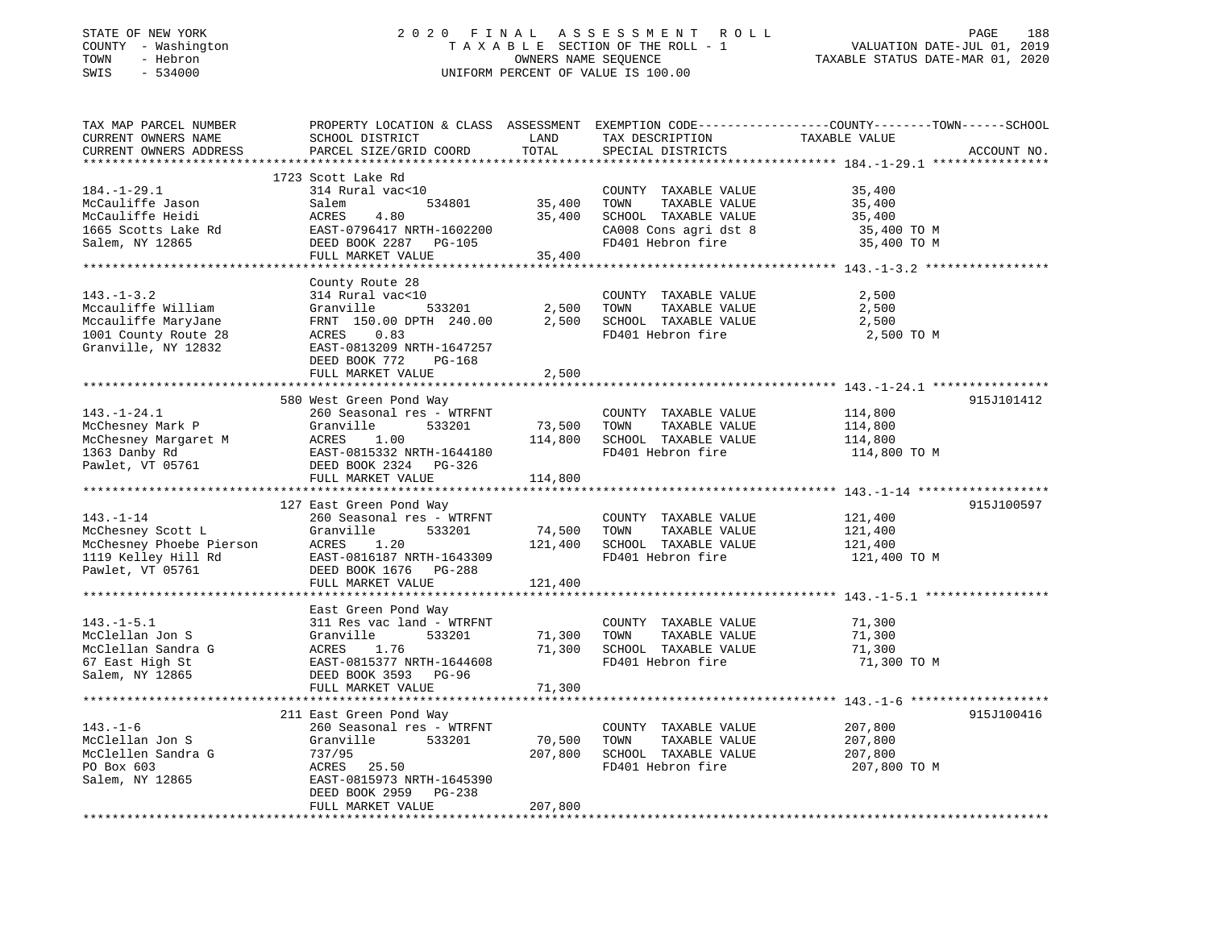STATE OF NEW YORK
COUNTY - Washington
TOWN - Hebron
SWIS - 534000

2020 FINAL ASSESSMENT ROLL
TAXABLE SECTION OF THE ROLL - 1
OWNERS NAME SEQUENCE
UNIFORM PERCENT OF VALUE IS 100.00

VALUATION DATE-JUL 01, 2019
TAXABLE STATUS DATE-MAR 01, 2020

| TAX MAP PARCEL NUMBER / CURRENT OWNERS NAME / CURRENT OWNERS ADDRESS | PROPERTY LOCATION & CLASS / SCHOOL DISTRICT / PARCEL SIZE/GRID COORD | ASSESSMENT LAND | TOTAL | EXEMPTION CODE / TAX DESCRIPTION / SPECIAL DISTRICTS | COUNTY--------TOWN------SCHOOL TAXABLE VALUE | ACCOUNT NO. |
|---|---|---|---|---|---|---|
| 184.-1-29.1 | 1723 Scott Lake Rd | | | | | |
| 184.-1-29.1 | 314 Rural vac<10 | | | COUNTY TAXABLE VALUE | 35,400 | |
| McCauliffe Jason | Salem 534801 | 35,400 | | TOWN TAXABLE VALUE | 35,400 | |
| McCauliffe Heidi | ACRES 4.80 | | 35,400 | SCHOOL TAXABLE VALUE | 35,400 | |
| 1665 Scotts Lake Rd | EAST-0796417 NRTH-1602200 | | | CA008 Cons agri dst 8 | 35,400 TO M | |
| Salem, NY 12865 | DEED BOOK 2287 PG-105 | | | FD401 Hebron fire | 35,400 TO M | |
| | FULL MARKET VALUE | | 35,400 | | | |
| 143.-1-3.2 | County Route 28 | | | | | |
| 143.-1-3.2 | 314 Rural vac<10 | | | COUNTY TAXABLE VALUE | 2,500 | |
| Mccauliffe William | Granville 533201 | 2,500 | | TOWN TAXABLE VALUE | 2,500 | |
| Mccauliffe MaryJane | FRNT 150.00 DPTH 240.00 | | 2,500 | SCHOOL TAXABLE VALUE | 2,500 | |
| 1001 County Route 28 | ACRES 0.83 | | | FD401 Hebron fire | 2,500 TO M | |
| Granville, NY 12832 | EAST-0813209 NRTH-1647257 | | | | | |
| | DEED BOOK 772 PG-168 | | | | | |
| | FULL MARKET VALUE | | 2,500 | | | |
| 143.-1-24.1 | 580 West Green Pond Way | | | | | 915J101412 |
| 143.-1-24.1 | 260 Seasonal res - WTRFNT | | | COUNTY TAXABLE VALUE | 114,800 | |
| McChesney Mark P | Granville 533201 | 73,500 | | TOWN TAXABLE VALUE | 114,800 | |
| McChesney Margaret M | ACRES 1.00 | | 114,800 | SCHOOL TAXABLE VALUE | 114,800 | |
| 1363 Danby Rd | EAST-0815332 NRTH-1644180 | | | FD401 Hebron fire | 114,800 TO M | |
| Pawlet, VT 05761 | DEED BOOK 2324 PG-326 | | | | | |
| | FULL MARKET VALUE | | 114,800 | | | |
| 143.-1-14 | 127 East Green Pond Way | | | | | 915J100597 |
| 143.-1-14 | 260 Seasonal res - WTRFNT | | | COUNTY TAXABLE VALUE | 121,400 | |
| McChesney Scott L | Granville 533201 | 74,500 | | TOWN TAXABLE VALUE | 121,400 | |
| McChesney Phoebe Pierson | ACRES 1.20 | | 121,400 | SCHOOL TAXABLE VALUE | 121,400 | |
| 1119 Kelley Hill Rd | EAST-0816187 NRTH-1643309 | | | FD401 Hebron fire | 121,400 TO M | |
| Pawlet, VT 05761 | DEED BOOK 1676 PG-288 | | | | | |
| | FULL MARKET VALUE | | 121,400 | | | |
| 143.-1-5.1 | East Green Pond Way | | | | | |
| 143.-1-5.1 | 311 Res vac land - WTRFNT | | | COUNTY TAXABLE VALUE | 71,300 | |
| McClellan Jon S | Granville 533201 | 71,300 | | TOWN TAXABLE VALUE | 71,300 | |
| McClellan Sandra G | ACRES 1.76 | | 71,300 | SCHOOL TAXABLE VALUE | 71,300 | |
| 67 East High St | EAST-0815377 NRTH-1644608 | | | FD401 Hebron fire | 71,300 TO M | |
| Salem, NY 12865 | DEED BOOK 3593 PG-96 | | | | | |
| | FULL MARKET VALUE | | 71,300 | | | |
| 143.-1-6 | 211 East Green Pond Way | | | | | 915J100416 |
| 143.-1-6 | 260 Seasonal res - WTRFNT | | | COUNTY TAXABLE VALUE | 207,800 | |
| McClellan Jon S | Granville 533201 | 70,500 | | TOWN TAXABLE VALUE | 207,800 | |
| McClellen Sandra G | 737/95 | | 207,800 | SCHOOL TAXABLE VALUE | 207,800 | |
| PO Box 603 | ACRES 25.50 | | | FD401 Hebron fire | 207,800 TO M | |
| Salem, NY 12865 | EAST-0815973 NRTH-1645390 | | | | | |
| | DEED BOOK 2959 PG-238 | | | | | |
| | FULL MARKET VALUE | | 207,800 | | | |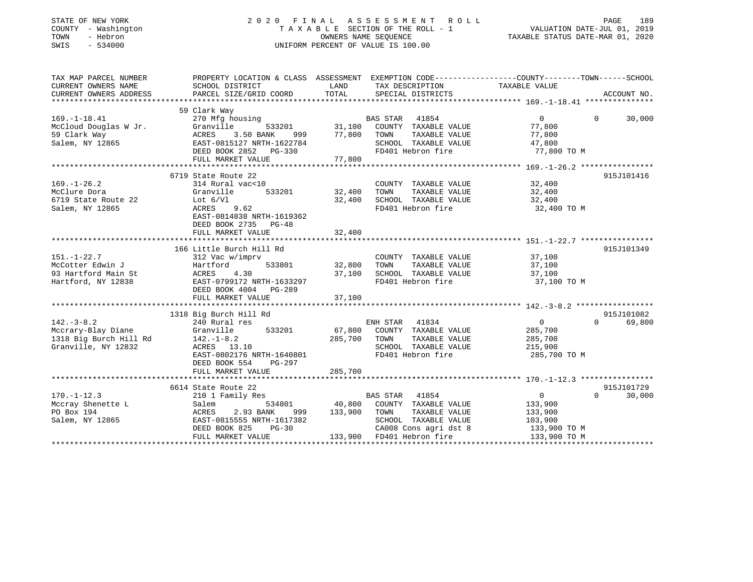STATE OF NEW YORK
COUNTY - Washington
TOWN - Hebron
SWIS - 534000

2 0 2 0 F I N A L A S S E S S M E N T R O L L
T A X A B L E SECTION OF THE ROLL - 1
OWNERS NAME SEQUENCE
UNIFORM PERCENT OF VALUE IS 100.00

VALUATION DATE-JUL 01, 2019
TAXABLE STATUS DATE-MAR 01, 2020

| TAX MAP PARCEL NUMBER / CURRENT OWNERS NAME / CURRENT OWNERS ADDRESS | PROPERTY LOCATION & CLASS / SCHOOL DISTRICT / PARCEL SIZE/GRID COORD | ASSESSMENT LAND | TOTAL | EXEMPTION CODE / TAX DESCRIPTION / SPECIAL DISTRICTS | COUNTY TAXABLE VALUE | TOWN | SCHOOL | ACCOUNT NO. |
|---|---|---|---|---|---|---|---|---|
| 169.-1-18.41 | 59 Clark Way | | | | | | | |
| McCloud Douglas W Jr. | 270 Mfg housing | | | BAS STAR 41854 | 0 | 0 | 30,000 | |
| 59 Clark Way | Granville 533201 | 31,100 | | COUNTY TAXABLE VALUE | 77,800 | | | |
| Salem, NY 12865 | ACRES 3.50 BANK 999 | | 77,800 | TOWN TAXABLE VALUE | 77,800 | | | |
| | EAST-0815127 NRTH-1622784 | | | SCHOOL TAXABLE VALUE | 47,800 | | | |
| | DEED BOOK 2852 PG-330 | | | FD401 Hebron fire | 77,800 TO M | | | |
| | FULL MARKET VALUE | | 77,800 | | | | | |
| 169.-1-26.2 | 6719 State Route 22 | | | | | | | 915J101416 |
| McClure Dora | 314 Rural vac<10 | | | COUNTY TAXABLE VALUE | 32,400 | | | |
| 6719 State Route 22 | Granville 533201 | 32,400 | | TOWN TAXABLE VALUE | 32,400 | | | |
| Salem, NY 12865 | Lot 6/Vl | | 32,400 | SCHOOL TAXABLE VALUE | 32,400 | | | |
| | ACRES 9.62 | | | FD401 Hebron fire | 32,400 TO M | | | |
| | EAST-0814838 NRTH-1619362 | | | | | | | |
| | DEED BOOK 2735 PG-48 | | | | | | | |
| | FULL MARKET VALUE | | 32,400 | | | | | |
| 151.-1-22.7 | 166 Little Burch Hill Rd | | | | | | | 915J101349 |
| McCotter Edwin J | 312 Vac w/imprv | | | COUNTY TAXABLE VALUE | 37,100 | | | |
| 93 Hartford Main St | Hartford 533801 | 32,800 | | TOWN TAXABLE VALUE | 37,100 | | | |
| Hartford, NY 12838 | ACRES 4.30 | | 37,100 | SCHOOL TAXABLE VALUE | 37,100 | | | |
| | EAST-0799172 NRTH-1633297 | | | FD401 Hebron fire | 37,100 TO M | | | |
| | DEED BOOK 4004 PG-289 | | | | | | | |
| | FULL MARKET VALUE | | 37,100 | | | | | |
| 142.-3-8.2 | 1318 Big Burch Hill Rd | | | | | | | 915J101082 |
| Mccrary-Blay Diane | 240 Rural res | | | ENH STAR 41834 | 0 | 0 | 69,800 | |
| 1318 Big Burch Hill Rd | Granville 533201 | 67,800 | | COUNTY TAXABLE VALUE | 285,700 | | | |
| Granville, NY 12832 | 142.-1-8.2 | | 285,700 | TOWN TAXABLE VALUE | 285,700 | | | |
| | ACRES 13.10 | | | SCHOOL TAXABLE VALUE | 215,900 | | | |
| | EAST-0802176 NRTH-1640801 | | | FD401 Hebron fire | 285,700 TO M | | | |
| | DEED BOOK 554 PG-297 | | | | | | | |
| | FULL MARKET VALUE | | 285,700 | | | | | |
| 170.-1-12.3 | 6614 State Route 22 | | | | | | | 915J101729 |
| Mccray Shenette L | 210 1 Family Res | | | BAS STAR 41854 | 0 | 0 | 30,000 | |
| PO Box 194 | Salem 534801 | 40,800 | | COUNTY TAXABLE VALUE | 133,900 | | | |
| Salem, NY 12865 | ACRES 2.93 BANK 999 | | 133,900 | TOWN TAXABLE VALUE | 133,900 | | | |
| | EAST-0815555 NRTH-1617382 | | | SCHOOL TAXABLE VALUE | 103,900 | | | |
| | DEED BOOK 825 PG-30 | | | CA008 Cons agri dst 8 | 133,900 TO M | | | |
| | FULL MARKET VALUE | | 133,900 | FD401 Hebron fire | 133,900 TO M | | | |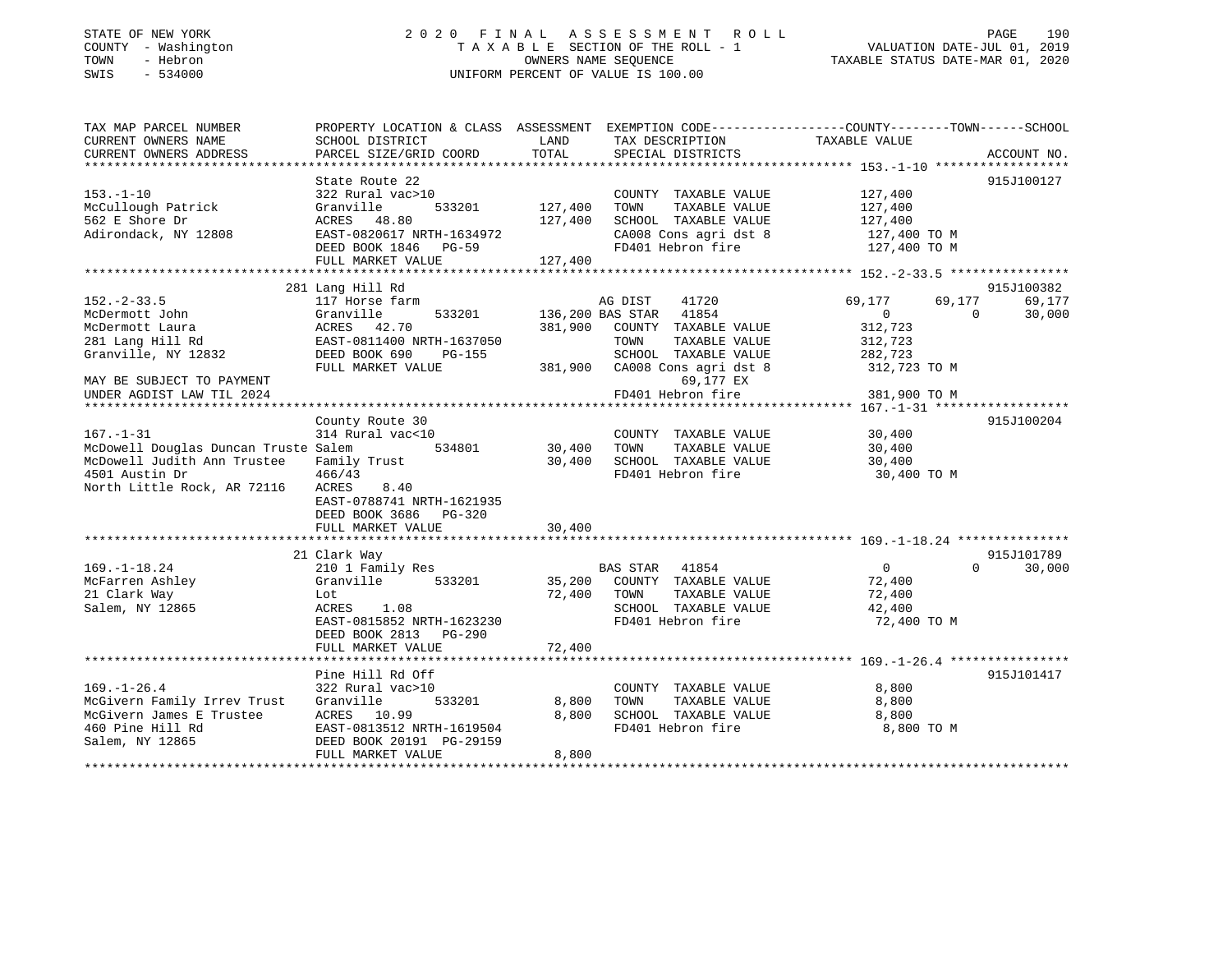STATE OF NEW YORK
COUNTY - Washington
TOWN - Hebron
SWIS - 534000

2020 FINAL ASSESSMENT ROLL
TAXABLE SECTION OF THE ROLL - 1
OWNERS NAME SEQUENCE
UNIFORM PERCENT OF VALUE IS 100.00

VALUATION DATE-JUL 01, 2019
TAXABLE STATUS DATE-MAR 01, 2020

```
TAX MAP PARCEL NUMBER          PROPERTY LOCATION & CLASS  ASSESSMENT  EXEMPTION CODE-----------------COUNTY--------TOWN------SCHOOL
CURRENT OWNERS NAME            SCHOOL DISTRICT              LAND      TAX DESCRIPTION             TAXABLE VALUE
CURRENT OWNERS ADDRESS         PARCEL SIZE/GRID COORD       TOTAL     SPECIAL DISTRICTS                                     ACCOUNT NO.
*********************************************************************************************** 153.-1-10 ******************
                               State Route 22                                                                         915J100127
153.-1-10                      322 Rural vac>10                        COUNTY  TAXABLE VALUE          127,400
McCullough Patrick             Granville      533201      127,400      TOWN    TAXABLE VALUE          127,400
562 E Shore Dr                 ACRES   48.80              127,400      SCHOOL  TAXABLE VALUE          127,400
Adirondack, NY 12808           EAST-0820617 NRTH-1634972               CA008 Cons agri dst 8           127,400 TO M
                               DEED BOOK 1846   PG-59                  FD401 Hebron fire               127,400 TO M
                               FULL MARKET VALUE          127,400
*********************************************************************************************** 152.-2-33.5 ****************
                               281 Lang Hill Rd                                                                       915J100382
152.-2-33.5                    117 Horse farm                          AG DIST     41720            69,177     69,177     69,177
McDermott John                 Granville      533201      136,200 BAS STAR    41854                 0          0      30,000
McDermott Laura                ACRES   42.70              381,900      COUNTY  TAXABLE VALUE          312,723
281 Lang Hill Rd               EAST-0811400 NRTH-1637050               TOWN    TAXABLE VALUE          312,723
Granville, NY 12832            DEED BOOK 690    PG-155                 SCHOOL  TAXABLE VALUE          282,723
                               FULL MARKET VALUE          381,900      CA008 Cons agri dst 8           312,723 TO M
MAY BE SUBJECT TO PAYMENT                                                        69,177 EX
UNDER AGDIST LAW TIL 2024                                              FD401 Hebron fire               381,900 TO M
*********************************************************************************************** 167.-1-31 ******************
                               County Route 30                                                                        915J100204
167.-1-31                      314 Rural vac<10                        COUNTY  TAXABLE VALUE           30,400
McDowell Douglas Duncan Truste Salem          534801       30,400      TOWN    TAXABLE VALUE           30,400
McDowell Judith Ann Trustee    Family Trust                30,400      SCHOOL  TAXABLE VALUE           30,400
4501 Austin Dr                 466/43                                  FD401 Hebron fire                30,400 TO M
North Little Rock, AR 72116    ACRES    8.40
                               EAST-0788741 NRTH-1621935
                               DEED BOOK 3686   PG-320
                               FULL MARKET VALUE           30,400
*********************************************************************************************** 169.-1-18.24 ***************
                               21 Clark Way                                                                           915J101789
169.-1-18.24                   210 1 Family Res                        BAS STAR    41854                 0          0      30,000
McFarren Ashley                Granville      533201       35,200      COUNTY  TAXABLE VALUE           72,400
21 Clark Way                   Lot                         72,400      TOWN    TAXABLE VALUE           72,400
Salem, NY 12865                ACRES    1.08                           SCHOOL  TAXABLE VALUE           42,400
                               EAST-0815852 NRTH-1623230               FD401 Hebron fire                72,400 TO M
                               DEED BOOK 2813   PG-290
                               FULL MARKET VALUE           72,400
*********************************************************************************************** 169.-1-26.4 ****************
                               Pine Hill Rd Off                                                                       915J101417
169.-1-26.4                    322 Rural vac>10                        COUNTY  TAXABLE VALUE            8,800
McGivern Family Irrev Trust    Granville      533201        8,800      TOWN    TAXABLE VALUE            8,800
McGivern James E Trustee       ACRES   10.99                8,800      SCHOOL  TAXABLE VALUE            8,800
460 Pine Hill Rd               EAST-0813512 NRTH-1619504               FD401 Hebron fire                 8,800 TO M
Salem, NY 12865                DEED BOOK 20191 PG-29159
                               FULL MARKET VALUE            8,800
****************************************************************************************************************************
```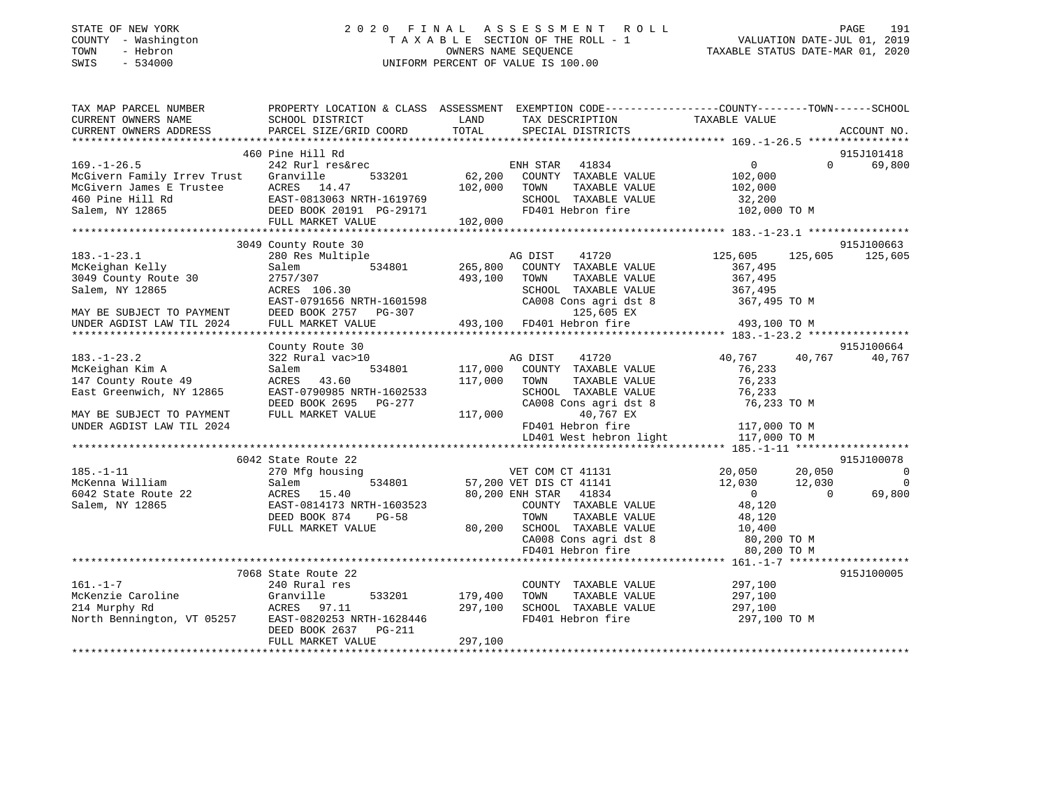STATE OF NEW YORK
COUNTY - Washington
TOWN - Hebron
SWIS - 534000

2020 FINAL ASSESSMENT ROLL
TAXABLE SECTION OF THE ROLL - 1
OWNERS NAME SEQUENCE
UNIFORM PERCENT OF VALUE IS 100.00

VALUATION DATE-JUL 01, 2019
TAXABLE STATUS DATE-MAR 01, 2020

| TAX MAP PARCEL NUMBER / CURRENT OWNERS NAME / CURRENT OWNERS ADDRESS | PROPERTY LOCATION & CLASS / SCHOOL DISTRICT / PARCEL SIZE/GRID COORD | ASSESSMENT LAND / TOTAL | EXEMPTION CODE / TAX DESCRIPTION / SPECIAL DISTRICTS | COUNTY | TOWN | SCHOOL | ACCOUNT NO. |
|---|---|---|---|---|---|---|---|
| **169.-1-26.5** | 460 Pine Hill Rd | | | | | | 915J101418 |
| 169.-1-26.5 | 242 Rurl res&rec | | ENH STAR 41834 | 0 | 0 | 69,800 | |
| McGivern Family Irrev Trust | Granville 533201 | 62,200 | COUNTY TAXABLE VALUE | 102,000 | | | |
| McGivern James E Trustee | ACRES 14.47 | 102,000 | TOWN TAXABLE VALUE | | 102,000 | | |
| 460 Pine Hill Rd | EAST-0813063 NRTH-1619769 | | SCHOOL TAXABLE VALUE | | | 32,200 | |
| Salem, NY 12865 | DEED BOOK 20191 PG-29171 | | FD401 Hebron fire | 102,000 TO M | | | |
| | FULL MARKET VALUE | 102,000 | | | | | |
| **183.-1-23.1** | 3049 County Route 30 | | | | | | 915J100663 |
| 183.-1-23.1 | 280 Res Multiple | | AG DIST 41720 | 125,605 | 125,605 | 125,605 | |
| McKeighan Kelly | Salem 534801 | 265,800 | COUNTY TAXABLE VALUE | 367,495 | | | |
| 3049 County Route 30 | 2757/307 | 493,100 | TOWN TAXABLE VALUE | | 367,495 | | |
| Salem, NY 12865 | ACRES 106.30 | | SCHOOL TAXABLE VALUE | | | 367,495 | |
| | EAST-0791656 NRTH-1601598 | | CA008 Cons agri dst 8 | 367,495 TO M | | | |
| MAY BE SUBJECT TO PAYMENT | DEED BOOK 2757 PG-307 | | 125,605 EX | | | | |
| UNDER AGDIST LAW TIL 2024 | FULL MARKET VALUE | 493,100 | FD401 Hebron fire | 493,100 TO M | | | |
| **183.-1-23.2** | County Route 30 | | | | | | 915J100664 |
| 183.-1-23.2 | 322 Rural vac>10 | | AG DIST 41720 | 40,767 | 40,767 | 40,767 | |
| McKeighan Kim A | Salem 534801 | 117,000 | COUNTY TAXABLE VALUE | 76,233 | | | |
| 147 County Route 49 | ACRES 43.60 | 117,000 | TOWN TAXABLE VALUE | | 76,233 | | |
| East Greenwich, NY 12865 | EAST-0790985 NRTH-1602533 | | SCHOOL TAXABLE VALUE | | | 76,233 | |
| | DEED BOOK 2695 PG-277 | | CA008 Cons agri dst 8 | 76,233 TO M | | | |
| MAY BE SUBJECT TO PAYMENT | FULL MARKET VALUE | 117,000 | 40,767 EX | | | | |
| UNDER AGDIST LAW TIL 2024 | | | FD401 Hebron fire | 117,000 TO M | | | |
| | | | LD401 West hebron light | 117,000 TO M | | | |
| **185.-1-11** | 6042 State Route 22 | | | | | | 915J100078 |
| 185.-1-11 | 270 Mfg housing | | VET COM CT 41131 | 20,050 | 20,050 | 0 | |
| McKenna William | Salem 534801 | 57,200 | VET DIS CT 41141 | 12,030 | 12,030 | 0 | |
| 6042 State Route 22 | ACRES 15.40 | 80,200 | ENH STAR 41834 | 0 | 0 | 69,800 | |
| Salem, NY 12865 | EAST-0814173 NRTH-1603523 | | COUNTY TAXABLE VALUE | 48,120 | | | |
| | DEED BOOK 874 PG-58 | | TOWN TAXABLE VALUE | | 48,120 | | |
| | FULL MARKET VALUE | 80,200 | SCHOOL TAXABLE VALUE | | | 10,400 | |
| | | | CA008 Cons agri dst 8 | 80,200 TO M | | | |
| | | | FD401 Hebron fire | 80,200 TO M | | | |
| **161.-1-7** | 7068 State Route 22 | | | | | | 915J100005 |
| 161.-1-7 | 240 Rural res | | COUNTY TAXABLE VALUE | 297,100 | | | |
| McKenzie Caroline | Granville 533201 | 179,400 | TOWN TAXABLE VALUE | | 297,100 | | |
| 214 Murphy Rd | ACRES 97.11 | 297,100 | SCHOOL TAXABLE VALUE | | | 297,100 | |
| North Bennington, VT 05257 | EAST-0820253 NRTH-1628446 | | FD401 Hebron fire | 297,100 TO M | | | |
| | DEED BOOK 2637 PG-211 | | | | | | |
| | FULL MARKET VALUE | 297,100 | | | | | |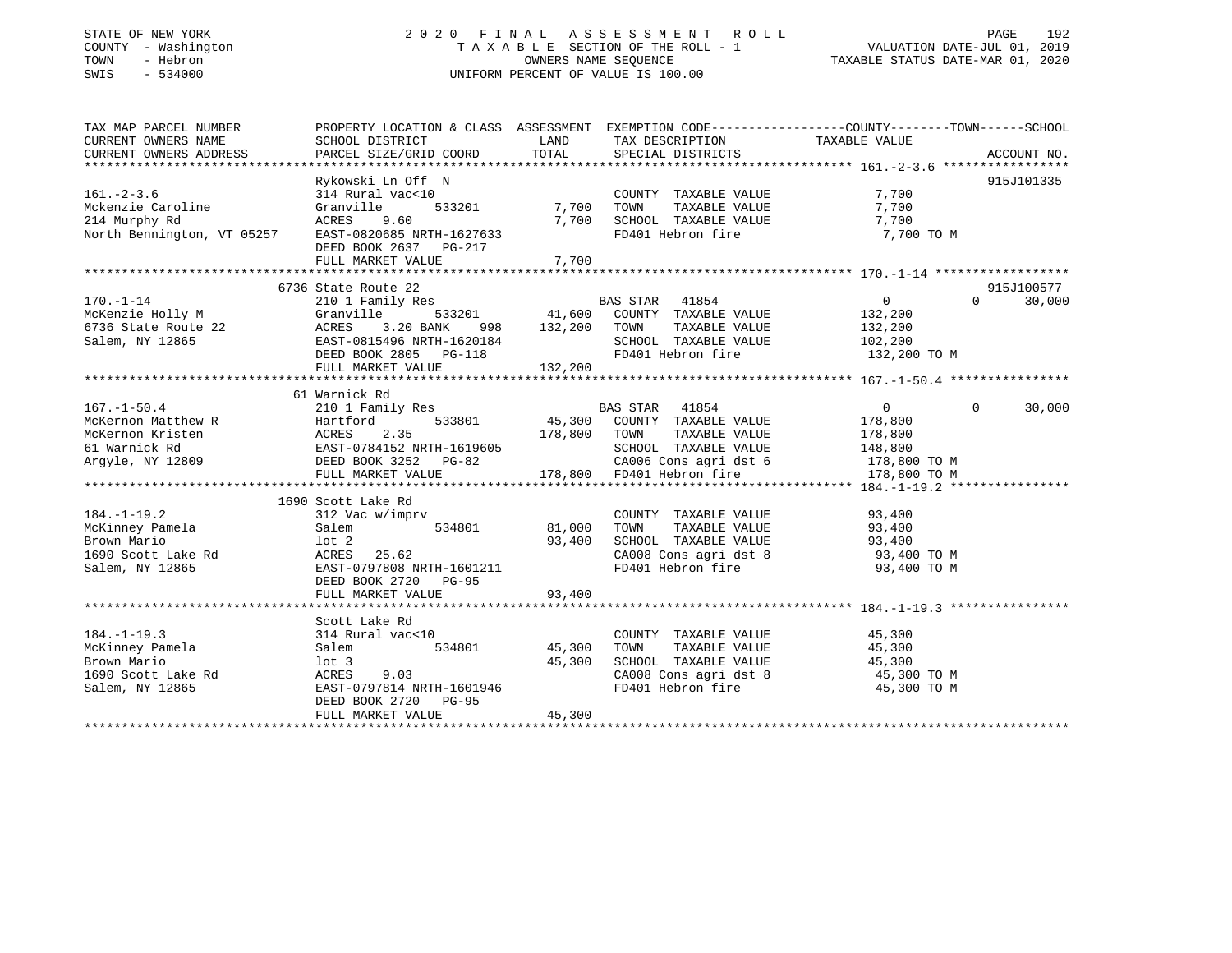STATE OF NEW YORK
COUNTY - Washington
TOWN - Hebron
SWIS - 534000

2020 FINAL ASSESSMENT ROLL
TAXABLE SECTION OF THE ROLL - 1
OWNERS NAME SEQUENCE
UNIFORM PERCENT OF VALUE IS 100.00

VALUATION DATE-JUL 01, 2019
TAXABLE STATUS DATE-MAR 01, 2020

```
TAX MAP PARCEL NUMBER          PROPERTY LOCATION & CLASS  ASSESSMENT  EXEMPTION CODE-----------------COUNTY--------TOWN------SCHOOL
CURRENT OWNERS NAME            SCHOOL DISTRICT              LAND      TAX DESCRIPTION            TAXABLE VALUE
CURRENT OWNERS ADDRESS         PARCEL SIZE/GRID COORD       TOTAL     SPECIAL DISTRICTS                                    ACCOUNT NO.
******************************************************************************************************* 161.-2-3.6 *****************
                               Rykowski Ln Off  N                                                                           915J101335
161.-2-3.6                     314 Rural vac<10                        COUNTY  TAXABLE VALUE          7,700
Mckenzie Caroline              Granville      533201        7,700      TOWN    TAXABLE VALUE          7,700
214 Murphy Rd                  ACRES    9.60                7,700      SCHOOL  TAXABLE VALUE          7,700
North Bennington, VT 05257     EAST-0820685 NRTH-1627633               FD401 Hebron fire               7,700 TO M
                               DEED BOOK 2637   PG-217
                               FULL MARKET VALUE            7,700
******************************************************************************************************* 170.-1-14 ******************
                               6736 State Route 22                                                                          915J100577
170.-1-14                      210 1 Family Res                        BAS STAR   41854               0          0      30,000
McKenzie Holly M               Granville      533201       41,600      COUNTY  TAXABLE VALUE        132,200
6736 State Route 22            ACRES    3.20 BANK    998  132,200      TOWN    TAXABLE VALUE        132,200
Salem, NY 12865                EAST-0815496 NRTH-1620184               SCHOOL  TAXABLE VALUE        102,200
                               DEED BOOK 2805   PG-118                 FD401 Hebron fire             132,200 TO M
                               FULL MARKET VALUE          132,200
******************************************************************************************************* 167.-1-50.4 ****************
                               61 Warnick Rd
167.-1-50.4                    210 1 Family Res                        BAS STAR   41854               0          0      30,000
McKernon Matthew R             Hartford       533801       45,300      COUNTY  TAXABLE VALUE        178,800
McKernon Kristen               ACRES    2.35              178,800      TOWN    TAXABLE VALUE        178,800
61 Warnick Rd                  EAST-0784152 NRTH-1619605               SCHOOL  TAXABLE VALUE        148,800
Argyle, NY 12809               DEED BOOK 3252   PG-82                  CA006 Cons agri dst 6         178,800 TO M
                               FULL MARKET VALUE          178,800      FD401 Hebron fire             178,800 TO M
******************************************************************************************************* 184.-1-19.2 ****************
                               1690 Scott Lake Rd
184.-1-19.2                    312 Vac w/imprv                         COUNTY  TAXABLE VALUE         93,400
McKinney Pamela                Salem          534801       81,000      TOWN    TAXABLE VALUE         93,400
Brown Mario                    lot 2                       93,400      SCHOOL  TAXABLE VALUE         93,400
1690 Scott Lake Rd             ACRES   25.62                           CA008 Cons agri dst 8          93,400 TO M
Salem, NY 12865                EAST-0797808 NRTH-1601211               FD401 Hebron fire              93,400 TO M
                               DEED BOOK 2720   PG-95
                               FULL MARKET VALUE           93,400
******************************************************************************************************* 184.-1-19.3 ****************
                               Scott Lake Rd
184.-1-19.3                    314 Rural vac<10                        COUNTY  TAXABLE VALUE         45,300
McKinney Pamela                Salem          534801       45,300      TOWN    TAXABLE VALUE         45,300
Brown Mario                    lot 3                       45,300      SCHOOL  TAXABLE VALUE         45,300
1690 Scott Lake Rd             ACRES    9.03                           CA008 Cons agri dst 8          45,300 TO M
Salem, NY 12865                EAST-0797814 NRTH-1601946               FD401 Hebron fire              45,300 TO M
                               DEED BOOK 2720   PG-95
                               FULL MARKET VALUE           45,300
************************************************************************************************************************************
```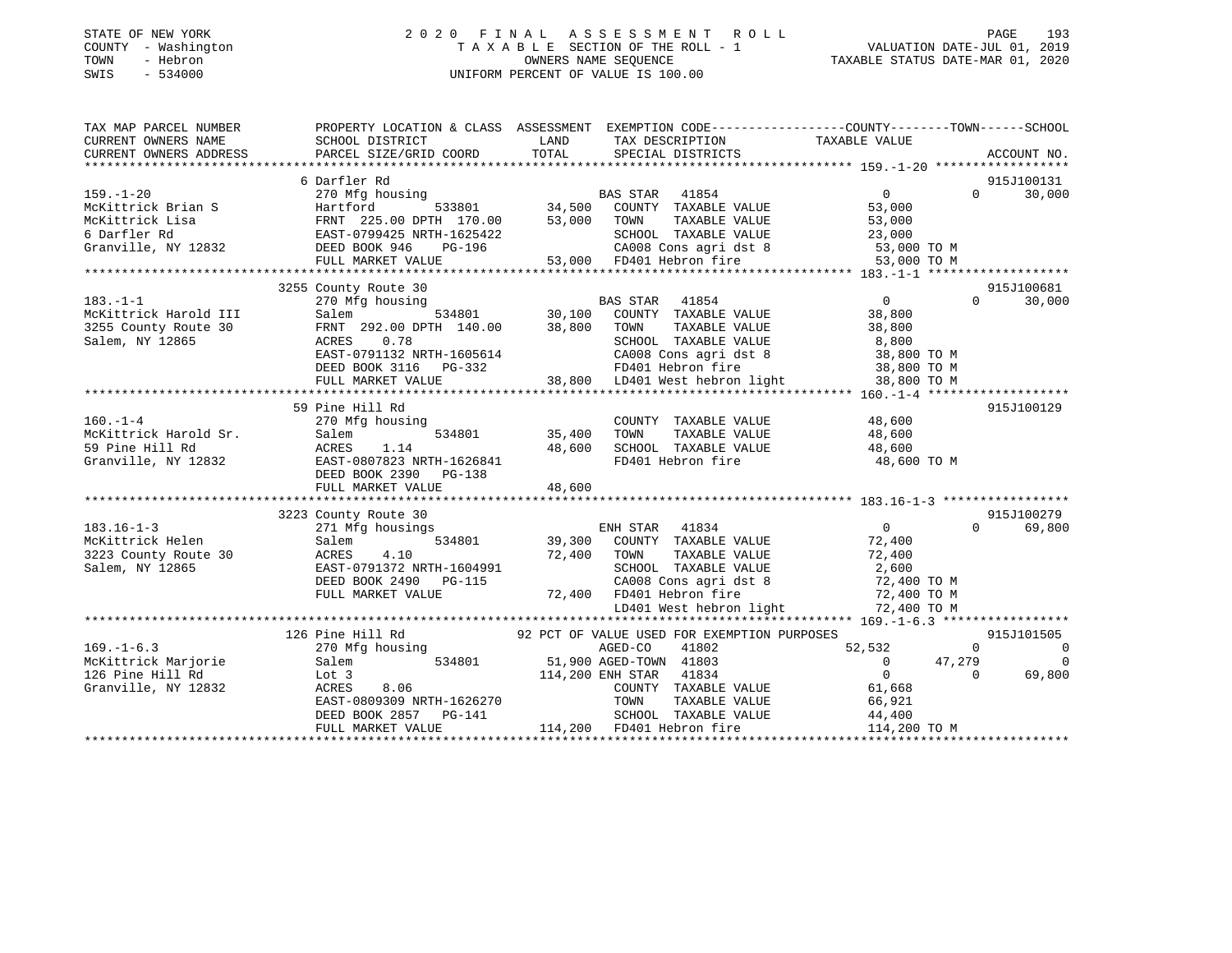STATE OF NEW YORK
COUNTY - Washington
TOWN - Hebron
SWIS - 534000

2020 FINAL ASSESSMENT ROLL
TAXABLE SECTION OF THE ROLL - 1
OWNERS NAME SEQUENCE
UNIFORM PERCENT OF VALUE IS 100.00

VALUATION DATE-JUL 01, 2019
TAXABLE STATUS DATE-MAR 01, 2020

```
TAX MAP PARCEL NUMBER          PROPERTY LOCATION & CLASS  ASSESSMENT  EXEMPTION CODE------------------COUNTY--------TOWN------SCHOOL
CURRENT OWNERS NAME            SCHOOL DISTRICT              LAND      TAX DESCRIPTION            TAXABLE VALUE
CURRENT OWNERS ADDRESS         PARCEL SIZE/GRID COORD      TOTAL      SPECIAL DISTRICTS                                    ACCOUNT NO.
********************************************************************************************** 159.-1-20 ******************
                               6 Darfler Rd                                                                                915J100131
159.-1-20                      270 Mfg housing                        BAS STAR  41854                  0            0       30,000
McKittrick Brian S             Hartford         533801      34,500    COUNTY  TAXABLE VALUE       53,000
McKittrick Lisa                FRNT 225.00 DPTH 170.00      53,000    TOWN    TAXABLE VALUE       53,000
6 Darfler Rd                   EAST-0799425 NRTH-1625422              SCHOOL  TAXABLE VALUE       23,000
Granville, NY 12832            DEED BOOK 946    PG-196                CA008 Cons agri dst 8        53,000 TO M
                               FULL MARKET VALUE            53,000    FD401 Hebron fire            53,000 TO M
********************************************************************************************** 183.-1-1 *******************
                               3255 County Route 30                                                                        915J100681
183.-1-1                       270 Mfg housing                        BAS STAR  41854                  0            0       30,000
McKittrick Harold III          Salem            534801      30,100    COUNTY  TAXABLE VALUE       38,800
3255 County Route 30           FRNT 292.00 DPTH 140.00      38,800    TOWN    TAXABLE VALUE       38,800
Salem, NY 12865                ACRES    0.78                          SCHOOL  TAXABLE VALUE        8,800
                               EAST-0791132 NRTH-1605614              CA008 Cons agri dst 8        38,800 TO M
                               DEED BOOK 3116   PG-332                FD401 Hebron fire            38,800 TO M
                               FULL MARKET VALUE            38,800    LD401 West hebron light      38,800 TO M
********************************************************************************************** 160.-1-4 *******************
                               59 Pine Hill Rd                                                                             915J100129
160.-1-4                       270 Mfg housing                        COUNTY  TAXABLE VALUE       48,600
McKittrick Harold Sr.          Salem            534801      35,400    TOWN    TAXABLE VALUE       48,600
59 Pine Hill Rd                ACRES    1.14                48,600    SCHOOL  TAXABLE VALUE       48,600
Granville, NY 12832            EAST-0807823 NRTH-1626841              FD401 Hebron fire            48,600 TO M
                               DEED BOOK 2390   PG-138
                               FULL MARKET VALUE            48,600
********************************************************************************************** 183.16-1-3 *****************
                               3223 County Route 30                                                                        915J100279
183.16-1-3                     271 Mfg housings                       ENH STAR  41834                  0            0       69,800
McKittrick Helen               Salem            534801      39,300    COUNTY  TAXABLE VALUE       72,400
3223 County Route 30           ACRES    4.10                72,400    TOWN    TAXABLE VALUE       72,400
Salem, NY 12865                EAST-0791372 NRTH-1604991              SCHOOL  TAXABLE VALUE        2,600
                               DEED BOOK 2490   PG-115                CA008 Cons agri dst 8        72,400 TO M
                               FULL MARKET VALUE            72,400    FD401 Hebron fire            72,400 TO M
                                                                      LD401 West hebron light      72,400 TO M
********************************************************************************************** 169.-1-6.3 *****************
                               126 Pine Hill Rd             92 PCT OF VALUE USED FOR EXEMPTION PURPOSES                     915J101505
169.-1-6.3                     270 Mfg housing                        AGED-CO   41802             52,532            0            0
McKittrick Marjorie            Salem            534801      51,900    AGED-TOWN 41803                  0       47,279            0
126 Pine Hill Rd               Lot 3                       114,200    ENH STAR  41834                  0            0       69,800
Granville, NY 12832            ACRES    8.06                          COUNTY  TAXABLE VALUE       61,668
                               EAST-0809309 NRTH-1626270              TOWN    TAXABLE VALUE       66,921
                               DEED BOOK 2857   PG-141                SCHOOL  TAXABLE VALUE       44,400
                               FULL MARKET VALUE           114,200    FD401 Hebron fire           114,200 TO M
******************************************************************************************************************************
```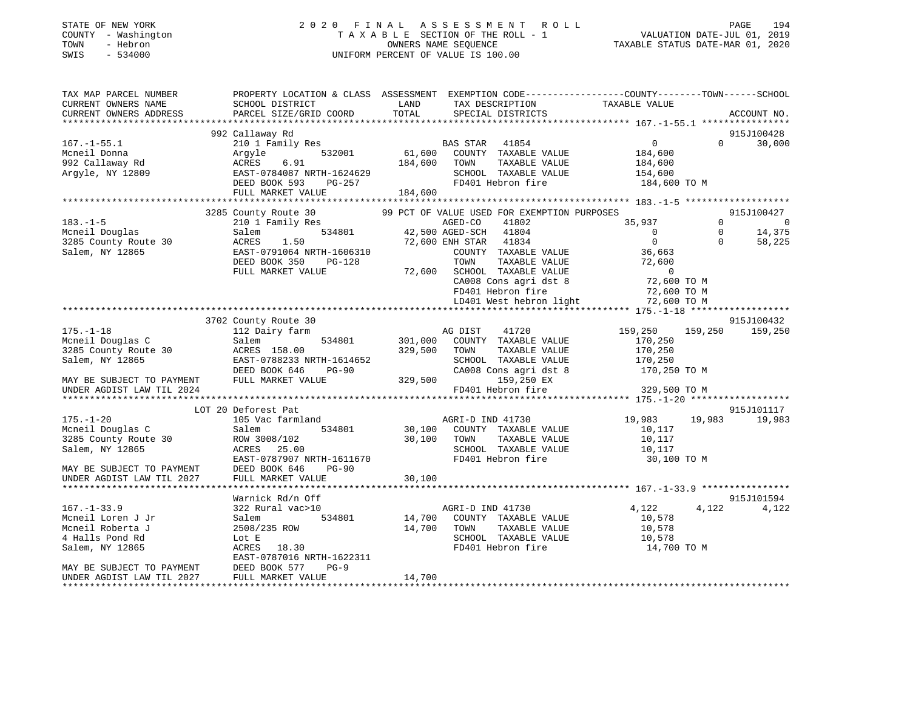STATE OF NEW YORK
COUNTY - Washington
TOWN - Hebron
SWIS - 534000

2020 FINAL ASSESSMENT ROLL
TAXABLE SECTION OF THE ROLL - 1
OWNERS NAME SEQUENCE
UNIFORM PERCENT OF VALUE IS 100.00

VALUATION DATE-JUL 01, 2019
TAXABLE STATUS DATE-MAR 01, 2020

```
TAX MAP PARCEL NUMBER          PROPERTY LOCATION & CLASS  ASSESSMENT  EXEMPTION CODE-----------------COUNTY--------TOWN------SCHOOL
CURRENT OWNERS NAME            SCHOOL DISTRICT            LAND        TAX DESCRIPTION              TAXABLE VALUE
CURRENT OWNERS ADDRESS         PARCEL SIZE/GRID COORD     TOTAL       SPECIAL DISTRICTS                                   ACCOUNT NO.
******************************************************************************************************* 167.-1-55.1 ****************
                               992 Callaway Rd                                                                            915J100428
167.-1-55.1                    210 1 Family Res                       BAS STAR   41854                 0              0      30,000
Mcneil Donna                   Argyle        532001         61,600    COUNTY  TAXABLE VALUE          184,600
992 Callaway Rd                ACRES    6.91               184,600    TOWN    TAXABLE VALUE          184,600
Argyle, NY 12809               EAST-0784087 NRTH-1624629              SCHOOL  TAXABLE VALUE          154,600
                               DEED BOOK 593    PG-257                FD401 Hebron fire               184,600 TO M
                               FULL MARKET VALUE           184,600
******************************************************************************************************* 183.-1-5 *******************
                               3285 County Route 30       99 PCT OF VALUE USED FOR EXEMPTION PURPOSES                     915J100427
183.-1-5                       210 1 Family Res                       AGED-CO    41802                35,937          0           0
Mcneil Douglas                 Salem         534801         42,500 AGED-SCH   41804                     0          0      14,375
3285 County Route 30           ACRES    1.50                72,600 ENH STAR   41834                     0          0      58,225
Salem, NY 12865                EAST-0791064 NRTH-1606310              COUNTY  TAXABLE VALUE           36,663
                               DEED BOOK 350    PG-128                TOWN    TAXABLE VALUE           72,600
                               FULL MARKET VALUE            72,600    SCHOOL  TAXABLE VALUE                0
                                                                      CA008 Cons agri dst 8            72,600 TO M
                                                                      FD401 Hebron fire                72,600 TO M
                                                                      LD401 West hebron light          72,600 TO M
******************************************************************************************************* 175.-1-18 ******************
                               3702 County Route 30                                                                       915J100432
175.-1-18                      112 Dairy farm                         AG DIST    41720               159,250    159,250     159,250
Mcneil Douglas C               Salem         534801        301,000    COUNTY  TAXABLE VALUE          170,250
3285 County Route 30           ACRES  158.00               329,500    TOWN    TAXABLE VALUE          170,250
Salem, NY 12865                EAST-0788233 NRTH-1614652              SCHOOL  TAXABLE VALUE          170,250
                               DEED BOOK 646    PG-90                 CA008 Cons agri dst 8           170,250 TO M
MAY BE SUBJECT TO PAYMENT      FULL MARKET VALUE           329,500         159,250 EX
UNDER AGDIST LAW TIL 2024                                             FD401 Hebron fire               329,500 TO M
******************************************************************************************************* 175.-1-20 ******************
                               LOT 20 Deforest Pat                                                                        915J101117
175.-1-20                      105 Vac farmland                       AGRI-D IND 41730                19,983     19,983      19,983
Mcneil Douglas C               Salem         534801         30,100    COUNTY  TAXABLE VALUE           10,117
3285 County Route 30           ROW 3008/102                 30,100    TOWN    TAXABLE VALUE           10,117
Salem, NY 12865                ACRES   25.00                          SCHOOL  TAXABLE VALUE           10,117
                               EAST-0787907 NRTH-1611670              FD401 Hebron fire                30,100 TO M
MAY BE SUBJECT TO PAYMENT      DEED BOOK 646    PG-90
UNDER AGDIST LAW TIL 2027      FULL MARKET VALUE            30,100
******************************************************************************************************* 167.-1-33.9 ****************
                               Warnick Rd/n Off                                                                           915J101594
167.-1-33.9                    322 Rural vac>10                       AGRI-D IND 41730                 4,122      4,122       4,122
Mcneil Loren J Jr              Salem         534801         14,700    COUNTY  TAXABLE VALUE           10,578
Mcneil Roberta J               2508/235 ROW                 14,700    TOWN    TAXABLE VALUE           10,578
4 Halls Pond Rd                Lot E                                  SCHOOL  TAXABLE VALUE           10,578
Salem, NY 12865                ACRES   18.30                          FD401 Hebron fire                14,700 TO M
                               EAST-0787016 NRTH-1622311
MAY BE SUBJECT TO PAYMENT      DEED BOOK 577    PG-9
UNDER AGDIST LAW TIL 2027      FULL MARKET VALUE            14,700
************************************************************************************************************************************
```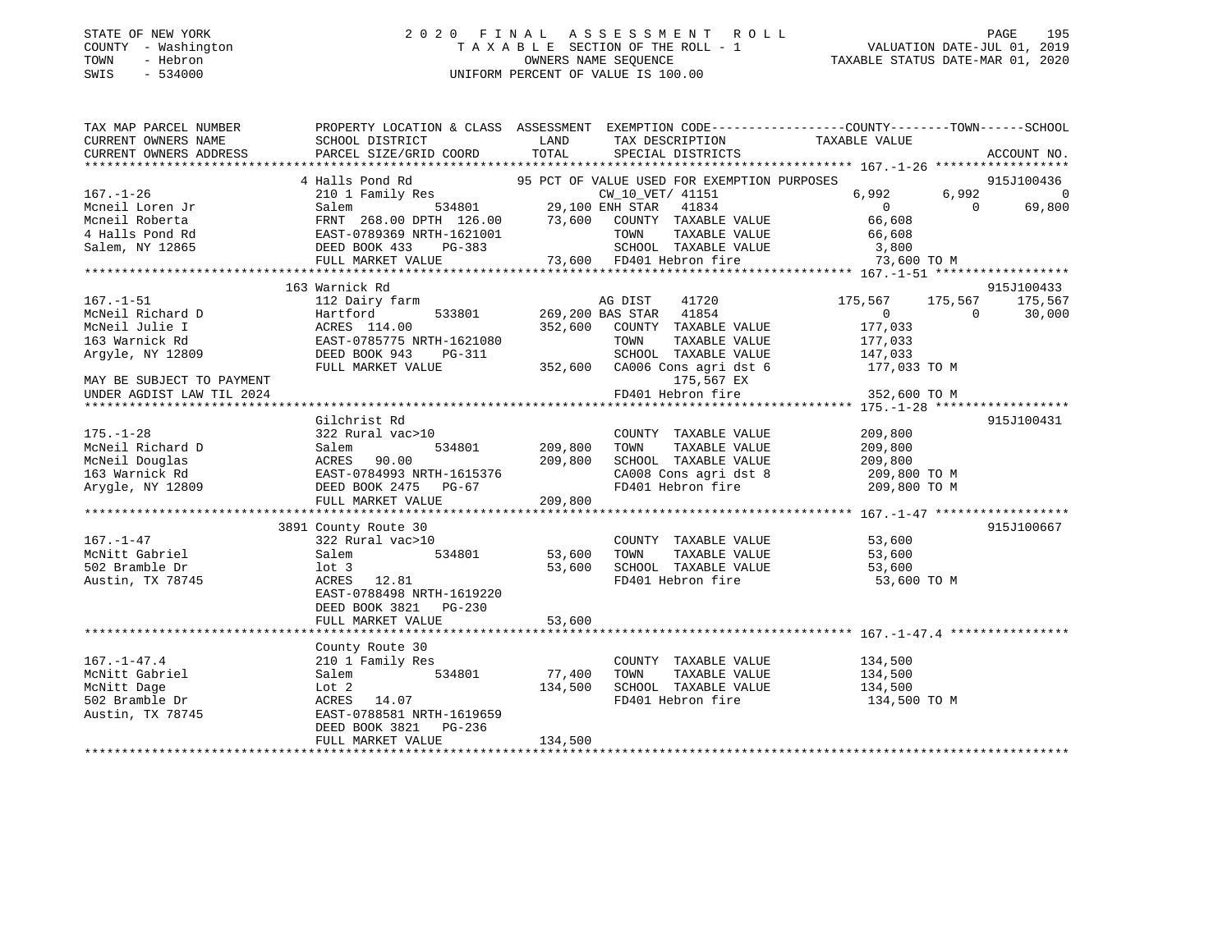STATE OF NEW YORK
COUNTY - Washington
TOWN - Hebron
SWIS - 534000

2020 FINAL ASSESSMENT ROLL
TAXABLE SECTION OF THE ROLL - 1
OWNERS NAME SEQUENCE
UNIFORM PERCENT OF VALUE IS 100.00

VALUATION DATE-JUL 01, 2019
TAXABLE STATUS DATE-MAR 01, 2020

```
TAX MAP PARCEL NUMBER          PROPERTY LOCATION & CLASS  ASSESSMENT  EXEMPTION CODE------------------COUNTY--------TOWN------SCHOOL
CURRENT OWNERS NAME            SCHOOL DISTRICT              LAND      TAX DESCRIPTION           TAXABLE VALUE
CURRENT OWNERS ADDRESS         PARCEL SIZE/GRID COORD       TOTAL     SPECIAL DISTRICTS                                     ACCOUNT NO.
******************************************************************************************************* 167.-1-26 ******************
                               4 Halls Pond Rd                95 PCT OF VALUE USED FOR EXEMPTION PURPOSES                    915J100436
167.-1-26                      210 1 Family Res                       CW_10_VET/ 41151              6,992      6,992           0
Mcneil Loren Jr                Salem           534801       29,100 ENH STAR  41834                    0          0      69,800
Mcneil Roberta                 FRNT 268.00 DPTH 126.00      73,600    COUNTY  TAXABLE VALUE         66,608
4 Halls Pond Rd                EAST-0789369 NRTH-1621001              TOWN    TAXABLE VALUE         66,608
Salem, NY 12865                DEED BOOK 433    PG-383                SCHOOL  TAXABLE VALUE          3,800
                               FULL MARKET VALUE            73,600    FD401 Hebron fire              73,600 TO M
******************************************************************************************************* 167.-1-51 ******************
                               163 Warnick Rd                                                                        915J100433
167.-1-51                      112 Dairy farm                         AG DIST    41720             175,567    175,567    175,567
McNeil Richard D               Hartford        533801      269,200 BAS STAR  41854                    0          0      30,000
McNeil Julie I                 ACRES 114.00                352,600    COUNTY  TAXABLE VALUE        177,033
163 Warnick Rd                 EAST-0785775 NRTH-1621080              TOWN    TAXABLE VALUE        177,033
Argyle, NY 12809               DEED BOOK 943    PG-311                SCHOOL  TAXABLE VALUE        147,033
                               FULL MARKET VALUE           352,600    CA006 Cons agri dst 6         177,033 TO M
MAY BE SUBJECT TO PAYMENT                                                  175,567 EX
UNDER AGDIST LAW TIL 2024                                             FD401 Hebron fire             352,600 TO M
******************************************************************************************************* 175.-1-28 ******************
                               Gilchrist Rd                                                                          915J100431
175.-1-28                      322 Rural vac>10                       COUNTY  TAXABLE VALUE        209,800
McNeil Richard D               Salem           534801      209,800    TOWN    TAXABLE VALUE        209,800
McNeil Douglas                 ACRES  90.00                209,800    SCHOOL  TAXABLE VALUE        209,800
163 Warnick Rd                 EAST-0784993 NRTH-1615376              CA008 Cons agri dst 8         209,800 TO M
Arygle, NY 12809               DEED BOOK 2475   PG-67                 FD401 Hebron fire             209,800 TO M
                               FULL MARKET VALUE           209,800
******************************************************************************************************* 167.-1-47 ******************
                               3891 County Route 30                                                                  915J100667
167.-1-47                      322 Rural vac>10                       COUNTY  TAXABLE VALUE         53,600
McNitt Gabriel                 Salem           534801       53,600    TOWN    TAXABLE VALUE         53,600
502 Bramble Dr                 lot 3                        53,600    SCHOOL  TAXABLE VALUE         53,600
Austin, TX 78745               ACRES  12.81                           FD401 Hebron fire              53,600 TO M
                               EAST-0788498 NRTH-1619220
                               DEED BOOK 3821   PG-230
                               FULL MARKET VALUE            53,600
******************************************************************************************************* 167.-1-47.4 ****************
                               County Route 30
167.-1-47.4                    210 1 Family Res                       COUNTY  TAXABLE VALUE        134,500
McNitt Gabriel                 Salem           534801       77,400    TOWN    TAXABLE VALUE        134,500
McNitt Dage                    Lot 2                       134,500    SCHOOL  TAXABLE VALUE        134,500
502 Bramble Dr                 ACRES  14.07                           FD401 Hebron fire             134,500 TO M
Austin, TX 78745               EAST-0788581 NRTH-1619659
                               DEED BOOK 3821   PG-236
                               FULL MARKET VALUE           134,500
************************************************************************************************************************************
```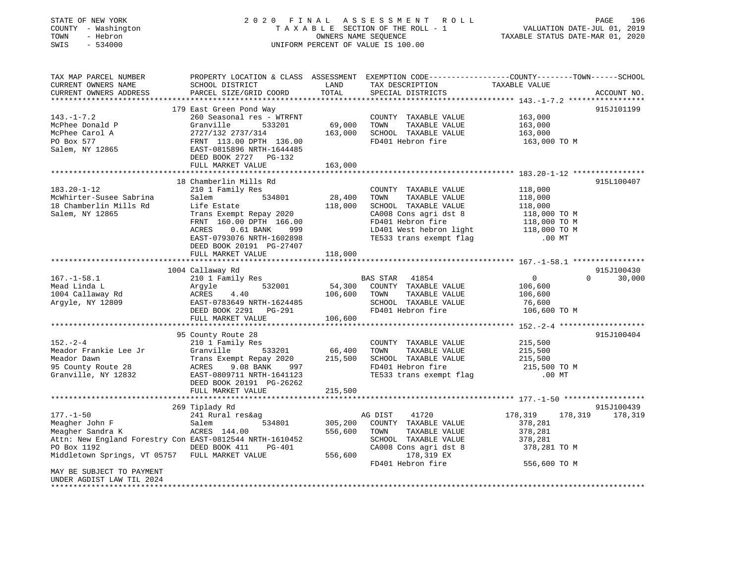STATE OF NEW YORK  
COUNTY - Washington  
TOWN - Hebron  
SWIS - 534000

2020 FINAL ASSESSMENT ROLL  
TAXABLE SECTION OF THE ROLL - 1  
OWNERS NAME SEQUENCE  
UNIFORM PERCENT OF VALUE IS 100.00

VALUATION DATE-JUL 01, 2019  
TAXABLE STATUS DATE-MAR 01, 2020

```
TAX MAP PARCEL NUMBER          PROPERTY LOCATION & CLASS  ASSESSMENT  EXEMPTION CODE-----------------COUNTY--------TOWN------SCHOOL
CURRENT OWNERS NAME            SCHOOL DISTRICT              LAND      TAX DESCRIPTION            TAXABLE VALUE
CURRENT OWNERS ADDRESS         PARCEL SIZE/GRID COORD       TOTAL     SPECIAL DISTRICTS                                    ACCOUNT NO.
************************************************************************************************ 143.-1-7.2 *****************
                               179 East Green Pond Way                                                                  915J101199
143.-1-7.2                     260 Seasonal res - WTRFNT              COUNTY  TAXABLE VALUE          163,000
McPhee Donald P                Granville        533201      69,000    TOWN    TAXABLE VALUE          163,000
McPhee Carol A                 2727/132 2737/314           163,000    SCHOOL  TAXABLE VALUE          163,000
PO Box 577                     FRNT 113.00 DPTH 136.00                FD401 Hebron fire               163,000 TO M
Salem, NY 12865                EAST-0815896 NRTH-1644485
                               DEED BOOK 2727   PG-132
                               FULL MARKET VALUE           163,000
************************************************************************************************ 183.20-1-12 ****************
                               18 Chamberlin Mills Rd                                                                   915L100407
183.20-1-12                    210 1 Family Res                       COUNTY  TAXABLE VALUE          118,000
McWhirter-Susee Sabrina        Salem            534801      28,400    TOWN    TAXABLE VALUE          118,000
18 Chamberlin Mills Rd         Life Estate                 118,000    SCHOOL  TAXABLE VALUE          118,000
Salem, NY 12865                Trans Exempt Repay 2020                CA008 Cons agri dst 8           118,000 TO M
                               FRNT 160.00 DPTH 166.00                FD401 Hebron fire               118,000 TO M
                               ACRES    0.61 BANK    999              LD401 West hebron light         118,000 TO M
                               EAST-0793076 NRTH-1602898              TE533 trans exempt flag             .00 MT
                               DEED BOOK 20191  PG-27407
                               FULL MARKET VALUE           118,000
************************************************************************************************ 167.-1-58.1 ****************
                               1004 Callaway Rd                                                                         915J100430
167.-1-58.1                    210 1 Family Res                       BAS STAR   41854                    0           0     30,000
Mead Linda L                   Argyle           532001      54,300    COUNTY  TAXABLE VALUE          106,600
1004 Callaway Rd               ACRES    4.40               106,600    TOWN    TAXABLE VALUE          106,600
Argyle, NY 12809               EAST-0783649 NRTH-1624485              SCHOOL  TAXABLE VALUE           76,600
                               DEED BOOK 2291   PG-291                FD401 Hebron fire               106,600 TO M
                               FULL MARKET VALUE           106,600
************************************************************************************************ 152.-2-4 *******************
                               95 County Route 28                                                                       915J100404
152.-2-4                       210 1 Family Res                       COUNTY  TAXABLE VALUE          215,500
Meador Frankie Lee Jr          Granville        533201      66,400    TOWN    TAXABLE VALUE          215,500
Meador Dawn                    Trans Exempt Repay 2020     215,500    SCHOOL  TAXABLE VALUE          215,500
95 County Route 28             ACRES    9.08 BANK    997              FD401 Hebron fire               215,500 TO M
Granville, NY 12832            EAST-0809711 NRTH-1641123              TE533 trans exempt flag             .00 MT
                               DEED BOOK 20191  PG-26262
                               FULL MARKET VALUE           215,500
************************************************************************************************ 177.-1-50 ******************
                               269 Tiplady Rd                                                                           915J100439
177.-1-50                      241 Rural res&ag                       AG DIST    41720              178,319     178,319    178,319
Meagher John F                 Salem            534801     305,200    COUNTY  TAXABLE VALUE          378,281
Meagher Sandra K               ACRES  144.00               556,600    TOWN    TAXABLE VALUE          378,281
Attn: New England Forestry Con EAST-0812544 NRTH-1610452              SCHOOL  TAXABLE VALUE          378,281
PO Box 1192                    DEED BOOK 411    PG-401                CA008 Cons agri dst 8           378,281 TO M
Middletown Springs, VT 05757   FULL MARKET VALUE           556,600         178,319 EX
                                                                      FD401 Hebron fire               556,600 TO M
MAY BE SUBJECT TO PAYMENT
UNDER AGDIST LAW TIL 2024
******************************************************************************************************************************
```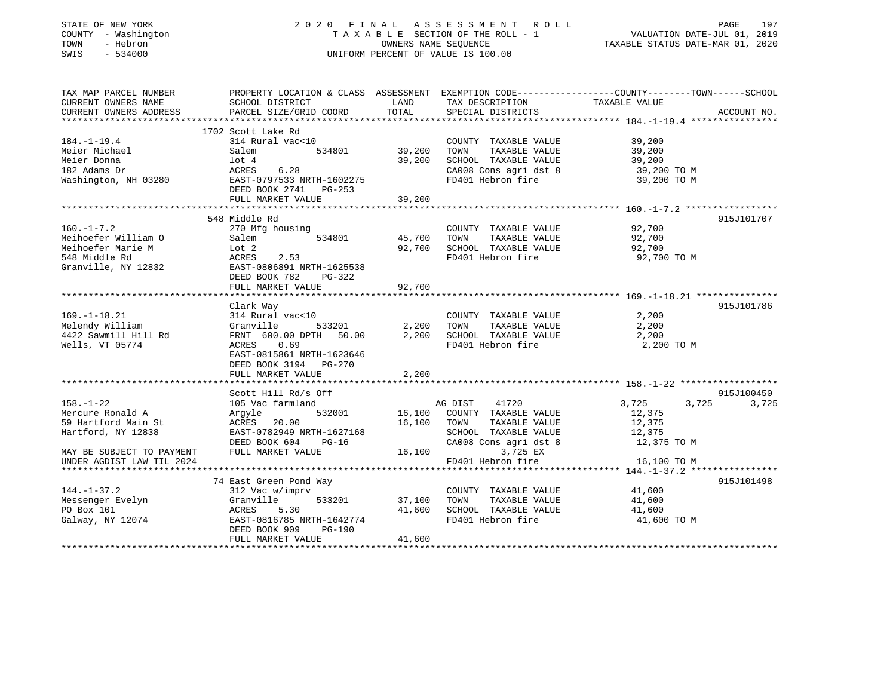STATE OF NEW YORK
COUNTY - Washington
TOWN - Hebron
SWIS - 534000

2 0 2 0 F I N A L A S S E S S M E N T R O L L
T A X A B L E SECTION OF THE ROLL - 1
OWNERS NAME SEQUENCE
UNIFORM PERCENT OF VALUE IS 100.00

VALUATION DATE-JUL 01, 2019
TAXABLE STATUS DATE-MAR 01, 2020

```
TAX MAP PARCEL NUMBER          PROPERTY LOCATION & CLASS  ASSESSMENT  EXEMPTION CODE-----------------COUNTY--------TOWN------SCHOOL
CURRENT OWNERS NAME            SCHOOL DISTRICT               LAND      TAX DESCRIPTION              TAXABLE VALUE
CURRENT OWNERS ADDRESS         PARCEL SIZE/GRID COORD        TOTAL     SPECIAL DISTRICTS                                  ACCOUNT NO.
****************************************************************************************************** 184.-1-19.4 ****************
                              1702 Scott Lake Rd
184.-1-19.4                    314 Rural vac<10                          COUNTY  TAXABLE VALUE             39,200
Meier Michael                  Salem          534801        39,200      TOWN    TAXABLE VALUE             39,200
Meier Donna                    lot 4                        39,200      SCHOOL  TAXABLE VALUE             39,200
182 Adams Dr                   ACRES    6.28                             CA008 Cons agri dst 8              39,200 TO M
Washington, NH 03280           EAST-0797533 NRTH-1602275                 FD401 Hebron fire                  39,200 TO M
                               DEED BOOK 2741   PG-253
                               FULL MARKET VALUE            39,200
****************************************************************************************************** 160.-1-7.2 *****************
                              548 Middle Rd                                                                            915J101707
160.-1-7.2                     270 Mfg housing                           COUNTY  TAXABLE VALUE             92,700
Meihoefer William O            Salem          534801        45,700      TOWN    TAXABLE VALUE             92,700
Meihoefer Marie M              Lot 2                        92,700      SCHOOL  TAXABLE VALUE             92,700
548 Middle Rd                  ACRES    2.53                             FD401 Hebron fire                  92,700 TO M
Granville, NY 12832            EAST-0806891 NRTH-1625538
                               DEED BOOK 782    PG-322
                               FULL MARKET VALUE            92,700
****************************************************************************************************** 169.-1-18.21 ***************
                              Clark Way                                                                                915J101786
169.-1-18.21                   314 Rural vac<10                          COUNTY  TAXABLE VALUE              2,200
Melendy William                Granville      533201         2,200      TOWN    TAXABLE VALUE              2,200
4422 Sawmill Hill Rd           FRNT 600.00 DPTH  50.00       2,200      SCHOOL  TAXABLE VALUE              2,200
Wells, VT 05774                ACRES    0.69                             FD401 Hebron fire                   2,200 TO M
                               EAST-0815861 NRTH-1623646
                               DEED BOOK 3194   PG-270
                               FULL MARKET VALUE             2,200
****************************************************************************************************** 158.-1-22 ******************
                              Scott Hill Rd/s Off                                                                      915J100450
158.-1-22                      105 Vac farmland                        AG DIST     41720              3,725       3,725       3,725
Mercure Ronald A               Argyle         532001        16,100      COUNTY  TAXABLE VALUE             12,375
59 Hartford Main St            ACRES   20.00                16,100      TOWN    TAXABLE VALUE             12,375
Hartford, NY 12838             EAST-0782949 NRTH-1627168                 SCHOOL  TAXABLE VALUE             12,375
                               DEED BOOK 604    PG-16                    CA008 Cons agri dst 8              12,375 TO M
MAY BE SUBJECT TO PAYMENT      FULL MARKET VALUE            16,100             3,725 EX
UNDER AGDIST LAW TIL 2024                                                FD401 Hebron fire                  16,100 TO M
****************************************************************************************************** 144.-1-37.2 ****************
                              74 East Green Pond Way                                                                   915J101498
144.-1-37.2                    312 Vac w/imprv                           COUNTY  TAXABLE VALUE             41,600
Messenger Evelyn               Granville      533201        37,100      TOWN    TAXABLE VALUE             41,600
PO Box 101                     ACRES    5.30                41,600      SCHOOL  TAXABLE VALUE             41,600
Galway, NY 12074               EAST-0816785 NRTH-1642774                 FD401 Hebron fire                  41,600 TO M
                               DEED BOOK 909    PG-190
                               FULL MARKET VALUE            41,600
************************************************************************************************************************************
```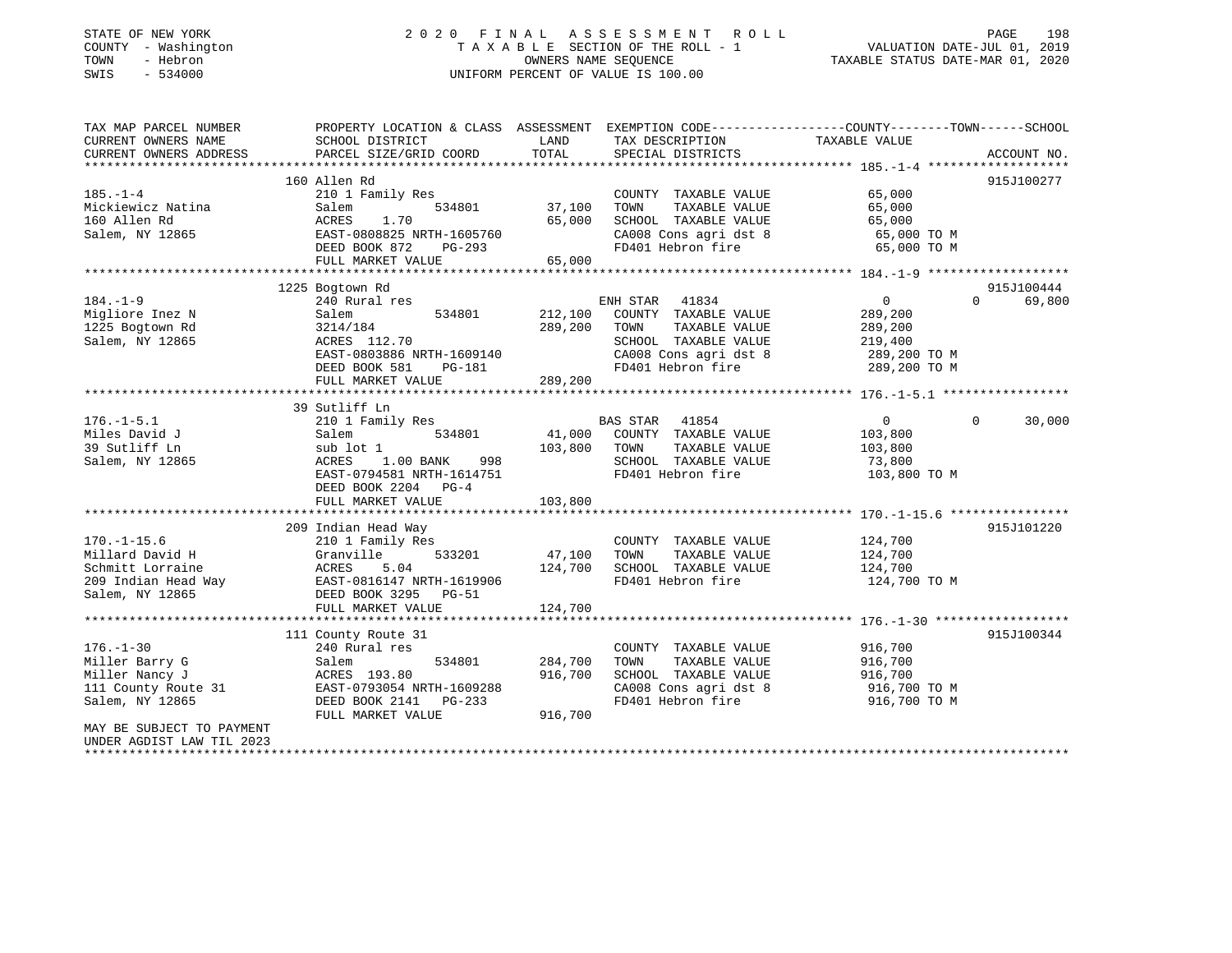STATE OF NEW YORK
COUNTY - Washington
TOWN - Hebron
SWIS - 534000

2 0 2 0 F I N A L A S S E S S M E N T R O L L
T A X A B L E SECTION OF THE ROLL - 1
OWNERS NAME SEQUENCE
UNIFORM PERCENT OF VALUE IS 100.00

VALUATION DATE-JUL 01, 2019
TAXABLE STATUS DATE-MAR 01, 2020

```
TAX MAP PARCEL NUMBER          PROPERTY LOCATION & CLASS  ASSESSMENT  EXEMPTION CODE------------------COUNTY--------TOWN------SCHOOL
CURRENT OWNERS NAME            SCHOOL DISTRICT               LAND      TAX DESCRIPTION             TAXABLE VALUE
CURRENT OWNERS ADDRESS         PARCEL SIZE/GRID COORD        TOTAL     SPECIAL DISTRICTS                                     ACCOUNT NO.
******************************************************************************************************* 185.-1-4 *******************
                               160 Allen Rd                                                                                   915J100277
185.-1-4                       210 1 Family Res                        COUNTY  TAXABLE VALUE             65,000
Mickiewicz Natina              Salem          534801       37,100      TOWN    TAXABLE VALUE             65,000
160 Allen Rd                   ACRES    1.70                65,000      SCHOOL  TAXABLE VALUE             65,000
Salem, NY 12865                EAST-0808825 NRTH-1605760                CA008 Cons agri dst 8              65,000 TO M
                               DEED BOOK 872    PG-293                  FD401 Hebron fire                  65,000 TO M
                               FULL MARKET VALUE             65,000
******************************************************************************************************* 184.-1-9 *******************
                               1225 Bogtown Rd                                                                                915J100444
184.-1-9                       240 Rural res                           ENH STAR  41834                0           0     69,800
Migliore Inez N                Salem          534801      212,100      COUNTY  TAXABLE VALUE            289,200
1225 Bogtown Rd                3214/184                   289,200      TOWN    TAXABLE VALUE            289,200
Salem, NY 12865                ACRES  112.70                            SCHOOL  TAXABLE VALUE            219,400
                               EAST-0803886 NRTH-1609140                CA008 Cons agri dst 8             289,200 TO M
                               DEED BOOK 581    PG-181                  FD401 Hebron fire                 289,200 TO M
                               FULL MARKET VALUE            289,200
******************************************************************************************************* 176.-1-5.1 *****************
                               39 Sutliff Ln
176.-1-5.1                     210 1 Family Res                        BAS STAR  41854                0           0     30,000
Miles David J                  Salem          534801       41,000      COUNTY  TAXABLE VALUE            103,800
39 Sutliff Ln                  sub lot 1                  103,800      TOWN    TAXABLE VALUE            103,800
Salem, NY 12865                ACRES    1.00 BANK    998                SCHOOL  TAXABLE VALUE             73,800
                               EAST-0794581 NRTH-1614751                FD401 Hebron fire                 103,800 TO M
                               DEED BOOK 2204   PG-4
                               FULL MARKET VALUE            103,800
******************************************************************************************************* 170.-1-15.6 ****************
                               209 Indian Head Way                                                                            915J101220
170.-1-15.6                    210 1 Family Res                        COUNTY  TAXABLE VALUE            124,700
Millard David H                Granville      533201       47,100      TOWN    TAXABLE VALUE            124,700
Schmitt Lorraine               ACRES    5.04              124,700      SCHOOL  TAXABLE VALUE            124,700
209 Indian Head Way            EAST-0816147 NRTH-1619906                FD401 Hebron fire                 124,700 TO M
Salem, NY 12865                DEED BOOK 3295   PG-51
                               FULL MARKET VALUE            124,700
******************************************************************************************************* 176.-1-30 ******************
                               111 County Route 31                                                                            915J100344
176.-1-30                      240 Rural res                           COUNTY  TAXABLE VALUE            916,700
Miller Barry G                 Salem          534801      284,700      TOWN    TAXABLE VALUE            916,700
Miller Nancy J                 ACRES  193.80              916,700      SCHOOL  TAXABLE VALUE            916,700
111 County Route 31            EAST-0793054 NRTH-1609288                CA008 Cons agri dst 8             916,700 TO M
Salem, NY 12865                DEED BOOK 2141   PG-233                  FD401 Hebron fire                 916,700 TO M
                               FULL MARKET VALUE            916,700
MAY BE SUBJECT TO PAYMENT
UNDER AGDIST LAW TIL 2023
************************************************************************************************************************************
```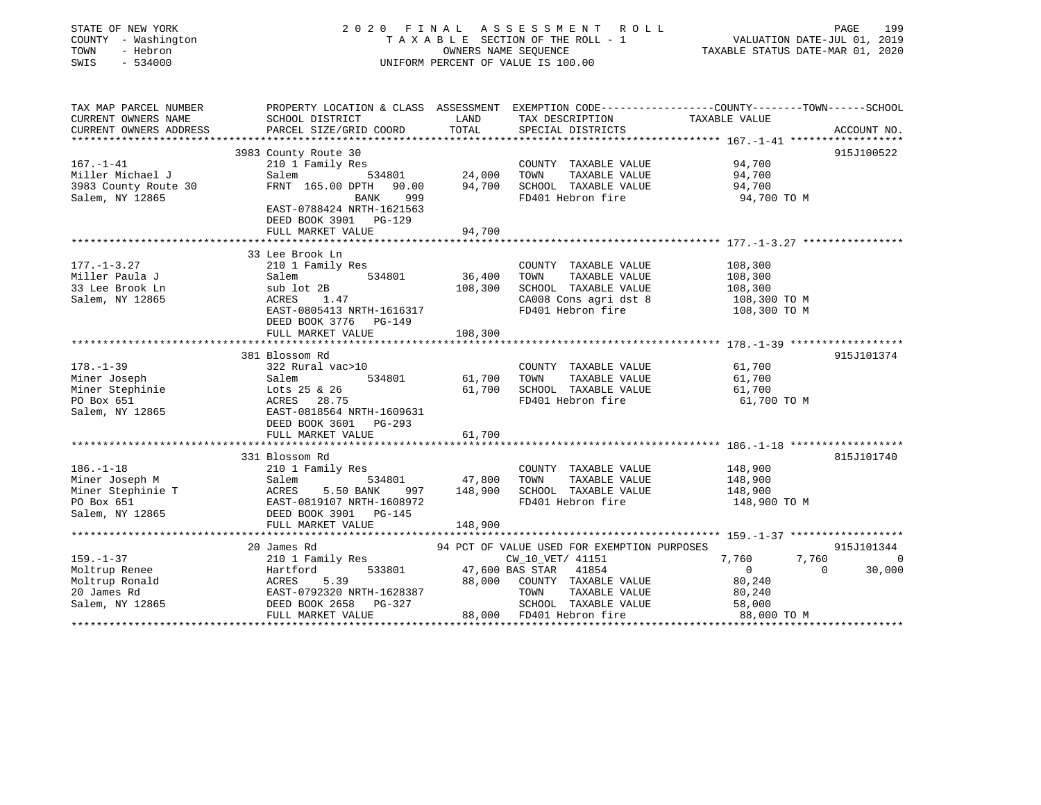STATE OF NEW YORK | 2020 FINAL ASSESSMENT ROLL
COUNTY - Washington | TAXABLE SECTION OF THE ROLL - 1 | VALUATION DATE-JUL 01, 2019
TOWN - Hebron | OWNERS NAME SEQUENCE | TAXABLE STATUS DATE-MAR 01, 2020
SWIS - 534000 | UNIFORM PERCENT OF VALUE IS 100.00

```
TAX MAP PARCEL NUMBER          PROPERTY LOCATION & CLASS  ASSESSMENT  EXEMPTION CODE------------------COUNTY--------TOWN------SCHOOL
CURRENT OWNERS NAME            SCHOOL DISTRICT              LAND      TAX DESCRIPTION             TAXABLE VALUE
CURRENT OWNERS ADDRESS         PARCEL SIZE/GRID COORD       TOTAL     SPECIAL DISTRICTS                                    ACCOUNT NO.
******************************************************************************************************* 167.-1-41 ******************
                               3983 County Route 30                                                                    915J100522
167.-1-41                      210 1 Family Res                       COUNTY  TAXABLE VALUE          94,700
Miller Michael J               Salem          534801       24,000     TOWN    TAXABLE VALUE          94,700
3983 County Route 30           FRNT 165.00 DPTH  90.00     94,700     SCHOOL  TAXABLE VALUE          94,700
Salem, NY 12865                             BANK    999               FD401 Hebron fire               94,700 TO M
                               EAST-0788424 NRTH-1621563
                               DEED BOOK 3901   PG-129
                               FULL MARKET VALUE           94,700
******************************************************************************************************* 177.-1-3.27 ****************
                               33 Lee Brook Ln
177.-1-3.27                    210 1 Family Res                       COUNTY  TAXABLE VALUE         108,300
Miller Paula J                 Salem          534801       36,400     TOWN    TAXABLE VALUE         108,300
33 Lee Brook Ln                sub lot 2B                 108,300     SCHOOL  TAXABLE VALUE         108,300
Salem, NY 12865                ACRES    1.47                          CA008 Cons agri dst 8          108,300 TO M
                               EAST-0805413 NRTH-1616317              FD401 Hebron fire              108,300 TO M
                               DEED BOOK 3776   PG-149
                               FULL MARKET VALUE          108,300
******************************************************************************************************* 178.-1-39 ******************
                               381 Blossom Rd                                                                          915J101374
178.-1-39                      322 Rural vac>10                       COUNTY  TAXABLE VALUE          61,700
Miner Joseph                   Salem          534801       61,700     TOWN    TAXABLE VALUE          61,700
Miner Stephinie                Lots 25 & 26                61,700     SCHOOL  TAXABLE VALUE          61,700
PO Box 651                     ACRES   28.75                          FD401 Hebron fire               61,700 TO M
Salem, NY 12865                EAST-0818564 NRTH-1609631
                               DEED BOOK 3601   PG-293
                               FULL MARKET VALUE           61,700
******************************************************************************************************* 186.-1-18 ******************
                               331 Blossom Rd                                                                          815J101740
186.-1-18                      210 1 Family Res                       COUNTY  TAXABLE VALUE         148,900
Miner Joseph M                 Salem          534801       47,800     TOWN    TAXABLE VALUE         148,900
Miner Stephinie T              ACRES    5.50 BANK    997  148,900     SCHOOL  TAXABLE VALUE         148,900
PO Box 651                     EAST-0819107 NRTH-1608972              FD401 Hebron fire              148,900 TO M
Salem, NY 12865                DEED BOOK 3901   PG-145
                               FULL MARKET VALUE          148,900
******************************************************************************************************* 159.-1-37 ******************
                               20 James Rd                   94 PCT OF VALUE USED FOR EXEMPTION PURPOSES                915J101344
159.-1-37                      210 1 Family Res                 CW_10_VET/ 41151              7,760       7,760            0
Moltrup Renee                  Hartford       533801       47,600 BAS STAR   41854                 0           0       30,000
Moltrup Ronald                 ACRES    5.39               88,000     COUNTY  TAXABLE VALUE          80,240
20 James Rd                    EAST-0792320 NRTH-1628387              TOWN    TAXABLE VALUE          80,240
Salem, NY 12865                DEED BOOK 2658   PG-327                SCHOOL  TAXABLE VALUE          58,000
                               FULL MARKET VALUE           88,000     FD401 Hebron fire               88,000 TO M
************************************************************************************************************************************
```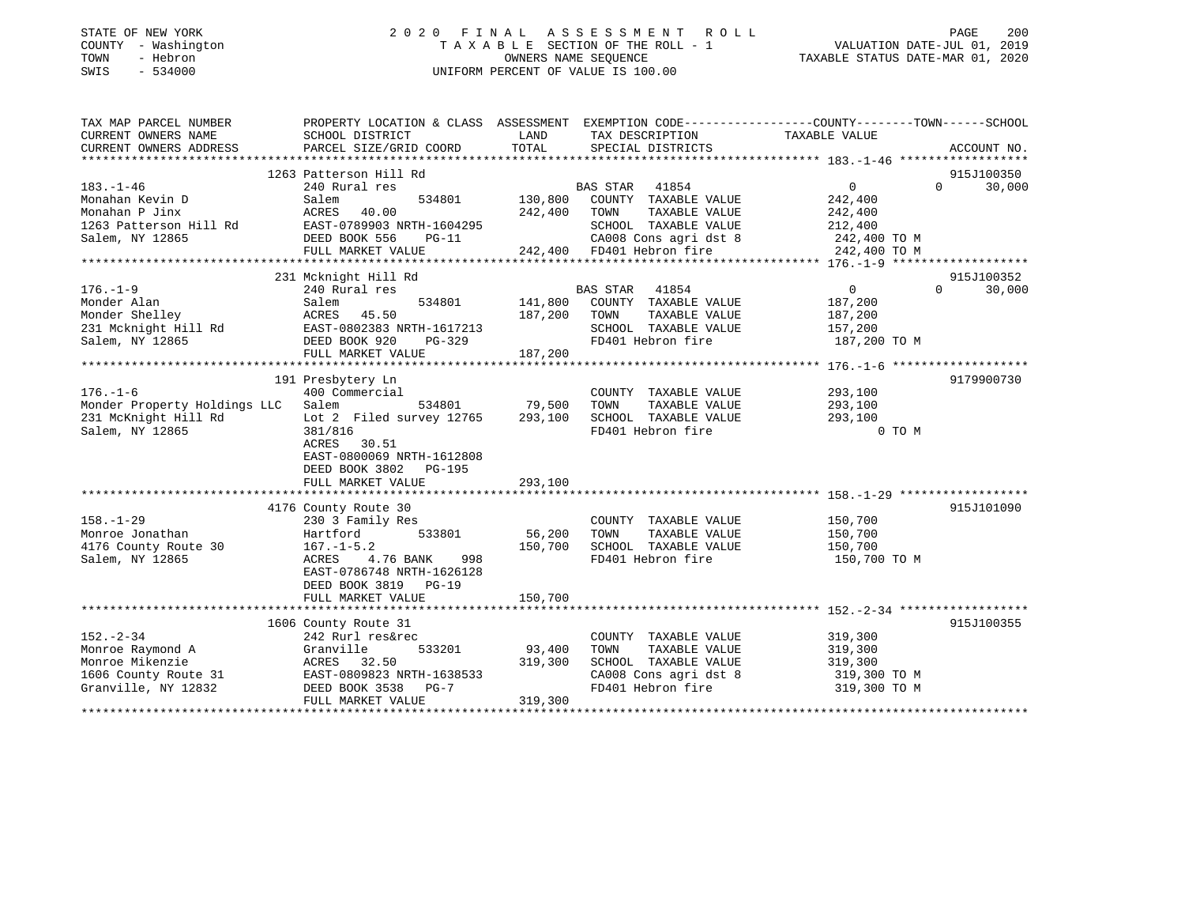STATE OF NEW YORK
COUNTY - Washington
TOWN - Hebron
SWIS - 534000

2020 FINAL ASSESSMENT ROLL
TAXABLE SECTION OF THE ROLL - 1
OWNERS NAME SEQUENCE
UNIFORM PERCENT OF VALUE IS 100.00

VALUATION DATE-JUL 01, 2019
TAXABLE STATUS DATE-MAR 01, 2020

| TAX MAP PARCEL NUMBER / CURRENT OWNERS NAME / CURRENT OWNERS ADDRESS | PROPERTY LOCATION & CLASS / SCHOOL DISTRICT / PARCEL SIZE/GRID COORD | ASSESSMENT LAND | TOTAL | EXEMPTION CODE / TAX DESCRIPTION / SPECIAL DISTRICTS | COUNTY TAXABLE VALUE | TOWN | SCHOOL | ACCOUNT NO. |
|---|---|---|---|---|---|---|---|---|
| 183.-1-46 | 1263 Patterson Hill Rd | | | | | | | 915J100350 |
| | 240 Rural res | | | BAS STAR 41854 | 0 | 0 | 30,000 | |
| Monahan Kevin D | Salem 534801 | 130,800 | | COUNTY TAXABLE VALUE | 242,400 | | | |
| Monahan P Jinx | ACRES 40.00 | | 242,400 | TOWN TAXABLE VALUE | 242,400 | | | |
| 1263 Patterson Hill Rd | EAST-0789903 NRTH-1604295 | | | SCHOOL TAXABLE VALUE | 212,400 | | | |
| Salem, NY 12865 | DEED BOOK 556 PG-11 | | | CA008 Cons agri dst 8 | 242,400 TO M | | | |
| | FULL MARKET VALUE | | 242,400 | FD401 Hebron fire | 242,400 TO M | | | |
| 176.-1-9 | 231 Mcknight Hill Rd | | | | | | | 915J100352 |
| | 240 Rural res | | | BAS STAR 41854 | 0 | 0 | 30,000 | |
| Monder Alan | Salem 534801 | 141,800 | | COUNTY TAXABLE VALUE | 187,200 | | | |
| Monder Shelley | ACRES 45.50 | | 187,200 | TOWN TAXABLE VALUE | 187,200 | | | |
| 231 Mcknight Hill Rd | EAST-0802383 NRTH-1617213 | | | SCHOOL TAXABLE VALUE | 157,200 | | | |
| Salem, NY 12865 | DEED BOOK 920 PG-329 | | | FD401 Hebron fire | 187,200 TO M | | | |
| | FULL MARKET VALUE | | 187,200 | | | | | |
| 176.-1-6 | 191 Presbytery Ln | | | | | | | 9179900730 |
| | 400 Commercial | | | COUNTY TAXABLE VALUE | 293,100 | | | |
| Monder Property Holdings LLC | Salem 534801 | 79,500 | | TOWN TAXABLE VALUE | 293,100 | | | |
| 231 McKnight Hill Rd | Lot 2 Filed survey 12765 | | 293,100 | SCHOOL TAXABLE VALUE | 293,100 | | | |
| Salem, NY 12865 | 381/816 | | | FD401 Hebron fire | 0 TO M | | | |
| | ACRES 30.51 | | | | | | | |
| | EAST-0800069 NRTH-1612808 | | | | | | | |
| | DEED BOOK 3802 PG-195 | | | | | | | |
| | FULL MARKET VALUE | | 293,100 | | | | | |
| 158.-1-29 | 4176 County Route 30 | | | | | | | 915J101090 |
| | 230 3 Family Res | | | COUNTY TAXABLE VALUE | 150,700 | | | |
| Monroe Jonathan | Hartford 533801 | 56,200 | | TOWN TAXABLE VALUE | 150,700 | | | |
| 4176 County Route 30 | 167.-1-5.2 | | 150,700 | SCHOOL TAXABLE VALUE | 150,700 | | | |
| Salem, NY 12865 | ACRES 4.76 BANK 998 | | | FD401 Hebron fire | 150,700 TO M | | | |
| | EAST-0786748 NRTH-1626128 | | | | | | | |
| | DEED BOOK 3819 PG-19 | | | | | | | |
| | FULL MARKET VALUE | | 150,700 | | | | | |
| 152.-2-34 | 1606 County Route 31 | | | | | | | 915J100355 |
| | 242 Rurl res&rec | | | COUNTY TAXABLE VALUE | 319,300 | | | |
| Monroe Raymond A | Granville 533201 | 93,400 | | TOWN TAXABLE VALUE | 319,300 | | | |
| Monroe Mikenzie | ACRES 32.50 | | 319,300 | SCHOOL TAXABLE VALUE | 319,300 | | | |
| 1606 County Route 31 | EAST-0809823 NRTH-1638533 | | | CA008 Cons agri dst 8 | 319,300 TO M | | | |
| Granville, NY 12832 | DEED BOOK 3538 PG-7 | | | FD401 Hebron fire | 319,300 TO M | | | |
| | FULL MARKET VALUE | | 319,300 | | | | | |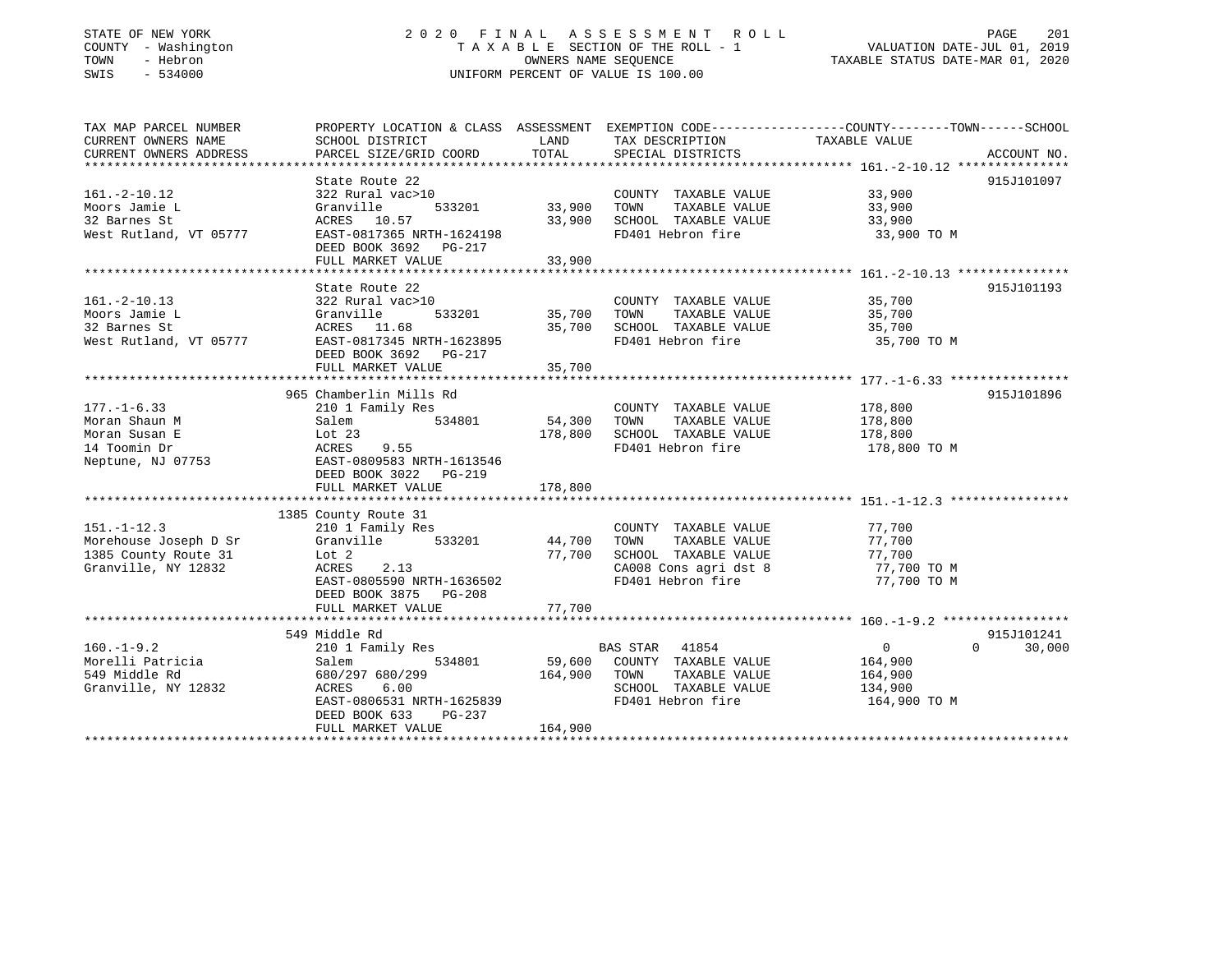STATE OF NEW YORK 2 0 2 0 F I N A L A S S E S S M E N T R O L L
COUNTY - Washington T A X A B L E SECTION OF THE ROLL - 1 VALUATION DATE-JUL 01, 2019
TOWN - Hebron OWNERS NAME SEQUENCE TAXABLE STATUS DATE-MAR 01, 2020
SWIS - 534000 UNIFORM PERCENT OF VALUE IS 100.00

| TAX MAP PARCEL NUMBER<br>CURRENT OWNERS NAME<br>CURRENT OWNERS ADDRESS | PROPERTY LOCATION & CLASS<br>SCHOOL DISTRICT<br>PARCEL SIZE/GRID COORD | ASSESSMENT<br>LAND<br>TOTAL | EXEMPTION CODE<br>TAX DESCRIPTION<br>SPECIAL DISTRICTS | COUNTY--------TOWN------SCHOOL<br>TAXABLE VALUE | ACCOUNT NO. |
|---|---|---|---|---|---|
| 161.-2-10.12 | State Route 22 | | | | 915J101097 |
| 161.-2-10.12 | 322 Rural vac>10 | | COUNTY TAXABLE VALUE | 33,900 | |
| Moors Jamie L | Granville 533201 | 33,900 | TOWN TAXABLE VALUE | 33,900 | |
| 32 Barnes St | ACRES 10.57 | 33,900 | SCHOOL TAXABLE VALUE | 33,900 | |
| West Rutland, VT 05777 | EAST-0817365 NRTH-1624198 | | FD401 Hebron fire | 33,900 TO M | |
| | DEED BOOK 3692 PG-217 | | | | |
| | FULL MARKET VALUE | 33,900 | | | |
| 161.-2-10.13 | State Route 22 | | | | 915J101193 |
| 161.-2-10.13 | 322 Rural vac>10 | | COUNTY TAXABLE VALUE | 35,700 | |
| Moors Jamie L | Granville 533201 | 35,700 | TOWN TAXABLE VALUE | 35,700 | |
| 32 Barnes St | ACRES 11.68 | 35,700 | SCHOOL TAXABLE VALUE | 35,700 | |
| West Rutland, VT 05777 | EAST-0817345 NRTH-1623895 | | FD401 Hebron fire | 35,700 TO M | |
| | DEED BOOK 3692 PG-217 | | | | |
| | FULL MARKET VALUE | 35,700 | | | |
| 177.-1-6.33 | 965 Chamberlin Mills Rd | | | | 915J101896 |
| 177.-1-6.33 | 210 1 Family Res | | COUNTY TAXABLE VALUE | 178,800 | |
| Moran Shaun M | Salem 534801 | 54,300 | TOWN TAXABLE VALUE | 178,800 | |
| Moran Susan E | Lot 23 | 178,800 | SCHOOL TAXABLE VALUE | 178,800 | |
| 14 Toomin Dr | ACRES 9.55 | | FD401 Hebron fire | 178,800 TO M | |
| Neptune, NJ 07753 | EAST-0809583 NRTH-1613546 | | | | |
| | DEED BOOK 3022 PG-219 | | | | |
| | FULL MARKET VALUE | 178,800 | | | |
| 151.-1-12.3 | 1385 County Route 31 | | | | |
| 151.-1-12.3 | 210 1 Family Res | | COUNTY TAXABLE VALUE | 77,700 | |
| Morehouse Joseph D Sr | Granville 533201 | 44,700 | TOWN TAXABLE VALUE | 77,700 | |
| 1385 County Route 31 | Lot 2 | 77,700 | SCHOOL TAXABLE VALUE | 77,700 | |
| Granville, NY 12832 | ACRES 2.13 | | CA008 Cons agri dst 8 | 77,700 TO M | |
| | EAST-0805590 NRTH-1636502 | | FD401 Hebron fire | 77,700 TO M | |
| | DEED BOOK 3875 PG-208 | | | | |
| | FULL MARKET VALUE | 77,700 | | | |
| 160.-1-9.2 | 549 Middle Rd | | | | 915J101241 |
| 160.-1-9.2 | 210 1 Family Res | | BAS STAR 41854 | 0 0 30,000 | |
| Morelli Patricia | Salem 534801 | 59,600 | COUNTY TAXABLE VALUE | 164,900 | |
| 549 Middle Rd | 680/297 680/299 | 164,900 | TOWN TAXABLE VALUE | 164,900 | |
| Granville, NY 12832 | ACRES 6.00 | | SCHOOL TAXABLE VALUE | 134,900 | |
| | EAST-0806531 NRTH-1625839 | | FD401 Hebron fire | 164,900 TO M | |
| | DEED BOOK 633 PG-237 | | | | |
| | FULL MARKET VALUE | 164,900 | | | |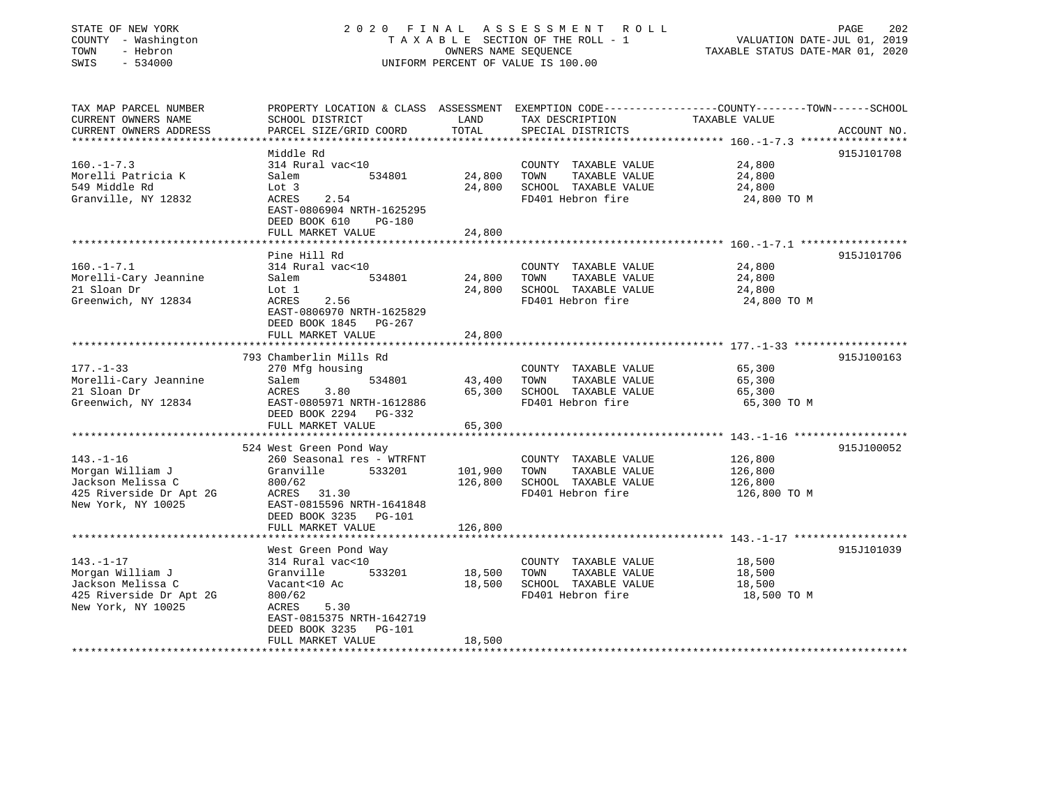STATE OF NEW YORK
COUNTY - Washington
TOWN - Hebron
SWIS - 534000

2020 FINAL ASSESSMENT ROLL
TAXABLE SECTION OF THE ROLL - 1
OWNERS NAME SEQUENCE
UNIFORM PERCENT OF VALUE IS 100.00

VALUATION DATE-JUL 01, 2019
TAXABLE STATUS DATE-MAR 01, 2020

| TAX MAP PARCEL NUMBER / CURRENT OWNERS NAME / CURRENT OWNERS ADDRESS | PROPERTY LOCATION & CLASS / SCHOOL DISTRICT / PARCEL SIZE/GRID COORD | ASSESSMENT LAND | TOTAL | EXEMPTION CODE / TAX DESCRIPTION / SPECIAL DISTRICTS | COUNTY--------TOWN------SCHOOL TAXABLE VALUE | ACCOUNT NO. |
|---|---|---|---|---|---|---|
| 160.-1-7.3 | Middle Rd | | | | | 915J101708 |
| 160.-1-7.3 | 314 Rural vac<10 | | | COUNTY TAXABLE VALUE | 24,800 | |
| Morelli Patricia K | Salem 534801 | 24,800 | | TOWN TAXABLE VALUE | 24,800 | |
| 549 Middle Rd | Lot 3 | | 24,800 | SCHOOL TAXABLE VALUE | 24,800 | |
| Granville, NY 12832 | ACRES 2.54 | | | FD401 Hebron fire | 24,800 TO M | |
| | EAST-0806904 NRTH-1625295 | | | | | |
| | DEED BOOK 610 PG-180 | | | | | |
| | FULL MARKET VALUE | | 24,800 | | | |
| 160.-1-7.1 | Pine Hill Rd | | | | | 915J101706 |
| 160.-1-7.1 | 314 Rural vac<10 | | | COUNTY TAXABLE VALUE | 24,800 | |
| Morelli-Cary Jeannine | Salem 534801 | 24,800 | | TOWN TAXABLE VALUE | 24,800 | |
| 21 Sloan Dr | Lot 1 | | 24,800 | SCHOOL TAXABLE VALUE | 24,800 | |
| Greenwich, NY 12834 | ACRES 2.56 | | | FD401 Hebron fire | 24,800 TO M | |
| | EAST-0806970 NRTH-1625829 | | | | | |
| | DEED BOOK 1845 PG-267 | | | | | |
| | FULL MARKET VALUE | | 24,800 | | | |
| 177.-1-33 | 793 Chamberlin Mills Rd | | | | | 915J100163 |
| 177.-1-33 | 270 Mfg housing | | | COUNTY TAXABLE VALUE | 65,300 | |
| Morelli-Cary Jeannine | Salem 534801 | 43,400 | | TOWN TAXABLE VALUE | 65,300 | |
| 21 Sloan Dr | ACRES 3.80 | | 65,300 | SCHOOL TAXABLE VALUE | 65,300 | |
| Greenwich, NY 12834 | EAST-0805971 NRTH-1612886 | | | FD401 Hebron fire | 65,300 TO M | |
| | DEED BOOK 2294 PG-332 | | | | | |
| | FULL MARKET VALUE | | 65,300 | | | |
| 143.-1-16 | 524 West Green Pond Way | | | | | 915J100052 |
| 143.-1-16 | 260 Seasonal res - WTRFNT | | | COUNTY TAXABLE VALUE | 126,800 | |
| Morgan William J | Granville 533201 | 101,900 | | TOWN TAXABLE VALUE | 126,800 | |
| Jackson Melissa C | 800/62 | | 126,800 | SCHOOL TAXABLE VALUE | 126,800 | |
| 425 Riverside Dr Apt 2G | ACRES 31.30 | | | FD401 Hebron fire | 126,800 TO M | |
| New York, NY 10025 | EAST-0815596 NRTH-1641848 | | | | | |
| | DEED BOOK 3235 PG-101 | | | | | |
| | FULL MARKET VALUE | | 126,800 | | | |
| 143.-1-17 | West Green Pond Way | | | | | 915J101039 |
| 143.-1-17 | 314 Rural vac<10 | | | COUNTY TAXABLE VALUE | 18,500 | |
| Morgan William J | Granville 533201 | 18,500 | | TOWN TAXABLE VALUE | 18,500 | |
| Jackson Melissa C | Vacant<10 Ac | | 18,500 | SCHOOL TAXABLE VALUE | 18,500 | |
| 425 Riverside Dr Apt 2G | 800/62 | | | FD401 Hebron fire | 18,500 TO M | |
| New York, NY 10025 | ACRES 5.30 | | | | | |
| | EAST-0815375 NRTH-1642719 | | | | | |
| | DEED BOOK 3235 PG-101 | | | | | |
| | FULL MARKET VALUE | | 18,500 | | | |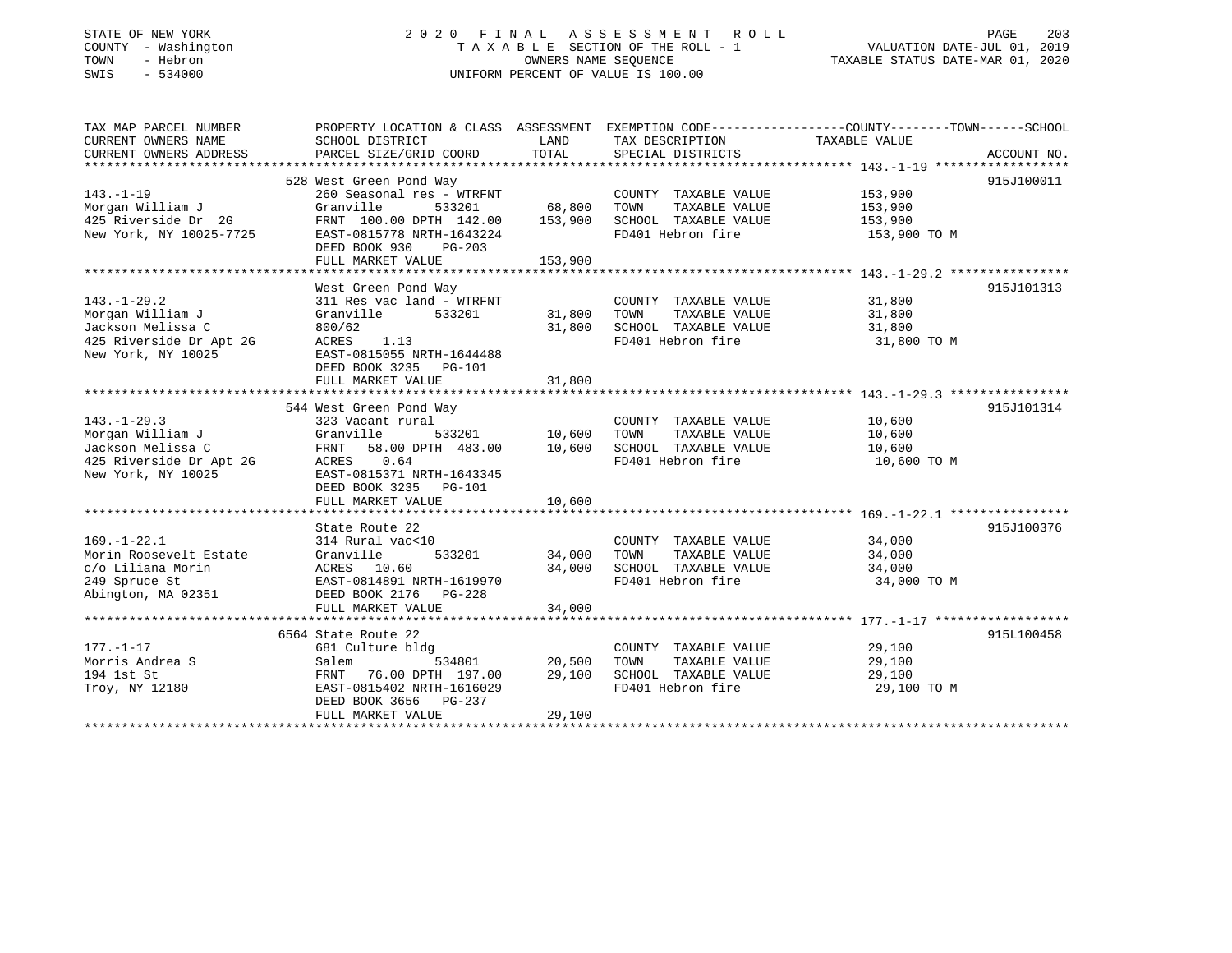STATE OF NEW YORK
COUNTY - Washington
TOWN - Hebron
SWIS - 534000

# 2020 FINAL ASSESSMENT ROLL
TAXABLE SECTION OF THE ROLL - 1
OWNERS NAME SEQUENCE
UNIFORM PERCENT OF VALUE IS 100.00

VALUATION DATE-JUL 01, 2019
TAXABLE STATUS DATE-MAR 01, 2020

| TAX MAP PARCEL NUMBER / CURRENT OWNERS NAME / CURRENT OWNERS ADDRESS | PROPERTY LOCATION & CLASS / SCHOOL DISTRICT / PARCEL SIZE/GRID COORD | ASSESSMENT LAND | ASSESSMENT TOTAL | EXEMPTION CODE / TAX DESCRIPTION / SPECIAL DISTRICTS | TAXABLE VALUE (COUNTY / TOWN / SCHOOL) | ACCOUNT NO. |
|---|---|---|---|---|---|---|
| 143.-1-19 | 528 West Green Pond Way | | | | | 915J100011 |
| Morgan William J | 260 Seasonal res - WTRFNT | | | COUNTY TAXABLE VALUE | 153,900 | |
| 425 Riverside Dr 2G | Granville 533201 | 68,800 | | TOWN TAXABLE VALUE | 153,900 | |
| New York, NY 10025-7725 | FRNT 100.00 DPTH 142.00 | | 153,900 | SCHOOL TAXABLE VALUE | 153,900 | |
| | EAST-0815778 NRTH-1643224 | | | FD401 Hebron fire | 153,900 TO M | |
| | DEED BOOK 930 PG-203 | | | | | |
| | FULL MARKET VALUE | | 153,900 | | | |
| 143.-1-29.2 | West Green Pond Way | | | | | 915J101313 |
| Morgan William J | 311 Res vac land - WTRFNT | | | COUNTY TAXABLE VALUE | 31,800 | |
| Jackson Melissa C | Granville 533201 | 31,800 | | TOWN TAXABLE VALUE | 31,800 | |
| 425 Riverside Dr Apt 2G | 800/62 | | 31,800 | SCHOOL TAXABLE VALUE | 31,800 | |
| New York, NY 10025 | ACRES 1.13 | | | FD401 Hebron fire | 31,800 TO M | |
| | EAST-0815055 NRTH-1644488 | | | | | |
| | DEED BOOK 3235 PG-101 | | | | | |
| | FULL MARKET VALUE | | 31,800 | | | |
| 143.-1-29.3 | 544 West Green Pond Way | | | | | 915J101314 |
| Morgan William J | 323 Vacant rural | | | COUNTY TAXABLE VALUE | 10,600 | |
| Jackson Melissa C | Granville 533201 | 10,600 | | TOWN TAXABLE VALUE | 10,600 | |
| 425 Riverside Dr Apt 2G | FRNT 58.00 DPTH 483.00 | | 10,600 | SCHOOL TAXABLE VALUE | 10,600 | |
| New York, NY 10025 | ACRES 0.64 | | | FD401 Hebron fire | 10,600 TO M | |
| | EAST-0815371 NRTH-1643345 | | | | | |
| | DEED BOOK 3235 PG-101 | | | | | |
| | FULL MARKET VALUE | | 10,600 | | | |
| 169.-1-22.1 | State Route 22 | | | | | 915J100376 |
| Morin Roosevelt Estate | 314 Rural vac<10 | | | COUNTY TAXABLE VALUE | 34,000 | |
| c/o Liliana Morin | Granville 533201 | 34,000 | | TOWN TAXABLE VALUE | 34,000 | |
| 249 Spruce St | ACRES 10.60 | | 34,000 | SCHOOL TAXABLE VALUE | 34,000 | |
| Abington, MA 02351 | EAST-0814891 NRTH-1619970 | | | FD401 Hebron fire | 34,000 TO M | |
| | DEED BOOK 2176 PG-228 | | | | | |
| | FULL MARKET VALUE | | 34,000 | | | |
| 177.-1-17 | 6564 State Route 22 | | | | | 915L100458 |
| Morris Andrea S | 681 Culture bldg | | | COUNTY TAXABLE VALUE | 29,100 | |
| 194 1st St | Salem 534801 | 20,500 | | TOWN TAXABLE VALUE | 29,100 | |
| Troy, NY 12180 | FRNT 76.00 DPTH 197.00 | | 29,100 | SCHOOL TAXABLE VALUE | 29,100 | |
| | EAST-0815402 NRTH-1616029 | | | FD401 Hebron fire | 29,100 TO M | |
| | DEED BOOK 3656 PG-237 | | | | | |
| | FULL MARKET VALUE | | 29,100 | | | |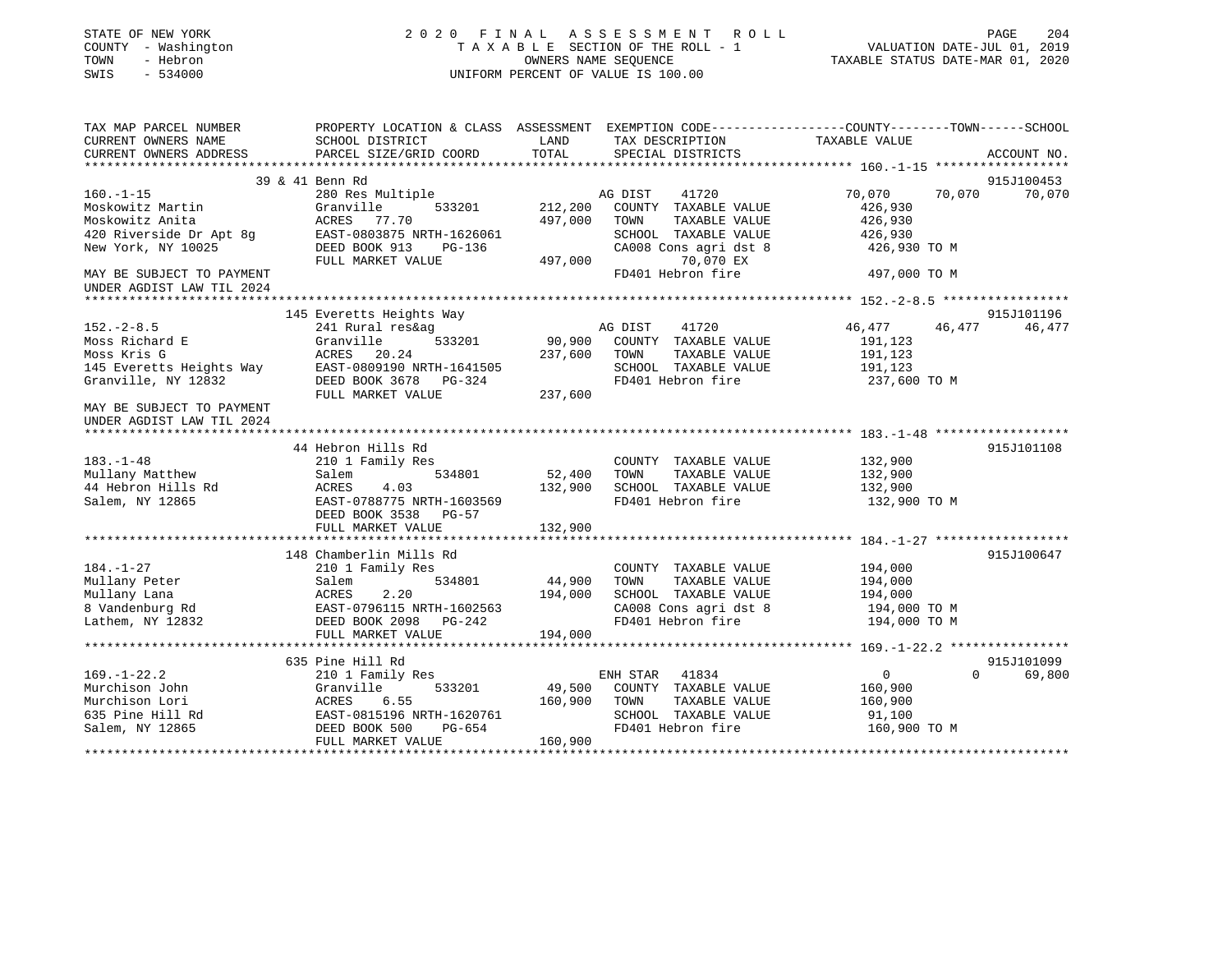STATE OF NEW YORK
COUNTY - Washington
TOWN - Hebron
SWIS - 534000

# 2020 FINAL ASSESSMENT ROLL

TAXABLE SECTION OF THE ROLL - 1
OWNERS NAME SEQUENCE
UNIFORM PERCENT OF VALUE IS 100.00

VALUATION DATE-JUL 01, 2019
TAXABLE STATUS DATE-MAR 01, 2020

| TAX MAP PARCEL NUMBER / CURRENT OWNERS NAME / CURRENT OWNERS ADDRESS | PROPERTY LOCATION & CLASS / SCHOOL DISTRICT / PARCEL SIZE/GRID COORD | ASSESSMENT LAND / TOTAL | EXEMPTION CODE / TAX DESCRIPTION / SPECIAL DISTRICTS | COUNTY | TOWN | SCHOOL / TAXABLE VALUE | ACCOUNT NO. |
|---|---|---|---|---|---|---|---|
| 160.-1-15 | 39 & 41 Benn Rd | | | | | | 915J100453 |
| | 280 Res Multiple | | AG DIST 41720 | 70,070 | 70,070 | 70,070 | |
| Moskowitz Martin | Granville 533201 | 212,200 | COUNTY TAXABLE VALUE | | | 426,930 | |
| Moskowitz Anita | ACRES 77.70 | 497,000 | TOWN TAXABLE VALUE | | | 426,930 | |
| 420 Riverside Dr Apt 8g | EAST-0803875 NRTH-1626061 | | SCHOOL TAXABLE VALUE | | | 426,930 | |
| New York, NY 10025 | DEED BOOK 913 PG-136 | | CA008 Cons agri dst 8 | | | 426,930 TO M | |
| | FULL MARKET VALUE | 497,000 | 70,070 EX | | | | |
| MAY BE SUBJECT TO PAYMENT UNDER AGDIST LAW TIL 2024 | | | FD401 Hebron fire | | | 497,000 TO M | |
| 152.-2-8.5 | 145 Everetts Heights Way | | | | | | 915J101196 |
| | 241 Rural res&ag | | AG DIST 41720 | 46,477 | 46,477 | 46,477 | |
| Moss Richard E | Granville 533201 | 90,900 | COUNTY TAXABLE VALUE | | | 191,123 | |
| Moss Kris G | ACRES 20.24 | 237,600 | TOWN TAXABLE VALUE | | | 191,123 | |
| 145 Everetts Heights Way | EAST-0809190 NRTH-1641505 | | SCHOOL TAXABLE VALUE | | | 191,123 | |
| Granville, NY 12832 | DEED BOOK 3678 PG-324 | | FD401 Hebron fire | | | 237,600 TO M | |
| | FULL MARKET VALUE | 237,600 | | | | | |
| MAY BE SUBJECT TO PAYMENT UNDER AGDIST LAW TIL 2024 | | | | | | | |
| 183.-1-48 | 44 Hebron Hills Rd | | | | | | 915J101108 |
| | 210 1 Family Res | | COUNTY TAXABLE VALUE | | | 132,900 | |
| Mullany Matthew | Salem 534801 | 52,400 | TOWN TAXABLE VALUE | | | 132,900 | |
| 44 Hebron Hills Rd | ACRES 4.03 | 132,900 | SCHOOL TAXABLE VALUE | | | 132,900 | |
| Salem, NY 12865 | EAST-0788775 NRTH-1603569 | | FD401 Hebron fire | | | 132,900 TO M | |
| | DEED BOOK 3538 PG-57 | | | | | | |
| | FULL MARKET VALUE | 132,900 | | | | | |
| 184.-1-27 | 148 Chamberlin Mills Rd | | | | | | 915J100647 |
| | 210 1 Family Res | | COUNTY TAXABLE VALUE | | | 194,000 | |
| Mullany Peter | Salem 534801 | 44,900 | TOWN TAXABLE VALUE | | | 194,000 | |
| Mullany Lana | ACRES 2.20 | 194,000 | SCHOOL TAXABLE VALUE | | | 194,000 | |
| 8 Vandenburg Rd | EAST-0796115 NRTH-1602563 | | CA008 Cons agri dst 8 | | | 194,000 TO M | |
| Lathem, NY 12832 | DEED BOOK 2098 PG-242 | | FD401 Hebron fire | | | 194,000 TO M | |
| | FULL MARKET VALUE | 194,000 | | | | | |
| 169.-1-22.2 | 635 Pine Hill Rd | | | | | | 915J101099 |
| | 210 1 Family Res | | ENH STAR 41834 | 0 | 0 | 69,800 | |
| Murchison John | Granville 533201 | 49,500 | COUNTY TAXABLE VALUE | | | 160,900 | |
| Murchison Lori | ACRES 6.55 | 160,900 | TOWN TAXABLE VALUE | | | 160,900 | |
| 635 Pine Hill Rd | EAST-0815196 NRTH-1620761 | | SCHOOL TAXABLE VALUE | | | 91,100 | |
| Salem, NY 12865 | DEED BOOK 500 PG-654 | | FD401 Hebron fire | | | 160,900 TO M | |
| | FULL MARKET VALUE | 160,900 | | | | | |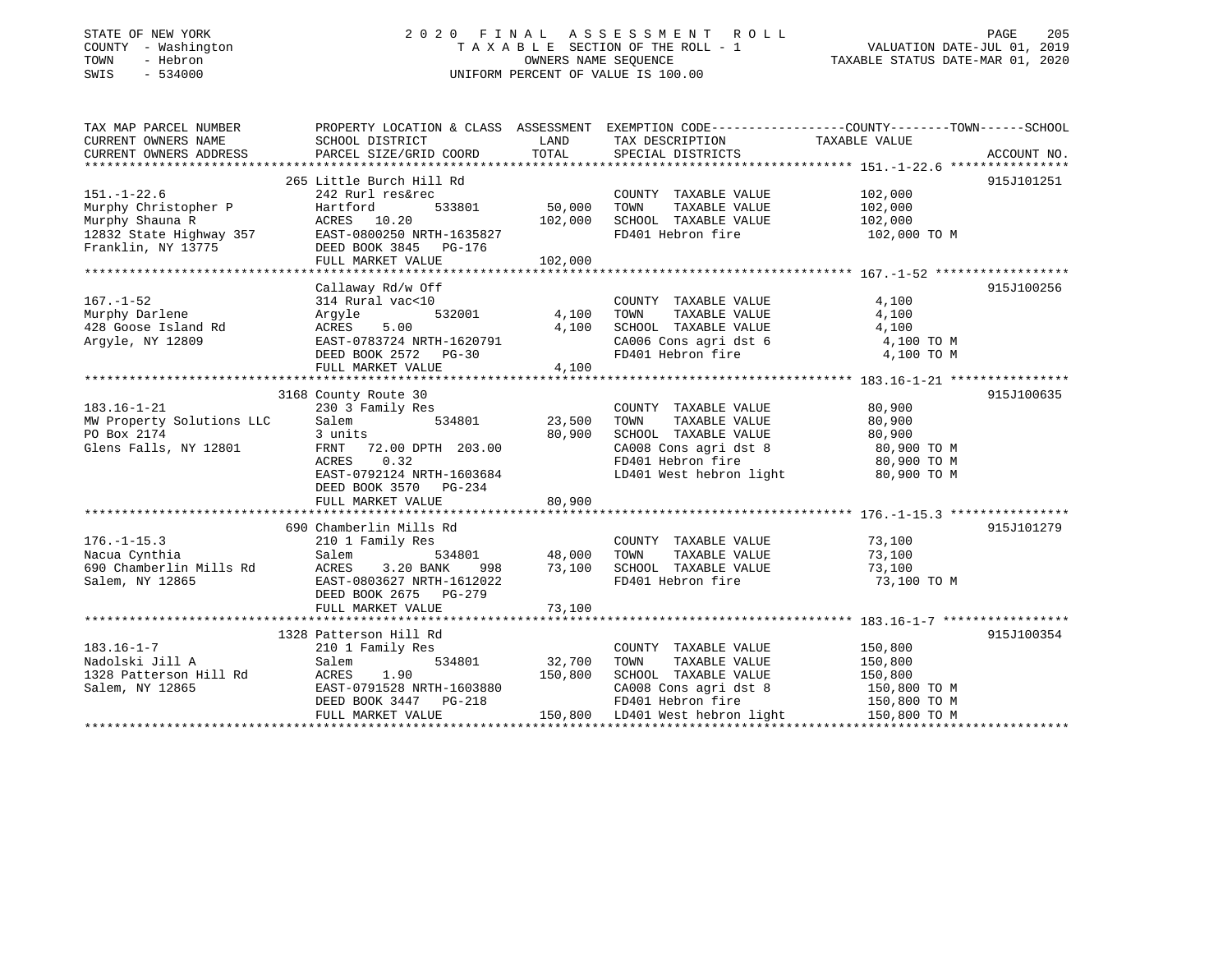STATE OF NEW YORK
COUNTY - Washington
TOWN - Hebron
SWIS - 534000

2020 FINAL ASSESSMENT ROLL
TAXABLE SECTION OF THE ROLL - 1
OWNERS NAME SEQUENCE
UNIFORM PERCENT OF VALUE IS 100.00

VALUATION DATE-JUL 01, 2019
TAXABLE STATUS DATE-MAR 01, 2020

| TAX MAP PARCEL NUMBER / CURRENT OWNERS NAME / CURRENT OWNERS ADDRESS | PROPERTY LOCATION & CLASS / SCHOOL DISTRICT / PARCEL SIZE/GRID COORD | ASSESSMENT LAND | TOTAL | EXEMPTION CODE / TAX DESCRIPTION / SPECIAL DISTRICTS | TAXABLE VALUE (COUNTY / TOWN / SCHOOL) | ACCOUNT NO. |
|---|---|---|---|---|---|---|
| 151.-1-22.6 | 265 Little Burch Hill Rd | | | | | 915J101251 |
| Murphy Christopher P | 242 Rurl res&rec | | | COUNTY TAXABLE VALUE | 102,000 | |
| Murphy Shauna R | Hartford 533801 | 50,000 | | TOWN TAXABLE VALUE | 102,000 | |
| 12832 State Highway 357 | ACRES 10.20 | | 102,000 | SCHOOL TAXABLE VALUE | 102,000 | |
| Franklin, NY 13775 | EAST-0800250 NRTH-1635827 | | | FD401 Hebron fire | 102,000 TO M | |
| | DEED BOOK 3845 PG-176 | | | | | |
| | FULL MARKET VALUE | | 102,000 | | | |
| 167.-1-52 | Callaway Rd/w Off | | | | | 915J100256 |
| Murphy Darlene | 314 Rural vac<10 | | | COUNTY TAXABLE VALUE | 4,100 | |
| 428 Goose Island Rd | Argyle 532001 | 4,100 | | TOWN TAXABLE VALUE | 4,100 | |
| Argyle, NY 12809 | ACRES 5.00 | | 4,100 | SCHOOL TAXABLE VALUE | 4,100 | |
| | EAST-0783724 NRTH-1620791 | | | CA006 Cons agri dst 6 | 4,100 TO M | |
| | DEED BOOK 2572 PG-30 | | | FD401 Hebron fire | 4,100 TO M | |
| | FULL MARKET VALUE | | 4,100 | | | |
| 183.16-1-21 | 3168 County Route 30 | | | | | 915J100635 |
| MW Property Solutions LLC | 230 3 Family Res | | | COUNTY TAXABLE VALUE | 80,900 | |
| PO Box 2174 | Salem 534801 | 23,500 | | TOWN TAXABLE VALUE | 80,900 | |
| Glens Falls, NY 12801 | 3 units | | 80,900 | SCHOOL TAXABLE VALUE | 80,900 | |
| | FRNT 72.00 DPTH 203.00 | | | CA008 Cons agri dst 8 | 80,900 TO M | |
| | ACRES 0.32 | | | FD401 Hebron fire | 80,900 TO M | |
| | EAST-0792124 NRTH-1603684 | | | LD401 West hebron light | 80,900 TO M | |
| | DEED BOOK 3570 PG-234 | | | | | |
| | FULL MARKET VALUE | | 80,900 | | | |
| 176.-1-15.3 | 690 Chamberlin Mills Rd | | | | | 915J101279 |
| Nacua Cynthia | 210 1 Family Res | | | COUNTY TAXABLE VALUE | 73,100 | |
| 690 Chamberlin Mills Rd | Salem 534801 | 48,000 | | TOWN TAXABLE VALUE | 73,100 | |
| Salem, NY 12865 | ACRES 3.20 BANK 998 | | 73,100 | SCHOOL TAXABLE VALUE | 73,100 | |
| | EAST-0803627 NRTH-1612022 | | | FD401 Hebron fire | 73,100 TO M | |
| | DEED BOOK 2675 PG-279 | | | | | |
| | FULL MARKET VALUE | | 73,100 | | | |
| 183.16-1-7 | 1328 Patterson Hill Rd | | | | | 915J100354 |
| Nadolski Jill A | 210 1 Family Res | | | COUNTY TAXABLE VALUE | 150,800 | |
| 1328 Patterson Hill Rd | Salem 534801 | 32,700 | | TOWN TAXABLE VALUE | 150,800 | |
| Salem, NY 12865 | ACRES 1.90 | | 150,800 | SCHOOL TAXABLE VALUE | 150,800 | |
| | EAST-0791528 NRTH-1603880 | | | CA008 Cons agri dst 8 | 150,800 TO M | |
| | DEED BOOK 3447 PG-218 | | | FD401 Hebron fire | 150,800 TO M | |
| | FULL MARKET VALUE | | 150,800 | LD401 West hebron light | 150,800 TO M | |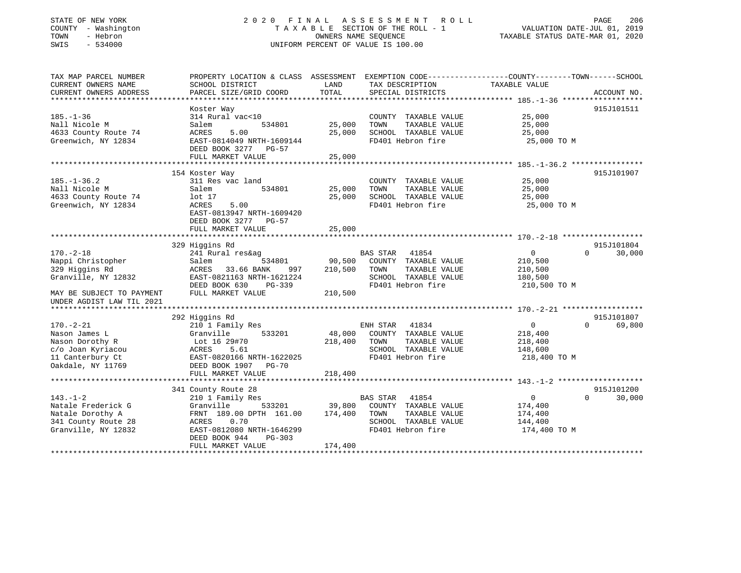STATE OF NEW YORK
COUNTY - Washington
TOWN - Hebron
SWIS - 534000

# 2020 FINAL ASSESSMENT ROLL

TAXABLE SECTION OF THE ROLL - 1
OWNERS NAME SEQUENCE
UNIFORM PERCENT OF VALUE IS 100.00

VALUATION DATE-JUL 01, 2019
TAXABLE STATUS DATE-MAR 01, 2020

```
TAX MAP PARCEL NUMBER          PROPERTY LOCATION & CLASS  ASSESSMENT  EXEMPTION CODE-----------------COUNTY--------TOWN------SCHOOL
CURRENT OWNERS NAME            SCHOOL DISTRICT              LAND      TAX DESCRIPTION              TAXABLE VALUE
CURRENT OWNERS ADDRESS         PARCEL SIZE/GRID COORD       TOTAL     SPECIAL DISTRICTS                                   ACCOUNT NO.
****************************************************************************************************** 185.-1-36 ******************
                               Koster Way                                                                               915J101511
185.-1-36                      314 Rural vac<10                         COUNTY  TAXABLE VALUE           25,000
Nall Nicole M                  Salem          534801      25,000        TOWN    TAXABLE VALUE           25,000
4633 County Route 74           ACRES    5.00              25,000        SCHOOL  TAXABLE VALUE           25,000
Greenwich, NY 12834            EAST-0814049 NRTH-1609144                FD401 Hebron fire                25,000 TO M
                               DEED BOOK 3277   PG-57
                               FULL MARKET VALUE          25,000
****************************************************************************************************** 185.-1-36.2 ****************
                               154 Koster Way                                                                           915J101907
185.-1-36.2                    311 Res vac land                         COUNTY  TAXABLE VALUE           25,000
Nall Nicole M                  Salem          534801      25,000        TOWN    TAXABLE VALUE           25,000
4633 County Route 74           lot 17                     25,000        SCHOOL  TAXABLE VALUE           25,000
Greenwich, NY 12834            ACRES    5.00                            FD401 Hebron fire                25,000 TO M
                               EAST-0813947 NRTH-1609420
                               DEED BOOK 3277   PG-57
                               FULL MARKET VALUE          25,000
****************************************************************************************************** 170.-2-18 ******************
                               329 Higgins Rd                                                                           915J101804
170.-2-18                      241 Rural res&ag                    BAS STAR  41854                   0             0      30,000
Nappi Christopher              Salem          534801      90,500        COUNTY  TAXABLE VALUE          210,500
329 Higgins Rd                 ACRES   33.66 BANK    997  210,500       TOWN    TAXABLE VALUE          210,500
Granville, NY 12832            EAST-0821163 NRTH-1621224                SCHOOL  TAXABLE VALUE          180,500
                               DEED BOOK 630    PG-339                  FD401 Hebron fire               210,500 TO M
MAY BE SUBJECT TO PAYMENT      FULL MARKET VALUE         210,500
UNDER AGDIST LAW TIL 2021
****************************************************************************************************** 170.-2-21 ******************
                               292 Higgins Rd                                                                           915J101807
170.-2-21                      210 1 Family Res                    ENH STAR  41834                   0             0      69,800
Nason James L                  Granville      533201      48,000        COUNTY  TAXABLE VALUE          218,400
Nason Dorothy R                Lot 16 29#70               218,400       TOWN    TAXABLE VALUE          218,400
c/o Joan Kyriacou              ACRES    5.61                            SCHOOL  TAXABLE VALUE          148,600
11 Canterbury Ct               EAST-0820166 NRTH-1622025                FD401 Hebron fire               218,400 TO M
Oakdale, NY 11769              DEED BOOK 1907   PG-70
                               FULL MARKET VALUE         218,400
****************************************************************************************************** 143.-1-2 *******************
                               341 County Route 28                                                                      915J101200
143.-1-2                       210 1 Family Res                    BAS STAR  41854                   0             0      30,000
Natale Frederick G             Granville      533201      39,800        COUNTY  TAXABLE VALUE          174,400
Natale Dorothy A               FRNT 189.00 DPTH 161.00    174,400       TOWN    TAXABLE VALUE          174,400
341 County Route 28            ACRES    0.70                            SCHOOL  TAXABLE VALUE          144,400
Granville, NY 12832            EAST-0812080 NRTH-1646299                FD401 Hebron fire               174,400 TO M
                               DEED BOOK 944    PG-303
                               FULL MARKET VALUE         174,400
************************************************************************************************************************************
```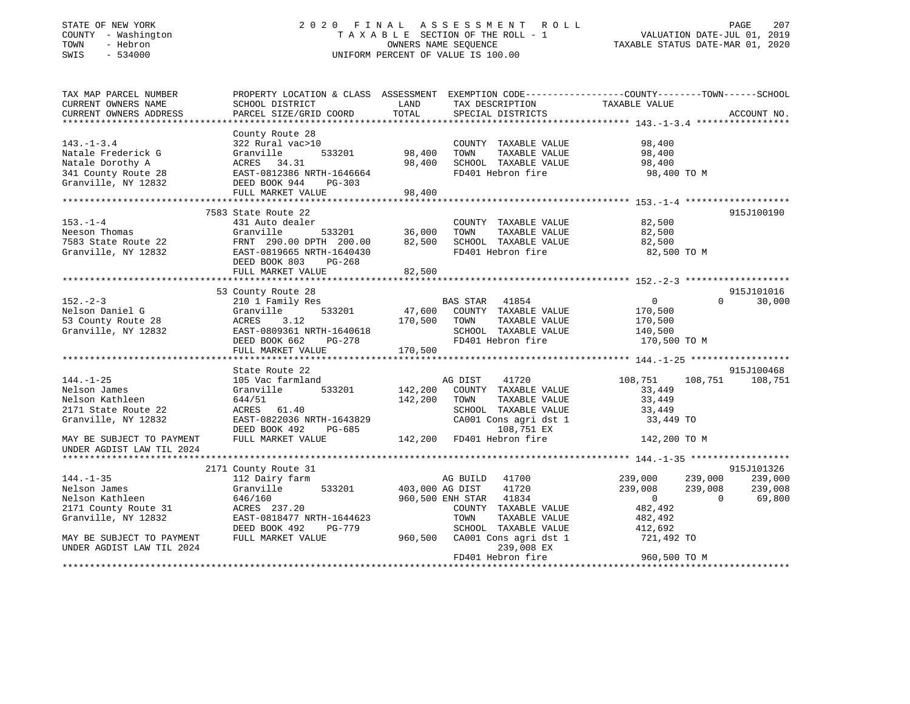STATE OF NEW YORK
COUNTY - Washington
TOWN - Hebron
SWIS - 534000

2020 FINAL ASSESSMENT ROLL
TAXABLE SECTION OF THE ROLL - 1
OWNERS NAME SEQUENCE
UNIFORM PERCENT OF VALUE IS 100.00

VALUATION DATE-JUL 01, 2019
TAXABLE STATUS DATE-MAR 01, 2020

```
TAX MAP PARCEL NUMBER          PROPERTY LOCATION & CLASS  ASSESSMENT  EXEMPTION CODE-----------------COUNTY--------TOWN------SCHOOL
CURRENT OWNERS NAME            SCHOOL DISTRICT               LAND      TAX DESCRIPTION              TAXABLE VALUE
CURRENT OWNERS ADDRESS         PARCEL SIZE/GRID COORD        TOTAL     SPECIAL DISTRICTS                                    ACCOUNT NO.
******************************************************************************************************* 143.-1-3.4 *****************
                               County Route 28
143.-1-3.4                     322 Rural vac>10                        COUNTY  TAXABLE VALUE          98,400
Natale Frederick G             Granville        533201      98,400     TOWN    TAXABLE VALUE          98,400
Natale Dorothy A               ACRES   34.31                98,400     SCHOOL  TAXABLE VALUE          98,400
341 County Route 28            EAST-0812386 NRTH-1646664               FD401 Hebron fire               98,400 TO M
Granville, NY 12832            DEED BOOK 944    PG-303
                               FULL MARKET VALUE            98,400
******************************************************************************************************* 153.-1-4 *******************
                               7583 State Route 22                                                                     915J100190
153.-1-4                       431 Auto dealer                         COUNTY  TAXABLE VALUE          82,500
Neeson Thomas                  Granville        533201      36,000     TOWN    TAXABLE VALUE          82,500
7583 State Route 22            FRNT 290.00 DPTH 200.00      82,500     SCHOOL  TAXABLE VALUE          82,500
Granville, NY 12832            EAST-0819665 NRTH-1640430               FD401 Hebron fire               82,500 TO M
                               DEED BOOK 803    PG-268
                               FULL MARKET VALUE            82,500
******************************************************************************************************* 152.-2-3 *******************
                               53 County Route 28                                                                      915J101016
152.-2-3                       210 1 Family Res                        BAS STAR   41854                    0          0     30,000
Nelson Daniel G                Granville        533201      47,600     COUNTY  TAXABLE VALUE         170,500
53 County Route 28             ACRES    3.12               170,500     TOWN    TAXABLE VALUE         170,500
Granville, NY 12832            EAST-0809361 NRTH-1640618               SCHOOL  TAXABLE VALUE         140,500
                               DEED BOOK 662    PG-278                 FD401 Hebron fire              170,500 TO M
                               FULL MARKET VALUE           170,500
******************************************************************************************************* 144.-1-25 ******************
                               State Route 22                                                                          915J100468
144.-1-25                      105 Vac farmland                        AG DIST    41720              108,751    108,751    108,751
Nelson James                   Granville        533201     142,200     COUNTY  TAXABLE VALUE          33,449
Nelson Kathleen                644/51                      142,200     TOWN    TAXABLE VALUE          33,449
2171 State Route 22            ACRES   61.40                           SCHOOL  TAXABLE VALUE          33,449
Granville, NY 12832            EAST-0822036 NRTH-1643829               CA001 Cons agri dst 1           33,449 TO
                               DEED BOOK 492    PG-685                      108,751 EX
MAY BE SUBJECT TO PAYMENT      FULL MARKET VALUE           142,200     FD401 Hebron fire              142,200 TO M
UNDER AGDIST LAW TIL 2024
******************************************************************************************************* 144.-1-35 ******************
                               2171 County Route 31                                                                    915J101326
144.-1-35                      112 Dairy farm                          AG BUILD   41700              239,000    239,000    239,000
Nelson James                   Granville        533201     403,000 AG DIST    41720              239,008    239,008    239,008
Nelson Kathleen                646/160                     960,500 ENH STAR   41834                    0          0     69,800
2171 County Route 31           ACRES  237.20                           COUNTY  TAXABLE VALUE         482,492
Granville, NY 12832            EAST-0818477 NRTH-1644623               TOWN    TAXABLE VALUE         482,492
                               DEED BOOK 492    PG-779                 SCHOOL  TAXABLE VALUE         412,692
MAY BE SUBJECT TO PAYMENT      FULL MARKET VALUE           960,500     CA001 Cons agri dst 1          721,492 TO
UNDER AGDIST LAW TIL 2024                                                   239,008 EX
                                                                       FD401 Hebron fire              960,500 TO M
************************************************************************************************************************************
```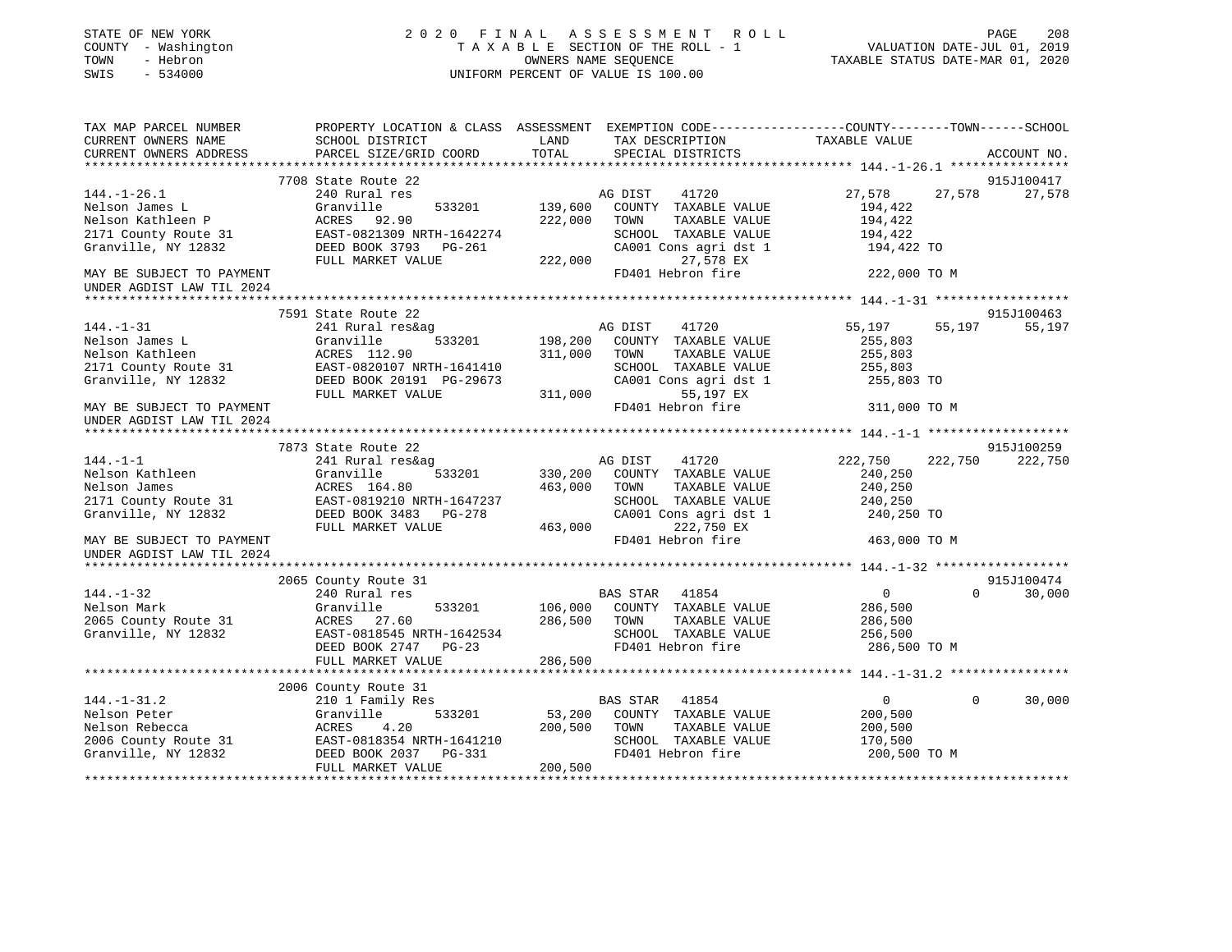STATE OF NEW YORK
COUNTY - Washington
TOWN - Hebron
SWIS - 534000

# 2020 FINAL ASSESSMENT ROLL

TAXABLE SECTION OF THE ROLL - 1
OWNERS NAME SEQUENCE
UNIFORM PERCENT OF VALUE IS 100.00

VALUATION DATE-JUL 01, 2019
TAXABLE STATUS DATE-MAR 01, 2020

| TAX MAP PARCEL NUMBER / CURRENT OWNERS NAME / CURRENT OWNERS ADDRESS | PROPERTY LOCATION & CLASS / SCHOOL DISTRICT / PARCEL SIZE/GRID COORD | ASSESSMENT LAND / TOTAL | EXEMPTION CODE / TAX DESCRIPTION / SPECIAL DISTRICTS | COUNTY TAXABLE VALUE | TOWN | SCHOOL | ACCOUNT NO. |
|---|---|---|---|---|---|---|---|
| 144.-1-26.1 | 7708 State Route 22 | | | | | | 915J100417 |
| Nelson James L | 240 Rural res | | AG DIST 41720 | 27,578 | 27,578 | 27,578 | |
| Nelson Kathleen P | Granville 533201 | 139,600 | COUNTY TAXABLE VALUE | 194,422 | | | |
| 2171 County Route 31 | ACRES 92.90 | 222,000 | TOWN TAXABLE VALUE | 194,422 | | | |
| Granville, NY 12832 | EAST-0821309 NRTH-1642274 | | SCHOOL TAXABLE VALUE | 194,422 | | | |
| | DEED BOOK 3793 PG-261 | | CA001 Cons agri dst 1 | 194,422 TO | | | |
| | FULL MARKET VALUE | 222,000 | 27,578 EX | | | | |
| MAY BE SUBJECT TO PAYMENT UNDER AGDIST LAW TIL 2024 | | | FD401 Hebron fire | 222,000 TO M | | | |
| 144.-1-31 | 7591 State Route 22 | | | | | | 915J100463 |
| Nelson James L | 241 Rural res&ag | | AG DIST 41720 | 55,197 | 55,197 | 55,197 | |
| Nelson Kathleen | Granville 533201 | 198,200 | COUNTY TAXABLE VALUE | 255,803 | | | |
| 2171 County Route 31 | ACRES 112.90 | 311,000 | TOWN TAXABLE VALUE | 255,803 | | | |
| Granville, NY 12832 | EAST-0820107 NRTH-1641410 | | SCHOOL TAXABLE VALUE | 255,803 | | | |
| | DEED BOOK 20191 PG-29673 | | CA001 Cons agri dst 1 | 255,803 TO | | | |
| | FULL MARKET VALUE | 311,000 | 55,197 EX | | | | |
| MAY BE SUBJECT TO PAYMENT UNDER AGDIST LAW TIL 2024 | | | FD401 Hebron fire | 311,000 TO M | | | |
| 144.-1-1 | 7873 State Route 22 | | | | | | 915J100259 |
| Nelson Kathleen | 241 Rural res&ag | | AG DIST 41720 | 222,750 | 222,750 | 222,750 | |
| Nelson James | Granville 533201 | 330,200 | COUNTY TAXABLE VALUE | 240,250 | | | |
| 2171 County Route 31 | ACRES 164.80 | 463,000 | TOWN TAXABLE VALUE | 240,250 | | | |
| Granville, NY 12832 | EAST-0819210 NRTH-1647237 | | SCHOOL TAXABLE VALUE | 240,250 | | | |
| | DEED BOOK 3483 PG-278 | | CA001 Cons agri dst 1 | 240,250 TO | | | |
| | FULL MARKET VALUE | 463,000 | 222,750 EX | | | | |
| MAY BE SUBJECT TO PAYMENT UNDER AGDIST LAW TIL 2024 | | | FD401 Hebron fire | 463,000 TO M | | | |
| 144.-1-32 | 2065 County Route 31 | | | | | | 915J100474 |
| Nelson Mark | 240 Rural res | | BAS STAR 41854 | 0 | 0 | 30,000 | |
| 2065 County Route 31 | Granville 533201 | 106,000 | COUNTY TAXABLE VALUE | 286,500 | | | |
| Granville, NY 12832 | ACRES 27.60 | 286,500 | TOWN TAXABLE VALUE | 286,500 | | | |
| | EAST-0818545 NRTH-1642534 | | SCHOOL TAXABLE VALUE | 256,500 | | | |
| | DEED BOOK 2747 PG-23 | | FD401 Hebron fire | 286,500 TO M | | | |
| | FULL MARKET VALUE | 286,500 | | | | | |
| 144.-1-31.2 | 2006 County Route 31 | | | | | | |
| Nelson Peter | 210 1 Family Res | | BAS STAR 41854 | 0 | 0 | 30,000 | |
| Nelson Rebecca | Granville 533201 | 53,200 | COUNTY TAXABLE VALUE | 200,500 | | | |
| 2006 County Route 31 | ACRES 4.20 | 200,500 | TOWN TAXABLE VALUE | 200,500 | | | |
| Granville, NY 12832 | EAST-0818354 NRTH-1641210 | | SCHOOL TAXABLE VALUE | 170,500 | | | |
| | DEED BOOK 2037 PG-331 | | FD401 Hebron fire | 200,500 TO M | | | |
| | FULL MARKET VALUE | 200,500 | | | | | |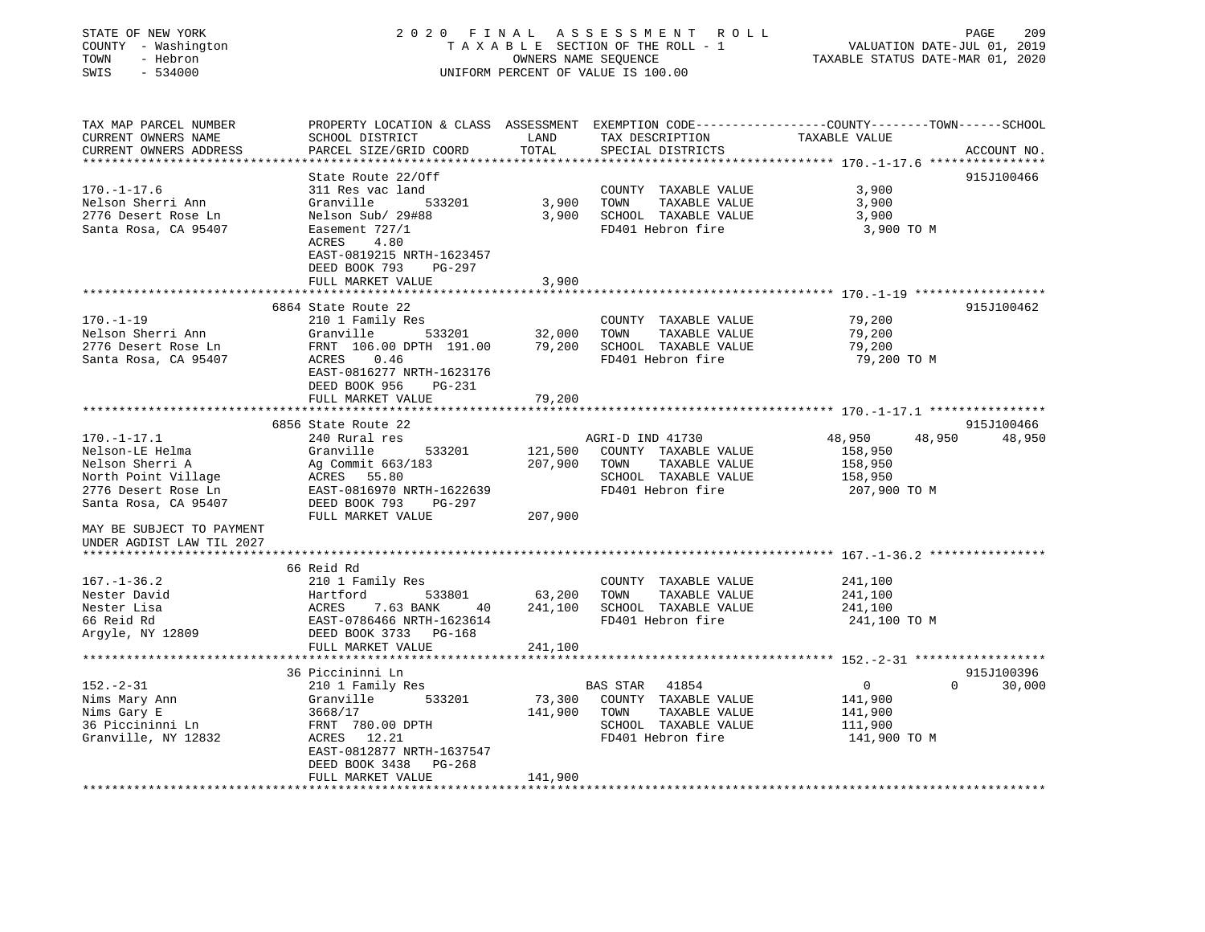STATE OF NEW YORK                                    2020 FINAL ASSESSMENT ROLL
COUNTY - Washington                                  TAXABLE SECTION OF THE ROLL - 1                    VALUATION DATE-JUL 01, 2019
TOWN - Hebron                                        OWNERS NAME SEQUENCE                               TAXABLE STATUS DATE-MAR 01, 2020
SWIS - 534000                                        UNIFORM PERCENT OF VALUE IS 100.00

| TAX MAP PARCEL NUMBER / CURRENT OWNERS NAME / CURRENT OWNERS ADDRESS | PROPERTY LOCATION & CLASS / SCHOOL DISTRICT / PARCEL SIZE/GRID COORD | ASSESSMENT LAND | TOTAL | EXEMPTION CODE / TAX DESCRIPTION / SPECIAL DISTRICTS | COUNTY TAXABLE VALUE | TOWN | SCHOOL | ACCOUNT NO. |
|---|---|---|---|---|---|---|---|---|
| **170.-1-17.6** | State Route 22/Off | | | | | | | 915J100466 |
| | 311 Res vac land | | | COUNTY TAXABLE VALUE | 3,900 | | | |
| Nelson Sherri Ann | Granville 533201 | 3,900 | | TOWN TAXABLE VALUE | 3,900 | | | |
| 2776 Desert Rose Ln | Nelson Sub/ 29#88 | | 3,900 | SCHOOL TAXABLE VALUE | 3,900 | | | |
| Santa Rosa, CA 95407 | Easement 727/1 | | | FD401 Hebron fire | 3,900 TO M | | | |
| | ACRES 4.80 | | | | | | | |
| | EAST-0819215 NRTH-1623457 | | | | | | | |
| | DEED BOOK 793 PG-297 | | | | | | | |
| | FULL MARKET VALUE | | 3,900 | | | | | |
| **170.-1-19** | 6864 State Route 22 | | | | | | | 915J100462 |
| | 210 1 Family Res | | | COUNTY TAXABLE VALUE | 79,200 | | | |
| Nelson Sherri Ann | Granville 533201 | 32,000 | | TOWN TAXABLE VALUE | 79,200 | | | |
| 2776 Desert Rose Ln | FRNT 106.00 DPTH 191.00 | | 79,200 | SCHOOL TAXABLE VALUE | 79,200 | | | |
| Santa Rosa, CA 95407 | ACRES 0.46 | | | FD401 Hebron fire | 79,200 TO M | | | |
| | EAST-0816277 NRTH-1623176 | | | | | | | |
| | DEED BOOK 956 PG-231 | | | | | | | |
| | FULL MARKET VALUE | | 79,200 | | | | | |
| **170.-1-17.1** | 6856 State Route 22 | | | | | | | 915J100466 |
| | 240 Rural res | | | AGRI-D IND 41730 | 48,950 | 48,950 | 48,950 | |
| Nelson-LE Helma | Granville 533201 | 121,500 | | COUNTY TAXABLE VALUE | 158,950 | | | |
| Nelson Sherri A | Ag Commit 663/183 | | 207,900 | TOWN TAXABLE VALUE | 158,950 | | | |
| North Point Village | ACRES 55.80 | | | SCHOOL TAXABLE VALUE | 158,950 | | | |
| 2776 Desert Rose Ln | EAST-0816970 NRTH-1622639 | | | FD401 Hebron fire | 207,900 TO M | | | |
| Santa Rosa, CA 95407 | DEED BOOK 793 PG-297 | | | | | | | |
| | FULL MARKET VALUE | | 207,900 | | | | | |
| MAY BE SUBJECT TO PAYMENT UNDER AGDIST LAW TIL 2027 | | | | | | | | |
| **167.-1-36.2** | 66 Reid Rd | | | | | | | |
| | 210 1 Family Res | | | COUNTY TAXABLE VALUE | 241,100 | | | |
| Nester David | Hartford 533801 | 63,200 | | TOWN TAXABLE VALUE | 241,100 | | | |
| Nester Lisa | ACRES 7.63 BANK 40 | | 241,100 | SCHOOL TAXABLE VALUE | 241,100 | | | |
| 66 Reid Rd | EAST-0786466 NRTH-1623614 | | | FD401 Hebron fire | 241,100 TO M | | | |
| Argyle, NY 12809 | DEED BOOK 3733 PG-168 | | | | | | | |
| | FULL MARKET VALUE | | 241,100 | | | | | |
| **152.-2-31** | 36 Piccininni Ln | | | | | | | 915J100396 |
| | 210 1 Family Res | | | BAS STAR 41854 | 0 | 0 | 30,000 | |
| Nims Mary Ann | Granville 533201 | 73,300 | | COUNTY TAXABLE VALUE | 141,900 | | | |
| Nims Gary E | 3668/17 | | 141,900 | TOWN TAXABLE VALUE | 141,900 | | | |
| 36 Piccininni Ln | FRNT 780.00 DPTH | | | SCHOOL TAXABLE VALUE | 111,900 | | | |
| Granville, NY 12832 | ACRES 12.21 | | | FD401 Hebron fire | 141,900 TO M | | | |
| | EAST-0812877 NRTH-1637547 | | | | | | | |
| | DEED BOOK 3438 PG-268 | | | | | | | |
| | FULL MARKET VALUE | | 141,900 | | | | | |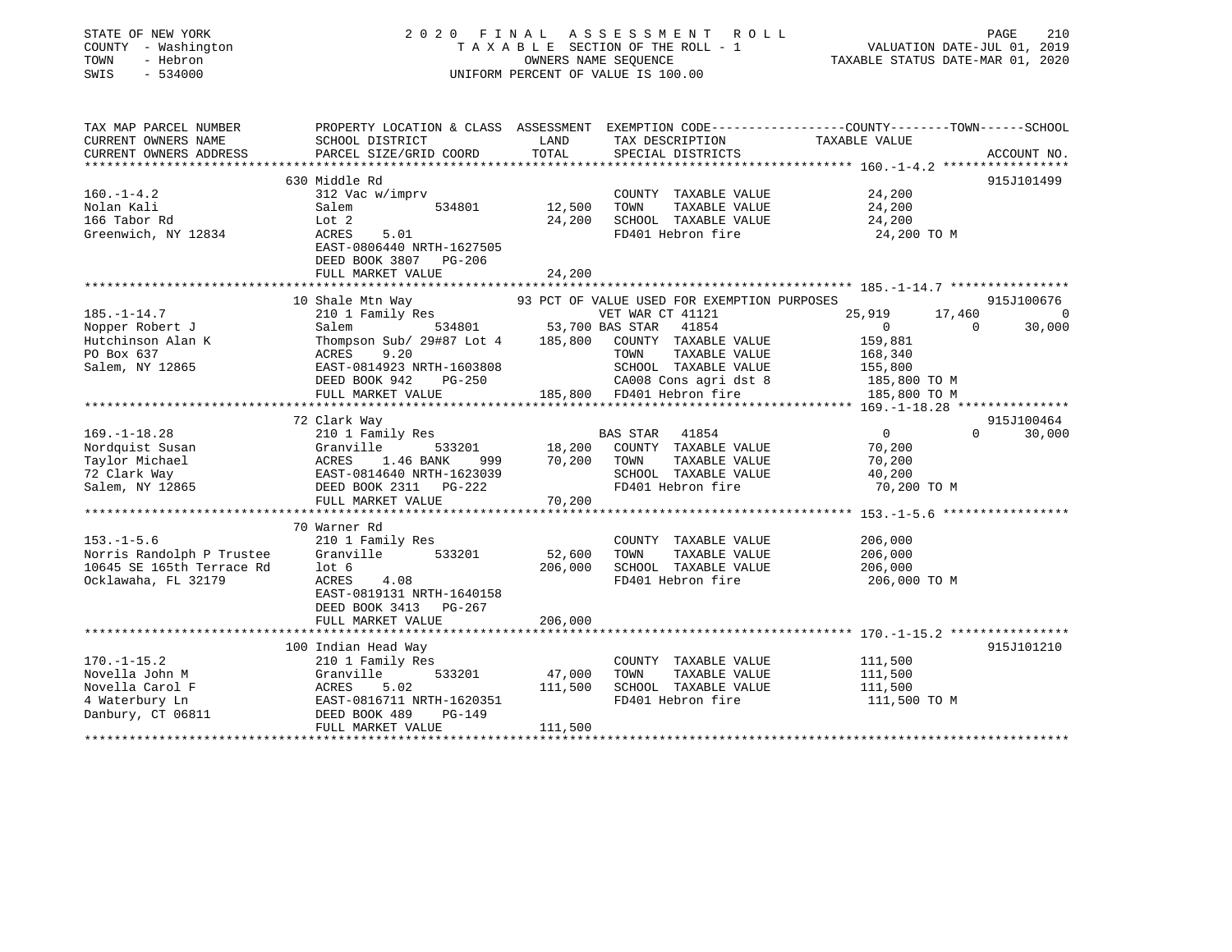STATE OF NEW YORK
COUNTY - Washington
TOWN - Hebron
SWIS - 534000

2020 FINAL ASSESSMENT ROLL
TAXABLE SECTION OF THE ROLL - 1
OWNERS NAME SEQUENCE
UNIFORM PERCENT OF VALUE IS 100.00

VALUATION DATE-JUL 01, 2019
TAXABLE STATUS DATE-MAR 01, 2020

```
TAX MAP PARCEL NUMBER          PROPERTY LOCATION & CLASS  ASSESSMENT  EXEMPTION CODE-----------------COUNTY--------TOWN------SCHOOL
CURRENT OWNERS NAME            SCHOOL DISTRICT               LAND      TAX DESCRIPTION             TAXABLE VALUE
CURRENT OWNERS ADDRESS         PARCEL SIZE/GRID COORD        TOTAL     SPECIAL DISTRICTS                                    ACCOUNT NO.
*********************************************************************************************** 160.-1-4.2 *****************
                               630 Middle Rd                                                                            915J101499
160.-1-4.2                     312 Vac w/imprv                         COUNTY  TAXABLE VALUE          24,200
Nolan Kali                     Salem          534801        12,500     TOWN    TAXABLE VALUE          24,200
166 Tabor Rd                   Lot 2                        24,200     SCHOOL  TAXABLE VALUE          24,200
Greenwich, NY 12834            ACRES     5.01                          FD401 Hebron fire               24,200 TO M
                               EAST-0806440 NRTH-1627505
                               DEED BOOK 3807   PG-206
                               FULL MARKET VALUE            24,200
*********************************************************************************************** 185.-1-14.7 ****************
                               10 Shale Mtn Way             93 PCT OF VALUE USED FOR EXEMPTION PURPOSES                 915J100676
185.-1-14.7                    210 1 Family Res                        VET WAR CT 41121           25,919      17,460           0
Nopper Robert J                Salem          534801        53,700 BAS STAR  41854                     0           0      30,000
Hutchinson Alan K              Thompson Sub/ 29#87 Lot 4   185,800     COUNTY  TAXABLE VALUE         159,881
PO Box 637                     ACRES     9.20                          TOWN    TAXABLE VALUE         168,340
Salem, NY 12865                EAST-0814923 NRTH-1603808               SCHOOL  TAXABLE VALUE         155,800
                               DEED BOOK 942    PG-250                 CA008 Cons agri dst 8          185,800 TO M
                               FULL MARKET VALUE           185,800     FD401 Hebron fire              185,800 TO M
*********************************************************************************************** 169.-1-18.28 ***************
                               72 Clark Way                                                                             915J100464
169.-1-18.28                   210 1 Family Res                        BAS STAR  41854                     0           0      30,000
Nordquist Susan                Granville      533201        18,200     COUNTY  TAXABLE VALUE          70,200
Taylor Michael                 ACRES     1.46 BANK    999   70,200     TOWN    TAXABLE VALUE          70,200
72 Clark Way                   EAST-0814640 NRTH-1623039               SCHOOL  TAXABLE VALUE          40,200
Salem, NY 12865                DEED BOOK 2311   PG-222                 FD401 Hebron fire               70,200 TO M
                               FULL MARKET VALUE            70,200
*********************************************************************************************** 153.-1-5.6 *****************
                               70 Warner Rd
153.-1-5.6                     210 1 Family Res                        COUNTY  TAXABLE VALUE         206,000
Norris Randolph P Trustee      Granville      533201        52,600     TOWN    TAXABLE VALUE         206,000
10645 SE 165th Terrace Rd      lot 6                       206,000     SCHOOL  TAXABLE VALUE         206,000
Ocklawaha, FL 32179            ACRES     4.08                          FD401 Hebron fire              206,000 TO M
                               EAST-0819131 NRTH-1640158
                               DEED BOOK 3413   PG-267
                               FULL MARKET VALUE           206,000
*********************************************************************************************** 170.-1-15.2 ****************
                               100 Indian Head Way                                                                      915J101210
170.-1-15.2                    210 1 Family Res                        COUNTY  TAXABLE VALUE         111,500
Novella John M                 Granville      533201        47,000     TOWN    TAXABLE VALUE         111,500
Novella Carol F                ACRES     5.02                      111,500     SCHOOL  TAXABLE VALUE         111,500
4 Waterbury Ln                 EAST-0816711 NRTH-1620351               FD401 Hebron fire              111,500 TO M
Danbury, CT 06811              DEED BOOK 489    PG-149
                               FULL MARKET VALUE           111,500
********************************************************************************************************************************
```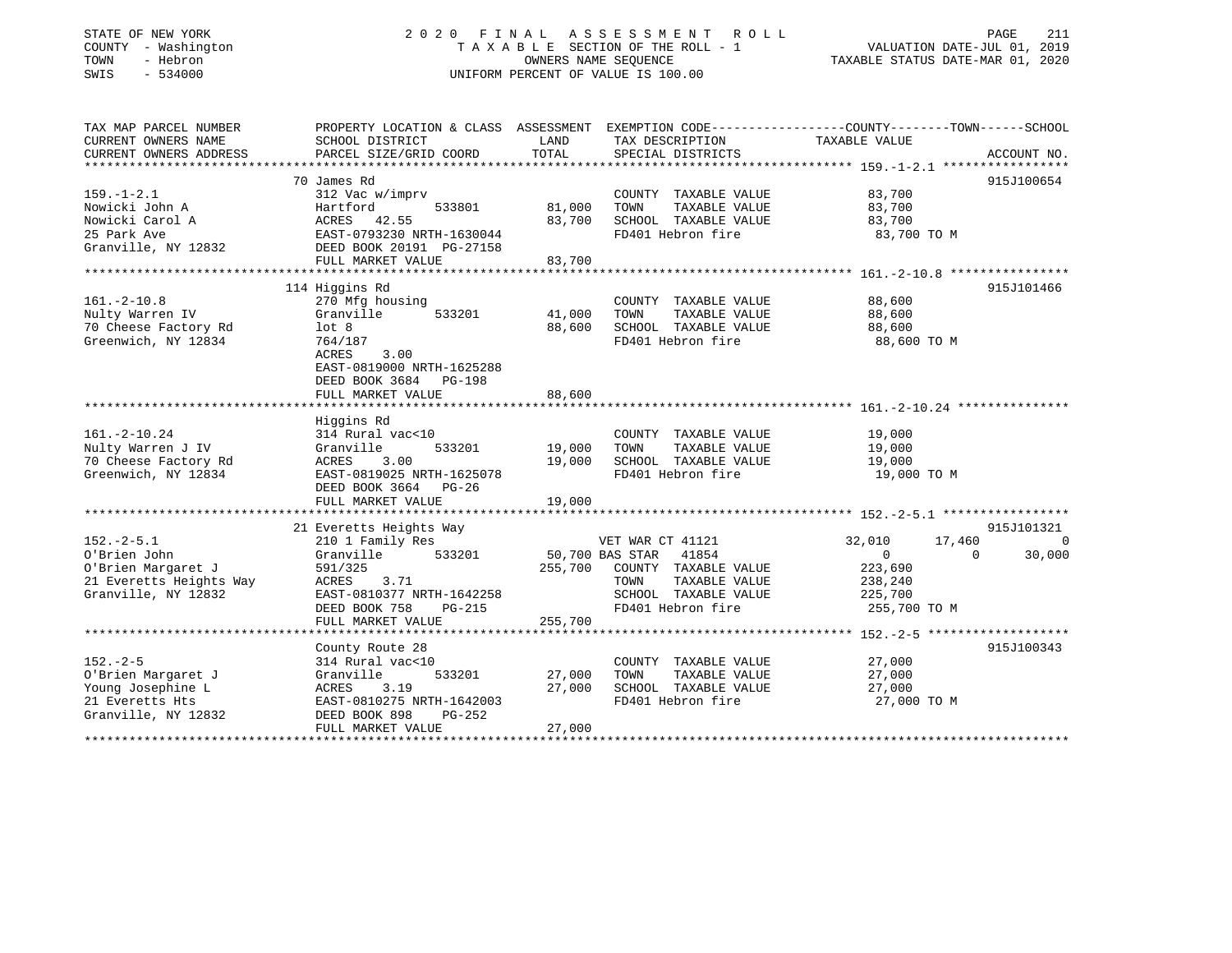STATE OF NEW YORK
COUNTY - Washington
TOWN - Hebron
SWIS - 534000

2020 FINAL ASSESSMENT ROLL
TAXABLE SECTION OF THE ROLL - 1
OWNERS NAME SEQUENCE
UNIFORM PERCENT OF VALUE IS 100.00

VALUATION DATE-JUL 01, 2019
TAXABLE STATUS DATE-MAR 01, 2020

| TAX MAP PARCEL NUMBER / CURRENT OWNERS NAME / CURRENT OWNERS ADDRESS | PROPERTY LOCATION & CLASS / SCHOOL DISTRICT / PARCEL SIZE/GRID COORD | ASSESSMENT LAND / TOTAL | EXEMPTION CODE / TAX DESCRIPTION / SPECIAL DISTRICTS | COUNTY | TOWN | SCHOOL | ACCOUNT NO. |
|---|---|---|---|---|---|---|---|
| 159.-1-2.1 | 70 James Rd | | | | | | 915J100654 |
| Nowicki John A | 312 Vac w/imprv | | COUNTY TAXABLE VALUE | 83,700 | | | |
| Nowicki Carol A | Hartford 533801 | 81,000 | TOWN TAXABLE VALUE | | 83,700 | | |
| 25 Park Ave | ACRES 42.55 | 83,700 | SCHOOL TAXABLE VALUE | | | 83,700 | |
| Granville, NY 12832 | EAST-0793230 NRTH-1630044 | | FD401 Hebron fire | 83,700 TO M | | | |
| | DEED BOOK 20191 PG-27158 | | | | | | |
| | FULL MARKET VALUE | 83,700 | | | | | |
| 161.-2-10.8 | 114 Higgins Rd | | | | | | 915J101466 |
| Nulty Warren IV | 270 Mfg housing | | COUNTY TAXABLE VALUE | 88,600 | | | |
| 70 Cheese Factory Rd | Granville 533201 | 41,000 | TOWN TAXABLE VALUE | | 88,600 | | |
| Greenwich, NY 12834 | lot 8 | 88,600 | SCHOOL TAXABLE VALUE | | | 88,600 | |
| | 764/187 | | FD401 Hebron fire | 88,600 TO M | | | |
| | ACRES 3.00 | | | | | | |
| | EAST-0819000 NRTH-1625288 | | | | | | |
| | DEED BOOK 3684 PG-198 | | | | | | |
| | FULL MARKET VALUE | 88,600 | | | | | |
| 161.-2-10.24 | Higgins Rd | | | | | | |
| Nulty Warren J IV | 314 Rural vac<10 | | COUNTY TAXABLE VALUE | 19,000 | | | |
| 70 Cheese Factory Rd | Granville 533201 | 19,000 | TOWN TAXABLE VALUE | | 19,000 | | |
| Greenwich, NY 12834 | ACRES 3.00 | 19,000 | SCHOOL TAXABLE VALUE | | | 19,000 | |
| | EAST-0819025 NRTH-1625078 | | FD401 Hebron fire | 19,000 TO M | | | |
| | DEED BOOK 3664 PG-26 | | | | | | |
| | FULL MARKET VALUE | 19,000 | | | | | |
| 152.-2-5.1 | 21 Everetts Heights Way | | | | | | 915J101321 |
| O'Brien John | 210 1 Family Res | | VET WAR CT 41121 | 32,010 | 17,460 | 0 | |
| O'Brien Margaret J | Granville 533201 | 50,700 | BAS STAR 41854 | 0 | 0 | 30,000 | |
| 21 Everetts Heights Way | 591/325 | 255,700 | COUNTY TAXABLE VALUE | 223,690 | | | |
| Granville, NY 12832 | ACRES 3.71 | | TOWN TAXABLE VALUE | | 238,240 | | |
| | EAST-0810377 NRTH-1642258 | | SCHOOL TAXABLE VALUE | | | 225,700 | |
| | DEED BOOK 758 PG-215 | | FD401 Hebron fire | 255,700 TO M | | | |
| | FULL MARKET VALUE | 255,700 | | | | | |
| 152.-2-5 | County Route 28 | | | | | | 915J100343 |
| O'Brien Margaret J | 314 Rural vac<10 | | COUNTY TAXABLE VALUE | 27,000 | | | |
| Young Josephine L | Granville 533201 | 27,000 | TOWN TAXABLE VALUE | | 27,000 | | |
| 21 Everetts Hts | ACRES 3.19 | 27,000 | SCHOOL TAXABLE VALUE | | | 27,000 | |
| Granville, NY 12832 | EAST-0810275 NRTH-1642003 | | FD401 Hebron fire | 27,000 TO M | | | |
| | DEED BOOK 898 PG-252 | | | | | | |
| | FULL MARKET VALUE | 27,000 | | | | | |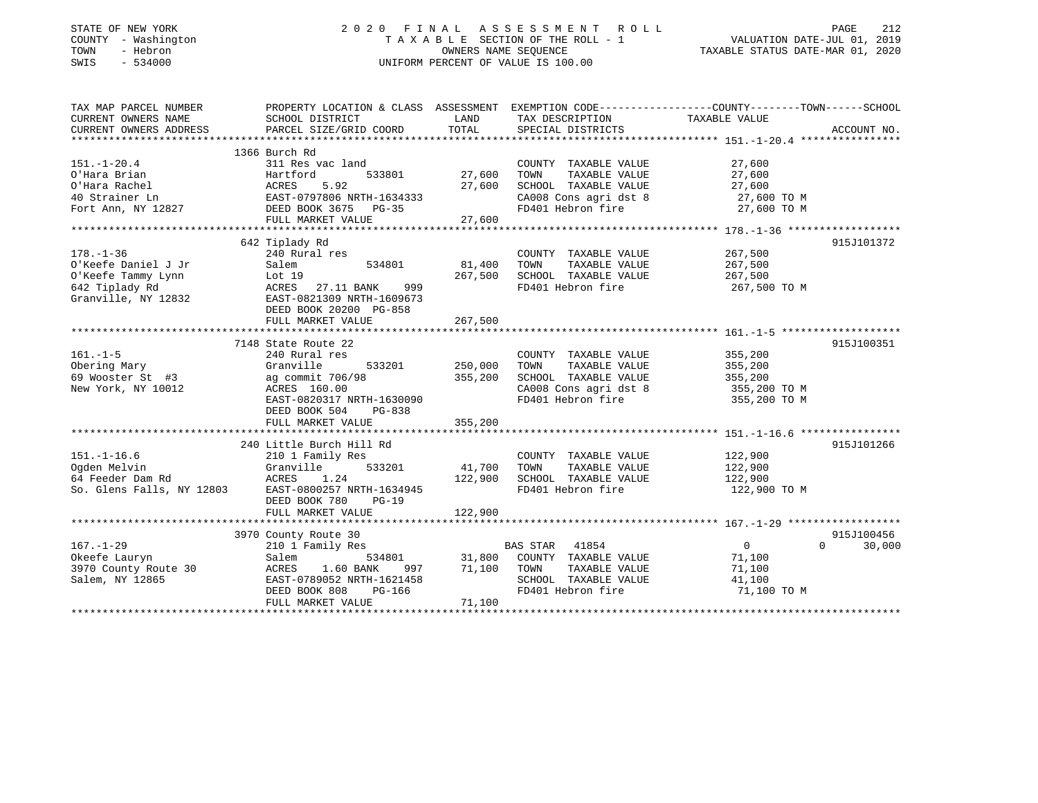STATE OF NEW YORK
COUNTY - Washington
TOWN - Hebron
SWIS - 534000

2020 FINAL ASSESSMENT ROLL
TAXABLE SECTION OF THE ROLL - 1
OWNERS NAME SEQUENCE
UNIFORM PERCENT OF VALUE IS 100.00

VALUATION DATE-JUL 01, 2019
TAXABLE STATUS DATE-MAR 01, 2020

| TAX MAP PARCEL NUMBER / CURRENT OWNERS NAME / CURRENT OWNERS ADDRESS | PROPERTY LOCATION & CLASS / SCHOOL DISTRICT / PARCEL SIZE/GRID COORD | ASSESSMENT LAND | TOTAL | EXEMPTION CODE / TAX DESCRIPTION / SPECIAL DISTRICTS | COUNTY / TOWN TAXABLE VALUE | SCHOOL | ACCOUNT NO. |
|---|---|---|---|---|---|---|---|
| **151.-1-20.4** | 1366 Burch Rd | | | | | | |
| 151.-1-20.4 | 311 Res vac land | | | COUNTY TAXABLE VALUE | 27,600 | | |
| O'Hara Brian | Hartford 533801 | 27,600 | | TOWN TAXABLE VALUE | 27,600 | | |
| O'Hara Rachel | ACRES 5.92 | | 27,600 | SCHOOL TAXABLE VALUE | 27,600 | | |
| 40 Strainer Ln | EAST-0797806 NRTH-1634333 | | | CA008 Cons agri dst 8 | 27,600 TO M | | |
| Fort Ann, NY 12827 | DEED BOOK 3675 PG-35 | | | FD401 Hebron fire | 27,600 TO M | | |
| | FULL MARKET VALUE | | 27,600 | | | | |
| **178.-1-36** | 642 Tiplady Rd | | | | | | 915J101372 |
| 178.-1-36 | 240 Rural res | | | COUNTY TAXABLE VALUE | 267,500 | | |
| O'Keefe Daniel J Jr | Salem 534801 | 81,400 | | TOWN TAXABLE VALUE | 267,500 | | |
| O'Keefe Tammy Lynn | Lot 19 | | 267,500 | SCHOOL TAXABLE VALUE | 267,500 | | |
| 642 Tiplady Rd | ACRES 27.11 BANK 999 | | | FD401 Hebron fire | 267,500 TO M | | |
| Granville, NY 12832 | EAST-0821309 NRTH-1609673 | | | | | | |
| | DEED BOOK 20200 PG-858 | | | | | | |
| | FULL MARKET VALUE | | 267,500 | | | | |
| **161.-1-5** | 7148 State Route 22 | | | | | | 915J100351 |
| 161.-1-5 | 240 Rural res | | | COUNTY TAXABLE VALUE | 355,200 | | |
| Obering Mary | Granville 533201 | 250,000 | | TOWN TAXABLE VALUE | 355,200 | | |
| 69 Wooster St #3 | ag commit 706/98 | | 355,200 | SCHOOL TAXABLE VALUE | 355,200 | | |
| New York, NY 10012 | ACRES 160.00 | | | CA008 Cons agri dst 8 | 355,200 TO M | | |
| | EAST-0820317 NRTH-1630090 | | | FD401 Hebron fire | 355,200 TO M | | |
| | DEED BOOK 504 PG-838 | | | | | | |
| | FULL MARKET VALUE | | 355,200 | | | | |
| **151.-1-16.6** | 240 Little Burch Hill Rd | | | | | | 915J101266 |
| 151.-1-16.6 | 210 1 Family Res | | | COUNTY TAXABLE VALUE | 122,900 | | |
| Ogden Melvin | Granville 533201 | 41,700 | | TOWN TAXABLE VALUE | 122,900 | | |
| 64 Feeder Dam Rd | ACRES 1.24 | | 122,900 | SCHOOL TAXABLE VALUE | 122,900 | | |
| So. Glens Falls, NY 12803 | EAST-0800257 NRTH-1634945 | | | FD401 Hebron fire | 122,900 TO M | | |
| | DEED BOOK 780 PG-19 | | | | | | |
| | FULL MARKET VALUE | | 122,900 | | | | |
| **167.-1-29** | 3970 County Route 30 | | | | | | 915J100456 |
| 167.-1-29 | 210 1 Family Res | | | BAS STAR 41854 | 0 / 0 | 30,000 | |
| Okeefe Lauryn | Salem 534801 | 31,800 | | COUNTY TAXABLE VALUE | 71,100 | | |
| 3970 County Route 30 | ACRES 1.60 BANK 997 | | 71,100 | TOWN TAXABLE VALUE | 71,100 | | |
| Salem, NY 12865 | EAST-0789052 NRTH-1621458 | | | SCHOOL TAXABLE VALUE | 41,100 | | |
| | DEED BOOK 808 PG-166 | | | FD401 Hebron fire | 71,100 TO M | | |
| | FULL MARKET VALUE | | 71,100 | | | | |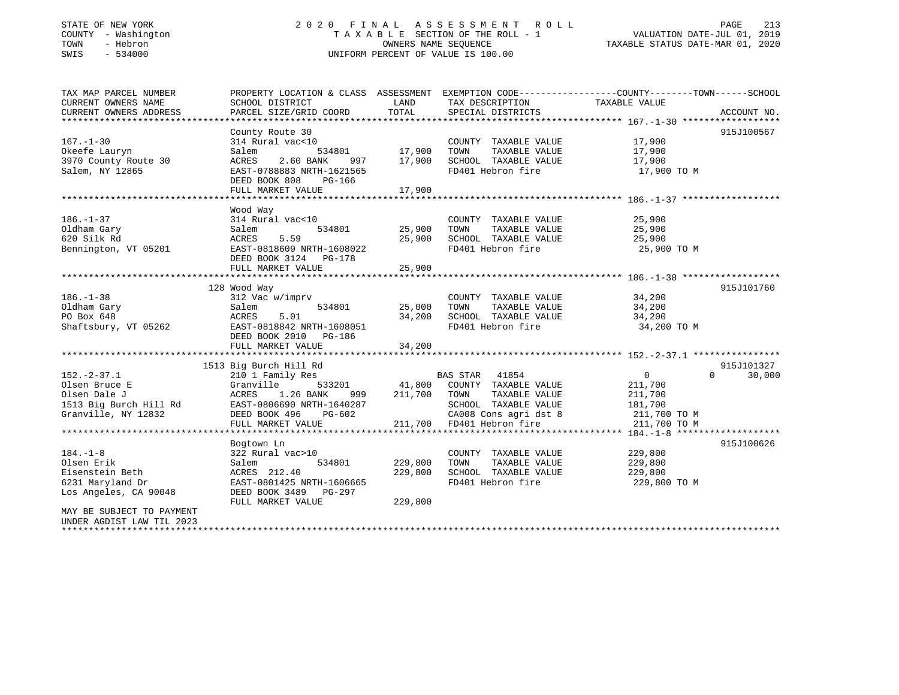STATE OF NEW YORK
COUNTY - Washington
TOWN - Hebron
SWIS - 534000

2020 FINAL ASSESSMENT ROLL
TAXABLE SECTION OF THE ROLL - 1
OWNERS NAME SEQUENCE
UNIFORM PERCENT OF VALUE IS 100.00

VALUATION DATE-JUL 01, 2019
TAXABLE STATUS DATE-MAR 01, 2020

| TAX MAP PARCEL NUMBER / CURRENT OWNERS NAME / CURRENT OWNERS ADDRESS | PROPERTY LOCATION & CLASS / SCHOOL DISTRICT / PARCEL SIZE/GRID COORD | LAND | TOTAL | EXEMPTION CODE / TAX DESCRIPTION / SPECIAL DISTRICTS | COUNTY / TAXABLE VALUE | TOWN | SCHOOL | ACCOUNT NO. |
|---|---|---|---|---|---|---|---|---|
| 167.-1-30 | County Route 30 | | | | | | | 915J100567 |
| Okeefe Lauryn | 314 Rural vac<10 | | | COUNTY TAXABLE VALUE | 17,900 | | | |
| 3970 County Route 30 | Salem 534801 | 17,900 | | TOWN TAXABLE VALUE | 17,900 | | | |
| Salem, NY 12865 | ACRES 2.60 BANK 997 | | 17,900 | SCHOOL TAXABLE VALUE | 17,900 | | | |
| | EAST-0788883 NRTH-1621565 | | | FD401 Hebron fire | 17,900 TO M | | | |
| | DEED BOOK 808 PG-166 | | | | | | | |
| | FULL MARKET VALUE | | 17,900 | | | | | |
| 186.-1-37 | Wood Way | | | | | | | |
| Oldham Gary | 314 Rural vac<10 | | | COUNTY TAXABLE VALUE | 25,900 | | | |
| 620 Silk Rd | Salem 534801 | 25,900 | | TOWN TAXABLE VALUE | 25,900 | | | |
| Bennington, VT 05201 | ACRES 5.59 | | 25,900 | SCHOOL TAXABLE VALUE | 25,900 | | | |
| | EAST-0818609 NRTH-1608022 | | | FD401 Hebron fire | 25,900 TO M | | | |
| | DEED BOOK 3124 PG-178 | | | | | | | |
| | FULL MARKET VALUE | | 25,900 | | | | | |
| 186.-1-38 | 128 Wood Way | | | | | | | 915J101760 |
| Oldham Gary | 312 Vac w/imprv | | | COUNTY TAXABLE VALUE | 34,200 | | | |
| PO Box 648 | Salem 534801 | 25,000 | | TOWN TAXABLE VALUE | 34,200 | | | |
| Shaftsbury, VT 05262 | ACRES 5.01 | | 34,200 | SCHOOL TAXABLE VALUE | 34,200 | | | |
| | EAST-0818842 NRTH-1608051 | | | FD401 Hebron fire | 34,200 TO M | | | |
| | DEED BOOK 2010 PG-186 | | | | | | | |
| | FULL MARKET VALUE | | 34,200 | | | | | |
| 152.-2-37.1 | 1513 Big Burch Hill Rd | | | | | | | 915J101327 |
| Olsen Bruce E | 210 1 Family Res | | | BAS STAR 41854 | 0 | 0 | 30,000 | |
| Olsen Dale J | Granville 533201 | 41,800 | | COUNTY TAXABLE VALUE | 211,700 | | | |
| 1513 Big Burch Hill Rd | ACRES 1.26 BANK 999 | | 211,700 | TOWN TAXABLE VALUE | 211,700 | | | |
| Granville, NY 12832 | EAST-0806690 NRTH-1640287 | | | SCHOOL TAXABLE VALUE | 181,700 | | | |
| | DEED BOOK 496 PG-602 | | | CA008 Cons agri dst 8 | 211,700 TO M | | | |
| | FULL MARKET VALUE | | 211,700 | FD401 Hebron fire | 211,700 TO M | | | |
| 184.-1-8 | Bogtown Ln | | | | | | | 915J100626 |
| Olsen Erik | 322 Rural vac>10 | | | COUNTY TAXABLE VALUE | 229,800 | | | |
| Eisenstein Beth | Salem 534801 | 229,800 | | TOWN TAXABLE VALUE | 229,800 | | | |
| 6231 Maryland Dr | ACRES 212.40 | | 229,800 | SCHOOL TAXABLE VALUE | 229,800 | | | |
| Los Angeles, CA 90048 | EAST-0801425 NRTH-1606665 | | | FD401 Hebron fire | 229,800 TO M | | | |
| | DEED BOOK 3489 PG-297 | | | | | | | |
| | FULL MARKET VALUE | | 229,800 | | | | | |
| MAY BE SUBJECT TO PAYMENT UNDER AGDIST LAW TIL 2023 | | | | | | | | |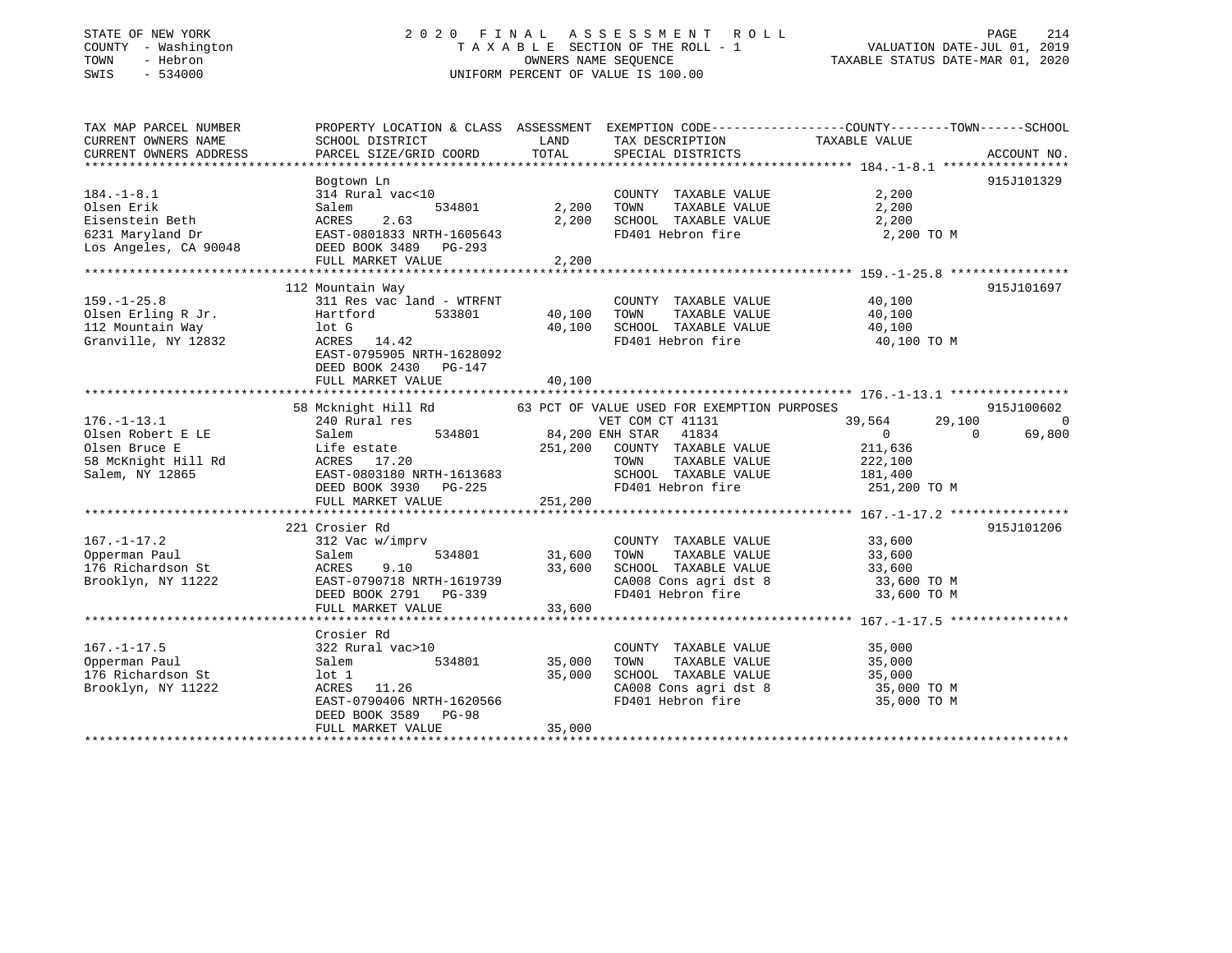STATE OF NEW YORK | COUNTY - Washington | TOWN - Hebron | SWIS - 534000

# 2020 FINAL ASSESSMENT ROLL

TAXABLE SECTION OF THE ROLL - 1
OWNERS NAME SEQUENCE
UNIFORM PERCENT OF VALUE IS 100.00

VALUATION DATE-JUL 01, 2019
TAXABLE STATUS DATE-MAR 01, 2020

| TAX MAP PARCEL NUMBER / CURRENT OWNERS NAME / CURRENT OWNERS ADDRESS | PROPERTY LOCATION & CLASS / SCHOOL DISTRICT / PARCEL SIZE/GRID COORD | ASSESSMENT LAND | TOTAL | EXEMPTION CODE / TAX DESCRIPTION / SPECIAL DISTRICTS | COUNTY TAXABLE VALUE | TOWN | SCHOOL | ACCOUNT NO. |
|---|---|---|---|---|---|---|---|---|
| **184.-1-8.1** | Bogtown Ln | | | | | | | 915J101329 |
| 184.-1-8.1 | 314 Rural vac<10 | | | COUNTY TAXABLE VALUE | 2,200 | | | |
| Olsen Erik | Salem 534801 | 2,200 | | TOWN TAXABLE VALUE | 2,200 | | | |
| Eisenstein Beth | ACRES 2.63 | | 2,200 | SCHOOL TAXABLE VALUE | 2,200 | | | |
| 6231 Maryland Dr | EAST-0801833 NRTH-1605643 | | | FD401 Hebron fire | 2,200 TO M | | | |
| Los Angeles, CA 90048 | DEED BOOK 3489 PG-293 | | | | | | | |
| | FULL MARKET VALUE | | 2,200 | | | | | |
| **159.-1-25.8** | 112 Mountain Way | | | | | | | 915J101697 |
| 159.-1-25.8 | 311 Res vac land - WTRFNT | | | COUNTY TAXABLE VALUE | 40,100 | | | |
| Olsen Erling R Jr. | Hartford 533801 | 40,100 | | TOWN TAXABLE VALUE | 40,100 | | | |
| 112 Mountain Way | lot G | | 40,100 | SCHOOL TAXABLE VALUE | 40,100 | | | |
| Granville, NY 12832 | ACRES 14.42 | | | FD401 Hebron fire | 40,100 TO M | | | |
| | EAST-0795905 NRTH-1628092 | | | | | | | |
| | DEED BOOK 2430 PG-147 | | | | | | | |
| | FULL MARKET VALUE | | 40,100 | | | | | |
| **176.-1-13.1** | 58 Mcknight Hill Rd | | | 63 PCT OF VALUE USED FOR EXEMPTION PURPOSES | | | | 915J100602 |
| 176.-1-13.1 | 240 Rural res | | | VET COM CT 41131 | 39,564 | 29,100 | 0 | |
| Olsen Robert E LE | Salem 534801 | 84,200 | | ENH STAR 41834 | 0 | 0 | 69,800 | |
| Olsen Bruce E | Life estate | | 251,200 | COUNTY TAXABLE VALUE | 211,636 | | | |
| 58 McKnight Hill Rd | ACRES 17.20 | | | TOWN TAXABLE VALUE | 222,100 | | | |
| Salem, NY 12865 | EAST-0803180 NRTH-1613683 | | | SCHOOL TAXABLE VALUE | 181,400 | | | |
| | DEED BOOK 3930 PG-225 | | | FD401 Hebron fire | 251,200 TO M | | | |
| | FULL MARKET VALUE | | 251,200 | | | | | |
| **167.-1-17.2** | 221 Crosier Rd | | | | | | | 915J101206 |
| 167.-1-17.2 | 312 Vac w/imprv | | | COUNTY TAXABLE VALUE | 33,600 | | | |
| Opperman Paul | Salem 534801 | 31,600 | | TOWN TAXABLE VALUE | 33,600 | | | |
| 176 Richardson St | ACRES 9.10 | | 33,600 | SCHOOL TAXABLE VALUE | 33,600 | | | |
| Brooklyn, NY 11222 | EAST-0790718 NRTH-1619739 | | | CA008 Cons agri dst 8 | 33,600 TO M | | | |
| | DEED BOOK 2791 PG-339 | | | FD401 Hebron fire | 33,600 TO M | | | |
| | FULL MARKET VALUE | | 33,600 | | | | | |
| **167.-1-17.5** | Crosier Rd | | | | | | | |
| 167.-1-17.5 | 322 Rural vac>10 | | | COUNTY TAXABLE VALUE | 35,000 | | | |
| Opperman Paul | Salem 534801 | 35,000 | | TOWN TAXABLE VALUE | 35,000 | | | |
| 176 Richardson St | lot 1 | | 35,000 | SCHOOL TAXABLE VALUE | 35,000 | | | |
| Brooklyn, NY 11222 | ACRES 11.26 | | | CA008 Cons agri dst 8 | 35,000 TO M | | | |
| | EAST-0790406 NRTH-1620566 | | | FD401 Hebron fire | 35,000 TO M | | | |
| | DEED BOOK 3589 PG-98 | | | | | | | |
| | FULL MARKET VALUE | | 35,000 | | | | | |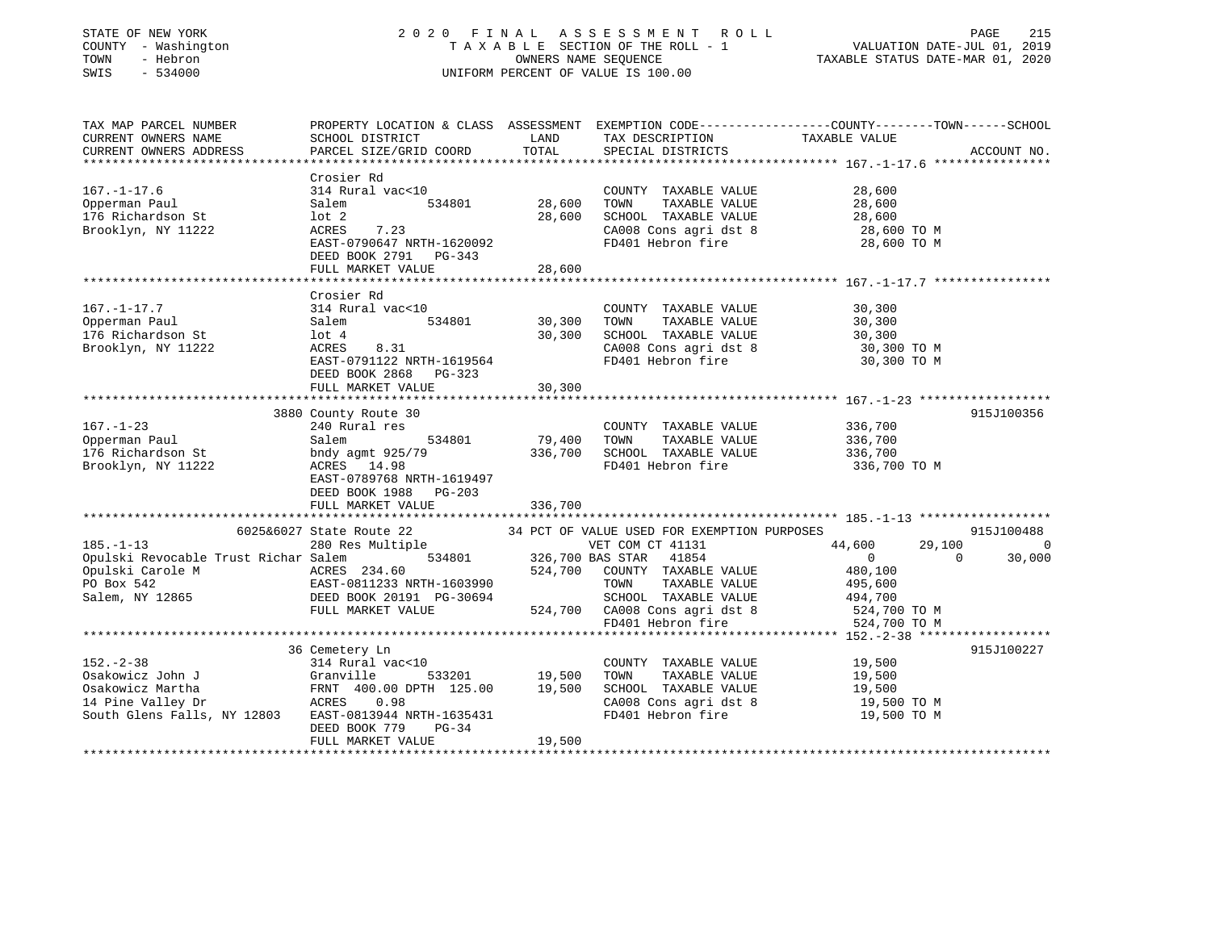STATE OF NEW YORK
COUNTY - Washington
TOWN - Hebron
SWIS - 534000

2020 FINAL ASSESSMENT ROLL
TAXABLE SECTION OF THE ROLL - 1
OWNERS NAME SEQUENCE
UNIFORM PERCENT OF VALUE IS 100.00

VALUATION DATE-JUL 01, 2019
TAXABLE STATUS DATE-MAR 01, 2020

| TAX MAP PARCEL NUMBER / CURRENT OWNERS NAME / CURRENT OWNERS ADDRESS | PROPERTY LOCATION & CLASS / SCHOOL DISTRICT / PARCEL SIZE/GRID COORD | ASSESSMENT LAND / TOTAL | EXEMPTION CODE / TAX DESCRIPTION / SPECIAL DISTRICTS | COUNTY TAXABLE VALUE | TOWN | SCHOOL | ACCOUNT NO. |
|---|---|---|---|---|---|---|---|
| **167.-1-17.6** | Crosier Rd | | | | | | |
| 167.-1-17.6 | 314 Rural vac<10 | | COUNTY TAXABLE VALUE | 28,600 | | | |
| Opperman Paul | Salem 534801 | 28,600 | TOWN TAXABLE VALUE | 28,600 | | | |
| 176 Richardson St | lot 2 | 28,600 | SCHOOL TAXABLE VALUE | 28,600 | | | |
| Brooklyn, NY 11222 | ACRES 7.23 | | CA008 Cons agri dst 8 | 28,600 TO M | | | |
| | EAST-0790647 NRTH-1620092 | | FD401 Hebron fire | 28,600 TO M | | | |
| | DEED BOOK 2791 PG-343 | | | | | | |
| | FULL MARKET VALUE | 28,600 | | | | | |
| **167.-1-17.7** | Crosier Rd | | | | | | |
| 167.-1-17.7 | 314 Rural vac<10 | | COUNTY TAXABLE VALUE | 30,300 | | | |
| Opperman Paul | Salem 534801 | 30,300 | TOWN TAXABLE VALUE | 30,300 | | | |
| 176 Richardson St | lot 4 | 30,300 | SCHOOL TAXABLE VALUE | 30,300 | | | |
| Brooklyn, NY 11222 | ACRES 8.31 | | CA008 Cons agri dst 8 | 30,300 TO M | | | |
| | EAST-0791122 NRTH-1619564 | | FD401 Hebron fire | 30,300 TO M | | | |
| | DEED BOOK 2868 PG-323 | | | | | | |
| | FULL MARKET VALUE | 30,300 | | | | | |
| **167.-1-23** | 3880 County Route 30 | | | | | | 915J100356 |
| 167.-1-23 | 240 Rural res | | COUNTY TAXABLE VALUE | 336,700 | | | |
| Opperman Paul | Salem 534801 | 79,400 | TOWN TAXABLE VALUE | 336,700 | | | |
| 176 Richardson St | bndy agmt 925/79 | 336,700 | SCHOOL TAXABLE VALUE | 336,700 | | | |
| Brooklyn, NY 11222 | ACRES 14.98 | | FD401 Hebron fire | 336,700 TO M | | | |
| | EAST-0789768 NRTH-1619497 | | | | | | |
| | DEED BOOK 1988 PG-203 | | | | | | |
| | FULL MARKET VALUE | 336,700 | | | | | |
| **185.-1-13** | 6025&6027 State Route 22 | | 34 PCT OF VALUE USED FOR EXEMPTION PURPOSES | | | | 915J100488 |
| 185.-1-13 | 280 Res Multiple | | VET COM CT 41131 | 44,600 | 29,100 | 0 | |
| Opulski Revocable Trust Richar | Salem 534801 | 326,700 | BAS STAR 41854 | 0 | 0 | 30,000 | |
| Opulski Carole M | ACRES 234.60 | 524,700 | COUNTY TAXABLE VALUE | 480,100 | | | |
| PO Box 542 | EAST-0811233 NRTH-1603990 | | TOWN TAXABLE VALUE | 495,600 | | | |
| Salem, NY 12865 | DEED BOOK 20191 PG-30694 | | SCHOOL TAXABLE VALUE | 494,700 | | | |
| | FULL MARKET VALUE | 524,700 | CA008 Cons agri dst 8 | 524,700 TO M | | | |
| | | | FD401 Hebron fire | 524,700 TO M | | | |
| **152.-2-38** | 36 Cemetery Ln | | | | | | 915J100227 |
| 152.-2-38 | 314 Rural vac<10 | | COUNTY TAXABLE VALUE | 19,500 | | | |
| Osakowicz John J | Granville 533201 | 19,500 | TOWN TAXABLE VALUE | 19,500 | | | |
| Osakowicz Martha | FRNT 400.00 DPTH 125.00 | 19,500 | SCHOOL TAXABLE VALUE | 19,500 | | | |
| 14 Pine Valley Dr | ACRES 0.98 | | CA008 Cons agri dst 8 | 19,500 TO M | | | |
| South Glens Falls, NY 12803 | EAST-0813944 NRTH-1635431 | | FD401 Hebron fire | 19,500 TO M | | | |
| | DEED BOOK 779 PG-34 | | | | | | |
| | FULL MARKET VALUE | 19,500 | | | | | |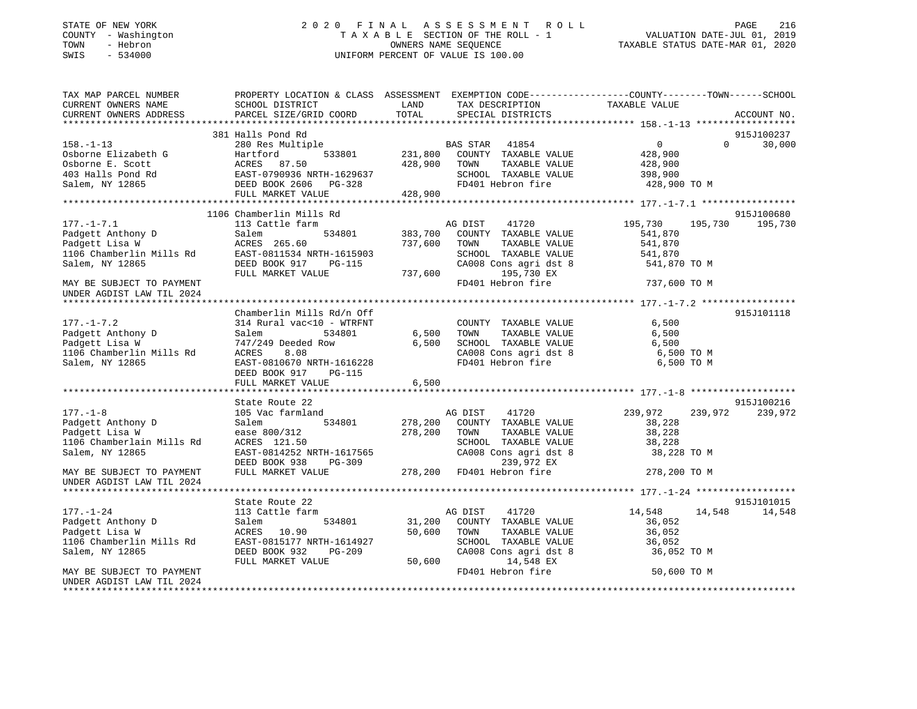STATE OF NEW YORK
COUNTY - Washington
TOWN - Hebron
SWIS - 534000

# 2020 FINAL ASSESSMENT ROLL

TAXABLE SECTION OF THE ROLL - 1
OWNERS NAME SEQUENCE
UNIFORM PERCENT OF VALUE IS 100.00

VALUATION DATE-JUL 01, 2019
TAXABLE STATUS DATE-MAR 01, 2020

```
TAX MAP PARCEL NUMBER         PROPERTY LOCATION & CLASS  ASSESSMENT  EXEMPTION CODE------------------COUNTY--------TOWN------SCHOOL
CURRENT OWNERS NAME           SCHOOL DISTRICT             LAND       TAX DESCRIPTION             TAXABLE VALUE
CURRENT OWNERS ADDRESS        PARCEL SIZE/GRID COORD      TOTAL      SPECIAL DISTRICTS                                      ACCOUNT NO.
******************************************************************************************** 158.-1-13 ******************
                    381 Halls Pond Rd                                                                              915J100237
158.-1-13                     280 Res Multiple                      BAS STAR  41854                0          0       30,000
Osborne Elizabeth G           Hartford        533801       231,800   COUNTY  TAXABLE VALUE       428,900
Osborne E. Scott              ACRES  87.50                 428,900   TOWN    TAXABLE VALUE       428,900
403 Halls Pond Rd             EAST-0790936 NRTH-1629637              SCHOOL  TAXABLE VALUE       398,900
Salem, NY 12865               DEED BOOK 2606   PG-328                FD401 Hebron fire            428,900 TO M
                              FULL MARKET VALUE            428,900
******************************************************************************************** 177.-1-7.1 *****************
                    1106 Chamberlin Mills Rd                                                                       915J100680
177.-1-7.1                    113 Cattle farm                       AG DIST    41720          195,730    195,730     195,730
Padgett Anthony D             Salem           534801       383,700   COUNTY  TAXABLE VALUE       541,870
Padgett Lisa W                ACRES 265.60                 737,600   TOWN    TAXABLE VALUE       541,870
1106 Chamberlin Mills Rd      EAST-0811534 NRTH-1615903              SCHOOL  TAXABLE VALUE       541,870
Salem, NY 12865               DEED BOOK 917    PG-115                CA008 Cons agri dst 8        541,870 TO M
                              FULL MARKET VALUE            737,600         195,730 EX
MAY BE SUBJECT TO PAYMENT                                            FD401 Hebron fire            737,600 TO M
UNDER AGDIST LAW TIL 2024
******************************************************************************************** 177.-1-7.2 *****************
                    Chamberlin Mills Rd/n Off                                                                      915J101118
177.-1-7.2                    314 Rural vac<10 - WTRFNT              COUNTY  TAXABLE VALUE         6,500
Padgett Anthony D             Salem           534801         6,500   TOWN    TAXABLE VALUE         6,500
Padgett Lisa W                747/249 Deeded Row             6,500   SCHOOL  TAXABLE VALUE         6,500
1106 Chamberlin Mills Rd      ACRES   8.08                           CA008 Cons agri dst 8          6,500 TO M
Salem, NY 12865               EAST-0810670 NRTH-1616228              FD401 Hebron fire              6,500 TO M
                              DEED BOOK 917    PG-115
                              FULL MARKET VALUE              6,500
******************************************************************************************** 177.-1-8 *******************
                    State Route 22                                                                                 915J100216
177.-1-8                      105 Vac farmland                      AG DIST    41720          239,972    239,972     239,972
Padgett Anthony D             Salem           534801       278,200   COUNTY  TAXABLE VALUE        38,228
Padgett Lisa W                ease 800/312                 278,200   TOWN    TAXABLE VALUE        38,228
1106 Chamberlain Mills Rd     ACRES 121.50                           SCHOOL  TAXABLE VALUE        38,228
Salem, NY 12865               EAST-0814252 NRTH-1617565              CA008 Cons agri dst 8         38,228 TO M
                              DEED BOOK 938    PG-309                      239,972 EX
MAY BE SUBJECT TO PAYMENT     FULL MARKET VALUE            278,200   FD401 Hebron fire            278,200 TO M
UNDER AGDIST LAW TIL 2024
******************************************************************************************** 177.-1-24 ******************
                    State Route 22                                                                                 915J101015
177.-1-24                     113 Cattle farm                       AG DIST    41720           14,548     14,548      14,548
Padgett Anthony D             Salem           534801        31,200   COUNTY  TAXABLE VALUE        36,052
Padgett Lisa W                ACRES  10.90                  50,600   TOWN    TAXABLE VALUE        36,052
1106 Chamberlin Mills Rd      EAST-0815177 NRTH-1614927              SCHOOL  TAXABLE VALUE        36,052
Salem, NY 12865               DEED BOOK 932    PG-209                CA008 Cons agri dst 8         36,052 TO M
                              FULL MARKET VALUE             50,600          14,548 EX
MAY BE SUBJECT TO PAYMENT                                            FD401 Hebron fire             50,600 TO M
UNDER AGDIST LAW TIL 2024
**************************************************************************************************************************
```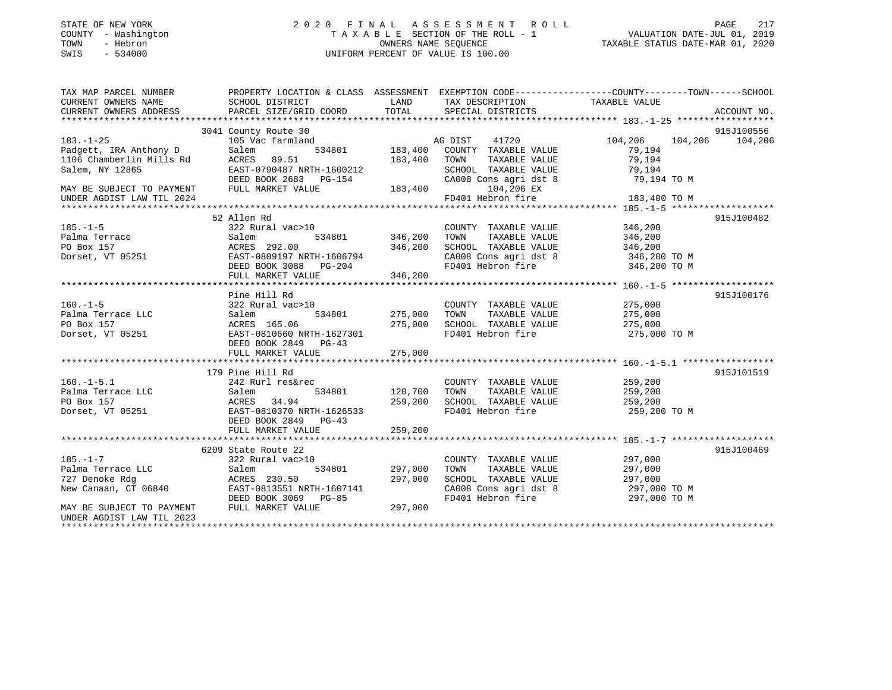STATE OF NEW YORK
COUNTY - Washington
TOWN - Hebron
SWIS - 534000

2020 FINAL ASSESSMENT ROLL
TAXABLE SECTION OF THE ROLL - 1
OWNERS NAME SEQUENCE
UNIFORM PERCENT OF VALUE IS 100.00

VALUATION DATE-JUL 01, 2019
TAXABLE STATUS DATE-MAR 01, 2020

```
TAX MAP PARCEL NUMBER          PROPERTY LOCATION & CLASS  ASSESSMENT  EXEMPTION CODE-----------------COUNTY--------TOWN------SCHOOL
CURRENT OWNERS NAME            SCHOOL DISTRICT              LAND      TAX DESCRIPTION             TAXABLE VALUE
CURRENT OWNERS ADDRESS         PARCEL SIZE/GRID COORD       TOTAL     SPECIAL DISTRICTS                                        ACCOUNT NO.
******************************************************************************************************* 183.-1-25 ******************
                               3041 County Route 30                                                                          915J100556
183.-1-25                      105 Vac farmland                        AG DIST     41720            104,206    104,206    104,206
Padgett, IRA Anthony D         Salem          534801       183,400    COUNTY  TAXABLE VALUE            79,194
1106 Chamberlin Mills Rd       ACRES   89.51               183,400    TOWN    TAXABLE VALUE            79,194
Salem, NY 12865                EAST-0790487 NRTH-1600212              SCHOOL  TAXABLE VALUE            79,194
                               DEED BOOK 2683   PG-154                CA008 Cons agri dst 8             79,194 TO M
MAY BE SUBJECT TO PAYMENT      FULL MARKET VALUE           183,400          104,206 EX
UNDER AGDIST LAW TIL 2024                                             FD401 Hebron fire                183,400 TO M
******************************************************************************************************* 185.-1-5 *******************
                               52 Allen Rd                                                                                   915J100482
185.-1-5                       322 Rural vac>10                       COUNTY  TAXABLE VALUE           346,200
Palma Terrace                  Salem          534801       346,200    TOWN    TAXABLE VALUE           346,200
PO Box 157                     ACRES  292.00               346,200    SCHOOL  TAXABLE VALUE           346,200
Dorset, VT 05251               EAST-0809197 NRTH-1606794              CA008 Cons agri dst 8            346,200 TO M
                               DEED BOOK 3088   PG-204                FD401 Hebron fire                346,200 TO M
                               FULL MARKET VALUE           346,200
******************************************************************************************************* 160.-1-5 *******************
                               Pine Hill Rd                                                                                  915J100176
160.-1-5                       322 Rural vac>10                       COUNTY  TAXABLE VALUE           275,000
Palma Terrace LLC              Salem          534801       275,000    TOWN    TAXABLE VALUE           275,000
PO Box 157                     ACRES  165.06               275,000    SCHOOL  TAXABLE VALUE           275,000
Dorset, VT 05251               EAST-0810660 NRTH-1627301              FD401 Hebron fire                275,000 TO M
                               DEED BOOK 2849   PG-43
                               FULL MARKET VALUE           275,000
******************************************************************************************************* 160.-1-5.1 *****************
                               179 Pine Hill Rd                                                                              915J101519
160.-1-5.1                     242 Rurl res&rec                       COUNTY  TAXABLE VALUE           259,200
Palma Terrace LLC              Salem          534801       120,700    TOWN    TAXABLE VALUE           259,200
PO Box 157                     ACRES   34.94               259,200    SCHOOL  TAXABLE VALUE           259,200
Dorset, VT 05251               EAST-0810370 NRTH-1626533              FD401 Hebron fire                259,200 TO M
                               DEED BOOK 2849   PG-43
                               FULL MARKET VALUE           259,200
******************************************************************************************************* 185.-1-7 *******************
                               6209 State Route 22                                                                           915J100469
185.-1-7                       322 Rural vac>10                       COUNTY  TAXABLE VALUE           297,000
Palma Terrace LLC              Salem          534801       297,000    TOWN    TAXABLE VALUE           297,000
727 Denoke Rdg                 ACRES  230.50               297,000    SCHOOL  TAXABLE VALUE           297,000
New Canaan, CT 06840           EAST-0813551 NRTH-1607141              CA008 Cons agri dst 8            297,000 TO M
                               DEED BOOK 3069   PG-85                 FD401 Hebron fire                297,000 TO M
MAY BE SUBJECT TO PAYMENT      FULL MARKET VALUE           297,000
UNDER AGDIST LAW TIL 2023
************************************************************************************************************************************
```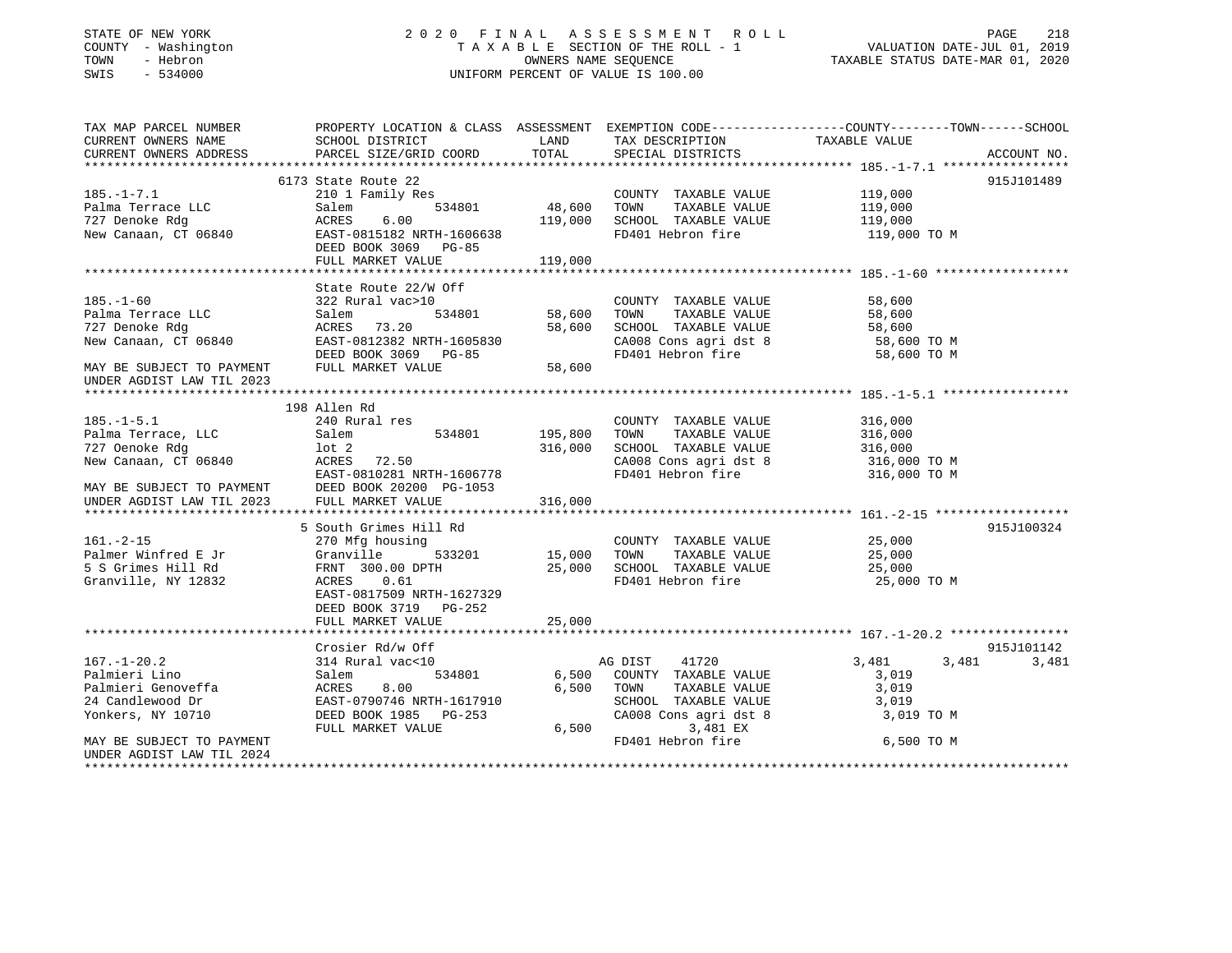STATE OF NEW YORK
COUNTY - Washington
TOWN - Hebron
SWIS - 534000

2020 FINAL ASSESSMENT ROLL
TAXABLE SECTION OF THE ROLL - 1
OWNERS NAME SEQUENCE
UNIFORM PERCENT OF VALUE IS 100.00

VALUATION DATE-JUL 01, 2019
TAXABLE STATUS DATE-MAR 01, 2020

```
TAX MAP PARCEL NUMBER          PROPERTY LOCATION & CLASS  ASSESSMENT  EXEMPTION CODE-----------------COUNTY--------TOWN------SCHOOL
CURRENT OWNERS NAME            SCHOOL DISTRICT              LAND      TAX DESCRIPTION              TAXABLE VALUE
CURRENT OWNERS ADDRESS         PARCEL SIZE/GRID COORD       TOTAL     SPECIAL DISTRICTS                                    ACCOUNT NO.
******************************************************************************************************* 185.-1-7.1 *****************
                               6173 State Route 22                                                                         915J101489
185.-1-7.1                     210 1 Family Res                        COUNTY  TAXABLE VALUE          119,000
Palma Terrace LLC              Salem         534801       48,600       TOWN    TAXABLE VALUE          119,000
727 Denoke Rdg                 ACRES    6.00             119,000       SCHOOL  TAXABLE VALUE          119,000
New Canaan, CT 06840           EAST-0815182 NRTH-1606638               FD401 Hebron fire               119,000 TO M
                               DEED BOOK 3069   PG-85
                               FULL MARKET VALUE         119,000
******************************************************************************************************* 185.-1-60 ******************
                               State Route 22/W Off
185.-1-60                      322 Rural vac>10                        COUNTY  TAXABLE VALUE           58,600
Palma Terrace LLC              Salem         534801       58,600       TOWN    TAXABLE VALUE           58,600
727 Denoke Rdg                 ACRES   73.20              58,600       SCHOOL  TAXABLE VALUE           58,600
New Canaan, CT 06840           EAST-0812382 NRTH-1605830               CA008 Cons agri dst 8            58,600 TO M
                               DEED BOOK 3069   PG-85                  FD401 Hebron fire                58,600 TO M
MAY BE SUBJECT TO PAYMENT      FULL MARKET VALUE          58,600
UNDER AGDIST LAW TIL 2023
******************************************************************************************************* 185.-1-5.1 *****************
                               198 Allen Rd
185.-1-5.1                     240 Rural res                           COUNTY  TAXABLE VALUE          316,000
Palma Terrace, LLC             Salem         534801      195,800       TOWN    TAXABLE VALUE          316,000
727 Oenoke Rdg                 lot 2                     316,000       SCHOOL  TAXABLE VALUE          316,000
New Canaan, CT 06840           ACRES   72.50                           CA008 Cons agri dst 8           316,000 TO M
                               EAST-0810281 NRTH-1606778               FD401 Hebron fire               316,000 TO M
MAY BE SUBJECT TO PAYMENT      DEED BOOK 20200  PG-1053
UNDER AGDIST LAW TIL 2023      FULL MARKET VALUE         316,000
******************************************************************************************************* 161.-2-15 ******************
                               5 South Grimes Hill Rd                                                                      915J100324
161.-2-15                      270 Mfg housing                         COUNTY  TAXABLE VALUE           25,000
Palmer Winfred E Jr            Granville     533201       15,000       TOWN    TAXABLE VALUE           25,000
5 S Grimes Hill Rd             FRNT 300.00 DPTH           25,000       SCHOOL  TAXABLE VALUE           25,000
Granville, NY 12832            ACRES    0.61                           FD401 Hebron fire                25,000 TO M
                               EAST-0817509 NRTH-1627329
                               DEED BOOK 3719   PG-252
                               FULL MARKET VALUE          25,000
******************************************************************************************************* 167.-1-20.2 ****************
                               Crosier Rd/w Off                                                                            915J101142
167.-1-20.2                    314 Rural vac<10                        AG DIST     41720               3,481       3,481       3,481
Palmieri Lino                  Salem         534801        6,500       COUNTY  TAXABLE VALUE            3,019
Palmieri Genoveffa             ACRES    8.00               6,500       TOWN    TAXABLE VALUE            3,019
24 Candlewood Dr               EAST-0790746 NRTH-1617910               SCHOOL  TAXABLE VALUE            3,019
Yonkers, NY 10710              DEED BOOK 1985   PG-253                 CA008 Cons agri dst 8             3,019 TO M
                               FULL MARKET VALUE           6,500             3,481 EX
MAY BE SUBJECT TO PAYMENT                                              FD401 Hebron fire                 6,500 TO M
UNDER AGDIST LAW TIL 2024
************************************************************************************************************************************
```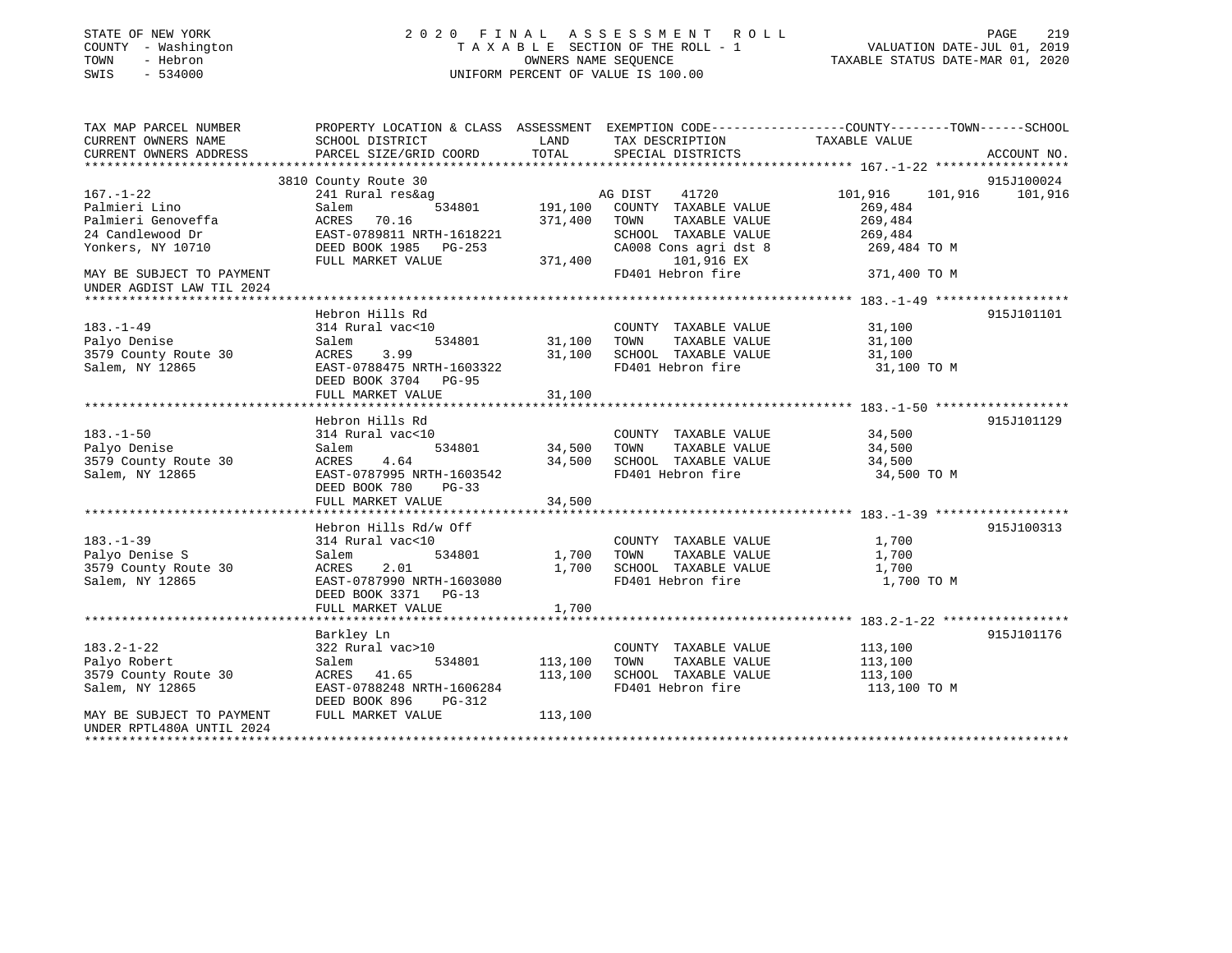STATE OF NEW YORK — 2020 FINAL ASSESSMENT ROLL — PAGE 219
COUNTY - Washington — TAXABLE SECTION OF THE ROLL - 1 — VALUATION DATE-JUL 01, 2019
TOWN - Hebron — OWNERS NAME SEQUENCE — TAXABLE STATUS DATE-MAR 01, 2020
SWIS - 534000 — UNIFORM PERCENT OF VALUE IS 100.00

| TAX MAP PARCEL NUMBER / CURRENT OWNERS NAME / CURRENT OWNERS ADDRESS | PROPERTY LOCATION & CLASS / SCHOOL DISTRICT / PARCEL SIZE/GRID COORD | ASSESSMENT LAND | TOTAL | EXEMPTION CODE / TAX DESCRIPTION / SPECIAL DISTRICTS | COUNTY | TOWN | SCHOOL | TAXABLE VALUE | ACCOUNT NO. |
|---|---|---|---|---|---|---|---|---|---|
| **167.-1-22** | 3810 County Route 30 | | | | | | | | 915J100024 |
| 167.-1-22 | 241 Rural res&ag | | | AG DIST 41720 | 101,916 | 101,916 | 101,916 | | |
| Palmieri Lino | Salem 534801 | 191,100 | | COUNTY TAXABLE VALUE | | | | 269,484 | |
| Palmieri Genoveffa | ACRES 70.16 | | 371,400 | TOWN TAXABLE VALUE | | | | 269,484 | |
| 24 Candlewood Dr | EAST-0789811 NRTH-1618221 | | | SCHOOL TAXABLE VALUE | | | | 269,484 | |
| Yonkers, NY 10710 | DEED BOOK 1985 PG-253 | | | CA008 Cons agri dst 8 | | | | 269,484 TO M | |
| | FULL MARKET VALUE | | 371,400 | 101,916 EX | | | | | |
| MAY BE SUBJECT TO PAYMENT UNDER AGDIST LAW TIL 2024 | | | | FD401 Hebron fire | | | | 371,400 TO M | |
| **183.-1-49** | Hebron Hills Rd | | | | | | | | 915J101101 |
| 183.-1-49 | 314 Rural vac<10 | | | COUNTY TAXABLE VALUE | | | | 31,100 | |
| Palyo Denise | Salem 534801 | 31,100 | | TOWN TAXABLE VALUE | | | | 31,100 | |
| 3579 County Route 30 | ACRES 3.99 | | 31,100 | SCHOOL TAXABLE VALUE | | | | 31,100 | |
| Salem, NY 12865 | EAST-0788475 NRTH-1603322 | | | FD401 Hebron fire | | | | 31,100 TO M | |
| | DEED BOOK 3704 PG-95 | | | | | | | | |
| | FULL MARKET VALUE | | 31,100 | | | | | | |
| **183.-1-50** | Hebron Hills Rd | | | | | | | | 915J101129 |
| 183.-1-50 | 314 Rural vac<10 | | | COUNTY TAXABLE VALUE | | | | 34,500 | |
| Palyo Denise | Salem 534801 | 34,500 | | TOWN TAXABLE VALUE | | | | 34,500 | |
| 3579 County Route 30 | ACRES 4.64 | | 34,500 | SCHOOL TAXABLE VALUE | | | | 34,500 | |
| Salem, NY 12865 | EAST-0787995 NRTH-1603542 | | | FD401 Hebron fire | | | | 34,500 TO M | |
| | DEED BOOK 780 PG-33 | | | | | | | | |
| | FULL MARKET VALUE | | 34,500 | | | | | | |
| **183.-1-39** | Hebron Hills Rd/w Off | | | | | | | | 915J100313 |
| 183.-1-39 | 314 Rural vac<10 | | | COUNTY TAXABLE VALUE | | | | 1,700 | |
| Palyo Denise S | Salem 534801 | 1,700 | | TOWN TAXABLE VALUE | | | | 1,700 | |
| 3579 County Route 30 | ACRES 2.01 | | 1,700 | SCHOOL TAXABLE VALUE | | | | 1,700 | |
| Salem, NY 12865 | EAST-0787990 NRTH-1603080 | | | FD401 Hebron fire | | | | 1,700 TO M | |
| | DEED BOOK 3371 PG-13 | | | | | | | | |
| | FULL MARKET VALUE | | 1,700 | | | | | | |
| **183.2-1-22** | Barkley Ln | | | | | | | | 915J101176 |
| 183.2-1-22 | 322 Rural vac>10 | | | COUNTY TAXABLE VALUE | | | | 113,100 | |
| Palyo Robert | Salem 534801 | 113,100 | | TOWN TAXABLE VALUE | | | | 113,100 | |
| 3579 County Route 30 | ACRES 41.65 | | 113,100 | SCHOOL TAXABLE VALUE | | | | 113,100 | |
| Salem, NY 12865 | EAST-0788248 NRTH-1606284 | | | FD401 Hebron fire | | | | 113,100 TO M | |
| | DEED BOOK 896 PG-312 | | | | | | | | |
| MAY BE SUBJECT TO PAYMENT UNDER RPTL480A UNTIL 2024 | FULL MARKET VALUE | | 113,100 | | | | | | |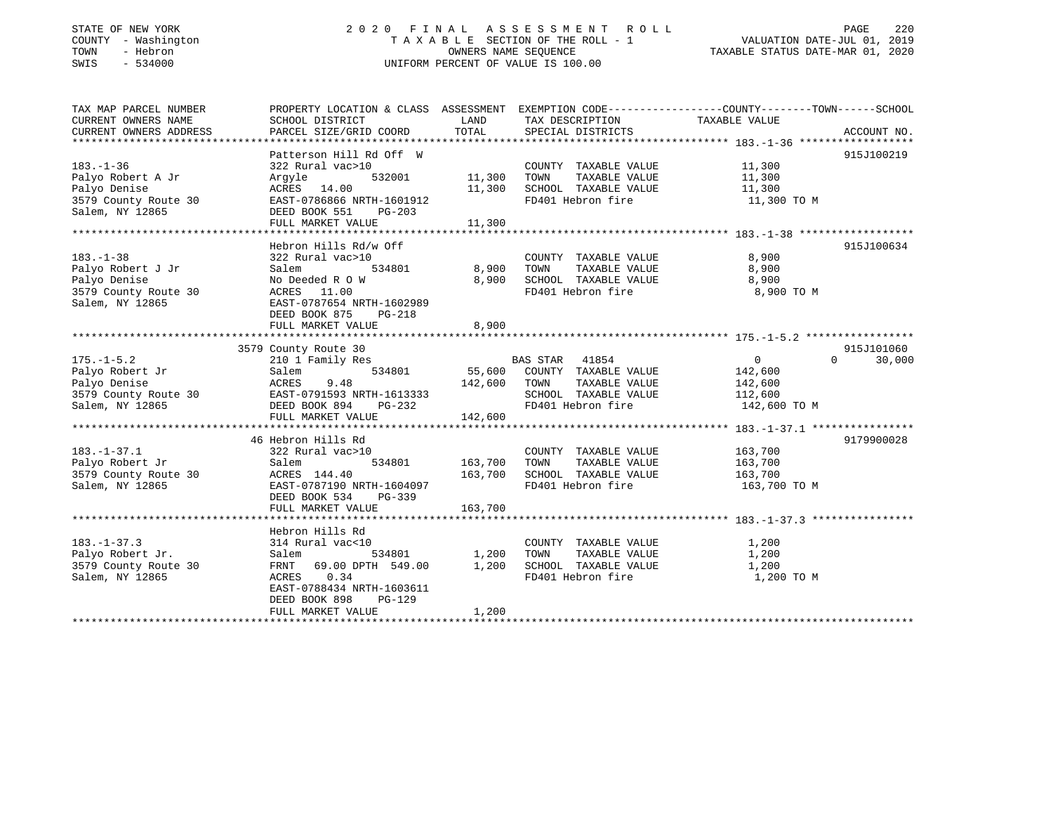STATE OF NEW YORK
COUNTY - Washington
TOWN - Hebron
SWIS - 534000

# 2020 FINAL ASSESSMENT ROLL

TAXABLE SECTION OF THE ROLL - 1
OWNERS NAME SEQUENCE
UNIFORM PERCENT OF VALUE IS 100.00

VALUATION DATE-JUL 01, 2019
TAXABLE STATUS DATE-MAR 01, 2020

| TAX MAP PARCEL NUMBER / CURRENT OWNERS NAME / CURRENT OWNERS ADDRESS | PROPERTY LOCATION & CLASS / SCHOOL DISTRICT / PARCEL SIZE/GRID COORD | ASSESSMENT LAND | TOTAL | EXEMPTION CODE / TAX DESCRIPTION / SPECIAL DISTRICTS | COUNTY | TOWN | SCHOOL TAXABLE VALUE | ACCOUNT NO. |
|---|---|---|---|---|---|---|---|---|
| **183.-1-36** | Patterson Hill Rd Off W | | | | | | | 915J100219 |
| Palyo Robert A Jr | 322 Rural vac>10 | | | COUNTY TAXABLE VALUE | 11,300 | | | |
| Palyo Denise | Argyle 532001 | 11,300 | | TOWN TAXABLE VALUE | | 11,300 | | |
| 3579 County Route 30 | ACRES 14.00 | | 11,300 | SCHOOL TAXABLE VALUE | | | 11,300 | |
| Salem, NY 12865 | EAST-0786866 NRTH-1601912 | | | FD401 Hebron fire | 11,300 TO M | | | |
| | DEED BOOK 551 PG-203 | | | | | | | |
| | FULL MARKET VALUE | | 11,300 | | | | | |
| **183.-1-38** | Hebron Hills Rd/w Off | | | | | | | 915J100634 |
| Palyo Robert J Jr | 322 Rural vac>10 | | | COUNTY TAXABLE VALUE | 8,900 | | | |
| Palyo Denise | Salem 534801 | 8,900 | | TOWN TAXABLE VALUE | | 8,900 | | |
| 3579 County Route 30 | No Deeded R O W | | 8,900 | SCHOOL TAXABLE VALUE | | | 8,900 | |
| Salem, NY 12865 | ACRES 11.00 | | | FD401 Hebron fire | 8,900 TO M | | | |
| | EAST-0787654 NRTH-1602989 | | | | | | | |
| | DEED BOOK 875 PG-218 | | | | | | | |
| | FULL MARKET VALUE | | 8,900 | | | | | |
| **175.-1-5.2** | 3579 County Route 30 | | | | | | | 915J101060 |
| Palyo Robert Jr | 210 1 Family Res | | | BAS STAR 41854 | 0 | 0 | 30,000 | |
| Palyo Denise | Salem 534801 | 55,600 | | COUNTY TAXABLE VALUE | 142,600 | | | |
| 3579 County Route 30 | ACRES 9.48 | | 142,600 | TOWN TAXABLE VALUE | | 142,600 | | |
| Salem, NY 12865 | EAST-0791593 NRTH-1613333 | | | SCHOOL TAXABLE VALUE | | | 112,600 | |
| | DEED BOOK 894 PG-232 | | | FD401 Hebron fire | 142,600 TO M | | | |
| | FULL MARKET VALUE | | 142,600 | | | | | |
| **183.-1-37.1** | 46 Hebron Hills Rd | | | | | | | 9179900028 |
| Palyo Robert Jr | 322 Rural vac>10 | | | COUNTY TAXABLE VALUE | 163,700 | | | |
| 3579 County Route 30 | Salem 534801 | 163,700 | | TOWN TAXABLE VALUE | | 163,700 | | |
| Salem, NY 12865 | ACRES 144.40 | | 163,700 | SCHOOL TAXABLE VALUE | | | 163,700 | |
| | EAST-0787190 NRTH-1604097 | | | FD401 Hebron fire | 163,700 TO M | | | |
| | DEED BOOK 534 PG-339 | | | | | | | |
| | FULL MARKET VALUE | | 163,700 | | | | | |
| **183.-1-37.3** | Hebron Hills Rd | | | | | | | |
| Palyo Robert Jr. | 314 Rural vac<10 | | | COUNTY TAXABLE VALUE | 1,200 | | | |
| 3579 County Route 30 | Salem 534801 | 1,200 | | TOWN TAXABLE VALUE | | 1,200 | | |
| Salem, NY 12865 | FRNT 69.00 DPTH 549.00 | | 1,200 | SCHOOL TAXABLE VALUE | | | 1,200 | |
| | ACRES 0.34 | | | FD401 Hebron fire | 1,200 TO M | | | |
| | EAST-0788434 NRTH-1603611 | | | | | | | |
| | DEED BOOK 898 PG-129 | | | | | | | |
| | FULL MARKET VALUE | | 1,200 | | | | | |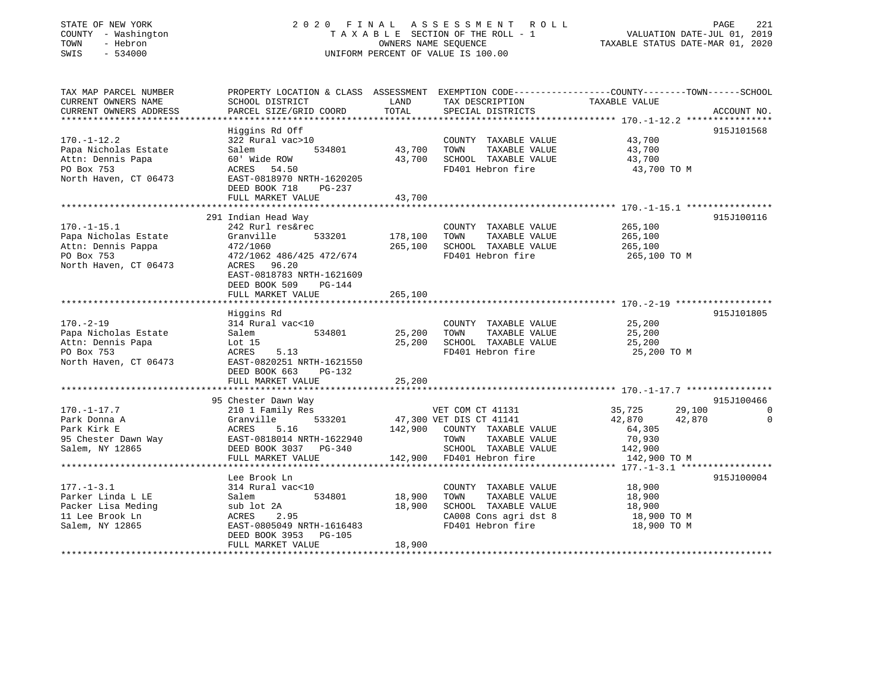STATE OF NEW YORK
COUNTY - Washington
TOWN - Hebron
SWIS - 534000

# 2020 FINAL ASSESSMENT ROLL

TAXABLE SECTION OF THE ROLL - 1
OWNERS NAME SEQUENCE
UNIFORM PERCENT OF VALUE IS 100.00

VALUATION DATE-JUL 01, 2019
TAXABLE STATUS DATE-MAR 01, 2020

| TAX MAP PARCEL NUMBER / CURRENT OWNERS NAME / CURRENT OWNERS ADDRESS | PROPERTY LOCATION & CLASS / SCHOOL DISTRICT / PARCEL SIZE/GRID COORD | ASSESSMENT LAND | TOTAL | EXEMPTION CODE / TAX DESCRIPTION / SPECIAL DISTRICTS | COUNTY TAXABLE VALUE | TOWN | SCHOOL | ACCOUNT NO. |
|---|---|---|---|---|---|---|---|---|
| **170.-1-12.2** | Higgins Rd Off | | | | | | | 915J101568 |
| 170.-1-12.2 | 322 Rural vac>10 | | | COUNTY TAXABLE VALUE | 43,700 | | | |
| Papa Nicholas Estate | Salem 534801 | 43,700 | | TOWN TAXABLE VALUE | 43,700 | | | |
| Attn: Dennis Papa | 60' Wide ROW | | 43,700 | SCHOOL TAXABLE VALUE | 43,700 | | | |
| PO Box 753 | ACRES 54.50 | | | FD401 Hebron fire | 43,700 TO M | | | |
| North Haven, CT 06473 | EAST-0818970 NRTH-1620205 | | | | | | | |
| | DEED BOOK 718 PG-237 | | | | | | | |
| | FULL MARKET VALUE | | 43,700 | | | | | |
| **170.-1-15.1** | 291 Indian Head Way | | | | | | | 915J100116 |
| 170.-1-15.1 | 242 Rurl res&rec | | | COUNTY TAXABLE VALUE | 265,100 | | | |
| Papa Nicholas Estate | Granville 533201 | 178,100 | | TOWN TAXABLE VALUE | 265,100 | | | |
| Attn: Dennis Pappa | 472/1060 | | 265,100 | SCHOOL TAXABLE VALUE | 265,100 | | | |
| PO Box 753 | 472/1062 486/425 472/674 | | | FD401 Hebron fire | 265,100 TO M | | | |
| North Haven, CT 06473 | ACRES 96.20 | | | | | | | |
| | EAST-0818783 NRTH-1621609 | | | | | | | |
| | DEED BOOK 509 PG-144 | | | | | | | |
| | FULL MARKET VALUE | | 265,100 | | | | | |
| **170.-2-19** | Higgins Rd | | | | | | | 915J101805 |
| 170.-2-19 | 314 Rural vac<10 | | | COUNTY TAXABLE VALUE | 25,200 | | | |
| Papa Nicholas Estate | Salem 534801 | 25,200 | | TOWN TAXABLE VALUE | 25,200 | | | |
| Attn: Dennis Papa | Lot 15 | | 25,200 | SCHOOL TAXABLE VALUE | 25,200 | | | |
| PO Box 753 | ACRES 5.13 | | | FD401 Hebron fire | 25,200 TO M | | | |
| North Haven, CT 06473 | EAST-0820251 NRTH-1621550 | | | | | | | |
| | DEED BOOK 663 PG-132 | | | | | | | |
| | FULL MARKET VALUE | | 25,200 | | | | | |
| **170.-1-17.7** | 95 Chester Dawn Way | | | | | | | 915J100466 |
| 170.-1-17.7 | 210 1 Family Res | | | VET COM CT 41131 | 35,725 | 29,100 | 0 | |
| Park Donna A | Granville 533201 | 47,300 | | VET DIS CT 41141 | 42,870 | 42,870 | 0 | |
| Park Kirk E | ACRES 5.16 | | 142,900 | COUNTY TAXABLE VALUE | 64,305 | | | |
| 95 Chester Dawn Way | EAST-0818014 NRTH-1622940 | | | TOWN TAXABLE VALUE | 70,930 | | | |
| Salem, NY 12865 | DEED BOOK 3037 PG-340 | | | SCHOOL TAXABLE VALUE | 142,900 | | | |
| | FULL MARKET VALUE | | 142,900 | FD401 Hebron fire | 142,900 TO M | | | |
| **177.-1-3.1** | Lee Brook Ln | | | | | | | 915J100004 |
| 177.-1-3.1 | 314 Rural vac<10 | | | COUNTY TAXABLE VALUE | 18,900 | | | |
| Parker Linda L LE | Salem 534801 | 18,900 | | TOWN TAXABLE VALUE | 18,900 | | | |
| Packer Lisa Meding | sub lot 2A | | 18,900 | SCHOOL TAXABLE VALUE | 18,900 | | | |
| 11 Lee Brook Ln | ACRES 2.95 | | | CA008 Cons agri dst 8 | 18,900 TO M | | | |
| Salem, NY 12865 | EAST-0805049 NRTH-1616483 | | | FD401 Hebron fire | 18,900 TO M | | | |
| | DEED BOOK 3953 PG-105 | | | | | | | |
| | FULL MARKET VALUE | | 18,900 | | | | | |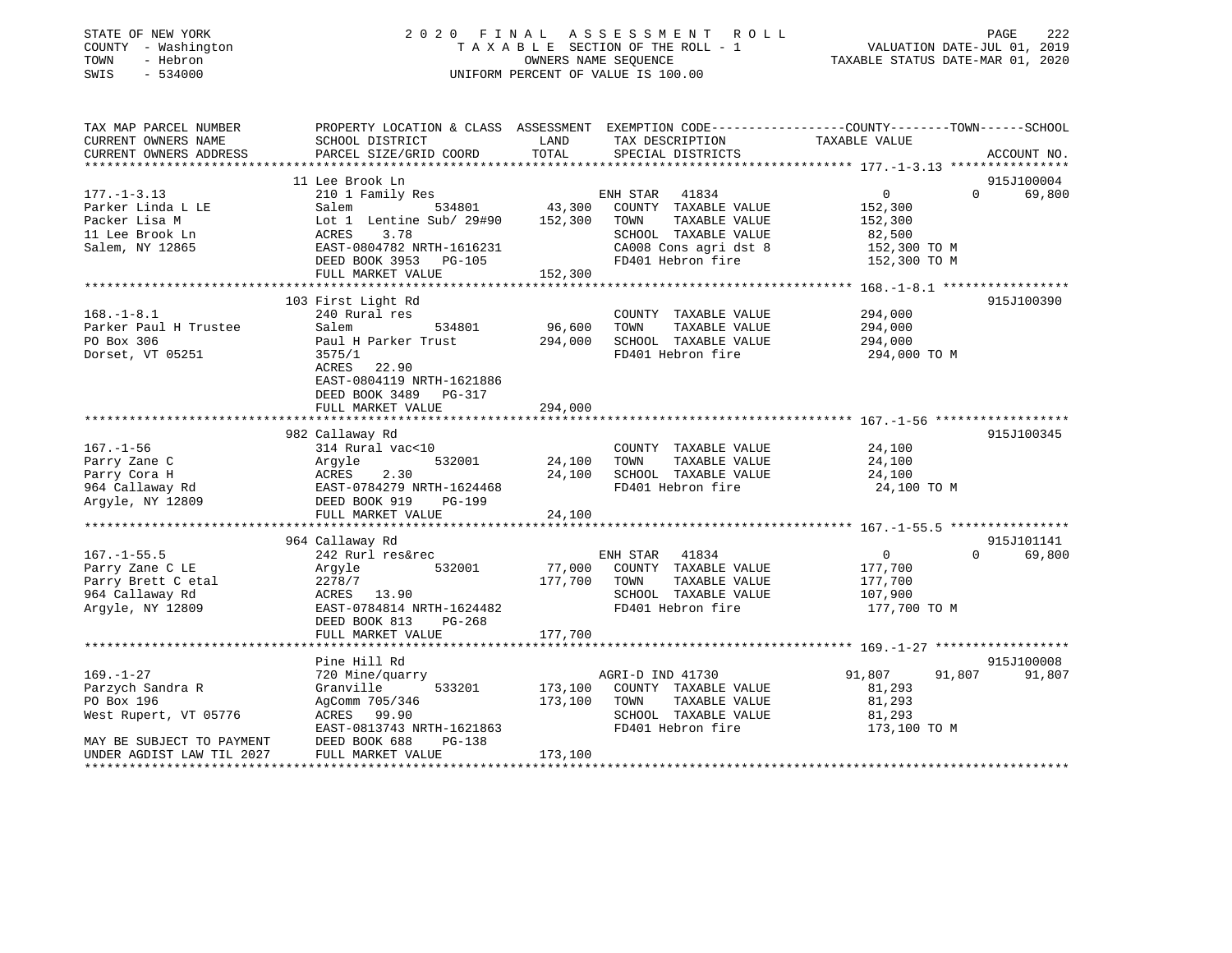STATE OF NEW YORK
COUNTY - Washington
TOWN - Hebron
SWIS - 534000

2 0 2 0 F I N A L A S S E S S M E N T R O L L
T A X A B L E SECTION OF THE ROLL - 1
OWNERS NAME SEQUENCE
UNIFORM PERCENT OF VALUE IS 100.00

VALUATION DATE-JUL 01, 2019
TAXABLE STATUS DATE-MAR 01, 2020

```
TAX MAP PARCEL NUMBER          PROPERTY LOCATION & CLASS  ASSESSMENT  EXEMPTION CODE-----------------COUNTY--------TOWN------SCHOOL
CURRENT OWNERS NAME            SCHOOL DISTRICT             LAND       TAX DESCRIPTION              TAXABLE VALUE
CURRENT OWNERS ADDRESS         PARCEL SIZE/GRID COORD      TOTAL      SPECIAL DISTRICTS                                  ACCOUNT NO.
******************************************************************************************************* 177.-1-3.13 ****************
                               11 Lee Brook Ln                                                                        915J100004
177.-1-3.13                    210 1 Family Res                       ENH STAR  41834                    0          0      69,800
Parker Linda L LE              Salem            534801      43,300    COUNTY  TAXABLE VALUE         152,300
Packer Lisa M                  Lot 1  Lentine Sub/ 29#90   152,300    TOWN    TAXABLE VALUE         152,300
11 Lee Brook Ln                ACRES    3.78                          SCHOOL  TAXABLE VALUE          82,500
Salem, NY 12865                EAST-0804782 NRTH-1616231              CA008 Cons agri dst 8          152,300 TO M
                               DEED BOOK 3953   PG-105                FD401 Hebron fire              152,300 TO M
                               FULL MARKET VALUE           152,300
******************************************************************************************************* 168.-1-8.1 *****************
                               103 First Light Rd                                                                     915J100390
168.-1-8.1                     240 Rural res                          COUNTY  TAXABLE VALUE         294,000
Parker Paul H Trustee          Salem            534801      96,600    TOWN    TAXABLE VALUE         294,000
PO Box 306                     Paul H Parker Trust         294,000    SCHOOL  TAXABLE VALUE         294,000
Dorset, VT 05251               3575/1                                 FD401 Hebron fire              294,000 TO M
                               ACRES   22.90
                               EAST-0804119 NRTH-1621886
                               DEED BOOK 3489   PG-317
                               FULL MARKET VALUE           294,000
******************************************************************************************************* 167.-1-56 ******************
                               982 Callaway Rd                                                                        915J100345
167.-1-56                      314 Rural vac<10                       COUNTY  TAXABLE VALUE          24,100
Parry Zane C                   Argyle           532001      24,100    TOWN    TAXABLE VALUE          24,100
Parry Cora H                   ACRES    2.30                24,100    SCHOOL  TAXABLE VALUE          24,100
964 Callaway Rd                EAST-0784279 NRTH-1624468              FD401 Hebron fire               24,100 TO M
Argyle, NY 12809               DEED BOOK 919    PG-199
                               FULL MARKET VALUE            24,100
******************************************************************************************************* 167.-1-55.5 ****************
                               964 Callaway Rd                                                                        915J101141
167.-1-55.5                    242 Rurl res&rec                       ENH STAR  41834                    0          0      69,800
Parry Zane C LE                Argyle           532001      77,000    COUNTY  TAXABLE VALUE         177,700
Parry Brett C etal             2278/7                      177,700    TOWN    TAXABLE VALUE         177,700
964 Callaway Rd                ACRES   13.90                          SCHOOL  TAXABLE VALUE         107,900
Argyle, NY 12809               EAST-0784814 NRTH-1624482              FD401 Hebron fire              177,700 TO M
                               DEED BOOK 813    PG-268
                               FULL MARKET VALUE           177,700
******************************************************************************************************* 169.-1-27 ******************
                               Pine Hill Rd                                                                           915J100008
169.-1-27                      720 Mine/quarry                        AGRI-D IND 41730               91,807     91,807     91,807
Parzych Sandra R               Granville        533201     173,100    COUNTY  TAXABLE VALUE          81,293
PO Box 196                     AgComm 705/346              173,100    TOWN    TAXABLE VALUE          81,293
West Rupert, VT 05776          ACRES   99.90                          SCHOOL  TAXABLE VALUE          81,293
                               EAST-0813743 NRTH-1621863              FD401 Hebron fire              173,100 TO M
MAY BE SUBJECT TO PAYMENT      DEED BOOK 688    PG-138
UNDER AGDIST LAW TIL 2027      FULL MARKET VALUE           173,100
************************************************************************************************************************************
```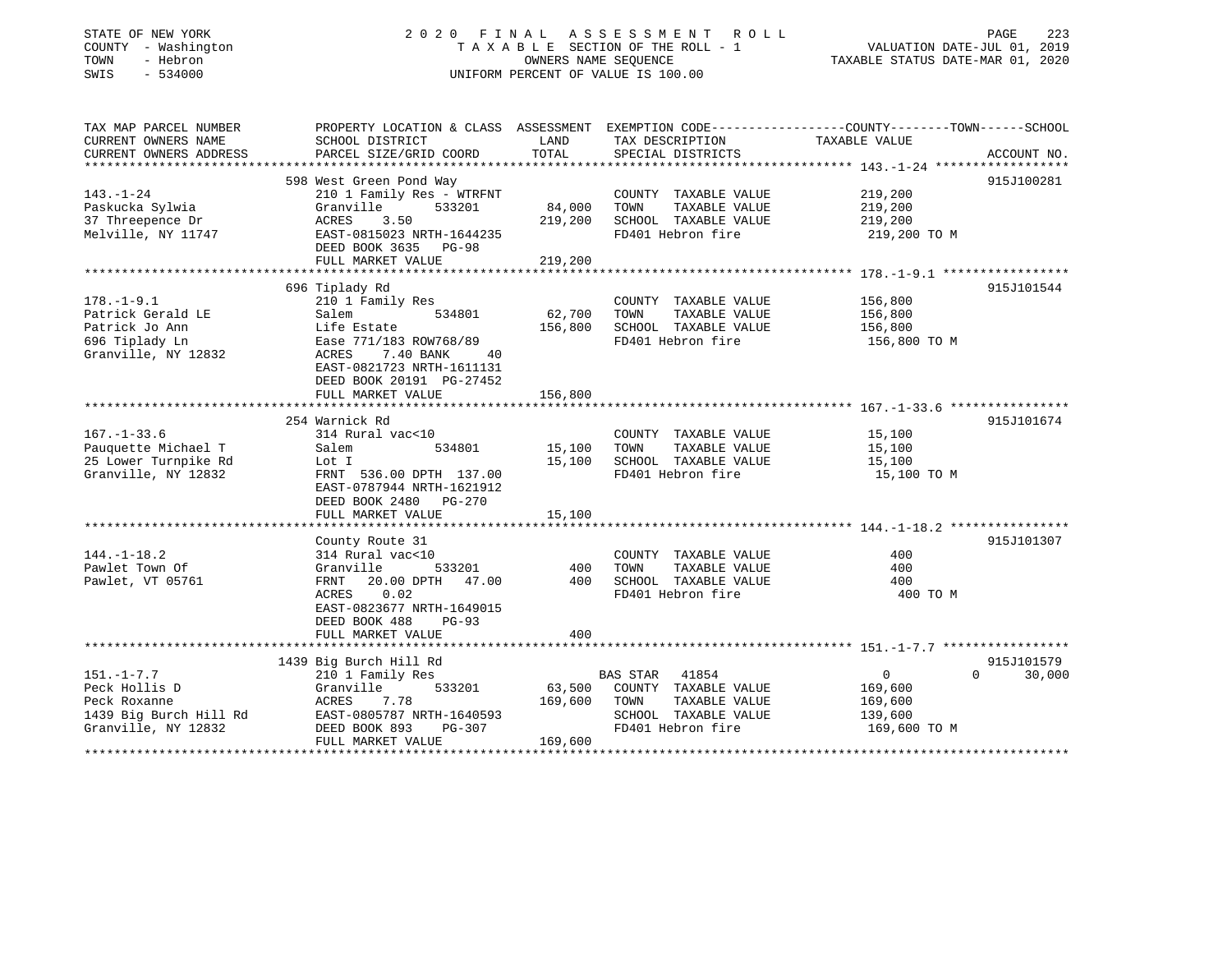STATE OF NEW YORK
COUNTY - Washington
TOWN - Hebron
SWIS - 534000

2020 FINAL ASSESSMENT ROLL
TAXABLE SECTION OF THE ROLL - 1
OWNERS NAME SEQUENCE
UNIFORM PERCENT OF VALUE IS 100.00

VALUATION DATE-JUL 01, 2019
TAXABLE STATUS DATE-MAR 01, 2020

| TAX MAP PARCEL NUMBER / CURRENT OWNERS NAME / CURRENT OWNERS ADDRESS | PROPERTY LOCATION & CLASS / SCHOOL DISTRICT / PARCEL SIZE/GRID COORD | ASSESSMENT LAND | TOTAL | EXEMPTION CODE / TAX DESCRIPTION / SPECIAL DISTRICTS | COUNTY / TOWN / SCHOOL TAXABLE VALUE | ACCOUNT NO. |
|---|---|---|---|---|---|---|
| 143.-1-24 | 598 West Green Pond Way | | | | | 915J100281 |
| Paskucka Sylwia | 210 1 Family Res - WTRFNT | | | COUNTY TAXABLE VALUE | 219,200 | |
| 37 Threepence Dr | Granville 533201 | 84,000 | | TOWN TAXABLE VALUE | 219,200 | |
| Melville, NY 11747 | ACRES 3.50 | | 219,200 | SCHOOL TAXABLE VALUE | 219,200 | |
| | EAST-0815023 NRTH-1644235 | | | FD401 Hebron fire | 219,200 TO M | |
| | DEED BOOK 3635 PG-98 | | | | | |
| | FULL MARKET VALUE | | 219,200 | | | |
| 178.-1-9.1 | 696 Tiplady Rd | | | | | 915J101544 |
| Patrick Gerald LE | 210 1 Family Res | | | COUNTY TAXABLE VALUE | 156,800 | |
| Patrick Jo Ann | Salem 534801 | 62,700 | | TOWN TAXABLE VALUE | 156,800 | |
| 696 Tiplady Ln | Life Estate | | 156,800 | SCHOOL TAXABLE VALUE | 156,800 | |
| Granville, NY 12832 | Ease 771/183 ROW768/89 | | | FD401 Hebron fire | 156,800 TO M | |
| | ACRES 7.40 BANK 40 | | | | | |
| | EAST-0821723 NRTH-1611131 | | | | | |
| | DEED BOOK 20191 PG-27452 | | | | | |
| | FULL MARKET VALUE | | 156,800 | | | |
| 167.-1-33.6 | 254 Warnick Rd | | | | | 915J101674 |
| Pauquette Michael T | 314 Rural vac<10 | | | COUNTY TAXABLE VALUE | 15,100 | |
| 25 Lower Turnpike Rd | Salem 534801 | 15,100 | | TOWN TAXABLE VALUE | 15,100 | |
| Granville, NY 12832 | Lot I | | 15,100 | SCHOOL TAXABLE VALUE | 15,100 | |
| | FRNT 536.00 DPTH 137.00 | | | FD401 Hebron fire | 15,100 TO M | |
| | EAST-0787944 NRTH-1621912 | | | | | |
| | DEED BOOK 2480 PG-270 | | | | | |
| | FULL MARKET VALUE | | 15,100 | | | |
| 144.-1-18.2 | County Route 31 | | | | | 915J101307 |
| Pawlet Town Of | 314 Rural vac<10 | | | COUNTY TAXABLE VALUE | 400 | |
| Pawlet, VT 05761 | Granville 533201 | 400 | | TOWN TAXABLE VALUE | 400 | |
| | FRNT 20.00 DPTH 47.00 | | 400 | SCHOOL TAXABLE VALUE | 400 | |
| | ACRES 0.02 | | | FD401 Hebron fire | 400 TO M | |
| | EAST-0823677 NRTH-1649015 | | | | | |
| | DEED BOOK 488 PG-93 | | | | | |
| | FULL MARKET VALUE | | 400 | | | |
| 151.-1-7.7 | 1439 Big Burch Hill Rd | | | | | 915J101579 |
| Peck Hollis D | 210 1 Family Res | | | BAS STAR 41854 | 0 0 30,000 | |
| Peck Roxanne | Granville 533201 | 63,500 | | COUNTY TAXABLE VALUE | 169,600 | |
| 1439 Big Burch Hill Rd | ACRES 7.78 | | 169,600 | TOWN TAXABLE VALUE | 169,600 | |
| Granville, NY 12832 | EAST-0805787 NRTH-1640593 | | | SCHOOL TAXABLE VALUE | 139,600 | |
| | DEED BOOK 893 PG-307 | | | FD401 Hebron fire | 169,600 TO M | |
| | FULL MARKET VALUE | | 169,600 | | | |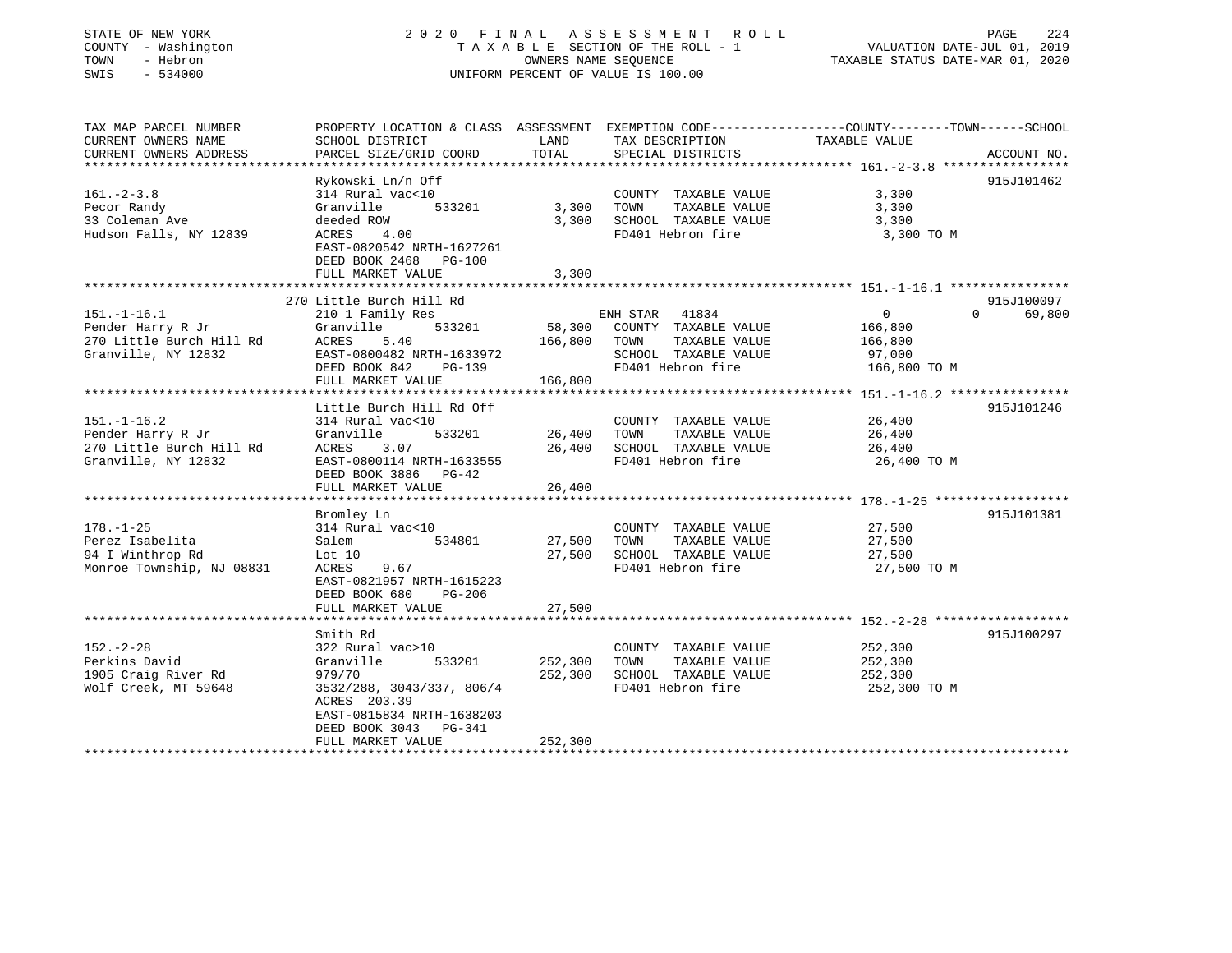STATE OF NEW YORK
COUNTY - Washington
TOWN - Hebron
SWIS - 534000

# 2020 FINAL ASSESSMENT ROLL

TAXABLE SECTION OF THE ROLL - 1
OWNERS NAME SEQUENCE
UNIFORM PERCENT OF VALUE IS 100.00

VALUATION DATE-JUL 01, 2019
TAXABLE STATUS DATE-MAR 01, 2020

| TAX MAP PARCEL NUMBER / CURRENT OWNERS NAME / CURRENT OWNERS ADDRESS | PROPERTY LOCATION & CLASS / SCHOOL DISTRICT / PARCEL SIZE/GRID COORD | ASSESSMENT LAND | TOTAL | EXEMPTION CODE / TAX DESCRIPTION / SPECIAL DISTRICTS | COUNTY | TOWN | SCHOOL | ACCOUNT NO. |
|---|---|---|---|---|---|---|---|---|
| 161.-2-3.8 | Rykowski Ln/n Off | | | | | | | 915J101462 |
| | 314 Rural vac<10 | | | COUNTY TAXABLE VALUE | 3,300 | | | |
| Pecor Randy | Granville 533201 | 3,300 | | TOWN TAXABLE VALUE | | 3,300 | | |
| 33 Coleman Ave | deeded ROW | | 3,300 | SCHOOL TAXABLE VALUE | | | 3,300 | |
| Hudson Falls, NY 12839 | ACRES 4.00 | | | FD401 Hebron fire | 3,300 TO M | | | |
| | EAST-0820542 NRTH-1627261 | | | | | | | |
| | DEED BOOK 2468 PG-100 | | | | | | | |
| | FULL MARKET VALUE | | 3,300 | | | | | |
| 151.-1-16.1 | 270 Little Burch Hill Rd | | | | | | | 915J100097 |
| | 210 1 Family Res | | | ENH STAR 41834 | 0 | 0 | 69,800 | |
| Pender Harry R Jr | Granville 533201 | 58,300 | | COUNTY TAXABLE VALUE | 166,800 | | | |
| 270 Little Burch Hill Rd | ACRES 5.40 | | 166,800 | TOWN TAXABLE VALUE | | 166,800 | | |
| Granville, NY 12832 | EAST-0800482 NRTH-1633972 | | | SCHOOL TAXABLE VALUE | | | 97,000 | |
| | DEED BOOK 842 PG-139 | | | FD401 Hebron fire | 166,800 TO M | | | |
| | FULL MARKET VALUE | | 166,800 | | | | | |
| 151.-1-16.2 | Little Burch Hill Rd Off | | | | | | | 915J101246 |
| | 314 Rural vac<10 | | | COUNTY TAXABLE VALUE | 26,400 | | | |
| Pender Harry R Jr | Granville 533201 | 26,400 | | TOWN TAXABLE VALUE | | 26,400 | | |
| 270 Little Burch Hill Rd | ACRES 3.07 | | 26,400 | SCHOOL TAXABLE VALUE | | | 26,400 | |
| Granville, NY 12832 | EAST-0800114 NRTH-1633555 | | | FD401 Hebron fire | 26,400 TO M | | | |
| | DEED BOOK 3886 PG-42 | | | | | | | |
| | FULL MARKET VALUE | | 26,400 | | | | | |
| 178.-1-25 | Bromley Ln | | | | | | | 915J101381 |
| | 314 Rural vac<10 | | | COUNTY TAXABLE VALUE | 27,500 | | | |
| Perez Isabelita | Salem 534801 | 27,500 | | TOWN TAXABLE VALUE | | 27,500 | | |
| 94 I Winthrop Rd | Lot 10 | | 27,500 | SCHOOL TAXABLE VALUE | | | 27,500 | |
| Monroe Township, NJ 08831 | ACRES 9.67 | | | FD401 Hebron fire | 27,500 TO M | | | |
| | EAST-0821957 NRTH-1615223 | | | | | | | |
| | DEED BOOK 680 PG-206 | | | | | | | |
| | FULL MARKET VALUE | | 27,500 | | | | | |
| 152.-2-28 | Smith Rd | | | | | | | 915J100297 |
| | 322 Rural vac>10 | | | COUNTY TAXABLE VALUE | 252,300 | | | |
| Perkins David | Granville 533201 | 252,300 | | TOWN TAXABLE VALUE | | 252,300 | | |
| 1905 Craig River Rd | 979/70 | | 252,300 | SCHOOL TAXABLE VALUE | | | 252,300 | |
| Wolf Creek, MT 59648 | 3532/288, 3043/337, 806/4 | | | FD401 Hebron fire | 252,300 TO M | | | |
| | ACRES 203.39 | | | | | | | |
| | EAST-0815834 NRTH-1638203 | | | | | | | |
| | DEED BOOK 3043 PG-341 | | | | | | | |
| | FULL MARKET VALUE | | 252,300 | | | | | |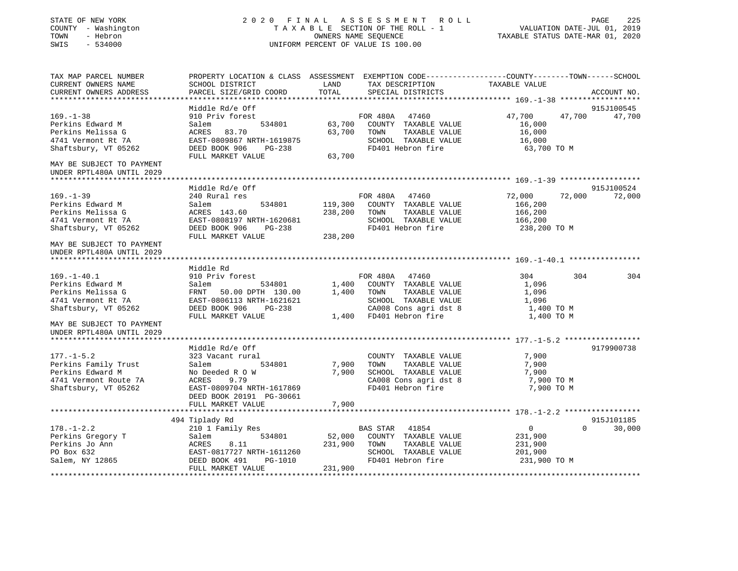STATE OF NEW YORK
COUNTY - Washington
TOWN - Hebron
SWIS - 534000

2020 FINAL ASSESSMENT ROLL
TAXABLE SECTION OF THE ROLL - 1
OWNERS NAME SEQUENCE
UNIFORM PERCENT OF VALUE IS 100.00

VALUATION DATE-JUL 01, 2019
TAXABLE STATUS DATE-MAR 01, 2020

```
TAX MAP PARCEL NUMBER          PROPERTY LOCATION & CLASS  ASSESSMENT  EXEMPTION CODE-----------------COUNTY--------TOWN------SCHOOL
CURRENT OWNERS NAME            SCHOOL DISTRICT              LAND       TAX DESCRIPTION               TAXABLE VALUE
CURRENT OWNERS ADDRESS         PARCEL SIZE/GRID COORD       TOTAL      SPECIAL DISTRICTS                                    ACCOUNT NO.
*********************************************************************************************** 169.-1-38 ******************
                               Middle Rd/e Off                                                                             915J100545
169.-1-38                      910 Priv forest                    FOR 480A   47460            47,700      47,700      47,700
Perkins Edward M               Salem          534801    63,700    COUNTY  TAXABLE VALUE          16,000
Perkins Melissa G              ACRES   83.70            63,700    TOWN    TAXABLE VALUE          16,000
4741 Vermont Rt 7A             EAST-0809867 NRTH-1619875          SCHOOL  TAXABLE VALUE          16,000
Shaftsbury, VT 05262           DEED BOOK 906    PG-238            FD401 Hebron fire               63,700 TO M
                               FULL MARKET VALUE        63,700
MAY BE SUBJECT TO PAYMENT
UNDER RPTL480A UNTIL 2029
*********************************************************************************************** 169.-1-39 ******************
                               Middle Rd/e Off                                                                             915J100524
169.-1-39                      240 Rural res                      FOR 480A   47460            72,000      72,000      72,000
Perkins Edward M               Salem          534801   119,300    COUNTY  TAXABLE VALUE         166,200
Perkins Melissa G              ACRES  143.60           238,200    TOWN    TAXABLE VALUE         166,200
4741 Vermont Rt 7A             EAST-0808197 NRTH-1620681          SCHOOL  TAXABLE VALUE         166,200
Shaftsbury, VT 05262           DEED BOOK 906    PG-238            FD401 Hebron fire              238,200 TO M
                               FULL MARKET VALUE       238,200
MAY BE SUBJECT TO PAYMENT
UNDER RPTL480A UNTIL 2029
*********************************************************************************************** 169.-1-40.1 ****************
                               Middle Rd
169.-1-40.1                    910 Priv forest                    FOR 480A   47460               304         304         304
Perkins Edward M               Salem          534801     1,400    COUNTY  TAXABLE VALUE           1,096
Perkins Melissa G              FRNT   50.00 DPTH 130.00   1,400   TOWN    TAXABLE VALUE           1,096
4741 Vermont Rt 7A             EAST-0806113 NRTH-1621621          SCHOOL  TAXABLE VALUE           1,096
Shaftsbury, VT 05262           DEED BOOK 906    PG-238            CA008 Cons agri dst 8           1,400 TO M
                               FULL MARKET VALUE         1,400    FD401 Hebron fire               1,400 TO M
MAY BE SUBJECT TO PAYMENT
UNDER RPTL480A UNTIL 2029
*********************************************************************************************** 177.-1-5.2 *****************
                               Middle Rd/e Off                                                                             9179900738
177.-1-5.2                     323 Vacant rural                   COUNTY  TAXABLE VALUE           7,900
Perkins Family Trust           Salem          534801     7,900    TOWN    TAXABLE VALUE           7,900
Perkins Edward M               No Deeded R O W           7,900    SCHOOL  TAXABLE VALUE           7,900
4741 Vermont Route 7A          ACRES    9.79                      CA008 Cons agri dst 8           7,900 TO M
Shaftsbury, VT 05262           EAST-0809704 NRTH-1617869          FD401 Hebron fire               7,900 TO M
                               DEED BOOK 20191 PG-30661
                               FULL MARKET VALUE         7,900
*********************************************************************************************** 178.-1-2.2 *****************
                           494 Tiplady Rd                                                                                  915J101185
178.-1-2.2                     210 1 Family Res                   BAS STAR   41854                 0           0      30,000
Perkins Gregory T              Salem          534801    52,000    COUNTY  TAXABLE VALUE         231,900
Perkins Jo Ann                 ACRES    8.11           231,900    TOWN    TAXABLE VALUE         231,900
PO Box 632                     EAST-0817727 NRTH-1611260          SCHOOL  TAXABLE VALUE         201,900
Salem, NY 12865                DEED BOOK 491    PG-1010           FD401 Hebron fire              231,900 TO M
                               FULL MARKET VALUE       231,900
****************************************************************************************************************************
```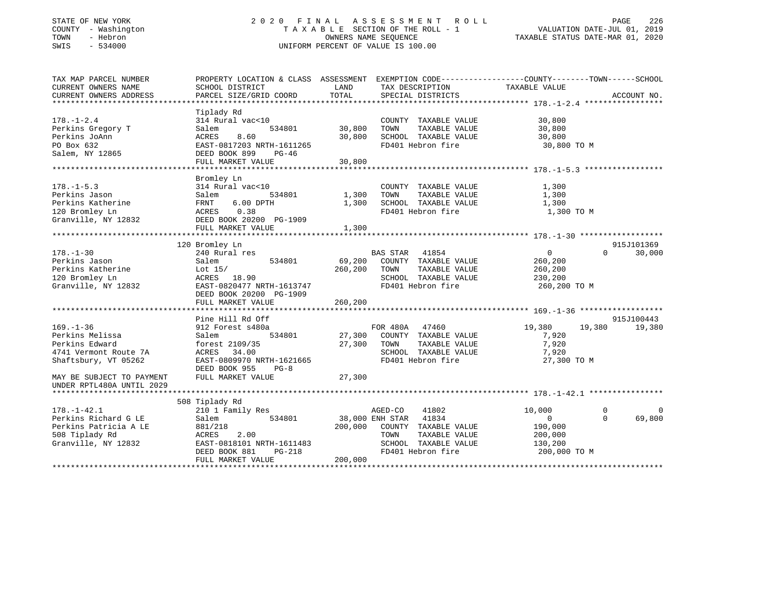STATE OF NEW YORK
COUNTY - Washington
TOWN - Hebron
SWIS - 534000

2020 FINAL ASSESSMENT ROLL
TAXABLE SECTION OF THE ROLL - 1
OWNERS NAME SEQUENCE
UNIFORM PERCENT OF VALUE IS 100.00

VALUATION DATE-JUL 01, 2019
TAXABLE STATUS DATE-MAR 01, 2020

| TAX MAP PARCEL NUMBER / CURRENT OWNERS NAME / CURRENT OWNERS ADDRESS | PROPERTY LOCATION & CLASS / SCHOOL DISTRICT / PARCEL SIZE/GRID COORD | ASSESSMENT LAND | TOTAL | EXEMPTION CODE / TAX DESCRIPTION / SPECIAL DISTRICTS | COUNTY TAXABLE VALUE | TOWN | SCHOOL | ACCOUNT NO. |
|---|---|---|---|---|---|---|---|---|
| **178.-1-2.4** | Tiplady Rd | | | | | | | |
| | 314 Rural vac<10 | | | COUNTY TAXABLE VALUE | 30,800 | | | |
| Perkins Gregory T | Salem 534801 | 30,800 | | TOWN TAXABLE VALUE | 30,800 | | | |
| Perkins JoAnn | ACRES 8.60 | | 30,800 | SCHOOL TAXABLE VALUE | 30,800 | | | |
| PO Box 632 | EAST-0817203 NRTH-1611265 | | | FD401 Hebron fire | 30,800 TO M | | | |
| Salem, NY 12865 | DEED BOOK 899 PG-46 | | | | | | | |
| | FULL MARKET VALUE | | 30,800 | | | | | |
| **178.-1-5.3** | Bromley Ln | | | | | | | |
| | 314 Rural vac<10 | | | COUNTY TAXABLE VALUE | 1,300 | | | |
| Perkins Jason | Salem 534801 | 1,300 | | TOWN TAXABLE VALUE | 1,300 | | | |
| Perkins Katherine | FRNT 6.00 DPTH | | 1,300 | SCHOOL TAXABLE VALUE | 1,300 | | | |
| 120 Bromley Ln | ACRES 0.38 | | | FD401 Hebron fire | 1,300 TO M | | | |
| Granville, NY 12832 | DEED BOOK 20200 PG-1909 | | | | | | | |
| | FULL MARKET VALUE | | 1,300 | | | | | |
| **178.-1-30** | 120 Bromley Ln | | | | | | | 915J101369 |
| | 240 Rural res | | | BAS STAR 41854 | 0 | 0 | 30,000 | |
| Perkins Jason | Salem 534801 | 69,200 | | COUNTY TAXABLE VALUE | 260,200 | | | |
| Perkins Katherine | Lot 15/ | | 260,200 | TOWN TAXABLE VALUE | 260,200 | | | |
| 120 Bromley Ln | ACRES 18.90 | | | SCHOOL TAXABLE VALUE | 230,200 | | | |
| Granville, NY 12832 | EAST-0820477 NRTH-1613747 | | | FD401 Hebron fire | 260,200 TO M | | | |
| | DEED BOOK 20200 PG-1909 | | | | | | | |
| | FULL MARKET VALUE | | 260,200 | | | | | |
| **169.-1-36** | Pine Hill Rd Off | | | | | | | 915J100443 |
| | 912 Forest s480a | | | FOR 480A 47460 | 19,380 | 19,380 | 19,380 | |
| Perkins Melissa | Salem 534801 | 27,300 | | COUNTY TAXABLE VALUE | 7,920 | | | |
| Perkins Edward | forest 2109/35 | | 27,300 | TOWN TAXABLE VALUE | 7,920 | | | |
| 4741 Vermont Route 7A | ACRES 34.00 | | | SCHOOL TAXABLE VALUE | 7,920 | | | |
| Shaftsbury, VT 05262 | EAST-0809970 NRTH-1621665 | | | FD401 Hebron fire | 27,300 TO M | | | |
| | DEED BOOK 955 PG-8 | | | | | | | |
| MAY BE SUBJECT TO PAYMENT UNDER RPTL480A UNTIL 2029 | FULL MARKET VALUE | | 27,300 | | | | | |
| **178.-1-42.1** | 508 Tiplady Rd | | | | | | | |
| | 210 1 Family Res | | | AGED-CO 41802 | 10,000 | 0 | 0 | |
| Perkins Richard G LE | Salem 534801 | 38,000 | | ENH STAR 41834 | 0 | 0 | 69,800 | |
| Perkins Patricia A LE | 881/218 | | 200,000 | COUNTY TAXABLE VALUE | 190,000 | | | |
| 508 Tiplady Rd | ACRES 2.00 | | | TOWN TAXABLE VALUE | 200,000 | | | |
| Granville, NY 12832 | EAST-0818101 NRTH-1611483 | | | SCHOOL TAXABLE VALUE | 130,200 | | | |
| | DEED BOOK 881 PG-218 | | | FD401 Hebron fire | 200,000 TO M | | | |
| | FULL MARKET VALUE | | 200,000 | | | | | |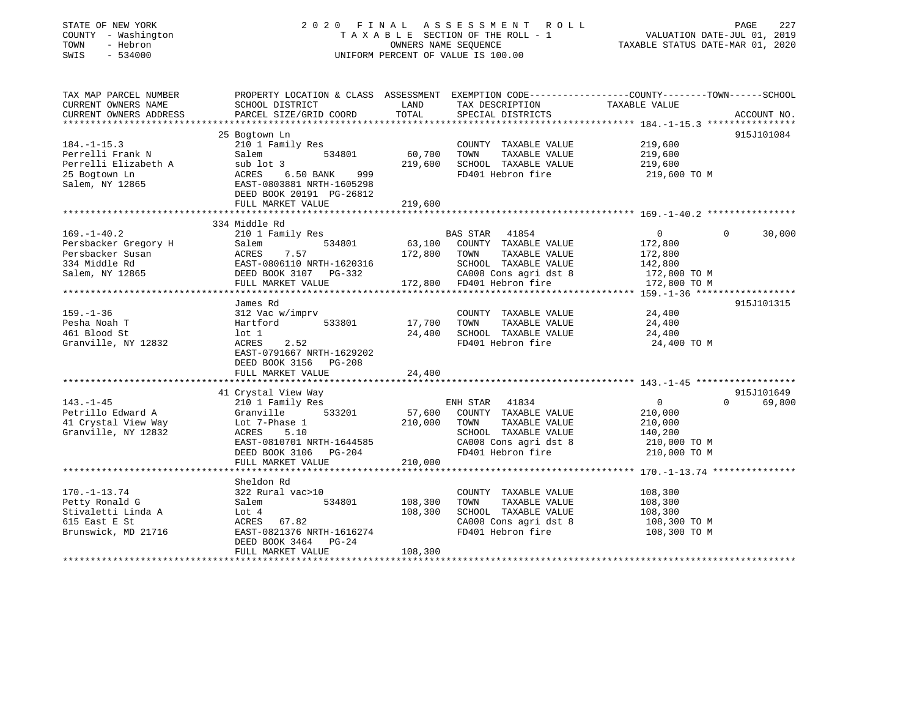STATE OF NEW YORK
COUNTY - Washington
TOWN - Hebron
SWIS - 534000

2 0 2 0 F I N A L A S S E S S M E N T R O L L
T A X A B L E SECTION OF THE ROLL - 1
OWNERS NAME SEQUENCE
UNIFORM PERCENT OF VALUE IS 100.00

VALUATION DATE-JUL 01, 2019
TAXABLE STATUS DATE-MAR 01, 2020

| TAX MAP PARCEL NUMBER / CURRENT OWNERS NAME / CURRENT OWNERS ADDRESS | PROPERTY LOCATION & CLASS / SCHOOL DISTRICT / PARCEL SIZE/GRID COORD | ASSESSMENT LAND / TOTAL | EXEMPTION CODE / TAX DESCRIPTION / SPECIAL DISTRICTS | COUNTY TAXABLE VALUE | TOWN | SCHOOL | ACCOUNT NO. |
|---|---|---|---|---|---|---|---|
| 184.-1-15.3 | 25 Bogtown Ln | | | | | | 915J101084 |
| 184.-1-15.3 | 210 1 Family Res | | COUNTY TAXABLE VALUE | 219,600 | | | |
| Perrelli Frank N | Salem 534801 | 60,700 | TOWN TAXABLE VALUE | 219,600 | | | |
| Perrelli Elizabeth A | sub lot 3 | 219,600 | SCHOOL TAXABLE VALUE | 219,600 | | | |
| 25 Bogtown Ln | ACRES 6.50 BANK 999 | | FD401 Hebron fire | 219,600 TO M | | | |
| Salem, NY 12865 | EAST-0803881 NRTH-1605298 | | | | | | |
| | DEED BOOK 20191 PG-26812 | | | | | | |
| | FULL MARKET VALUE | 219,600 | | | | | |
| 169.-1-40.2 | 334 Middle Rd | | | | | | |
| 169.-1-40.2 | 210 1 Family Res | | BAS STAR 41854 | 0 | 0 | 30,000 | |
| Persbacker Gregory H | Salem 534801 | 63,100 | COUNTY TAXABLE VALUE | 172,800 | | | |
| Persbacker Susan | ACRES 7.57 | 172,800 | TOWN TAXABLE VALUE | 172,800 | | | |
| 334 Middle Rd | EAST-0806110 NRTH-1620316 | | SCHOOL TAXABLE VALUE | 142,800 | | | |
| Salem, NY 12865 | DEED BOOK 3107 PG-332 | | CA008 Cons agri dst 8 | 172,800 TO M | | | |
| | FULL MARKET VALUE | 172,800 | FD401 Hebron fire | 172,800 TO M | | | |
| 159.-1-36 | James Rd | | | | | | 915J101315 |
| 159.-1-36 | 312 Vac w/imprv | | COUNTY TAXABLE VALUE | 24,400 | | | |
| Pesha Noah T | Hartford 533801 | 17,700 | TOWN TAXABLE VALUE | 24,400 | | | |
| 461 Blood St | lot 1 | 24,400 | SCHOOL TAXABLE VALUE | 24,400 | | | |
| Granville, NY 12832 | ACRES 2.52 | | FD401 Hebron fire | 24,400 TO M | | | |
| | EAST-0791667 NRTH-1629202 | | | | | | |
| | DEED BOOK 3156 PG-208 | | | | | | |
| | FULL MARKET VALUE | 24,400 | | | | | |
| 143.-1-45 | 41 Crystal View Way | | | | | | 915J101649 |
| 143.-1-45 | 210 1 Family Res | | ENH STAR 41834 | 0 | 0 | 69,800 | |
| Petrillo Edward A | Granville 533201 | 57,600 | COUNTY TAXABLE VALUE | 210,000 | | | |
| 41 Crystal View Way | Lot 7-Phase 1 | 210,000 | TOWN TAXABLE VALUE | 210,000 | | | |
| Granville, NY 12832 | ACRES 5.10 | | SCHOOL TAXABLE VALUE | 140,200 | | | |
| | EAST-0810701 NRTH-1644585 | | CA008 Cons agri dst 8 | 210,000 TO M | | | |
| | DEED BOOK 3106 PG-204 | | FD401 Hebron fire | 210,000 TO M | | | |
| | FULL MARKET VALUE | 210,000 | | | | | |
| 170.-1-13.74 | Sheldon Rd | | | | | | |
| 170.-1-13.74 | 322 Rural vac>10 | | COUNTY TAXABLE VALUE | 108,300 | | | |
| Petty Ronald G | Salem 534801 | 108,300 | TOWN TAXABLE VALUE | 108,300 | | | |
| Stivaletti Linda A | Lot 4 | 108,300 | SCHOOL TAXABLE VALUE | 108,300 | | | |
| 615 East E St | ACRES 67.82 | | CA008 Cons agri dst 8 | 108,300 TO M | | | |
| Brunswick, MD 21716 | EAST-0821376 NRTH-1616274 | | FD401 Hebron fire | 108,300 TO M | | | |
| | DEED BOOK 3464 PG-24 | | | | | | |
| | FULL MARKET VALUE | 108,300 | | | | | |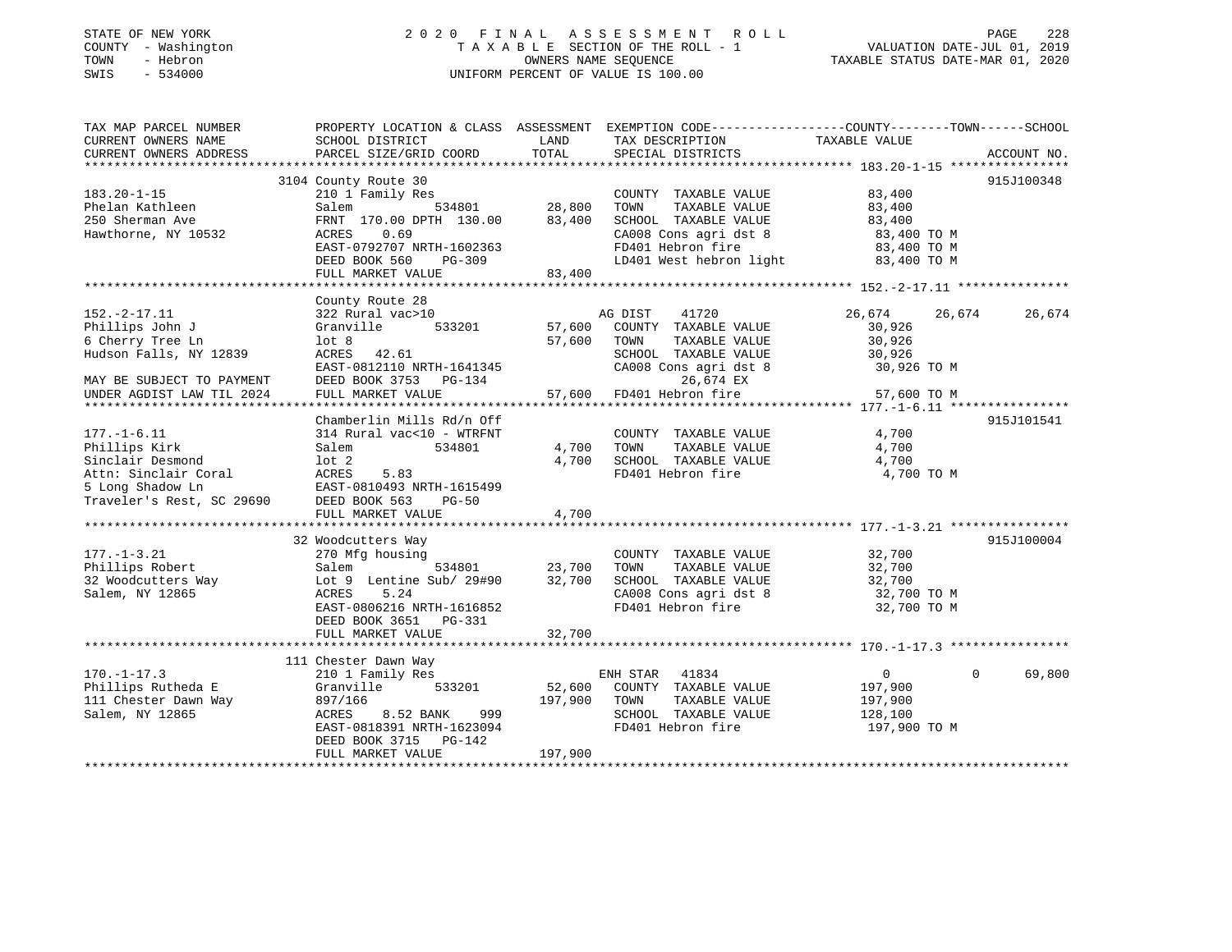STATE OF NEW YORK
COUNTY - Washington
TOWN - Hebron
SWIS - 534000

2020 FINAL ASSESSMENT ROLL
TAXABLE SECTION OF THE ROLL - 1
OWNERS NAME SEQUENCE
UNIFORM PERCENT OF VALUE IS 100.00

VALUATION DATE-JUL 01, 2019
TAXABLE STATUS DATE-MAR 01, 2020

```
TAX MAP PARCEL NUMBER          PROPERTY LOCATION & CLASS  ASSESSMENT  EXEMPTION CODE-----------------COUNTY--------TOWN------SCHOOL
CURRENT OWNERS NAME            SCHOOL DISTRICT               LAND      TAX DESCRIPTION              TAXABLE VALUE
CURRENT OWNERS ADDRESS         PARCEL SIZE/GRID COORD        TOTAL     SPECIAL DISTRICTS                                   ACCOUNT NO.
******************************************************************************************************* 183.20-1-15 ****************
                               3104 County Route 30                                                                          915J100348
183.20-1-15                    210 1 Family Res                        COUNTY  TAXABLE VALUE           83,400
Phelan Kathleen                Salem          534801       28,800      TOWN    TAXABLE VALUE           83,400
250 Sherman Ave                FRNT 170.00 DPTH 130.00     83,400      SCHOOL  TAXABLE VALUE           83,400
Hawthorne, NY 10532            ACRES    0.69                           CA008 Cons agri dst 8            83,400 TO M
                               EAST-0792707 NRTH-1602363               FD401 Hebron fire                83,400 TO M
                               DEED BOOK 560    PG-309                 LD401 West hebron light          83,400 TO M
                               FULL MARKET VALUE           83,400
******************************************************************************************************* 152.-2-17.11 ***************
                               County Route 28
152.-2-17.11                   322 Rural vac>10                        AG DIST    41720               26,674      26,674      26,674
Phillips John J                Granville      533201       57,600      COUNTY  TAXABLE VALUE           30,926
6 Cherry Tree Ln               lot 8                       57,600      TOWN    TAXABLE VALUE           30,926
Hudson Falls, NY 12839         ACRES   42.61                           SCHOOL  TAXABLE VALUE           30,926
                               EAST-0812110 NRTH-1641345               CA008 Cons agri dst 8            30,926 TO M
MAY BE SUBJECT TO PAYMENT      DEED BOOK 3753   PG-134                      26,674 EX
UNDER AGDIST LAW TIL 2024      FULL MARKET VALUE           57,600      FD401 Hebron fire                57,600 TO M
******************************************************************************************************* 177.-1-6.11 ****************
                               Chamberlin Mills Rd/n Off                                                                     915J101541
177.-1-6.11                    314 Rural vac<10 - WTRFNT               COUNTY  TAXABLE VALUE            4,700
Phillips Kirk                  Salem          534801        4,700      TOWN    TAXABLE VALUE            4,700
Sinclair Desmond               lot 2                        4,700      SCHOOL  TAXABLE VALUE            4,700
Attn: Sinclair Coral           ACRES    5.83                           FD401 Hebron fire                 4,700 TO M
5 Long Shadow Ln               EAST-0810493 NRTH-1615499
Traveler's Rest, SC 29690      DEED BOOK 563    PG-50
                               FULL MARKET VALUE            4,700
******************************************************************************************************* 177.-1-3.21 ****************
                               32 Woodcutters Way                                                                            915J100004
177.-1-3.21                    270 Mfg housing                         COUNTY  TAXABLE VALUE           32,700
Phillips Robert                Salem          534801       23,700      TOWN    TAXABLE VALUE           32,700
32 Woodcutters Way             Lot 9  Lentine Sub/ 29#90   32,700      SCHOOL  TAXABLE VALUE           32,700
Salem, NY 12865                ACRES    5.24                           CA008 Cons agri dst 8            32,700 TO M
                               EAST-0806216 NRTH-1616852               FD401 Hebron fire                32,700 TO M
                               DEED BOOK 3651   PG-331
                               FULL MARKET VALUE           32,700
******************************************************************************************************* 170.-1-17.3 ****************
                               111 Chester Dawn Way
170.-1-17.3                    210 1 Family Res                        ENH STAR   41834                    0           0      69,800
Phillips Rutheda E             Granville      533201       52,600      COUNTY  TAXABLE VALUE          197,900
111 Chester Dawn Way           897/166                    197,900      TOWN    TAXABLE VALUE          197,900
Salem, NY 12865                ACRES    8.52 BANK    999               SCHOOL  TAXABLE VALUE          128,100
                               EAST-0818391 NRTH-1623094               FD401 Hebron fire               197,900 TO M
                               DEED BOOK 3715   PG-142
                               FULL MARKET VALUE          197,900
************************************************************************************************************************************
```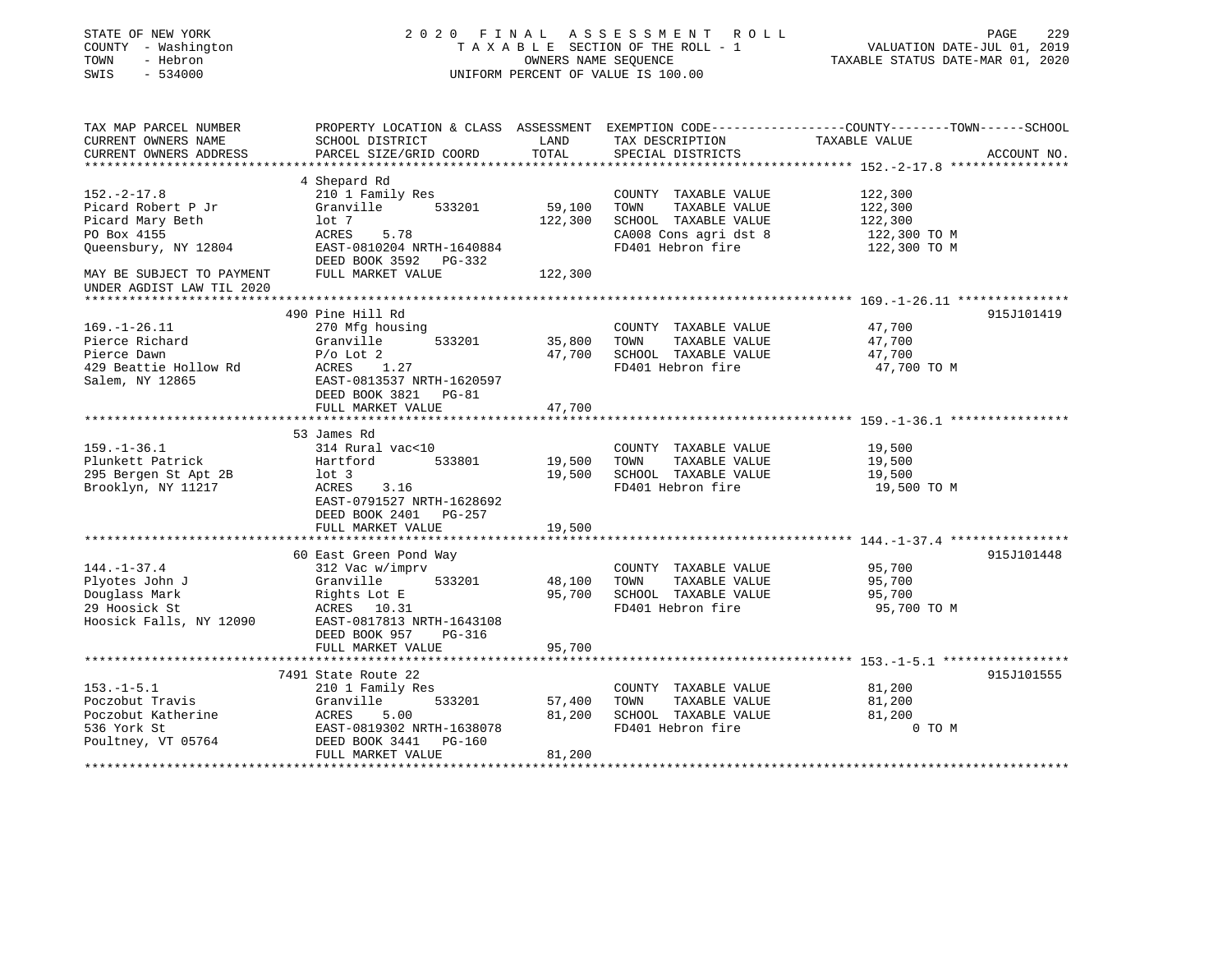STATE OF NEW YORK
COUNTY - Washington
TOWN - Hebron
SWIS - 534000

2020 FINAL ASSESSMENT ROLL
TAXABLE SECTION OF THE ROLL - 1
OWNERS NAME SEQUENCE
UNIFORM PERCENT OF VALUE IS 100.00

VALUATION DATE-JUL 01, 2019
TAXABLE STATUS DATE-MAR 01, 2020

| TAX MAP PARCEL NUMBER / CURRENT OWNERS NAME / CURRENT OWNERS ADDRESS | PROPERTY LOCATION & CLASS / SCHOOL DISTRICT / PARCEL SIZE/GRID COORD | ASSESSMENT LAND | TOTAL | EXEMPTION CODE / TAX DESCRIPTION / SPECIAL DISTRICTS | TAXABLE VALUE (COUNTY--TOWN--SCHOOL) | ACCOUNT NO. |
|---|---|---|---|---|---|---|
| **152.-2-17.8** | 4 Shepard Rd | | | | | |
| 152.-2-17.8 | 210 1 Family Res | | | COUNTY TAXABLE VALUE | 122,300 | |
| Picard Robert P Jr | Granville 533201 | 59,100 | | TOWN TAXABLE VALUE | 122,300 | |
| Picard Mary Beth | lot 7 | | 122,300 | SCHOOL TAXABLE VALUE | 122,300 | |
| PO Box 4155 | ACRES 5.78 | | | CA008 Cons agri dst 8 | 122,300 TO M | |
| Queensbury, NY 12804 | EAST-0810204 NRTH-1640884 | | | FD401 Hebron fire | 122,300 TO M | |
| | DEED BOOK 3592 PG-332 | | | | | |
| MAY BE SUBJECT TO PAYMENT | FULL MARKET VALUE | | 122,300 | | | |
| UNDER AGDIST LAW TIL 2020 | | | | | | |
| **169.-1-26.11** | 490 Pine Hill Rd | | | | | 915J101419 |
| 169.-1-26.11 | 270 Mfg housing | | | COUNTY TAXABLE VALUE | 47,700 | |
| Pierce Richard | Granville 533201 | 35,800 | | TOWN TAXABLE VALUE | 47,700 | |
| Pierce Dawn | P/o Lot 2 | | 47,700 | SCHOOL TAXABLE VALUE | 47,700 | |
| 429 Beattie Hollow Rd | ACRES 1.27 | | | FD401 Hebron fire | 47,700 TO M | |
| Salem, NY 12865 | EAST-0813537 NRTH-1620597 | | | | | |
| | DEED BOOK 3821 PG-81 | | | | | |
| | FULL MARKET VALUE | | 47,700 | | | |
| **159.-1-36.1** | 53 James Rd | | | | | |
| 159.-1-36.1 | 314 Rural vac<10 | | | COUNTY TAXABLE VALUE | 19,500 | |
| Plunkett Patrick | Hartford 533801 | 19,500 | | TOWN TAXABLE VALUE | 19,500 | |
| 295 Bergen St Apt 2B | lot 3 | | 19,500 | SCHOOL TAXABLE VALUE | 19,500 | |
| Brooklyn, NY 11217 | ACRES 3.16 | | | FD401 Hebron fire | 19,500 TO M | |
| | EAST-0791527 NRTH-1628692 | | | | | |
| | DEED BOOK 2401 PG-257 | | | | | |
| | FULL MARKET VALUE | | 19,500 | | | |
| **144.-1-37.4** | 60 East Green Pond Way | | | | | 915J101448 |
| 144.-1-37.4 | 312 Vac w/imprv | | | COUNTY TAXABLE VALUE | 95,700 | |
| Plyotes John J | Granville 533201 | 48,100 | | TOWN TAXABLE VALUE | 95,700 | |
| Douglass Mark | Rights Lot E | | 95,700 | SCHOOL TAXABLE VALUE | 95,700 | |
| 29 Hoosick St | ACRES 10.31 | | | FD401 Hebron fire | 95,700 TO M | |
| Hoosick Falls, NY 12090 | EAST-0817813 NRTH-1643108 | | | | | |
| | DEED BOOK 957 PG-316 | | | | | |
| | FULL MARKET VALUE | | 95,700 | | | |
| **153.-1-5.1** | 7491 State Route 22 | | | | | 915J101555 |
| 153.-1-5.1 | 210 1 Family Res | | | COUNTY TAXABLE VALUE | 81,200 | |
| Poczobut Travis | Granville 533201 | 57,400 | | TOWN TAXABLE VALUE | 81,200 | |
| Poczobut Katherine | ACRES 5.00 | | 81,200 | SCHOOL TAXABLE VALUE | 81,200 | |
| 536 York St | EAST-0819302 NRTH-1638078 | | | FD401 Hebron fire | 0 TO M | |
| Poultney, VT 05764 | DEED BOOK 3441 PG-160 | | | | | |
| | FULL MARKET VALUE | | 81,200 | | | |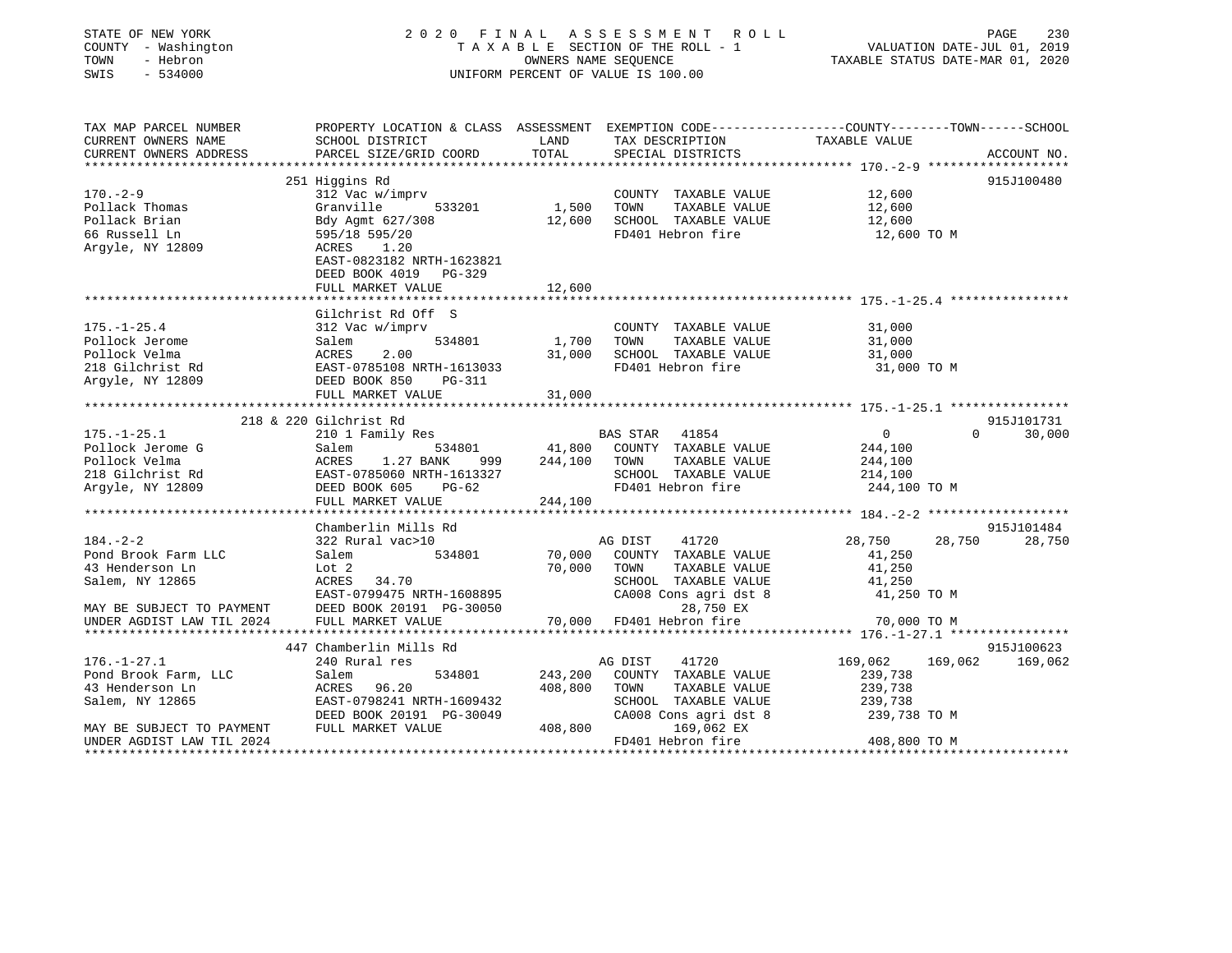STATE OF NEW YORK
COUNTY - Washington
TOWN - Hebron
SWIS - 534000

2020 FINAL ASSESSMENT ROLL
TAXABLE SECTION OF THE ROLL - 1
OWNERS NAME SEQUENCE
UNIFORM PERCENT OF VALUE IS 100.00

VALUATION DATE-JUL 01, 2019
TAXABLE STATUS DATE-MAR 01, 2020

| TAX MAP PARCEL NUMBER / CURRENT OWNERS NAME / CURRENT OWNERS ADDRESS | PROPERTY LOCATION & CLASS / SCHOOL DISTRICT / PARCEL SIZE/GRID COORD | ASSESSMENT LAND / TOTAL | EXEMPTION CODE / TAX DESCRIPTION / SPECIAL DISTRICTS | COUNTY TAXABLE VALUE | TOWN | SCHOOL | ACCOUNT NO. |
|---|---|---|---|---|---|---|---|
| **170.-2-9** | 251 Higgins Rd | | | | | | 915J100480 |
| 170.-2-9 | 312 Vac w/imprv | | COUNTY TAXABLE VALUE | 12,600 | | | |
| Pollack Thomas | Granville 533201 | 1,500 | TOWN TAXABLE VALUE | 12,600 | | | |
| Pollack Brian | Bdy Agmt 627/308 | 12,600 | SCHOOL TAXABLE VALUE | 12,600 | | | |
| 66 Russell Ln | 595/18 595/20 | | FD401 Hebron fire | 12,600 TO M | | | |
| Argyle, NY 12809 | ACRES 1.20 | | | | | | |
| | EAST-0823182 NRTH-1623821 | | | | | | |
| | DEED BOOK 4019 PG-329 | | | | | | |
| | FULL MARKET VALUE | 12,600 | | | | | |
| **175.-1-25.4** | Gilchrist Rd Off S | | | | | | |
| 175.-1-25.4 | 312 Vac w/imprv | | COUNTY TAXABLE VALUE | 31,000 | | | |
| Pollock Jerome | Salem 534801 | 1,700 | TOWN TAXABLE VALUE | 31,000 | | | |
| Pollock Velma | ACRES 2.00 | 31,000 | SCHOOL TAXABLE VALUE | 31,000 | | | |
| 218 Gilchrist Rd | EAST-0785108 NRTH-1613033 | | FD401 Hebron fire | 31,000 TO M | | | |
| Argyle, NY 12809 | DEED BOOK 850 PG-311 | | | | | | |
| | FULL MARKET VALUE | 31,000 | | | | | |
| **175.-1-25.1** | 218 & 220 Gilchrist Rd | | | | | | 915J101731 |
| 175.-1-25.1 | 210 1 Family Res | | BAS STAR 41854 | 0 | 0 | 30,000 | |
| Pollock Jerome G | Salem 534801 | 41,800 | COUNTY TAXABLE VALUE | 244,100 | | | |
| Pollock Velma | ACRES 1.27 BANK 999 | 244,100 | TOWN TAXABLE VALUE | 244,100 | | | |
| 218 Gilchrist Rd | EAST-0785060 NRTH-1613327 | | SCHOOL TAXABLE VALUE | 214,100 | | | |
| Argyle, NY 12809 | DEED BOOK 605 PG-62 | | FD401 Hebron fire | 244,100 TO M | | | |
| | FULL MARKET VALUE | 244,100 | | | | | |
| **184.-2-2** | Chamberlin Mills Rd | | | | | | 915J101484 |
| 184.-2-2 | 322 Rural vac>10 | | AG DIST 41720 | 28,750 | 28,750 | 28,750 | |
| Pond Brook Farm LLC | Salem 534801 | 70,000 | COUNTY TAXABLE VALUE | 41,250 | | | |
| 43 Henderson Ln | Lot 2 | 70,000 | TOWN TAXABLE VALUE | 41,250 | | | |
| Salem, NY 12865 | ACRES 34.70 | | SCHOOL TAXABLE VALUE | 41,250 | | | |
| | EAST-0799475 NRTH-1608895 | | CA008 Cons agri dst 8 | 41,250 TO M | | | |
| MAY BE SUBJECT TO PAYMENT | DEED BOOK 20191 PG-30050 | | 28,750 EX | | | | |
| UNDER AGDIST LAW TIL 2024 | FULL MARKET VALUE | 70,000 | FD401 Hebron fire | 70,000 TO M | | | |
| **176.-1-27.1** | 447 Chamberlin Mills Rd | | | | | | 915J100623 |
| 176.-1-27.1 | 240 Rural res | | AG DIST 41720 | 169,062 | 169,062 | 169,062 | |
| Pond Brook Farm, LLC | Salem 534801 | 243,200 | COUNTY TAXABLE VALUE | 239,738 | | | |
| 43 Henderson Ln | ACRES 96.20 | 408,800 | TOWN TAXABLE VALUE | 239,738 | | | |
| Salem, NY 12865 | EAST-0798241 NRTH-1609432 | | SCHOOL TAXABLE VALUE | 239,738 | | | |
| | DEED BOOK 20191 PG-30049 | | CA008 Cons agri dst 8 | 239,738 TO M | | | |
| MAY BE SUBJECT TO PAYMENT | FULL MARKET VALUE | 408,800 | 169,062 EX | | | | |
| UNDER AGDIST LAW TIL 2024 | | | FD401 Hebron fire | 408,800 TO M | | | |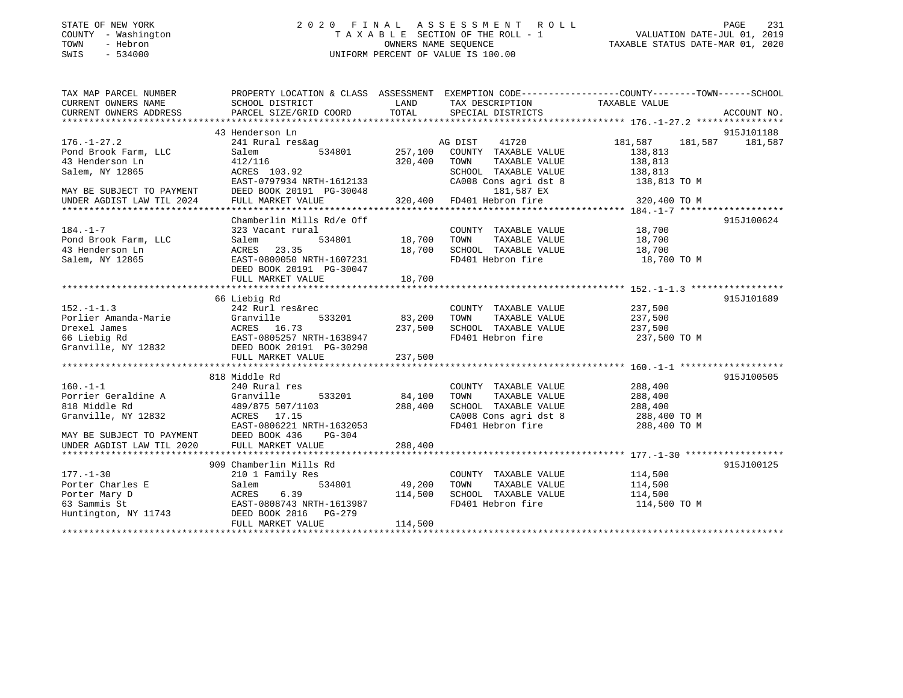STATE OF NEW YORK — COUNTY - Washington — TOWN - Hebron — SWIS - 534000

2020 FINAL ASSESSMENT ROLL
TAXABLE SECTION OF THE ROLL - 1
OWNERS NAME SEQUENCE
UNIFORM PERCENT OF VALUE IS 100.00

VALUATION DATE-JUL 01, 2019
TAXABLE STATUS DATE-MAR 01, 2020

| TAX MAP PARCEL NUMBER / CURRENT OWNERS NAME / CURRENT OWNERS ADDRESS | PROPERTY LOCATION & CLASS / SCHOOL DISTRICT / PARCEL SIZE/GRID COORD | ASSESSMENT LAND / TOTAL | EXEMPTION CODE / TAX DESCRIPTION / SPECIAL DISTRICTS | COUNTY / TOWN / SCHOOL TAXABLE VALUE | ACCOUNT NO. |
|---|---|---|---|---|---|
| **176.-1-27.2** | 43 Henderson Ln | | | | 915J101188 |
| Pond Brook Farm, LLC | 241 Rural res&ag | | AG DIST 41720 | 181,587 181,587 181,587 | |
| 43 Henderson Ln | Salem 534801 | 257,100 | COUNTY TAXABLE VALUE | 138,813 | |
| Salem, NY 12865 | 412/116 | 320,400 | TOWN TAXABLE VALUE | 138,813 | |
| | ACRES 103.92 | | SCHOOL TAXABLE VALUE | 138,813 | |
| | EAST-0797934 NRTH-1612133 | | CA008 Cons agri dst 8 | 138,813 TO M | |
| MAY BE SUBJECT TO PAYMENT | DEED BOOK 20191 PG-30048 | | 181,587 EX | | |
| UNDER AGDIST LAW TIL 2024 | FULL MARKET VALUE | 320,400 | FD401 Hebron fire | 320,400 TO M | |
| **184.-1-7** | Chamberlin Mills Rd/e Off | | | | 915J100624 |
| Pond Brook Farm, LLC | 323 Vacant rural | | COUNTY TAXABLE VALUE | 18,700 | |
| 43 Henderson Ln | Salem 534801 | 18,700 | TOWN TAXABLE VALUE | 18,700 | |
| Salem, NY 12865 | ACRES 23.35 | 18,700 | SCHOOL TAXABLE VALUE | 18,700 | |
| | EAST-0800050 NRTH-1607231 | | FD401 Hebron fire | 18,700 TO M | |
| | DEED BOOK 20191 PG-30047 | | | | |
| | FULL MARKET VALUE | 18,700 | | | |
| **152.-1-1.3** | 66 Liebig Rd | | | | 915J101689 |
| Porlier Amanda-Marie | 242 Rurl res&rec | | COUNTY TAXABLE VALUE | 237,500 | |
| Drexel James | Granville 533201 | 83,200 | TOWN TAXABLE VALUE | 237,500 | |
| 66 Liebig Rd | ACRES 16.73 | 237,500 | SCHOOL TAXABLE VALUE | 237,500 | |
| Granville, NY 12832 | EAST-0805257 NRTH-1638947 | | FD401 Hebron fire | 237,500 TO M | |
| | DEED BOOK 20191 PG-30298 | | | | |
| | FULL MARKET VALUE | 237,500 | | | |
| **160.-1-1** | 818 Middle Rd | | | | 915J100505 |
| Porrier Geraldine A | 240 Rural res | | COUNTY TAXABLE VALUE | 288,400 | |
| 818 Middle Rd | Granville 533201 | 84,100 | TOWN TAXABLE VALUE | 288,400 | |
| Granville, NY 12832 | 489/875 507/1103 | 288,400 | SCHOOL TAXABLE VALUE | 288,400 | |
| | ACRES 17.15 | | CA008 Cons agri dst 8 | 288,400 TO M | |
| | EAST-0806221 NRTH-1632053 | | FD401 Hebron fire | 288,400 TO M | |
| MAY BE SUBJECT TO PAYMENT | DEED BOOK 436 PG-304 | | | | |
| UNDER AGDIST LAW TIL 2020 | FULL MARKET VALUE | 288,400 | | | |
| **177.-1-30** | 909 Chamberlin Mills Rd | | | | 915J100125 |
| Porter Charles E | 210 1 Family Res | | COUNTY TAXABLE VALUE | 114,500 | |
| Porter Mary D | Salem 534801 | 49,200 | TOWN TAXABLE VALUE | 114,500 | |
| 63 Sammis St | ACRES 6.39 | 114,500 | SCHOOL TAXABLE VALUE | 114,500 | |
| Huntington, NY 11743 | EAST-0808743 NRTH-1613987 | | FD401 Hebron fire | 114,500 TO M | |
| | DEED BOOK 2816 PG-279 | | | | |
| | FULL MARKET VALUE | 114,500 | | | |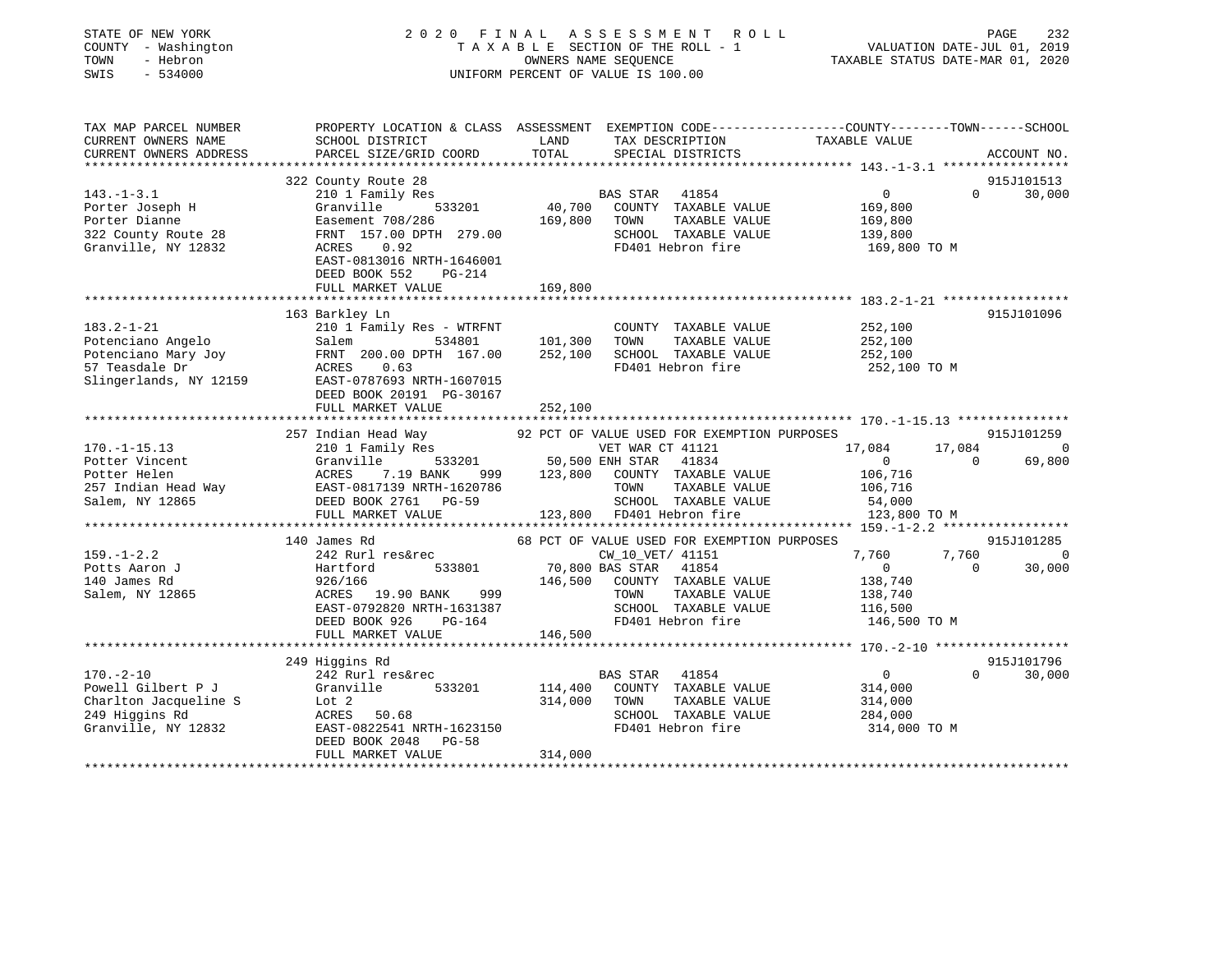STATE OF NEW YORK
COUNTY - Washington
TOWN - Hebron
SWIS - 534000

2020 FINAL ASSESSMENT ROLL
TAXABLE SECTION OF THE ROLL - 1
OWNERS NAME SEQUENCE
UNIFORM PERCENT OF VALUE IS 100.00

VALUATION DATE-JUL 01, 2019
TAXABLE STATUS DATE-MAR 01, 2020

```
TAX MAP PARCEL NUMBER          PROPERTY LOCATION & CLASS  ASSESSMENT  EXEMPTION CODE-----------------COUNTY--------TOWN------SCHOOL
CURRENT OWNERS NAME            SCHOOL DISTRICT               LAND      TAX DESCRIPTION            TAXABLE VALUE
CURRENT OWNERS ADDRESS         PARCEL SIZE/GRID COORD        TOTAL     SPECIAL DISTRICTS                                  ACCOUNT NO.
******************************************************************************************************* 143.-1-3.1 *****************
                               322 County Route 28                                                                      915J101513
143.-1-3.1                     210 1 Family Res                       BAS STAR   41854                 0            0       30,000
Porter Joseph H                Granville         533201      40,700   COUNTY  TAXABLE VALUE      169,800
Porter Dianne                  Easement 708/286             169,800   TOWN    TAXABLE VALUE      169,800
322 County Route 28            FRNT 157.00 DPTH 279.00                SCHOOL  TAXABLE VALUE      139,800
Granville, NY 12832            ACRES    0.92                          FD401 Hebron fire           169,800 TO M
                               EAST-0813016 NRTH-1646001
                               DEED BOOK 552    PG-214
                               FULL MARKET VALUE            169,800
******************************************************************************************************* 183.2-1-21 *****************
                               163 Barkley Ln                                                                           915J101096
183.2-1-21                     210 1 Family Res - WTRFNT              COUNTY  TAXABLE VALUE      252,100
Potenciano Angelo              Salem             534801     101,300   TOWN    TAXABLE VALUE      252,100
Potenciano Mary Joy            FRNT 200.00 DPTH 167.00      252,100   SCHOOL  TAXABLE VALUE      252,100
57 Teasdale Dr                 ACRES    0.63                          FD401 Hebron fire           252,100 TO M
Slingerlands, NY 12159         EAST-0787693 NRTH-1607015
                               DEED BOOK 20191  PG-30167
                               FULL MARKET VALUE            252,100
******************************************************************************************************* 170.-1-15.13 ***************
                               257 Indian Head Way          92 PCT OF VALUE USED FOR EXEMPTION PURPOSES                 915J101259
170.-1-15.13                   210 1 Family Res                       VET WAR CT 41121            17,084       17,084            0
Potter Vincent                 Granville         533201      50,500 ENH STAR   41834                   0            0       69,800
Potter Helen                   ACRES    7.19 BANK     999   123,800   COUNTY  TAXABLE VALUE      106,716
257 Indian Head Way            EAST-0817139 NRTH-1620786              TOWN    TAXABLE VALUE      106,716
Salem, NY 12865                DEED BOOK 2761   PG-59                 SCHOOL  TAXABLE VALUE       54,000
                               FULL MARKET VALUE            123,800   FD401 Hebron fire           123,800 TO M
******************************************************************************************************* 159.-1-2.2 *****************
                               140 James Rd                 68 PCT OF VALUE USED FOR EXEMPTION PURPOSES                 915J101285
159.-1-2.2                     242 Rurl res&rec                       CW_10_VET/ 41151             7,760        7,760            0
Potts Aaron J                  Hartford          533801      70,800 BAS STAR   41854                   0            0       30,000
140 James Rd                   926/166                      146,500   COUNTY  TAXABLE VALUE      138,740
Salem, NY 12865                ACRES   19.90 BANK     999             TOWN    TAXABLE VALUE      138,740
                               EAST-0792820 NRTH-1631387              SCHOOL  TAXABLE VALUE      116,500
                               DEED BOOK 926    PG-164                FD401 Hebron fire           146,500 TO M
                               FULL MARKET VALUE            146,500
******************************************************************************************************* 170.-2-10 ******************
                               249 Higgins Rd                                                                           915J101796
170.-2-10                      242 Rurl res&rec                       BAS STAR   41854                 0            0       30,000
Powell Gilbert P J             Granville         533201     114,400   COUNTY  TAXABLE VALUE      314,000
Charlton Jacqueline S          Lot 2                        314,000   TOWN    TAXABLE VALUE      314,000
249 Higgins Rd                 ACRES   50.68                          SCHOOL  TAXABLE VALUE      284,000
Granville, NY 12832            EAST-0822541 NRTH-1623150              FD401 Hebron fire           314,000 TO M
                               DEED BOOK 2048   PG-58
                               FULL MARKET VALUE            314,000
************************************************************************************************************************************
```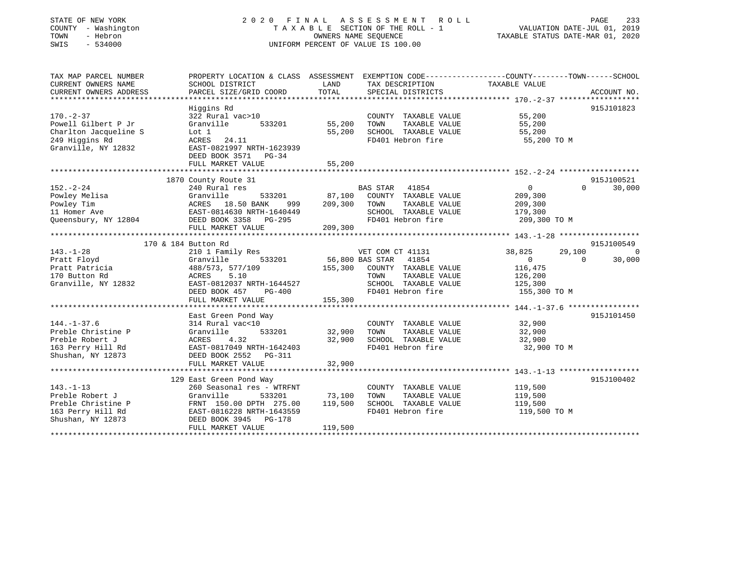STATE OF NEW YORK
COUNTY - Washington
TOWN - Hebron
SWIS - 534000

2020 FINAL ASSESSMENT ROLL
TAXABLE SECTION OF THE ROLL - 1
OWNERS NAME SEQUENCE
UNIFORM PERCENT OF VALUE IS 100.00

VALUATION DATE-JUL 01, 2019
TAXABLE STATUS DATE-MAR 01, 2020

```
TAX MAP PARCEL NUMBER          PROPERTY LOCATION & CLASS  ASSESSMENT  EXEMPTION CODE------------------COUNTY--------TOWN------SCHOOL
CURRENT OWNERS NAME            SCHOOL DISTRICT              LAND      TAX DESCRIPTION            TAXABLE VALUE
CURRENT OWNERS ADDRESS         PARCEL SIZE/GRID COORD       TOTAL     SPECIAL DISTRICTS                                    ACCOUNT NO.
******************************************************************************************************* 170.-2-37 ******************
                               Higgins Rd                                                                                915J101823
170.-2-37                      322 Rural vac>10                       COUNTY  TAXABLE VALUE          55,200
Powell Gilbert P Jr            Granville        533201      55,200    TOWN    TAXABLE VALUE          55,200
Charlton Jacqueline S          Lot 1                        55,200    SCHOOL  TAXABLE VALUE          55,200
249 Higgins Rd                 ACRES   24.11                          FD401 Hebron fire               55,200 TO M
Granville, NY 12832            EAST-0821997 NRTH-1623939
                               DEED BOOK 3571   PG-34
                               FULL MARKET VALUE            55,200
******************************************************************************************************* 152.-2-24 ******************
                           1870 County Route 31                                                                          915J100521
152.-2-24                      240 Rural res                          BAS STAR   41854                    0          0      30,000
Powley Melisa                  Granville        533201      87,100    COUNTY  TAXABLE VALUE         209,300
Powley Tim                     ACRES   18.50 BANK    999   209,300    TOWN    TAXABLE VALUE         209,300
11 Homer Ave                   EAST-0814630 NRTH-1640449              SCHOOL  TAXABLE VALUE         179,300
Queensbury, NY 12804           DEED BOOK 3358   PG-295                FD401 Hebron fire              209,300 TO M
                               FULL MARKET VALUE           209,300
******************************************************************************************************* 143.-1-28 ******************
                       170 & 184 Button Rd                                                                               915J100549
143.-1-28                      210 1 Family Res                       VET COM CT 41131           38,825     29,100           0
Pratt Floyd                    Granville        533201      56,800 BAS STAR   41854                   0          0      30,000
Pratt Patricia                 488/573, 577/109            155,300    COUNTY  TAXABLE VALUE         116,475
170 Button Rd                  ACRES    5.10                          TOWN    TAXABLE VALUE         126,200
Granville, NY 12832            EAST-0812037 NRTH-1644527              SCHOOL  TAXABLE VALUE         125,300
                               DEED BOOK 457    PG-400                FD401 Hebron fire              155,300 TO M
                               FULL MARKET VALUE           155,300
******************************************************************************************************* 144.-1-37.6 ****************
                               East Green Pond Way                                                                       915J101450
144.-1-37.6                    314 Rural vac<10                       COUNTY  TAXABLE VALUE          32,900
Preble Christine P             Granville        533201      32,900    TOWN    TAXABLE VALUE          32,900
Preble Robert J                ACRES    4.32                32,900    SCHOOL  TAXABLE VALUE          32,900
163 Perry Hill Rd              EAST-0817049 NRTH-1642403              FD401 Hebron fire               32,900 TO M
Shushan, NY 12873              DEED BOOK 2552   PG-311
                               FULL MARKET VALUE            32,900
******************************************************************************************************* 143.-1-13 ******************
                           129 East Green Pond Way                                                                       915J100402
143.-1-13                      260 Seasonal res - WTRFNT              COUNTY  TAXABLE VALUE         119,500
Preble Robert J                Granville        533201      73,100    TOWN    TAXABLE VALUE         119,500
Preble Christine P             FRNT 150.00 DPTH 275.00     119,500    SCHOOL  TAXABLE VALUE         119,500
163 Perry Hill Rd              EAST-0816228 NRTH-1643559              FD401 Hebron fire              119,500 TO M
Shushan, NY 12873              DEED BOOK 3945   PG-178
                               FULL MARKET VALUE           119,500
************************************************************************************************************************************
```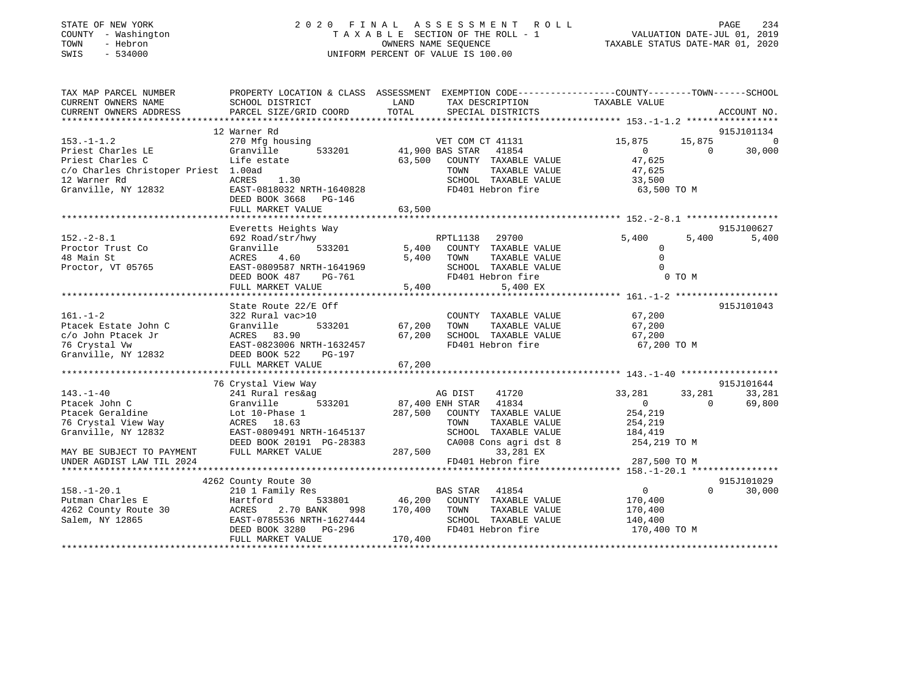STATE OF NEW YORK
COUNTY - Washington
TOWN - Hebron
SWIS - 534000

2020 FINAL ASSESSMENT ROLL
TAXABLE SECTION OF THE ROLL - 1
OWNERS NAME SEQUENCE
UNIFORM PERCENT OF VALUE IS 100.00

VALUATION DATE-JUL 01, 2019
TAXABLE STATUS DATE-MAR 01, 2020

```
TAX MAP PARCEL NUMBER          PROPERTY LOCATION & CLASS  ASSESSMENT  EXEMPTION CODE------------------COUNTY--------TOWN------SCHOOL
CURRENT OWNERS NAME            SCHOOL DISTRICT              LAND      TAX DESCRIPTION              TAXABLE VALUE
CURRENT OWNERS ADDRESS         PARCEL SIZE/GRID COORD       TOTAL     SPECIAL DISTRICTS                                     ACCOUNT NO.
************************************************************************************************** 153.-1-1.2 *****************
                               12 Warner Rd                                                                              915J101134
153.-1-1.2                     270 Mfg housing                        VET COM CT 41131           15,875      15,875            0
Priest Charles LE              Granville        533201      41,900 BAS STAR   41854                  0           0        30,000
Priest Charles C               Life estate                  63,500    COUNTY  TAXABLE VALUE         47,625
c/o Charles Christoper Priest  1.00ad                                 TOWN    TAXABLE VALUE         47,625
12 Warner Rd                   ACRES    1.30                          SCHOOL  TAXABLE VALUE         33,500
Granville, NY 12832            EAST-0818032 NRTH-1640828              FD401 Hebron fire             63,500 TO M
                               DEED BOOK 3668   PG-146
                               FULL MARKET VALUE            63,500
************************************************************************************************** 152.-2-8.1 *****************
                               Everetts Heights Way                                                                      915J100627
152.-2-8.1                     692 Road/str/hwy                       RPTL1138   29700            5,400       5,400        5,400
Proctor Trust Co               Granville        533201       5,400    COUNTY  TAXABLE VALUE              0
48 Main St                     ACRES    4.60                  5,400   TOWN    TAXABLE VALUE              0
Proctor, VT 05765              EAST-0809587 NRTH-1641969              SCHOOL  TAXABLE VALUE              0
                               DEED BOOK 487    PG-761                FD401 Hebron fire                  0 TO M
                               FULL MARKET VALUE             5,400          5,400 EX
************************************************************************************************** 161.-1-2 *******************
                               State Route 22/E Off                                                                      915J101043
161.-1-2                       322 Rural vac>10                       COUNTY  TAXABLE VALUE         67,200
Ptacek Estate John C           Granville        533201      67,200    TOWN    TAXABLE VALUE         67,200
c/o John Ptacek Jr             ACRES   83.90                67,200    SCHOOL  TAXABLE VALUE         67,200
76 Crystal Vw                  EAST-0823006 NRTH-1632457              FD401 Hebron fire             67,200 TO M
Granville, NY 12832            DEED BOOK 522    PG-197
                               FULL MARKET VALUE            67,200
************************************************************************************************** 143.-1-40 ******************
                               76 Crystal View Way                                                                       915J101644
143.-1-40                      241 Rural res&ag                       AG DIST    41720           33,281      33,281       33,281
Ptacek John C                  Granville        533201      87,400 ENH STAR   41834                  0           0        69,800
Ptacek Geraldine               Lot 10-Phase 1              287,500    COUNTY  TAXABLE VALUE        254,219
76 Crystal View Way            ACRES   18.63                          TOWN    TAXABLE VALUE        254,219
Granville, NY 12832            EAST-0809491 NRTH-1645137              SCHOOL  TAXABLE VALUE        184,419
                               DEED BOOK 20191 PG-28383               CA008 Cons agri dst 8        254,219 TO M
MAY BE SUBJECT TO PAYMENT      FULL MARKET VALUE           287,500         33,281 EX
UNDER AGDIST LAW TIL 2024                                             FD401 Hebron fire            287,500 TO M
************************************************************************************************** 158.-1-20.1 ****************
                               4262 County Route 30                                                                      915J101029
158.-1-20.1                    210 1 Family Res                       BAS STAR   41854                   0           0        30,000
Putman Charles E               Hartford         533801      46,200    COUNTY  TAXABLE VALUE        170,400
4262 County Route 30           ACRES    2.70 BANK    998   170,400    TOWN    TAXABLE VALUE        170,400
Salem, NY 12865                EAST-0785536 NRTH-1627444              SCHOOL  TAXABLE VALUE        140,400
                               DEED BOOK 3280   PG-296                FD401 Hebron fire            170,400 TO M
                               FULL MARKET VALUE           170,400
********************************************************************************************************************************
```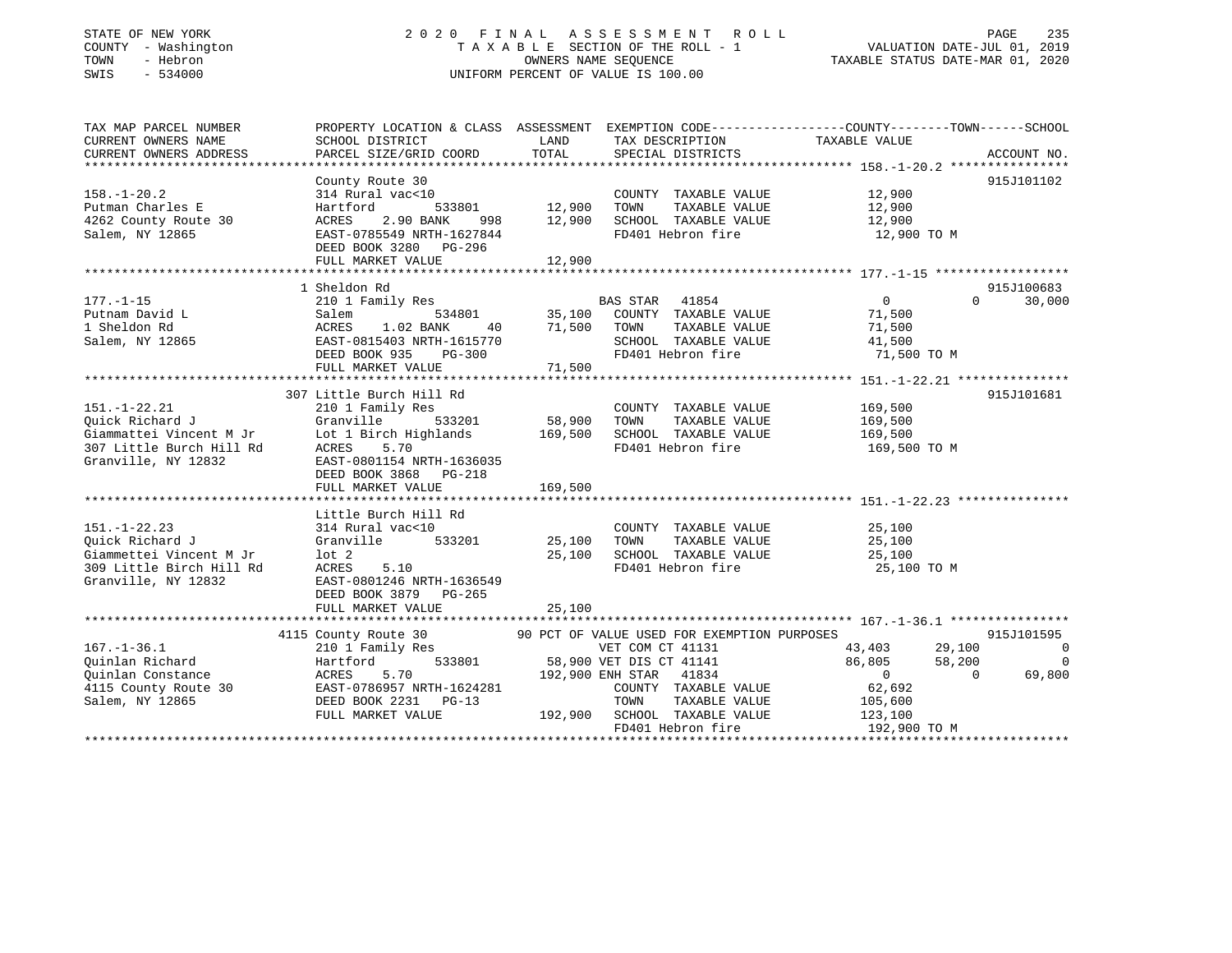STATE OF NEW YORK
COUNTY - Washington
TOWN - Hebron
SWIS - 534000

# 2020 FINAL ASSESSMENT ROLL
TAXABLE SECTION OF THE ROLL - 1
OWNERS NAME SEQUENCE
UNIFORM PERCENT OF VALUE IS 100.00

VALUATION DATE-JUL 01, 2019
TAXABLE STATUS DATE-MAR 01, 2020

| TAX MAP PARCEL NUMBER / CURRENT OWNERS NAME / CURRENT OWNERS ADDRESS | PROPERTY LOCATION & CLASS / SCHOOL DISTRICT / PARCEL SIZE/GRID COORD | ASSESSMENT LAND | TOTAL | EXEMPTION CODE / TAX DESCRIPTION / SPECIAL DISTRICTS | COUNTY | TOWN | SCHOOL | ACCOUNT NO. |
|---|---|---|---|---|---|---|---|---|
| **158.-1-20.2** | County Route 30 | | | | | | | 915J101102 |
| 158.-1-20.2 | 314 Rural vac<10 | | | COUNTY TAXABLE VALUE | 12,900 | | | |
| Putman Charles E | Hartford 533801 | 12,900 | | TOWN TAXABLE VALUE | | 12,900 | | |
| 4262 County Route 30 | ACRES 2.90 BANK 998 | | 12,900 | SCHOOL TAXABLE VALUE | | | 12,900 | |
| Salem, NY 12865 | EAST-0785549 NRTH-1627844 | | | FD401 Hebron fire | 12,900 TO M | | | |
| | DEED BOOK 3280 PG-296 | | | | | | | |
| | FULL MARKET VALUE | | 12,900 | | | | | |
| **177.-1-15** | 1 Sheldon Rd | | | | | | | 915J100683 |
| 177.-1-15 | 210 1 Family Res | | | BAS STAR 41854 | 0 | 0 | 30,000 | |
| Putnam David L | Salem 534801 | 35,100 | | COUNTY TAXABLE VALUE | 71,500 | | | |
| 1 Sheldon Rd | ACRES 1.02 BANK 40 | | 71,500 | TOWN TAXABLE VALUE | | 71,500 | | |
| Salem, NY 12865 | EAST-0815403 NRTH-1615770 | | | SCHOOL TAXABLE VALUE | | | 41,500 | |
| | DEED BOOK 935 PG-300 | | | FD401 Hebron fire | 71,500 TO M | | | |
| | FULL MARKET VALUE | | 71,500 | | | | | |
| **151.-1-22.21** | 307 Little Burch Hill Rd | | | | | | | 915J101681 |
| 151.-1-22.21 | 210 1 Family Res | | | COUNTY TAXABLE VALUE | 169,500 | | | |
| Quick Richard J | Granville 533201 | 58,900 | | TOWN TAXABLE VALUE | | 169,500 | | |
| Giammattei Vincent M Jr | Lot 1 Birch Highlands | | 169,500 | SCHOOL TAXABLE VALUE | | | 169,500 | |
| 307 Little Burch Hill Rd | ACRES 5.70 | | | FD401 Hebron fire | 169,500 TO M | | | |
| Granville, NY 12832 | EAST-0801154 NRTH-1636035 | | | | | | | |
| | DEED BOOK 3868 PG-218 | | | | | | | |
| | FULL MARKET VALUE | | 169,500 | | | | | |
| **151.-1-22.23** | Little Burch Hill Rd | | | | | | | |
| 151.-1-22.23 | 314 Rural vac<10 | | | COUNTY TAXABLE VALUE | 25,100 | | | |
| Quick Richard J | Granville 533201 | 25,100 | | TOWN TAXABLE VALUE | | 25,100 | | |
| Giammettei Vincent M Jr | lot 2 | | 25,100 | SCHOOL TAXABLE VALUE | | | 25,100 | |
| 309 Little Birch Hill Rd | ACRES 5.10 | | | FD401 Hebron fire | 25,100 TO M | | | |
| Granville, NY 12832 | EAST-0801246 NRTH-1636549 | | | | | | | |
| | DEED BOOK 3879 PG-265 | | | | | | | |
| | FULL MARKET VALUE | | 25,100 | | | | | |
| **167.-1-36.1** | 4115 County Route 30 | | | 90 PCT OF VALUE USED FOR EXEMPTION PURPOSES | | | | 915J101595 |
| 167.-1-36.1 | 210 1 Family Res | | | VET COM CT 41131 | 43,403 | 29,100 | 0 | |
| Quinlan Richard | Hartford 533801 | 58,900 | | VET DIS CT 41141 | 86,805 | 58,200 | 0 | |
| Quinlan Constance | ACRES 5.70 | | 192,900 | ENH STAR 41834 | 0 | 0 | 69,800 | |
| 4115 County Route 30 | EAST-0786957 NRTH-1624281 | | | COUNTY TAXABLE VALUE | 62,692 | | | |
| Salem, NY 12865 | DEED BOOK 2231 PG-13 | | | TOWN TAXABLE VALUE | | 105,600 | | |
| | FULL MARKET VALUE | | 192,900 | SCHOOL TAXABLE VALUE | | | 123,100 | |
| | | | | FD401 Hebron fire | 192,900 TO M | | | |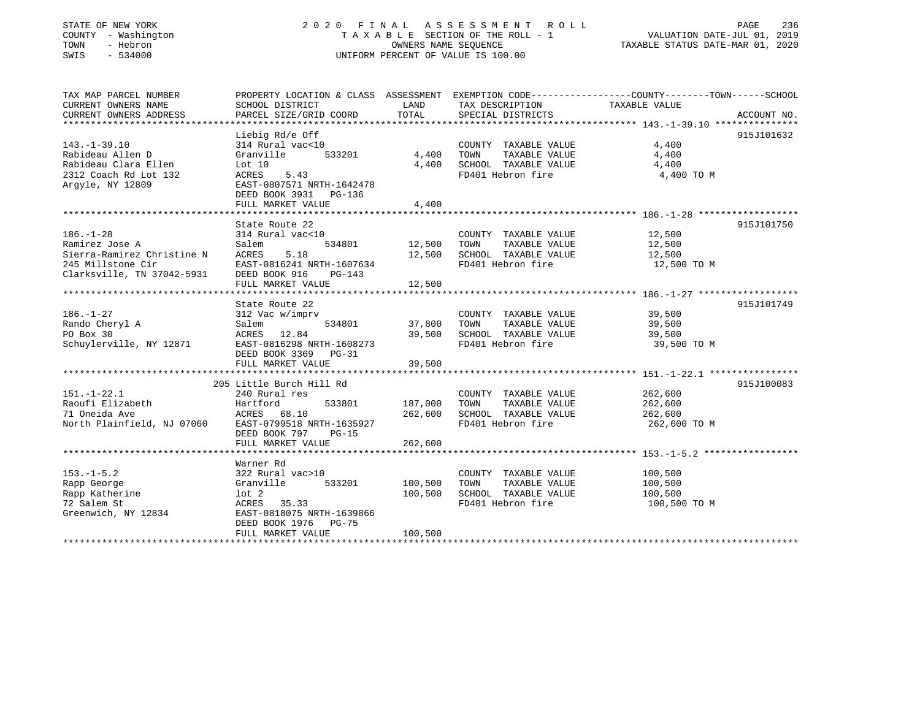STATE OF NEW YORK
COUNTY - Washington
TOWN - Hebron
SWIS - 534000

# 2020 FINAL ASSESSMENT ROLL

TAXABLE SECTION OF THE ROLL - 1
OWNERS NAME SEQUENCE
UNIFORM PERCENT OF VALUE IS 100.00

VALUATION DATE-JUL 01, 2019
TAXABLE STATUS DATE-MAR 01, 2020

| TAX MAP PARCEL NUMBER / CURRENT OWNERS NAME / CURRENT OWNERS ADDRESS | PROPERTY LOCATION & CLASS / SCHOOL DISTRICT / PARCEL SIZE/GRID COORD | ASSESSMENT LAND | ASSESSMENT TOTAL | EXEMPTION CODE / TAX DESCRIPTION / SPECIAL DISTRICTS | TAXABLE VALUE (COUNTY--TOWN--SCHOOL) | ACCOUNT NO. |
|---|---|---|---|---|---|---|
| **143.-1-39.10** | Liebig Rd/e Off | | | | | 915J101632 |
| 143.-1-39.10 | 314 Rural vac<10 | | | COUNTY TAXABLE VALUE | 4,400 | |
| Rabideau Allen D | Granville 533201 | 4,400 | | TOWN TAXABLE VALUE | 4,400 | |
| Rabideau Clara Ellen | Lot 10 | | 4,400 | SCHOOL TAXABLE VALUE | 4,400 | |
| 2312 Coach Rd Lot 132 | ACRES 5.43 | | | FD401 Hebron fire | 4,400 TO M | |
| Argyle, NY 12809 | EAST-0807571 NRTH-1642478 | | | | | |
| | DEED BOOK 3931 PG-136 | | | | | |
| | FULL MARKET VALUE | | 4,400 | | | |
| **186.-1-28** | State Route 22 | | | | | 915J101750 |
| 186.-1-28 | 314 Rural vac<10 | | | COUNTY TAXABLE VALUE | 12,500 | |
| Ramirez Jose A | Salem 534801 | 12,500 | | TOWN TAXABLE VALUE | 12,500 | |
| Sierra-Ramirez Christine N | ACRES 5.18 | | 12,500 | SCHOOL TAXABLE VALUE | 12,500 | |
| 245 Millstone Cir | EAST-0816241 NRTH-1607634 | | | FD401 Hebron fire | 12,500 TO M | |
| Clarksville, TN 37042-5931 | DEED BOOK 916 PG-143 | | | | | |
| | FULL MARKET VALUE | | 12,500 | | | |
| **186.-1-27** | State Route 22 | | | | | 915J101749 |
| 186.-1-27 | 312 Vac w/imprv | | | COUNTY TAXABLE VALUE | 39,500 | |
| Rando Cheryl A | Salem 534801 | 37,800 | | TOWN TAXABLE VALUE | 39,500 | |
| PO Box 30 | ACRES 12.84 | | 39,500 | SCHOOL TAXABLE VALUE | 39,500 | |
| Schuylerville, NY 12871 | EAST-0816298 NRTH-1608273 | | | FD401 Hebron fire | 39,500 TO M | |
| | DEED BOOK 3369 PG-31 | | | | | |
| | FULL MARKET VALUE | | 39,500 | | | |
| **151.-1-22.1** | 205 Little Burch Hill Rd | | | | | 915J100083 |
| 151.-1-22.1 | 240 Rural res | | | COUNTY TAXABLE VALUE | 262,600 | |
| Raoufi Elizabeth | Hartford 533801 | 187,000 | | TOWN TAXABLE VALUE | 262,600 | |
| 71 Oneida Ave | ACRES 68.10 | | 262,600 | SCHOOL TAXABLE VALUE | 262,600 | |
| North Plainfield, NJ 07060 | EAST-0799518 NRTH-1635927 | | | FD401 Hebron fire | 262,600 TO M | |
| | DEED BOOK 797 PG-15 | | | | | |
| | FULL MARKET VALUE | | 262,600 | | | |
| **153.-1-5.2** | Warner Rd | | | | | |
| 153.-1-5.2 | 322 Rural vac>10 | | | COUNTY TAXABLE VALUE | 100,500 | |
| Rapp George | Granville 533201 | 100,500 | | TOWN TAXABLE VALUE | 100,500 | |
| Rapp Katherine | lot 2 | | 100,500 | SCHOOL TAXABLE VALUE | 100,500 | |
| 72 Salem St | ACRES 35.33 | | | FD401 Hebron fire | 100,500 TO M | |
| Greenwich, NY 12834 | EAST-0818075 NRTH-1639866 | | | | | |
| | DEED BOOK 1976 PG-75 | | | | | |
| | FULL MARKET VALUE | | 100,500 | | | |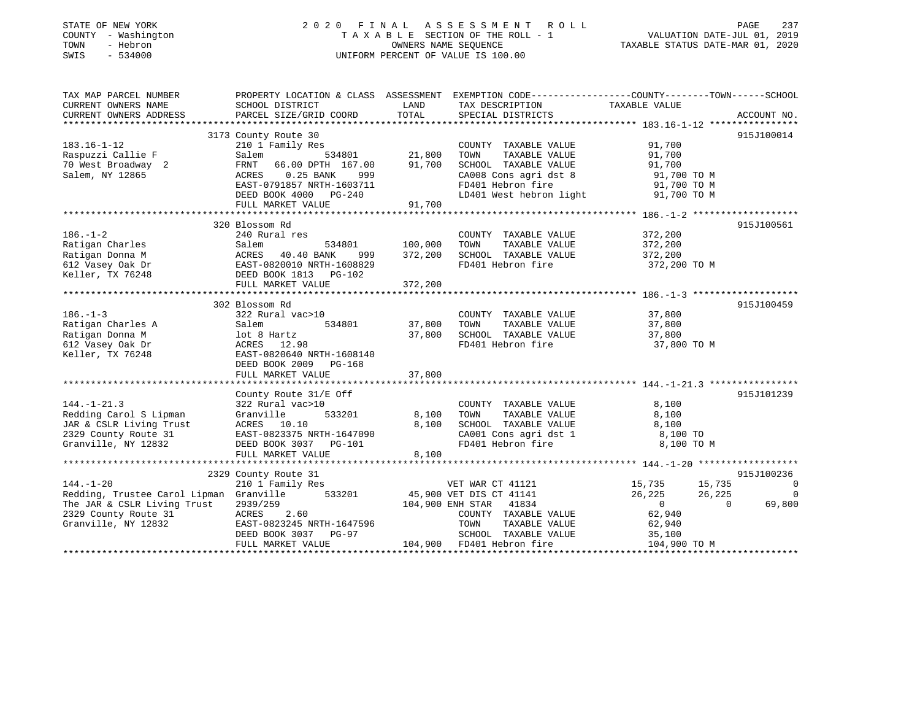STATE OF NEW YORK
COUNTY - Washington
TOWN - Hebron
SWIS - 534000

2020 FINAL ASSESSMENT ROLL
TAXABLE SECTION OF THE ROLL - 1
OWNERS NAME SEQUENCE
UNIFORM PERCENT OF VALUE IS 100.00

VALUATION DATE-JUL 01, 2019
TAXABLE STATUS DATE-MAR 01, 2020

```
TAX MAP PARCEL NUMBER          PROPERTY LOCATION & CLASS  ASSESSMENT  EXEMPTION CODE-----------------COUNTY--------TOWN------SCHOOL
CURRENT OWNERS NAME            SCHOOL DISTRICT               LAND      TAX DESCRIPTION             TAXABLE VALUE
CURRENT OWNERS ADDRESS         PARCEL SIZE/GRID COORD        TOTAL     SPECIAL DISTRICTS                                    ACCOUNT NO.
******************************************************************************************************* 183.16-1-12 ****************
                              3173 County Route 30                                                                          915J100014
183.16-1-12                    210 1 Family Res                         COUNTY  TAXABLE VALUE            91,700
Raspuzzi Callie F              Salem            534801        21,800    TOWN    TAXABLE VALUE            91,700
70 West Broadway  2            FRNT  66.00 DPTH 167.00        91,700    SCHOOL  TAXABLE VALUE            91,700
Salem, NY 12865                ACRES   0.25 BANK    999                 CA008 Cons agri dst 8             91,700 TO M
                               EAST-0791857 NRTH-1603711                FD401 Hebron fire                 91,700 TO M
                               DEED BOOK 4000   PG-240                  LD401 West hebron light           91,700 TO M
                               FULL MARKET VALUE              91,700
******************************************************************************************************* 186.-1-2 *******************
                              320 Blossom Rd                                                                                915J100561
186.-1-2                       240 Rural res                            COUNTY  TAXABLE VALUE           372,200
Ratigan Charles                Salem            534801       100,000    TOWN    TAXABLE VALUE           372,200
Ratigan Donna M                ACRES  40.40 BANK    999      372,200    SCHOOL  TAXABLE VALUE           372,200
612 Vasey Oak Dr               EAST-0820010 NRTH-1608829                FD401 Hebron fire                372,200 TO M
Keller, TX 76248               DEED BOOK 1813   PG-102
                               FULL MARKET VALUE             372,200
******************************************************************************************************* 186.-1-3 *******************
                              302 Blossom Rd                                                                                915J100459
186.-1-3                       322 Rural vac>10                         COUNTY  TAXABLE VALUE            37,800
Ratigan Charles A              Salem            534801        37,800    TOWN    TAXABLE VALUE            37,800
Ratigan Donna M                lot 8 Hartz                    37,800    SCHOOL  TAXABLE VALUE            37,800
612 Vasey Oak Dr               ACRES  12.98                             FD401 Hebron fire                 37,800 TO M
Keller, TX 76248               EAST-0820640 NRTH-1608140
                               DEED BOOK 2009   PG-168
                               FULL MARKET VALUE              37,800
******************************************************************************************************* 144.-1-21.3 ****************
                               County Route 31/E Off                                                                        915J101239
144.-1-21.3                    322 Rural vac>10                         COUNTY  TAXABLE VALUE             8,100
Redding Carol S Lipman         Granville        533201         8,100    TOWN    TAXABLE VALUE             8,100
JAR & CSLR Living Trust        ACRES  10.10                    8,100    SCHOOL  TAXABLE VALUE             8,100
2329 County Route 31           EAST-0823375 NRTH-1647090                CA001 Cons agri dst 1              8,100 TO
Granville, NY 12832            DEED BOOK 3037   PG-101                  FD401 Hebron fire                  8,100 TO M
                               FULL MARKET VALUE               8,100
******************************************************************************************************* 144.-1-20 ******************
                              2329 County Route 31                                                                          915J100236
144.-1-20                      210 1 Family Res                   VET WAR CT 41121              15,735     15,735            0
Redding, Trustee Carol Lipman  Granville        533201        45,900 VET DIS CT 41141           26,225     26,225            0
The JAR & CSLR Living Trust    2939/259                      104,900 ENH STAR  41834                 0          0       69,800
2329 County Route 31           ACRES   2.60                             COUNTY  TAXABLE VALUE            62,940
Granville, NY 12832            EAST-0823245 NRTH-1647596                TOWN    TAXABLE VALUE            62,940
                               DEED BOOK 3037   PG-97                   SCHOOL  TAXABLE VALUE            35,100
                               FULL MARKET VALUE             104,900    FD401 Hebron fire                104,900 TO M
************************************************************************************************************************************
```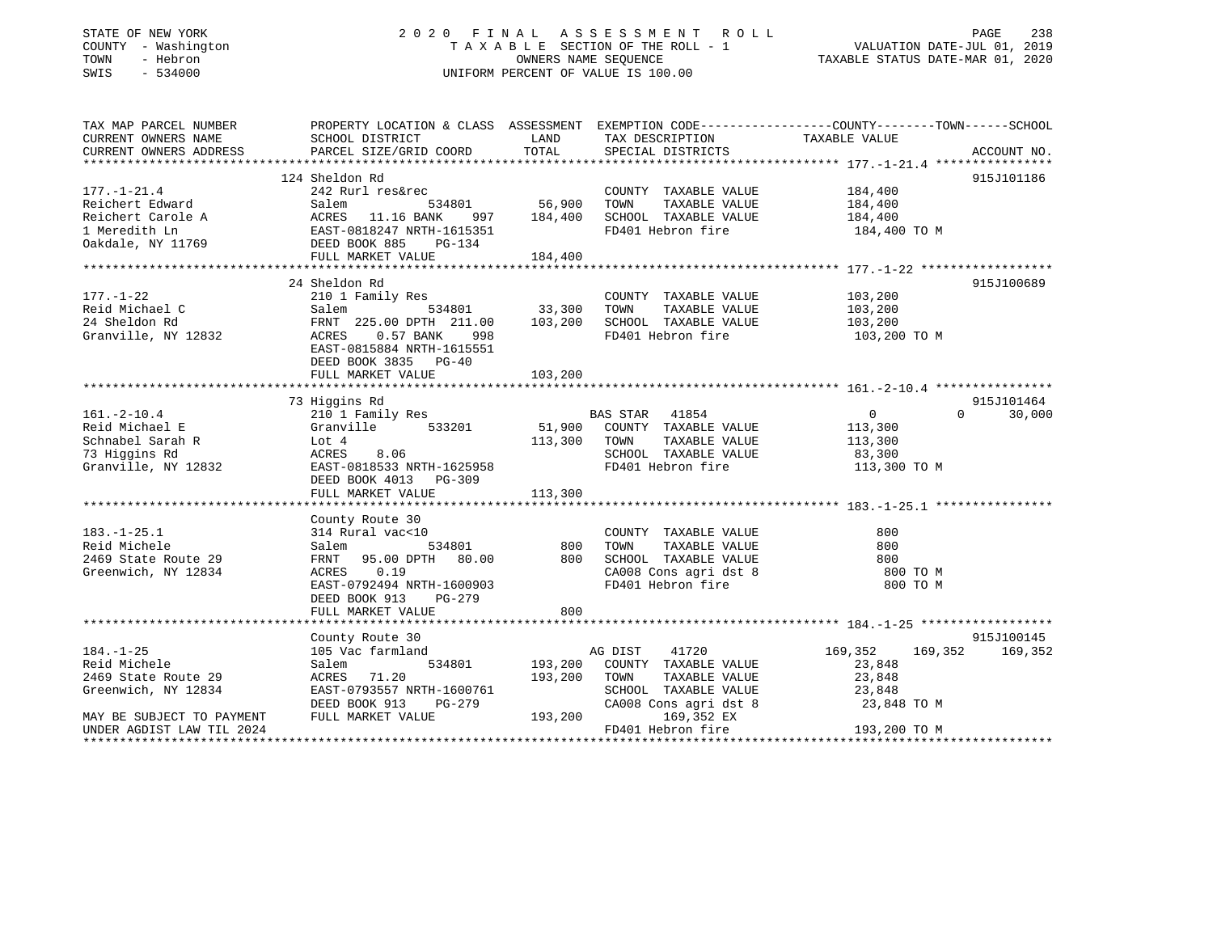STATE OF NEW YORK — 2020 FINAL ASSESSMENT ROLL
COUNTY - Washington — TAXABLE SECTION OF THE ROLL - 1 — VALUATION DATE-JUL 01, 2019
TOWN - Hebron — OWNERS NAME SEQUENCE — TAXABLE STATUS DATE-MAR 01, 2020
SWIS - 534000 — UNIFORM PERCENT OF VALUE IS 100.00

```
TAX MAP PARCEL NUMBER          PROPERTY LOCATION & CLASS  ASSESSMENT  EXEMPTION CODE-----------------COUNTY--------TOWN------SCHOOL
CURRENT OWNERS NAME            SCHOOL DISTRICT               LAND      TAX DESCRIPTION            TAXABLE VALUE
CURRENT OWNERS ADDRESS         PARCEL SIZE/GRID COORD        TOTAL     SPECIAL DISTRICTS                                  ACCOUNT NO.
******************************************************************************************************* 177.-1-21.4 ****************
                               124 Sheldon Rd                                                                             915J101186
177.-1-21.4                    242 Rurl res&rec                         COUNTY  TAXABLE VALUE         184,400
Reichert Edward                Salem          534801       56,900      TOWN    TAXABLE VALUE         184,400
Reichert Carole A              ACRES   11.16 BANK    997   184,400      SCHOOL  TAXABLE VALUE         184,400
1 Meredith Ln                  EAST-0818247 NRTH-1615351                FD401 Hebron fire              184,400 TO M
Oakdale, NY 11769              DEED BOOK 885    PG-134
                               FULL MARKET VALUE          184,400
******************************************************************************************************* 177.-1-22 ******************
                               24 Sheldon Rd                                                                              915J100689
177.-1-22                      210 1 Family Res                         COUNTY  TAXABLE VALUE         103,200
Reid Michael C                 Salem          534801       33,300      TOWN    TAXABLE VALUE         103,200
24 Sheldon Rd                  FRNT  225.00 DPTH  211.00   103,200      SCHOOL  TAXABLE VALUE         103,200
Granville, NY 12832            ACRES    0.57 BANK    998                FD401 Hebron fire              103,200 TO M
                               EAST-0815884 NRTH-1615551
                               DEED BOOK 3835   PG-40
                               FULL MARKET VALUE          103,200
******************************************************************************************************* 161.-2-10.4 ****************
                               73 Higgins Rd                                                                              915J101464
161.-2-10.4                    210 1 Family Res                      BAS STAR   41854                   0           0      30,000
Reid Michael E                 Granville      533201       51,900   COUNTY  TAXABLE VALUE         113,300
Schnabel Sarah R               Lot 4                      113,300   TOWN    TAXABLE VALUE         113,300
73 Higgins Rd                  ACRES    8.06                          SCHOOL  TAXABLE VALUE          83,300
Granville, NY 12832            EAST-0818533 NRTH-1625958              FD401 Hebron fire              113,300 TO M
                               DEED BOOK 4013   PG-309
                               FULL MARKET VALUE          113,300
******************************************************************************************************* 183.-1-25.1 ****************
                               County Route 30
183.-1-25.1                    314 Rural vac<10                         COUNTY  TAXABLE VALUE             800
Reid Michele                   Salem          534801          800      TOWN    TAXABLE VALUE             800
2469 State Route 29            FRNT   95.00 DPTH   80.00      800      SCHOOL  TAXABLE VALUE             800
Greenwich, NY 12834            ACRES    0.19                            CA008 Cons agri dst 8              800 TO M
                               EAST-0792494 NRTH-1600903                FD401 Hebron fire                  800 TO M
                               DEED BOOK 913    PG-279
                               FULL MARKET VALUE              800
******************************************************************************************************* 184.-1-25 ******************
                               County Route 30                                                                            915J100145
184.-1-25                      105 Vac farmland                      AG DIST    41720             169,352     169,352     169,352
Reid Michele                   Salem          534801      193,200   COUNTY  TAXABLE VALUE          23,848
2469 State Route 29            ACRES   71.20              193,200   TOWN    TAXABLE VALUE          23,848
Greenwich, NY 12834            EAST-0793557 NRTH-1600761              SCHOOL  TAXABLE VALUE          23,848
                               DEED BOOK 913    PG-279                CA008 Cons agri dst 8           23,848 TO M
MAY BE SUBJECT TO PAYMENT      FULL MARKET VALUE          193,200         169,352 EX
UNDER AGDIST LAW TIL 2024                                             FD401 Hebron fire              193,200 TO M
************************************************************************************************************************************
```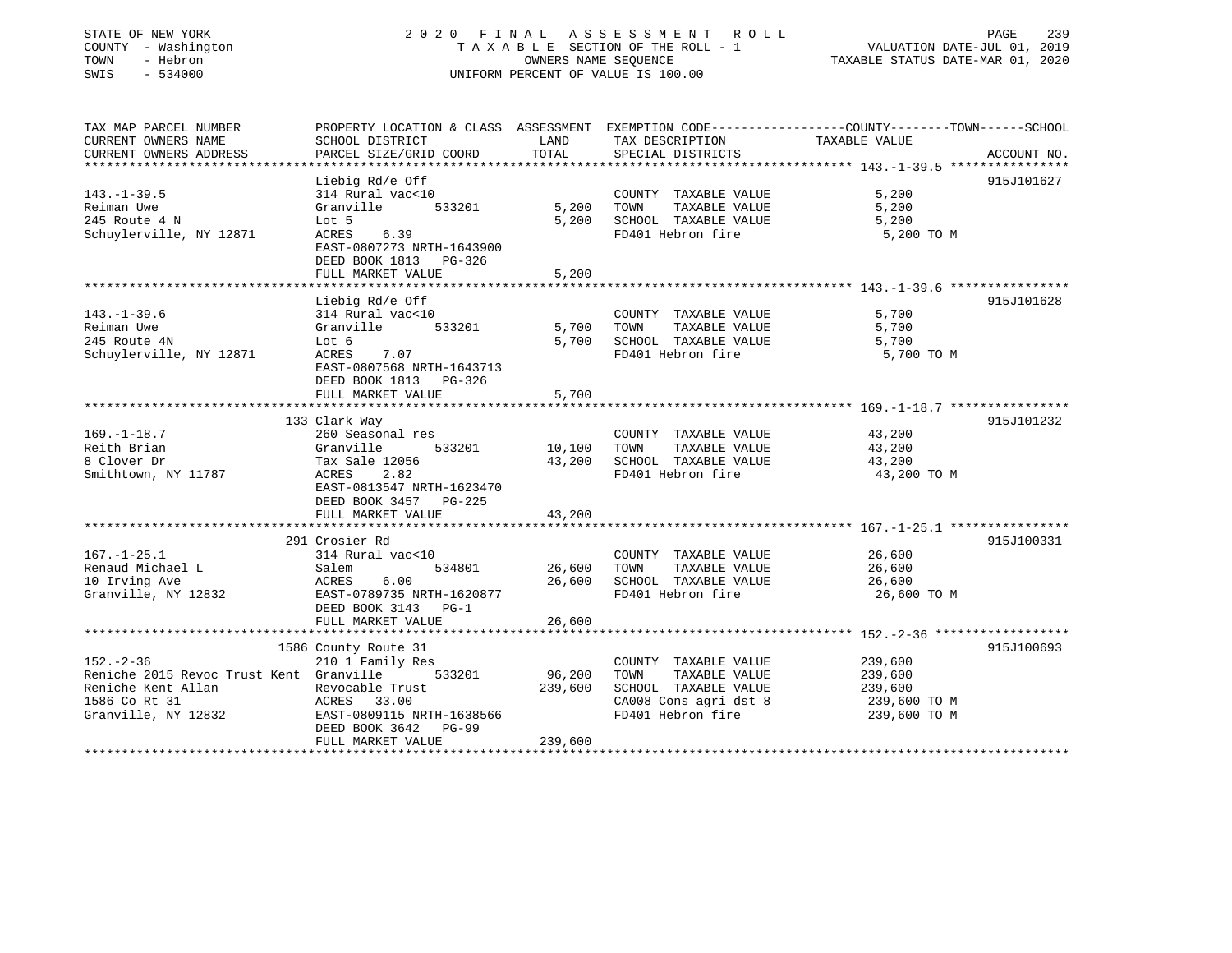STATE OF NEW YORK
COUNTY - Washington
TOWN - Hebron
SWIS - 534000

2020 FINAL ASSESSMENT ROLL
TAXABLE SECTION OF THE ROLL - 1
OWNERS NAME SEQUENCE
UNIFORM PERCENT OF VALUE IS 100.00

VALUATION DATE-JUL 01, 2019
TAXABLE STATUS DATE-MAR 01, 2020

| TAX MAP PARCEL NUMBER / CURRENT OWNERS NAME / CURRENT OWNERS ADDRESS | PROPERTY LOCATION & CLASS / SCHOOL DISTRICT / PARCEL SIZE/GRID COORD | ASSESSMENT LAND | TOTAL | EXEMPTION CODE / TAX DESCRIPTION / SPECIAL DISTRICTS | TAXABLE VALUE (COUNTY--TOWN--SCHOOL) | ACCOUNT NO. |
|---|---|---|---|---|---|---|
| **143.-1-39.5** | Liebig Rd/e Off | | | | | 915J101627 |
| 143.-1-39.5 | 314 Rural vac<10 | | | COUNTY TAXABLE VALUE | 5,200 | |
| Reiman Uwe | Granville 533201 | 5,200 | | TOWN TAXABLE VALUE | 5,200 | |
| 245 Route 4 N | Lot 5 | | 5,200 | SCHOOL TAXABLE VALUE | 5,200 | |
| Schuylerville, NY 12871 | ACRES 6.39 | | | FD401 Hebron fire | 5,200 TO M | |
| | EAST-0807273 NRTH-1643900 | | | | | |
| | DEED BOOK 1813 PG-326 | | | | | |
| | FULL MARKET VALUE | | 5,200 | | | |
| **143.-1-39.6** | Liebig Rd/e Off | | | | | 915J101628 |
| 143.-1-39.6 | 314 Rural vac<10 | | | COUNTY TAXABLE VALUE | 5,700 | |
| Reiman Uwe | Granville 533201 | 5,700 | | TOWN TAXABLE VALUE | 5,700 | |
| 245 Route 4N | Lot 6 | | 5,700 | SCHOOL TAXABLE VALUE | 5,700 | |
| Schuylerville, NY 12871 | ACRES 7.07 | | | FD401 Hebron fire | 5,700 TO M | |
| | EAST-0807568 NRTH-1643713 | | | | | |
| | DEED BOOK 1813 PG-326 | | | | | |
| | FULL MARKET VALUE | | 5,700 | | | |
| **169.-1-18.7** | 133 Clark Way | | | | | 915J101232 |
| 169.-1-18.7 | 260 Seasonal res | | | COUNTY TAXABLE VALUE | 43,200 | |
| Reith Brian | Granville 533201 | 10,100 | | TOWN TAXABLE VALUE | 43,200 | |
| 8 Clover Dr | Tax Sale 12056 | | 43,200 | SCHOOL TAXABLE VALUE | 43,200 | |
| Smithtown, NY 11787 | ACRES 2.82 | | | FD401 Hebron fire | 43,200 TO M | |
| | EAST-0813547 NRTH-1623470 | | | | | |
| | DEED BOOK 3457 PG-225 | | | | | |
| | FULL MARKET VALUE | | 43,200 | | | |
| **167.-1-25.1** | 291 Crosier Rd | | | | | 915J100331 |
| 167.-1-25.1 | 314 Rural vac<10 | | | COUNTY TAXABLE VALUE | 26,600 | |
| Renaud Michael L | Salem 534801 | 26,600 | | TOWN TAXABLE VALUE | 26,600 | |
| 10 Irving Ave | ACRES 6.00 | | 26,600 | SCHOOL TAXABLE VALUE | 26,600 | |
| Granville, NY 12832 | EAST-0789735 NRTH-1620877 | | | FD401 Hebron fire | 26,600 TO M | |
| | DEED BOOK 3143 PG-1 | | | | | |
| | FULL MARKET VALUE | | 26,600 | | | |
| **152.-2-36** | 1586 County Route 31 | | | | | 915J100693 |
| 152.-2-36 | 210 1 Family Res | | | COUNTY TAXABLE VALUE | 239,600 | |
| Reniche 2015 Revoc Trust Kent | Granville 533201 | 96,200 | | TOWN TAXABLE VALUE | 239,600 | |
| Reniche Kent Allan | Revocable Trust | | 239,600 | SCHOOL TAXABLE VALUE | 239,600 | |
| 1586 Co Rt 31 | ACRES 33.00 | | | CA008 Cons agri dst 8 | 239,600 TO M | |
| Granville, NY 12832 | EAST-0809115 NRTH-1638566 | | | FD401 Hebron fire | 239,600 TO M | |
| | DEED BOOK 3642 PG-99 | | | | | |
| | FULL MARKET VALUE | | 239,600 | | | |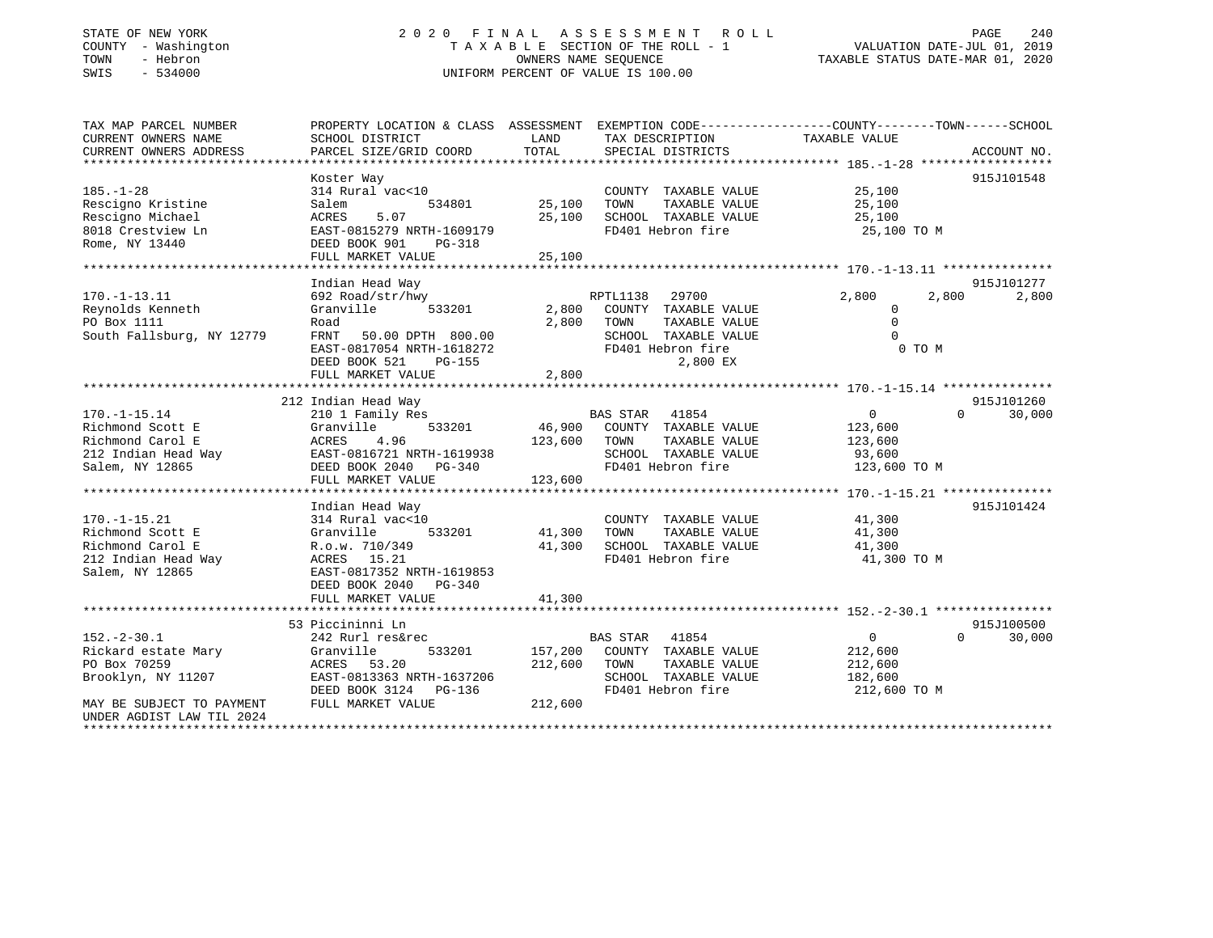STATE OF NEW YORK — 2020 FINAL ASSESSMENT ROLL
COUNTY - Washington — TAXABLE SECTION OF THE ROLL - 1 — VALUATION DATE-JUL 01, 2019
TOWN - Hebron — OWNERS NAME SEQUENCE — TAXABLE STATUS DATE-MAR 01, 2020
SWIS - 534000 — UNIFORM PERCENT OF VALUE IS 100.00

```
TAX MAP PARCEL NUMBER          PROPERTY LOCATION & CLASS  ASSESSMENT  EXEMPTION CODE-----------------COUNTY--------TOWN------SCHOOL
CURRENT OWNERS NAME            SCHOOL DISTRICT               LAND      TAX DESCRIPTION             TAXABLE VALUE
CURRENT OWNERS ADDRESS         PARCEL SIZE/GRID COORD        TOTAL     SPECIAL DISTRICTS                                    ACCOUNT NO.
****************************************************************************************************** 185.-1-28 ******************
                               Koster Way                                                                                915J101548
185.-1-28                      314 Rural vac<10                        COUNTY  TAXABLE VALUE          25,100
Rescigno Kristine              Salem           534801       25,100     TOWN    TAXABLE VALUE          25,100
Rescigno Michael               ACRES    5.07                25,100     SCHOOL  TAXABLE VALUE          25,100
8018 Crestview Ln              EAST-0815279 NRTH-1609179               FD401 Hebron fire               25,100 TO M
Rome, NY 13440                 DEED BOOK 901    PG-318
                               FULL MARKET VALUE            25,100
****************************************************************************************************** 170.-1-13.11 ***************
                               Indian Head Way                                                                           915J101277
170.-1-13.11                   692 Road/str/hwy                        RPTL1138   29700                2,800      2,800      2,800
Reynolds Kenneth               Granville       533201        2,800     COUNTY  TAXABLE VALUE               0
PO Box 1111                    Road                          2,800     TOWN    TAXABLE VALUE               0
South Fallsburg, NY 12779      FRNT   50.00 DPTH 800.00                SCHOOL  TAXABLE VALUE               0
                               EAST-0817054 NRTH-1618272               FD401 Hebron fire                    0 TO M
                               DEED BOOK 521    PG-155                         2,800 EX
                               FULL MARKET VALUE             2,800
****************************************************************************************************** 170.-1-15.14 ***************
                               212 Indian Head Way                                                                       915J101260
170.-1-15.14                   210 1 Family Res                        BAS STAR   41854                    0          0     30,000
Richmond Scott E               Granville       533201       46,900     COUNTY  TAXABLE VALUE         123,600
Richmond Carol E               ACRES    4.96               123,600     TOWN    TAXABLE VALUE         123,600
212 Indian Head Way            EAST-0816721 NRTH-1619938               SCHOOL  TAXABLE VALUE          93,600
Salem, NY 12865                DEED BOOK 2040   PG-340                 FD401 Hebron fire              123,600 TO M
                               FULL MARKET VALUE           123,600
****************************************************************************************************** 170.-1-15.21 ***************
                               Indian Head Way                                                                           915J101424
170.-1-15.21                   314 Rural vac<10                        COUNTY  TAXABLE VALUE          41,300
Richmond Scott E               Granville       533201       41,300     TOWN    TAXABLE VALUE          41,300
Richmond Carol E               R.o.w. 710/349               41,300     SCHOOL  TAXABLE VALUE          41,300
212 Indian Head Way            ACRES   15.21                           FD401 Hebron fire               41,300 TO M
Salem, NY 12865                EAST-0817352 NRTH-1619853
                               DEED BOOK 2040   PG-340
                               FULL MARKET VALUE            41,300
****************************************************************************************************** 152.-2-30.1 ****************
                               53 Piccininni Ln                                                                          915J100500
152.-2-30.1                    242 Rurl res&rec                        BAS STAR   41854                    0          0     30,000
Rickard estate Mary            Granville       533201      157,200     COUNTY  TAXABLE VALUE         212,600
PO Box 70259                   ACRES   53.20               212,600     TOWN    TAXABLE VALUE         212,600
Brooklyn, NY 11207             EAST-0813363 NRTH-1637206               SCHOOL  TAXABLE VALUE         182,600
                               DEED BOOK 3124   PG-136                 FD401 Hebron fire              212,600 TO M
MAY BE SUBJECT TO PAYMENT      FULL MARKET VALUE           212,600
UNDER AGDIST LAW TIL 2024
************************************************************************************************************************************
```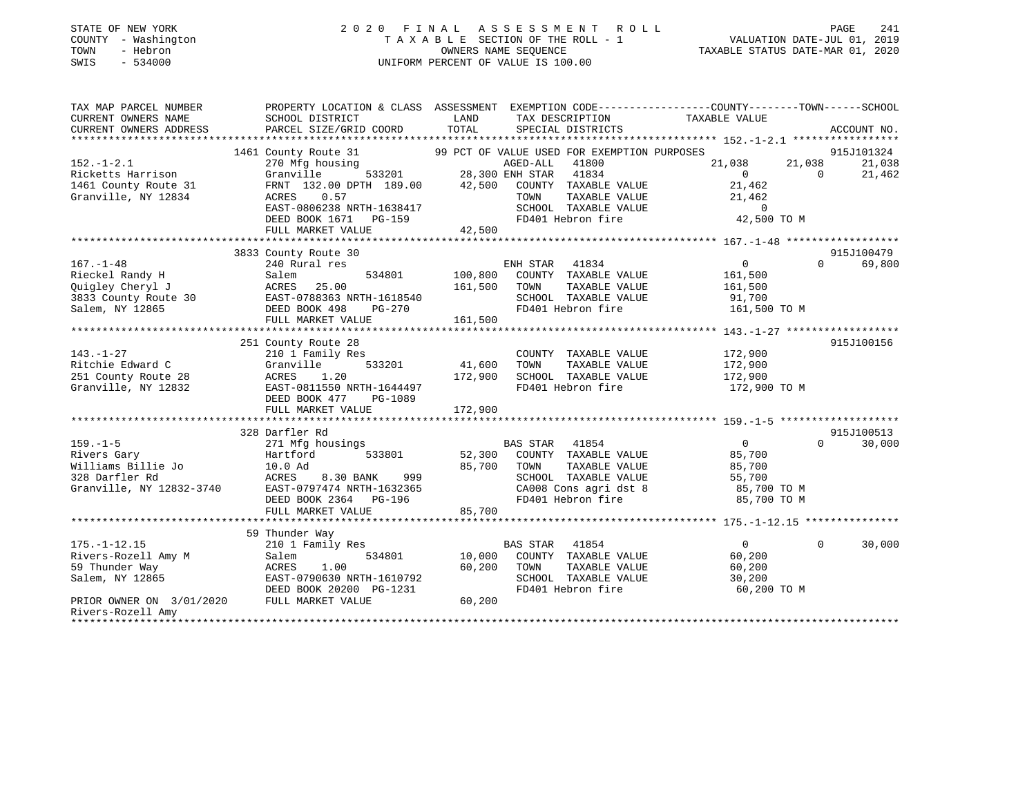STATE OF NEW YORK
COUNTY - Washington
TOWN - Hebron
SWIS - 534000

# 2020 FINAL ASSESSMENT ROLL
TAXABLE SECTION OF THE ROLL - 1
OWNERS NAME SEQUENCE
UNIFORM PERCENT OF VALUE IS 100.00

VALUATION DATE-JUL 01, 2019
TAXABLE STATUS DATE-MAR 01, 2020

```
TAX MAP PARCEL NUMBER          PROPERTY LOCATION & CLASS  ASSESSMENT  EXEMPTION CODE-----------------COUNTY--------TOWN------SCHOOL
CURRENT OWNERS NAME            SCHOOL DISTRICT             LAND       TAX DESCRIPTION             TAXABLE VALUE
CURRENT OWNERS ADDRESS         PARCEL SIZE/GRID COORD      TOTAL      SPECIAL DISTRICTS                                    ACCOUNT NO.
******************************************************************************************************* 152.-1-2.1 *****************
                   1461 County Route 31              99 PCT OF VALUE USED FOR EXEMPTION PURPOSES                          915J101324
152.-1-2.1                     270 Mfg housing                        AGED-ALL  41800               21,038      21,038      21,038
Ricketts Harrison              Granville        533201      28,300 ENH STAR  41834                       0           0      21,462
1461 County Route 31           FRNT 132.00 DPTH 189.00      42,500   COUNTY  TAXABLE VALUE          21,462
Granville, NY 12834            ACRES    0.57                         TOWN    TAXABLE VALUE          21,462
                               EAST-0806238 NRTH-1638417             SCHOOL  TAXABLE VALUE               0
                               DEED BOOK 1671   PG-159               FD401 Hebron fire              42,500 TO M
                               FULL MARKET VALUE            42,500
******************************************************************************************************* 167.-1-48 ******************
                   3833 County Route 30                                                                                   915J100479
167.-1-48                      240 Rural res                          ENH STAR  41834                    0           0      69,800
Rieckel Randy H                Salem            534801     100,800   COUNTY  TAXABLE VALUE         161,500
Quigley Cheryl J               ACRES   25.00               161,500   TOWN    TAXABLE VALUE         161,500
3833 County Route 30           EAST-0788363 NRTH-1618540             SCHOOL  TAXABLE VALUE          91,700
Salem, NY 12865                DEED BOOK 498    PG-270               FD401 Hebron fire             161,500 TO M
                               FULL MARKET VALUE           161,500
******************************************************************************************************* 143.-1-27 ******************
                   251 County Route 28                                                                                    915J100156
143.-1-27                      210 1 Family Res                      COUNTY  TAXABLE VALUE         172,900
Ritchie Edward C               Granville        533201      41,600   TOWN    TAXABLE VALUE         172,900
251 County Route 28            ACRES    1.20               172,900   SCHOOL  TAXABLE VALUE         172,900
Granville, NY 12832            EAST-0811550 NRTH-1644497             FD401 Hebron fire             172,900 TO M
                               DEED BOOK 477    PG-1089
                               FULL MARKET VALUE           172,900
******************************************************************************************************* 159.-1-5 *******************
                   328 Darfler Rd                                                                                         915J100513
159.-1-5                       271 Mfg housings                       BAS STAR  41854                    0           0      30,000
Rivers Gary                    Hartford         533801      52,300   COUNTY  TAXABLE VALUE          85,700
Williams Billie Jo             10.0 Ad                      85,700   TOWN    TAXABLE VALUE          85,700
328 Darfler Rd                 ACRES    8.30 BANK    999             SCHOOL  TAXABLE VALUE          55,700
Granville, NY 12832-3740       EAST-0797474 NRTH-1632365             CA008 Cons agri dst 8          85,700 TO M
                               DEED BOOK 2364   PG-196               FD401 Hebron fire              85,700 TO M
                               FULL MARKET VALUE            85,700
******************************************************************************************************* 175.-1-12.15 ***************
                   59 Thunder Way
175.-1-12.15                   210 1 Family Res                       BAS STAR  41854                    0           0      30,000
Rivers-Rozell Amy M            Salem            534801      10,000   COUNTY  TAXABLE VALUE          60,200
59 Thunder Way                 ACRES    1.00                60,200   TOWN    TAXABLE VALUE          60,200
Salem, NY 12865                EAST-0790630 NRTH-1610792             SCHOOL  TAXABLE VALUE          30,200
                               DEED BOOK 20200 PG-1231               FD401 Hebron fire              60,200 TO M
PRIOR OWNER ON 3/01/2020       FULL MARKET VALUE            60,200
Rivers-Rozell Amy
************************************************************************************************************************************
```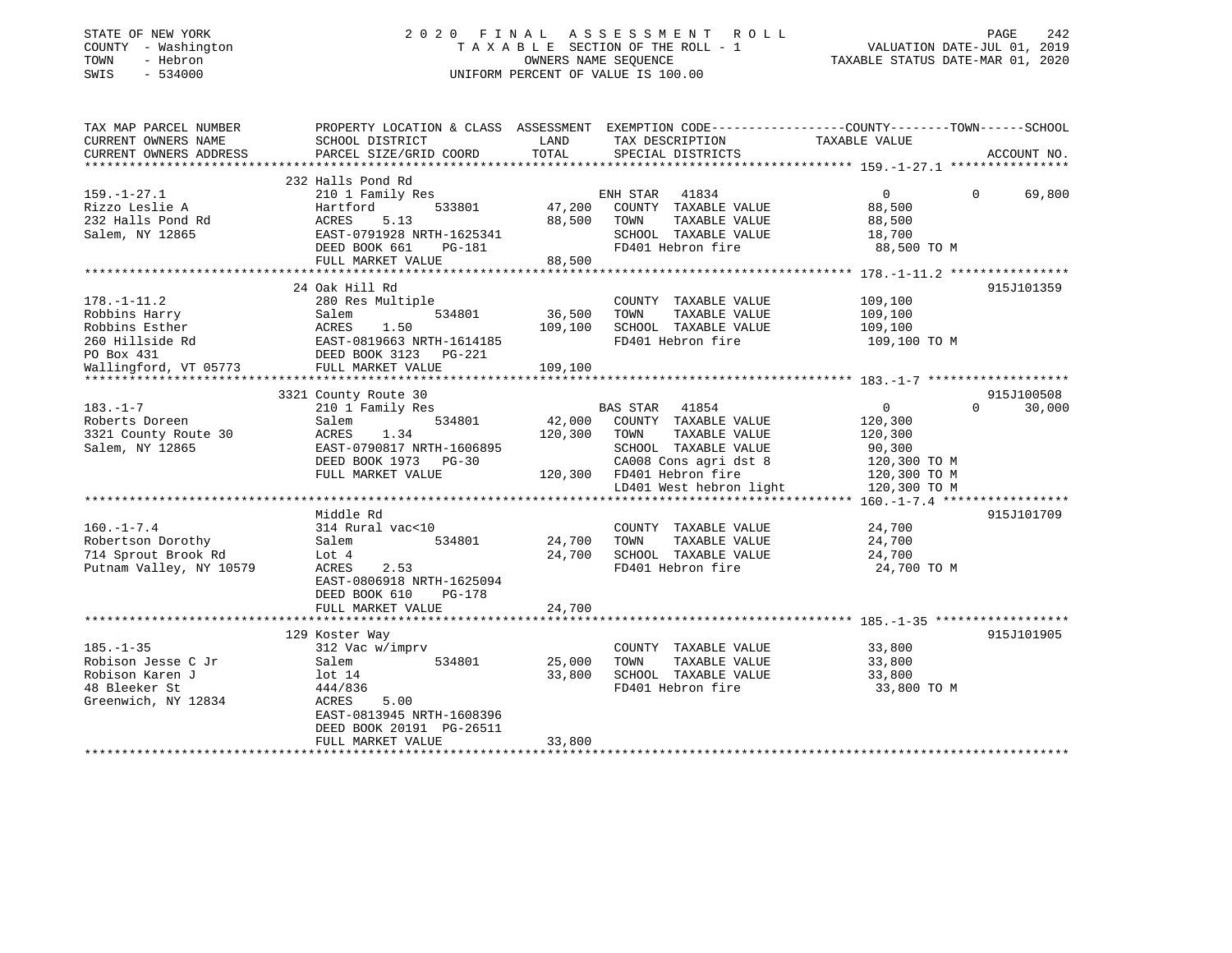STATE OF NEW YORK  
COUNTY - Washington  
TOWN - Hebron  
SWIS - 534000

2020 FINAL ASSESSMENT ROLL  
TAXABLE SECTION OF THE ROLL - 1  
OWNERS NAME SEQUENCE  
UNIFORM PERCENT OF VALUE IS 100.00

VALUATION DATE-JUL 01, 2019  
TAXABLE STATUS DATE-MAR 01, 2020

| TAX MAP PARCEL NUMBER / CURRENT OWNERS NAME / CURRENT OWNERS ADDRESS | PROPERTY LOCATION & CLASS / SCHOOL DISTRICT / PARCEL SIZE/GRID COORD | ASSESSMENT LAND / TOTAL | EXEMPTION CODE / TAX DESCRIPTION / SPECIAL DISTRICTS | COUNTY | TOWN | SCHOOL | ACCOUNT NO. |
|---|---|---|---|---|---|---|---|
| 159.-1-27.1 | 232 Halls Pond Rd | | | | | | |
| Rizzo Leslie A | 210 1 Family Res | | ENH STAR 41834 | 0 | 0 | 69,800 | |
| 232 Halls Pond Rd | Hartford 533801 | 47,200 | COUNTY TAXABLE VALUE | 88,500 | | | |
| Salem, NY 12865 | ACRES 5.13 | 88,500 | TOWN TAXABLE VALUE | | 88,500 | | |
| | EAST-0791928 NRTH-1625341 | | SCHOOL TAXABLE VALUE | | | 18,700 | |
| | DEED BOOK 661 PG-181 | | FD401 Hebron fire | 88,500 TO M | | | |
| | FULL MARKET VALUE | 88,500 | | | | | |
| 178.-1-11.2 | 24 Oak Hill Rd | | | | | | 915J101359 |
| Robbins Harry | 280 Res Multiple | | COUNTY TAXABLE VALUE | 109,100 | | | |
| Robbins Esther | Salem 534801 | 36,500 | TOWN TAXABLE VALUE | | 109,100 | | |
| 260 Hillside Rd | ACRES 1.50 | 109,100 | SCHOOL TAXABLE VALUE | | | 109,100 | |
| PO Box 431 | EAST-0819663 NRTH-1614185 | | FD401 Hebron fire | 109,100 TO M | | | |
| Wallingford, VT 05773 | DEED BOOK 3123 PG-221 | | | | | | |
| | FULL MARKET VALUE | 109,100 | | | | | |
| 183.-1-7 | 3321 County Route 30 | | | | | | 915J100508 |
| Roberts Doreen | 210 1 Family Res | | BAS STAR 41854 | 0 | 0 | 30,000 | |
| 3321 County Route 30 | Salem 534801 | 42,000 | COUNTY TAXABLE VALUE | 120,300 | | | |
| Salem, NY 12865 | ACRES 1.34 | 120,300 | TOWN TAXABLE VALUE | | 120,300 | | |
| | EAST-0790817 NRTH-1606895 | | SCHOOL TAXABLE VALUE | | | 90,300 | |
| | DEED BOOK 1973 PG-30 | | CA008 Cons agri dst 8 | 120,300 TO M | | | |
| | FULL MARKET VALUE | 120,300 | FD401 Hebron fire | 120,300 TO M | | | |
| | | | LD401 West hebron light | 120,300 TO M | | | |
| 160.-1-7.4 | Middle Rd | | | | | | 915J101709 |
| Robertson Dorothy | 314 Rural vac<10 | | COUNTY TAXABLE VALUE | 24,700 | | | |
| 714 Sprout Brook Rd | Salem 534801 | 24,700 | TOWN TAXABLE VALUE | | 24,700 | | |
| Putnam Valley, NY 10579 | Lot 4 | 24,700 | SCHOOL TAXABLE VALUE | | | 24,700 | |
| | ACRES 2.53 | | FD401 Hebron fire | 24,700 TO M | | | |
| | EAST-0806918 NRTH-1625094 | | | | | | |
| | DEED BOOK 610 PG-178 | | | | | | |
| | FULL MARKET VALUE | 24,700 | | | | | |
| 185.-1-35 | 129 Koster Way | | | | | | 915J101905 |
| Robison Jesse C Jr | 312 Vac w/imprv | | COUNTY TAXABLE VALUE | 33,800 | | | |
| Robison Karen J | Salem 534801 | 25,000 | TOWN TAXABLE VALUE | | 33,800 | | |
| 48 Bleeker St | lot 14 | 33,800 | SCHOOL TAXABLE VALUE | | | 33,800 | |
| Greenwich, NY 12834 | 444/836 | | FD401 Hebron fire | 33,800 TO M | | | |
| | ACRES 5.00 | | | | | | |
| | EAST-0813945 NRTH-1608396 | | | | | | |
| | DEED BOOK 20191 PG-26511 | | | | | | |
| | FULL MARKET VALUE | 33,800 | | | | | |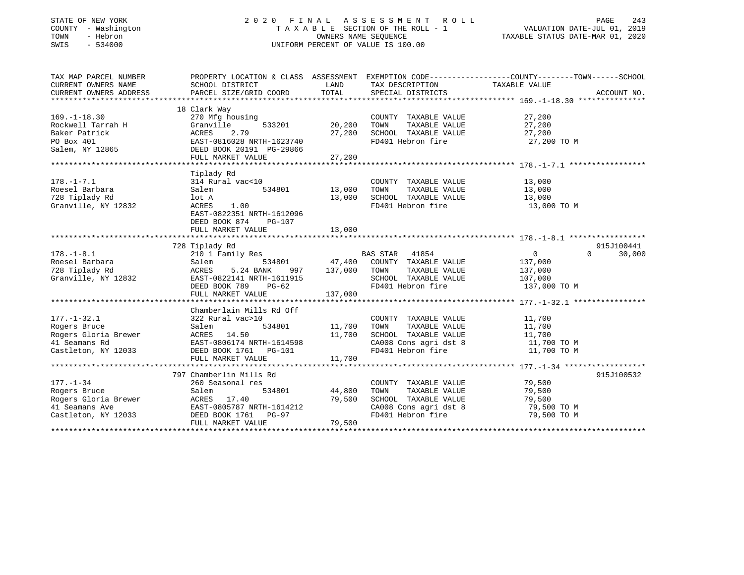STATE OF NEW YORK
COUNTY - Washington
TOWN - Hebron
SWIS - 534000

2020 FINAL ASSESSMENT ROLL
TAXABLE SECTION OF THE ROLL - 1
OWNERS NAME SEQUENCE
UNIFORM PERCENT OF VALUE IS 100.00

VALUATION DATE-JUL 01, 2019
TAXABLE STATUS DATE-MAR 01, 2020

```
TAX MAP PARCEL NUMBER          PROPERTY LOCATION & CLASS  ASSESSMENT  EXEMPTION CODE------------------COUNTY--------TOWN------SCHOOL
CURRENT OWNERS NAME            SCHOOL DISTRICT               LAND     TAX DESCRIPTION              TAXABLE VALUE
CURRENT OWNERS ADDRESS         PARCEL SIZE/GRID COORD        TOTAL    SPECIAL DISTRICTS                                 ACCOUNT NO.
******************************************************************************************************* 169.-1-18.30 ***************
                               18 Clark Way
169.-1-18.30                   270 Mfg housing                        COUNTY  TAXABLE VALUE           27,200
Rockwell Tarrah H              Granville       533201        20,200   TOWN    TAXABLE VALUE           27,200
Baker Patrick                  ACRES     2.79                27,200   SCHOOL  TAXABLE VALUE           27,200
PO Box 401                     EAST-0816028 NRTH-1623740              FD401 Hebron fire                27,200 TO M
Salem, NY 12865                DEED BOOK 20191 PG-29866
                               FULL MARKET VALUE             27,200
******************************************************************************************************* 178.-1-7.1 *****************
                               Tiplady Rd
178.-1-7.1                     314 Rural vac<10                       COUNTY  TAXABLE VALUE           13,000
Roesel Barbara                 Salem           534801        13,000   TOWN    TAXABLE VALUE           13,000
728 Tiplady Rd                 lot A                         13,000   SCHOOL  TAXABLE VALUE           13,000
Granville, NY 12832            ACRES     1.00                         FD401 Hebron fire                13,000 TO M
                               EAST-0822351 NRTH-1612096
                               DEED BOOK 874    PG-107
                               FULL MARKET VALUE             13,000
******************************************************************************************************* 178.-1-8.1 *****************
                               728 Tiplady Rd                                                                         915J100441
178.-1-8.1                     210 1 Family Res                        BAS STAR  41854                  0            0      30,000
Roesel Barbara                 Salem           534801        47,400   COUNTY  TAXABLE VALUE          137,000
728 Tiplady Rd                 ACRES     5.24 BANK     997  137,000   TOWN    TAXABLE VALUE          137,000
Granville, NY 12832            EAST-0822141 NRTH-1611915              SCHOOL  TAXABLE VALUE          107,000
                               DEED BOOK 789    PG-62                 FD401 Hebron fire               137,000 TO M
                               FULL MARKET VALUE            137,000
******************************************************************************************************* 177.-1-32.1 ****************
                               Chamberlain Mills Rd Off
177.-1-32.1                    322 Rural vac>10                       COUNTY  TAXABLE VALUE           11,700
Rogers Bruce                   Salem           534801        11,700   TOWN    TAXABLE VALUE           11,700
Rogers Gloria Brewer           ACRES    14.50                11,700   SCHOOL  TAXABLE VALUE           11,700
41 Seamans Rd                  EAST-0806174 NRTH-1614598              CA008 Cons agri dst 8            11,700 TO M
Castleton, NY 12033            DEED BOOK 1761   PG-101                FD401 Hebron fire                11,700 TO M
                               FULL MARKET VALUE             11,700
******************************************************************************************************* 177.-1-34 ******************
                               797 Chamberlin Mills Rd                                                                915J100532
177.-1-34                      260 Seasonal res                       COUNTY  TAXABLE VALUE           79,500
Rogers Bruce                   Salem           534801        44,800   TOWN    TAXABLE VALUE           79,500
Rogers Gloria Brewer           ACRES    17.40                79,500   SCHOOL  TAXABLE VALUE           79,500
41 Seamans Ave                 EAST-0805787 NRTH-1614212              CA008 Cons agri dst 8            79,500 TO M
Castleton, NY 12033            DEED BOOK 1761   PG-97                 FD401 Hebron fire                79,500 TO M
                               FULL MARKET VALUE             79,500
************************************************************************************************************************************
```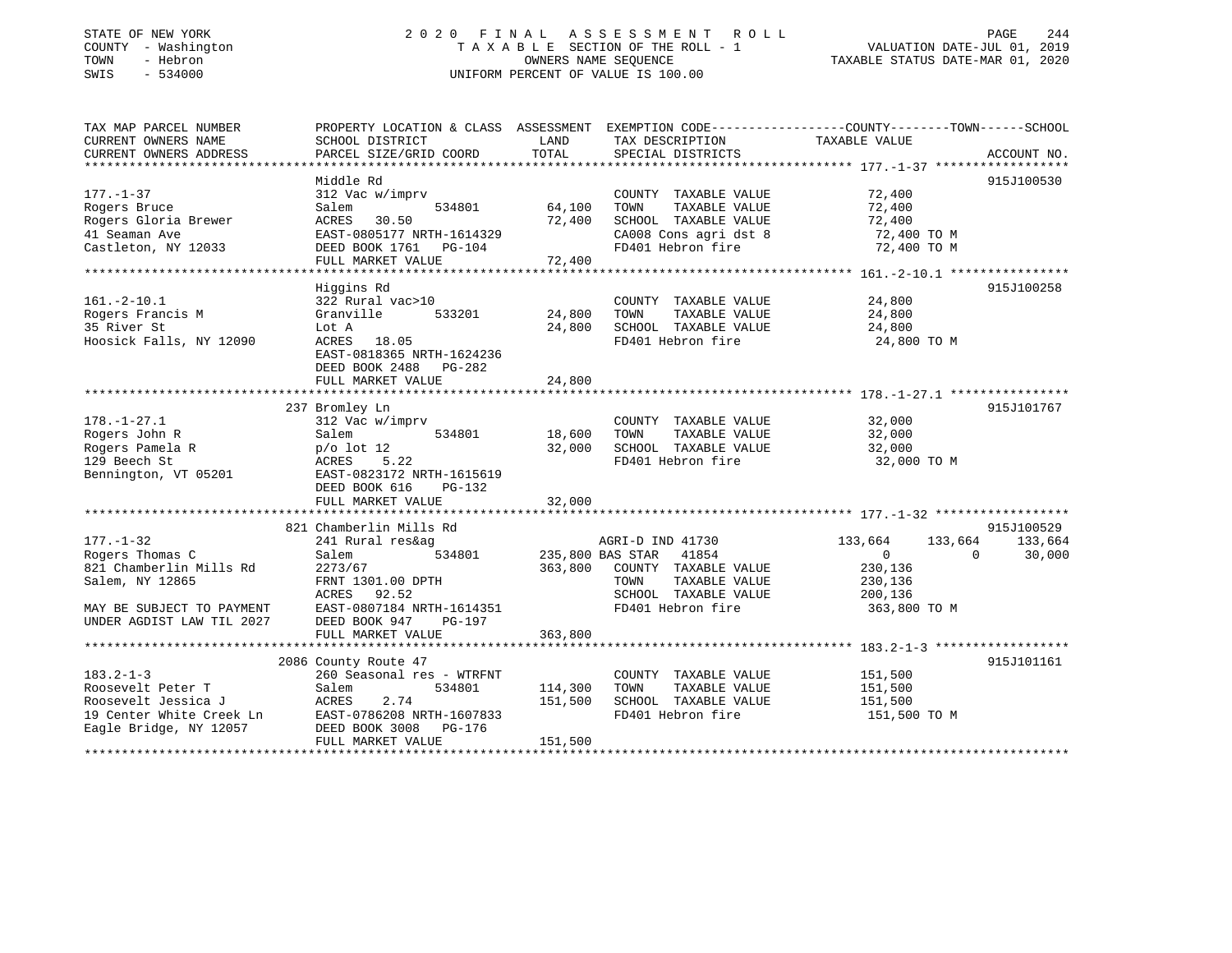STATE OF NEW YORK
COUNTY - Washington
TOWN - Hebron
SWIS - 534000

2020 FINAL ASSESSMENT ROLL
TAXABLE SECTION OF THE ROLL - 1
OWNERS NAME SEQUENCE
UNIFORM PERCENT OF VALUE IS 100.00

VALUATION DATE-JUL 01, 2019
TAXABLE STATUS DATE-MAR 01, 2020

| TAX MAP PARCEL NUMBER / CURRENT OWNERS NAME / CURRENT OWNERS ADDRESS | PROPERTY LOCATION & CLASS / SCHOOL DISTRICT / PARCEL SIZE/GRID COORD | ASSESSMENT LAND / TOTAL | EXEMPTION CODE / TAX DESCRIPTION / SPECIAL DISTRICTS | COUNTY | TOWN | SCHOOL / ACCOUNT NO. |
|---|---|---|---|---|---|---|
| **177.-1-37** | Middle Rd | | | | | 915J100530 |
| 177.-1-37 | 312 Vac w/imprv | | COUNTY TAXABLE VALUE | 72,400 | | |
| Rogers Bruce | Salem 534801 | 64,100 | TOWN TAXABLE VALUE | | 72,400 | |
| Rogers Gloria Brewer | ACRES 30.50 | 72,400 | SCHOOL TAXABLE VALUE | | | 72,400 |
| 41 Seaman Ave | EAST-0805177 NRTH-1614329 | | CA008 Cons agri dst 8 | 72,400 TO M | | |
| Castleton, NY 12033 | DEED BOOK 1761 PG-104 | | FD401 Hebron fire | 72,400 TO M | | |
| | FULL MARKET VALUE | 72,400 | | | | |
| **161.-2-10.1** | Higgins Rd | | | | | 915J100258 |
| 161.-2-10.1 | 322 Rural vac>10 | | COUNTY TAXABLE VALUE | 24,800 | | |
| Rogers Francis M | Granville 533201 | 24,800 | TOWN TAXABLE VALUE | | 24,800 | |
| 35 River St | Lot A | 24,800 | SCHOOL TAXABLE VALUE | | | 24,800 |
| Hoosick Falls, NY 12090 | ACRES 18.05 | | FD401 Hebron fire | 24,800 TO M | | |
| | EAST-0818365 NRTH-1624236 | | | | | |
| | DEED BOOK 2488 PG-282 | | | | | |
| | FULL MARKET VALUE | 24,800 | | | | |
| **178.-1-27.1** | 237 Bromley Ln | | | | | 915J101767 |
| 178.-1-27.1 | 312 Vac w/imprv | | COUNTY TAXABLE VALUE | 32,000 | | |
| Rogers John R | Salem 534801 | 18,600 | TOWN TAXABLE VALUE | | 32,000 | |
| Rogers Pamela R | p/o lot 12 | 32,000 | SCHOOL TAXABLE VALUE | | | 32,000 |
| 129 Beech St | ACRES 5.22 | | FD401 Hebron fire | 32,000 TO M | | |
| Bennington, VT 05201 | EAST-0823172 NRTH-1615619 | | | | | |
| | DEED BOOK 616 PG-132 | | | | | |
| | FULL MARKET VALUE | 32,000 | | | | |
| **177.-1-32** | 821 Chamberlin Mills Rd | | | | | 915J100529 |
| 177.-1-32 | 241 Rural res&ag | | AGRI-D IND 41730 | 133,664 | 133,664 | 133,664 |
| Rogers Thomas C | Salem 534801 | 235,800 | BAS STAR 41854 | 0 | 0 | 30,000 |
| 821 Chamberlin Mills Rd | 2273/67 | 363,800 | COUNTY TAXABLE VALUE | 230,136 | | |
| Salem, NY 12865 | FRNT 1301.00 DPTH | | TOWN TAXABLE VALUE | | 230,136 | |
| | ACRES 92.52 | | SCHOOL TAXABLE VALUE | | | 200,136 |
| MAY BE SUBJECT TO PAYMENT | EAST-0807184 NRTH-1614351 | | FD401 Hebron fire | 363,800 TO M | | |
| UNDER AGDIST LAW TIL 2027 | DEED BOOK 947 PG-197 | | | | | |
| | FULL MARKET VALUE | 363,800 | | | | |
| **183.2-1-3** | 2086 County Route 47 | | | | | 915J101161 |
| 183.2-1-3 | 260 Seasonal res - WTRFNT | | COUNTY TAXABLE VALUE | 151,500 | | |
| Roosevelt Peter T | Salem 534801 | 114,300 | TOWN TAXABLE VALUE | | 151,500 | |
| Roosevelt Jessica J | ACRES 2.74 | 151,500 | SCHOOL TAXABLE VALUE | | | 151,500 |
| 19 Center White Creek Ln | EAST-0786208 NRTH-1607833 | | FD401 Hebron fire | 151,500 TO M | | |
| Eagle Bridge, NY 12057 | DEED BOOK 3008 PG-176 | | | | | |
| | FULL MARKET VALUE | 151,500 | | | | |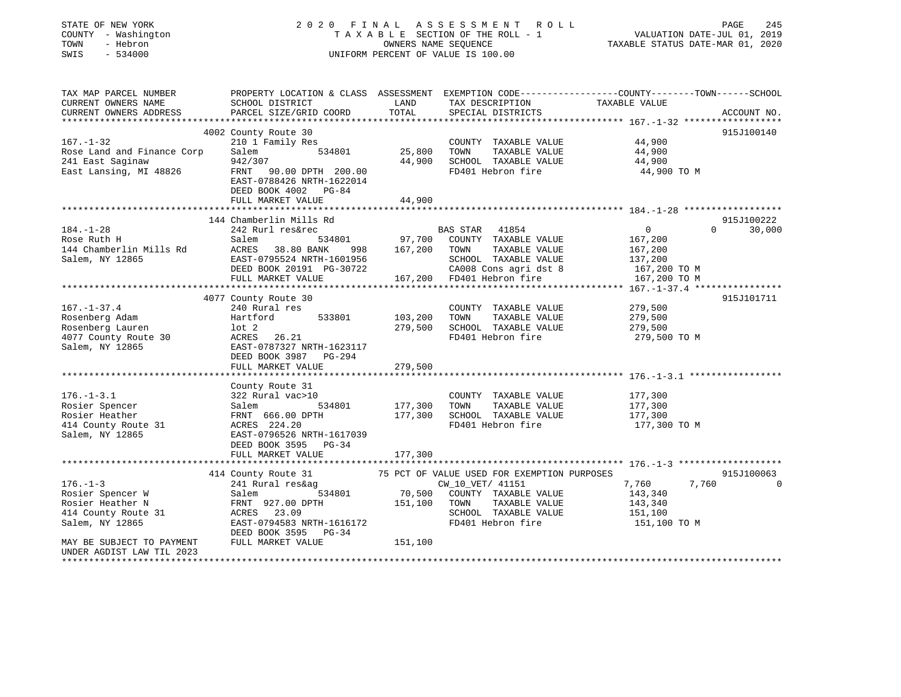STATE OF NEW YORK
COUNTY - Washington
TOWN - Hebron
SWIS - 534000

2020 FINAL ASSESSMENT ROLL
TAXABLE SECTION OF THE ROLL - 1
OWNERS NAME SEQUENCE
UNIFORM PERCENT OF VALUE IS 100.00

VALUATION DATE-JUL 01, 2019
TAXABLE STATUS DATE-MAR 01, 2020

```
TAX MAP PARCEL NUMBER          PROPERTY LOCATION & CLASS  ASSESSMENT  EXEMPTION CODE------------------COUNTY--------TOWN------SCHOOL
CURRENT OWNERS NAME            SCHOOL DISTRICT              LAND       TAX DESCRIPTION            TAXABLE VALUE
CURRENT OWNERS ADDRESS         PARCEL SIZE/GRID COORD       TOTAL      SPECIAL DISTRICTS                                      ACCOUNT NO.
******************************************************************************************************* 167.-1-32 ******************
                               4002 County Route 30                                                                         915J100140
167.-1-32                      210 1 Family Res                        COUNTY  TAXABLE VALUE          44,900
Rose Land and Finance Corp     Salem          534801        25,800     TOWN    TAXABLE VALUE          44,900
241 East Saginaw               942/307                      44,900     SCHOOL  TAXABLE VALUE          44,900
East Lansing, MI 48826         FRNT   90.00 DPTH  200.00               FD401 Hebron fire               44,900 TO M
                               EAST-0788426 NRTH-1622014
                               DEED BOOK 4002   PG-84
                               FULL MARKET VALUE            44,900
******************************************************************************************************* 184.-1-28 ******************
                               144 Chamberlin Mills Rd                                                                      915J100222
184.-1-28                      242 Rurl res&rec                        BAS STAR   41854                0            0        30,000
Rose Ruth H                    Salem          534801        97,700     COUNTY  TAXABLE VALUE         167,200
144 Chamberlin Mills Rd        ACRES   38.80 BANK    998   167,200     TOWN    TAXABLE VALUE         167,200
Salem, NY 12865                EAST-0795524 NRTH-1601956               SCHOOL  TAXABLE VALUE         137,200
                               DEED BOOK 20191  PG-30722               CA008 Cons agri dst 8          167,200 TO M
                               FULL MARKET VALUE           167,200     FD401 Hebron fire              167,200 TO M
******************************************************************************************************* 167.-1-37.4 ****************
                               4077 County Route 30                                                                         915J101711
167.-1-37.4                    240 Rural res                           COUNTY  TAXABLE VALUE         279,500
Rosenberg Adam                 Hartford       533801       103,200     TOWN    TAXABLE VALUE         279,500
Rosenberg Lauren               lot 2                       279,500     SCHOOL  TAXABLE VALUE         279,500
4077 County Route 30           ACRES   26.21                           FD401 Hebron fire              279,500 TO M
Salem, NY 12865                EAST-0787327 NRTH-1623117
                               DEED BOOK 3987   PG-294
                               FULL MARKET VALUE           279,500
******************************************************************************************************* 176.-1-3.1 *****************
                               County Route 31
176.-1-3.1                     322 Rural vac>10                        COUNTY  TAXABLE VALUE         177,300
Rosier Spencer                 Salem          534801       177,300     TOWN    TAXABLE VALUE         177,300
Rosier Heather                 FRNT  666.00 DPTH           177,300     SCHOOL  TAXABLE VALUE         177,300
414 County Route 31            ACRES  224.20                           FD401 Hebron fire              177,300 TO M
Salem, NY 12865                EAST-0796526 NRTH-1617039
                               DEED BOOK 3595   PG-34
                               FULL MARKET VALUE           177,300
******************************************************************************************************* 176.-1-3 *******************
                               414 County Route 31          75 PCT OF VALUE USED FOR EXEMPTION PURPOSES                     915J100063
176.-1-3                       241 Rural res&ag                        CW_10_VET/ 41151            7,760        7,760             0
Rosier Spencer W               Salem          534801        70,500     COUNTY  TAXABLE VALUE         143,340
Rosier Heather N               FRNT  927.00 DPTH           151,100     TOWN    TAXABLE VALUE         143,340
414 County Route 31            ACRES   23.09                           SCHOOL  TAXABLE VALUE         151,100
Salem, NY 12865                EAST-0794583 NRTH-1616172               FD401 Hebron fire              151,100 TO M
                               DEED BOOK 3595   PG-34
MAY BE SUBJECT TO PAYMENT      FULL MARKET VALUE           151,100
UNDER AGDIST LAW TIL 2023
************************************************************************************************************************************
```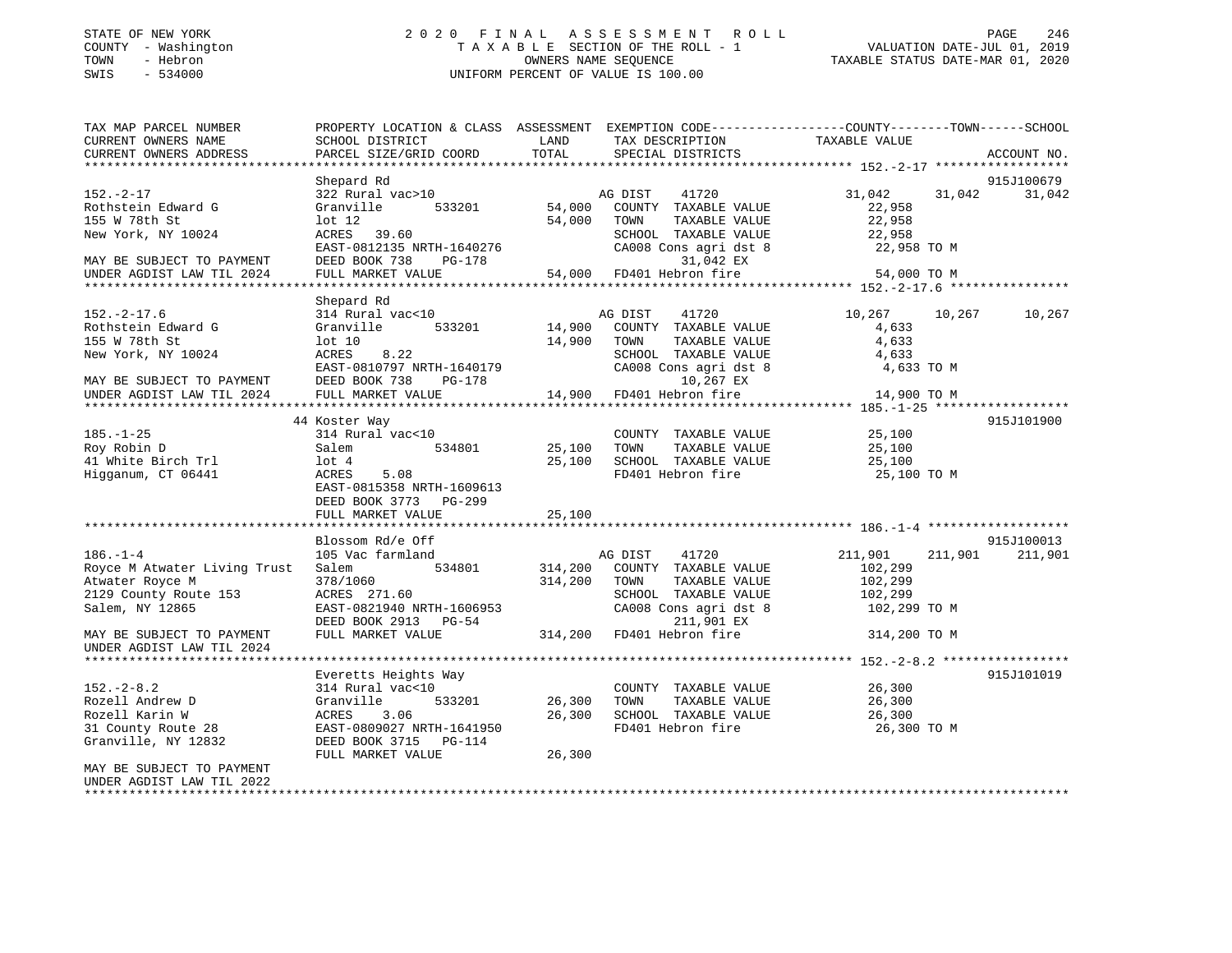STATE OF NEW YORK
COUNTY - Washington
TOWN - Hebron
SWIS - 534000

2 0 2 0 F I N A L A S S E S S M E N T R O L L
T A X A B L E SECTION OF THE ROLL - 1
OWNERS NAME SEQUENCE
UNIFORM PERCENT OF VALUE IS 100.00

VALUATION DATE-JUL 01, 2019
TAXABLE STATUS DATE-MAR 01, 2020

```
TAX MAP PARCEL NUMBER          PROPERTY LOCATION & CLASS  ASSESSMENT  EXEMPTION CODE-----------------COUNTY--------TOWN------SCHOOL
CURRENT OWNERS NAME            SCHOOL DISTRICT             LAND       TAX DESCRIPTION              TAXABLE VALUE
CURRENT OWNERS ADDRESS         PARCEL SIZE/GRID COORD      TOTAL      SPECIAL DISTRICTS                                    ACCOUNT NO.
******************************************************************************************************** 152.-2-17 ******************
                               Shepard Rd                                                                                 915J100679
152.-2-17                      322 Rural vac>10                       AG DIST    41720             31,042      31,042      31,042
Rothstein Edward G             Granville        533201      54,000    COUNTY  TAXABLE VALUE          22,958
155 W 78th St                  lot 12                       54,000    TOWN    TAXABLE VALUE          22,958
New York, NY 10024             ACRES   39.60                          SCHOOL  TAXABLE VALUE          22,958
                               EAST-0812135 NRTH-1640276              CA008 Cons agri dst 8           22,958 TO M
MAY BE SUBJECT TO PAYMENT      DEED BOOK 738    PG-178                     31,042 EX
UNDER AGDIST LAW TIL 2024      FULL MARKET VALUE            54,000    FD401 Hebron fire               54,000 TO M
******************************************************************************************************** 152.-2-17.6 ****************
                               Shepard Rd
152.-2-17.6                    314 Rural vac<10                       AG DIST    41720             10,267      10,267      10,267
Rothstein Edward G             Granville        533201      14,900    COUNTY  TAXABLE VALUE           4,633
155 W 78th St                  lot 10                       14,900    TOWN    TAXABLE VALUE           4,633
New York, NY 10024             ACRES    8.22                          SCHOOL  TAXABLE VALUE           4,633
                               EAST-0810797 NRTH-1640179              CA008 Cons agri dst 8            4,633 TO M
MAY BE SUBJECT TO PAYMENT      DEED BOOK 738    PG-178                     10,267 EX
UNDER AGDIST LAW TIL 2024      FULL MARKET VALUE            14,900    FD401 Hebron fire               14,900 TO M
******************************************************************************************************** 185.-1-25 ******************
                            44 Koster Way                                                                                 915J101900
185.-1-25                      314 Rural vac<10                       COUNTY  TAXABLE VALUE          25,100
Roy Robin D                    Salem            534801      25,100    TOWN    TAXABLE VALUE          25,100
41 White Birch Trl             lot 4                        25,100    SCHOOL  TAXABLE VALUE          25,100
Higganum, CT 06441             ACRES    5.08                          FD401 Hebron fire               25,100 TO M
                               EAST-0815358 NRTH-1609613
                               DEED BOOK 3773   PG-299
                               FULL MARKET VALUE            25,100
******************************************************************************************************** 186.-1-4 *******************
                               Blossom Rd/e Off                                                                           915J100013
186.-1-4                       105 Vac farmland                       AG DIST    41720            211,901     211,901     211,901
Royce M Atwater Living Trust   Salem            534801     314,200    COUNTY  TAXABLE VALUE         102,299
Atwater Royce M                378/1060                    314,200    TOWN    TAXABLE VALUE         102,299
2129 County Route 153          ACRES  271.60                          SCHOOL  TAXABLE VALUE         102,299
Salem, NY 12865                EAST-0821940 NRTH-1606953              CA008 Cons agri dst 8          102,299 TO M
                               DEED BOOK 2913   PG-54                     211,901 EX
MAY BE SUBJECT TO PAYMENT      FULL MARKET VALUE           314,200    FD401 Hebron fire              314,200 TO M
UNDER AGDIST LAW TIL 2024
******************************************************************************************************** 152.-2-8.2 *****************
                               Everetts Heights Way                                                                       915J101019
152.-2-8.2                     314 Rural vac<10                       COUNTY  TAXABLE VALUE          26,300
Rozell Andrew D                Granville        533201      26,300    TOWN    TAXABLE VALUE          26,300
Rozell Karin W                 ACRES    3.06                26,300    SCHOOL  TAXABLE VALUE          26,300
31 County Route 28             EAST-0809027 NRTH-1641950              FD401 Hebron fire               26,300 TO M
Granville, NY 12832            DEED BOOK 3715   PG-114
                               FULL MARKET VALUE            26,300
MAY BE SUBJECT TO PAYMENT
UNDER AGDIST LAW TIL 2022
************************************************************************************************************************************
```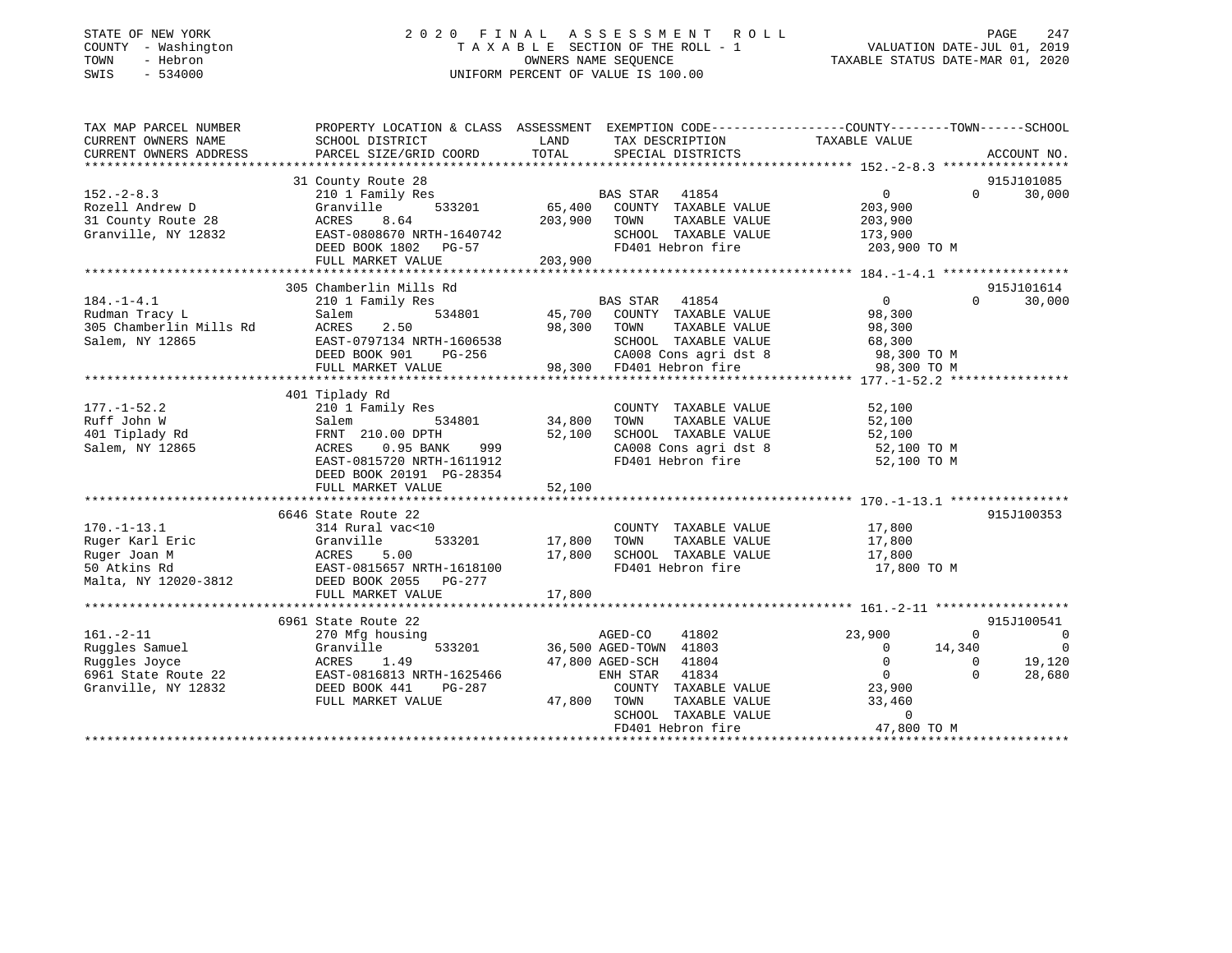STATE OF NEW YORK
COUNTY - Washington
TOWN - Hebron
SWIS - 534000

2020 FINAL ASSESSMENT ROLL
TAXABLE SECTION OF THE ROLL - 1
OWNERS NAME SEQUENCE
UNIFORM PERCENT OF VALUE IS 100.00

VALUATION DATE-JUL 01, 2019
TAXABLE STATUS DATE-MAR 01, 2020

| TAX MAP PARCEL NUMBER / CURRENT OWNERS NAME / CURRENT OWNERS ADDRESS | PROPERTY LOCATION & CLASS / SCHOOL DISTRICT / PARCEL SIZE/GRID COORD | ASSESSMENT LAND | TOTAL | EXEMPTION CODE / TAX DESCRIPTION / SPECIAL DISTRICTS | COUNTY TAXABLE VALUE | TOWN | SCHOOL | ACCOUNT NO. |
|---|---|---|---|---|---|---|---|---|
| 152.-2-8.3 | 31 County Route 28 | | | | | | | 915J101085 |
| | 210 1 Family Res | | | BAS STAR 41854 | 0 | 0 | 30,000 | |
| Rozell Andrew D | Granville 533201 | 65,400 | | COUNTY TAXABLE VALUE | 203,900 | | | |
| 31 County Route 28 | ACRES 8.64 | | 203,900 | TOWN TAXABLE VALUE | 203,900 | | | |
| Granville, NY 12832 | EAST-0808670 NRTH-1640742 | | | SCHOOL TAXABLE VALUE | 173,900 | | | |
| | DEED BOOK 1802 PG-57 | | | FD401 Hebron fire | 203,900 TO M | | | |
| | FULL MARKET VALUE | | 203,900 | | | | | |
| 184.-1-4.1 | 305 Chamberlin Mills Rd | | | | | | | 915J101614 |
| | 210 1 Family Res | | | BAS STAR 41854 | 0 | 0 | 30,000 | |
| Rudman Tracy L | Salem 534801 | 45,700 | | COUNTY TAXABLE VALUE | 98,300 | | | |
| 305 Chamberlin Mills Rd | ACRES 2.50 | | 98,300 | TOWN TAXABLE VALUE | 98,300 | | | |
| Salem, NY 12865 | EAST-0797134 NRTH-1606538 | | | SCHOOL TAXABLE VALUE | 68,300 | | | |
| | DEED BOOK 901 PG-256 | | | CA008 Cons agri dst 8 | 98,300 TO M | | | |
| | FULL MARKET VALUE | | 98,300 | FD401 Hebron fire | 98,300 TO M | | | |
| 177.-1-52.2 | 401 Tiplady Rd | | | | | | | |
| | 210 1 Family Res | | | COUNTY TAXABLE VALUE | 52,100 | | | |
| Ruff John W | Salem 534801 | 34,800 | | TOWN TAXABLE VALUE | 52,100 | | | |
| 401 Tiplady Rd | FRNT 210.00 DPTH | | 52,100 | SCHOOL TAXABLE VALUE | 52,100 | | | |
| Salem, NY 12865 | ACRES 0.95 BANK 999 | | | CA008 Cons agri dst 8 | 52,100 TO M | | | |
| | EAST-0815720 NRTH-1611912 | | | FD401 Hebron fire | 52,100 TO M | | | |
| | DEED BOOK 20191 PG-28354 | | | | | | | |
| | FULL MARKET VALUE | | 52,100 | | | | | |
| 170.-1-13.1 | 6646 State Route 22 | | | | | | | 915J100353 |
| | 314 Rural vac<10 | | | COUNTY TAXABLE VALUE | 17,800 | | | |
| Ruger Karl Eric | Granville 533201 | 17,800 | | TOWN TAXABLE VALUE | 17,800 | | | |
| Ruger Joan M | ACRES 5.00 | | 17,800 | SCHOOL TAXABLE VALUE | 17,800 | | | |
| 50 Atkins Rd | EAST-0815657 NRTH-1618100 | | | FD401 Hebron fire | 17,800 TO M | | | |
| Malta, NY 12020-3812 | DEED BOOK 2055 PG-277 | | | | | | | |
| | FULL MARKET VALUE | | 17,800 | | | | | |
| 161.-2-11 | 6961 State Route 22 | | | | | | | 915J100541 |
| | 270 Mfg housing | | | AGED-CO 41802 | 23,900 | 0 | 0 | |
| Ruggles Samuel | Granville 533201 | 36,500 | | AGED-TOWN 41803 | 0 | 14,340 | 0 | |
| Ruggles Joyce | ACRES 1.49 | | 47,800 | AGED-SCH 41804 | 0 | 0 | 19,120 | |
| 6961 State Route 22 | EAST-0816813 NRTH-1625466 | | | ENH STAR 41834 | 0 | 0 | 28,680 | |
| Granville, NY 12832 | DEED BOOK 441 PG-287 | | | COUNTY TAXABLE VALUE | 23,900 | | | |
| | FULL MARKET VALUE | | 47,800 | TOWN TAXABLE VALUE | 33,460 | | | |
| | | | | SCHOOL TAXABLE VALUE | 0 | | | |
| | | | | FD401 Hebron fire | 47,800 TO M | | | |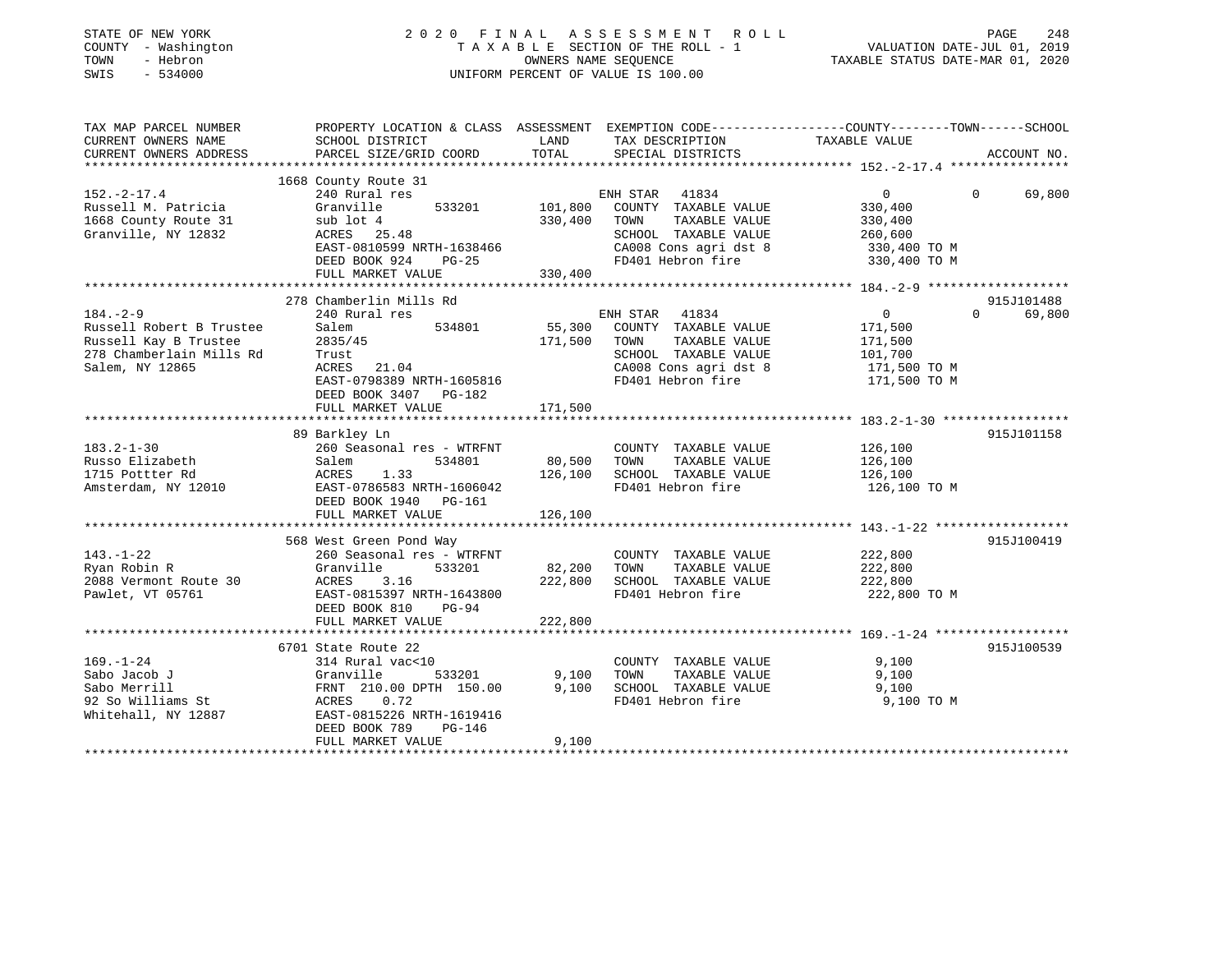STATE OF NEW YORK
COUNTY - Washington
TOWN - Hebron
SWIS - 534000

# 2020 FINAL ASSESSMENT ROLL

TAXABLE SECTION OF THE ROLL - 1
OWNERS NAME SEQUENCE
UNIFORM PERCENT OF VALUE IS 100.00

VALUATION DATE-JUL 01, 2019
TAXABLE STATUS DATE-MAR 01, 2020

| TAX MAP PARCEL NUMBER<br>CURRENT OWNERS NAME<br>CURRENT OWNERS ADDRESS | PROPERTY LOCATION & CLASS<br>SCHOOL DISTRICT<br>PARCEL SIZE/GRID COORD | ASSESSMENT<br>LAND<br>TOTAL | EXEMPTION CODE<br>TAX DESCRIPTION<br>SPECIAL DISTRICTS | COUNTY--------TOWN------SCHOOL<br>TAXABLE VALUE | ACCOUNT NO. |
|---|---|---|---|---|---|
| 152.-2-17.4 | 1668 County Route 31 | | | | |
| Russell M. Patricia | 240 Rural res | | ENH STAR 41834 | 0 0 69,800 | |
| 1668 County Route 31 | Granville 533201 | 101,800 | COUNTY TAXABLE VALUE | 330,400 | |
| Granville, NY 12832 | sub lot 4 | 330,400 | TOWN TAXABLE VALUE | 330,400 | |
| | ACRES 25.48 | | SCHOOL TAXABLE VALUE | 260,600 | |
| | EAST-0810599 NRTH-1638466 | | CA008 Cons agri dst 8 | 330,400 TO M | |
| | DEED BOOK 924 PG-25 | | FD401 Hebron fire | 330,400 TO M | |
| | FULL MARKET VALUE | 330,400 | | | |
| 184.-2-9 | 278 Chamberlin Mills Rd | | | | 915J101488 |
| Russell Robert B Trustee | 240 Rural res | | ENH STAR 41834 | 0 0 69,800 | |
| Russell Kay B Trustee | Salem 534801 | 55,300 | COUNTY TAXABLE VALUE | 171,500 | |
| 278 Chamberlain Mills Rd | 2835/45 | 171,500 | TOWN TAXABLE VALUE | 171,500 | |
| Salem, NY 12865 | Trust | | SCHOOL TAXABLE VALUE | 101,700 | |
| | ACRES 21.04 | | CA008 Cons agri dst 8 | 171,500 TO M | |
| | EAST-0798389 NRTH-1605816 | | FD401 Hebron fire | 171,500 TO M | |
| | DEED BOOK 3407 PG-182 | | | | |
| | FULL MARKET VALUE | 171,500 | | | |
| 183.2-1-30 | 89 Barkley Ln | | | | 915J101158 |
| Russo Elizabeth | 260 Seasonal res - WTRFNT | | COUNTY TAXABLE VALUE | 126,100 | |
| 1715 Pottter Rd | Salem 534801 | 80,500 | TOWN TAXABLE VALUE | 126,100 | |
| Amsterdam, NY 12010 | ACRES 1.33 | 126,100 | SCHOOL TAXABLE VALUE | 126,100 | |
| | EAST-0786583 NRTH-1606042 | | FD401 Hebron fire | 126,100 TO M | |
| | DEED BOOK 1940 PG-161 | | | | |
| | FULL MARKET VALUE | 126,100 | | | |
| 143.-1-22 | 568 West Green Pond Way | | | | 915J100419 |
| Ryan Robin R | 260 Seasonal res - WTRFNT | | COUNTY TAXABLE VALUE | 222,800 | |
| 2088 Vermont Route 30 | Granville 533201 | 82,200 | TOWN TAXABLE VALUE | 222,800 | |
| Pawlet, VT 05761 | ACRES 3.16 | 222,800 | SCHOOL TAXABLE VALUE | 222,800 | |
| | EAST-0815397 NRTH-1643800 | | FD401 Hebron fire | 222,800 TO M | |
| | DEED BOOK 810 PG-94 | | | | |
| | FULL MARKET VALUE | 222,800 | | | |
| 169.-1-24 | 6701 State Route 22 | | | | 915J100539 |
| Sabo Jacob J | 314 Rural vac<10 | | COUNTY TAXABLE VALUE | 9,100 | |
| Sabo Merrill | Granville 533201 | 9,100 | TOWN TAXABLE VALUE | 9,100 | |
| 92 So Williams St | FRNT 210.00 DPTH 150.00 | 9,100 | SCHOOL TAXABLE VALUE | 9,100 | |
| Whitehall, NY 12887 | ACRES 0.72 | | FD401 Hebron fire | 9,100 TO M | |
| | EAST-0815226 NRTH-1619416 | | | | |
| | DEED BOOK 789 PG-146 | | | | |
| | FULL MARKET VALUE | 9,100 | | | |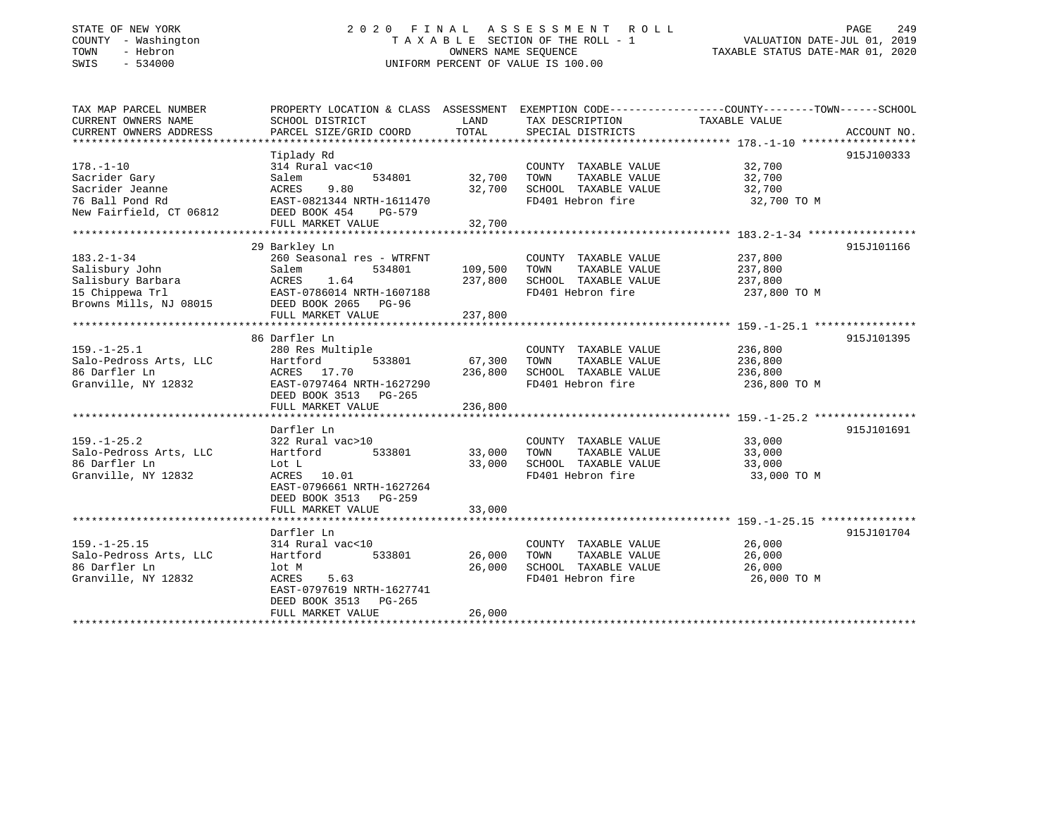STATE OF NEW YORK
COUNTY - Washington
TOWN - Hebron
SWIS - 534000

2020 FINAL ASSESSMENT ROLL
TAXABLE SECTION OF THE ROLL - 1
OWNERS NAME SEQUENCE
UNIFORM PERCENT OF VALUE IS 100.00

VALUATION DATE-JUL 01, 2019
TAXABLE STATUS DATE-MAR 01, 2020

| TAX MAP PARCEL NUMBER / CURRENT OWNERS NAME / CURRENT OWNERS ADDRESS | PROPERTY LOCATION & CLASS / SCHOOL DISTRICT / PARCEL SIZE/GRID COORD | ASSESSMENT LAND / TOTAL | EXEMPTION CODE / TAX DESCRIPTION / SPECIAL DISTRICTS | TAXABLE VALUE (COUNTY / TOWN / SCHOOL) | ACCOUNT NO. |
|---|---|---|---|---|---|
| **178.-1-10** | Tiplady Rd | | | | 915J100333 |
| 178.-1-10 | 314 Rural vac<10 | | COUNTY TAXABLE VALUE | 32,700 | |
| Sacrider Gary | Salem 534801 | 32,700 | TOWN TAXABLE VALUE | 32,700 | |
| Sacrider Jeanne | ACRES 9.80 | 32,700 | SCHOOL TAXABLE VALUE | 32,700 | |
| 76 Ball Pond Rd | EAST-0821344 NRTH-1611470 | | FD401 Hebron fire | 32,700 TO M | |
| New Fairfield, CT 06812 | DEED BOOK 454 PG-579 | | | | |
| | FULL MARKET VALUE | 32,700 | | | |
| **183.2-1-34** | 29 Barkley Ln | | | | 915J101166 |
| 183.2-1-34 | 260 Seasonal res - WTRFNT | | COUNTY TAXABLE VALUE | 237,800 | |
| Salisbury John | Salem 534801 | 109,500 | TOWN TAXABLE VALUE | 237,800 | |
| Salisbury Barbara | ACRES 1.64 | 237,800 | SCHOOL TAXABLE VALUE | 237,800 | |
| 15 Chippewa Trl | EAST-0786014 NRTH-1607188 | | FD401 Hebron fire | 237,800 TO M | |
| Browns Mills, NJ 08015 | DEED BOOK 2065 PG-96 | | | | |
| | FULL MARKET VALUE | 237,800 | | | |
| **159.-1-25.1** | 86 Darfler Ln | | | | 915J101395 |
| 159.-1-25.1 | 280 Res Multiple | | COUNTY TAXABLE VALUE | 236,800 | |
| Salo-Pedross Arts, LLC | Hartford 533801 | 67,300 | TOWN TAXABLE VALUE | 236,800 | |
| 86 Darfler Ln | ACRES 17.70 | 236,800 | SCHOOL TAXABLE VALUE | 236,800 | |
| Granville, NY 12832 | EAST-0797464 NRTH-1627290 | | FD401 Hebron fire | 236,800 TO M | |
| | DEED BOOK 3513 PG-265 | | | | |
| | FULL MARKET VALUE | 236,800 | | | |
| **159.-1-25.2** | Darfler Ln | | | | 915J101691 |
| 159.-1-25.2 | 322 Rural vac>10 | | COUNTY TAXABLE VALUE | 33,000 | |
| Salo-Pedross Arts, LLC | Hartford 533801 | 33,000 | TOWN TAXABLE VALUE | 33,000 | |
| 86 Darfler Ln | Lot L | 33,000 | SCHOOL TAXABLE VALUE | 33,000 | |
| Granville, NY 12832 | ACRES 10.01 | | FD401 Hebron fire | 33,000 TO M | |
| | EAST-0796661 NRTH-1627264 | | | | |
| | DEED BOOK 3513 PG-259 | | | | |
| | FULL MARKET VALUE | 33,000 | | | |
| **159.-1-25.15** | Darfler Ln | | | | 915J101704 |
| 159.-1-25.15 | 314 Rural vac<10 | | COUNTY TAXABLE VALUE | 26,000 | |
| Salo-Pedross Arts, LLC | Hartford 533801 | 26,000 | TOWN TAXABLE VALUE | 26,000 | |
| 86 Darfler Ln | lot M | 26,000 | SCHOOL TAXABLE VALUE | 26,000 | |
| Granville, NY 12832 | ACRES 5.63 | | FD401 Hebron fire | 26,000 TO M | |
| | EAST-0797619 NRTH-1627741 | | | | |
| | DEED BOOK 3513 PG-265 | | | | |
| | FULL MARKET VALUE | 26,000 | | | |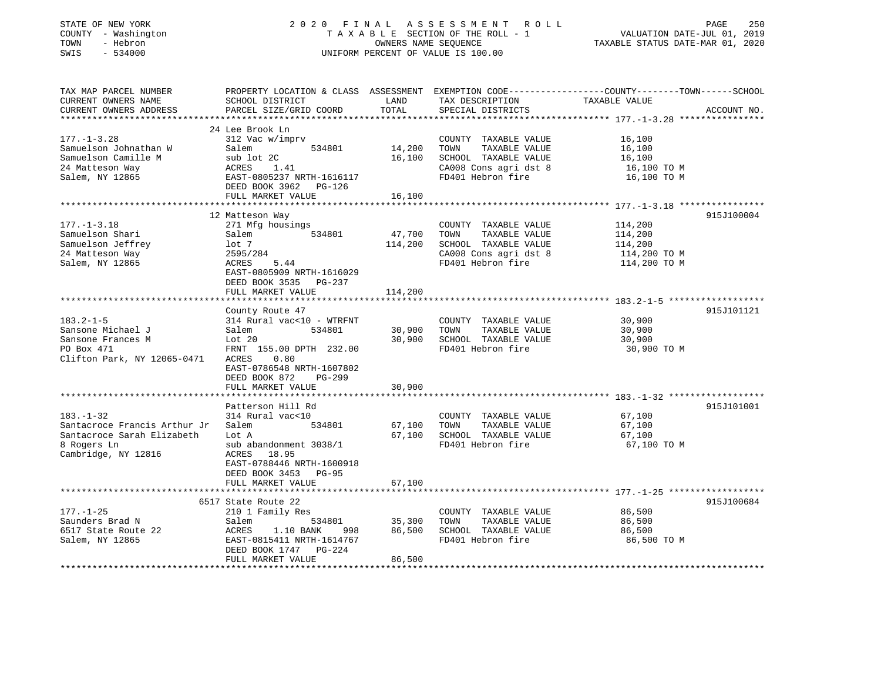STATE OF NEW YORK
COUNTY - Washington
TOWN - Hebron
SWIS - 534000

2020 FINAL ASSESSMENT ROLL
TAXABLE SECTION OF THE ROLL - 1
OWNERS NAME SEQUENCE
UNIFORM PERCENT OF VALUE IS 100.00

VALUATION DATE-JUL 01, 2019
TAXABLE STATUS DATE-MAR 01, 2020

| TAX MAP PARCEL NUMBER / CURRENT OWNERS NAME / CURRENT OWNERS ADDRESS | PROPERTY LOCATION & CLASS / SCHOOL DISTRICT / PARCEL SIZE/GRID COORD | ASSESSMENT LAND | TOTAL | EXEMPTION CODE / TAX DESCRIPTION / SPECIAL DISTRICTS | COUNTY--------TOWN------SCHOOL TAXABLE VALUE | ACCOUNT NO. |
|---|---|---|---|---|---|---|
| 177.-1-3.28 | 24 Lee Brook Ln | | | | | |
| 177.-1-3.28 | 312 Vac w/imprv | | | COUNTY TAXABLE VALUE | 16,100 | |
| Samuelson Johnathan W | Salem 534801 | 14,200 | | TOWN TAXABLE VALUE | 16,100 | |
| Samuelson Camille M | sub lot 2C | | 16,100 | SCHOOL TAXABLE VALUE | 16,100 | |
| 24 Matteson Way | ACRES 1.41 | | | CA008 Cons agri dst 8 | 16,100 TO M | |
| Salem, NY 12865 | EAST-0805237 NRTH-1616117 | | | FD401 Hebron fire | 16,100 TO M | |
| | DEED BOOK 3962 PG-126 | | | | | |
| | FULL MARKET VALUE | | 16,100 | | | |
| 177.-1-3.18 | 12 Matteson Way | | | | | 915J100004 |
| 177.-1-3.18 | 271 Mfg housings | | | COUNTY TAXABLE VALUE | 114,200 | |
| Samuelson Shari | Salem 534801 | 47,700 | | TOWN TAXABLE VALUE | 114,200 | |
| Samuelson Jeffrey | lot 7 | | 114,200 | SCHOOL TAXABLE VALUE | 114,200 | |
| 24 Matteson Way | 2595/284 | | | CA008 Cons agri dst 8 | 114,200 TO M | |
| Salem, NY 12865 | ACRES 5.44 | | | FD401 Hebron fire | 114,200 TO M | |
| | EAST-0805909 NRTH-1616029 | | | | | |
| | DEED BOOK 3535 PG-237 | | | | | |
| | FULL MARKET VALUE | | 114,200 | | | |
| 183.2-1-5 | County Route 47 | | | | | 915J101121 |
| 183.2-1-5 | 314 Rural vac<10 - WTRFNT | | | COUNTY TAXABLE VALUE | 30,900 | |
| Sansone Michael J | Salem 534801 | 30,900 | | TOWN TAXABLE VALUE | 30,900 | |
| Sansone Frances M | Lot 20 | | 30,900 | SCHOOL TAXABLE VALUE | 30,900 | |
| PO Box 471 | FRNT 155.00 DPTH 232.00 | | | FD401 Hebron fire | 30,900 TO M | |
| Clifton Park, NY 12065-0471 | ACRES 0.80 | | | | | |
| | EAST-0786548 NRTH-1607802 | | | | | |
| | DEED BOOK 872 PG-299 | | | | | |
| | FULL MARKET VALUE | | 30,900 | | | |
| 183.-1-32 | Patterson Hill Rd | | | | | 915J101001 |
| 183.-1-32 | 314 Rural vac<10 | | | COUNTY TAXABLE VALUE | 67,100 | |
| Santacroce Francis Arthur Jr | Salem 534801 | 67,100 | | TOWN TAXABLE VALUE | 67,100 | |
| Santacroce Sarah Elizabeth | Lot A | | 67,100 | SCHOOL TAXABLE VALUE | 67,100 | |
| 8 Rogers Ln | sub abandonment 3038/1 | | | FD401 Hebron fire | 67,100 TO M | |
| Cambridge, NY 12816 | ACRES 18.95 | | | | | |
| | EAST-0788446 NRTH-1600918 | | | | | |
| | DEED BOOK 3453 PG-95 | | | | | |
| | FULL MARKET VALUE | | 67,100 | | | |
| 177.-1-25 | 6517 State Route 22 | | | | | 915J100684 |
| 177.-1-25 | 210 1 Family Res | | | COUNTY TAXABLE VALUE | 86,500 | |
| Saunders Brad N | Salem 534801 | 35,300 | | TOWN TAXABLE VALUE | 86,500 | |
| 6517 State Route 22 | ACRES 1.10 BANK 998 | | 86,500 | SCHOOL TAXABLE VALUE | 86,500 | |
| Salem, NY 12865 | EAST-0815411 NRTH-1614767 | | | FD401 Hebron fire | 86,500 TO M | |
| | DEED BOOK 1747 PG-224 | | | | | |
| | FULL MARKET VALUE | | 86,500 | | | |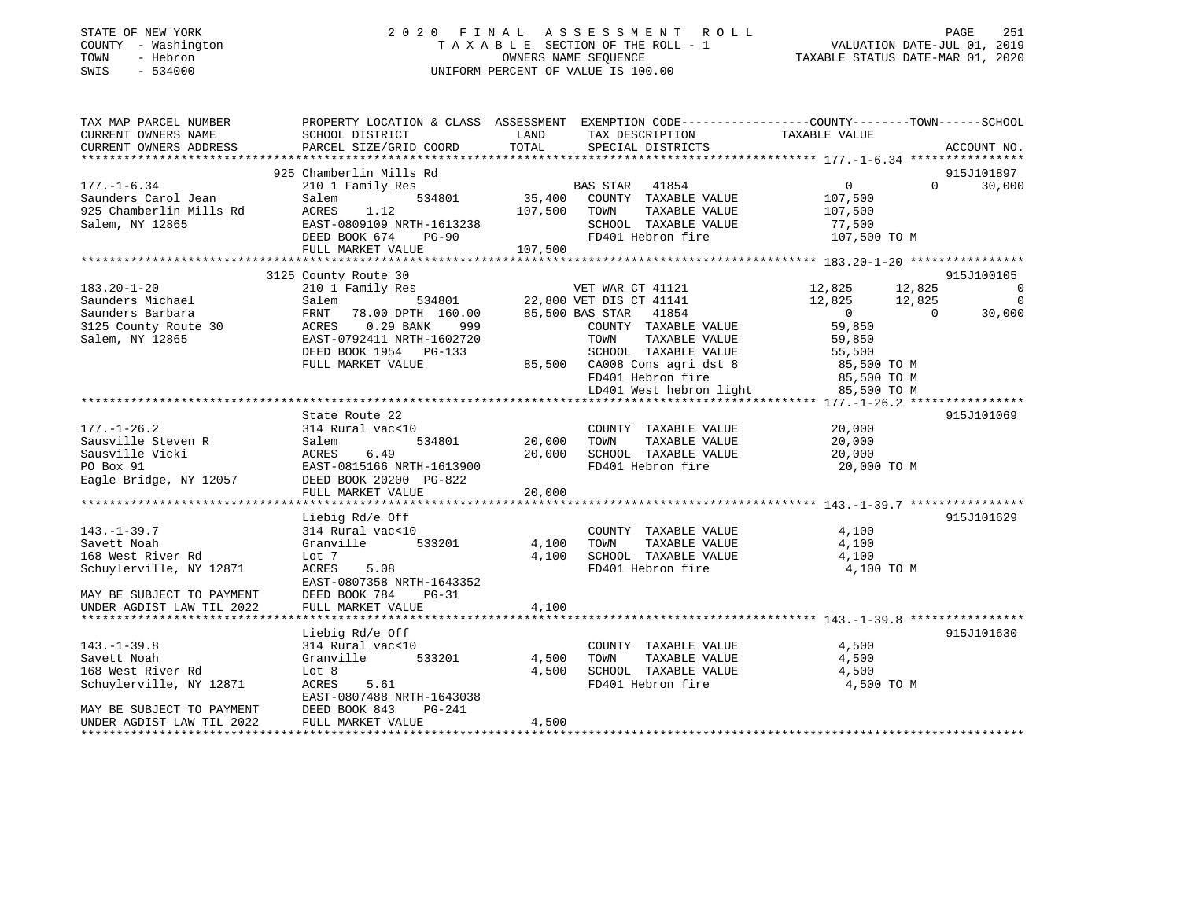STATE OF NEW YORK
COUNTY - Washington
TOWN - Hebron
SWIS - 534000

# 2020 FINAL ASSESSMENT ROLL

TAXABLE SECTION OF THE ROLL - 1
OWNERS NAME SEQUENCE
UNIFORM PERCENT OF VALUE IS 100.00

VALUATION DATE-JUL 01, 2019
TAXABLE STATUS DATE-MAR 01, 2020

| TAX MAP PARCEL NUMBER / CURRENT OWNERS NAME / CURRENT OWNERS ADDRESS | PROPERTY LOCATION & CLASS / SCHOOL DISTRICT / PARCEL SIZE/GRID COORD | ASSESSMENT LAND | TOTAL | EXEMPTION CODE / TAX DESCRIPTION / SPECIAL DISTRICTS | COUNTY TAXABLE VALUE | TOWN | SCHOOL | ACCOUNT NO. |
|---|---|---|---|---|---|---|---|---|
| | 925 Chamberlin Mills Rd | | | | | | | 915J101897 |
| 177.-1-6.34 | 210 1 Family Res | | | BAS STAR 41854 | 0 | 0 | 30,000 | |
| Saunders Carol Jean | Salem 534801 | 35,400 | | COUNTY TAXABLE VALUE | 107,500 | | | |
| 925 Chamberlin Mills Rd | ACRES 1.12 | | 107,500 | TOWN TAXABLE VALUE | 107,500 | | | |
| Salem, NY 12865 | EAST-0809109 NRTH-1613238 | | | SCHOOL TAXABLE VALUE | 77,500 | | | |
| | DEED BOOK 674 PG-90 | | | FD401 Hebron fire | 107,500 TO M | | | |
| | FULL MARKET VALUE | | 107,500 | | | | | |
| | 3125 County Route 30 | | | | | | | 915J100105 |
| 183.20-1-20 | 210 1 Family Res | | | VET WAR CT 41121 | 12,825 | 12,825 | 0 | |
| Saunders Michael | Salem 534801 | 22,800 | | VET DIS CT 41141 | 12,825 | 12,825 | 0 | |
| Saunders Barbara | FRNT 78.00 DPTH 160.00 | | 85,500 | BAS STAR 41854 | 0 | 0 | 30,000 | |
| 3125 County Route 30 | ACRES 0.29 BANK 999 | | | COUNTY TAXABLE VALUE | 59,850 | | | |
| Salem, NY 12865 | EAST-0792411 NRTH-1602720 | | | TOWN TAXABLE VALUE | 59,850 | | | |
| | DEED BOOK 1954 PG-133 | | | SCHOOL TAXABLE VALUE | 55,500 | | | |
| | FULL MARKET VALUE | | 85,500 | CA008 Cons agri dst 8 | 85,500 TO M | | | |
| | | | | FD401 Hebron fire | 85,500 TO M | | | |
| | | | | LD401 West hebron light | 85,500 TO M | | | |
| | State Route 22 | | | | | | | 915J101069 |
| 177.-1-26.2 | 314 Rural vac<10 | | | COUNTY TAXABLE VALUE | 20,000 | | | |
| Sausville Steven R | Salem 534801 | 20,000 | | TOWN TAXABLE VALUE | 20,000 | | | |
| Sausville Vicki | ACRES 6.49 | | 20,000 | SCHOOL TAXABLE VALUE | 20,000 | | | |
| PO Box 91 | EAST-0815166 NRTH-1613900 | | | FD401 Hebron fire | 20,000 TO M | | | |
| Eagle Bridge, NY 12057 | DEED BOOK 20200 PG-822 | | | | | | | |
| | FULL MARKET VALUE | | 20,000 | | | | | |
| | Liebig Rd/e Off | | | | | | | 915J101629 |
| 143.-1-39.7 | 314 Rural vac<10 | | | COUNTY TAXABLE VALUE | 4,100 | | | |
| Savett Noah | Granville 533201 | 4,100 | | TOWN TAXABLE VALUE | 4,100 | | | |
| 168 West River Rd | Lot 7 | | 4,100 | SCHOOL TAXABLE VALUE | 4,100 | | | |
| Schuylerville, NY 12871 | ACRES 5.08 | | | FD401 Hebron fire | 4,100 TO M | | | |
| | EAST-0807358 NRTH-1643352 | | | | | | | |
| MAY BE SUBJECT TO PAYMENT | DEED BOOK 784 PG-31 | | | | | | | |
| UNDER AGDIST LAW TIL 2022 | FULL MARKET VALUE | | 4,100 | | | | | |
| | Liebig Rd/e Off | | | | | | | 915J101630 |
| 143.-1-39.8 | 314 Rural vac<10 | | | COUNTY TAXABLE VALUE | 4,500 | | | |
| Savett Noah | Granville 533201 | 4,500 | | TOWN TAXABLE VALUE | 4,500 | | | |
| 168 West River Rd | Lot 8 | | 4,500 | SCHOOL TAXABLE VALUE | 4,500 | | | |
| Schuylerville, NY 12871 | ACRES 5.61 | | | FD401 Hebron fire | 4,500 TO M | | | |
| | EAST-0807488 NRTH-1643038 | | | | | | | |
| MAY BE SUBJECT TO PAYMENT | DEED BOOK 843 PG-241 | | | | | | | |
| UNDER AGDIST LAW TIL 2022 | FULL MARKET VALUE | | 4,500 | | | | | |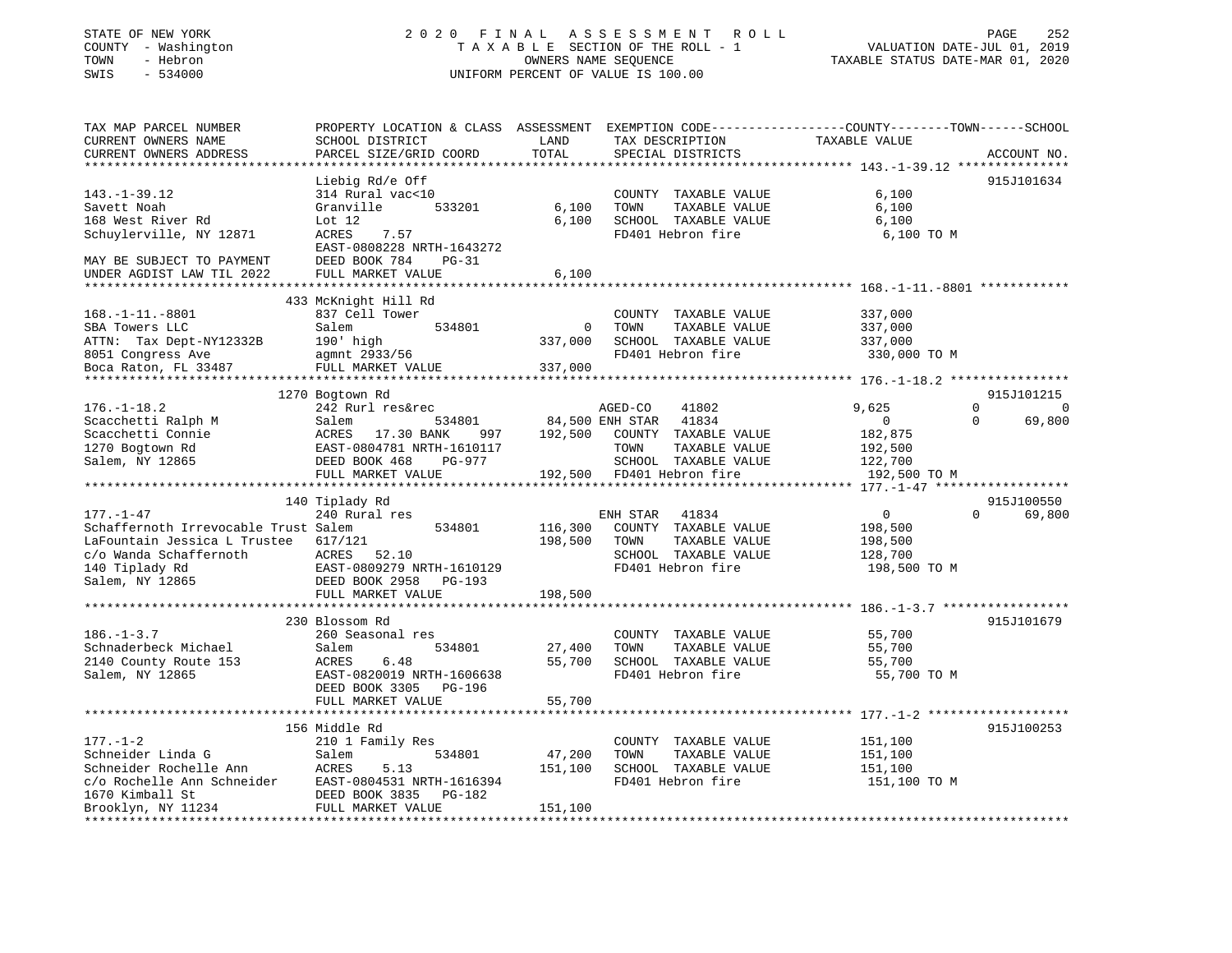STATE OF NEW YORK
COUNTY - Washington
TOWN - Hebron
SWIS - 534000

2020 FINAL ASSESSMENT ROLL
TAXABLE SECTION OF THE ROLL - 1
OWNERS NAME SEQUENCE
UNIFORM PERCENT OF VALUE IS 100.00

VALUATION DATE-JUL 01, 2019
TAXABLE STATUS DATE-MAR 01, 2020

| TAX MAP PARCEL NUMBER / CURRENT OWNERS NAME / CURRENT OWNERS ADDRESS | PROPERTY LOCATION & CLASS / SCHOOL DISTRICT / PARCEL SIZE/GRID COORD | ASSESSMENT LAND | TOTAL | EXEMPTION CODE / TAX DESCRIPTION / SPECIAL DISTRICTS | COUNTY TAXABLE VALUE | TOWN | SCHOOL | ACCOUNT NO. |
|---|---|---|---|---|---|---|---|---|
| **143.-1-39.12** | Liebig Rd/e Off | | | | | | | 915J101634 |
| 143.-1-39.12 | 314 Rural vac<10 | | | COUNTY TAXABLE VALUE | 6,100 | | | |
| Savett Noah | Granville 533201 | 6,100 | | TOWN TAXABLE VALUE | 6,100 | | | |
| 168 West River Rd | Lot 12 | | 6,100 | SCHOOL TAXABLE VALUE | 6,100 | | | |
| Schuylerville, NY 12871 | ACRES 7.57 | | | FD401 Hebron fire | 6,100 TO M | | | |
| | EAST-0808228 NRTH-1643272 | | | | | | | |
| MAY BE SUBJECT TO PAYMENT | DEED BOOK 784 PG-31 | | | | | | | |
| UNDER AGDIST LAW TIL 2022 | FULL MARKET VALUE | | 6,100 | | | | | |
| **168.-1-11.-8801** | 433 McKnight Hill Rd | | | | | | | |
| 168.-1-11.-8801 | 837 Cell Tower | | | COUNTY TAXABLE VALUE | 337,000 | | | |
| SBA Towers LLC | Salem 534801 | 0 | | TOWN TAXABLE VALUE | 337,000 | | | |
| ATTN: Tax Dept-NY12332B | 190' high | | 337,000 | SCHOOL TAXABLE VALUE | 337,000 | | | |
| 8051 Congress Ave | agmnt 2933/56 | | | FD401 Hebron fire | 330,000 TO M | | | |
| Boca Raton, FL 33487 | FULL MARKET VALUE | | 337,000 | | | | | |
| **176.-1-18.2** | 1270 Bogtown Rd | | | | | | | 915J101215 |
| 176.-1-18.2 | 242 Rurl res&rec | | | AGED-CO 41802 | 9,625 | 0 | 0 | |
| Scacchetti Ralph M | Salem 534801 | 84,500 | | ENH STAR 41834 | 0 | 0 | 69,800 | |
| Scacchetti Connie | ACRES 17.30 BANK 997 | | 192,500 | COUNTY TAXABLE VALUE | 182,875 | | | |
| 1270 Bogtown Rd | EAST-0804781 NRTH-1610117 | | | TOWN TAXABLE VALUE | 192,500 | | | |
| Salem, NY 12865 | DEED BOOK 468 PG-977 | | | SCHOOL TAXABLE VALUE | 122,700 | | | |
| | FULL MARKET VALUE | | 192,500 | FD401 Hebron fire | 192,500 TO M | | | |
| **177.-1-47** | 140 Tiplady Rd | | | | | | | 915J100550 |
| 177.-1-47 | 240 Rural res | | | ENH STAR 41834 | 0 | 0 | 69,800 | |
| Schaffernoth Irrevocable Trust | Salem 534801 | 116,300 | | COUNTY TAXABLE VALUE | 198,500 | | | |
| LaFountain Jessica L Trustee | 617/121 | | 198,500 | TOWN TAXABLE VALUE | 198,500 | | | |
| c/o Wanda Schaffernoth | ACRES 52.10 | | | SCHOOL TAXABLE VALUE | 128,700 | | | |
| 140 Tiplady Rd | EAST-0809279 NRTH-1610129 | | | FD401 Hebron fire | 198,500 TO M | | | |
| Salem, NY 12865 | DEED BOOK 2958 PG-193 | | | | | | | |
| | FULL MARKET VALUE | | 198,500 | | | | | |
| **186.-1-3.7** | 230 Blossom Rd | | | | | | | 915J101679 |
| 186.-1-3.7 | 260 Seasonal res | | | COUNTY TAXABLE VALUE | 55,700 | | | |
| Schnaderbeck Michael | Salem 534801 | 27,400 | | TOWN TAXABLE VALUE | 55,700 | | | |
| 2140 County Route 153 | ACRES 6.48 | | 55,700 | SCHOOL TAXABLE VALUE | 55,700 | | | |
| Salem, NY 12865 | EAST-0820019 NRTH-1606638 | | | FD401 Hebron fire | 55,700 TO M | | | |
| | DEED BOOK 3305 PG-196 | | | | | | | |
| | FULL MARKET VALUE | | 55,700 | | | | | |
| **177.-1-2** | 156 Middle Rd | | | | | | | 915J100253 |
| 177.-1-2 | 210 1 Family Res | | | COUNTY TAXABLE VALUE | 151,100 | | | |
| Schneider Linda G | Salem 534801 | 47,200 | | TOWN TAXABLE VALUE | 151,100 | | | |
| Schneider Rochelle Ann | ACRES 5.13 | | 151,100 | SCHOOL TAXABLE VALUE | 151,100 | | | |
| c/o Rochelle Ann Schneider | EAST-0804531 NRTH-1616394 | | | FD401 Hebron fire | 151,100 TO M | | | |
| 1670 Kimball St | DEED BOOK 3835 PG-182 | | | | | | | |
| Brooklyn, NY 11234 | FULL MARKET VALUE | | 151,100 | | | | | |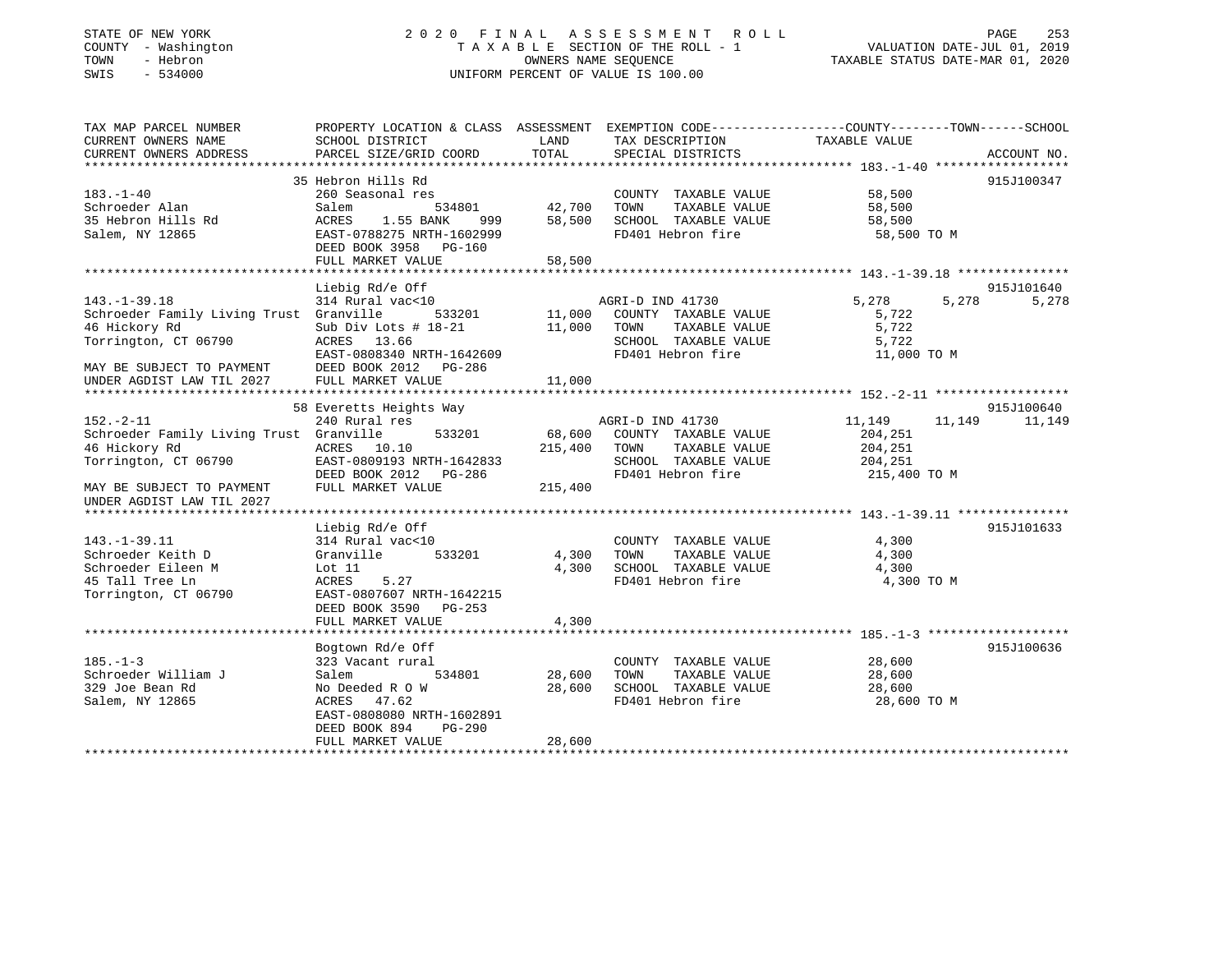STATE OF NEW YORK
COUNTY - Washington
TOWN - Hebron
SWIS - 534000

# 2020 FINAL ASSESSMENT ROLL

TAXABLE SECTION OF THE ROLL - 1
OWNERS NAME SEQUENCE
UNIFORM PERCENT OF VALUE IS 100.00

VALUATION DATE-JUL 01, 2019
TAXABLE STATUS DATE-MAR 01, 2020

| TAX MAP PARCEL NUMBER / CURRENT OWNERS NAME / CURRENT OWNERS ADDRESS | PROPERTY LOCATION & CLASS / SCHOOL DISTRICT / PARCEL SIZE/GRID COORD | ASSESSMENT LAND | TOTAL | EXEMPTION CODE / TAX DESCRIPTION / SPECIAL DISTRICTS | COUNTY | TOWN | SCHOOL | ACCOUNT NO. |
|---|---|---|---|---|---|---|---|---|
| **183.-1-40** | 35 Hebron Hills Rd | | | | | | | 915J100347 |
| Schroeder Alan | 260 Seasonal res | | | COUNTY TAXABLE VALUE | 58,500 | | | |
| 35 Hebron Hills Rd | Salem 534801 | 42,700 | | TOWN TAXABLE VALUE | | 58,500 | | |
| Salem, NY 12865 | ACRES 1.55 BANK 999 | | 58,500 | SCHOOL TAXABLE VALUE | | | 58,500 | |
| | EAST-0788275 NRTH-1602999 | | | FD401 Hebron fire | 58,500 TO M | | | |
| | DEED BOOK 3958 PG-160 | | | | | | | |
| | FULL MARKET VALUE | | 58,500 | | | | | |
| **143.-1-39.18** | Liebig Rd/e Off | | | | | | | 915J101640 |
| Schroeder Family Living Trust | 314 Rural vac<10 | | | AGRI-D IND 41730 | 5,278 | 5,278 | 5,278 | |
| 46 Hickory Rd | Granville 533201 | 11,000 | | COUNTY TAXABLE VALUE | 5,722 | | | |
| Torrington, CT 06790 | Sub Div Lots # 18-21 | | 11,000 | TOWN TAXABLE VALUE | | 5,722 | | |
| | ACRES 13.66 | | | SCHOOL TAXABLE VALUE | | | 5,722 | |
| | EAST-0808340 NRTH-1642609 | | | FD401 Hebron fire | 11,000 TO M | | | |
| MAY BE SUBJECT TO PAYMENT | DEED BOOK 2012 PG-286 | | | | | | | |
| UNDER AGDIST LAW TIL 2027 | FULL MARKET VALUE | | 11,000 | | | | | |
| **152.-2-11** | 58 Everetts Heights Way | | | | | | | 915J100640 |
| Schroeder Family Living Trust | 240 Rural res | | | AGRI-D IND 41730 | 11,149 | 11,149 | 11,149 | |
| 46 Hickory Rd | Granville 533201 | 68,600 | | COUNTY TAXABLE VALUE | 204,251 | | | |
| Torrington, CT 06790 | ACRES 10.10 | | 215,400 | TOWN TAXABLE VALUE | | 204,251 | | |
| | EAST-0809193 NRTH-1642833 | | | SCHOOL TAXABLE VALUE | | | 204,251 | |
| | DEED BOOK 2012 PG-286 | | | FD401 Hebron fire | 215,400 TO M | | | |
| MAY BE SUBJECT TO PAYMENT | FULL MARKET VALUE | | 215,400 | | | | | |
| UNDER AGDIST LAW TIL 2027 | | | | | | | | |
| **143.-1-39.11** | Liebig Rd/e Off | | | | | | | 915J101633 |
| Schroeder Keith D | 314 Rural vac<10 | | | COUNTY TAXABLE VALUE | 4,300 | | | |
| Schroeder Eileen M | Granville 533201 | 4,300 | | TOWN TAXABLE VALUE | | 4,300 | | |
| 45 Tall Tree Ln | Lot 11 | | 4,300 | SCHOOL TAXABLE VALUE | | | 4,300 | |
| Torrington, CT 06790 | ACRES 5.27 | | | FD401 Hebron fire | 4,300 TO M | | | |
| | EAST-0807607 NRTH-1642215 | | | | | | | |
| | DEED BOOK 3590 PG-253 | | | | | | | |
| | FULL MARKET VALUE | | 4,300 | | | | | |
| **185.-1-3** | Bogtown Rd/e Off | | | | | | | 915J100636 |
| Schroeder William J | 323 Vacant rural | | | COUNTY TAXABLE VALUE | 28,600 | | | |
| 329 Joe Bean Rd | Salem 534801 | 28,600 | | TOWN TAXABLE VALUE | | 28,600 | | |
| Salem, NY 12865 | No Deeded R O W | | 28,600 | SCHOOL TAXABLE VALUE | | | 28,600 | |
| | ACRES 47.62 | | | FD401 Hebron fire | 28,600 TO M | | | |
| | EAST-0808080 NRTH-1602891 | | | | | | | |
| | DEED BOOK 894 PG-290 | | | | | | | |
| | FULL MARKET VALUE | | 28,600 | | | | | |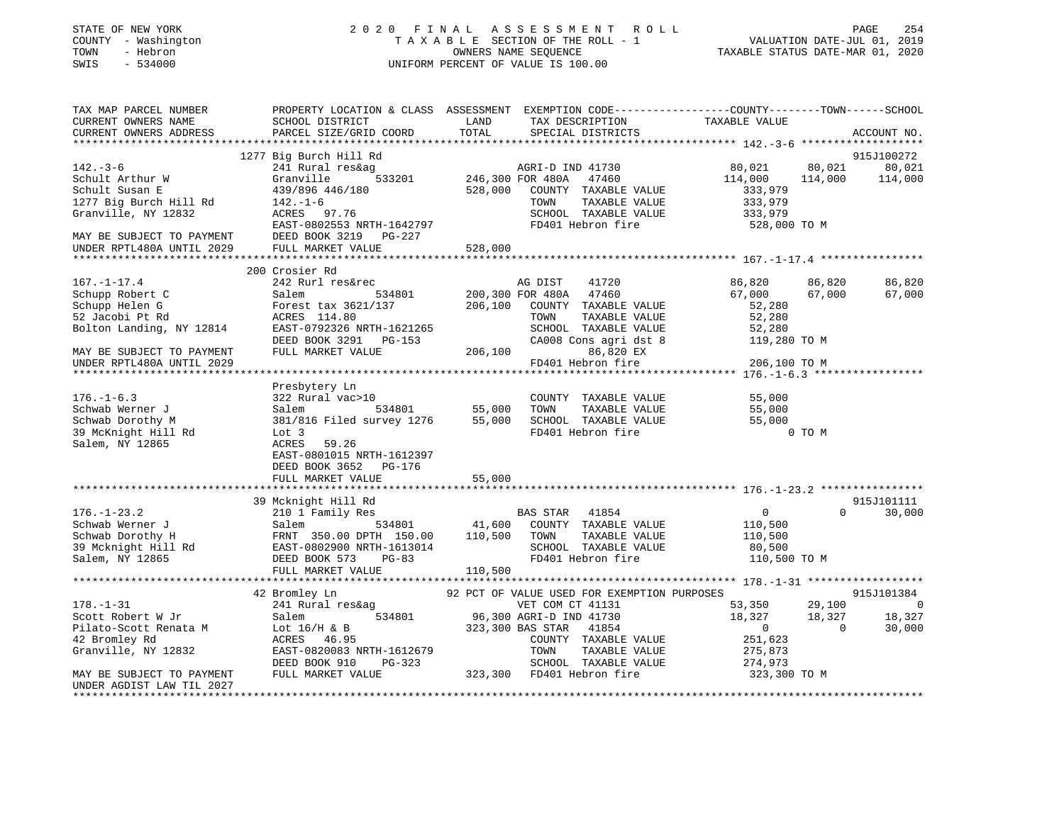STATE OF NEW YORK
COUNTY - Washington
TOWN - Hebron
SWIS - 534000

2020 FINAL ASSESSMENT ROLL
TAXABLE SECTION OF THE ROLL - 1
OWNERS NAME SEQUENCE
UNIFORM PERCENT OF VALUE IS 100.00

VALUATION DATE-JUL 01, 2019
TAXABLE STATUS DATE-MAR 01, 2020

```
TAX MAP PARCEL NUMBER          PROPERTY LOCATION & CLASS  ASSESSMENT  EXEMPTION CODE------------------COUNTY--------TOWN------SCHOOL
CURRENT OWNERS NAME            SCHOOL DISTRICT              LAND       TAX DESCRIPTION             TAXABLE VALUE
CURRENT OWNERS ADDRESS         PARCEL SIZE/GRID COORD       TOTAL      SPECIAL DISTRICTS                                    ACCOUNT NO.
******************************************************************************************************* 142.-3-6 *******************
                          1277 Big Burch Hill Rd                                                                           915J100272
142.-3-6                       241 Rural res&ag                        AGRI-D IND 41730          80,021      80,021      80,021
Schult Arthur W                Granville      533201    246,300 FOR 480A   47460             114,000     114,000     114,000
Schult Susan E                 439/896 446/180           528,000    COUNTY  TAXABLE VALUE       333,979
1277 Big Burch Hill Rd         142.-1-6                             TOWN    TAXABLE VALUE       333,979
Granville, NY 12832            ACRES  97.76                         SCHOOL  TAXABLE VALUE       333,979
                               EAST-0802553 NRTH-1642797            FD401 Hebron fire             528,000 TO M
MAY BE SUBJECT TO PAYMENT      DEED BOOK 3219   PG-227
UNDER RPTL480A UNTIL 2029      FULL MARKET VALUE          528,000
******************************************************************************************************* 167.-1-17.4 ****************
                           200 Crosier Rd
167.-1-17.4                    242 Rurl res&rec                        AG DIST     41720         86,820      86,820      86,820
Schupp Robert C                Salem          534801    200,300 FOR 480A   47460              67,000      67,000      67,000
Schupp Helen G                 Forest tax 3621/137       206,100    COUNTY  TAXABLE VALUE        52,280
52 Jacobi Pt Rd                ACRES 114.80                         TOWN    TAXABLE VALUE        52,280
Bolton Landing, NY 12814       EAST-0792326 NRTH-1621265            SCHOOL  TAXABLE VALUE        52,280
                               DEED BOOK 3291   PG-153              CA008 Cons agri dst 8         119,280 TO M
MAY BE SUBJECT TO PAYMENT      FULL MARKET VALUE          206,100          86,820 EX
UNDER RPTL480A UNTIL 2029                                           FD401 Hebron fire             206,100 TO M
******************************************************************************************************* 176.-1-6.3 *****************
                               Presbytery Ln
176.-1-6.3                     322 Rural vac>10                     COUNTY  TAXABLE VALUE        55,000
Schwab Werner J                Salem          534801     55,000    TOWN    TAXABLE VALUE        55,000
Schwab Dorothy M               381/816 Filed survey 1276  55,000    SCHOOL  TAXABLE VALUE        55,000
39 McKnight Hill Rd            Lot 3                                FD401 Hebron fire                  0 TO M
Salem, NY 12865                ACRES  59.26
                               EAST-0801015 NRTH-1612397
                               DEED BOOK 3652   PG-176
                               FULL MARKET VALUE           55,000
******************************************************************************************************* 176.-1-23.2 ****************
                            39 Mcknight Hill Rd                                                                            915J101111
176.-1-23.2                    210 1 Family Res                        BAS STAR    41854              0           0      30,000
Schwab Werner J                Salem          534801     41,600    COUNTY  TAXABLE VALUE       110,500
Schwab Dorothy H               FRNT 350.00 DPTH 150.00   110,500    TOWN    TAXABLE VALUE       110,500
39 Mcknight Hill Rd            EAST-0802900 NRTH-1613014            SCHOOL  TAXABLE VALUE        80,500
Salem, NY 12865                DEED BOOK 573    PG-83               FD401 Hebron fire             110,500 TO M
                               FULL MARKET VALUE          110,500
******************************************************************************************************* 178.-1-31 ******************
                            42 Bromley Ln                92 PCT OF VALUE USED FOR EXEMPTION PURPOSES                      915J101384
178.-1-31                      241 Rural res&ag                        VET COM CT 41131          53,350      29,100           0
Scott Robert W Jr              Salem          534801     96,300 AGRI-D IND 41730             18,327      18,327      18,327
Pilato-Scott Renata M          Lot 16/H & B              323,300 BAS STAR    41854                  0           0      30,000
42 Bromley Rd                  ACRES  46.95                         COUNTY  TAXABLE VALUE       251,623
Granville, NY 12832            EAST-0820083 NRTH-1612679            TOWN    TAXABLE VALUE       275,873
                               DEED BOOK 910    PG-323              SCHOOL  TAXABLE VALUE       274,973
MAY BE SUBJECT TO PAYMENT      FULL MARKET VALUE          323,300  FD401 Hebron fire             323,300 TO M
UNDER AGDIST LAW TIL 2027
************************************************************************************************************************************
```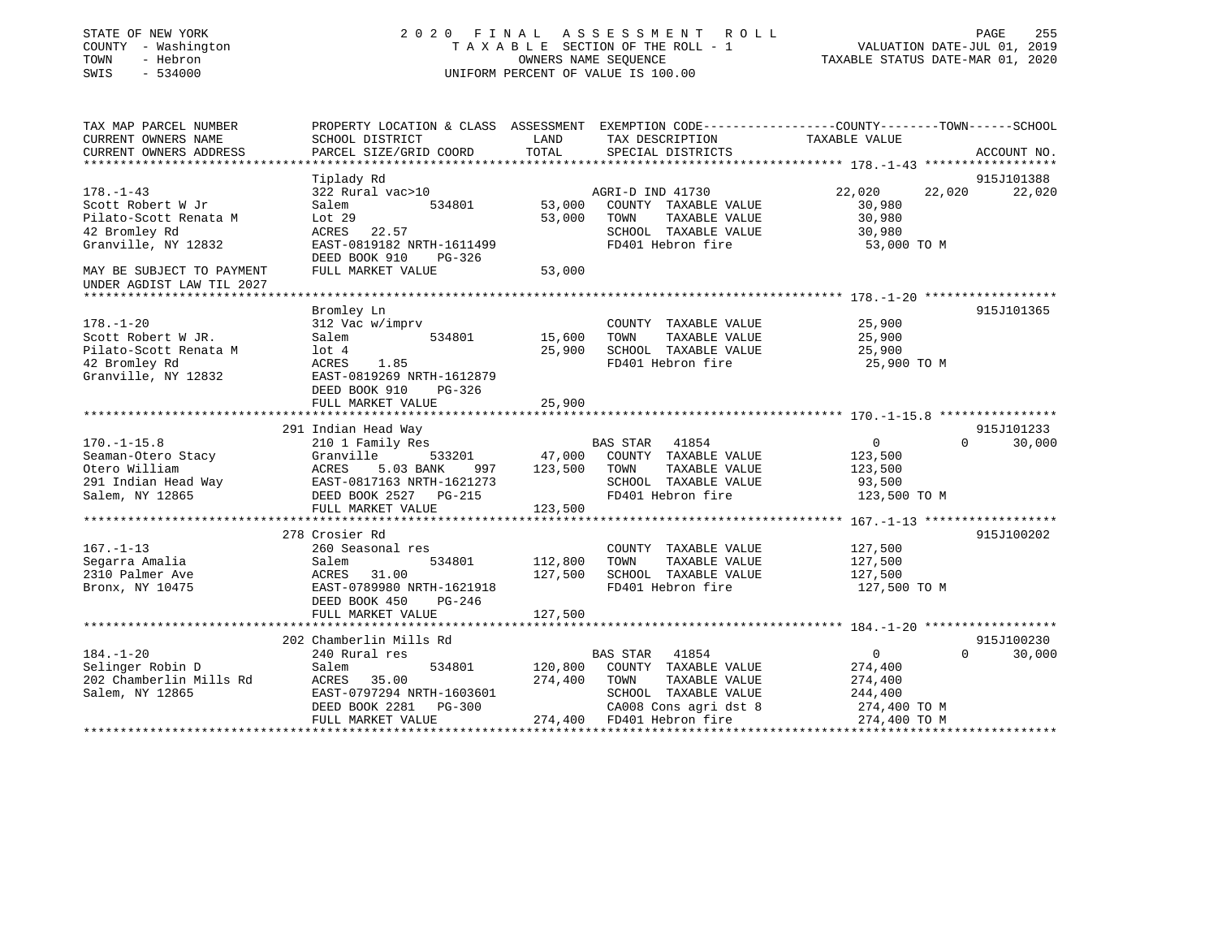STATE OF NEW YORK — 2020 FINAL ASSESSMENT ROLL
COUNTY - Washington — TAXABLE SECTION OF THE ROLL - 1 — VALUATION DATE-JUL 01, 2019
TOWN - Hebron — OWNERS NAME SEQUENCE — TAXABLE STATUS DATE-MAR 01, 2020
SWIS - 534000 — UNIFORM PERCENT OF VALUE IS 100.00

| TAX MAP PARCEL NUMBER / CURRENT OWNERS NAME / CURRENT OWNERS ADDRESS | PROPERTY LOCATION & CLASS / SCHOOL DISTRICT / PARCEL SIZE/GRID COORD | ASSESSMENT LAND | TOTAL | EXEMPTION CODE / TAX DESCRIPTION / SPECIAL DISTRICTS | COUNTY TAXABLE VALUE | TOWN | SCHOOL | ACCOUNT NO. |
|---|---|---|---|---|---|---|---|---|
| | Tiplady Rd | | | | | | | 915J101388 |
| 178.-1-43 | 322 Rural vac>10 | | | AGRI-D IND 41730 | 22,020 | 22,020 | 22,020 | |
| Scott Robert W Jr | Salem 534801 | 53,000 | | COUNTY TAXABLE VALUE | 30,980 | | | |
| Pilato-Scott Renata M | Lot 29 | | 53,000 | TOWN TAXABLE VALUE | 30,980 | | | |
| 42 Bromley Rd | ACRES 22.57 | | | SCHOOL TAXABLE VALUE | 30,980 | | | |
| Granville, NY 12832 | EAST-0819182 NRTH-1611499 | | | FD401 Hebron fire | 53,000 TO M | | | |
| | DEED BOOK 910 PG-326 | | | | | | | |
| MAY BE SUBJECT TO PAYMENT UNDER AGDIST LAW TIL 2027 | FULL MARKET VALUE | | 53,000 | | | | | |
| | Bromley Ln | | | | | | | 915J101365 |
| 178.-1-20 | 312 Vac w/imprv | | | COUNTY TAXABLE VALUE | 25,900 | | | |
| Scott Robert W JR. | Salem 534801 | 15,600 | | TOWN TAXABLE VALUE | 25,900 | | | |
| Pilato-Scott Renata M | lot 4 | | 25,900 | SCHOOL TAXABLE VALUE | 25,900 | | | |
| 42 Bromley Rd | ACRES 1.85 | | | FD401 Hebron fire | 25,900 TO M | | | |
| Granville, NY 12832 | EAST-0819269 NRTH-1612879 | | | | | | | |
| | DEED BOOK 910 PG-326 | | | | | | | |
| | FULL MARKET VALUE | | 25,900 | | | | | |
| | 291 Indian Head Way | | | | | | | 915J101233 |
| 170.-1-15.8 | 210 1 Family Res | | | BAS STAR 41854 | 0 | 0 | 30,000 | |
| Seaman-Otero Stacy | Granville 533201 | 47,000 | | COUNTY TAXABLE VALUE | 123,500 | | | |
| Otero William | ACRES 5.03 BANK 997 | | 123,500 | TOWN TAXABLE VALUE | 123,500 | | | |
| 291 Indian Head Way | EAST-0817163 NRTH-1621273 | | | SCHOOL TAXABLE VALUE | 93,500 | | | |
| Salem, NY 12865 | DEED BOOK 2527 PG-215 | | | FD401 Hebron fire | 123,500 TO M | | | |
| | FULL MARKET VALUE | | 123,500 | | | | | |
| | 278 Crosier Rd | | | | | | | 915J100202 |
| 167.-1-13 | 260 Seasonal res | | | COUNTY TAXABLE VALUE | 127,500 | | | |
| Segarra Amalia | Salem 534801 | 112,800 | | TOWN TAXABLE VALUE | 127,500 | | | |
| 2310 Palmer Ave | ACRES 31.00 | | 127,500 | SCHOOL TAXABLE VALUE | 127,500 | | | |
| Bronx, NY 10475 | EAST-0789980 NRTH-1621918 | | | FD401 Hebron fire | 127,500 TO M | | | |
| | DEED BOOK 450 PG-246 | | | | | | | |
| | FULL MARKET VALUE | | 127,500 | | | | | |
| | 202 Chamberlin Mills Rd | | | | | | | 915J100230 |
| 184.-1-20 | 240 Rural res | | | BAS STAR 41854 | 0 | 0 | 30,000 | |
| Selinger Robin D | Salem 534801 | 120,800 | | COUNTY TAXABLE VALUE | 274,400 | | | |
| 202 Chamberlin Mills Rd | ACRES 35.00 | | 274,400 | TOWN TAXABLE VALUE | 274,400 | | | |
| Salem, NY 12865 | EAST-0797294 NRTH-1603601 | | | SCHOOL TAXABLE VALUE | 244,400 | | | |
| | DEED BOOK 2281 PG-300 | | | CA008 Cons agri dst 8 | 274,400 TO M | | | |
| | FULL MARKET VALUE | | 274,400 | FD401 Hebron fire | 274,400 TO M | | | |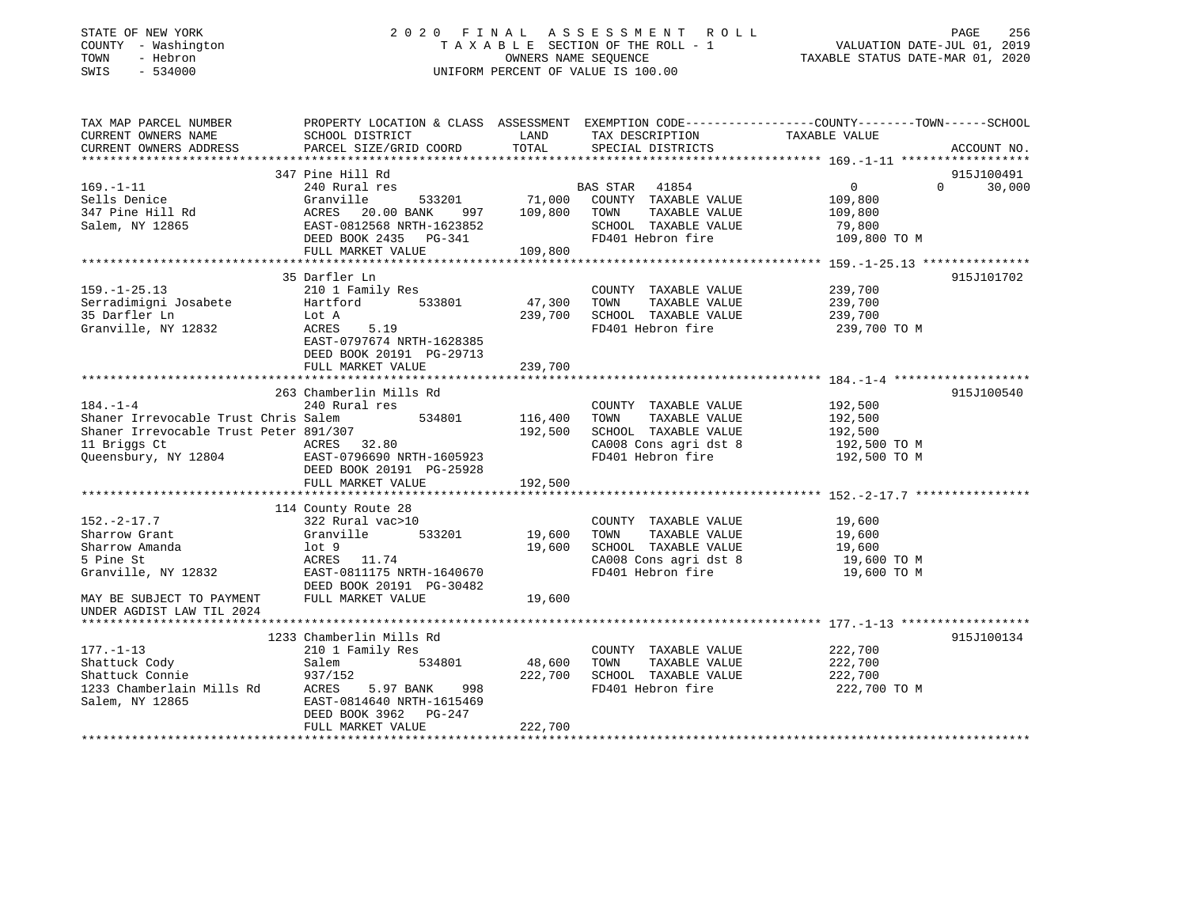STATE OF NEW YORK
COUNTY - Washington
TOWN - Hebron
SWIS - 534000

2020 FINAL ASSESSMENT ROLL
TAXABLE SECTION OF THE ROLL - 1
OWNERS NAME SEQUENCE
UNIFORM PERCENT OF VALUE IS 100.00

VALUATION DATE-JUL 01, 2019
TAXABLE STATUS DATE-MAR 01, 2020

| TAX MAP PARCEL NUMBER / CURRENT OWNERS NAME / CURRENT OWNERS ADDRESS | PROPERTY LOCATION & CLASS / SCHOOL DISTRICT / PARCEL SIZE/GRID COORD | ASSESSMENT LAND | TOTAL | EXEMPTION CODE / TAX DESCRIPTION / SPECIAL DISTRICTS | COUNTY TAXABLE VALUE | TOWN | SCHOOL | ACCOUNT NO. |
|---|---|---|---|---|---|---|---|---|
| 169.-1-11 | 347 Pine Hill Rd | | | | | | | 915J100491 |
| | 240 Rural res | | | BAS STAR 41854 | 0 | 0 | 30,000 | |
| Sells Denice | Granville 533201 | 71,000 | | COUNTY TAXABLE VALUE | 109,800 | | | |
| 347 Pine Hill Rd | ACRES 20.00 BANK 997 | | 109,800 | TOWN TAXABLE VALUE | 109,800 | | | |
| Salem, NY 12865 | EAST-0812568 NRTH-1623852 | | | SCHOOL TAXABLE VALUE | 79,800 | | | |
| | DEED BOOK 2435 PG-341 | | | FD401 Hebron fire | 109,800 TO M | | | |
| | FULL MARKET VALUE | | 109,800 | | | | | |
| 159.-1-25.13 | 35 Darfler Ln | | | | | | | 915J101702 |
| | 210 1 Family Res | | | COUNTY TAXABLE VALUE | 239,700 | | | |
| Serradimigni Josabete | Hartford 533801 | 47,300 | | TOWN TAXABLE VALUE | 239,700 | | | |
| 35 Darfler Ln | Lot A | | 239,700 | SCHOOL TAXABLE VALUE | 239,700 | | | |
| Granville, NY 12832 | ACRES 5.19 | | | FD401 Hebron fire | 239,700 TO M | | | |
| | EAST-0797674 NRTH-1628385 | | | | | | | |
| | DEED BOOK 20191 PG-29713 | | | | | | | |
| | FULL MARKET VALUE | | 239,700 | | | | | |
| 184.-1-4 | 263 Chamberlin Mills Rd | | | | | | | 915J100540 |
| | 240 Rural res | | | COUNTY TAXABLE VALUE | 192,500 | | | |
| Shaner Irrevocable Trust Chris | Salem 534801 | 116,400 | | TOWN TAXABLE VALUE | 192,500 | | | |
| Shaner Irrevocable Trust Peter | 891/307 | | 192,500 | SCHOOL TAXABLE VALUE | 192,500 | | | |
| 11 Briggs Ct | ACRES 32.80 | | | CA008 Cons agri dst 8 | 192,500 TO M | | | |
| Queensbury, NY 12804 | EAST-0796690 NRTH-1605923 | | | FD401 Hebron fire | 192,500 TO M | | | |
| | DEED BOOK 20191 PG-25928 | | | | | | | |
| | FULL MARKET VALUE | | 192,500 | | | | | |
| 152.-2-17.7 | 114 County Route 28 | | | | | | | |
| | 322 Rural vac>10 | | | COUNTY TAXABLE VALUE | 19,600 | | | |
| Sharrow Grant | Granville 533201 | 19,600 | | TOWN TAXABLE VALUE | 19,600 | | | |
| Sharrow Amanda | lot 9 | | 19,600 | SCHOOL TAXABLE VALUE | 19,600 | | | |
| 5 Pine St | ACRES 11.74 | | | CA008 Cons agri dst 8 | 19,600 TO M | | | |
| Granville, NY 12832 | EAST-0811175 NRTH-1640670 | | | FD401 Hebron fire | 19,600 TO M | | | |
| | DEED BOOK 20191 PG-30482 | | | | | | | |
| MAY BE SUBJECT TO PAYMENT UNDER AGDIST LAW TIL 2024 | FULL MARKET VALUE | | 19,600 | | | | | |
| 177.-1-13 | 1233 Chamberlin Mills Rd | | | | | | | 915J100134 |
| | 210 1 Family Res | | | COUNTY TAXABLE VALUE | 222,700 | | | |
| Shattuck Cody | Salem 534801 | 48,600 | | TOWN TAXABLE VALUE | 222,700 | | | |
| Shattuck Connie | 937/152 | | 222,700 | SCHOOL TAXABLE VALUE | 222,700 | | | |
| 1233 Chamberlain Mills Rd | ACRES 5.97 BANK 998 | | | FD401 Hebron fire | 222,700 TO M | | | |
| Salem, NY 12865 | EAST-0814640 NRTH-1615469 | | | | | | | |
| | DEED BOOK 3962 PG-247 | | | | | | | |
| | FULL MARKET VALUE | | 222,700 | | | | | |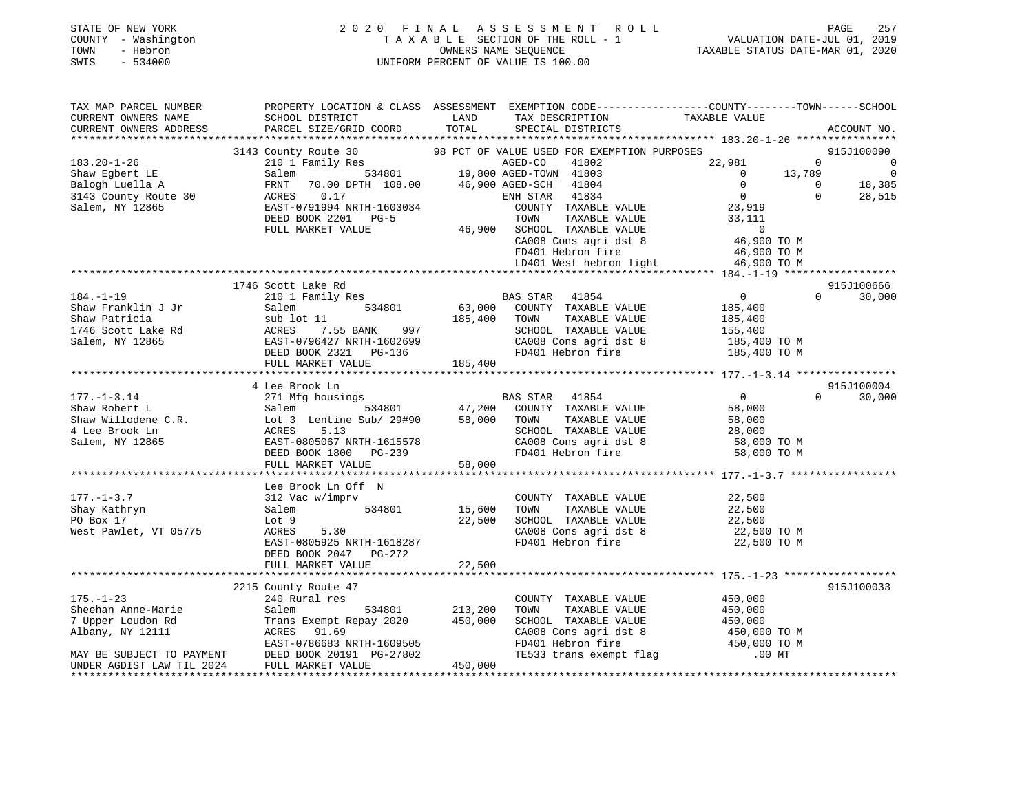STATE OF NEW YORK
COUNTY - Washington
TOWN - Hebron
SWIS - 534000

# 2020 FINAL ASSESSMENT ROLL

TAXABLE SECTION OF THE ROLL - 1
OWNERS NAME SEQUENCE
UNIFORM PERCENT OF VALUE IS 100.00

VALUATION DATE-JUL 01, 2019
TAXABLE STATUS DATE-MAR 01, 2020

```
TAX MAP PARCEL NUMBER          PROPERTY LOCATION & CLASS  ASSESSMENT  EXEMPTION CODE-----------------COUNTY--------TOWN------SCHOOL
CURRENT OWNERS NAME            SCHOOL DISTRICT               LAND      TAX DESCRIPTION            TAXABLE VALUE
CURRENT OWNERS ADDRESS         PARCEL SIZE/GRID COORD        TOTAL     SPECIAL DISTRICTS                                      ACCOUNT NO.
****************************************************************************************************** 183.20-1-26 ****************
                    3143 County Route 30            98 PCT OF VALUE USED FOR EXEMPTION PURPOSES                             915J100090
183.20-1-26                    210 1 Family Res                   AGED-CO    41802              22,981           0             0
Shaw Egbert LE                 Salem          534801      19,800 AGED-TOWN  41803                   0      13,789             0
Balogh Luella A                FRNT   70.00 DPTH 108.00   46,900 AGED-SCH   41804                   0           0        18,385
3143 County Route 30           ACRES    0.17                     ENH STAR   41834                   0           0        28,515
Salem, NY 12865                EAST-0791994 NRTH-1603034          COUNTY  TAXABLE VALUE          23,919
                               DEED BOOK 2201   PG-5              TOWN    TAXABLE VALUE          33,111
                               FULL MARKET VALUE           46,900 SCHOOL  TAXABLE VALUE               0
                                                                  CA008 Cons agri dst 8          46,900 TO M
                                                                  FD401 Hebron fire              46,900 TO M
                                                                  LD401 West hebron light        46,900 TO M
****************************************************************************************************** 184.-1-19 ******************
                    1746 Scott Lake Rd                                                                                      915J100666
184.-1-19                      210 1 Family Res                   BAS STAR   41854                   0           0        30,000
Shaw Franklin J Jr             Salem          534801      63,000  COUNTY  TAXABLE VALUE         185,400
Shaw Patricia                  sub lot 11                185,400  TOWN    TAXABLE VALUE         185,400
1746 Scott Lake Rd             ACRES    7.55 BANK    997          SCHOOL  TAXABLE VALUE         155,400
Salem, NY 12865                EAST-0796427 NRTH-1602699          CA008 Cons agri dst 8         185,400 TO M
                               DEED BOOK 2321   PG-136            FD401 Hebron fire             185,400 TO M
                               FULL MARKET VALUE          185,400
****************************************************************************************************** 177.-1-3.14 ****************
                    4 Lee Brook Ln                                                                                          915J100004
177.-1-3.14                    271 Mfg housings                   BAS STAR   41854                   0           0        30,000
Shaw Robert L                  Salem          534801      47,200  COUNTY  TAXABLE VALUE          58,000
Shaw Willodene C.R.            Lot 3  Lentine Sub/ 29#90  58,000  TOWN    TAXABLE VALUE          58,000
4 Lee Brook Ln                 ACRES    5.13                      SCHOOL  TAXABLE VALUE          28,000
Salem, NY 12865                EAST-0805067 NRTH-1615578          CA008 Cons agri dst 8          58,000 TO M
                               DEED BOOK 1800   PG-239            FD401 Hebron fire              58,000 TO M
                               FULL MARKET VALUE           58,000
****************************************************************************************************** 177.-1-3.7 *****************
                    Lee Brook Ln Off  N
177.-1-3.7                     312 Vac w/imprv                    COUNTY  TAXABLE VALUE          22,500
Shay Kathryn                   Salem          534801      15,600  TOWN    TAXABLE VALUE          22,500
PO Box 17                      Lot 9                      22,500  SCHOOL  TAXABLE VALUE          22,500
West Pawlet, VT 05775          ACRES    5.30                      CA008 Cons agri dst 8          22,500 TO M
                               EAST-0805925 NRTH-1618287          FD401 Hebron fire              22,500 TO M
                               DEED BOOK 2047   PG-272
                               FULL MARKET VALUE           22,500
****************************************************************************************************** 175.-1-23 ******************
                    2215 County Route 47                                                                                    915J100033
175.-1-23                      240 Rural res                      COUNTY  TAXABLE VALUE         450,000
Sheehan Anne-Marie             Salem          534801     213,200  TOWN    TAXABLE VALUE         450,000
7 Upper Loudon Rd              Trans Exempt Repay 2020   450,000  SCHOOL  TAXABLE VALUE         450,000
Albany, NY 12111               ACRES   91.69                      CA008 Cons agri dst 8         450,000 TO M
                               EAST-0786683 NRTH-1609505          FD401 Hebron fire             450,000 TO M
MAY BE SUBJECT TO PAYMENT      DEED BOOK 20191  PG-27802          TE533 trans exempt flag            .00 MT
UNDER AGDIST LAW TIL 2024      FULL MARKET VALUE          450,000
************************************************************************************************************************************
```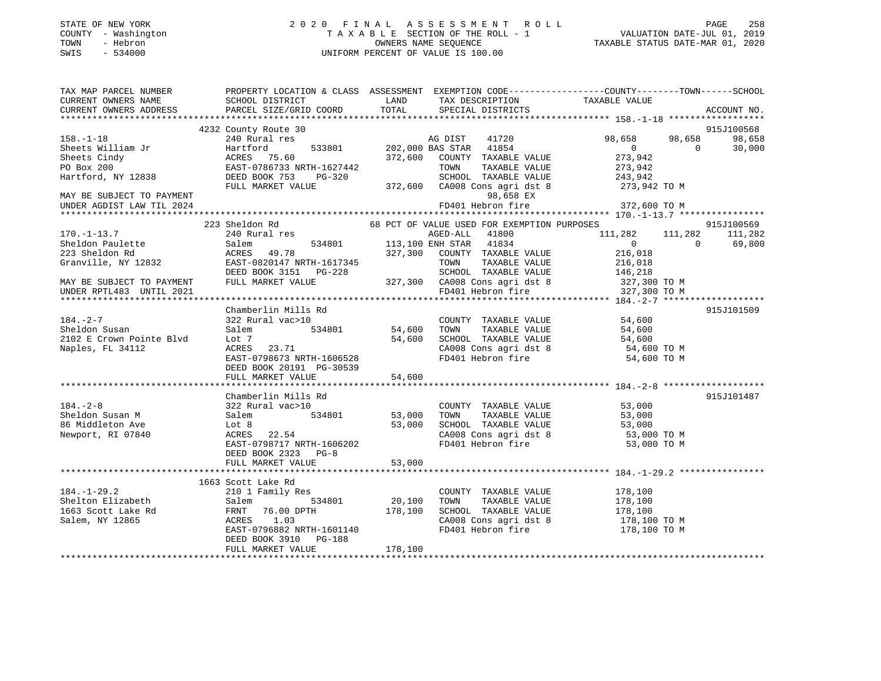STATE OF NEW YORK                          2020 FINAL ASSESSMENT ROLL
COUNTY - Washington                        TAXABLE SECTION OF THE ROLL - 1          VALUATION DATE-JUL 01, 2019
TOWN - Hebron                              OWNERS NAME SEQUENCE                     TAXABLE STATUS DATE-MAR 01, 2020
SWIS - 534000                              UNIFORM PERCENT OF VALUE IS 100.00

```
TAX MAP PARCEL NUMBER          PROPERTY LOCATION & CLASS  ASSESSMENT  EXEMPTION CODE-----------------COUNTY--------TOWN------SCHOOL
CURRENT OWNERS NAME            SCHOOL DISTRICT               LAND      TAX DESCRIPTION            TAXABLE VALUE
CURRENT OWNERS ADDRESS         PARCEL SIZE/GRID COORD        TOTAL     SPECIAL DISTRICTS                                    ACCOUNT NO.
*********************************************************************************************** 158.-1-18 ******************
                          4232 County Route 30                                                                  915J100568
158.-1-18                      240 Rural res                         AG DIST    41720          98,658     98,658     98,658
Sheets William Jr              Hartford        533801      202,000 BAS STAR   41854               0          0     30,000
Sheets Cindy                   ACRES  75.60                372,600   COUNTY  TAXABLE VALUE         273,942
PO Box 200                     EAST-0786733 NRTH-1627442              TOWN    TAXABLE VALUE         273,942
Hartford, NY 12838             DEED BOOK 753    PG-320                SCHOOL  TAXABLE VALUE         243,942
                               FULL MARKET VALUE           372,600   CA008 Cons agri dst 8          273,942 TO M
MAY BE SUBJECT TO PAYMENT                                                  98,658 EX
UNDER AGDIST LAW TIL 2024                                             FD401 Hebron fire              372,600 TO M
*********************************************************************************************** 170.-1-13.7 ****************
                          223 Sheldon Rd                  68 PCT OF VALUE USED FOR EXEMPTION PURPOSES                   915J100569
170.-1-13.7                    240 Rural res                         AGED-ALL   41800         111,282    111,282    111,282
Sheldon Paulette               Salem           534801      113,100 ENH STAR   41834               0          0     69,800
223 Sheldon Rd                 ACRES  49.78                327,300   COUNTY  TAXABLE VALUE         216,018
Granville, NY 12832            EAST-0820147 NRTH-1617345              TOWN    TAXABLE VALUE         216,018
                               DEED BOOK 3151   PG-228                SCHOOL  TAXABLE VALUE         146,218
MAY BE SUBJECT TO PAYMENT      FULL MARKET VALUE           327,300   CA008 Cons agri dst 8          327,300 TO M
UNDER RPTL483  UNTIL 2021                                             FD401 Hebron fire              327,300 TO M
*********************************************************************************************** 184.-2-7 *******************
                               Chamberlin Mills Rd                                                              915J101509
184.-2-7                       322 Rural vac>10                       COUNTY  TAXABLE VALUE          54,600
Sheldon Susan                  Salem           534801       54,600   TOWN    TAXABLE VALUE          54,600
2102 E Crown Pointe Blvd       Lot 7                        54,600   SCHOOL  TAXABLE VALUE          54,600
Naples, FL 34112               ACRES  23.71                          CA008 Cons agri dst 8           54,600 TO M
                               EAST-0798673 NRTH-1606528              FD401 Hebron fire               54,600 TO M
                               DEED BOOK 20191 PG-30539
                               FULL MARKET VALUE            54,600
*********************************************************************************************** 184.-2-8 *******************
                               Chamberlin Mills Rd                                                              915J101487
184.-2-8                       322 Rural vac>10                       COUNTY  TAXABLE VALUE          53,000
Sheldon Susan M                Salem           534801       53,000   TOWN    TAXABLE VALUE          53,000
86 Middleton Ave               Lot 8                        53,000   SCHOOL  TAXABLE VALUE          53,000
Newport, RI 07840              ACRES  22.54                          CA008 Cons agri dst 8           53,000 TO M
                               EAST-0798717 NRTH-1606202              FD401 Hebron fire               53,000 TO M
                               DEED BOOK 2323   PG-8
                               FULL MARKET VALUE            53,000
*********************************************************************************************** 184.-1-29.2 ****************
                          1663 Scott Lake Rd
184.-1-29.2                    210 1 Family Res                       COUNTY  TAXABLE VALUE         178,100
Shelton Elizabeth              Salem           534801       20,100   TOWN    TAXABLE VALUE         178,100
1663 Scott Lake Rd             FRNT  76.00 DPTH            178,100   SCHOOL  TAXABLE VALUE         178,100
Salem, NY 12865                ACRES   1.03                          CA008 Cons agri dst 8          178,100 TO M
                               EAST-0796882 NRTH-1601140              FD401 Hebron fire              178,100 TO M
                               DEED BOOK 3910   PG-188
                               FULL MARKET VALUE           178,100
******************************************************************************************************************************
```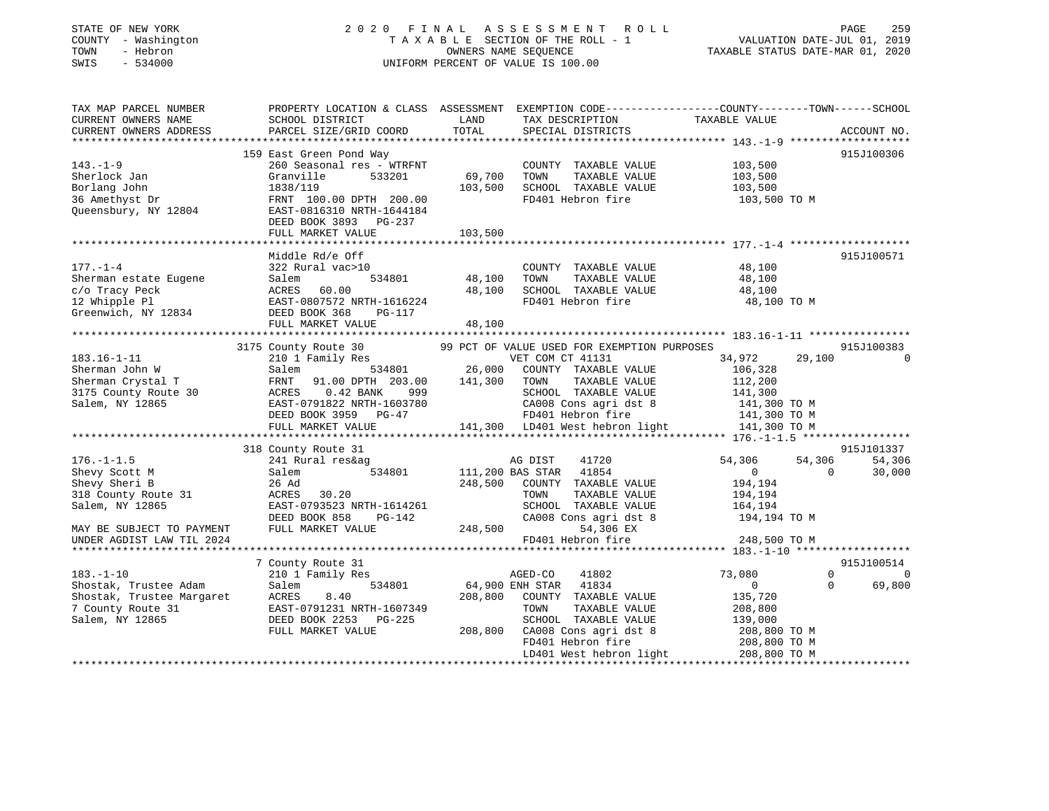STATE OF NEW YORK
COUNTY - Washington
TOWN - Hebron
SWIS - 534000

2020 FINAL ASSESSMENT ROLL
TAXABLE SECTION OF THE ROLL - 1
OWNERS NAME SEQUENCE
UNIFORM PERCENT OF VALUE IS 100.00

VALUATION DATE-JUL 01, 2019
TAXABLE STATUS DATE-MAR 01, 2020

```
TAX MAP PARCEL NUMBER          PROPERTY LOCATION & CLASS  ASSESSMENT  EXEMPTION CODE-----------------COUNTY--------TOWN------SCHOOL
CURRENT OWNERS NAME            SCHOOL DISTRICT               LAND      TAX DESCRIPTION            TAXABLE VALUE
CURRENT OWNERS ADDRESS         PARCEL SIZE/GRID COORD        TOTAL     SPECIAL DISTRICTS                                    ACCOUNT NO.
******************************************************************************************************* 143.-1-9 *******************
                               159 East Green Pond Way                                                                    915J100306
143.-1-9                       260 Seasonal res - WTRFNT             COUNTY  TAXABLE VALUE          103,500
Sherlock Jan                   Granville      533201       69,700    TOWN    TAXABLE VALUE          103,500
Borlang John                   1838/119                   103,500    SCHOOL  TAXABLE VALUE          103,500
36 Amethyst Dr                 FRNT 100.00 DPTH 200.00              FD401 Hebron fire               103,500 TO M
Queensbury, NY 12804           EAST-0816310 NRTH-1644184
                               DEED BOOK 3893   PG-237
                               FULL MARKET VALUE          103,500
******************************************************************************************************* 177.-1-4 *******************
                               Middle Rd/e Off                                                                            915J100571
177.-1-4                       322 Rural vac>10                      COUNTY  TAXABLE VALUE           48,100
Sherman estate Eugene          Salem          534801       48,100    TOWN    TAXABLE VALUE           48,100
c/o Tracy Peck                 ACRES  60.00                48,100    SCHOOL  TAXABLE VALUE           48,100
12 Whipple Pl                  EAST-0807572 NRTH-1616224            FD401 Hebron fire                48,100 TO M
Greenwich, NY 12834            DEED BOOK 368    PG-117
                               FULL MARKET VALUE           48,100
******************************************************************************************************* 183.16-1-11 ****************
                               3175 County Route 30          99 PCT OF VALUE USED FOR EXEMPTION PURPOSES                  915J100383
183.16-1-11                    210 1 Family Res                      VET COM CT 41131                34,972      29,100           0
Sherman John W                 Salem          534801       26,000    COUNTY  TAXABLE VALUE          106,328
Sherman Crystal T              FRNT  91.00 DPTH 203.00    141,300    TOWN    TAXABLE VALUE          112,200
3175 County Route 30           ACRES   0.42 BANK    999              SCHOOL  TAXABLE VALUE          141,300
Salem, NY 12865                EAST-0791822 NRTH-1603780            CA008 Cons agri dst 8           141,300 TO M
                               DEED BOOK 3959   PG-47               FD401 Hebron fire               141,300 TO M
                               FULL MARKET VALUE          141,300   LD401 West hebron light         141,300 TO M
******************************************************************************************************* 176.-1-1.5 *****************
                               318 County Route 31                                                                        915J101337
176.-1-1.5                     241 Rural res&ag                      AG DIST     41720               54,306      54,306      54,306
Shevy Scott M                  Salem          534801      111,200 BAS STAR   41854                       0           0      30,000
Shevy Sheri B                  26 Ad                      248,500    COUNTY  TAXABLE VALUE          194,194
318 County Route 31            ACRES  30.20                          TOWN    TAXABLE VALUE          194,194
Salem, NY 12865                EAST-0793523 NRTH-1614261             SCHOOL  TAXABLE VALUE          164,194
                               DEED BOOK 858    PG-142              CA008 Cons agri dst 8           194,194 TO M
MAY BE SUBJECT TO PAYMENT      FULL MARKET VALUE          248,500           54,306 EX
UNDER AGDIST LAW TIL 2024                                           FD401 Hebron fire               248,500 TO M
******************************************************************************************************* 183.-1-10 ******************
                               7 County Route 31                                                                          915J100514
183.-1-10                      210 1 Family Res                      AGED-CO     41802               73,080           0           0
Shostak, Trustee Adam          Salem          534801       64,900 ENH STAR   41834                       0           0      69,800
Shostak, Trustee Margaret      ACRES   8.40               208,800    COUNTY  TAXABLE VALUE          135,720
7 County Route 31              EAST-0791231 NRTH-1607349             TOWN    TAXABLE VALUE          208,800
Salem, NY 12865                DEED BOOK 2253   PG-225               SCHOOL  TAXABLE VALUE          139,000
                               FULL MARKET VALUE          208,800   CA008 Cons agri dst 8           208,800 TO M
                                                                    FD401 Hebron fire               208,800 TO M
                                                                    LD401 West hebron light         208,800 TO M
************************************************************************************************************************************
```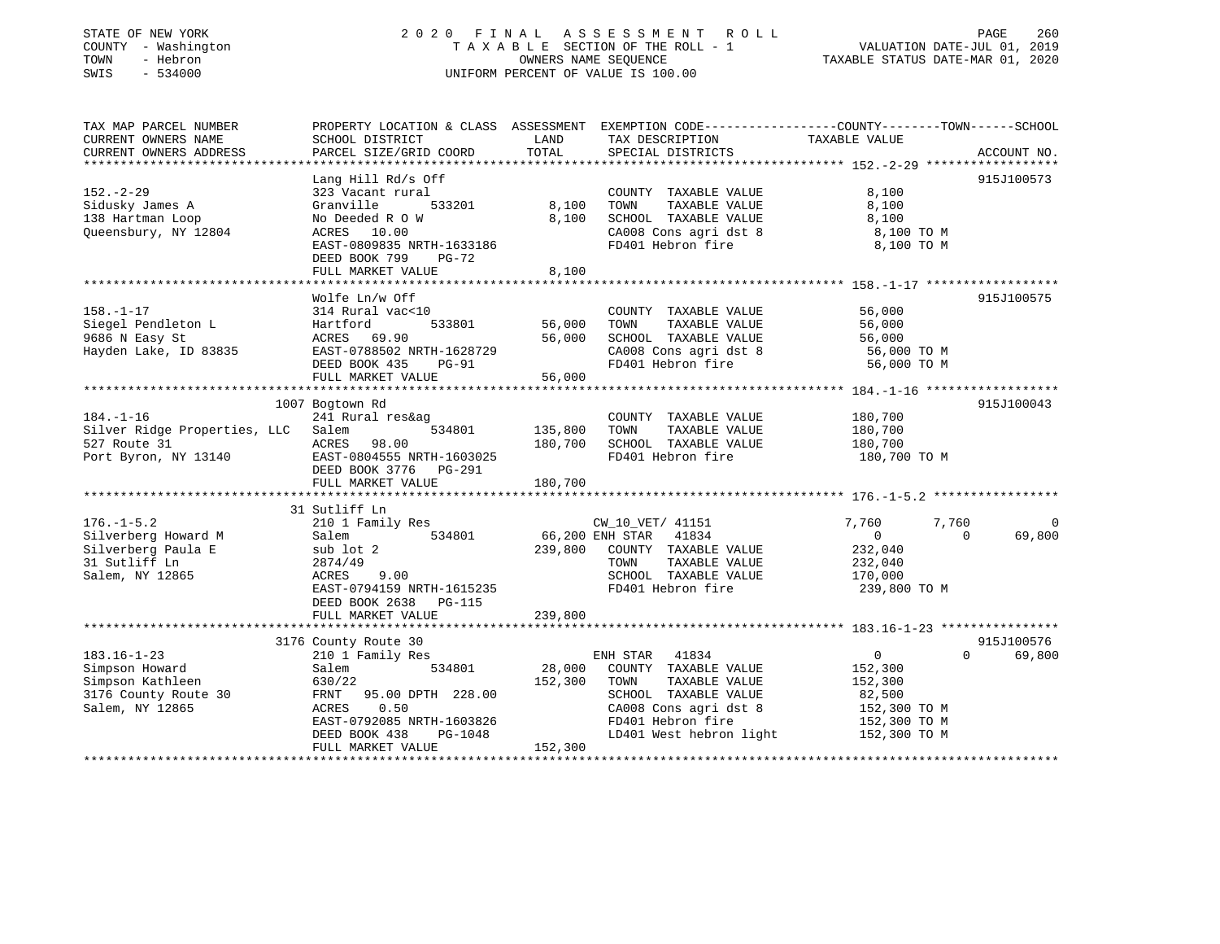STATE OF NEW YORK
COUNTY - Washington
TOWN - Hebron
SWIS - 534000

2020 FINAL ASSESSMENT ROLL
TAXABLE SECTION OF THE ROLL - 1
OWNERS NAME SEQUENCE
UNIFORM PERCENT OF VALUE IS 100.00

VALUATION DATE-JUL 01, 2019
TAXABLE STATUS DATE-MAR 01, 2020

```
TAX MAP PARCEL NUMBER          PROPERTY LOCATION & CLASS  ASSESSMENT  EXEMPTION CODE------------------COUNTY--------TOWN------SCHOOL
CURRENT OWNERS NAME            SCHOOL DISTRICT               LAND      TAX DESCRIPTION             TAXABLE VALUE
CURRENT OWNERS ADDRESS         PARCEL SIZE/GRID COORD        TOTAL     SPECIAL DISTRICTS                                        ACCOUNT NO.
*********************************************************************************************** 152.-2-29 ******************
                               Lang Hill Rd/s Off                                                                           915J100573
152.-2-29                      323 Vacant rural                        COUNTY  TAXABLE VALUE             8,100
Sidusky James A                Granville       533201        8,100     TOWN    TAXABLE VALUE             8,100
138 Hartman Loop               No Deeded R O W               8,100     SCHOOL  TAXABLE VALUE             8,100
Queensbury, NY 12804           ACRES   10.00                           CA008 Cons agri dst 8              8,100 TO M
                               EAST-0809835 NRTH-1633186               FD401 Hebron fire                  8,100 TO M
                               DEED BOOK 799     PG-72
                               FULL MARKET VALUE             8,100
*********************************************************************************************** 158.-1-17 ******************
                               Wolfe Ln/w Off                                                                               915J100575
158.-1-17                      314 Rural vac<10                        COUNTY  TAXABLE VALUE            56,000
Siegel Pendleton L             Hartford        533801       56,000     TOWN    TAXABLE VALUE            56,000
9686 N Easy St                 ACRES   69.90                56,000     SCHOOL  TAXABLE VALUE            56,000
Hayden Lake, ID 83835          EAST-0788502 NRTH-1628729               CA008 Cons agri dst 8             56,000 TO M
                               DEED BOOK 435     PG-91                 FD401 Hebron fire                 56,000 TO M
                               FULL MARKET VALUE            56,000
*********************************************************************************************** 184.-1-16 ******************
                            1007 Bogtown Rd                                                                                 915J100043
184.-1-16                      241 Rural res&ag                        COUNTY  TAXABLE VALUE           180,700
Silver Ridge Properties, LLC   Salem           534801      135,800     TOWN    TAXABLE VALUE           180,700
527 Route 31                   ACRES   98.00               180,700     SCHOOL  TAXABLE VALUE           180,700
Port Byron, NY 13140           EAST-0804555 NRTH-1603025               FD401 Hebron fire                180,700 TO M
                               DEED BOOK 3776    PG-291
                               FULL MARKET VALUE           180,700
*********************************************************************************************** 176.-1-5.2 *****************
                              31 Sutliff Ln
176.-1-5.2                     210 1 Family Res                        CW_10_VET/ 41151             7,760         7,760             0
Silverberg Howard M            Salem           534801       66,200 ENH STAR  41834                      0             0        69,800
Silverberg Paula E             sub lot 2                   239,800     COUNTY  TAXABLE VALUE           232,040
31 Sutliff Ln                  2874/49                                 TOWN    TAXABLE VALUE           232,040
Salem, NY 12865                ACRES    9.00                           SCHOOL  TAXABLE VALUE           170,000
                               EAST-0794159 NRTH-1615235               FD401 Hebron fire                239,800 TO M
                               DEED BOOK 2638    PG-115
                               FULL MARKET VALUE           239,800
*********************************************************************************************** 183.16-1-23 ****************
                            3176 County Route 30                                                                            915J100576
183.16-1-23                    210 1 Family Res                        ENH STAR  41834                  0             0        69,800
Simpson Howard                 Salem           534801       28,000     COUNTY  TAXABLE VALUE           152,300
Simpson Kathleen               630/22                      152,300     TOWN    TAXABLE VALUE           152,300
3176 County Route 30           FRNT   95.00 DPTH  228.00               SCHOOL  TAXABLE VALUE            82,500
Salem, NY 12865                ACRES    0.50                           CA008 Cons agri dst 8            152,300 TO M
                               EAST-0792085 NRTH-1603826               FD401 Hebron fire                152,300 TO M
                               DEED BOOK 438     PG-1048               LD401 West hebron light          152,300 TO M
                               FULL MARKET VALUE           152,300
****************************************************************************************************************************
```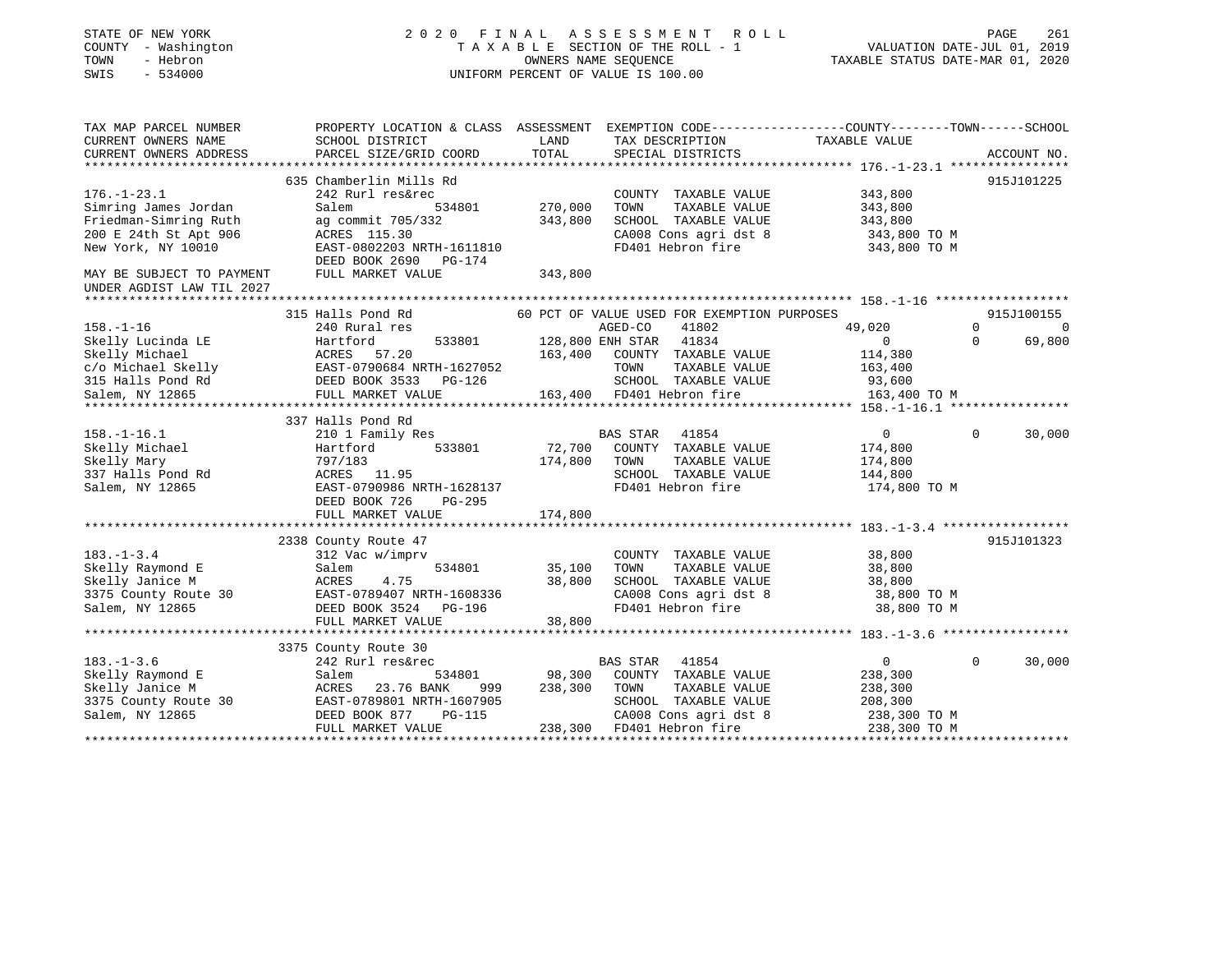STATE OF NEW YORK
COUNTY - Washington
TOWN - Hebron
SWIS - 534000

2020 FINAL ASSESSMENT ROLL
TAXABLE SECTION OF THE ROLL - 1
OWNERS NAME SEQUENCE
UNIFORM PERCENT OF VALUE IS 100.00

VALUATION DATE-JUL 01, 2019
TAXABLE STATUS DATE-MAR 01, 2020

```
TAX MAP PARCEL NUMBER          PROPERTY LOCATION & CLASS  ASSESSMENT  EXEMPTION CODE-----------------COUNTY--------TOWN------SCHOOL
CURRENT OWNERS NAME            SCHOOL DISTRICT              LAND      TAX DESCRIPTION            TAXABLE VALUE
CURRENT OWNERS ADDRESS         PARCEL SIZE/GRID COORD       TOTAL     SPECIAL DISTRICTS                                    ACCOUNT NO.
******************************************************************************************************* 176.-1-23.1 ****************
                              635 Chamberlin Mills Rd                                                                    915J101225
176.-1-23.1                    242 Rurl res&rec                       COUNTY  TAXABLE VALUE          343,800
Simring James Jordan           Salem          534801     270,000     TOWN    TAXABLE VALUE          343,800
Friedman-Simring Ruth          ag commit 705/332         343,800     SCHOOL  TAXABLE VALUE          343,800
200 E 24th St Apt 906          ACRES  115.30                          CA008 Cons agri dst 8           343,800 TO M
New York, NY 10010             EAST-0802203 NRTH-1611810              FD401 Hebron fire               343,800 TO M
                               DEED BOOK 2690   PG-174
MAY BE SUBJECT TO PAYMENT      FULL MARKET VALUE          343,800
UNDER AGDIST LAW TIL 2027
******************************************************************************************************* 158.-1-16 ******************
                              315 Halls Pond Rd           60 PCT OF VALUE USED FOR EXEMPTION PURPOSES                      915J100155
158.-1-16                      240 Rural res                         AGED-CO     41802            49,020           0            0
Skelly Lucinda LE              Hartford       533801     128,800 ENH STAR  41834                  0           0       69,800
Skelly Michael                 ACRES  57.20              163,400     COUNTY  TAXABLE VALUE          114,380
c/o Michael Skelly             EAST-0790684 NRTH-1627052              TOWN    TAXABLE VALUE          163,400
315 Halls Pond Rd              DEED BOOK 3533   PG-126                SCHOOL  TAXABLE VALUE           93,600
Salem, NY 12865                FULL MARKET VALUE          163,400     FD401 Hebron fire               163,400 TO M
******************************************************************************************************* 158.-1-16.1 ****************
                              337 Halls Pond Rd
158.-1-16.1                    210 1 Family Res                       BAS STAR  41854                  0           0       30,000
Skelly Michael                 Hartford       533801      72,700     COUNTY  TAXABLE VALUE          174,800
Skelly Mary                    797/183                   174,800     TOWN    TAXABLE VALUE          174,800
337 Halls Pond Rd              ACRES  11.95                           SCHOOL  TAXABLE VALUE          144,800
Salem, NY 12865                EAST-0790986 NRTH-1628137              FD401 Hebron fire               174,800 TO M
                               DEED BOOK 726    PG-295
                               FULL MARKET VALUE          174,800
******************************************************************************************************* 183.-1-3.4 *****************
                              2338 County Route 47                                                                        915J101323
183.-1-3.4                     312 Vac w/imprv                        COUNTY  TAXABLE VALUE           38,800
Skelly Raymond E               Salem          534801      35,100     TOWN    TAXABLE VALUE           38,800
Skelly Janice M                ACRES   4.75               38,800     SCHOOL  TAXABLE VALUE           38,800
3375 County Route 30           EAST-0789407 NRTH-1608336              CA008 Cons agri dst 8            38,800 TO M
Salem, NY 12865                DEED BOOK 3524   PG-196                FD401 Hebron fire                38,800 TO M
                               FULL MARKET VALUE           38,800
******************************************************************************************************* 183.-1-3.6 *****************
                              3375 County Route 30
183.-1-3.6                     242 Rurl res&rec                       BAS STAR  41854                  0           0       30,000
Skelly Raymond E               Salem          534801      98,300     COUNTY  TAXABLE VALUE          238,300
Skelly Janice M                ACRES  23.76 BANK     999 238,300     TOWN    TAXABLE VALUE          238,300
3375 County Route 30           EAST-0789801 NRTH-1607905              SCHOOL  TAXABLE VALUE          208,300
Salem, NY 12865                DEED BOOK 877    PG-115                CA008 Cons agri dst 8           238,300 TO M
                               FULL MARKET VALUE          238,300     FD401 Hebron fire               238,300 TO M
************************************************************************************************************************************
```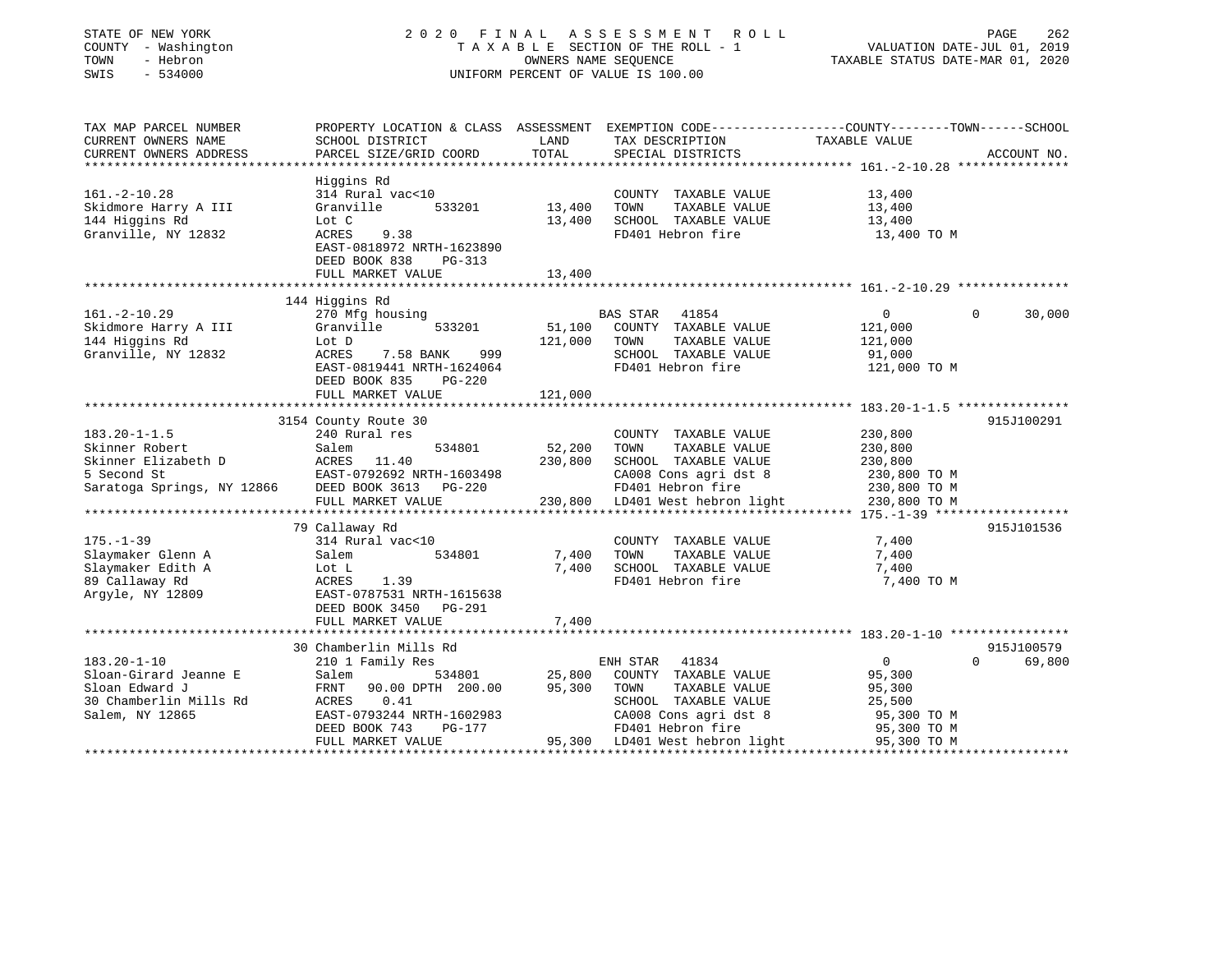STATE OF NEW YORK
COUNTY - Washington
TOWN - Hebron
SWIS - 534000

2020 FINAL ASSESSMENT ROLL
TAXABLE SECTION OF THE ROLL - 1
OWNERS NAME SEQUENCE
UNIFORM PERCENT OF VALUE IS 100.00

VALUATION DATE-JUL 01, 2019
TAXABLE STATUS DATE-MAR 01, 2020

| TAX MAP PARCEL NUMBER / CURRENT OWNERS NAME / CURRENT OWNERS ADDRESS | PROPERTY LOCATION & CLASS / SCHOOL DISTRICT / PARCEL SIZE/GRID COORD | ASSESSMENT LAND | TOTAL | EXEMPTION CODE / TAX DESCRIPTION / SPECIAL DISTRICTS | COUNTY TAXABLE VALUE | TOWN | SCHOOL | ACCOUNT NO. |
|---|---|---|---|---|---|---|---|---|
| 161.-2-10.28 | Higgins Rd | | | | | | | |
| | 314 Rural vac<10 | | | COUNTY TAXABLE VALUE | 13,400 | | | |
| Skidmore Harry A III | Granville 533201 | 13,400 | | TOWN TAXABLE VALUE | 13,400 | | | |
| 144 Higgins Rd | Lot C | | 13,400 | SCHOOL TAXABLE VALUE | 13,400 | | | |
| Granville, NY 12832 | ACRES 9.38 | | | FD401 Hebron fire | 13,400 TO M | | | |
| | EAST-0818972 NRTH-1623890 | | | | | | | |
| | DEED BOOK 838 PG-313 | | | | | | | |
| | FULL MARKET VALUE | | 13,400 | | | | | |
| 161.-2-10.29 | 144 Higgins Rd | | | | | | | |
| | 270 Mfg housing | | | BAS STAR 41854 | 0 | 0 | 30,000 | |
| Skidmore Harry A III | Granville 533201 | 51,100 | | COUNTY TAXABLE VALUE | 121,000 | | | |
| 144 Higgins Rd | Lot D | | 121,000 | TOWN TAXABLE VALUE | 121,000 | | | |
| Granville, NY 12832 | ACRES 7.58 BANK 999 | | | SCHOOL TAXABLE VALUE | 91,000 | | | |
| | EAST-0819441 NRTH-1624064 | | | FD401 Hebron fire | 121,000 TO M | | | |
| | DEED BOOK 835 PG-220 | | | | | | | |
| | FULL MARKET VALUE | | 121,000 | | | | | |
| 183.20-1-1.5 | 3154 County Route 30 | | | | | | | 915J100291 |
| | 240 Rural res | | | COUNTY TAXABLE VALUE | 230,800 | | | |
| Skinner Robert | Salem 534801 | 52,200 | | TOWN TAXABLE VALUE | 230,800 | | | |
| Skinner Elizabeth D | ACRES 11.40 | | 230,800 | SCHOOL TAXABLE VALUE | 230,800 | | | |
| 5 Second St | EAST-0792692 NRTH-1603498 | | | CA008 Cons agri dst 8 | 230,800 TO M | | | |
| Saratoga Springs, NY 12866 | DEED BOOK 3613 PG-220 | | | FD401 Hebron fire | 230,800 TO M | | | |
| | FULL MARKET VALUE | | 230,800 | LD401 West hebron light | 230,800 TO M | | | |
| 175.-1-39 | 79 Callaway Rd | | | | | | | 915J101536 |
| | 314 Rural vac<10 | | | COUNTY TAXABLE VALUE | 7,400 | | | |
| Slaymaker Glenn A | Salem 534801 | 7,400 | | TOWN TAXABLE VALUE | 7,400 | | | |
| Slaymaker Edith A | Lot L | | 7,400 | SCHOOL TAXABLE VALUE | 7,400 | | | |
| 89 Callaway Rd | ACRES 1.39 | | | FD401 Hebron fire | 7,400 TO M | | | |
| Argyle, NY 12809 | EAST-0787531 NRTH-1615638 | | | | | | | |
| | DEED BOOK 3450 PG-291 | | | | | | | |
| | FULL MARKET VALUE | | 7,400 | | | | | |
| 183.20-1-10 | 30 Chamberlin Mills Rd | | | | | | | 915J100579 |
| | 210 1 Family Res | | | ENH STAR 41834 | 0 | 0 | 69,800 | |
| Sloan-Girard Jeanne E | Salem 534801 | 25,800 | | COUNTY TAXABLE VALUE | 95,300 | | | |
| Sloan Edward J | FRNT 90.00 DPTH 200.00 | | 95,300 | TOWN TAXABLE VALUE | 95,300 | | | |
| 30 Chamberlin Mills Rd | ACRES 0.41 | | | SCHOOL TAXABLE VALUE | 25,500 | | | |
| Salem, NY 12865 | EAST-0793244 NRTH-1602983 | | | CA008 Cons agri dst 8 | 95,300 TO M | | | |
| | DEED BOOK 743 PG-177 | | | FD401 Hebron fire | 95,300 TO M | | | |
| | FULL MARKET VALUE | | 95,300 | LD401 West hebron light | 95,300 TO M | | | |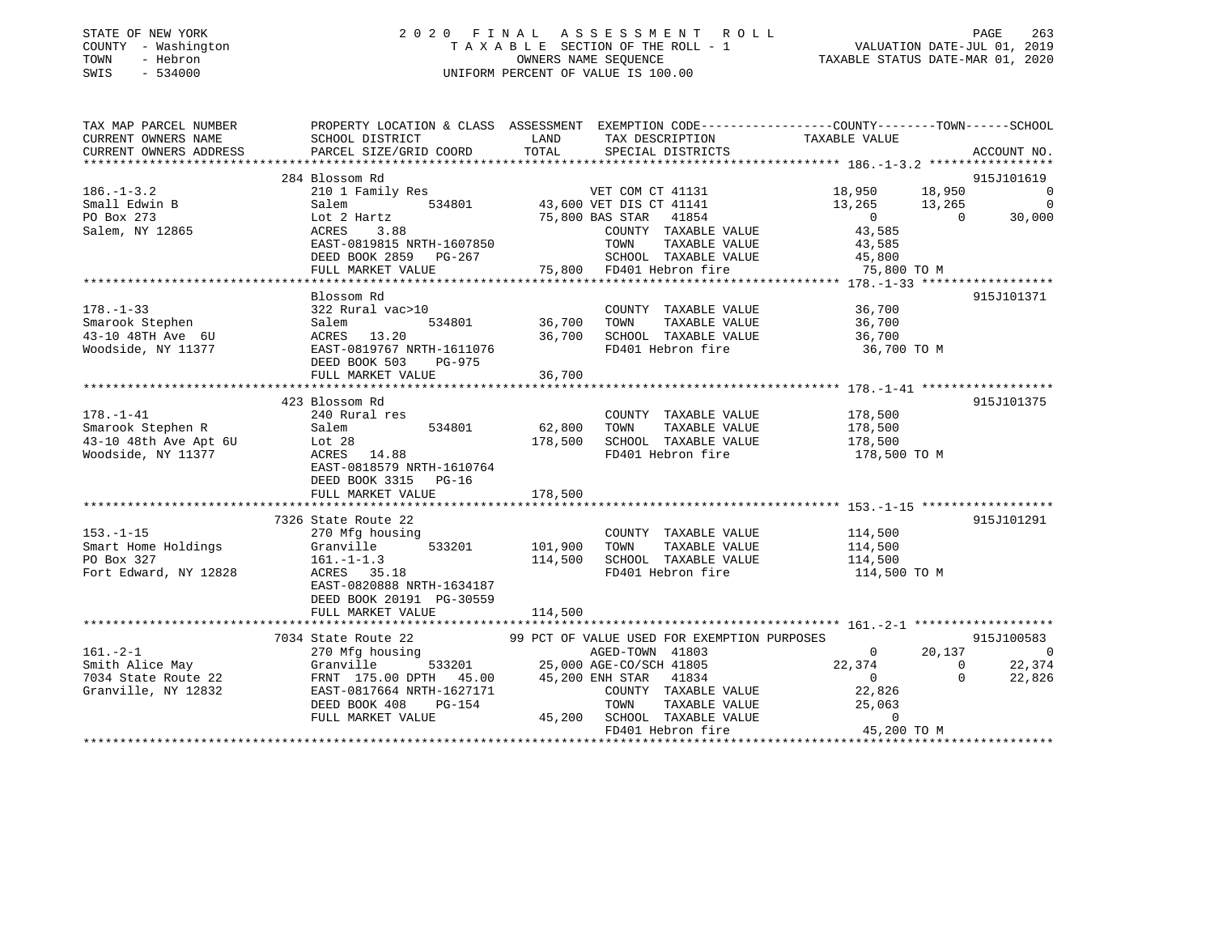STATE OF NEW YORK
COUNTY - Washington
TOWN - Hebron
SWIS - 534000

2020 FINAL ASSESSMENT ROLL
TAXABLE SECTION OF THE ROLL - 1
OWNERS NAME SEQUENCE
UNIFORM PERCENT OF VALUE IS 100.00

VALUATION DATE-JUL 01, 2019
TAXABLE STATUS DATE-MAR 01, 2020

```
TAX MAP PARCEL NUMBER          PROPERTY LOCATION & CLASS  ASSESSMENT  EXEMPTION CODE-----------------COUNTY--------TOWN------SCHOOL
CURRENT OWNERS NAME            SCHOOL DISTRICT               LAND      TAX DESCRIPTION             TAXABLE VALUE
CURRENT OWNERS ADDRESS         PARCEL SIZE/GRID COORD        TOTAL     SPECIAL DISTRICTS                                       ACCOUNT NO.
******************************************************************************************************* 186.-1-3.2 *****************
                               284 Blossom Rd                                                                                915J101619
186.-1-3.2                     210 1 Family Res                  VET COM CT 41131              18,950      18,950            0
Small Edwin B                  Salem        534801        43,600 VET DIS CT 41141              13,265      13,265            0
PO Box 273                     Lot 2 Hartz                75,800 BAS STAR   41854                   0           0       30,000
Salem, NY 12865                ACRES    3.88                      COUNTY  TAXABLE VALUE          43,585
                               EAST-0819815 NRTH-1607850          TOWN    TAXABLE VALUE          43,585
                               DEED BOOK 2859   PG-267            SCHOOL  TAXABLE VALUE          45,800
                               FULL MARKET VALUE          75,800  FD401 Hebron fire              75,800 TO M
******************************************************************************************************* 178.-1-33 ******************
                               Blossom Rd                                                                                    915J101371
178.-1-33                      322 Rural vac>10                   COUNTY  TAXABLE VALUE          36,700
Smarook Stephen                Salem        534801        36,700  TOWN    TAXABLE VALUE          36,700
43-10 48TH Ave  6U             ACRES   13.20              36,700  SCHOOL  TAXABLE VALUE          36,700
Woodside, NY 11377             EAST-0819767 NRTH-1611076          FD401 Hebron fire              36,700 TO M
                               DEED BOOK 503    PG-975
                               FULL MARKET VALUE          36,700
******************************************************************************************************* 178.-1-41 ******************
                               423 Blossom Rd                                                                                915J101375
178.-1-41                      240 Rural res                      COUNTY  TAXABLE VALUE         178,500
Smarook Stephen R              Salem        534801        62,800  TOWN    TAXABLE VALUE         178,500
43-10 48th Ave Apt 6U          Lot 28                    178,500  SCHOOL  TAXABLE VALUE         178,500
Woodside, NY 11377             ACRES   14.88                      FD401 Hebron fire             178,500 TO M
                               EAST-0818579 NRTH-1610764
                               DEED BOOK 3315   PG-16
                               FULL MARKET VALUE         178,500
******************************************************************************************************* 153.-1-15 ******************
                               7326 State Route 22                                                                           915J101291
153.-1-15                      270 Mfg housing                    COUNTY  TAXABLE VALUE         114,500
Smart Home Holdings            Granville    533201       101,900  TOWN    TAXABLE VALUE         114,500
PO Box 327                     161.-1-1.3                114,500  SCHOOL  TAXABLE VALUE         114,500
Fort Edward, NY 12828          ACRES   35.18                      FD401 Hebron fire             114,500 TO M
                               EAST-0820888 NRTH-1634187
                               DEED BOOK 20191 PG-30559
                               FULL MARKET VALUE         114,500
******************************************************************************************************* 161.-2-1 *******************
                               7034 State Route 22        99 PCT OF VALUE USED FOR EXEMPTION PURPOSES                        915J100583
161.-2-1                       270 Mfg housing                   AGED-TOWN  41803                   0      20,137            0
Smith Alice May                Granville    533201        25,000 AGE-CO/SCH 41805              22,374           0       22,374
7034 State Route 22            FRNT 175.00 DPTH  45.00    45,200 ENH STAR   41834                   0           0       22,826
Granville, NY 12832            EAST-0817664 NRTH-1627171          COUNTY  TAXABLE VALUE          22,826
                               DEED BOOK 408    PG-154            TOWN    TAXABLE VALUE          25,063
                               FULL MARKET VALUE          45,200  SCHOOL  TAXABLE VALUE               0
                                                                  FD401 Hebron fire              45,200 TO M
************************************************************************************************************************************
```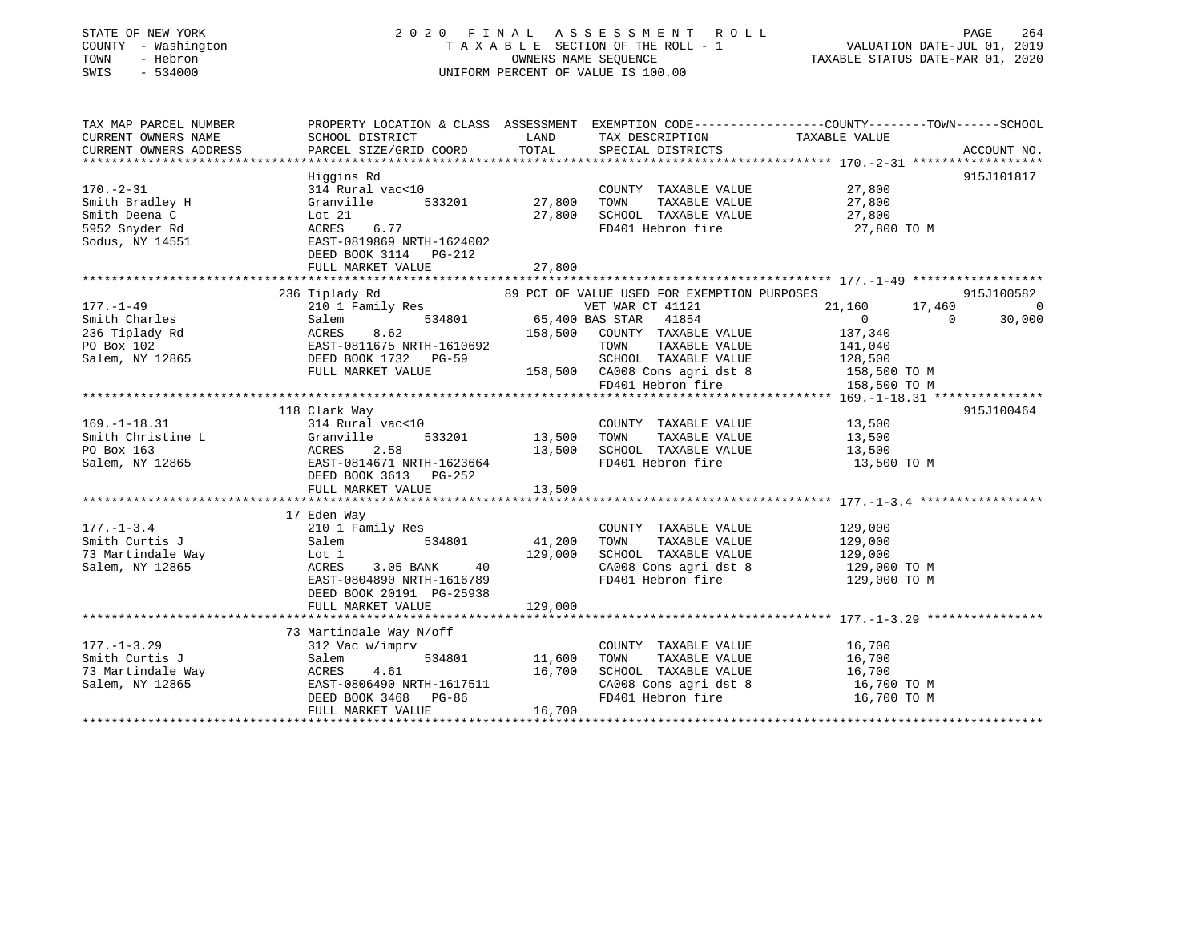STATE OF NEW YORK
COUNTY - Washington
TOWN - Hebron
SWIS - 534000

2020 FINAL ASSESSMENT ROLL
TAXABLE SECTION OF THE ROLL - 1
OWNERS NAME SEQUENCE
UNIFORM PERCENT OF VALUE IS 100.00

VALUATION DATE-JUL 01, 2019
TAXABLE STATUS DATE-MAR 01, 2020

```
TAX MAP PARCEL NUMBER          PROPERTY LOCATION & CLASS  ASSESSMENT  EXEMPTION CODE------------------COUNTY--------TOWN------SCHOOL
CURRENT OWNERS NAME            SCHOOL DISTRICT               LAND     TAX DESCRIPTION            TAXABLE VALUE
CURRENT OWNERS ADDRESS         PARCEL SIZE/GRID COORD        TOTAL    SPECIAL DISTRICTS                                  ACCOUNT NO.
******************************************************************************************************* 170.-2-31 ******************
                               Higgins Rd                                                                             915J101817
170.-2-31                      314 Rural vac<10                       COUNTY  TAXABLE VALUE          27,800
Smith Bradley H                Granville      533201       27,800     TOWN    TAXABLE VALUE          27,800
Smith Deena C                  Lot 21                      27,800     SCHOOL  TAXABLE VALUE          27,800
5952 Snyder Rd                 ACRES    6.77                          FD401 Hebron fire               27,800 TO M
Sodus, NY 14551                EAST-0819869 NRTH-1624002
                               DEED BOOK 3114   PG-212
                               FULL MARKET VALUE           27,800
******************************************************************************************************* 177.-1-49 ******************
                               236 Tiplady Rd              89 PCT OF VALUE USED FOR EXEMPTION PURPOSES                 915J100582
177.-1-49                      210 1 Family Res                  VET WAR CT 41121           21,160      17,460            0
Smith Charles                  Salem          534801       65,400 BAS STAR  41854                0           0       30,000
236 Tiplady Rd                 ACRES    8.62              158,500  COUNTY  TAXABLE VALUE         137,340
PO Box 102                     EAST-0811675 NRTH-1610692           TOWN    TAXABLE VALUE         141,040
Salem, NY 12865                DEED BOOK 1732   PG-59              SCHOOL  TAXABLE VALUE         128,500
                               FULL MARKET VALUE          158,500  CA008 Cons agri dst 8         158,500 TO M
                                                                   FD401 Hebron fire             158,500 TO M
******************************************************************************************************* 169.-1-18.31 ***************
                               118 Clark Way                                                                          915J100464
169.-1-18.31                   314 Rural vac<10                       COUNTY  TAXABLE VALUE          13,500
Smith Christine L              Granville      533201       13,500     TOWN    TAXABLE VALUE          13,500
PO Box 163                     ACRES    2.58               13,500     SCHOOL  TAXABLE VALUE          13,500
Salem, NY 12865                EAST-0814671 NRTH-1623664              FD401 Hebron fire               13,500 TO M
                               DEED BOOK 3613   PG-252
                               FULL MARKET VALUE           13,500
******************************************************************************************************* 177.-1-3.4 *****************
                               17 Eden Way
177.-1-3.4                     210 1 Family Res                       COUNTY  TAXABLE VALUE         129,000
Smith Curtis J                 Salem          534801       41,200     TOWN    TAXABLE VALUE         129,000
73 Martindale Way              Lot 1                      129,000     SCHOOL  TAXABLE VALUE         129,000
Salem, NY 12865                ACRES    3.05 BANK     40              CA008 Cons agri dst 8          129,000 TO M
                               EAST-0804890 NRTH-1616789              FD401 Hebron fire              129,000 TO M
                               DEED BOOK 20191 PG-25938
                               FULL MARKET VALUE          129,000
******************************************************************************************************* 177.-1-3.29 ****************
                               73 Martindale Way N/off
177.-1-3.29                    312 Vac w/imprv                        COUNTY  TAXABLE VALUE          16,700
Smith Curtis J                 Salem          534801       11,600     TOWN    TAXABLE VALUE          16,700
73 Martindale Way              ACRES    4.61               16,700     SCHOOL  TAXABLE VALUE          16,700
Salem, NY 12865                EAST-0806490 NRTH-1617511              CA008 Cons agri dst 8           16,700 TO M
                               DEED BOOK 3468   PG-86                 FD401 Hebron fire               16,700 TO M
                               FULL MARKET VALUE           16,700
************************************************************************************************************************************
```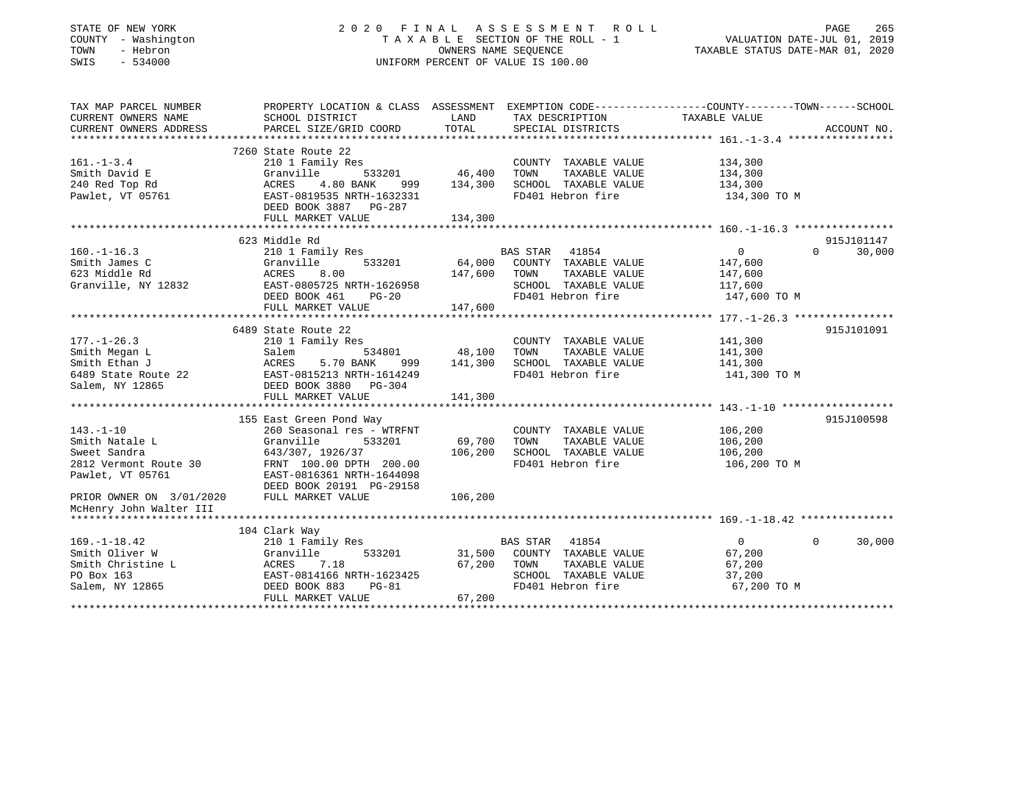STATE OF NEW YORK
COUNTY - Washington
TOWN - Hebron
SWIS - 534000

2020 FINAL ASSESSMENT ROLL
TAXABLE SECTION OF THE ROLL - 1
OWNERS NAME SEQUENCE
UNIFORM PERCENT OF VALUE IS 100.00

VALUATION DATE-JUL 01, 2019
TAXABLE STATUS DATE-MAR 01, 2020

```
TAX MAP PARCEL NUMBER          PROPERTY LOCATION & CLASS  ASSESSMENT  EXEMPTION CODE-----------------COUNTY--------TOWN------SCHOOL
CURRENT OWNERS NAME            SCHOOL DISTRICT               LAND      TAX DESCRIPTION            TAXABLE VALUE
CURRENT OWNERS ADDRESS         PARCEL SIZE/GRID COORD        TOTAL     SPECIAL DISTRICTS                                  ACCOUNT NO.
******************************************************************************************************* 161.-1-3.4 *****************
                               7260 State Route 22
161.-1-3.4                     210 1 Family Res                        COUNTY  TAXABLE VALUE          134,300
Smith David E                  Granville       533201       46,400     TOWN    TAXABLE VALUE          134,300
240 Red Top Rd                 ACRES    4.80 BANK    999   134,300     SCHOOL  TAXABLE VALUE          134,300
Pawlet, VT 05761               EAST-0819535 NRTH-1632331               FD401 Hebron fire               134,300 TO M
                               DEED BOOK 3887   PG-287
                               FULL MARKET VALUE           134,300
******************************************************************************************************* 160.-1-16.3 ****************
                               623 Middle Rd                                                                          915J101147
160.-1-16.3                    210 1 Family Res                        BAS STAR  41854                      0         0     30,000
Smith James C                  Granville       533201       64,000     COUNTY  TAXABLE VALUE          147,600
623 Middle Rd                  ACRES    8.00              147,600      TOWN    TAXABLE VALUE          147,600
Granville, NY 12832            EAST-0805725 NRTH-1626958               SCHOOL  TAXABLE VALUE          117,600
                               DEED BOOK 461    PG-20                  FD401 Hebron fire               147,600 TO M
                               FULL MARKET VALUE           147,600
******************************************************************************************************* 177.-1-26.3 ****************
                               6489 State Route 22                                                                    915J101091
177.-1-26.3                    210 1 Family Res                        COUNTY  TAXABLE VALUE          141,300
Smith Megan L                  Salem           534801       48,100     TOWN    TAXABLE VALUE          141,300
Smith Ethan J                  ACRES    5.70 BANK    999   141,300     SCHOOL  TAXABLE VALUE          141,300
6489 State Route 22            EAST-0815213 NRTH-1614249               FD401 Hebron fire               141,300 TO M
Salem, NY 12865                DEED BOOK 3880   PG-304
                               FULL MARKET VALUE           141,300
******************************************************************************************************* 143.-1-10 ******************
                               155 East Green Pond Way                                                                915J100598
143.-1-10                      260 Seasonal res - WTRFNT               COUNTY  TAXABLE VALUE          106,200
Smith Natale L                 Granville       533201       69,700     TOWN    TAXABLE VALUE          106,200
Sweet Sandra                   643/307, 1926/37           106,200      SCHOOL  TAXABLE VALUE          106,200
2812 Vermont Route 30          FRNT 100.00 DPTH 200.00                 FD401 Hebron fire               106,200 TO M
Pawlet, VT 05761               EAST-0816361 NRTH-1644098
                               DEED BOOK 20191 PG-29158
PRIOR OWNER ON 3/01/2020       FULL MARKET VALUE           106,200
McHenry John Walter III
******************************************************************************************************* 169.-1-18.42 ***************
                               104 Clark Way
169.-1-18.42                   210 1 Family Res                        BAS STAR  41854                      0         0     30,000
Smith Oliver W                 Granville       533201       31,500     COUNTY  TAXABLE VALUE           67,200
Smith Christine L              ACRES    7.18               67,200      TOWN    TAXABLE VALUE           67,200
PO Box 163                     EAST-0814166 NRTH-1623425               SCHOOL  TAXABLE VALUE           37,200
Salem, NY 12865                DEED BOOK 883    PG-81                  FD401 Hebron fire                67,200 TO M
                               FULL MARKET VALUE            67,200
************************************************************************************************************************************
```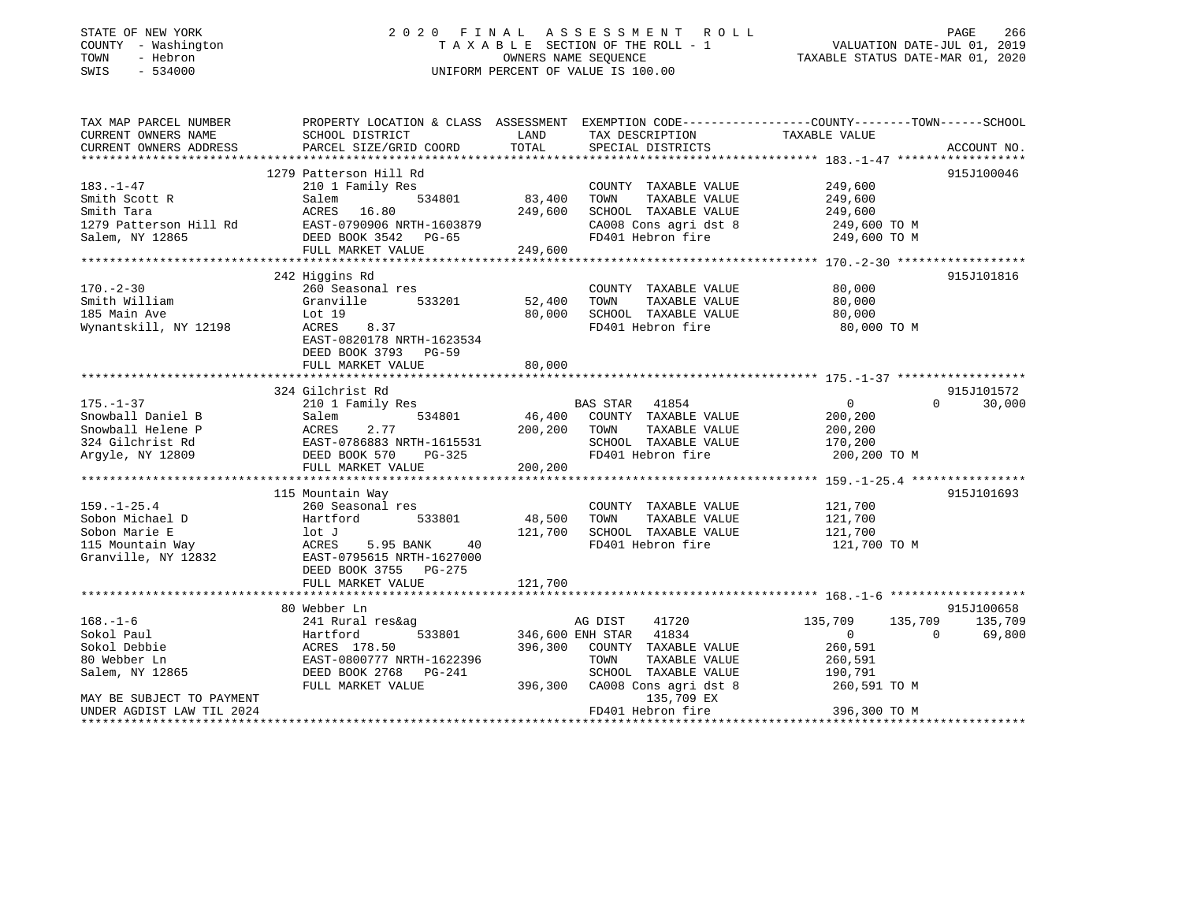STATE OF NEW YORK — 2020 FINAL ASSESSMENT ROLL
COUNTY - Washington — TAXABLE SECTION OF THE ROLL - 1 — VALUATION DATE-JUL 01, 2019
TOWN - Hebron — OWNERS NAME SEQUENCE — TAXABLE STATUS DATE-MAR 01, 2020
SWIS - 534000 — UNIFORM PERCENT OF VALUE IS 100.00

```
TAX MAP PARCEL NUMBER          PROPERTY LOCATION & CLASS  ASSESSMENT  EXEMPTION CODE-----------------COUNTY--------TOWN------SCHOOL
CURRENT OWNERS NAME            SCHOOL DISTRICT             LAND       TAX DESCRIPTION              TAXABLE VALUE
CURRENT OWNERS ADDRESS         PARCEL SIZE/GRID COORD      TOTAL      SPECIAL DISTRICTS                                         ACCOUNT NO.
******************************************************************************************************* 183.-1-47 *****************
                               1279 Patterson Hill Rd                                                                        915J100046
183.-1-47                      210 1 Family Res                       COUNTY  TAXABLE VALUE            249,600
Smith Scott R                  Salem          534801      83,400      TOWN    TAXABLE VALUE            249,600
Smith Tara                     ACRES   16.80             249,600      SCHOOL  TAXABLE VALUE            249,600
1279 Patterson Hill Rd         EAST-0790906 NRTH-1603879              CA008 Cons agri dst 8              249,600 TO M
Salem, NY 12865                DEED BOOK 3542   PG-65                 FD401 Hebron fire                  249,600 TO M
                               FULL MARKET VALUE         249,600
******************************************************************************************************* 170.-2-30 *****************
                               242 Higgins Rd                                                                                915J101816
170.-2-30                      260 Seasonal res                       COUNTY  TAXABLE VALUE             80,000
Smith William                  Granville      533201      52,400      TOWN    TAXABLE VALUE             80,000
185 Main Ave                   Lot 19                     80,000      SCHOOL  TAXABLE VALUE             80,000
Wynantskill, NY 12198          ACRES    8.37                          FD401 Hebron fire                   80,000 TO M
                               EAST-0820178 NRTH-1623534
                               DEED BOOK 3793   PG-59
                               FULL MARKET VALUE          80,000
******************************************************************************************************* 175.-1-37 *****************
                               324 Gilchrist Rd                                                                              915J101572
175.-1-37                      210 1 Family Res                       BAS STAR   41854                       0          0     30,000
Snowball Daniel B              Salem          534801      46,400      COUNTY  TAXABLE VALUE            200,200
Snowball Helene P              ACRES    2.77             200,200      TOWN    TAXABLE VALUE            200,200
324 Gilchrist Rd               EAST-0786883 NRTH-1615531              SCHOOL  TAXABLE VALUE            170,200
Argyle, NY 12809               DEED BOOK 570    PG-325                FD401 Hebron fire                  200,200 TO M
                               FULL MARKET VALUE         200,200
******************************************************************************************************* 159.-1-25.4 ***************
                               115 Mountain Way                                                                              915J101693
159.-1-25.4                    260 Seasonal res                       COUNTY  TAXABLE VALUE            121,700
Sobon Michael D                Hartford       533801      48,500      TOWN    TAXABLE VALUE            121,700
Sobon Marie E                  lot J                     121,700      SCHOOL  TAXABLE VALUE            121,700
115 Mountain Way               ACRES    5.95 BANK     40              FD401 Hebron fire                  121,700 TO M
Granville, NY 12832            EAST-0795615 NRTH-1627000
                               DEED BOOK 3755   PG-275
                               FULL MARKET VALUE         121,700
******************************************************************************************************* 168.-1-6 ******************
                               80 Webber Ln                                                                                  915J100658
168.-1-6                       241 Rural res&ag                       AG DIST    41720                 135,709    135,709    135,709
Sokol Paul                     Hartford       533801     346,600 ENH STAR    41834                       0          0     69,800
Sokol Debbie                   ACRES  178.50             396,300      COUNTY  TAXABLE VALUE            260,591
80 Webber Ln                   EAST-0800777 NRTH-1622396              TOWN    TAXABLE VALUE            260,591
Salem, NY 12865                DEED BOOK 2768   PG-241                SCHOOL  TAXABLE VALUE            190,791
                               FULL MARKET VALUE         396,300      CA008 Cons agri dst 8              260,591 TO M
MAY BE SUBJECT TO PAYMENT                                                  135,709 EX
UNDER AGDIST LAW TIL 2024                                             FD401 Hebron fire                  396,300 TO M
************************************************************************************************************************************
```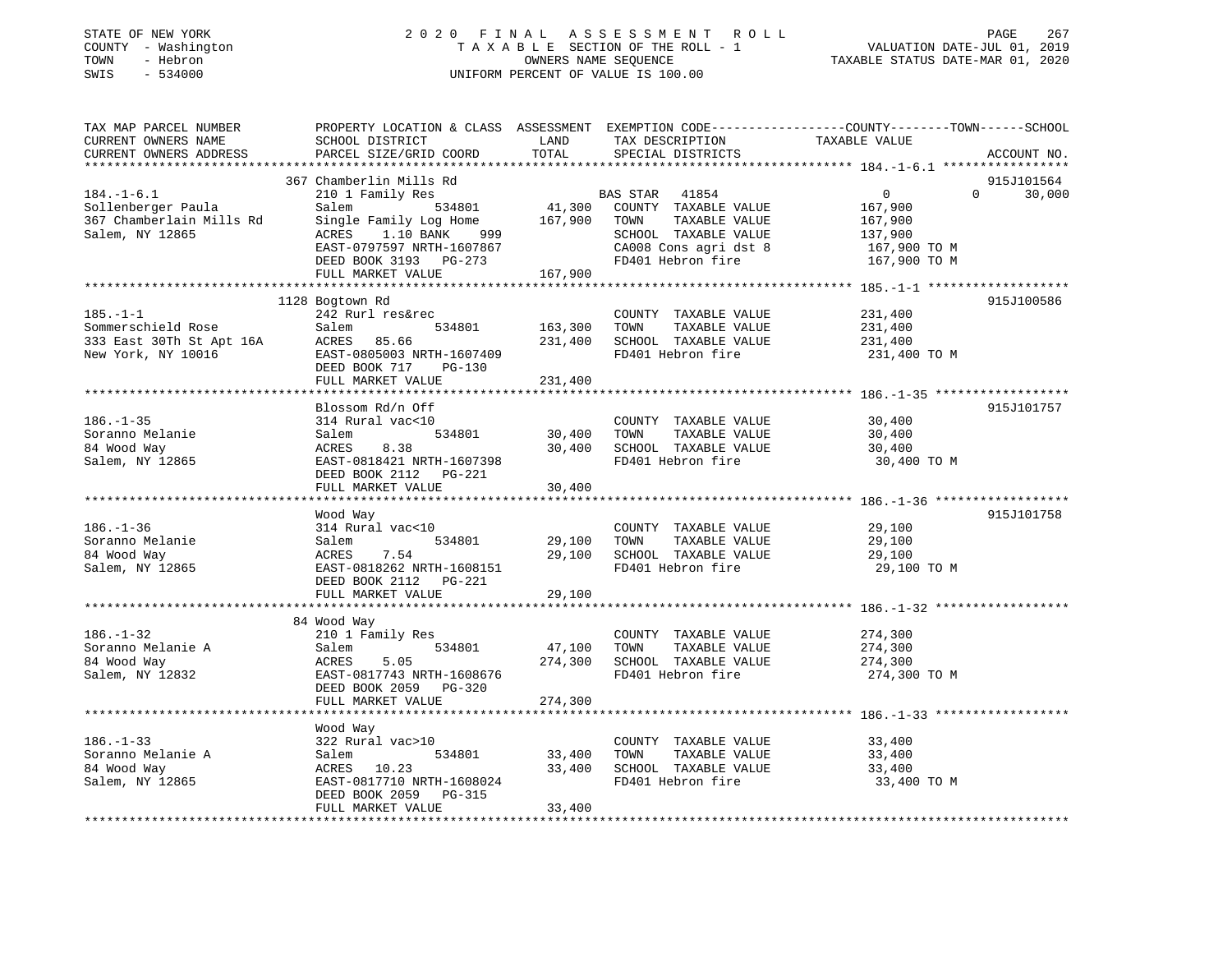STATE OF NEW YORK
COUNTY - Washington
TOWN - Hebron
SWIS - 534000

2020 FINAL ASSESSMENT ROLL
TAXABLE SECTION OF THE ROLL - 1
OWNERS NAME SEQUENCE
UNIFORM PERCENT OF VALUE IS 100.00

VALUATION DATE-JUL 01, 2019
TAXABLE STATUS DATE-MAR 01, 2020

```
TAX MAP PARCEL NUMBER          PROPERTY LOCATION & CLASS  ASSESSMENT  EXEMPTION CODE-----------------COUNTY--------TOWN------SCHOOL
CURRENT OWNERS NAME            SCHOOL DISTRICT              LAND      TAX DESCRIPTION              TAXABLE VALUE
CURRENT OWNERS ADDRESS         PARCEL SIZE/GRID COORD      TOTAL      SPECIAL DISTRICTS                                    ACCOUNT NO.
*********************************************************************************************** 184.-1-6.1 *****************
                               367 Chamberlin Mills Rd                                                                    915J101564
184.-1-6.1                     210 1 Family Res                       BAS STAR  41854                  0            0      30,000
Sollenberger Paula             Salem             534801      41,300   COUNTY  TAXABLE VALUE          167,900
367 Chamberlain Mills Rd       Single Family Log Home       167,900   TOWN    TAXABLE VALUE          167,900
Salem, NY 12865                ACRES    1.10 BANK    999              SCHOOL  TAXABLE VALUE          137,900
                               EAST-0797597 NRTH-1607867              CA008 Cons agri dst 8           167,900 TO M
                               DEED BOOK 3193   PG-273                FD401 Hebron fire               167,900 TO M
                               FULL MARKET VALUE            167,900
*********************************************************************************************** 185.-1-1 *******************
                               1128 Bogtown Rd                                                                            915J100586
185.-1-1                       242 Rurl res&rec                        COUNTY  TAXABLE VALUE          231,400
Sommerschield Rose             Salem             534801     163,300   TOWN    TAXABLE VALUE          231,400
333 East 30Th St Apt 16A       ACRES   85.66                231,400   SCHOOL  TAXABLE VALUE          231,400
New York, NY 10016             EAST-0805003 NRTH-1607409              FD401 Hebron fire               231,400 TO M
                               DEED BOOK 717    PG-130
                               FULL MARKET VALUE            231,400
*********************************************************************************************** 186.-1-35 ******************
                               Blossom Rd/n Off                                                                           915J101757
186.-1-35                      314 Rural vac<10                        COUNTY  TAXABLE VALUE           30,400
Soranno Melanie                Salem             534801      30,400   TOWN    TAXABLE VALUE           30,400
84 Wood Way                    ACRES    8.38                 30,400   SCHOOL  TAXABLE VALUE           30,400
Salem, NY 12865                EAST-0818421 NRTH-1607398              FD401 Hebron fire                30,400 TO M
                               DEED BOOK 2112   PG-221
                               FULL MARKET VALUE             30,400
*********************************************************************************************** 186.-1-36 ******************
                               Wood Way                                                                                   915J101758
186.-1-36                      314 Rural vac<10                        COUNTY  TAXABLE VALUE           29,100
Soranno Melanie                Salem             534801      29,100   TOWN    TAXABLE VALUE           29,100
84 Wood Way                    ACRES    7.54                 29,100   SCHOOL  TAXABLE VALUE           29,100
Salem, NY 12865                EAST-0818262 NRTH-1608151              FD401 Hebron fire                29,100 TO M
                               DEED BOOK 2112   PG-221
                               FULL MARKET VALUE             29,100
*********************************************************************************************** 186.-1-32 ******************
                               84 Wood Way
186.-1-32                      210 1 Family Res                        COUNTY  TAXABLE VALUE          274,300
Soranno Melanie A              Salem             534801      47,100   TOWN    TAXABLE VALUE          274,300
84 Wood Way                    ACRES    5.05                274,300   SCHOOL  TAXABLE VALUE          274,300
Salem, NY 12832                EAST-0817743 NRTH-1608676              FD401 Hebron fire               274,300 TO M
                               DEED BOOK 2059   PG-320
                               FULL MARKET VALUE            274,300
*********************************************************************************************** 186.-1-33 ******************
                               Wood Way
186.-1-33                      322 Rural vac>10                        COUNTY  TAXABLE VALUE           33,400
Soranno Melanie A              Salem             534801      33,400   TOWN    TAXABLE VALUE           33,400
84 Wood Way                    ACRES   10.23                 33,400   SCHOOL  TAXABLE VALUE           33,400
Salem, NY 12865                EAST-0817710 NRTH-1608024              FD401 Hebron fire                33,400 TO M
                               DEED BOOK 2059   PG-315
                               FULL MARKET VALUE             33,400
****************************************************************************************************************************
```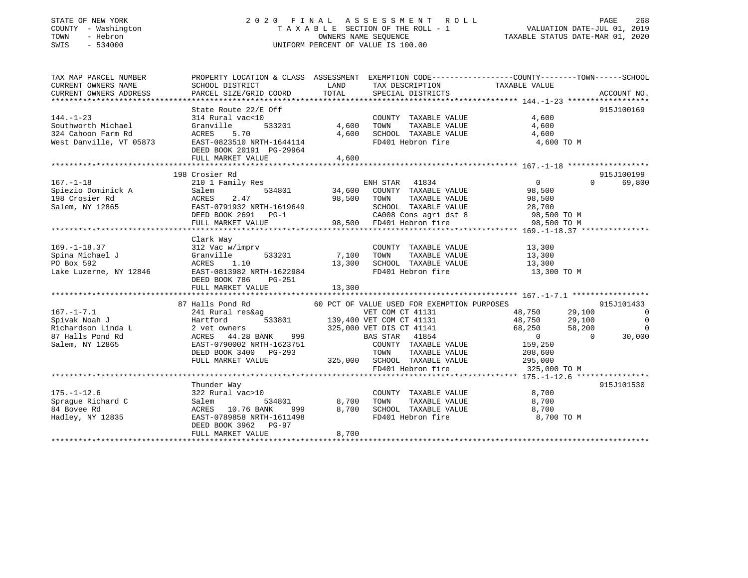STATE OF NEW YORK
COUNTY - Washington
TOWN - Hebron
SWIS - 534000

# 2020 FINAL ASSESSMENT ROLL

TAXABLE SECTION OF THE ROLL - 1
OWNERS NAME SEQUENCE
UNIFORM PERCENT OF VALUE IS 100.00

VALUATION DATE-JUL 01, 2019
TAXABLE STATUS DATE-MAR 01, 2020

```
TAX MAP PARCEL NUMBER          PROPERTY LOCATION & CLASS  ASSESSMENT  EXEMPTION CODE-----------------COUNTY--------TOWN------SCHOOL
CURRENT OWNERS NAME            SCHOOL DISTRICT              LAND      TAX DESCRIPTION            TAXABLE VALUE
CURRENT OWNERS ADDRESS         PARCEL SIZE/GRID COORD       TOTAL     SPECIAL DISTRICTS                                    ACCOUNT NO.
******************************************************************************************************* 144.-1-23 ******************
                               State Route 22/E Off                                                                     915J100169
144.-1-23                      314 Rural vac<10                       COUNTY  TAXABLE VALUE           4,600
Southworth Michael             Granville       533201        4,600    TOWN    TAXABLE VALUE           4,600
324 Cahoon Farm Rd             ACRES    5.70                 4,600    SCHOOL  TAXABLE VALUE           4,600
West Danville, VT 05873        EAST-0823510 NRTH-1644114              FD401 Hebron fire                4,600 TO M
                               DEED BOOK 20191 PG-29964
                               FULL MARKET VALUE             4,600
******************************************************************************************************* 167.-1-18 ******************
                               198 Crosier Rd                                                                           915J100199
167.-1-18                      210 1 Family Res                       ENH STAR  41834                 0             0     69,800
Spiezio Dominick A             Salem           534801       34,600    COUNTY  TAXABLE VALUE          98,500
198 Crosier Rd                 ACRES    2.47                98,500    TOWN    TAXABLE VALUE          98,500
Salem, NY 12865                EAST-0791932 NRTH-1619649              SCHOOL  TAXABLE VALUE          28,700
                               DEED BOOK 2691   PG-1                  CA008 Cons agri dst 8           98,500 TO M
                               FULL MARKET VALUE            98,500    FD401 Hebron fire               98,500 TO M
******************************************************************************************************* 169.-1-18.37 ***************
                               Clark Way
169.-1-18.37                   312 Vac w/imprv                        COUNTY  TAXABLE VALUE          13,300
Spina Michael J                Granville       533201        7,100    TOWN    TAXABLE VALUE          13,300
PO Box 592                     ACRES    1.10                13,300    SCHOOL  TAXABLE VALUE          13,300
Lake Luzerne, NY 12846         EAST-0813982 NRTH-1622984              FD401 Hebron fire               13,300 TO M
                               DEED BOOK 786    PG-251
                               FULL MARKET VALUE            13,300
******************************************************************************************************* 167.-1-7.1 *****************
                               87 Halls Pond Rd              60 PCT OF VALUE USED FOR EXEMPTION PURPOSES                915J101433
167.-1-7.1                     241 Rural res&ag                       VET COM CT 41131           48,750        29,100            0
Spivak Noah J                  Hartford        533801      139,400 VET COM CT 41131              48,750        29,100            0
Richardson Linda L             2 vet owners                325,000 VET DIS CT 41141              68,250        58,200            0
87 Halls Pond Rd               ACRES   44.28 BANK    999              BAS STAR  41854                 0             0     30,000
Salem, NY 12865                EAST-0790002 NRTH-1623751              COUNTY  TAXABLE VALUE         159,250
                               DEED BOOK 3400   PG-293                TOWN    TAXABLE VALUE         208,600
                               FULL MARKET VALUE           325,000    SCHOOL  TAXABLE VALUE         295,000
                                                                      FD401 Hebron fire              325,000 TO M
******************************************************************************************************* 175.-1-12.6 ****************
                               Thunder Way                                                                              915J101530
175.-1-12.6                    322 Rural vac>10                       COUNTY  TAXABLE VALUE           8,700
Sprague Richard C              Salem           534801        8,700    TOWN    TAXABLE VALUE           8,700
84 Bovee Rd                    ACRES   10.76 BANK    999     8,700    SCHOOL  TAXABLE VALUE           8,700
Hadley, NY 12835               EAST-0789858 NRTH-1611498              FD401 Hebron fire                8,700 TO M
                               DEED BOOK 3962   PG-97
                               FULL MARKET VALUE             8,700
************************************************************************************************************************************
```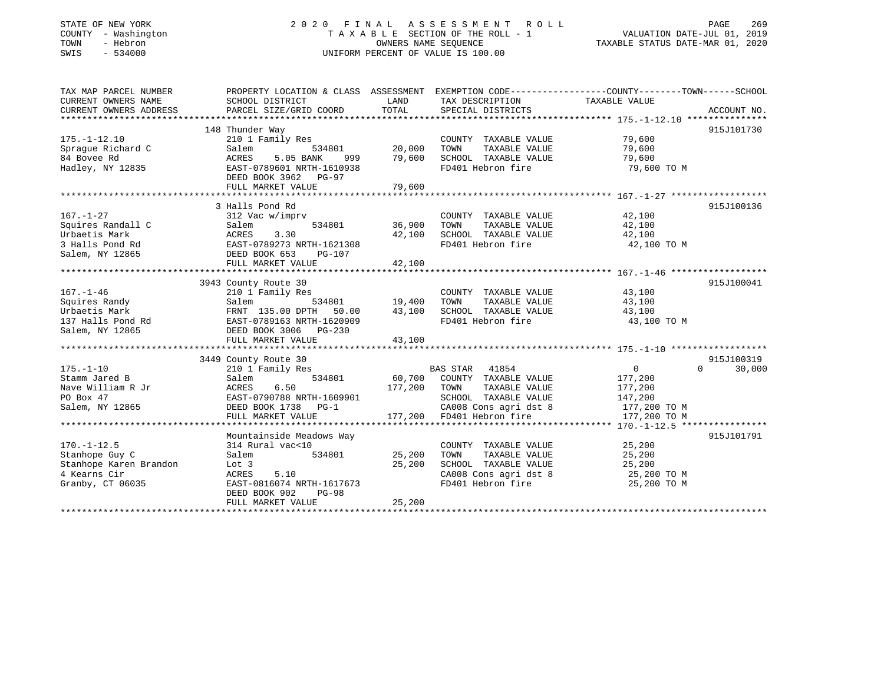STATE OF NEW YORK
COUNTY - Washington
TOWN - Hebron
SWIS - 534000

2020 FINAL ASSESSMENT ROLL
TAXABLE SECTION OF THE ROLL - 1
OWNERS NAME SEQUENCE
UNIFORM PERCENT OF VALUE IS 100.00

VALUATION DATE-JUL 01, 2019
TAXABLE STATUS DATE-MAR 01, 2020

| TAX MAP PARCEL NUMBER / CURRENT OWNERS NAME / CURRENT OWNERS ADDRESS | PROPERTY LOCATION & CLASS / SCHOOL DISTRICT / PARCEL SIZE/GRID COORD | ASSESSMENT LAND | TOTAL | EXEMPTION CODE / TAX DESCRIPTION / SPECIAL DISTRICTS | COUNTY TAXABLE VALUE | TOWN | SCHOOL | ACCOUNT NO. |
|---|---|---|---|---|---|---|---|---|
| **175.-1-12.10** | 148 Thunder Way | | | | | | | 915J101730 |
| Sprague Richard C | 210 1 Family Res | | | COUNTY TAXABLE VALUE | 79,600 | | | |
| 84 Bovee Rd | Salem 534801 | 20,000 | | TOWN TAXABLE VALUE | 79,600 | | | |
| Hadley, NY 12835 | ACRES 5.05 BANK 999 | | 79,600 | SCHOOL TAXABLE VALUE | 79,600 | | | |
| | EAST-0789601 NRTH-1610938 | | | FD401 Hebron fire | 79,600 TO M | | | |
| | DEED BOOK 3962 PG-97 | | | | | | | |
| | FULL MARKET VALUE | | 79,600 | | | | | |
| **167.-1-27** | 3 Halls Pond Rd | | | | | | | 915J100136 |
| Squires Randall C | 312 Vac w/imprv | | | COUNTY TAXABLE VALUE | 42,100 | | | |
| Urbaetis Mark | Salem 534801 | 36,900 | | TOWN TAXABLE VALUE | 42,100 | | | |
| 3 Halls Pond Rd | ACRES 3.30 | | 42,100 | SCHOOL TAXABLE VALUE | 42,100 | | | |
| Salem, NY 12865 | EAST-0789273 NRTH-1621308 | | | FD401 Hebron fire | 42,100 TO M | | | |
| | DEED BOOK 653 PG-107 | | | | | | | |
| | FULL MARKET VALUE | | 42,100 | | | | | |
| **167.-1-46** | 3943 County Route 30 | | | | | | | 915J100041 |
| Squires Randy | 210 1 Family Res | | | COUNTY TAXABLE VALUE | 43,100 | | | |
| Urbaetis Mark | Salem 534801 | 19,400 | | TOWN TAXABLE VALUE | 43,100 | | | |
| 137 Halls Pond Rd | FRNT 135.00 DPTH 50.00 | | 43,100 | SCHOOL TAXABLE VALUE | 43,100 | | | |
| Salem, NY 12865 | EAST-0789163 NRTH-1620909 | | | FD401 Hebron fire | 43,100 TO M | | | |
| | DEED BOOK 3006 PG-230 | | | | | | | |
| | FULL MARKET VALUE | | 43,100 | | | | | |
| **175.-1-10** | 3449 County Route 30 | | | | | | | 915J100319 |
| Stamm Jared B | 210 1 Family Res | | | BAS STAR 41854 | 0 | 0 | 30,000 | |
| Nave William R Jr | Salem 534801 | 60,700 | | COUNTY TAXABLE VALUE | 177,200 | | | |
| PO Box 47 | ACRES 6.50 | | 177,200 | TOWN TAXABLE VALUE | 177,200 | | | |
| Salem, NY 12865 | EAST-0790788 NRTH-1609901 | | | SCHOOL TAXABLE VALUE | 147,200 | | | |
| | DEED BOOK 1738 PG-1 | | | CA008 Cons agri dst 8 | 177,200 TO M | | | |
| | FULL MARKET VALUE | | 177,200 | FD401 Hebron fire | 177,200 TO M | | | |
| **170.-1-12.5** | Mountainside Meadows Way | | | | | | | 915J101791 |
| Stanhope Guy C | 314 Rural vac<10 | | | COUNTY TAXABLE VALUE | 25,200 | | | |
| Stanhope Karen Brandon | Salem 534801 | 25,200 | | TOWN TAXABLE VALUE | 25,200 | | | |
| 4 Kearns Cir | Lot 3 | | 25,200 | SCHOOL TAXABLE VALUE | 25,200 | | | |
| Granby, CT 06035 | ACRES 5.10 | | | CA008 Cons agri dst 8 | 25,200 TO M | | | |
| | EAST-0816074 NRTH-1617673 | | | FD401 Hebron fire | 25,200 TO M | | | |
| | DEED BOOK 902 PG-98 | | | | | | | |
| | FULL MARKET VALUE | | 25,200 | | | | | |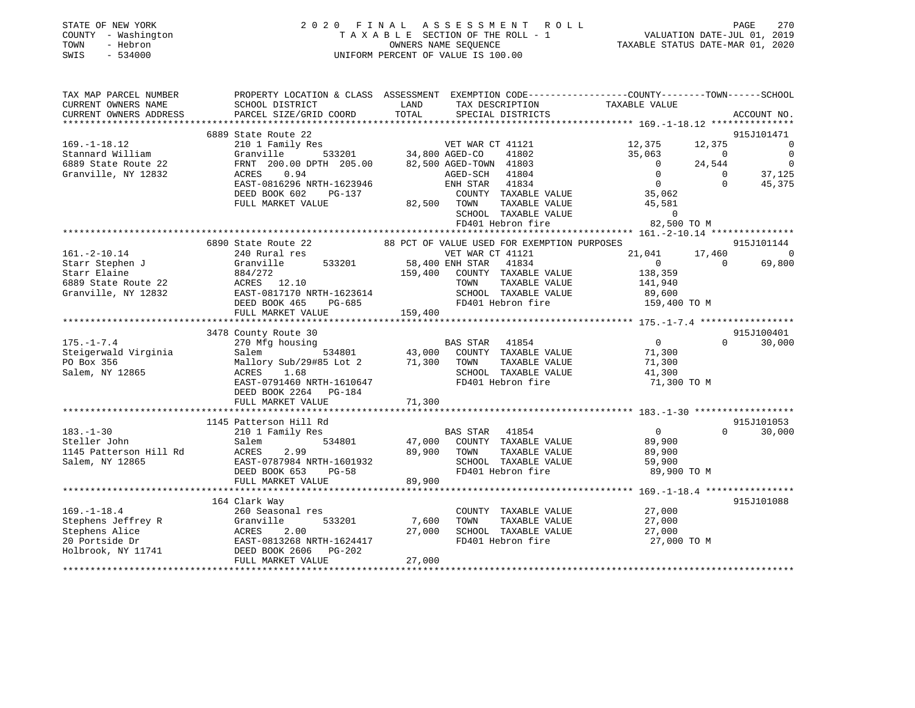STATE OF NEW YORK
COUNTY - Washington
TOWN - Hebron
SWIS - 534000

2020 FINAL ASSESSMENT ROLL
TAXABLE SECTION OF THE ROLL - 1
OWNERS NAME SEQUENCE
UNIFORM PERCENT OF VALUE IS 100.00

VALUATION DATE-JUL 01, 2019
TAXABLE STATUS DATE-MAR 01, 2020

```
TAX MAP PARCEL NUMBER          PROPERTY LOCATION & CLASS  ASSESSMENT  EXEMPTION CODE-----------------COUNTY--------TOWN------SCHOOL
CURRENT OWNERS NAME            SCHOOL DISTRICT             LAND        TAX DESCRIPTION            TAXABLE VALUE
CURRENT OWNERS ADDRESS         PARCEL SIZE/GRID COORD      TOTAL       SPECIAL DISTRICTS                                    ACCOUNT NO.
************************************************************************************************ 169.-1-18.12 ***************
                               6889 State Route 22                                                                       915J101471
169.-1-18.12                   210 1 Family Res                       VET WAR CT 41121          12,375      12,375           0
Stannard William               Granville      533201      34,800 AGED-CO     41802              35,063           0           0
6889 State Route 22            FRNT 200.00 DPTH 205.00    82,500 AGED-TOWN  41803                   0      24,544           0
Granville, NY 12832            ACRES    0.94                         AGED-SCH   41804                   0           0      37,125
                               EAST-0816296 NRTH-1623946             ENH STAR   41834                   0           0      45,375
                               DEED BOOK 602    PG-137               COUNTY  TAXABLE VALUE          35,062
                               FULL MARKET VALUE           82,500    TOWN    TAXABLE VALUE          45,581
                                                                     SCHOOL  TAXABLE VALUE               0
                                                                     FD401 Hebron fire              82,500 TO M
************************************************************************************************ 161.-2-10.14 ***************
                               6890 State Route 22         88 PCT OF VALUE USED FOR EXEMPTION PURPOSES                   915J101144
161.-2-10.14                   240 Rural res                          VET WAR CT 41121          21,041      17,460           0
Starr Stephen J                Granville      533201      58,400 ENH STAR   41834                   0           0      69,800
Starr Elaine                   884/272                    159,400    COUNTY  TAXABLE VALUE         138,359
6889 State Route 22            ACRES   12.10                         TOWN    TAXABLE VALUE         141,940
Granville, NY 12832            EAST-0817170 NRTH-1623614             SCHOOL  TAXABLE VALUE          89,600
                               DEED BOOK 465    PG-685               FD401 Hebron fire             159,400 TO M
                               FULL MARKET VALUE          159,400
************************************************************************************************ 175.-1-7.4 *****************
                               3478 County Route 30                                                                      915J100401
175.-1-7.4                     270 Mfg housing                        BAS STAR   41854                   0           0      30,000
Steigerwald Virginia           Salem          534801      43,000    COUNTY  TAXABLE VALUE          71,300
PO Box 356                     Mallory Sub/29#85 Lot 2    71,300    TOWN    TAXABLE VALUE          71,300
Salem, NY 12865                ACRES    1.68                         SCHOOL  TAXABLE VALUE          41,300
                               EAST-0791460 NRTH-1610647             FD401 Hebron fire              71,300 TO M
                               DEED BOOK 2264   PG-184
                               FULL MARKET VALUE           71,300
************************************************************************************************ 183.-1-30 ******************
                               1145 Patterson Hill Rd                                                                    915J101053
183.-1-30                      210 1 Family Res                       BAS STAR   41854                   0           0      30,000
Steller John                   Salem          534801      47,000    COUNTY  TAXABLE VALUE          89,900
1145 Patterson Hill Rd         ACRES    2.99              89,900    TOWN    TAXABLE VALUE          89,900
Salem, NY 12865                EAST-0787984 NRTH-1601932             SCHOOL  TAXABLE VALUE          59,900
                               DEED BOOK 653    PG-58                FD401 Hebron fire              89,900 TO M
                               FULL MARKET VALUE           89,900
************************************************************************************************ 169.-1-18.4 ****************
                               164 Clark Way                                                                             915J101088
169.-1-18.4                    260 Seasonal res                       COUNTY  TAXABLE VALUE          27,000
Stephens Jeffrey R             Granville      533201       7,600    TOWN    TAXABLE VALUE          27,000
Stephens Alice                 ACRES    2.00              27,000    SCHOOL  TAXABLE VALUE          27,000
20 Portside Dr                 EAST-0813268 NRTH-1624417             FD401 Hebron fire              27,000 TO M
Holbrook, NY 11741             DEED BOOK 2606   PG-202
                               FULL MARKET VALUE           27,000
****************************************************************************************************************************
```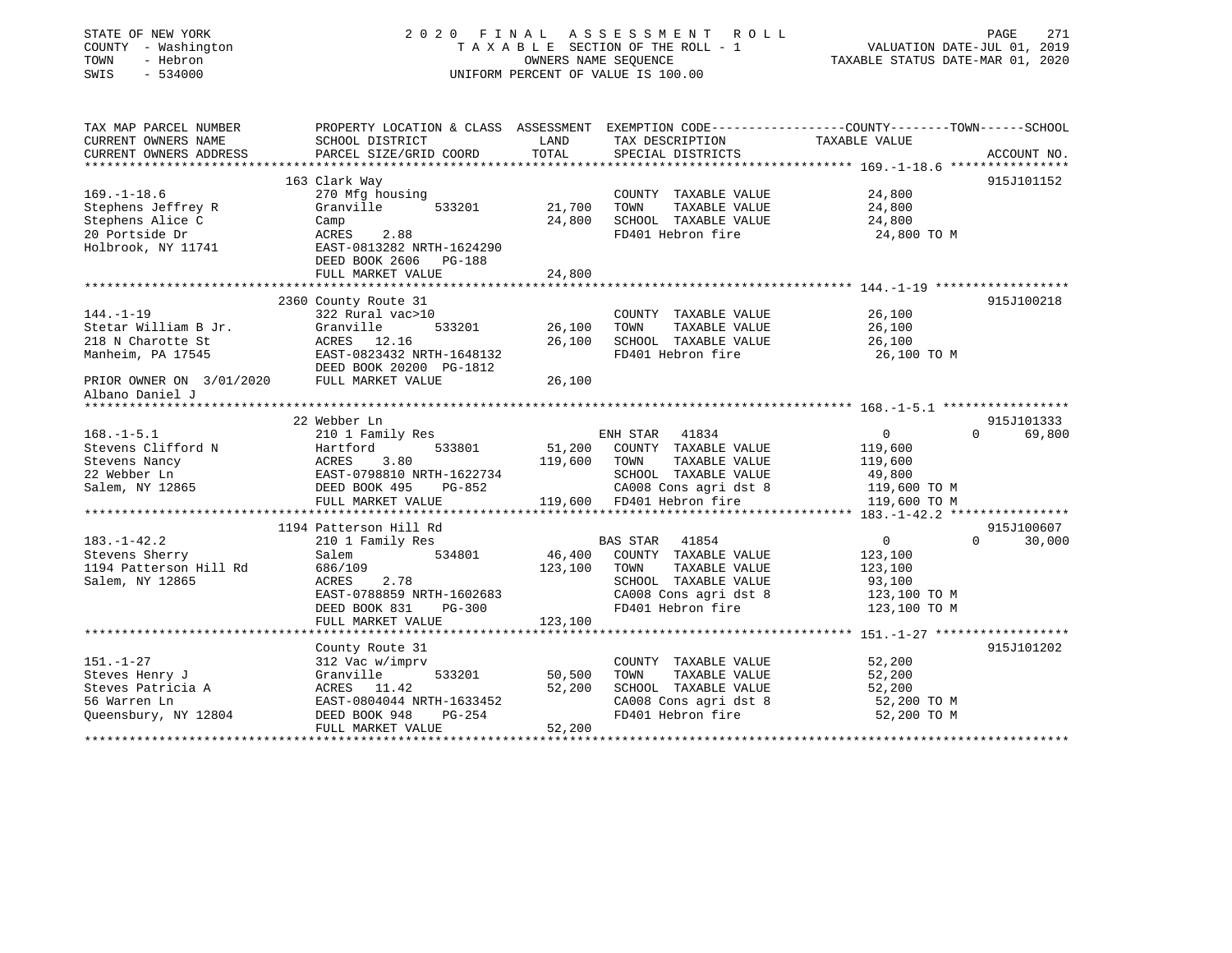STATE OF NEW YORK
COUNTY - Washington
TOWN - Hebron
SWIS - 534000

2020 FINAL ASSESSMENT ROLL
TAXABLE SECTION OF THE ROLL - 1
OWNERS NAME SEQUENCE
UNIFORM PERCENT OF VALUE IS 100.00

VALUATION DATE-JUL 01, 2019
TAXABLE STATUS DATE-MAR 01, 2020

| TAX MAP PARCEL NUMBER / CURRENT OWNERS NAME / CURRENT OWNERS ADDRESS | PROPERTY LOCATION & CLASS / SCHOOL DISTRICT / PARCEL SIZE/GRID COORD | ASSESSMENT LAND | TOTAL | EXEMPTION CODE / TAX DESCRIPTION / SPECIAL DISTRICTS | COUNTY TAXABLE VALUE | TOWN | SCHOOL | ACCOUNT NO. |
|---|---|---|---|---|---|---|---|---|
| **169.-1-18.6** | 163 Clark Way | | | | | | | 915J101152 |
| Stephens Jeffrey R | 270 Mfg housing | | | COUNTY TAXABLE VALUE | 24,800 | | | |
| Stephens Alice C | Granville 533201 | 21,700 | | TOWN TAXABLE VALUE | 24,800 | | | |
| 20 Portside Dr | Camp | | 24,800 | SCHOOL TAXABLE VALUE | 24,800 | | | |
| Holbrook, NY 11741 | ACRES 2.88 | | | FD401 Hebron fire | 24,800 TO M | | | |
| | EAST-0813282 NRTH-1624290 | | | | | | | |
| | DEED BOOK 2606 PG-188 | | | | | | | |
| | FULL MARKET VALUE | | 24,800 | | | | | |
| **144.-1-19** | 2360 County Route 31 | | | | | | | 915J100218 |
| Stetar William B Jr. | 322 Rural vac>10 | | | COUNTY TAXABLE VALUE | 26,100 | | | |
| 218 N Charotte St | Granville 533201 | 26,100 | | TOWN TAXABLE VALUE | 26,100 | | | |
| Manheim, PA 17545 | ACRES 12.16 | | 26,100 | SCHOOL TAXABLE VALUE | 26,100 | | | |
| | EAST-0823432 NRTH-1648132 | | | FD401 Hebron fire | 26,100 TO M | | | |
| | DEED BOOK 20200 PG-1812 | | | | | | | |
| PRIOR OWNER ON 3/01/2020 | FULL MARKET VALUE | | 26,100 | | | | | |
| Albano Daniel J | | | | | | | | |
| **168.-1-5.1** | 22 Webber Ln | | | | | | | 915J101333 |
| Stevens Clifford N | 210 1 Family Res | | | ENH STAR 41834 | 0 | 0 | 69,800 | |
| Stevens Nancy | Hartford 533801 | 51,200 | | COUNTY TAXABLE VALUE | 119,600 | | | |
| 22 Webber Ln | ACRES 3.80 | | 119,600 | TOWN TAXABLE VALUE | 119,600 | | | |
| Salem, NY 12865 | EAST-0798810 NRTH-1622734 | | | SCHOOL TAXABLE VALUE | 49,800 | | | |
| | DEED BOOK 495 PG-852 | | | CA008 Cons agri dst 8 | 119,600 TO M | | | |
| | FULL MARKET VALUE | | 119,600 | FD401 Hebron fire | 119,600 TO M | | | |
| **183.-1-42.2** | 1194 Patterson Hill Rd | | | | | | | 915J100607 |
| Stevens Sherry | 210 1 Family Res | | | BAS STAR 41854 | 0 | 0 | 30,000 | |
| 1194 Patterson Hill Rd | Salem 534801 | 46,400 | | COUNTY TAXABLE VALUE | 123,100 | | | |
| Salem, NY 12865 | 686/109 | | 123,100 | TOWN TAXABLE VALUE | 123,100 | | | |
| | ACRES 2.78 | | | SCHOOL TAXABLE VALUE | 93,100 | | | |
| | EAST-0788859 NRTH-1602683 | | | CA008 Cons agri dst 8 | 123,100 TO M | | | |
| | DEED BOOK 831 PG-300 | | | FD401 Hebron fire | 123,100 TO M | | | |
| | FULL MARKET VALUE | | 123,100 | | | | | |
| **151.-1-27** | County Route 31 | | | | | | | 915J101202 |
| Steves Henry J | 312 Vac w/imprv | | | COUNTY TAXABLE VALUE | 52,200 | | | |
| Steves Patricia A | Granville 533201 | 50,500 | | TOWN TAXABLE VALUE | 52,200 | | | |
| 56 Warren Ln | ACRES 11.42 | | 52,200 | SCHOOL TAXABLE VALUE | 52,200 | | | |
| Queensbury, NY 12804 | EAST-0804044 NRTH-1633452 | | | CA008 Cons agri dst 8 | 52,200 TO M | | | |
| | DEED BOOK 948 PG-254 | | | FD401 Hebron fire | 52,200 TO M | | | |
| | FULL MARKET VALUE | | 52,200 | | | | | |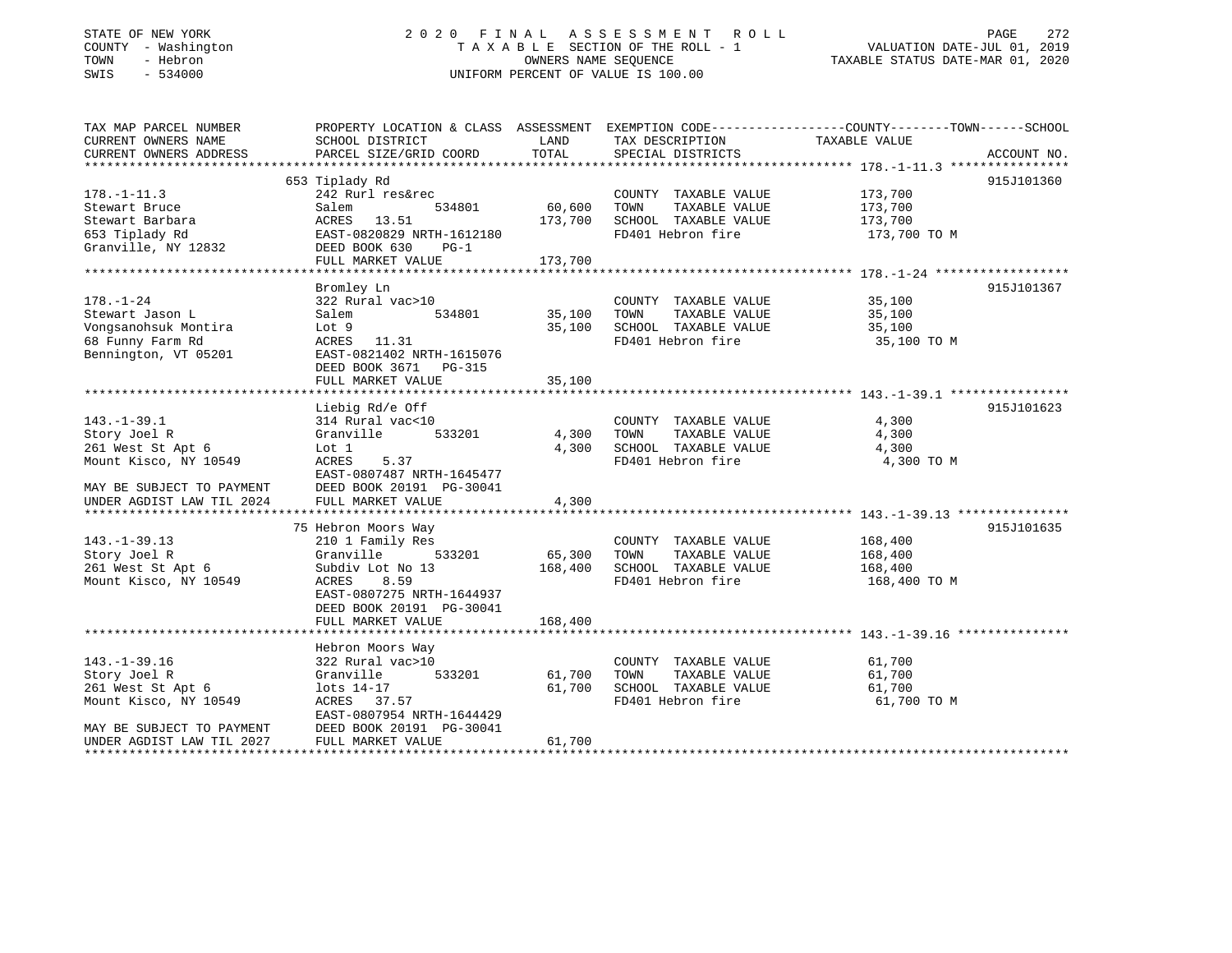STATE OF NEW YORK
COUNTY - Washington
TOWN - Hebron
SWIS - 534000

# 2020 FINAL ASSESSMENT ROLL

TAXABLE SECTION OF THE ROLL - 1
OWNERS NAME SEQUENCE
UNIFORM PERCENT OF VALUE IS 100.00

VALUATION DATE-JUL 01, 2019
TAXABLE STATUS DATE-MAR 01, 2020

| TAX MAP PARCEL NUMBER / CURRENT OWNERS NAME / CURRENT OWNERS ADDRESS | PROPERTY LOCATION & CLASS / SCHOOL DISTRICT / PARCEL SIZE/GRID COORD | ASSESSMENT LAND | TOTAL | EXEMPTION CODE / TAX DESCRIPTION / SPECIAL DISTRICTS | TAXABLE VALUE (COUNTY--TOWN--SCHOOL) | ACCOUNT NO. |
|---|---|---|---|---|---|---|
| | 653 Tiplady Rd | | | | | 915J101360 |
| 178.-1-11.3 | 242 Rurl res&rec | | | COUNTY TAXABLE VALUE | 173,700 | |
| Stewart Bruce | Salem 534801 | 60,600 | | TOWN TAXABLE VALUE | 173,700 | |
| Stewart Barbara | ACRES 13.51 | | 173,700 | SCHOOL TAXABLE VALUE | 173,700 | |
| 653 Tiplady Rd | EAST-0820829 NRTH-1612180 | | | FD401 Hebron fire | 173,700 TO M | |
| Granville, NY 12832 | DEED BOOK 630 PG-1 | | | | | |
| | FULL MARKET VALUE | | 173,700 | | | |
| | Bromley Ln | | | | | 915J101367 |
| 178.-1-24 | 322 Rural vac>10 | | | COUNTY TAXABLE VALUE | 35,100 | |
| Stewart Jason L | Salem 534801 | 35,100 | | TOWN TAXABLE VALUE | 35,100 | |
| Vongsanohsuk Montira | Lot 9 | | 35,100 | SCHOOL TAXABLE VALUE | 35,100 | |
| 68 Funny Farm Rd | ACRES 11.31 | | | FD401 Hebron fire | 35,100 TO M | |
| Bennington, VT 05201 | EAST-0821402 NRTH-1615076 | | | | | |
| | DEED BOOK 3671 PG-315 | | | | | |
| | FULL MARKET VALUE | | 35,100 | | | |
| | Liebig Rd/e Off | | | | | 915J101623 |
| 143.-1-39.1 | 314 Rural vac<10 | | | COUNTY TAXABLE VALUE | 4,300 | |
| Story Joel R | Granville 533201 | 4,300 | | TOWN TAXABLE VALUE | 4,300 | |
| 261 West St Apt 6 | Lot 1 | | 4,300 | SCHOOL TAXABLE VALUE | 4,300 | |
| Mount Kisco, NY 10549 | ACRES 5.37 | | | FD401 Hebron fire | 4,300 TO M | |
| | EAST-0807487 NRTH-1645477 | | | | | |
| MAY BE SUBJECT TO PAYMENT | DEED BOOK 20191 PG-30041 | | | | | |
| UNDER AGDIST LAW TIL 2024 | FULL MARKET VALUE | | 4,300 | | | |
| | 75 Hebron Moors Way | | | | | 915J101635 |
| 143.-1-39.13 | 210 1 Family Res | | | COUNTY TAXABLE VALUE | 168,400 | |
| Story Joel R | Granville 533201 | 65,300 | | TOWN TAXABLE VALUE | 168,400 | |
| 261 West St Apt 6 | Subdiv Lot No 13 | | 168,400 | SCHOOL TAXABLE VALUE | 168,400 | |
| Mount Kisco, NY 10549 | ACRES 8.59 | | | FD401 Hebron fire | 168,400 TO M | |
| | EAST-0807275 NRTH-1644937 | | | | | |
| | DEED BOOK 20191 PG-30041 | | | | | |
| | FULL MARKET VALUE | | 168,400 | | | |
| | Hebron Moors Way | | | | | 915J101636 |
| 143.-1-39.16 | 322 Rural vac>10 | | | COUNTY TAXABLE VALUE | 61,700 | |
| Story Joel R | Granville 533201 | 61,700 | | TOWN TAXABLE VALUE | 61,700 | |
| 261 West St Apt 6 | lots 14-17 | | 61,700 | SCHOOL TAXABLE VALUE | 61,700 | |
| Mount Kisco, NY 10549 | ACRES 37.57 | | | FD401 Hebron fire | 61,700 TO M | |
| | EAST-0807954 NRTH-1644429 | | | | | |
| MAY BE SUBJECT TO PAYMENT | DEED BOOK 20191 PG-30041 | | | | | |
| UNDER AGDIST LAW TIL 2027 | FULL MARKET VALUE | | 61,700 | | | |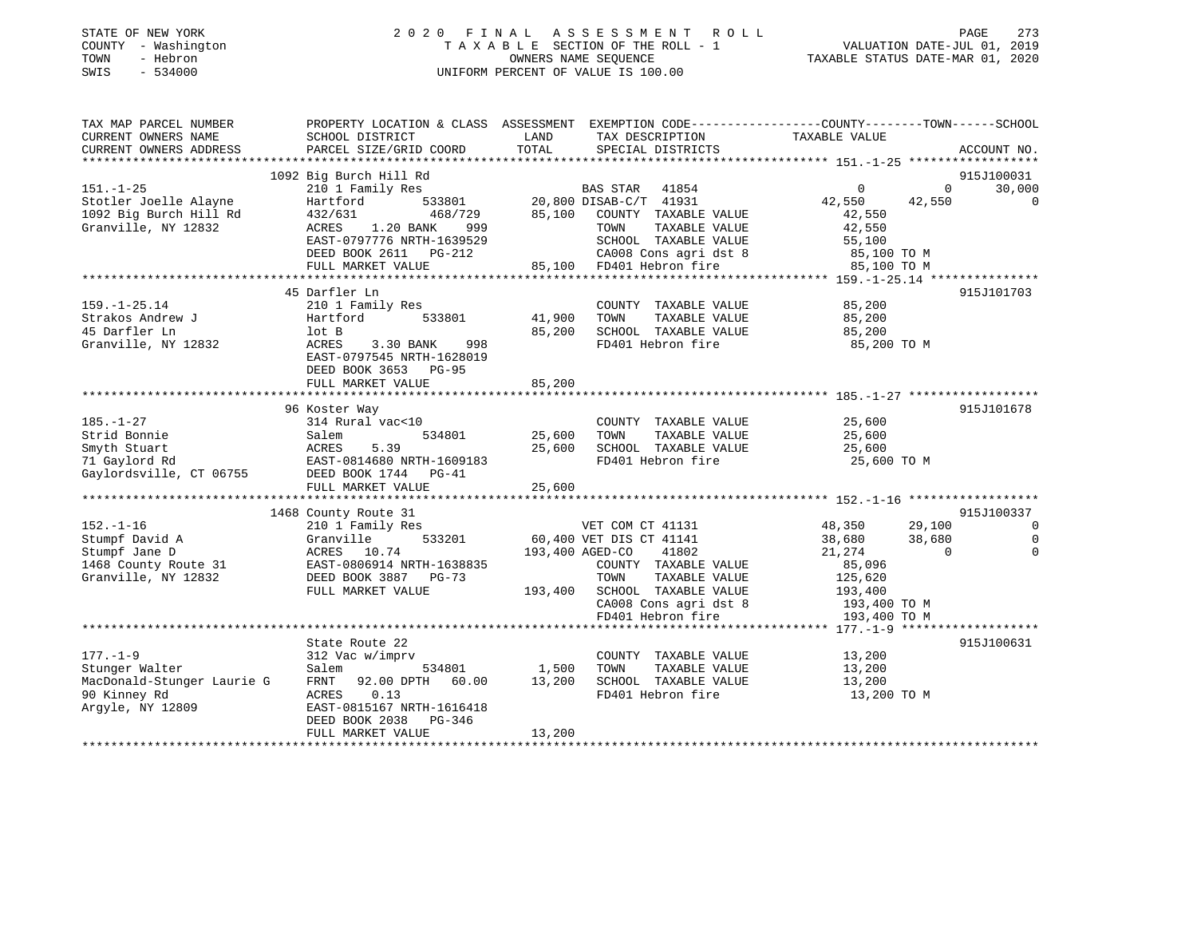STATE OF NEW YORK
COUNTY - Washington
TOWN - Hebron
SWIS - 534000

2020 FINAL ASSESSMENT ROLL
TAXABLE SECTION OF THE ROLL - 1
OWNERS NAME SEQUENCE
UNIFORM PERCENT OF VALUE IS 100.00

VALUATION DATE-JUL 01, 2019
TAXABLE STATUS DATE-MAR 01, 2020

```
TAX MAP PARCEL NUMBER          PROPERTY LOCATION & CLASS  ASSESSMENT  EXEMPTION CODE-----------------COUNTY--------TOWN------SCHOOL
CURRENT OWNERS NAME            SCHOOL DISTRICT             LAND        TAX DESCRIPTION              TAXABLE VALUE
CURRENT OWNERS ADDRESS         PARCEL SIZE/GRID COORD      TOTAL       SPECIAL DISTRICTS                                        ACCOUNT NO.
******************************************************************************************************* 151.-1-25 ******************
                               1092 Big Burch Hill Rd                                                                          915J100031
151.-1-25                      210 1 Family Res                         BAS STAR   41854                 0            0        30,000
Stotler Joelle Alayne          Hartford         533801       20,800 DISAB-C/T  41931            42,550       42,550              0
1092 Big Burch Hill Rd         432/631          468/729      85,100   COUNTY  TAXABLE VALUE          42,550
Granville, NY 12832            ACRES    1.20 BANK    999              TOWN    TAXABLE VALUE          42,550
                               EAST-0797776 NRTH-1639529              SCHOOL  TAXABLE VALUE          55,100
                               DEED BOOK 2611   PG-212                CA008 Cons agri dst 8           85,100 TO M
                               FULL MARKET VALUE             85,100   FD401 Hebron fire               85,100 TO M
******************************************************************************************************* 159.-1-25.14 ***************
                               45 Darfler Ln                                                                                   915J101703
159.-1-25.14                   210 1 Family Res                          COUNTY  TAXABLE VALUE          85,200
Strakos Andrew J               Hartford         533801       41,900     TOWN    TAXABLE VALUE          85,200
45 Darfler Ln                  lot B                         85,200     SCHOOL  TAXABLE VALUE          85,200
Granville, NY 12832            ACRES    3.30 BANK    998                 FD401 Hebron fire               85,200 TO M
                               EAST-0797545 NRTH-1628019
                               DEED BOOK 3653   PG-95
                               FULL MARKET VALUE             85,200
******************************************************************************************************* 185.-1-27 ******************
                               96 Koster Way                                                                                   915J101678
185.-1-27                      314 Rural vac<10                          COUNTY  TAXABLE VALUE          25,600
Strid Bonnie                   Salem            534801       25,600     TOWN    TAXABLE VALUE          25,600
Smyth Stuart                   ACRES    5.39                 25,600     SCHOOL  TAXABLE VALUE          25,600
71 Gaylord Rd                  EAST-0814680 NRTH-1609183                FD401 Hebron fire               25,600 TO M
Gaylordsville, CT 06755        DEED BOOK 1744   PG-41
                               FULL MARKET VALUE             25,600
******************************************************************************************************* 152.-1-16 ******************
                               1468 County Route 31                                                                            915J100337
152.-1-16                      210 1 Family Res                         VET COM CT 41131                48,350       29,100              0
Stumpf David A                 Granville        533201       60,400 VET DIS CT 41141                38,680       38,680              0
Stumpf Jane D                  ACRES   10.74                193,400 AGED-CO    41802                21,274            0              0
1468 County Route 31           EAST-0806914 NRTH-1638835              COUNTY  TAXABLE VALUE          85,096
Granville, NY 12832            DEED BOOK 3887   PG-73                 TOWN    TAXABLE VALUE         125,620
                               FULL MARKET VALUE            193,400   SCHOOL  TAXABLE VALUE         193,400
                                                                      CA008 Cons agri dst 8          193,400 TO M
                                                                      FD401 Hebron fire              193,400 TO M
******************************************************************************************************* 177.-1-9 *******************
                               State Route 22                                                                                  915J100631
177.-1-9                       312 Vac w/imprv                           COUNTY  TAXABLE VALUE          13,200
Stunger Walter                 Salem            534801        1,500     TOWN    TAXABLE VALUE          13,200
MacDonald-Stunger Laurie G     FRNT   92.00 DPTH   60.00     13,200     SCHOOL  TAXABLE VALUE          13,200
90 Kinney Rd                   ACRES    0.13                            FD401 Hebron fire               13,200 TO M
Argyle, NY 12809               EAST-0815167 NRTH-1616418
                               DEED BOOK 2038   PG-346
                               FULL MARKET VALUE             13,200
************************************************************************************************************************************
```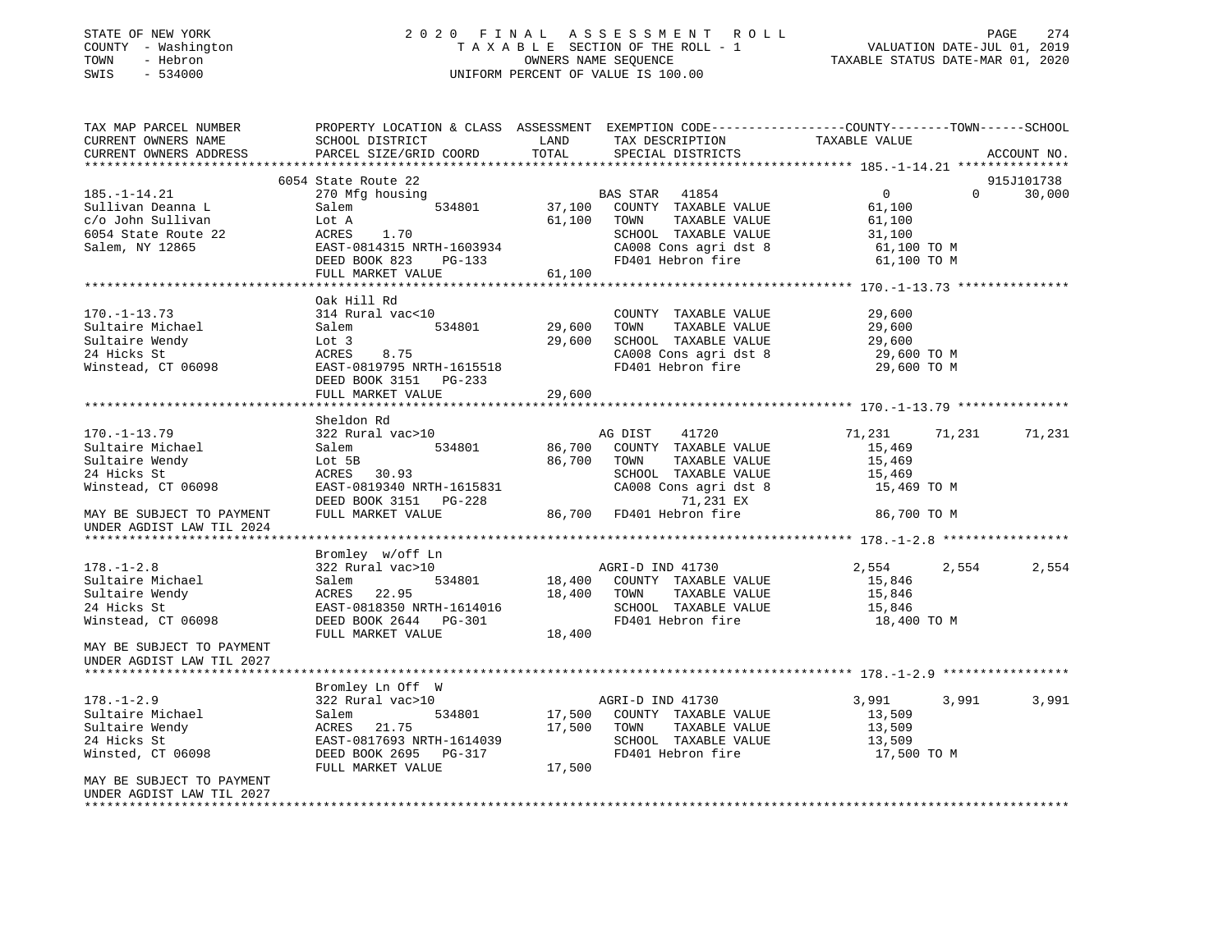STATE OF NEW YORK
COUNTY - Washington
TOWN - Hebron
SWIS - 534000

# 2020 FINAL ASSESSMENT ROLL
TAXABLE SECTION OF THE ROLL - 1
OWNERS NAME SEQUENCE
UNIFORM PERCENT OF VALUE IS 100.00

VALUATION DATE-JUL 01, 2019
TAXABLE STATUS DATE-MAR 01, 2020

| TAX MAP PARCEL NUMBER / CURRENT OWNERS NAME / CURRENT OWNERS ADDRESS | PROPERTY LOCATION & CLASS / SCHOOL DISTRICT / PARCEL SIZE/GRID COORD | ASSESSMENT LAND / TOTAL | EXEMPTION CODE / TAX DESCRIPTION / SPECIAL DISTRICTS | COUNTY TAXABLE VALUE | TOWN | SCHOOL / ACCOUNT NO. |
|---|---|---|---|---|---|---|
| **185.-1-14.21** | 6054 State Route 22 | | | | | 915J101738 |
| 185.-1-14.21 | 270 Mfg housing | | BAS STAR 41854 | 0 | 0 | 30,000 |
| Sullivan Deanna L | Salem 534801 | 37,100 | COUNTY TAXABLE VALUE | 61,100 | | |
| c/o John Sullivan | Lot A | 61,100 | TOWN TAXABLE VALUE | 61,100 | | |
| 6054 State Route 22 | ACRES 1.70 | | SCHOOL TAXABLE VALUE | 31,100 | | |
| Salem, NY 12865 | EAST-0814315 NRTH-1603934 | | CA008 Cons agri dst 8 | 61,100 TO M | | |
| | DEED BOOK 823 PG-133 | | FD401 Hebron fire | 61,100 TO M | | |
| | FULL MARKET VALUE | 61,100 | | | | |
| **170.-1-13.73** | Oak Hill Rd | | | | | |
| 170.-1-13.73 | 314 Rural vac<10 | | COUNTY TAXABLE VALUE | 29,600 | | |
| Sultaire Michael | Salem 534801 | 29,600 | TOWN TAXABLE VALUE | 29,600 | | |
| Sultaire Wendy | Lot 3 | 29,600 | SCHOOL TAXABLE VALUE | 29,600 | | |
| 24 Hicks St | ACRES 8.75 | | CA008 Cons agri dst 8 | 29,600 TO M | | |
| Winstead, CT 06098 | EAST-0819795 NRTH-1615518 | | FD401 Hebron fire | 29,600 TO M | | |
| | DEED BOOK 3151 PG-233 | | | | | |
| | FULL MARKET VALUE | 29,600 | | | | |
| **170.-1-13.79** | Sheldon Rd | | | | | |
| 170.-1-13.79 | 322 Rural vac>10 | | AG DIST 41720 | 71,231 | 71,231 | 71,231 |
| Sultaire Michael | Salem 534801 | 86,700 | COUNTY TAXABLE VALUE | 15,469 | | |
| Sultaire Wendy | Lot 5B | 86,700 | TOWN TAXABLE VALUE | 15,469 | | |
| 24 Hicks St | ACRES 30.93 | | SCHOOL TAXABLE VALUE | 15,469 | | |
| Winstead, CT 06098 | EAST-0819340 NRTH-1615831 | | CA008 Cons agri dst 8 | 15,469 TO M | | |
| | DEED BOOK 3151 PG-228 | | 71,231 EX | | | |
| MAY BE SUBJECT TO PAYMENT | FULL MARKET VALUE | 86,700 | FD401 Hebron fire | 86,700 TO M | | |
| UNDER AGDIST LAW TIL 2024 | | | | | | |
| **178.-1-2.8** | Bromley w/off Ln | | | | | |
| 178.-1-2.8 | 322 Rural vac>10 | | AGRI-D IND 41730 | 2,554 | 2,554 | 2,554 |
| Sultaire Michael | Salem 534801 | 18,400 | COUNTY TAXABLE VALUE | 15,846 | | |
| Sultaire Wendy | ACRES 22.95 | 18,400 | TOWN TAXABLE VALUE | 15,846 | | |
| 24 Hicks St | EAST-0818350 NRTH-1614016 | | SCHOOL TAXABLE VALUE | 15,846 | | |
| Winstead, CT 06098 | DEED BOOK 2644 PG-301 | | FD401 Hebron fire | 18,400 TO M | | |
| | FULL MARKET VALUE | 18,400 | | | | |
| MAY BE SUBJECT TO PAYMENT | | | | | | |
| UNDER AGDIST LAW TIL 2027 | | | | | | |
| **178.-1-2.9** | Bromley Ln Off W | | | | | |
| 178.-1-2.9 | 322 Rural vac>10 | | AGRI-D IND 41730 | 3,991 | 3,991 | 3,991 |
| Sultaire Michael | Salem 534801 | 17,500 | COUNTY TAXABLE VALUE | 13,509 | | |
| Sultaire Wendy | ACRES 21.75 | 17,500 | TOWN TAXABLE VALUE | 13,509 | | |
| 24 Hicks St | EAST-0817693 NRTH-1614039 | | SCHOOL TAXABLE VALUE | 13,509 | | |
| Winsted, CT 06098 | DEED BOOK 2695 PG-317 | | FD401 Hebron fire | 17,500 TO M | | |
| | FULL MARKET VALUE | 17,500 | | | | |
| MAY BE SUBJECT TO PAYMENT | | | | | | |
| UNDER AGDIST LAW TIL 2027 | | | | | | |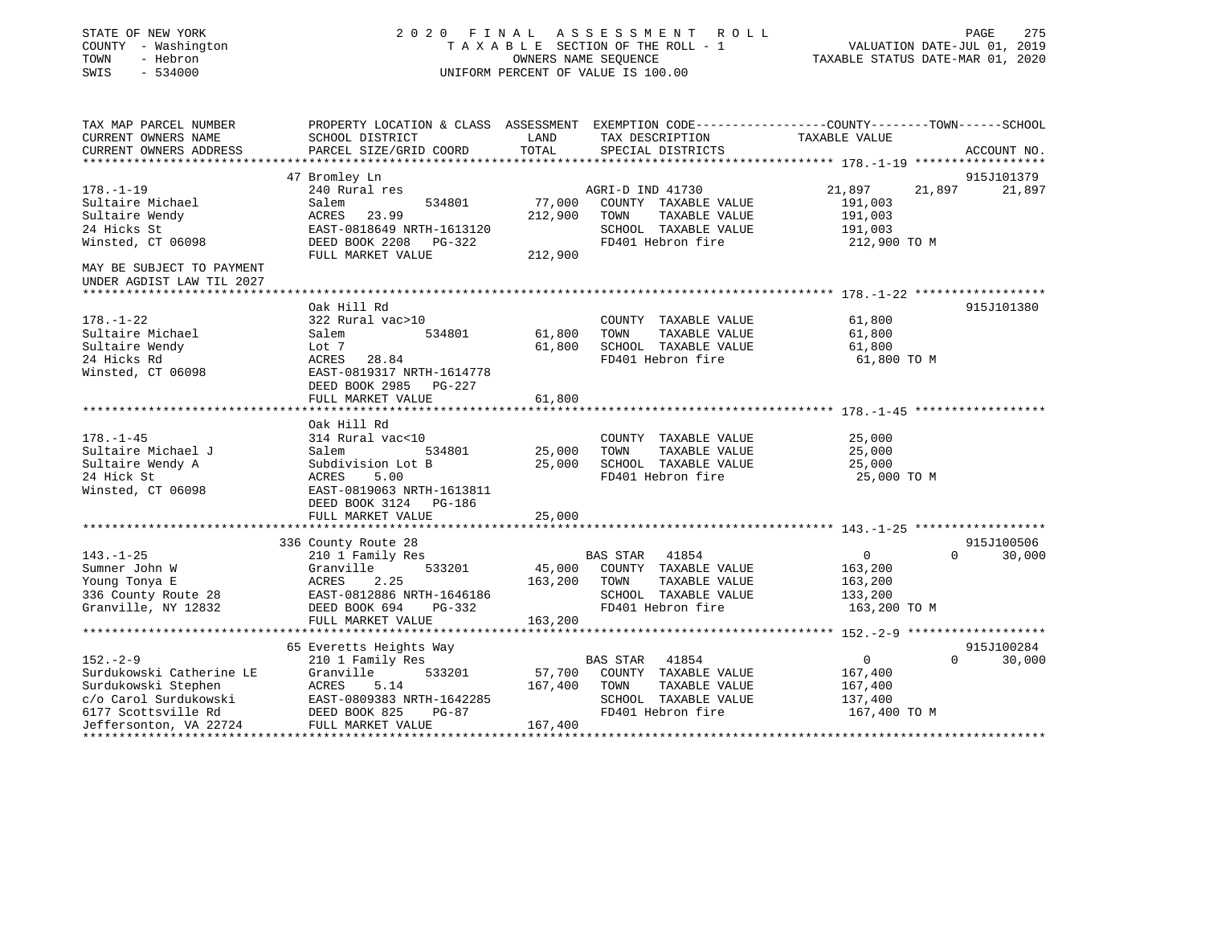STATE OF NEW YORK
COUNTY - Washington
TOWN - Hebron
SWIS - 534000

2020 FINAL ASSESSMENT ROLL
TAXABLE SECTION OF THE ROLL - 1
OWNERS NAME SEQUENCE
UNIFORM PERCENT OF VALUE IS 100.00

VALUATION DATE-JUL 01, 2019
TAXABLE STATUS DATE-MAR 01, 2020

| TAX MAP PARCEL NUMBER / CURRENT OWNERS NAME / CURRENT OWNERS ADDRESS | PROPERTY LOCATION & CLASS / SCHOOL DISTRICT / PARCEL SIZE/GRID COORD | ASSESSMENT LAND / TOTAL | EXEMPTION CODE / TAX DESCRIPTION / SPECIAL DISTRICTS | COUNTY | TOWN | SCHOOL / ACCOUNT NO. |
|---|---|---|---|---|---|---|
| **178.-1-19** | 47 Bromley Ln | | | | | 915J101379 |
| | 240 Rural res | | AGRI-D IND 41730 | 21,897 | 21,897 | 21,897 |
| Sultaire Michael | Salem 534801 | 77,000 | COUNTY TAXABLE VALUE | 191,003 | | |
| Sultaire Wendy | ACRES 23.99 | 212,900 | TOWN TAXABLE VALUE | | 191,003 | |
| 24 Hicks St | EAST-0818649 NRTH-1613120 | | SCHOOL TAXABLE VALUE | | | 191,003 |
| Winsted, CT 06098 | DEED BOOK 2208 PG-322 | | FD401 Hebron fire | 212,900 TO M | | |
| | FULL MARKET VALUE | 212,900 | | | | |
| MAY BE SUBJECT TO PAYMENT UNDER AGDIST LAW TIL 2027 | | | | | | |
| **178.-1-22** | Oak Hill Rd | | | | | 915J101380 |
| | 322 Rural vac>10 | | COUNTY TAXABLE VALUE | 61,800 | | |
| Sultaire Michael | Salem 534801 | 61,800 | TOWN TAXABLE VALUE | | 61,800 | |
| Sultaire Wendy | Lot 7 | 61,800 | SCHOOL TAXABLE VALUE | | | 61,800 |
| 24 Hicks Rd | ACRES 28.84 | | FD401 Hebron fire | 61,800 TO M | | |
| Winsted, CT 06098 | EAST-0819317 NRTH-1614778 | | | | | |
| | DEED BOOK 2985 PG-227 | | | | | |
| | FULL MARKET VALUE | 61,800 | | | | |
| **178.-1-45** | Oak Hill Rd | | | | | |
| | 314 Rural vac<10 | | COUNTY TAXABLE VALUE | 25,000 | | |
| Sultaire Michael J | Salem 534801 | 25,000 | TOWN TAXABLE VALUE | | 25,000 | |
| Sultaire Wendy A | Subdivision Lot B | 25,000 | SCHOOL TAXABLE VALUE | | | 25,000 |
| 24 Hick St | ACRES 5.00 | | FD401 Hebron fire | 25,000 TO M | | |
| Winsted, CT 06098 | EAST-0819063 NRTH-1613811 | | | | | |
| | DEED BOOK 3124 PG-186 | | | | | |
| | FULL MARKET VALUE | 25,000 | | | | |
| **143.-1-25** | 336 County Route 28 | | | | | 915J100506 |
| | 210 1 Family Res | | BAS STAR 41854 | 0 | 0 | 30,000 |
| Sumner John W | Granville 533201 | 45,000 | COUNTY TAXABLE VALUE | 163,200 | | |
| Young Tonya E | ACRES 2.25 | 163,200 | TOWN TAXABLE VALUE | | 163,200 | |
| 336 County Route 28 | EAST-0812886 NRTH-1646186 | | SCHOOL TAXABLE VALUE | | | 133,200 |
| Granville, NY 12832 | DEED BOOK 694 PG-332 | | FD401 Hebron fire | 163,200 TO M | | |
| | FULL MARKET VALUE | 163,200 | | | | |
| **152.-2-9** | 65 Everetts Heights Way | | | | | 915J100284 |
| | 210 1 Family Res | | BAS STAR 41854 | 0 | 0 | 30,000 |
| Surdukowski Catherine LE | Granville 533201 | 57,700 | COUNTY TAXABLE VALUE | 167,400 | | |
| Surdukowski Stephen | ACRES 5.14 | 167,400 | TOWN TAXABLE VALUE | | 167,400 | |
| c/o Carol Surdukowski | EAST-0809383 NRTH-1642285 | | SCHOOL TAXABLE VALUE | | | 137,400 |
| 6177 Scottsville Rd | DEED BOOK 825 PG-87 | | FD401 Hebron fire | 167,400 TO M | | |
| Jeffersonton, VA 22724 | FULL MARKET VALUE | 167,400 | | | | |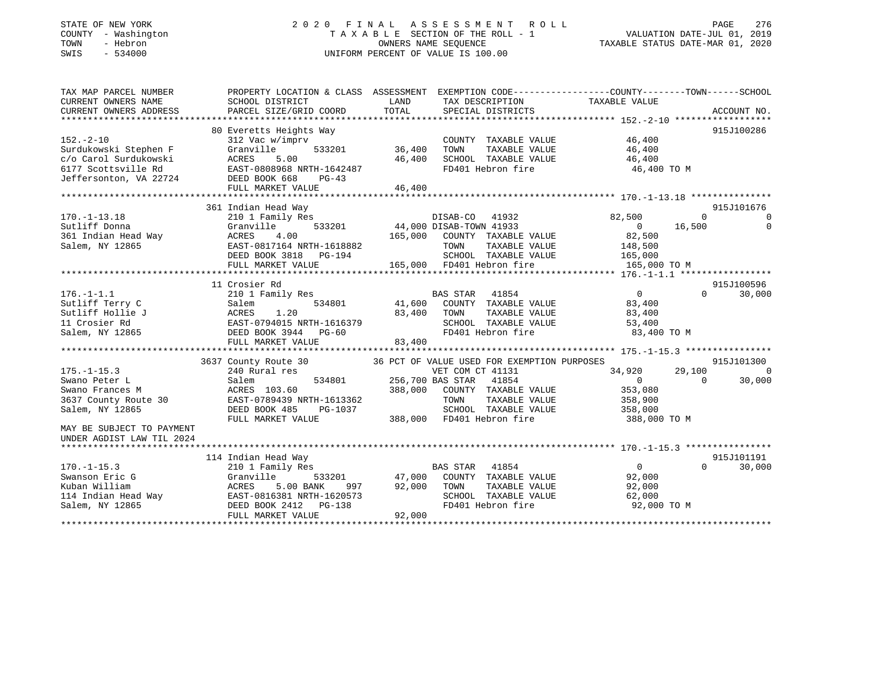STATE OF NEW YORK
COUNTY - Washington
TOWN - Hebron
SWIS - 534000

2020 FINAL ASSESSMENT ROLL
TAXABLE SECTION OF THE ROLL - 1
OWNERS NAME SEQUENCE
UNIFORM PERCENT OF VALUE IS 100.00

VALUATION DATE-JUL 01, 2019
TAXABLE STATUS DATE-MAR 01, 2020

| TAX MAP PARCEL NUMBER / CURRENT OWNERS NAME / CURRENT OWNERS ADDRESS | PROPERTY LOCATION & CLASS / SCHOOL DISTRICT / PARCEL SIZE/GRID COORD | ASSESSMENT LAND / TOTAL | EXEMPTION CODE / TAX DESCRIPTION / SPECIAL DISTRICTS | COUNTY TAXABLE VALUE | TOWN | SCHOOL | ACCOUNT NO. |
|---|---|---|---|---|---|---|---|
| **152.-2-10** | 80 Everetts Heights Way | | | | | | 915J100286 |
| 152.-2-10 | 312 Vac w/imprv | | COUNTY TAXABLE VALUE | 46,400 | | | |
| Surdukowski Stephen F | Granville 533201 | 36,400 | TOWN TAXABLE VALUE | 46,400 | | | |
| c/o Carol Surdukowski | ACRES 5.00 | 46,400 | SCHOOL TAXABLE VALUE | 46,400 | | | |
| 6177 Scottsville Rd | EAST-0808968 NRTH-1642487 | | FD401 Hebron fire | 46,400 TO M | | | |
| Jeffersonton, VA 22724 | DEED BOOK 668 PG-43 | | | | | | |
| | FULL MARKET VALUE | 46,400 | | | | | |
| **170.-1-13.18** | 361 Indian Head Way | | | | | | 915J101676 |
| 170.-1-13.18 | 210 1 Family Res | | DISAB-CO 41932 | 82,500 | 0 | 0 | |
| Sutliff Donna | Granville 533201 | 44,000 | DISAB-TOWN 41933 | 0 | 16,500 | 0 | |
| 361 Indian Head Way | ACRES 4.00 | 165,000 | COUNTY TAXABLE VALUE | 82,500 | | | |
| Salem, NY 12865 | EAST-0817164 NRTH-1618882 | | TOWN TAXABLE VALUE | 148,500 | | | |
| | DEED BOOK 3818 PG-194 | | SCHOOL TAXABLE VALUE | 165,000 | | | |
| | FULL MARKET VALUE | 165,000 | FD401 Hebron fire | 165,000 TO M | | | |
| **176.-1-1.1** | 11 Crosier Rd | | | | | | 915J100596 |
| 176.-1-1.1 | 210 1 Family Res | | BAS STAR 41854 | 0 | 0 | 30,000 | |
| Sutliff Terry C | Salem 534801 | 41,600 | COUNTY TAXABLE VALUE | 83,400 | | | |
| Sutliff Hollie J | ACRES 1.20 | 83,400 | TOWN TAXABLE VALUE | 83,400 | | | |
| 11 Crosier Rd | EAST-0794015 NRTH-1616379 | | SCHOOL TAXABLE VALUE | 53,400 | | | |
| Salem, NY 12865 | DEED BOOK 3944 PG-60 | | FD401 Hebron fire | 83,400 TO M | | | |
| | FULL MARKET VALUE | 83,400 | | | | | |
| **175.-1-15.3** | 3637 County Route 30 | | 36 PCT OF VALUE USED FOR EXEMPTION PURPOSES | | | | 915J101300 |
| 175.-1-15.3 | 240 Rural res | | VET COM CT 41131 | 34,920 | 29,100 | 0 | |
| Swano Peter L | Salem 534801 | 256,700 | BAS STAR 41854 | 0 | 0 | 30,000 | |
| Swano Frances M | ACRES 103.60 | 388,000 | COUNTY TAXABLE VALUE | 353,080 | | | |
| 3637 County Route 30 | EAST-0789439 NRTH-1613362 | | TOWN TAXABLE VALUE | 358,900 | | | |
| Salem, NY 12865 | DEED BOOK 485 PG-1037 | | SCHOOL TAXABLE VALUE | 358,000 | | | |
| | FULL MARKET VALUE | 388,000 | FD401 Hebron fire | 388,000 TO M | | | |
| MAY BE SUBJECT TO PAYMENT UNDER AGDIST LAW TIL 2024 | | | | | | | |
| **170.-1-15.3** | 114 Indian Head Way | | | | | | 915J101191 |
| 170.-1-15.3 | 210 1 Family Res | | BAS STAR 41854 | 0 | 0 | 30,000 | |
| Swanson Eric G | Granville 533201 | 47,000 | COUNTY TAXABLE VALUE | 92,000 | | | |
| Kuban William | ACRES 5.00 BANK 997 | 92,000 | TOWN TAXABLE VALUE | 92,000 | | | |
| 114 Indian Head Way | EAST-0816381 NRTH-1620573 | | SCHOOL TAXABLE VALUE | 62,000 | | | |
| Salem, NY 12865 | DEED BOOK 2412 PG-138 | | FD401 Hebron fire | 92,000 TO M | | | |
| | FULL MARKET VALUE | 92,000 | | | | | |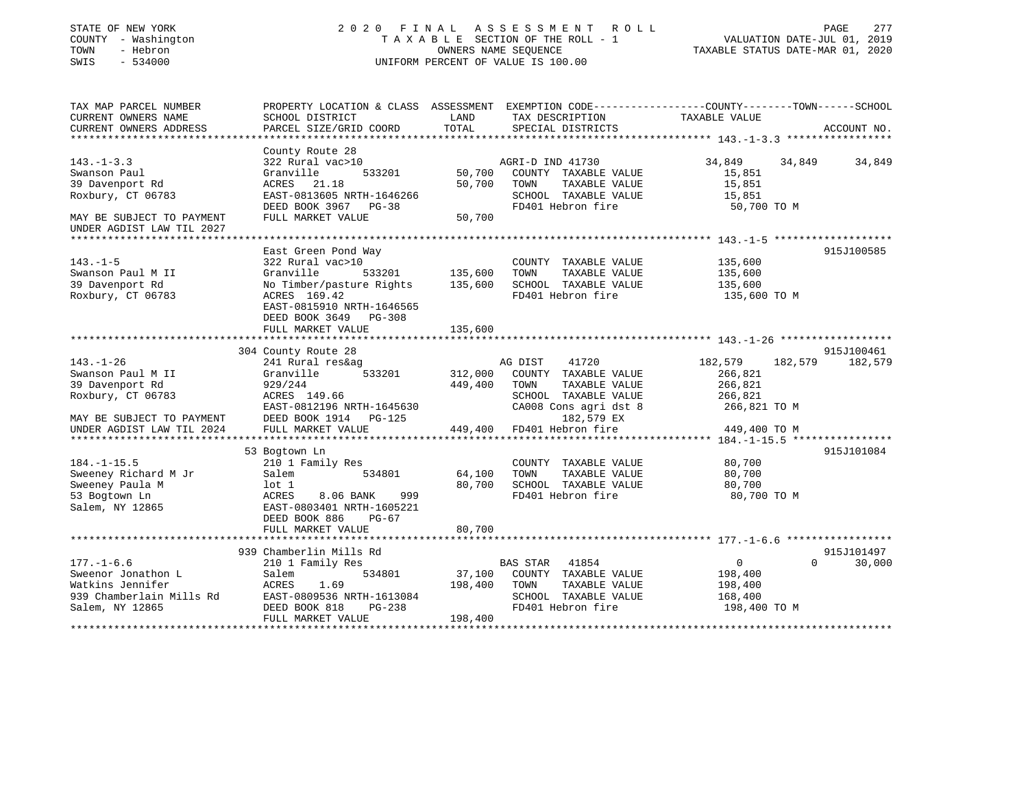STATE OF NEW YORK
COUNTY - Washington
TOWN - Hebron
SWIS - 534000

# 2020 FINAL ASSESSMENT ROLL
TAXABLE SECTION OF THE ROLL - 1
OWNERS NAME SEQUENCE
UNIFORM PERCENT OF VALUE IS 100.00

VALUATION DATE-JUL 01, 2019
TAXABLE STATUS DATE-MAR 01, 2020

```
TAX MAP PARCEL NUMBER          PROPERTY LOCATION & CLASS  ASSESSMENT  EXEMPTION CODE------------------COUNTY--------TOWN------SCHOOL
CURRENT OWNERS NAME            SCHOOL DISTRICT               LAND      TAX DESCRIPTION            TAXABLE VALUE
CURRENT OWNERS ADDRESS         PARCEL SIZE/GRID COORD        TOTAL     SPECIAL DISTRICTS                                    ACCOUNT NO.
********************************************************************************************* 143.-1-3.3 *****************
                               County Route 28
143.-1-3.3                     322 Rural vac>10                        AGRI-D IND 41730            34,849     34,849     34,849
Swanson Paul                   Granville       533201        50,700    COUNTY  TAXABLE VALUE        15,851
39 Davenport Rd                ACRES   21.18                 50,700    TOWN    TAXABLE VALUE        15,851
Roxbury, CT 06783              EAST-0813605 NRTH-1646266               SCHOOL  TAXABLE VALUE        15,851
                               DEED BOOK 3967   PG-38                  FD401 Hebron fire             50,700 TO M
MAY BE SUBJECT TO PAYMENT      FULL MARKET VALUE             50,700
UNDER AGDIST LAW TIL 2027
********************************************************************************************* 143.-1-5 *******************
                               East Green Pond Way                                                                  915J100585
143.-1-5                       322 Rural vac>10                        COUNTY  TAXABLE VALUE       135,600
Swanson Paul M II              Granville       533201       135,600    TOWN    TAXABLE VALUE       135,600
39 Davenport Rd                No Timber/pasture Rights     135,600    SCHOOL  TAXABLE VALUE       135,600
Roxbury, CT 06783              ACRES  169.42                           FD401 Hebron fire            135,600 TO M
                               EAST-0815910 NRTH-1646565
                               DEED BOOK 3649   PG-308
                               FULL MARKET VALUE            135,600
********************************************************************************************* 143.-1-26 ******************
                               304 County Route 28                                                                  915J100461
143.-1-26                      241 Rural res&ag                        AG DIST     41720           182,579    182,579    182,579
Swanson Paul M II              Granville       533201       312,000    COUNTY  TAXABLE VALUE       266,821
39 Davenport Rd                929/244                      449,400    TOWN    TAXABLE VALUE       266,821
Roxbury, CT 06783              ACRES  149.66                           SCHOOL  TAXABLE VALUE       266,821
                               EAST-0812196 NRTH-1645630               CA008 Cons agri dst 8        266,821 TO M
MAY BE SUBJECT TO PAYMENT      DEED BOOK 1914   PG-125                        182,579 EX
UNDER AGDIST LAW TIL 2024      FULL MARKET VALUE            449,400    FD401 Hebron fire            449,400 TO M
********************************************************************************************* 184.-1-15.5 ****************
                               53 Bogtown Ln                                                                        915J101084
184.-1-15.5                    210 1 Family Res                        COUNTY  TAXABLE VALUE        80,700
Sweeney Richard M Jr           Salem           534801        64,100    TOWN    TAXABLE VALUE        80,700
Sweeney Paula M                lot 1                         80,700    SCHOOL  TAXABLE VALUE        80,700
53 Bogtown Ln                  ACRES    8.06 BANK    999               FD401 Hebron fire             80,700 TO M
Salem, NY 12865                EAST-0803401 NRTH-1605221
                               DEED BOOK 886    PG-67
                               FULL MARKET VALUE             80,700
********************************************************************************************* 177.-1-6.6 *****************
                               939 Chamberlin Mills Rd                                                              915J101497
177.-1-6.6                     210 1 Family Res                        BAS STAR    41854                0          0     30,000
Sweenor Jonathon L             Salem           534801        37,100    COUNTY  TAXABLE VALUE       198,400
Watkins Jennifer               ACRES    1.69                198,400    TOWN    TAXABLE VALUE       198,400
939 Chamberlain Mills Rd       EAST-0809536 NRTH-1613084               SCHOOL  TAXABLE VALUE       168,400
Salem, NY 12865                DEED BOOK 818    PG-238                 FD401 Hebron fire            198,400 TO M
                               FULL MARKET VALUE            198,400
****************************************************************************************************************************
```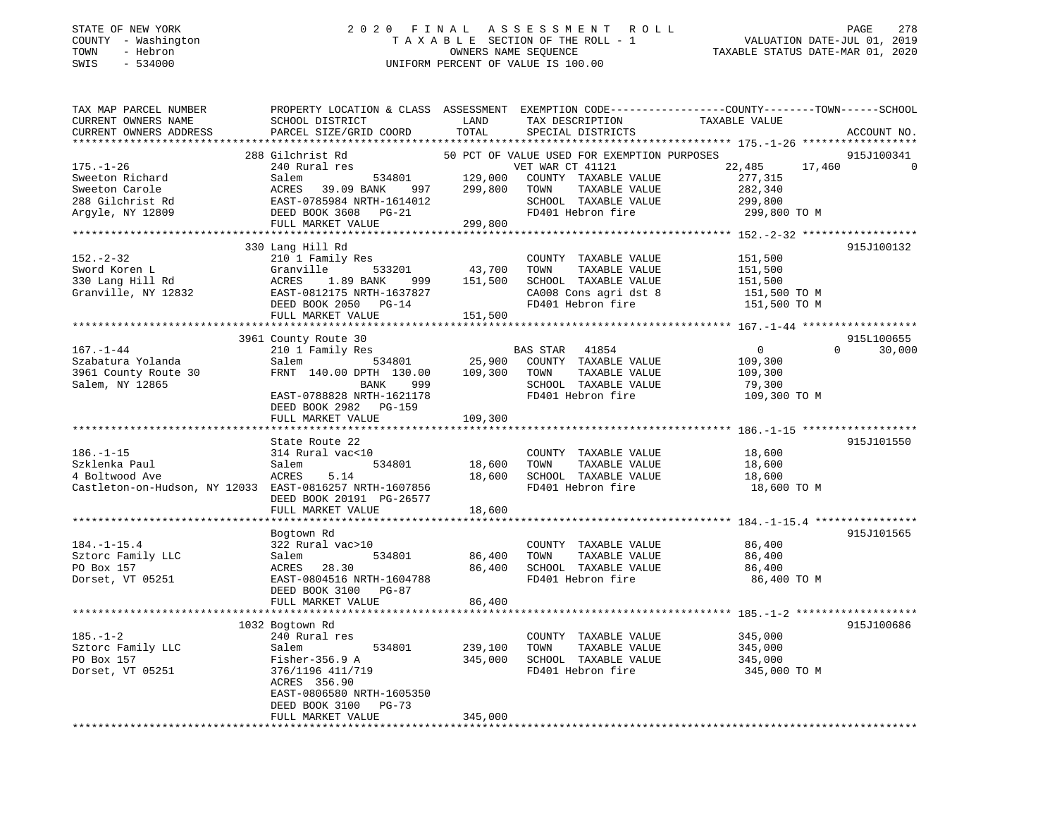STATE OF NEW YORK                                    2020 FINAL ASSESSMENT ROLL
COUNTY - Washington                              TAXABLE SECTION OF THE ROLL - 1                    VALUATION DATE-JUL 01, 2019
TOWN   - Hebron                                        OWNERS NAME SEQUENCE                          TAXABLE STATUS DATE-MAR 01, 2020
SWIS   - 534000                                 UNIFORM PERCENT OF VALUE IS 100.00

```
TAX MAP PARCEL NUMBER          PROPERTY LOCATION & CLASS  ASSESSMENT  EXEMPTION CODE------------------COUNTY--------TOWN------SCHOOL
CURRENT OWNERS NAME            SCHOOL DISTRICT              LAND      TAX DESCRIPTION              TAXABLE VALUE
CURRENT OWNERS ADDRESS         PARCEL SIZE/GRID COORD       TOTAL     SPECIAL DISTRICTS                                     ACCOUNT NO.
*********************************************************************************************** 175.-1-26 ******************
                  288 Gilchrist Rd                       50 PCT OF VALUE USED FOR EXEMPTION PURPOSES                    915J100341
175.-1-26                      240 Rural res                          VET WAR CT 41121              22,485      17,460          0
Sweeton Richard                Salem          534801       129,000    COUNTY  TAXABLE VALUE         277,315
Sweeton Carole                 ACRES   39.09 BANK    997   299,800    TOWN    TAXABLE VALUE         282,340
288 Gilchrist Rd               EAST-0785984 NRTH-1614012              SCHOOL  TAXABLE VALUE         299,800
Argyle, NY 12809               DEED BOOK 3608   PG-21                 FD401 Hebron fire              299,800 TO M
                               FULL MARKET VALUE          299,800
*********************************************************************************************** 152.-2-32 ******************
                  330 Lang Hill Rd                                                                                915J100132
152.-2-32                      210 1 Family Res                       COUNTY  TAXABLE VALUE         151,500
Sword Koren L                  Granville      533201        43,700    TOWN    TAXABLE VALUE         151,500
330 Lang Hill Rd               ACRES    1.89 BANK    999   151,500    SCHOOL  TAXABLE VALUE         151,500
Granville, NY 12832            EAST-0812175 NRTH-1637827              CA008 Cons agri dst 8          151,500 TO M
                               DEED BOOK 2050   PG-14                 FD401 Hebron fire              151,500 TO M
                               FULL MARKET VALUE          151,500
*********************************************************************************************** 167.-1-44 ******************
                  3961 County Route 30                                                                            915L100655
167.-1-44                      210 1 Family Res                       BAS STAR   41854                   0           0     30,000
Szabatura Yolanda              Salem          534801        25,900    COUNTY  TAXABLE VALUE         109,300
3961 County Route 30           FRNT 140.00 DPTH 130.00     109,300    TOWN    TAXABLE VALUE         109,300
Salem, NY 12865                               BANK    999             SCHOOL  TAXABLE VALUE          79,300
                               EAST-0788828 NRTH-1621178              FD401 Hebron fire              109,300 TO M
                               DEED BOOK 2982   PG-159
                               FULL MARKET VALUE          109,300
*********************************************************************************************** 186.-1-15 ******************
                  State Route 22                                                                                  915J101550
186.-1-15                      314 Rural vac<10                       COUNTY  TAXABLE VALUE          18,600
Szklenka Paul                  Salem          534801        18,600    TOWN    TAXABLE VALUE          18,600
4 Boltwood Ave                 ACRES    5.14                18,600    SCHOOL  TAXABLE VALUE          18,600
Castleton-on-Hudson, NY 12033  EAST-0816257 NRTH-1607856              FD401 Hebron fire               18,600 TO M
                               DEED BOOK 20191 PG-26577
                               FULL MARKET VALUE           18,600
*********************************************************************************************** 184.-1-15.4 ****************
                  Bogtown Rd                                                                                      915J101565
184.-1-15.4                    322 Rural vac>10                       COUNTY  TAXABLE VALUE          86,400
Sztorc Family LLC              Salem          534801        86,400    TOWN    TAXABLE VALUE          86,400
PO Box 157                     ACRES   28.30                86,400    SCHOOL  TAXABLE VALUE          86,400
Dorset, VT 05251               EAST-0804516 NRTH-1604788              FD401 Hebron fire               86,400 TO M
                               DEED BOOK 3100   PG-87
                               FULL MARKET VALUE           86,400
*********************************************************************************************** 185.-1-2 *******************
                  1032 Bogtown Rd                                                                                 915J100686
185.-1-2                       240 Rural res                          COUNTY  TAXABLE VALUE         345,000
Sztorc Family LLC              Salem          534801       239,100    TOWN    TAXABLE VALUE         345,000
PO Box 157                     Fisher-356.9 A              345,000    SCHOOL  TAXABLE VALUE         345,000
Dorset, VT 05251               376/1196 411/719                       FD401 Hebron fire              345,000 TO M
                               ACRES  356.90
                               EAST-0806580 NRTH-1605350
                               DEED BOOK 3100   PG-73
                               FULL MARKET VALUE          345,000
********************************************************************************************************************************
```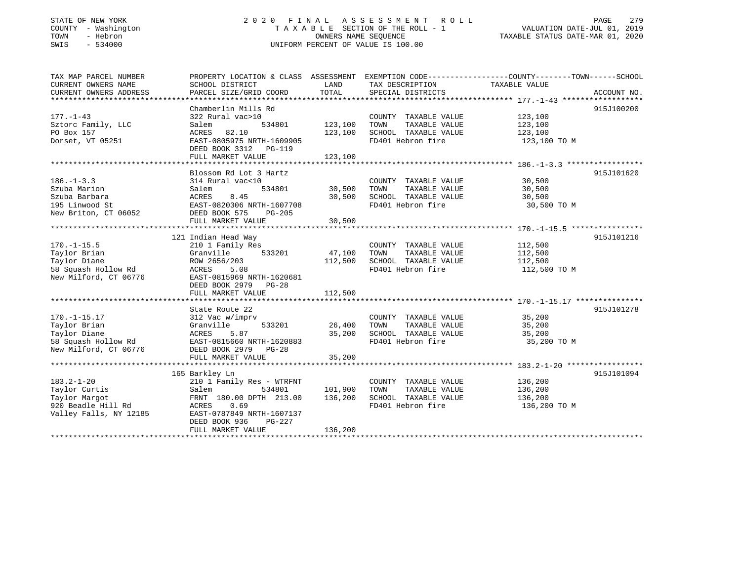STATE OF NEW YORK
COUNTY - Washington
TOWN - Hebron
SWIS - 534000

2020 FINAL ASSESSMENT ROLL
TAXABLE SECTION OF THE ROLL - 1
OWNERS NAME SEQUENCE
UNIFORM PERCENT OF VALUE IS 100.00

VALUATION DATE-JUL 01, 2019
TAXABLE STATUS DATE-MAR 01, 2020

| TAX MAP PARCEL NUMBER / CURRENT OWNERS NAME / CURRENT OWNERS ADDRESS | PROPERTY LOCATION & CLASS / SCHOOL DISTRICT / PARCEL SIZE/GRID COORD | ASSESSMENT LAND | TOTAL | EXEMPTION CODE / TAX DESCRIPTION / SPECIAL DISTRICTS | TAXABLE VALUE (COUNTY--TOWN--SCHOOL) | ACCOUNT NO. |
|---|---|---|---|---|---|---|
| 177.-1-43 | Chamberlin Mills Rd | | | | | 915J100200 |
| | 322 Rural vac>10 | | | COUNTY TAXABLE VALUE | 123,100 | |
| Sztorc Family, LLC | Salem 534801 | 123,100 | | TOWN TAXABLE VALUE | 123,100 | |
| PO Box 157 | ACRES 82.10 | | 123,100 | SCHOOL TAXABLE VALUE | 123,100 | |
| Dorset, VT 05251 | EAST-0805975 NRTH-1609905 | | | FD401 Hebron fire | 123,100 TO M | |
| | DEED BOOK 3312 PG-119 | | | | | |
| | FULL MARKET VALUE | | 123,100 | | | |
| 186.-1-3.3 | Blossom Rd Lot 3 Hartz | | | | | 915J101620 |
| | 314 Rural vac<10 | | | COUNTY TAXABLE VALUE | 30,500 | |
| Szuba Marion | Salem 534801 | 30,500 | | TOWN TAXABLE VALUE | 30,500 | |
| Szuba Barbara | ACRES 8.45 | | 30,500 | SCHOOL TAXABLE VALUE | 30,500 | |
| 195 Linwood St | EAST-0820306 NRTH-1607708 | | | FD401 Hebron fire | 30,500 TO M | |
| New Briton, CT 06052 | DEED BOOK 575 PG-205 | | | | | |
| | FULL MARKET VALUE | | 30,500 | | | |
| 170.-1-15.5 | 121 Indian Head Way | | | | | 915J101216 |
| | 210 1 Family Res | | | COUNTY TAXABLE VALUE | 112,500 | |
| Taylor Brian | Granville 533201 | 47,100 | | TOWN TAXABLE VALUE | 112,500 | |
| Taylor Diane | ROW 2656/203 | | 112,500 | SCHOOL TAXABLE VALUE | 112,500 | |
| 58 Squash Hollow Rd | ACRES 5.08 | | | FD401 Hebron fire | 112,500 TO M | |
| New Milford, CT 06776 | EAST-0815969 NRTH-1620681 | | | | | |
| | DEED BOOK 2979 PG-28 | | | | | |
| | FULL MARKET VALUE | | 112,500 | | | |
| 170.-1-15.17 | State Route 22 | | | | | 915J101278 |
| | 312 Vac w/imprv | | | COUNTY TAXABLE VALUE | 35,200 | |
| Taylor Brian | Granville 533201 | 26,400 | | TOWN TAXABLE VALUE | 35,200 | |
| Taylor Diane | ACRES 5.87 | | 35,200 | SCHOOL TAXABLE VALUE | 35,200 | |
| 58 Squash Hollow Rd | EAST-0815660 NRTH-1620883 | | | FD401 Hebron fire | 35,200 TO M | |
| New Milford, CT 06776 | DEED BOOK 2979 PG-28 | | | | | |
| | FULL MARKET VALUE | | 35,200 | | | |
| 183.2-1-20 | 165 Barkley Ln | | | | | 915J101094 |
| | 210 1 Family Res - WTRFNT | | | COUNTY TAXABLE VALUE | 136,200 | |
| Taylor Curtis | Salem 534801 | 101,900 | | TOWN TAXABLE VALUE | 136,200 | |
| Taylor Margot | FRNT 180.00 DPTH 213.00 | | 136,200 | SCHOOL TAXABLE VALUE | 136,200 | |
| 920 Beadle Hill Rd | ACRES 0.69 | | | FD401 Hebron fire | 136,200 TO M | |
| Valley Falls, NY 12185 | EAST-0787849 NRTH-1607137 | | | | | |
| | DEED BOOK 936 PG-227 | | | | | |
| | FULL MARKET VALUE | | 136,200 | | | |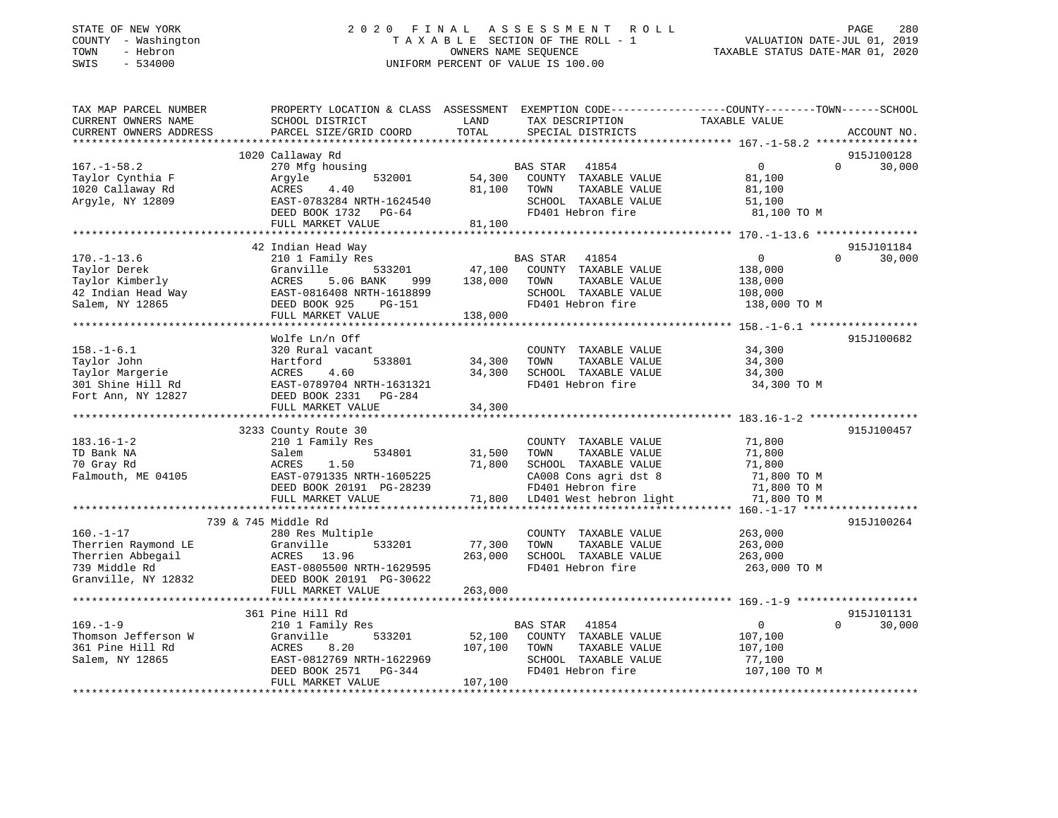STATE OF NEW YORK
COUNTY - Washington
TOWN - Hebron
SWIS - 534000

2020 FINAL ASSESSMENT ROLL
TAXABLE SECTION OF THE ROLL - 1
OWNERS NAME SEQUENCE
UNIFORM PERCENT OF VALUE IS 100.00

VALUATION DATE-JUL 01, 2019
TAXABLE STATUS DATE-MAR 01, 2020

| TAX MAP PARCEL NUMBER / CURRENT OWNERS NAME / CURRENT OWNERS ADDRESS | PROPERTY LOCATION & CLASS / SCHOOL DISTRICT / PARCEL SIZE/GRID COORD | ASSESSMENT LAND / TOTAL | EXEMPTION CODE / TAX DESCRIPTION / SPECIAL DISTRICTS | COUNTY TAXABLE VALUE | TOWN | SCHOOL | ACCOUNT NO. |
|---|---|---|---|---|---|---|---|
| 167.-1-58.2 | 1020 Callaway Rd | | | | | | 915J100128 |
| Taylor Cynthia F | 270 Mfg housing | | BAS STAR 41854 | 0 | 0 | 30,000 | |
| 1020 Callaway Rd | Argyle 532001 | 54,300 | COUNTY TAXABLE VALUE | 81,100 | | | |
| Argyle, NY 12809 | ACRES 4.40 | 81,100 | TOWN TAXABLE VALUE | 81,100 | | | |
| | EAST-0783284 NRTH-1624540 | | SCHOOL TAXABLE VALUE | 51,100 | | | |
| | DEED BOOK 1732 PG-64 | | FD401 Hebron fire | 81,100 TO M | | | |
| | FULL MARKET VALUE | 81,100 | | | | | |
| 170.-1-13.6 | 42 Indian Head Way | | | | | | 915J101184 |
| Taylor Derek | 210 1 Family Res | | BAS STAR 41854 | 0 | 0 | 30,000 | |
| Taylor Kimberly | Granville 533201 | 47,100 | COUNTY TAXABLE VALUE | 138,000 | | | |
| 42 Indian Head Way | ACRES 5.06 BANK 999 | 138,000 | TOWN TAXABLE VALUE | 138,000 | | | |
| Salem, NY 12865 | EAST-0816408 NRTH-1618899 | | SCHOOL TAXABLE VALUE | 108,000 | | | |
| | DEED BOOK 925 PG-151 | | FD401 Hebron fire | 138,000 TO M | | | |
| | FULL MARKET VALUE | 138,000 | | | | | |
| 158.-1-6.1 | Wolfe Ln/n Off | | | | | | 915J100682 |
| Taylor John | 320 Rural vacant | | COUNTY TAXABLE VALUE | 34,300 | | | |
| Taylor Margerie | Hartford 533801 | 34,300 | TOWN TAXABLE VALUE | 34,300 | | | |
| 301 Shine Hill Rd | ACRES 4.60 | 34,300 | SCHOOL TAXABLE VALUE | 34,300 | | | |
| Fort Ann, NY 12827 | EAST-0789704 NRTH-1631321 | | FD401 Hebron fire | 34,300 TO M | | | |
| | DEED BOOK 2331 PG-284 | | | | | | |
| | FULL MARKET VALUE | 34,300 | | | | | |
| 183.16-1-2 | 3233 County Route 30 | | | | | | 915J100457 |
| TD Bank NA | 210 1 Family Res | | COUNTY TAXABLE VALUE | 71,800 | | | |
| 70 Gray Rd | Salem 534801 | 31,500 | TOWN TAXABLE VALUE | 71,800 | | | |
| Falmouth, ME 04105 | ACRES 1.50 | 71,800 | SCHOOL TAXABLE VALUE | 71,800 | | | |
| | EAST-0791335 NRTH-1605225 | | CA008 Cons agri dst 8 | 71,800 TO M | | | |
| | DEED BOOK 20191 PG-28239 | | FD401 Hebron fire | 71,800 TO M | | | |
| | FULL MARKET VALUE | 71,800 | LD401 West hebron light | 71,800 TO M | | | |
| 160.-1-17 | 739 & 745 Middle Rd | | | | | | 915J100264 |
| Therrien Raymond LE | 280 Res Multiple | | COUNTY TAXABLE VALUE | 263,000 | | | |
| Therrien Abbegail | Granville 533201 | 77,300 | TOWN TAXABLE VALUE | 263,000 | | | |
| 739 Middle Rd | ACRES 13.96 | 263,000 | SCHOOL TAXABLE VALUE | 263,000 | | | |
| Granville, NY 12832 | EAST-0805500 NRTH-1629595 | | FD401 Hebron fire | 263,000 TO M | | | |
| | DEED BOOK 20191 PG-30622 | | | | | | |
| | FULL MARKET VALUE | 263,000 | | | | | |
| 169.-1-9 | 361 Pine Hill Rd | | | | | | 915J101131 |
| Thomson Jefferson W | 210 1 Family Res | | BAS STAR 41854 | 0 | 0 | 30,000 | |
| 361 Pine Hill Rd | Granville 533201 | 52,100 | COUNTY TAXABLE VALUE | 107,100 | | | |
| Salem, NY 12865 | ACRES 8.20 | 107,100 | TOWN TAXABLE VALUE | 107,100 | | | |
| | EAST-0812769 NRTH-1622969 | | SCHOOL TAXABLE VALUE | 77,100 | | | |
| | DEED BOOK 2571 PG-344 | | FD401 Hebron fire | 107,100 TO M | | | |
| | FULL MARKET VALUE | 107,100 | | | | | |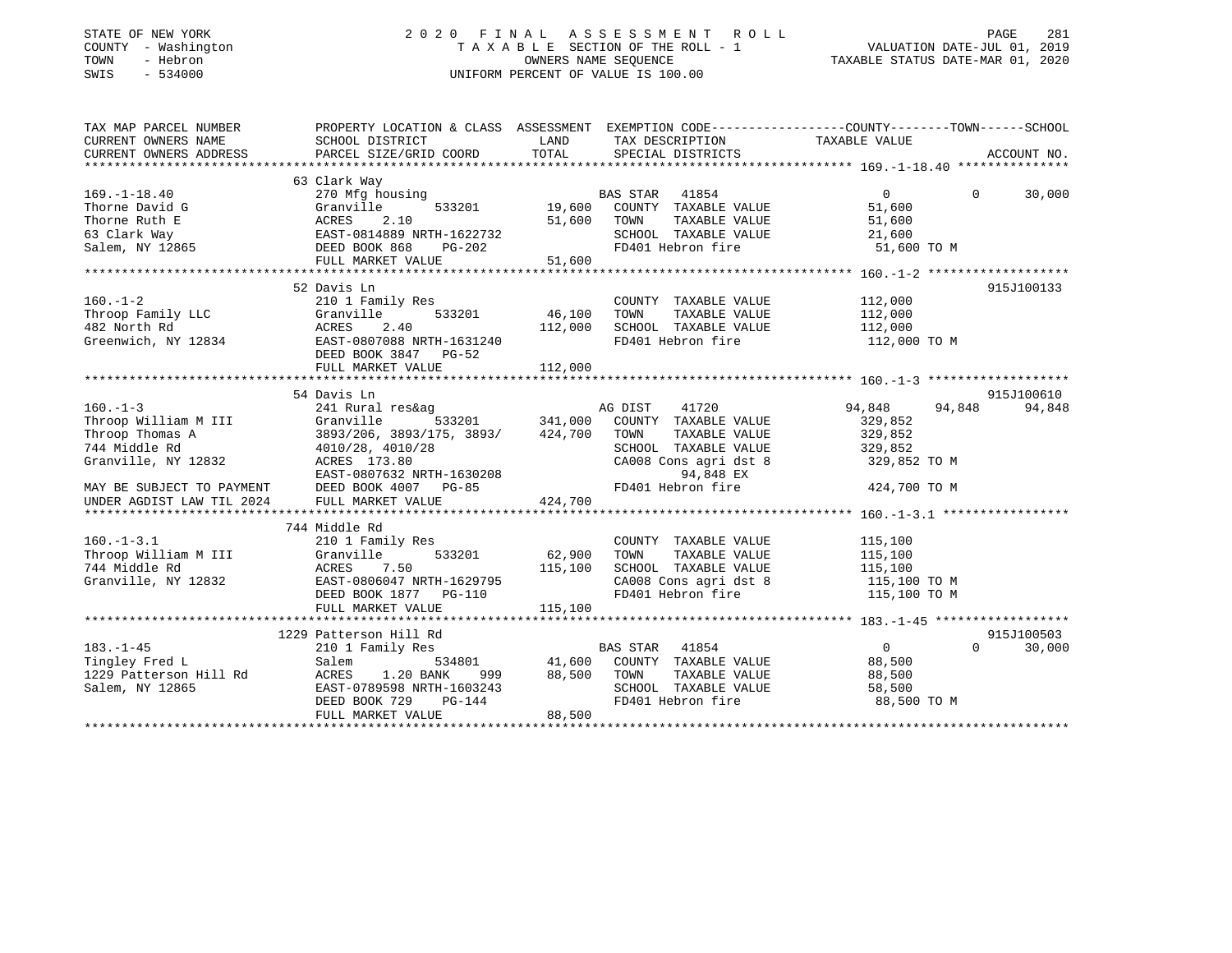STATE OF NEW YORK — 2020 FINAL ASSESSMENT ROLL
COUNTY - Washington — TAXABLE SECTION OF THE ROLL - 1 — VALUATION DATE-JUL 01, 2019
TOWN - Hebron — OWNERS NAME SEQUENCE — TAXABLE STATUS DATE-MAR 01, 2020
SWIS - 534000 — UNIFORM PERCENT OF VALUE IS 100.00

| TAX MAP PARCEL NUMBER / CURRENT OWNERS NAME / CURRENT OWNERS ADDRESS | PROPERTY LOCATION & CLASS / SCHOOL DISTRICT / PARCEL SIZE/GRID COORD | ASSESSMENT LAND | TOTAL | EXEMPTION CODE / TAX DESCRIPTION / SPECIAL DISTRICTS | COUNTY TAXABLE VALUE | TOWN | SCHOOL | ACCOUNT NO. |
|---|---|---|---|---|---|---|---|---|
| **169.-1-18.40** | 63 Clark Way | | | | | | | |
| | 270 Mfg housing | | | BAS STAR 41854 | 0 | 0 | 30,000 | |
| Thorne David G | Granville 533201 | 19,600 | | COUNTY TAXABLE VALUE | 51,600 | | | |
| Thorne Ruth E | ACRES 2.10 | | 51,600 | TOWN TAXABLE VALUE | 51,600 | | | |
| 63 Clark Way | EAST-0814889 NRTH-1622732 | | | SCHOOL TAXABLE VALUE | 21,600 | | | |
| Salem, NY 12865 | DEED BOOK 868 PG-202 | | | FD401 Hebron fire | 51,600 TO M | | | |
| | FULL MARKET VALUE | | 51,600 | | | | | |
| **160.-1-2** | 52 Davis Ln | | | | | | | 915J100133 |
| | 210 1 Family Res | | | COUNTY TAXABLE VALUE | 112,000 | | | |
| Throop Family LLC | Granville 533201 | 46,100 | | TOWN TAXABLE VALUE | 112,000 | | | |
| 482 North Rd | ACRES 2.40 | | 112,000 | SCHOOL TAXABLE VALUE | 112,000 | | | |
| Greenwich, NY 12834 | EAST-0807088 NRTH-1631240 | | | FD401 Hebron fire | 112,000 TO M | | | |
| | DEED BOOK 3847 PG-52 | | | | | | | |
| | FULL MARKET VALUE | | 112,000 | | | | | |
| **160.-1-3** | 54 Davis Ln | | | | | | | 915J100610 |
| | 241 Rural res&ag | | | AG DIST 41720 | 94,848 | 94,848 | 94,848 | |
| Throop William M III | Granville 533201 | 341,000 | | COUNTY TAXABLE VALUE | 329,852 | | | |
| Throop Thomas A | 3893/206, 3893/175, 3893/ | | 424,700 | TOWN TAXABLE VALUE | 329,852 | | | |
| 744 Middle Rd | 4010/28, 4010/28 | | | SCHOOL TAXABLE VALUE | 329,852 | | | |
| Granville, NY 12832 | ACRES 173.80 | | | CA008 Cons agri dst 8 | 329,852 TO M | | | |
| | EAST-0807632 NRTH-1630208 | | | 94,848 EX | | | | |
| MAY BE SUBJECT TO PAYMENT | DEED BOOK 4007 PG-85 | | | FD401 Hebron fire | 424,700 TO M | | | |
| UNDER AGDIST LAW TIL 2024 | FULL MARKET VALUE | | 424,700 | | | | | |
| **160.-1-3.1** | 744 Middle Rd | | | | | | | |
| | 210 1 Family Res | | | COUNTY TAXABLE VALUE | 115,100 | | | |
| Throop William M III | Granville 533201 | 62,900 | | TOWN TAXABLE VALUE | 115,100 | | | |
| 744 Middle Rd | ACRES 7.50 | | 115,100 | SCHOOL TAXABLE VALUE | 115,100 | | | |
| Granville, NY 12832 | EAST-0806047 NRTH-1629795 | | | CA008 Cons agri dst 8 | 115,100 TO M | | | |
| | DEED BOOK 1877 PG-110 | | | FD401 Hebron fire | 115,100 TO M | | | |
| | FULL MARKET VALUE | | 115,100 | | | | | |
| **183.-1-45** | 1229 Patterson Hill Rd | | | | | | | 915J100503 |
| | 210 1 Family Res | | | BAS STAR 41854 | 0 | 0 | 30,000 | |
| Tingley Fred L | Salem 534801 | 41,600 | | COUNTY TAXABLE VALUE | 88,500 | | | |
| 1229 Patterson Hill Rd | ACRES 1.20 BANK 999 | | 88,500 | TOWN TAXABLE VALUE | 88,500 | | | |
| Salem, NY 12865 | EAST-0789598 NRTH-1603243 | | | SCHOOL TAXABLE VALUE | 58,500 | | | |
| | DEED BOOK 729 PG-144 | | | FD401 Hebron fire | 88,500 TO M | | | |
| | FULL MARKET VALUE | | 88,500 | | | | | |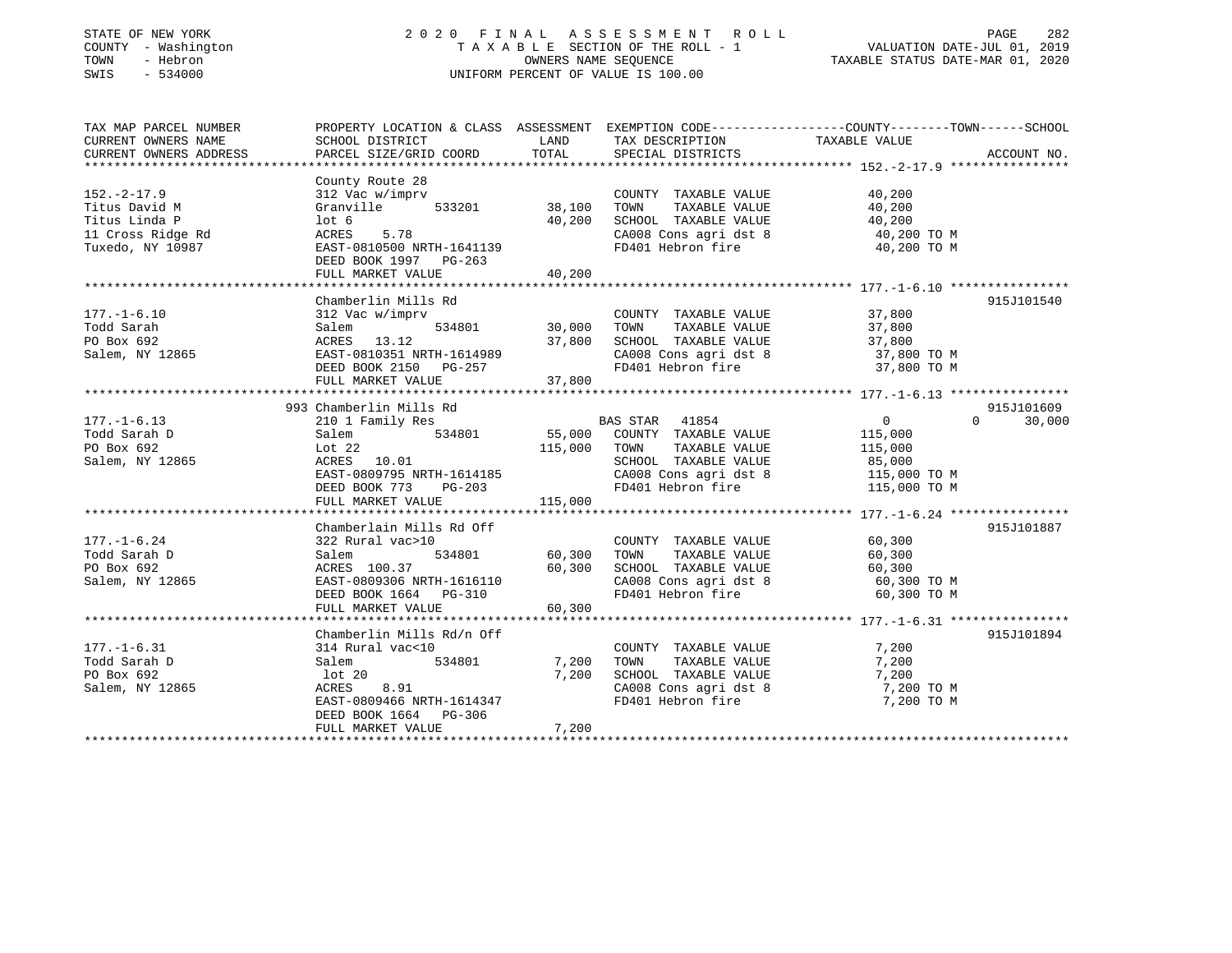STATE OF NEW YORK 2 0 2 0 F I N A L A S S E S S M E N T R O L L
COUNTY - Washington T A X A B L E SECTION OF THE ROLL - 1 VALUATION DATE-JUL 01, 2019
TOWN - Hebron OWNERS NAME SEQUENCE TAXABLE STATUS DATE-MAR 01, 2020
SWIS - 534000 UNIFORM PERCENT OF VALUE IS 100.00

```
TAX MAP PARCEL NUMBER          PROPERTY LOCATION & CLASS  ASSESSMENT  EXEMPTION CODE-----------------COUNTY--------TOWN------SCHOOL
CURRENT OWNERS NAME            SCHOOL DISTRICT               LAND      TAX DESCRIPTION            TAXABLE VALUE
CURRENT OWNERS ADDRESS         PARCEL SIZE/GRID COORD        TOTAL     SPECIAL DISTRICTS                                      ACCOUNT NO.
******************************************************************************************************* 152.-2-17.9 ****************
                               County Route 28
152.-2-17.9                    312 Vac w/imprv                          COUNTY  TAXABLE VALUE            40,200
Titus David M                  Granville        533201       38,100     TOWN    TAXABLE VALUE            40,200
Titus Linda P                  lot 6                         40,200     SCHOOL  TAXABLE VALUE            40,200
11 Cross Ridge Rd              ACRES    5.78                            CA008 Cons agri dst 8             40,200 TO M
Tuxedo, NY 10987               EAST-0810500 NRTH-1641139                FD401 Hebron fire                 40,200 TO M
                               DEED BOOK 1997   PG-263
                               FULL MARKET VALUE             40,200
******************************************************************************************************* 177.-1-6.10 ****************
                               Chamberlin Mills Rd                                                                     915J101540
177.-1-6.10                    312 Vac w/imprv                          COUNTY  TAXABLE VALUE            37,800
Todd Sarah                     Salem            534801       30,000     TOWN    TAXABLE VALUE            37,800
PO Box 692                     ACRES   13.12                 37,800     SCHOOL  TAXABLE VALUE            37,800
Salem, NY 12865                EAST-0810351 NRTH-1614989                CA008 Cons agri dst 8             37,800 TO M
                               DEED BOOK 2150   PG-257                  FD401 Hebron fire                 37,800 TO M
                               FULL MARKET VALUE             37,800
******************************************************************************************************* 177.-1-6.13 ****************
                           993 Chamberlin Mills Rd                                                                     915J101609
177.-1-6.13                    210 1 Family Res                         BAS STAR  41854                       0          0     30,000
Todd Sarah D                   Salem            534801       55,000     COUNTY  TAXABLE VALUE           115,000
PO Box 692                     Lot 22                       115,000     TOWN    TAXABLE VALUE           115,000
Salem, NY 12865                ACRES   10.01                            SCHOOL  TAXABLE VALUE            85,000
                               EAST-0809795 NRTH-1614185                CA008 Cons agri dst 8            115,000 TO M
                               DEED BOOK 773    PG-203                  FD401 Hebron fire                115,000 TO M
                               FULL MARKET VALUE            115,000
******************************************************************************************************* 177.-1-6.24 ****************
                               Chamberlain Mills Rd Off                                                                915J101887
177.-1-6.24                    322 Rural vac>10                         COUNTY  TAXABLE VALUE            60,300
Todd Sarah D                   Salem            534801       60,300     TOWN    TAXABLE VALUE            60,300
PO Box 692                     ACRES  100.37                 60,300     SCHOOL  TAXABLE VALUE            60,300
Salem, NY 12865                EAST-0809306 NRTH-1616110                CA008 Cons agri dst 8             60,300 TO M
                               DEED BOOK 1664   PG-310                  FD401 Hebron fire                 60,300 TO M
                               FULL MARKET VALUE             60,300
******************************************************************************************************* 177.-1-6.31 ****************
                               Chamberlin Mills Rd/n Off                                                               915J101894
177.-1-6.31                    314 Rural vac<10                         COUNTY  TAXABLE VALUE             7,200
Todd Sarah D                   Salem            534801        7,200     TOWN    TAXABLE VALUE             7,200
PO Box 692                     lot 20                         7,200     SCHOOL  TAXABLE VALUE             7,200
Salem, NY 12865                ACRES    8.91                            CA008 Cons agri dst 8              7,200 TO M
                               EAST-0809466 NRTH-1614347                FD401 Hebron fire                  7,200 TO M
                               DEED BOOK 1664   PG-306
                               FULL MARKET VALUE              7,200
************************************************************************************************************************************
```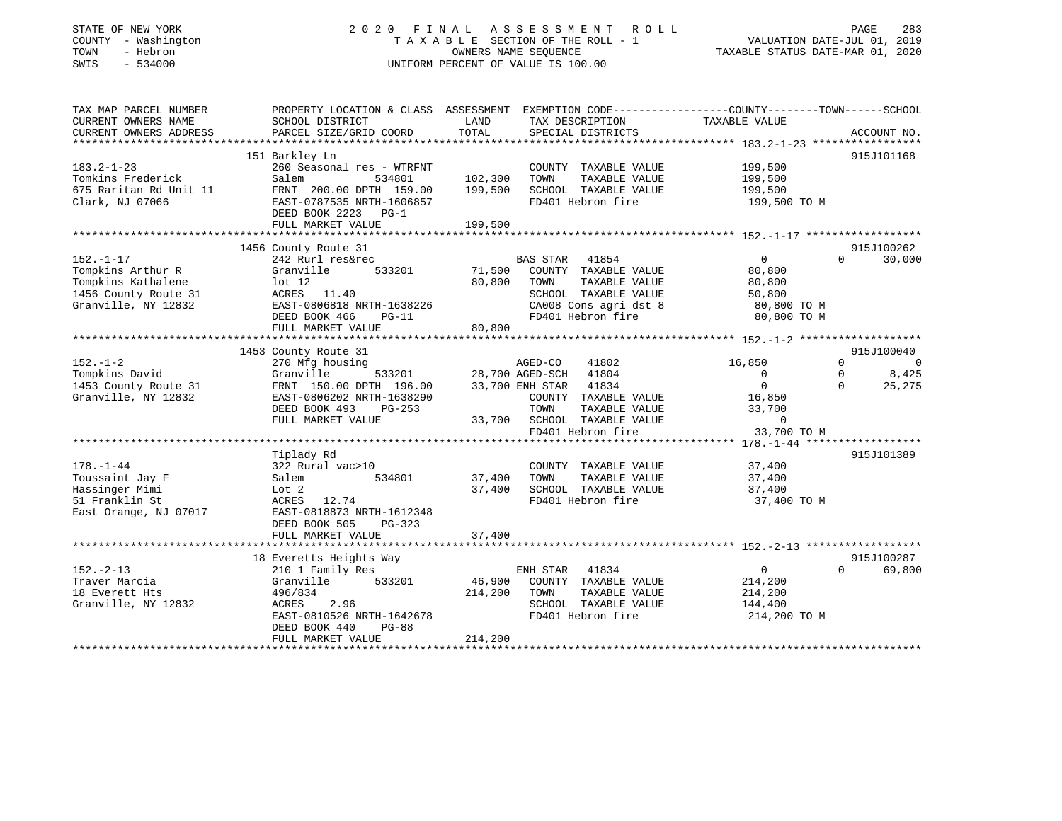STATE OF NEW YORK | COUNTY - Washington | TOWN - Hebron | SWIS - 534000

# 2020 FINAL ASSESSMENT ROLL

TAXABLE SECTION OF THE ROLL - 1
OWNERS NAME SEQUENCE
UNIFORM PERCENT OF VALUE IS 100.00

VALUATION DATE-JUL 01, 2019
TAXABLE STATUS DATE-MAR 01, 2020

| TAX MAP PARCEL NUMBER / CURRENT OWNERS NAME / CURRENT OWNERS ADDRESS | PROPERTY LOCATION & CLASS / SCHOOL DISTRICT / PARCEL SIZE/GRID COORD | ASSESSMENT LAND / TOTAL | EXEMPTION CODE / TAX DESCRIPTION / SPECIAL DISTRICTS | COUNTY TAXABLE VALUE | TOWN | SCHOOL | ACCOUNT NO. |
|---|---|---|---|---|---|---|---|
| 183.2-1-23 | 151 Barkley Ln | | | | | | 915J101168 |
| Tomkins Frederick | 260 Seasonal res - WTRFNT | | COUNTY TAXABLE VALUE | 199,500 | | | |
| 675 Raritan Rd Unit 11 | Salem 534801 | 102,300 | TOWN TAXABLE VALUE | 199,500 | | | |
| Clark, NJ 07066 | FRNT 200.00 DPTH 159.00 | 199,500 | SCHOOL TAXABLE VALUE | 199,500 | | | |
| | EAST-0787535 NRTH-1606857 | | FD401 Hebron fire | 199,500 TO M | | | |
| | DEED BOOK 2223 PG-1 | | | | | | |
| | FULL MARKET VALUE | 199,500 | | | | | |
| 152.-1-17 | 1456 County Route 31 | | | | | | 915J100262 |
| Tompkins Arthur R | 242 Rurl res&rec | | BAS STAR 41854 | 0 | 0 | 30,000 | |
| Tompkins Kathalene | Granville 533201 | 71,500 | COUNTY TAXABLE VALUE | 80,800 | | | |
| 1456 County Route 31 | lot 12 | 80,800 | TOWN TAXABLE VALUE | 80,800 | | | |
| Granville, NY 12832 | ACRES 11.40 | | SCHOOL TAXABLE VALUE | 50,800 | | | |
| | EAST-0806818 NRTH-1638226 | | CA008 Cons agri dst 8 | 80,800 TO M | | | |
| | DEED BOOK 466 PG-11 | | FD401 Hebron fire | 80,800 TO M | | | |
| | FULL MARKET VALUE | 80,800 | | | | | |
| 152.-1-2 | 1453 County Route 31 | | | | | | 915J100040 |
| Tompkins David | 270 Mfg housing | | AGED-CO 41802 | 16,850 | 0 | 0 | |
| 1453 County Route 31 | Granville 533201 | 28,700 | AGED-SCH 41804 | 0 | 0 | 8,425 | |
| Granville, NY 12832 | FRNT 150.00 DPTH 196.00 | 33,700 | ENH STAR 41834 | 0 | 0 | 25,275 | |
| | EAST-0806202 NRTH-1638290 | | COUNTY TAXABLE VALUE | 16,850 | | | |
| | DEED BOOK 493 PG-253 | | TOWN TAXABLE VALUE | 33,700 | | | |
| | FULL MARKET VALUE | 33,700 | SCHOOL TAXABLE VALUE | 0 | | | |
| | | | FD401 Hebron fire | 33,700 TO M | | | |
| 178.-1-44 | Tiplady Rd | | | | | | 915J101389 |
| Toussaint Jay F | 322 Rural vac>10 | | COUNTY TAXABLE VALUE | 37,400 | | | |
| Hassinger Mimi | Salem 534801 | 37,400 | TOWN TAXABLE VALUE | 37,400 | | | |
| 51 Franklin St | Lot 2 | 37,400 | SCHOOL TAXABLE VALUE | 37,400 | | | |
| East Orange, NJ 07017 | ACRES 12.74 | | FD401 Hebron fire | 37,400 TO M | | | |
| | EAST-0818873 NRTH-1612348 | | | | | | |
| | DEED BOOK 505 PG-323 | | | | | | |
| | FULL MARKET VALUE | 37,400 | | | | | |
| 152.-2-13 | 18 Everetts Heights Way | | | | | | 915J100287 |
| Traver Marcia | 210 1 Family Res | | ENH STAR 41834 | 0 | 0 | 69,800 | |
| 18 Everett Hts | Granville 533201 | 46,900 | COUNTY TAXABLE VALUE | 214,200 | | | |
| Granville, NY 12832 | 496/834 | 214,200 | TOWN TAXABLE VALUE | 214,200 | | | |
| | ACRES 2.96 | | SCHOOL TAXABLE VALUE | 144,400 | | | |
| | EAST-0810526 NRTH-1642678 | | FD401 Hebron fire | 214,200 TO M | | | |
| | DEED BOOK 440 PG-88 | | | | | | |
| | FULL MARKET VALUE | 214,200 | | | | | |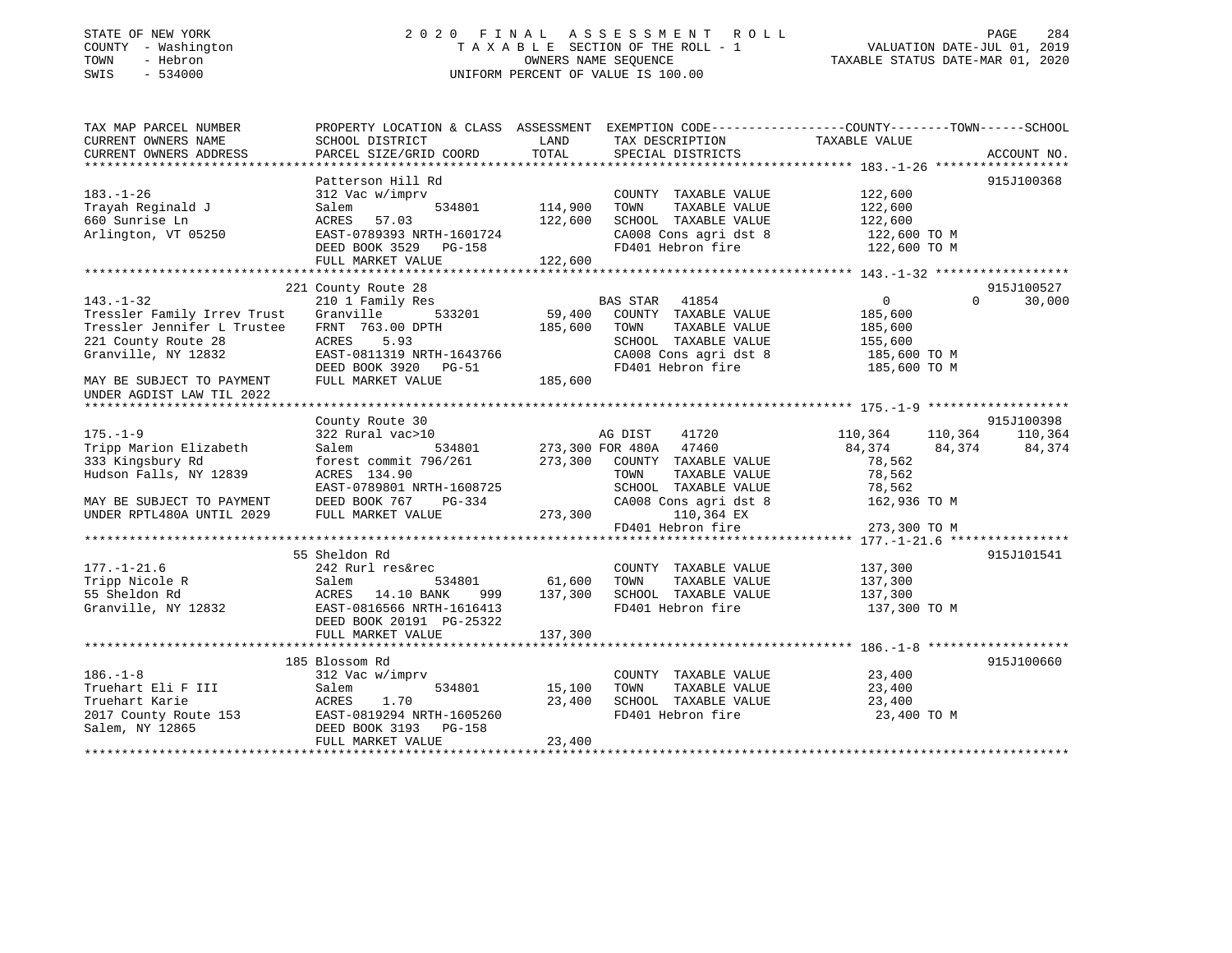STATE OF NEW YORK
COUNTY - Washington
TOWN - Hebron
SWIS - 534000

2020 FINAL ASSESSMENT ROLL
TAXABLE SECTION OF THE ROLL - 1
OWNERS NAME SEQUENCE
UNIFORM PERCENT OF VALUE IS 100.00

VALUATION DATE-JUL 01, 2019
TAXABLE STATUS DATE-MAR 01, 2020

```
TAX MAP PARCEL NUMBER          PROPERTY LOCATION & CLASS  ASSESSMENT  EXEMPTION CODE-----------------COUNTY--------TOWN------SCHOOL
CURRENT OWNERS NAME            SCHOOL DISTRICT              LAND      TAX DESCRIPTION              TAXABLE VALUE
CURRENT OWNERS ADDRESS         PARCEL SIZE/GRID COORD       TOTAL     SPECIAL DISTRICTS                                    ACCOUNT NO.
******************************************************************************************************* 183.-1-26 ******************
                               Patterson Hill Rd                                                                          915J100368
183.-1-26                      312 Vac w/imprv                        COUNTY  TAXABLE VALUE          122,600
Trayah Reginald J              Salem           534801     114,900     TOWN    TAXABLE VALUE          122,600
660 Sunrise Ln                 ACRES   57.03              122,600     SCHOOL  TAXABLE VALUE          122,600
Arlington, VT 05250            EAST-0789393 NRTH-1601724              CA008 Cons agri dst 8           122,600 TO M
                               DEED BOOK 3529   PG-158                FD401 Hebron fire               122,600 TO M
                               FULL MARKET VALUE          122,600
******************************************************************************************************* 143.-1-32 ******************
                               221 County Route 28                                                                        915J100527
143.-1-32                      210 1 Family Res                       BAS STAR   41854                  0            0      30,000
Tressler Family Irrev Trust    Granville       533201      59,400     COUNTY  TAXABLE VALUE          185,600
Tressler Jennifer L Trustee    FRNT  763.00 DPTH          185,600     TOWN    TAXABLE VALUE          185,600
221 County Route 28            ACRES    5.93                          SCHOOL  TAXABLE VALUE          155,600
Granville, NY 12832            EAST-0811319 NRTH-1643766              CA008 Cons agri dst 8           185,600 TO M
                               DEED BOOK 3920   PG-51                 FD401 Hebron fire               185,600 TO M
MAY BE SUBJECT TO PAYMENT      FULL MARKET VALUE          185,600
UNDER AGDIST LAW TIL 2022
******************************************************************************************************* 175.-1-9 *******************
                               County Route 30                                                                            915J100398
175.-1-9                       322 Rural vac>10                       AG DIST    41720             110,364      110,364    110,364
Tripp Marion Elizabeth         Salem           534801     273,300 FOR 480A   47460              84,374       84,374     84,374
333 Kingsbury Rd               forest commit 796/261      273,300     COUNTY  TAXABLE VALUE           78,562
Hudson Falls, NY 12839         ACRES  134.90                          TOWN    TAXABLE VALUE           78,562
                               EAST-0789801 NRTH-1608725              SCHOOL  TAXABLE VALUE           78,562
MAY BE SUBJECT TO PAYMENT      DEED BOOK 767    PG-334                CA008 Cons agri dst 8           162,936 TO M
UNDER RPTL480A UNTIL 2029      FULL MARKET VALUE          273,300           110,364 EX
                                                                      FD401 Hebron fire               273,300 TO M
******************************************************************************************************* 177.-1-21.6 ****************
                               55 Sheldon Rd                                                                              915J101541
177.-1-21.6                    242 Rurl res&rec                       COUNTY  TAXABLE VALUE          137,300
Tripp Nicole R                 Salem           534801      61,600     TOWN    TAXABLE VALUE          137,300
55 Sheldon Rd                  ACRES   14.10 BANK     999 137,300     SCHOOL  TAXABLE VALUE          137,300
Granville, NY 12832            EAST-0816566 NRTH-1616413              FD401 Hebron fire               137,300 TO M
                               DEED BOOK 20191 PG-25322
                               FULL MARKET VALUE          137,300
******************************************************************************************************* 186.-1-8 *******************
                               185 Blossom Rd                                                                             915J100660
186.-1-8                       312 Vac w/imprv                        COUNTY  TAXABLE VALUE           23,400
Truehart Eli F III             Salem           534801      15,100     TOWN    TAXABLE VALUE           23,400
Truehart Karie                 ACRES    1.70               23,400     SCHOOL  TAXABLE VALUE           23,400
2017 County Route 153          EAST-0819294 NRTH-1605260              FD401 Hebron fire                23,400 TO M
Salem, NY 12865                DEED BOOK 3193   PG-158
                               FULL MARKET VALUE           23,400
************************************************************************************************************************************
```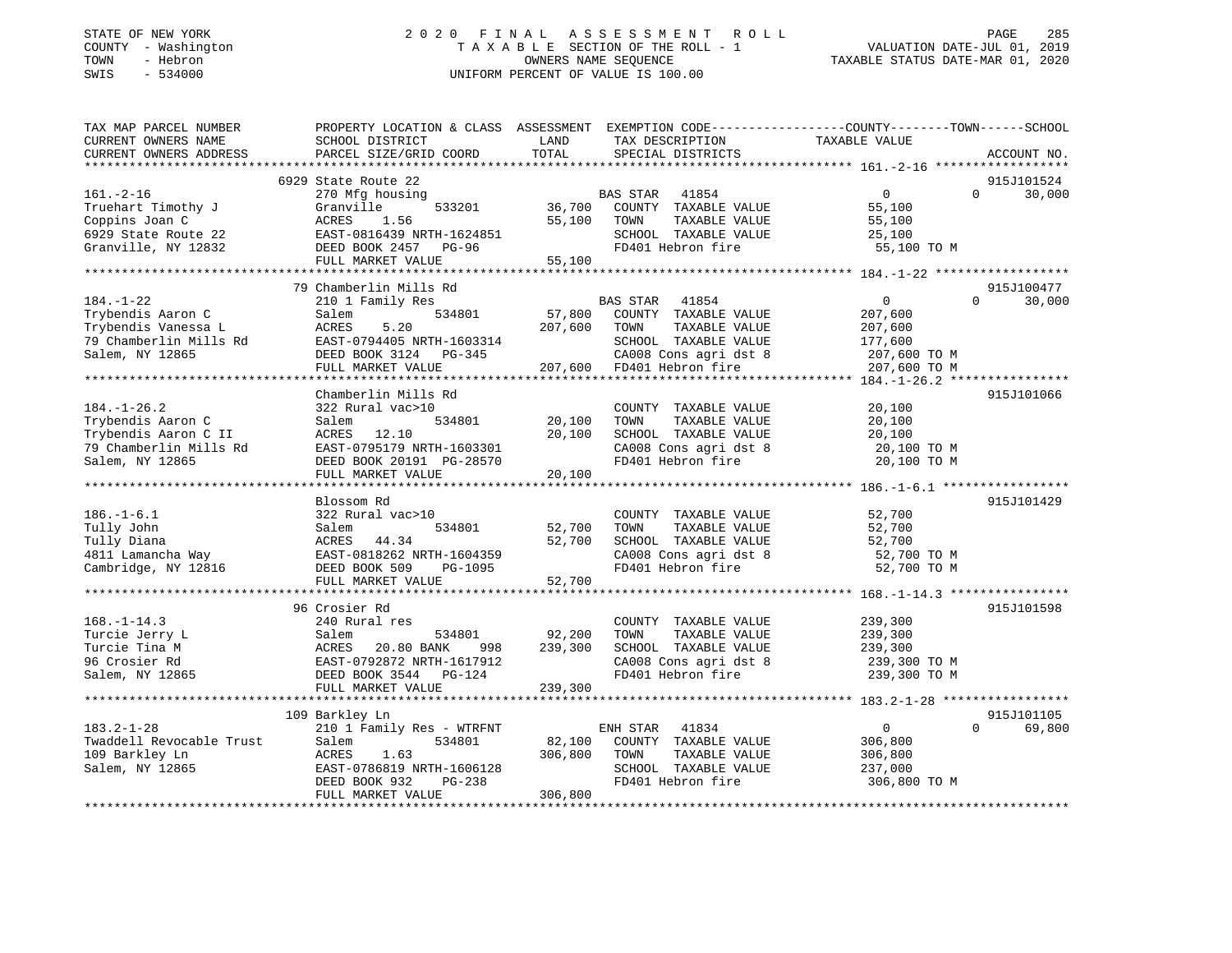STATE OF NEW YORK
COUNTY - Washington
TOWN - Hebron
SWIS - 534000

# 2020 FINAL ASSESSMENT ROLL

TAXABLE SECTION OF THE ROLL - 1
OWNERS NAME SEQUENCE
UNIFORM PERCENT OF VALUE IS 100.00

VALUATION DATE-JUL 01, 2019
TAXABLE STATUS DATE-MAR 01, 2020

| TAX MAP PARCEL NUMBER / CURRENT OWNERS NAME / CURRENT OWNERS ADDRESS | PROPERTY LOCATION & CLASS / SCHOOL DISTRICT / PARCEL SIZE/GRID COORD | ASSESSMENT LAND | TOTAL | EXEMPTION CODE / TAX DESCRIPTION / SPECIAL DISTRICTS | COUNTY | TOWN | SCHOOL | ACCOUNT NO. |
|---|---|---|---|---|---|---|---|---|
| **161.-2-16** | 6929 State Route 22 | | | | | | | 915J101524 |
| 161.-2-16 | 270 Mfg housing | | | BAS STAR 41854 | 0 | 0 | 30,000 | |
| Truehart Timothy J | Granville 533201 | 36,700 | | COUNTY TAXABLE VALUE | 55,100 | | | |
| Coppins Joan C | ACRES 1.56 | | 55,100 | TOWN TAXABLE VALUE | | 55,100 | | |
| 6929 State Route 22 | EAST-0816439 NRTH-1624851 | | | SCHOOL TAXABLE VALUE | | | 25,100 | |
| Granville, NY 12832 | DEED BOOK 2457 PG-96 | | | FD401 Hebron fire | 55,100 TO M | | | |
| | FULL MARKET VALUE | | 55,100 | | | | | |
| **184.-1-22** | 79 Chamberlin Mills Rd | | | | | | | 915J100477 |
| 184.-1-22 | 210 1 Family Res | | | BAS STAR 41854 | 0 | 0 | 30,000 | |
| Trybendis Aaron C | Salem 534801 | 57,800 | | COUNTY TAXABLE VALUE | 207,600 | | | |
| Trybendis Vanessa L | ACRES 5.20 | | 207,600 | TOWN TAXABLE VALUE | | 207,600 | | |
| 79 Chamberlin Mills Rd | EAST-0794405 NRTH-1603314 | | | SCHOOL TAXABLE VALUE | | | 177,600 | |
| Salem, NY 12865 | DEED BOOK 3124 PG-345 | | | CA008 Cons agri dst 8 | 207,600 TO M | | | |
| | FULL MARKET VALUE | | 207,600 | FD401 Hebron fire | 207,600 TO M | | | |
| **184.-1-26.2** | Chamberlin Mills Rd | | | | | | | 915J101066 |
| 184.-1-26.2 | 322 Rural vac>10 | | | COUNTY TAXABLE VALUE | 20,100 | | | |
| Trybendis Aaron C | Salem 534801 | 20,100 | | TOWN TAXABLE VALUE | | 20,100 | | |
| Trybendis Aaron C II | ACRES 12.10 | | 20,100 | SCHOOL TAXABLE VALUE | | | 20,100 | |
| 79 Chamberlin Mills Rd | EAST-0795179 NRTH-1603301 | | | CA008 Cons agri dst 8 | 20,100 TO M | | | |
| Salem, NY 12865 | DEED BOOK 20191 PG-28570 | | | FD401 Hebron fire | 20,100 TO M | | | |
| | FULL MARKET VALUE | | 20,100 | | | | | |
| **186.-1-6.1** | Blossom Rd | | | | | | | 915J101429 |
| 186.-1-6.1 | 322 Rural vac>10 | | | COUNTY TAXABLE VALUE | 52,700 | | | |
| Tully John | Salem 534801 | 52,700 | | TOWN TAXABLE VALUE | | 52,700 | | |
| Tully Diana | ACRES 44.34 | | 52,700 | SCHOOL TAXABLE VALUE | | | 52,700 | |
| 4811 Lamancha Way | EAST-0818262 NRTH-1604359 | | | CA008 Cons agri dst 8 | 52,700 TO M | | | |
| Cambridge, NY 12816 | DEED BOOK 509 PG-1095 | | | FD401 Hebron fire | 52,700 TO M | | | |
| | FULL MARKET VALUE | | 52,700 | | | | | |
| **168.-1-14.3** | 96 Crosier Rd | | | | | | | 915J101598 |
| 168.-1-14.3 | 240 Rural res | | | COUNTY TAXABLE VALUE | 239,300 | | | |
| Turcie Jerry L | Salem 534801 | 92,200 | | TOWN TAXABLE VALUE | | 239,300 | | |
| Turcie Tina M | ACRES 20.80 BANK 998 | | 239,300 | SCHOOL TAXABLE VALUE | | | 239,300 | |
| 96 Crosier Rd | EAST-0792872 NRTH-1617912 | | | CA008 Cons agri dst 8 | 239,300 TO M | | | |
| Salem, NY 12865 | DEED BOOK 3544 PG-124 | | | FD401 Hebron fire | 239,300 TO M | | | |
| | FULL MARKET VALUE | | 239,300 | | | | | |
| **183.2-1-28** | 109 Barkley Ln | | | | | | | 915J101105 |
| 183.2-1-28 | 210 1 Family Res - WTRFNT | | | ENH STAR 41834 | 0 | 0 | 69,800 | |
| Twaddell Revocable Trust | Salem 534801 | 82,100 | | COUNTY TAXABLE VALUE | 306,800 | | | |
| 109 Barkley Ln | ACRES 1.63 | | 306,800 | TOWN TAXABLE VALUE | | 306,800 | | |
| Salem, NY 12865 | EAST-0786819 NRTH-1606128 | | | SCHOOL TAXABLE VALUE | | | 237,000 | |
| | DEED BOOK 932 PG-238 | | | FD401 Hebron fire | 306,800 TO M | | | |
| | FULL MARKET VALUE | | 306,800 | | | | | |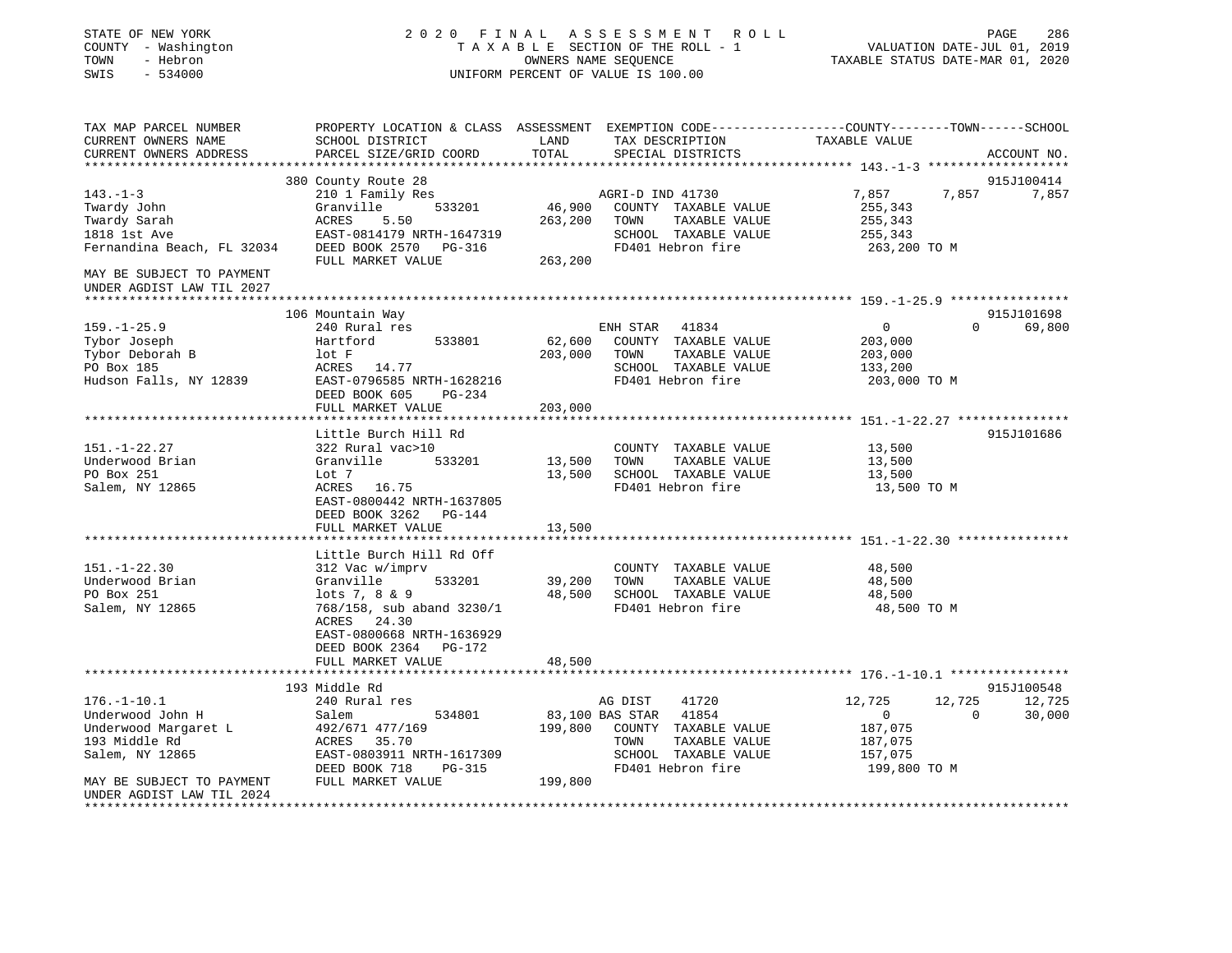STATE OF NEW YORK — COUNTY - Washington — TOWN - Hebron — SWIS - 534000

2020 FINAL ASSESSMENT ROLL
TAXABLE SECTION OF THE ROLL - 1
OWNERS NAME SEQUENCE
UNIFORM PERCENT OF VALUE IS 100.00

VALUATION DATE-JUL 01, 2019
TAXABLE STATUS DATE-MAR 01, 2020

```
TAX MAP PARCEL NUMBER          PROPERTY LOCATION & CLASS  ASSESSMENT  EXEMPTION CODE------------------COUNTY--------TOWN------SCHOOL
CURRENT OWNERS NAME            SCHOOL DISTRICT               LAND      TAX DESCRIPTION              TAXABLE VALUE
CURRENT OWNERS ADDRESS         PARCEL SIZE/GRID COORD        TOTAL     SPECIAL DISTRICTS                                        ACCOUNT NO.
******************************************************************************************************* 143.-1-3 *******************
                               380 County Route 28                                                                        915J100414
143.-1-3                       210 1 Family Res                        AGRI-D IND 41730               7,857        7,857        7,857
Twardy John                    Granville        533201       46,900    COUNTY  TAXABLE VALUE          255,343
Twardy Sarah                   ACRES     5.50               263,200    TOWN    TAXABLE VALUE          255,343
1818 1st Ave                   EAST-0814179 NRTH-1647319               SCHOOL  TAXABLE VALUE          255,343
Fernandina Beach, FL 32034     DEED BOOK 2570   PG-316                 FD401 Hebron fire               263,200 TO M
                               FULL MARKET VALUE            263,200
MAY BE SUBJECT TO PAYMENT
UNDER AGDIST LAW TIL 2027
******************************************************************************************************* 159.-1-25.9 ****************
                               106 Mountain Way                                                                           915J101698
159.-1-25.9                    240 Rural res                           ENH STAR  41834                0            0        69,800
Tybor Joseph                   Hartford         533801       62,600    COUNTY  TAXABLE VALUE          203,000
Tybor Deborah B                lot F                        203,000    TOWN    TAXABLE VALUE          203,000
PO Box 185                     ACRES    14.77                          SCHOOL  TAXABLE VALUE          133,200
Hudson Falls, NY 12839         EAST-0796585 NRTH-1628216               FD401 Hebron fire               203,000 TO M
                               DEED BOOK 605    PG-234
                               FULL MARKET VALUE            203,000
******************************************************************************************************* 151.-1-22.27 ***************
                               Little Burch Hill Rd                                                                       915J101686
151.-1-22.27                   322 Rural vac>10                        COUNTY  TAXABLE VALUE           13,500
Underwood Brian                Granville        533201       13,500    TOWN    TAXABLE VALUE           13,500
PO Box 251                     Lot 7                         13,500    SCHOOL  TAXABLE VALUE           13,500
Salem, NY 12865                ACRES    16.75                          FD401 Hebron fire                13,500 TO M
                               EAST-0800442 NRTH-1637805
                               DEED BOOK 3262   PG-144
                               FULL MARKET VALUE             13,500
******************************************************************************************************* 151.-1-22.30 ***************
                               Little Burch Hill Rd Off
151.-1-22.30                   312 Vac w/imprv                         COUNTY  TAXABLE VALUE           48,500
Underwood Brian                Granville        533201       39,200    TOWN    TAXABLE VALUE           48,500
PO Box 251                     lots 7, 8 & 9                 48,500    SCHOOL  TAXABLE VALUE           48,500
Salem, NY 12865                768/158, sub aband 3230/1               FD401 Hebron fire                48,500 TO M
                               ACRES    24.30
                               EAST-0800668 NRTH-1636929
                               DEED BOOK 2364   PG-172
                               FULL MARKET VALUE             48,500
******************************************************************************************************* 176.-1-10.1 ****************
                               193 Middle Rd                                                                              915J100548
176.-1-10.1                    240 Rural res                           AG DIST    41720               12,725       12,725       12,725
Underwood John H               Salem            534801       83,100 BAS STAR  41854                   0            0        30,000
Underwood Margaret L           492/671 477/169              199,800    COUNTY  TAXABLE VALUE          187,075
193 Middle Rd                  ACRES    35.70                          TOWN    TAXABLE VALUE          187,075
Salem, NY 12865                EAST-0803911 NRTH-1617309               SCHOOL  TAXABLE VALUE          157,075
                               DEED BOOK 718    PG-315                 FD401 Hebron fire               199,800 TO M
MAY BE SUBJECT TO PAYMENT      FULL MARKET VALUE            199,800
UNDER AGDIST LAW TIL 2024
************************************************************************************************************************************
```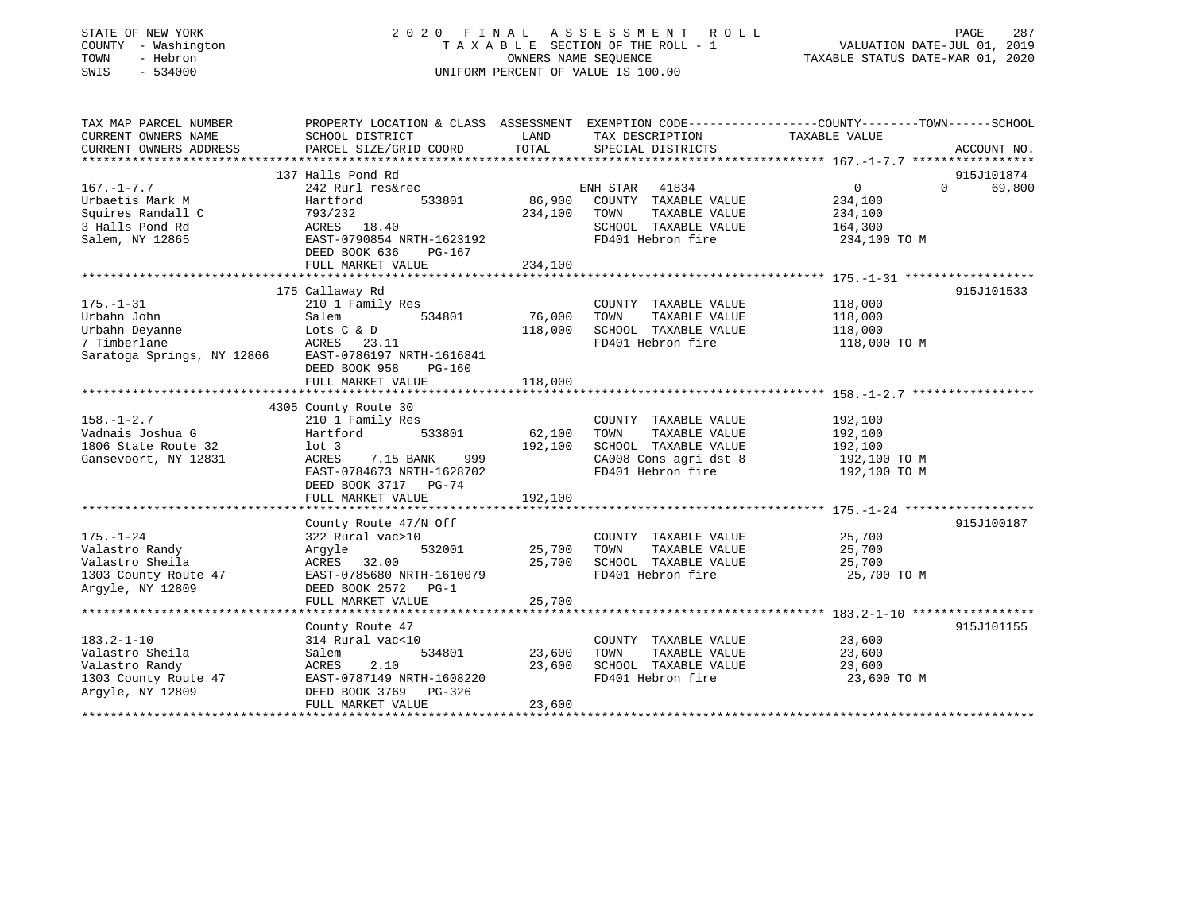STATE OF NEW YORK
COUNTY - Washington
TOWN - Hebron
SWIS - 534000

2020 FINAL ASSESSMENT ROLL
TAXABLE SECTION OF THE ROLL - 1
OWNERS NAME SEQUENCE
UNIFORM PERCENT OF VALUE IS 100.00

VALUATION DATE-JUL 01, 2019
TAXABLE STATUS DATE-MAR 01, 2020

| TAX MAP PARCEL NUMBER / CURRENT OWNERS NAME / CURRENT OWNERS ADDRESS | PROPERTY LOCATION & CLASS / SCHOOL DISTRICT / PARCEL SIZE/GRID COORD | ASSESSMENT LAND / TOTAL | EXEMPTION CODE / TAX DESCRIPTION / SPECIAL DISTRICTS | COUNTY | TOWN | SCHOOL | ACCOUNT NO. |
|---|---|---|---|---|---|---|---|
| 167.-1-7.7 | 137 Halls Pond Rd | | | | | | 915J101874 |
| Urbaetis Mark M | 242 Rurl res&rec | | ENH STAR 41834 | 0 | 0 | 69,800 | |
| Squires Randall C | Hartford 533801 | 86,900 | COUNTY TAXABLE VALUE | 234,100 | | | |
| 3 Halls Pond Rd | 793/232 | 234,100 | TOWN TAXABLE VALUE | | 234,100 | | |
| Salem, NY 12865 | ACRES 18.40 | | SCHOOL TAXABLE VALUE | | | 164,300 | |
| | EAST-0790854 NRTH-1623192 | | FD401 Hebron fire | 234,100 TO M | | | |
| | DEED BOOK 636 PG-167 | | | | | | |
| | FULL MARKET VALUE | 234,100 | | | | | |
| 175.-1-31 | 175 Callaway Rd | | | | | | 915J101533 |
| Urbahn John | 210 1 Family Res | | COUNTY TAXABLE VALUE | 118,000 | | | |
| Urbahn Deyanne | Salem 534801 | 76,000 | TOWN TAXABLE VALUE | | 118,000 | | |
| 7 Timberlane | Lots C & D | 118,000 | SCHOOL TAXABLE VALUE | | | 118,000 | |
| Saratoga Springs, NY 12866 | ACRES 23.11 | | FD401 Hebron fire | 118,000 TO M | | | |
| | EAST-0786197 NRTH-1616841 | | | | | | |
| | DEED BOOK 958 PG-160 | | | | | | |
| | FULL MARKET VALUE | 118,000 | | | | | |
| 158.-1-2.7 | 4305 County Route 30 | | | | | | |
| Vadnais Joshua G | 210 1 Family Res | | COUNTY TAXABLE VALUE | 192,100 | | | |
| 1806 State Route 32 | Hartford 533801 | 62,100 | TOWN TAXABLE VALUE | | 192,100 | | |
| Gansevoort, NY 12831 | lot 3 | 192,100 | SCHOOL TAXABLE VALUE | | | 192,100 | |
| | ACRES 7.15 BANK 999 | | CA008 Cons agri dst 8 | 192,100 TO M | | | |
| | EAST-0784673 NRTH-1628702 | | FD401 Hebron fire | 192,100 TO M | | | |
| | DEED BOOK 3717 PG-74 | | | | | | |
| | FULL MARKET VALUE | 192,100 | | | | | |
| 175.-1-24 | County Route 47/N Off | | | | | | 915J100187 |
| Valastro Randy | 322 Rural vac>10 | | COUNTY TAXABLE VALUE | 25,700 | | | |
| Valastro Sheila | Argyle 532001 | 25,700 | TOWN TAXABLE VALUE | | 25,700 | | |
| 1303 County Route 47 | ACRES 32.00 | 25,700 | SCHOOL TAXABLE VALUE | | | 25,700 | |
| Argyle, NY 12809 | EAST-0785680 NRTH-1610079 | | FD401 Hebron fire | 25,700 TO M | | | |
| | DEED BOOK 2572 PG-1 | | | | | | |
| | FULL MARKET VALUE | 25,700 | | | | | |
| 183.2-1-10 | County Route 47 | | | | | | 915J101155 |
| Valastro Sheila | 314 Rural vac<10 | | COUNTY TAXABLE VALUE | 23,600 | | | |
| Valastro Randy | Salem 534801 | 23,600 | TOWN TAXABLE VALUE | | 23,600 | | |
| 1303 County Route 47 | ACRES 2.10 | 23,600 | SCHOOL TAXABLE VALUE | | | 23,600 | |
| Argyle, NY 12809 | EAST-0787149 NRTH-1608220 | | FD401 Hebron fire | 23,600 TO M | | | |
| | DEED BOOK 3769 PG-326 | | | | | | |
| | FULL MARKET VALUE | 23,600 | | | | | |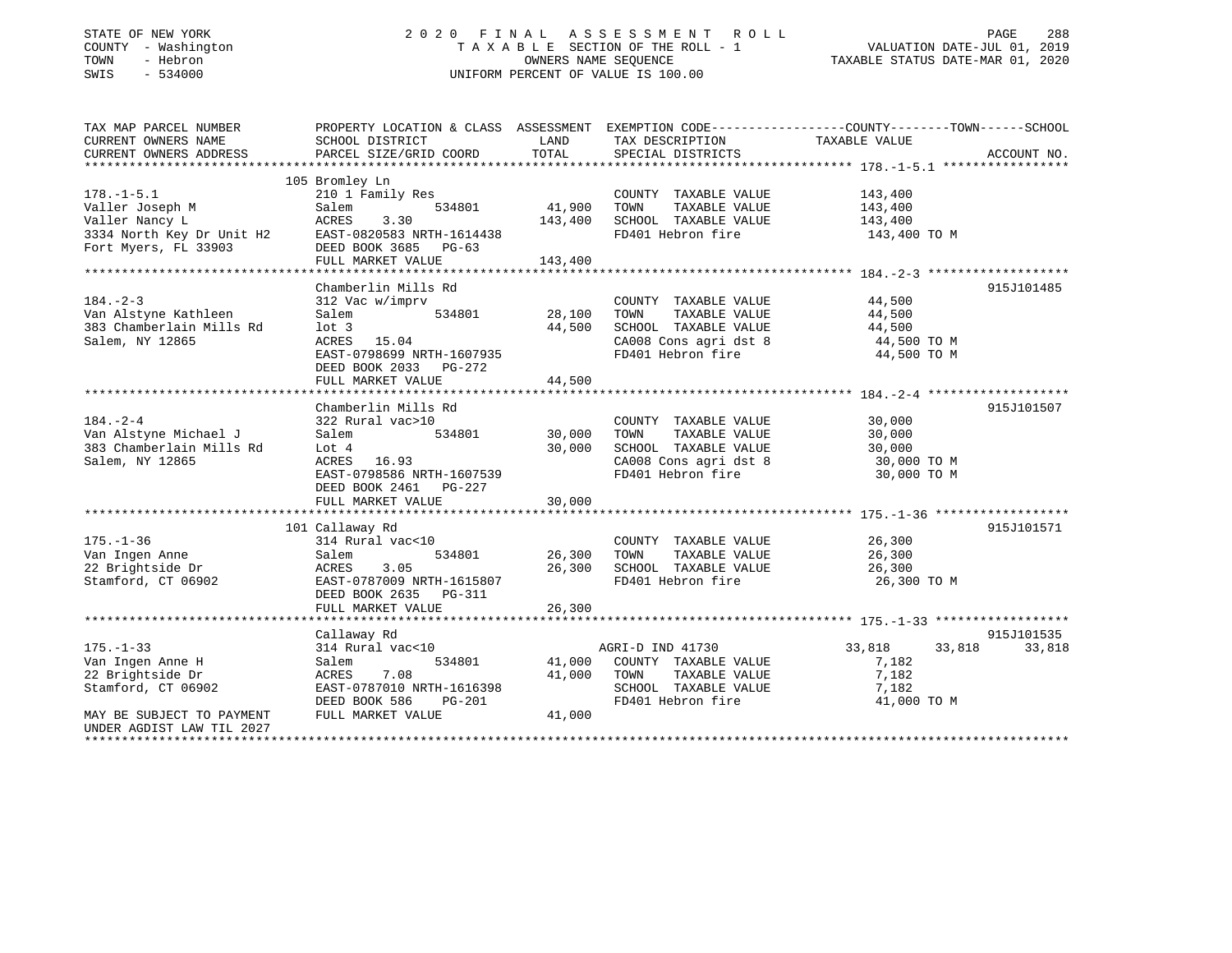STATE OF NEW YORK
COUNTY - Washington
TOWN - Hebron
SWIS - 534000

2020 FINAL ASSESSMENT ROLL
TAXABLE SECTION OF THE ROLL - 1
OWNERS NAME SEQUENCE
UNIFORM PERCENT OF VALUE IS 100.00

VALUATION DATE-JUL 01, 2019
TAXABLE STATUS DATE-MAR 01, 2020

| TAX MAP PARCEL NUMBER / CURRENT OWNERS NAME / CURRENT OWNERS ADDRESS | PROPERTY LOCATION & CLASS / SCHOOL DISTRICT / PARCEL SIZE/GRID COORD | ASSESSMENT LAND | TOTAL | EXEMPTION CODE / TAX DESCRIPTION / SPECIAL DISTRICTS | COUNTY TAXABLE VALUE | TOWN | SCHOOL | ACCOUNT NO. |
|---|---|---|---|---|---|---|---|---|
| **178.-1-5.1** | 105 Bromley Ln | | | | | | | |
| 178.-1-5.1 | 210 1 Family Res | | | COUNTY TAXABLE VALUE | 143,400 | | | |
| Valler Joseph M | Salem 534801 | 41,900 | | TOWN TAXABLE VALUE | 143,400 | | | |
| Valler Nancy L | ACRES 3.30 | | 143,400 | SCHOOL TAXABLE VALUE | 143,400 | | | |
| 3334 North Key Dr Unit H2 | EAST-0820583 NRTH-1614438 | | | FD401 Hebron fire | 143,400 TO M | | | |
| Fort Myers, FL 33903 | DEED BOOK 3685 PG-63 | | | | | | | |
| | FULL MARKET VALUE | | 143,400 | | | | | |
| **184.-2-3** | Chamberlin Mills Rd | | | | | | | 915J101485 |
| 184.-2-3 | 312 Vac w/imprv | | | COUNTY TAXABLE VALUE | 44,500 | | | |
| Van Alstyne Kathleen | Salem 534801 | 28,100 | | TOWN TAXABLE VALUE | 44,500 | | | |
| 383 Chamberlain Mills Rd | lot 3 | | 44,500 | SCHOOL TAXABLE VALUE | 44,500 | | | |
| Salem, NY 12865 | ACRES 15.04 | | | CA008 Cons agri dst 8 | 44,500 TO M | | | |
| | EAST-0798699 NRTH-1607935 | | | FD401 Hebron fire | 44,500 TO M | | | |
| | DEED BOOK 2033 PG-272 | | | | | | | |
| | FULL MARKET VALUE | | 44,500 | | | | | |
| **184.-2-4** | Chamberlin Mills Rd | | | | | | | 915J101507 |
| 184.-2-4 | 322 Rural vac>10 | | | COUNTY TAXABLE VALUE | 30,000 | | | |
| Van Alstyne Michael J | Salem 534801 | 30,000 | | TOWN TAXABLE VALUE | 30,000 | | | |
| 383 Chamberlain Mills Rd | Lot 4 | | 30,000 | SCHOOL TAXABLE VALUE | 30,000 | | | |
| Salem, NY 12865 | ACRES 16.93 | | | CA008 Cons agri dst 8 | 30,000 TO M | | | |
| | EAST-0798586 NRTH-1607539 | | | FD401 Hebron fire | 30,000 TO M | | | |
| | DEED BOOK 2461 PG-227 | | | | | | | |
| | FULL MARKET VALUE | | 30,000 | | | | | |
| **175.-1-36** | 101 Callaway Rd | | | | | | | 915J101571 |
| 175.-1-36 | 314 Rural vac<10 | | | COUNTY TAXABLE VALUE | 26,300 | | | |
| Van Ingen Anne | Salem 534801 | 26,300 | | TOWN TAXABLE VALUE | 26,300 | | | |
| 22 Brightside Dr | ACRES 3.05 | | 26,300 | SCHOOL TAXABLE VALUE | 26,300 | | | |
| Stamford, CT 06902 | EAST-0787009 NRTH-1615807 | | | FD401 Hebron fire | 26,300 TO M | | | |
| | DEED BOOK 2635 PG-311 | | | | | | | |
| | FULL MARKET VALUE | | 26,300 | | | | | |
| **175.-1-33** | Callaway Rd | | | | | | | 915J101535 |
| 175.-1-33 | 314 Rural vac<10 | | | AGRI-D IND 41730 | 33,818 | 33,818 | 33,818 | |
| Van Ingen Anne H | Salem 534801 | 41,000 | | COUNTY TAXABLE VALUE | 7,182 | | | |
| 22 Brightside Dr | ACRES 7.08 | | 41,000 | TOWN TAXABLE VALUE | 7,182 | | | |
| Stamford, CT 06902 | EAST-0787010 NRTH-1616398 | | | SCHOOL TAXABLE VALUE | 7,182 | | | |
| | DEED BOOK 586 PG-201 | | | FD401 Hebron fire | 41,000 TO M | | | |
| MAY BE SUBJECT TO PAYMENT | FULL MARKET VALUE | | 41,000 | | | | | |
| UNDER AGDIST LAW TIL 2027 | | | | | | | | |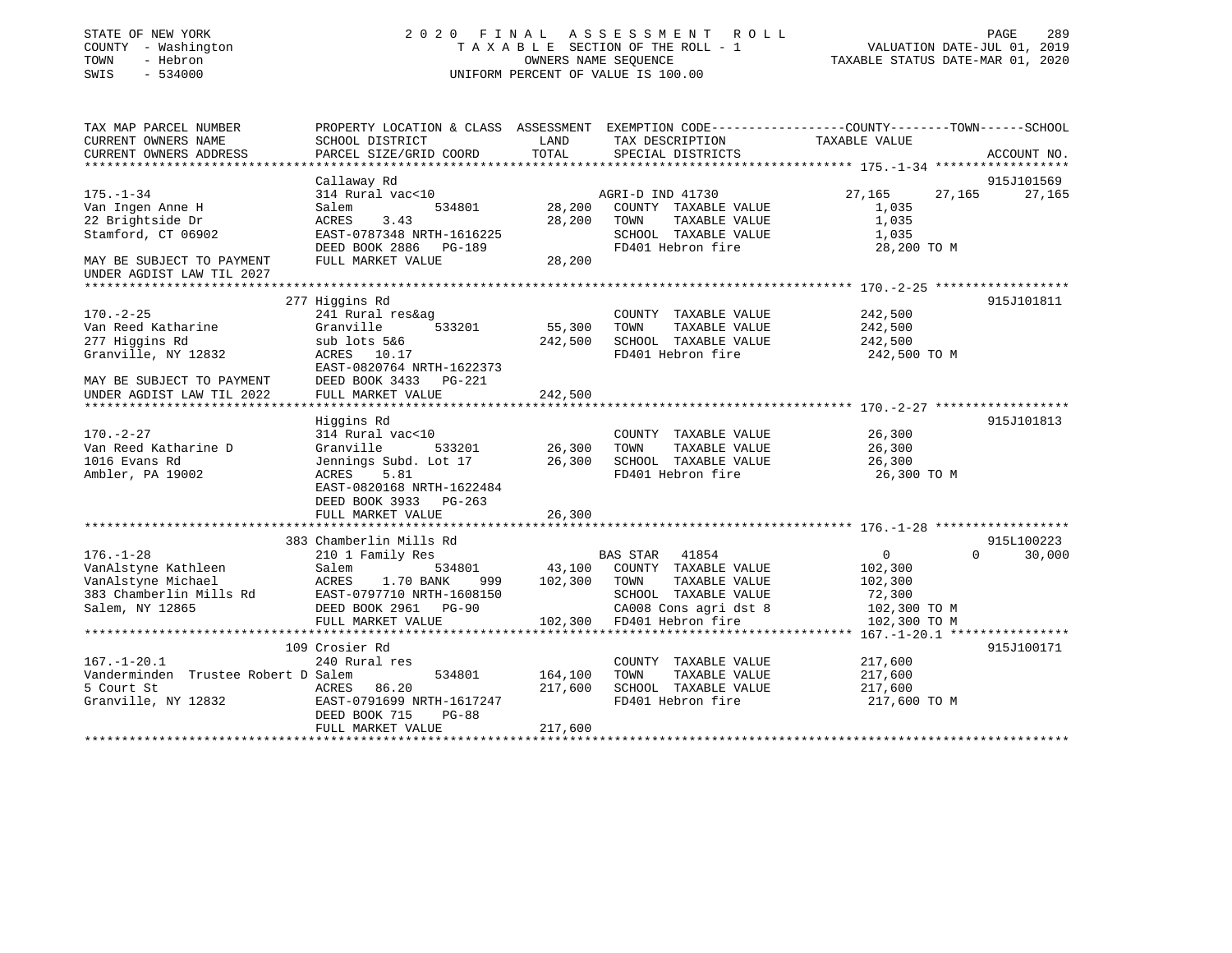STATE OF NEW YORK
COUNTY - Washington
TOWN - Hebron
SWIS - 534000

2020 FINAL ASSESSMENT ROLL
TAXABLE SECTION OF THE ROLL - 1
OWNERS NAME SEQUENCE
UNIFORM PERCENT OF VALUE IS 100.00

VALUATION DATE-JUL 01, 2019
TAXABLE STATUS DATE-MAR 01, 2020

```
TAX MAP PARCEL NUMBER          PROPERTY LOCATION & CLASS  ASSESSMENT  EXEMPTION CODE-----------------COUNTY--------TOWN------SCHOOL
CURRENT OWNERS NAME            SCHOOL DISTRICT               LAND      TAX DESCRIPTION            TAXABLE VALUE
CURRENT OWNERS ADDRESS         PARCEL SIZE/GRID COORD        TOTAL     SPECIAL DISTRICTS                                   ACCOUNT NO.
******************************************************************************************************* 175.-1-34 ******************
                               Callaway Rd                                                                                915J101569
175.-1-34                      314 Rural vac<10                      AGRI-D IND 41730              27,165     27,165      27,165
Van Ingen Anne H               Salem          534801        28,200    COUNTY  TAXABLE VALUE          1,035
22 Brightside Dr               ACRES    3.43                28,200    TOWN    TAXABLE VALUE          1,035
Stamford, CT 06902             EAST-0787348 NRTH-1616225              SCHOOL  TAXABLE VALUE          1,035
                               DEED BOOK 2886   PG-189                FD401 Hebron fire             28,200 TO M
MAY BE SUBJECT TO PAYMENT      FULL MARKET VALUE            28,200
UNDER AGDIST LAW TIL 2027
******************************************************************************************************* 170.-2-25 ******************
                               277 Higgins Rd                                                                             915J101811
170.-2-25                      241 Rural res&ag                       COUNTY  TAXABLE VALUE        242,500
Van Reed Katharine             Granville      533201        55,300    TOWN    TAXABLE VALUE        242,500
277 Higgins Rd                 sub lots 5&6                242,500    SCHOOL  TAXABLE VALUE        242,500
Granville, NY 12832            ACRES   10.17                          FD401 Hebron fire            242,500 TO M
                               EAST-0820764 NRTH-1622373
MAY BE SUBJECT TO PAYMENT      DEED BOOK 3433   PG-221
UNDER AGDIST LAW TIL 2022      FULL MARKET VALUE           242,500
******************************************************************************************************* 170.-2-27 ******************
                               Higgins Rd                                                                                 915J101813
170.-2-27                      314 Rural vac<10                       COUNTY  TAXABLE VALUE         26,300
Van Reed Katharine D           Granville      533201        26,300    TOWN    TAXABLE VALUE         26,300
1016 Evans Rd                  Jennings Subd. Lot 17        26,300    SCHOOL  TAXABLE VALUE         26,300
Ambler, PA 19002               ACRES    5.81                          FD401 Hebron fire             26,300 TO M
                               EAST-0820168 NRTH-1622484
                               DEED BOOK 3933   PG-263
                               FULL MARKET VALUE            26,300
******************************************************************************************************* 176.-1-28 ******************
                               383 Chamberlin Mills Rd                                                                    915L100223
176.-1-28                      210 1 Family Res                      BAS STAR   41854                   0          0      30,000
VanAlstyne Kathleen            Salem          534801        43,100    COUNTY  TAXABLE VALUE        102,300
VanAlstyne Michael             ACRES    1.70 BANK     999  102,300    TOWN    TAXABLE VALUE        102,300
383 Chamberlin Mills Rd        EAST-0797710 NRTH-1608150              SCHOOL  TAXABLE VALUE         72,300
Salem, NY 12865                DEED BOOK 2961   PG-90                 CA008 Cons agri dst 8        102,300 TO M
                               FULL MARKET VALUE           102,300    FD401 Hebron fire            102,300 TO M
******************************************************************************************************* 167.-1-20.1 ****************
                               109 Crosier Rd                                                                             915J100171
167.-1-20.1                    240 Rural res                          COUNTY  TAXABLE VALUE        217,600
Vanderminden  Trustee Robert D Salem          534801       164,100    TOWN    TAXABLE VALUE        217,600
5 Court St                     ACRES   86.20               217,600    SCHOOL  TAXABLE VALUE        217,600
Granville, NY 12832            EAST-0791699 NRTH-1617247              FD401 Hebron fire            217,600 TO M
                               DEED BOOK 715    PG-88
                               FULL MARKET VALUE           217,600
************************************************************************************************************************************
```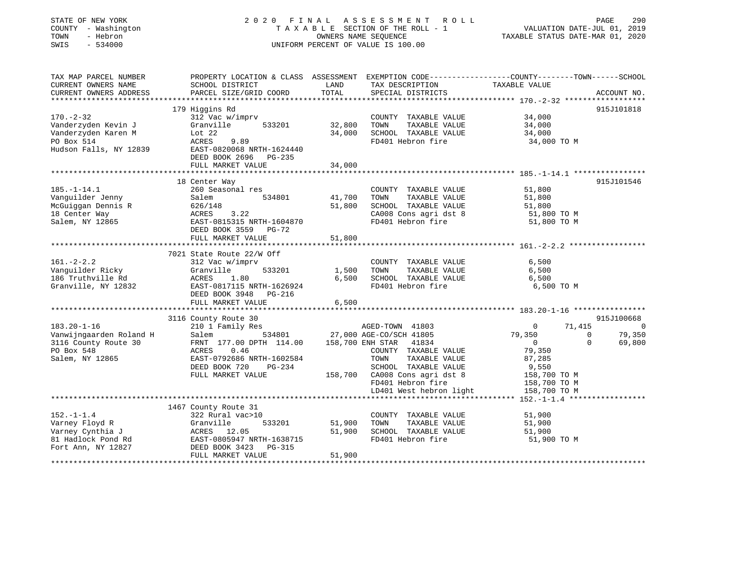STATE OF NEW YORK
COUNTY - Washington
TOWN - Hebron
SWIS - 534000

2020 FINAL ASSESSMENT ROLL
TAXABLE SECTION OF THE ROLL - 1
OWNERS NAME SEQUENCE
UNIFORM PERCENT OF VALUE IS 100.00

VALUATION DATE-JUL 01, 2019
TAXABLE STATUS DATE-MAR 01, 2020

| TAX MAP PARCEL NUMBER / CURRENT OWNERS NAME / CURRENT OWNERS ADDRESS | PROPERTY LOCATION & CLASS / SCHOOL DISTRICT / PARCEL SIZE/GRID COORD | ASSESSMENT LAND | TOTAL | EXEMPTION CODE / TAX DESCRIPTION / SPECIAL DISTRICTS | COUNTY TAXABLE VALUE | TOWN | SCHOOL | ACCOUNT NO. |
|---|---|---|---|---|---|---|---|---|
| 170.-2-32 | 179 Higgins Rd | | | | | | | 915J101818 |
| | 312 Vac w/imprv | | | COUNTY TAXABLE VALUE | 34,000 | | | |
| Vanderzyden Kevin J | Granville 533201 | 32,800 | | TOWN TAXABLE VALUE | 34,000 | | | |
| Vanderzyden Karen M | Lot 22 | | 34,000 | SCHOOL TAXABLE VALUE | 34,000 | | | |
| PO Box 514 | ACRES 9.89 | | | FD401 Hebron fire | 34,000 TO M | | | |
| Hudson Falls, NY 12839 | EAST-0820068 NRTH-1624440 | | | | | | | |
| | DEED BOOK 2696 PG-235 | | | | | | | |
| | FULL MARKET VALUE | | 34,000 | | | | | |
| 185.-1-14.1 | 18 Center Way | | | | | | | 915J101546 |
| | 260 Seasonal res | | | COUNTY TAXABLE VALUE | 51,800 | | | |
| Vanguilder Jenny | Salem 534801 | 41,700 | | TOWN TAXABLE VALUE | 51,800 | | | |
| McGuiggan Dennis R | 626/148 | | 51,800 | SCHOOL TAXABLE VALUE | 51,800 | | | |
| 18 Center Way | ACRES 3.22 | | | CA008 Cons agri dst 8 | 51,800 TO M | | | |
| Salem, NY 12865 | EAST-0815315 NRTH-1604870 | | | FD401 Hebron fire | 51,800 TO M | | | |
| | DEED BOOK 3559 PG-72 | | | | | | | |
| | FULL MARKET VALUE | | 51,800 | | | | | |
| 161.-2-2.2 | 7021 State Route 22/W Off | | | | | | | |
| | 312 Vac w/imprv | | | COUNTY TAXABLE VALUE | 6,500 | | | |
| Vanguilder Ricky | Granville 533201 | 1,500 | | TOWN TAXABLE VALUE | 6,500 | | | |
| 186 Truthville Rd | ACRES 1.80 | | 6,500 | SCHOOL TAXABLE VALUE | 6,500 | | | |
| Granville, NY 12832 | EAST-0817115 NRTH-1626924 | | | FD401 Hebron fire | 6,500 TO M | | | |
| | DEED BOOK 3948 PG-216 | | | | | | | |
| | FULL MARKET VALUE | | 6,500 | | | | | |
| 183.20-1-16 | 3116 County Route 30 | | | | | | | 915J100668 |
| | 210 1 Family Res | | | AGED-TOWN 41803 | 0 | 71,415 | 0 | |
| Vanwijngaarden Roland H | Salem 534801 | 27,000 | | AGE-CO/SCH 41805 | 79,350 | 0 | 79,350 | |
| 3116 County Route 30 | FRNT 177.00 DPTH 114.00 | | 158,700 | ENH STAR 41834 | 0 | 0 | 69,800 | |
| PO Box 548 | ACRES 0.46 | | | COUNTY TAXABLE VALUE | 79,350 | | | |
| Salem, NY 12865 | EAST-0792686 NRTH-1602584 | | | TOWN TAXABLE VALUE | 87,285 | | | |
| | DEED BOOK 720 PG-234 | | | SCHOOL TAXABLE VALUE | 9,550 | | | |
| | FULL MARKET VALUE | | 158,700 | CA008 Cons agri dst 8 | 158,700 TO M | | | |
| | | | | FD401 Hebron fire | 158,700 TO M | | | |
| | | | | LD401 West hebron light | 158,700 TO M | | | |
| 152.-1-1.4 | 1467 County Route 31 | | | | | | | |
| | 322 Rural vac>10 | | | COUNTY TAXABLE VALUE | 51,900 | | | |
| Varney Floyd R | Granville 533201 | 51,900 | | TOWN TAXABLE VALUE | 51,900 | | | |
| Varney Cynthia J | ACRES 12.05 | | 51,900 | SCHOOL TAXABLE VALUE | 51,900 | | | |
| 81 Hadlock Pond Rd | EAST-0805947 NRTH-1638715 | | | FD401 Hebron fire | 51,900 TO M | | | |
| Fort Ann, NY 12827 | DEED BOOK 3423 PG-315 | | | | | | | |
| | FULL MARKET VALUE | | 51,900 | | | | | |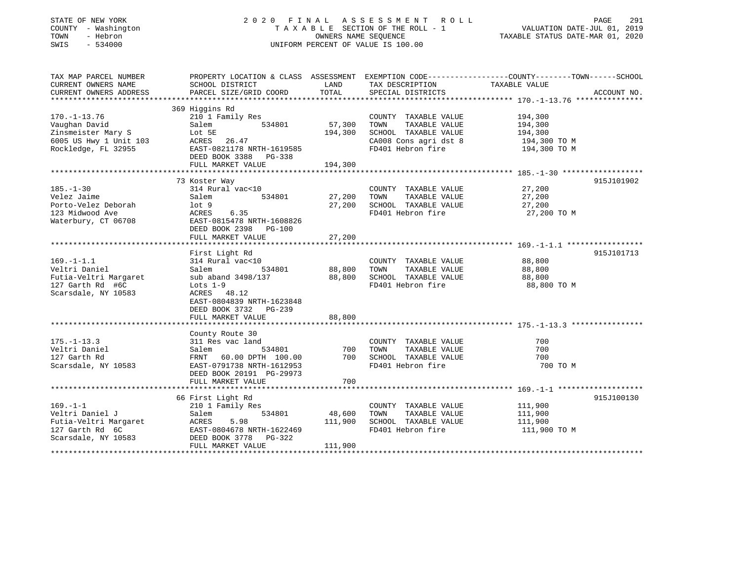STATE OF NEW YORK
COUNTY - Washington
TOWN - Hebron
SWIS - 534000

2020 FINAL ASSESSMENT ROLL
TAXABLE SECTION OF THE ROLL - 1
OWNERS NAME SEQUENCE
UNIFORM PERCENT OF VALUE IS 100.00

VALUATION DATE-JUL 01, 2019
TAXABLE STATUS DATE-MAR 01, 2020

| TAX MAP PARCEL NUMBER / CURRENT OWNERS NAME / CURRENT OWNERS ADDRESS | PROPERTY LOCATION & CLASS / SCHOOL DISTRICT / PARCEL SIZE/GRID COORD | ASSESSMENT LAND | TOTAL | EXEMPTION CODE / TAX DESCRIPTION / SPECIAL DISTRICTS | TAXABLE VALUE (COUNTY / TOWN / SCHOOL) | ACCOUNT NO. |
|---|---|---|---|---|---|---|
| **170.-1-13.76** | 369 Higgins Rd | | | | | |
| 170.-1-13.76 | 210 1 Family Res | | | COUNTY TAXABLE VALUE | 194,300 | |
| Vaughan David | Salem 534801 | 57,300 | | TOWN TAXABLE VALUE | 194,300 | |
| Zinsmeister Mary S | Lot 5E | | 194,300 | SCHOOL TAXABLE VALUE | 194,300 | |
| 6005 US Hwy 1 Unit 103 | ACRES 26.47 | | | CA008 Cons agri dst 8 | 194,300 TO M | |
| Rockledge, FL 32955 | EAST-0821178 NRTH-1619585 | | | FD401 Hebron fire | 194,300 TO M | |
| | DEED BOOK 3388 PG-338 | | | | | |
| | FULL MARKET VALUE | | 194,300 | | | |
| **185.-1-30** | 73 Koster Way | | | | | 915J101902 |
| 185.-1-30 | 314 Rural vac<10 | | | COUNTY TAXABLE VALUE | 27,200 | |
| Velez Jaime | Salem 534801 | 27,200 | | TOWN TAXABLE VALUE | 27,200 | |
| Porto-Velez Deborah | lot 9 | | 27,200 | SCHOOL TAXABLE VALUE | 27,200 | |
| 123 Midwood Ave | ACRES 6.35 | | | FD401 Hebron fire | 27,200 TO M | |
| Waterbury, CT 06708 | EAST-0815478 NRTH-1608826 | | | | | |
| | DEED BOOK 2398 PG-100 | | | | | |
| | FULL MARKET VALUE | | 27,200 | | | |
| **169.-1-1.1** | First Light Rd | | | | | 915J101713 |
| 169.-1-1.1 | 314 Rural vac<10 | | | COUNTY TAXABLE VALUE | 88,800 | |
| Veltri Daniel | Salem 534801 | 88,800 | | TOWN TAXABLE VALUE | 88,800 | |
| Futia-Veltri Margaret | sub aband 3498/137 | | 88,800 | SCHOOL TAXABLE VALUE | 88,800 | |
| 127 Garth Rd #6C | Lots 1-9 | | | FD401 Hebron fire | 88,800 TO M | |
| Scarsdale, NY 10583 | ACRES 48.12 | | | | | |
| | EAST-0804839 NRTH-1623848 | | | | | |
| | DEED BOOK 3732 PG-239 | | | | | |
| | FULL MARKET VALUE | | 88,800 | | | |
| **175.-1-13.3** | County Route 30 | | | | | |
| 175.-1-13.3 | 311 Res vac land | | | COUNTY TAXABLE VALUE | 700 | |
| Veltri Daniel | Salem 534801 | 700 | | TOWN TAXABLE VALUE | 700 | |
| 127 Garth Rd | FRNT 60.00 DPTH 100.00 | | 700 | SCHOOL TAXABLE VALUE | 700 | |
| Scarsdale, NY 10583 | EAST-0791738 NRTH-1612953 | | | FD401 Hebron fire | 700 TO M | |
| | DEED BOOK 20191 PG-29973 | | | | | |
| | FULL MARKET VALUE | | 700 | | | |
| **169.-1-1** | 66 First Light Rd | | | | | 915J100130 |
| 169.-1-1 | 210 1 Family Res | | | COUNTY TAXABLE VALUE | 111,900 | |
| Veltri Daniel J | Salem 534801 | 48,600 | | TOWN TAXABLE VALUE | 111,900 | |
| Futia-Veltri Margaret | ACRES 5.98 | | 111,900 | SCHOOL TAXABLE VALUE | 111,900 | |
| 127 Garth Rd 6C | EAST-0804678 NRTH-1622469 | | | FD401 Hebron fire | 111,900 TO M | |
| Scarsdale, NY 10583 | DEED BOOK 3778 PG-322 | | | | | |
| | FULL MARKET VALUE | | 111,900 | | | |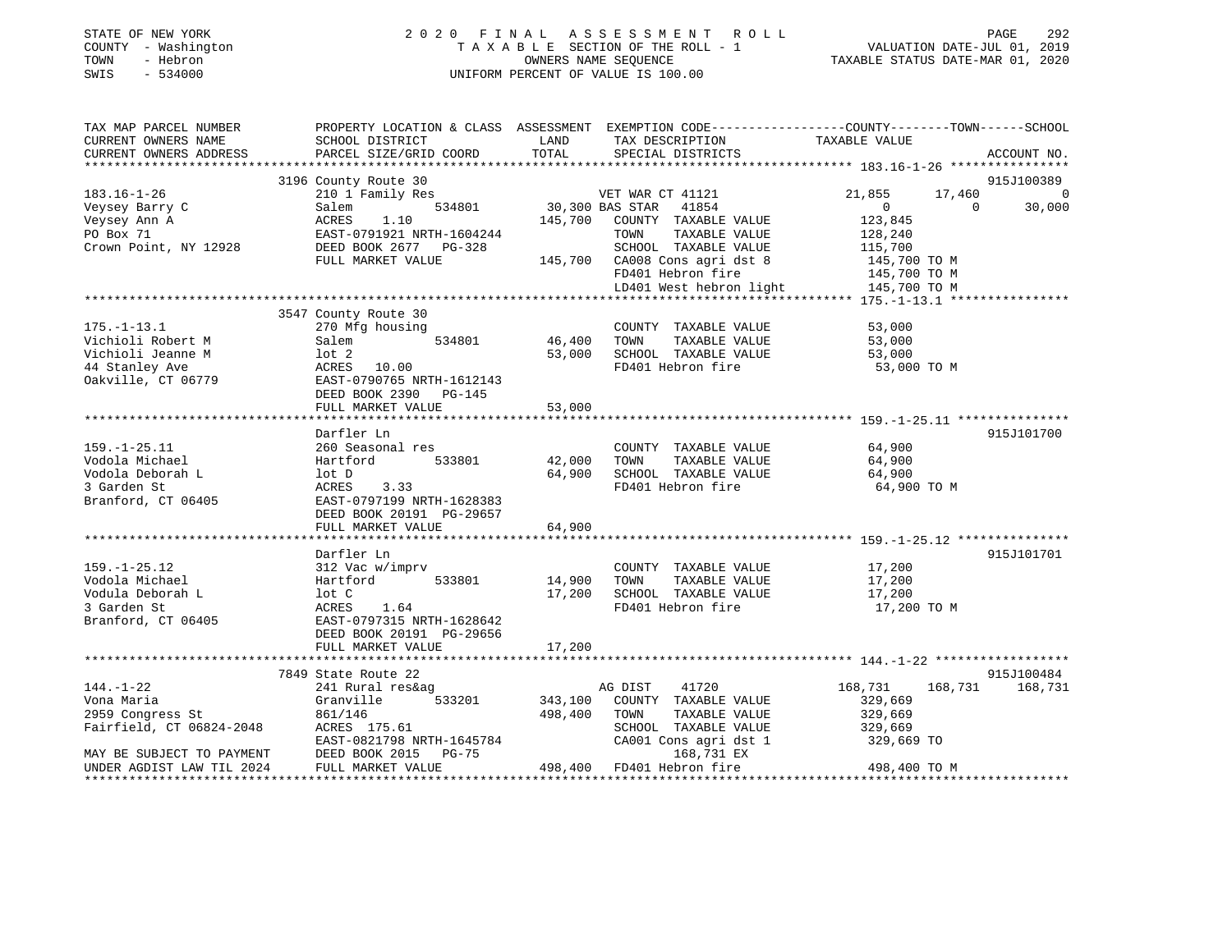STATE OF NEW YORK
COUNTY - Washington
TOWN - Hebron
SWIS - 534000

2020 FINAL ASSESSMENT ROLL
TAXABLE SECTION OF THE ROLL - 1
OWNERS NAME SEQUENCE
UNIFORM PERCENT OF VALUE IS 100.00

VALUATION DATE-JUL 01, 2019
TAXABLE STATUS DATE-MAR 01, 2020

```
TAX MAP PARCEL NUMBER          PROPERTY LOCATION & CLASS  ASSESSMENT  EXEMPTION CODE-----------------COUNTY--------TOWN------SCHOOL
CURRENT OWNERS NAME            SCHOOL DISTRICT              LAND      TAX DESCRIPTION              TAXABLE VALUE
CURRENT OWNERS ADDRESS         PARCEL SIZE/GRID COORD       TOTAL     SPECIAL DISTRICTS                                        ACCOUNT NO.
******************************************************************************************************* 183.16-1-26 ****************
                               3196 County Route 30                                                                           915J100389
183.16-1-26                    210 1 Family Res                       VET WAR CT 41121            21,855        17,460             0
Veysey Barry C                 Salem          534801       30,300 BAS STAR   41854                0             0          30,000
Veysey Ann A                   ACRES    1.10              145,700   COUNTY  TAXABLE VALUE         123,845
PO Box 71                      EAST-0791921 NRTH-1604244            TOWN    TAXABLE VALUE         128,240
Crown Point, NY 12928          DEED BOOK 2677   PG-328              SCHOOL  TAXABLE VALUE         115,700
                               FULL MARKET VALUE          145,700   CA008 Cons agri dst 8          145,700 TO M
                                                                    FD401 Hebron fire              145,700 TO M
                                                                    LD401 West hebron light        145,700 TO M
******************************************************************************************************* 175.-1-13.1 ****************
                               3547 County Route 30
175.-1-13.1                    270 Mfg housing                        COUNTY  TAXABLE VALUE          53,000
Vichioli Robert M              Salem          534801       46,400   TOWN    TAXABLE VALUE          53,000
Vichioli Jeanne M              lot 2                       53,000   SCHOOL  TAXABLE VALUE          53,000
44 Stanley Ave                 ACRES   10.00                        FD401 Hebron fire               53,000 TO M
Oakville, CT 06779             EAST-0790765 NRTH-1612143
                               DEED BOOK 2390   PG-145
                               FULL MARKET VALUE           53,000
******************************************************************************************************* 159.-1-25.11 ***************
                               Darfler Ln                                                                                     915J101700
159.-1-25.11                   260 Seasonal res                       COUNTY  TAXABLE VALUE          64,900
Vodola Michael                 Hartford       533801       42,000   TOWN    TAXABLE VALUE          64,900
Vodola Deborah L               lot D                       64,900   SCHOOL  TAXABLE VALUE          64,900
3 Garden St                    ACRES    3.33                        FD401 Hebron fire               64,900 TO M
Branford, CT 06405             EAST-0797199 NRTH-1628383
                               DEED BOOK 20191  PG-29657
                               FULL MARKET VALUE           64,900
******************************************************************************************************* 159.-1-25.12 ***************
                               Darfler Ln                                                                                     915J101701
159.-1-25.12                   312 Vac w/imprv                        COUNTY  TAXABLE VALUE          17,200
Vodola Michael                 Hartford       533801       14,900   TOWN    TAXABLE VALUE          17,200
Vodula Deborah L               lot C                       17,200   SCHOOL  TAXABLE VALUE          17,200
3 Garden St                    ACRES    1.64                        FD401 Hebron fire               17,200 TO M
Branford, CT 06405             EAST-0797315 NRTH-1628642
                               DEED BOOK 20191  PG-29656
                               FULL MARKET VALUE           17,200
******************************************************************************************************* 144.-1-22 ******************
                               7849 State Route 22                                                                            915J100484
144.-1-22                      241 Rural res&ag                       AG DIST     41720          168,731       168,731       168,731
Vona Maria                     Granville      533201      343,100   COUNTY  TAXABLE VALUE         329,669
2959 Congress St               861/146                    498,400   TOWN    TAXABLE VALUE         329,669
Fairfield, CT 06824-2048       ACRES  175.61                        SCHOOL  TAXABLE VALUE         329,669
                               EAST-0821798 NRTH-1645784            CA001 Cons agri dst 1          329,669 TO
MAY BE SUBJECT TO PAYMENT      DEED BOOK 2015   PG-75                     168,731 EX
UNDER AGDIST LAW TIL 2024      FULL MARKET VALUE          498,400   FD401 Hebron fire              498,400 TO M
************************************************************************************************************************************
```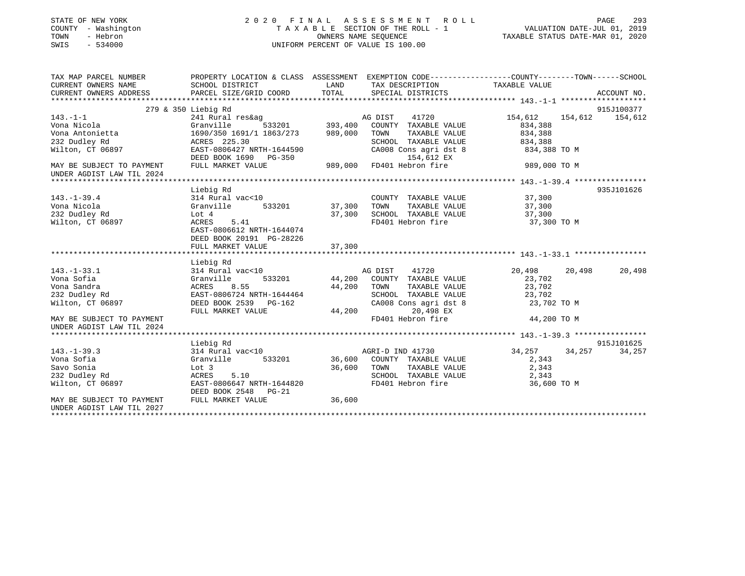STATE OF NEW YORK
COUNTY - Washington
TOWN - Hebron
SWIS - 534000

# 2020 FINAL ASSESSMENT ROLL

TAXABLE SECTION OF THE ROLL - 1
OWNERS NAME SEQUENCE
UNIFORM PERCENT OF VALUE IS 100.00

VALUATION DATE-JUL 01, 2019
TAXABLE STATUS DATE-MAR 01, 2020

```
TAX MAP PARCEL NUMBER          PROPERTY LOCATION & CLASS  ASSESSMENT  EXEMPTION CODE-----------------COUNTY--------TOWN------SCHOOL
CURRENT OWNERS NAME            SCHOOL DISTRICT               LAND      TAX DESCRIPTION            TAXABLE VALUE
CURRENT OWNERS ADDRESS         PARCEL SIZE/GRID COORD        TOTAL     SPECIAL DISTRICTS                                    ACCOUNT NO.
*********************************************************************************************** 143.-1-1 *******************
         279 & 350 Liebig Rd                                                                                     915J100377
143.-1-1                       241 Rural res&ag                    AG DIST    41720             154,612    154,612    154,612
Vona Nicola                    Granville      533201     393,400   COUNTY  TAXABLE VALUE          834,388
Vona Antonietta                1690/350 1691/1 1863/273  989,000   TOWN    TAXABLE VALUE          834,388
232 Dudley Rd                  ACRES 225.30                        SCHOOL  TAXABLE VALUE          834,388
Wilton, CT 06897               EAST-0806427 NRTH-1644590           CA008 Cons agri dst 8         834,388 TO M
                               DEED BOOK 1690   PG-350                   154,612 EX
MAY BE SUBJECT TO PAYMENT      FULL MARKET VALUE           989,000  FD401 Hebron fire             989,000 TO M
UNDER AGDIST LAW TIL 2024
*********************************************************************************************** 143.-1-39.4 ****************
         Liebig Rd                                                                                               935J101626
143.-1-39.4                    314 Rural vac<10                    COUNTY  TAXABLE VALUE           37,300
Vona Nicola                    Granville      533201      37,300   TOWN    TAXABLE VALUE           37,300
232 Dudley Rd                  Lot 4                      37,300   SCHOOL  TAXABLE VALUE           37,300
Wilton, CT 06897               ACRES     5.41                      FD401 Hebron fire               37,300 TO M
                               EAST-0806612 NRTH-1644074
                               DEED BOOK 20191  PG-28226
                               FULL MARKET VALUE           37,300
*********************************************************************************************** 143.-1-33.1 ****************
         Liebig Rd
143.-1-33.1                    314 Rural vac<10                    AG DIST    41720              20,498     20,498     20,498
Vona Sofia                     Granville      533201      44,200   COUNTY  TAXABLE VALUE           23,702
Vona Sandra                    ACRES     8.55             44,200   TOWN    TAXABLE VALUE           23,702
232 Dudley Rd                  EAST-0806724 NRTH-1644464           SCHOOL  TAXABLE VALUE           23,702
Wilton, CT 06897               DEED BOOK 2539   PG-162             CA008 Cons agri dst 8           23,702 TO M
                               FULL MARKET VALUE           44,200         20,498 EX
MAY BE SUBJECT TO PAYMENT                                           FD401 Hebron fire               44,200 TO M
UNDER AGDIST LAW TIL 2024
*********************************************************************************************** 143.-1-39.3 ****************
         Liebig Rd                                                                                               915J101625
143.-1-39.3                    314 Rural vac<10                    AGRI-D IND 41730                  34,257     34,257     34,257
Vona Sofia                     Granville      533201      36,600   COUNTY  TAXABLE VALUE            2,343
Savo Sonia                     Lot 3                      36,600   TOWN    TAXABLE VALUE            2,343
232 Dudley Rd                  ACRES     5.10                      SCHOOL  TAXABLE VALUE            2,343
Wilton, CT 06897               EAST-0806647 NRTH-1644820           FD401 Hebron fire               36,600 TO M
                               DEED BOOK 2548   PG-21
MAY BE SUBJECT TO PAYMENT      FULL MARKET VALUE           36,600
UNDER AGDIST LAW TIL 2027
****************************************************************************************************************************
```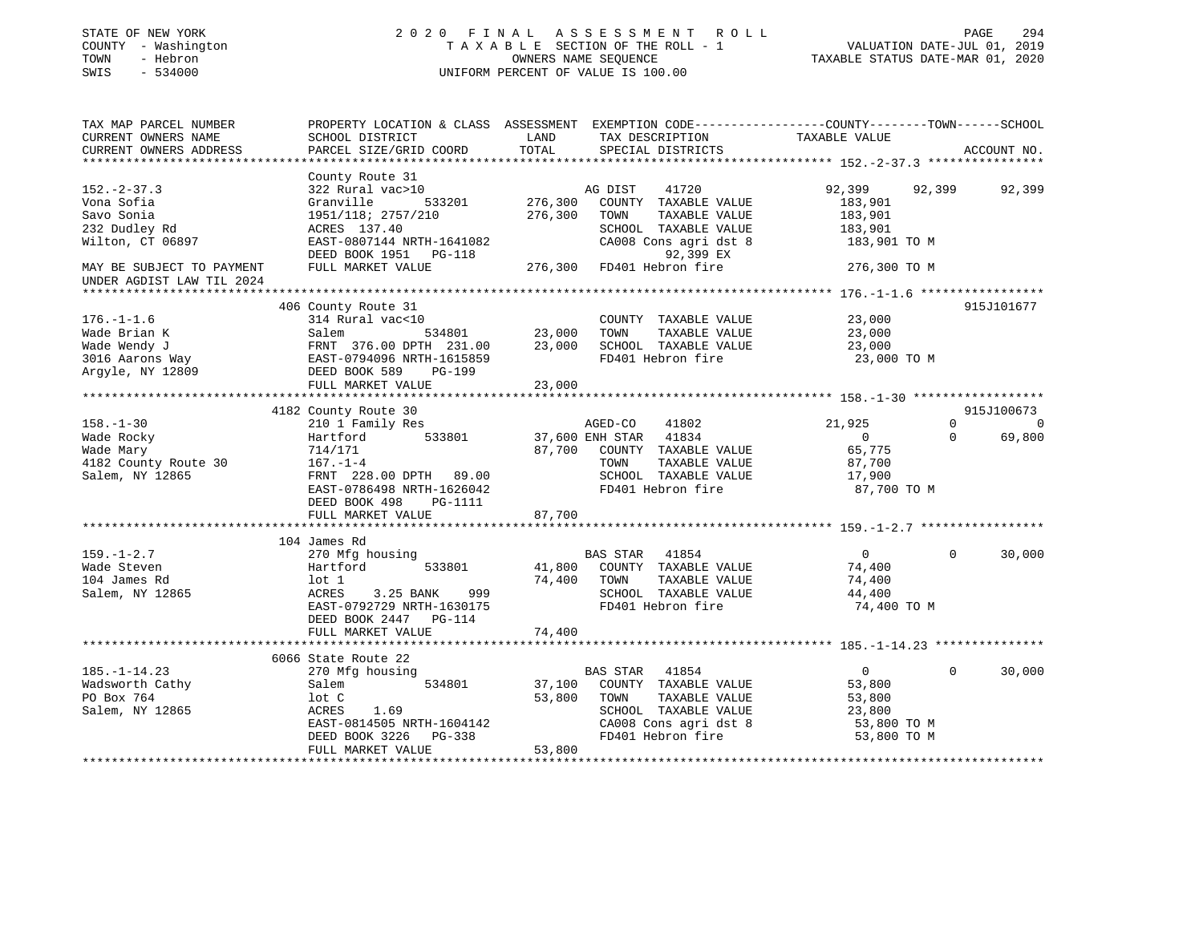STATE OF NEW YORK
COUNTY - Washington
TOWN - Hebron
SWIS - 534000

2020 FINAL ASSESSMENT ROLL
TAXABLE SECTION OF THE ROLL - 1
OWNERS NAME SEQUENCE
UNIFORM PERCENT OF VALUE IS 100.00

VALUATION DATE-JUL 01, 2019
TAXABLE STATUS DATE-MAR 01, 2020

```
TAX MAP PARCEL NUMBER          PROPERTY LOCATION & CLASS  ASSESSMENT  EXEMPTION CODE------------------COUNTY--------TOWN------SCHOOL
CURRENT OWNERS NAME            SCHOOL DISTRICT            LAND        TAX DESCRIPTION             TAXABLE VALUE
CURRENT OWNERS ADDRESS         PARCEL SIZE/GRID COORD     TOTAL       SPECIAL DISTRICTS                                      ACCOUNT NO.
******************************************************************************************************* 152.-2-37.3 ****************
                               County Route 31
152.-2-37.3                    322 Rural vac>10                       AG DIST    41720             92,399     92,399     92,399
Vona Sofia                     Granville       533201     276,300    COUNTY  TAXABLE VALUE         183,901
Savo Sonia                     1951/118; 2757/210         276,300    TOWN    TAXABLE VALUE         183,901
232 Dudley Rd                  ACRES 137.40                          SCHOOL  TAXABLE VALUE         183,901
Wilton, CT 06897               EAST-0807144 NRTH-1641082             CA008 Cons agri dst 8         183,901 TO M
                               DEED BOOK 1951   PG-118                      92,399 EX
MAY BE SUBJECT TO PAYMENT      FULL MARKET VALUE          276,300    FD401 Hebron fire             276,300 TO M
UNDER AGDIST LAW TIL 2024
******************************************************************************************************* 176.-1-1.6 *****************
                               406 County Route 31                                                                   915J101677
176.-1-1.6                     314 Rural vac<10                      COUNTY  TAXABLE VALUE          23,000
Wade Brian K                   Salem           534801      23,000    TOWN    TAXABLE VALUE          23,000
Wade Wendy J                   FRNT 376.00 DPTH 231.00     23,000    SCHOOL  TAXABLE VALUE          23,000
3016 Aarons Way                EAST-0794096 NRTH-1615859             FD401 Hebron fire              23,000 TO M
Argyle, NY 12809               DEED BOOK 589    PG-199
                               FULL MARKET VALUE           23,000
******************************************************************************************************* 158.-1-30 ******************
                               4182 County Route 30                                                                  915J100673
158.-1-30                      210 1 Family Res                       AGED-CO    41802              21,925          0          0
Wade Rocky                     Hartford        533801      37,600 ENH STAR   41834                   0          0     69,800
Wade Mary                      714/171                     87,700    COUNTY  TAXABLE VALUE          65,775
4182 County Route 30           167.-1-4                              TOWN    TAXABLE VALUE          87,700
Salem, NY 12865                FRNT 228.00 DPTH  89.00               SCHOOL  TAXABLE VALUE          17,900
                               EAST-0786498 NRTH-1626042             FD401 Hebron fire              87,700 TO M
                               DEED BOOK 498    PG-1111
                               FULL MARKET VALUE           87,700
******************************************************************************************************* 159.-1-2.7 *****************
                               104 James Rd
159.-1-2.7                     270 Mfg housing                        BAS STAR   41854                   0          0     30,000
Wade Steven                    Hartford        533801      41,800    COUNTY  TAXABLE VALUE          74,400
104 James Rd                   lot 1                       74,400    TOWN    TAXABLE VALUE          74,400
Salem, NY 12865                ACRES    3.25 BANK    999             SCHOOL  TAXABLE VALUE          44,400
                               EAST-0792729 NRTH-1630175             FD401 Hebron fire              74,400 TO M
                               DEED BOOK 2447   PG-114
                               FULL MARKET VALUE           74,400
******************************************************************************************************* 185.-1-14.23 ***************
                               6066 State Route 22
185.-1-14.23                   270 Mfg housing                        BAS STAR   41854                   0          0     30,000
Wadsworth Cathy                Salem           534801      37,100    COUNTY  TAXABLE VALUE          53,800
PO Box 764                     lot C                       53,800    TOWN    TAXABLE VALUE          53,800
Salem, NY 12865                ACRES    1.69                         SCHOOL  TAXABLE VALUE          23,800
                               EAST-0814505 NRTH-1604142             CA008 Cons agri dst 8          53,800 TO M
                               DEED BOOK 3226   PG-338               FD401 Hebron fire              53,800 TO M
                               FULL MARKET VALUE           53,800
************************************************************************************************************************************
```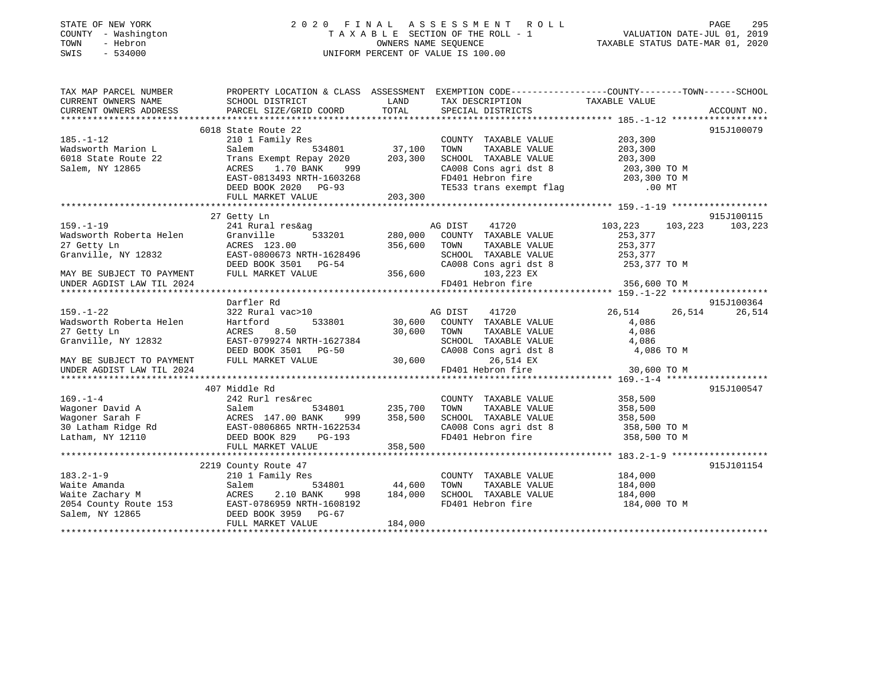STATE OF NEW YORK
COUNTY - Washington
TOWN - Hebron
SWIS - 534000

# 2020 FINAL ASSESSMENT ROLL
TAXABLE SECTION OF THE ROLL - 1
OWNERS NAME SEQUENCE
UNIFORM PERCENT OF VALUE IS 100.00

VALUATION DATE-JUL 01, 2019
TAXABLE STATUS DATE-MAR 01, 2020

```
TAX MAP PARCEL NUMBER          PROPERTY LOCATION & CLASS  ASSESSMENT  EXEMPTION CODE-----------------COUNTY--------TOWN------SCHOOL
CURRENT OWNERS NAME            SCHOOL DISTRICT              LAND      TAX DESCRIPTION             TAXABLE VALUE
CURRENT OWNERS ADDRESS         PARCEL SIZE/GRID COORD       TOTAL     SPECIAL DISTRICTS                                   ACCOUNT NO.
******************************************************************************************************* 185.-1-12 ******************
                    6018 State Route 22                                                                                915J100079
185.-1-12                      210 1 Family Res                      COUNTY  TAXABLE VALUE           203,300
Wadsworth Marion L             Salem          534801        37,100   TOWN    TAXABLE VALUE           203,300
6018 State Route 22            Trans Exempt Repay 2020     203,300   SCHOOL  TAXABLE VALUE           203,300
Salem, NY 12865                ACRES    1.70 BANK    999             CA008 Cons agri dst 8           203,300 TO M
                               EAST-0813493 NRTH-1603268             FD401 Hebron fire               203,300 TO M
                               DEED BOOK 2020   PG-93                TE533 trans exempt flag             .00 MT
                               FULL MARKET VALUE           203,300
******************************************************************************************************* 159.-1-19 ******************
                    27 Getty Ln                                                                                        915J100115
159.-1-19                      241 Rural res&ag                AG DIST     41720            103,223    103,223    103,223
Wadsworth Roberta Helen        Granville      533201       280,000   COUNTY  TAXABLE VALUE           253,377
27 Getty Ln                    ACRES  123.00               356,600   TOWN    TAXABLE VALUE           253,377
Granville, NY 12832            EAST-0800673 NRTH-1628496             SCHOOL  TAXABLE VALUE           253,377
                               DEED BOOK 3501   PG-54                CA008 Cons agri dst 8           253,377 TO M
MAY BE SUBJECT TO PAYMENT      FULL MARKET VALUE           356,600        103,223 EX
UNDER AGDIST LAW TIL 2024                                            FD401 Hebron fire               356,600 TO M
******************************************************************************************************* 159.-1-22 ******************
                    Darfler Rd                                                                                         915J100364
159.-1-22                      322 Rural vac>10                AG DIST     41720             26,514     26,514     26,514
Wadsworth Roberta Helen        Hartford       533801        30,600   COUNTY  TAXABLE VALUE             4,086
27 Getty Ln                    ACRES    8.50                30,600   TOWN    TAXABLE VALUE             4,086
Granville, NY 12832            EAST-0799274 NRTH-1627384             SCHOOL  TAXABLE VALUE             4,086
                               DEED BOOK 3501   PG-50                CA008 Cons agri dst 8             4,086 TO M
MAY BE SUBJECT TO PAYMENT      FULL MARKET VALUE            30,600         26,514 EX
UNDER AGDIST LAW TIL 2024                                            FD401 Hebron fire                30,600 TO M
******************************************************************************************************* 169.-1-4 *******************
                    407 Middle Rd                                                                                      915J100547
169.-1-4                       242 Rurl res&rec                      COUNTY  TAXABLE VALUE           358,500
Wagoner David A                Salem          534801       235,700   TOWN    TAXABLE VALUE           358,500
Wagoner Sarah F                ACRES  147.00 BANK    999   358,500   SCHOOL  TAXABLE VALUE           358,500
30 Latham Ridge Rd             EAST-0806865 NRTH-1622534             CA008 Cons agri dst 8           358,500 TO M
Latham, NY 12110               DEED BOOK 829    PG-193               FD401 Hebron fire               358,500 TO M
                               FULL MARKET VALUE           358,500
******************************************************************************************************* 183.2-1-9 ******************
                    2219 County Route 47                                                                               915J101154
183.2-1-9                      210 1 Family Res                      COUNTY  TAXABLE VALUE           184,000
Waite Amanda                   Salem          534801        44,600   TOWN    TAXABLE VALUE           184,000
Waite Zachary M                ACRES    2.10 BANK    998   184,000   SCHOOL  TAXABLE VALUE           184,000
2054 County Route 153          EAST-0786959 NRTH-1608192             FD401 Hebron fire               184,000 TO M
Salem, NY 12865                DEED BOOK 3959   PG-67
                               FULL MARKET VALUE           184,000
************************************************************************************************************************************
```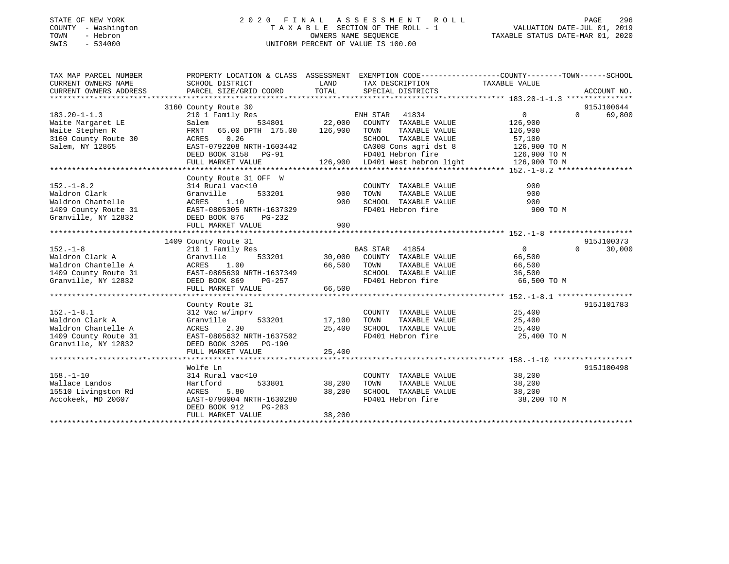STATE OF NEW YORK
COUNTY - Washington
TOWN - Hebron
SWIS - 534000

# 2020 FINAL ASSESSMENT ROLL

TAXABLE SECTION OF THE ROLL - 1
OWNERS NAME SEQUENCE
UNIFORM PERCENT OF VALUE IS 100.00

VALUATION DATE-JUL 01, 2019
TAXABLE STATUS DATE-MAR 01, 2020

```
TAX MAP PARCEL NUMBER          PROPERTY LOCATION & CLASS  ASSESSMENT  EXEMPTION CODE-----------------COUNTY--------TOWN------SCHOOL
CURRENT OWNERS NAME            SCHOOL DISTRICT             LAND       TAX DESCRIPTION            TAXABLE VALUE
CURRENT OWNERS ADDRESS         PARCEL SIZE/GRID COORD      TOTAL      SPECIAL DISTRICTS                                      ACCOUNT NO.
******************************************************************************************************* 183.20-1-1.3 ***************
                               3160 County Route 30                                                                          915J100644
183.20-1-1.3                   210 1 Family Res                       ENH STAR  41834              0             0        69,800
Waite Margaret LE              Salem        534801         22,000     COUNTY  TAXABLE VALUE        126,900
Waite Stephen R                FRNT  65.00 DPTH 175.00     126,900    TOWN    TAXABLE VALUE        126,900
3160 County Route 30           ACRES    0.26                          SCHOOL  TAXABLE VALUE        57,100
Salem, NY 12865                EAST-0792208 NRTH-1603442              CA008 Cons agri dst 8        126,900 TO M
                               DEED BOOK 3158   PG-91                 FD401 Hebron fire            126,900 TO M
                               FULL MARKET VALUE           126,900    LD401 West hebron light      126,900 TO M
******************************************************************************************************* 152.-1-8.2 *****************
                               County Route 31 OFF  W
152.-1-8.2                     314 Rural vac<10                       COUNTY  TAXABLE VALUE        900
Waldron Clark                  Granville    533201            900     TOWN    TAXABLE VALUE        900
Waldron Chantelle              ACRES    1.10                  900     SCHOOL  TAXABLE VALUE        900
1409 County Route 31           EAST-0805305 NRTH-1637329              FD401 Hebron fire            900 TO M
Granville, NY 12832            DEED BOOK 876    PG-232
                               FULL MARKET VALUE              900
******************************************************************************************************* 152.-1-8 *******************
                               1409 County Route 31                                                                          915J100373
152.-1-8                       210 1 Family Res                       BAS STAR  41854              0             0        30,000
Waldron Clark A                Granville    533201         30,000     COUNTY  TAXABLE VALUE        66,500
Waldron Chantelle A            ACRES    1.00               66,500     TOWN    TAXABLE VALUE        66,500
1409 County Route 31           EAST-0805639 NRTH-1637349              SCHOOL  TAXABLE VALUE        36,500
Granville, NY 12832            DEED BOOK 869    PG-257                FD401 Hebron fire            66,500 TO M
                               FULL MARKET VALUE           66,500
******************************************************************************************************* 152.-1-8.1 *****************
                               County Route 31                                                                               915J101783
152.-1-8.1                     312 Vac w/imprv                        COUNTY  TAXABLE VALUE        25,400
Waldron Clark A                Granville    533201         17,100     TOWN    TAXABLE VALUE        25,400
Waldron Chantelle A            ACRES    2.30               25,400     SCHOOL  TAXABLE VALUE        25,400
1409 County Route 31           EAST-0805632 NRTH-1637502              FD401 Hebron fire            25,400 TO M
Granville, NY 12832            DEED BOOK 3205   PG-190
                               FULL MARKET VALUE           25,400
******************************************************************************************************* 158.-1-10 ******************
                               Wolfe Ln                                                                                      915J100498
158.-1-10                      314 Rural vac<10                       COUNTY  TAXABLE VALUE        38,200
Wallace Landos                 Hartford     533801         38,200     TOWN    TAXABLE VALUE        38,200
15510 Livingston Rd            ACRES    5.80               38,200     SCHOOL  TAXABLE VALUE        38,200
Accokeek, MD 20607             EAST-0790004 NRTH-1630280              FD401 Hebron fire            38,200 TO M
                               DEED BOOK 912    PG-283
                               FULL MARKET VALUE           38,200
************************************************************************************************************************************
```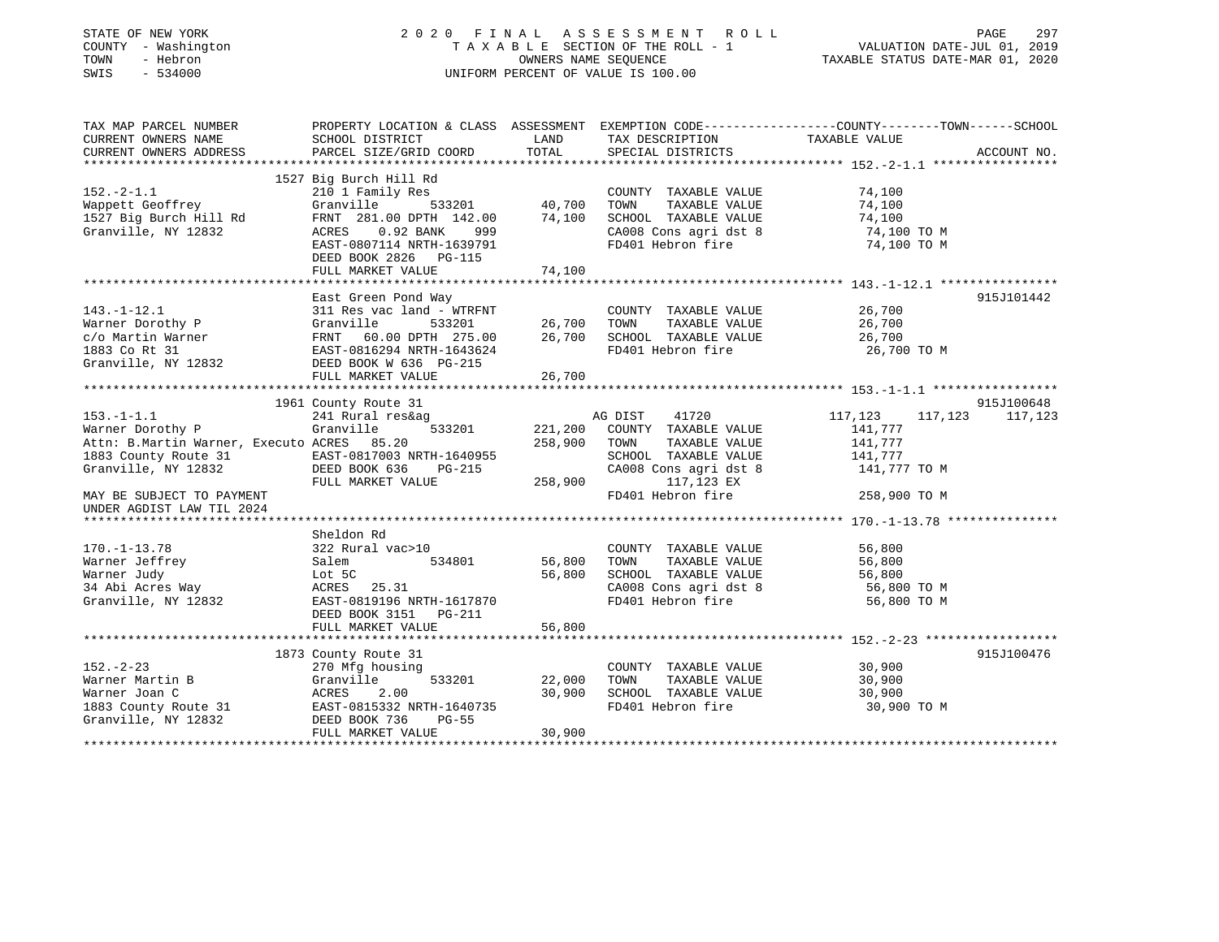STATE OF NEW YORK
COUNTY - Washington
TOWN - Hebron
SWIS - 534000

2020 FINAL ASSESSMENT ROLL
TAXABLE SECTION OF THE ROLL - 1
OWNERS NAME SEQUENCE
UNIFORM PERCENT OF VALUE IS 100.00

VALUATION DATE-JUL 01, 2019
TAXABLE STATUS DATE-MAR 01, 2020

| TAX MAP PARCEL NUMBER / CURRENT OWNERS NAME / CURRENT OWNERS ADDRESS | PROPERTY LOCATION & CLASS / SCHOOL DISTRICT / PARCEL SIZE/GRID COORD | ASSESSMENT LAND / TOTAL | EXEMPTION CODE / TAX DESCRIPTION / SPECIAL DISTRICTS | COUNTY / TOWN / SCHOOL TAXABLE VALUE | ACCOUNT NO. |
|---|---|---|---|---|---|
| **152.-2-1.1** | 1527 Big Burch Hill Rd | | | | |
| 152.-2-1.1 | 210 1 Family Res | | COUNTY TAXABLE VALUE | 74,100 | |
| Wappett Geoffrey | Granville 533201 | 40,700 | TOWN TAXABLE VALUE | 74,100 | |
| 1527 Big Burch Hill Rd | FRNT 281.00 DPTH 142.00 | 74,100 | SCHOOL TAXABLE VALUE | 74,100 | |
| Granville, NY 12832 | ACRES 0.92 BANK 999 | | CA008 Cons agri dst 8 | 74,100 TO M | |
| | EAST-0807114 NRTH-1639791 | | FD401 Hebron fire | 74,100 TO M | |
| | DEED BOOK 2826 PG-115 | | | | |
| | FULL MARKET VALUE | 74,100 | | | |
| **143.-1-12.1** | East Green Pond Way | | | | 915J101442 |
| 143.-1-12.1 | 311 Res vac land - WTRFNT | | COUNTY TAXABLE VALUE | 26,700 | |
| Warner Dorothy P | Granville 533201 | 26,700 | TOWN TAXABLE VALUE | 26,700 | |
| c/o Martin Warner | FRNT 60.00 DPTH 275.00 | 26,700 | SCHOOL TAXABLE VALUE | 26,700 | |
| 1883 Co Rt 31 | EAST-0816294 NRTH-1643624 | | FD401 Hebron fire | 26,700 TO M | |
| Granville, NY 12832 | DEED BOOK W 636 PG-215 | | | | |
| | FULL MARKET VALUE | 26,700 | | | |
| **153.-1-1.1** | 1961 County Route 31 | | | | 915J100648 |
| 153.-1-1.1 | 241 Rural res&ag | | AG DIST 41720 | 117,123 117,123 117,123 | |
| Warner Dorothy P | Granville 533201 | 221,200 | COUNTY TAXABLE VALUE | 141,777 | |
| Attn: B.Martin Warner, Executo | ACRES 85.20 | 258,900 | TOWN TAXABLE VALUE | 141,777 | |
| 1883 County Route 31 | EAST-0817003 NRTH-1640955 | | SCHOOL TAXABLE VALUE | 141,777 | |
| Granville, NY 12832 | DEED BOOK 636 PG-215 | | CA008 Cons agri dst 8 | 141,777 TO M | |
| | FULL MARKET VALUE | 258,900 | 117,123 EX | | |
| MAY BE SUBJECT TO PAYMENT UNDER AGDIST LAW TIL 2024 | | | FD401 Hebron fire | 258,900 TO M | |
| **170.-1-13.78** | Sheldon Rd | | | | |
| 170.-1-13.78 | 322 Rural vac>10 | | COUNTY TAXABLE VALUE | 56,800 | |
| Warner Jeffrey | Salem 534801 | 56,800 | TOWN TAXABLE VALUE | 56,800 | |
| Warner Judy | Lot 5C | 56,800 | SCHOOL TAXABLE VALUE | 56,800 | |
| 34 Abi Acres Way | ACRES 25.31 | | CA008 Cons agri dst 8 | 56,800 TO M | |
| Granville, NY 12832 | EAST-0819196 NRTH-1617870 | | FD401 Hebron fire | 56,800 TO M | |
| | DEED BOOK 3151 PG-211 | | | | |
| | FULL MARKET VALUE | 56,800 | | | |
| **152.-2-23** | 1873 County Route 31 | | | | 915J100476 |
| 152.-2-23 | 270 Mfg housing | | COUNTY TAXABLE VALUE | 30,900 | |
| Warner Martin B | Granville 533201 | 22,000 | TOWN TAXABLE VALUE | 30,900 | |
| Warner Joan C | ACRES 2.00 | 30,900 | SCHOOL TAXABLE VALUE | 30,900 | |
| 1883 County Route 31 | EAST-0815332 NRTH-1640735 | | FD401 Hebron fire | 30,900 TO M | |
| Granville, NY 12832 | DEED BOOK 736 PG-55 | | | | |
| | FULL MARKET VALUE | 30,900 | | | |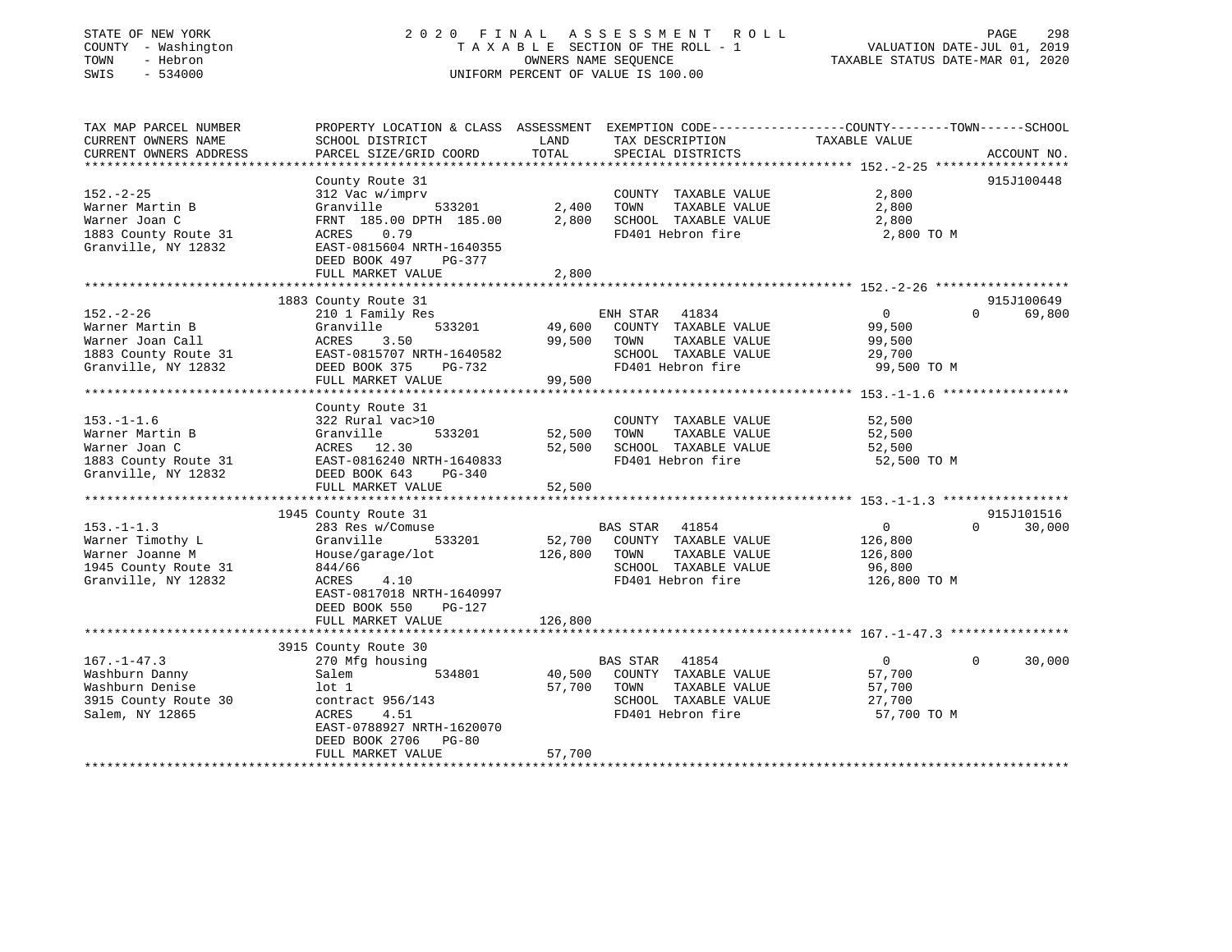STATE OF NEW YORK
COUNTY - Washington
TOWN - Hebron
SWIS - 534000

2020 FINAL ASSESSMENT ROLL
TAXABLE SECTION OF THE ROLL - 1
OWNERS NAME SEQUENCE
UNIFORM PERCENT OF VALUE IS 100.00

VALUATION DATE-JUL 01, 2019
TAXABLE STATUS DATE-MAR 01, 2020

| TAX MAP PARCEL NUMBER / CURRENT OWNERS NAME / CURRENT OWNERS ADDRESS | PROPERTY LOCATION & CLASS / SCHOOL DISTRICT / PARCEL SIZE/GRID COORD | ASSESSMENT LAND | TOTAL | EXEMPTION CODE / TAX DESCRIPTION / SPECIAL DISTRICTS | COUNTY TAXABLE VALUE | TOWN | SCHOOL | ACCOUNT NO. |
|---|---|---|---|---|---|---|---|---|
| **152.-2-25** | County Route 31 | | | | | | | 915J100448 |
| Warner Martin B | 312 Vac w/imprv | | | COUNTY TAXABLE VALUE | 2,800 | | | |
| Warner Joan C | Granville 533201 | 2,400 | | TOWN TAXABLE VALUE | 2,800 | | | |
| 1883 County Route 31 | FRNT 185.00 DPTH 185.00 | | 2,800 | SCHOOL TAXABLE VALUE | 2,800 | | | |
| Granville, NY 12832 | ACRES 0.79 | | | FD401 Hebron fire | 2,800 TO M | | | |
| | EAST-0815604 NRTH-1640355 | | | | | | | |
| | DEED BOOK 497 PG-377 | | | | | | | |
| | FULL MARKET VALUE | | 2,800 | | | | | |
| **152.-2-26** | 1883 County Route 31 | | | | | | | 915J100649 |
| Warner Martin B | 210 1 Family Res | | | ENH STAR 41834 | 0 | 0 | 69,800 | |
| Warner Joan Call | Granville 533201 | 49,600 | | COUNTY TAXABLE VALUE | 99,500 | | | |
| 1883 County Route 31 | ACRES 3.50 | | 99,500 | TOWN TAXABLE VALUE | 99,500 | | | |
| Granville, NY 12832 | EAST-0815707 NRTH-1640582 | | | SCHOOL TAXABLE VALUE | 29,700 | | | |
| | DEED BOOK 375 PG-732 | | | FD401 Hebron fire | 99,500 TO M | | | |
| | FULL MARKET VALUE | | 99,500 | | | | | |
| **153.-1-1.6** | County Route 31 | | | | | | | |
| Warner Martin B | 322 Rural vac>10 | | | COUNTY TAXABLE VALUE | 52,500 | | | |
| Warner Joan C | Granville 533201 | 52,500 | | TOWN TAXABLE VALUE | 52,500 | | | |
| 1883 County Route 31 | ACRES 12.30 | | 52,500 | SCHOOL TAXABLE VALUE | 52,500 | | | |
| Granville, NY 12832 | EAST-0816240 NRTH-1640833 | | | FD401 Hebron fire | 52,500 TO M | | | |
| | DEED BOOK 643 PG-340 | | | | | | | |
| | FULL MARKET VALUE | | 52,500 | | | | | |
| **153.-1-1.3** | 1945 County Route 31 | | | | | | | 915J101516 |
| Warner Timothy L | 283 Res w/Comuse | | | BAS STAR 41854 | 0 | 0 | 30,000 | |
| Warner Joanne M | Granville 533201 | 52,700 | | COUNTY TAXABLE VALUE | 126,800 | | | |
| 1945 County Route 31 | House/garage/lot | | 126,800 | TOWN TAXABLE VALUE | 126,800 | | | |
| Granville, NY 12832 | 844/66 | | | SCHOOL TAXABLE VALUE | 96,800 | | | |
| | ACRES 4.10 | | | FD401 Hebron fire | 126,800 TO M | | | |
| | EAST-0817018 NRTH-1640997 | | | | | | | |
| | DEED BOOK 550 PG-127 | | | | | | | |
| | FULL MARKET VALUE | | 126,800 | | | | | |
| **167.-1-47.3** | 3915 County Route 30 | | | | | | | |
| Washburn Danny | 270 Mfg housing | | | BAS STAR 41854 | 0 | 0 | 30,000 | |
| Washburn Denise | Salem 534801 | 40,500 | | COUNTY TAXABLE VALUE | 57,700 | | | |
| 3915 County Route 30 | lot 1 | | 57,700 | TOWN TAXABLE VALUE | 57,700 | | | |
| Salem, NY 12865 | contract 956/143 | | | SCHOOL TAXABLE VALUE | 27,700 | | | |
| | ACRES 4.51 | | | FD401 Hebron fire | 57,700 TO M | | | |
| | EAST-0788927 NRTH-1620070 | | | | | | | |
| | DEED BOOK 2706 PG-80 | | | | | | | |
| | FULL MARKET VALUE | | 57,700 | | | | | |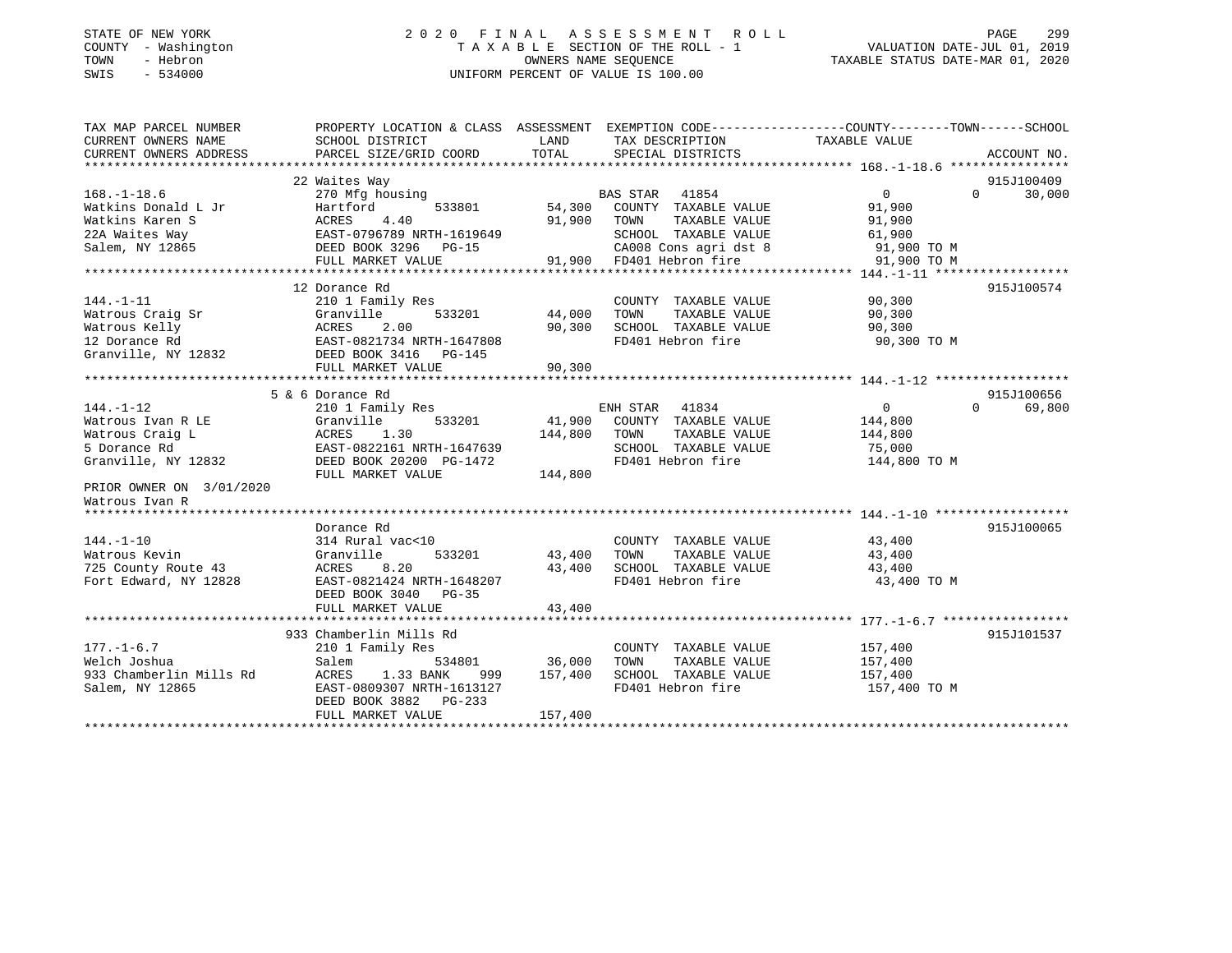STATE OF NEW YORK
COUNTY - Washington
TOWN - Hebron
SWIS - 534000

# 2020 FINAL ASSESSMENT ROLL
TAXABLE SECTION OF THE ROLL - 1
OWNERS NAME SEQUENCE
UNIFORM PERCENT OF VALUE IS 100.00

VALUATION DATE-JUL 01, 2019
TAXABLE STATUS DATE-MAR 01, 2020

| TAX MAP PARCEL NUMBER / CURRENT OWNERS NAME / CURRENT OWNERS ADDRESS | PROPERTY LOCATION & CLASS / SCHOOL DISTRICT / PARCEL SIZE/GRID COORD | ASSESSMENT LAND | TOTAL | EXEMPTION CODE / TAX DESCRIPTION / SPECIAL DISTRICTS | COUNTY TAXABLE VALUE | TOWN | SCHOOL | ACCOUNT NO. |
|---|---|---|---|---|---|---|---|---|
| 168.-1-18.6 | 22 Waites Way | | | | | | | 915J100409 |
| | 270 Mfg housing | | | BAS STAR 41854 | 0 | 0 | 30,000 | |
| Watkins Donald L Jr | Hartford 533801 | 54,300 | | COUNTY TAXABLE VALUE | 91,900 | | | |
| Watkins Karen S | ACRES 4.40 | | 91,900 | TOWN TAXABLE VALUE | 91,900 | | | |
| 22A Waites Way | EAST-0796789 NRTH-1619649 | | | SCHOOL TAXABLE VALUE | 61,900 | | | |
| Salem, NY 12865 | DEED BOOK 3296 PG-15 | | | CA008 Cons agri dst 8 | 91,900 TO M | | | |
| | FULL MARKET VALUE | | 91,900 | FD401 Hebron fire | 91,900 TO M | | | |
| 144.-1-11 | 12 Dorance Rd | | | | | | | 915J100574 |
| | 210 1 Family Res | | | COUNTY TAXABLE VALUE | 90,300 | | | |
| Watrous Craig Sr | Granville 533201 | 44,000 | | TOWN TAXABLE VALUE | 90,300 | | | |
| Watrous Kelly | ACRES 2.00 | | 90,300 | SCHOOL TAXABLE VALUE | 90,300 | | | |
| 12 Dorance Rd | EAST-0821734 NRTH-1647808 | | | FD401 Hebron fire | 90,300 TO M | | | |
| Granville, NY 12832 | DEED BOOK 3416 PG-145 | | | | | | | |
| | FULL MARKET VALUE | | 90,300 | | | | | |
| 144.-1-12 | 5 & 6 Dorance Rd | | | | | | | 915J100656 |
| | 210 1 Family Res | | | ENH STAR 41834 | 0 | 0 | 69,800 | |
| Watrous Ivan R LE | Granville 533201 | 41,900 | | COUNTY TAXABLE VALUE | 144,800 | | | |
| Watrous Craig L | ACRES 1.30 | | 144,800 | TOWN TAXABLE VALUE | 144,800 | | | |
| 5 Dorance Rd | EAST-0822161 NRTH-1647639 | | | SCHOOL TAXABLE VALUE | 75,000 | | | |
| Granville, NY 12832 | DEED BOOK 20200 PG-1472 | | | FD401 Hebron fire | 144,800 TO M | | | |
| | FULL MARKET VALUE | | 144,800 | | | | | |
| PRIOR OWNER ON 3/01/2020 | | | | | | | | |
| Watrous Ivan R | | | | | | | | |
| 144.-1-10 | Dorance Rd | | | | | | | 915J100065 |
| | 314 Rural vac<10 | | | COUNTY TAXABLE VALUE | 43,400 | | | |
| Watrous Kevin | Granville 533201 | 43,400 | | TOWN TAXABLE VALUE | 43,400 | | | |
| 725 County Route 43 | ACRES 8.20 | | 43,400 | SCHOOL TAXABLE VALUE | 43,400 | | | |
| Fort Edward, NY 12828 | EAST-0821424 NRTH-1648207 | | | FD401 Hebron fire | 43,400 TO M | | | |
| | DEED BOOK 3040 PG-35 | | | | | | | |
| | FULL MARKET VALUE | | 43,400 | | | | | |
| 177.-1-6.7 | 933 Chamberlin Mills Rd | | | | | | | 915J101537 |
| | 210 1 Family Res | | | COUNTY TAXABLE VALUE | 157,400 | | | |
| Welch Joshua | Salem 534801 | 36,000 | | TOWN TAXABLE VALUE | 157,400 | | | |
| 933 Chamberlin Mills Rd | ACRES 1.33 BANK 999 | | 157,400 | SCHOOL TAXABLE VALUE | 157,400 | | | |
| Salem, NY 12865 | EAST-0809307 NRTH-1613127 | | | FD401 Hebron fire | 157,400 TO M | | | |
| | DEED BOOK 3882 PG-233 | | | | | | | |
| | FULL MARKET VALUE | | 157,400 | | | | | |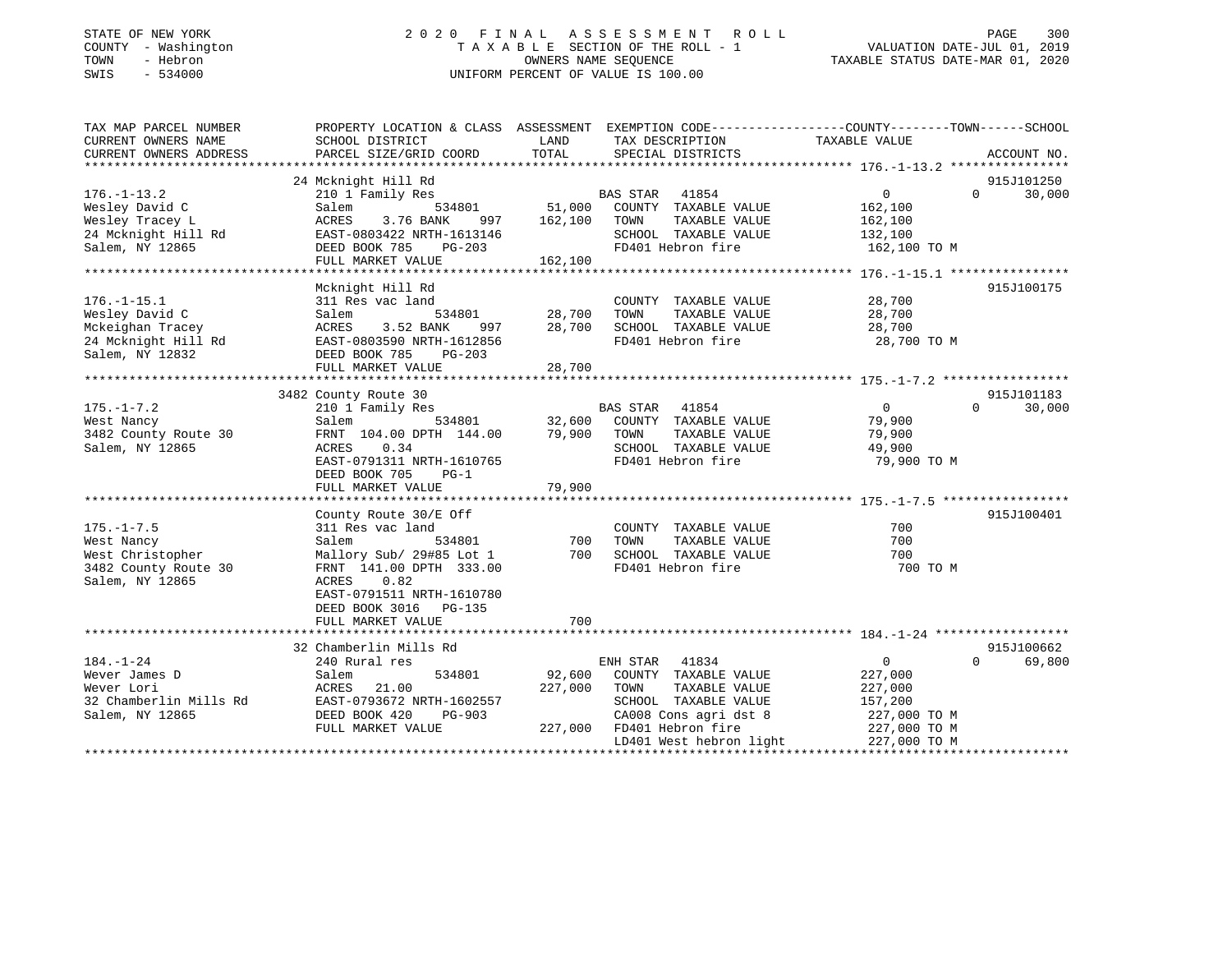STATE OF NEW YORK
COUNTY - Washington
TOWN - Hebron
SWIS - 534000

2020 FINAL ASSESSMENT ROLL
TAXABLE SECTION OF THE ROLL - 1
OWNERS NAME SEQUENCE
UNIFORM PERCENT OF VALUE IS 100.00

VALUATION DATE-JUL 01, 2019
TAXABLE STATUS DATE-MAR 01, 2020

```
TAX MAP PARCEL NUMBER          PROPERTY LOCATION & CLASS  ASSESSMENT  EXEMPTION CODE-----------------COUNTY--------TOWN------SCHOOL
CURRENT OWNERS NAME            SCHOOL DISTRICT              LAND      TAX DESCRIPTION             TAXABLE VALUE
CURRENT OWNERS ADDRESS         PARCEL SIZE/GRID COORD       TOTAL     SPECIAL DISTRICTS                                    ACCOUNT NO.
******************************************************************************************************* 176.-1-13.2 ****************
                               24 Mcknight Hill Rd                                                                         915J101250
176.-1-13.2                    210 1 Family Res                       BAS STAR   41854               0              0       30,000
Wesley David C                 Salem           534801       51,000    COUNTY  TAXABLE VALUE        162,100
Wesley Tracey L                ACRES    3.76 BANK    997   162,100    TOWN    TAXABLE VALUE        162,100
24 Mcknight Hill Rd            EAST-0803422 NRTH-1613146              SCHOOL  TAXABLE VALUE        132,100
Salem, NY 12865                DEED BOOK 785    PG-203                FD401 Hebron fire            162,100 TO M
                               FULL MARKET VALUE           162,100
******************************************************************************************************* 176.-1-15.1 ****************
                               Mcknight Hill Rd                                                                            915J100175
176.-1-15.1                    311 Res vac land                       COUNTY  TAXABLE VALUE         28,700
Wesley David C                 Salem           534801       28,700    TOWN    TAXABLE VALUE         28,700
Mckeighan Tracey               ACRES    3.52 BANK    997    28,700    SCHOOL  TAXABLE VALUE         28,700
24 Mcknight Hill Rd            EAST-0803590 NRTH-1612856              FD401 Hebron fire             28,700 TO M
Salem, NY 12832                DEED BOOK 785    PG-203
                               FULL MARKET VALUE            28,700
******************************************************************************************************* 175.-1-7.2 *****************
                               3482 County Route 30                                                                        915J101183
175.-1-7.2                     210 1 Family Res                       BAS STAR   41854               0              0       30,000
West Nancy                     Salem           534801       32,600    COUNTY  TAXABLE VALUE         79,900
3482 County Route 30           FRNT 104.00 DPTH 144.00      79,900    TOWN    TAXABLE VALUE         79,900
Salem, NY 12865                ACRES    0.34                          SCHOOL  TAXABLE VALUE         49,900
                               EAST-0791311 NRTH-1610765              FD401 Hebron fire             79,900 TO M
                               DEED BOOK 705    PG-1
                               FULL MARKET VALUE            79,900
******************************************************************************************************* 175.-1-7.5 *****************
                               County Route 30/E Off                                                                       915J100401
175.-1-7.5                     311 Res vac land                       COUNTY  TAXABLE VALUE            700
West Nancy                     Salem           534801          700    TOWN    TAXABLE VALUE            700
West Christopher               Mallory Sub/ 29#85 Lot 1        700    SCHOOL  TAXABLE VALUE            700
3482 County Route 30           FRNT 141.00 DPTH 333.00                FD401 Hebron fire                700 TO M
Salem, NY 12865                ACRES    0.82
                               EAST-0791511 NRTH-1610780
                               DEED BOOK 3016   PG-135
                               FULL MARKET VALUE               700
******************************************************************************************************* 184.-1-24 ******************
                               32 Chamberlin Mills Rd                                                                      915J100662
184.-1-24                      240 Rural res                          ENH STAR   41834               0              0       69,800
Wever James D                  Salem           534801       92,600    COUNTY  TAXABLE VALUE        227,000
Wever Lori                     ACRES   21.00               227,000    TOWN    TAXABLE VALUE        227,000
32 Chamberlin Mills Rd         EAST-0793672 NRTH-1602557              SCHOOL  TAXABLE VALUE        157,200
Salem, NY 12865                DEED BOOK 420    PG-903                CA008 Cons agri dst 8        227,000 TO M
                               FULL MARKET VALUE           227,000    FD401 Hebron fire            227,000 TO M
                                                                      LD401 West hebron light      227,000 TO M
************************************************************************************************************************************
```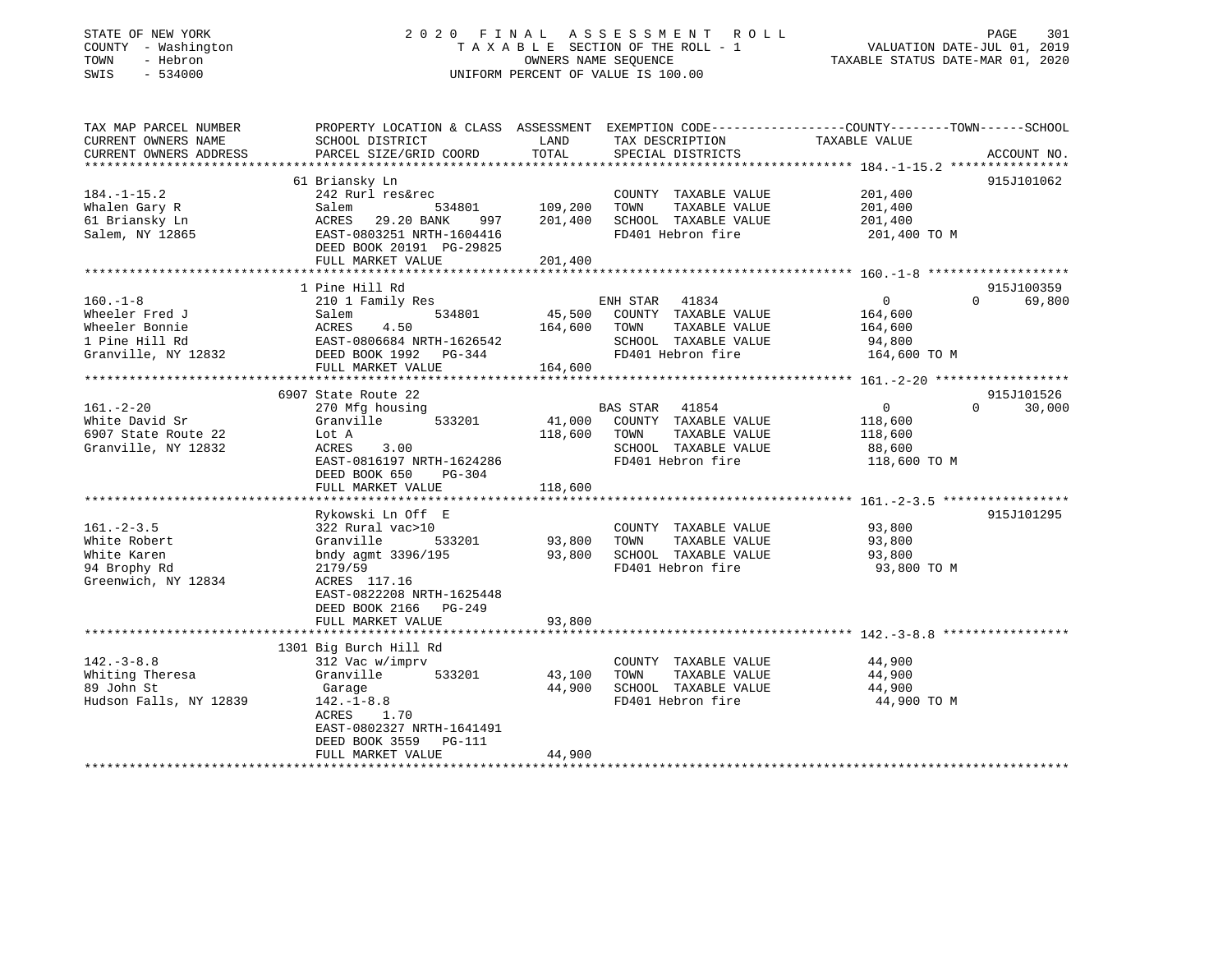STATE OF NEW YORK
COUNTY - Washington
TOWN - Hebron
SWIS - 534000

2020 FINAL ASSESSMENT ROLL
TAXABLE SECTION OF THE ROLL - 1
OWNERS NAME SEQUENCE
UNIFORM PERCENT OF VALUE IS 100.00

VALUATION DATE-JUL 01, 2019
TAXABLE STATUS DATE-MAR 01, 2020

| TAX MAP PARCEL NUMBER / CURRENT OWNERS NAME / CURRENT OWNERS ADDRESS | PROPERTY LOCATION & CLASS / SCHOOL DISTRICT / PARCEL SIZE/GRID COORD | ASSESSMENT LAND | TOTAL | EXEMPTION CODE / TAX DESCRIPTION / SPECIAL DISTRICTS | COUNTY | TOWN | SCHOOL | TAXABLE VALUE | ACCOUNT NO. |
|---|---|---|---|---|---|---|---|---|---|
| 184.-1-15.2 | 61 Briansky Ln | | | | | | | | 915J101062 |
| 184.-1-15.2 | 242 Rurl res&rec | | | COUNTY TAXABLE VALUE | | | | 201,400 | |
| Whalen Gary R | Salem 534801 | 109,200 | | TOWN TAXABLE VALUE | | | | 201,400 | |
| 61 Briansky Ln | ACRES 29.20 BANK 997 | | 201,400 | SCHOOL TAXABLE VALUE | | | | 201,400 | |
| Salem, NY 12865 | EAST-0803251 NRTH-1604416 | | | FD401 Hebron fire | | | | 201,400 TO M | |
| | DEED BOOK 20191 PG-29825 | | | | | | | | |
| | FULL MARKET VALUE | | 201,400 | | | | | | |
| 160.-1-8 | 1 Pine Hill Rd | | | | | | | | 915J100359 |
| 160.-1-8 | 210 1 Family Res | | | ENH STAR 41834 | 0 | 0 | 69,800 | | |
| Wheeler Fred J | Salem 534801 | 45,500 | | COUNTY TAXABLE VALUE | | | | 164,600 | |
| Wheeler Bonnie | ACRES 4.50 | | 164,600 | TOWN TAXABLE VALUE | | | | 164,600 | |
| 1 Pine Hill Rd | EAST-0806684 NRTH-1626542 | | | SCHOOL TAXABLE VALUE | | | | 94,800 | |
| Granville, NY 12832 | DEED BOOK 1992 PG-344 | | | FD401 Hebron fire | | | | 164,600 TO M | |
| | FULL MARKET VALUE | | 164,600 | | | | | | |
| 161.-2-20 | 6907 State Route 22 | | | | | | | | 915J101526 |
| 161.-2-20 | 270 Mfg housing | | | BAS STAR 41854 | 0 | 0 | 30,000 | | |
| White David Sr | Granville 533201 | 41,000 | | COUNTY TAXABLE VALUE | | | | 118,600 | |
| 6907 State Route 22 | Lot A | | 118,600 | TOWN TAXABLE VALUE | | | | 118,600 | |
| Granville, NY 12832 | ACRES 3.00 | | | SCHOOL TAXABLE VALUE | | | | 88,600 | |
| | EAST-0816197 NRTH-1624286 | | | FD401 Hebron fire | | | | 118,600 TO M | |
| | DEED BOOK 650 PG-304 | | | | | | | | |
| | FULL MARKET VALUE | | 118,600 | | | | | | |
| 161.-2-3.5 | Rykowski Ln Off E | | | | | | | | 915J101295 |
| 161.-2-3.5 | 322 Rural vac>10 | | | COUNTY TAXABLE VALUE | | | | 93,800 | |
| White Robert | Granville 533201 | 93,800 | | TOWN TAXABLE VALUE | | | | 93,800 | |
| White Karen | bndy agmt 3396/195 | | 93,800 | SCHOOL TAXABLE VALUE | | | | 93,800 | |
| 94 Brophy Rd | 2179/59 | | | FD401 Hebron fire | | | | 93,800 TO M | |
| Greenwich, NY 12834 | ACRES 117.16 | | | | | | | | |
| | EAST-0822208 NRTH-1625448 | | | | | | | | |
| | DEED BOOK 2166 PG-249 | | | | | | | | |
| | FULL MARKET VALUE | | 93,800 | | | | | | |
| 142.-3-8.8 | 1301 Big Burch Hill Rd | | | | | | | | |
| 142.-3-8.8 | 312 Vac w/imprv | | | COUNTY TAXABLE VALUE | | | | 44,900 | |
| Whiting Theresa | Granville 533201 | 43,100 | | TOWN TAXABLE VALUE | | | | 44,900 | |
| 89 John St | Garage | | 44,900 | SCHOOL TAXABLE VALUE | | | | 44,900 | |
| Hudson Falls, NY 12839 | 142.-1-8.8 | | | FD401 Hebron fire | | | | 44,900 TO M | |
| | ACRES 1.70 | | | | | | | | |
| | EAST-0802327 NRTH-1641491 | | | | | | | | |
| | DEED BOOK 3559 PG-111 | | | | | | | | |
| | FULL MARKET VALUE | | 44,900 | | | | | | |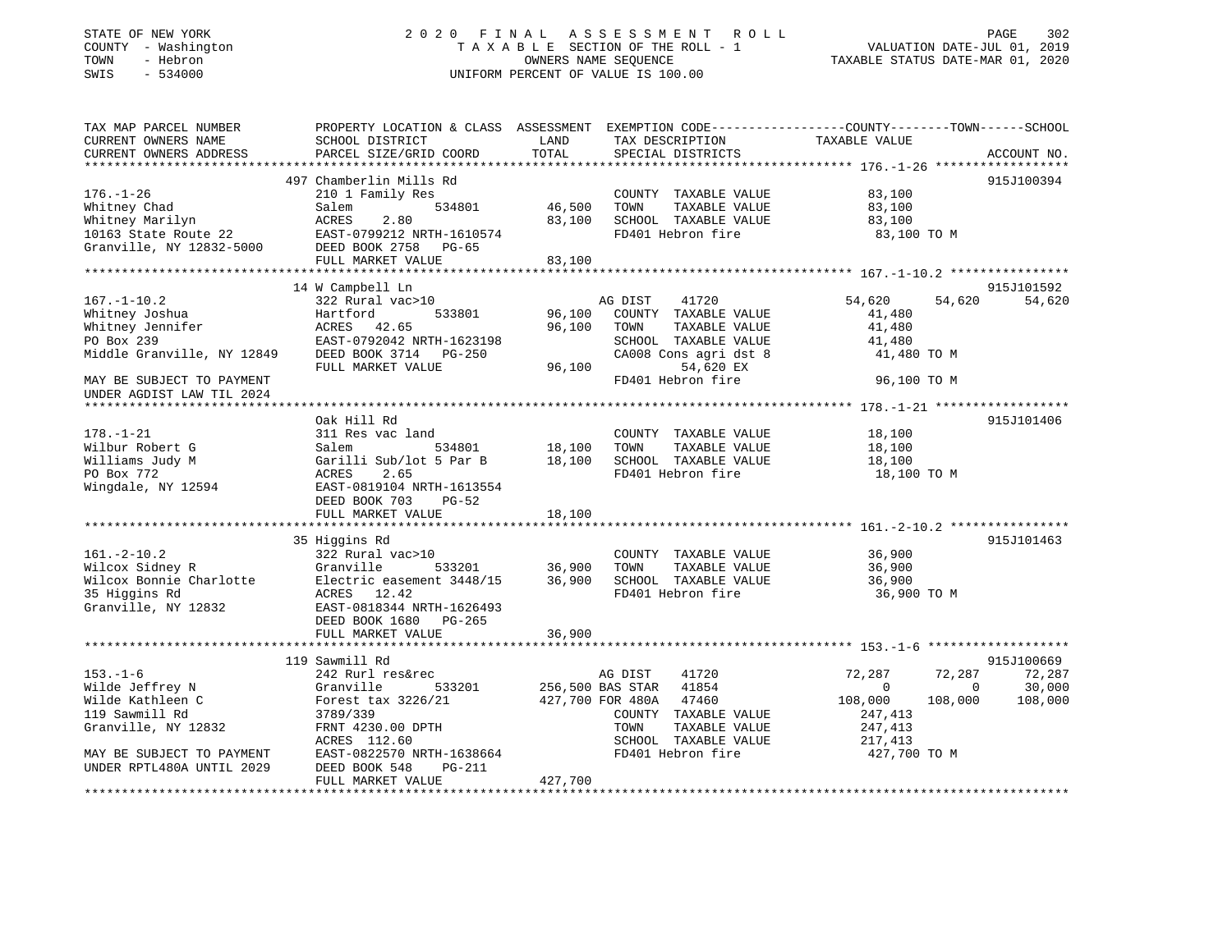STATE OF NEW YORK  
COUNTY - Washington  
TOWN - Hebron  
SWIS - 534000

# 2020 FINAL ASSESSMENT ROLL
TAXABLE SECTION OF THE ROLL - 1  
OWNERS NAME SEQUENCE  
UNIFORM PERCENT OF VALUE IS 100.00

VALUATION DATE-JUL 01, 2019  
TAXABLE STATUS DATE-MAR 01, 2020

| TAX MAP PARCEL NUMBER / CURRENT OWNERS NAME / CURRENT OWNERS ADDRESS | PROPERTY LOCATION & CLASS / SCHOOL DISTRICT / PARCEL SIZE/GRID COORD | ASSESSMENT LAND | ASSESSMENT TOTAL | EXEMPTION CODE / TAX DESCRIPTION / SPECIAL DISTRICTS | COUNTY TAXABLE VALUE | TOWN | SCHOOL | ACCOUNT NO. |
|---|---|---|---|---|---|---|---|---|
| **176.-1-26** | 497 Chamberlin Mills Rd | | | | | | | 915J100394 |
| | 210 1 Family Res | | | COUNTY TAXABLE VALUE | 83,100 | | | |
| Whitney Chad | Salem 534801 | 46,500 | | TOWN TAXABLE VALUE | 83,100 | | | |
| Whitney Marilyn | ACRES 2.80 | | 83,100 | SCHOOL TAXABLE VALUE | 83,100 | | | |
| 10163 State Route 22 | EAST-0799212 NRTH-1610574 | | | FD401 Hebron fire | 83,100 TO M | | | |
| Granville, NY 12832-5000 | DEED BOOK 2758 PG-65 | | | | | | | |
| | FULL MARKET VALUE | | 83,100 | | | | | |
| **167.-1-10.2** | 14 W Campbell Ln | | | | | | | 915J101592 |
| | 322 Rural vac>10 | | | AG DIST 41720 | 54,620 | 54,620 | 54,620 | |
| Whitney Joshua | Hartford 533801 | 96,100 | | COUNTY TAXABLE VALUE | 41,480 | | | |
| Whitney Jennifer | ACRES 42.65 | | 96,100 | TOWN TAXABLE VALUE | 41,480 | | | |
| PO Box 239 | EAST-0792042 NRTH-1623198 | | | SCHOOL TAXABLE VALUE | 41,480 | | | |
| Middle Granville, NY 12849 | DEED BOOK 3714 PG-250 | | | CA008 Cons agri dst 8 | 41,480 TO M | | | |
| | FULL MARKET VALUE | | 96,100 | 54,620 EX | | | | |
| MAY BE SUBJECT TO PAYMENT UNDER AGDIST LAW TIL 2024 | | | | FD401 Hebron fire | 96,100 TO M | | | |
| **178.-1-21** | Oak Hill Rd | | | | | | | 915J101406 |
| | 311 Res vac land | | | COUNTY TAXABLE VALUE | 18,100 | | | |
| Wilbur Robert G | Salem 534801 | 18,100 | | TOWN TAXABLE VALUE | 18,100 | | | |
| Williams Judy M | Garilli Sub/lot 5 Par B | | 18,100 | SCHOOL TAXABLE VALUE | 18,100 | | | |
| PO Box 772 | ACRES 2.65 | | | FD401 Hebron fire | 18,100 TO M | | | |
| Wingdale, NY 12594 | EAST-0819104 NRTH-1613554 | | | | | | | |
| | DEED BOOK 703 PG-52 | | | | | | | |
| | FULL MARKET VALUE | | 18,100 | | | | | |
| **161.-2-10.2** | 35 Higgins Rd | | | | | | | 915J101463 |
| | 322 Rural vac>10 | | | COUNTY TAXABLE VALUE | 36,900 | | | |
| Wilcox Sidney R | Granville 533201 | 36,900 | | TOWN TAXABLE VALUE | 36,900 | | | |
| Wilcox Bonnie Charlotte | Electric easement 3448/15 | | 36,900 | SCHOOL TAXABLE VALUE | 36,900 | | | |
| 35 Higgins Rd | ACRES 12.42 | | | FD401 Hebron fire | 36,900 TO M | | | |
| Granville, NY 12832 | EAST-0818344 NRTH-1626493 | | | | | | | |
| | DEED BOOK 1680 PG-265 | | | | | | | |
| | FULL MARKET VALUE | | 36,900 | | | | | |
| **153.-1-6** | 119 Sawmill Rd | | | | | | | 915J100669 |
| | 242 Rurl res&rec | | | AG DIST 41720 | 72,287 | 72,287 | 72,287 | |
| Wilde Jeffrey N | Granville 533201 | 256,500 | | BAS STAR 41854 | 0 | 0 | 30,000 | |
| Wilde Kathleen C | Forest tax 3226/21 | | 427,700 | FOR 480A 47460 | 108,000 | 108,000 | 108,000 | |
| 119 Sawmill Rd | 3789/339 | | | COUNTY TAXABLE VALUE | 247,413 | | | |
| Granville, NY 12832 | FRNT 4230.00 DPTH | | | TOWN TAXABLE VALUE | 247,413 | | | |
| | ACRES 112.60 | | | SCHOOL TAXABLE VALUE | 217,413 | | | |
| MAY BE SUBJECT TO PAYMENT UNDER RPTL480A UNTIL 2029 | EAST-0822570 NRTH-1638664 | | | FD401 Hebron fire | 427,700 TO M | | | |
| | DEED BOOK 548 PG-211 | | | | | | | |
| | FULL MARKET VALUE | | 427,700 | | | | | |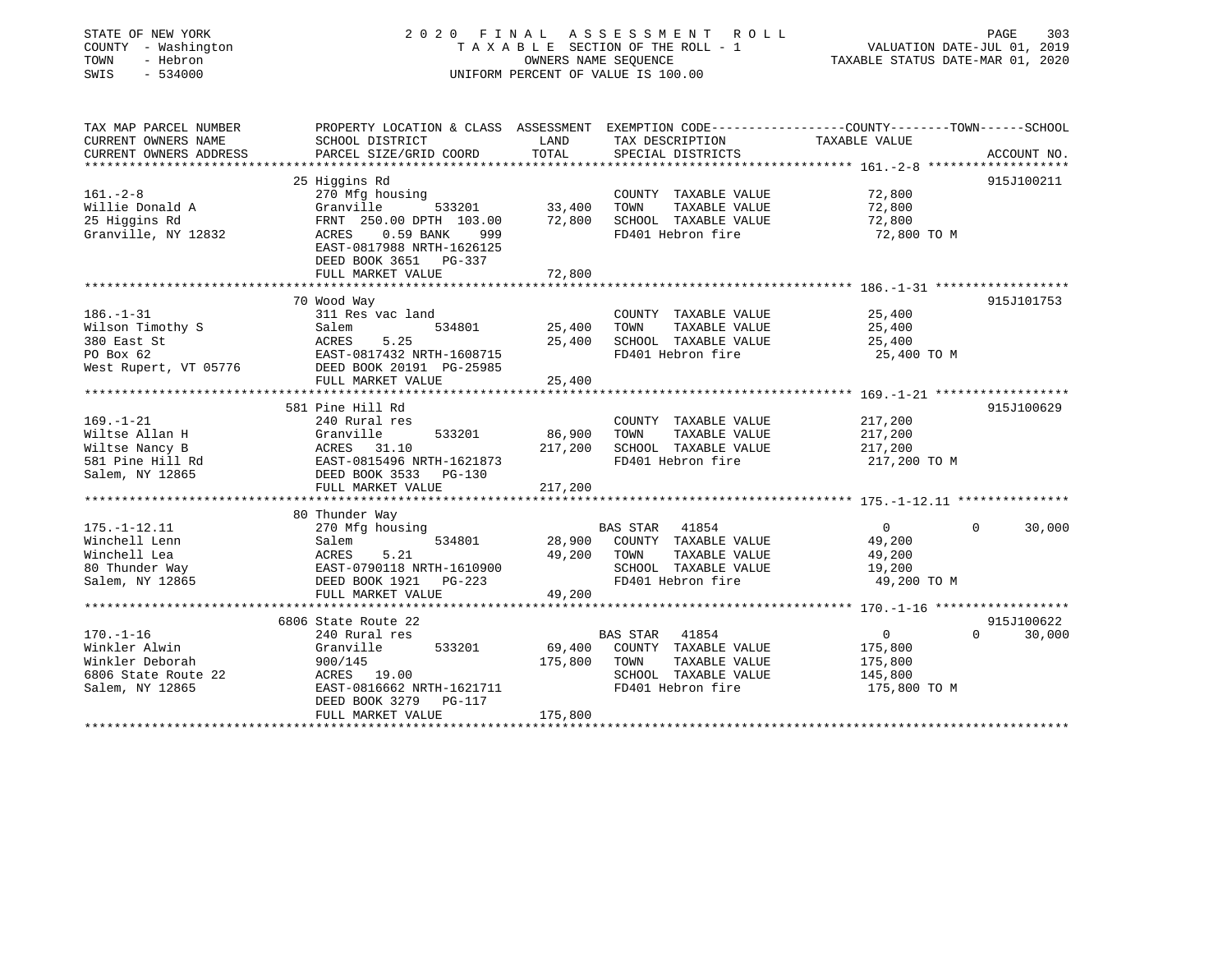STATE OF NEW YORK
COUNTY - Washington
TOWN - Hebron
SWIS - 534000

# 2020 FINAL ASSESSMENT ROLL

TAXABLE SECTION OF THE ROLL - 1
OWNERS NAME SEQUENCE
UNIFORM PERCENT OF VALUE IS 100.00

VALUATION DATE-JUL 01, 2019
TAXABLE STATUS DATE-MAR 01, 2020

| TAX MAP PARCEL NUMBER / CURRENT OWNERS NAME / CURRENT OWNERS ADDRESS | PROPERTY LOCATION & CLASS / SCHOOL DISTRICT / PARCEL SIZE/GRID COORD | ASSESSMENT LAND | TOTAL | EXEMPTION CODE / TAX DESCRIPTION / SPECIAL DISTRICTS | COUNTY TAXABLE VALUE | TOWN | SCHOOL | ACCOUNT NO. |
|---|---|---|---|---|---|---|---|---|
| 161.-2-8 | 25 Higgins Rd | | | | | | | 915J100211 |
| Willie Donald A | 270 Mfg housing | | | COUNTY TAXABLE VALUE | 72,800 | | | |
| 25 Higgins Rd | Granville 533201 | 33,400 | | TOWN TAXABLE VALUE | 72,800 | | | |
| Granville, NY 12832 | FRNT 250.00 DPTH 103.00 | | 72,800 | SCHOOL TAXABLE VALUE | 72,800 | | | |
| | ACRES 0.59 BANK 999 | | | FD401 Hebron fire | 72,800 TO M | | | |
| | EAST-0817988 NRTH-1626125 | | | | | | | |
| | DEED BOOK 3651 PG-337 | | | | | | | |
| | FULL MARKET VALUE | | 72,800 | | | | | |
| 186.-1-31 | 70 Wood Way | | | | | | | 915J101753 |
| Wilson Timothy S | 311 Res vac land | | | COUNTY TAXABLE VALUE | 25,400 | | | |
| 380 East St | Salem 534801 | 25,400 | | TOWN TAXABLE VALUE | 25,400 | | | |
| PO Box 62 | ACRES 5.25 | | 25,400 | SCHOOL TAXABLE VALUE | 25,400 | | | |
| West Rupert, VT 05776 | EAST-0817432 NRTH-1608715 | | | FD401 Hebron fire | 25,400 TO M | | | |
| | DEED BOOK 20191 PG-25985 | | | | | | | |
| | FULL MARKET VALUE | | 25,400 | | | | | |
| 169.-1-21 | 581 Pine Hill Rd | | | | | | | 915J100629 |
| Wiltse Allan H | 240 Rural res | | | COUNTY TAXABLE VALUE | 217,200 | | | |
| Wiltse Nancy B | Granville 533201 | 86,900 | | TOWN TAXABLE VALUE | 217,200 | | | |
| 581 Pine Hill Rd | ACRES 31.10 | | 217,200 | SCHOOL TAXABLE VALUE | 217,200 | | | |
| Salem, NY 12865 | EAST-0815496 NRTH-1621873 | | | FD401 Hebron fire | 217,200 TO M | | | |
| | DEED BOOK 3533 PG-130 | | | | | | | |
| | FULL MARKET VALUE | | 217,200 | | | | | |
| 175.-1-12.11 | 80 Thunder Way | | | | | | | |
| Winchell Lenn | 270 Mfg housing | | | BAS STAR 41854 | 0 | 0 | 30,000 | |
| Winchell Lea | Salem 534801 | 28,900 | | COUNTY TAXABLE VALUE | 49,200 | | | |
| 80 Thunder Way | ACRES 5.21 | | 49,200 | TOWN TAXABLE VALUE | 49,200 | | | |
| Salem, NY 12865 | EAST-0790118 NRTH-1610900 | | | SCHOOL TAXABLE VALUE | 19,200 | | | |
| | DEED BOOK 1921 PG-223 | | | FD401 Hebron fire | 49,200 TO M | | | |
| | FULL MARKET VALUE | | 49,200 | | | | | |
| 170.-1-16 | 6806 State Route 22 | | | | | | | 915J100622 |
| Winkler Alwin | 240 Rural res | | | BAS STAR 41854 | 0 | 0 | 30,000 | |
| Winkler Deborah | Granville 533201 | 69,400 | | COUNTY TAXABLE VALUE | 175,800 | | | |
| 6806 State Route 22 | 900/145 | | 175,800 | TOWN TAXABLE VALUE | 175,800 | | | |
| Salem, NY 12865 | ACRES 19.00 | | | SCHOOL TAXABLE VALUE | 145,800 | | | |
| | EAST-0816662 NRTH-1621711 | | | FD401 Hebron fire | 175,800 TO M | | | |
| | DEED BOOK 3279 PG-117 | | | | | | | |
| | FULL MARKET VALUE | | 175,800 | | | | | |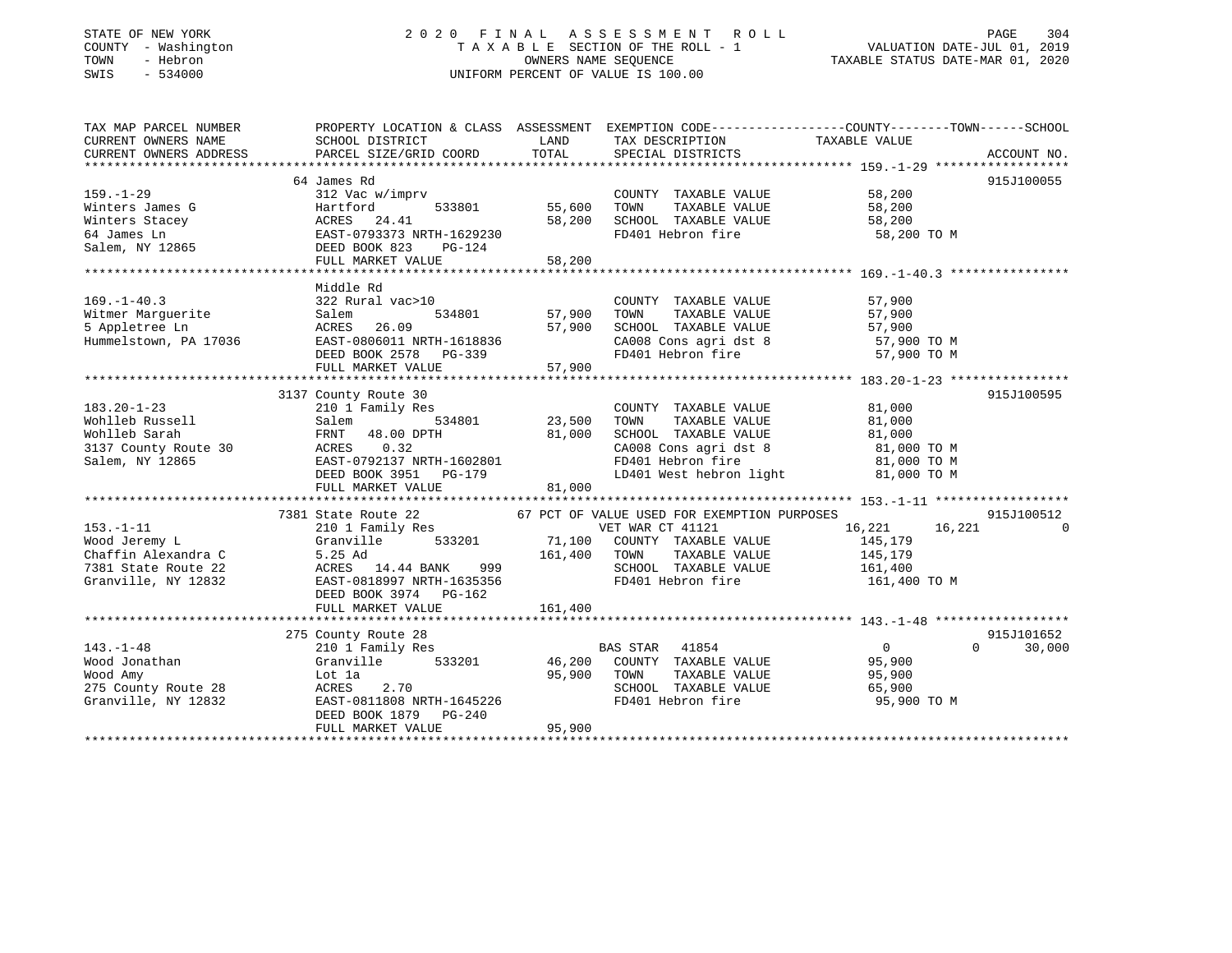STATE OF NEW YORK
COUNTY - Washington
TOWN - Hebron
SWIS - 534000

2020 FINAL ASSESSMENT ROLL
TAXABLE SECTION OF THE ROLL - 1
OWNERS NAME SEQUENCE
UNIFORM PERCENT OF VALUE IS 100.00

VALUATION DATE-JUL 01, 2019
TAXABLE STATUS DATE-MAR 01, 2020

```
TAX MAP PARCEL NUMBER          PROPERTY LOCATION & CLASS  ASSESSMENT  EXEMPTION CODE------------------COUNTY--------TOWN------SCHOOL
CURRENT OWNERS NAME            SCHOOL DISTRICT               LAND      TAX DESCRIPTION             TAXABLE VALUE
CURRENT OWNERS ADDRESS         PARCEL SIZE/GRID COORD        TOTAL     SPECIAL DISTRICTS                                        ACCOUNT NO.
************************************************************************************************* 159.-1-29 *****************
                               64 James Rd                                                                                 915J100055
159.-1-29                      312 Vac w/imprv                         COUNTY  TAXABLE VALUE             58,200
Winters James G                Hartford        533801      55,600      TOWN    TAXABLE VALUE             58,200
Winters Stacey                 ACRES   24.41               58,200      SCHOOL  TAXABLE VALUE             58,200
64 James Ln                    EAST-0793373 NRTH-1629230               FD401 Hebron fire                  58,200 TO M
Salem, NY 12865                DEED BOOK 823    PG-124
                               FULL MARKET VALUE           58,200
************************************************************************************************* 169.-1-40.3 ***************
                               Middle Rd
169.-1-40.3                    322 Rural vac>10                        COUNTY  TAXABLE VALUE             57,900
Witmer Marguerite              Salem           534801      57,900      TOWN    TAXABLE VALUE             57,900
5 Appletree Ln                 ACRES   26.09               57,900      SCHOOL  TAXABLE VALUE             57,900
Hummelstown, PA 17036          EAST-0806011 NRTH-1618836               CA008 Cons agri dst 8              57,900 TO M
                               DEED BOOK 2578   PG-339                 FD401 Hebron fire                  57,900 TO M
                               FULL MARKET VALUE           57,900
************************************************************************************************* 183.20-1-23 ***************
                               3137 County Route 30                                                                        915J100595
183.20-1-23                    210 1 Family Res                        COUNTY  TAXABLE VALUE             81,000
Wohlleb Russell                Salem           534801      23,500      TOWN    TAXABLE VALUE             81,000
Wohlleb Sarah                  FRNT   48.00 DPTH           81,000      SCHOOL  TAXABLE VALUE             81,000
3137 County Route 30           ACRES    0.32                           CA008 Cons agri dst 8              81,000 TO M
Salem, NY 12865                EAST-0792137 NRTH-1602801               FD401 Hebron fire                  81,000 TO M
                               DEED BOOK 3951   PG-179                 LD401 West hebron light            81,000 TO M
                               FULL MARKET VALUE           81,000
************************************************************************************************* 153.-1-11 *****************
                               7381 State Route 22          67 PCT OF VALUE USED FOR EXEMPTION PURPOSES                    915J100512
153.-1-11                      210 1 Family Res                        VET WAR CT 41121                  16,221      16,221           0
Wood Jeremy L                  Granville       533201      71,100      COUNTY  TAXABLE VALUE            145,179
Chaffin Alexandra C            5.25 Ad                    161,400      TOWN    TAXABLE VALUE            145,179
7381 State Route 22            ACRES   14.44 BANK    999               SCHOOL  TAXABLE VALUE            161,400
Granville, NY 12832            EAST-0818997 NRTH-1635356               FD401 Hebron fire                 161,400 TO M
                               DEED BOOK 3974   PG-162
                               FULL MARKET VALUE          161,400
************************************************************************************************* 143.-1-48 *****************
                               275 County Route 28                                                                         915J101652
143.-1-48                      210 1 Family Res                        BAS STAR   41854                        0           0      30,000
Wood Jonathan                  Granville       533201      46,200      COUNTY  TAXABLE VALUE             95,900
Wood Amy                       Lot 1a                      95,900      TOWN    TAXABLE VALUE             95,900
275 County Route 28            ACRES    2.70                           SCHOOL  TAXABLE VALUE             65,900
Granville, NY 12832            EAST-0811808 NRTH-1645226               FD401 Hebron fire                  95,900 TO M
                               DEED BOOK 1879   PG-240
                               FULL MARKET VALUE           95,900
*****************************************************************************************************************************
```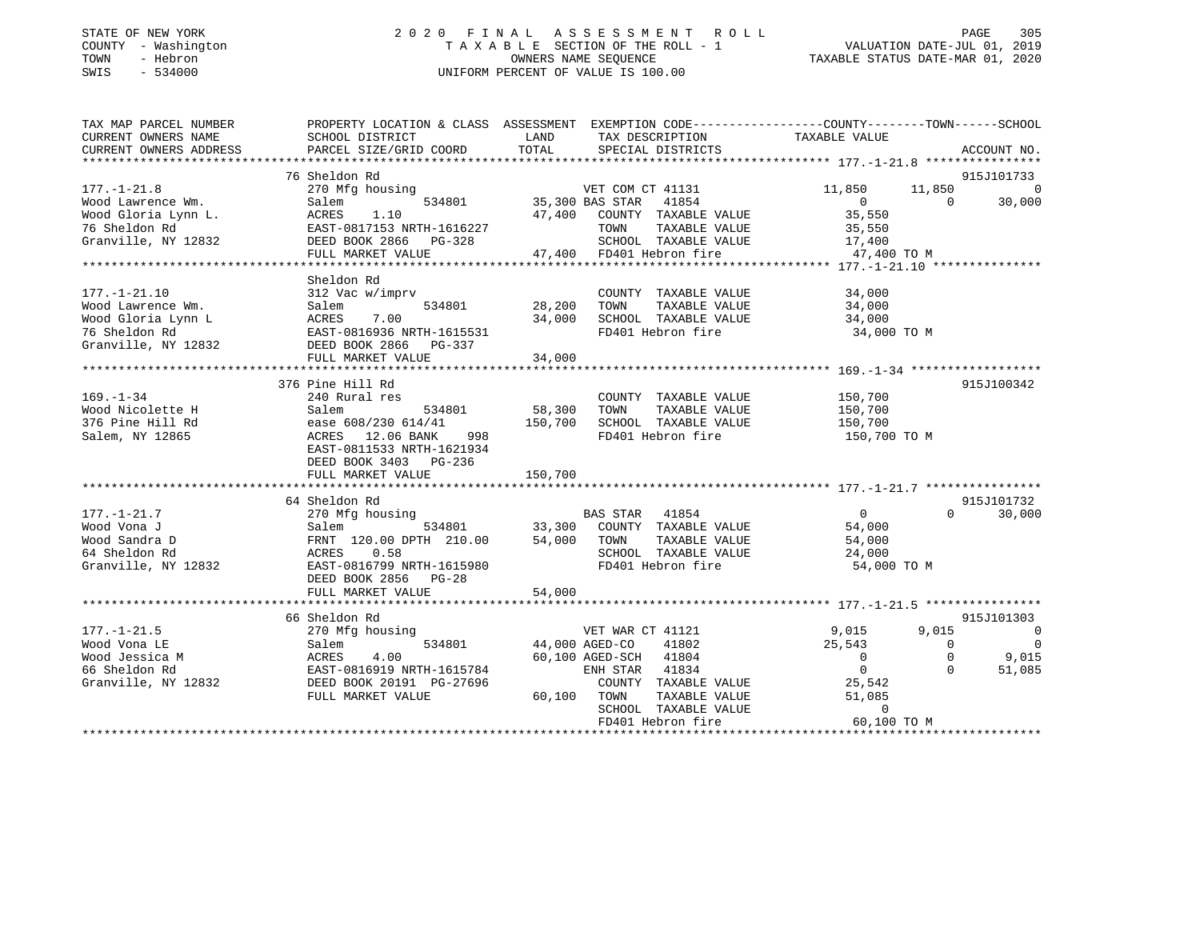STATE OF NEW YORK
COUNTY - Washington
TOWN - Hebron
SWIS - 534000

2020 FINAL ASSESSMENT ROLL
TAXABLE SECTION OF THE ROLL - 1
OWNERS NAME SEQUENCE
UNIFORM PERCENT OF VALUE IS 100.00

VALUATION DATE-JUL 01, 2019
TAXABLE STATUS DATE-MAR 01, 2020

```
TAX MAP PARCEL NUMBER          PROPERTY LOCATION & CLASS  ASSESSMENT  EXEMPTION CODE------------------COUNTY--------TOWN------SCHOOL
CURRENT OWNERS NAME            SCHOOL DISTRICT             LAND       TAX DESCRIPTION              TAXABLE VALUE
CURRENT OWNERS ADDRESS         PARCEL SIZE/GRID COORD      TOTAL      SPECIAL DISTRICTS                                        ACCOUNT NO.
******************************************************************************************************* 177.-1-21.8 ****************
                               76 Sheldon Rd                                                                                915J101733
177.-1-21.8                    270 Mfg housing                        VET COM CT 41131            11,850       11,850               0
Wood Lawrence Wm.              Salem            534801       35,300 BAS STAR   41854                  0            0           30,000
Wood Gloria Lynn L.            ACRES    1.10                 47,400   COUNTY  TAXABLE VALUE        35,550
76 Sheldon Rd                  EAST-0817153 NRTH-1616227              TOWN    TAXABLE VALUE        35,550
Granville, NY 12832            DEED BOOK 2866   PG-328                SCHOOL  TAXABLE VALUE        17,400
                               FULL MARKET VALUE             47,400   FD401 Hebron fire            47,400 TO M
******************************************************************************************************* 177.-1-21.10 ***************
                               Sheldon Rd
177.-1-21.10                   312 Vac w/imprv                        COUNTY  TAXABLE VALUE        34,000
Wood Lawrence Wm.              Salem            534801       28,200   TOWN    TAXABLE VALUE        34,000
Wood Gloria Lynn L             ACRES    7.00                 34,000   SCHOOL  TAXABLE VALUE        34,000
76 Sheldon Rd                  EAST-0816936 NRTH-1615531              FD401 Hebron fire            34,000 TO M
Granville, NY 12832            DEED BOOK 2866   PG-337
                               FULL MARKET VALUE             34,000
******************************************************************************************************* 169.-1-34 ******************
                               376 Pine Hill Rd                                                                             915J100342
169.-1-34                      240 Rural res                          COUNTY  TAXABLE VALUE       150,700
Wood Nicolette H               Salem            534801       58,300   TOWN    TAXABLE VALUE       150,700
376 Pine Hill Rd               ease 608/230 614/41          150,700   SCHOOL  TAXABLE VALUE       150,700
Salem, NY 12865                ACRES   12.06 BANK     998             FD401 Hebron fire           150,700 TO M
                               EAST-0811533 NRTH-1621934
                               DEED BOOK 3403   PG-236
                               FULL MARKET VALUE            150,700
******************************************************************************************************* 177.-1-21.7 ****************
                               64 Sheldon Rd                                                                                915J101732
177.-1-21.7                    270 Mfg housing                        BAS STAR   41854                  0            0           30,000
Wood Vona J                    Salem            534801       33,300   COUNTY  TAXABLE VALUE        54,000
Wood Sandra D                  FRNT 120.00 DPTH 210.00       54,000   TOWN    TAXABLE VALUE        54,000
64 Sheldon Rd                  ACRES    0.58                          SCHOOL  TAXABLE VALUE        24,000
Granville, NY 12832            EAST-0816799 NRTH-1615980              FD401 Hebron fire            54,000 TO M
                               DEED BOOK 2856   PG-28
                               FULL MARKET VALUE             54,000
******************************************************************************************************* 177.-1-21.5 ****************
                               66 Sheldon Rd                                                                                915J101303
177.-1-21.5                    270 Mfg housing                        VET WAR CT 41121             9,015        9,015               0
Wood Vona LE                   Salem            534801       44,000 AGED-CO    41802              25,543            0               0
Wood Jessica M                 ACRES    4.00                 60,100 AGED-SCH   41804                   0            0           9,015
66 Sheldon Rd                  EAST-0816919 NRTH-1615784              ENH STAR   41834                  0            0          51,085
Granville, NY 12832            DEED BOOK 20191 PG-27696               COUNTY  TAXABLE VALUE        25,542
                               FULL MARKET VALUE             60,100   TOWN    TAXABLE VALUE        51,085
                                                                      SCHOOL  TAXABLE VALUE             0
                                                                      FD401 Hebron fire            60,100 TO M
************************************************************************************************************************************
```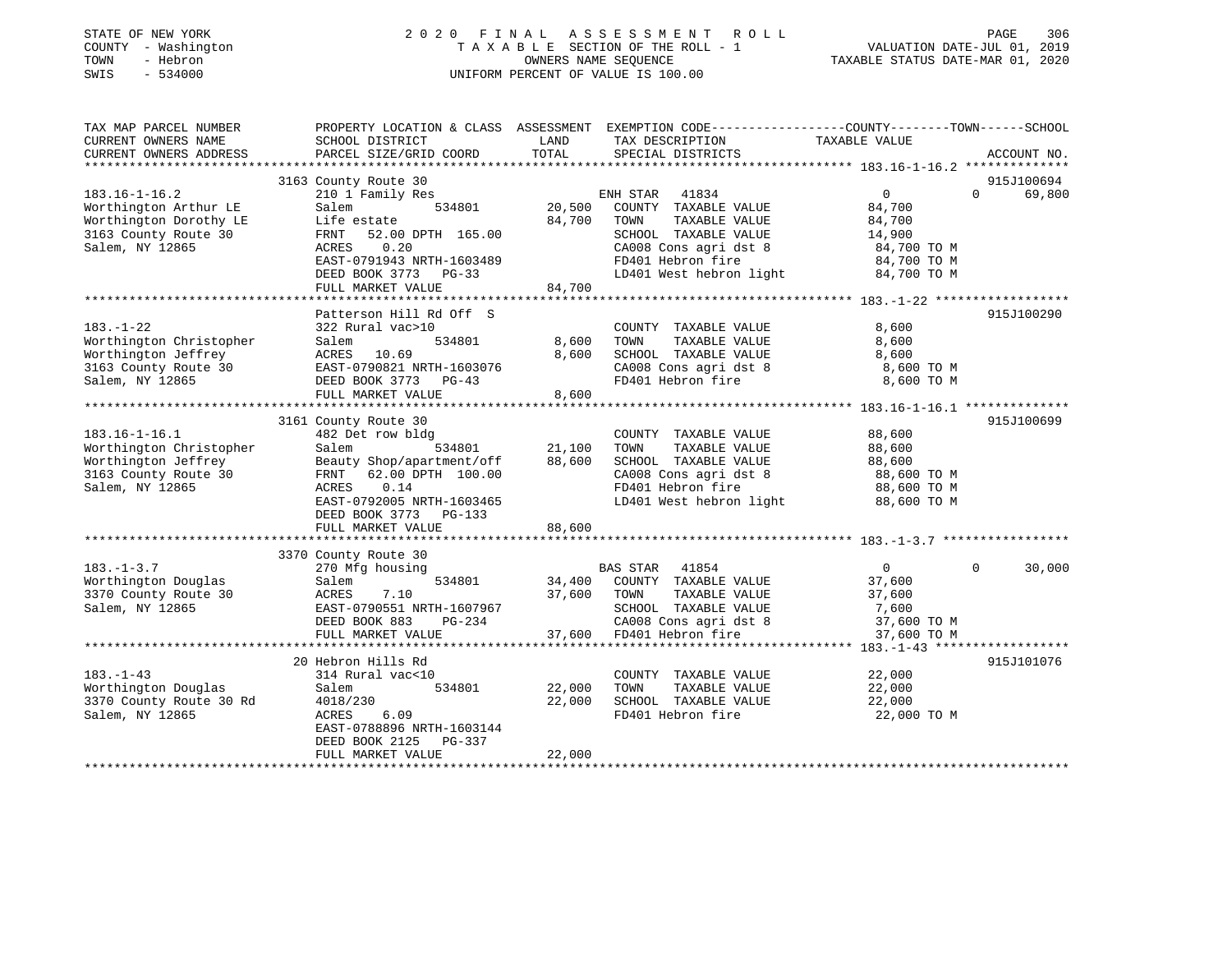STATE OF NEW YORK
COUNTY - Washington
TOWN - Hebron
SWIS - 534000

# 2020 FINAL ASSESSMENT ROLL

TAXABLE SECTION OF THE ROLL - 1
OWNERS NAME SEQUENCE
UNIFORM PERCENT OF VALUE IS 100.00

VALUATION DATE-JUL 01, 2019
TAXABLE STATUS DATE-MAR 01, 2020

| TAX MAP PARCEL NUMBER / CURRENT OWNERS NAME / CURRENT OWNERS ADDRESS | PROPERTY LOCATION & CLASS / SCHOOL DISTRICT / PARCEL SIZE/GRID COORD | ASSESSMENT LAND | TOTAL | EXEMPTION CODE / TAX DESCRIPTION / SPECIAL DISTRICTS | COUNTY TAXABLE VALUE | TOWN | SCHOOL | ACCOUNT NO. |
|---|---|---|---|---|---|---|---|---|
| **183.16-1-16.2** | 3163 County Route 30 | | | | | | | 915J100694 |
| Worthington Arthur LE | 210 1 Family Res | | | ENH STAR 41834 | 0 | 0 | 69,800 | |
| Worthington Dorothy LE | Salem 534801 | 20,500 | | COUNTY TAXABLE VALUE | 84,700 | | | |
| 3163 County Route 30 | Life estate | | 84,700 | TOWN TAXABLE VALUE | 84,700 | | | |
| Salem, NY 12865 | FRNT 52.00 DPTH 165.00 | | | SCHOOL TAXABLE VALUE | 14,900 | | | |
| | ACRES 0.20 | | | CA008 Cons agri dst 8 | 84,700 TO M | | | |
| | EAST-0791943 NRTH-1603489 | | | FD401 Hebron fire | 84,700 TO M | | | |
| | DEED BOOK 3773 PG-33 | | | LD401 West hebron light | 84,700 TO M | | | |
| | FULL MARKET VALUE | | 84,700 | | | | | |
| **183.-1-22** | Patterson Hill Rd Off S | | | | | | | 915J100290 |
| Worthington Christopher | 322 Rural vac>10 | | | COUNTY TAXABLE VALUE | 8,600 | | | |
| Worthington Jeffrey | Salem 534801 | 8,600 | | TOWN TAXABLE VALUE | 8,600 | | | |
| 3163 County Route 30 | ACRES 10.69 | | 8,600 | SCHOOL TAXABLE VALUE | 8,600 | | | |
| Salem, NY 12865 | EAST-0790821 NRTH-1603076 | | | CA008 Cons agri dst 8 | 8,600 TO M | | | |
| | DEED BOOK 3773 PG-43 | | | FD401 Hebron fire | 8,600 TO M | | | |
| | FULL MARKET VALUE | | 8,600 | | | | | |
| **183.16-1-16.1** | 3161 County Route 30 | | | | | | | 915J100699 |
| Worthington Christopher | 482 Det row bldg | | | COUNTY TAXABLE VALUE | 88,600 | | | |
| Worthington Jeffrey | Salem 534801 | 21,100 | | TOWN TAXABLE VALUE | 88,600 | | | |
| 3163 County Route 30 | Beauty Shop/apartment/off | | 88,600 | SCHOOL TAXABLE VALUE | 88,600 | | | |
| Salem, NY 12865 | FRNT 62.00 DPTH 100.00 | | | CA008 Cons agri dst 8 | 88,600 TO M | | | |
| | ACRES 0.14 | | | FD401 Hebron fire | 88,600 TO M | | | |
| | EAST-0792005 NRTH-1603465 | | | LD401 West hebron light | 88,600 TO M | | | |
| | DEED BOOK 3773 PG-133 | | | | | | | |
| | FULL MARKET VALUE | | 88,600 | | | | | |
| **183.-1-3.7** | 3370 County Route 30 | | | | | | | |
| Worthington Douglas | 270 Mfg housing | | | BAS STAR 41854 | 0 | 0 | 30,000 | |
| 3370 County Route 30 | Salem 534801 | 34,400 | | COUNTY TAXABLE VALUE | 37,600 | | | |
| Salem, NY 12865 | ACRES 7.10 | | 37,600 | TOWN TAXABLE VALUE | 37,600 | | | |
| | EAST-0790551 NRTH-1607967 | | | SCHOOL TAXABLE VALUE | 7,600 | | | |
| | DEED BOOK 883 PG-234 | | | CA008 Cons agri dst 8 | 37,600 TO M | | | |
| | FULL MARKET VALUE | | 37,600 | FD401 Hebron fire | 37,600 TO M | | | |
| **183.-1-43** | 20 Hebron Hills Rd | | | | | | | 915J101076 |
| Worthington Douglas | 314 Rural vac<10 | | | COUNTY TAXABLE VALUE | 22,000 | | | |
| 3370 County Route 30 Rd | Salem 534801 | 22,000 | | TOWN TAXABLE VALUE | 22,000 | | | |
| Salem, NY 12865 | 4018/230 | | 22,000 | SCHOOL TAXABLE VALUE | 22,000 | | | |
| | ACRES 6.09 | | | FD401 Hebron fire | 22,000 TO M | | | |
| | EAST-0788896 NRTH-1603144 | | | | | | | |
| | DEED BOOK 2125 PG-337 | | | | | | | |
| | FULL MARKET VALUE | | 22,000 | | | | | |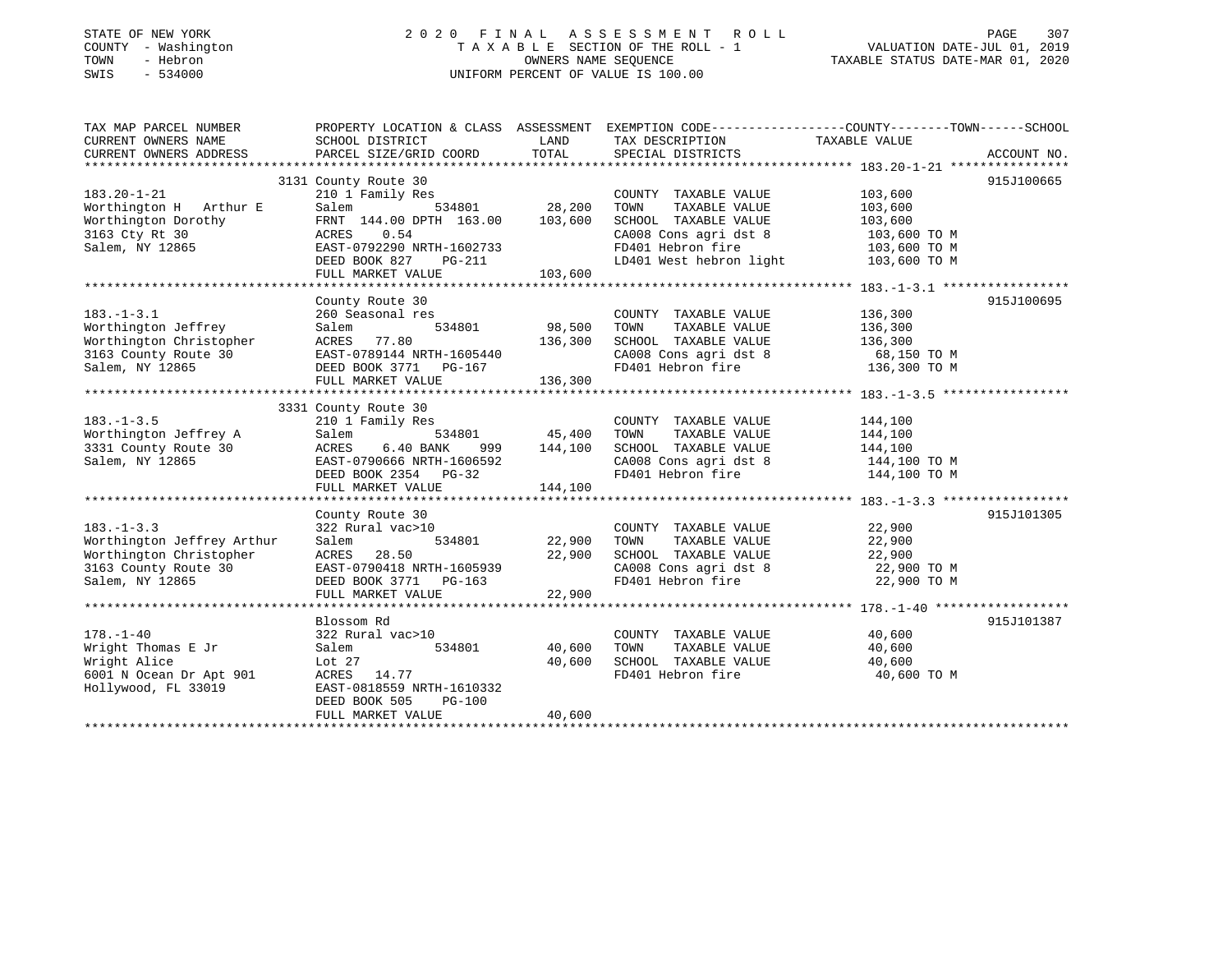STATE OF NEW YORK
COUNTY - Washington
TOWN - Hebron
SWIS - 534000

# 2020 FINAL ASSESSMENT ROLL
TAXABLE SECTION OF THE ROLL - 1
OWNERS NAME SEQUENCE
UNIFORM PERCENT OF VALUE IS 100.00

VALUATION DATE-JUL 01, 2019
TAXABLE STATUS DATE-MAR 01, 2020

| TAX MAP PARCEL NUMBER / CURRENT OWNERS NAME / CURRENT OWNERS ADDRESS | PROPERTY LOCATION & CLASS / SCHOOL DISTRICT / PARCEL SIZE/GRID COORD | ASSESSMENT LAND | TOTAL | EXEMPTION CODE / TAX DESCRIPTION / SPECIAL DISTRICTS | TAXABLE VALUE (COUNTY--TOWN--SCHOOL) | ACCOUNT NO. |
|---|---|---|---|---|---|---|
| 183.20-1-21 | 3131 County Route 30 | | | | | 915J100665 |
| | 210 1 Family Res | | | COUNTY TAXABLE VALUE | 103,600 | |
| Worthington H Arthur E | Salem 534801 | 28,200 | | TOWN TAXABLE VALUE | 103,600 | |
| Worthington Dorothy | FRNT 144.00 DPTH 163.00 | | 103,600 | SCHOOL TAXABLE VALUE | 103,600 | |
| 3163 Cty Rt 30 | ACRES 0.54 | | | CA008 Cons agri dst 8 | 103,600 TO M | |
| Salem, NY 12865 | EAST-0792290 NRTH-1602733 | | | FD401 Hebron fire | 103,600 TO M | |
| | DEED BOOK 827 PG-211 | | | LD401 West hebron light | 103,600 TO M | |
| | FULL MARKET VALUE | | 103,600 | | | |
| 183.-1-3.1 | County Route 30 | | | | | 915J100695 |
| | 260 Seasonal res | | | COUNTY TAXABLE VALUE | 136,300 | |
| Worthington Jeffrey | Salem 534801 | 98,500 | | TOWN TAXABLE VALUE | 136,300 | |
| Worthington Christopher | ACRES 77.80 | | 136,300 | SCHOOL TAXABLE VALUE | 136,300 | |
| 3163 County Route 30 | EAST-0789144 NRTH-1605440 | | | CA008 Cons agri dst 8 | 68,150 TO M | |
| Salem, NY 12865 | DEED BOOK 3771 PG-167 | | | FD401 Hebron fire | 136,300 TO M | |
| | FULL MARKET VALUE | | 136,300 | | | |
| 183.-1-3.5 | 3331 County Route 30 | | | | | |
| | 210 1 Family Res | | | COUNTY TAXABLE VALUE | 144,100 | |
| Worthington Jeffrey A | Salem 534801 | 45,400 | | TOWN TAXABLE VALUE | 144,100 | |
| 3331 County Route 30 | ACRES 6.40 BANK 999 | | 144,100 | SCHOOL TAXABLE VALUE | 144,100 | |
| Salem, NY 12865 | EAST-0790666 NRTH-1606592 | | | CA008 Cons agri dst 8 | 144,100 TO M | |
| | DEED BOOK 2354 PG-32 | | | FD401 Hebron fire | 144,100 TO M | |
| | FULL MARKET VALUE | | 144,100 | | | |
| 183.-1-3.3 | County Route 30 | | | | | 915J101305 |
| | 322 Rural vac>10 | | | COUNTY TAXABLE VALUE | 22,900 | |
| Worthington Jeffrey Arthur | Salem 534801 | 22,900 | | TOWN TAXABLE VALUE | 22,900 | |
| Worthington Christopher | ACRES 28.50 | | 22,900 | SCHOOL TAXABLE VALUE | 22,900 | |
| 3163 County Route 30 | EAST-0790418 NRTH-1605939 | | | CA008 Cons agri dst 8 | 22,900 TO M | |
| Salem, NY 12865 | DEED BOOK 3771 PG-163 | | | FD401 Hebron fire | 22,900 TO M | |
| | FULL MARKET VALUE | | 22,900 | | | |
| 178.-1-40 | Blossom Rd | | | | | 915J101387 |
| | 322 Rural vac>10 | | | COUNTY TAXABLE VALUE | 40,600 | |
| Wright Thomas E Jr | Salem 534801 | 40,600 | | TOWN TAXABLE VALUE | 40,600 | |
| Wright Alice | Lot 27 | | 40,600 | SCHOOL TAXABLE VALUE | 40,600 | |
| 6001 N Ocean Dr Apt 901 | ACRES 14.77 | | | FD401 Hebron fire | 40,600 TO M | |
| Hollywood, FL 33019 | EAST-0818559 NRTH-1610332 | | | | | |
| | DEED BOOK 505 PG-100 | | | | | |
| | FULL MARKET VALUE | | 40,600 | | | |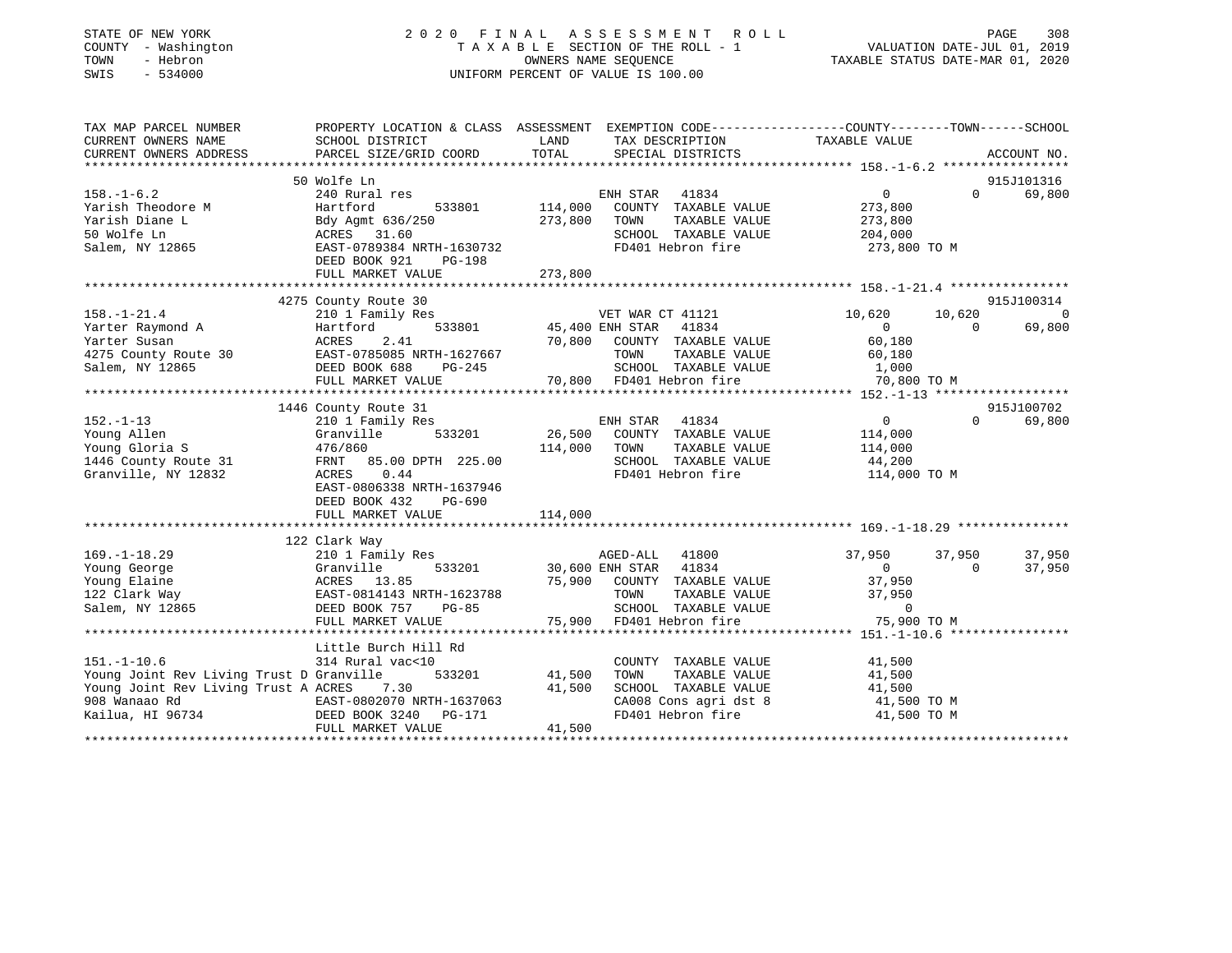STATE OF NEW YORK
COUNTY - Washington
TOWN - Hebron
SWIS - 534000

2020 FINAL ASSESSMENT ROLL
TAXABLE SECTION OF THE ROLL - 1
OWNERS NAME SEQUENCE
UNIFORM PERCENT OF VALUE IS 100.00

VALUATION DATE-JUL 01, 2019
TAXABLE STATUS DATE-MAR 01, 2020

| TAX MAP PARCEL NUMBER / CURRENT OWNERS NAME / CURRENT OWNERS ADDRESS | PROPERTY LOCATION & CLASS / SCHOOL DISTRICT / PARCEL SIZE/GRID COORD | ASSESSMENT LAND | TOTAL | EXEMPTION CODE / TAX DESCRIPTION / SPECIAL DISTRICTS | COUNTY TAXABLE VALUE | TOWN | SCHOOL | ACCOUNT NO. |
|---|---|---|---|---|---|---|---|---|
| **158.-1-6.2** | 50 Wolfe Ln | | | | | | | 915J101316 |
| 158.-1-6.2 | 240 Rural res | | | ENH STAR 41834 | 0 | 0 | 69,800 | |
| Yarish Theodore M | Hartford 533801 | 114,000 | | COUNTY TAXABLE VALUE | 273,800 | | | |
| Yarish Diane L | Bdy Agmt 636/250 | | 273,800 | TOWN TAXABLE VALUE | 273,800 | | | |
| 50 Wolfe Ln | ACRES 31.60 | | | SCHOOL TAXABLE VALUE | 204,000 | | | |
| Salem, NY 12865 | EAST-0789384 NRTH-1630732 | | | FD401 Hebron fire | 273,800 TO M | | | |
| | DEED BOOK 921 PG-198 | | | | | | | |
| | FULL MARKET VALUE | | 273,800 | | | | | |
| **158.-1-21.4** | 4275 County Route 30 | | | | | | | 915J100314 |
| 158.-1-21.4 | 210 1 Family Res | | | VET WAR CT 41121 | 10,620 | 10,620 | 0 | |
| Yarter Raymond A | Hartford 533801 | 45,400 | | ENH STAR 41834 | 0 | 0 | 69,800 | |
| Yarter Susan | ACRES 2.41 | | 70,800 | COUNTY TAXABLE VALUE | 60,180 | | | |
| 4275 County Route 30 | EAST-0785085 NRTH-1627667 | | | TOWN TAXABLE VALUE | 60,180 | | | |
| Salem, NY 12865 | DEED BOOK 688 PG-245 | | | SCHOOL TAXABLE VALUE | 1,000 | | | |
| | FULL MARKET VALUE | | 70,800 | FD401 Hebron fire | 70,800 TO M | | | |
| **152.-1-13** | 1446 County Route 31 | | | | | | | 915J100702 |
| 152.-1-13 | 210 1 Family Res | | | ENH STAR 41834 | 0 | 0 | 69,800 | |
| Young Allen | Granville 533201 | 26,500 | | COUNTY TAXABLE VALUE | 114,000 | | | |
| Young Gloria S | 476/860 | | 114,000 | TOWN TAXABLE VALUE | 114,000 | | | |
| 1446 County Route 31 | FRNT 85.00 DPTH 225.00 | | | SCHOOL TAXABLE VALUE | 44,200 | | | |
| Granville, NY 12832 | ACRES 0.44 | | | FD401 Hebron fire | 114,000 TO M | | | |
| | EAST-0806338 NRTH-1637946 | | | | | | | |
| | DEED BOOK 432 PG-690 | | | | | | | |
| | FULL MARKET VALUE | | 114,000 | | | | | |
| **169.-1-18.29** | 122 Clark Way | | | | | | | |
| 169.-1-18.29 | 210 1 Family Res | | | AGED-ALL 41800 | 37,950 | 37,950 | 37,950 | |
| Young George | Granville 533201 | 30,600 | | ENH STAR 41834 | 0 | 0 | 37,950 | |
| Young Elaine | ACRES 13.85 | | 75,900 | COUNTY TAXABLE VALUE | 37,950 | | | |
| 122 Clark Way | EAST-0814143 NRTH-1623788 | | | TOWN TAXABLE VALUE | 37,950 | | | |
| Salem, NY 12865 | DEED BOOK 757 PG-85 | | | SCHOOL TAXABLE VALUE | 0 | | | |
| | FULL MARKET VALUE | | 75,900 | FD401 Hebron fire | 75,900 TO M | | | |
| **151.-1-10.6** | Little Burch Hill Rd | | | | | | | |
| 151.-1-10.6 | 314 Rural vac<10 | | | COUNTY TAXABLE VALUE | 41,500 | | | |
| Young Joint Rev Living Trust D | Granville 533201 | 41,500 | | TOWN TAXABLE VALUE | 41,500 | | | |
| Young Joint Rev Living Trust A | ACRES 7.30 | | 41,500 | SCHOOL TAXABLE VALUE | 41,500 | | | |
| 908 Wanaao Rd | EAST-0802070 NRTH-1637063 | | | CA008 Cons agri dst 8 | 41,500 TO M | | | |
| Kailua, HI 96734 | DEED BOOK 3240 PG-171 | | | FD401 Hebron fire | 41,500 TO M | | | |
| | FULL MARKET VALUE | | 41,500 | | | | | |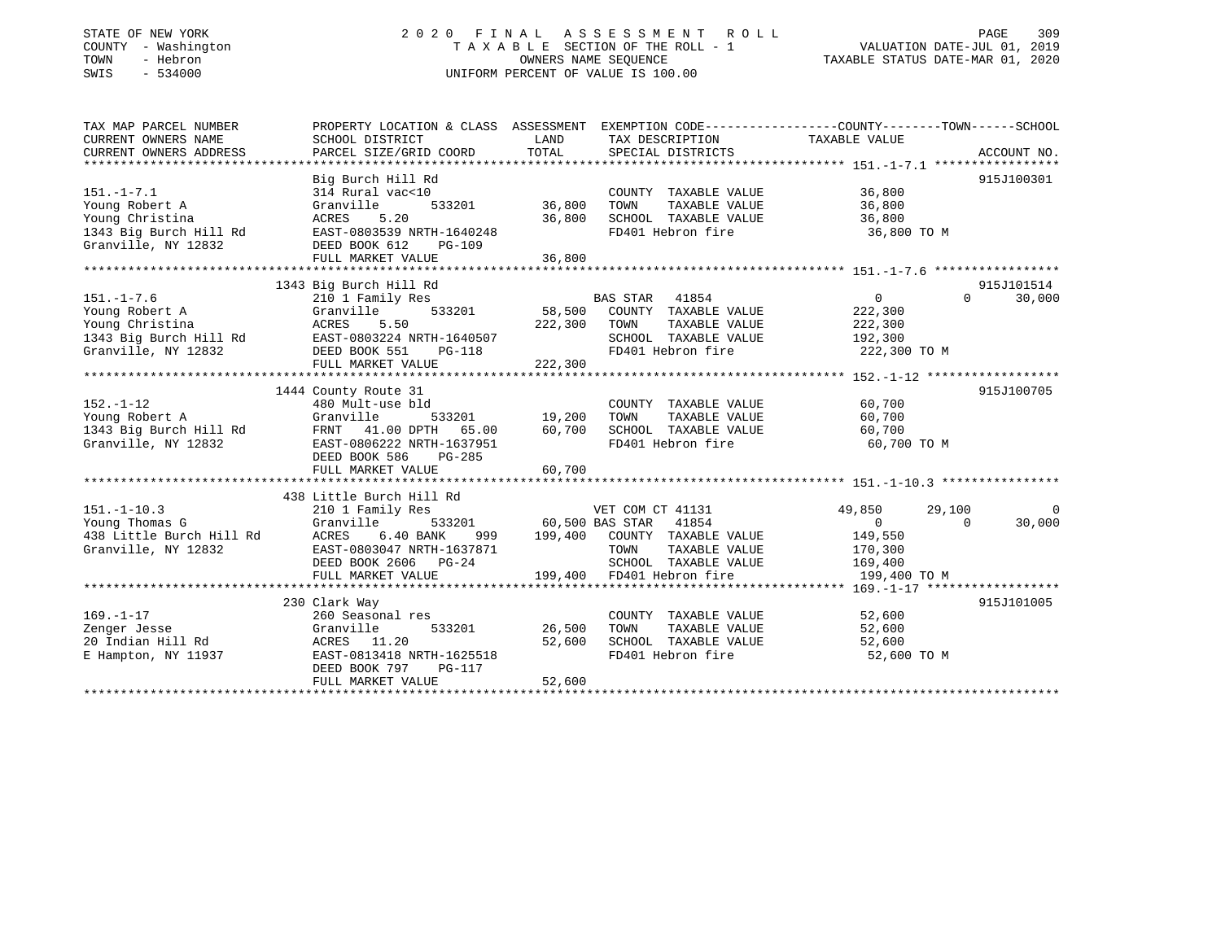STATE OF NEW YORK
COUNTY - Washington
TOWN - Hebron
SWIS - 534000

# 2020 FINAL ASSESSMENT ROLL

TAXABLE SECTION OF THE ROLL - 1
OWNERS NAME SEQUENCE
UNIFORM PERCENT OF VALUE IS 100.00

VALUATION DATE-JUL 01, 2019
TAXABLE STATUS DATE-MAR 01, 2020

| TAX MAP PARCEL NUMBER / CURRENT OWNERS NAME / CURRENT OWNERS ADDRESS | PROPERTY LOCATION & CLASS / SCHOOL DISTRICT / PARCEL SIZE/GRID COORD | ASSESSMENT LAND / TOTAL | EXEMPTION CODE / TAX DESCRIPTION / SPECIAL DISTRICTS | COUNTY TAXABLE VALUE | TOWN | SCHOOL | ACCOUNT NO. |
|---|---|---|---|---|---|---|---|
| **151.-1-7.1** | Big Burch Hill Rd | | | | | | 915J100301 |
| Young Robert A | 314 Rural vac<10 | | COUNTY TAXABLE VALUE | 36,800 | | | |
| Young Christina | Granville 533201 | 36,800 | TOWN TAXABLE VALUE | 36,800 | | | |
| 1343 Big Burch Hill Rd | ACRES 5.20 | 36,800 | SCHOOL TAXABLE VALUE | 36,800 | | | |
| Granville, NY 12832 | EAST-0803539 NRTH-1640248 | | FD401 Hebron fire | 36,800 TO M | | | |
| | DEED BOOK 612 PG-109 | | | | | | |
| | FULL MARKET VALUE | 36,800 | | | | | |
| **151.-1-7.6** | 1343 Big Burch Hill Rd | | | | | | 915J101514 |
| Young Robert A | 210 1 Family Res | | BAS STAR 41854 | 0 | 0 | 30,000 | |
| Young Christina | Granville 533201 | 58,500 | COUNTY TAXABLE VALUE | 222,300 | | | |
| 1343 Big Burch Hill Rd | ACRES 5.50 | 222,300 | TOWN TAXABLE VALUE | 222,300 | | | |
| Granville, NY 12832 | EAST-0803224 NRTH-1640507 | | SCHOOL TAXABLE VALUE | 192,300 | | | |
| | DEED BOOK 551 PG-118 | | FD401 Hebron fire | 222,300 TO M | | | |
| | FULL MARKET VALUE | 222,300 | | | | | |
| **152.-1-12** | 1444 County Route 31 | | | | | | 915J100705 |
| Young Robert A | 480 Mult-use bld | | COUNTY TAXABLE VALUE | 60,700 | | | |
| 1343 Big Burch Hill Rd | Granville 533201 | 19,200 | TOWN TAXABLE VALUE | 60,700 | | | |
| Granville, NY 12832 | FRNT 41.00 DPTH 65.00 | 60,700 | SCHOOL TAXABLE VALUE | 60,700 | | | |
| | EAST-0806222 NRTH-1637951 | | FD401 Hebron fire | 60,700 TO M | | | |
| | DEED BOOK 586 PG-285 | | | | | | |
| | FULL MARKET VALUE | 60,700 | | | | | |
| **151.-1-10.3** | 438 Little Burch Hill Rd | | | | | | |
| Young Thomas G | 210 1 Family Res | | VET COM CT 41131 | 49,850 | 29,100 | 0 | |
| 438 Little Burch Hill Rd | Granville 533201 | 60,500 | BAS STAR 41854 | 0 | 0 | 30,000 | |
| Granville, NY 12832 | ACRES 6.40 BANK 999 | 199,400 | COUNTY TAXABLE VALUE | 149,550 | | | |
| | EAST-0803047 NRTH-1637871 | | TOWN TAXABLE VALUE | 170,300 | | | |
| | DEED BOOK 2606 PG-24 | | SCHOOL TAXABLE VALUE | 169,400 | | | |
| | FULL MARKET VALUE | 199,400 | FD401 Hebron fire | 199,400 TO M | | | |
| **169.-1-17** | 230 Clark Way | | | | | | 915J101005 |
| Zenger Jesse | 260 Seasonal res | | COUNTY TAXABLE VALUE | 52,600 | | | |
| 20 Indian Hill Rd | Granville 533201 | 26,500 | TOWN TAXABLE VALUE | 52,600 | | | |
| E Hampton, NY 11937 | ACRES 11.20 | 52,600 | SCHOOL TAXABLE VALUE | 52,600 | | | |
| | EAST-0813418 NRTH-1625518 | | FD401 Hebron fire | 52,600 TO M | | | |
| | DEED BOOK 797 PG-117 | | | | | | |
| | FULL MARKET VALUE | 52,600 | | | | | |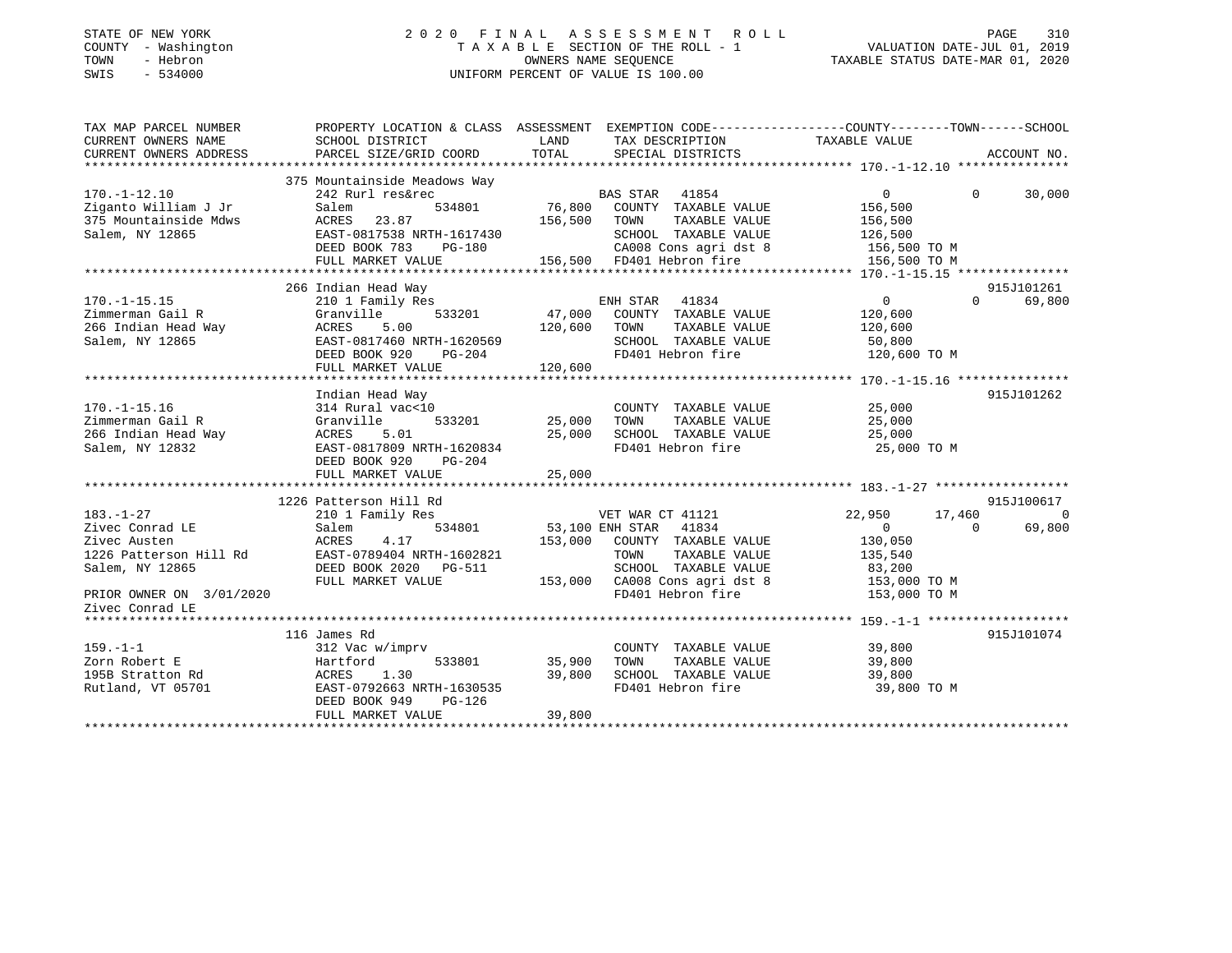STATE OF NEW YORK
COUNTY - Washington
TOWN - Hebron
SWIS - 534000

2020 FINAL ASSESSMENT ROLL
TAXABLE SECTION OF THE ROLL - 1
OWNERS NAME SEQUENCE
UNIFORM PERCENT OF VALUE IS 100.00

VALUATION DATE-JUL 01, 2019
TAXABLE STATUS DATE-MAR 01, 2020

```
TAX MAP PARCEL NUMBER          PROPERTY LOCATION & CLASS  ASSESSMENT  EXEMPTION CODE-----------------COUNTY--------TOWN------SCHOOL
CURRENT OWNERS NAME            SCHOOL DISTRICT              LAND       TAX DESCRIPTION             TAXABLE VALUE
CURRENT OWNERS ADDRESS         PARCEL SIZE/GRID COORD       TOTAL      SPECIAL DISTRICTS                                      ACCOUNT NO.
******************************************************************************************************* 170.-1-12.10 ***************
                               375 Mountainside Meadows Way
170.-1-12.10                   242 Rurl res&rec                        BAS STAR  41854                  0             0      30,000
Ziganto William J Jr           Salem            534801      76,800    COUNTY  TAXABLE VALUE          156,500
375 Mountainside Mdws          ACRES   23.87               156,500    TOWN    TAXABLE VALUE          156,500
Salem, NY 12865                EAST-0817538 NRTH-1617430              SCHOOL  TAXABLE VALUE          126,500
                               DEED BOOK 783    PG-180                CA008 Cons agri dst 8          156,500 TO M
                               FULL MARKET VALUE           156,500    FD401 Hebron fire              156,500 TO M
******************************************************************************************************* 170.-1-15.15 ***************
                               266 Indian Head Way                                                                     915J101261
170.-1-15.15                   210 1 Family Res                        ENH STAR  41834                  0             0      69,800
Zimmerman Gail R               Granville        533201      47,000    COUNTY  TAXABLE VALUE          120,600
266 Indian Head Way            ACRES    5.00               120,600    TOWN    TAXABLE VALUE          120,600
Salem, NY 12865                EAST-0817460 NRTH-1620569              SCHOOL  TAXABLE VALUE           50,800
                               DEED BOOK 920    PG-204                FD401 Hebron fire              120,600 TO M
                               FULL MARKET VALUE           120,600
******************************************************************************************************* 170.-1-15.16 ***************
                               Indian Head Way                                                                         915J101262
170.-1-15.16                   314 Rural vac<10                        COUNTY  TAXABLE VALUE           25,000
Zimmerman Gail R               Granville        533201      25,000    TOWN    TAXABLE VALUE           25,000
266 Indian Head Way            ACRES    5.01                25,000    SCHOOL  TAXABLE VALUE           25,000
Salem, NY 12832                EAST-0817809 NRTH-1620834              FD401 Hebron fire               25,000 TO M
                               DEED BOOK 920    PG-204
                               FULL MARKET VALUE            25,000
******************************************************************************************************* 183.-1-27 ******************
                               1226 Patterson Hill Rd                                                                  915J100617
183.-1-27                      210 1 Family Res                        VET WAR CT 41121             22,950        17,460           0
Zivec Conrad LE                Salem            534801      53,100 ENH STAR  41834                  0             0      69,800
Zivec Austen                   ACRES    4.17               153,000    COUNTY  TAXABLE VALUE          130,050
1226 Patterson Hill Rd         EAST-0789404 NRTH-1602821              TOWN    TAXABLE VALUE          135,540
Salem, NY 12865                DEED BOOK 2020   PG-511                SCHOOL  TAXABLE VALUE           83,200
                               FULL MARKET VALUE           153,000    CA008 Cons agri dst 8          153,000 TO M
PRIOR OWNER ON 3/01/2020                                              FD401 Hebron fire              153,000 TO M
Zivec Conrad LE
******************************************************************************************************* 159.-1-1 *******************
                               116 James Rd                                                                            915J101074
159.-1-1                       312 Vac w/imprv                         COUNTY  TAXABLE VALUE           39,800
Zorn Robert E                  Hartford         533801      35,900    TOWN    TAXABLE VALUE           39,800
195B Stratton Rd               ACRES    1.30                39,800    SCHOOL  TAXABLE VALUE           39,800
Rutland, VT 05701              EAST-0792663 NRTH-1630535              FD401 Hebron fire               39,800 TO M
                               DEED BOOK 949    PG-126
                               FULL MARKET VALUE            39,800
************************************************************************************************************************************
```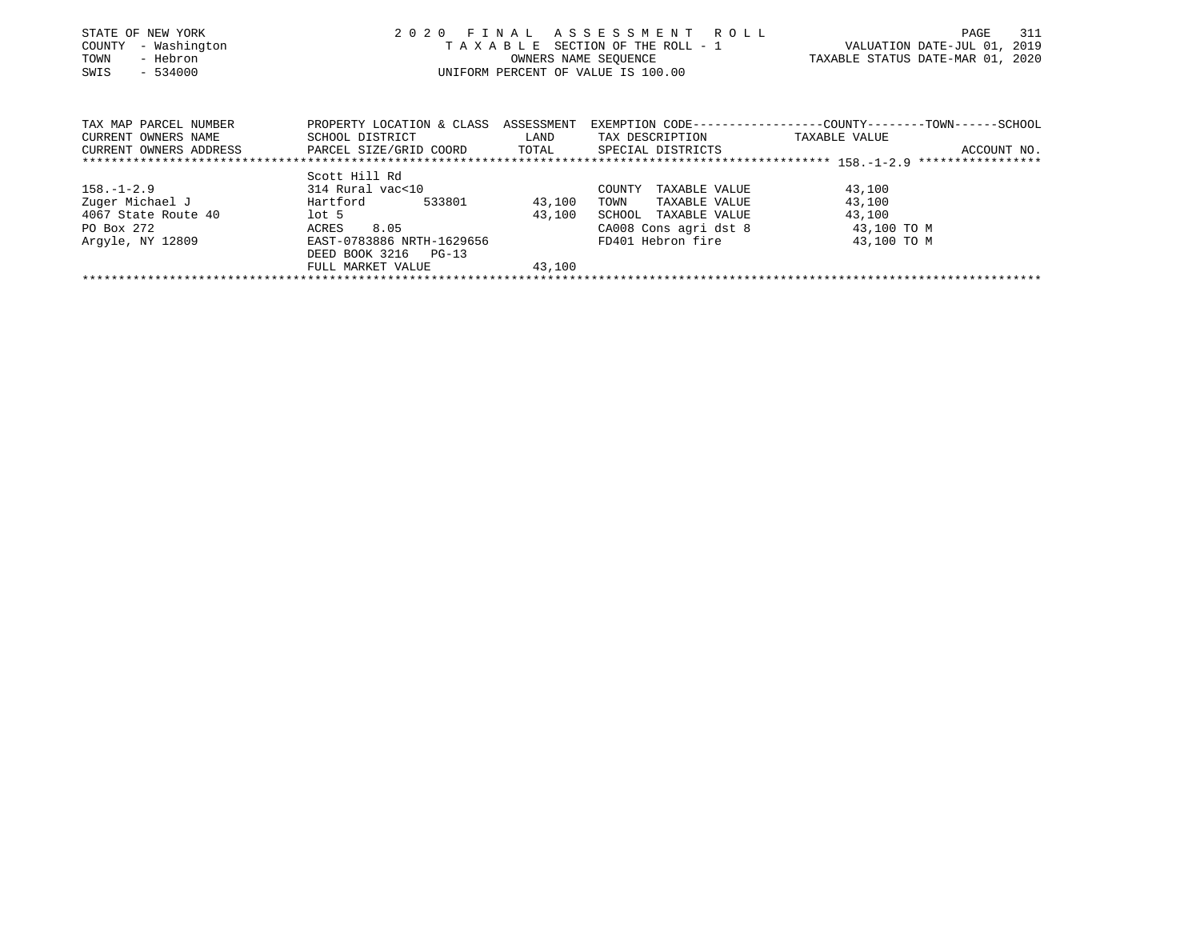STATE OF NEW YORK
COUNTY - Washington
TOWN - Hebron
SWIS - 534000

2020 FINAL ASSESSMENT ROLL
TAXABLE SECTION OF THE ROLL - 1
OWNERS NAME SEQUENCE
UNIFORM PERCENT OF VALUE IS 100.00

VALUATION DATE-JUL 01, 2019
TAXABLE STATUS DATE-MAR 01, 2020

| TAX MAP PARCEL NUMBER / CURRENT OWNERS NAME / CURRENT OWNERS ADDRESS | PROPERTY LOCATION & CLASS / SCHOOL DISTRICT / PARCEL SIZE/GRID COORD | ASSESSMENT LAND / TOTAL | EXEMPTION CODE / TAX DESCRIPTION / SPECIAL DISTRICTS | TAXABLE VALUE (COUNTY--TOWN--SCHOOL) | ACCOUNT NO. |
|---|---|---|---|---|---|
| ******** 158.-1-2.9 ******** | | | | | |
| | Scott Hill Rd | | | | |
| 158.-1-2.9 | 314 Rural vac<10 | | COUNTY TAXABLE VALUE | 43,100 | |
| Zuger Michael J | Hartford 533801 | 43,100 | TOWN TAXABLE VALUE | 43,100 | |
| 4067 State Route 40 | lot 5 | 43,100 | SCHOOL TAXABLE VALUE | 43,100 | |
| PO Box 272 | ACRES 8.05 | | CA008 Cons agri dst 8 | 43,100 TO M | |
| Argyle, NY 12809 | EAST-0783886 NRTH-1629656 | | FD401 Hebron fire | 43,100 TO M | |
| | DEED BOOK 3216 PG-13 | | | | |
| | FULL MARKET VALUE | 43,100 | | | |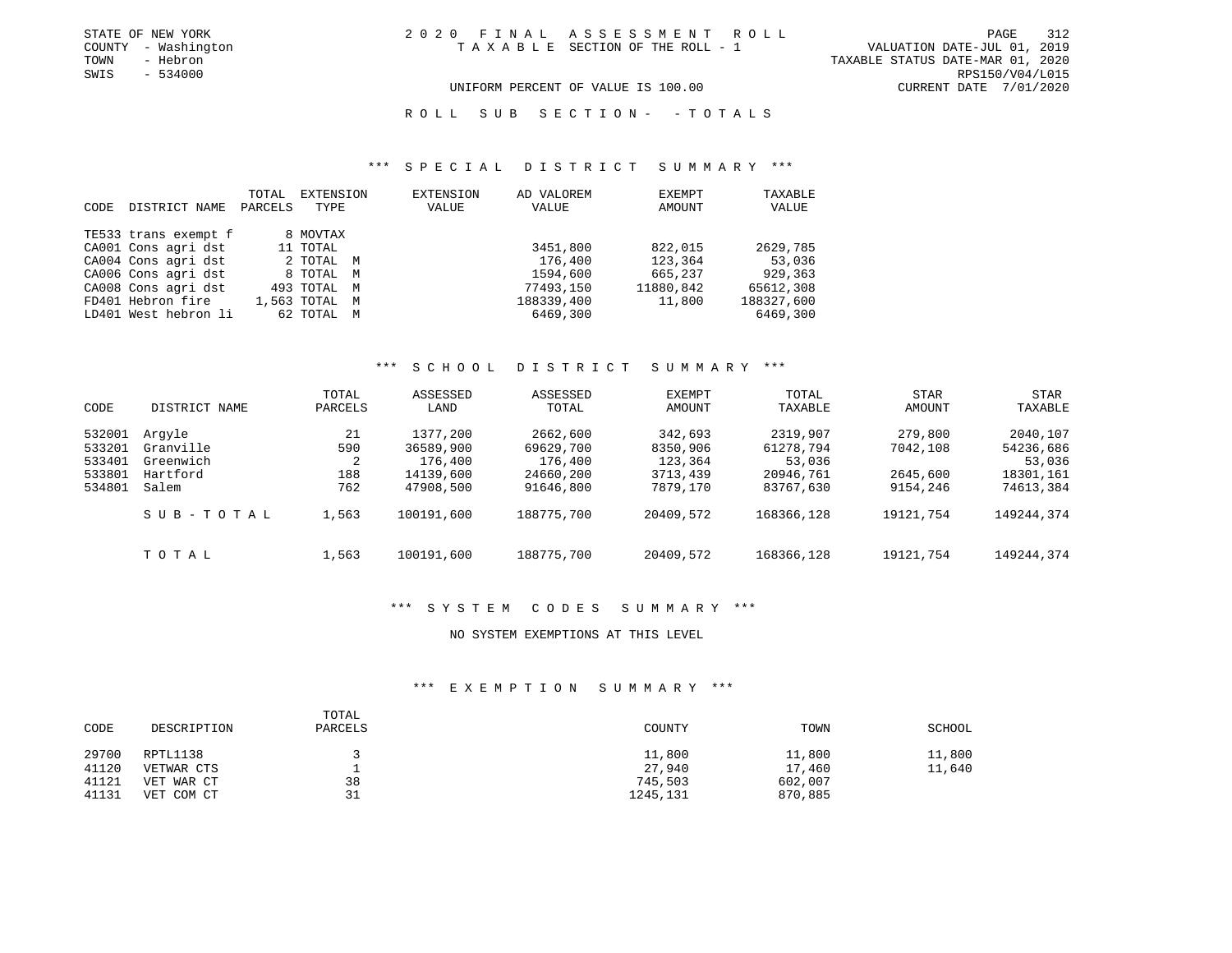STATE OF NEW YORK
COUNTY - Washington
TOWN - Hebron
SWIS - 534000

2020 FINAL ASSESSMENT ROLL
TAXABLE SECTION OF THE ROLL - 1
UNIFORM PERCENT OF VALUE IS 100.00

VALUATION DATE-JUL 01, 2019
TAXABLE STATUS DATE-MAR 01, 2020
RPS150/V04/L015
CURRENT DATE 7/01/2020

ROLL SUB SECTION- - TOTALS

### *** SPECIAL DISTRICT SUMMARY ***

| CODE | DISTRICT NAME | TOTAL PARCELS | EXTENSION TYPE | EXTENSION VALUE | AD VALOREM VALUE | EXEMPT AMOUNT | TAXABLE VALUE |
|---|---|---|---|---|---|---|---|
| TE533 | trans exempt f | 8 | MOVTAX | | | | |
| CA001 | Cons agri dst | 11 | TOTAL | | 3451,800 | 822,015 | 2629,785 |
| CA004 | Cons agri dst | 2 | TOTAL M | | 176,400 | 123,364 | 53,036 |
| CA006 | Cons agri dst | 8 | TOTAL M | | 1594,600 | 665,237 | 929,363 |
| CA008 | Cons agri dst | 493 | TOTAL M | | 77493,150 | 11880,842 | 65612,308 |
| FD401 | Hebron fire | 1,563 | TOTAL M | | 188339,400 | 11,800 | 188327,600 |
| LD401 | West hebron li | 62 | TOTAL M | | 6469,300 | | 6469,300 |

### *** SCHOOL DISTRICT SUMMARY ***

| CODE | DISTRICT NAME | TOTAL PARCELS | ASSESSED LAND | ASSESSED TOTAL | EXEMPT AMOUNT | TOTAL TAXABLE | STAR AMOUNT | STAR TAXABLE |
|---|---|---|---|---|---|---|---|---|
| 532001 | Argyle | 21 | 1377,200 | 2662,600 | 342,693 | 2319,907 | 279,800 | 2040,107 |
| 533201 | Granville | 590 | 36589,900 | 69629,700 | 8350,906 | 61278,794 | 7042,108 | 54236,686 |
| 533401 | Greenwich | 2 | 176,400 | 176,400 | 123,364 | 53,036 | | 53,036 |
| 533801 | Hartford | 188 | 14139,600 | 24660,200 | 3713,439 | 20946,761 | 2645,600 | 18301,161 |
| 534801 | Salem | 762 | 47908,500 | 91646,800 | 7879,170 | 83767,630 | 9154,246 | 74613,384 |
| | SUB-TOTAL | 1,563 | 100191,600 | 188775,700 | 20409,572 | 168366,128 | 19121,754 | 149244,374 |
| | TOTAL | 1,563 | 100191,600 | 188775,700 | 20409,572 | 168366,128 | 19121,754 | 149244,374 |

### *** SYSTEM CODES SUMMARY ***

NO SYSTEM EXEMPTIONS AT THIS LEVEL

### *** EXEMPTION SUMMARY ***

| CODE | DESCRIPTION | TOTAL PARCELS | COUNTY | TOWN | SCHOOL |
|---|---|---|---|---|---|
| 29700 | RPTL1138 | 3 | 11,800 | 11,800 | 11,800 |
| 41120 | VETWAR CTS | 1 | 27,940 | 17,460 | 11,640 |
| 41121 | VET WAR CT | 38 | 745,503 | 602,007 | |
| 41131 | VET COM CT | 31 | 1245,131 | 870,885 | |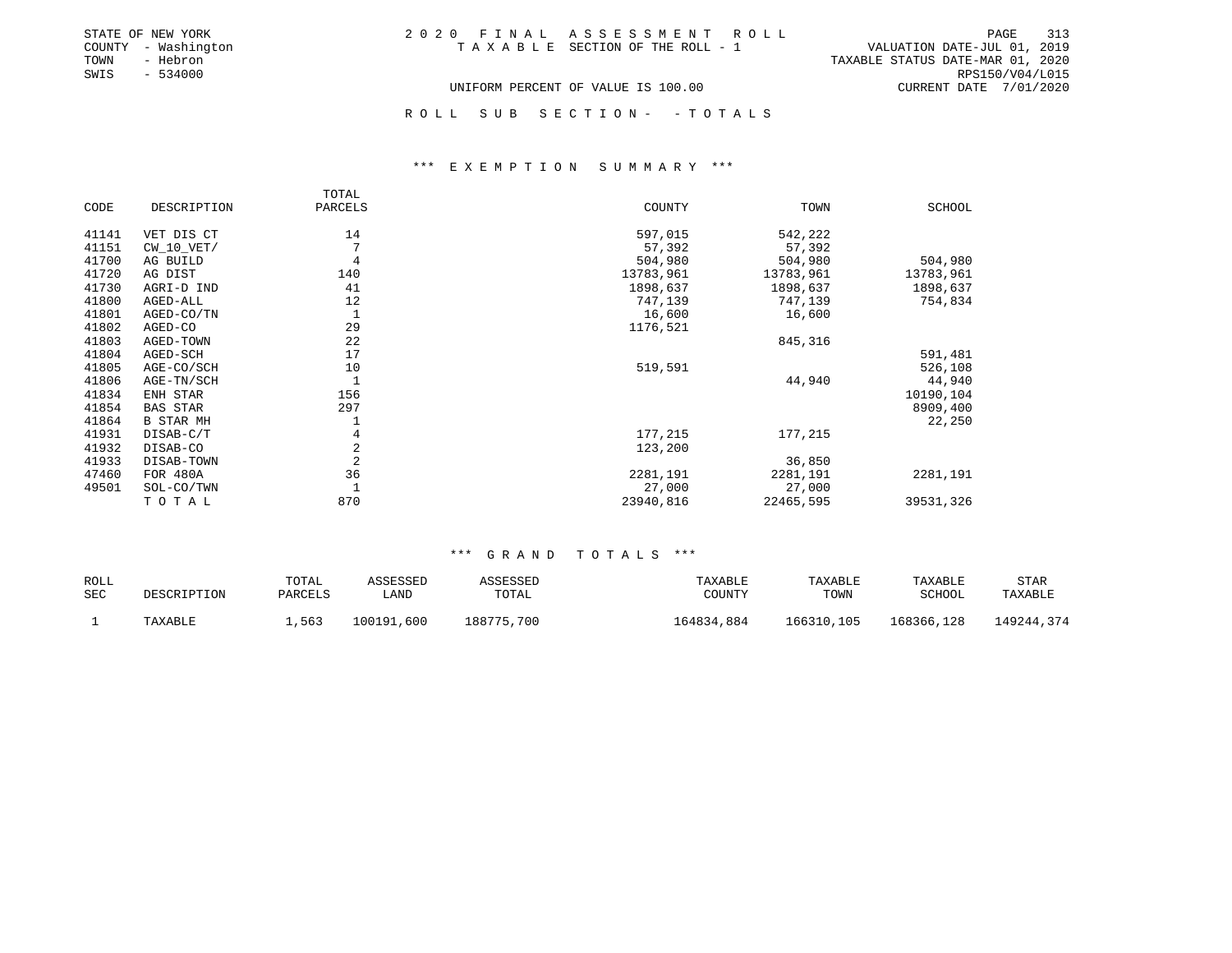STATE OF NEW YORK
COUNTY - Washington
TOWN - Hebron
SWIS - 534000

2020 FINAL ASSESSMENT ROLL
TAXABLE SECTION OF THE ROLL - 1

VALUATION DATE-JUL 01, 2019
TAXABLE STATUS DATE-MAR 01, 2020
RPS150/V04/L015
CURRENT DATE 7/01/2020

UNIFORM PERCENT OF VALUE IS 100.00

ROLL SUB SECTION- - TOTALS

### *** EXEMPTION SUMMARY ***

| CODE | DESCRIPTION | TOTAL PARCELS | COUNTY | TOWN | SCHOOL |
|---|---|---|---|---|---|
| 41141 | VET DIS CT | 14 | 597,015 | 542,222 | |
| 41151 | CW_10_VET/ | 7 | 57,392 | 57,392 | |
| 41700 | AG BUILD | 4 | 504,980 | 504,980 | 504,980 |
| 41720 | AG DIST | 140 | 13783,961 | 13783,961 | 13783,961 |
| 41730 | AGRI-D IND | 41 | 1898,637 | 1898,637 | 1898,637 |
| 41800 | AGED-ALL | 12 | 747,139 | 747,139 | 754,834 |
| 41801 | AGED-CO/TN | 1 | 16,600 | 16,600 | |
| 41802 | AGED-CO | 29 | 1176,521 | | |
| 41803 | AGED-TOWN | 22 | | 845,316 | |
| 41804 | AGED-SCH | 17 | | | 591,481 |
| 41805 | AGE-CO/SCH | 10 | 519,591 | | 526,108 |
| 41806 | AGE-TN/SCH | 1 | | 44,940 | 44,940 |
| 41834 | ENH STAR | 156 | | | 10190,104 |
| 41854 | BAS STAR | 297 | | | 8909,400 |
| 41864 | B STAR MH | 1 | | | 22,250 |
| 41931 | DISAB-C/T | 4 | 177,215 | 177,215 | |
| 41932 | DISAB-CO | 2 | 123,200 | | |
| 41933 | DISAB-TOWN | 2 | | 36,850 | |
| 47460 | FOR 480A | 36 | 2281,191 | 2281,191 | 2281,191 |
| 49501 | SOL-CO/TWN | 1 | 27,000 | 27,000 | |
| | TOTAL | 870 | 23940,816 | 22465,595 | 39531,326 |

### *** GRAND TOTALS ***

| ROLL SEC | DESCRIPTION | TOTAL PARCELS | ASSESSED LAND | ASSESSED TOTAL | TAXABLE COUNTY | TAXABLE TOWN | TAXABLE SCHOOL | STAR TAXABLE |
|---|---|---|---|---|---|---|---|---|
| 1 | TAXABLE | 1,563 | 100191,600 | 188775,700 | 164834,884 | 166310,105 | 168366,128 | 149244,374 |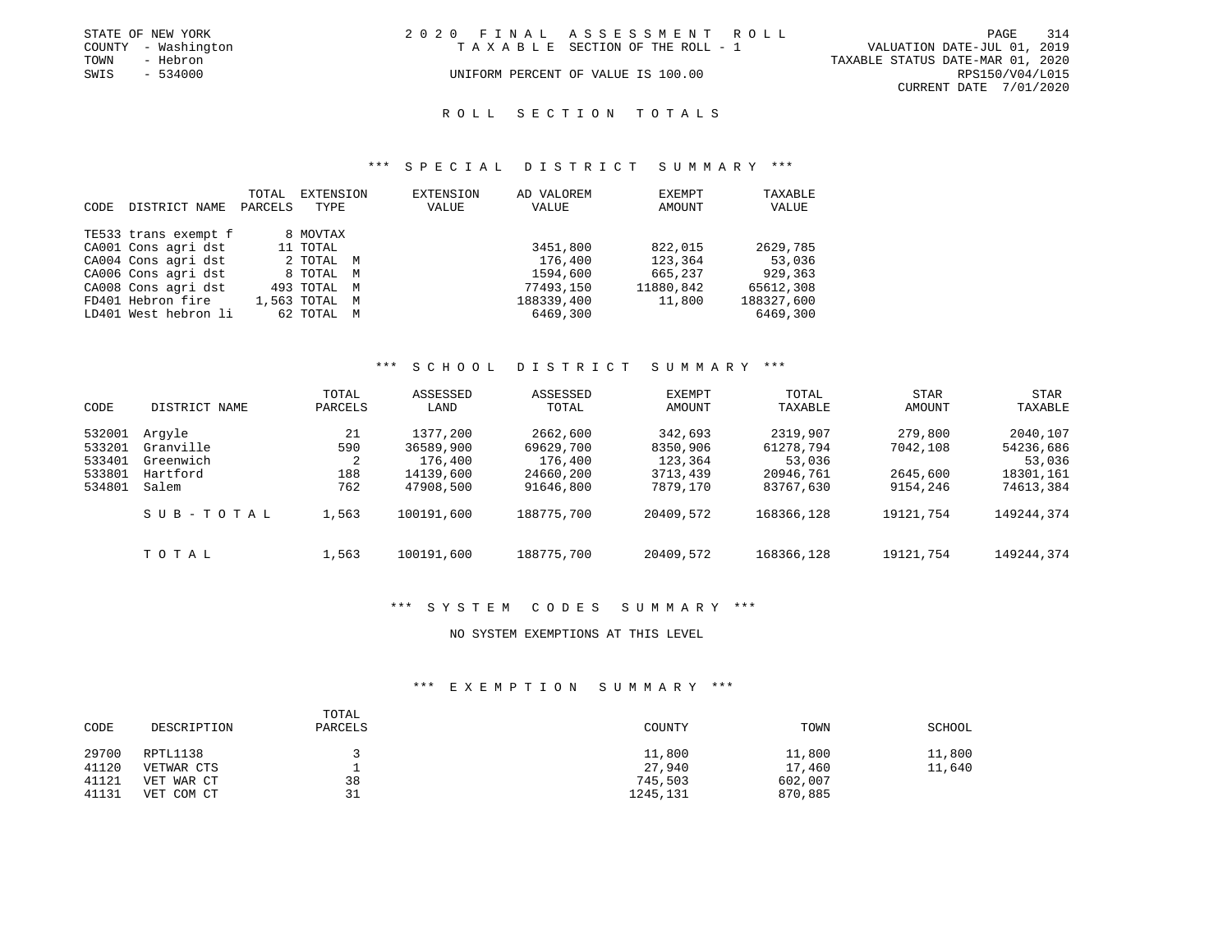STATE OF NEW YORK
COUNTY - Washington
TOWN - Hebron
SWIS - 534000

# 2020 FINAL ASSESSMENT ROLL

TAXABLE SECTION OF THE ROLL - 1

UNIFORM PERCENT OF VALUE IS 100.00

VALUATION DATE-JUL 01, 2019
TAXABLE STATUS DATE-MAR 01, 2020
RPS150/V04/L015
CURRENT DATE 7/01/2020

## ROLL SECTION TOTALS

### *** SPECIAL DISTRICT SUMMARY ***

| CODE | DISTRICT NAME | TOTAL PARCELS | EXTENSION TYPE | EXTENSION VALUE | AD VALOREM VALUE | EXEMPT AMOUNT | TAXABLE VALUE |
|---|---|---|---|---|---|---|---|
| TE533 | trans exempt f | 8 | MOVTAX | | | | |
| CA001 | Cons agri dst | 11 | TOTAL | | 3451,800 | 822,015 | 2629,785 |
| CA004 | Cons agri dst | 2 | TOTAL M | | 176,400 | 123,364 | 53,036 |
| CA006 | Cons agri dst | 8 | TOTAL M | | 1594,600 | 665,237 | 929,363 |
| CA008 | Cons agri dst | 493 | TOTAL M | | 77493,150 | 11880,842 | 65612,308 |
| FD401 | Hebron fire | 1,563 | TOTAL M | | 188339,400 | 11,800 | 188327,600 |
| LD401 | West hebron li | 62 | TOTAL M | | 6469,300 | | 6469,300 |

### *** SCHOOL DISTRICT SUMMARY ***

| CODE | DISTRICT NAME | TOTAL PARCELS | ASSESSED LAND | ASSESSED TOTAL | EXEMPT AMOUNT | TOTAL TAXABLE | STAR AMOUNT | STAR TAXABLE |
|---|---|---|---|---|---|---|---|---|
| 532001 | Argyle | 21 | 1377,200 | 2662,600 | 342,693 | 2319,907 | 279,800 | 2040,107 |
| 533201 | Granville | 590 | 36589,900 | 69629,700 | 8350,906 | 61278,794 | 7042,108 | 54236,686 |
| 533401 | Greenwich | 2 | 176,400 | 176,400 | 123,364 | 53,036 | | 53,036 |
| 533801 | Hartford | 188 | 14139,600 | 24660,200 | 3713,439 | 20946,761 | 2645,600 | 18301,161 |
| 534801 | Salem | 762 | 47908,500 | 91646,800 | 7879,170 | 83767,630 | 9154,246 | 74613,384 |
| | SUB-TOTAL | 1,563 | 100191,600 | 188775,700 | 20409,572 | 168366,128 | 19121,754 | 149244,374 |
| | TOTAL | 1,563 | 100191,600 | 188775,700 | 20409,572 | 168366,128 | 19121,754 | 149244,374 |

### *** SYSTEM CODES SUMMARY ***

NO SYSTEM EXEMPTIONS AT THIS LEVEL

### *** EXEMPTION SUMMARY ***

| CODE | DESCRIPTION | TOTAL PARCELS | COUNTY | TOWN | SCHOOL |
|---|---|---|---|---|---|
| 29700 | RPTL1138 | 3 | 11,800 | 11,800 | 11,800 |
| 41120 | VETWAR CTS | 1 | 27,940 | 17,460 | 11,640 |
| 41121 | VET WAR CT | 38 | 745,503 | 602,007 | |
| 41131 | VET COM CT | 31 | 1245,131 | 870,885 | |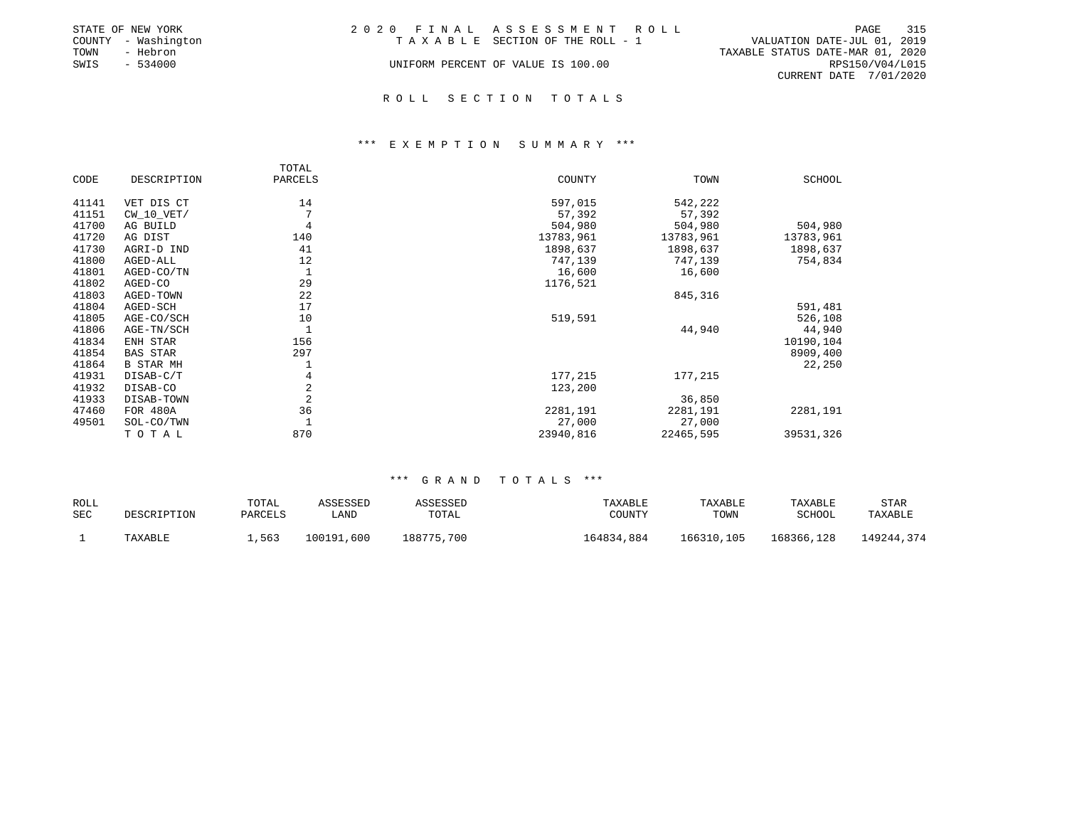STATE OF NEW YORK
COUNTY - Washington
TOWN - Hebron
SWIS - 534000

2 0 2 0 F I N A L A S S E S S M E N T R O L L
T A X A B L E SECTION OF THE ROLL - 1

UNIFORM PERCENT OF VALUE IS 100.00

VALUATION DATE-JUL 01, 2019
TAXABLE STATUS DATE-MAR 01, 2020
RPS150/V04/L015
CURRENT DATE 7/01/2020

## R O L L S E C T I O N T O T A L S

### *** E X E M P T I O N S U M M A R Y ***

| CODE | DESCRIPTION | TOTAL PARCELS | COUNTY | TOWN | SCHOOL |
|---|---|---|---|---|---|
| 41141 | VET DIS CT | 14 | 597,015 | 542,222 | |
| 41151 | CW_10_VET/ | 7 | 57,392 | 57,392 | |
| 41700 | AG BUILD | 4 | 504,980 | 504,980 | 504,980 |
| 41720 | AG DIST | 140 | 13783,961 | 13783,961 | 13783,961 |
| 41730 | AGRI-D IND | 41 | 1898,637 | 1898,637 | 1898,637 |
| 41800 | AGED-ALL | 12 | 747,139 | 747,139 | 754,834 |
| 41801 | AGED-CO/TN | 1 | 16,600 | 16,600 | |
| 41802 | AGED-CO | 29 | 1176,521 | | |
| 41803 | AGED-TOWN | 22 | | 845,316 | |
| 41804 | AGED-SCH | 17 | | | 591,481 |
| 41805 | AGE-CO/SCH | 10 | 519,591 | | 526,108 |
| 41806 | AGE-TN/SCH | 1 | | 44,940 | 44,940 |
| 41834 | ENH STAR | 156 | | | 10190,104 |
| 41854 | BAS STAR | 297 | | | 8909,400 |
| 41864 | B STAR MH | 1 | | | 22,250 |
| 41931 | DISAB-C/T | 4 | 177,215 | 177,215 | |
| 41932 | DISAB-CO | 2 | 123,200 | | |
| 41933 | DISAB-TOWN | 2 | | 36,850 | |
| 47460 | FOR 480A | 36 | 2281,191 | 2281,191 | 2281,191 |
| 49501 | SOL-CO/TWN | 1 | 27,000 | 27,000 | |
| | T O T A L | 870 | 23940,816 | 22465,595 | 39531,326 |

### *** G R A N D T O T A L S ***

| ROLL SEC | DESCRIPTION | TOTAL PARCELS | ASSESSED LAND | ASSESSED TOTAL | TAXABLE COUNTY | TAXABLE TOWN | TAXABLE SCHOOL | STAR TAXABLE |
|---|---|---|---|---|---|---|---|---|
| 1 | TAXABLE | 1,563 | 100191,600 | 188775,700 | 164834,884 | 166310,105 | 168366,128 | 149244,374 |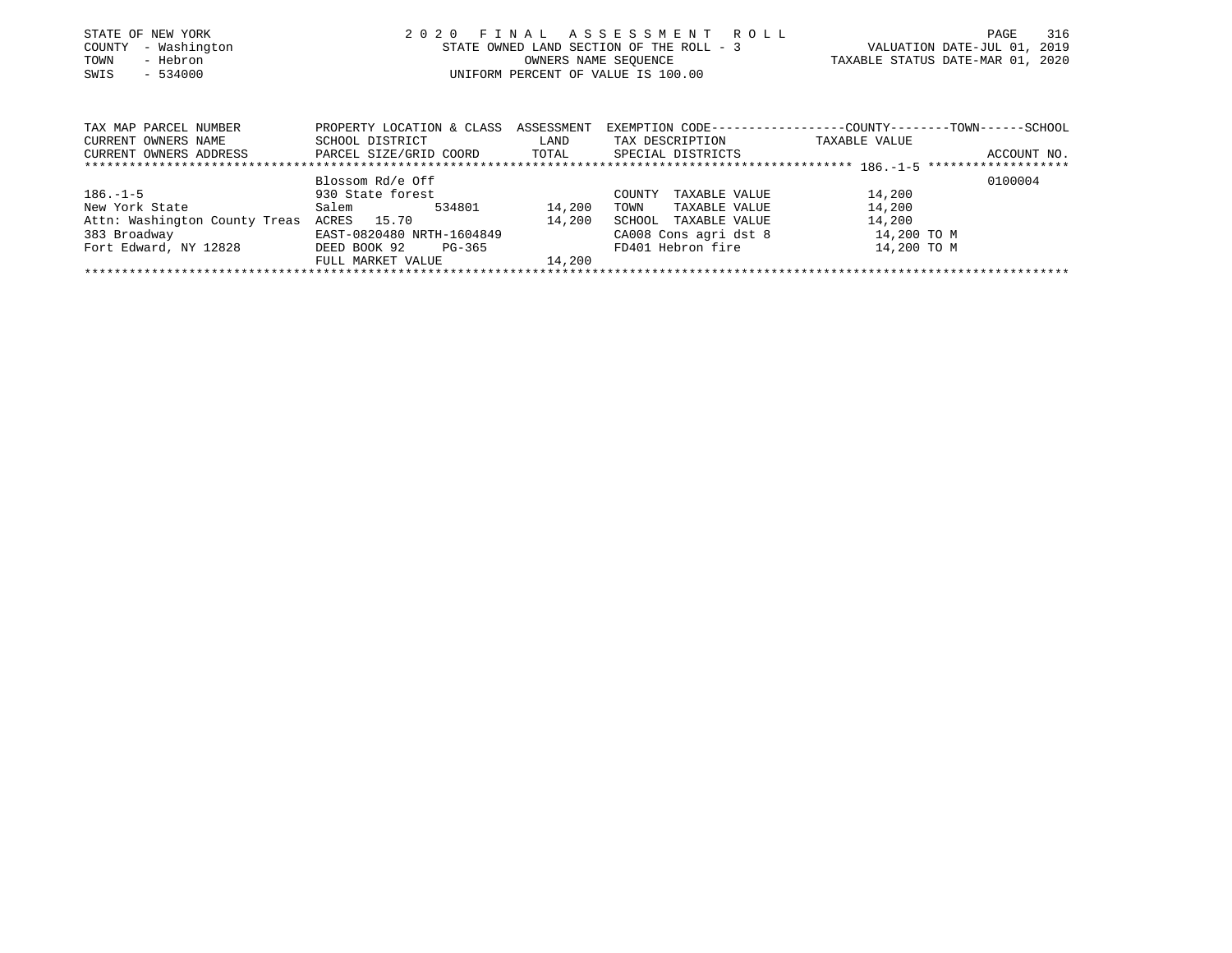STATE OF NEW YORK
COUNTY - Washington
TOWN - Hebron
SWIS - 534000

2 0 2 0 F I N A L A S S E S S M E N T R O L L
STATE OWNED LAND SECTION OF THE ROLL - 3
OWNERS NAME SEQUENCE
UNIFORM PERCENT OF VALUE IS 100.00

VALUATION DATE-JUL 01, 2019
TAXABLE STATUS DATE-MAR 01, 2020

| TAX MAP PARCEL NUMBER<br>CURRENT OWNERS NAME<br>CURRENT OWNERS ADDRESS | PROPERTY LOCATION & CLASS<br>SCHOOL DISTRICT<br>PARCEL SIZE/GRID COORD | ASSESSMENT<br>LAND<br>TOTAL | EXEMPTION CODE------COUNTY-----TOWN------SCHOOL<br>TAX DESCRIPTION<br>SPECIAL DISTRICTS | TAXABLE VALUE | ACCOUNT NO. |
|---|---|---|---|---|---|
| ****** 186.-1-5 ****** | | | | | |
| | Blossom Rd/e Off | | | | 0100004 |
| 186.-1-5 | 930 State forest | | COUNTY TAXABLE VALUE | 14,200 | |
| New York State | Salem 534801 | 14,200 | TOWN TAXABLE VALUE | 14,200 | |
| Attn: Washington County Treas | ACRES 15.70 | 14,200 | SCHOOL TAXABLE VALUE | 14,200 | |
| 383 Broadway | EAST-0820480 NRTH-1604849 | | CA008 Cons agri dst 8 | 14,200 TO M | |
| Fort Edward, NY 12828 | DEED BOOK 92 PG-365 | | FD401 Hebron fire | 14,200 TO M | |
| | FULL MARKET VALUE | 14,200 | | | |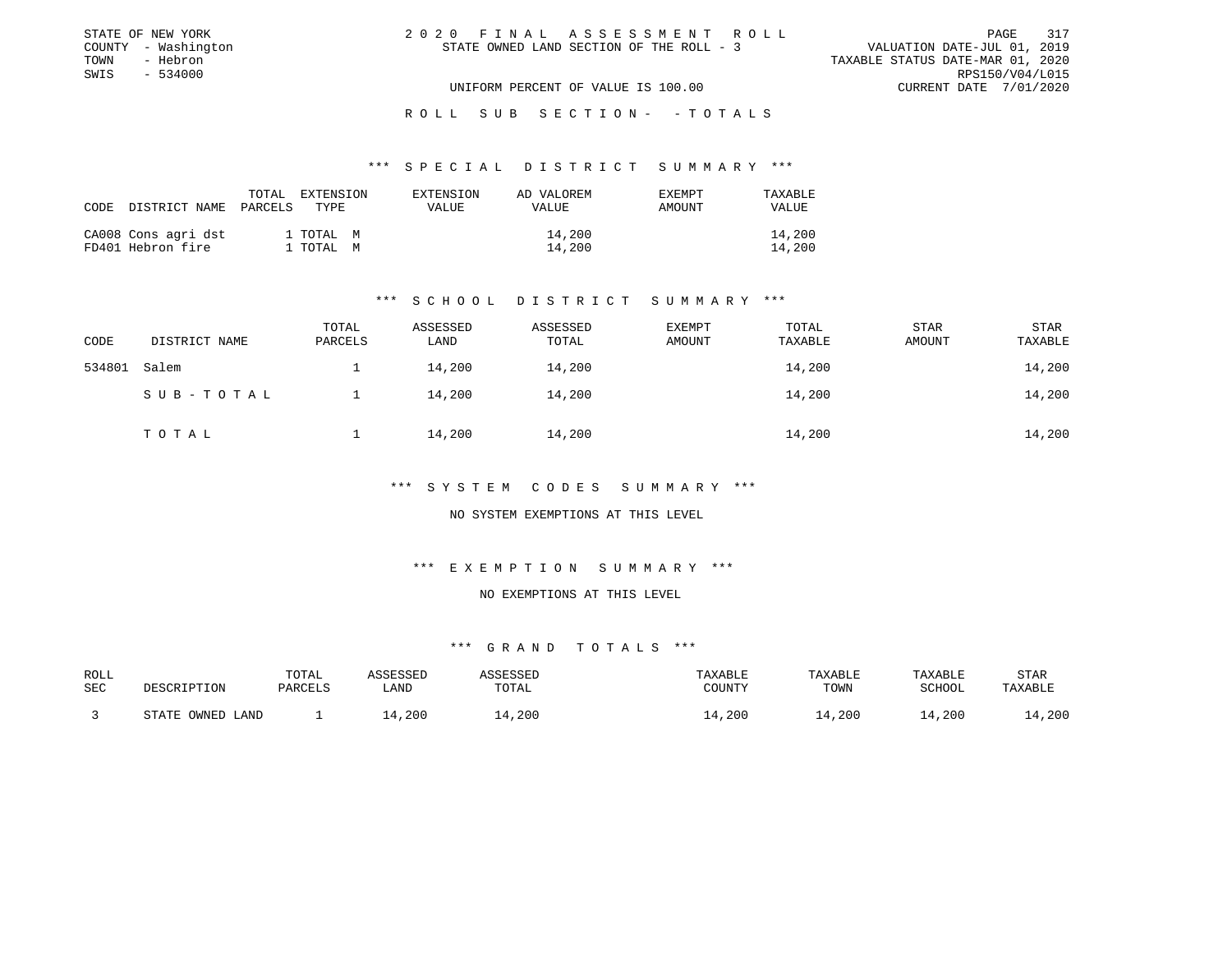STATE OF NEW YORK
COUNTY - Washington
TOWN - Hebron
SWIS - 534000

2 0 2 0 F I N A L A S S E S S M E N T R O L L
STATE OWNED LAND SECTION OF THE ROLL - 3

VALUATION DATE-JUL 01, 2019
TAXABLE STATUS DATE-MAR 01, 2020
RPS150/V04/L015
CURRENT DATE 7/01/2020

UNIFORM PERCENT OF VALUE IS 100.00

R O L L S U B S E C T I O N - - T O T A L S

### *** S P E C I A L D I S T R I C T S U M M A R Y ***

| CODE | DISTRICT NAME | TOTAL PARCELS | EXTENSION TYPE | EXTENSION VALUE | AD VALOREM VALUE | EXEMPT AMOUNT | TAXABLE VALUE |
|---|---|---|---|---|---|---|---|
| CA008 | Cons agri dst | 1 | TOTAL M | | 14,200 | | 14,200 |
| FD401 | Hebron fire | 1 | TOTAL M | | 14,200 | | 14,200 |

### *** S C H O O L D I S T R I C T S U M M A R Y ***

| CODE | DISTRICT NAME | TOTAL PARCELS | ASSESSED LAND | ASSESSED TOTAL | EXEMPT AMOUNT | TOTAL TAXABLE | STAR AMOUNT | STAR TAXABLE |
|---|---|---|---|---|---|---|---|---|
| 534801 | Salem | 1 | 14,200 | 14,200 | | 14,200 | | 14,200 |
| | S U B - T O T A L | 1 | 14,200 | 14,200 | | 14,200 | | 14,200 |
| | T O T A L | 1 | 14,200 | 14,200 | | 14,200 | | 14,200 |

### *** S Y S T E M C O D E S S U M M A R Y ***

NO SYSTEM EXEMPTIONS AT THIS LEVEL

### *** E X E M P T I O N S U M M A R Y ***

NO EXEMPTIONS AT THIS LEVEL

### *** G R A N D T O T A L S ***

| ROLL SEC | DESCRIPTION | TOTAL PARCELS | ASSESSED LAND | ASSESSED TOTAL | TAXABLE COUNTY | TAXABLE TOWN | TAXABLE SCHOOL | STAR TAXABLE |
|---|---|---|---|---|---|---|---|---|
| 3 | STATE OWNED LAND | 1 | 14,200 | 14,200 | 14,200 | 14,200 | 14,200 | 14,200 |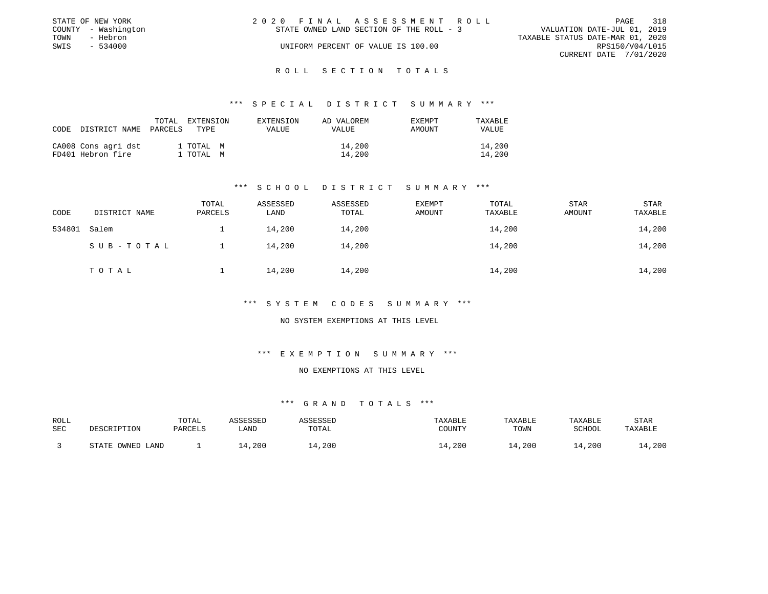STATE OF NEW YORK
COUNTY - Washington
TOWN - Hebron
SWIS - 534000

2020 FINAL ASSESSMENT ROLL
STATE OWNED LAND SECTION OF THE ROLL - 3
UNIFORM PERCENT OF VALUE IS 100.00

VALUATION DATE-JUL 01, 2019
TAXABLE STATUS DATE-MAR 01, 2020
RPS150/V04/L015
CURRENT DATE 7/01/2020

## ROLL SECTION TOTALS

### *** SPECIAL DISTRICT SUMMARY ***

| CODE | DISTRICT NAME | TOTAL PARCELS | EXTENSION TYPE | EXTENSION VALUE | AD VALOREM VALUE | EXEMPT AMOUNT | TAXABLE VALUE |
|---|---|---|---|---|---|---|---|
| CA008 | Cons agri dst | 1 | TOTAL M | | 14,200 | | 14,200 |
| FD401 | Hebron fire | 1 | TOTAL M | | 14,200 | | 14,200 |

### *** SCHOOL DISTRICT SUMMARY ***

| CODE | DISTRICT NAME | TOTAL PARCELS | ASSESSED LAND | ASSESSED TOTAL | EXEMPT AMOUNT | TOTAL TAXABLE | STAR AMOUNT | STAR TAXABLE |
|---|---|---|---|---|---|---|---|---|
| 534801 | Salem | 1 | 14,200 | 14,200 | | 14,200 | | 14,200 |
| | SUB-TOTAL | 1 | 14,200 | 14,200 | | 14,200 | | 14,200 |
| | TOTAL | 1 | 14,200 | 14,200 | | 14,200 | | 14,200 |

### *** SYSTEM CODES SUMMARY ***

NO SYSTEM EXEMPTIONS AT THIS LEVEL

### *** EXEMPTION SUMMARY ***

NO EXEMPTIONS AT THIS LEVEL

### *** GRAND TOTALS ***

| ROLL SEC | DESCRIPTION | TOTAL PARCELS | ASSESSED LAND | ASSESSED TOTAL | TAXABLE COUNTY | TAXABLE TOWN | TAXABLE SCHOOL | STAR TAXABLE |
|---|---|---|---|---|---|---|---|---|
| 3 | STATE OWNED LAND | 1 | 14,200 | 14,200 | 14,200 | 14,200 | 14,200 | 14,200 |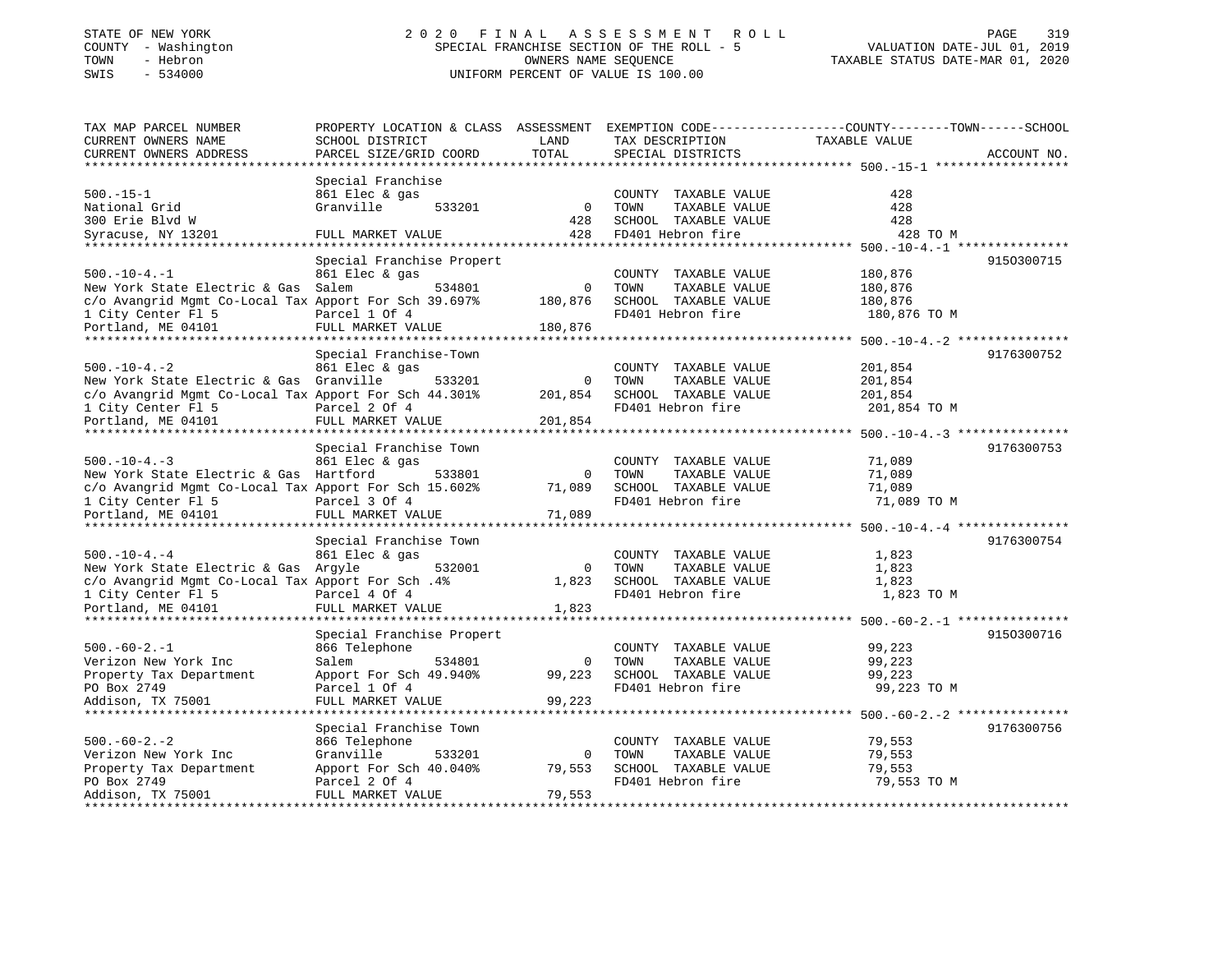STATE OF NEW YORK
COUNTY - Washington
TOWN - Hebron
SWIS - 534000

# 2020 FINAL ASSESSMENT ROLL

SPECIAL FRANCHISE SECTION OF THE ROLL - 5
OWNERS NAME SEQUENCE
UNIFORM PERCENT OF VALUE IS 100.00

VALUATION DATE-JUL 01, 2019
TAXABLE STATUS DATE-MAR 01, 2020

| TAX MAP PARCEL NUMBER / CURRENT OWNERS NAME / CURRENT OWNERS ADDRESS | PROPERTY LOCATION & CLASS / SCHOOL DISTRICT / PARCEL SIZE/GRID COORD | ASSESSMENT LAND / TOTAL | EXEMPTION CODE / TAX DESCRIPTION / SPECIAL DISTRICTS | COUNTY / TOWN / SCHOOL TAXABLE VALUE | ACCOUNT NO. |
|---|---|---|---|---|---|
| 500.-15-1 | Special Franchise | | | | |
| 500.-15-1 | 861 Elec & gas | | COUNTY TAXABLE VALUE | 428 | |
| National Grid | Granville 533201 | 0 | TOWN TAXABLE VALUE | 428 | |
| 300 Erie Blvd W | | 428 | SCHOOL TAXABLE VALUE | 428 | |
| Syracuse, NY 13201 | FULL MARKET VALUE | 428 | FD401 Hebron fire | 428 TO M | |
| 500.-10-4.-1 | Special Franchise Propert | | | | 9150300715 |
| 500.-10-4.-1 | 861 Elec & gas | | COUNTY TAXABLE VALUE | 180,876 | |
| New York State Electric & Gas | Salem 534801 | 0 | TOWN TAXABLE VALUE | 180,876 | |
| c/o Avangrid Mgmt Co-Local Tax | Apport For Sch 39.697% | 180,876 | SCHOOL TAXABLE VALUE | 180,876 | |
| 1 City Center Fl 5 | Parcel 1 Of 4 | | FD401 Hebron fire | 180,876 TO M | |
| Portland, ME 04101 | FULL MARKET VALUE | 180,876 | | | |
| 500.-10-4.-2 | Special Franchise-Town | | | | 9176300752 |
| 500.-10-4.-2 | 861 Elec & gas | | COUNTY TAXABLE VALUE | 201,854 | |
| New York State Electric & Gas | Granville 533201 | 0 | TOWN TAXABLE VALUE | 201,854 | |
| c/o Avangrid Mgmt Co-Local Tax | Apport For Sch 44.301% | 201,854 | SCHOOL TAXABLE VALUE | 201,854 | |
| 1 City Center Fl 5 | Parcel 2 Of 4 | | FD401 Hebron fire | 201,854 TO M | |
| Portland, ME 04101 | FULL MARKET VALUE | 201,854 | | | |
| 500.-10-4.-3 | Special Franchise Town | | | | 9176300753 |
| 500.-10-4.-3 | 861 Elec & gas | | COUNTY TAXABLE VALUE | 71,089 | |
| New York State Electric & Gas | Hartford 533801 | 0 | TOWN TAXABLE VALUE | 71,089 | |
| c/o Avangrid Mgmt Co-Local Tax | Apport For Sch 15.602% | 71,089 | SCHOOL TAXABLE VALUE | 71,089 | |
| 1 City Center Fl 5 | Parcel 3 Of 4 | | FD401 Hebron fire | 71,089 TO M | |
| Portland, ME 04101 | FULL MARKET VALUE | 71,089 | | | |
| 500.-10-4.-4 | Special Franchise Town | | | | 9176300754 |
| 500.-10-4.-4 | 861 Elec & gas | | COUNTY TAXABLE VALUE | 1,823 | |
| New York State Electric & Gas | Argyle 532001 | 0 | TOWN TAXABLE VALUE | 1,823 | |
| c/o Avangrid Mgmt Co-Local Tax | Apport For Sch .4% | 1,823 | SCHOOL TAXABLE VALUE | 1,823 | |
| 1 City Center Fl 5 | Parcel 4 Of 4 | | FD401 Hebron fire | 1,823 TO M | |
| Portland, ME 04101 | FULL MARKET VALUE | 1,823 | | | |
| 500.-60-2.-1 | Special Franchise Propert | | | | 9150300716 |
| 500.-60-2.-1 | 866 Telephone | | COUNTY TAXABLE VALUE | 99,223 | |
| Verizon New York Inc | Salem 534801 | 0 | TOWN TAXABLE VALUE | 99,223 | |
| Property Tax Department | Apport For Sch 49.940% | 99,223 | SCHOOL TAXABLE VALUE | 99,223 | |
| PO Box 2749 | Parcel 1 Of 4 | | FD401 Hebron fire | 99,223 TO M | |
| Addison, TX 75001 | FULL MARKET VALUE | 99,223 | | | |
| 500.-60-2.-2 | Special Franchise Town | | | | 9176300756 |
| 500.-60-2.-2 | 866 Telephone | | COUNTY TAXABLE VALUE | 79,553 | |
| Verizon New York Inc | Granville 533201 | 0 | TOWN TAXABLE VALUE | 79,553 | |
| Property Tax Department | Apport For Sch 40.040% | 79,553 | SCHOOL TAXABLE VALUE | 79,553 | |
| PO Box 2749 | Parcel 2 Of 4 | | FD401 Hebron fire | 79,553 TO M | |
| Addison, TX 75001 | FULL MARKET VALUE | 79,553 | | | |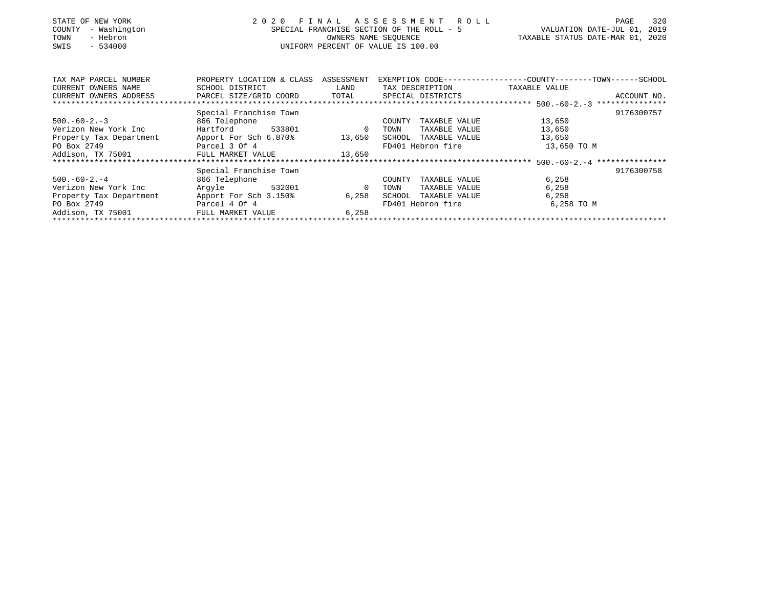STATE OF NEW YORK
COUNTY - Washington
TOWN - Hebron
SWIS - 534000

2 0 2 0 F I N A L A S S E S S M E N T R O L L
SPECIAL FRANCHISE SECTION OF THE ROLL - 5
OWNERS NAME SEQUENCE
UNIFORM PERCENT OF VALUE IS 100.00

VALUATION DATE-JUL 01, 2019
TAXABLE STATUS DATE-MAR 01, 2020

| TAX MAP PARCEL NUMBER<br>CURRENT OWNERS NAME<br>CURRENT OWNERS ADDRESS | PROPERTY LOCATION & CLASS<br>SCHOOL DISTRICT<br>PARCEL SIZE/GRID COORD | ASSESSMENT<br>LAND<br>TOTAL | EXEMPTION CODE------COUNTY-------TOWN------SCHOOL<br>TAX DESCRIPTION<br>SPECIAL DISTRICTS | TAXABLE VALUE | ACCOUNT NO. |
|---|---|---|---|---|---|
| ******** 500.-60-2.-3 ******** | | | | | |
| | Special Franchise Town | | | | 9176300757 |
| 500.-60-2.-3 | 866 Telephone | | COUNTY TAXABLE VALUE | 13,650 | |
| Verizon New York Inc | Hartford 533801 | 0 | TOWN TAXABLE VALUE | 13,650 | |
| Property Tax Department | Apport For Sch 6.870% | 13,650 | SCHOOL TAXABLE VALUE | 13,650 | |
| PO Box 2749 | Parcel 3 Of 4 | | FD401 Hebron fire | 13,650 TO M | |
| Addison, TX 75001 | FULL MARKET VALUE | 13,650 | | | |
| ******** 500.-60-2.-4 ******** | | | | | |
| | Special Franchise Town | | | | 9176300758 |
| 500.-60-2.-4 | 866 Telephone | | COUNTY TAXABLE VALUE | 6,258 | |
| Verizon New York Inc | Argyle 532001 | 0 | TOWN TAXABLE VALUE | 6,258 | |
| Property Tax Department | Apport For Sch 3.150% | 6,258 | SCHOOL TAXABLE VALUE | 6,258 | |
| PO Box 2749 | Parcel 4 Of 4 | | FD401 Hebron fire | 6,258 TO M | |
| Addison, TX 75001 | FULL MARKET VALUE | 6,258 | | | |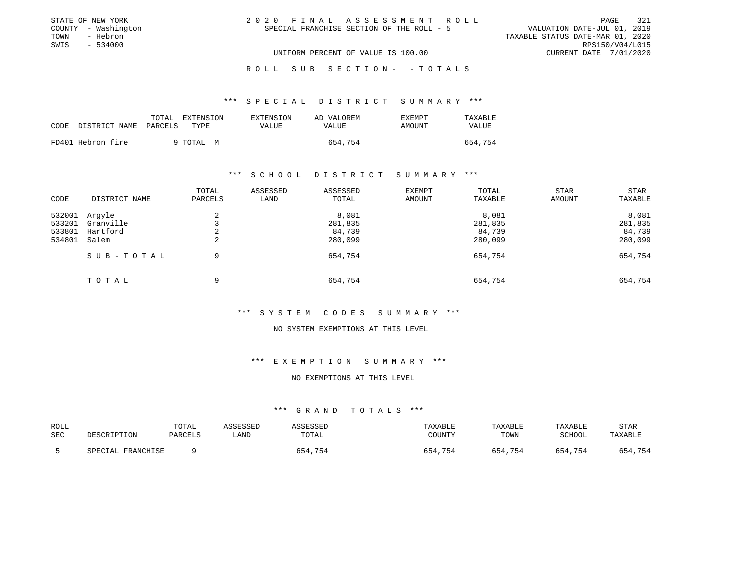STATE OF NEW YORK
COUNTY - Washington
TOWN - Hebron
SWIS - 534000

# 2020 FINAL ASSESSMENT ROLL

SPECIAL FRANCHISE SECTION OF THE ROLL - 5

UNIFORM PERCENT OF VALUE IS 100.00

VALUATION DATE-JUL 01, 2019
TAXABLE STATUS DATE-MAR 01, 2020
RPS150/V04/L015
CURRENT DATE 7/01/2020

## ROLL SUB SECTION- - TOTALS

### *** SPECIAL DISTRICT SUMMARY ***

| CODE | DISTRICT NAME | TOTAL PARCELS | EXTENSION TYPE | EXTENSION VALUE | AD VALOREM VALUE | EXEMPT AMOUNT | TAXABLE VALUE |
|---|---|---|---|---|---|---|---|
| FD401 | Hebron fire | 9 | TOTAL M | | 654,754 | | 654,754 |

### *** SCHOOL DISTRICT SUMMARY ***

| CODE | DISTRICT NAME | TOTAL PARCELS | ASSESSED LAND | ASSESSED TOTAL | EXEMPT AMOUNT | TOTAL TAXABLE | STAR AMOUNT | STAR TAXABLE |
|---|---|---|---|---|---|---|---|---|
| 532001 | Argyle | 2 | | 8,081 | | 8,081 | | 8,081 |
| 533201 | Granville | 3 | | 281,835 | | 281,835 | | 281,835 |
| 533801 | Hartford | 2 | | 84,739 | | 84,739 | | 84,739 |
| 534801 | Salem | 2 | | 280,099 | | 280,099 | | 280,099 |
| | SUB-TOTAL | 9 | | 654,754 | | 654,754 | | 654,754 |
| | TOTAL | 9 | | 654,754 | | 654,754 | | 654,754 |

### *** SYSTEM CODES SUMMARY ***

NO SYSTEM EXEMPTIONS AT THIS LEVEL

### *** EXEMPTION SUMMARY ***

NO EXEMPTIONS AT THIS LEVEL

### *** GRAND TOTALS ***

| ROLL SEC | DESCRIPTION | TOTAL PARCELS | ASSESSED LAND | ASSESSED TOTAL | TAXABLE COUNTY | TAXABLE TOWN | TAXABLE SCHOOL | STAR TAXABLE |
|---|---|---|---|---|---|---|---|---|
| 5 | SPECIAL FRANCHISE | 9 | | 654,754 | 654,754 | 654,754 | 654,754 | 654,754 |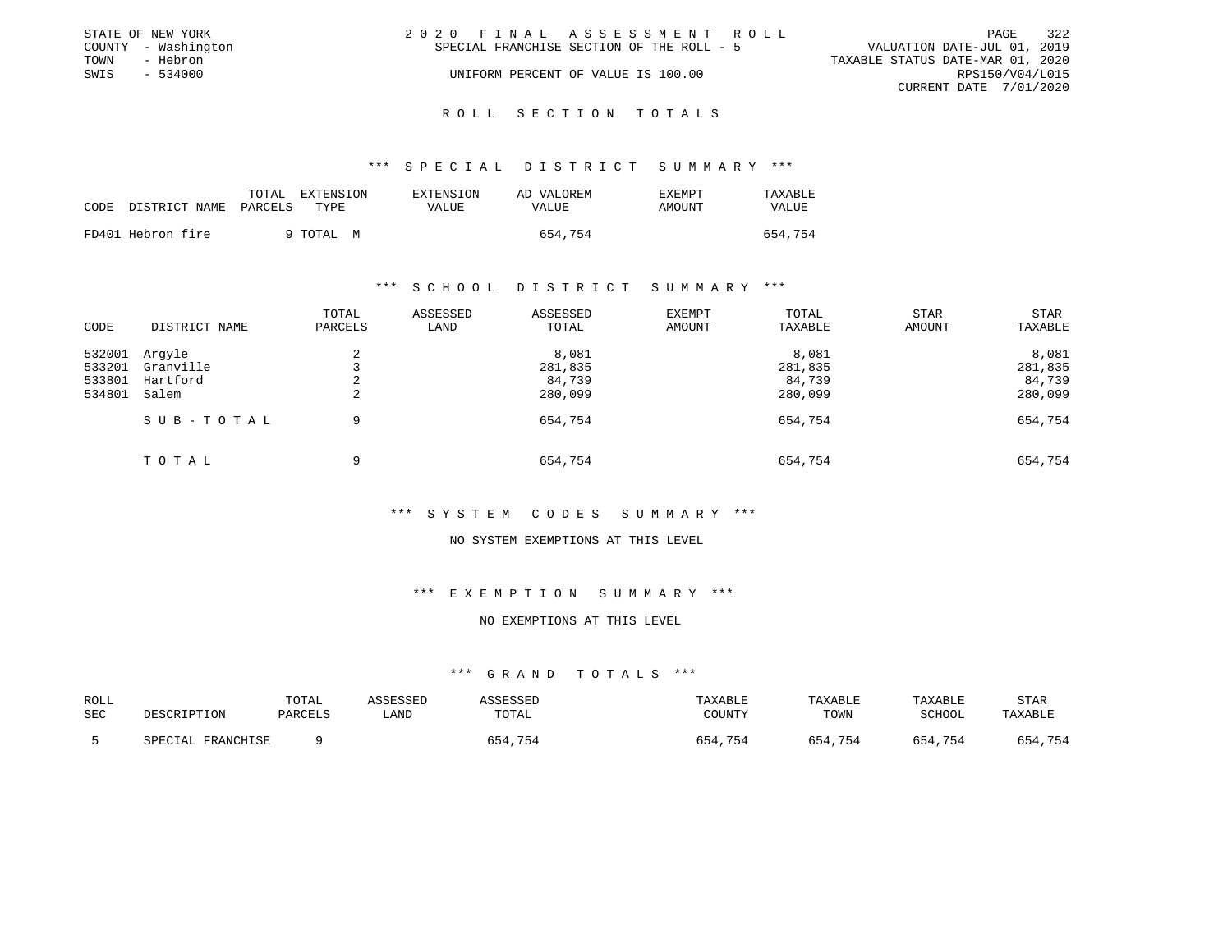STATE OF NEW YORK
COUNTY - Washington
TOWN - Hebron
SWIS - 534000

2020 FINAL ASSESSMENT ROLL
SPECIAL FRANCHISE SECTION OF THE ROLL - 5
UNIFORM PERCENT OF VALUE IS 100.00

VALUATION DATE-JUL 01, 2019
TAXABLE STATUS DATE-MAR 01, 2020
RPS150/V04/L015
CURRENT DATE 7/01/2020

## ROLL SECTION TOTALS

### *** SPECIAL DISTRICT SUMMARY ***

| CODE | DISTRICT NAME | TOTAL PARCELS | EXTENSION TYPE | EXTENSION VALUE | AD VALOREM VALUE | EXEMPT AMOUNT | TAXABLE VALUE |
|---|---|---|---|---|---|---|---|
| FD401 | Hebron fire | 9 | TOTAL M | | 654,754 | | 654,754 |

### *** SCHOOL DISTRICT SUMMARY ***

| CODE | DISTRICT NAME | TOTAL PARCELS | ASSESSED LAND | ASSESSED TOTAL | EXEMPT AMOUNT | TOTAL TAXABLE | STAR AMOUNT | STAR TAXABLE |
|---|---|---|---|---|---|---|---|---|
| 532001 | Argyle | 2 | | 8,081 | | 8,081 | | 8,081 |
| 533201 | Granville | 3 | | 281,835 | | 281,835 | | 281,835 |
| 533801 | Hartford | 2 | | 84,739 | | 84,739 | | 84,739 |
| 534801 | Salem | 2 | | 280,099 | | 280,099 | | 280,099 |
| | SUB-TOTAL | 9 | | 654,754 | | 654,754 | | 654,754 |
| | TOTAL | 9 | | 654,754 | | 654,754 | | 654,754 |

### *** SYSTEM CODES SUMMARY ***

NO SYSTEM EXEMPTIONS AT THIS LEVEL

### *** EXEMPTION SUMMARY ***

NO EXEMPTIONS AT THIS LEVEL

### *** GRAND TOTALS ***

| ROLL SEC | DESCRIPTION | TOTAL PARCELS | ASSESSED LAND | ASSESSED TOTAL | TAXABLE COUNTY | TAXABLE TOWN | TAXABLE SCHOOL | STAR TAXABLE |
|---|---|---|---|---|---|---|---|---|
| 5 | SPECIAL FRANCHISE | 9 | | 654,754 | 654,754 | 654,754 | 654,754 | 654,754 |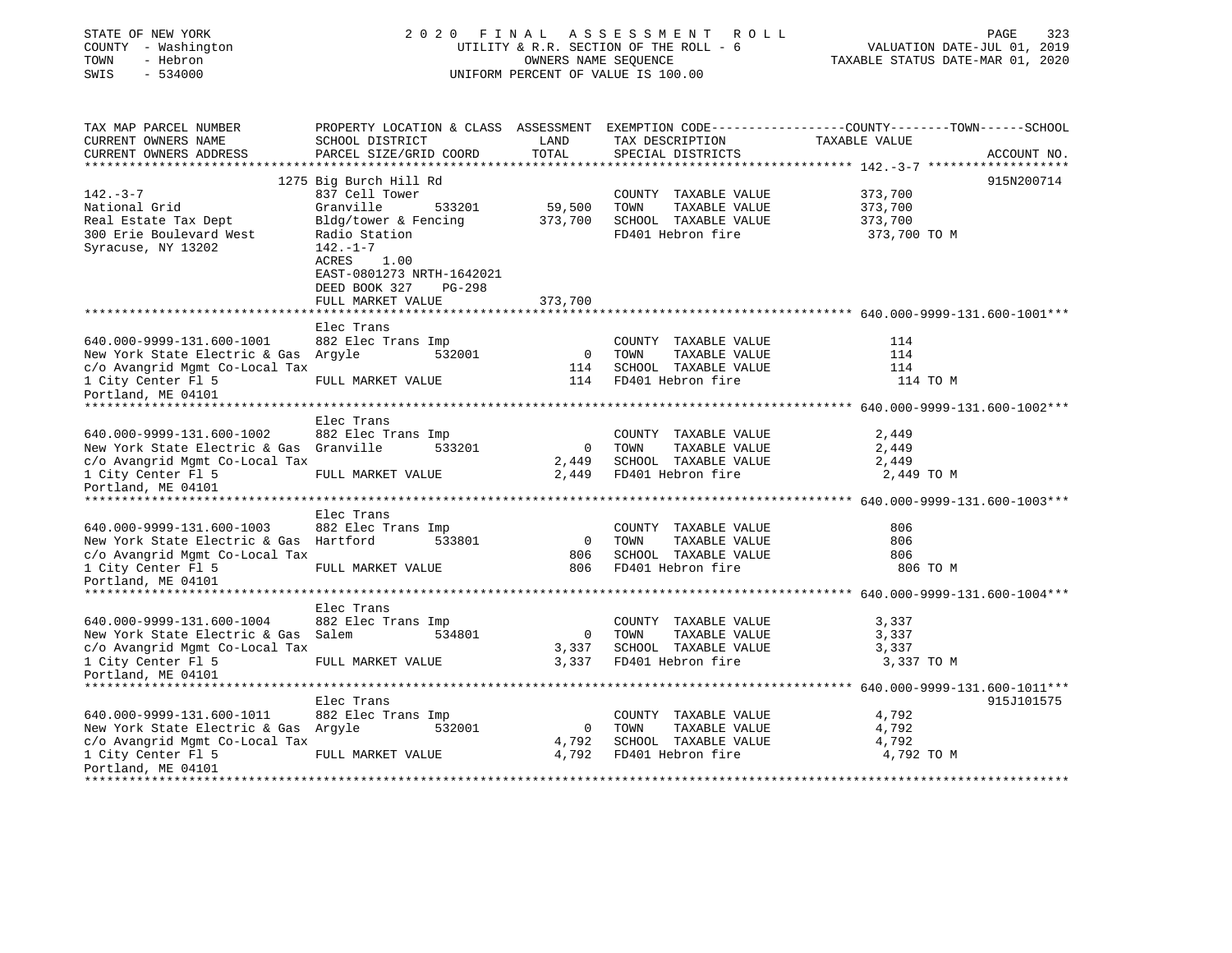STATE OF NEW YORK
COUNTY - Washington
TOWN - Hebron
SWIS - 534000

2020 FINAL ASSESSMENT ROLL
UTILITY & R.R. SECTION OF THE ROLL - 6
OWNERS NAME SEQUENCE
UNIFORM PERCENT OF VALUE IS 100.00

VALUATION DATE-JUL 01, 2019
TAXABLE STATUS DATE-MAR 01, 2020

| TAX MAP PARCEL NUMBER / CURRENT OWNERS NAME / CURRENT OWNERS ADDRESS | PROPERTY LOCATION & CLASS / SCHOOL DISTRICT / PARCEL SIZE/GRID COORD | ASSESSMENT LAND | TOTAL | EXEMPTION CODE / TAX DESCRIPTION / SPECIAL DISTRICTS | COUNTY--TOWN--SCHOOL TAXABLE VALUE | ACCOUNT NO. |
|---|---|---|---|---|---|---|
| 142.-3-7 | 1275 Big Burch Hill Rd | | | | | 915N200714 |
| | 837 Cell Tower | | | COUNTY TAXABLE VALUE | 373,700 | |
| National Grid | Granville 533201 | 59,500 | | TOWN TAXABLE VALUE | 373,700 | |
| Real Estate Tax Dept | Bldg/tower & Fencing | | 373,700 | SCHOOL TAXABLE VALUE | 373,700 | |
| 300 Erie Boulevard West | Radio Station | | | FD401 Hebron fire | 373,700 TO M | |
| Syracuse, NY 13202 | 142.-1-7 | | | | | |
| | ACRES 1.00 | | | | | |
| | EAST-0801273 NRTH-1642021 | | | | | |
| | DEED BOOK 327 PG-298 | | | | | |
| | FULL MARKET VALUE | | 373,700 | | | |
| 640.000-9999-131.600-1001 | Elec Trans | | | | | |
| | 882 Elec Trans Imp | | | COUNTY TAXABLE VALUE | 114 | |
| New York State Electric & Gas | Argyle 532001 | 0 | | TOWN TAXABLE VALUE | 114 | |
| c/o Avangrid Mgmt Co-Local Tax | | | 114 | SCHOOL TAXABLE VALUE | 114 | |
| 1 City Center Fl 5 | FULL MARKET VALUE | | 114 | FD401 Hebron fire | 114 TO M | |
| Portland, ME 04101 | | | | | | |
| 640.000-9999-131.600-1002 | Elec Trans | | | | | |
| | 882 Elec Trans Imp | | | COUNTY TAXABLE VALUE | 2,449 | |
| New York State Electric & Gas | Granville 533201 | 0 | | TOWN TAXABLE VALUE | 2,449 | |
| c/o Avangrid Mgmt Co-Local Tax | | | 2,449 | SCHOOL TAXABLE VALUE | 2,449 | |
| 1 City Center Fl 5 | FULL MARKET VALUE | | 2,449 | FD401 Hebron fire | 2,449 TO M | |
| Portland, ME 04101 | | | | | | |
| 640.000-9999-131.600-1003 | Elec Trans | | | | | |
| | 882 Elec Trans Imp | | | COUNTY TAXABLE VALUE | 806 | |
| New York State Electric & Gas | Hartford 533801 | 0 | | TOWN TAXABLE VALUE | 806 | |
| c/o Avangrid Mgmt Co-Local Tax | | | 806 | SCHOOL TAXABLE VALUE | 806 | |
| 1 City Center Fl 5 | FULL MARKET VALUE | | 806 | FD401 Hebron fire | 806 TO M | |
| Portland, ME 04101 | | | | | | |
| 640.000-9999-131.600-1004 | Elec Trans | | | | | |
| | 882 Elec Trans Imp | | | COUNTY TAXABLE VALUE | 3,337 | |
| New York State Electric & Gas | Salem 534801 | 0 | | TOWN TAXABLE VALUE | 3,337 | |
| c/o Avangrid Mgmt Co-Local Tax | | | 3,337 | SCHOOL TAXABLE VALUE | 3,337 | |
| 1 City Center Fl 5 | FULL MARKET VALUE | | 3,337 | FD401 Hebron fire | 3,337 TO M | |
| Portland, ME 04101 | | | | | | |
| 640.000-9999-131.600-1011 | Elec Trans | | | | | 915J101575 |
| | 882 Elec Trans Imp | | | COUNTY TAXABLE VALUE | 4,792 | |
| New York State Electric & Gas | Argyle 532001 | 0 | | TOWN TAXABLE VALUE | 4,792 | |
| c/o Avangrid Mgmt Co-Local Tax | | | 4,792 | SCHOOL TAXABLE VALUE | 4,792 | |
| 1 City Center Fl 5 | FULL MARKET VALUE | | 4,792 | FD401 Hebron fire | 4,792 TO M | |
| Portland, ME 04101 | | | | | | |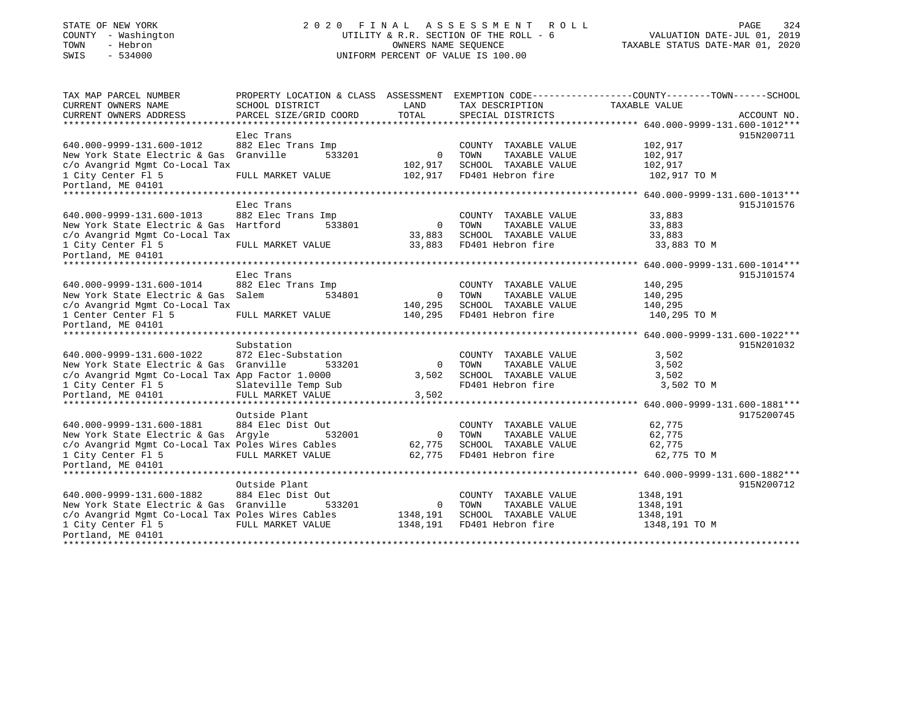STATE OF NEW YORK
COUNTY - Washington
TOWN - Hebron
SWIS - 534000

2 0 2 0 F I N A L A S S E S S M E N T R O L L
UTILITY & R.R. SECTION OF THE ROLL - 6
OWNERS NAME SEQUENCE
UNIFORM PERCENT OF VALUE IS 100.00

VALUATION DATE-JUL 01, 2019
TAXABLE STATUS DATE-MAR 01, 2020

| TAX MAP PARCEL NUMBER / CURRENT OWNERS NAME / CURRENT OWNERS ADDRESS | PROPERTY LOCATION & CLASS / SCHOOL DISTRICT / PARCEL SIZE/GRID COORD | ASSESSMENT LAND / TOTAL | EXEMPTION CODE / TAX DESCRIPTION / SPECIAL DISTRICTS | TAXABLE VALUE (COUNTY--TOWN--SCHOOL) | ACCOUNT NO. |
|---|---|---|---|---|---|
| **640.000-9999-131.600-1012** | Elec Trans | | | | 915N200711 |
| 640.000-9999-131.600-1012 | 882 Elec Trans Imp | | COUNTY TAXABLE VALUE | 102,917 | |
| New York State Electric & Gas | Granville 533201 | 0 | TOWN TAXABLE VALUE | 102,917 | |
| c/o Avangrid Mgmt Co-Local Tax | | 102,917 | SCHOOL TAXABLE VALUE | 102,917 | |
| 1 City Center Fl 5 | FULL MARKET VALUE | 102,917 | FD401 Hebron fire | 102,917 TO M | |
| Portland, ME 04101 | | | | | |
| **640.000-9999-131.600-1013** | Elec Trans | | | | 915J101576 |
| 640.000-9999-131.600-1013 | 882 Elec Trans Imp | | COUNTY TAXABLE VALUE | 33,883 | |
| New York State Electric & Gas | Hartford 533801 | 0 | TOWN TAXABLE VALUE | 33,883 | |
| c/o Avangrid Mgmt Co-Local Tax | | 33,883 | SCHOOL TAXABLE VALUE | 33,883 | |
| 1 City Center Fl 5 | FULL MARKET VALUE | 33,883 | FD401 Hebron fire | 33,883 TO M | |
| Portland, ME 04101 | | | | | |
| **640.000-9999-131.600-1014** | Elec Trans | | | | 915J101574 |
| 640.000-9999-131.600-1014 | 882 Elec Trans Imp | | COUNTY TAXABLE VALUE | 140,295 | |
| New York State Electric & Gas | Salem 534801 | 0 | TOWN TAXABLE VALUE | 140,295 | |
| c/o Avangrid Mgmt Co-Local Tax | | 140,295 | SCHOOL TAXABLE VALUE | 140,295 | |
| 1 Center Center Fl 5 | FULL MARKET VALUE | 140,295 | FD401 Hebron fire | 140,295 TO M | |
| Portland, ME 04101 | | | | | |
| **640.000-9999-131.600-1022** | Substation | | | | 915N201032 |
| 640.000-9999-131.600-1022 | 872 Elec-Substation | | COUNTY TAXABLE VALUE | 3,502 | |
| New York State Electric & Gas | Granville 533201 | 0 | TOWN TAXABLE VALUE | 3,502 | |
| c/o Avangrid Mgmt Co-Local Tax | App Factor 1.0000 | 3,502 | SCHOOL TAXABLE VALUE | 3,502 | |
| 1 City Center Fl 5 | Slateville Temp Sub | | FD401 Hebron fire | 3,502 TO M | |
| Portland, ME 04101 | FULL MARKET VALUE | 3,502 | | | |
| **640.000-9999-131.600-1881** | Outside Plant | | | | 9175200745 |
| 640.000-9999-131.600-1881 | 884 Elec Dist Out | | COUNTY TAXABLE VALUE | 62,775 | |
| New York State Electric & Gas | Argyle 532001 | 0 | TOWN TAXABLE VALUE | 62,775 | |
| c/o Avangrid Mgmt Co-Local Tax | Poles Wires Cables | 62,775 | SCHOOL TAXABLE VALUE | 62,775 | |
| 1 City Center Fl 5 | FULL MARKET VALUE | 62,775 | FD401 Hebron fire | 62,775 TO M | |
| Portland, ME 04101 | | | | | |
| **640.000-9999-131.600-1882** | Outside Plant | | | | 915N200712 |
| 640.000-9999-131.600-1882 | 884 Elec Dist Out | | COUNTY TAXABLE VALUE | 1348,191 | |
| New York State Electric & Gas | Granville 533201 | 0 | TOWN TAXABLE VALUE | 1348,191 | |
| c/o Avangrid Mgmt Co-Local Tax | Poles Wires Cables | 1348,191 | SCHOOL TAXABLE VALUE | 1348,191 | |
| 1 City Center Fl 5 | FULL MARKET VALUE | 1348,191 | FD401 Hebron fire | 1348,191 TO M | |
| Portland, ME 04101 | | | | | |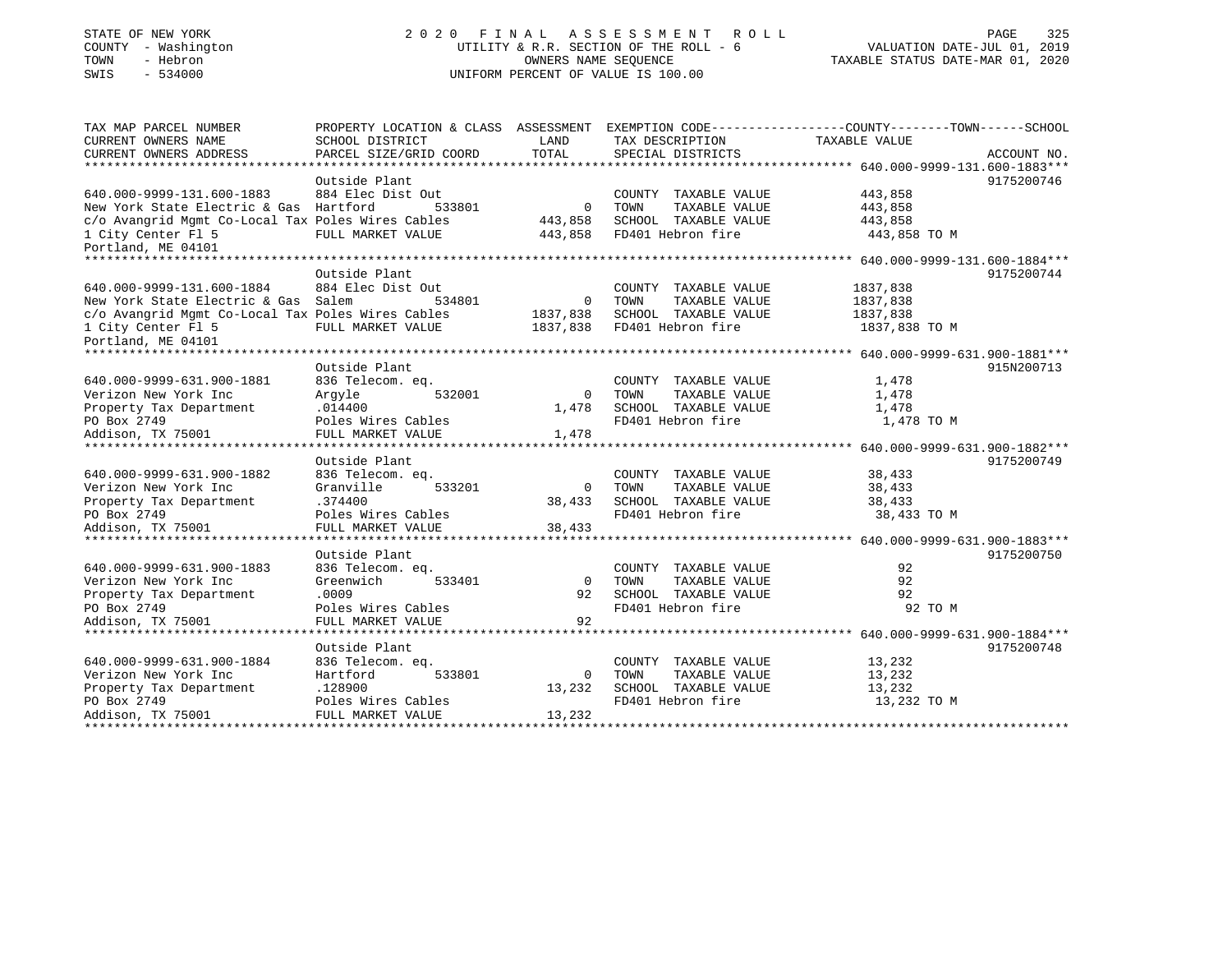STATE OF NEW YORK
COUNTY - Washington
TOWN - Hebron
SWIS - 534000

2 0 2 0 F I N A L A S S E S S M E N T R O L L
UTILITY & R.R. SECTION OF THE ROLL - 6
OWNERS NAME SEQUENCE
UNIFORM PERCENT OF VALUE IS 100.00

VALUATION DATE-JUL 01, 2019
TAXABLE STATUS DATE-MAR 01, 2020

| TAX MAP PARCEL NUMBER / CURRENT OWNERS NAME / CURRENT OWNERS ADDRESS | PROPERTY LOCATION & CLASS / SCHOOL DISTRICT / PARCEL SIZE/GRID COORD | ASSESSMENT LAND / TOTAL | EXEMPTION CODE / TAX DESCRIPTION / SPECIAL DISTRICTS | TAXABLE VALUE (COUNTY / TOWN / SCHOOL) | ACCOUNT NO. |
|---|---|---|---|---|---|
| **640.000-9999-131.600-1883** | Outside Plant | | | | 9175200746 |
| 640.000-9999-131.600-1883 | 884 Elec Dist Out | | COUNTY TAXABLE VALUE | 443,858 | |
| New York State Electric & Gas | Hartford 533801 | 0 | TOWN TAXABLE VALUE | 443,858 | |
| c/o Avangrid Mgmt Co-Local Tax | Poles Wires Cables | 443,858 | SCHOOL TAXABLE VALUE | 443,858 | |
| 1 City Center Fl 5 | FULL MARKET VALUE | 443,858 | FD401 Hebron fire | 443,858 TO M | |
| Portland, ME 04101 | | | | | |
| **640.000-9999-131.600-1884** | Outside Plant | | | | 9175200744 |
| 640.000-9999-131.600-1884 | 884 Elec Dist Out | | COUNTY TAXABLE VALUE | 1837,838 | |
| New York State Electric & Gas | Salem 534801 | 0 | TOWN TAXABLE VALUE | 1837,838 | |
| c/o Avangrid Mgmt Co-Local Tax | Poles Wires Cables | 1837,838 | SCHOOL TAXABLE VALUE | 1837,838 | |
| 1 City Center Fl 5 | FULL MARKET VALUE | 1837,838 | FD401 Hebron fire | 1837,838 TO M | |
| Portland, ME 04101 | | | | | |
| **640.000-9999-631.900-1881** | Outside Plant | | | | 915N200713 |
| 640.000-9999-631.900-1881 | 836 Telecom. eq. | | COUNTY TAXABLE VALUE | 1,478 | |
| Verizon New York Inc | Argyle 532001 | 0 | TOWN TAXABLE VALUE | 1,478 | |
| Property Tax Department | .014400 | 1,478 | SCHOOL TAXABLE VALUE | 1,478 | |
| PO Box 2749 | Poles Wires Cables | | FD401 Hebron fire | 1,478 TO M | |
| Addison, TX 75001 | FULL MARKET VALUE | 1,478 | | | |
| **640.000-9999-631.900-1882** | Outside Plant | | | | 9175200749 |
| 640.000-9999-631.900-1882 | 836 Telecom. eq. | | COUNTY TAXABLE VALUE | 38,433 | |
| Verizon New York Inc | Granville 533201 | 0 | TOWN TAXABLE VALUE | 38,433 | |
| Property Tax Department | .374400 | 38,433 | SCHOOL TAXABLE VALUE | 38,433 | |
| PO Box 2749 | Poles Wires Cables | | FD401 Hebron fire | 38,433 TO M | |
| Addison, TX 75001 | FULL MARKET VALUE | 38,433 | | | |
| **640.000-9999-631.900-1883** | Outside Plant | | | | 9175200750 |
| 640.000-9999-631.900-1883 | 836 Telecom. eq. | | COUNTY TAXABLE VALUE | 92 | |
| Verizon New York Inc | Greenwich 533401 | 0 | TOWN TAXABLE VALUE | 92 | |
| Property Tax Department | .0009 | 92 | SCHOOL TAXABLE VALUE | 92 | |
| PO Box 2749 | Poles Wires Cables | | FD401 Hebron fire | 92 TO M | |
| Addison, TX 75001 | FULL MARKET VALUE | 92 | | | |
| **640.000-9999-631.900-1884** | Outside Plant | | | | 9175200748 |
| 640.000-9999-631.900-1884 | 836 Telecom. eq. | | COUNTY TAXABLE VALUE | 13,232 | |
| Verizon New York Inc | Hartford 533801 | 0 | TOWN TAXABLE VALUE | 13,232 | |
| Property Tax Department | .128900 | 13,232 | SCHOOL TAXABLE VALUE | 13,232 | |
| PO Box 2749 | Poles Wires Cables | | FD401 Hebron fire | 13,232 TO M | |
| Addison, TX 75001 | FULL MARKET VALUE | 13,232 | | | |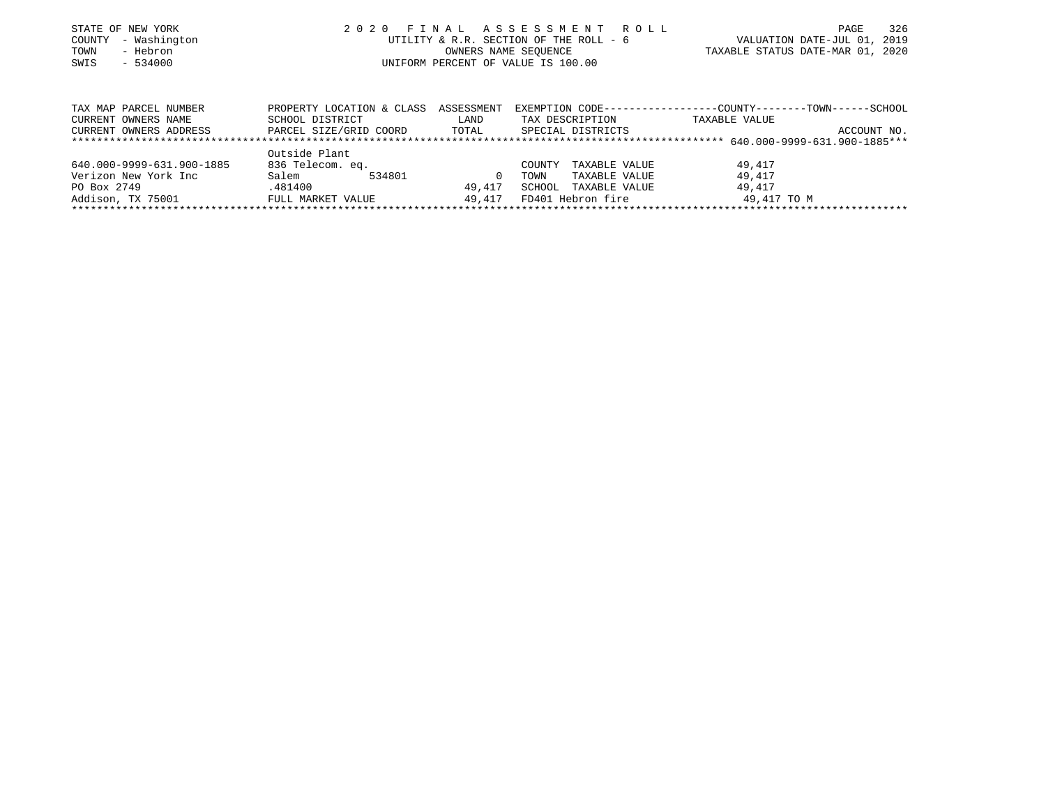STATE OF NEW YORK
COUNTY - Washington
TOWN - Hebron
SWIS - 534000

2 0 2 0 F I N A L A S S E S S M E N T R O L L
UTILITY & R.R. SECTION OF THE ROLL - 6
OWNERS NAME SEQUENCE
UNIFORM PERCENT OF VALUE IS 100.00

VALUATION DATE-JUL 01, 2019
TAXABLE STATUS DATE-MAR 01, 2020

| TAX MAP PARCEL NUMBER / CURRENT OWNERS NAME / CURRENT OWNERS ADDRESS | PROPERTY LOCATION & CLASS / SCHOOL DISTRICT / PARCEL SIZE/GRID COORD | ASSESSMENT LAND / TOTAL | EXEMPTION CODE / TAX DESCRIPTION / SPECIAL DISTRICTS | TAXABLE VALUE (COUNTY--TOWN--SCHOOL) | ACCOUNT NO. |
|---|---|---|---|---|---|
| 640.000-9999-631.900-1885 | Outside Plant | | | | |
| 640.000-9999-631.900-1885 | 836 Telecom. eq. | | COUNTY TAXABLE VALUE | 49,417 | |
| Verizon New York Inc | Salem 534801 | 0 | TOWN TAXABLE VALUE | 49,417 | |
| PO Box 2749 | .481400 | 49,417 | SCHOOL TAXABLE VALUE | 49,417 | |
| Addison, TX 75001 | FULL MARKET VALUE | 49,417 | FD401 Hebron fire | 49,417 TO M | |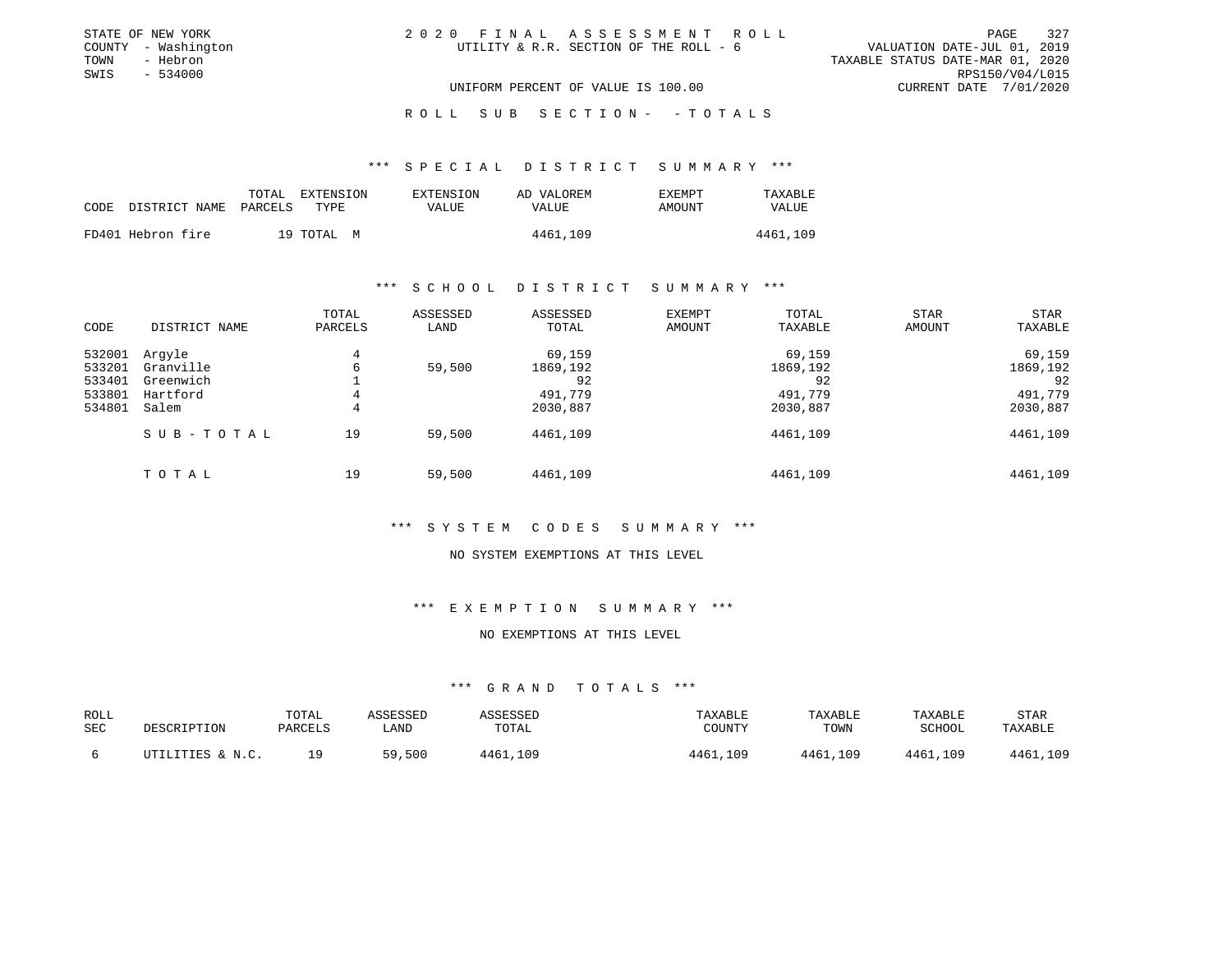STATE OF NEW YORK
COUNTY - Washington
TOWN - Hebron
SWIS - 534000

2 0 2 0 F I N A L A S S E S S M E N T R O L L
UTILITY & R.R. SECTION OF THE ROLL - 6

VALUATION DATE-JUL 01, 2019
TAXABLE STATUS DATE-MAR 01, 2020
RPS150/V04/L015
CURRENT DATE 7/01/2020

UNIFORM PERCENT OF VALUE IS 100.00

R O L L S U B S E C T I O N - - T O T A L S

### *** S P E C I A L D I S T R I C T S U M M A R Y ***

| CODE | DISTRICT NAME | TOTAL PARCELS | EXTENSION TYPE | EXTENSION VALUE | AD VALOREM VALUE | EXEMPT AMOUNT | TAXABLE VALUE |
|---|---|---|---|---|---|---|---|
| FD401 | Hebron fire | 19 | TOTAL M | | 4461,109 | | 4461,109 |

### *** S C H O O L D I S T R I C T S U M M A R Y ***

| CODE | DISTRICT NAME | TOTAL PARCELS | ASSESSED LAND | ASSESSED TOTAL | EXEMPT AMOUNT | TOTAL TAXABLE | STAR AMOUNT | STAR TAXABLE |
|---|---|---|---|---|---|---|---|---|
| 532001 | Argyle | 4 | | 69,159 | | 69,159 | | 69,159 |
| 533201 | Granville | 6 | 59,500 | 1869,192 | | 1869,192 | | 1869,192 |
| 533401 | Greenwich | 1 | | 92 | | 92 | | 92 |
| 533801 | Hartford | 4 | | 491,779 | | 491,779 | | 491,779 |
| 534801 | Salem | 4 | | 2030,887 | | 2030,887 | | 2030,887 |
| | S U B - T O T A L | 19 | 59,500 | 4461,109 | | 4461,109 | | 4461,109 |
| | T O T A L | 19 | 59,500 | 4461,109 | | 4461,109 | | 4461,109 |

### *** S Y S T E M C O D E S S U M M A R Y ***

NO SYSTEM EXEMPTIONS AT THIS LEVEL

### *** E X E M P T I O N S U M M A R Y ***

NO EXEMPTIONS AT THIS LEVEL

### *** G R A N D T O T A L S ***

| ROLL SEC | DESCRIPTION | TOTAL PARCELS | ASSESSED LAND | ASSESSED TOTAL | TAXABLE COUNTY | TAXABLE TOWN | TAXABLE SCHOOL | STAR TAXABLE |
|---|---|---|---|---|---|---|---|---|
| 6 | UTILITIES & N.C. | 19 | 59,500 | 4461,109 | 4461,109 | 4461,109 | 4461,109 | 4461,109 |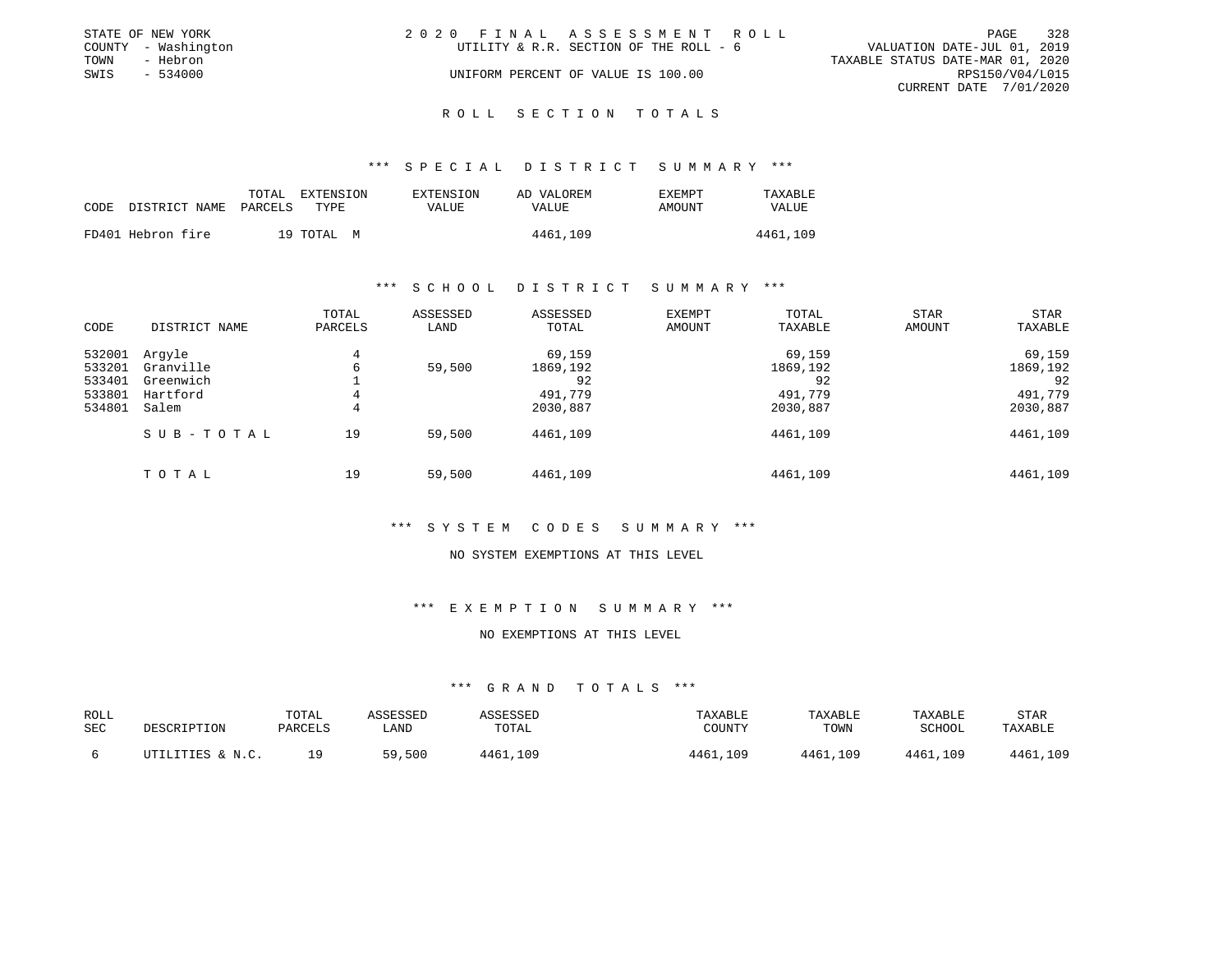STATE OF NEW YORK
COUNTY - Washington
TOWN - Hebron
SWIS - 534000

2020 FINAL ASSESSMENT ROLL
UTILITY & R.R. SECTION OF THE ROLL - 6
UNIFORM PERCENT OF VALUE IS 100.00

VALUATION DATE-JUL 01, 2019
TAXABLE STATUS DATE-MAR 01, 2020
RPS150/V04/L015
CURRENT DATE 7/01/2020

## ROLL SECTION TOTALS

### *** SPECIAL DISTRICT SUMMARY ***

| CODE | DISTRICT NAME | TOTAL PARCELS | EXTENSION TYPE | EXTENSION VALUE | AD VALOREM VALUE | EXEMPT AMOUNT | TAXABLE VALUE |
|---|---|---|---|---|---|---|---|
| FD401 | Hebron fire | 19 | TOTAL M | | 4461,109 | | 4461,109 |

### *** SCHOOL DISTRICT SUMMARY ***

| CODE | DISTRICT NAME | TOTAL PARCELS | ASSESSED LAND | ASSESSED TOTAL | EXEMPT AMOUNT | TOTAL TAXABLE | STAR AMOUNT | STAR TAXABLE |
|---|---|---|---|---|---|---|---|---|
| 532001 | Argyle | 4 | | 69,159 | | 69,159 | | 69,159 |
| 533201 | Granville | 6 | 59,500 | 1869,192 | | 1869,192 | | 1869,192 |
| 533401 | Greenwich | 1 | | 92 | | 92 | | 92 |
| 533801 | Hartford | 4 | | 491,779 | | 491,779 | | 491,779 |
| 534801 | Salem | 4 | | 2030,887 | | 2030,887 | | 2030,887 |
| | SUB-TOTAL | 19 | 59,500 | 4461,109 | | 4461,109 | | 4461,109 |
| | TOTAL | 19 | 59,500 | 4461,109 | | 4461,109 | | 4461,109 |

### *** SYSTEM CODES SUMMARY ***

NO SYSTEM EXEMPTIONS AT THIS LEVEL

### *** EXEMPTION SUMMARY ***

NO EXEMPTIONS AT THIS LEVEL

### *** GRAND TOTALS ***

| ROLL SEC | DESCRIPTION | TOTAL PARCELS | ASSESSED LAND | ASSESSED TOTAL | TAXABLE COUNTY | TAXABLE TOWN | TAXABLE SCHOOL | STAR TAXABLE |
|---|---|---|---|---|---|---|---|---|
| 6 | UTILITIES & N.C. | 19 | 59,500 | 4461,109 | 4461,109 | 4461,109 | 4461,109 | 4461,109 |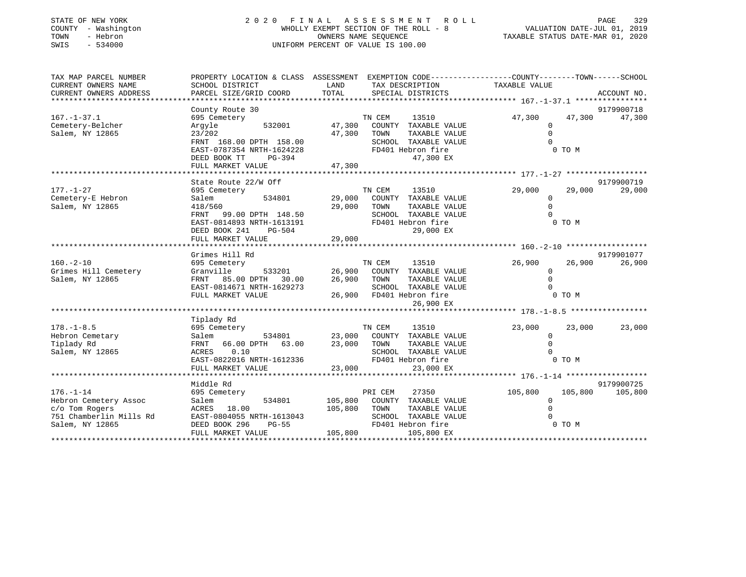STATE OF NEW YORK
COUNTY - Washington
TOWN - Hebron
SWIS - 534000

# 2020 FINAL ASSESSMENT ROLL

WHOLLY EXEMPT SECTION OF THE ROLL - 8
OWNERS NAME SEQUENCE
UNIFORM PERCENT OF VALUE IS 100.00

VALUATION DATE-JUL 01, 2019
TAXABLE STATUS DATE-MAR 01, 2020

| TAX MAP PARCEL NUMBER / CURRENT OWNERS NAME / CURRENT OWNERS ADDRESS | PROPERTY LOCATION & CLASS / SCHOOL DISTRICT / PARCEL SIZE/GRID COORD | ASSESSMENT LAND / TOTAL | EXEMPTION CODE / TAX DESCRIPTION / SPECIAL DISTRICTS | COUNTY TAXABLE VALUE | TOWN | SCHOOL | ACCOUNT NO. |
|---|---|---|---|---|---|---|---|
| 167.-1-37.1 | County Route 30 | | | | | | 9179900718 |
| 167.-1-37.1 | 695 Cemetery | | TN CEM 13510 | 47,300 | 47,300 | 47,300 | |
| Cemetery-Belcher | Argyle 532001 | 47,300 | COUNTY TAXABLE VALUE | 0 | | | |
| Salem, NY 12865 | 23/202 | 47,300 | TOWN TAXABLE VALUE | 0 | | | |
| | FRNT 168.00 DPTH 158.00 | | SCHOOL TAXABLE VALUE | 0 | | | |
| | EAST-0787354 NRTH-1624228 | | FD401 Hebron fire | 0 TO M | | | |
| | DEED BOOK TT PG-394 | | 47,300 EX | | | | |
| | FULL MARKET VALUE | 47,300 | | | | | |
| 177.-1-27 | State Route 22/W Off | | | | | | 9179900719 |
| 177.-1-27 | 695 Cemetery | | TN CEM 13510 | 29,000 | 29,000 | 29,000 | |
| Cemetery-E Hebron | Salem 534801 | 29,000 | COUNTY TAXABLE VALUE | 0 | | | |
| Salem, NY 12865 | 418/560 | 29,000 | TOWN TAXABLE VALUE | 0 | | | |
| | FRNT 99.00 DPTH 148.50 | | SCHOOL TAXABLE VALUE | 0 | | | |
| | EAST-0814893 NRTH-1613191 | | FD401 Hebron fire | 0 TO M | | | |
| | DEED BOOK 241 PG-504 | | 29,000 EX | | | | |
| | FULL MARKET VALUE | 29,000 | | | | | |
| 160.-2-10 | Grimes Hill Rd | | | | | | 9179901077 |
| 160.-2-10 | 695 Cemetery | | TN CEM 13510 | 26,900 | 26,900 | 26,900 | |
| Grimes Hill Cemetery | Granville 533201 | 26,900 | COUNTY TAXABLE VALUE | 0 | | | |
| Salem, NY 12865 | FRNT 85.00 DPTH 30.00 | 26,900 | TOWN TAXABLE VALUE | 0 | | | |
| | EAST-0814671 NRTH-1629273 | | SCHOOL TAXABLE VALUE | 0 | | | |
| | FULL MARKET VALUE | 26,900 | FD401 Hebron fire | 0 TO M | | | |
| | | | 26,900 EX | | | | |
| 178.-1-8.5 | Tiplady Rd | | | | | | |
| 178.-1-8.5 | 695 Cemetery | | TN CEM 13510 | 23,000 | 23,000 | 23,000 | |
| Hebron Cemetary | Salem 534801 | 23,000 | COUNTY TAXABLE VALUE | 0 | | | |
| Tiplady Rd | FRNT 66.00 DPTH 63.00 | 23,000 | TOWN TAXABLE VALUE | 0 | | | |
| Salem, NY 12865 | ACRES 0.10 | | SCHOOL TAXABLE VALUE | 0 | | | |
| | EAST-0822016 NRTH-1612336 | | FD401 Hebron fire | 0 TO M | | | |
| | FULL MARKET VALUE | 23,000 | 23,000 EX | | | | |
| 176.-1-14 | Middle Rd | | | | | | 9179900725 |
| 176.-1-14 | 695 Cemetery | | PRI CEM 27350 | 105,800 | 105,800 | 105,800 | |
| Hebron Cemetery Assoc | Salem 534801 | 105,800 | COUNTY TAXABLE VALUE | 0 | | | |
| c/o Tom Rogers | ACRES 18.00 | 105,800 | TOWN TAXABLE VALUE | 0 | | | |
| 751 Chamberlin Mills Rd | EAST-0804055 NRTH-1613043 | | SCHOOL TAXABLE VALUE | 0 | | | |
| Salem, NY 12865 | DEED BOOK 296 PG-55 | | FD401 Hebron fire | 0 TO M | | | |
| | FULL MARKET VALUE | 105,800 | 105,800 EX | | | | |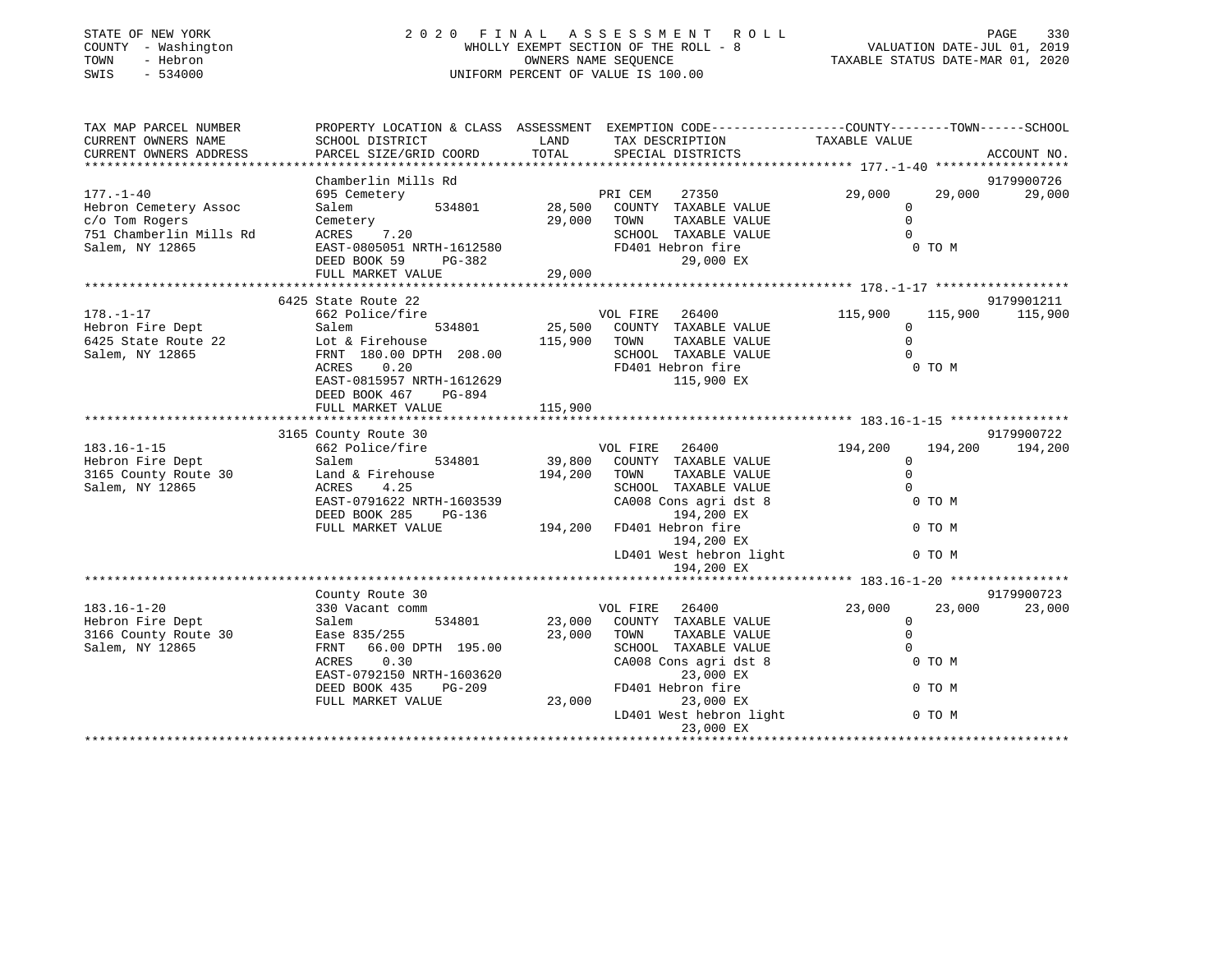STATE OF NEW YORK
COUNTY - Washington
TOWN - Hebron
SWIS - 534000

# 2020 FINAL ASSESSMENT ROLL

WHOLLY EXEMPT SECTION OF THE ROLL - 8
OWNERS NAME SEQUENCE
UNIFORM PERCENT OF VALUE IS 100.00

VALUATION DATE-JUL 01, 2019
TAXABLE STATUS DATE-MAR 01, 2020

| TAX MAP PARCEL NUMBER / CURRENT OWNERS NAME / CURRENT OWNERS ADDRESS | PROPERTY LOCATION & CLASS / SCHOOL DISTRICT / PARCEL SIZE/GRID COORD | ASSESSMENT LAND / TOTAL | EXEMPTION CODE / TAX DESCRIPTION / SPECIAL DISTRICTS | COUNTY | TOWN | SCHOOL / ACCOUNT NO. |
|---|---|---|---|---|---|---|
| **177.-1-40** | Chamberlin Mills Rd | | | | | 9179900726 |
| 177.-1-40 | 695 Cemetery | | PRI CEM 27350 | 29,000 | 29,000 | 29,000 |
| Hebron Cemetery Assoc | Salem 534801 | 28,500 | COUNTY TAXABLE VALUE | 0 | | |
| c/o Tom Rogers | Cemetery | 29,000 | TOWN TAXABLE VALUE | | 0 | |
| 751 Chamberlin Mills Rd | ACRES 7.20 | | SCHOOL TAXABLE VALUE | | | 0 |
| Salem, NY 12865 | EAST-0805051 NRTH-1612580 | | FD401 Hebron fire 29,000 EX | 0 TO M | | |
| | DEED BOOK 59 PG-382 | | | | | |
| | FULL MARKET VALUE | 29,000 | | | | |
| **178.-1-17** | 6425 State Route 22 | | | | | 9179901211 |
| 178.-1-17 | 662 Police/fire | | VOL FIRE 26400 | 115,900 | 115,900 | 115,900 |
| Hebron Fire Dept | Salem 534801 | 25,500 | COUNTY TAXABLE VALUE | 0 | | |
| 6425 State Route 22 | Lot & Firehouse | 115,900 | TOWN TAXABLE VALUE | | 0 | |
| Salem, NY 12865 | FRNT 180.00 DPTH 208.00 | | SCHOOL TAXABLE VALUE | | | 0 |
| | ACRES 0.20 | | FD401 Hebron fire 115,900 EX | 0 TO M | | |
| | EAST-0815957 NRTH-1612629 | | | | | |
| | DEED BOOK 467 PG-894 | | | | | |
| | FULL MARKET VALUE | 115,900 | | | | |
| **183.16-1-15** | 3165 County Route 30 | | | | | 9179900722 |
| 183.16-1-15 | 662 Police/fire | | VOL FIRE 26400 | 194,200 | 194,200 | 194,200 |
| Hebron Fire Dept | Salem 534801 | 39,800 | COUNTY TAXABLE VALUE | 0 | | |
| 3165 County Route 30 | Land & Firehouse | 194,200 | TOWN TAXABLE VALUE | | 0 | |
| Salem, NY 12865 | ACRES 4.25 | | SCHOOL TAXABLE VALUE | | | 0 |
| | EAST-0791622 NRTH-1603539 | | CA008 Cons agri dst 8 194,200 EX | 0 TO M | | |
| | DEED BOOK 285 PG-136 | | | | | |
| | FULL MARKET VALUE | 194,200 | FD401 Hebron fire 194,200 EX | 0 TO M | | |
| | | | LD401 West hebron light 194,200 EX | 0 TO M | | |
| **183.16-1-20** | County Route 30 | | | | | 9179900723 |
| 183.16-1-20 | 330 Vacant comm | | VOL FIRE 26400 | 23,000 | 23,000 | 23,000 |
| Hebron Fire Dept | Salem 534801 | 23,000 | COUNTY TAXABLE VALUE | 0 | | |
| 3166 County Route 30 | Ease 835/255 | 23,000 | TOWN TAXABLE VALUE | | 0 | |
| Salem, NY 12865 | FRNT 66.00 DPTH 195.00 | | SCHOOL TAXABLE VALUE | | | 0 |
| | ACRES 0.30 | | CA008 Cons agri dst 8 23,000 EX | 0 TO M | | |
| | EAST-0792150 NRTH-1603620 | | | | | |
| | DEED BOOK 435 PG-209 | | FD401 Hebron fire 23,000 EX | 0 TO M | | |
| | FULL MARKET VALUE | 23,000 | | | | |
| | | | LD401 West hebron light 23,000 EX | 0 TO M | | |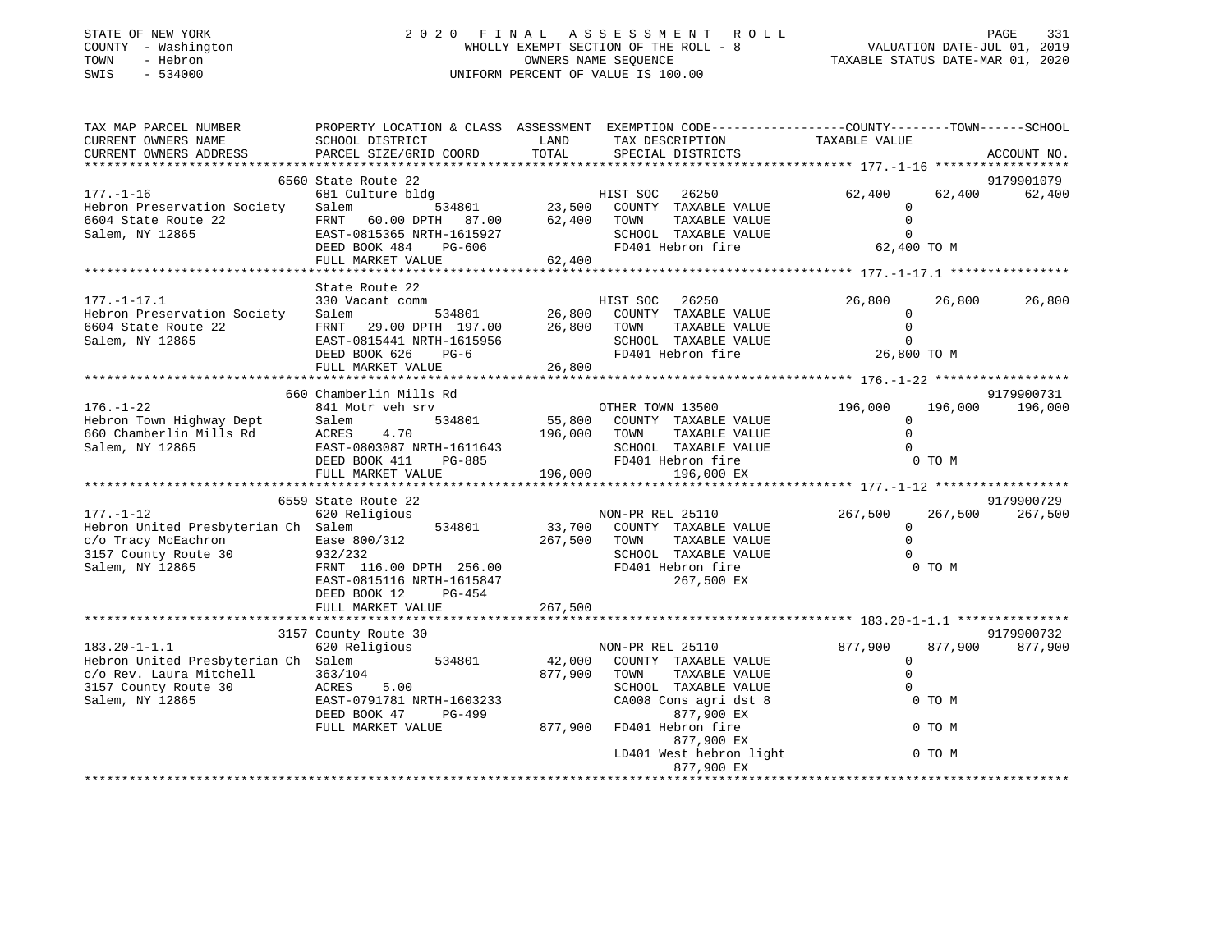STATE OF NEW YORK
COUNTY - Washington
TOWN - Hebron
SWIS - 534000

2020 FINAL ASSESSMENT ROLL
WHOLLY EXEMPT SECTION OF THE ROLL - 8
OWNERS NAME SEQUENCE
UNIFORM PERCENT OF VALUE IS 100.00

VALUATION DATE-JUL 01, 2019
TAXABLE STATUS DATE-MAR 01, 2020

```
TAX MAP PARCEL NUMBER          PROPERTY LOCATION & CLASS  ASSESSMENT  EXEMPTION CODE-----------------COUNTY--------TOWN------SCHOOL
CURRENT OWNERS NAME            SCHOOL DISTRICT              LAND      TAX DESCRIPTION             TAXABLE VALUE
CURRENT OWNERS ADDRESS         PARCEL SIZE/GRID COORD       TOTAL     SPECIAL DISTRICTS                                      ACCOUNT NO.
********************************************************************************************* 177.-1-16 ******************
                          6560 State Route 22                                                                          9179901079
177.-1-16                      681 Culture bldg                       HIST SOC   26250              62,400     62,400     62,400
Hebron Preservation Society    Salem           534801        23,500   COUNTY  TAXABLE VALUE             0
6604 State Route 22            FRNT   60.00 DPTH   87.00     62,400   TOWN    TAXABLE VALUE             0
Salem, NY 12865                EAST-0815365 NRTH-1615927              SCHOOL  TAXABLE VALUE             0
                               DEED BOOK 484    PG-606                FD401 Hebron fire             62,400 TO M
                               FULL MARKET VALUE              62,400
********************************************************************************************* 177.-1-17.1 ****************
                               State Route 22
177.-1-17.1                    330 Vacant comm                        HIST SOC   26250              26,800     26,800     26,800
Hebron Preservation Society    Salem           534801        26,800   COUNTY  TAXABLE VALUE             0
6604 State Route 22            FRNT   29.00 DPTH  197.00     26,800   TOWN    TAXABLE VALUE             0
Salem, NY 12865                EAST-0815441 NRTH-1615956              SCHOOL  TAXABLE VALUE             0
                               DEED BOOK 626    PG-6                  FD401 Hebron fire             26,800 TO M
                               FULL MARKET VALUE              26,800
********************************************************************************************* 176.-1-22 ******************
                          660 Chamberlin Mills Rd                                                                      9179900731
176.-1-22                      841 Motr veh srv                       OTHER TOWN 13500             196,000    196,000    196,000
Hebron Town Highway Dept       Salem           534801        55,800   COUNTY  TAXABLE VALUE             0
660 Chamberlin Mills Rd        ACRES    4.70                196,000   TOWN    TAXABLE VALUE             0
Salem, NY 12865                EAST-0803087 NRTH-1611643              SCHOOL  TAXABLE VALUE             0
                               DEED BOOK 411    PG-885                FD401 Hebron fire                 0 TO M
                               FULL MARKET VALUE             196,000         196,000 EX
********************************************************************************************* 177.-1-12 ******************
                          6559 State Route 22                                                                          9179900729
177.-1-12                      620 Religious                          NON-PR REL 25110             267,500    267,500    267,500
Hebron United Presbyterian Ch  Salem           534801        33,700   COUNTY  TAXABLE VALUE             0
c/o Tracy McEachron            Ease 800/312                 267,500   TOWN    TAXABLE VALUE             0
3157 County Route 30           932/232                                SCHOOL  TAXABLE VALUE             0
Salem, NY 12865                FRNT  116.00 DPTH  256.00              FD401 Hebron fire                 0 TO M
                               EAST-0815116 NRTH-1615847                     267,500 EX
                               DEED BOOK 12     PG-454
                               FULL MARKET VALUE             267,500
********************************************************************************************* 183.20-1-1.1 ***************
                          3157 County Route 30                                                                         9179900732
183.20-1-1.1                   620 Religious                          NON-PR REL 25110             877,900    877,900    877,900
Hebron United Presbyterian Ch  Salem           534801        42,000   COUNTY  TAXABLE VALUE             0
c/o Rev. Laura Mitchell        363/104                      877,900   TOWN    TAXABLE VALUE             0
3157 County Route 30           ACRES    5.00                          SCHOOL  TAXABLE VALUE             0
Salem, NY 12865                EAST-0791781 NRTH-1603233              CA008 Cons agri dst 8             0 TO M
                               DEED BOOK 47     PG-499                       877,900 EX
                               FULL MARKET VALUE             877,900  FD401 Hebron fire                 0 TO M
                                                                             877,900 EX
                                                                      LD401 West hebron light           0 TO M
                                                                             877,900 EX
****************************************************************************************************************************
```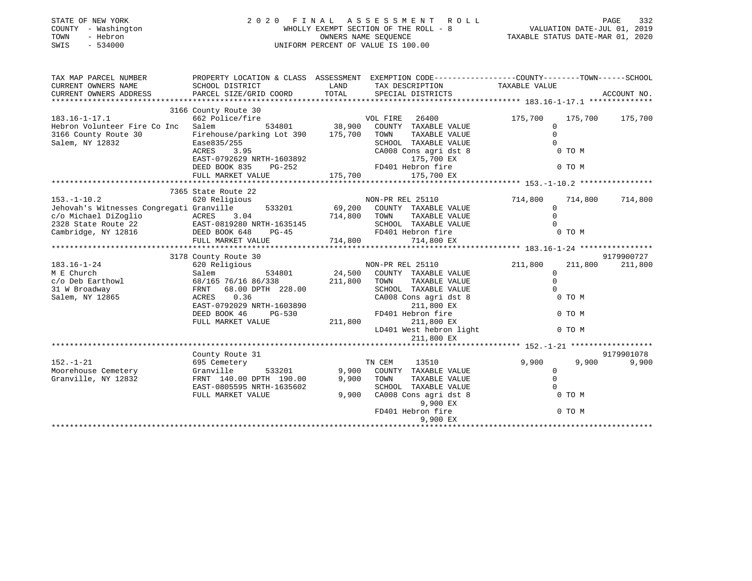STATE OF NEW YORK
COUNTY - Washington
TOWN - Hebron
SWIS - 534000

2020 FINAL ASSESSMENT ROLL
WHOLLY EXEMPT SECTION OF THE ROLL - 8
OWNERS NAME SEQUENCE
UNIFORM PERCENT OF VALUE IS 100.00

VALUATION DATE-JUL 01, 2019
TAXABLE STATUS DATE-MAR 01, 2020

| TAX MAP PARCEL NUMBER / CURRENT OWNERS NAME / CURRENT OWNERS ADDRESS | PROPERTY LOCATION & CLASS / SCHOOL DISTRICT / PARCEL SIZE/GRID COORD | ASSESSMENT LAND | TOTAL | EXEMPTION CODE / TAX DESCRIPTION / SPECIAL DISTRICTS | COUNTY TAXABLE VALUE | TOWN | SCHOOL | ACCOUNT NO. |
|---|---|---|---|---|---|---|---|---|
| **183.16-1-17.1** | 3166 County Route 30 | | | | | | | |
| | 662 Police/fire | | | VOL FIRE 26400 | 175,700 | 175,700 | 175,700 | |
| Hebron Volunteer Fire Co Inc | Salem 534801 | 38,900 | | COUNTY TAXABLE VALUE | 0 | | | |
| 3166 County Route 30 | Firehouse/parking Lot 390 | | 175,700 | TOWN TAXABLE VALUE | 0 | | | |
| Salem, NY 12832 | Ease835/255 | | | SCHOOL TAXABLE VALUE | 0 | | | |
| | ACRES 3.95 | | | CA008 Cons agri dst 8 | 0 TO M | | | |
| | EAST-0792629 NRTH-1603892 | | | 175,700 EX | | | | |
| | DEED BOOK 835 PG-252 | | | FD401 Hebron fire | 0 TO M | | | |
| | FULL MARKET VALUE | | 175,700 | 175,700 EX | | | | |
| **153.-1-10.2** | 7365 State Route 22 | | | | | | | |
| | 620 Religious | | | NON-PR REL 25110 | 714,800 | 714,800 | 714,800 | |
| Jehovah's Witnesses Congregati | Granville 533201 | 69,200 | | COUNTY TAXABLE VALUE | 0 | | | |
| c/o Michael DiZoglio | ACRES 3.04 | | 714,800 | TOWN TAXABLE VALUE | 0 | | | |
| 2328 State Route 22 | EAST-0819280 NRTH-1635145 | | | SCHOOL TAXABLE VALUE | 0 | | | |
| Cambridge, NY 12816 | DEED BOOK 648 PG-45 | | | FD401 Hebron fire | 0 TO M | | | |
| | FULL MARKET VALUE | | 714,800 | 714,800 EX | | | | |
| **183.16-1-24** | 3178 County Route 30 | | | | | | | 9179900727 |
| | 620 Religious | | | NON-PR REL 25110 | 211,800 | 211,800 | 211,800 | |
| M E Church | Salem 534801 | 24,500 | | COUNTY TAXABLE VALUE | 0 | | | |
| c/o Deb Earthowl | 68/165 76/16 86/338 | | 211,800 | TOWN TAXABLE VALUE | 0 | | | |
| 31 W Broadway | FRNT 68.00 DPTH 228.00 | | | SCHOOL TAXABLE VALUE | 0 | | | |
| Salem, NY 12865 | ACRES 0.36 | | | CA008 Cons agri dst 8 | 0 TO M | | | |
| | EAST-0792029 NRTH-1603890 | | | 211,800 EX | | | | |
| | DEED BOOK 46 PG-530 | | | FD401 Hebron fire | 0 TO M | | | |
| | FULL MARKET VALUE | | 211,800 | 211,800 EX | | | | |
| | | | | LD401 West hebron light | 0 TO M | | | |
| | | | | 211,800 EX | | | | |
| **152.-1-21** | County Route 31 | | | | | | | 9179901078 |
| | 695 Cemetery | | | TN CEM 13510 | 9,900 | 9,900 | 9,900 | |
| Moorehouse Cemetery | Granville 533201 | 9,900 | | COUNTY TAXABLE VALUE | 0 | | | |
| Granville, NY 12832 | FRNT 140.00 DPTH 190.00 | | 9,900 | TOWN TAXABLE VALUE | 0 | | | |
| | EAST-0805595 NRTH-1635602 | | | SCHOOL TAXABLE VALUE | 0 | | | |
| | FULL MARKET VALUE | | 9,900 | CA008 Cons agri dst 8 | 0 TO M | | | |
| | | | | 9,900 EX | | | | |
| | | | | FD401 Hebron fire | 0 TO M | | | |
| | | | | 9,900 EX | | | | |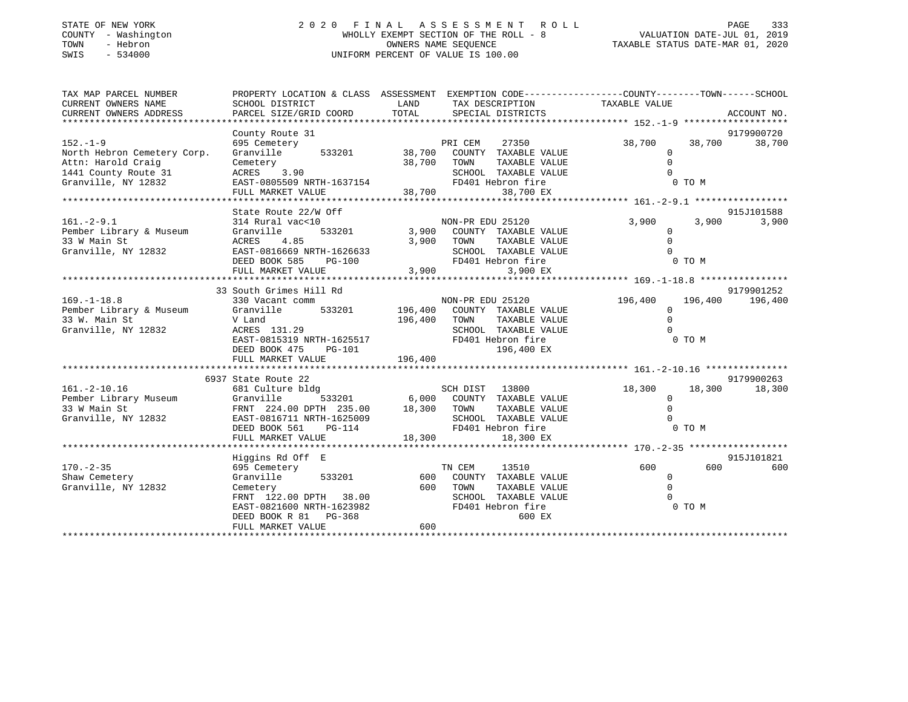STATE OF NEW YORK
COUNTY - Washington
TOWN - Hebron
SWIS - 534000

2 0 2 0 F I N A L A S S E S S M E N T R O L L
WHOLLY EXEMPT SECTION OF THE ROLL - 8
OWNERS NAME SEQUENCE
UNIFORM PERCENT OF VALUE IS 100.00

VALUATION DATE-JUL 01, 2019
TAXABLE STATUS DATE-MAR 01, 2020

```
TAX MAP PARCEL NUMBER          PROPERTY LOCATION & CLASS  ASSESSMENT  EXEMPTION CODE------------------COUNTY--------TOWN------SCHOOL
CURRENT OWNERS NAME            SCHOOL DISTRICT              LAND       TAX DESCRIPTION            TAXABLE VALUE
CURRENT OWNERS ADDRESS         PARCEL SIZE/GRID COORD       TOTAL      SPECIAL DISTRICTS                                     ACCOUNT NO.
*********************************************************************************************** 152.-1-9 *******************
                               County Route 31                                                                              9179900720
152.-1-9                       695 Cemetery                            PRI CEM    27350             38,700      38,700      38,700
North Hebron Cemetery Corp.    Granville        533201     38,700     COUNTY  TAXABLE VALUE               0
Attn: Harold Craig             Cemetery                    38,700     TOWN    TAXABLE VALUE               0
1441 County Route 31           ACRES    3.90                          SCHOOL  TAXABLE VALUE               0
Granville, NY 12832            EAST-0805509 NRTH-1637154              FD401 Hebron fire                   0 TO M
                               FULL MARKET VALUE           38,700             38,700 EX
*********************************************************************************************** 161.-2-9.1 *****************
                               State Route 22/W Off                                                                         915J101588
161.-2-9.1                     314 Rural vac<10                        NON-PR EDU 25120              3,900       3,900       3,900
Pember Library & Museum        Granville        533201      3,900     COUNTY  TAXABLE VALUE               0
33 W Main St                   ACRES    4.85                3,900     TOWN    TAXABLE VALUE               0
Granville, NY 12832            EAST-0816669 NRTH-1626633              SCHOOL  TAXABLE VALUE               0
                               DEED BOOK 585    PG-100                FD401 Hebron fire                   0 TO M
                               FULL MARKET VALUE            3,900              3,900 EX
*********************************************************************************************** 169.-1-18.8 ****************
                               33 South Grimes Hill Rd                                                                      9179901252
169.-1-18.8                    330 Vacant comm                         NON-PR EDU 25120            196,400     196,400     196,400
Pember Library & Museum        Granville        533201    196,400     COUNTY  TAXABLE VALUE               0
33 W. Main St                  V Land                     196,400     TOWN    TAXABLE VALUE               0
Granville, NY 12832            ACRES  131.29                          SCHOOL  TAXABLE VALUE               0
                               EAST-0815319 NRTH-1625517              FD401 Hebron fire                   0 TO M
                               DEED BOOK 475    PG-101                       196,400 EX
                               FULL MARKET VALUE          196,400
*********************************************************************************************** 161.-2-10.16 ***************
                               6937 State Route 22                                                                          9179900263
161.-2-10.16                   681 Culture bldg                        SCH DIST   13800             18,300      18,300      18,300
Pember Library Museum          Granville        533201      6,000     COUNTY  TAXABLE VALUE               0
33 W Main St                   FRNT 224.00 DPTH 235.00     18,300     TOWN    TAXABLE VALUE               0
Granville, NY 12832            EAST-0816711 NRTH-1625009              SCHOOL  TAXABLE VALUE               0
                               DEED BOOK 561    PG-114                FD401 Hebron fire                   0 TO M
                               FULL MARKET VALUE           18,300             18,300 EX
*********************************************************************************************** 170.-2-35 ******************
                               Higgins Rd Off  E                                                                            915J101821
170.-2-35                      695 Cemetery                            TN CEM     13510                600         600         600
Shaw Cemetery                  Granville        533201        600     COUNTY  TAXABLE VALUE               0
Granville, NY 12832            Cemetery                       600     TOWN    TAXABLE VALUE               0
                               FRNT 122.00 DPTH  38.00                SCHOOL  TAXABLE VALUE               0
                               EAST-0821600 NRTH-1623982              FD401 Hebron fire                   0 TO M
                               DEED BOOK R 81   PG-368                           600 EX
                               FULL MARKET VALUE              600
********************************************************************************************************************************
```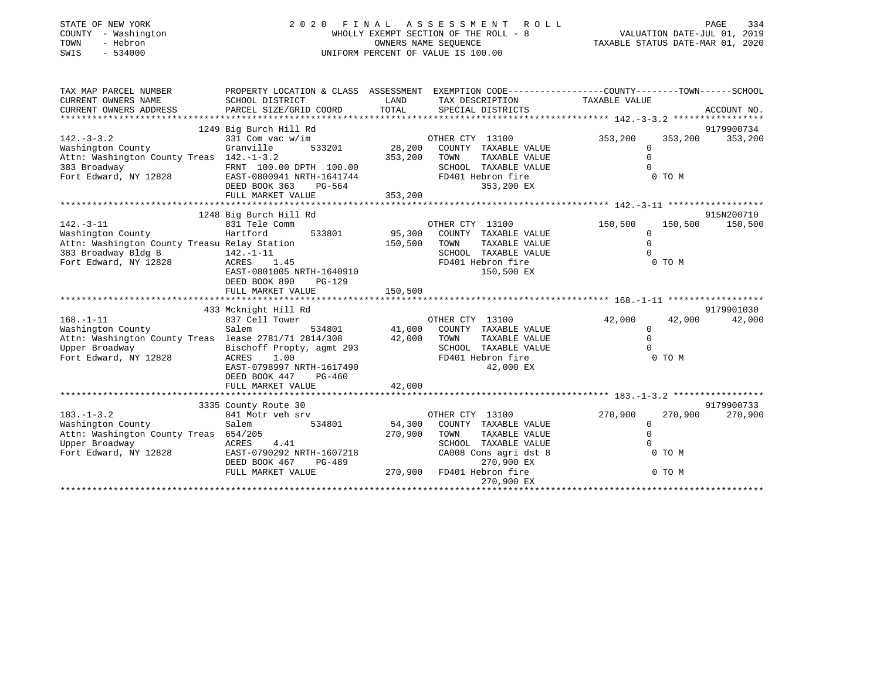STATE OF NEW YORK
COUNTY - Washington
TOWN - Hebron
SWIS - 534000

2020 FINAL ASSESSMENT ROLL
WHOLLY EXEMPT SECTION OF THE ROLL - 8
OWNERS NAME SEQUENCE
UNIFORM PERCENT OF VALUE IS 100.00

VALUATION DATE-JUL 01, 2019
TAXABLE STATUS DATE-MAR 01, 2020

```
TAX MAP PARCEL NUMBER          PROPERTY LOCATION & CLASS  ASSESSMENT  EXEMPTION CODE-----------------COUNTY--------TOWN------SCHOOL
CURRENT OWNERS NAME            SCHOOL DISTRICT               LAND      TAX DESCRIPTION            TAXABLE VALUE
CURRENT OWNERS ADDRESS         PARCEL SIZE/GRID COORD       TOTAL      SPECIAL DISTRICTS                                   ACCOUNT NO.
******************************************************************************************************* 142.-3-3.2 *****************
                               1249 Big Burch Hill Rd                                                                       9179900734
142.-3-3.2                     331 Com vac w/im                       OTHER CTY  13100              353,200    353,200     353,200
Washington County              Granville       533201       28,200    COUNTY  TAXABLE VALUE               0
Attn: Washington County Treas  142.-1-3.2                  353,200    TOWN    TAXABLE VALUE               0
383 Broadway                   FRNT 100.00 DPTH 100.00                SCHOOL  TAXABLE VALUE               0
Fort Edward, NY 12828          EAST-0800941 NRTH-1641744              FD401 Hebron fire                    0 TO M
                               DEED BOOK 363    PG-564                      353,200 EX
                               FULL MARKET VALUE           353,200
******************************************************************************************************* 142.-3-11 ******************
                               1248 Big Burch Hill Rd                                                                       915N200710
142.-3-11                      831 Tele Comm                          OTHER CTY  13100              150,500    150,500     150,500
Washington County              Hartford        533801       95,300    COUNTY  TAXABLE VALUE               0
Attn: Washington County Treasu Relay Station              150,500    TOWN    TAXABLE VALUE               0
383 Broadway Bldg B            142.-1-11                              SCHOOL  TAXABLE VALUE               0
Fort Edward, NY 12828          ACRES    1.45                          FD401 Hebron fire                    0 TO M
                               EAST-0801005 NRTH-1640910                    150,500 EX
                               DEED BOOK 890    PG-129
                               FULL MARKET VALUE           150,500
******************************************************************************************************* 168.-1-11 ******************
                               433 Mcknight Hill Rd                                                                         9179901030
168.-1-11                      837 Cell Tower                         OTHER CTY  13100               42,000     42,000      42,000
Washington County              Salem           534801       41,000    COUNTY  TAXABLE VALUE               0
Attn: Washington County Treas  lease 2781/71 2814/308      42,000    TOWN    TAXABLE VALUE               0
Upper Broadway                 Bischoff Propty, agmt 293              SCHOOL  TAXABLE VALUE               0
Fort Edward, NY 12828          ACRES    1.00                          FD401 Hebron fire                    0 TO M
                               EAST-0798997 NRTH-1617490                     42,000 EX
                               DEED BOOK 447    PG-460
                               FULL MARKET VALUE            42,000
******************************************************************************************************* 183.-1-3.2 *****************
                               3335 County Route 30                                                                         9179900733
183.-1-3.2                     841 Motr veh srv                       OTHER CTY  13100              270,900    270,900     270,900
Washington County              Salem           534801       54,300    COUNTY  TAXABLE VALUE               0
Attn: Washington County Treas  654/205                     270,900    TOWN    TAXABLE VALUE               0
Upper Broadway                 ACRES    4.41                          SCHOOL  TAXABLE VALUE               0
Fort Edward, NY 12828          EAST-0790292 NRTH-1607218              CA008 Cons agri dst 8                0 TO M
                               DEED BOOK 467    PG-489                      270,900 EX
                               FULL MARKET VALUE           270,900    FD401 Hebron fire                    0 TO M
                                                                            270,900 EX
************************************************************************************************************************************
```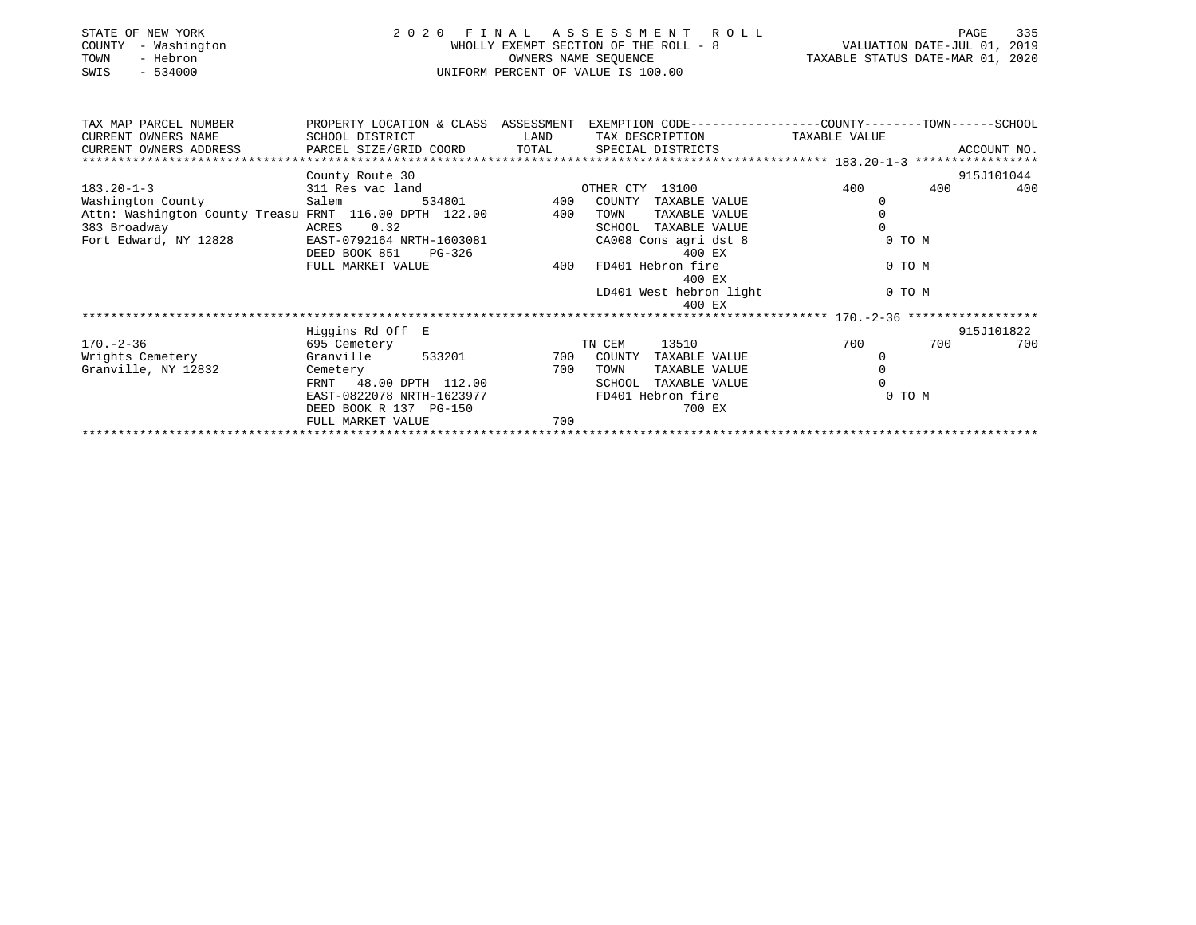STATE OF NEW YORK
COUNTY - Washington
TOWN - Hebron
SWIS - 534000

2020 FINAL ASSESSMENT ROLL
WHOLLY EXEMPT SECTION OF THE ROLL - 8
OWNERS NAME SEQUENCE
UNIFORM PERCENT OF VALUE IS 100.00

VALUATION DATE-JUL 01, 2019
TAXABLE STATUS DATE-MAR 01, 2020

| TAX MAP PARCEL NUMBER / CURRENT OWNERS NAME / CURRENT OWNERS ADDRESS | PROPERTY LOCATION & CLASS / SCHOOL DISTRICT / PARCEL SIZE/GRID COORD | ASSESSMENT LAND / TOTAL | EXEMPTION CODE / TAX DESCRIPTION / SPECIAL DISTRICTS | COUNTY TAXABLE VALUE | TOWN | SCHOOL | ACCOUNT NO. |
|---|---|---|---|---|---|---|---|
| 183.20-1-3 | County Route 30 | | | | | | 915J101044 |
| | 311 Res vac land | | OTHER CTY 13100 | 400 | 400 | 400 | |
| Washington County | Salem 534801 | 400 | COUNTY TAXABLE VALUE | 0 | | | |
| Attn: Washington County Treasu | FRNT 116.00 DPTH 122.00 | 400 | TOWN TAXABLE VALUE | 0 | | | |
| 383 Broadway | ACRES 0.32 | | SCHOOL TAXABLE VALUE | 0 | | | |
| Fort Edward, NY 12828 | EAST-0792164 NRTH-1603081 | | CA008 Cons agri dst 8 | 0 TO M | | | |
| | DEED BOOK 851 PG-326 | | 400 EX | | | | |
| | FULL MARKET VALUE | 400 | FD401 Hebron fire | 0 TO M | | | |
| | | | 400 EX | | | | |
| | | | LD401 West hebron light | 0 TO M | | | |
| | | | 400 EX | | | | |
| 170.-2-36 | Higgins Rd Off E | | | | | | 915J101822 |
| | 695 Cemetery | | TN CEM 13510 | 700 | 700 | 700 | |
| Wrights Cemetery | Granville 533201 | 700 | COUNTY TAXABLE VALUE | 0 | | | |
| Granville, NY 12832 | Cemetery | 700 | TOWN TAXABLE VALUE | 0 | | | |
| | FRNT 48.00 DPTH 112.00 | | SCHOOL TAXABLE VALUE | 0 | | | |
| | EAST-0822078 NRTH-1623977 | | FD401 Hebron fire | 0 TO M | | | |
| | DEED BOOK R 137 PG-150 | | 700 EX | | | | |
| | FULL MARKET VALUE | 700 | | | | | |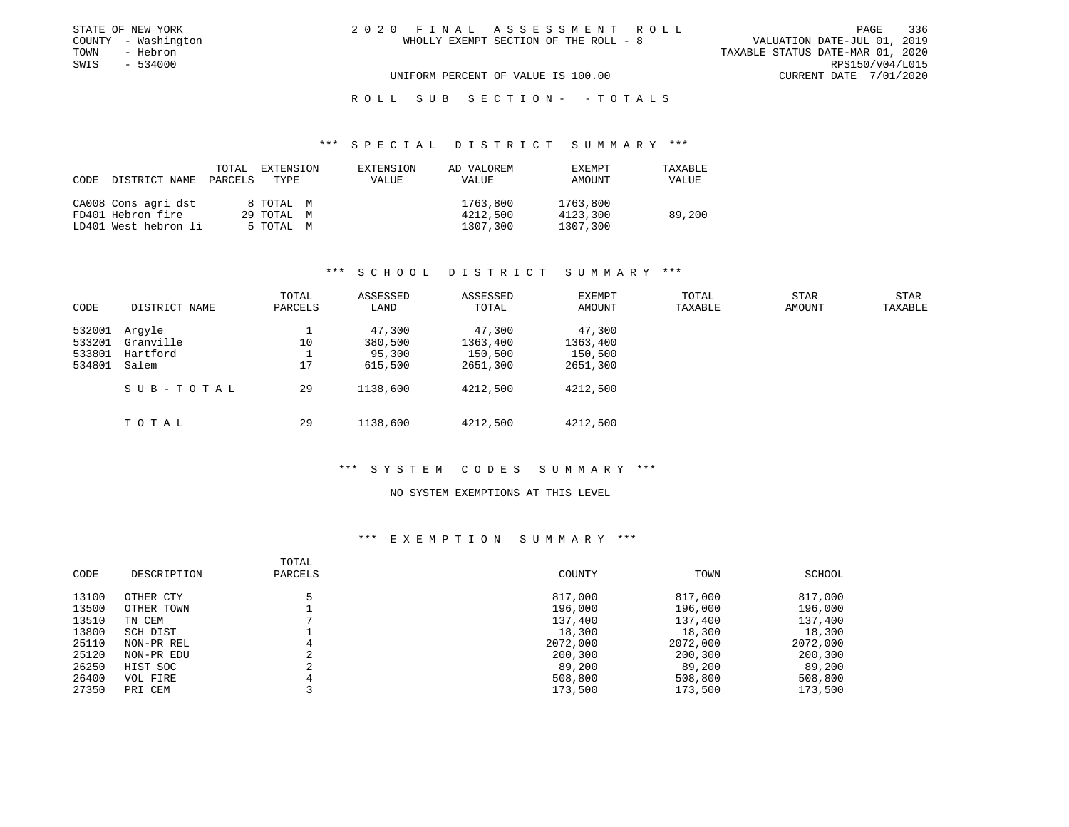STATE OF NEW YORK
COUNTY - Washington
TOWN - Hebron
SWIS - 534000

2 0 2 0 F I N A L A S S E S S M E N T R O L L
WHOLLY EXEMPT SECTION OF THE ROLL - 8

UNIFORM PERCENT OF VALUE IS 100.00

VALUATION DATE-JUL 01, 2019
TAXABLE STATUS DATE-MAR 01, 2020
RPS150/V04/L015
CURRENT DATE 7/01/2020

R O L L S U B S E C T I O N - - T O T A L S

## *** S P E C I A L D I S T R I C T S U M M A R Y ***

| CODE | DISTRICT NAME | TOTAL PARCELS | EXTENSION TYPE | EXTENSION VALUE | AD VALOREM VALUE | EXEMPT AMOUNT | TAXABLE VALUE |
|---|---|---|---|---|---|---|---|
| CA008 | Cons agri dst | 8 | TOTAL M | | 1763,800 | 1763,800 | |
| FD401 | Hebron fire | 29 | TOTAL M | | 4212,500 | 4123,300 | 89,200 |
| LD401 | West hebron li | 5 | TOTAL M | | 1307,300 | 1307,300 | |

## *** S C H O O L D I S T R I C T S U M M A R Y ***

| CODE | DISTRICT NAME | TOTAL PARCELS | ASSESSED LAND | ASSESSED TOTAL | EXEMPT AMOUNT | TOTAL TAXABLE | STAR AMOUNT | STAR TAXABLE |
|---|---|---|---|---|---|---|---|---|
| 532001 | Argyle | 1 | 47,300 | 47,300 | 47,300 | | | |
| 533201 | Granville | 10 | 380,500 | 1363,400 | 1363,400 | | | |
| 533801 | Hartford | 1 | 95,300 | 150,500 | 150,500 | | | |
| 534801 | Salem | 17 | 615,500 | 2651,300 | 2651,300 | | | |
| | S U B - T O T A L | 29 | 1138,600 | 4212,500 | 4212,500 | | | |
| | T O T A L | 29 | 1138,600 | 4212,500 | 4212,500 | | | |

## *** S Y S T E M C O D E S S U M M A R Y ***

NO SYSTEM EXEMPTIONS AT THIS LEVEL

## *** E X E M P T I O N S U M M A R Y ***

| CODE | DESCRIPTION | TOTAL PARCELS | COUNTY | TOWN | SCHOOL |
|---|---|---|---|---|---|
| 13100 | OTHER CTY | 5 | 817,000 | 817,000 | 817,000 |
| 13500 | OTHER TOWN | 1 | 196,000 | 196,000 | 196,000 |
| 13510 | TN CEM | 7 | 137,400 | 137,400 | 137,400 |
| 13800 | SCH DIST | 1 | 18,300 | 18,300 | 18,300 |
| 25110 | NON-PR REL | 4 | 2072,000 | 2072,000 | 2072,000 |
| 25120 | NON-PR EDU | 2 | 200,300 | 200,300 | 200,300 |
| 26250 | HIST SOC | 2 | 89,200 | 89,200 | 89,200 |
| 26400 | VOL FIRE | 4 | 508,800 | 508,800 | 508,800 |
| 27350 | PRI CEM | 3 | 173,500 | 173,500 | 173,500 |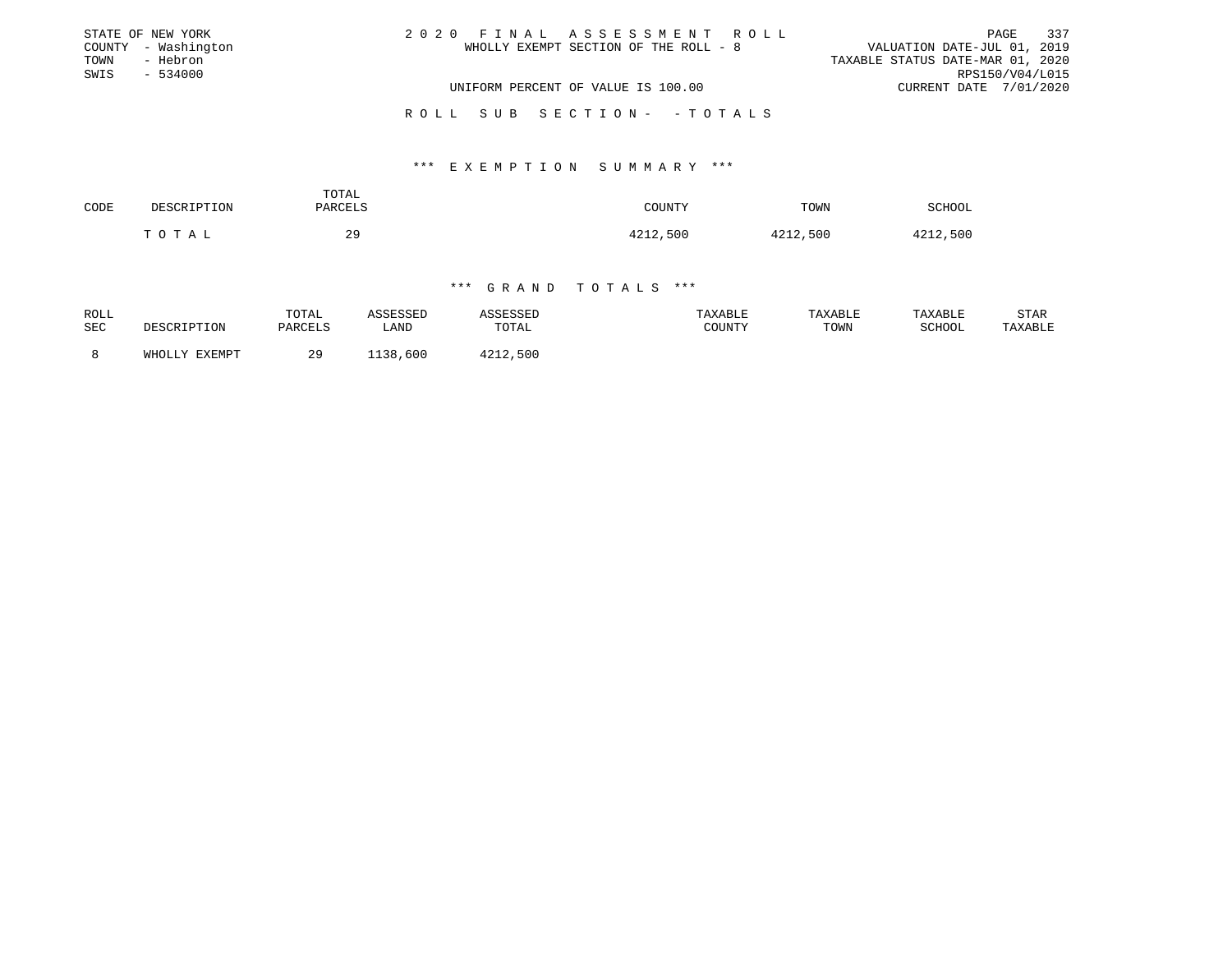STATE OF NEW YORK
COUNTY - Washington
TOWN - Hebron
SWIS - 534000

2 0 2 0 F I N A L A S S E S S M E N T R O L L
WHOLLY EXEMPT SECTION OF THE ROLL - 8
UNIFORM PERCENT OF VALUE IS 100.00

VALUATION DATE-JUL 01, 2019
TAXABLE STATUS DATE-MAR 01, 2020
RPS150/V04/L015
CURRENT DATE 7/01/2020

R O L L S U B S E C T I O N - - T O T A L S

### *** E X E M P T I O N S U M M A R Y ***

| CODE | DESCRIPTION | TOTAL PARCELS | COUNTY | TOWN | SCHOOL |
|---|---|---|---|---|---|
| | T O T A L | 29 | 4212,500 | 4212,500 | 4212,500 |

### *** G R A N D T O T A L S ***

| ROLL SEC | DESCRIPTION | TOTAL PARCELS | ASSESSED LAND | ASSESSED TOTAL | TAXABLE COUNTY | TAXABLE TOWN | TAXABLE SCHOOL | STAR TAXABLE |
|---|---|---|---|---|---|---|---|---|
| 8 | WHOLLY EXEMPT | 29 | 1138,600 | 4212,500 | | | | |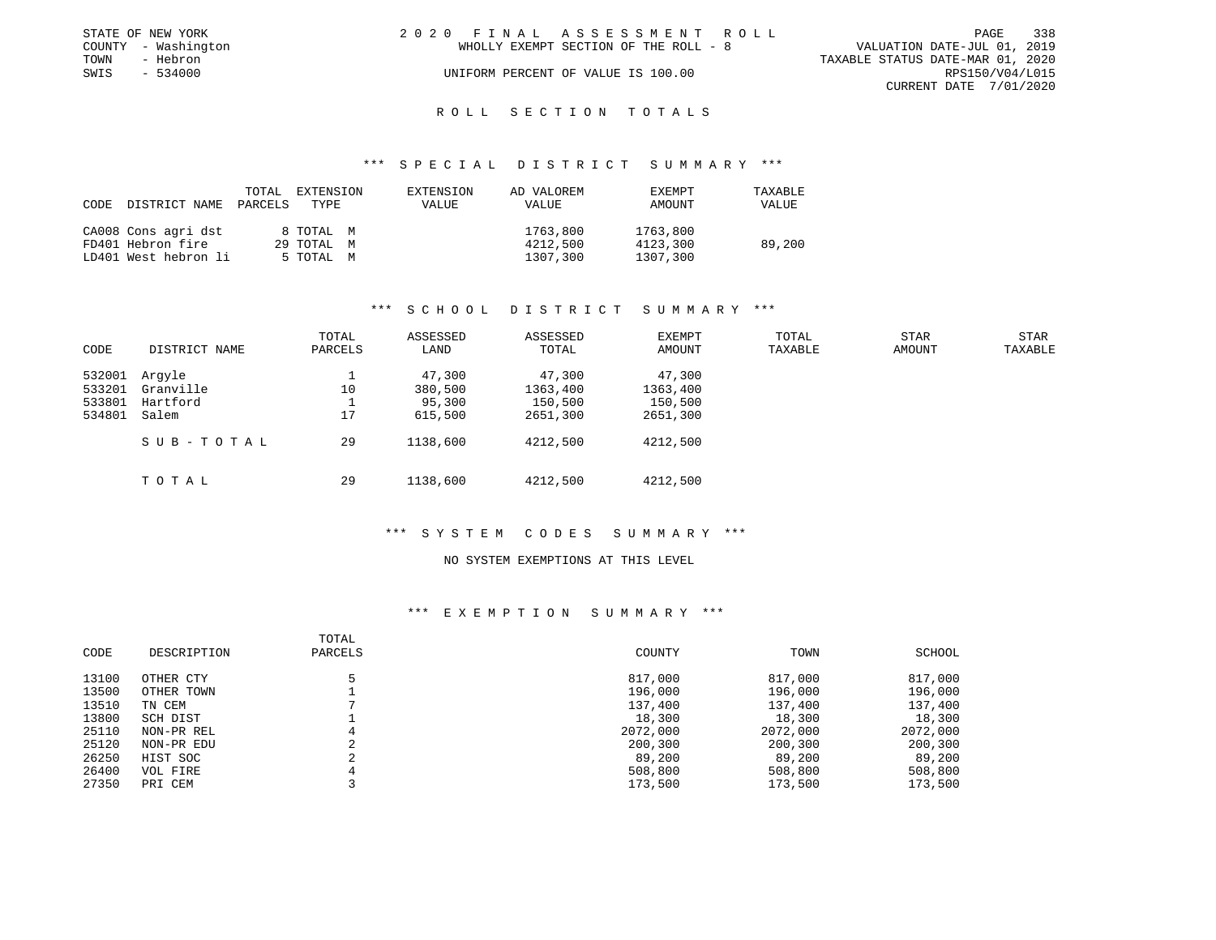STATE OF NEW YORK
COUNTY - Washington
TOWN - Hebron
SWIS - 534000

2 0 2 0 F I N A L A S S E S S M E N T R O L L
WHOLLY EXEMPT SECTION OF THE ROLL - 8
UNIFORM PERCENT OF VALUE IS 100.00

VALUATION DATE-JUL 01, 2019
TAXABLE STATUS DATE-MAR 01, 2020
RPS150/V04/L015
CURRENT DATE 7/01/2020

## R O L L S E C T I O N T O T A L S

### *** S P E C I A L D I S T R I C T S U M M A R Y ***

| CODE | DISTRICT NAME | TOTAL PARCELS | EXTENSION TYPE | EXTENSION VALUE | AD VALOREM VALUE | EXEMPT AMOUNT | TAXABLE VALUE |
|---|---|---|---|---|---|---|---|
| CA008 | Cons agri dst | 8 | TOTAL M | | 1763,800 | 1763,800 | |
| FD401 | Hebron fire | 29 | TOTAL M | | 4212,500 | 4123,300 | 89,200 |
| LD401 | West hebron li | 5 | TOTAL M | | 1307,300 | 1307,300 | |

### *** S C H O O L D I S T R I C T S U M M A R Y ***

| CODE | DISTRICT NAME | TOTAL PARCELS | ASSESSED LAND | ASSESSED TOTAL | EXEMPT AMOUNT | TOTAL TAXABLE | STAR AMOUNT | STAR TAXABLE |
|---|---|---|---|---|---|---|---|---|
| 532001 | Argyle | 1 | 47,300 | 47,300 | 47,300 | | | |
| 533201 | Granville | 10 | 380,500 | 1363,400 | 1363,400 | | | |
| 533801 | Hartford | 1 | 95,300 | 150,500 | 150,500 | | | |
| 534801 | Salem | 17 | 615,500 | 2651,300 | 2651,300 | | | |
| | S U B - T O T A L | 29 | 1138,600 | 4212,500 | 4212,500 | | | |
| | T O T A L | 29 | 1138,600 | 4212,500 | 4212,500 | | | |

### *** S Y S T E M C O D E S S U M M A R Y ***

NO SYSTEM EXEMPTIONS AT THIS LEVEL

### *** E X E M P T I O N S U M M A R Y ***

| CODE | DESCRIPTION | TOTAL PARCELS | COUNTY | TOWN | SCHOOL |
|---|---|---|---|---|---|
| 13100 | OTHER CTY | 5 | 817,000 | 817,000 | 817,000 |
| 13500 | OTHER TOWN | 1 | 196,000 | 196,000 | 196,000 |
| 13510 | TN CEM | 7 | 137,400 | 137,400 | 137,400 |
| 13800 | SCH DIST | 1 | 18,300 | 18,300 | 18,300 |
| 25110 | NON-PR REL | 4 | 2072,000 | 2072,000 | 2072,000 |
| 25120 | NON-PR EDU | 2 | 200,300 | 200,300 | 200,300 |
| 26250 | HIST SOC | 2 | 89,200 | 89,200 | 89,200 |
| 26400 | VOL FIRE | 4 | 508,800 | 508,800 | 508,800 |
| 27350 | PRI CEM | 3 | 173,500 | 173,500 | 173,500 |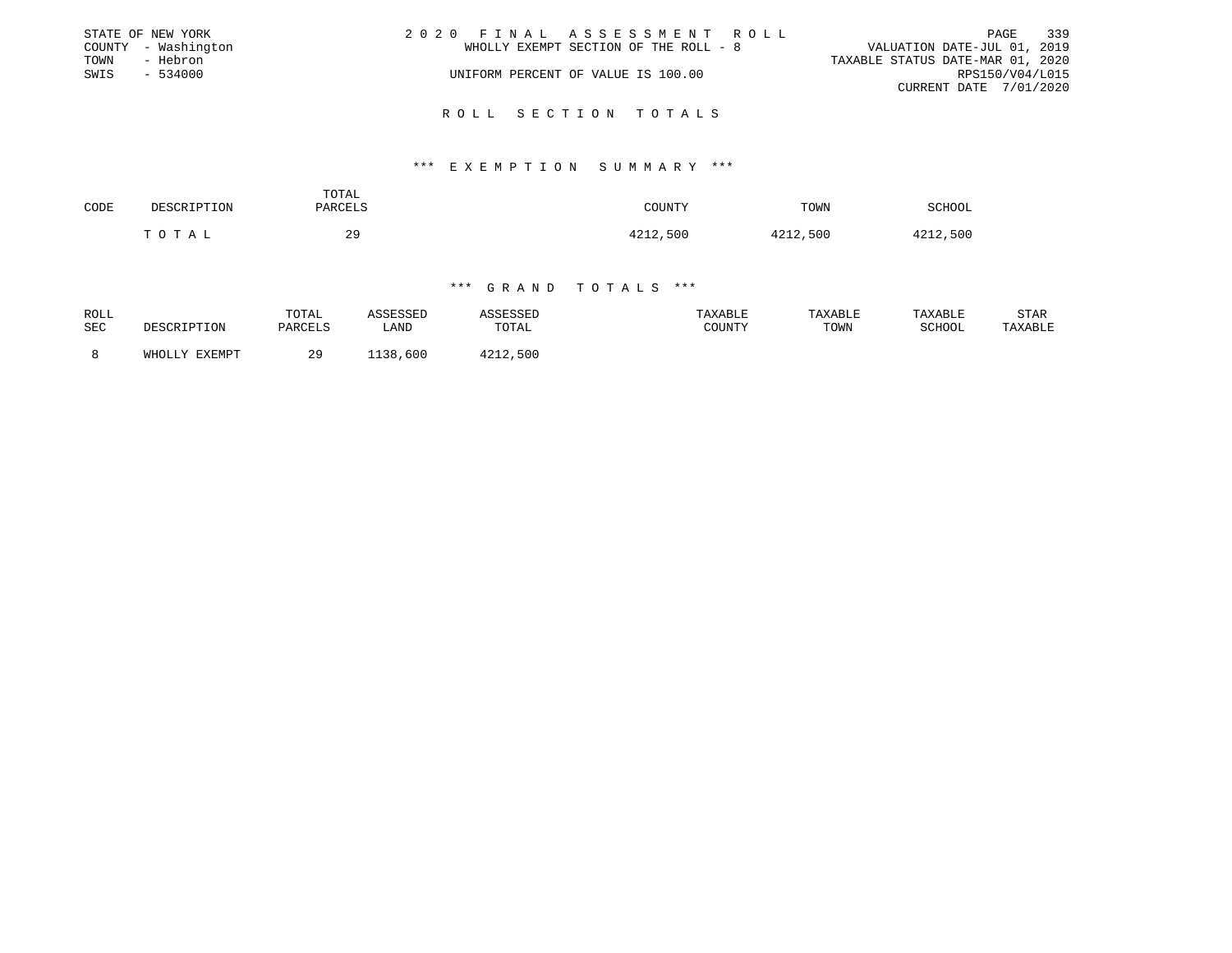STATE OF NEW YORK
COUNTY - Washington
TOWN - Hebron
SWIS - 534000

2 0 2 0 F I N A L A S S E S S M E N T R O L L
WHOLLY EXEMPT SECTION OF THE ROLL - 8
UNIFORM PERCENT OF VALUE IS 100.00

VALUATION DATE-JUL 01, 2019
TAXABLE STATUS DATE-MAR 01, 2020
RPS150/V04/L015
CURRENT DATE 7/01/2020

## R O L L S E C T I O N T O T A L S

### *** E X E M P T I O N S U M M A R Y ***

| CODE | DESCRIPTION | TOTAL PARCELS | COUNTY | TOWN | SCHOOL |
|---|---|---|---|---|---|
| | T O T A L | 29 | 4212,500 | 4212,500 | 4212,500 |

### *** G R A N D T O T A L S ***

| ROLL SEC | DESCRIPTION | TOTAL PARCELS | ASSESSED LAND | ASSESSED TOTAL | TAXABLE COUNTY | TAXABLE TOWN | TAXABLE SCHOOL | STAR TAXABLE |
|---|---|---|---|---|---|---|---|---|
| 8 | WHOLLY EXEMPT | 29 | 1138,600 | 4212,500 | | | | |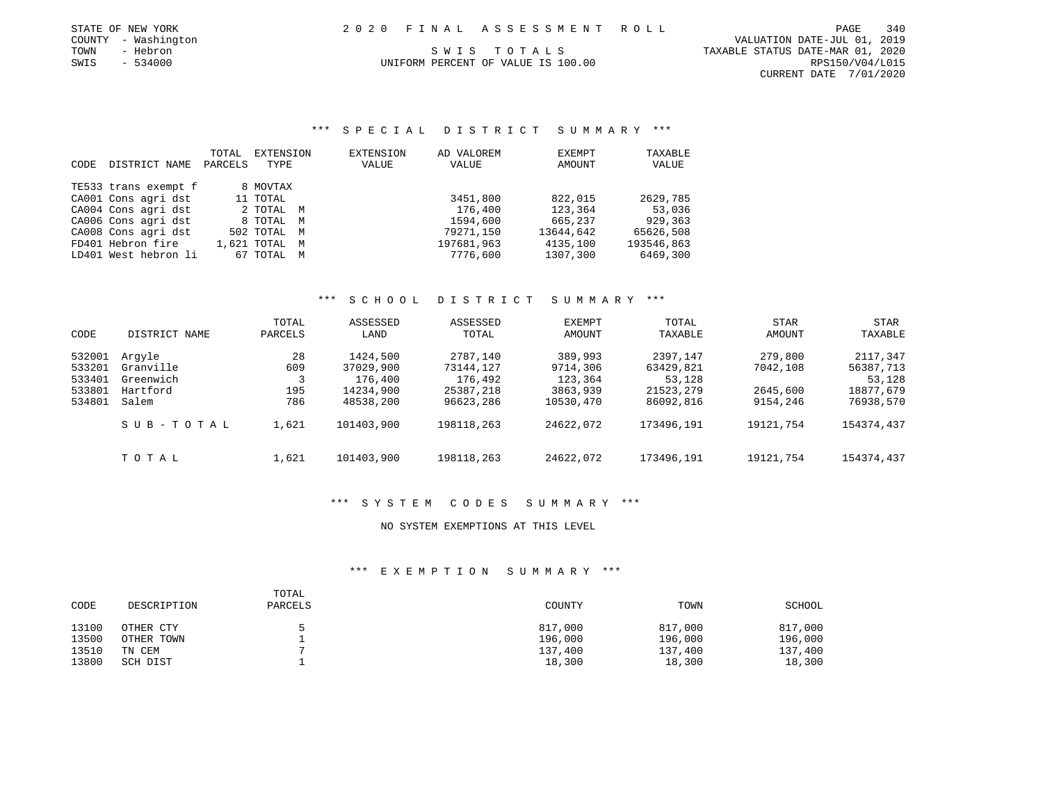STATE OF NEW YORK
COUNTY - Washington
TOWN - Hebron
SWIS - 534000

# 2020 FINAL ASSESSMENT ROLL

SWIS TOTALS

UNIFORM PERCENT OF VALUE IS 100.00

VALUATION DATE-JUL 01, 2019
TAXABLE STATUS DATE-MAR 01, 2020
RPS150/V04/L015
CURRENT DATE 7/01/2020

## *** SPECIAL DISTRICT SUMMARY ***

| CODE | DISTRICT NAME | TOTAL PARCELS | EXTENSION TYPE | EXTENSION VALUE | AD VALOREM VALUE | EXEMPT AMOUNT | TAXABLE VALUE |
|---|---|---|---|---|---|---|---|
| TE533 | trans exempt f | 8 | MOVTAX | | | | |
| CA001 | Cons agri dst | 11 | TOTAL | | 3451,800 | 822,015 | 2629,785 |
| CA004 | Cons agri dst | 2 | TOTAL M | | 176,400 | 123,364 | 53,036 |
| CA006 | Cons agri dst | 8 | TOTAL M | | 1594,600 | 665,237 | 929,363 |
| CA008 | Cons agri dst | 502 | TOTAL M | | 79271,150 | 13644,642 | 65626,508 |
| FD401 | Hebron fire | 1,621 | TOTAL M | | 197681,963 | 4135,100 | 193546,863 |
| LD401 | West hebron li | 67 | TOTAL M | | 7776,600 | 1307,300 | 6469,300 |

## *** SCHOOL DISTRICT SUMMARY ***

| CODE | DISTRICT NAME | TOTAL PARCELS | ASSESSED LAND | ASSESSED TOTAL | EXEMPT AMOUNT | TOTAL TAXABLE | STAR AMOUNT | STAR TAXABLE |
|---|---|---|---|---|---|---|---|---|
| 532001 | Argyle | 28 | 1424,500 | 2787,140 | 389,993 | 2397,147 | 279,800 | 2117,347 |
| 533201 | Granville | 609 | 37029,900 | 73144,127 | 9714,306 | 63429,821 | 7042,108 | 56387,713 |
| 533401 | Greenwich | 3 | 176,400 | 176,492 | 123,364 | 53,128 | | 53,128 |
| 533801 | Hartford | 195 | 14234,900 | 25387,218 | 3863,939 | 21523,279 | 2645,600 | 18877,679 |
| 534801 | Salem | 786 | 48538,200 | 96623,286 | 10530,470 | 86092,816 | 9154,246 | 76938,570 |
| | SUB-TOTAL | 1,621 | 101403,900 | 198118,263 | 24622,072 | 173496,191 | 19121,754 | 154374,437 |
| | TOTAL | 1,621 | 101403,900 | 198118,263 | 24622,072 | 173496,191 | 19121,754 | 154374,437 |

## *** SYSTEM CODES SUMMARY ***

NO SYSTEM EXEMPTIONS AT THIS LEVEL

## *** EXEMPTION SUMMARY ***

| CODE | DESCRIPTION | TOTAL PARCELS | COUNTY | TOWN | SCHOOL |
|---|---|---|---|---|---|
| 13100 | OTHER CTY | 5 | 817,000 | 817,000 | 817,000 |
| 13500 | OTHER TOWN | 1 | 196,000 | 196,000 | 196,000 |
| 13510 | TN CEM | 7 | 137,400 | 137,400 | 137,400 |
| 13800 | SCH DIST | 1 | 18,300 | 18,300 | 18,300 |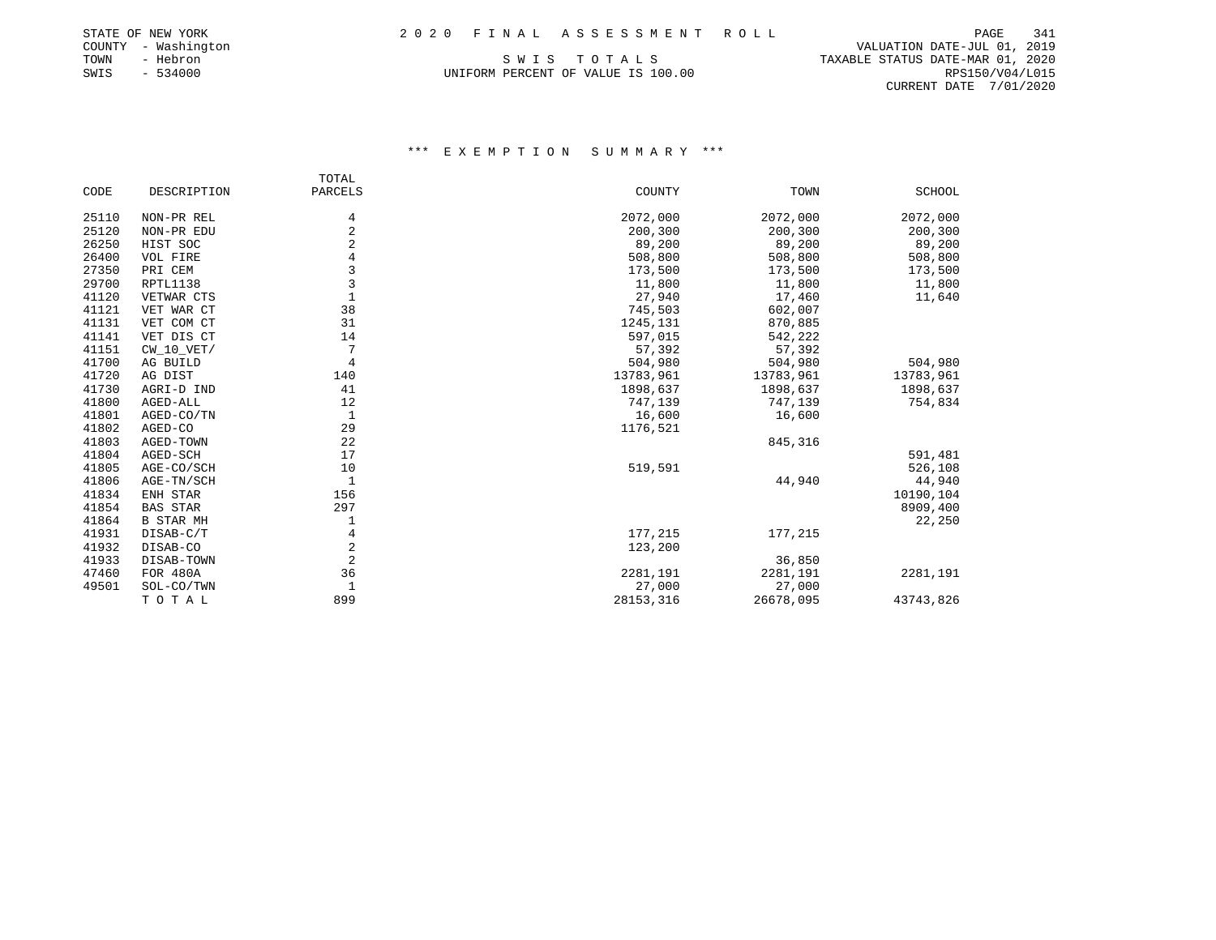STATE OF NEW YORK
COUNTY - Washington
TOWN - Hebron
SWIS - 534000

# 2020 FINAL ASSESSMENT ROLL

SWIS TOTALS

UNIFORM PERCENT OF VALUE IS 100.00

VALUATION DATE-JUL 01, 2019
TAXABLE STATUS DATE-MAR 01, 2020
RPS150/V04/L015
CURRENT DATE 7/01/2020

## *** EXEMPTION SUMMARY ***

| CODE | DESCRIPTION | TOTAL PARCELS | COUNTY | TOWN | SCHOOL |
|---|---|---|---|---|---|
| 25110 | NON-PR REL | 4 | 2072,000 | 2072,000 | 2072,000 |
| 25120 | NON-PR EDU | 2 | 200,300 | 200,300 | 200,300 |
| 26250 | HIST SOC | 2 | 89,200 | 89,200 | 89,200 |
| 26400 | VOL FIRE | 4 | 508,800 | 508,800 | 508,800 |
| 27350 | PRI CEM | 3 | 173,500 | 173,500 | 173,500 |
| 29700 | RPTL1138 | 3 | 11,800 | 11,800 | 11,800 |
| 41120 | VETWAR CTS | 1 | 27,940 | 17,460 | 11,640 |
| 41121 | VET WAR CT | 38 | 745,503 | 602,007 | |
| 41131 | VET COM CT | 31 | 1245,131 | 870,885 | |
| 41141 | VET DIS CT | 14 | 597,015 | 542,222 | |
| 41151 | CW_10_VET/ | 7 | 57,392 | 57,392 | |
| 41700 | AG BUILD | 4 | 504,980 | 504,980 | 504,980 |
| 41720 | AG DIST | 140 | 13783,961 | 13783,961 | 13783,961 |
| 41730 | AGRI-D IND | 41 | 1898,637 | 1898,637 | 1898,637 |
| 41800 | AGED-ALL | 12 | 747,139 | 747,139 | 754,834 |
| 41801 | AGED-CO/TN | 1 | 16,600 | 16,600 | |
| 41802 | AGED-CO | 29 | 1176,521 | | |
| 41803 | AGED-TOWN | 22 | | 845,316 | |
| 41804 | AGED-SCH | 17 | | | 591,481 |
| 41805 | AGE-CO/SCH | 10 | 519,591 | | 526,108 |
| 41806 | AGE-TN/SCH | 1 | | 44,940 | 44,940 |
| 41834 | ENH STAR | 156 | | | 10190,104 |
| 41854 | BAS STAR | 297 | | | 8909,400 |
| 41864 | B STAR MH | 1 | | | 22,250 |
| 41931 | DISAB-C/T | 4 | 177,215 | 177,215 | |
| 41932 | DISAB-CO | 2 | 123,200 | | |
| 41933 | DISAB-TOWN | 2 | | 36,850 | |
| 47460 | FOR 480A | 36 | 2281,191 | 2281,191 | 2281,191 |
| 49501 | SOL-CO/TWN | 1 | 27,000 | 27,000 | |
| | TOTAL | 899 | 28153,316 | 26678,095 | 43743,826 |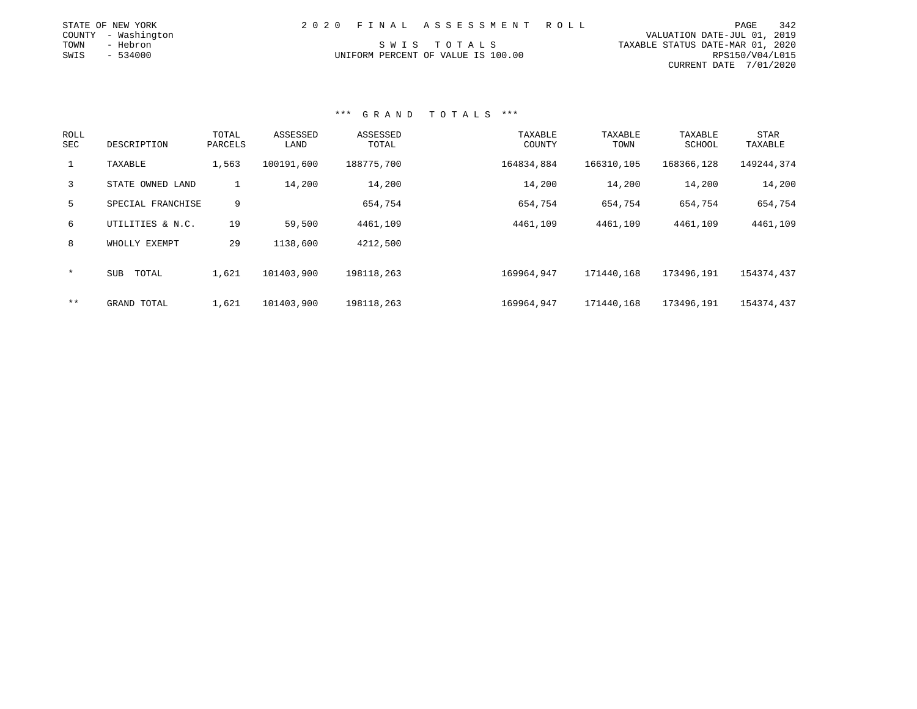STATE OF NEW YORK
COUNTY - Washington
TOWN - Hebron
SWIS - 534000

# 2020 FINAL ASSESSMENT ROLL

SWIS TOTALS
UNIFORM PERCENT OF VALUE IS 100.00

VALUATION DATE-JUL 01, 2019
TAXABLE STATUS DATE-MAR 01, 2020
RPS150/V04/L015
CURRENT DATE 7/01/2020

## *** GRAND TOTALS ***

| ROLL SEC | DESCRIPTION | TOTAL PARCELS | ASSESSED LAND | ASSESSED TOTAL | TAXABLE COUNTY | TAXABLE TOWN | TAXABLE SCHOOL | STAR TAXABLE |
|---|---|---|---|---|---|---|---|---|
| 1 | TAXABLE | 1,563 | 100191,600 | 188775,700 | 164834,884 | 166310,105 | 168366,128 | 149244,374 |
| 3 | STATE OWNED LAND | 1 | 14,200 | 14,200 | 14,200 | 14,200 | 14,200 | 14,200 |
| 5 | SPECIAL FRANCHISE | 9 | | 654,754 | 654,754 | 654,754 | 654,754 | 654,754 |
| 6 | UTILITIES & N.C. | 19 | 59,500 | 4461,109 | 4461,109 | 4461,109 | 4461,109 | 4461,109 |
| 8 | WHOLLY EXEMPT | 29 | 1138,600 | 4212,500 | | | | |
| * | SUB TOTAL | 1,621 | 101403,900 | 198118,263 | 169964,947 | 171440,168 | 173496,191 | 154374,437 |
| ** | GRAND TOTAL | 1,621 | 101403,900 | 198118,263 | 169964,947 | 171440,168 | 173496,191 | 154374,437 |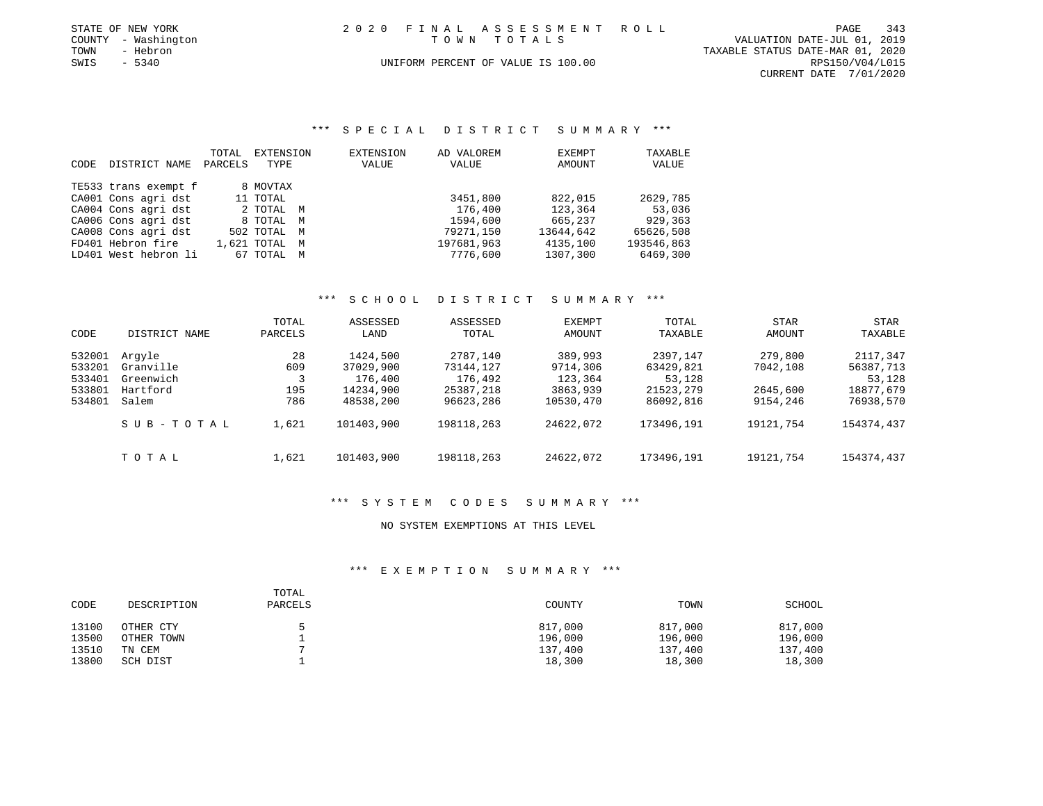STATE OF NEW YORK
COUNTY - Washington
TOWN - Hebron
SWIS - 5340

# 2020 FINAL ASSESSMENT ROLL

TOWN TOTALS

UNIFORM PERCENT OF VALUE IS 100.00

VALUATION DATE-JUL 01, 2019
TAXABLE STATUS DATE-MAR 01, 2020
RPS150/V04/L015
CURRENT DATE 7/01/2020

## *** SPECIAL DISTRICT SUMMARY ***

| CODE | DISTRICT NAME | TOTAL PARCELS | EXTENSION TYPE | EXTENSION VALUE | AD VALOREM VALUE | EXEMPT AMOUNT | TAXABLE VALUE |
|---|---|---|---|---|---|---|---|
| TE533 | trans exempt f | 8 | MOVTAX | | | | |
| CA001 | Cons agri dst | 11 | TOTAL | | 3451,800 | 822,015 | 2629,785 |
| CA004 | Cons agri dst | 2 | TOTAL M | | 176,400 | 123,364 | 53,036 |
| CA006 | Cons agri dst | 8 | TOTAL M | | 1594,600 | 665,237 | 929,363 |
| CA008 | Cons agri dst | 502 | TOTAL M | | 79271,150 | 13644,642 | 65626,508 |
| FD401 | Hebron fire | 1,621 | TOTAL M | | 197681,963 | 4135,100 | 193546,863 |
| LD401 | West hebron li | 67 | TOTAL M | | 7776,600 | 1307,300 | 6469,300 |

## *** SCHOOL DISTRICT SUMMARY ***

| CODE | DISTRICT NAME | TOTAL PARCELS | ASSESSED LAND | ASSESSED TOTAL | EXEMPT AMOUNT | TOTAL TAXABLE | STAR AMOUNT | STAR TAXABLE |
|---|---|---|---|---|---|---|---|---|
| 532001 | Argyle | 28 | 1424,500 | 2787,140 | 389,993 | 2397,147 | 279,800 | 2117,347 |
| 533201 | Granville | 609 | 37029,900 | 73144,127 | 9714,306 | 63429,821 | 7042,108 | 56387,713 |
| 533401 | Greenwich | 3 | 176,400 | 176,492 | 123,364 | 53,128 | | 53,128 |
| 533801 | Hartford | 195 | 14234,900 | 25387,218 | 3863,939 | 21523,279 | 2645,600 | 18877,679 |
| 534801 | Salem | 786 | 48538,200 | 96623,286 | 10530,470 | 86092,816 | 9154,246 | 76938,570 |
| | SUB-TOTAL | 1,621 | 101403,900 | 198118,263 | 24622,072 | 173496,191 | 19121,754 | 154374,437 |
| | TOTAL | 1,621 | 101403,900 | 198118,263 | 24622,072 | 173496,191 | 19121,754 | 154374,437 |

## *** SYSTEM CODES SUMMARY ***

NO SYSTEM EXEMPTIONS AT THIS LEVEL

## *** EXEMPTION SUMMARY ***

| CODE | DESCRIPTION | TOTAL PARCELS | COUNTY | TOWN | SCHOOL |
|---|---|---|---|---|---|
| 13100 | OTHER CTY | 5 | 817,000 | 817,000 | 817,000 |
| 13500 | OTHER TOWN | 1 | 196,000 | 196,000 | 196,000 |
| 13510 | TN CEM | 7 | 137,400 | 137,400 | 137,400 |
| 13800 | SCH DIST | 1 | 18,300 | 18,300 | 18,300 |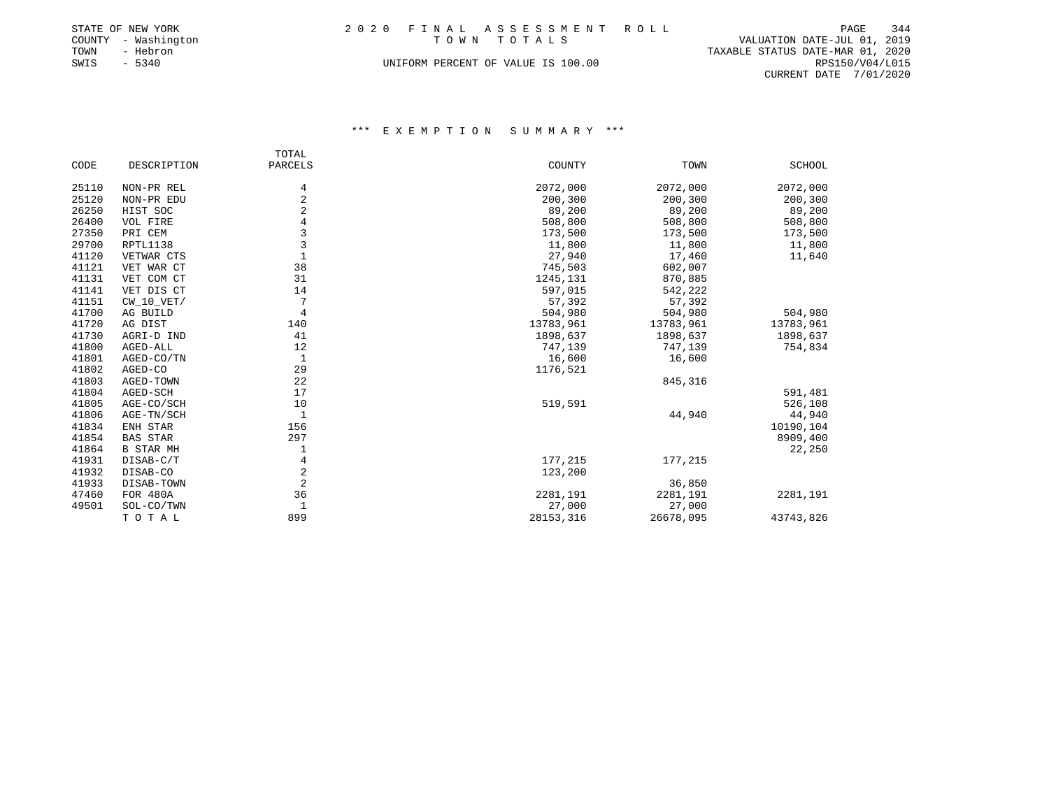STATE OF NEW YORK
COUNTY - Washington
TOWN - Hebron
SWIS - 5340

2 0 2 0 F I N A L A S S E S S M E N T R O L L
T O W N T O T A L S

UNIFORM PERCENT OF VALUE IS 100.00

VALUATION DATE-JUL 01, 2019
TAXABLE STATUS DATE-MAR 01, 2020
RPS150/V04/L015
CURRENT DATE 7/01/2020

### \*\*\* E X E M P T I O N S U M M A R Y \*\*\*

| CODE | DESCRIPTION | TOTAL PARCELS | COUNTY | TOWN | SCHOOL |
|---|---|---|---|---|---|
| 25110 | NON-PR REL | 4 | 2072,000 | 2072,000 | 2072,000 |
| 25120 | NON-PR EDU | 2 | 200,300 | 200,300 | 200,300 |
| 26250 | HIST SOC | 2 | 89,200 | 89,200 | 89,200 |
| 26400 | VOL FIRE | 4 | 508,800 | 508,800 | 508,800 |
| 27350 | PRI CEM | 3 | 173,500 | 173,500 | 173,500 |
| 29700 | RPTL1138 | 3 | 11,800 | 11,800 | 11,800 |
| 41120 | VETWAR CTS | 1 | 27,940 | 17,460 | 11,640 |
| 41121 | VET WAR CT | 38 | 745,503 | 602,007 | |
| 41131 | VET COM CT | 31 | 1245,131 | 870,885 | |
| 41141 | VET DIS CT | 14 | 597,015 | 542,222 | |
| 41151 | CW_10_VET/ | 7 | 57,392 | 57,392 | |
| 41700 | AG BUILD | 4 | 504,980 | 504,980 | 504,980 |
| 41720 | AG DIST | 140 | 13783,961 | 13783,961 | 13783,961 |
| 41730 | AGRI-D IND | 41 | 1898,637 | 1898,637 | 1898,637 |
| 41800 | AGED-ALL | 12 | 747,139 | 747,139 | 754,834 |
| 41801 | AGED-CO/TN | 1 | 16,600 | 16,600 | |
| 41802 | AGED-CO | 29 | 1176,521 | | |
| 41803 | AGED-TOWN | 22 | | 845,316 | |
| 41804 | AGED-SCH | 17 | | | 591,481 |
| 41805 | AGE-CO/SCH | 10 | 519,591 | | 526,108 |
| 41806 | AGE-TN/SCH | 1 | | 44,940 | 44,940 |
| 41834 | ENH STAR | 156 | | | 10190,104 |
| 41854 | BAS STAR | 297 | | | 8909,400 |
| 41864 | B STAR MH | 1 | | | 22,250 |
| 41931 | DISAB-C/T | 4 | 177,215 | 177,215 | |
| 41932 | DISAB-CO | 2 | 123,200 | | |
| 41933 | DISAB-TOWN | 2 | | 36,850 | |
| 47460 | FOR 480A | 36 | 2281,191 | 2281,191 | 2281,191 |
| 49501 | SOL-CO/TWN | 1 | 27,000 | 27,000 | |
| | T O T A L | 899 | 28153,316 | 26678,095 | 43743,826 |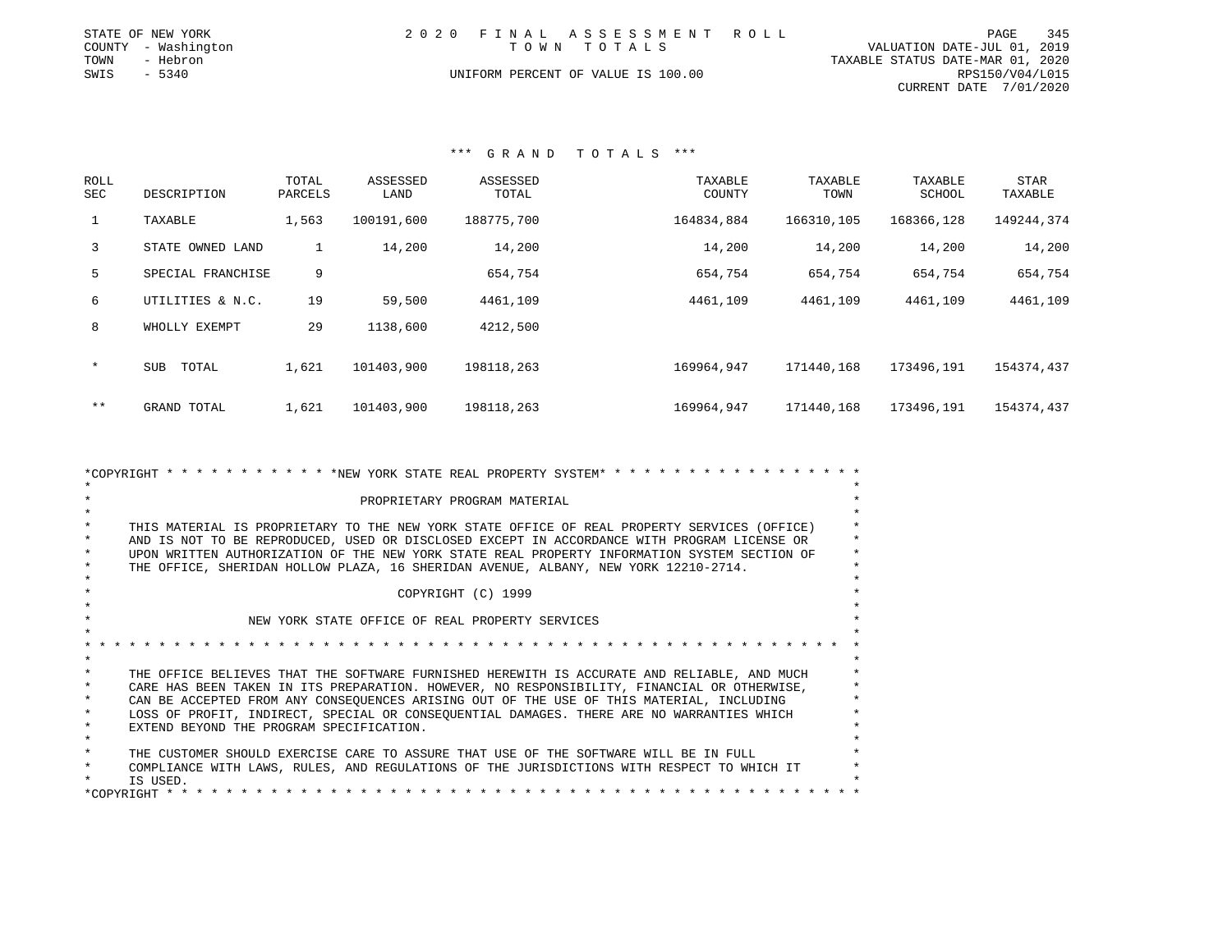STATE OF NEW YORK
COUNTY - Washington
TOWN - Hebron
SWIS - 5340

2 0 2 0 F I N A L A S S E S S M E N T R O L L
T O W N T O T A L S
UNIFORM PERCENT OF VALUE IS 100.00

VALUATION DATE-JUL 01, 2019
TAXABLE STATUS DATE-MAR 01, 2020
RPS150/V04/L015
CURRENT DATE 7/01/2020

## *** G R A N D T O T A L S ***

| ROLL SEC | DESCRIPTION | TOTAL PARCELS | ASSESSED LAND | ASSESSED TOTAL | TAXABLE COUNTY | TAXABLE TOWN | TAXABLE SCHOOL | STAR TAXABLE |
|---|---|---|---|---|---|---|---|---|
| 1 | TAXABLE | 1,563 | 100191,600 | 188775,700 | 164834,884 | 166310,105 | 168366,128 | 149244,374 |
| 3 | STATE OWNED LAND | 1 | 14,200 | 14,200 | 14,200 | 14,200 | 14,200 | 14,200 |
| 5 | SPECIAL FRANCHISE | 9 | | 654,754 | 654,754 | 654,754 | 654,754 | 654,754 |
| 6 | UTILITIES & N.C. | 19 | 59,500 | 4461,109 | 4461,109 | 4461,109 | 4461,109 | 4461,109 |
| 8 | WHOLLY EXEMPT | 29 | 1138,600 | 4212,500 | | | | |
| * | SUB TOTAL | 1,621 | 101403,900 | 198118,263 | 169964,947 | 171440,168 | 173496,191 | 154374,437 |
| ** | GRAND TOTAL | 1,621 | 101403,900 | 198118,263 | 169964,947 | 171440,168 | 173496,191 | 154374,437 |

*COPYRIGHT * * * * * * * * * * * *NEW YORK STATE REAL PROPERTY SYSTEM* * * * * * * * * * * * * * * * * *

PROPRIETARY PROGRAM MATERIAL

THIS MATERIAL IS PROPRIETARY TO THE NEW YORK STATE OFFICE OF REAL PROPERTY SERVICES (OFFICE) AND IS NOT TO BE REPRODUCED, USED OR DISCLOSED EXCEPT IN ACCORDANCE WITH PROGRAM LICENSE OR UPON WRITTEN AUTHORIZATION OF THE NEW YORK STATE REAL PROPERTY INFORMATION SYSTEM SECTION OF THE OFFICE, SHERIDAN HOLLOW PLAZA, 16 SHERIDAN AVENUE, ALBANY, NEW YORK 12210-2714.

COPYRIGHT (C) 1999

NEW YORK STATE OFFICE OF REAL PROPERTY SERVICES

THE OFFICE BELIEVES THAT THE SOFTWARE FURNISHED HEREWITH IS ACCURATE AND RELIABLE, AND MUCH CARE HAS BEEN TAKEN IN ITS PREPARATION. HOWEVER, NO RESPONSIBILITY, FINANCIAL OR OTHERWISE, CAN BE ACCEPTED FROM ANY CONSEQUENCES ARISING OUT OF THE USE OF THIS MATERIAL, INCLUDING LOSS OF PROFIT, INDIRECT, SPECIAL OR CONSEQUENTIAL DAMAGES. THERE ARE NO WARRANTIES WHICH EXTEND BEYOND THE PROGRAM SPECIFICATION.

THE CUSTOMER SHOULD EXERCISE CARE TO ASSURE THAT USE OF THE SOFTWARE WILL BE IN FULL COMPLIANCE WITH LAWS, RULES, AND REGULATIONS OF THE JURISDICTIONS WITH RESPECT TO WHICH IT IS USED.

*COPYRIGHT * * * * * * * * * * * * * * * * * * * * * * * * * * * * * * * * * * * * * * * * * * * * *